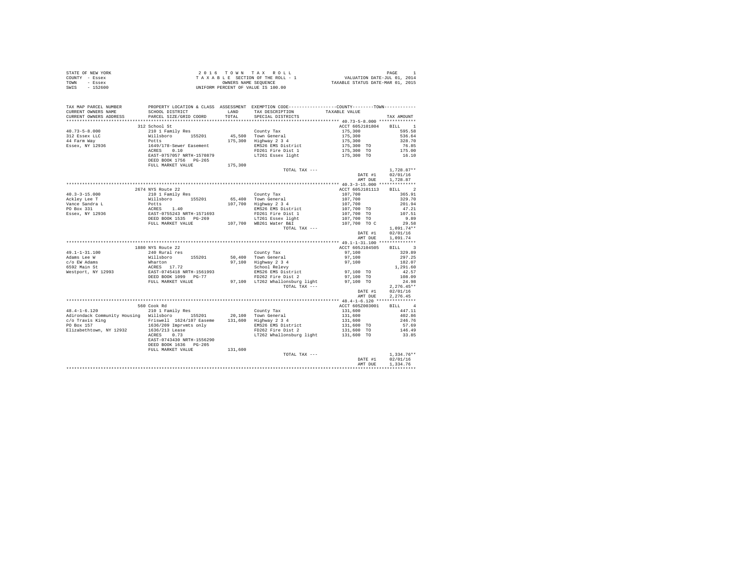STATE OF NEW YORK
COUNTY - Essex
TOWN - Essex
SWIS - 152600

# 2016 TOWN TAX ROLL

TAXABLE SECTION OF THE ROLL - 1
OWNERS NAME SEQUENCE
UNIFORM PERCENT OF VALUE IS 100.00

PAGE 1
VALUATION DATE-JUL 01, 2014
TAXABLE STATUS DATE-MAR 01, 2015

| TAX MAP PARCEL NUMBER / CURRENT OWNERS NAME / CURRENT OWNERS ADDRESS | PROPERTY LOCATION & CLASS / SCHOOL DISTRICT / PARCEL SIZE/GRID COORD | ASSESSMENT LAND / TOTAL | EXEMPTION CODE / TAX DESCRIPTION / SPECIAL DISTRICTS | COUNTY / TOWN TAXABLE VALUE | TAX AMOUNT |
|---|---|---|---|---|---|
| **40.73-5-8.000** | 312 School St | | | ACCT 605J101804 | BILL 1 |
| 40.73-5-8.000 | 210 1 Family Res | | County Tax | 175,300 | 595.58 |
| 312 Essex LLC | Willsboro 155201 | 45,500 | Town General | 175,300 | 536.64 |
| 44 Farm Way | Potts | 175,300 | Highway 2 3 4 | 175,300 | 328.70 |
| Essex, NY 12936 | 1649/178-Sewer Easement | | EMS26 EMS District | 175,300 TO | 76.85 |
| | ACRES 0.10 | | FD261 Fire Dist 1 | 175,300 TO | 175.00 |
| | EAST-0757057 NRTH-1570879 | | LT261 Essex light | 175,300 TO | 16.10 |
| | DEED BOOK 1756 PG-265 | | | | |
| | FULL MARKET VALUE | 175,300 | | | |
| | | | TOTAL TAX --- | | 1,728.87** |
| | | | | DATE #1 | 02/01/16 |
| | | | | AMT DUE | 1,728.87 |
| **40.3-3-15.000** | 2674 NYS Route 22 | | | ACCT 605J101113 | BILL 2 |
| 40.3-3-15.000 | 210 1 Family Res | | County Tax | 107,700 | 365.91 |
| Ackley Lee T | Willsboro 155201 | 65,400 | Town General | 107,700 | 329.70 |
| Vance Sandra L | Potts | 107,700 | Highway 2 3 4 | 107,700 | 201.94 |
| PO Box 331 | ACRES 1.40 | | EMS26 EMS District | 107,700 TO | 47.21 |
| Essex, NY 12936 | EAST-0755243 NRTH-1571693 | | FD261 Fire Dist 1 | 107,700 TO | 107.51 |
| | DEED BOOK 1535 PG-269 | | LT261 Essex light | 107,700 TO | 9.89 |
| | FULL MARKET VALUE | 107,700 | WB261 Water B&I | 107,700 TO C | 29.58 |
| | | | TOTAL TAX --- | | 1,091.74** |
| | | | | DATE #1 | 02/01/16 |
| | | | | AMT DUE | 1,091.74 |
| **49.1-1-31.100** | 1880 NYS Route 22 | | | ACCT 605J104505 | BILL 3 |
| 49.1-1-31.100 | 240 Rural res | | County Tax | 97,100 | 329.89 |
| Adams Lee W | Willsboro 155201 | 50,400 | Town General | 97,100 | 297.25 |
| c/o EW Adams | Wharton | 97,100 | Highway 2 3 4 | 97,100 | 182.07 |
| 6592 Main St | ACRES 17.72 | | School Relevy | | 1,291.60 |
| Westport, NY 12993 | EAST-0745418 NRTH-1561993 | | EMS26 EMS District | 97,100 TO | 42.57 |
| | DEED BOOK 1099 PG-77 | | FD262 Fire Dist 2 | 97,100 TO | 108.09 |
| | FULL MARKET VALUE | 97,100 | LT262 Whallonsburg light | 97,100 TO | 24.98 |
| | | | TOTAL TAX --- | | 2,276.45** |
| | | | | DATE #1 | 02/01/16 |
| | | | | AMT DUE | 2,276.45 |
| **48.4-1-6.120** | 560 Cook Rd | | | ACCT 605Z003001 | BILL 4 |
| 48.4-1-6.120 | 210 1 Family Res | | County Tax | 131,600 | 447.11 |
| Adirondack Community Housing | Willsboro 155201 | 20,100 | Town General | 131,600 | 402.86 |
| c/o Travis King | Friswell 1624/107 Easeme | 131,600 | Highway 2 3 4 | 131,600 | 246.76 |
| PO Box 157 | 1636/209 Imprvmts only | | EMS26 EMS District | 131,600 TO | 57.69 |
| Elizabethtown, NY 12932 | 1636/213 Lease | | FD262 Fire Dist 2 | 131,600 TO | 146.49 |
| | ACRES 0.73 | | LT262 Whallonsburg light | 131,600 TO | 33.85 |
| | EAST-0743430 NRTH-1556290 | | | | |
| | DEED BOOK 1636 PG-205 | | | | |
| | FULL MARKET VALUE | 131,600 | | | |
| | | | TOTAL TAX --- | | 1,334.76** |
| | | | | DATE #1 | 02/01/16 |
| | | | | AMT DUE | 1,334.76 |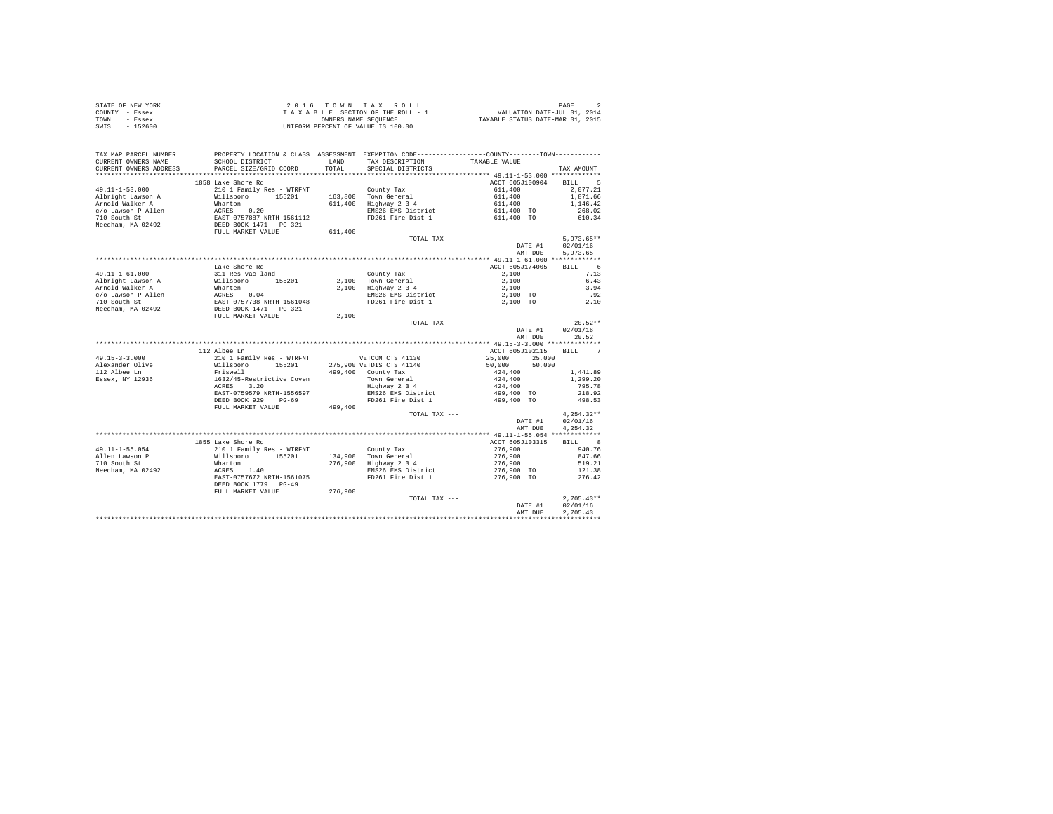STATE OF NEW YORK
COUNTY - Essex
TOWN - Essex
SWIS - 152600

2 0 1 6 T O W N T A X R O L L
T A X A B L E SECTION OF THE ROLL - 1
OWNERS NAME SEQUENCE
UNIFORM PERCENT OF VALUE IS 100.00

VALUATION DATE-JUL 01, 2014
TAXABLE STATUS DATE-MAR 01, 2015

| TAX MAP PARCEL NUMBER / CURRENT OWNERS NAME / CURRENT OWNERS ADDRESS | PROPERTY LOCATION & CLASS / SCHOOL DISTRICT / PARCEL SIZE/GRID COORD | ASSESSMENT LAND / TOTAL | EXEMPTION CODE / TAX DESCRIPTION / SPECIAL DISTRICTS | COUNTY TAXABLE VALUE | TOWN | TAX AMOUNT |
|---|---|---|---|---|---|---|
| **49.11-1-53.000** | 1858 Lake Shore Rd | | | ACCT 605J100904 | | BILL 5 |
| 49.11-1-53.000 | 210 1 Family Res - WTRFNT | | County Tax | 611,400 | | 2,077.21 |
| Albright Lawson A | Willsboro 155201 | 163,800 | Town General | 611,400 | | 1,871.66 |
| Arnold Walker A | Wharton | 611,400 | Highway 2 3 4 | 611,400 | | 1,146.42 |
| c/o Lawson P Allen | ACRES 0.20 | | EMS26 EMS District | 611,400 TO | | 268.02 |
| 710 South St | EAST-0757887 NRTH-1561112 | | FD261 Fire Dist 1 | 611,400 TO | | 610.34 |
| Needham, MA 02492 | DEED BOOK 1471 PG-321 | | | | | |
| | FULL MARKET VALUE | 611,400 | | | | |
| | | | TOTAL TAX --- | | | 5,973.65** |
| | | | | DATE #1 | | 02/01/16 |
| | | | | AMT DUE | | 5,973.65 |
| **49.11-1-61.000** | Lake Shore Rd | | | ACCT 605J174005 | | BILL 6 |
| 49.11-1-61.000 | 311 Res vac land | | County Tax | 2,100 | | 7.13 |
| Albright Lawson A | Willsboro 155201 | 2,100 | Town General | 2,100 | | 6.43 |
| Arnold Walker A | Wharten | 2,100 | Highway 2 3 4 | 2,100 | | 3.94 |
| c/o Lawson P Allen | ACRES 0.04 | | EMS26 EMS District | 2,100 TO | | .92 |
| 710 South St | EAST-0757738 NRTH-1561048 | | FD261 Fire Dist 1 | 2,100 TO | | 2.10 |
| Needham, MA 02492 | DEED BOOK 1471 PG-321 | | | | | |
| | FULL MARKET VALUE | 2,100 | | | | |
| | | | TOTAL TAX --- | | | 20.52** |
| | | | | DATE #1 | | 02/01/16 |
| | | | | AMT DUE | | 20.52 |
| **49.15-3-3.000** | 112 Albee Ln | | | ACCT 605J102115 | | BILL 7 |
| 49.15-3-3.000 | 210 1 Family Res - WTRFNT | | VETCOM CTS 41130 | 25,000 | 25,000 | |
| Alexander Olive | Willsboro 155201 | 275,900 | VETDIS CTS 41140 | 50,000 | 50,000 | |
| 112 Albee Ln | Friswell | 499,400 | County Tax | 424,400 | | 1,441.89 |
| Essex, NY 12936 | 1632/45-Restrictive Coven | | Town General | 424,400 | | 1,299.20 |
| | ACRES 3.20 | | Highway 2 3 4 | 424,400 | | 795.78 |
| | EAST-0759579 NRTH-1556597 | | EMS26 EMS District | 499,400 TO | | 218.92 |
| | DEED BOOK 929 PG-69 | | FD261 Fire Dist 1 | 499,400 TO | | 498.53 |
| | FULL MARKET VALUE | 499,400 | | | | |
| | | | TOTAL TAX --- | | | 4,254.32** |
| | | | | DATE #1 | | 02/01/16 |
| | | | | AMT DUE | | 4,254.32 |
| **49.11-1-55.054** | 1855 Lake Shore Rd | | | ACCT 605J103315 | | BILL 8 |
| 49.11-1-55.054 | 210 1 Family Res - WTRFNT | | County Tax | 276,900 | | 940.76 |
| Allen Lawson P | Willsboro 155201 | 134,900 | Town General | 276,900 | | 847.66 |
| 710 South St | Wharton | 276,900 | Highway 2 3 4 | 276,900 | | 519.21 |
| Needham, MA 02492 | ACRES 1.40 | | EMS26 EMS District | 276,900 TO | | 121.38 |
| | EAST-0757672 NRTH-1561075 | | FD261 Fire Dist 1 | 276,900 TO | | 276.42 |
| | DEED BOOK 1779 PG-49 | | | | | |
| | FULL MARKET VALUE | 276,900 | | | | |
| | | | TOTAL TAX --- | | | 2,705.43** |
| | | | | DATE #1 | | 02/01/16 |
| | | | | AMT DUE | | 2,705.43 |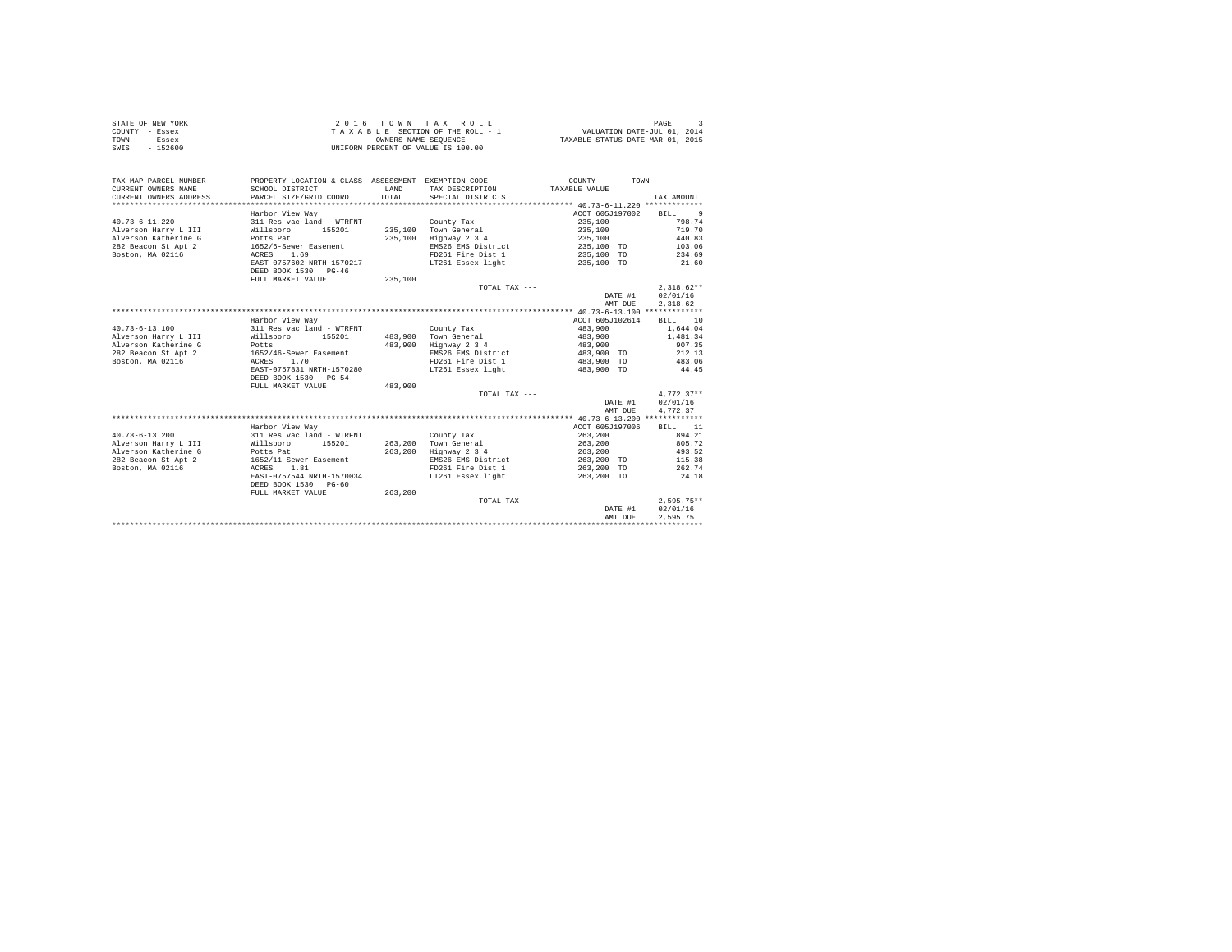STATE OF NEW YORK
COUNTY - Essex
TOWN - Essex
SWIS - 152600

2 0 1 6 T O W N T A X R O L L
T A X A B L E SECTION OF THE ROLL - 1
OWNERS NAME SEQUENCE
UNIFORM PERCENT OF VALUE IS 100.00

VALUATION DATE-JUL 01, 2014
TAXABLE STATUS DATE-MAR 01, 2015

| TAX MAP PARCEL NUMBER<br>CURRENT OWNERS NAME<br>CURRENT OWNERS ADDRESS | PROPERTY LOCATION & CLASS<br>SCHOOL DISTRICT<br>PARCEL SIZE/GRID COORD | ASSESSMENT<br>LAND<br>TOTAL | EXEMPTION CODE<br>TAX DESCRIPTION<br>SPECIAL DISTRICTS | COUNTY / TOWN<br>TAXABLE VALUE | TAX AMOUNT |
|---|---|---|---|---|---|
| **40.73-6-11.220** | Harbor View Way | | | ACCT 605J197002 | BILL 9 |
| 40.73-6-11.220 | 311 Res vac land - WTRFNT | | County Tax | 235,100 | 798.74 |
| Alverson Harry L III | Willsboro 155201 | 235,100 | Town General | 235,100 | 719.70 |
| Alverson Katherine G | Potts Pat | 235,100 | Highway 2 3 4 | 235,100 | 440.83 |
| 282 Beacon St Apt 2 | 1652/6-Sewer Easement | | EMS26 EMS District | 235,100 TO | 103.06 |
| Boston, MA 02116 | ACRES 1.69 | | FD261 Fire Dist 1 | 235,100 TO | 234.69 |
| | EAST-0757602 NRTH-1570217 | | LT261 Essex light | 235,100 TO | 21.60 |
| | DEED BOOK 1530 PG-46 | | | | |
| | FULL MARKET VALUE | 235,100 | | | |
| | | | TOTAL TAX --- | | 2,318.62** |
| | | | | DATE #1 | 02/01/16 |
| | | | | AMT DUE | 2,318.62 |
| **40.73-6-13.100** | Harbor View Way | | | ACCT 605J102614 | BILL 10 |
| 40.73-6-13.100 | 311 Res vac land - WTRFNT | | County Tax | 483,900 | 1,644.04 |
| Alverson Harry L III | Willsboro 155201 | 483,900 | Town General | 483,900 | 1,481.34 |
| Alverson Katherine G | Potts | 483,900 | Highway 2 3 4 | 483,900 | 907.35 |
| 282 Beacon St Apt 2 | 1652/46-Sewer Easement | | EMS26 EMS District | 483,900 TO | 212.13 |
| Boston, MA 02116 | ACRES 1.70 | | FD261 Fire Dist 1 | 483,900 TO | 483.06 |
| | EAST-0757831 NRTH-1570280 | | LT261 Essex light | 483,900 TO | 44.45 |
| | DEED BOOK 1530 PG-54 | | | | |
| | FULL MARKET VALUE | 483,900 | | | |
| | | | TOTAL TAX --- | | 4,772.37** |
| | | | | DATE #1 | 02/01/16 |
| | | | | AMT DUE | 4,772.37 |
| **40.73-6-13.200** | Harbor View Way | | | ACCT 605J197006 | BILL 11 |
| 40.73-6-13.200 | 311 Res vac land - WTRFNT | | County Tax | 263,200 | 894.21 |
| Alverson Harry L III | Willsboro 155201 | 263,200 | Town General | 263,200 | 805.72 |
| Alverson Katherine G | Potts Pat | 263,200 | Highway 2 3 4 | 263,200 | 493.52 |
| 282 Beacon St Apt 2 | 1652/11-Sewer Easement | | EMS26 EMS District | 263,200 TO | 115.38 |
| Boston, MA 02116 | ACRES 1.81 | | FD261 Fire Dist 1 | 263,200 TO | 262.74 |
| | EAST-0757544 NRTH-1570034 | | LT261 Essex light | 263,200 TO | 24.18 |
| | DEED BOOK 1530 PG-60 | | | | |
| | FULL MARKET VALUE | 263,200 | | | |
| | | | TOTAL TAX --- | | 2,595.75** |
| | | | | DATE #1 | 02/01/16 |
| | | | | AMT DUE | 2,595.75 |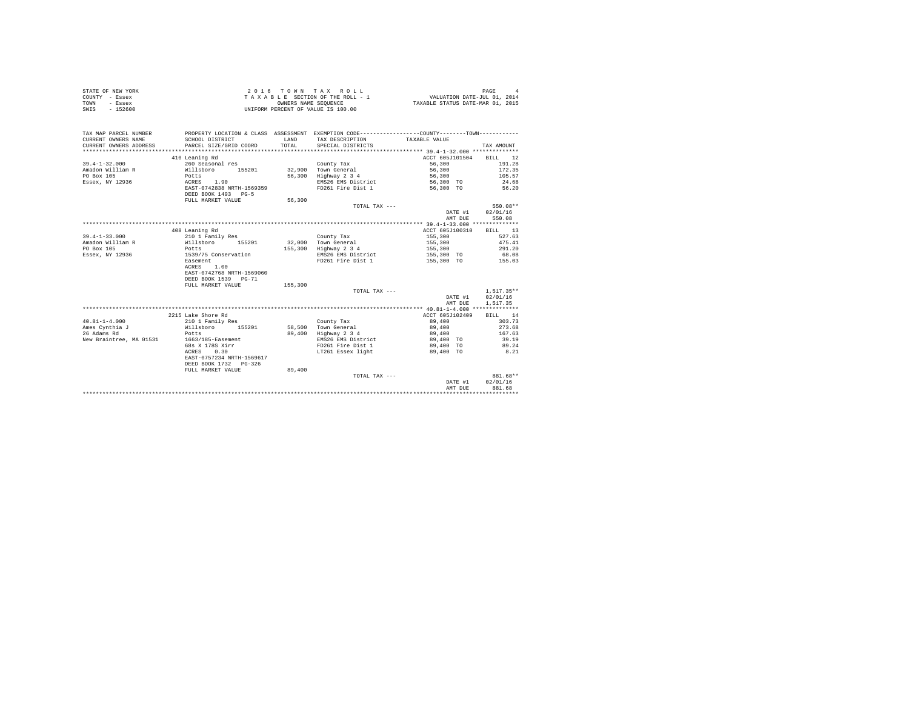STATE OF NEW YORK
COUNTY - Essex
TOWN - Essex
SWIS - 152600

2 0 1 6 T O W N T A X R O L L
T A X A B L E SECTION OF THE ROLL - 1
OWNERS NAME SEQUENCE
UNIFORM PERCENT OF VALUE IS 100.00

VALUATION DATE-JUL 01, 2014
TAXABLE STATUS DATE-MAR 01, 2015

| TAX MAP PARCEL NUMBER / CURRENT OWNERS NAME / CURRENT OWNERS ADDRESS | PROPERTY LOCATION & CLASS / SCHOOL DISTRICT / PARCEL SIZE/GRID COORD | ASSESSMENT LAND / TOTAL | EXEMPTION CODE / TAX DESCRIPTION / SPECIAL DISTRICTS | COUNTY--TOWN TAXABLE VALUE | TAX AMOUNT |
|---|---|---|---|---|---|
| 39.4-1-32.000 | 410 Leaning Rd | | | ACCT 605J101504 | BILL 12 |
| Amadon William R | 260 Seasonal res | | County Tax | 56,300 | 191.28 |
| PO Box 105 | Willsboro 155201 | 32,900 | Town General | 56,300 | 172.35 |
| Essex, NY 12936 | Potts | 56,300 | Highway 2 3 4 | 56,300 | 105.57 |
| | ACRES 1.90 | | EMS26 EMS District | 56,300 TO | 24.68 |
| | EAST-0742838 NRTH-1569359 | | FD261 Fire Dist 1 | 56,300 TO | 56.20 |
| | DEED BOOK 1493 PG-5 | | | | |
| | FULL MARKET VALUE | 56,300 | | | |
| | | | TOTAL TAX --- | | 550.08** |
| | | | | DATE #1 | 02/01/16 |
| | | | | AMT DUE | 550.08 |
| 39.4-1-33.000 | 408 Leaning Rd | | | ACCT 605J100310 | BILL 13 |
| Amadon William R | 210 1 Family Res | | County Tax | 155,300 | 527.63 |
| PO Box 105 | Willsboro 155201 | 32,000 | Town General | 155,300 | 475.41 |
| Essex, NY 12936 | Potts | 155,300 | Highway 2 3 4 | 155,300 | 291.20 |
| | 1539/75 Conservation | | EMS26 EMS District | 155,300 TO | 68.08 |
| | Easement | | FD261 Fire Dist 1 | 155,300 TO | 155.03 |
| | ACRES 1.00 | | | | |
| | EAST-0742768 NRTH-1569060 | | | | |
| | DEED BOOK 1539 PG-71 | | | | |
| | FULL MARKET VALUE | 155,300 | | | |
| | | | TOTAL TAX --- | | 1,517.35** |
| | | | | DATE #1 | 02/01/16 |
| | | | | AMT DUE | 1,517.35 |
| 40.81-1-4.000 | 2215 Lake Shore Rd | | | ACCT 605J102409 | BILL 14 |
| Ames Cynthia J | 210 1 Family Res | | County Tax | 89,400 | 303.73 |
| 26 Adams Rd | Willsboro 155201 | 58,500 | Town General | 89,400 | 273.68 |
| New Braintree, MA 01531 | Potts | 89,400 | Highway 2 3 4 | 89,400 | 167.63 |
| | 1663/185-Easement | | EMS26 EMS District | 89,400 TO | 39.19 |
| | 68s X 178S Xirr | | FD261 Fire Dist 1 | 89,400 TO | 89.24 |
| | ACRES 0.30 | | LT261 Essex light | 89,400 TO | 8.21 |
| | EAST-0757234 NRTH-1569617 | | | | |
| | DEED BOOK 1732 PG-326 | | | | |
| | FULL MARKET VALUE | 89,400 | | | |
| | | | TOTAL TAX --- | | 881.68** |
| | | | | DATE #1 | 02/01/16 |
| | | | | AMT DUE | 881.68 |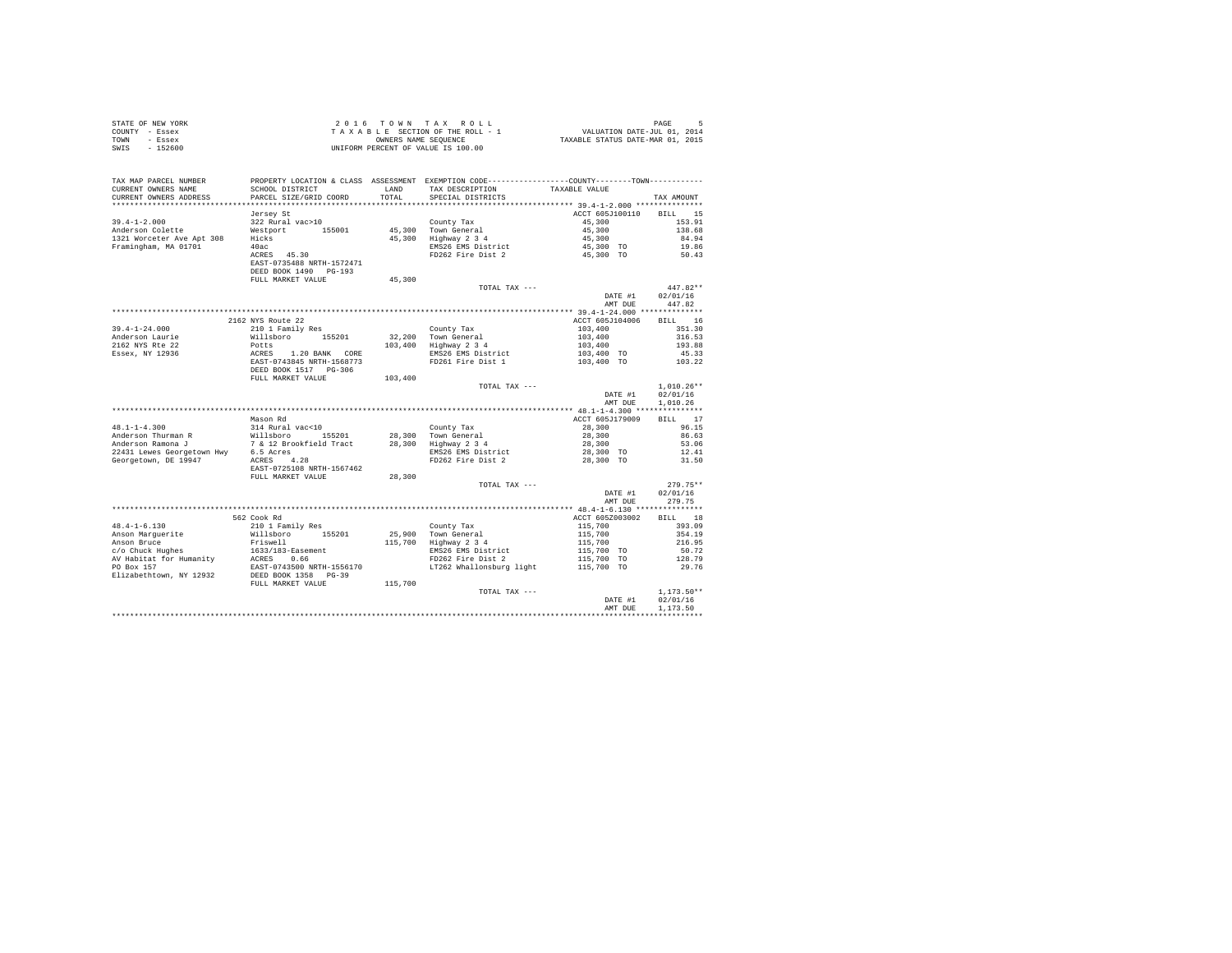STATE OF NEW YORK
COUNTY - Essex
TOWN - Essex
SWIS - 152600

2 0 1 6 T O W N T A X R O L L
T A X A B L E SECTION OF THE ROLL - 1
OWNERS NAME SEQUENCE
UNIFORM PERCENT OF VALUE IS 100.00

VALUATION DATE-JUL 01, 2014
TAXABLE STATUS DATE-MAR 01, 2015

| TAX MAP PARCEL NUMBER / CURRENT OWNERS NAME / CURRENT OWNERS ADDRESS | PROPERTY LOCATION & CLASS / SCHOOL DISTRICT / PARCEL SIZE/GRID COORD | ASSESSMENT LAND / TOTAL | EXEMPTION CODE / TAX DESCRIPTION / SPECIAL DISTRICTS | COUNTY--------TOWN TAXABLE VALUE | TAX AMOUNT |
|---|---|---|---|---|---|
| **39.4-1-2.000** | Jersey St | | | ACCT 605J100110 | BILL 15 |
| 39.4-1-2.000 | 322 Rural vac>10 | | County Tax | 45,300 | 153.91 |
| Anderson Colette | Westport 155001 | 45,300 | Town General | 45,300 | 138.68 |
| 1321 Worceter Ave Apt 308 | Hicks | 45,300 | Highway 2 3 4 | 45,300 | 84.94 |
| Framingham, MA 01701 | 40ac | | EMS26 EMS District | 45,300 TO | 19.86 |
| | ACRES 45.30 | | FD262 Fire Dist 2 | 45,300 TO | 50.43 |
| | EAST-0735488 NRTH-1572471 | | | | |
| | DEED BOOK 1490 PG-193 | | | | |
| | FULL MARKET VALUE | 45,300 | | | |
| | | | TOTAL TAX --- | | 447.82** |
| | | | | DATE #1 | 02/01/16 |
| | | | | AMT DUE | 447.82 |
| **39.4-1-24.000** | 2162 NYS Route 22 | | | ACCT 605J104006 | BILL 16 |
| 39.4-1-24.000 | 210 1 Family Res | | County Tax | 103,400 | 351.30 |
| Anderson Laurie | Willsboro 155201 | 32,200 | Town General | 103,400 | 316.53 |
| 2162 NYS Rte 22 | Potts | 103,400 | Highway 2 3 4 | 103,400 | 193.88 |
| Essex, NY 12936 | ACRES 1.20 BANK CORE | | EMS26 EMS District | 103,400 TO | 45.33 |
| | EAST-0743845 NRTH-1568773 | | FD261 Fire Dist 1 | 103,400 TO | 103.22 |
| | DEED BOOK 1517 PG-306 | | | | |
| | FULL MARKET VALUE | 103,400 | | | |
| | | | TOTAL TAX --- | | 1,010.26** |
| | | | | DATE #1 | 02/01/16 |
| | | | | AMT DUE | 1,010.26 |
| **48.1-1-4.300** | Mason Rd | | | ACCT 605J179009 | BILL 17 |
| 48.1-1-4.300 | 314 Rural vac<10 | | County Tax | 28,300 | 96.15 |
| Anderson Thurman R | Willsboro 155201 | 28,300 | Town General | 28,300 | 86.63 |
| Anderson Ramona J | 7 & 12 Brookfield Tract | 28,300 | Highway 2 3 4 | 28,300 | 53.06 |
| 22431 Lewes Georgetown Hwy | 6.5 Acres | | EMS26 EMS District | 28,300 TO | 12.41 |
| Georgetown, DE 19947 | ACRES 4.28 | | FD262 Fire Dist 2 | 28,300 TO | 31.50 |
| | EAST-0725108 NRTH-1567462 | | | | |
| | FULL MARKET VALUE | 28,300 | | | |
| | | | TOTAL TAX --- | | 279.75** |
| | | | | DATE #1 | 02/01/16 |
| | | | | AMT DUE | 279.75 |
| **48.4-1-6.130** | 562 Cook Rd | | | ACCT 605Z003002 | BILL 18 |
| 48.4-1-6.130 | 210 1 Family Res | | County Tax | 115,700 | 393.09 |
| Anson Marguerite | Willsboro 155201 | 25,900 | Town General | 115,700 | 354.19 |
| Anson Bruce | Friswell | 115,700 | Highway 2 3 4 | 115,700 | 216.95 |
| c/o Chuck Hughes | 1633/183-Easement | | EMS26 EMS District | 115,700 TO | 50.72 |
| AV Habitat for Humanity | ACRES 0.66 | | FD262 Fire Dist 2 | 115,700 TO | 128.79 |
| PO Box 157 | EAST-0743500 NRTH-1556170 | | LT262 Whallonsburg light | 115,700 TO | 29.76 |
| Elizabethtown, NY 12932 | DEED BOOK 1358 PG-39 | | | | |
| | FULL MARKET VALUE | 115,700 | | | |
| | | | TOTAL TAX --- | | 1,173.50** |
| | | | | DATE #1 | 02/01/16 |
| | | | | AMT DUE | 1,173.50 |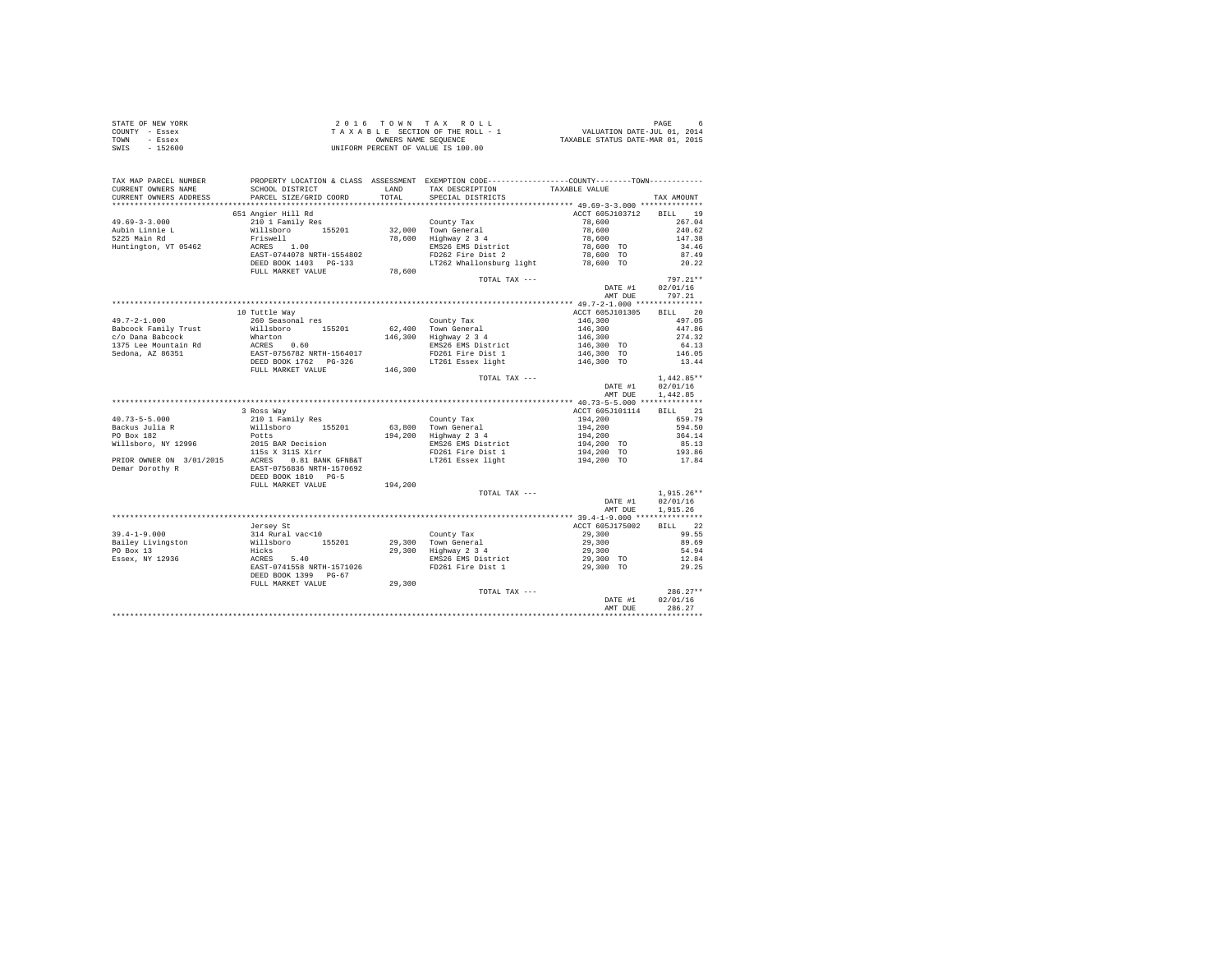STATE OF NEW YORK
COUNTY - Essex
TOWN - Essex
SWIS - 152600

2 0 1 6 T O W N T A X R O L L
T A X A B L E SECTION OF THE ROLL - 1
OWNERS NAME SEQUENCE
UNIFORM PERCENT OF VALUE IS 100.00

VALUATION DATE-JUL 01, 2014
TAXABLE STATUS DATE-MAR 01, 2015

| TAX MAP PARCEL NUMBER / CURRENT OWNERS NAME / CURRENT OWNERS ADDRESS | PROPERTY LOCATION & CLASS / SCHOOL DISTRICT / PARCEL SIZE/GRID COORD | ASSESSMENT LAND / TOTAL | EXEMPTION CODE / TAX DESCRIPTION / SPECIAL DISTRICTS | COUNTY / TOWN TAXABLE VALUE | TAX AMOUNT |
|---|---|---|---|---|---|
| **49.69-3-3.000** | 651 Angier Hill Rd | | | ACCT 605J103712 | BILL 19 |
| Aubin Linnie L | 210 1 Family Res | | County Tax | 78,600 | 267.04 |
| 5225 Main Rd | Willsboro 155201 | 32,000 | Town General | 78,600 | 240.62 |
| Huntington, VT 05462 | Friswell | 78,600 | Highway 2 3 4 | 78,600 | 147.38 |
| | ACRES 1.00 | | EMS26 EMS District | 78,600 TO | 34.46 |
| | EAST-0744078 NRTH-1554802 | | FD262 Fire Dist 2 | 78,600 TO | 87.49 |
| | DEED BOOK 1403 PG-133 | | LT262 Whallonsburg light | 78,600 TO | 20.22 |
| | FULL MARKET VALUE | 78,600 | | | |
| | | | TOTAL TAX --- | | 797.21** |
| | | | | DATE #1 | 02/01/16 |
| | | | | AMT DUE | 797.21 |
| **49.7-2-1.000** | 10 Tuttle Way | | | ACCT 605J101305 | BILL 20 |
| Babcock Family Trust | 260 Seasonal res | | County Tax | 146,300 | 497.05 |
| c/o Dana Babcock | Willsboro 155201 | 62,400 | Town General | 146,300 | 447.86 |
| 1375 Lee Mountain Rd | Wharton | 146,300 | Highway 2 3 4 | 146,300 | 274.32 |
| Sedona, AZ 86351 | ACRES 0.60 | | EMS26 EMS District | 146,300 TO | 64.13 |
| | EAST-0756782 NRTH-1564017 | | FD261 Fire Dist 1 | 146,300 TO | 146.05 |
| | DEED BOOK 1762 PG-326 | | LT261 Essex light | 146,300 TO | 13.44 |
| | FULL MARKET VALUE | 146,300 | | | |
| | | | TOTAL TAX --- | | 1,442.85** |
| | | | | DATE #1 | 02/01/16 |
| | | | | AMT DUE | 1,442.85 |
| **40.73-5-5.000** | 3 Ross Way | | | ACCT 605J101114 | BILL 21 |
| Backus Julia R | 210 1 Family Res | | County Tax | 194,200 | 659.79 |
| PO Box 182 | Willsboro 155201 | 63,800 | Town General | 194,200 | 594.50 |
| Willsboro, NY 12996 | Potts | 194,200 | Highway 2 3 4 | 194,200 | 364.14 |
| | 2015 BAR Decision | | EMS26 EMS District | 194,200 TO | 85.13 |
| | 115s X 311S Xirr | | FD261 Fire Dist 1 | 194,200 TO | 193.86 |
| PRIOR OWNER ON 3/01/2015 | ACRES 0.81 BANK GFNB&T | | LT261 Essex light | 194,200 TO | 17.84 |
| Demar Dorothy R | EAST-0756836 NRTH-1570692 | | | | |
| | DEED BOOK 1810 PG-5 | | | | |
| | FULL MARKET VALUE | 194,200 | | | |
| | | | TOTAL TAX --- | | 1,915.26** |
| | | | | DATE #1 | 02/01/16 |
| | | | | AMT DUE | 1,915.26 |
| **39.4-1-9.000** | Jersey St | | | ACCT 605J175002 | BILL 22 |
| Bailey Livingston | 314 Rural vac<10 | | County Tax | 29,300 | 99.55 |
| PO Box 13 | Willsboro 155201 | 29,300 | Town General | 29,300 | 89.69 |
| Essex, NY 12936 | Hicks | 29,300 | Highway 2 3 4 | 29,300 | 54.94 |
| | ACRES 5.40 | | EMS26 EMS District | 29,300 TO | 12.84 |
| | EAST-0741558 NRTH-1571026 | | FD261 Fire Dist 1 | 29,300 TO | 29.25 |
| | DEED BOOK 1399 PG-67 | | | | |
| | FULL MARKET VALUE | 29,300 | | | |
| | | | TOTAL TAX --- | | 286.27** |
| | | | | DATE #1 | 02/01/16 |
| | | | | AMT DUE | 286.27 |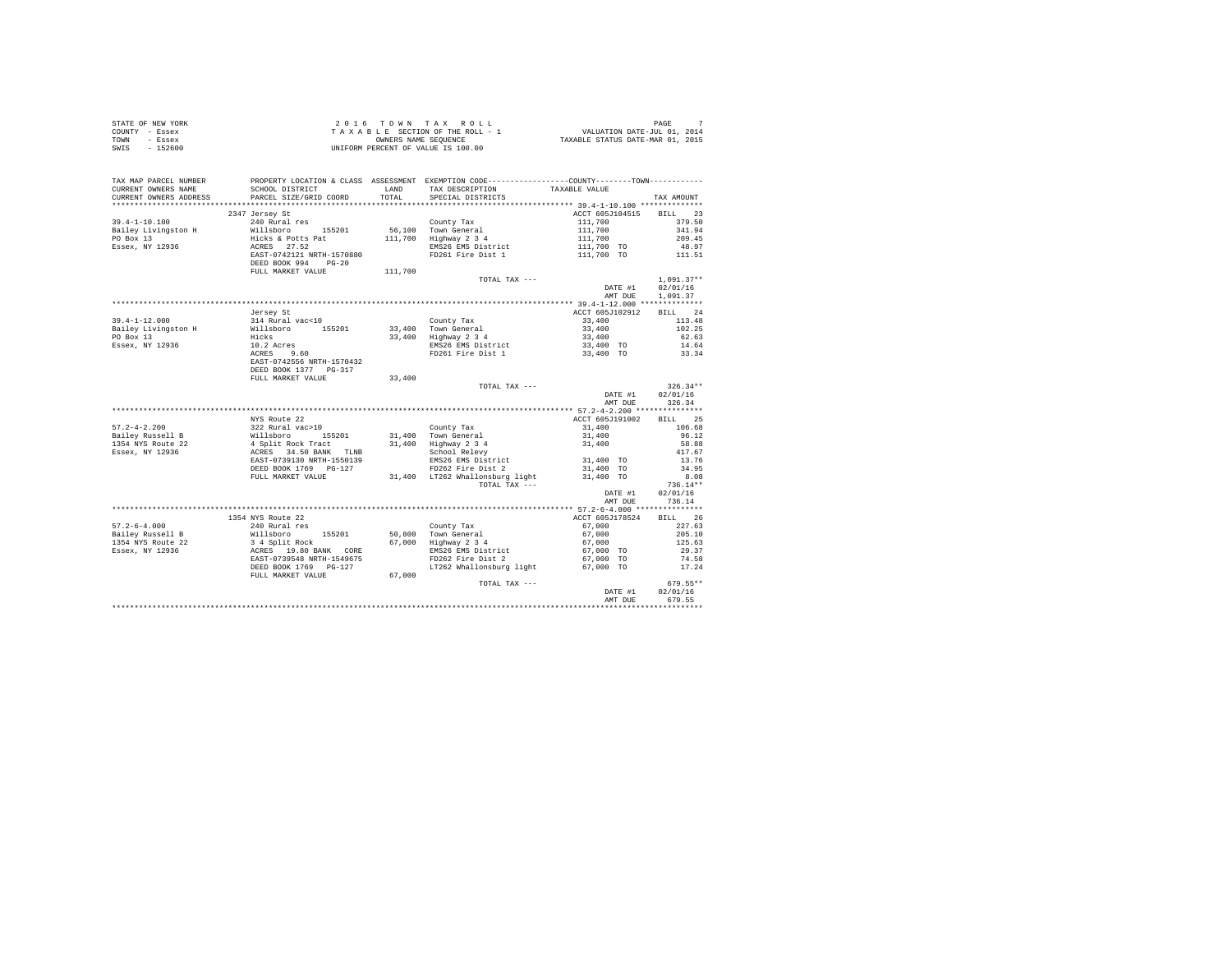STATE OF NEW YORK
COUNTY - Essex
TOWN - Essex
SWIS - 152600

2 0 1 6 T O W N T A X R O L L
T A X A B L E SECTION OF THE ROLL - 1
OWNERS NAME SEQUENCE
UNIFORM PERCENT OF VALUE IS 100.00

VALUATION DATE-JUL 01, 2014
TAXABLE STATUS DATE-MAR 01, 2015

| TAX MAP PARCEL NUMBER<br>CURRENT OWNERS NAME<br>CURRENT OWNERS ADDRESS | PROPERTY LOCATION & CLASS<br>SCHOOL DISTRICT<br>PARCEL SIZE/GRID COORD | ASSESSMENT<br>LAND<br>TOTAL | EXEMPTION CODE<br>TAX DESCRIPTION<br>SPECIAL DISTRICTS | COUNTY--------TOWN<br>TAXABLE VALUE | TAX AMOUNT |
|---|---|---|---|---|---|
| 39.4-1-10.100 | 2347 Jersey St | | | ACCT 605J104515 | BILL 23 |
| 39.4-1-10.100 | 240 Rural res | | County Tax | 111,700 | 379.50 |
| Bailey Livingston H | Willsboro 155201 | 56,100 | Town General | 111,700 | 341.94 |
| PO Box 13 | Hicks & Potts Pat | 111,700 | Highway 2 3 4 | 111,700 | 209.45 |
| Essex, NY 12936 | ACRES 27.52 | | EMS26 EMS District | 111,700 TO | 48.97 |
| | EAST-0742121 NRTH-1570880 | | FD261 Fire Dist 1 | 111,700 TO | 111.51 |
| | DEED BOOK 994 PG-20 | | | | |
| | FULL MARKET VALUE | 111,700 | | | |
| | | | TOTAL TAX --- | | 1,091.37** |
| | | | | DATE #1 | 02/01/16 |
| | | | | AMT DUE | 1,091.37 |
| 39.4-1-12.000 | Jersey St | | | ACCT 605J102912 | BILL 24 |
| 39.4-1-12.000 | 314 Rural vac<10 | | County Tax | 33,400 | 113.48 |
| Bailey Livingston H | Willsboro 155201 | 33,400 | Town General | 33,400 | 102.25 |
| PO Box 13 | Hicks | 33,400 | Highway 2 3 4 | 33,400 | 62.63 |
| Essex, NY 12936 | 10.2 Acres | | EMS26 EMS District | 33,400 TO | 14.64 |
| | ACRES 9.60 | | FD261 Fire Dist 1 | 33,400 TO | 33.34 |
| | EAST-0742556 NRTH-1570432 | | | | |
| | DEED BOOK 1377 PG-317 | | | | |
| | FULL MARKET VALUE | 33,400 | | | |
| | | | TOTAL TAX --- | | 326.34** |
| | | | | DATE #1 | 02/01/16 |
| | | | | AMT DUE | 326.34 |
| 57.2-4-2.200 | NYS Route 22 | | | ACCT 605J191002 | BILL 25 |
| 57.2-4-2.200 | 322 Rural vac>10 | | County Tax | 31,400 | 106.68 |
| Bailey Russell B | Willsboro 155201 | 31,400 | Town General | 31,400 | 96.12 |
| 1354 NYS Route 22 | 4 Split Rock Tract | 31,400 | Highway 2 3 4 | 31,400 | 58.88 |
| Essex, NY 12936 | ACRES 34.50 BANK TLNB | | School Relevy | | 417.67 |
| | EAST-0739130 NRTH-1550139 | | EMS26 EMS District | 31,400 TO | 13.76 |
| | DEED BOOK 1769 PG-127 | | FD262 Fire Dist 2 | 31,400 TO | 34.95 |
| | FULL MARKET VALUE | 31,400 | LT262 Whallonsburg light | 31,400 TO | 8.08 |
| | | | TOTAL TAX --- | | 736.14** |
| | | | | DATE #1 | 02/01/16 |
| | | | | AMT DUE | 736.14 |
| 57.2-6-4.000 | 1354 NYS Route 22 | | | ACCT 605J178524 | BILL 26 |
| 57.2-6-4.000 | 240 Rural res | | County Tax | 67,000 | 227.63 |
| Bailey Russell B | Willsboro 155201 | 50,800 | Town General | 67,000 | 205.10 |
| 1354 NYS Route 22 | 3 4 Split Rock | 67,000 | Highway 2 3 4 | 67,000 | 125.63 |
| Essex, NY 12936 | ACRES 19.80 BANK CORE | | EMS26 EMS District | 67,000 TO | 29.37 |
| | EAST-0739548 NRTH-1549675 | | FD262 Fire Dist 2 | 67,000 TO | 74.58 |
| | DEED BOOK 1769 PG-127 | | LT262 Whallonsburg light | 67,000 TO | 17.24 |
| | FULL MARKET VALUE | 67,000 | | | |
| | | | TOTAL TAX --- | | 679.55** |
| | | | | DATE #1 | 02/01/16 |
| | | | | AMT DUE | 679.55 |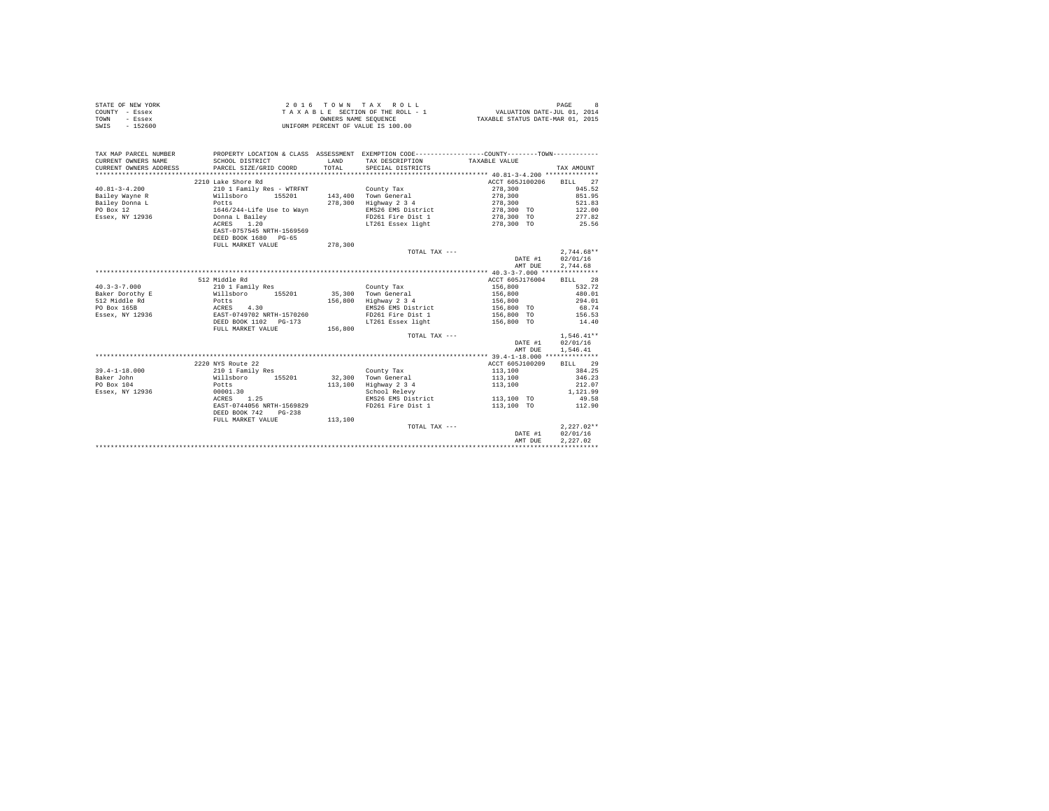STATE OF NEW YORK
COUNTY - Essex
TOWN - Essex
SWIS - 152600

2 0 1 6 T O W N T A X R O L L
T A X A B L E SECTION OF THE ROLL - 1
OWNERS NAME SEQUENCE
UNIFORM PERCENT OF VALUE IS 100.00

VALUATION DATE-JUL 01, 2014
TAXABLE STATUS DATE-MAR 01, 2015

| TAX MAP PARCEL NUMBER / CURRENT OWNERS NAME / CURRENT OWNERS ADDRESS | PROPERTY LOCATION & CLASS / SCHOOL DISTRICT / PARCEL SIZE/GRID COORD | ASSESSMENT LAND / TOTAL | EXEMPTION CODE / TAX DESCRIPTION / SPECIAL DISTRICTS | COUNTY--------TOWN TAXABLE VALUE | TAX AMOUNT |
|---|---|---|---|---|---|
| 40.81-3-4.200 | 2210 Lake Shore Rd | | | ACCT 605J100206 | BILL 27 |
| 40.81-3-4.200 | 210 1 Family Res - WTRFNT | | County Tax | 278,300 | 945.52 |
| Bailey Wayne R | Willsboro 155201 | 143,400 | Town General | 278,300 | 851.95 |
| Bailey Donna L | Potts | 278,300 | Highway 2 3 4 | 278,300 | 521.83 |
| PO Box 12 | 1646/244-Life Use to Wayn | | EMS26 EMS District | 278,300 TO | 122.00 |
| Essex, NY 12936 | Donna L Bailey | | FD261 Fire Dist 1 | 278,300 TO | 277.82 |
| | ACRES 1.20 | | LT261 Essex light | 278,300 TO | 25.56 |
| | EAST-0757545 NRTH-1569569 | | | | |
| | DEED BOOK 1680 PG-65 | | | | |
| | FULL MARKET VALUE | 278,300 | | | |
| | | | TOTAL TAX --- | | 2,744.68** |
| | | | | DATE #1 | 02/01/16 |
| | | | | AMT DUE | 2,744.68 |
| 40.3-3-7.000 | 512 Middle Rd | | | ACCT 605J176004 | BILL 28 |
| 40.3-3-7.000 | 210 1 Family Res | | County Tax | 156,800 | 532.72 |
| Baker Dorothy E | Willsboro 155201 | 35,300 | Town General | 156,800 | 480.01 |
| 512 Middle Rd | Potts | 156,800 | Highway 2 3 4 | 156,800 | 294.01 |
| PO Box 165B | ACRES 4.30 | | EMS26 EMS District | 156,800 TO | 68.74 |
| Essex, NY 12936 | EAST-0749702 NRTH-1570260 | | FD261 Fire Dist 1 | 156,800 TO | 156.53 |
| | DEED BOOK 1102 PG-173 | | LT261 Essex light | 156,800 TO | 14.40 |
| | FULL MARKET VALUE | 156,800 | | | |
| | | | TOTAL TAX --- | | 1,546.41** |
| | | | | DATE #1 | 02/01/16 |
| | | | | AMT DUE | 1,546.41 |
| 39.4-1-18.000 | 2220 NYS Route 22 | | | ACCT 605J100209 | BILL 29 |
| 39.4-1-18.000 | 210 1 Family Res | | County Tax | 113,100 | 384.25 |
| Baker John | Willsboro 155201 | 32,300 | Town General | 113,100 | 346.23 |
| PO Box 104 | Potts | 113,100 | Highway 2 3 4 | 113,100 | 212.07 |
| Essex, NY 12936 | 00001.30 | | School Relevy | | 1,121.99 |
| | ACRES 1.25 | | EMS26 EMS District | 113,100 TO | 49.58 |
| | EAST-0744056 NRTH-1569829 | | FD261 Fire Dist 1 | 113,100 TO | 112.90 |
| | DEED BOOK 742 PG-238 | | | | |
| | FULL MARKET VALUE | 113,100 | | | |
| | | | TOTAL TAX --- | | 2,227.02** |
| | | | | DATE #1 | 02/01/16 |
| | | | | AMT DUE | 2,227.02 |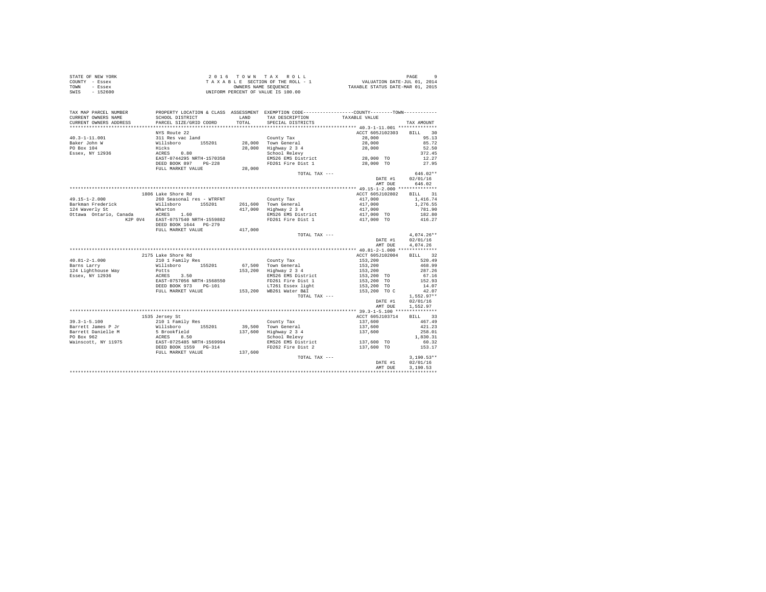STATE OF NEW YORK
COUNTY - Essex
TOWN - Essex
SWIS - 152600

2 0 1 6 T O W N T A X R O L L
T A X A B L E SECTION OF THE ROLL - 1
OWNERS NAME SEQUENCE
UNIFORM PERCENT OF VALUE IS 100.00

VALUATION DATE-JUL 01, 2014
TAXABLE STATUS DATE-MAR 01, 2015

| TAX MAP PARCEL NUMBER / CURRENT OWNERS NAME / CURRENT OWNERS ADDRESS | PROPERTY LOCATION & CLASS / SCHOOL DISTRICT / PARCEL SIZE/GRID COORD | ASSESSMENT LAND / TOTAL | EXEMPTION CODE / TAX DESCRIPTION / SPECIAL DISTRICTS | COUNTY / TOWN TAXABLE VALUE | TAX AMOUNT |
|---|---|---|---|---|---|
| 40.3-1-11.001 | NYS Route 22 | | | ACCT 605J102303 | BILL 30 |
| | 311 Res vac land | | County Tax | 28,000 | 95.13 |
| Baker John W | Willsboro 155201 | 28,000 | Town General | 28,000 | 85.72 |
| PO Box 104 | Hicks | 28,000 | Highway 2 3 4 | 28,000 | 52.50 |
| Essex, NY 12936 | ACRES 0.80 | | School Relevy | | 372.45 |
| | EAST-0744295 NRTH-1570358 | | EMS26 EMS District | 28,000 TO | 12.27 |
| | DEED BOOK 897 PG-228 | | FD261 Fire Dist 1 | 28,000 TO | 27.95 |
| | FULL MARKET VALUE | 28,000 | | | |
| | | | TOTAL TAX --- | | 646.02** |
| | | | | DATE #1 | 02/01/16 |
| | | | | AMT DUE | 646.02 |
| 49.15-1-2.000 | 1806 Lake Shore Rd | | | ACCT 605J102802 | BILL 31 |
| | 260 Seasonal res - WTRFNT | | County Tax | 417,000 | 1,416.74 |
| Barkman Frederick | Willsboro 155201 | 261,600 | Town General | 417,000 | 1,276.55 |
| 124 Waverly St | Wharton | 417,000 | Highway 2 3 4 | 417,000 | 781.90 |
| Ottawa Ontario, Canada | ACRES 1.60 | | EMS26 EMS District | 417,000 TO | 182.80 |
| K2P 0V4 | EAST-0757540 NRTH-1559882 | | FD261 Fire Dist 1 | 417,000 TO | 416.27 |
| | DEED BOOK 1644 PG-279 | | | | |
| | FULL MARKET VALUE | 417,000 | | | |
| | | | TOTAL TAX --- | | 4,074.26** |
| | | | | DATE #1 | 02/01/16 |
| | | | | AMT DUE | 4,074.26 |
| 40.81-2-1.000 | 2175 Lake Shore Rd | | | ACCT 605J102004 | BILL 32 |
| | 210 1 Family Res | | County Tax | 153,200 | 520.49 |
| Barns Larry | Willsboro 155201 | 67,500 | Town General | 153,200 | 468.99 |
| 124 Lighthouse Way | Potts | 153,200 | Highway 2 3 4 | 153,200 | 287.26 |
| Essex, NY 12936 | ACRES 3.50 | | EMS26 EMS District | 153,200 TO | 67.16 |
| | EAST-0757056 NRTH-1568550 | | FD261 Fire Dist 1 | 153,200 TO | 152.93 |
| | DEED BOOK 973 PG-101 | | LT261 Essex light | 153,200 TO | 14.07 |
| | FULL MARKET VALUE | 153,200 | WB261 Water B&I | 153,200 TO C | 42.07 |
| | | | TOTAL TAX --- | | 1,552.97** |
| | | | | DATE #1 | 02/01/16 |
| | | | | AMT DUE | 1,552.97 |
| 39.3-1-5.100 | 1535 Jersey St | | | ACCT 605J103714 | BILL 33 |
| | 210 1 Family Res | | County Tax | 137,600 | 467.49 |
| Barrett James P Jr | Willsboro 155201 | 39,500 | Town General | 137,600 | 421.23 |
| Barrett Danielle M | 5 Brookfield | 137,600 | Highway 2 3 4 | 137,600 | 258.01 |
| PO Box 962 | ACRES 8.50 | | School Relevy | | 1,830.31 |
| Wainscott, NY 11975 | EAST-0725485 NRTH-1569994 | | EMS26 EMS District | 137,600 TO | 60.32 |
| | DEED BOOK 1559 PG-314 | | FD262 Fire Dist 2 | 137,600 TO | 153.17 |
| | FULL MARKET VALUE | 137,600 | | | |
| | | | TOTAL TAX --- | | 3,190.53** |
| | | | | DATE #1 | 02/01/16 |
| | | | | AMT DUE | 3,190.53 |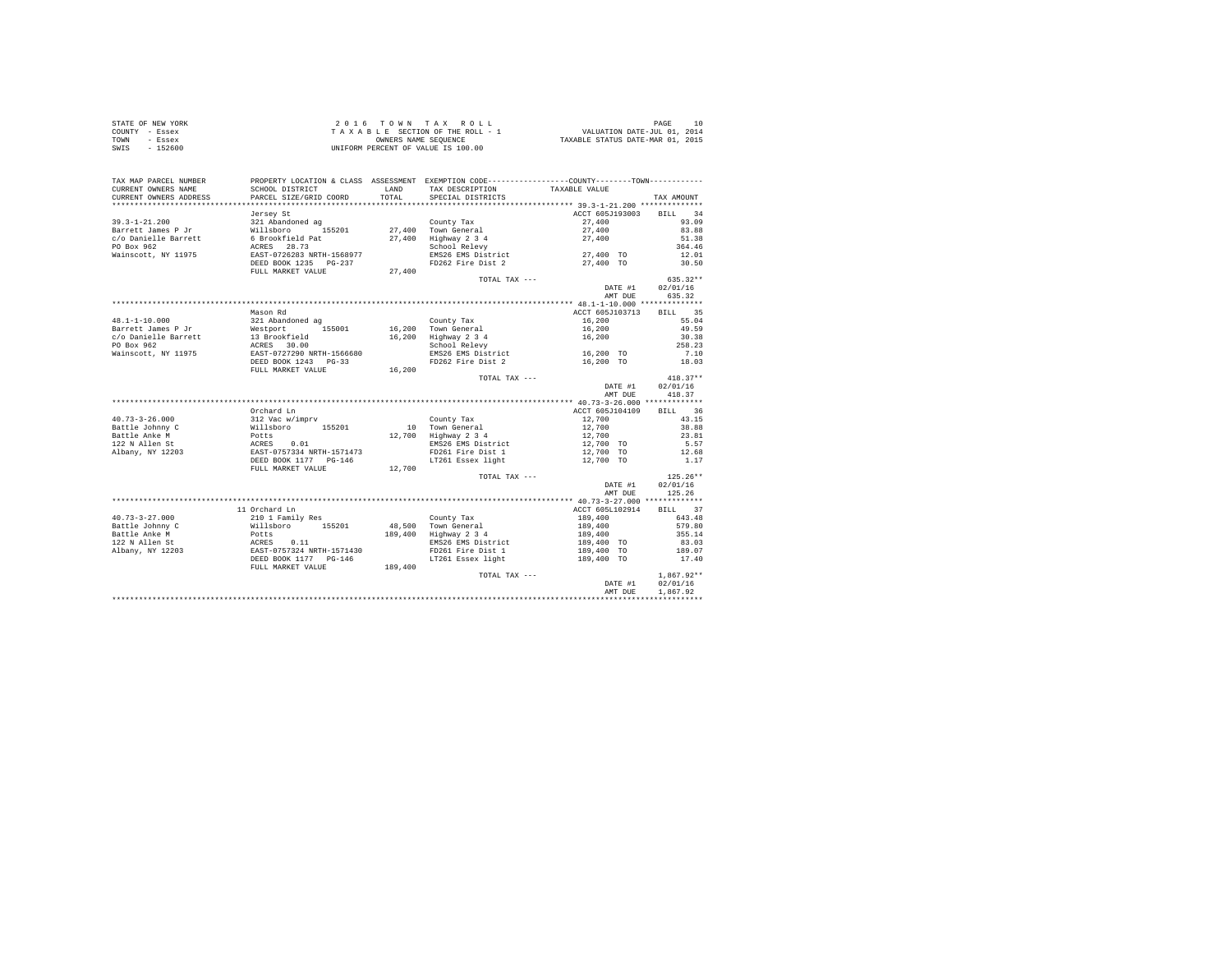STATE OF NEW YORK
COUNTY - Essex
TOWN - Essex
SWIS - 152600

2 0 1 6 T O W N T A X R O L L
T A X A B L E SECTION OF THE ROLL - 1
OWNERS NAME SEQUENCE
UNIFORM PERCENT OF VALUE IS 100.00

VALUATION DATE-JUL 01, 2014
TAXABLE STATUS DATE-MAR 01, 2015

| TAX MAP PARCEL NUMBER / CURRENT OWNERS NAME / CURRENT OWNERS ADDRESS | PROPERTY LOCATION & CLASS / SCHOOL DISTRICT / PARCEL SIZE/GRID COORD | ASSESSMENT LAND / TOTAL | EXEMPTION CODE / TAX DESCRIPTION / SPECIAL DISTRICTS | TAXABLE VALUE | TAX AMOUNT |
|---|---|---|---|---|---|
| 39.3-1-21.200 | Jersey St | | | ACCT 605J193003 | BILL 34 |
| 39.3-1-21.200 | 321 Abandoned ag | | County Tax | 27,400 | 93.09 |
| Barrett James P Jr | Willsboro 155201 | 27,400 | Town General | 27,400 | 83.88 |
| c/o Danielle Barrett | 6 Brookfield Pat | 27,400 | Highway 2 3 4 | 27,400 | 51.38 |
| PO Box 962 | ACRES 28.73 | | School Relevy | | 364.46 |
| Wainscott, NY 11975 | EAST-0726283 NRTH-1568977 | | EMS26 EMS District | 27,400 TO | 12.01 |
| | DEED BOOK 1235 PG-237 | | FD262 Fire Dist 2 | 27,400 TO | 30.50 |
| | FULL MARKET VALUE | 27,400 | | | |
| | | | TOTAL TAX --- | | 635.32** |
| | | | | DATE #1 | 02/01/16 |
| | | | | AMT DUE | 635.32 |
| 48.1-1-10.000 | Mason Rd | | | ACCT 605J103713 | BILL 35 |
| 48.1-1-10.000 | 321 Abandoned ag | | County Tax | 16,200 | 55.04 |
| Barrett James P Jr | Westport 155001 | 16,200 | Town General | 16,200 | 49.59 |
| c/o Danielle Barrett | 13 Brookfield | 16,200 | Highway 2 3 4 | 16,200 | 30.38 |
| PO Box 962 | ACRES 30.00 | | School Relevy | | 258.23 |
| Wainscott, NY 11975 | EAST-0727290 NRTH-1566680 | | EMS26 EMS District | 16,200 TO | 7.10 |
| | DEED BOOK 1243 PG-33 | | FD262 Fire Dist 2 | 16,200 TO | 18.03 |
| | FULL MARKET VALUE | 16,200 | | | |
| | | | TOTAL TAX --- | | 418.37** |
| | | | | DATE #1 | 02/01/16 |
| | | | | AMT DUE | 418.37 |
| 40.73-3-26.000 | Orchard Ln | | | ACCT 605J104109 | BILL 36 |
| 40.73-3-26.000 | 312 Vac w/imprv | | County Tax | 12,700 | 43.15 |
| Battle Johnny C | Willsboro 155201 | 10 | Town General | 12,700 | 38.88 |
| Battle Anke M | Potts | 12,700 | Highway 2 3 4 | 12,700 | 23.81 |
| 122 N Allen St | ACRES 0.01 | | EMS26 EMS District | 12,700 TO | 5.57 |
| Albany, NY 12203 | EAST-0757334 NRTH-1571473 | | FD261 Fire Dist 1 | 12,700 TO | 12.68 |
| | DEED BOOK 1177 PG-146 | | LT261 Essex light | 12,700 TO | 1.17 |
| | FULL MARKET VALUE | 12,700 | | | |
| | | | TOTAL TAX --- | | 125.26** |
| | | | | DATE #1 | 02/01/16 |
| | | | | AMT DUE | 125.26 |
| 40.73-3-27.000 | 11 Orchard Ln | | | ACCT 605L102914 | BILL 37 |
| 40.73-3-27.000 | 210 1 Family Res | | County Tax | 189,400 | 643.48 |
| Battle Johnny C | Willsboro 155201 | 48,500 | Town General | 189,400 | 579.80 |
| Battle Anke M | Potts | 189,400 | Highway 2 3 4 | 189,400 | 355.14 |
| 122 N Allen St | ACRES 0.11 | | EMS26 EMS District | 189,400 TO | 83.03 |
| Albany, NY 12203 | EAST-0757324 NRTH-1571430 | | FD261 Fire Dist 1 | 189,400 TO | 189.07 |
| | DEED BOOK 1177 PG-146 | | LT261 Essex light | 189,400 TO | 17.40 |
| | FULL MARKET VALUE | 189,400 | | | |
| | | | TOTAL TAX --- | | 1,867.92** |
| | | | | DATE #1 | 02/01/16 |
| | | | | AMT DUE | 1,867.92 |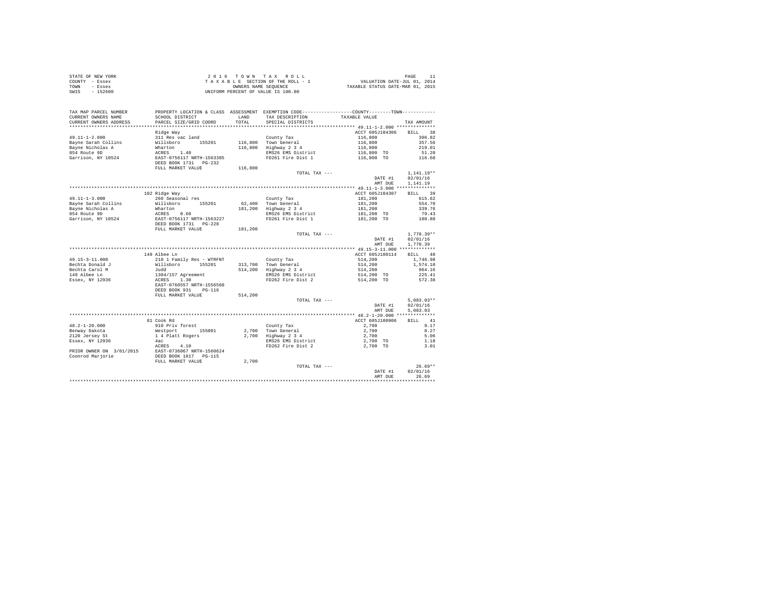STATE OF NEW YORK
COUNTY - Essex
TOWN - Essex
SWIS - 152600

2 0 1 6 T O W N T A X R O L L
T A X A B L E SECTION OF THE ROLL - 1
OWNERS NAME SEQUENCE
UNIFORM PERCENT OF VALUE IS 100.00

VALUATION DATE-JUL 01, 2014
TAXABLE STATUS DATE-MAR 01, 2015

| TAX MAP PARCEL NUMBER / CURRENT OWNERS NAME / CURRENT OWNERS ADDRESS | PROPERTY LOCATION & CLASS / SCHOOL DISTRICT / PARCEL SIZE/GRID COORD | ASSESSMENT LAND / TOTAL | EXEMPTION CODE / TAX DESCRIPTION / SPECIAL DISTRICTS | COUNTY--------TOWN TAXABLE VALUE | TAX AMOUNT |
|---|---|---|---|---|---|
| **49.11-1-2.000** | Ridge Way | | | ACCT 605J104306 | BILL 38 |
| 49.11-1-2.000 | 311 Res vac land | | County Tax | 116,800 | 396.82 |
| Bayne Sarah Collins | Willsboro 155201 | 116,800 | Town General | 116,800 | 357.56 |
| Bayne Nicholas A | Wharton | 116,800 | Highway 2 3 4 | 116,800 | 219.01 |
| 854 Route 9D | ACRES 1.40 | | EMS26 EMS District | 116,800 TO | 51.20 |
| Garrison, NY 10524 | EAST-0756117 NRTH-1563385 | | FD261 Fire Dist 1 | 116,800 TO | 116.60 |
| | DEED BOOK 1731 PG-232 | | | | |
| | FULL MARKET VALUE | 116,800 | | | |
| | | | TOTAL TAX --- | | 1,141.19** |
| | | | | DATE #1 | 02/01/16 |
| | | | | AMT DUE | 1,141.19 |
| **49.11-1-3.000** | 102 Ridge Way | | | ACCT 605J104307 | BILL 39 |
| 49.11-1-3.000 | 260 Seasonal res | | County Tax | 181,200 | 615.62 |
| Bayne Sarah Collins | Willsboro 155201 | 62,400 | Town General | 181,200 | 554.70 |
| Bayne Nicholas A | Wharton | 181,200 | Highway 2 3 4 | 181,200 | 339.76 |
| 854 Route 9D | ACRES 0.60 | | EMS26 EMS District | 181,200 TO | 79.43 |
| Garrison, NY 10524 | EAST-0756117 NRTH-1563227 | | FD261 Fire Dist 1 | 181,200 TO | 180.88 |
| | DEED BOOK 1731 PG-228 | | | | |
| | FULL MARKET VALUE | 181,200 | | | |
| | | | TOTAL TAX --- | | 1,770.39** |
| | | | | DATE #1 | 02/01/16 |
| | | | | AMT DUE | 1,770.39 |
| **49.15-3-11.000** | 149 Albee Ln | | | ACCT 605J100114 | BILL 40 |
| 49.15-3-11.000 | 210 1 Family Res - WTRFNT | | County Tax | 514,200 | 1,746.98 |
| Bechta Donald J | Willsboro 155201 | 313,700 | Town General | 514,200 | 1,574.10 |
| Bechta Carol M | Judd | 514,200 | Highway 2 3 4 | 514,200 | 964.16 |
| 149 Albee Ln | 1304/157 Agreement | | EMS26 EMS District | 514,200 TO | 225.41 |
| Essex, NY 12936 | ACRES 1.30 | | FD262 Fire Dist 2 | 514,200 TO | 572.38 |
| | EAST-0760557 NRTH-1556560 | | | | |
| | DEED BOOK 931 PG-116 | | | | |
| | FULL MARKET VALUE | 514,200 | | | |
| | | | TOTAL TAX --- | | 5,083.03** |
| | | | | DATE #1 | 02/01/16 |
| | | | | AMT DUE | 5,083.03 |
| **48.2-1-20.000** | 81 Cook Rd | | | ACCT 605J100906 | BILL 41 |
| 48.2-1-20.000 | 910 Priv forest | | County Tax | 2,700 | 9.17 |
| Benway Dakota | Westport 155001 | 2,700 | Town General | 2,700 | 8.27 |
| 2120 Jersey St | 1 4 Platt Rogers | 2,700 | Highway 2 3 4 | 2,700 | 5.06 |
| Essex, NY 12936 | 4ac | | EMS26 EMS District | 2,700 TO | 1.18 |
| | ACRES 4.10 | | FD262 Fire Dist 2 | 2,700 TO | 3.01 |
| PRIOR OWNER ON 3/01/2015 | EAST-0736067 NRTH-1560624 | | | | |
| Coonrod Marjorie | DEED BOOK 1817 PG-115 | | | | |
| | FULL MARKET VALUE | 2,700 | | | |
| | | | TOTAL TAX --- | | 26.69** |
| | | | | DATE #1 | 02/01/16 |
| | | | | AMT DUE | 26.69 |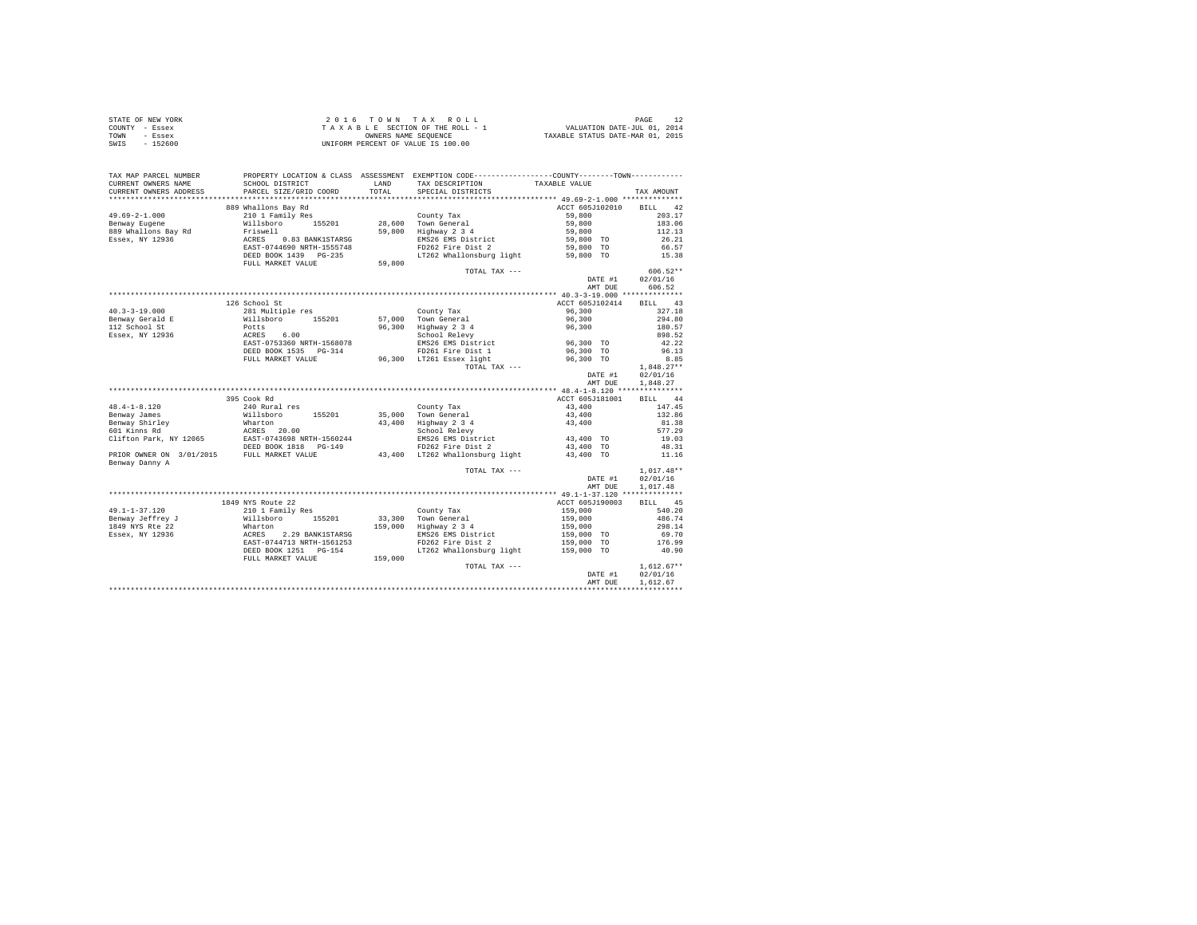STATE OF NEW YORK
COUNTY - Essex
TOWN - Essex
SWIS - 152600

2 0 1 6 T O W N T A X R O L L
T A X A B L E SECTION OF THE ROLL - 1
OWNERS NAME SEQUENCE
UNIFORM PERCENT OF VALUE IS 100.00

VALUATION DATE-JUL 01, 2014
TAXABLE STATUS DATE-MAR 01, 2015

| TAX MAP PARCEL NUMBER / CURRENT OWNERS NAME / CURRENT OWNERS ADDRESS | PROPERTY LOCATION & CLASS / SCHOOL DISTRICT / PARCEL SIZE/GRID COORD | ASSESSMENT LAND / TOTAL | EXEMPTION CODE / TAX DESCRIPTION / SPECIAL DISTRICTS | COUNTY / TOWN TAXABLE VALUE | TAX AMOUNT |
|---|---|---|---|---|---|
| 49.69-2-1.000 | 889 Whallons Bay Rd | | | ACCT 605J102010 | BILL 42 |
| | 210 1 Family Res | | County Tax | 59,800 | 203.17 |
| Benway Eugene | Willsboro 155201 | 28,600 | Town General | 59,800 | 183.06 |
| 889 Whallons Bay Rd | Friswell | 59,800 | Highway 2 3 4 | 59,800 | 112.13 |
| Essex, NY 12936 | ACRES 0.83 BANK1STARSG | | EMS26 EMS District | 59,800 TO | 26.21 |
| | EAST-0744690 NRTH-1555748 | | FD262 Fire Dist 2 | 59,800 TO | 66.57 |
| | DEED BOOK 1439 PG-235 | | LT262 Whallonsburg light | 59,800 TO | 15.38 |
| | FULL MARKET VALUE | 59,800 | | | |
| | | | TOTAL TAX --- | | 606.52** |
| | | | | DATE #1 | 02/01/16 |
| | | | | AMT DUE | 606.52 |
| 40.3-3-19.000 | 126 School St | | | ACCT 605J102414 | BILL 43 |
| | 281 Multiple res | | County Tax | 96,300 | 327.18 |
| Benway Gerald E | Willsboro 155201 | 57,000 | Town General | 96,300 | 294.80 |
| 112 School St | Potts | 96,300 | Highway 2 3 4 | 96,300 | 180.57 |
| Essex, NY 12936 | ACRES 6.00 | | School Relevy | | 898.52 |
| | EAST-0753360 NRTH-1568078 | | EMS26 EMS District | 96,300 TO | 42.22 |
| | DEED BOOK 1535 PG-314 | | FD261 Fire Dist 1 | 96,300 TO | 96.13 |
| | FULL MARKET VALUE | 96,300 | LT261 Essex light | 96,300 TO | 8.85 |
| | | | TOTAL TAX --- | | 1,848.27** |
| | | | | DATE #1 | 02/01/16 |
| | | | | AMT DUE | 1,848.27 |
| 48.4-1-8.120 | 395 Cook Rd | | | ACCT 605J181001 | BILL 44 |
| | 240 Rural res | | County Tax | 43,400 | 147.45 |
| Benway James | Willsboro 155201 | 35,000 | Town General | 43,400 | 132.86 |
| Benway Shirley | Wharton | 43,400 | Highway 2 3 4 | 43,400 | 81.38 |
| 601 Kinns Rd | ACRES 20.00 | | School Relevy | | 577.29 |
| Clifton Park, NY 12065 | EAST-0743698 NRTH-1560244 | | EMS26 EMS District | 43,400 TO | 19.03 |
| | DEED BOOK 1818 PG-149 | | FD262 Fire Dist 2 | 43,400 TO | 48.31 |
| PRIOR OWNER ON 3/01/2015 | FULL MARKET VALUE | 43,400 | LT262 Whallonsburg light | 43,400 TO | 11.16 |
| Benway Danny A | | | | | |
| | | | TOTAL TAX --- | | 1,017.48** |
| | | | | DATE #1 | 02/01/16 |
| | | | | AMT DUE | 1,017.48 |
| 49.1-1-37.120 | 1849 NYS Route 22 | | | ACCT 605J190003 | BILL 45 |
| | 210 1 Family Res | | County Tax | 159,000 | 540.20 |
| Benway Jeffrey J | Willsboro 155201 | 33,300 | Town General | 159,000 | 486.74 |
| 1849 NYS Rte 22 | Wharton | 159,000 | Highway 2 3 4 | 159,000 | 298.14 |
| Essex, NY 12936 | ACRES 2.29 BANK1STARSG | | EMS26 EMS District | 159,000 TO | 69.70 |
| | EAST-0744713 NRTH-1561253 | | FD262 Fire Dist 2 | 159,000 TO | 176.99 |
| | DEED BOOK 1251 PG-154 | | LT262 Whallonsburg light | 159,000 TO | 40.90 |
| | FULL MARKET VALUE | 159,000 | | | |
| | | | TOTAL TAX --- | | 1,612.67** |
| | | | | DATE #1 | 02/01/16 |
| | | | | AMT DUE | 1,612.67 |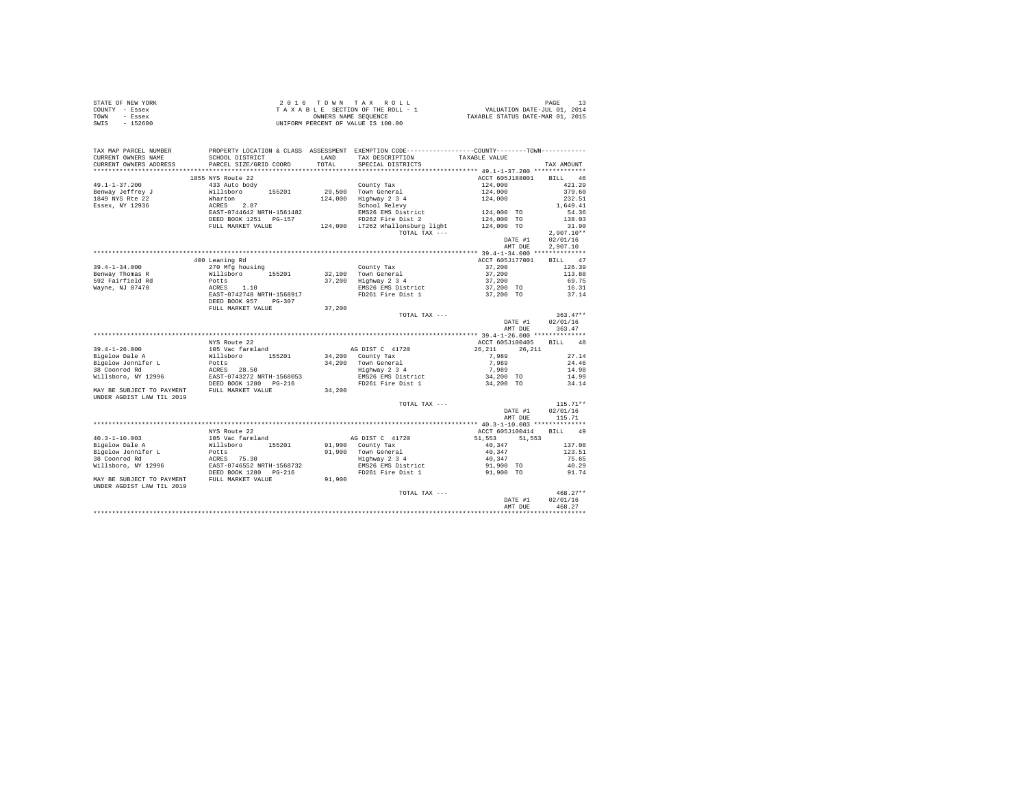STATE OF NEW YORK
COUNTY - Essex
TOWN - Essex
SWIS - 152600

2 0 1 6 T O W N T A X R O L L
T A X A B L E SECTION OF THE ROLL - 1
OWNERS NAME SEQUENCE
UNIFORM PERCENT OF VALUE IS 100.00

VALUATION DATE-JUL 01, 2014
TAXABLE STATUS DATE-MAR 01, 2015

```
TAX MAP PARCEL NUMBER     PROPERTY LOCATION & CLASS  ASSESSMENT  EXEMPTION CODE-----------------COUNTY--------TOWN-----------
CURRENT OWNERS NAME       SCHOOL DISTRICT              LAND       TAX DESCRIPTION            TAXABLE VALUE
CURRENT OWNERS ADDRESS    PARCEL SIZE/GRID COORD       TOTAL      SPECIAL DISTRICTS                                    TAX AMOUNT
*********************************************************************************************** 49.1-1-37.200 **************
                          1855 NYS Route 22                                                ACCT 605J188001     BILL   46
49.1-1-37.200             433 Auto body                           County Tax                   124,000              421.29
Benway Jeffrey J          Willsboro      155201      29,500   Town General                 124,000              379.60
1849 NYS Rte 22           Wharton                   124,000   Highway 2 3 4                124,000              232.51
Essex, NY 12936           ACRES    2.87                           School Relevy                                   1,649.41
                          EAST-0744642 NRTH-1561482               EMS26 EMS District           124,000 TO            54.36
                          DEED BOOK 1251   PG-157                 FD262 Fire Dist 2            124,000 TO           138.03
                          FULL MARKET VALUE         124,000   LT262 Whallonsburg light     124,000 TO            31.90
                                                                     TOTAL TAX ---                                2,907.10**
                                                                                              DATE #1          02/01/16
                                                                                              AMT DUE          2,907.10
*********************************************************************************************** 39.4-1-34.000 **************
                          400 Leaning Rd                                                   ACCT 605J177001     BILL   47
39.4-1-34.000             270 Mfg housing                         County Tax                    37,200              126.39
Benway Thomas R           Willsboro      155201      32,100   Town General                  37,200              113.88
592 Fairfield Rd          Potts                      37,200   Highway 2 3 4                 37,200               69.75
Wayne, NJ 07470           ACRES    1.10                           EMS26 EMS District            37,200 TO            16.31
                          EAST-0742748 NRTH-1568917               FD261 Fire Dist 1             37,200 TO            37.14
                          DEED BOOK 957    PG-307
                          FULL MARKET VALUE          37,200
                                                                     TOTAL TAX ---                                  363.47**
                                                                                              DATE #1          02/01/16
                                                                                              AMT DUE            363.47
*********************************************************************************************** 39.4-1-26.000 **************
                          NYS Route 22                                                     ACCT 605J100405     BILL   48
39.4-1-26.000             105 Vac farmland                        AG DIST C  41720          26,211      26,211
Bigelow Dale A            Willsboro      155201      34,200   County Tax                     7,989               27.14
Bigelow Jennifer L        Potts                      34,200   Town General                   7,989               24.46
38 Coonrod Rd             ACRES   28.50                           Highway 2 3 4                  7,989               14.98
Willsboro, NY 12996       EAST-0743272 NRTH-1568053               EMS26 EMS District            34,200 TO            14.99
                          DEED BOOK 1280   PG-216                 FD261 Fire Dist 1             34,200 TO            34.14
MAY BE SUBJECT TO PAYMENT FULL MARKET VALUE          34,200
UNDER AGDIST LAW TIL 2019
                                                                     TOTAL TAX ---                                  115.71**
                                                                                              DATE #1          02/01/16
                                                                                              AMT DUE            115.71
*********************************************************************************************** 40.3-1-10.003 **************
                          NYS Route 22                                                     ACCT 605J100414     BILL   49
40.3-1-10.003             105 Vac farmland                        AG DIST C  41720          51,553      51,553
Bigelow Dale A            Willsboro      155201      91,900   County Tax                    40,347              137.08
Bigelow Jennifer L        Potts                      91,900   Town General                  40,347              123.51
38 Coonrod Rd             ACRES   75.30                           Highway 2 3 4                 40,347               75.65
Willsboro, NY 12996       EAST-0746552 NRTH-1568732               EMS26 EMS District            91,900 TO            40.29
                          DEED BOOK 1280   PG-216                 FD261 Fire Dist 1             91,900 TO            91.74
MAY BE SUBJECT TO PAYMENT FULL MARKET VALUE          91,900
UNDER AGDIST LAW TIL 2019
                                                                     TOTAL TAX ---                                  468.27**
                                                                                              DATE #1          02/01/16
                                                                                              AMT DUE            468.27
****************************************************************************************************************************
```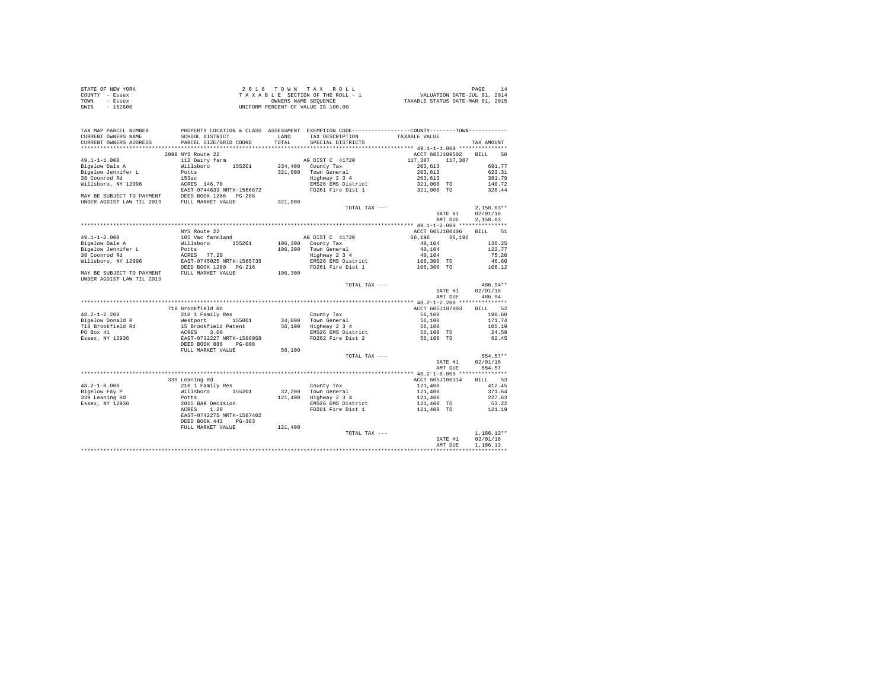STATE OF NEW YORK
COUNTY - Essex
TOWN - Essex
SWIS - 152600

2 0 1 6 T O W N T A X R O L L
T A X A B L E SECTION OF THE ROLL - 1
OWNERS NAME SEQUENCE
UNIFORM PERCENT OF VALUE IS 100.00

VALUATION DATE-JUL 01, 2014
TAXABLE STATUS DATE-MAR 01, 2015

```
TAX MAP PARCEL NUMBER          PROPERTY LOCATION & CLASS  ASSESSMENT  EXEMPTION CODE-----------------COUNTY--------TOWN-----------
CURRENT OWNERS NAME            SCHOOL DISTRICT               LAND      TAX DESCRIPTION            TAXABLE VALUE
CURRENT OWNERS ADDRESS         PARCEL SIZE/GRID COORD        TOTAL     SPECIAL DISTRICTS                                  TAX AMOUNT
************************************************************************************************ 49.1-1-1.000 ***************
                               2098 NYS Route 22                                                  ACCT 605J100502    BILL    50
49.1-1-1.000                   112 Dairy farm                        AG DIST C  41720            117,387    117,387
Bigelow Dale A                 Willsboro      155201     234,400   County Tax                     203,613                691.77
Bigelow Jennifer L             Potts                     321,000   Town General                   203,613                623.31
38 Coonrod Rd                  153ac                               Highway 2 3 4                  203,613                381.79
Willsboro, NY 12996            ACRES  146.70                       EMS26 EMS District             321,000 TO             140.72
                               EAST-0744633 NRTH-1566872           FD261 Fire Dist 1              321,000 TO             320.44
MAY BE SUBJECT TO PAYMENT      DEED BOOK 1266   PG-286
UNDER AGDIST LAW TIL 2019      FULL MARKET VALUE         321,000
                                                                   TOTAL TAX ---                                       2,158.03**
                                                                                                  DATE #1         02/01/16
                                                                                                  AMT DUE         2,158.03
************************************************************************************************ 49.1-1-2.000 ***************
                               NYS Route 22                                                       ACCT 605J100406    BILL    51
49.1-1-2.000                   105 Vac farmland                      AG DIST C  41720             66,196     66,196
Bigelow Dale A                 Willsboro      155201     106,300   County Tax                      40,104                136.25
Bigelow Jennifer L             Potts                     106,300   Town General                    40,104                122.77
38 Coonrod Rd                  ACRES   77.20                       Highway 2 3 4                   40,104                 75.20
Willsboro, NY 12996            EAST-0745025 NRTH-1565735           EMS26 EMS District             106,300 TO              46.60
                               DEED BOOK 1280   PG-216             FD261 Fire Dist 1              106,300 TO             106.12
MAY BE SUBJECT TO PAYMENT      FULL MARKET VALUE         106,300
UNDER AGDIST LAW TIL 2019
                                                                   TOTAL TAX ---                                         486.94**
                                                                                                  DATE #1         02/01/16
                                                                                                  AMT DUE           486.94
************************************************************************************************ 48.2-1-2.200 ***************
                               718 Brookfield Rd                                                  ACCT 605J187003    BILL    52
48.2-1-2.200                   210 1 Family Res                      County Tax                    56,100                190.60
Bigelow Donald R               Westport       155001      34,000   Town General                    56,100                171.74
718 Brookfield Rd              15 Brookfield Patent       56,100   Highway 2 3 4                   56,100                105.19
PO Box 41                      ACRES    3.00                       EMS26 EMS District              56,100 TO              24.59
Essex, NY 12936                EAST-0732227 NRTH-1568058           FD262 Fire Dist 2               56,100 TO              62.45
                               DEED BOOK 886    PG-008
                               FULL MARKET VALUE          56,100
                                                                   TOTAL TAX ---                                         554.57**
                                                                                                  DATE #1         02/01/16
                                                                                                  AMT DUE           554.57
************************************************************************************************ 48.2-1-8.000 ***************
                               339 Leaning Rd                                                     ACCT 605J100314    BILL    53
48.2-1-8.000                   210 1 Family Res                      County Tax                   121,400                412.45
Bigelow Fay P                  Willsboro      155201      32,200   Town General                   121,400                371.64
339 Leaning Rd                 Potts                     121,400   Highway 2 3 4                  121,400                227.63
Essex, NY 12936                2015 BAR Decision                   EMS26 EMS District             121,400 TO              53.22
                               ACRES    1.20                       FD261 Fire Dist 1              121,400 TO             121.19
                               EAST-0742275 NRTH-1567402
                               DEED BOOK 443    PG-383
                               FULL MARKET VALUE         121,400
                                                                   TOTAL TAX ---                                       1,186.13**
                                                                                                  DATE #1         02/01/16
                                                                                                  AMT DUE         1,186.13
******************************************************************************************************************************
```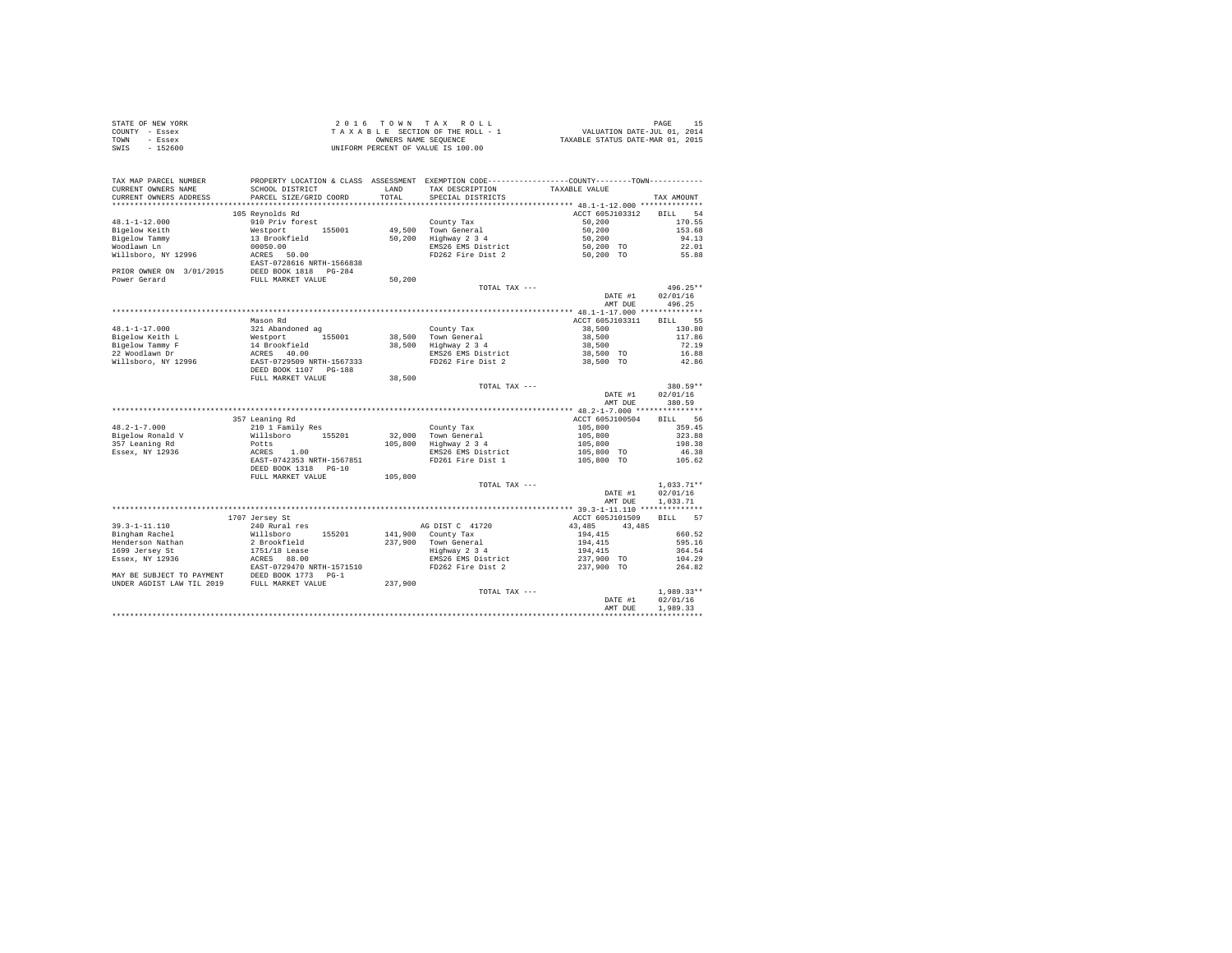STATE OF NEW YORK
COUNTY - Essex
TOWN - Essex
SWIS - 152600

2 0 1 6 T O W N T A X R O L L
T A X A B L E SECTION OF THE ROLL - 1
OWNERS NAME SEQUENCE
UNIFORM PERCENT OF VALUE IS 100.00

VALUATION DATE-JUL 01, 2014
TAXABLE STATUS DATE-MAR 01, 2015

```
TAX MAP PARCEL NUMBER          PROPERTY LOCATION & CLASS  ASSESSMENT  EXEMPTION CODE-----------------COUNTY--------TOWN-----------
CURRENT OWNERS NAME            SCHOOL DISTRICT               LAND      TAX DESCRIPTION            TAXABLE VALUE
CURRENT OWNERS ADDRESS         PARCEL SIZE/GRID COORD        TOTAL     SPECIAL DISTRICTS                                       TAX AMOUNT
************************************************************************************************** 48.1-1-12.000 **************
                              105 Reynolds Rd                                                   ACCT 605J103312     BILL    54
48.1-1-12.000                  910 Priv forest                          County Tax                   50,200                  170.55
Bigelow Keith                  Westport        155001        49,500     Town General                 50,200                  153.68
Bigelow Tammy                  13 Brookfield                 50,200     Highway 2 3 4                50,200                   94.13
Woodlawn Ln                    00050.00                                 EMS26 EMS District           50,200 TO                22.01
Willsboro, NY 12996            ACRES   50.00                            FD262 Fire Dist 2            50,200 TO                55.88
                               EAST-0728616 NRTH-1566838
PRIOR OWNER ON 3/01/2015       DEED BOOK 1818   PG-284
Power Gerard                   FULL MARKET VALUE             50,200
                                                                        TOTAL TAX ---                                     496.25**
                                                                                                   DATE #1      02/01/16
                                                                                                   AMT DUE        496.25
************************************************************************************************** 48.1-1-17.000 **************
                               Mason Rd                                                         ACCT 605J103311     BILL    55
48.1-1-17.000                  321 Abandoned ag                         County Tax                   38,500                  130.80
Bigelow Keith L                Westport        155001        38,500     Town General                 38,500                  117.86
Bigelow Tammy F                14 Brookfield                 38,500     Highway 2 3 4                38,500                   72.19
22 Woodlawn Dr                 ACRES   40.00                            EMS26 EMS District           38,500 TO                16.88
Willsboro, NY 12996            EAST-0729509 NRTH-1567333                FD262 Fire Dist 2            38,500 TO                42.86
                               DEED BOOK 1107   PG-188
                               FULL MARKET VALUE             38,500
                                                                        TOTAL TAX ---                                     380.59**
                                                                                                   DATE #1      02/01/16
                                                                                                   AMT DUE        380.59
************************************************************************************************** 48.2-1-7.000 ***************
                              357 Leaning Rd                                                    ACCT 605J100504     BILL    56
48.2-1-7.000                   210 1 Family Res                         County Tax                  105,800                  359.45
Bigelow Ronald V               Willsboro       155201        32,000     Town General                105,800                  323.88
357 Leaning Rd                 Potts                        105,800     Highway 2 3 4               105,800                  198.38
Essex, NY 12936                ACRES    1.00                            EMS26 EMS District          105,800 TO                46.38
                               EAST-0742353 NRTH-1567851                FD261 Fire Dist 1           105,800 TO               105.62
                               DEED BOOK 1318   PG-10
                               FULL MARKET VALUE            105,800
                                                                        TOTAL TAX ---                                   1,033.71**
                                                                                                   DATE #1      02/01/16
                                                                                                   AMT DUE      1,033.71
************************************************************************************************** 39.3-1-11.110 **************
                             1707 Jersey St                                                     ACCT 605J101509     BILL    57
39.3-1-11.110                  240 Rural res                            AG DIST C  41720           43,485      43,485
Bingham Rachel                 Willsboro       155201       141,900     County Tax                  194,415                  660.52
Henderson Nathan               2 Brookfield                 237,900     Town General                194,415                  595.16
1699 Jersey St                 1751/18 Lease                            Highway 2 3 4               194,415                  364.54
Essex, NY 12936                ACRES   88.00                            EMS26 EMS District          237,900 TO               104.29
                               EAST-0729470 NRTH-1571510                FD262 Fire Dist 2           237,900 TO               264.82
MAY BE SUBJECT TO PAYMENT      DEED BOOK 1773   PG-1
UNDER AGDIST LAW TIL 2019      FULL MARKET VALUE            237,900
                                                                        TOTAL TAX ---                                   1,989.33**
                                                                                                   DATE #1      02/01/16
                                                                                                   AMT DUE      1,989.33
********************************************************************************************************************************
```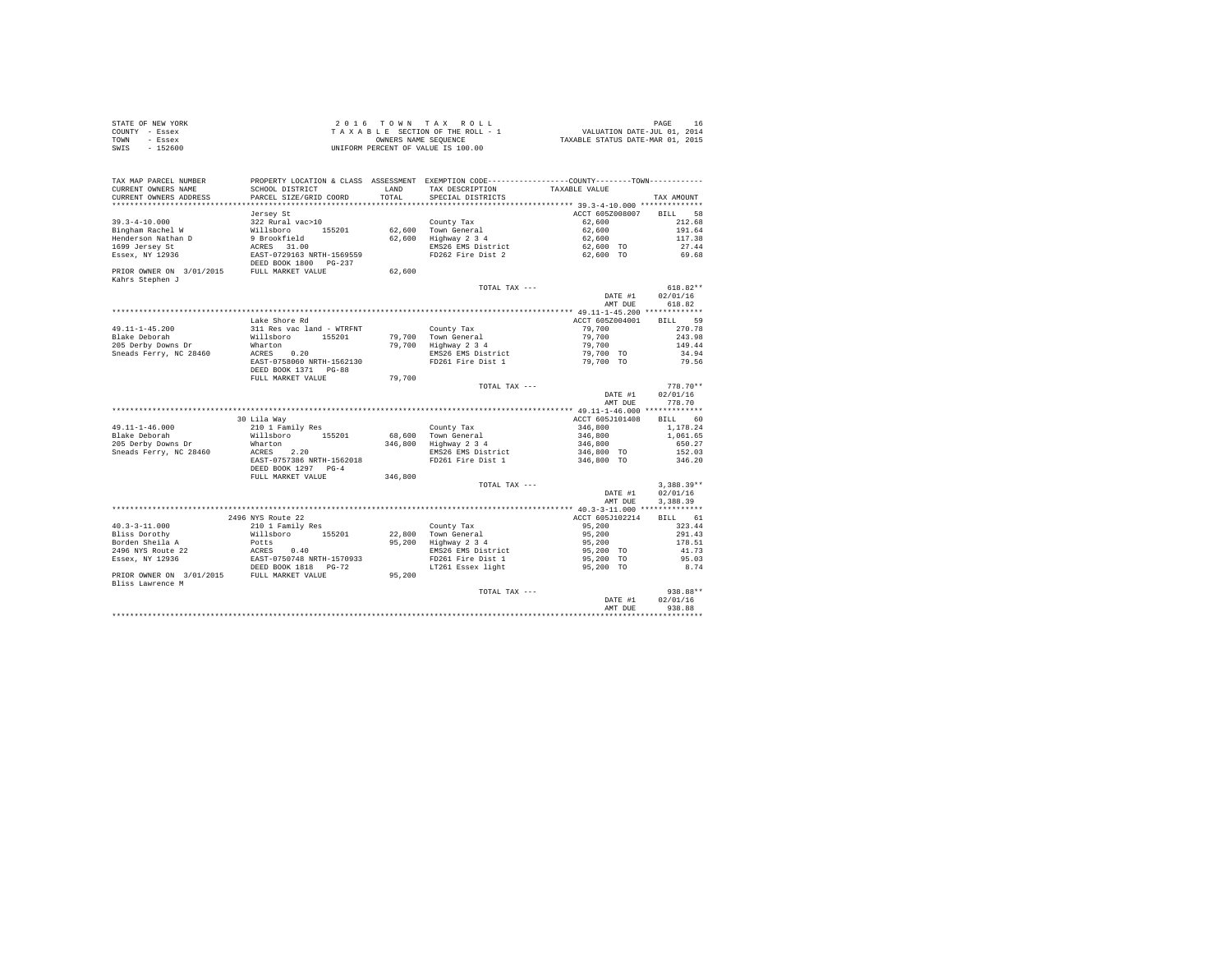STATE OF NEW YORK
COUNTY - Essex
TOWN - Essex
SWIS - 152600

2 0 1 6 T O W N T A X R O L L
T A X A B L E SECTION OF THE ROLL - 1
OWNERS NAME SEQUENCE
UNIFORM PERCENT OF VALUE IS 100.00

VALUATION DATE-JUL 01, 2014
TAXABLE STATUS DATE-MAR 01, 2015

| TAX MAP PARCEL NUMBER / CURRENT OWNERS NAME / CURRENT OWNERS ADDRESS | PROPERTY LOCATION & CLASS / SCHOOL DISTRICT / PARCEL SIZE/GRID COORD | ASSESSMENT LAND / TOTAL | EXEMPTION CODE / TAX DESCRIPTION / SPECIAL DISTRICTS | COUNTY--------TOWN / TAXABLE VALUE | TAX AMOUNT |
|---|---|---|---|---|---|
| **39.3-4-10.000** | Jersey St | | | ACCT 605Z008007 | BILL 58 |
| 39.3-4-10.000 | 322 Rural vac>10 | | County Tax | 62,600 | 212.68 |
| Bingham Rachel W | Willsboro 155201 | 62,600 | Town General | 62,600 | 191.64 |
| Henderson Nathan D | 9 Brookfield | 62,600 | Highway 2 3 4 | 62,600 | 117.38 |
| 1699 Jersey St | ACRES 31.00 | | EMS26 EMS District | 62,600 TO | 27.44 |
| Essex, NY 12936 | EAST-0729163 NRTH-1569559 | | FD262 Fire Dist 2 | 62,600 TO | 69.68 |
| | DEED BOOK 1800 PG-237 | | | | |
| PRIOR OWNER ON 3/01/2015 | FULL MARKET VALUE | 62,600 | | | |
| Kahrs Stephen J | | | | | |
| | | | TOTAL TAX --- | | 618.82** |
| | | | | DATE #1 | 02/01/16 |
| | | | | AMT DUE | 618.82 |
| **49.11-1-45.200** | Lake Shore Rd | | | ACCT 605Z004001 | BILL 59 |
| 49.11-1-45.200 | 311 Res vac land - WTRFNT | | County Tax | 79,700 | 270.78 |
| Blake Deborah | Willsboro 155201 | 79,700 | Town General | 79,700 | 243.98 |
| 205 Derby Downs Dr | Wharton | 79,700 | Highway 2 3 4 | 79,700 | 149.44 |
| Sneads Ferry, NC 28460 | ACRES 0.20 | | EMS26 EMS District | 79,700 TO | 34.94 |
| | EAST-0758060 NRTH-1562130 | | FD261 Fire Dist 1 | 79,700 TO | 79.56 |
| | DEED BOOK 1371 PG-88 | | | | |
| | FULL MARKET VALUE | 79,700 | | | |
| | | | TOTAL TAX --- | | 778.70** |
| | | | | DATE #1 | 02/01/16 |
| | | | | AMT DUE | 778.70 |
| **49.11-1-46.000** | 30 Lila Way | | | ACCT 605J101408 | BILL 60 |
| 49.11-1-46.000 | 210 1 Family Res | | County Tax | 346,800 | 1,178.24 |
| Blake Deborah | Willsboro 155201 | 68,600 | Town General | 346,800 | 1,061.65 |
| 205 Derby Downs Dr | Wharton | 346,800 | Highway 2 3 4 | 346,800 | 650.27 |
| Sneads Ferry, NC 28460 | ACRES 2.20 | | EMS26 EMS District | 346,800 TO | 152.03 |
| | EAST-0757386 NRTH-1562018 | | FD261 Fire Dist 1 | 346,800 TO | 346.20 |
| | DEED BOOK 1297 PG-4 | | | | |
| | FULL MARKET VALUE | 346,800 | | | |
| | | | TOTAL TAX --- | | 3,388.39** |
| | | | | DATE #1 | 02/01/16 |
| | | | | AMT DUE | 3,388.39 |
| **40.3-3-11.000** | 2496 NYS Route 22 | | | ACCT 605J102214 | BILL 61 |
| 40.3-3-11.000 | 210 1 Family Res | | County Tax | 95,200 | 323.44 |
| Bliss Dorothy | Willsboro 155201 | 22,800 | Town General | 95,200 | 291.43 |
| Borden Sheila A | Potts | 95,200 | Highway 2 3 4 | 95,200 | 178.51 |
| 2496 NYS Route 22 | ACRES 0.40 | | EMS26 EMS District | 95,200 TO | 41.73 |
| Essex, NY 12936 | EAST-0750748 NRTH-1570933 | | FD261 Fire Dist 1 | 95,200 TO | 95.03 |
| | DEED BOOK 1818 PG-72 | | LT261 Essex light | 95,200 TO | 8.74 |
| PRIOR OWNER ON 3/01/2015 | FULL MARKET VALUE | 95,200 | | | |
| Bliss Lawrence M | | | | | |
| | | | TOTAL TAX --- | | 938.88** |
| | | | | DATE #1 | 02/01/16 |
| | | | | AMT DUE | 938.88 |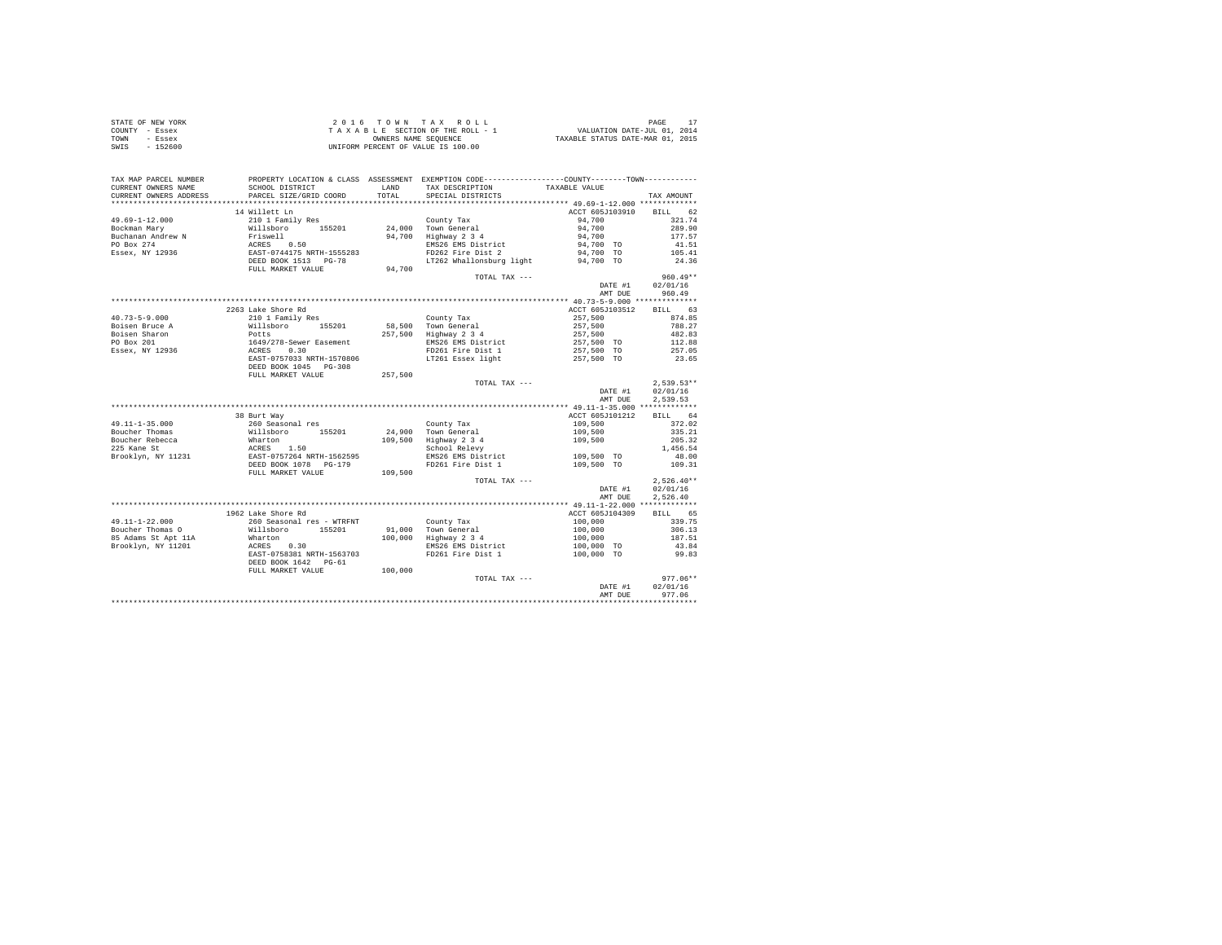STATE OF NEW YORK | COUNTY - Essex | TOWN - Essex | SWIS - 152600

**2016 TOWN TAX ROLL**
TAXABLE SECTION OF THE ROLL - 1
OWNERS NAME SEQUENCE
UNIFORM PERCENT OF VALUE IS 100.00

VALUATION DATE-JUL 01, 2014
TAXABLE STATUS DATE-MAR 01, 2015

| TAX MAP PARCEL NUMBER / CURRENT OWNERS NAME / CURRENT OWNERS ADDRESS | PROPERTY LOCATION & CLASS / SCHOOL DISTRICT / PARCEL SIZE/GRID COORD | ASSESSMENT LAND / TOTAL | EXEMPTION CODE / TAX DESCRIPTION / SPECIAL DISTRICTS | TAXABLE VALUE | TAX AMOUNT |
|---|---|---|---|---|---|
| 49.69-1-12.000 | 14 Willett Ln | | | ACCT 605J103910 | BILL 62 |
| Bockman Mary | 210 1 Family Res | | County Tax | 94,700 | 321.74 |
| Buchanan Andrew N | Willsboro 155201 | 24,000 | Town General | 94,700 | 289.90 |
| PO Box 274 | Friswell | 94,700 | Highway 2 3 4 | 94,700 | 177.57 |
| Essex, NY 12936 | ACRES 0.50 | | EMS26 EMS District | 94,700 TO | 41.51 |
| | EAST-0744175 NRTH-1555283 | | FD262 Fire Dist 2 | 94,700 TO | 105.41 |
| | DEED BOOK 1513 PG-78 | | LT262 Whallonsburg light | 94,700 TO | 24.36 |
| | FULL MARKET VALUE | 94,700 | | | |
| | | | TOTAL TAX --- | | 960.49** |
| | | | | DATE #1 | 02/01/16 |
| | | | | AMT DUE | 960.49 |
| 40.73-5-9.000 | 2263 Lake Shore Rd | | | ACCT 605J103512 | BILL 63 |
| Boisen Bruce A | 210 1 Family Res | | County Tax | 257,500 | 874.85 |
| Boisen Sharon | Willsboro 155201 | 58,500 | Town General | 257,500 | 788.27 |
| PO Box 201 | Potts | 257,500 | Highway 2 3 4 | 257,500 | 482.83 |
| Essex, NY 12936 | 1649/278-Sewer Easement | | EMS26 EMS District | 257,500 TO | 112.88 |
| | ACRES 0.30 | | FD261 Fire Dist 1 | 257,500 TO | 257.05 |
| | EAST-0757033 NRTH-1570806 | | LT261 Essex light | 257,500 TO | 23.65 |
| | DEED BOOK 1045 PG-308 | | | | |
| | FULL MARKET VALUE | 257,500 | | | |
| | | | TOTAL TAX --- | | 2,539.53** |
| | | | | DATE #1 | 02/01/16 |
| | | | | AMT DUE | 2,539.53 |
| 49.11-1-35.000 | 38 Burt Way | | | ACCT 605J101212 | BILL 64 |
| Boucher Thomas | 260 Seasonal res | | County Tax | 109,500 | 372.02 |
| Boucher Rebecca | Willsboro 155201 | 24,900 | Town General | 109,500 | 335.21 |
| 225 Kane St | Wharton | 109,500 | Highway 2 3 4 | 109,500 | 205.32 |
| Brooklyn, NY 11231 | ACRES 1.50 | | School Relevy | | 1,456.54 |
| | EAST-0757264 NRTH-1562595 | | EMS26 EMS District | 109,500 TO | 48.00 |
| | DEED BOOK 1078 PG-179 | | FD261 Fire Dist 1 | 109,500 TO | 109.31 |
| | FULL MARKET VALUE | 109,500 | | | |
| | | | TOTAL TAX --- | | 2,526.40** |
| | | | | DATE #1 | 02/01/16 |
| | | | | AMT DUE | 2,526.40 |
| 49.11-1-22.000 | 1962 Lake Shore Rd | | | ACCT 605J104309 | BILL 65 |
| Boucher Thomas O | 260 Seasonal res - WTRFNT | | County Tax | 100,000 | 339.75 |
| 85 Adams St Apt 11A | Willsboro 155201 | 91,000 | Town General | 100,000 | 306.13 |
| Brooklyn, NY 11201 | Wharton | 100,000 | Highway 2 3 4 | 100,000 | 187.51 |
| | ACRES 0.30 | | EMS26 EMS District | 100,000 TO | 43.84 |
| | EAST-0758381 NRTH-1563703 | | FD261 Fire Dist 1 | 100,000 TO | 99.83 |
| | DEED BOOK 1642 PG-61 | | | | |
| | FULL MARKET VALUE | 100,000 | | | |
| | | | TOTAL TAX --- | | 977.06** |
| | | | | DATE #1 | 02/01/16 |
| | | | | AMT DUE | 977.06 |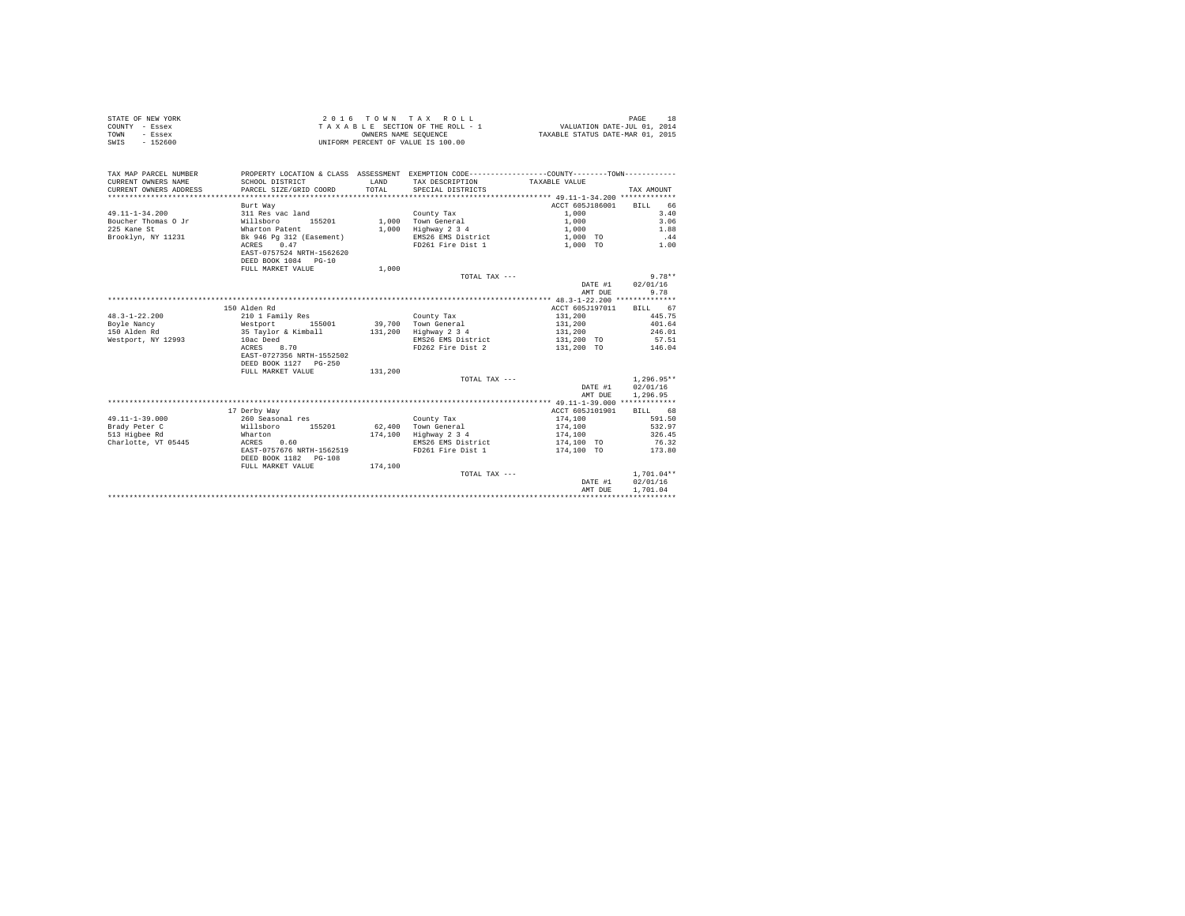STATE OF NEW YORK
COUNTY - Essex
TOWN - Essex
SWIS - 152600

2016 TOWN TAX ROLL
TAXABLE SECTION OF THE ROLL - 1
OWNERS NAME SEQUENCE
UNIFORM PERCENT OF VALUE IS 100.00

VALUATION DATE-JUL 01, 2014
TAXABLE STATUS DATE-MAR 01, 2015

| TAX MAP PARCEL NUMBER / CURRENT OWNERS NAME / CURRENT OWNERS ADDRESS | PROPERTY LOCATION & CLASS / SCHOOL DISTRICT / PARCEL SIZE/GRID COORD | ASSESSMENT LAND / TOTAL | EXEMPTION CODE / TAX DESCRIPTION / SPECIAL DISTRICTS | COUNTY--------TOWN / TAXABLE VALUE | TAX AMOUNT |
|---|---|---|---|---|---|
| 49.11-1-34.200 | Burt Way | | | ACCT 605J186001 | BILL 66 |
| | 311 Res vac land | | County Tax | 1,000 | 3.40 |
| Boucher Thomas O Jr | Willsboro 155201 | 1,000 | Town General | 1,000 | 3.06 |
| 225 Kane St | Wharton Patent | 1,000 | Highway 2 3 4 | 1,000 | 1.88 |
| Brooklyn, NY 11231 | Bk 946 Pg 312 (Easement) | | EMS26 EMS District | 1,000 TO | .44 |
| | ACRES 0.47 | | FD261 Fire Dist 1 | 1,000 TO | 1.00 |
| | EAST-0757524 NRTH-1562620 | | | | |
| | DEED BOOK 1084 PG-10 | | | | |
| | FULL MARKET VALUE | 1,000 | | | |
| | | | TOTAL TAX --- | | 9.78** |
| | | | | DATE #1 | 02/01/16 |
| | | | | AMT DUE | 9.78 |
| 48.3-1-22.200 | 150 Alden Rd | | | ACCT 605J197011 | BILL 67 |
| | 210 1 Family Res | | County Tax | 131,200 | 445.75 |
| Boyle Nancy | Westport 155001 | 39,700 | Town General | 131,200 | 401.64 |
| 150 Alden Rd | 35 Taylor & Kimball | 131,200 | Highway 2 3 4 | 131,200 | 246.01 |
| Westport, NY 12993 | 10ac Deed | | EMS26 EMS District | 131,200 TO | 57.51 |
| | ACRES 8.70 | | FD262 Fire Dist 2 | 131,200 TO | 146.04 |
| | EAST-0727356 NRTH-1552502 | | | | |
| | DEED BOOK 1127 PG-250 | | | | |
| | FULL MARKET VALUE | 131,200 | | | |
| | | | TOTAL TAX --- | | 1,296.95** |
| | | | | DATE #1 | 02/01/16 |
| | | | | AMT DUE | 1,296.95 |
| 49.11-1-39.000 | 17 Derby Way | | | ACCT 605J101901 | BILL 68 |
| | 260 Seasonal res | | County Tax | 174,100 | 591.50 |
| Brady Peter C | Willsboro 155201 | 62,400 | Town General | 174,100 | 532.97 |
| 513 Higbee Rd | Wharton | 174,100 | Highway 2 3 4 | 174,100 | 326.45 |
| Charlotte, VT 05445 | ACRES 0.60 | | EMS26 EMS District | 174,100 TO | 76.32 |
| | EAST-0757676 NRTH-1562519 | | FD261 Fire Dist 1 | 174,100 TO | 173.80 |
| | DEED BOOK 1182 PG-108 | | | | |
| | FULL MARKET VALUE | 174,100 | | | |
| | | | TOTAL TAX --- | | 1,701.04** |
| | | | | DATE #1 | 02/01/16 |
| | | | | AMT DUE | 1,701.04 |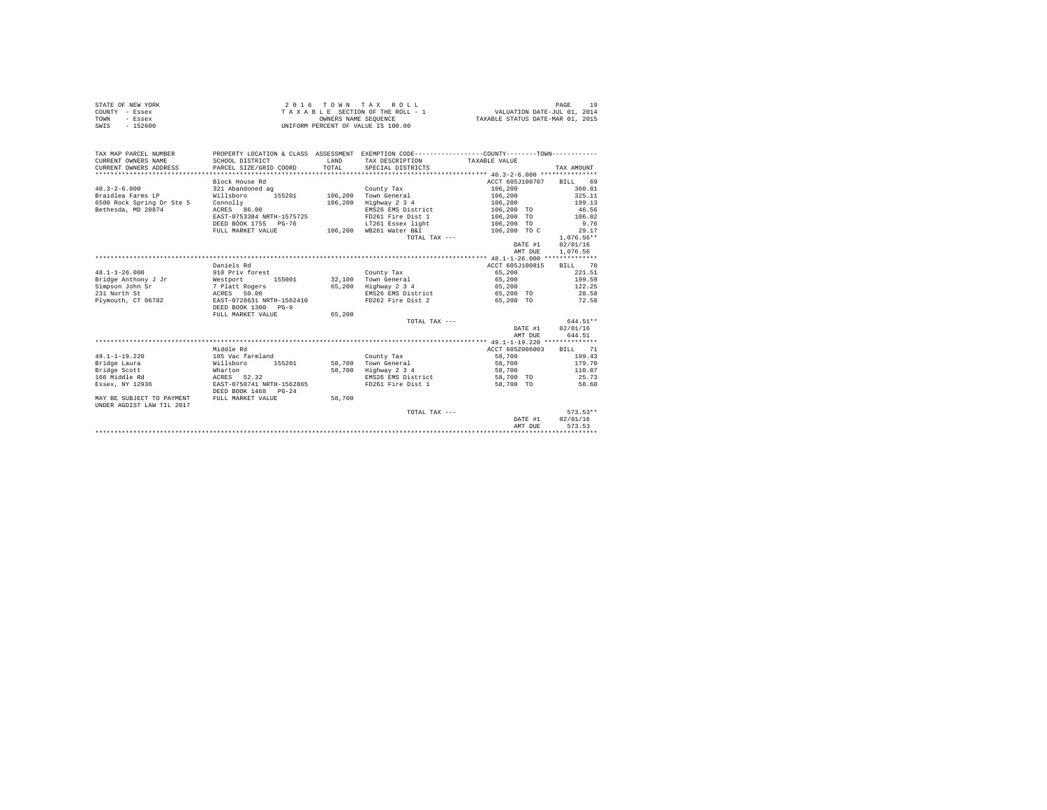STATE OF NEW YORK
COUNTY - Essex
TOWN - Essex
SWIS - 152600

2 0 1 6 T O W N T A X R O L L
T A X A B L E SECTION OF THE ROLL - 1
OWNERS NAME SEQUENCE
UNIFORM PERCENT OF VALUE IS 100.00

VALUATION DATE-JUL 01, 2014
TAXABLE STATUS DATE-MAR 01, 2015

| TAX MAP PARCEL NUMBER / CURRENT OWNERS NAME / CURRENT OWNERS ADDRESS | PROPERTY LOCATION & CLASS / SCHOOL DISTRICT / PARCEL SIZE/GRID COORD | ASSESSMENT LAND / TOTAL | EXEMPTION CODE / TAX DESCRIPTION / SPECIAL DISTRICTS | COUNTY/TOWN TAXABLE VALUE | TAX AMOUNT |
|---|---|---|---|---|---|
| **40.3-2-6.000** | Block House Rd | | | ACCT 605J100707 | BILL 69 |
| 40.3-2-6.000 | 321 Abandoned ag | | County Tax | 106,200 | 360.81 |
| Braidlea Farms LP | Willsboro 155201 | 106,200 | Town General | 106,200 | 325.11 |
| 6500 Rock Spring Dr Ste 5 | Connolly | 106,200 | Highway 2 3 4 | 106,200 | 199.13 |
| Bethesda, MD 20874 | ACRES 86.00 | | EMS26 EMS District | 106,200 TO | 46.56 |
| | EAST-0753384 NRTH-1575725 | | FD261 Fire Dist 1 | 106,200 TO | 106.02 |
| | DEED BOOK 1755 PG-76 | | LT261 Essex light | 106,200 TO | 9.76 |
| | FULL MARKET VALUE | 106,200 | WB261 Water B&I | 106,200 TO C | 29.17 |
| | | | TOTAL TAX --- | | 1,076.56** |
| | | | | DATE #1 | 02/01/16 |
| | | | | AMT DUE | 1,076.56 |
| **48.1-1-26.000** | Daniels Rd | | | ACCT 605J100815 | BILL 70 |
| 48.1-1-26.000 | 910 Priv forest | | County Tax | 65,200 | 221.51 |
| Bridge Anthony J Jr | Westport 155001 | 32,100 | Town General | 65,200 | 199.59 |
| Simpson John Sr | 7 Platt Rogers | 65,200 | Highway 2 3 4 | 65,200 | 122.25 |
| 231 North St | ACRES 50.00 | | EMS26 EMS District | 65,200 TO | 28.58 |
| Plymouth, CT 06782 | EAST-0728631 NRTH-1562410 | | FD262 Fire Dist 2 | 65,200 TO | 72.58 |
| | DEED BOOK 1300 PG-9 | | | | |
| | FULL MARKET VALUE | 65,200 | | | |
| | | | TOTAL TAX --- | | 644.51** |
| | | | | DATE #1 | 02/01/16 |
| | | | | AMT DUE | 644.51 |
| **49.1-1-19.220** | Middle Rd | | | ACCT 605Z006003 | BILL 71 |
| 49.1-1-19.220 | 105 Vac farmland | | County Tax | 58,700 | 199.43 |
| Bridge Laura | Willsboro 155201 | 58,700 | Town General | 58,700 | 179.70 |
| Bridge Scott | Wharton | 58,700 | Highway 2 3 4 | 58,700 | 110.07 |
| 166 Middle Rd | ACRES 52.32 | | EMS26 EMS District | 58,700 TO | 25.73 |
| Essex, NY 12936 | EAST-0750741 NRTH-1562865 | | FD261 Fire Dist 1 | 58,700 TO | 58.60 |
| | DEED BOOK 1468 PG-24 | | | | |
| MAY BE SUBJECT TO PAYMENT | FULL MARKET VALUE | 58,700 | | | |
| UNDER AGDIST LAW TIL 2017 | | | | | |
| | | | TOTAL TAX --- | | 573.53** |
| | | | | DATE #1 | 02/01/16 |
| | | | | AMT DUE | 573.53 |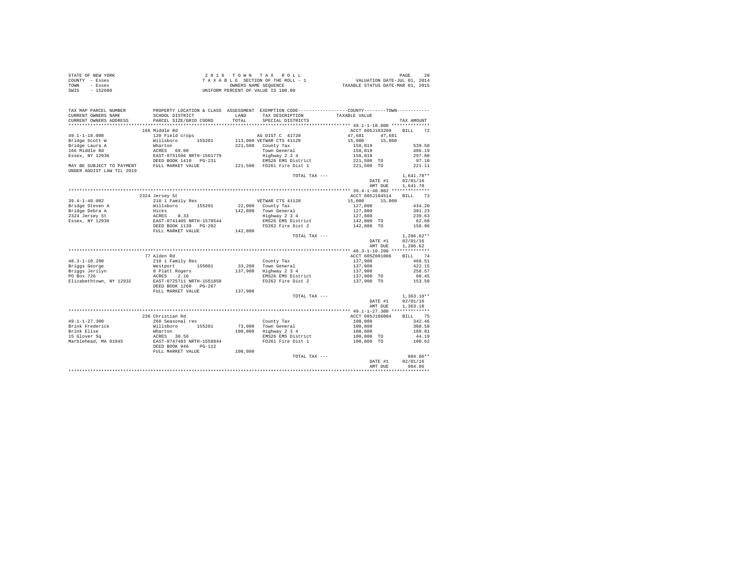STATE OF NEW YORK
COUNTY - Essex
TOWN - Essex
SWIS - 152600

2 0 1 6 T O W N T A X R O L L
T A X A B L E SECTION OF THE ROLL - 1
OWNERS NAME SEQUENCE
UNIFORM PERCENT OF VALUE IS 100.00

VALUATION DATE-JUL 01, 2014
TAXABLE STATUS DATE-MAR 01, 2015

| TAX MAP PARCEL NUMBER / CURRENT OWNERS NAME / CURRENT OWNERS ADDRESS | PROPERTY LOCATION & CLASS / SCHOOL DISTRICT / PARCEL SIZE/GRID COORD | ASSESSMENT LAND / TOTAL | EXEMPTION CODE / TAX DESCRIPTION / SPECIAL DISTRICTS | COUNTY TAXABLE VALUE | TOWN | TAX AMOUNT |
|---|---|---|---|---|---|---|
| 49.1-1-18.000 | 166 Middle Rd | | | ACCT 605J103209 | | BILL 72 |
| | 120 Field crops | | AG DIST C 41720 | 47,681 | 47,681 | |
| Bridge Scott W | Willsboro 155201 | 113,000 | VETWAR CTS 41120 | 15,000 | 15,000 | |
| Bridge Laura A | Wharton | 221,500 | County Tax | 158,819 | | 539.58 |
| 166 Middle Rd | ACRES 69.00 | | Town General | 158,819 | | 486.19 |
| Essex, NY 12936 | EAST-0751596 NRTH-1561779 | | Highway 2 3 4 | 158,819 | | 297.80 |
| | DEED BOOK 1410 PG-231 | | EMS26 EMS District | 221,500 TO | | 97.10 |
| MAY BE SUBJECT TO PAYMENT UNDER AGDIST LAW TIL 2019 | FULL MARKET VALUE | 221,500 | FD261 Fire Dist 1 | 221,500 TO | | 221.11 |
| | | | TOTAL TAX --- | | | 1,641.78** |
| | | | | | DATE #1 | 02/01/16 |
| | | | | | AMT DUE | 1,641.78 |
| 39.4-1-40.002 | 2324 Jersey St | | | ACCT 605J104514 | | BILL 73 |
| | 210 1 Family Res | | VETWAR CTS 41120 | 15,000 | 15,000 | |
| Bridge Steven A | Willsboro 155201 | 22,000 | County Tax | 127,800 | | 434.20 |
| Bridge Debra A | Hicks | 142,800 | Town General | 127,800 | | 391.23 |
| 2324 Jersey St | ACRES 0.33 | | Highway 2 3 4 | 127,800 | | 239.63 |
| Essex, NY 12936 | EAST-0741405 NRTH-1570544 | | EMS26 EMS District | 142,800 TO | | 62.60 |
| | DEED BOOK 1139 PG-202 | | FD262 Fire Dist 2 | 142,800 TO | | 158.96 |
| | FULL MARKET VALUE | 142,800 | | | | |
| | | | TOTAL TAX --- | | | 1,286.62** |
| | | | | | DATE #1 | 02/01/16 |
| | | | | | AMT DUE | 1,286.62 |
| 48.3-1-10.200 | 77 Alden Rd | | | ACCT 605Z001006 | | BILL 74 |
| | 210 1 Family Res | | County Tax | 137,900 | | 468.51 |
| Briggs George | Westport 155001 | 33,200 | Town General | 137,900 | | 422.15 |
| Briggs Jerilyn | 8 Platt Rogers | 137,900 | Highway 2 3 4 | 137,900 | | 258.57 |
| PO Box 726 | ACRES 2.16 | | EMS26 EMS District | 137,900 TO | | 60.45 |
| Elizabethtown, NY 12932 | EAST-0725711 NRTH-1551858 | | FD262 Fire Dist 2 | 137,900 TO | | 153.50 |
| | DEED BOOK 1260 PG-267 | | | | | |
| | FULL MARKET VALUE | 137,900 | | | | |
| | | | TOTAL TAX --- | | | 1,363.18** |
| | | | | | DATE #1 | 02/01/16 |
| | | | | | AMT DUE | 1,363.18 |
| 49.1-1-27.300 | 236 Christian Rd | | | ACCT 605J186004 | | BILL 75 |
| | 260 Seasonal res | | County Tax | 100,800 | | 342.46 |
| Brink Frederick | Willsboro 155201 | 73,000 | Town General | 100,800 | | 308.58 |
| Brink Elise | Wharton | 100,800 | Highway 2 3 4 | 100,800 | | 189.01 |
| 15 Glover Sq | ACRES 30.56 | | EMS26 EMS District | 100,800 TO | | 44.19 |
| Marblehead, MA 01945 | EAST-0747483 NRTH-1558844 | | FD261 Fire Dist 1 | 100,800 TO | | 100.62 |
| | DEED BOOK 946 PG-112 | | | | | |
| | FULL MARKET VALUE | 100,800 | | | | |
| | | | TOTAL TAX --- | | | 984.86** |
| | | | | | DATE #1 | 02/01/16 |
| | | | | | AMT DUE | 984.86 |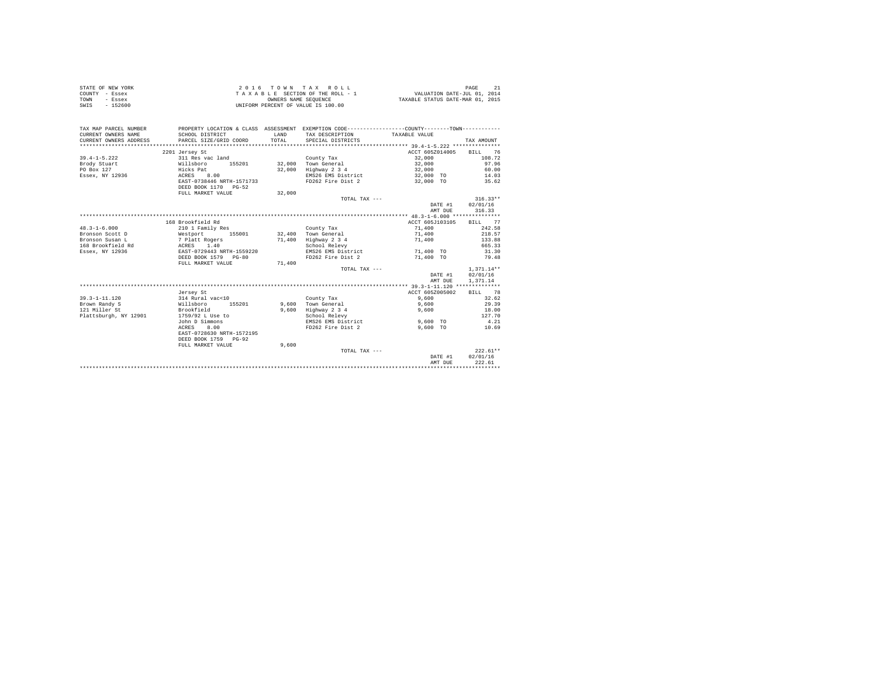STATE OF NEW YORK
COUNTY - Essex
TOWN - Essex
SWIS - 152600

2016 TOWN TAX ROLL
TAXABLE SECTION OF THE ROLL - 1
OWNERS NAME SEQUENCE
UNIFORM PERCENT OF VALUE IS 100.00

VALUATION DATE-JUL 01, 2014
TAXABLE STATUS DATE-MAR 01, 2015

| TAX MAP PARCEL NUMBER / CURRENT OWNERS NAME / CURRENT OWNERS ADDRESS | PROPERTY LOCATION & CLASS / SCHOOL DISTRICT / PARCEL SIZE/GRID COORD | ASSESSMENT LAND / TOTAL | EXEMPTION CODE / TAX DESCRIPTION / SPECIAL DISTRICTS | COUNTY / TOWN TAXABLE VALUE | TAX AMOUNT |
|---|---|---|---|---|---|
| **39.4-1-5.222** | 2201 Jersey St | | | ACCT 605Z014005 | BILL 76 |
| 39.4-1-5.222 | 311 Res vac land | | County Tax | 32,000 | 108.72 |
| Brody Stuart | Willsboro 155201 | 32,000 | Town General | 32,000 | 97.96 |
| PO Box 127 | Hicks Pat | 32,000 | Highway 2 3 4 | 32,000 | 60.00 |
| Essex, NY 12936 | ACRES 8.00 | | EMS26 EMS District | 32,000 TO | 14.03 |
| | EAST-0738446 NRTH-1571733 | | FD262 Fire Dist 2 | 32,000 TO | 35.62 |
| | DEED BOOK 1170 PG-52 | | | | |
| | FULL MARKET VALUE | 32,000 | | | |
| | | | TOTAL TAX --- | | 316.33** |
| | | | | DATE #1 | 02/01/16 |
| | | | | AMT DUE | 316.33 |
| **48.3-1-6.000** | 168 Brookfield Rd | | | ACCT 605J103105 | BILL 77 |
| 48.3-1-6.000 | 210 1 Family Res | | County Tax | 71,400 | 242.58 |
| Bronson Scott D | Westport 155001 | 32,400 | Town General | 71,400 | 218.57 |
| Bronson Susan L | 7 Platt Rogers | 71,400 | Highway 2 3 4 | 71,400 | 133.88 |
| 168 Brookfield Rd | ACRES 1.40 | | School Relevy | | 665.33 |
| Essex, NY 12936 | EAST-0729443 NRTH-1559220 | | EMS26 EMS District | 71,400 TO | 31.30 |
| | DEED BOOK 1579 PG-80 | | FD262 Fire Dist 2 | 71,400 TO | 79.48 |
| | FULL MARKET VALUE | 71,400 | | | |
| | | | TOTAL TAX --- | | 1,371.14** |
| | | | | DATE #1 | 02/01/16 |
| | | | | AMT DUE | 1,371.14 |
| **39.3-1-11.120** | Jersey St | | | ACCT 605Z005002 | BILL 78 |
| 39.3-1-11.120 | 314 Rural vac<10 | | County Tax | 9,600 | 32.62 |
| Brown Randy S | Willsboro 155201 | 9,600 | Town General | 9,600 | 29.39 |
| 121 Miller St | Brookfield | 9,600 | Highway 2 3 4 | 9,600 | 18.00 |
| Plattsburgh, NY 12901 | 1759/92 L Use to | | School Relevy | | 127.70 |
| | John D Simmons | | EMS26 EMS District | 9,600 TO | 4.21 |
| | ACRES 8.00 | | FD262 Fire Dist 2 | 9,600 TO | 10.69 |
| | EAST-0728630 NRTH-1572195 | | | | |
| | DEED BOOK 1759 PG-92 | | | | |
| | FULL MARKET VALUE | 9,600 | | | |
| | | | TOTAL TAX --- | | 222.61** |
| | | | | DATE #1 | 02/01/16 |
| | | | | AMT DUE | 222.61 |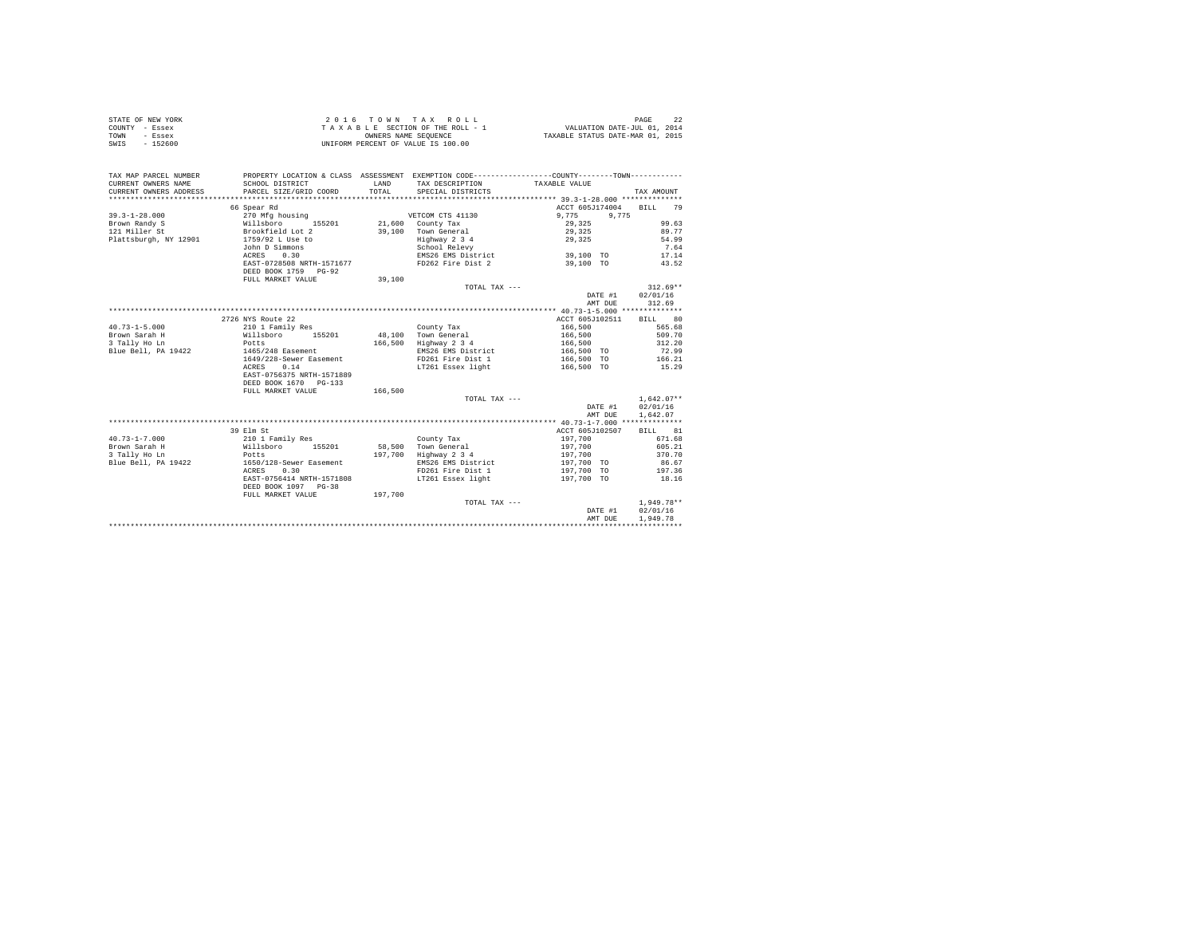STATE OF NEW YORK — 2016 TOWN TAX ROLL — PAGE 22
COUNTY - Essex — TAXABLE SECTION OF THE ROLL - 1 — VALUATION DATE-JUL 01, 2014
TOWN - Essex — OWNERS NAME SEQUENCE — TAXABLE STATUS DATE-MAR 01, 2015
SWIS - 152600 — UNIFORM PERCENT OF VALUE IS 100.00

| TAX MAP PARCEL NUMBER / CURRENT OWNERS NAME / CURRENT OWNERS ADDRESS | PROPERTY LOCATION & CLASS / SCHOOL DISTRICT / PARCEL SIZE/GRID COORD | ASSESSMENT LAND / TOTAL | EXEMPTION CODE / TAX DESCRIPTION / SPECIAL DISTRICTS | COUNTY / TOWN TAXABLE VALUE | TAX AMOUNT |
|---|---|---|---|---|---|
| **39.3-1-28.000** | 66 Spear Rd | | | ACCT 605J174004 | BILL 79 |
| 39.3-1-28.000 | 270 Mfg housing | | VETCOM CTS 41130 | 9,775 9,775 | |
| Brown Randy S | Willsboro 155201 | 21,600 | County Tax | 29,325 | 99.63 |
| 121 Miller St | Brookfield Lot 2 | 39,100 | Town General | 29,325 | 89.77 |
| Plattsburgh, NY 12901 | 1759/92 L Use to | | Highway 2 3 4 | 29,325 | 54.99 |
| | John D Simmons | | School Relevy | | 7.64 |
| | ACRES 0.30 | | EMS26 EMS District | 39,100 TO | 17.14 |
| | EAST-0728508 NRTH-1571677 | | FD262 Fire Dist 2 | 39,100 TO | 43.52 |
| | DEED BOOK 1759 PG-92 | | | | |
| | FULL MARKET VALUE | 39,100 | | | |
| | | | TOTAL TAX --- | | 312.69** |
| | | | | DATE #1 | 02/01/16 |
| | | | | AMT DUE | 312.69 |
| **40.73-1-5.000** | 2726 NYS Route 22 | | | ACCT 605J102511 | BILL 80 |
| 40.73-1-5.000 | 210 1 Family Res | | County Tax | 166,500 | 565.68 |
| Brown Sarah H | Willsboro 155201 | 48,100 | Town General | 166,500 | 509.70 |
| 3 Tally Ho Ln | Potts | 166,500 | Highway 2 3 4 | 166,500 | 312.20 |
| Blue Bell, PA 19422 | 1465/248 Easement | | EMS26 EMS District | 166,500 TO | 72.99 |
| | 1649/228-Sewer Easement | | FD261 Fire Dist 1 | 166,500 TO | 166.21 |
| | ACRES 0.14 | | LT261 Essex light | 166,500 TO | 15.29 |
| | EAST-0756375 NRTH-1571889 | | | | |
| | DEED BOOK 1670 PG-133 | | | | |
| | FULL MARKET VALUE | 166,500 | | | |
| | | | TOTAL TAX --- | | 1,642.07** |
| | | | | DATE #1 | 02/01/16 |
| | | | | AMT DUE | 1,642.07 |
| **40.73-1-7.000** | 39 Elm St | | | ACCT 605J102507 | BILL 81 |
| 40.73-1-7.000 | 210 1 Family Res | | County Tax | 197,700 | 671.68 |
| Brown Sarah H | Willsboro 155201 | 58,500 | Town General | 197,700 | 605.21 |
| 3 Tally Ho Ln | Potts | 197,700 | Highway 2 3 4 | 197,700 | 370.70 |
| Blue Bell, PA 19422 | 1650/128-Sewer Easement | | EMS26 EMS District | 197,700 TO | 86.67 |
| | ACRES 0.30 | | FD261 Fire Dist 1 | 197,700 TO | 197.36 |
| | EAST-0756414 NRTH-1571808 | | LT261 Essex light | 197,700 TO | 18.16 |
| | DEED BOOK 1097 PG-38 | | | | |
| | FULL MARKET VALUE | 197,700 | | | |
| | | | TOTAL TAX --- | | 1,949.78** |
| | | | | DATE #1 | 02/01/16 |
| | | | | AMT DUE | 1,949.78 |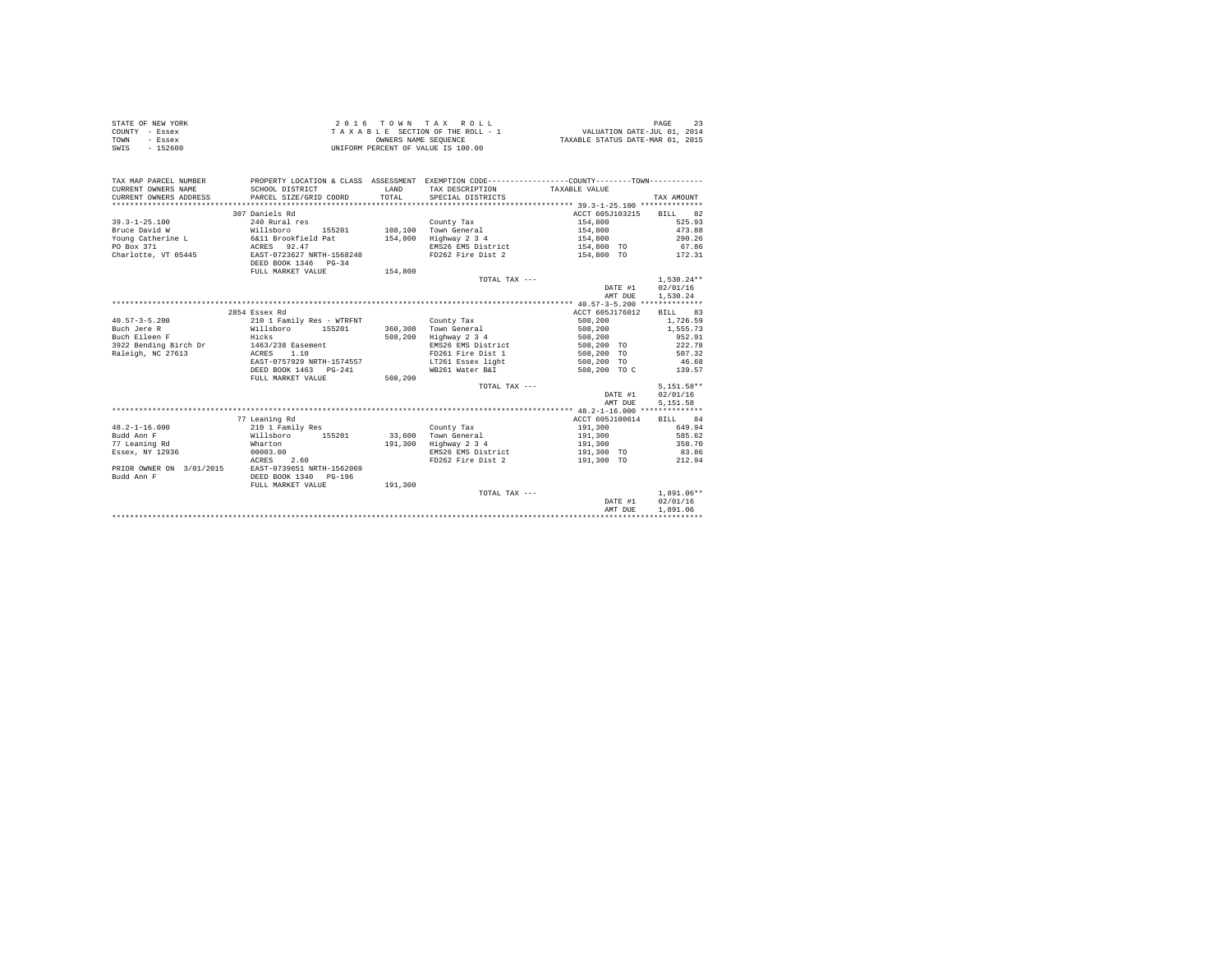STATE OF NEW YORK
COUNTY - Essex
TOWN - Essex
SWIS - 152600

2 0 1 6 T O W N T A X R O L L
T A X A B L E SECTION OF THE ROLL - 1
OWNERS NAME SEQUENCE
UNIFORM PERCENT OF VALUE IS 100.00

VALUATION DATE-JUL 01, 2014
TAXABLE STATUS DATE-MAR 01, 2015

| TAX MAP PARCEL NUMBER / CURRENT OWNERS NAME / CURRENT OWNERS ADDRESS | PROPERTY LOCATION & CLASS / SCHOOL DISTRICT / PARCEL SIZE/GRID COORD | ASSESSMENT LAND / TOTAL | EXEMPTION CODE / TAX DESCRIPTION / SPECIAL DISTRICTS | COUNTY--------TOWN TAXABLE VALUE | TAX AMOUNT |
|---|---|---|---|---|---|
| 39.3-1-25.100 | 307 Daniels Rd | | | ACCT 605J103215 | BILL 82 |
| Bruce David W | 240 Rural res | | County Tax | 154,800 | 525.93 |
| Young Catherine L | Willsboro 155201 | 108,100 | Town General | 154,800 | 473.88 |
| PO Box 371 | 6&11 Brookfield Pat | 154,800 | Highway 2 3 4 | 154,800 | 290.26 |
| Charlotte, VT 05445 | ACRES 92.47 | | EMS26 EMS District | 154,800 TO | 67.86 |
| | EAST-0723627 NRTH-1568248 | | FD262 Fire Dist 2 | 154,800 TO | 172.31 |
| | DEED BOOK 1346 PG-34 | | | | |
| | FULL MARKET VALUE | 154,800 | | | |
| | | | TOTAL TAX --- | | 1,530.24** |
| | | | | DATE #1 | 02/01/16 |
| | | | | AMT DUE | 1,530.24 |
| 40.57-3-5.200 | 2854 Essex Rd | | | ACCT 605J176012 | BILL 83 |
| Buch Jere R | 210 1 Family Res - WTRFNT | | County Tax | 508,200 | 1,726.59 |
| Buch Eileen F | Willsboro 155201 | 360,300 | Town General | 508,200 | 1,555.73 |
| 3922 Bending Birch Dr | Hicks | 508,200 | Highway 2 3 4 | 508,200 | 952.91 |
| Raleigh, NC 27613 | 1463/238 Easement | | EMS26 EMS District | 508,200 TO | 222.78 |
| | ACRES 1.10 | | FD261 Fire Dist 1 | 508,200 TO | 507.32 |
| | EAST-0757929 NRTH-1574557 | | LT261 Essex light | 508,200 TO | 46.68 |
| | DEED BOOK 1463 PG-241 | | WB261 Water B&I | 508,200 TO C | 139.57 |
| | FULL MARKET VALUE | 508,200 | | | |
| | | | TOTAL TAX --- | | 5,151.58** |
| | | | | DATE #1 | 02/01/16 |
| | | | | AMT DUE | 5,151.58 |
| 48.2-1-16.000 | 77 Leaning Rd | | | ACCT 605J100614 | BILL 84 |
| Budd Ann F | 210 1 Family Res | | County Tax | 191,300 | 649.94 |
| 77 Leaning Rd | Willsboro 155201 | 33,600 | Town General | 191,300 | 585.62 |
| Essex, NY 12936 | Wharton | 191,300 | Highway 2 3 4 | 191,300 | 358.70 |
| | 00003.00 | | EMS26 EMS District | 191,300 TO | 83.86 |
| | ACRES 2.60 | | FD262 Fire Dist 2 | 191,300 TO | 212.94 |
| PRIOR OWNER ON 3/01/2015 | EAST-0739651 NRTH-1562069 | | | | |
| Budd Ann F | DEED BOOK 1340 PG-196 | | | | |
| | FULL MARKET VALUE | 191,300 | | | |
| | | | TOTAL TAX --- | | 1,891.06** |
| | | | | DATE #1 | 02/01/16 |
| | | | | AMT DUE | 1,891.06 |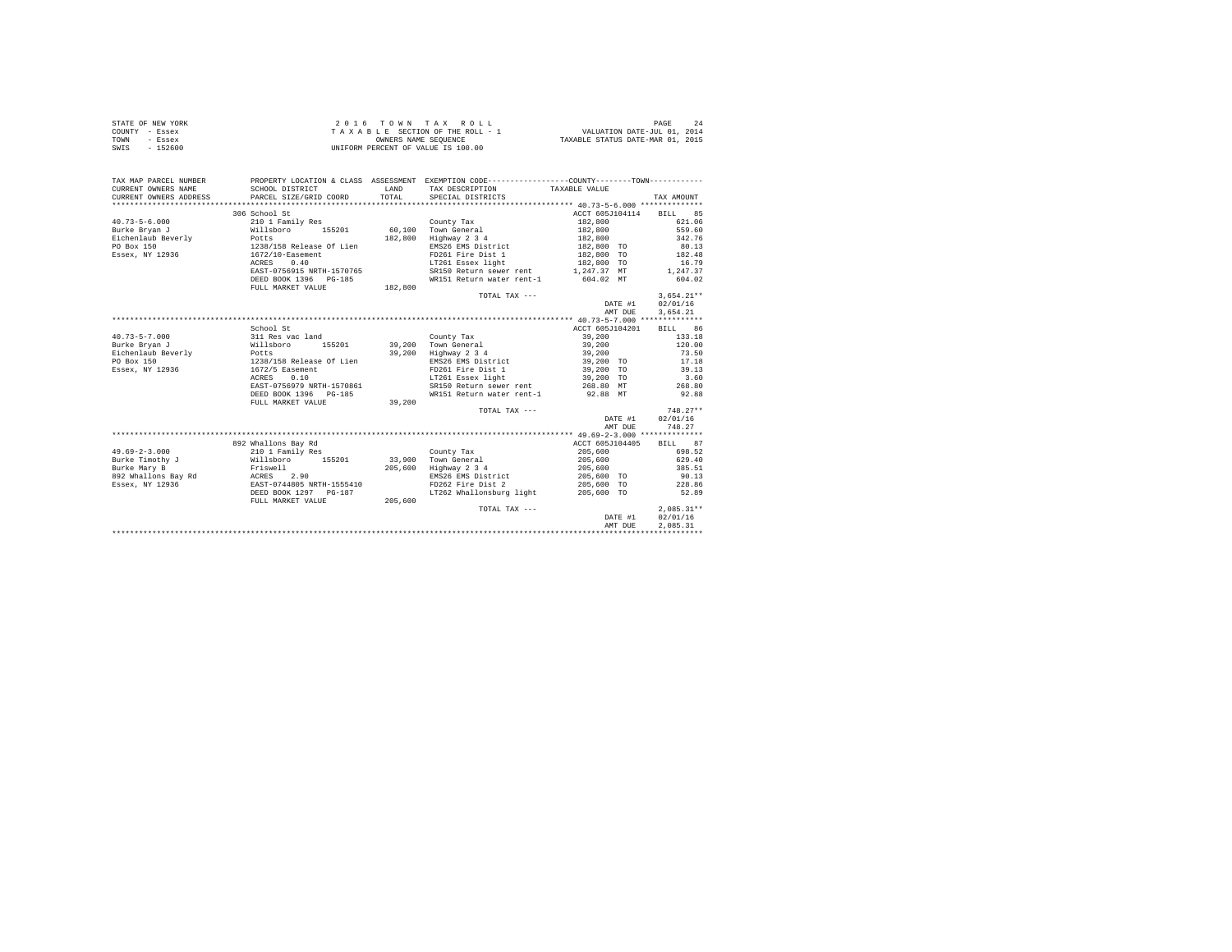STATE OF NEW YORK | COUNTY - Essex | TOWN - Essex | SWIS - 152600

2016 TOWN TAX ROLL
TAXABLE SECTION OF THE ROLL - 1
OWNERS NAME SEQUENCE
UNIFORM PERCENT OF VALUE IS 100.00

VALUATION DATE-JUL 01, 2014
TAXABLE STATUS DATE-MAR 01, 2015

| TAX MAP PARCEL NUMBER / CURRENT OWNERS NAME / CURRENT OWNERS ADDRESS | PROPERTY LOCATION & CLASS / SCHOOL DISTRICT / PARCEL SIZE/GRID COORD | ASSESSMENT LAND / TOTAL | EXEMPTION CODE / TAX DESCRIPTION / SPECIAL DISTRICTS | TAXABLE VALUE | TAX AMOUNT |
|---|---|---|---|---|---|
| **40.73-5-6.000** | 306 School St | | | ACCT 605J104114 | BILL 85 |
| 40.73-5-6.000 | 210 1 Family Res | | County Tax | 182,800 | 621.06 |
| Burke Bryan J | Willsboro 155201 | 60,100 | Town General | 182,800 | 559.60 |
| Eichenlaub Beverly | Potts | 182,800 | Highway 2 3 4 | 182,800 | 342.76 |
| PO Box 150 | 1238/158 Release Of Lien | | EMS26 EMS District | 182,800 TO | 80.13 |
| Essex, NY 12936 | 1672/10-Easement | | FD261 Fire Dist 1 | 182,800 TO | 182.48 |
| | ACRES 0.40 | | LT261 Essex light | 182,800 TO | 16.79 |
| | EAST-0756915 NRTH-1570765 | | SR150 Return sewer rent | 1,247.37 MT | 1,247.37 |
| | DEED BOOK 1396 PG-185 | | WR151 Return water rent-1 | 604.02 MT | 604.02 |
| | FULL MARKET VALUE | 182,800 | | | |
| | | | TOTAL TAX --- | | 3,654.21** |
| | | | | DATE #1 | 02/01/16 |
| | | | | AMT DUE | 3,654.21 |
| **40.73-5-7.000** | School St | | | ACCT 605J104201 | BILL 86 |
| 40.73-5-7.000 | 311 Res vac land | | County Tax | 39,200 | 133.18 |
| Burke Bryan J | Willsboro 155201 | 39,200 | Town General | 39,200 | 120.00 |
| Eichenlaub Beverly | Potts | 39,200 | Highway 2 3 4 | 39,200 | 73.50 |
| PO Box 150 | 1238/158 Release Of Lien | | EMS26 EMS District | 39,200 TO | 17.18 |
| Essex, NY 12936 | 1672/5 Easement | | FD261 Fire Dist 1 | 39,200 TO | 39.13 |
| | ACRES 0.10 | | LT261 Essex light | 39,200 TO | 3.60 |
| | EAST-0756979 NRTH-1570861 | | SR150 Return sewer rent | 268.80 MT | 268.80 |
| | DEED BOOK 1396 PG-185 | | WR151 Return water rent-1 | 92.88 MT | 92.88 |
| | FULL MARKET VALUE | 39,200 | | | |
| | | | TOTAL TAX --- | | 748.27** |
| | | | | DATE #1 | 02/01/16 |
| | | | | AMT DUE | 748.27 |
| **49.69-2-3.000** | 892 Whallons Bay Rd | | | ACCT 605J104405 | BILL 87 |
| 49.69-2-3.000 | 210 1 Family Res | | County Tax | 205,600 | 698.52 |
| Burke Timothy J | Willsboro 155201 | 33,900 | Town General | 205,600 | 629.40 |
| Burke Mary B | Friswell | 205,600 | Highway 2 3 4 | 205,600 | 385.51 |
| 892 Whallons Bay Rd | ACRES 2.90 | | EMS26 EMS District | 205,600 TO | 90.13 |
| Essex, NY 12936 | EAST-0744805 NRTH-1555410 | | FD262 Fire Dist 2 | 205,600 TO | 228.86 |
| | DEED BOOK 1297 PG-187 | | LT262 Whallonsburg light | 205,600 TO | 52.89 |
| | FULL MARKET VALUE | 205,600 | | | |
| | | | TOTAL TAX --- | | 2,085.31** |
| | | | | DATE #1 | 02/01/16 |
| | | | | AMT DUE | 2,085.31 |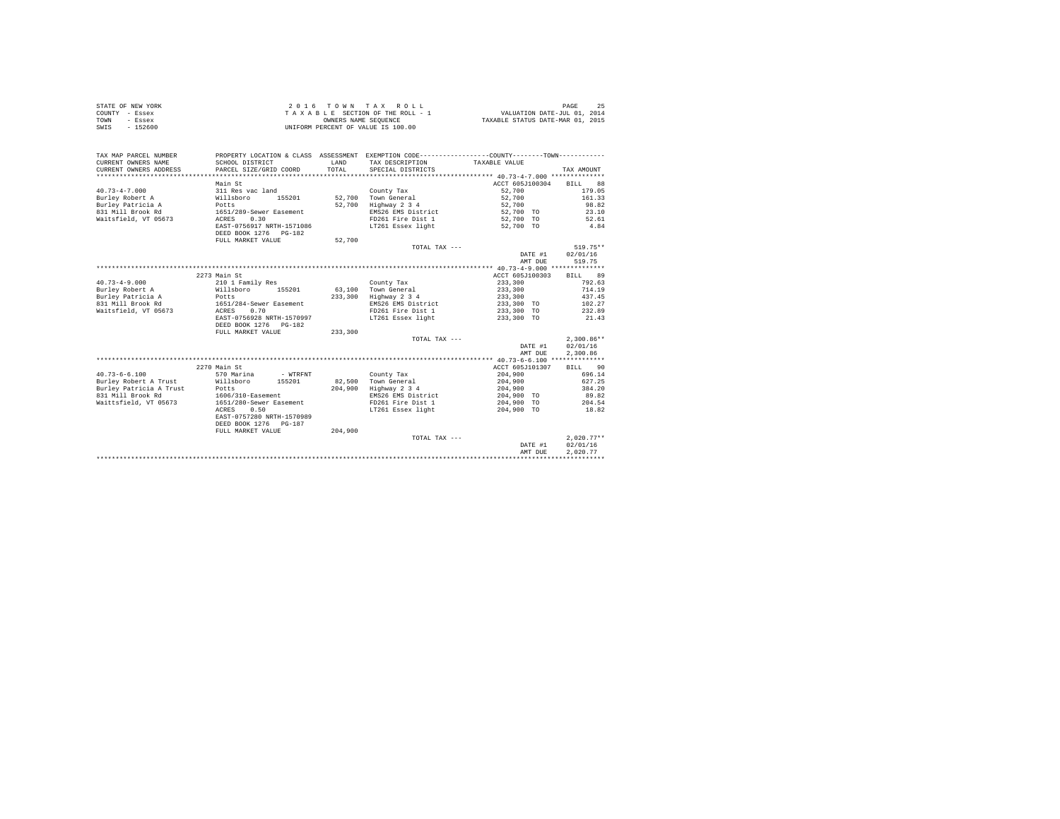STATE OF NEW YORK
COUNTY - Essex
TOWN - Essex
SWIS - 152600

2 0 1 6 T O W N T A X R O L L
T A X A B L E SECTION OF THE ROLL - 1
OWNERS NAME SEQUENCE
UNIFORM PERCENT OF VALUE IS 100.00

VALUATION DATE-JUL 01, 2014
TAXABLE STATUS DATE-MAR 01, 2015

| TAX MAP PARCEL NUMBER / CURRENT OWNERS NAME / CURRENT OWNERS ADDRESS | PROPERTY LOCATION & CLASS / SCHOOL DISTRICT / PARCEL SIZE/GRID COORD | ASSESSMENT LAND / TOTAL | EXEMPTION CODE / TAX DESCRIPTION / SPECIAL DISTRICTS | COUNTY / TOWN TAXABLE VALUE | TAX AMOUNT |
|---|---|---|---|---|---|
| 40.73-4-7.000 | Main St | | | ACCT 605J100304 | BILL 88 |
| Burley Robert A | 311 Res vac land | | County Tax | 52,700 | 179.05 |
| Burley Patricia A | Willsboro 155201 | 52,700 | Town General | 52,700 | 161.33 |
| 831 Mill Brook Rd | Potts | 52,700 | Highway 2 3 4 | 52,700 | 98.82 |
| Waitsfield, VT 05673 | 1651/289-Sewer Easement | | EMS26 EMS District | 52,700 TO | 23.10 |
| | ACRES 0.30 | | FD261 Fire Dist 1 | 52,700 TO | 52.61 |
| | EAST-0756917 NRTH-1571086 | | LT261 Essex light | 52,700 TO | 4.84 |
| | DEED BOOK 1276 PG-182 | | | | |
| | FULL MARKET VALUE | 52,700 | | | |
| | | | TOTAL TAX --- | | 519.75** |
| | | | | DATE #1 | 02/01/16 |
| | | | | AMT DUE | 519.75 |
| 40.73-4-9.000 | 2273 Main St | | | ACCT 605J100303 | BILL 89 |
| Burley Robert A | 210 1 Family Res | | County Tax | 233,300 | 792.63 |
| Burley Patricia A | Willsboro 155201 | 63,100 | Town General | 233,300 | 714.19 |
| 831 Mill Brook Rd | Potts | 233,300 | Highway 2 3 4 | 233,300 | 437.45 |
| Waitsfield, VT 05673 | 1651/284-Sewer Easement | | EMS26 EMS District | 233,300 TO | 102.27 |
| | ACRES 0.70 | | FD261 Fire Dist 1 | 233,300 TO | 232.89 |
| | EAST-0756928 NRTH-1570997 | | LT261 Essex light | 233,300 TO | 21.43 |
| | DEED BOOK 1276 PG-182 | | | | |
| | FULL MARKET VALUE | 233,300 | | | |
| | | | TOTAL TAX --- | | 2,300.86** |
| | | | | DATE #1 | 02/01/16 |
| | | | | AMT DUE | 2,300.86 |
| 40.73-6-6.100 | 2270 Main St | | | ACCT 605J101307 | BILL 90 |
| Burley Robert A Trust | 570 Marina - WTRFNT | | County Tax | 204,900 | 696.14 |
| Burley Patricia A Trust | Willsboro 155201 | 82,500 | Town General | 204,900 | 627.25 |
| 831 Mill Brook Rd | Potts | 204,900 | Highway 2 3 4 | 204,900 | 384.20 |
| Waittsfield, VT 05673 | 1606/310-Easement | | EMS26 EMS District | 204,900 TO | 89.82 |
| | 1651/280-Sewer Easement | | FD261 Fire Dist 1 | 204,900 TO | 204.54 |
| | ACRES 0.50 | | LT261 Essex light | 204,900 TO | 18.82 |
| | EAST-0757280 NRTH-1570989 | | | | |
| | DEED BOOK 1276 PG-187 | | | | |
| | FULL MARKET VALUE | 204,900 | | | |
| | | | TOTAL TAX --- | | 2,020.77** |
| | | | | DATE #1 | 02/01/16 |
| | | | | AMT DUE | 2,020.77 |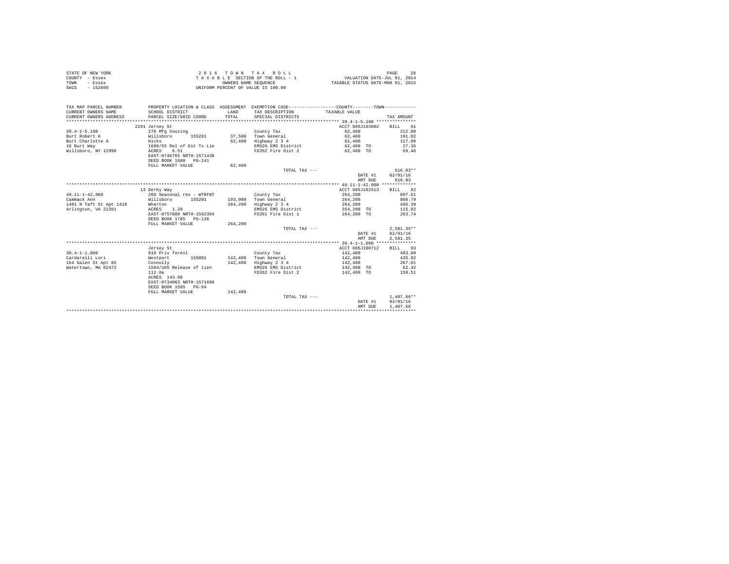STATE OF NEW YORK
COUNTY - Essex
TOWN - Essex
SWIS - 152600

2 0 1 6 T O W N T A X R O L L
T A X A B L E SECTION OF THE ROLL - 1
OWNERS NAME SEQUENCE
UNIFORM PERCENT OF VALUE IS 100.00

VALUATION DATE-JUL 01, 2014
TAXABLE STATUS DATE-MAR 01, 2015

| TAX MAP PARCEL NUMBER / CURRENT OWNERS NAME / CURRENT OWNERS ADDRESS | PROPERTY LOCATION & CLASS / SCHOOL DISTRICT / PARCEL SIZE/GRID COORD | ASSESSMENT LAND / TOTAL | EXEMPTION CODE / TAX DESCRIPTION / SPECIAL DISTRICTS | TAXABLE VALUE | TAX AMOUNT |
|---|---|---|---|---|---|
| | 2291 Jersey St | | | ACCT 605J103602 | BILL 91 |
| 39.4-1-5.100 | 270 Mfg housing | | County Tax | 62,400 | 212.00 |
| Burt Robert H | Willsboro 155201 | 37,500 | Town General | 62,400 | 191.02 |
| Burt Charlotte A | Hicks | 62,400 | Highway 2 3 4 | 62,400 | 117.00 |
| 16 Burt Way | 1688/55 Rel of Est Tx Lie | | EMS26 EMS District | 62,400 TO | 27.35 |
| Willsboro, NY 12996 | ACRES 6.51 | | FD262 Fire Dist 2 | 62,400 TO | 69.46 |
| | EAST-0740765 NRTH-1571438 | | | | |
| | DEED BOOK 1688 PG-241 | | | | |
| | FULL MARKET VALUE | 62,400 | | | |
| | | | TOTAL TAX --- | | 616.83** |
| | | | | DATE #1 | 02/01/16 |
| | | | | AMT DUE | 616.83 |
| | 13 Derby Way | | | ACCT 605J102513 | BILL 92 |
| 49.11-1-42.000 | 260 Seasonal res - WTRFNT | | County Tax | 264,200 | 897.61 |
| Cammack Ann | Willsboro 155201 | 193,900 | Town General | 264,200 | 808.79 |
| 1401 N Taft St Apt 1418 | Wharton | 264,200 | Highway 2 3 4 | 264,200 | 495.39 |
| Arlington, VA 22201 | ACRES 1.20 | | EMS26 EMS District | 264,200 TO | 115.82 |
| | EAST-0757808 NRTH-1562364 | | FD261 Fire Dist 1 | 264,200 TO | 263.74 |
| | DEED BOOK 1785 PG-136 | | | | |
| | FULL MARKET VALUE | 264,200 | | | |
| | | | TOTAL TAX --- | | 2,581.35** |
| | | | | DATE #1 | 02/01/16 |
| | | | | AMT DUE | 2,581.35 |
| | Jersey St | | | ACCT 605J100712 | BILL 93 |
| 39.4-1-1.000 | 910 Priv forest | | County Tax | 142,400 | 483.80 |
| Cardarelli Lori | Westport 155001 | 142,400 | Town General | 142,400 | 435.92 |
| 164 Galen St Apt 85 | Connolly | 142,400 | Highway 2 3 4 | 142,400 | 267.01 |
| Watertown, MA 02472 | 1584/105 Release of lien | | EMS26 EMS District | 142,400 TO | 62.42 |
| | 112.0a | | FD262 Fire Dist 2 | 142,400 TO | 158.51 |
| | ACRES 143.90 | | | | |
| | EAST-0734063 NRTH-1571698 | | | | |
| | DEED BOOK 1585 PG-94 | | | | |
| | FULL MARKET VALUE | 142,400 | | | |
| | | | TOTAL TAX --- | | 1,407.66** |
| | | | | DATE #1 | 02/01/16 |
| | | | | AMT DUE | 1,407.66 |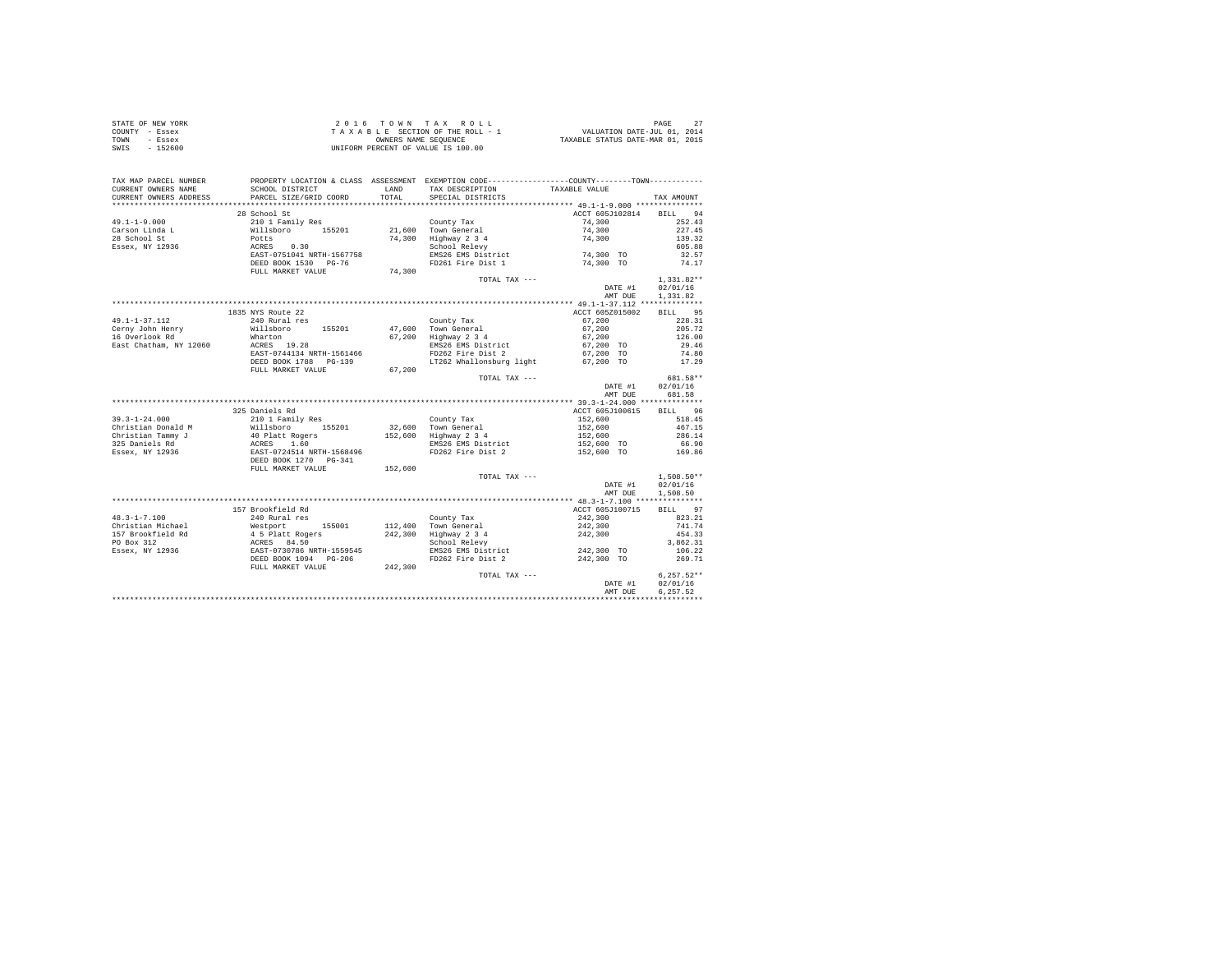STATE OF NEW YORK
COUNTY - Essex
TOWN - Essex
SWIS - 152600

2 0 1 6 T O W N T A X R O L L
T A X A B L E SECTION OF THE ROLL - 1
OWNERS NAME SEQUENCE
UNIFORM PERCENT OF VALUE IS 100.00

VALUATION DATE-JUL 01, 2014
TAXABLE STATUS DATE-MAR 01, 2015

| TAX MAP PARCEL NUMBER / CURRENT OWNERS NAME / CURRENT OWNERS ADDRESS | PROPERTY LOCATION & CLASS / SCHOOL DISTRICT / PARCEL SIZE/GRID COORD | ASSESSMENT LAND | TOTAL | EXEMPTION CODE / TAX DESCRIPTION / SPECIAL DISTRICTS | COUNTY / TOWN TAXABLE VALUE | TAX AMOUNT |
|---|---|---|---|---|---|---|
| 49.1-1-9.000 | 28 School St | | | | ACCT 605J102814 | BILL 94 |
| Carson Linda L | 210 1 Family Res | | | County Tax | 74,300 | 252.43 |
| 28 School St | Willsboro 155201 | 21,600 | | Town General | 74,300 | 227.45 |
| Essex, NY 12936 | Potts | | 74,300 | Highway 2 3 4 | 74,300 | 139.32 |
| | ACRES 0.30 | | | School Relevy | | 605.88 |
| | EAST-0751041 NRTH-1567758 | | | EMS26 EMS District | 74,300 TO | 32.57 |
| | DEED BOOK 1530 PG-76 | | | FD261 Fire Dist 1 | 74,300 TO | 74.17 |
| | FULL MARKET VALUE | | 74,300 | | | |
| | | | | TOTAL TAX --- | | 1,331.82** |
| | | | | | DATE #1 | 02/01/16 |
| | | | | | AMT DUE | 1,331.82 |
| 49.1-1-37.112 | 1835 NYS Route 22 | | | | ACCT 605Z015002 | BILL 95 |
| Cerny John Henry | 240 Rural res | | | County Tax | 67,200 | 228.31 |
| 16 Overlook Rd | Willsboro 155201 | 47,600 | | Town General | 67,200 | 205.72 |
| East Chatham, NY 12060 | Wharton | | 67,200 | Highway 2 3 4 | 67,200 | 126.00 |
| | ACRES 19.28 | | | EMS26 EMS District | 67,200 TO | 29.46 |
| | EAST-0744134 NRTH-1561466 | | | FD262 Fire Dist 2 | 67,200 TO | 74.80 |
| | DEED BOOK 1788 PG-139 | | | LT262 Whallonsburg light | 67,200 TO | 17.29 |
| | FULL MARKET VALUE | | 67,200 | | | |
| | | | | TOTAL TAX --- | | 681.58** |
| | | | | | DATE #1 | 02/01/16 |
| | | | | | AMT DUE | 681.58 |
| 39.3-1-24.000 | 325 Daniels Rd | | | | ACCT 605J100615 | BILL 96 |
| Christian Donald M | 210 1 Family Res | | | County Tax | 152,600 | 518.45 |
| Christian Tammy J | Willsboro 155201 | 32,600 | | Town General | 152,600 | 467.15 |
| 325 Daniels Rd | 40 Platt Rogers | | 152,600 | Highway 2 3 4 | 152,600 | 286.14 |
| Essex, NY 12936 | ACRES 1.60 | | | EMS26 EMS District | 152,600 TO | 66.90 |
| | EAST-0724514 NRTH-1568496 | | | FD262 Fire Dist 2 | 152,600 TO | 169.86 |
| | DEED BOOK 1270 PG-341 | | | | | |
| | FULL MARKET VALUE | | 152,600 | | | |
| | | | | TOTAL TAX --- | | 1,508.50** |
| | | | | | DATE #1 | 02/01/16 |
| | | | | | AMT DUE | 1,508.50 |
| 48.3-1-7.100 | 157 Brookfield Rd | | | | ACCT 605J100715 | BILL 97 |
| Christian Michael | 240 Rural res | | | County Tax | 242,300 | 823.21 |
| 157 Brookfield Rd | Westport 155001 | 112,400 | | Town General | 242,300 | 741.74 |
| PO Box 312 | 4 5 Platt Rogers | | 242,300 | Highway 2 3 4 | 242,300 | 454.33 |
| Essex, NY 12936 | ACRES 84.50 | | | School Relevy | | 3,862.31 |
| | EAST-0730786 NRTH-1559545 | | | EMS26 EMS District | 242,300 TO | 106.22 |
| | DEED BOOK 1094 PG-206 | | | FD262 Fire Dist 2 | 242,300 TO | 269.71 |
| | FULL MARKET VALUE | | 242,300 | | | |
| | | | | TOTAL TAX --- | | 6,257.52** |
| | | | | | DATE #1 | 02/01/16 |
| | | | | | AMT DUE | 6,257.52 |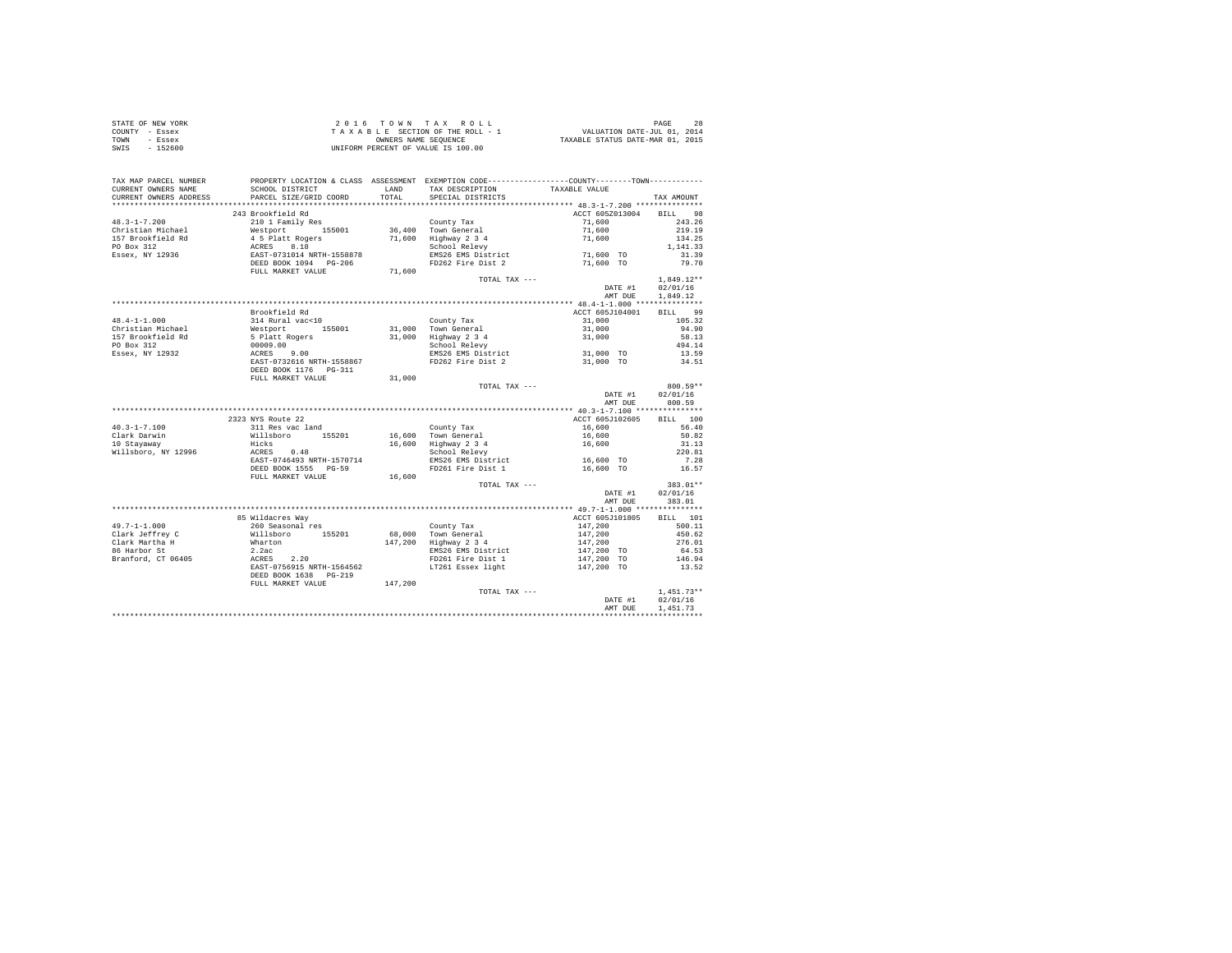STATE OF NEW YORK
COUNTY - Essex
TOWN - Essex
SWIS - 152600

2 0 1 6   T O W N   T A X   R O L L
T A X A B L E   SECTION OF THE ROLL - 1
OWNERS NAME SEQUENCE
UNIFORM PERCENT OF VALUE IS 100.00

VALUATION DATE-JUL 01, 2014
TAXABLE STATUS DATE-MAR 01, 2015

| TAX MAP PARCEL NUMBER / CURRENT OWNERS NAME / CURRENT OWNERS ADDRESS | PROPERTY LOCATION & CLASS / SCHOOL DISTRICT / PARCEL SIZE/GRID COORD | ASSESSMENT LAND / TOTAL | EXEMPTION CODE / TAX DESCRIPTION / SPECIAL DISTRICTS | COUNTY--------TOWN / TAXABLE VALUE | TAX AMOUNT |
|---|---|---|---|---|---|
| **48.3-1-7.200** | 243 Brookfield Rd | | | ACCT 605Z013004 | BILL 98 |
| 48.3-1-7.200 | 210 1 Family Res | | County Tax | 71,600 | 243.26 |
| Christian Michael | Westport 155001 | 36,400 | Town General | 71,600 | 219.19 |
| 157 Brookfield Rd | 4 5 Platt Rogers | 71,600 | Highway 2 3 4 | 71,600 | 134.25 |
| PO Box 312 | ACRES 8.18 | | School Relevy | | 1,141.33 |
| Essex, NY 12936 | EAST-0731014 NRTH-1558878 | | EMS26 EMS District | 71,600 TO | 31.39 |
| | DEED BOOK 1094 PG-206 | | FD262 Fire Dist 2 | 71,600 TO | 79.70 |
| | FULL MARKET VALUE | 71,600 | | | |
| | | | TOTAL TAX --- | | 1,849.12** |
| | | | | DATE #1 | 02/01/16 |
| | | | | AMT DUE | 1,849.12 |
| **48.4-1-1.000** | Brookfield Rd | | | ACCT 605J104001 | BILL 99 |
| 48.4-1-1.000 | 314 Rural vac<10 | | County Tax | 31,000 | 105.32 |
| Christian Michael | Westport 155001 | 31,000 | Town General | 31,000 | 94.90 |
| 157 Brookfield Rd | 5 Platt Rogers | 31,000 | Highway 2 3 4 | 31,000 | 58.13 |
| PO Box 312 | 00009.00 | | School Relevy | | 494.14 |
| Essex, NY 12932 | ACRES 9.00 | | EMS26 EMS District | 31,000 TO | 13.59 |
| | EAST-0732616 NRTH-1558867 | | FD262 Fire Dist 2 | 31,000 TO | 34.51 |
| | DEED BOOK 1176 PG-311 | | | | |
| | FULL MARKET VALUE | 31,000 | | | |
| | | | TOTAL TAX --- | | 800.59** |
| | | | | DATE #1 | 02/01/16 |
| | | | | AMT DUE | 800.59 |
| **40.3-1-7.100** | 2323 NYS Route 22 | | | ACCT 605J102605 | BILL 100 |
| 40.3-1-7.100 | 311 Res vac land | | County Tax | 16,600 | 56.40 |
| Clark Darwin | Willsboro 155201 | 16,600 | Town General | 16,600 | 50.82 |
| 10 Stayaway | Hicks | 16,600 | Highway 2 3 4 | 16,600 | 31.13 |
| Willsboro, NY 12996 | ACRES 0.40 | | School Relevy | | 220.81 |
| | EAST-0746493 NRTH-1570714 | | EMS26 EMS District | 16,600 TO | 7.28 |
| | DEED BOOK 1555 PG-59 | | FD261 Fire Dist 1 | 16,600 TO | 16.57 |
| | FULL MARKET VALUE | 16,600 | | | |
| | | | TOTAL TAX --- | | 383.01** |
| | | | | DATE #1 | 02/01/16 |
| | | | | AMT DUE | 383.01 |
| **49.7-1-1.000** | 85 Wildacres Way | | | ACCT 605J101805 | BILL 101 |
| 49.7-1-1.000 | 260 Seasonal res | | County Tax | 147,200 | 500.11 |
| Clark Jeffrey C | Willsboro 155201 | 68,000 | Town General | 147,200 | 450.62 |
| Clark Martha H | Wharton | 147,200 | Highway 2 3 4 | 147,200 | 276.01 |
| 86 Harbor St | 2.2ac | | EMS26 EMS District | 147,200 TO | 64.53 |
| Branford, CT 06405 | ACRES 2.20 | | FD261 Fire Dist 1 | 147,200 TO | 146.94 |
| | EAST-0756915 NRTH-1564562 | | LT261 Essex light | 147,200 TO | 13.52 |
| | DEED BOOK 1638 PG-219 | | | | |
| | FULL MARKET VALUE | 147,200 | | | |
| | | | TOTAL TAX --- | | 1,451.73** |
| | | | | DATE #1 | 02/01/16 |
| | | | | AMT DUE | 1,451.73 |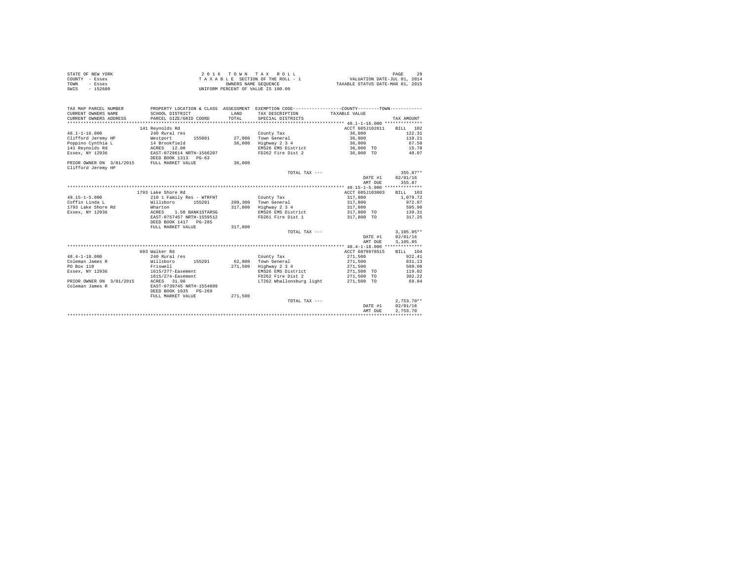STATE OF NEW YORK
COUNTY - Essex
TOWN - Essex
SWIS - 152600

2 0 1 6 T O W N T A X R O L L
T A X A B L E SECTION OF THE ROLL - 1
OWNERS NAME SEQUENCE
UNIFORM PERCENT OF VALUE IS 100.00

VALUATION DATE-JUL 01, 2014
TAXABLE STATUS DATE-MAR 01, 2015

| TAX MAP PARCEL NUMBER<br>CURRENT OWNERS NAME<br>CURRENT OWNERS ADDRESS | PROPERTY LOCATION & CLASS<br>SCHOOL DISTRICT<br>PARCEL SIZE/GRID COORD | ASSESSMENT<br>LAND<br>TOTAL | EXEMPTION CODE-----COUNTY-----TOWN<br>TAX DESCRIPTION<br>SPECIAL DISTRICTS | TAXABLE VALUE | TAX AMOUNT |
|---|---|---|---|---|---|
| ****** 48.1-1-16.000 ****** | 141 Reynolds Rd | | | ACCT 605J102611 | BILL 102 |
| 48.1-1-16.000 | 240 Rural res | | County Tax | 36,000 | 122.31 |
| Clifford Jeremy HP | Westport 155001 | 27,000 | Town General | 36,000 | 110.21 |
| Poppino Cynthia L | 14 Brookfield | 36,000 | Highway 2 3 4 | 36,000 | 67.50 |
| 141 Reynolds Rd | ACRES 12.00 | | EMS26 EMS District | 36,000 TO | 15.78 |
| Essex, NY 12936 | EAST-0729614 NRTH-1566207 | | FD262 Fire Dist 2 | 36,000 TO | 40.07 |
| | DEED BOOK 1313 PG-63 | | | | |
| PRIOR OWNER ON 3/01/2015 | FULL MARKET VALUE | 36,000 | | | |
| Clifford Jeremy HP | | | | | |
| | | | TOTAL TAX --- | | 355.87** |
| | | | | DATE #1 | 02/01/16 |
| | | | | AMT DUE | 355.87 |
| ****** 49.15-1-5.000 ****** | 1793 Lake Shore Rd | | | ACCT 605J103003 | BILL 103 |
| 49.15-1-5.000 | 210 1 Family Res - WTRFNT | | County Tax | 317,800 | 1,079.72 |
| Coffin Linda L | Willsboro 155201 | 209,300 | Town General | 317,800 | 972.87 |
| 1793 Lake Shore Rd | Wharton | 317,800 | Highway 2 3 4 | 317,800 | 595.90 |
| Essex, NY 12936 | ACRES 1.50 BANK1STARSG | | EMS26 EMS District | 317,800 TO | 139.31 |
| | EAST-0757457 NRTH-1559512 | | FD261 Fire Dist 1 | 317,800 TO | 317.25 |
| | DEED BOOK 1417 PG-285 | | | | |
| | FULL MARKET VALUE | 317,800 | | | |
| | | | TOTAL TAX --- | | 3,105.05** |
| | | | | DATE #1 | 02/01/16 |
| | | | | AMT DUE | 3,105.05 |
| ****** 48.4-1-18.000 ****** | 693 Walker Rd | | | ACCT 6079978515 | BILL 104 |
| 48.4-1-18.000 | 240 Rural res | | County Tax | 271,500 | 922.41 |
| Coleman James R | Willsboro 155201 | 62,900 | Town General | 271,500 | 831.13 |
| PO Box 110 | Friswell | 271,500 | Highway 2 3 4 | 271,500 | 509.08 |
| Essex, NY 12936 | 1615/277-Easement | | EMS26 EMS District | 271,500 TO | 119.02 |
| | 1615/274-Easement | | FD262 Fire Dist 2 | 271,500 TO | 302.22 |
| PRIOR OWNER ON 3/01/2015 | ACRES 31.90 | | LT262 Whallonsburg light | 271,500 TO | 69.84 |
| Coleman James R | EAST-0739745 NRTH-1554899 | | | | |
| | DEED BOOK 1035 PG-269 | | | | |
| | FULL MARKET VALUE | 271,500 | | | |
| | | | TOTAL TAX --- | | 2,753.70** |
| | | | | DATE #1 | 02/01/16 |
| | | | | AMT DUE | 2,753.70 |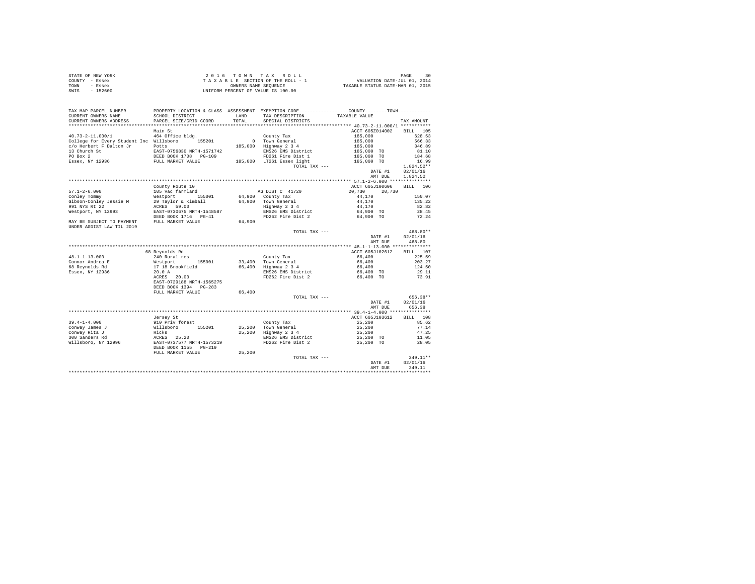STATE OF NEW YORK
COUNTY - Essex
TOWN - Essex
SWIS - 152600

2 0 1 6 T O W N T A X R O L L
T A X A B L E SECTION OF THE ROLL - 1
OWNERS NAME SEQUENCE
UNIFORM PERCENT OF VALUE IS 100.00

VALUATION DATE-JUL 01, 2014
TAXABLE STATUS DATE-MAR 01, 2015

| TAX MAP PARCEL NUMBER / CURRENT OWNERS NAME / CURRENT OWNERS ADDRESS | PROPERTY LOCATION & CLASS / SCHOOL DISTRICT / PARCEL SIZE/GRID COORD | ASSESSMENT LAND / TOTAL | EXEMPTION CODE / TAX DESCRIPTION / SPECIAL DISTRICTS | COUNTY / TAXABLE VALUE | TOWN | TAX AMOUNT |
|---|---|---|---|---|---|---|
| 40.73-2-11.000/1 | Main St | | | ACCT 605Z014002 | | BILL 105 |
| 40.73-2-11.000/1 | 464 Office bldg. | | County Tax | 185,000 | | 628.53 |
| College for Every Student Inc | Willsboro 155201 | 0 | Town General | 185,000 | | 566.33 |
| c/o Herbert F Dalton Jr | Potts | 185,000 | Highway 2 3 4 | 185,000 | | 346.89 |
| 13 Church St | EAST-0756830 NRTH-1571742 | | EMS26 EMS District | 185,000 | TO | 81.10 |
| PO Box 2 | DEED BOOK 1708 PG-109 | | FD261 Fire Dist 1 | 185,000 | TO | 184.68 |
| Essex, NY 12936 | FULL MARKET VALUE | 185,000 | LT261 Essex light | 185,000 | TO | 16.99 |
| | | | TOTAL TAX --- | | | 1,824.52** |
| | | | | | DATE #1 | 02/01/16 |
| | | | | | AMT DUE | 1,824.52 |
| 57.1-2-6.000 | County Route 10 | | | ACCT 605J100606 | | BILL 106 |
| 57.1-2-6.000 | 105 Vac farmland | | AG DIST C 41720 | 20,730 | 20,730 | |
| Conley Tommy | Westport 155001 | 64,900 | County Tax | 44,170 | | 150.07 |
| Gibson-Conley Jessie M | 29 Taylor & Kimball | 64,900 | Town General | 44,170 | | 135.22 |
| 991 NYS Rt 22 | ACRES 59.00 | | Highway 2 3 4 | 44,170 | | 82.82 |
| Westport, NY 12993 | EAST-0730675 NRTH-1548587 | | EMS26 EMS District | 64,900 | TO | 28.45 |
| | DEED BOOK 1716 PG-41 | | FD262 Fire Dist 2 | 64,900 | TO | 72.24 |
| MAY BE SUBJECT TO PAYMENT UNDER AGDIST LAW TIL 2019 | FULL MARKET VALUE | 64,900 | | | | |
| | | | TOTAL TAX --- | | | 468.80** |
| | | | | | DATE #1 | 02/01/16 |
| | | | | | AMT DUE | 468.80 |
| 48.1-1-13.000 | 68 Reynolds Rd | | | ACCT 605J102612 | | BILL 107 |
| 48.1-1-13.000 | 240 Rural res | | County Tax | 66,400 | | 225.59 |
| Connor Andrea E | Westport 155001 | 33,400 | Town General | 66,400 | | 203.27 |
| 68 Reynolds Rd | 17 18 Brookfield | 66,400 | Highway 2 3 4 | 66,400 | | 124.50 |
| Essex, NY 12936 | 20.0 A | | EMS26 EMS District | 66,400 | TO | 29.11 |
| | ACRES 20.00 | | FD262 Fire Dist 2 | 66,400 | TO | 73.91 |
| | EAST-0729188 NRTH-1565275 | | | | | |
| | DEED BOOK 1394 PG-283 | | | | | |
| | FULL MARKET VALUE | 66,400 | | | | |
| | | | TOTAL TAX --- | | | 656.38** |
| | | | | | DATE #1 | 02/01/16 |
| | | | | | AMT DUE | 656.38 |
| 39.4-1-4.000 | Jersey St | | | ACCT 605J103612 | | BILL 108 |
| 39.4-1-4.000 | 910 Priv forest | | County Tax | 25,200 | | 85.62 |
| Conway James J | Willsboro 155201 | 25,200 | Town General | 25,200 | | 77.14 |
| Conway Rita J | Hicks | 25,200 | Highway 2 3 4 | 25,200 | | 47.25 |
| 300 Sanders Rd | ACRES 25.20 | | EMS26 EMS District | 25,200 | TO | 11.05 |
| Willsboro, NY 12996 | EAST-0737577 NRTH-1573219 | | FD262 Fire Dist 2 | 25,200 | TO | 28.05 |
| | DEED BOOK 1155 PG-219 | | | | | |
| | FULL MARKET VALUE | 25,200 | | | | |
| | | | TOTAL TAX --- | | | 249.11** |
| | | | | | DATE #1 | 02/01/16 |
| | | | | | AMT DUE | 249.11 |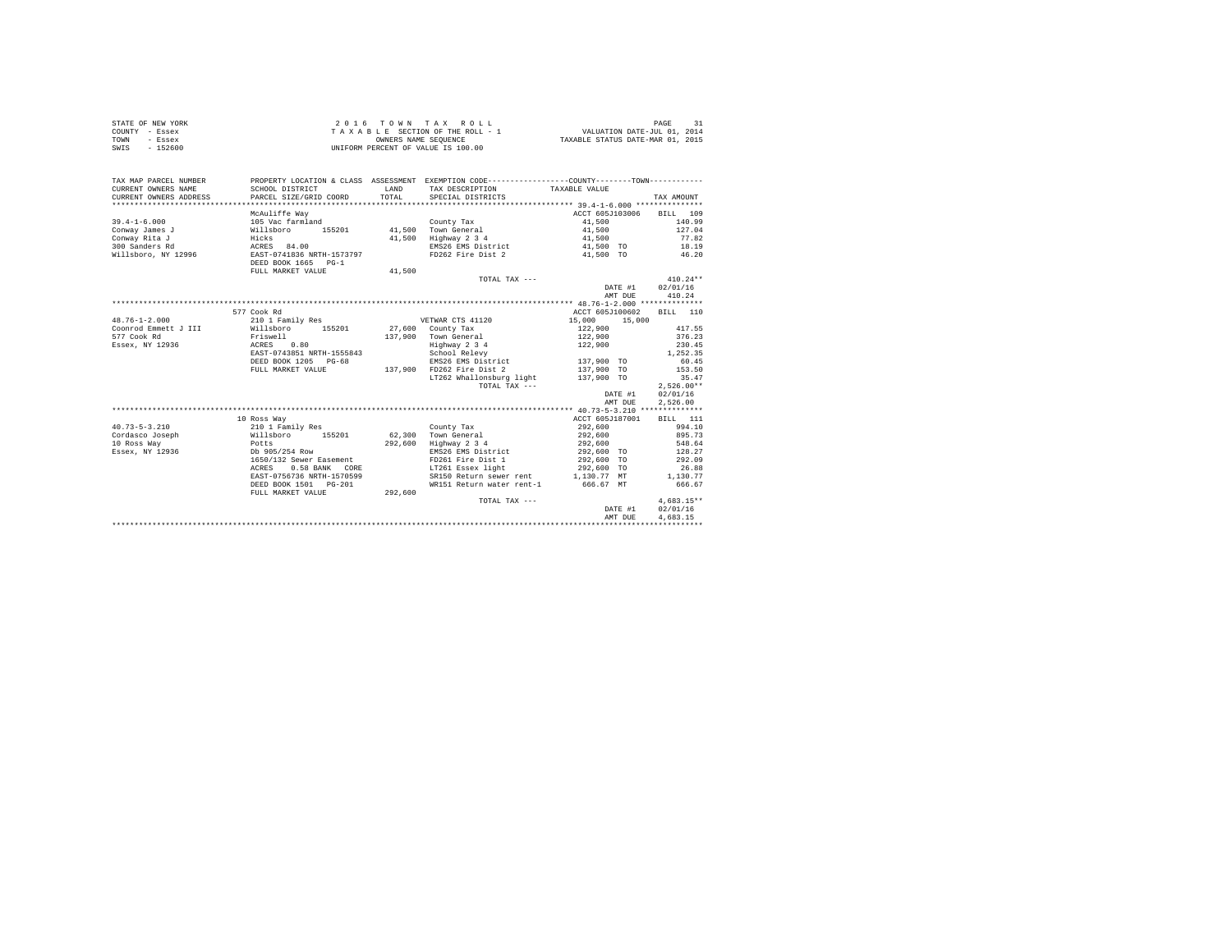STATE OF NEW YORK
COUNTY - Essex
TOWN - Essex
SWIS - 152600

2 0 1 6 T O W N T A X R O L L
T A X A B L E SECTION OF THE ROLL - 1
OWNERS NAME SEQUENCE
UNIFORM PERCENT OF VALUE IS 100.00

VALUATION DATE-JUL 01, 2014
TAXABLE STATUS DATE-MAR 01, 2015

| TAX MAP PARCEL NUMBER / CURRENT OWNERS NAME / CURRENT OWNERS ADDRESS | PROPERTY LOCATION & CLASS / SCHOOL DISTRICT / PARCEL SIZE/GRID COORD | ASSESSMENT LAND / TOTAL | EXEMPTION CODE / TAX DESCRIPTION / SPECIAL DISTRICTS | COUNTY / TOWN TAXABLE VALUE | TAX AMOUNT |
|---|---|---|---|---|---|
| 39.4-1-6.000 | McAuliffe Way | | | ACCT 605J103006 | BILL 109 |
| | 105 Vac farmland | | County Tax | 41,500 | 140.99 |
| Conway James J | Willsboro 155201 | 41,500 | Town General | 41,500 | 127.04 |
| Conway Rita J | Hicks | 41,500 | Highway 2 3 4 | 41,500 | 77.82 |
| 300 Sanders Rd | ACRES 84.00 | | EMS26 EMS District | 41,500 TO | 18.19 |
| Willsboro, NY 12996 | EAST-0741836 NRTH-1573797 | | FD262 Fire Dist 2 | 41,500 TO | 46.20 |
| | DEED BOOK 1665 PG-1 | | | | |
| | FULL MARKET VALUE | 41,500 | | | |
| | | | TOTAL TAX --- | | 410.24** |
| | | | | DATE #1 | 02/01/16 |
| | | | | AMT DUE | 410.24 |
| 48.76-1-2.000 | 577 Cook Rd | | | ACCT 605J100602 | BILL 110 |
| | 210 1 Family Res | | VETWAR CTS 41120 | 15,000 15,000 | |
| Coonrod Emmett J III | Willsboro 155201 | 27,600 | County Tax | 122,900 | 417.55 |
| 577 Cook Rd | Friswell | 137,900 | Town General | 122,900 | 376.23 |
| Essex, NY 12936 | ACRES 0.80 | | Highway 2 3 4 | 122,900 | 230.45 |
| | EAST-0743851 NRTH-1555843 | | School Relevy | | 1,252.35 |
| | DEED BOOK 1205 PG-68 | | EMS26 EMS District | 137,900 TO | 60.45 |
| | FULL MARKET VALUE | 137,900 | FD262 Fire Dist 2 | 137,900 TO | 153.50 |
| | | | LT262 Whallonsburg light | 137,900 TO | 35.47 |
| | | | TOTAL TAX --- | | 2,526.00** |
| | | | | DATE #1 | 02/01/16 |
| | | | | AMT DUE | 2,526.00 |
| 40.73-5-3.210 | 10 Ross Way | | | ACCT 605J187001 | BILL 111 |
| | 210 1 Family Res | | County Tax | 292,600 | 994.10 |
| Cordasco Joseph | Willsboro 155201 | 62,300 | Town General | 292,600 | 895.73 |
| 10 Ross Way | Potts | 292,600 | Highway 2 3 4 | 292,600 | 548.64 |
| Essex, NY 12936 | Db 905/254 Row | | EMS26 EMS District | 292,600 TO | 128.27 |
| | 1650/132 Sewer Easement | | FD261 Fire Dist 1 | 292,600 TO | 292.09 |
| | ACRES 0.58 BANK CORE | | LT261 Essex light | 292,600 TO | 26.88 |
| | EAST-0756736 NRTH-1570599 | | SR150 Return sewer rent | 1,130.77 MT | 1,130.77 |
| | DEED BOOK 1501 PG-201 | | WR151 Return water rent-1 | 666.67 MT | 666.67 |
| | FULL MARKET VALUE | 292,600 | | | |
| | | | TOTAL TAX --- | | 4,683.15** |
| | | | | DATE #1 | 02/01/16 |
| | | | | AMT DUE | 4,683.15 |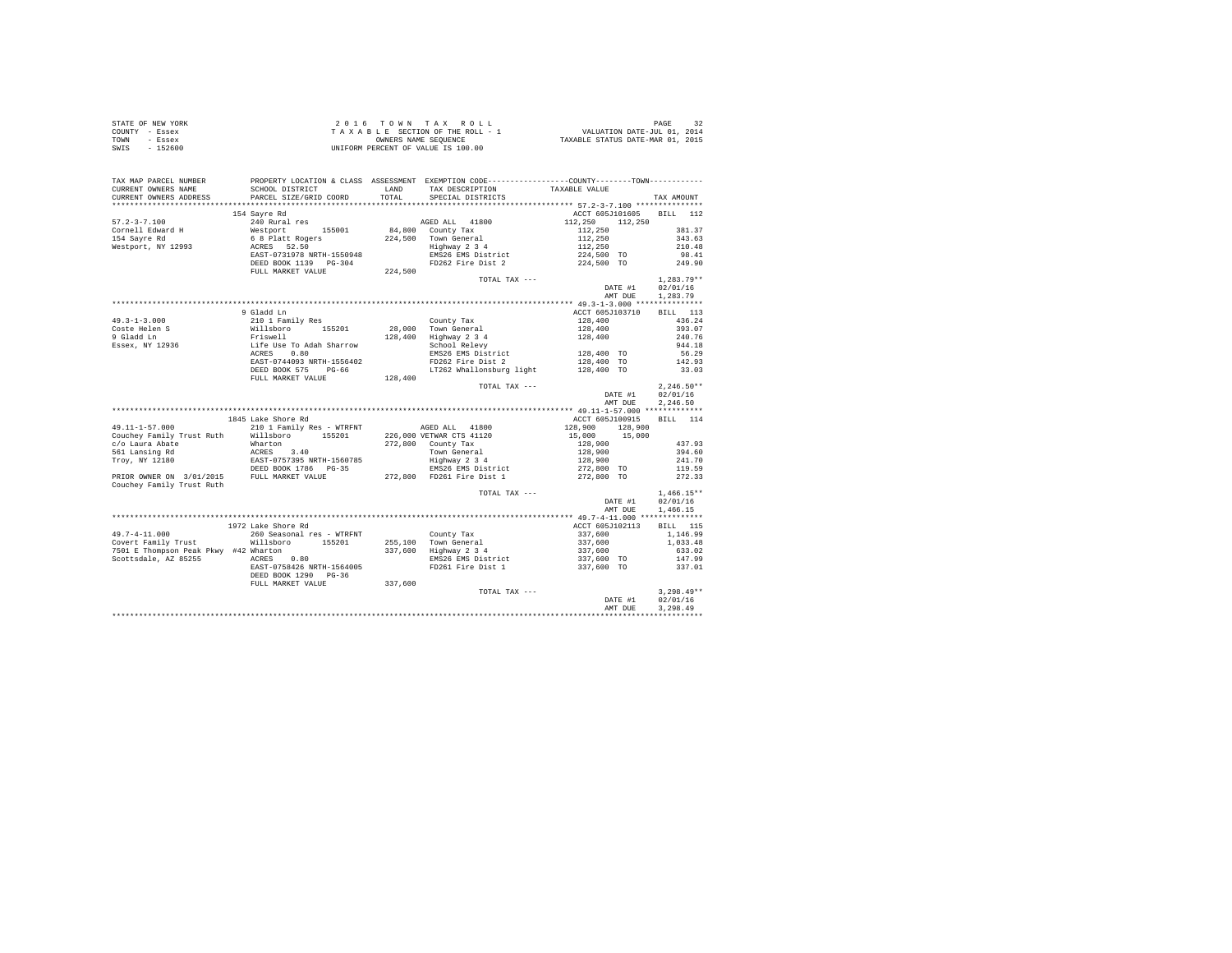STATE OF NEW YORK
COUNTY - Essex
TOWN - Essex
SWIS - 152600

2 0 1 6 T O W N T A X R O L L
T A X A B L E SECTION OF THE ROLL - 1
OWNERS NAME SEQUENCE
UNIFORM PERCENT OF VALUE IS 100.00

VALUATION DATE-JUL 01, 2014
TAXABLE STATUS DATE-MAR 01, 2015

```
TAX MAP PARCEL NUMBER          PROPERTY LOCATION & CLASS  ASSESSMENT  EXEMPTION CODE-----------------COUNTY--------TOWN-----------
CURRENT OWNERS NAME            SCHOOL DISTRICT             LAND       TAX DESCRIPTION           TAXABLE VALUE
CURRENT OWNERS ADDRESS         PARCEL SIZE/GRID COORD      TOTAL      SPECIAL DISTRICTS                                    TAX AMOUNT
************************************************************************************************** 57.2-3-7.100 ***************
                               154 Sayre Rd                                                     ACCT 605J101605     BILL  112
57.2-3-7.100                   240 Rural res                          AGED ALL  41800           112,250     112,250
Cornell Edward H               Westport       155001      84,800  County Tax                    112,250                 381.37
154 Sayre Rd                   6 8 Platt Rogers           224,500  Town General                  112,250                 343.63
Westport, NY 12993             ACRES   52.50                         Highway 2 3 4                 112,250                 210.48
                               EAST-0731978 NRTH-1550948             EMS26 EMS District            224,500 TO               98.41
                               DEED BOOK 1139   PG-304               FD262 Fire Dist 2             224,500 TO              249.90
                               FULL MARKET VALUE          224,500
                                                                      TOTAL TAX ---                                   1,283.79**
                                                                                                   DATE #1           02/01/16
                                                                                                   AMT DUE           1,283.79
************************************************************************************************** 49.3-1-3.000 ***************
                               9 Gladd Ln                                                       ACCT 605J103710     BILL  113
49.3-1-3.000                   210 1 Family Res                       County Tax                    128,400                 436.24
Coste Helen S                  Willsboro      155201      28,000  Town General                  128,400                 393.07
9 Gladd Ln                     Friswell                   128,400  Highway 2 3 4                 128,400                 240.76
Essex, NY 12936                Life Use To Adah Sharrow              School Relevy                                           944.18
                               ACRES    0.80                         EMS26 EMS District            128,400 TO               56.29
                               EAST-0744093 NRTH-1556402             FD262 Fire Dist 2             128,400 TO              142.93
                               DEED BOOK 575    PG-66                LT262 Whallonsburg light      128,400 TO               33.03
                               FULL MARKET VALUE          128,400
                                                                      TOTAL TAX ---                                   2,246.50**
                                                                                                   DATE #1           02/01/16
                                                                                                   AMT DUE           2,246.50
************************************************************************************************** 49.11-1-57.000 *************
                               1845 Lake Shore Rd                                               ACCT 605J100915     BILL  114
49.11-1-57.000                 210 1 Family Res - WTRFNT              AGED ALL  41800           128,900     128,900
Couchey Family Trust Ruth      Willsboro      155201     226,000 VETWAR CTS 41120               15,000      15,000
c/o Laura Abate                Wharton                    272,800  County Tax                    128,900                 437.93
561 Lansing Rd                 ACRES    3.40                         Town General                  128,900                 394.60
Troy, NY 12180                 EAST-0757395 NRTH-1560785             Highway 2 3 4                 128,900                 241.70
                               DEED BOOK 1786   PG-35                EMS26 EMS District            272,800 TO              119.59
PRIOR OWNER ON 3/01/2015       FULL MARKET VALUE          272,800  FD261 Fire Dist 1             272,800 TO              272.33
Couchey Family Trust Ruth
                                                                      TOTAL TAX ---                                   1,466.15**
                                                                                                   DATE #1           02/01/16
                                                                                                   AMT DUE           1,466.15
************************************************************************************************** 49.7-4-11.000 **************
                               1972 Lake Shore Rd                                               ACCT 605J102113     BILL  115
49.7-4-11.000                  260 Seasonal res - WTRFNT              County Tax                    337,600               1,146.99
Covert Family Trust            Willsboro      155201     255,100  Town General                  337,600               1,033.48
7501 E Thompson Peak Pkwy #42 Wharton                    337,600  Highway 2 3 4                 337,600                 633.02
Scottsdale, AZ 85255           ACRES    0.80                         EMS26 EMS District            337,600 TO              147.99
                               EAST-0758426 NRTH-1564005             FD261 Fire Dist 1             337,600 TO              337.01
                               DEED BOOK 1290   PG-36
                               FULL MARKET VALUE          337,600
                                                                      TOTAL TAX ---                                   3,298.49**
                                                                                                   DATE #1           02/01/16
                                                                                                   AMT DUE           3,298.49
********************************************************************************************************************************
```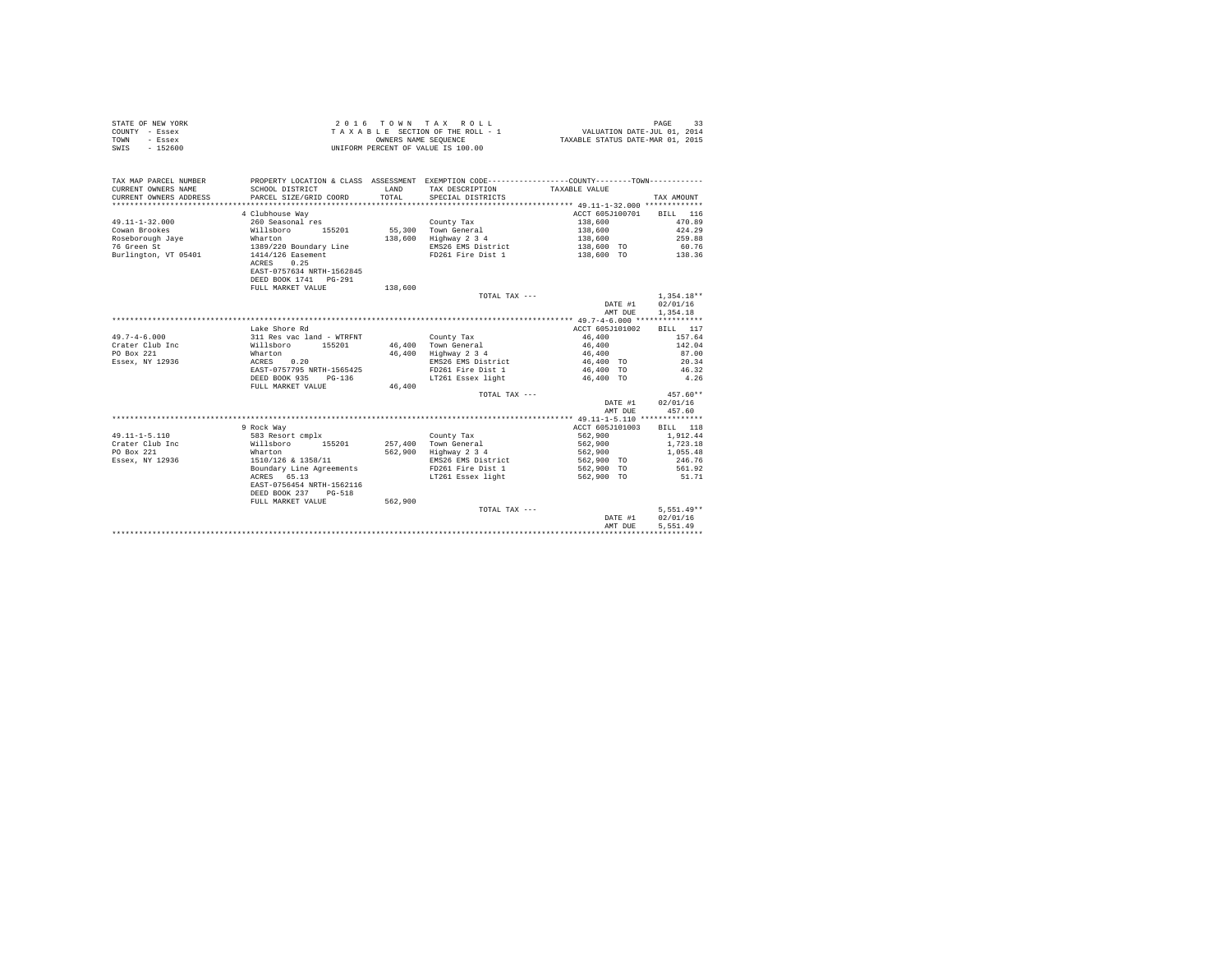STATE OF NEW YORK
COUNTY - Essex
TOWN - Essex
SWIS - 152600

2016 TOWN TAX ROLL
TAXABLE SECTION OF THE ROLL - 1
OWNERS NAME SEQUENCE
UNIFORM PERCENT OF VALUE IS 100.00

VALUATION DATE-JUL 01, 2014
TAXABLE STATUS DATE-MAR 01, 2015

| TAX MAP PARCEL NUMBER / CURRENT OWNERS NAME / CURRENT OWNERS ADDRESS | PROPERTY LOCATION & CLASS / SCHOOL DISTRICT / PARCEL SIZE/GRID COORD | ASSESSMENT LAND / TOTAL | EXEMPTION CODE / TAX DESCRIPTION / SPECIAL DISTRICTS | COUNTY / TOWN TAXABLE VALUE | TAX AMOUNT |
|---|---|---|---|---|---|
| 49.11-1-32.000 | 4 Clubhouse Way | | | ACCT 605J100701 | BILL 116 |
| Cowan Brookes | 260 Seasonal res | | County Tax | 138,600 | 470.89 |
| Roseborough Jaye | Willsboro 155201 | 55,300 | Town General | 138,600 | 424.29 |
| 76 Green St | Wharton | 138,600 | Highway 2 3 4 | 138,600 | 259.88 |
| Burlington, VT 05401 | 1389/220 Boundary Line | | EMS26 EMS District | 138,600 TO | 60.76 |
| | 1414/126 Easement | | FD261 Fire Dist 1 | 138,600 TO | 138.36 |
| | ACRES 0.25 | | | | |
| | EAST-0757634 NRTH-1562845 | | | | |
| | DEED BOOK 1741 PG-291 | | | | |
| | FULL MARKET VALUE | 138,600 | | | |
| | | | TOTAL TAX --- | | 1,354.18** |
| | | | | DATE #1 | 02/01/16 |
| | | | | AMT DUE | 1,354.18 |
| 49.7-4-6.000 | Lake Shore Rd | | | ACCT 605J101002 | BILL 117 |
| Crater Club Inc | 311 Res vac land - WTRFNT | | County Tax | 46,400 | 157.64 |
| PO Box 221 | Willsboro 155201 | 46,400 | Town General | 46,400 | 142.04 |
| Essex, NY 12936 | Wharton | 46,400 | Highway 2 3 4 | 46,400 | 87.00 |
| | ACRES 0.20 | | EMS26 EMS District | 46,400 TO | 20.34 |
| | EAST-0757795 NRTH-1565425 | | FD261 Fire Dist 1 | 46,400 TO | 46.32 |
| | DEED BOOK 935 PG-136 | | LT261 Essex light | 46,400 TO | 4.26 |
| | FULL MARKET VALUE | 46,400 | | | |
| | | | TOTAL TAX --- | | 457.60** |
| | | | | DATE #1 | 02/01/16 |
| | | | | AMT DUE | 457.60 |
| 49.11-1-5.110 | 9 Rock Way | | | ACCT 605J101003 | BILL 118 |
| Crater Club Inc | 583 Resort cmplx | | County Tax | 562,900 | 1,912.44 |
| PO Box 221 | Willsboro 155201 | 257,400 | Town General | 562,900 | 1,723.18 |
| Essex, NY 12936 | Wharton | 562,900 | Highway 2 3 4 | 562,900 | 1,055.48 |
| | 1510/126 & 1358/11 | | EMS26 EMS District | 562,900 TO | 246.76 |
| | Boundary Line Agreements | | FD261 Fire Dist 1 | 562,900 TO | 561.92 |
| | ACRES 65.13 | | LT261 Essex light | 562,900 TO | 51.71 |
| | EAST-0756454 NRTH-1562116 | | | | |
| | DEED BOOK 237 PG-518 | | | | |
| | FULL MARKET VALUE | 562,900 | | | |
| | | | TOTAL TAX --- | | 5,551.49** |
| | | | | DATE #1 | 02/01/16 |
| | | | | AMT DUE | 5,551.49 |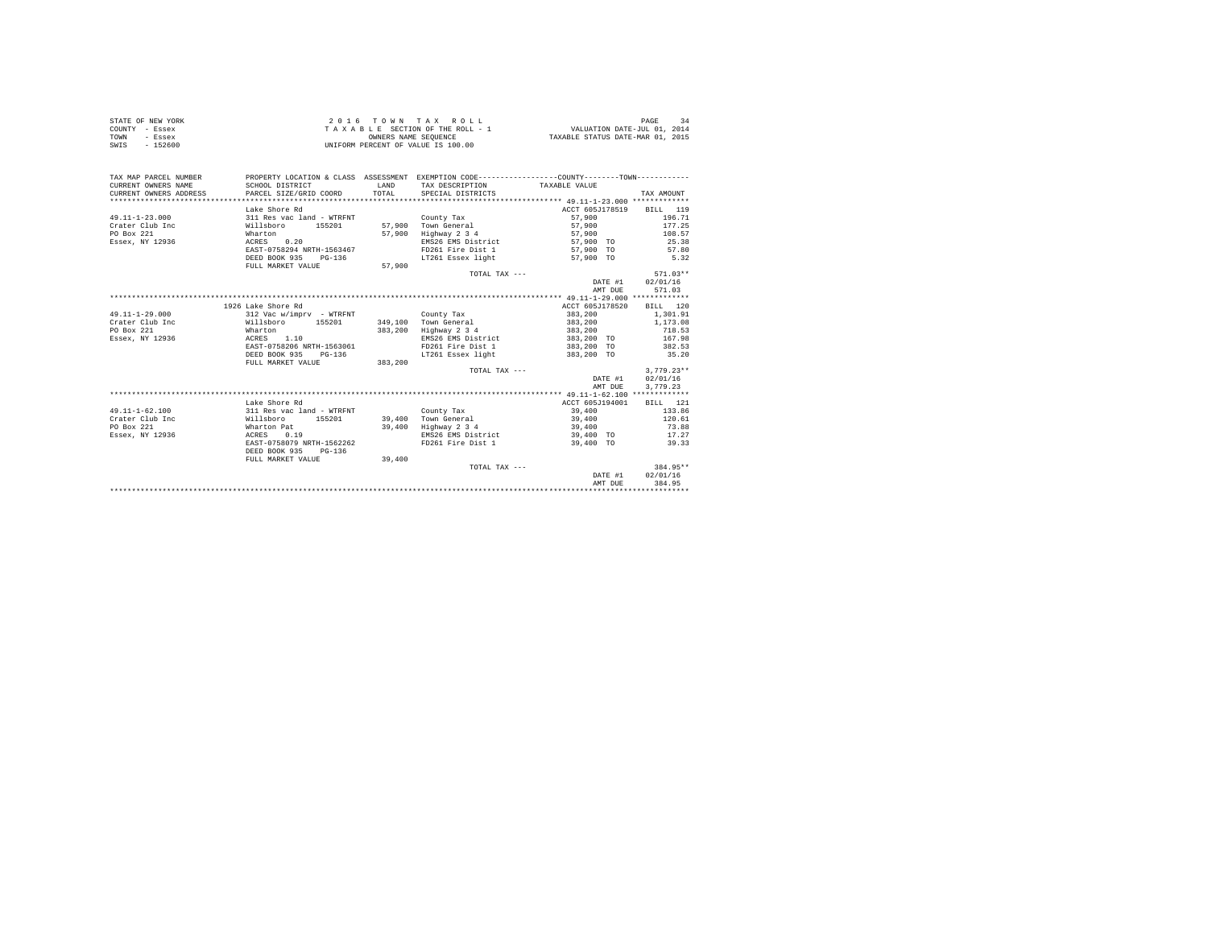STATE OF NEW YORK
COUNTY - Essex
TOWN - Essex
SWIS - 152600

2 0 1 6 T O W N T A X R O L L
T A X A B L E SECTION OF THE ROLL - 1
OWNERS NAME SEQUENCE
UNIFORM PERCENT OF VALUE IS 100.00

VALUATION DATE-JUL 01, 2014
TAXABLE STATUS DATE-MAR 01, 2015

| TAX MAP PARCEL NUMBER / CURRENT OWNERS NAME / CURRENT OWNERS ADDRESS | PROPERTY LOCATION & CLASS / SCHOOL DISTRICT / PARCEL SIZE/GRID COORD | ASSESSMENT LAND / TOTAL | EXEMPTION CODE / TAX DESCRIPTION / SPECIAL DISTRICTS | TAXABLE VALUE | TAX AMOUNT |
|---|---|---|---|---|---|
| **49.11-1-23.000** | Lake Shore Rd | | | ACCT 605J178519 | BILL 119 |
| 49.11-1-23.000 | 311 Res vac land - WTRFNT | | County Tax | 57,900 | 196.71 |
| Crater Club Inc | Willsboro 155201 | 57,900 | Town General | 57,900 | 177.25 |
| PO Box 221 | Wharton | 57,900 | Highway 2 3 4 | 57,900 | 108.57 |
| Essex, NY 12936 | ACRES 0.20 | | EMS26 EMS District | 57,900 TO | 25.38 |
| | EAST-0758294 NRTH-1563467 | | FD261 Fire Dist 1 | 57,900 TO | 57.80 |
| | DEED BOOK 935 PG-136 | | LT261 Essex light | 57,900 TO | 5.32 |
| | FULL MARKET VALUE | 57,900 | | | |
| | | | TOTAL TAX --- | | 571.03** |
| | | | | DATE #1 | 02/01/16 |
| | | | | AMT DUE | 571.03 |
| **49.11-1-29.000** | 1926 Lake Shore Rd | | | ACCT 605J178520 | BILL 120 |
| 49.11-1-29.000 | 312 Vac w/imprv - WTRFNT | | County Tax | 383,200 | 1,301.91 |
| Crater Club Inc | Willsboro 155201 | 349,100 | Town General | 383,200 | 1,173.08 |
| PO Box 221 | Wharton | 383,200 | Highway 2 3 4 | 383,200 | 718.53 |
| Essex, NY 12936 | ACRES 1.10 | | EMS26 EMS District | 383,200 TO | 167.98 |
| | EAST-0758206 NRTH-1563061 | | FD261 Fire Dist 1 | 383,200 TO | 382.53 |
| | DEED BOOK 935 PG-136 | | LT261 Essex light | 383,200 TO | 35.20 |
| | FULL MARKET VALUE | 383,200 | | | |
| | | | TOTAL TAX --- | | 3,779.23** |
| | | | | DATE #1 | 02/01/16 |
| | | | | AMT DUE | 3,779.23 |
| **49.11-1-62.100** | Lake Shore Rd | | | ACCT 605J194001 | BILL 121 |
| 49.11-1-62.100 | 311 Res vac land - WTRFNT | | County Tax | 39,400 | 133.86 |
| Crater Club Inc | Willsboro 155201 | 39,400 | Town General | 39,400 | 120.61 |
| PO Box 221 | Wharton Pat | 39,400 | Highway 2 3 4 | 39,400 | 73.88 |
| Essex, NY 12936 | ACRES 0.19 | | EMS26 EMS District | 39,400 TO | 17.27 |
| | EAST-0758079 NRTH-1562262 | | FD261 Fire Dist 1 | 39,400 TO | 39.33 |
| | DEED BOOK 935 PG-136 | | | | |
| | FULL MARKET VALUE | 39,400 | | | |
| | | | TOTAL TAX --- | | 384.95** |
| | | | | DATE #1 | 02/01/16 |
| | | | | AMT DUE | 384.95 |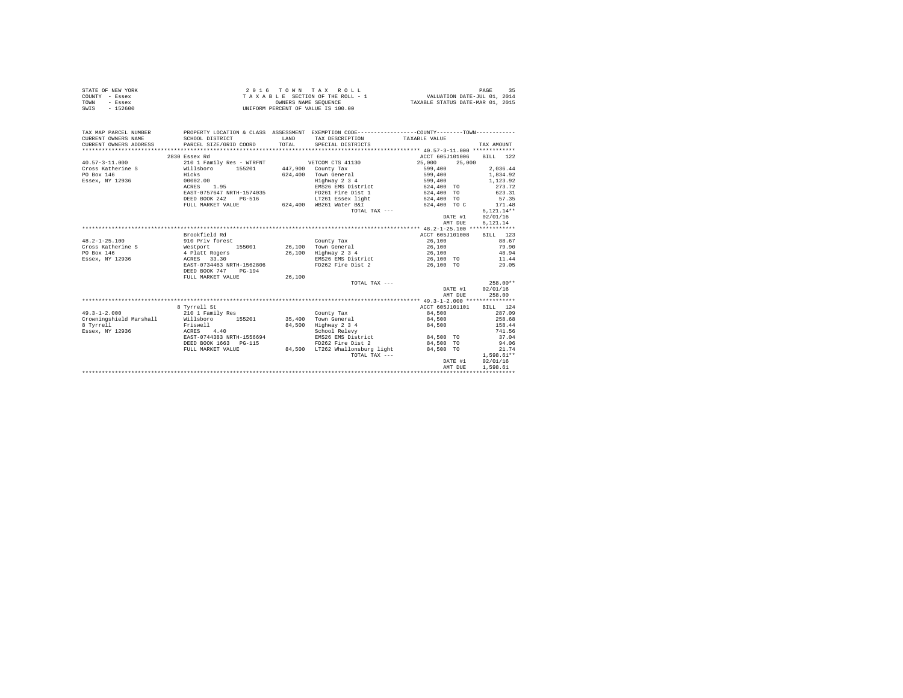STATE OF NEW YORK
COUNTY - Essex
TOWN - Essex
SWIS - 152600

2 0 1 6 T O W N T A X R O L L
T A X A B L E SECTION OF THE ROLL - 1
OWNERS NAME SEQUENCE
UNIFORM PERCENT OF VALUE IS 100.00

VALUATION DATE-JUL 01, 2014
TAXABLE STATUS DATE-MAR 01, 2015

| TAX MAP PARCEL NUMBER / CURRENT OWNERS NAME / CURRENT OWNERS ADDRESS | PROPERTY LOCATION & CLASS / SCHOOL DISTRICT / PARCEL SIZE/GRID COORD | ASSESSMENT LAND / TOTAL | EXEMPTION CODE / TAX DESCRIPTION / SPECIAL DISTRICTS | TAXABLE VALUE (COUNTY / TOWN) | TAX AMOUNT |
|---|---|---|---|---|---|
| 40.57-3-11.000 | 2830 Essex Rd | | | ACCT 605J101006 | BILL 122 |
| | 210 1 Family Res - WTRFNT | | VETCOM CTS 41130 | 25,000 25,000 | |
| Cross Katherine S | Willsboro 155201 | 447,900 | County Tax | 599,400 | 2,036.44 |
| PO Box 146 | Hicks | 624,400 | Town General | 599,400 | 1,834.92 |
| Essex, NY 12936 | 00002.00 | | Highway 2 3 4 | 599,400 | 1,123.92 |
| | ACRES 1.95 | | EMS26 EMS District | 624,400 TO | 273.72 |
| | EAST-0757647 NRTH-1574035 | | FD261 Fire Dist 1 | 624,400 TO | 623.31 |
| | DEED BOOK 242 PG-516 | | LT261 Essex light | 624,400 TO | 57.35 |
| | FULL MARKET VALUE | 624,400 | WB261 Water B&I | 624,400 TO C | 171.48 |
| | | | TOTAL TAX --- | | 6,121.14** |
| | | | | DATE #1 | 02/01/16 |
| | | | | AMT DUE | 6,121.14 |
| 48.2-1-25.100 | Brookfield Rd | | | ACCT 605J101008 | BILL 123 |
| | 910 Priv forest | | County Tax | 26,100 | 88.67 |
| Cross Katherine S | Westport 155001 | 26,100 | Town General | 26,100 | 79.90 |
| PO Box 146 | 4 Platt Rogers | 26,100 | Highway 2 3 4 | 26,100 | 48.94 |
| Essex, NY 12936 | ACRES 33.30 | | EMS26 EMS District | 26,100 TO | 11.44 |
| | EAST-0734463 NRTH-1562806 | | FD262 Fire Dist 2 | 26,100 TO | 29.05 |
| | DEED BOOK 747 PG-194 | | | | |
| | FULL MARKET VALUE | 26,100 | | | |
| | | | TOTAL TAX --- | | 258.00** |
| | | | | DATE #1 | 02/01/16 |
| | | | | AMT DUE | 258.00 |
| 49.3-1-2.000 | 8 Tyrrell St | | | ACCT 605J101101 | BILL 124 |
| | 210 1 Family Res | | County Tax | 84,500 | 287.09 |
| Crowningshield Marshall | Willsboro 155201 | 35,400 | Town General | 84,500 | 258.68 |
| 8 Tyrrell | Friswell | 84,500 | Highway 2 3 4 | 84,500 | 158.44 |
| Essex, NY 12936 | ACRES 4.40 | | School Relevy | | 741.56 |
| | EAST-0744383 NRTH-1556694 | | EMS26 EMS District | 84,500 TO | 37.04 |
| | DEED BOOK 1663 PG-115 | | FD262 Fire Dist 2 | 84,500 TO | 94.06 |
| | FULL MARKET VALUE | 84,500 | LT262 Whallonsburg light | 84,500 TO | 21.74 |
| | | | TOTAL TAX --- | | 1,598.61** |
| | | | | DATE #1 | 02/01/16 |
| | | | | AMT DUE | 1,598.61 |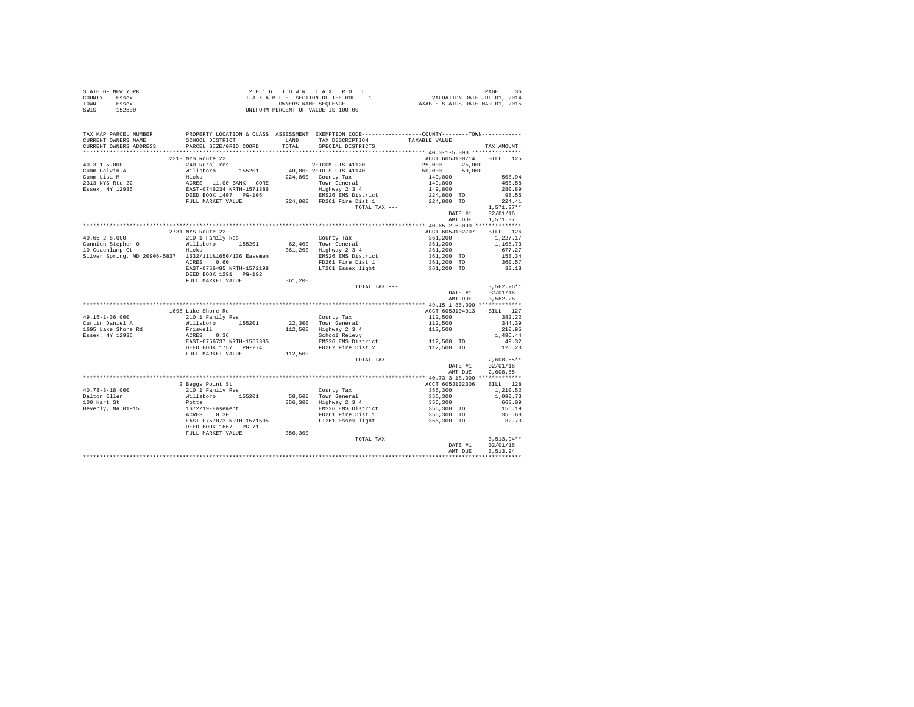STATE OF NEW YORK
COUNTY - Essex
TOWN - Essex
SWIS - 152600

2 0 1 6 T O W N T A X R O L L
T A X A B L E SECTION OF THE ROLL - 1
OWNERS NAME SEQUENCE
UNIFORM PERCENT OF VALUE IS 100.00

VALUATION DATE-JUL 01, 2014
TAXABLE STATUS DATE-MAR 01, 2015

| TAX MAP PARCEL NUMBER / CURRENT OWNERS NAME / CURRENT OWNERS ADDRESS | PROPERTY LOCATION & CLASS / SCHOOL DISTRICT / PARCEL SIZE/GRID COORD | ASSESSMENT LAND / TOTAL | EXEMPTION CODE / TAX DESCRIPTION / SPECIAL DISTRICTS | COUNTY TAXABLE VALUE | TOWN | TAX AMOUNT |
|---|---|---|---|---|---|---|
| | 2313 NYS Route 22 | | | ACCT 605J100714 | | BILL 125 |
| 40.3-1-5.000 | 240 Rural res | | VETCOM CTS 41130 | 25,000 | 25,000 | |
| Cumm Calvin A | Willsboro 155201 | 40,800 | VETDIS CTS 41140 | 50,000 | 50,000 | |
| Cumm Lisa M | Hicks | 224,800 | County Tax | 149,800 | | 508.94 |
| 2313 NYS Rte 22 | ACRES 11.00 BANK CORE | | Town General | 149,800 | | 458.58 |
| Essex, NY 12936 | EAST-0746234 NRTH-1571386 | | Highway 2 3 4 | 149,800 | | 280.89 |
| | DEED BOOK 1407 PG-105 | | EMS26 EMS District | 224,800 TO | | 98.55 |
| | FULL MARKET VALUE | 224,800 | FD261 Fire Dist 1 | 224,800 TO | | 224.41 |
| | | | TOTAL TAX --- | | | 1,571.37** |
| | | | | DATE #1 | | 02/01/16 |
| | | | | AMT DUE | | 1,571.37 |
| | 2731 NYS Route 22 | | | ACCT 605J102707 | | BILL 126 |
| 40.65-2-6.000 | 210 1 Family Res | | County Tax | 361,200 | | 1,227.17 |
| Cunnion Stephen O | Willsboro 155201 | 62,400 | Town General | 361,200 | | 1,105.73 |
| 10 Coachlamp Ct | Hicks | 361,200 | Highway 2 3 4 | 361,200 | | 677.27 |
| Silver Spring, MD 20906-5837 | 1632/111&1650/136 Easemen | | EMS26 EMS District | 361,200 TO | | 158.34 |
| | ACRES 0.60 | | FD261 Fire Dist 1 | 361,200 TO | | 360.57 |
| | EAST-0756485 NRTH-1572198 | | LT261 Essex light | 361,200 TO | | 33.18 |
| | DEED BOOK 1291 PG-192 | | | | | |
| | FULL MARKET VALUE | 361,200 | | | | |
| | | | TOTAL TAX --- | | | 3,562.26** |
| | | | | DATE #1 | | 02/01/16 |
| | | | | AMT DUE | | 3,562.26 |
| | 1695 Lake Shore Rd | | | ACCT 605J104013 | | BILL 127 |
| 49.15-1-36.000 | 210 1 Family Res | | County Tax | 112,500 | | 382.22 |
| Curtin Daniel A | Willsboro 155201 | 22,300 | Town General | 112,500 | | 344.39 |
| 1695 Lake Shore Rd | Friswell | 112,500 | Highway 2 3 4 | 112,500 | | 210.95 |
| Essex, NY 12936 | ACRES 0.36 | | School Relevy | | | 1,496.44 |
| | EAST-0756737 NRTH-1557385 | | EMS26 EMS District | 112,500 TO | | 49.32 |
| | DEED BOOK 1757 PG-274 | | FD262 Fire Dist 2 | 112,500 TO | | 125.23 |
| | FULL MARKET VALUE | 112,500 | | | | |
| | | | TOTAL TAX --- | | | 2,608.55** |
| | | | | DATE #1 | | 02/01/16 |
| | | | | AMT DUE | | 2,608.55 |
| | 2 Beggs Point St | | | ACCT 605J102306 | | BILL 128 |
| 40.73-3-18.000 | 210 1 Family Res | | County Tax | 356,300 | | 1,210.52 |
| Dalton Ellen | Willsboro 155201 | 58,500 | Town General | 356,300 | | 1,090.73 |
| 100 Hart St | Potts | 356,300 | Highway 2 3 4 | 356,300 | | 668.09 |
| Beverly, MA 01915 | 1672/19-Easement | | EMS26 EMS District | 356,300 TO | | 156.19 |
| | ACRES 0.30 | | FD261 Fire Dist 1 | 356,300 TO | | 355.68 |
| | EAST-0757073 NRTH-1571505 | | LT261 Essex light | 356,300 TO | | 32.73 |
| | DEED BOOK 1667 PG-71 | | | | | |
| | FULL MARKET VALUE | 356,300 | | | | |
| | | | TOTAL TAX --- | | | 3,513.94** |
| | | | | DATE #1 | | 02/01/16 |
| | | | | AMT DUE | | 3,513.94 |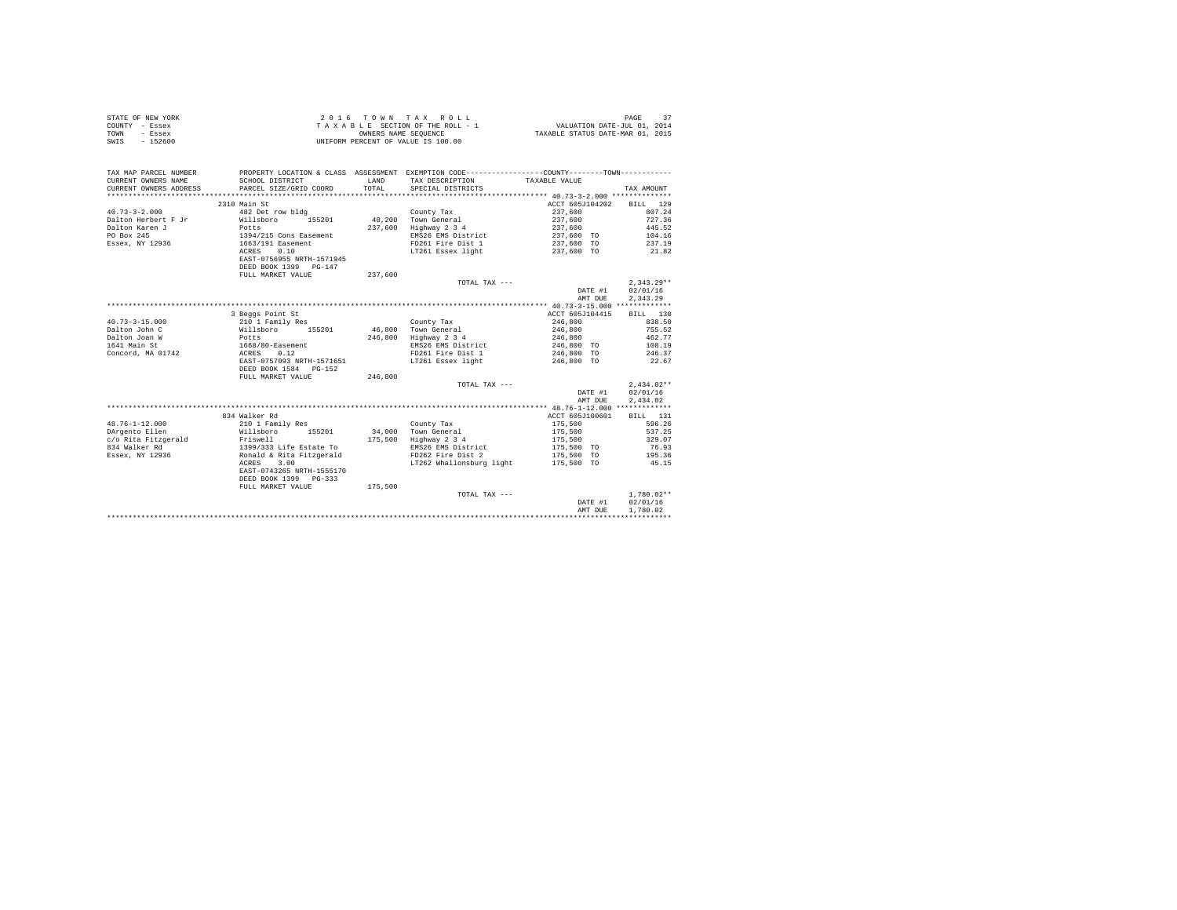STATE OF NEW YORK
COUNTY - Essex
TOWN - Essex
SWIS - 152600

2016 TOWN TAX ROLL
TAXABLE SECTION OF THE ROLL - 1
OWNERS NAME SEQUENCE
UNIFORM PERCENT OF VALUE IS 100.00

VALUATION DATE-JUL 01, 2014
TAXABLE STATUS DATE-MAR 01, 2015

| TAX MAP PARCEL NUMBER / CURRENT OWNERS NAME / CURRENT OWNERS ADDRESS | PROPERTY LOCATION & CLASS / SCHOOL DISTRICT / PARCEL SIZE/GRID COORD | ASSESSMENT LAND / TOTAL | EXEMPTION CODE / TAX DESCRIPTION / SPECIAL DISTRICTS | COUNTY / TOWN TAXABLE VALUE | TAX AMOUNT |
|---|---|---|---|---|---|
| 40.73-3-2.000 ************** | | | | | |
| | 2310 Main St | | | ACCT 605J104202 | BILL 129 |
| 40.73-3-2.000 | 482 Det row bldg | | County Tax | 237,600 | 807.24 |
| Dalton Herbert F Jr | Willsboro 155201 | 40,200 | Town General | 237,600 | 727.36 |
| Dalton Karen J | Potts | 237,600 | Highway 2 3 4 | 237,600 | 445.52 |
| PO Box 245 | 1394/215 Cons Easement | | EMS26 EMS District | 237,600 TO | 104.16 |
| Essex, NY 12936 | 1663/191 Easement | | FD261 Fire Dist 1 | 237,600 TO | 237.19 |
| | ACRES 0.10 | | LT261 Essex light | 237,600 TO | 21.82 |
| | EAST-0756955 NRTH-1571945 | | | | |
| | DEED BOOK 1399 PG-147 | | | | |
| | FULL MARKET VALUE | 237,600 | | | |
| | | | TOTAL TAX --- | | 2,343.29** |
| | | | | DATE #1 | 02/01/16 |
| | | | | AMT DUE | 2,343.29 |
| 40.73-3-15.000 ************** | | | | | |
| | 3 Beggs Point St | | | ACCT 605J104415 | BILL 130 |
| 40.73-3-15.000 | 210 1 Family Res | | County Tax | 246,800 | 838.50 |
| Dalton John C | Willsboro 155201 | 46,800 | Town General | 246,800 | 755.52 |
| Dalton Joan W | Potts | 246,800 | Highway 2 3 4 | 246,800 | 462.77 |
| 1641 Main St | 1668/80-Easement | | EMS26 EMS District | 246,800 TO | 108.19 |
| Concord, MA 01742 | ACRES 0.12 | | FD261 Fire Dist 1 | 246,800 TO | 246.37 |
| | EAST-0757093 NRTH-1571651 | | LT261 Essex light | 246,800 TO | 22.67 |
| | DEED BOOK 1584 PG-152 | | | | |
| | FULL MARKET VALUE | 246,800 | | | |
| | | | TOTAL TAX --- | | 2,434.02** |
| | | | | DATE #1 | 02/01/16 |
| | | | | AMT DUE | 2,434.02 |
| 48.76-1-12.000 ************** | | | | | |
| | 834 Walker Rd | | | ACCT 605J100601 | BILL 131 |
| 48.76-1-12.000 | 210 1 Family Res | | County Tax | 175,500 | 596.26 |
| DArgento Ellen | Willsboro 155201 | 34,000 | Town General | 175,500 | 537.25 |
| c/o Rita Fitzgerald | Friswell | 175,500 | Highway 2 3 4 | 175,500 | 329.07 |
| 834 Walker Rd | 1399/333 Life Estate To | | EMS26 EMS District | 175,500 TO | 76.93 |
| Essex, NY 12936 | Ronald & Rita Fitzgerald | | FD262 Fire Dist 2 | 175,500 TO | 195.36 |
| | ACRES 3.00 | | LT262 Whallonsburg light | 175,500 TO | 45.15 |
| | EAST-0743265 NRTH-1555170 | | | | |
| | DEED BOOK 1399 PG-333 | | | | |
| | FULL MARKET VALUE | 175,500 | | | |
| | | | TOTAL TAX --- | | 1,780.02** |
| | | | | DATE #1 | 02/01/16 |
| | | | | AMT DUE | 1,780.02 |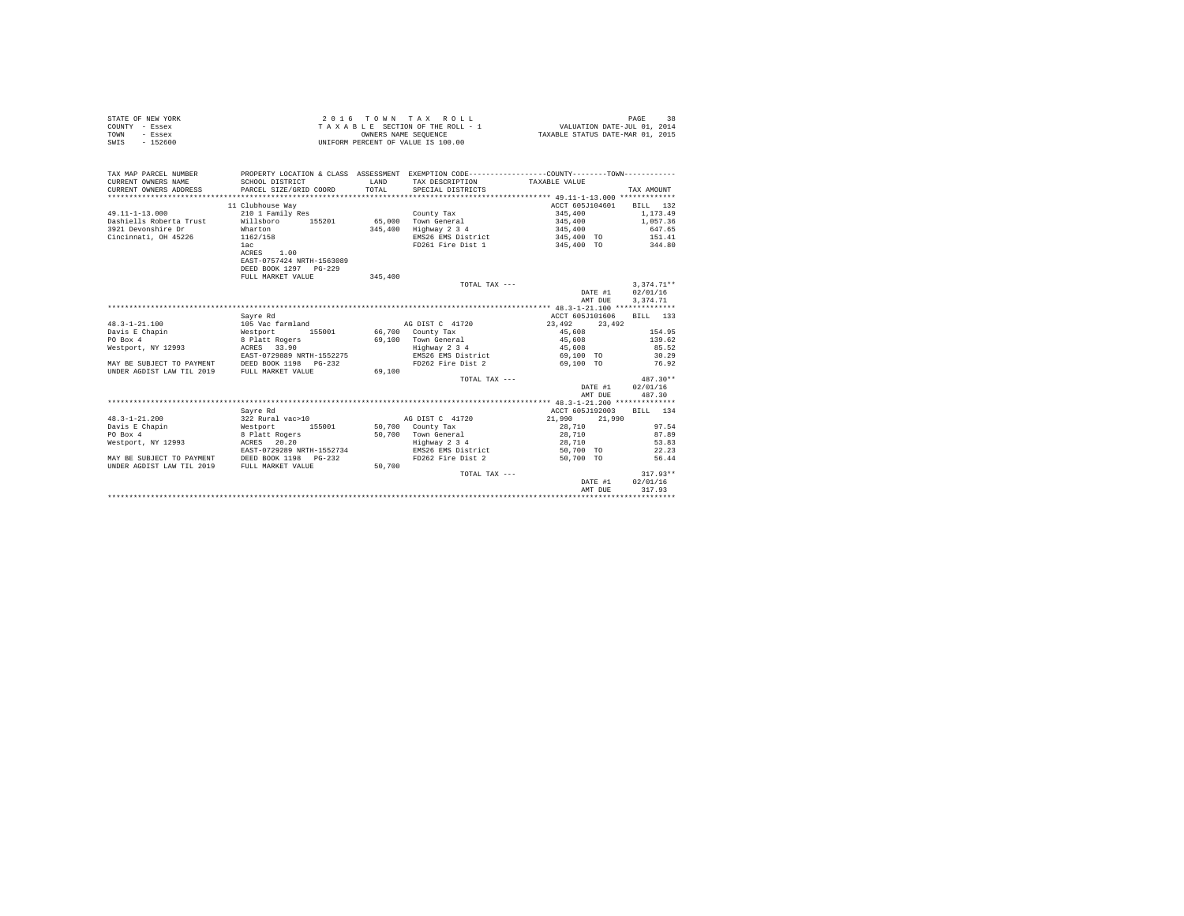STATE OF NEW YORK
COUNTY - Essex
TOWN - Essex
SWIS - 152600

2 0 1 6 T O W N T A X R O L L
T A X A B L E SECTION OF THE ROLL - 1
OWNERS NAME SEQUENCE
UNIFORM PERCENT OF VALUE IS 100.00

VALUATION DATE-JUL 01, 2014
TAXABLE STATUS DATE-MAR 01, 2015

| TAX MAP PARCEL NUMBER / CURRENT OWNERS NAME / CURRENT OWNERS ADDRESS | PROPERTY LOCATION & CLASS / SCHOOL DISTRICT / PARCEL SIZE/GRID COORD | ASSESSMENT LAND / TOTAL | EXEMPTION CODE / TAX DESCRIPTION / SPECIAL DISTRICTS | COUNTY / TOWN TAXABLE VALUE | TAX AMOUNT |
|---|---|---|---|---|---|
| **49.11-1-13.000** | 11 Clubhouse Way | | | ACCT 605J104601 | BILL 132 |
| 49.11-1-13.000 | 210 1 Family Res | | County Tax | 345,400 | 1,173.49 |
| Dashiells Roberta Trust | Willsboro 155201 | 65,000 | Town General | 345,400 | 1,057.36 |
| 3921 Devonshire Dr | Wharton | 345,400 | Highway 2 3 4 | 345,400 | 647.65 |
| Cincinnati, OH 45226 | 1162/158 | | EMS26 EMS District | 345,400 TO | 151.41 |
| | 1ac | | FD261 Fire Dist 1 | 345,400 TO | 344.80 |
| | ACRES 1.00 | | | | |
| | EAST-0757424 NRTH-1563089 | | | | |
| | DEED BOOK 1297 PG-229 | | | | |
| | FULL MARKET VALUE | 345,400 | | | |
| | | | TOTAL TAX --- | | 3,374.71** |
| | | | | DATE #1 | 02/01/16 |
| | | | | AMT DUE | 3,374.71 |
| **48.3-1-21.100** | Sayre Rd | | | ACCT 605J101606 | BILL 133 |
| 48.3-1-21.100 | 105 Vac farmland | | AG DIST C 41720 | 23,492 23,492 | |
| Davis E Chapin | Westport 155001 | 66,700 | County Tax | 45,608 | 154.95 |
| PO Box 4 | 8 Platt Rogers | 69,100 | Town General | 45,608 | 139.62 |
| Westport, NY 12993 | ACRES 33.90 | | Highway 2 3 4 | 45,608 | 85.52 |
| | EAST-0729889 NRTH-1552275 | | EMS26 EMS District | 69,100 TO | 30.29 |
| MAY BE SUBJECT TO PAYMENT | DEED BOOK 1198 PG-232 | | FD262 Fire Dist 2 | 69,100 TO | 76.92 |
| UNDER AGDIST LAW TIL 2019 | FULL MARKET VALUE | 69,100 | | | |
| | | | TOTAL TAX --- | | 487.30** |
| | | | | DATE #1 | 02/01/16 |
| | | | | AMT DUE | 487.30 |
| **48.3-1-21.200** | Sayre Rd | | | ACCT 605J192003 | BILL 134 |
| 48.3-1-21.200 | 322 Rural vac>10 | | AG DIST C 41720 | 21,990 21,990 | |
| Davis E Chapin | Westport 155001 | 50,700 | County Tax | 28,710 | 97.54 |
| PO Box 4 | 8 Platt Rogers | 50,700 | Town General | 28,710 | 87.89 |
| Westport, NY 12993 | ACRES 20.20 | | Highway 2 3 4 | 28,710 | 53.83 |
| | EAST-0729289 NRTH-1552734 | | EMS26 EMS District | 50,700 TO | 22.23 |
| MAY BE SUBJECT TO PAYMENT | DEED BOOK 1198 PG-232 | | FD262 Fire Dist 2 | 50,700 TO | 56.44 |
| UNDER AGDIST LAW TIL 2019 | FULL MARKET VALUE | 50,700 | | | |
| | | | TOTAL TAX --- | | 317.93** |
| | | | | DATE #1 | 02/01/16 |
| | | | | AMT DUE | 317.93 |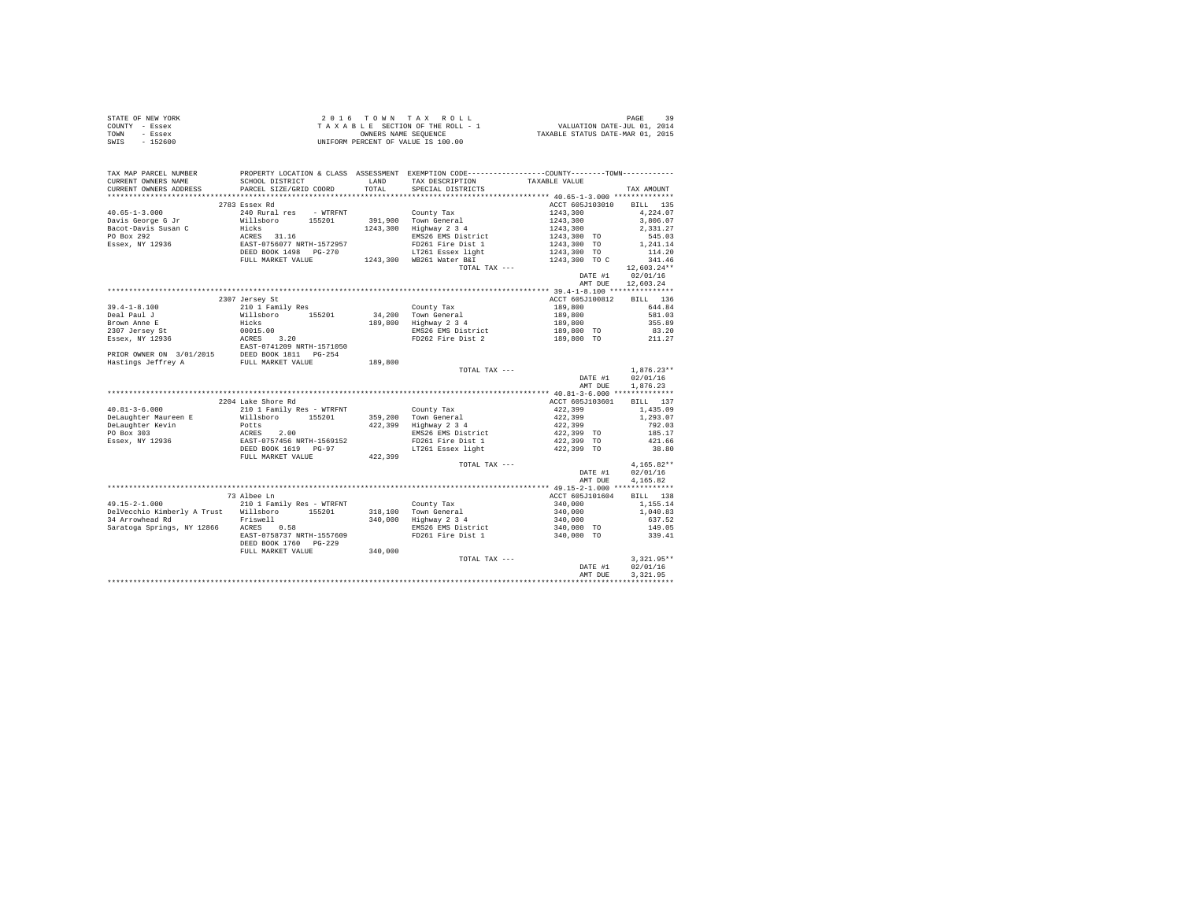STATE OF NEW YORK
COUNTY - Essex
TOWN - Essex
SWIS - 152600

2 0 1 6 T O W N T A X R O L L
T A X A B L E SECTION OF THE ROLL - 1
OWNERS NAME SEQUENCE
UNIFORM PERCENT OF VALUE IS 100.00

VALUATION DATE-JUL 01, 2014
TAXABLE STATUS DATE-MAR 01, 2015

```
TAX MAP PARCEL NUMBER          PROPERTY LOCATION & CLASS  ASSESSMENT  EXEMPTION CODE-----------------COUNTY--------TOWN-----------
CURRENT OWNERS NAME            SCHOOL DISTRICT              LAND      TAX DESCRIPTION            TAXABLE VALUE
CURRENT OWNERS ADDRESS         PARCEL SIZE/GRID COORD       TOTAL     SPECIAL DISTRICTS                                  TAX AMOUNT
************************************************************************************************ 40.65-1-3.000 **************
                               2783 Essex Rd                                                     ACCT 605J103010     BILL  135
40.65-1-3.000                  240 Rural res    - WTRFNT              County Tax                  1243,300            4,224.07
Davis George G Jr              Willsboro      155201       391,900    Town General                1243,300            3,806.07
Bacot-Davis Susan C            Hicks                      1243,300    Highway 2 3 4               1243,300            2,331.27
PO Box 292                     ACRES   31.16                          EMS26 EMS District          1243,300 TO           545.03
Essex, NY 12936                EAST-0756077 NRTH-1572957              FD261 Fire Dist 1           1243,300 TO         1,241.14
                               DEED BOOK 1498   PG-270                LT261 Essex light           1243,300 TO           114.20
                               FULL MARKET VALUE          1243,300    WB261 Water B&I             1243,300 TO C         341.46
                                                                            TOTAL TAX ---                            12,603.24**
                                                                                                  DATE #1            02/01/16
                                                                                                  AMT DUE            12,603.24
************************************************************************************************ 39.4-1-8.100 ***************
                               2307 Jersey St                                                    ACCT 605J100812     BILL  136
39.4-1-8.100                   210 1 Family Res                       County Tax                  189,800               644.84
Deal Paul J                    Willsboro      155201        34,200    Town General                189,800               581.03
Brown Anne E                   Hicks                       189,800    Highway 2 3 4               189,800               355.89
2307 Jersey St                 00015.00                               EMS26 EMS District          189,800 TO             83.20
Essex, NY 12936                ACRES    3.20                          FD262 Fire Dist 2           189,800 TO            211.27
                               EAST-0741209 NRTH-1571050
PRIOR OWNER ON 3/01/2015       DEED BOOK 1811   PG-254
Hastings Jeffrey A             FULL MARKET VALUE           189,800
                                                                            TOTAL TAX ---                             1,876.23**
                                                                                                  DATE #1            02/01/16
                                                                                                  AMT DUE             1,876.23
************************************************************************************************ 40.81-3-6.000 **************
                               2204 Lake Shore Rd                                                ACCT 605J103601     BILL  137
40.81-3-6.000                  210 1 Family Res - WTRFNT              County Tax                  422,399             1,435.09
DeLaughter Maureen E           Willsboro      155201       359,200    Town General                422,399             1,293.07
DeLaughter Kevin               Potts                       422,399    Highway 2 3 4               422,399               792.03
PO Box 303                     ACRES    2.00                          EMS26 EMS District          422,399 TO            185.17
Essex, NY 12936                EAST-0757456 NRTH-1569152              FD261 Fire Dist 1           422,399 TO            421.66
                               DEED BOOK 1619   PG-97                 LT261 Essex light           422,399 TO             38.80
                               FULL MARKET VALUE           422,399
                                                                            TOTAL TAX ---                             4,165.82**
                                                                                                  DATE #1            02/01/16
                                                                                                  AMT DUE             4,165.82
************************************************************************************************ 49.15-2-1.000 **************
                               73 Albee Ln                                                       ACCT 605J101604     BILL  138
49.15-2-1.000                  210 1 Family Res - WTRFNT              County Tax                  340,000             1,155.14
DelVecchio Kimberly A Trust    Willsboro      155201       318,100    Town General                340,000             1,040.83
34 Arrowhead Rd                Friswell                    340,000    Highway 2 3 4               340,000               637.52
Saratoga Springs, NY 12866     ACRES    0.58                          EMS26 EMS District          340,000 TO            149.05
                               EAST-0758737 NRTH-1557609              FD261 Fire Dist 1           340,000 TO            339.41
                               DEED BOOK 1760   PG-229
                               FULL MARKET VALUE           340,000
                                                                            TOTAL TAX ---                             3,321.95**
                                                                                                  DATE #1            02/01/16
                                                                                                  AMT DUE             3,321.95
******************************************************************************************************************************
```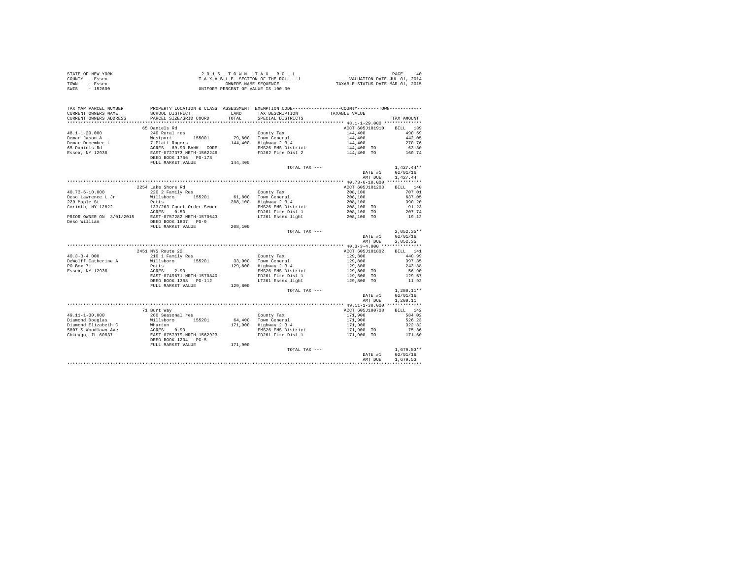STATE OF NEW YORK
COUNTY - Essex
TOWN - Essex
SWIS - 152600

2016 TOWN TAX ROLL
TAXABLE SECTION OF THE ROLL - 1
OWNERS NAME SEQUENCE
UNIFORM PERCENT OF VALUE IS 100.00

VALUATION DATE-JUL 01, 2014
TAXABLE STATUS DATE-MAR 01, 2015

| TAX MAP PARCEL NUMBER / CURRENT OWNERS NAME / CURRENT OWNERS ADDRESS | PROPERTY LOCATION & CLASS / SCHOOL DISTRICT / PARCEL SIZE/GRID COORD | ASSESSMENT LAND / TOTAL | EXEMPTION CODE / TAX DESCRIPTION / SPECIAL DISTRICTS | COUNTY--------TOWN TAXABLE VALUE | TAX AMOUNT |
|---|---|---|---|---|---|
| 48.1-1-29.000 | 65 Daniels Rd | | | ACCT 605J101910 | BILL 139 |
| 48.1-1-29.000 | 240 Rural res | | County Tax | 144,400 | 490.59 |
| Demar Jason A | Westport 155001 | 79,600 | Town General | 144,400 | 442.05 |
| Demar December L | 7 Platt Rogers | 144,400 | Highway 2 3 4 | 144,400 | 270.76 |
| 65 Daniels Rd | ACRES 69.90 BANK CORE | | EMS26 EMS District | 144,400 TO | 63.30 |
| Essex, NY 12936 | EAST-0727373 NRTH-1562246 | | FD262 Fire Dist 2 | 144,400 TO | 160.74 |
| | DEED BOOK 1756 PG-178 | | | | |
| | FULL MARKET VALUE | 144,400 | | | |
| | | | TOTAL TAX --- | | 1,427.44** |
| | | | | DATE #1 | 02/01/16 |
| | | | | AMT DUE | 1,427.44 |
| 40.73-6-10.000 | 2254 Lake Shore Rd | | | ACCT 605J101203 | BILL 140 |
| 40.73-6-10.000 | 220 2 Family Res | | County Tax | 208,100 | 707.01 |
| Deso Lawrence L Jr | Willsboro 155201 | 61,800 | Town General | 208,100 | 637.05 |
| 229 Maple St | Potts | 208,100 | Highway 2 3 4 | 208,100 | 390.20 |
| Corinth, NY 12822 | 133/263 Court Order Sewer | | EMS26 EMS District | 208,100 TO | 91.23 |
| | ACRES 0.50 | | FD261 Fire Dist 1 | 208,100 TO | 207.74 |
| PRIOR OWNER ON 3/01/2015 | EAST-0757282 NRTH-1570643 | | LT261 Essex light | 208,100 TO | 19.12 |
| Deso William | DEED BOOK 1807 PG-9 | | | | |
| | FULL MARKET VALUE | 208,100 | | | |
| | | | TOTAL TAX --- | | 2,052.35** |
| | | | | DATE #1 | 02/01/16 |
| | | | | AMT DUE | 2,052.35 |
| 40.3-3-4.000 | 2451 NYS Route 22 | | | ACCT 605J101802 | BILL 141 |
| 40.3-3-4.000 | 210 1 Family Res | | County Tax | 129,800 | 440.99 |
| DeWolff Catherine A | Willsboro 155201 | 33,900 | Town General | 129,800 | 397.35 |
| PO Box 71 | Potts | 129,800 | Highway 2 3 4 | 129,800 | 243.38 |
| Essex, NY 12936 | ACRES 2.90 | | EMS26 EMS District | 129,800 TO | 56.90 |
| | EAST-0749671 NRTH-1570840 | | FD261 Fire Dist 1 | 129,800 TO | 129.57 |
| | DEED BOOK 1358 PG-112 | | LT261 Essex light | 129,800 TO | 11.92 |
| | FULL MARKET VALUE | 129,800 | | | |
| | | | TOTAL TAX --- | | 1,280.11** |
| | | | | DATE #1 | 02/01/16 |
| | | | | AMT DUE | 1,280.11 |
| 49.11-1-30.000 | 71 Burt Way | | | ACCT 605J100708 | BILL 142 |
| 49.11-1-30.000 | 260 Seasonal res | | County Tax | 171,900 | 584.02 |
| Diamond Douglas | Willsboro 155201 | 64,400 | Town General | 171,900 | 526.23 |
| Diamond Elizabeth C | Wharton | 171,900 | Highway 2 3 4 | 171,900 | 322.32 |
| 5807 S Woodlawn Ave | ACRES 0.90 | | EMS26 EMS District | 171,900 TO | 75.36 |
| Chicago, IL 60637 | EAST-0757979 NRTH-1562923 | | FD261 Fire Dist 1 | 171,900 TO | 171.60 |
| | DEED BOOK 1204 PG-5 | | | | |
| | FULL MARKET VALUE | 171,900 | | | |
| | | | TOTAL TAX --- | | 1,679.53** |
| | | | | DATE #1 | 02/01/16 |
| | | | | AMT DUE | 1,679.53 |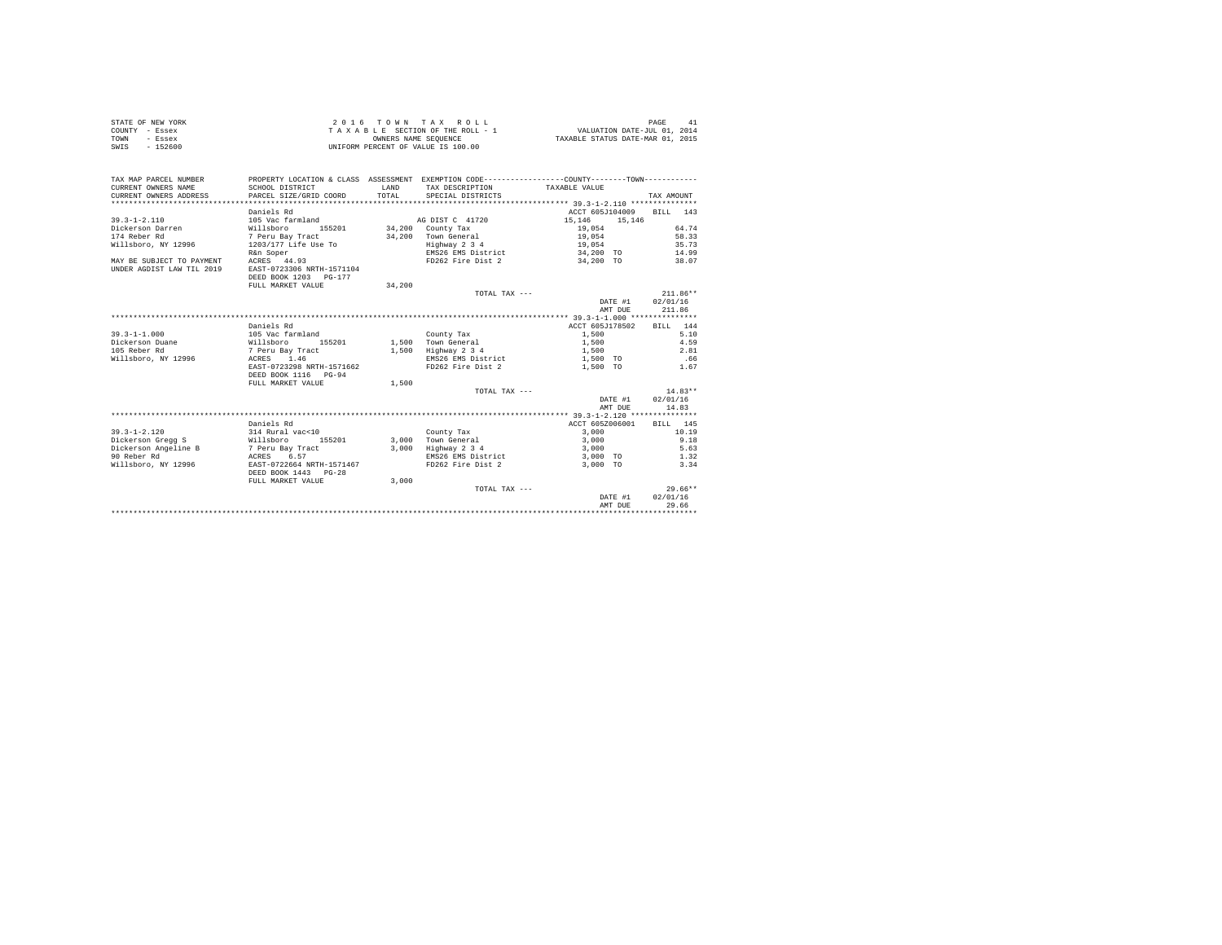STATE OF NEW YORK  
COUNTY - Essex  
TOWN - Essex  
SWIS - 152600

2 0 1 6 T O W N T A X R O L L  
T A X A B L E SECTION OF THE ROLL - 1  
OWNERS NAME SEQUENCE  
UNIFORM PERCENT OF VALUE IS 100.00

VALUATION DATE-JUL 01, 2014  
TAXABLE STATUS DATE-MAR 01, 2015

```
TAX MAP PARCEL NUMBER      PROPERTY LOCATION & CLASS  ASSESSMENT  EXEMPTION CODE-----------------COUNTY--------TOWN-----------
CURRENT OWNERS NAME        SCHOOL DISTRICT              LAND     TAX DESCRIPTION            TAXABLE VALUE
CURRENT OWNERS ADDRESS     PARCEL SIZE/GRID COORD       TOTAL    SPECIAL DISTRICTS                                    TAX AMOUNT
********************************************************************************************* 39.3-1-2.110 ***************
                           Daniels Rd                                                       ACCT 605J104009     BILL  143
39.3-1-2.110               105 Vac farmland                       AG DIST C  41720            15,146      15,146
Dickerson Darren           Willsboro      155201        34,200   County Tax                   19,054                 64.74
174 Reber Rd               7 Peru Bay Tract             34,200   Town General                 19,054                 58.33
Willsboro, NY 12996        1203/177 Life Use To                  Highway 2 3 4                19,054                 35.73
                           R&n Soper                             EMS26 EMS District           34,200 TO              14.99
MAY BE SUBJECT TO PAYMENT  ACRES   44.93                         FD262 Fire Dist 2            34,200 TO              38.07
UNDER AGDIST LAW TIL 2019  EAST-0723306 NRTH-1571104
                           DEED BOOK 1203   PG-177
                           FULL MARKET VALUE            34,200
                                                                  TOTAL TAX ---                                     211.86**
                                                                                               DATE #1          02/01/16
                                                                                               AMT DUE            211.86
********************************************************************************************* 39.3-1-1.000 ***************
                           Daniels Rd                                                       ACCT 605J178502     BILL  144
39.3-1-1.000               105 Vac farmland                      County Tax                    1,500                  5.10
Dickerson Duane            Willsboro      155201         1,500   Town General                  1,500                  4.59
105 Reber Rd               7 Peru Bay Tract              1,500   Highway 2 3 4                 1,500                  2.81
Willsboro, NY 12996        ACRES    1.46                         EMS26 EMS District            1,500 TO                .66
                           EAST-0723298 NRTH-1571662             FD262 Fire Dist 2             1,500 TO               1.67
                           DEED BOOK 1116   PG-94
                           FULL MARKET VALUE             1,500
                                                                  TOTAL TAX ---                                      14.83**
                                                                                               DATE #1          02/01/16
                                                                                               AMT DUE             14.83
********************************************************************************************* 39.3-1-2.120 ***************
                           Daniels Rd                                                       ACCT 605Z006001     BILL  145
39.3-1-2.120               314 Rural vac<10                      County Tax                    3,000                 10.19
Dickerson Gregg S          Willsboro      155201         3,000   Town General                  3,000                  9.18
Dickerson Angeline B       7 Peru Bay Tract              3,000   Highway 2 3 4                 3,000                  5.63
90 Reber Rd                ACRES    6.57                         EMS26 EMS District            3,000 TO               1.32
Willsboro, NY 12996        EAST-0722664 NRTH-1571467             FD262 Fire Dist 2             3,000 TO               3.34
                           DEED BOOK 1443   PG-28
                           FULL MARKET VALUE             3,000
                                                                  TOTAL TAX ---                                      29.66**
                                                                                               DATE #1          02/01/16
                                                                                               AMT DUE             29.66
****************************************************************************************************************************
```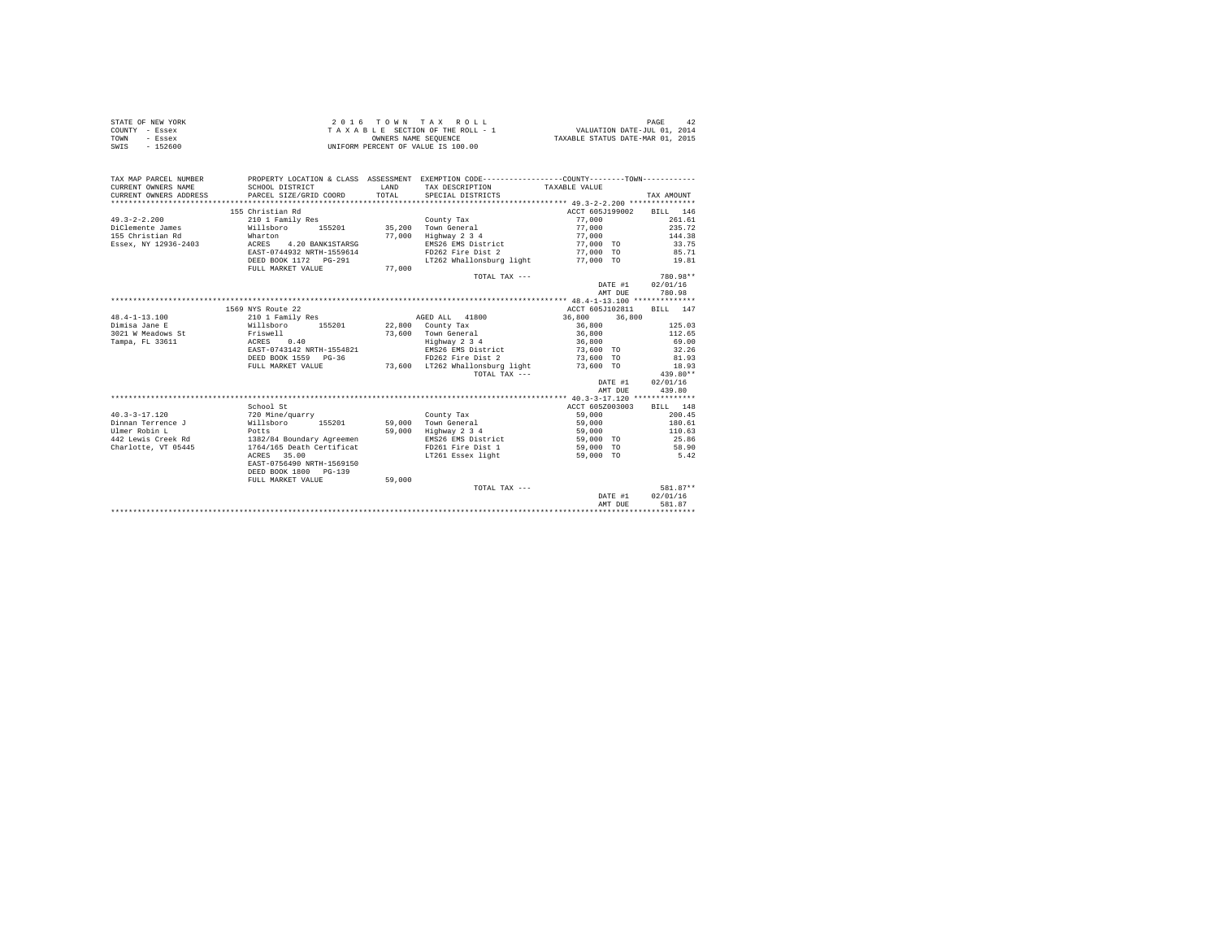STATE OF NEW YORK
COUNTY - Essex
TOWN - Essex
SWIS - 152600

2 0 1 6 T O W N T A X R O L L
T A X A B L E SECTION OF THE ROLL - 1
OWNERS NAME SEQUENCE
UNIFORM PERCENT OF VALUE IS 100.00

VALUATION DATE-JUL 01, 2014
TAXABLE STATUS DATE-MAR 01, 2015

| TAX MAP PARCEL NUMBER / CURRENT OWNERS NAME / CURRENT OWNERS ADDRESS | PROPERTY LOCATION & CLASS / SCHOOL DISTRICT / PARCEL SIZE/GRID COORD | ASSESSMENT LAND / TOTAL | EXEMPTION CODE / TAX DESCRIPTION / SPECIAL DISTRICTS | COUNTY / TOWN TAXABLE VALUE | TAX AMOUNT |
|---|---|---|---|---|---|
| **49.3-2-2.200** | 155 Christian Rd | | | ACCT 605J199002 | BILL 146 |
| 49.3-2-2.200 | 210 1 Family Res | | County Tax | 77,000 | 261.61 |
| DiClemente James | Willsboro 155201 | 35,200 | Town General | 77,000 | 235.72 |
| 155 Christian Rd | Wharton | 77,000 | Highway 2 3 4 | 77,000 | 144.38 |
| Essex, NY 12936-2403 | ACRES 4.20 BANK1STARSG | | EMS26 EMS District | 77,000 TO | 33.75 |
| | EAST-0744932 NRTH-1559614 | | FD262 Fire Dist 2 | 77,000 TO | 85.71 |
| | DEED BOOK 1172 PG-291 | | LT262 Whallonsburg light | 77,000 TO | 19.81 |
| | FULL MARKET VALUE | 77,000 | | | |
| | | | TOTAL TAX --- | | 780.98** |
| | | | | DATE #1 | 02/01/16 |
| | | | | AMT DUE | 780.98 |
| **48.4-1-13.100** | 1569 NYS Route 22 | | | ACCT 605J102811 | BILL 147 |
| 48.4-1-13.100 | 210 1 Family Res | | AGED ALL 41800 | 36,800 36,800 | |
| Dimisa Jane E | Willsboro 155201 | 22,800 | County Tax | 36,800 | 125.03 |
| 3021 W Meadows St | Friswell | 73,600 | Town General | 36,800 | 112.65 |
| Tampa, FL 33611 | ACRES 0.40 | | Highway 2 3 4 | 36,800 | 69.00 |
| | EAST-0743142 NRTH-1554821 | | EMS26 EMS District | 73,600 TO | 32.26 |
| | DEED BOOK 1559 PG-36 | | FD262 Fire Dist 2 | 73,600 TO | 81.93 |
| | FULL MARKET VALUE | 73,600 | LT262 Whallonsburg light | 73,600 TO | 18.93 |
| | | | TOTAL TAX --- | | 439.80** |
| | | | | DATE #1 | 02/01/16 |
| | | | | AMT DUE | 439.80 |
| **40.3-3-17.120** | School St | | | ACCT 605Z003003 | BILL 148 |
| 40.3-3-17.120 | 720 Mine/quarry | | County Tax | 59,000 | 200.45 |
| Dinnan Terrence J | Willsboro 155201 | 59,000 | Town General | 59,000 | 180.61 |
| Ulmer Robin L | Potts | 59,000 | Highway 2 3 4 | 59,000 | 110.63 |
| 442 Lewis Creek Rd | 1382/84 Boundary Agreemen | | EMS26 EMS District | 59,000 TO | 25.86 |
| Charlotte, VT 05445 | 1764/165 Death Certificat | | FD261 Fire Dist 1 | 59,000 TO | 58.90 |
| | ACRES 35.00 | | LT261 Essex light | 59,000 TO | 5.42 |
| | EAST-0756490 NRTH-1569150 | | | | |
| | DEED BOOK 1800 PG-139 | | | | |
| | FULL MARKET VALUE | 59,000 | | | |
| | | | TOTAL TAX --- | | 581.87** |
| | | | | DATE #1 | 02/01/16 |
| | | | | AMT DUE | 581.87 |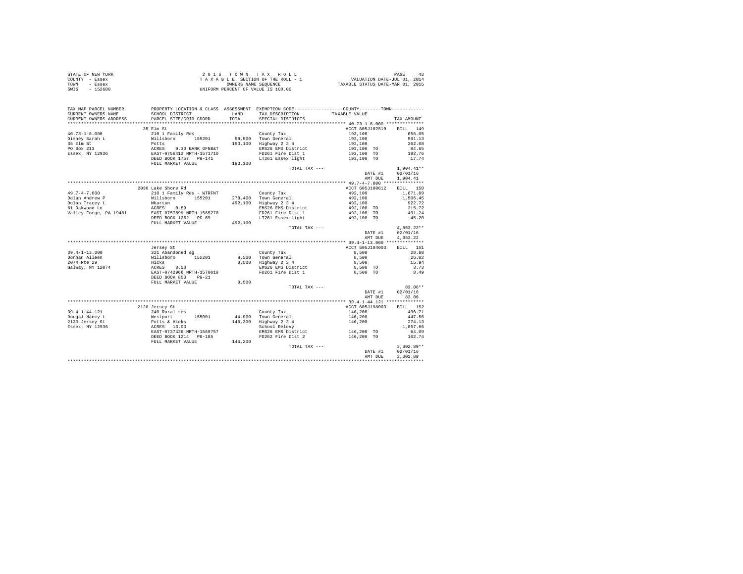STATE OF NEW YORK
COUNTY - Essex
TOWN - Essex
SWIS - 152600

2 0 1 6 T O W N T A X R O L L
T A X A B L E SECTION OF THE ROLL - 1
OWNERS NAME SEQUENCE
UNIFORM PERCENT OF VALUE IS 100.00

VALUATION DATE-JUL 01, 2014
TAXABLE STATUS DATE-MAR 01, 2015

| TAX MAP PARCEL NUMBER / CURRENT OWNERS NAME / CURRENT OWNERS ADDRESS | PROPERTY LOCATION & CLASS / SCHOOL DISTRICT / PARCEL SIZE/GRID COORD | ASSESSMENT LAND / TOTAL | EXEMPTION CODE / TAX DESCRIPTION / SPECIAL DISTRICTS | COUNTY--------TOWN TAXABLE VALUE | TAX AMOUNT |
|---|---|---|---|---|---|
| 40.73-1-8.000 | 35 Elm St | | | ACCT 605J102510 | BILL 149 |
| 40.73-1-8.000 | 210 1 Family Res | | County Tax | 193,100 | 656.05 |
| Disney Sarah L | Willsboro 155201 | 58,500 | Town General | 193,100 | 591.13 |
| 35 Elm St | Potts | 193,100 | Highway 2 3 4 | 193,100 | 362.08 |
| PO Box 213 | ACRES 0.30 BANK GFNB&T | | EMS26 EMS District | 193,100 TO | 84.65 |
| Essex, NY 12936 | EAST-0756412 NRTH-1571710 | | FD261 Fire Dist 1 | 193,100 TO | 192.76 |
| | DEED BOOK 1757 PG-141 | | LT261 Essex light | 193,100 TO | 17.74 |
| | FULL MARKET VALUE | 193,100 | | | |
| | | | TOTAL TAX --- | | 1,904.41** |
| | | | | DATE #1 | 02/01/16 |
| | | | | AMT DUE | 1,904.41 |
| 49.7-4-7.000 | 2030 Lake Shore Rd | | | ACCT 605J100612 | BILL 150 |
| 49.7-4-7.000 | 210 1 Family Res - WTRFNT | | County Tax | 492,100 | 1,671.89 |
| Dolan Andrew P | Willsboro 155201 | 278,400 | Town General | 492,100 | 1,506.45 |
| Dolan Tracey L | Wharton | 492,100 | Highway 2 3 4 | 492,100 | 922.72 |
| 61 Oakwood Ln | ACRES 0.50 | | EMS26 EMS District | 492,100 TO | 215.72 |
| Valley Forge, PA 19481 | EAST-0757899 NRTH-1565270 | | FD261 Fire Dist 1 | 492,100 TO | 491.24 |
| | DEED BOOK 1262 PG-69 | | LT261 Essex light | 492,100 TO | 45.20 |
| | FULL MARKET VALUE | 492,100 | | | |
| | | | TOTAL TAX --- | | 4,853.22** |
| | | | | DATE #1 | 02/01/16 |
| | | | | AMT DUE | 4,853.22 |
| 39.4-1-13.000 | Jersey St | | | ACCT 605J104003 | BILL 151 |
| 39.4-1-13.000 | 321 Abandoned ag | | County Tax | 8,500 | 28.88 |
| Donnan Aileen | Willsboro 155201 | 8,500 | Town General | 8,500 | 26.02 |
| 2074 Rte 29 | Hicks | 8,500 | Highway 2 3 4 | 8,500 | 15.94 |
| Galway, NY 12074 | ACRES 8.50 | | EMS26 EMS District | 8,500 TO | 3.73 |
| | EAST-0742966 NRTH-1570018 | | FD261 Fire Dist 1 | 8,500 TO | 8.49 |
| | DEED BOOK 850 PG-21 | | | | |
| | FULL MARKET VALUE | 8,500 | | | |
| | | | TOTAL TAX --- | | 83.06** |
| | | | | DATE #1 | 02/01/16 |
| | | | | AMT DUE | 83.06 |
| 39.4-1-44.121 | 2120 Jersey St | | | ACCT 605J198003 | BILL 152 |
| 39.4-1-44.121 | 240 Rural res | | County Tax | 146,200 | 496.71 |
| Dougal Nancy L | Westport 155001 | 44,000 | Town General | 146,200 | 447.56 |
| 2120 Jersey St | Potts & Hicks | 146,200 | Highway 2 3 4 | 146,200 | 274.13 |
| Essex, NY 12936 | ACRES 13.00 | | School Relevy | | 1,857.66 |
| | EAST-0737438 NRTH-1569757 | | EMS26 EMS District | 146,200 TO | 64.09 |
| | DEED BOOK 1214 PG-185 | | FD262 Fire Dist 2 | 146,200 TO | 162.74 |
| | FULL MARKET VALUE | 146,200 | | | |
| | | | TOTAL TAX --- | | 3,302.89** |
| | | | | DATE #1 | 02/01/16 |
| | | | | AMT DUE | 3,302.89 |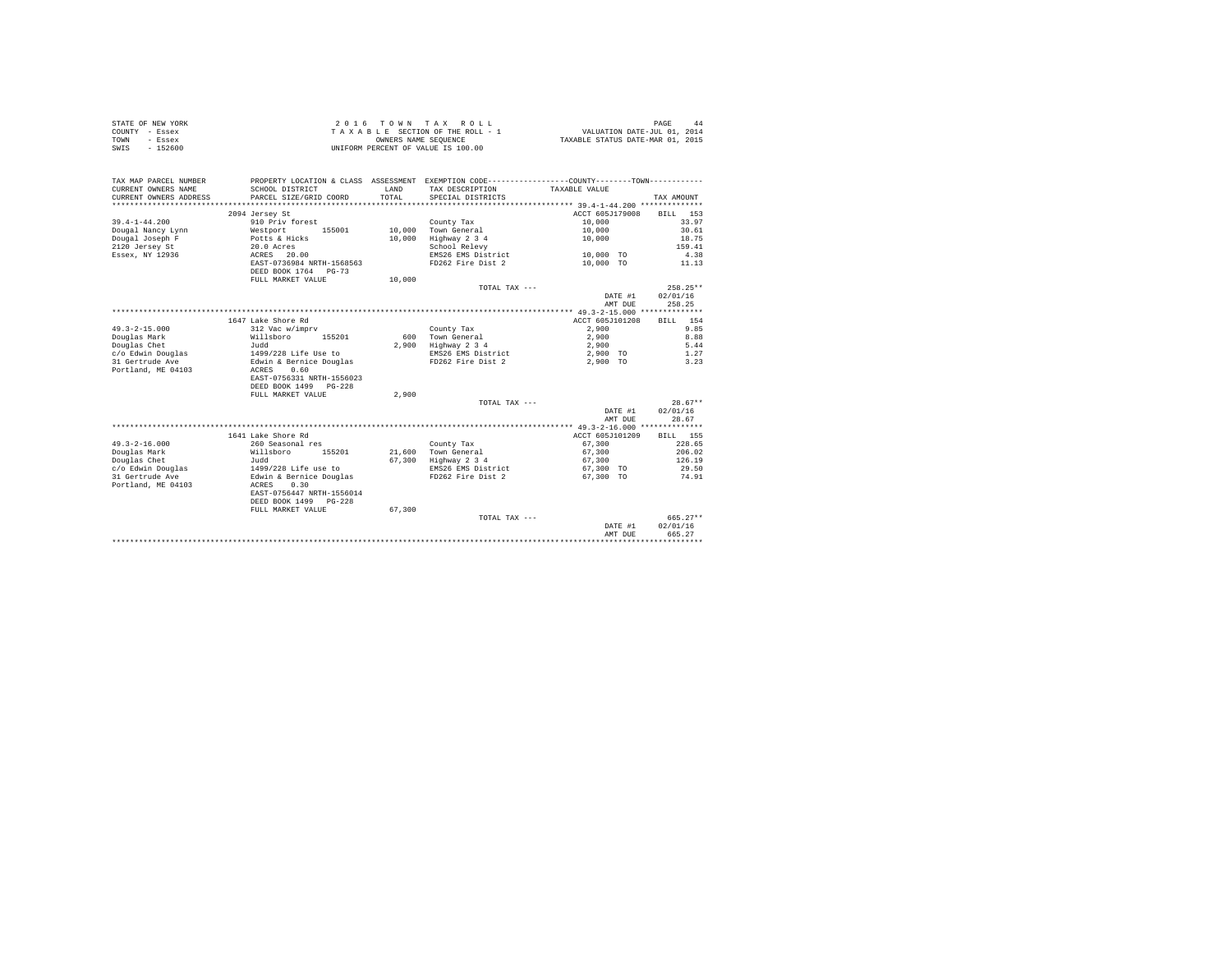STATE OF NEW YORK
COUNTY - Essex
TOWN - Essex
SWIS - 152600

2 0 1 6 T O W N T A X R O L L
T A X A B L E SECTION OF THE ROLL - 1
OWNERS NAME SEQUENCE
UNIFORM PERCENT OF VALUE IS 100.00

VALUATION DATE-JUL 01, 2014
TAXABLE STATUS DATE-MAR 01, 2015

```
TAX MAP PARCEL NUMBER     PROPERTY LOCATION & CLASS  ASSESSMENT  EXEMPTION CODE-----------------COUNTY--------TOWN-----------
CURRENT OWNERS NAME       SCHOOL DISTRICT               LAND      TAX DESCRIPTION            TAXABLE VALUE
CURRENT OWNERS ADDRESS    PARCEL SIZE/GRID COORD        TOTAL     SPECIAL DISTRICTS                                   TAX AMOUNT
*********************************************************************************************** 39.4-1-44.200 **************
                          2094 Jersey St                                                     ACCT 605J179008     BILL  153
39.4-1-44.200             910 Priv forest                         County Tax                   10,000                 33.97
Dougal Nancy Lynn         Westport       155001        10,000    Town General                 10,000                 30.61
Dougal Joseph F           Potts & Hicks                10,000    Highway 2 3 4                10,000                 18.75
2120 Jersey St            20.0 Acres                              School Relevy                                      159.41
Essex, NY 12936           ACRES   20.00                           EMS26 EMS District           10,000 TO               4.38
                          EAST-0736984 NRTH-1568563               FD262 Fire Dist 2            10,000 TO              11.13
                          DEED BOOK 1764   PG-73
                          FULL MARKET VALUE            10,000
                                                                  TOTAL TAX ---                                      258.25**
                                                                                               DATE #1           02/01/16
                                                                                               AMT DUE             258.25
*********************************************************************************************** 49.3-2-15.000 **************
                          1647 Lake Shore Rd                                                 ACCT 605J101208     BILL  154
49.3-2-15.000             312 Vac w/imprv                         County Tax                    2,900                  9.85
Douglas Mark              Willsboro      155201           600    Town General                  2,900                  8.88
Douglas Chet              Judd                          2,900    Highway 2 3 4                 2,900                  5.44
c/o Edwin Douglas         1499/228 Life Use to                    EMS26 EMS District            2,900 TO               1.27
31 Gertrude Ave           Edwin & Bernice Douglas                 FD262 Fire Dist 2             2,900 TO               3.23
Portland, ME 04103        ACRES    0.60
                          EAST-0756331 NRTH-1556023
                          DEED BOOK 1499   PG-228
                          FULL MARKET VALUE             2,900
                                                                  TOTAL TAX ---                                       28.67**
                                                                                               DATE #1           02/01/16
                                                                                               AMT DUE              28.67
*********************************************************************************************** 49.3-2-16.000 **************
                          1641 Lake Shore Rd                                                 ACCT 605J101209     BILL  155
49.3-2-16.000             260 Seasonal res                        County Tax                   67,300                228.65
Douglas Mark              Willsboro      155201        21,600    Town General                 67,300                206.02
Douglas Chet              Judd                         67,300    Highway 2 3 4                67,300                126.19
c/o Edwin Douglas         1499/228 Life use to                    EMS26 EMS District           67,300 TO              29.50
31 Gertrude Ave           Edwin & Bernice Douglas                 FD262 Fire Dist 2            67,300 TO              74.91
Portland, ME 04103        ACRES    0.30
                          EAST-0756447 NRTH-1556014
                          DEED BOOK 1499   PG-228
                          FULL MARKET VALUE            67,300
                                                                  TOTAL TAX ---                                      665.27**
                                                                                               DATE #1           02/01/16
                                                                                               AMT DUE             665.27
****************************************************************************************************************************
```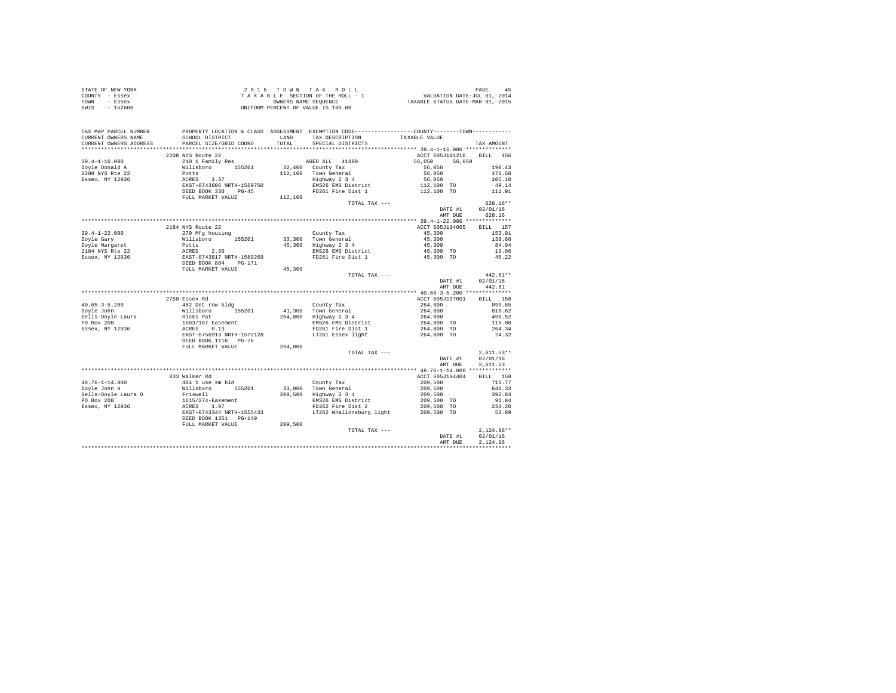STATE OF NEW YORK
COUNTY - Essex
TOWN - Essex
SWIS - 152600

2 0 1 6 T O W N T A X R O L L
T A X A B L E SECTION OF THE ROLL - 1
OWNERS NAME SEQUENCE
UNIFORM PERCENT OF VALUE IS 100.00

VALUATION DATE-JUL 01, 2014
TAXABLE STATUS DATE-MAR 01, 2015

```
TAX MAP PARCEL NUMBER     PROPERTY LOCATION & CLASS  ASSESSMENT  EXEMPTION CODE-----------------COUNTY--------TOWN-----------
CURRENT OWNERS NAME       SCHOOL DISTRICT             LAND       TAX DESCRIPTION            TAXABLE VALUE
CURRENT OWNERS ADDRESS    PARCEL SIZE/GRID COORD      TOTAL      SPECIAL DISTRICTS                                   TAX AMOUNT
********************************************************************************************* 39.4-1-16.000 **************
                          2208 NYS Route 22                                                ACCT 605J101210     BILL  156
39.4-1-16.000             210 1 Family Res                       AGED ALL  41800           56,050     56,050
Doyle Donald A            Willsboro      155201       32,400     County Tax                56,050                  190.43
2208 NYS Rte 22           Potts                       112,100    Town General              56,050                  171.58
Essex, NY 12936           ACRES    1.37                          Highway 2 3 4             56,050                  105.10
                          EAST-0743806 NRTH-1569750              EMS26 EMS District        112,100 TO               49.14
                          DEED BOOK 330    PG-45                 FD261 Fire Dist 1         112,100 TO              111.91
                          FULL MARKET VALUE           112,100
                                                                 TOTAL TAX ---                                    628.16**
                                                                                           DATE #1           02/01/16
                                                                                           AMT DUE             628.16
********************************************************************************************* 39.4-1-22.000 **************
                          2184 NYS Route 22                                                ACCT 605J104005     BILL  157
39.4-1-22.000             270 Mfg housing                        County Tax                45,300                  153.91
Doyle Gary                Willsboro      155201       33,300     Town General              45,300                  138.68
Doyle Margaret            Potts                       45,300     Highway 2 3 4             45,300                   84.94
2184 NYS Rte 22           ACRES    2.30                          EMS26 EMS District        45,300 TO                19.86
Essex, NY 12936           EAST-0743817 NRTH-1569269              FD261 Fire Dist 1         45,300 TO                45.22
                          DEED BOOK 884    PG-171
                          FULL MARKET VALUE           45,300
                                                                 TOTAL TAX ---                                    442.61**
                                                                                           DATE #1           02/01/16
                                                                                           AMT DUE             442.61
********************************************************************************************* 40.65-3-5.200 **************
                          2750 Essex Rd                                                    ACCT 605J197001     BILL  158
40.65-3-5.200             482 Det row bldg                       County Tax                264,800                 899.65
Doyle John                Willsboro      155201       41,300     Town General              264,800                 810.62
Sells-Doyle Laura         Hicks Pat                   264,800    Highway 2 3 4             264,800                 496.52
PO Box 208                1683/187 Easement                      EMS26 EMS District        264,800 TO              116.08
Essex, NY 12936           ACRES    0.13                          FD261 Fire Dist 1         264,800 TO              264.34
                          EAST-0756913 NRTH-1572128              LT261 Essex light         264,800 TO               24.32
                          DEED BOOK 1116   PG-76
                          FULL MARKET VALUE           264,800
                                                                 TOTAL TAX ---                                  2,611.53**
                                                                                           DATE #1           02/01/16
                                                                                           AMT DUE           2,611.53
********************************************************************************************* 48.76-1-14.000 *************
                          833 Walker Rd                                                    ACCT 605J104404     BILL  159
48.76-1-14.000            484 1 use sm bld                       County Tax                209,500                 711.77
Doyle John H              Willsboro      155201       33,000     Town General              209,500                 641.33
Sells-Doyle Laura O       Friswell                    209,500    Highway 2 3 4             209,500                 392.83
PO Box 208                1615/274-Easement                      EMS26 EMS District        209,500 TO               91.84
Essex, NY 12936           ACRES    1.97                          FD262 Fire Dist 2         209,500 TO              233.20
                          EAST-0743344 NRTH-1555433              LT262 Whallonsburg light  209,500 TO               53.89
                          DEED BOOK 1351   PG-149
                          FULL MARKET VALUE           209,500
                                                                 TOTAL TAX ---                                  2,124.86**
                                                                                           DATE #1           02/01/16
                                                                                           AMT DUE           2,124.86
****************************************************************************************************************************
```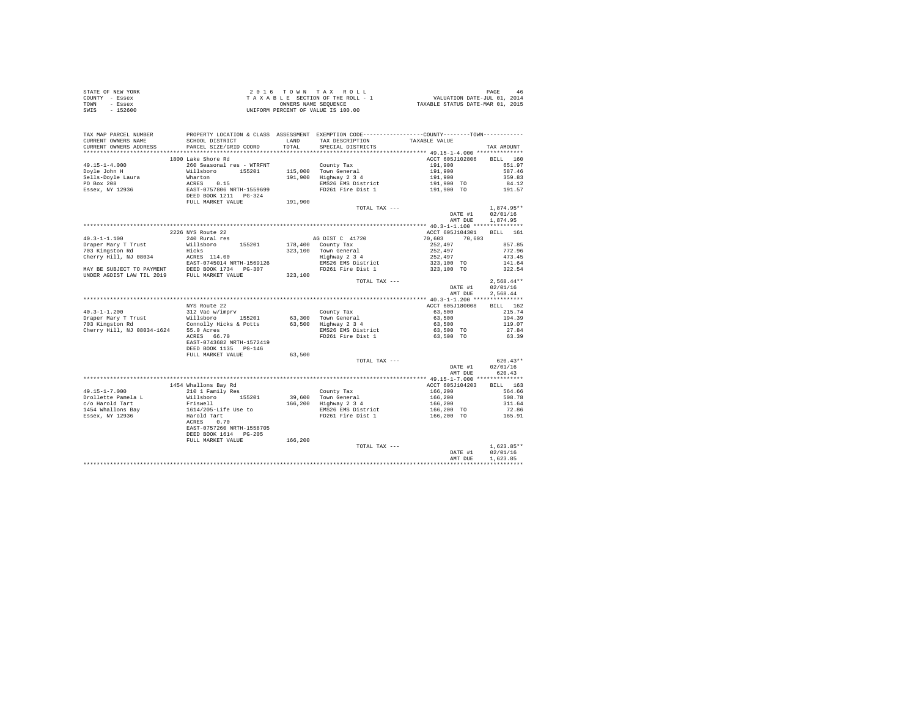STATE OF NEW YORK
COUNTY - Essex
TOWN - Essex
SWIS - 152600

2 0 1 6 T O W N T A X R O L L
T A X A B L E SECTION OF THE ROLL - 1
OWNERS NAME SEQUENCE
UNIFORM PERCENT OF VALUE IS 100.00

VALUATION DATE-JUL 01, 2014
TAXABLE STATUS DATE-MAR 01, 2015

```
TAX MAP PARCEL NUMBER        PROPERTY LOCATION & CLASS  ASSESSMENT  EXEMPTION CODE------------------COUNTY--------TOWN-----------
CURRENT OWNERS NAME          SCHOOL DISTRICT              LAND      TAX DESCRIPTION            TAXABLE VALUE
CURRENT OWNERS ADDRESS       PARCEL SIZE/GRID COORD       TOTAL     SPECIAL DISTRICTS                                    TAX AMOUNT
************************************************************************************************ 49.15-1-4.000 **************
                            1800 Lake Shore Rd                                                  ACCT 605J102806     BILL  160
49.15-1-4.000                260 Seasonal res - WTRFNT              County Tax                   191,900              651.97
Doyle John H                 Willsboro      155201       115,000   Town General                 191,900              587.46
Sells-Doyle Laura            Wharton                     191,900   Highway 2 3 4                191,900              359.83
PO Box 208                   ACRES    0.15                          EMS26 EMS District           191,900 TO            84.12
Essex, NY 12936              EAST-0757806 NRTH-1559699              FD261 Fire Dist 1            191,900 TO           191.57
                             DEED BOOK 1211   PG-324
                             FULL MARKET VALUE           191,900
                                                                    TOTAL TAX ---                                   1,874.95**
                                                                                                       DATE #1     02/01/16
                                                                                                       AMT DUE     1,874.95
************************************************************************************************ 40.3-1-1.100 ***************
                            2226 NYS Route 22                                                   ACCT 605J104301     BILL  161
40.3-1-1.100                 240 Rural res                           AG DIST C  41720             70,603      70,603
Draper Mary T Trust          Willsboro      155201       178,400   County Tax                   252,497              857.85
703 Kingston Rd              Hicks                       323,100   Town General                 252,497              772.96
Cherry Hill, NJ 08034        ACRES  114.00                          Highway 2 3 4                252,497              473.45
                             EAST-0745014 NRTH-1569126              EMS26 EMS District           323,100 TO           141.64
MAY BE SUBJECT TO PAYMENT    DEED BOOK 1734   PG-307                FD261 Fire Dist 1            323,100 TO           322.54
UNDER AGDIST LAW TIL 2019    FULL MARKET VALUE           323,100
                                                                    TOTAL TAX ---                                   2,568.44**
                                                                                                       DATE #1     02/01/16
                                                                                                       AMT DUE     2,568.44
************************************************************************************************ 40.3-1-1.200 ***************
                             NYS Route 22                                                       ACCT 605J180008     BILL  162
40.3-1-1.200                 312 Vac w/imprv                        County Tax                    63,500              215.74
Draper Mary T Trust          Willsboro      155201        63,300   Town General                  63,500              194.39
703 Kingston Rd              Connolly Hicks & Potts       63,500   Highway 2 3 4                 63,500              119.07
Cherry Hill, NJ 08034-1624   55.0 Acres                             EMS26 EMS District            63,500 TO            27.84
                             ACRES   66.70                          FD261 Fire Dist 1             63,500 TO            63.39
                             EAST-0743682 NRTH-1572419
                             DEED BOOK 1135   PG-146
                             FULL MARKET VALUE            63,500
                                                                    TOTAL TAX ---                                     620.43**
                                                                                                       DATE #1     02/01/16
                                                                                                       AMT DUE       620.43
************************************************************************************************ 49.15-1-7.000 **************
                            1454 Whallons Bay Rd                                                ACCT 605J104203     BILL  163
49.15-1-7.000                210 1 Family Res                       County Tax                   166,200              564.66
Drollette Pamela L           Willsboro      155201        39,600   Town General                 166,200              508.78
c/o Harold Tart              Friswell                    166,200   Highway 2 3 4                166,200              311.64
1454 Whallons Bay            1614/205-Life Use to                   EMS26 EMS District           166,200 TO            72.86
Essex, NY 12936              Harold Tart                            FD261 Fire Dist 1            166,200 TO           165.91
                             ACRES    0.70
                             EAST-0757260 NRTH-1558705
                             DEED BOOK 1614   PG-205
                             FULL MARKET VALUE           166,200
                                                                    TOTAL TAX ---                                   1,623.85**
                                                                                                       DATE #1     02/01/16
                                                                                                       AMT DUE     1,623.85
******************************************************************************************************************************
```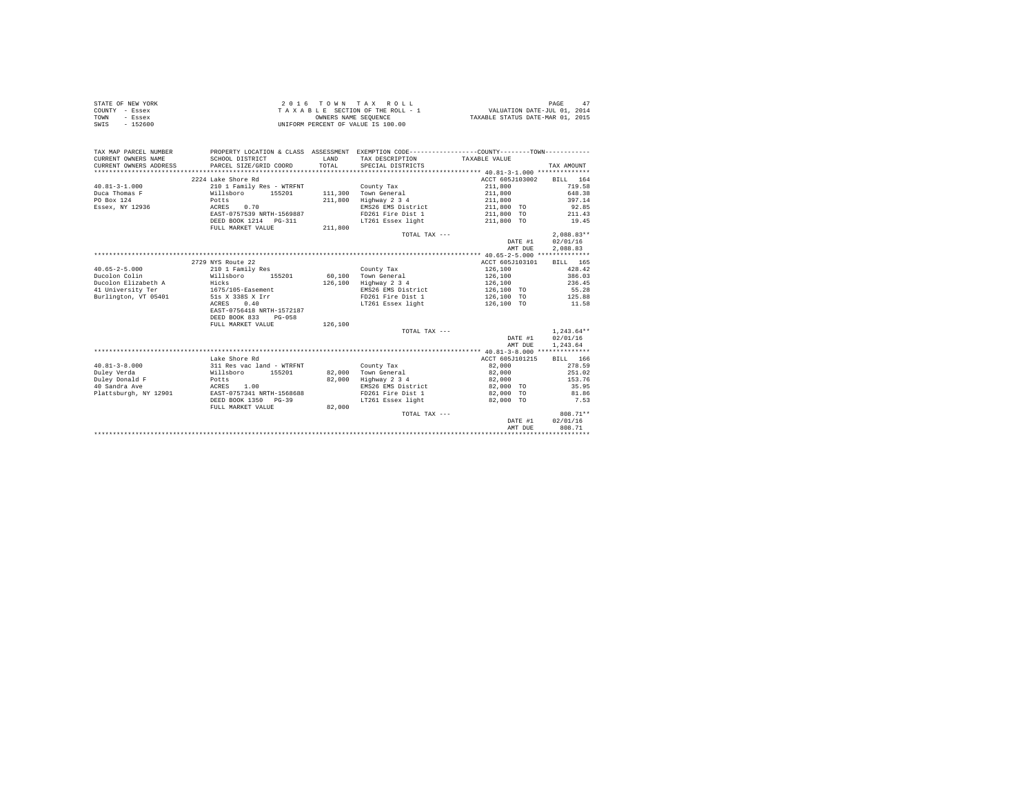STATE OF NEW YORK | 2016 TOWN TAX ROLL | VALUATION DATE-JUL 01, 2014
COUNTY - Essex | TAXABLE SECTION OF THE ROLL - 1 | TAXABLE STATUS DATE-MAR 01, 2015
TOWN - Essex | OWNERS NAME SEQUENCE
SWIS - 152600 | UNIFORM PERCENT OF VALUE IS 100.00

| TAX MAP PARCEL NUMBER / CURRENT OWNERS NAME / CURRENT OWNERS ADDRESS | PROPERTY LOCATION & CLASS / SCHOOL DISTRICT / PARCEL SIZE/GRID COORD | ASSESSMENT LAND / TOTAL | EXEMPTION CODE / TAX DESCRIPTION / SPECIAL DISTRICTS | TAXABLE VALUE | TAX AMOUNT |
|---|---|---|---|---|---|
| **40.81-3-1.000** | 2224 Lake Shore Rd | | | ACCT 605J103002 | BILL 164 |
| | 210 1 Family Res - WTRFNT | | County Tax | 211,800 | 719.58 |
| Duca Thomas F | Willsboro 155201 | 111,300 | Town General | 211,800 | 648.38 |
| PO Box 124 | Potts | 211,800 | Highway 2 3 4 | 211,800 | 397.14 |
| Essex, NY 12936 | ACRES 0.70 | | EMS26 EMS District | 211,800 TO | 92.85 |
| | EAST-0757539 NRTH-1569887 | | FD261 Fire Dist 1 | 211,800 TO | 211.43 |
| | DEED BOOK 1214 PG-311 | | LT261 Essex light | 211,800 TO | 19.45 |
| | FULL MARKET VALUE | 211,800 | | | |
| | | | TOTAL TAX --- | | 2,088.83** |
| | | | | DATE #1 | 02/01/16 |
| | | | | AMT DUE | 2,088.83 |
| **40.65-2-5.000** | 2729 NYS Route 22 | | | ACCT 605J103101 | BILL 165 |
| | 210 1 Family Res | | County Tax | 126,100 | 428.42 |
| Ducolon Colin | Willsboro 155201 | 60,100 | Town General | 126,100 | 386.03 |
| Ducolon Elizabeth A | Hicks | 126,100 | Highway 2 3 4 | 126,100 | 236.45 |
| 41 University Ter | 1675/105-Easement | | EMS26 EMS District | 126,100 TO | 55.28 |
| Burlington, VT 05401 | 51s X 338S X Irr | | FD261 Fire Dist 1 | 126,100 TO | 125.88 |
| | ACRES 0.40 | | LT261 Essex light | 126,100 TO | 11.58 |
| | EAST-0756418 NRTH-1572187 | | | | |
| | DEED BOOK 833 PG-058 | | | | |
| | FULL MARKET VALUE | 126,100 | | | |
| | | | TOTAL TAX --- | | 1,243.64** |
| | | | | DATE #1 | 02/01/16 |
| | | | | AMT DUE | 1,243.64 |
| **40.81-3-8.000** | Lake Shore Rd | | | ACCT 605J101215 | BILL 166 |
| | 311 Res vac land - WTRFNT | | County Tax | 82,000 | 278.59 |
| Duley Verda | Willsboro 155201 | 82,000 | Town General | 82,000 | 251.02 |
| Duley Donald F | Potts | 82,000 | Highway 2 3 4 | 82,000 | 153.76 |
| 40 Sandra Ave | ACRES 1.00 | | EMS26 EMS District | 82,000 TO | 35.95 |
| Plattsburgh, NY 12901 | EAST-0757341 NRTH-1568688 | | FD261 Fire Dist 1 | 82,000 TO | 81.86 |
| | DEED BOOK 1350 PG-39 | | LT261 Essex light | 82,000 TO | 7.53 |
| | FULL MARKET VALUE | 82,000 | | | |
| | | | TOTAL TAX --- | | 808.71** |
| | | | | DATE #1 | 02/01/16 |
| | | | | AMT DUE | 808.71 |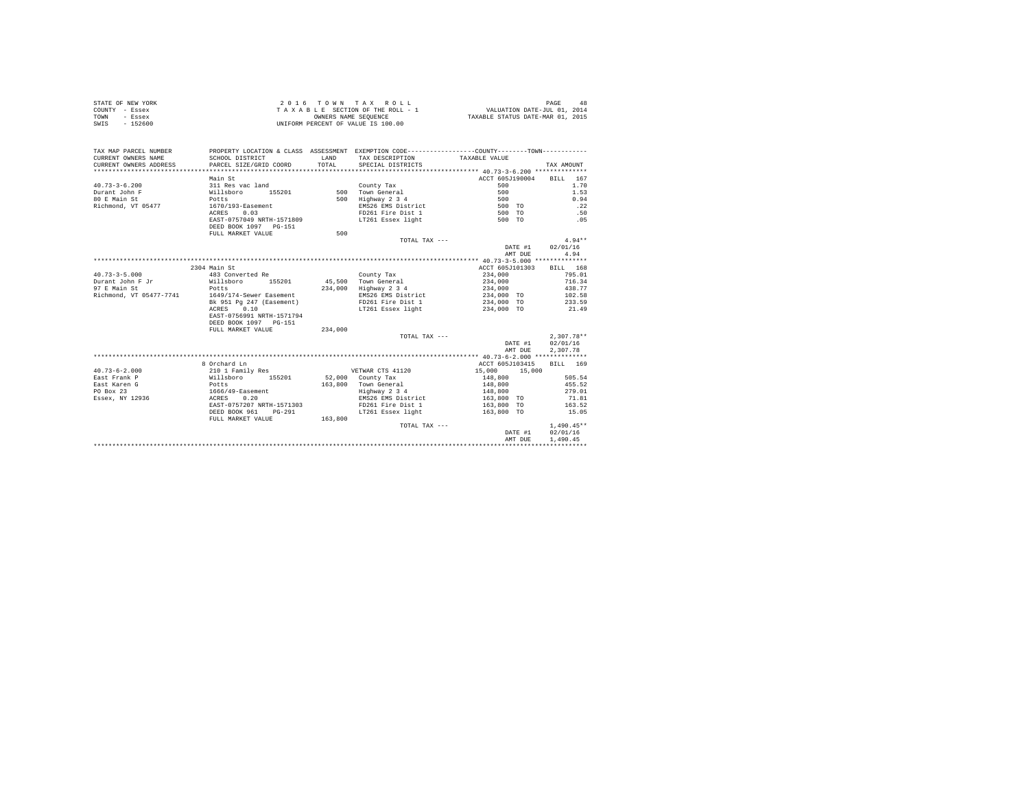STATE OF NEW YORK
COUNTY - Essex
TOWN - Essex
SWIS - 152600

2 0 1 6 T O W N T A X R O L L
T A X A B L E SECTION OF THE ROLL - 1
OWNERS NAME SEQUENCE
UNIFORM PERCENT OF VALUE IS 100.00

VALUATION DATE-JUL 01, 2014
TAXABLE STATUS DATE-MAR 01, 2015

| TAX MAP PARCEL NUMBER / CURRENT OWNERS NAME / CURRENT OWNERS ADDRESS | PROPERTY LOCATION & CLASS / SCHOOL DISTRICT / PARCEL SIZE/GRID COORD | ASSESSMENT LAND / TOTAL | EXEMPTION CODE / TAX DESCRIPTION / SPECIAL DISTRICTS | COUNTY / TOWN TAXABLE VALUE | TAX AMOUNT |
|---|---|---|---|---|---|
| **40.73-3-6.200** | Main St | | | ACCT 605J190004 | BILL 167 |
| 40.73-3-6.200 | 311 Res vac land | | County Tax | 500 | 1.70 |
| Durant John F | Willsboro 155201 | 500 | Town General | 500 | 1.53 |
| 80 E Main St | Potts | 500 | Highway 2 3 4 | 500 | 0.94 |
| Richmond, VT 05477 | 1670/193-Easement | | EMS26 EMS District | 500 TO | .22 |
| | ACRES 0.03 | | FD261 Fire Dist 1 | 500 TO | .50 |
| | EAST-0757049 NRTH-1571809 | | LT261 Essex light | 500 TO | .05 |
| | DEED BOOK 1097 PG-151 | | | | |
| | FULL MARKET VALUE | 500 | | | |
| | | | TOTAL TAX --- | | 4.94** |
| | | | | DATE #1 | 02/01/16 |
| | | | | AMT DUE | 4.94 |
| **40.73-3-5.000** | 2304 Main St | | | ACCT 605J101303 | BILL 168 |
| 40.73-3-5.000 | 483 Converted Re | | County Tax | 234,000 | 795.01 |
| Durant John F Jr | Willsboro 155201 | 45,500 | Town General | 234,000 | 716.34 |
| 97 E Main St | Potts | 234,000 | Highway 2 3 4 | 234,000 | 438.77 |
| Richmond, VT 05477-7741 | 1649/174-Sewer Easement | | EMS26 EMS District | 234,000 TO | 102.58 |
| | Bk 951 Pg 247 (Easement) | | FD261 Fire Dist 1 | 234,000 TO | 233.59 |
| | ACRES 0.10 | | LT261 Essex light | 234,000 TO | 21.49 |
| | EAST-0756991 NRTH-1571794 | | | | |
| | DEED BOOK 1097 PG-151 | | | | |
| | FULL MARKET VALUE | 234,000 | | | |
| | | | TOTAL TAX --- | | 2,307.78** |
| | | | | DATE #1 | 02/01/16 |
| | | | | AMT DUE | 2,307.78 |
| **40.73-6-2.000** | 8 Orchard Ln | | | ACCT 605J103415 | BILL 169 |
| 40.73-6-2.000 | 210 1 Family Res | | VETWAR CTS 41120 | 15,000 15,000 | |
| East Frank P | Willsboro 155201 | 52,000 | County Tax | 148,800 | 505.54 |
| East Karen G | Potts | 163,800 | Town General | 148,800 | 455.52 |
| PO Box 23 | 1666/49-Easement | | Highway 2 3 4 | 148,800 | 279.01 |
| Essex, NY 12936 | ACRES 0.20 | | EMS26 EMS District | 163,800 TO | 71.81 |
| | EAST-0757207 NRTH-1571303 | | FD261 Fire Dist 1 | 163,800 TO | 163.52 |
| | DEED BOOK 961 PG-291 | | LT261 Essex light | 163,800 TO | 15.05 |
| | FULL MARKET VALUE | 163,800 | | | |
| | | | TOTAL TAX --- | | 1,490.45** |
| | | | | DATE #1 | 02/01/16 |
| | | | | AMT DUE | 1,490.45 |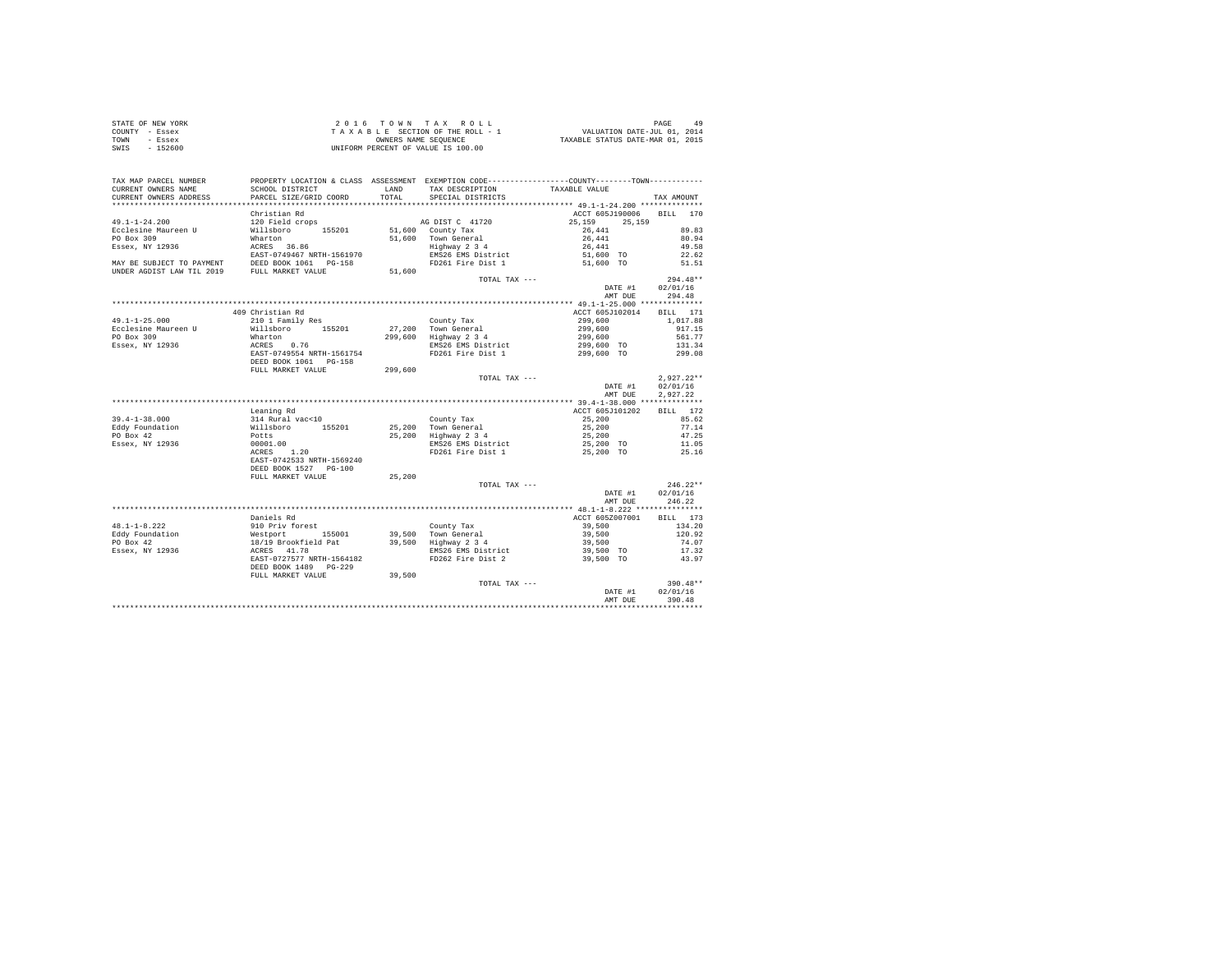STATE OF NEW YORK
COUNTY - Essex
TOWN - Essex
SWIS - 152600

2 0 1 6 T O W N T A X R O L L
T A X A B L E SECTION OF THE ROLL - 1
OWNERS NAME SEQUENCE
UNIFORM PERCENT OF VALUE IS 100.00

VALUATION DATE-JUL 01, 2014
TAXABLE STATUS DATE-MAR 01, 2015

```
TAX MAP PARCEL NUMBER     PROPERTY LOCATION & CLASS  ASSESSMENT  EXEMPTION CODE-----------------COUNTY--------TOWN-----------
CURRENT OWNERS NAME       SCHOOL DISTRICT              LAND      TAX DESCRIPTION            TAXABLE VALUE
CURRENT OWNERS ADDRESS    PARCEL SIZE/GRID COORD       TOTAL     SPECIAL DISTRICTS                                      TAX AMOUNT
*************************************************************************************************** 49.1-1-24.200 **************
                          Christian Rd                                                       ACCT 605J190006     BILL  170
49.1-1-24.200             120 Field crops                         AG DIST C  41720           25,159    25,159
Ecclesine Maureen U       Willsboro      155201       51,600   County Tax                    26,441                 89.83
PO Box 309                Wharton                     51,600   Town General                  26,441                 80.94
Essex, NY 12936           ACRES   36.86                        Highway 2 3 4                 26,441                 49.58
                          EAST-0749467 NRTH-1561970            EMS26 EMS District            51,600 TO              22.62
MAY BE SUBJECT TO PAYMENT DEED BOOK 1061   PG-158              FD261 Fire Dist 1             51,600 TO              51.51
UNDER AGDIST LAW TIL 2019 FULL MARKET VALUE           51,600
                                                                  TOTAL TAX ---                                   294.48**
                                                                                             DATE #1           02/01/16
                                                                                             AMT DUE             294.48
*************************************************************************************************** 49.1-1-25.000 **************
                          409 Christian Rd                                                   ACCT 605J102014     BILL  171
49.1-1-25.000             210 1 Family Res                         County Tax                299,600              1,017.88
Ecclesine Maureen U       Willsboro      155201       27,200   Town General                  299,600                917.15
PO Box 309                Wharton                    299,600   Highway 2 3 4                 299,600                561.77
Essex, NY 12936           ACRES    0.76                        EMS26 EMS District            299,600 TO             131.34
                          EAST-0749554 NRTH-1561754            FD261 Fire Dist 1             299,600 TO             299.08
                          DEED BOOK 1061   PG-158
                          FULL MARKET VALUE          299,600
                                                                  TOTAL TAX ---                                 2,927.22**
                                                                                             DATE #1           02/01/16
                                                                                             AMT DUE           2,927.22
*************************************************************************************************** 39.4-1-38.000 **************
                          Leaning Rd                                                         ACCT 605J101202     BILL  172
39.4-1-38.000             314 Rural vac<10                         County Tax                25,200                 85.62
Eddy Foundation           Willsboro      155201       25,200   Town General                  25,200                 77.14
PO Box 42                 Potts                       25,200   Highway 2 3 4                 25,200                 47.25
Essex, NY 12936           00001.00                             EMS26 EMS District            25,200 TO              11.05
                          ACRES    1.20                        FD261 Fire Dist 1             25,200 TO              25.16
                          EAST-0742533 NRTH-1569240
                          DEED BOOK 1527   PG-100
                          FULL MARKET VALUE           25,200
                                                                  TOTAL TAX ---                                   246.22**
                                                                                             DATE #1           02/01/16
                                                                                             AMT DUE             246.22
*************************************************************************************************** 48.1-1-8.222 ***************
                          Daniels Rd                                                         ACCT 605Z007001     BILL  173
48.1-1-8.222              910 Priv forest                          County Tax                39,500                134.20
Eddy Foundation           Westport       155001       39,500   Town General                  39,500                120.92
PO Box 42                 18/19 Brookfield Pat        39,500   Highway 2 3 4                 39,500                 74.07
Essex, NY 12936           ACRES   41.78                        EMS26 EMS District            39,500 TO              17.32
                          EAST-0727577 NRTH-1564182            FD262 Fire Dist 2             39,500 TO              43.97
                          DEED BOOK 1489   PG-229
                          FULL MARKET VALUE           39,500
                                                                  TOTAL TAX ---                                   390.48**
                                                                                             DATE #1           02/01/16
                                                                                             AMT DUE             390.48
********************************************************************************************************************************
```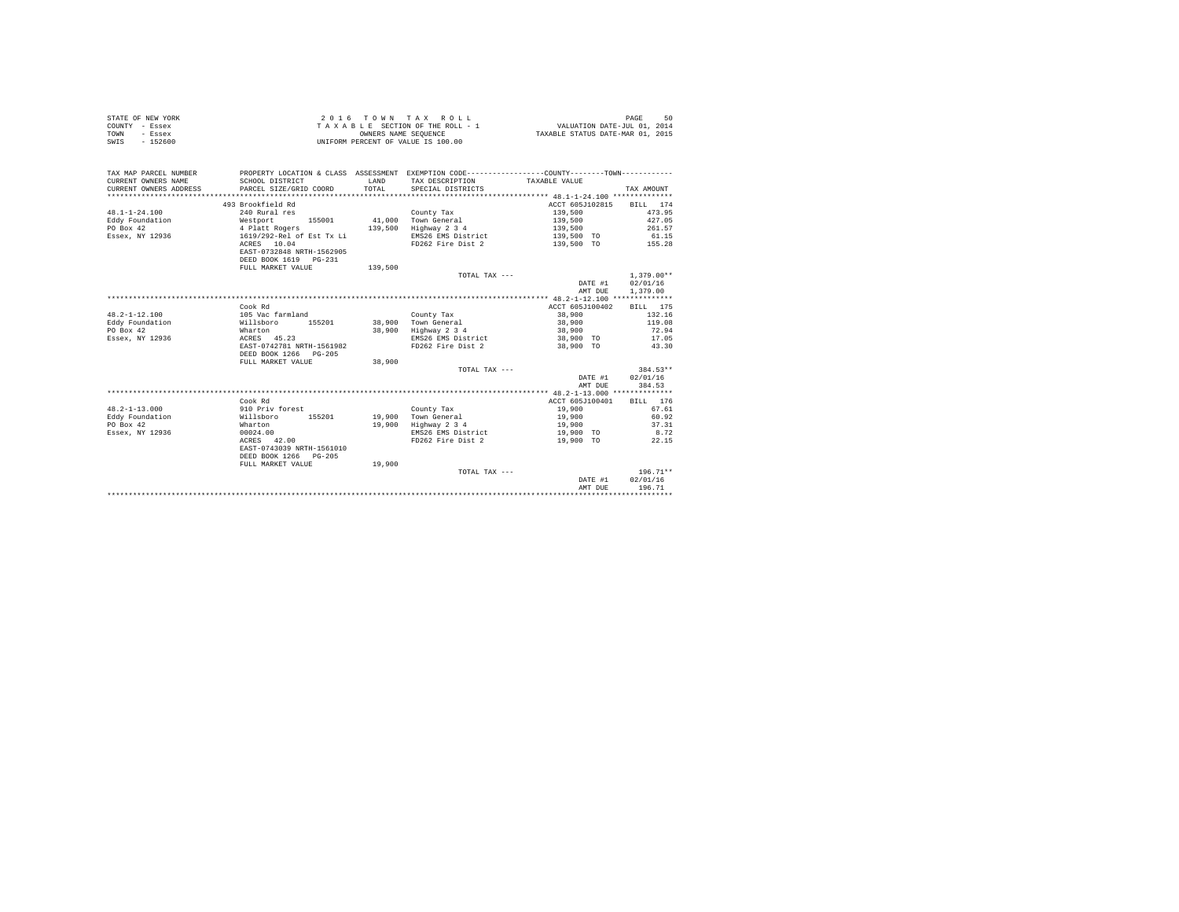STATE OF NEW YORK
COUNTY - Essex
TOWN - Essex
SWIS - 152600

2 0 1 6 T O W N T A X R O L L
T A X A B L E SECTION OF THE ROLL - 1
OWNERS NAME SEQUENCE
UNIFORM PERCENT OF VALUE IS 100.00

VALUATION DATE-JUL 01, 2014
TAXABLE STATUS DATE-MAR 01, 2015

| TAX MAP PARCEL NUMBER / CURRENT OWNERS NAME / CURRENT OWNERS ADDRESS | PROPERTY LOCATION & CLASS / SCHOOL DISTRICT / PARCEL SIZE/GRID COORD | ASSESSMENT LAND | TOTAL | EXEMPTION CODE / TAX DESCRIPTION / SPECIAL DISTRICTS | COUNTY--------TOWN TAXABLE VALUE | TAX AMOUNT |
|---|---|---|---|---|---|---|
| | 493 Brookfield Rd | | | | ACCT 605J102815 | BILL 174 |
| 48.1-1-24.100 | 240 Rural res | | | County Tax | 139,500 | 473.95 |
| Eddy Foundation | Westport 155001 | 41,000 | | Town General | 139,500 | 427.05 |
| PO Box 42 | 4 Platt Rogers | | 139,500 | Highway 2 3 4 | 139,500 | 261.57 |
| Essex, NY 12936 | 1619/292-Rel of Est Tx Li | | | EMS26 EMS District | 139,500 TO | 61.15 |
| | ACRES 10.04 | | | FD262 Fire Dist 2 | 139,500 TO | 155.28 |
| | EAST-0732848 NRTH-1562905 | | | | | |
| | DEED BOOK 1619 PG-231 | | | | | |
| | FULL MARKET VALUE | | 139,500 | | | |
| | | | | TOTAL TAX --- | | 1,379.00** |
| | | | | | DATE #1 | 02/01/16 |
| | | | | | AMT DUE | 1,379.00 |
| | Cook Rd | | | | ACCT 605J100402 | BILL 175 |
| 48.2-1-12.100 | 105 Vac farmland | | | County Tax | 38,900 | 132.16 |
| Eddy Foundation | Willsboro 155201 | 38,900 | | Town General | 38,900 | 119.08 |
| PO Box 42 | Wharton | | 38,900 | Highway 2 3 4 | 38,900 | 72.94 |
| Essex, NY 12936 | ACRES 45.23 | | | EMS26 EMS District | 38,900 TO | 17.05 |
| | EAST-0742781 NRTH-1561982 | | | FD262 Fire Dist 2 | 38,900 TO | 43.30 |
| | DEED BOOK 1266 PG-205 | | | | | |
| | FULL MARKET VALUE | | 38,900 | | | |
| | | | | TOTAL TAX --- | | 384.53** |
| | | | | | DATE #1 | 02/01/16 |
| | | | | | AMT DUE | 384.53 |
| | Cook Rd | | | | ACCT 605J100401 | BILL 176 |
| 48.2-1-13.000 | 910 Priv forest | | | County Tax | 19,900 | 67.61 |
| Eddy Foundation | Willsboro 155201 | 19,900 | | Town General | 19,900 | 60.92 |
| PO Box 42 | Wharton | | 19,900 | Highway 2 3 4 | 19,900 | 37.31 |
| Essex, NY 12936 | 00024.00 | | | EMS26 EMS District | 19,900 TO | 8.72 |
| | ACRES 42.00 | | | FD262 Fire Dist 2 | 19,900 TO | 22.15 |
| | EAST-0743039 NRTH-1561010 | | | | | |
| | DEED BOOK 1266 PG-205 | | | | | |
| | FULL MARKET VALUE | | 19,900 | | | |
| | | | | TOTAL TAX --- | | 196.71** |
| | | | | | DATE #1 | 02/01/16 |
| | | | | | AMT DUE | 196.71 |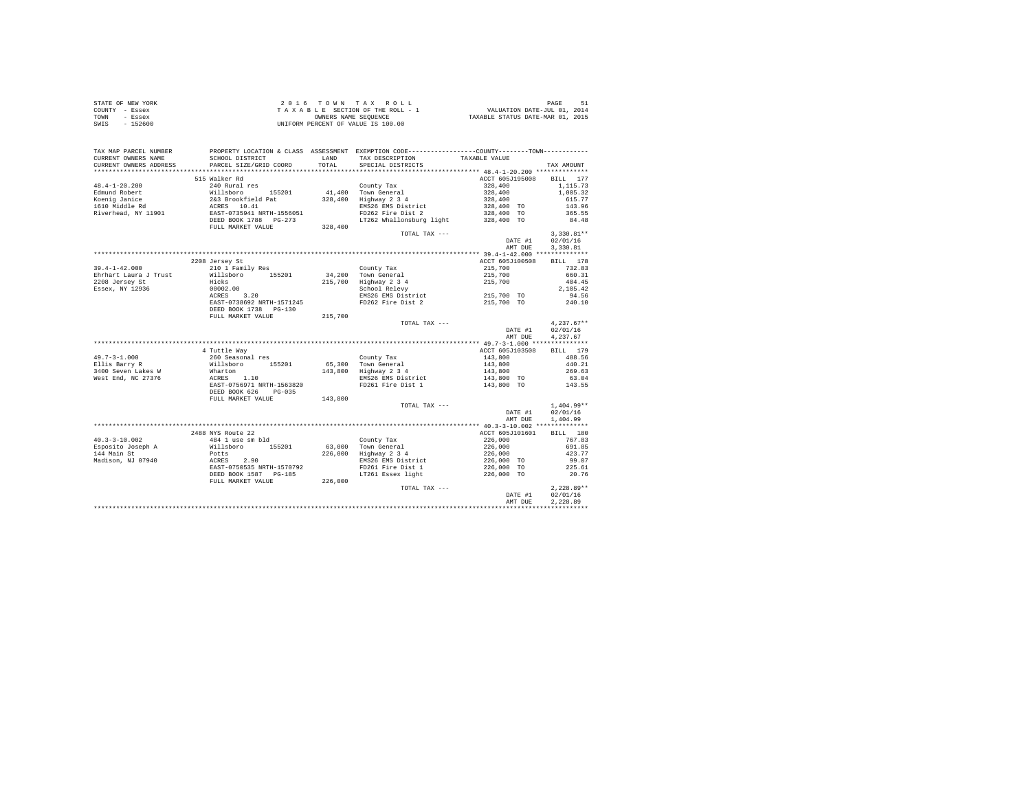STATE OF NEW YORK
COUNTY - Essex
TOWN - Essex
SWIS - 152600

2 0 1 6 T O W N T A X R O L L
T A X A B L E SECTION OF THE ROLL - 1
OWNERS NAME SEQUENCE
UNIFORM PERCENT OF VALUE IS 100.00

VALUATION DATE-JUL 01, 2014
TAXABLE STATUS DATE-MAR 01, 2015

```
TAX MAP PARCEL NUMBER     PROPERTY LOCATION & CLASS  ASSESSMENT  EXEMPTION CODE-----------------COUNTY--------TOWN-----------
CURRENT OWNERS NAME       SCHOOL DISTRICT               LAND      TAX DESCRIPTION            TAXABLE VALUE
CURRENT OWNERS ADDRESS    PARCEL SIZE/GRID COORD        TOTAL     SPECIAL DISTRICTS                                      TAX AMOUNT
*********************************************************************************************** 48.4-1-20.200 **************
                          515 Walker Rd                                                        ACCT 605J195008     BILL  177
48.4-1-20.200             240 Rural res                            County Tax                    328,400           1,115.73
Edmund Robert             Willsboro      155201       41,400   Town General                  328,400           1,005.32
Koenig Janice             2&3 Brookfield Pat         328,400   Highway 2 3 4                 328,400             615.77
1610 Middle Rd            ACRES   10.41                           EMS26 EMS District            328,400 TO          143.96
Riverhead, NY 11901       EAST-0735941 NRTH-1556051               FD262 Fire Dist 2             328,400 TO          365.55
                          DEED BOOK 1788   PG-273                 LT262 Whallonsburg light      328,400 TO           84.48
                          FULL MARKET VALUE          328,400
                                                                    TOTAL TAX ---                                 3,330.81**
                                                                                                 DATE #1          02/01/16
                                                                                                 AMT DUE          3,330.81
*********************************************************************************************** 39.4-1-42.000 **************
                          2208 Jersey St                                                       ACCT 605J100508     BILL  178
39.4-1-42.000             210 1 Family Res                         County Tax                    215,700             732.83
Ehrhart Laura J Trust     Willsboro      155201       34,200   Town General                  215,700             660.31
2208 Jersey St            Hicks                      215,700   Highway 2 3 4                 215,700             404.45
Essex, NY 12936           00002.00                                School Relevy                                    2,105.42
                          ACRES    3.20                           EMS26 EMS District            215,700 TO           94.56
                          EAST-0738692 NRTH-1571245               FD262 Fire Dist 2             215,700 TO          240.10
                          DEED BOOK 1738   PG-130
                          FULL MARKET VALUE          215,700
                                                                    TOTAL TAX ---                                 4,237.67**
                                                                                                 DATE #1          02/01/16
                                                                                                 AMT DUE          4,237.67
*********************************************************************************************** 49.7-3-1.000 ***************
                          4 Tuttle Way                                                         ACCT 605J103508     BILL  179
49.7-3-1.000              260 Seasonal res                         County Tax                    143,800             488.56
Ellis Barry R             Willsboro      155201       65,300   Town General                  143,800             440.21
3400 Seven Lakes W        Wharton                    143,800   Highway 2 3 4                 143,800             269.63
West End, NC 27376        ACRES    1.10                           EMS26 EMS District            143,800 TO           63.04
                          EAST-0756971 NRTH-1563820               FD261 Fire Dist 1             143,800 TO          143.55
                          DEED BOOK 626    PG-035
                          FULL MARKET VALUE          143,800
                                                                    TOTAL TAX ---                                 1,404.99**
                                                                                                 DATE #1          02/01/16
                                                                                                 AMT DUE          1,404.99
*********************************************************************************************** 40.3-3-10.002 **************
                          2488 NYS Route 22                                                    ACCT 605J101601     BILL  180
40.3-3-10.002             484 1 use sm bld                         County Tax                    226,000             767.83
Esposito Joseph A         Willsboro      155201       63,000   Town General                  226,000             691.85
144 Main St               Potts                      226,000   Highway 2 3 4                 226,000             423.77
Madison, NJ 07940         ACRES    2.90                           EMS26 EMS District            226,000 TO           99.07
                          EAST-0750535 NRTH-1570792               FD261 Fire Dist 1             226,000 TO          225.61
                          DEED BOOK 1587   PG-185                 LT261 Essex light             226,000 TO           20.76
                          FULL MARKET VALUE          226,000
                                                                    TOTAL TAX ---                                 2,228.89**
                                                                                                 DATE #1          02/01/16
                                                                                                 AMT DUE          2,228.89
****************************************************************************************************************************
```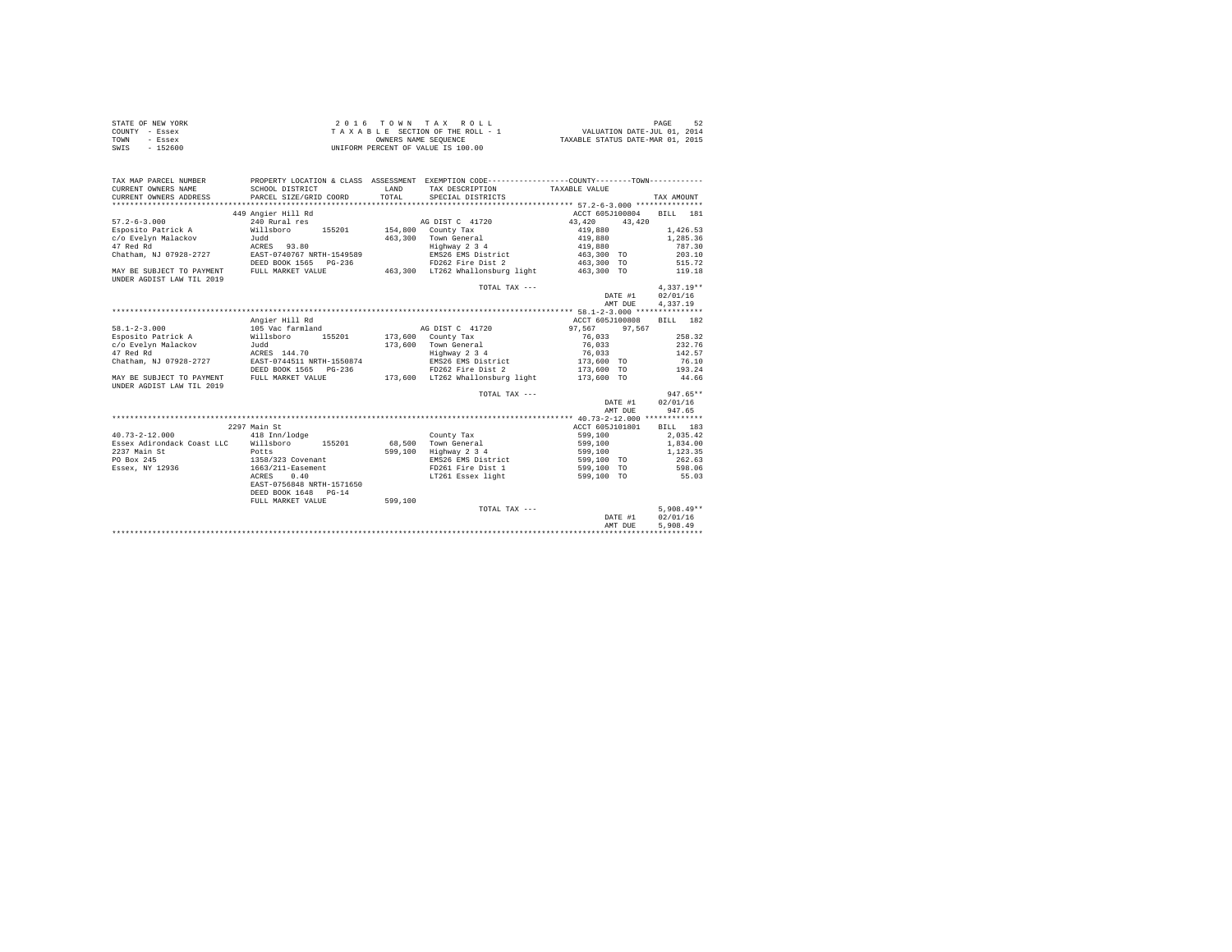STATE OF NEW YORK
COUNTY - Essex
TOWN - Essex
SWIS - 152600

2016 TOWN TAX ROLL
TAXABLE SECTION OF THE ROLL - 1
OWNERS NAME SEQUENCE
UNIFORM PERCENT OF VALUE IS 100.00

VALUATION DATE-JUL 01, 2014
TAXABLE STATUS DATE-MAR 01, 2015

| TAX MAP PARCEL NUMBER / CURRENT OWNERS NAME / CURRENT OWNERS ADDRESS | PROPERTY LOCATION & CLASS / SCHOOL DISTRICT / PARCEL SIZE/GRID COORD | ASSESSMENT LAND / TOTAL | EXEMPTION CODE / TAX DESCRIPTION / SPECIAL DISTRICTS | TAXABLE VALUE (COUNTY / TOWN) | TAX AMOUNT |
|---|---|---|---|---|---|
| 57.2-6-3.000 | 449 Angier Hill Rd | | | ACCT 605J100804 | BILL 181 |
| | 240 Rural res | | AG DIST C 41720 | 43,420 43,420 | |
| Esposito Patrick A | Willsboro 155201 | 154,800 | County Tax | 419,880 | 1,426.53 |
| c/o Evelyn Malackov | Judd | 463,300 | Town General | 419,880 | 1,285.36 |
| 47 Red Rd | ACRES 93.80 | | Highway 2 3 4 | 419,880 | 787.30 |
| Chatham, NJ 07928-2727 | EAST-0740767 NRTH-1549589 | | EMS26 EMS District | 463,300 TO | 203.10 |
| | DEED BOOK 1565 PG-236 | | FD262 Fire Dist 2 | 463,300 TO | 515.72 |
| MAY BE SUBJECT TO PAYMENT UNDER AGDIST LAW TIL 2019 | FULL MARKET VALUE | 463,300 | LT262 Whallonsburg light | 463,300 TO | 119.18 |
| | | | TOTAL TAX --- | | 4,337.19** |
| | | | | DATE #1 | 02/01/16 |
| | | | | AMT DUE | 4,337.19 |
| 58.1-2-3.000 | Angier Hill Rd | | | ACCT 605J100808 | BILL 182 |
| | 105 Vac farmland | | AG DIST C 41720 | 97,567 97,567 | |
| Esposito Patrick A | Willsboro 155201 | 173,600 | County Tax | 76,033 | 258.32 |
| c/o Evelyn Malackov | Judd | 173,600 | Town General | 76,033 | 232.76 |
| 47 Red Rd | ACRES 144.70 | | Highway 2 3 4 | 76,033 | 142.57 |
| Chatham, NJ 07928-2727 | EAST-0744511 NRTH-1550874 | | EMS26 EMS District | 173,600 TO | 76.10 |
| | DEED BOOK 1565 PG-236 | | FD262 Fire Dist 2 | 173,600 TO | 193.24 |
| MAY BE SUBJECT TO PAYMENT UNDER AGDIST LAW TIL 2019 | FULL MARKET VALUE | 173,600 | LT262 Whallonsburg light | 173,600 TO | 44.66 |
| | | | TOTAL TAX --- | | 947.65** |
| | | | | DATE #1 | 02/01/16 |
| | | | | AMT DUE | 947.65 |
| 40.73-2-12.000 | 2297 Main St | | | ACCT 605J101801 | BILL 183 |
| | 418 Inn/lodge | | County Tax | 599,100 | 2,035.42 |
| Essex Adirondack Coast LLC | Willsboro 155201 | 68,500 | Town General | 599,100 | 1,834.00 |
| 2237 Main St | Potts | 599,100 | Highway 2 3 4 | 599,100 | 1,123.35 |
| PO Box 245 | 1358/323 Covenant | | EMS26 EMS District | 599,100 TO | 262.63 |
| Essex, NY 12936 | 1663/211-Easement | | FD261 Fire Dist 1 | 599,100 TO | 598.06 |
| | ACRES 0.40 | | LT261 Essex light | 599,100 TO | 55.03 |
| | EAST-0756848 NRTH-1571650 | | | | |
| | DEED BOOK 1648 PG-14 | | | | |
| | FULL MARKET VALUE | 599,100 | | | |
| | | | TOTAL TAX --- | | 5,908.49** |
| | | | | DATE #1 | 02/01/16 |
| | | | | AMT DUE | 5,908.49 |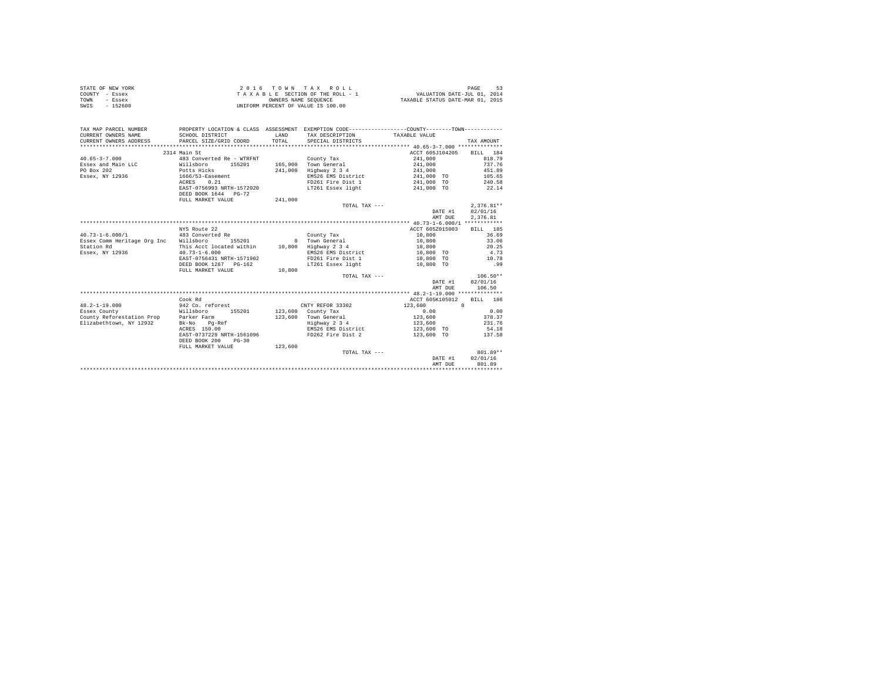STATE OF NEW YORK | COUNTY - Essex | TOWN - Essex | SWIS - 152600

2016 TOWN TAX ROLL
TAXABLE SECTION OF THE ROLL - 1
OWNERS NAME SEQUENCE
UNIFORM PERCENT OF VALUE IS 100.00

VALUATION DATE-JUL 01, 2014
TAXABLE STATUS DATE-MAR 01, 2015

| TAX MAP PARCEL NUMBER / CURRENT OWNERS NAME / CURRENT OWNERS ADDRESS | PROPERTY LOCATION & CLASS / SCHOOL DISTRICT / PARCEL SIZE/GRID COORD | ASSESSMENT LAND / TOTAL | EXEMPTION CODE / TAX DESCRIPTION / SPECIAL DISTRICTS | COUNTY--------TOWN TAXABLE VALUE | TAX AMOUNT |
|---|---|---|---|---|---|
| 40.65-3-7.000 | 2314 Main St | | | ACCT 605J104205 | BILL 184 |
| 40.65-3-7.000 | 483 Converted Re - WTRFNT | | County Tax | 241,000 | 818.79 |
| Essex and Main LLC | Willsboro 155201 | 165,900 | Town General | 241,000 | 737.76 |
| PO Box 202 | Potts Hicks | 241,000 | Highway 2 3 4 | 241,000 | 451.89 |
| Essex, NY 12936 | 1666/53-Easement | | EMS26 EMS District | 241,000 TO | 105.65 |
| | ACRES 0.21 | | FD261 Fire Dist 1 | 241,000 TO | 240.58 |
| | EAST-0756993 NRTH-1572020 | | LT261 Essex light | 241,000 TO | 22.14 |
| | DEED BOOK 1644 PG-72 | | | | |
| | FULL MARKET VALUE | 241,000 | | | |
| | | | TOTAL TAX --- | | 2,376.81** |
| | | | | DATE #1 | 02/01/16 |
| | | | | AMT DUE | 2,376.81 |
| 40.73-1-6.000/1 | NYS Route 22 | | | ACCT 605Z015003 | BILL 185 |
| 40.73-1-6.000/1 | 483 Converted Re | | County Tax | 10,800 | 36.69 |
| Essex Comm Heritage Org Inc | Willsboro 155201 | 0 | Town General | 10,800 | 33.06 |
| Station Rd | This Acct located within | 10,800 | Highway 2 3 4 | 10,800 | 20.25 |
| Essex, NY 12936 | 40.73-1-6.000 | | EMS26 EMS District | 10,800 TO | 4.73 |
| | EAST-0756431 NRTH-1571902 | | FD261 Fire Dist 1 | 10,800 TO | 10.78 |
| | DEED BOOK 1267 PG-162 | | LT261 Essex light | 10,800 TO | .99 |
| | FULL MARKET VALUE | 10,800 | | | |
| | | | TOTAL TAX --- | | 106.50** |
| | | | | DATE #1 | 02/01/16 |
| | | | | AMT DUE | 106.50 |
| 48.2-1-19.000 | Cook Rd | | | ACCT 605K105012 | BILL 186 |
| 48.2-1-19.000 | 942 Co. reforest | | CNTY REFOR 33302 | 123,600 0 | |
| Essex County | Willsboro 155201 | 123,600 | County Tax | 0.00 | 0.00 |
| County Reforestation Prop | Parker Farm | 123,600 | Town General | 123,600 | 378.37 |
| Elizabethtown, NY 12932 | Bk-No Pg-Ref | | Highway 2 3 4 | 123,600 | 231.76 |
| | ACRES 150.00 | | EMS26 EMS District | 123,600 TO | 54.18 |
| | EAST-0737229 NRTH-1561096 | | FD262 Fire Dist 2 | 123,600 TO | 137.58 |
| | DEED BOOK 200 PG-30 | | | | |
| | FULL MARKET VALUE | 123,600 | | | |
| | | | TOTAL TAX --- | | 801.89** |
| | | | | DATE #1 | 02/01/16 |
| | | | | AMT DUE | 801.89 |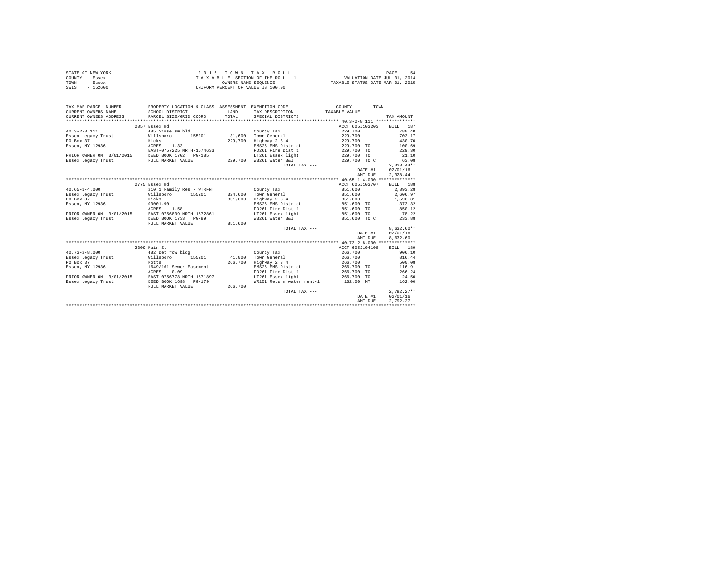STATE OF NEW YORK
COUNTY - Essex
TOWN - Essex
SWIS - 152600

2 0 1 6 T O W N T A X R O L L
T A X A B L E SECTION OF THE ROLL - 1
OWNERS NAME SEQUENCE
UNIFORM PERCENT OF VALUE IS 100.00

VALUATION DATE-JUL 01, 2014
TAXABLE STATUS DATE-MAR 01, 2015

| TAX MAP PARCEL NUMBER / CURRENT OWNERS NAME / CURRENT OWNERS ADDRESS | PROPERTY LOCATION & CLASS / SCHOOL DISTRICT / PARCEL SIZE/GRID COORD | ASSESSMENT LAND / TOTAL | EXEMPTION CODE / TAX DESCRIPTION / SPECIAL DISTRICTS | TAXABLE VALUE | TAX AMOUNT |
|---|---|---|---|---|---|
| **40.3-2-8.111** | 2857 Essex Rd | | | ACCT 605J103203 | BILL 187 |
| 40.3-2-8.111 | 485 >1use sm bld | | County Tax | 229,700 | 780.40 |
| Essex Legacy Trust | Willsboro 155201 | 31,600 | Town General | 229,700 | 703.17 |
| PO Box 37 | Hicks | 229,700 | Highway 2 3 4 | 229,700 | 430.70 |
| Essex, NY 12936 | ACRES 1.33 | | EMS26 EMS District | 229,700 TO | 100.69 |
| | EAST-0757225 NRTH-1574633 | | FD261 Fire Dist 1 | 229,700 TO | 229.30 |
| PRIOR OWNER ON 3/01/2015 | DEED BOOK 1702 PG-185 | | LT261 Essex light | 229,700 TO | 21.10 |
| Essex Legacy Trust | FULL MARKET VALUE | 229,700 | WB261 Water B&I | 229,700 TO C | 63.08 |
| | | | TOTAL TAX --- | | 2,328.44** |
| | | | | DATE #1 | 02/01/16 |
| | | | | AMT DUE | 2,328.44 |
| **40.65-1-4.000** | 2775 Essex Rd | | | ACCT 605J103707 | BILL 188 |
| 40.65-1-4.000 | 210 1 Family Res - WTRFNT | | County Tax | 851,600 | 2,893.28 |
| Essex Legacy Trust | Willsboro 155201 | 324,600 | Town General | 851,600 | 2,606.97 |
| PO Box 37 | Hicks | 851,600 | Highway 2 3 4 | 851,600 | 1,596.81 |
| Essex, NY 12936 | 00001.90 | | EMS26 EMS District | 851,600 TO | 373.32 |
| | ACRES 1.58 | | FD261 Fire Dist 1 | 851,600 TO | 850.12 |
| PRIOR OWNER ON 3/01/2015 | EAST-0756809 NRTH-1572861 | | LT261 Essex light | 851,600 TO | 78.22 |
| Essex Legacy Trust | DEED BOOK 1733 PG-89 | | WB261 Water B&I | 851,600 TO C | 233.88 |
| | FULL MARKET VALUE | 851,600 | | | |
| | | | TOTAL TAX --- | | 8,632.60** |
| | | | | DATE #1 | 02/01/16 |
| | | | | AMT DUE | 8,632.60 |
| **40.73-2-8.000** | 2309 Main St | | | ACCT 605J104108 | BILL 189 |
| 40.73-2-8.000 | 482 Det row bldg | | County Tax | 266,700 | 906.10 |
| Essex Legacy Trust | Willsboro 155201 | 41,000 | Town General | 266,700 | 816.44 |
| PO Box 37 | Potts | 266,700 | Highway 2 3 4 | 266,700 | 500.08 |
| Essex, NY 12936 | 1649/161 Sewer Easement | | EMS26 EMS District | 266,700 TO | 116.91 |
| | ACRES 0.09 | | FD261 Fire Dist 1 | 266,700 TO | 266.24 |
| PRIOR OWNER ON 3/01/2015 | EAST-0756778 NRTH-1571897 | | LT261 Essex light | 266,700 TO | 24.50 |
| Essex Legacy Trust | DEED BOOK 1698 PG-179 | | WR151 Return water rent-1 | 162.00 MT | 162.00 |
| | FULL MARKET VALUE | 266,700 | | | |
| | | | TOTAL TAX --- | | 2,792.27** |
| | | | | DATE #1 | 02/01/16 |
| | | | | AMT DUE | 2,792.27 |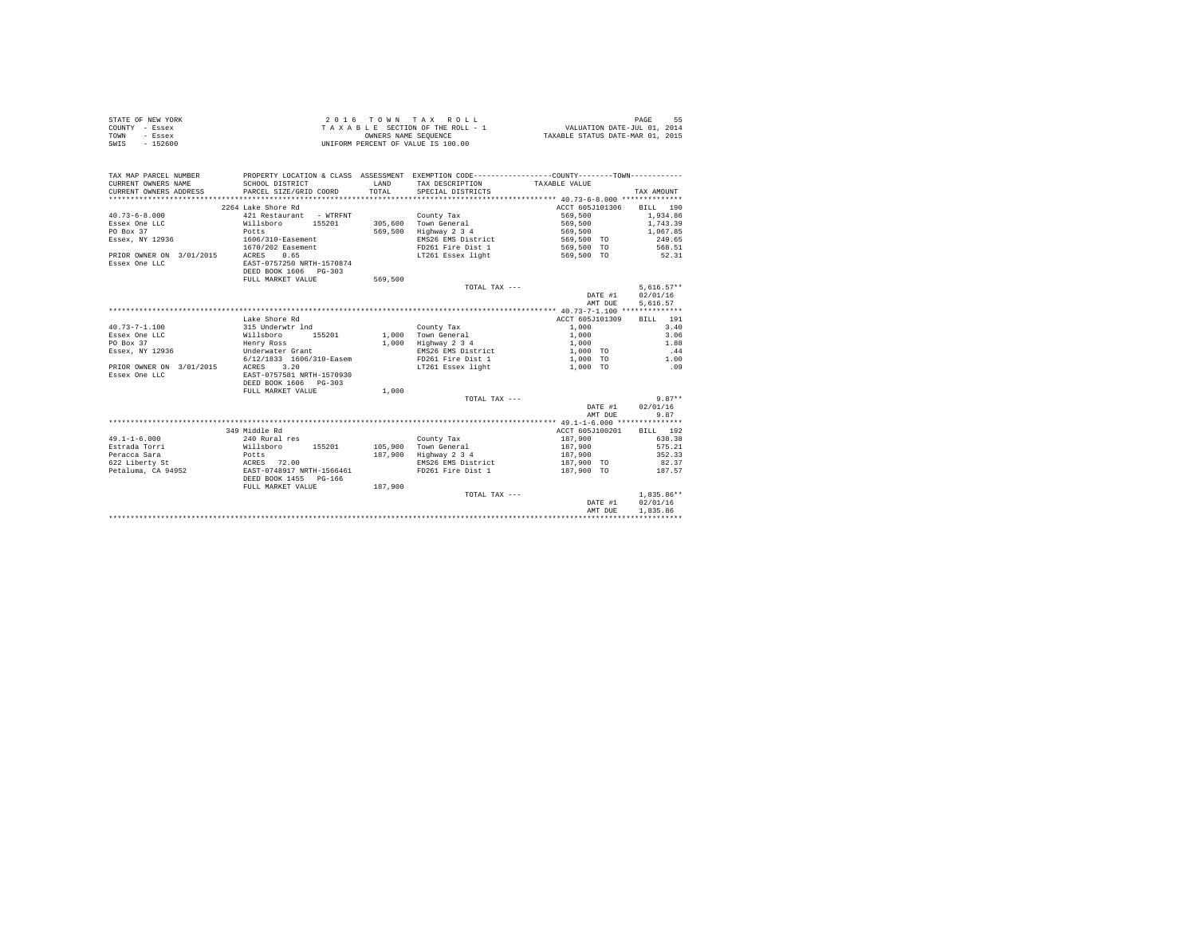STATE OF NEW YORK
COUNTY - Essex
TOWN - Essex
SWIS - 152600

2 0 1 6 T O W N T A X R O L L
T A X A B L E SECTION OF THE ROLL - 1
OWNERS NAME SEQUENCE
UNIFORM PERCENT OF VALUE IS 100.00

VALUATION DATE-JUL 01, 2014
TAXABLE STATUS DATE-MAR 01, 2015

| TAX MAP PARCEL NUMBER / CURRENT OWNERS NAME / CURRENT OWNERS ADDRESS | PROPERTY LOCATION & CLASS / SCHOOL DISTRICT / PARCEL SIZE/GRID COORD | ASSESSMENT LAND / TOTAL | EXEMPTION CODE / TAX DESCRIPTION / SPECIAL DISTRICTS | COUNTY/TOWN TAXABLE VALUE | TAX AMOUNT |
|---|---|---|---|---|---|
| **40.73-6-8.000** | 2264 Lake Shore Rd | | | ACCT 605J101306 | BILL 190 |
| 40.73-6-8.000 | 421 Restaurant - WTRFNT | | County Tax | 569,500 | 1,934.86 |
| Essex One LLC | Willsboro 155201 | 305,600 | Town General | 569,500 | 1,743.39 |
| PO Box 37 | Potts | 569,500 | Highway 2 3 4 | 569,500 | 1,067.85 |
| Essex, NY 12936 | 1606/310-Easement | | EMS26 EMS District | 569,500 TO | 249.65 |
| | 1670/202 Easement | | FD261 Fire Dist 1 | 569,500 TO | 568.51 |
| PRIOR OWNER ON 3/01/2015 | ACRES 0.65 | | LT261 Essex light | 569,500 TO | 52.31 |
| Essex One LLC | EAST-0757250 NRTH-1570874 | | | | |
| | DEED BOOK 1606 PG-303 | | | | |
| | FULL MARKET VALUE | 569,500 | | | |
| | | | TOTAL TAX --- | | 5,616.57** |
| | | | | DATE #1 | 02/01/16 |
| | | | | AMT DUE | 5,616.57 |
| **40.73-7-1.100** | Lake Shore Rd | | | ACCT 605J101309 | BILL 191 |
| 40.73-7-1.100 | 315 Underwtr lnd | | County Tax | 1,000 | 3.40 |
| Essex One LLC | Willsboro 155201 | 1,000 | Town General | 1,000 | 3.06 |
| PO Box 37 | Henry Ross | 1,000 | Highway 2 3 4 | 1,000 | 1.88 |
| Essex, NY 12936 | Underwater Grant | | EMS26 EMS District | 1,000 TO | .44 |
| | 6/12/1833 1606/310-Easem | | FD261 Fire Dist 1 | 1,000 TO | 1.00 |
| PRIOR OWNER ON 3/01/2015 | ACRES 3.20 | | LT261 Essex light | 1,000 TO | .09 |
| Essex One LLC | EAST-0757581 NRTH-1570930 | | | | |
| | DEED BOOK 1606 PG-303 | | | | |
| | FULL MARKET VALUE | 1,000 | | | |
| | | | TOTAL TAX --- | | 9.87** |
| | | | | DATE #1 | 02/01/16 |
| | | | | AMT DUE | 9.87 |
| **49.1-1-6.000** | 349 Middle Rd | | | ACCT 605J100201 | BILL 192 |
| 49.1-1-6.000 | 240 Rural res | | County Tax | 187,900 | 638.38 |
| Estrada Torri | Willsboro 155201 | 105,900 | Town General | 187,900 | 575.21 |
| Peracca Sara | Potts | 187,900 | Highway 2 3 4 | 187,900 | 352.33 |
| 622 Liberty St | ACRES 72.00 | | EMS26 EMS District | 187,900 TO | 82.37 |
| Petaluma, CA 94952 | EAST-0748917 NRTH-1566461 | | FD261 Fire Dist 1 | 187,900 TO | 187.57 |
| | DEED BOOK 1455 PG-166 | | | | |
| | FULL MARKET VALUE | 187,900 | | | |
| | | | TOTAL TAX --- | | 1,835.86** |
| | | | | DATE #1 | 02/01/16 |
| | | | | AMT DUE | 1,835.86 |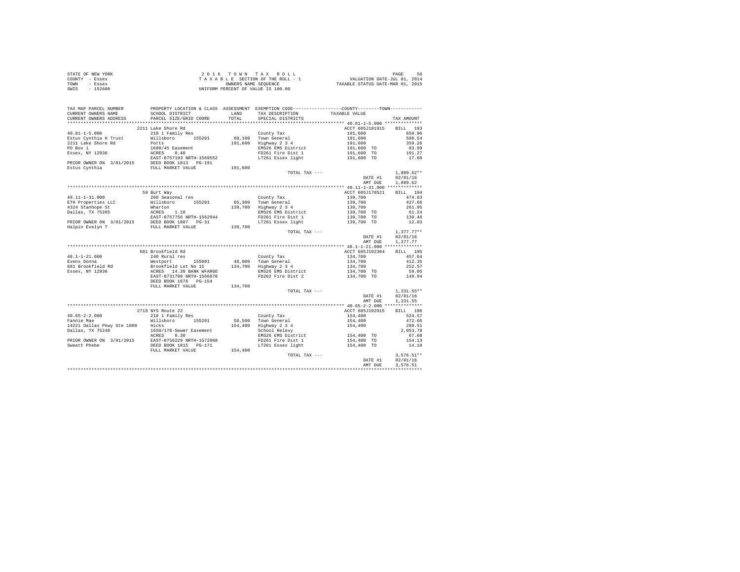STATE OF NEW YORK
COUNTY - Essex
TOWN - Essex
SWIS - 152600

2016 TOWN TAX ROLL
TAXABLE SECTION OF THE ROLL - 1
OWNERS NAME SEQUENCE
UNIFORM PERCENT OF VALUE IS 100.00

VALUATION DATE-JUL 01, 2014
TAXABLE STATUS DATE-MAR 01, 2015

| TAX MAP PARCEL NUMBER / CURRENT OWNERS NAME / CURRENT OWNERS ADDRESS | PROPERTY LOCATION & CLASS / SCHOOL DISTRICT / PARCEL SIZE/GRID COORD | ASSESSMENT LAND / TOTAL | EXEMPTION CODE / TAX DESCRIPTION / SPECIAL DISTRICTS | TAXABLE VALUE | TAX AMOUNT |
|---|---|---|---|---|---|
| | 2211 Lake Shore Rd | | | ACCT 605J101915 | BILL 193 |
| 40.81-1-5.000 | 210 1 Family Res | | County Tax | 191,600 | 650.96 |
| Estus Cynthia H Trust | Willsboro 155201 | 60,100 | Town General | 191,600 | 586.54 |
| 2211 Lake Shore Rd | Potts | 191,600 | Highway 2 3 4 | 191,600 | 359.26 |
| PO Box 1 | 1680/45 Easement | | EMS26 EMS District | 191,600 TO | 83.99 |
| Essex, NY 12936 | ACRES 0.40 | | FD261 Fire Dist 1 | 191,600 TO | 191.27 |
| | EAST-0757193 NRTH-1569552 | | LT261 Essex light | 191,600 TO | 17.60 |
| PRIOR OWNER ON 3/01/2015 | DEED BOOK 1813 PG-191 | | | | |
| Estus Cynthia | FULL MARKET VALUE | 191,600 | | | |
| | | | TOTAL TAX --- | | 1,889.62** |
| | | | | DATE #1 | 02/01/16 |
| | | | | AMT DUE | 1,889.62 |
| | 59 Burt Way | | | ACCT 605J178521 | BILL 194 |
| 49.11-1-31.000 | 260 Seasonal res | | County Tax | 139,700 | 474.63 |
| ETH Properties LLC | Willsboro 155201 | 65,300 | Town General | 139,700 | 427.66 |
| 4324 Stanhope St | Wharton | 139,700 | Highway 2 3 4 | 139,700 | 261.95 |
| Dallas, TX 75205 | ACRES 1.10 | | EMS26 EMS District | 139,700 TO | 61.24 |
| | EAST-0757756 NRTH-1562944 | | FD261 Fire Dist 1 | 139,700 TO | 139.46 |
| PRIOR OWNER ON 3/01/2015 | DEED BOOK 1807 PG-31 | | LT261 Essex light | 139,700 TO | 12.83 |
| Halpin Evelyn T | FULL MARKET VALUE | 139,700 | | | |
| | | | TOTAL TAX --- | | 1,377.77** |
| | | | | DATE #1 | 02/01/16 |
| | | | | AMT DUE | 1,377.77 |
| | 681 Brookfield Rd | | | ACCT 605J102304 | BILL 195 |
| 48.1-1-21.000 | 240 Rural res | | County Tax | 134,700 | 457.64 |
| Evens Donna | Westport 155001 | 48,000 | Town General | 134,700 | 412.35 |
| 681 Brookfield Rd | Brookfield Lot No 15 | 134,700 | Highway 2 3 4 | 134,700 | 252.57 |
| Essex, NY 12936 | ACRES 14.30 BANK WFARGO | | EMS26 EMS District | 134,700 TO | 59.05 |
| | EAST-0731799 NRTH-1566870 | | FD262 Fire Dist 2 | 134,700 TO | 149.94 |
| | DEED BOOK 1676 PG-154 | | | | |
| | FULL MARKET VALUE | 134,700 | | | |
| | | | TOTAL TAX --- | | 1,331.55** |
| | | | | DATE #1 | 02/01/16 |
| | | | | AMT DUE | 1,331.55 |
| | 2719 NYS Route 22 | | | ACCT 605J102915 | BILL 196 |
| 40.65-2-2.000 | 210 1 Family Res | | County Tax | 154,400 | 524.57 |
| Fannie Mae | Willsboro 155201 | 58,500 | Town General | 154,400 | 472.66 |
| 14221 Dallas Pkwy Ste 1000 | Hicks | 154,400 | Highway 2 3 4 | 154,400 | 289.51 |
| Dallas, TX 75240 | 1650/178-Sewer Easement | | School Relevy | | 2,053.78 |
| | ACRES 0.30 | | EMS26 EMS District | 154,400 TO | 67.68 |
| PRIOR OWNER ON 3/01/2015 | EAST-0756229 NRTH-1572068 | | FD261 Fire Dist 1 | 154,400 TO | 154.13 |
| Sweatt Phebe | DEED BOOK 1815 PG-171 | | LT261 Essex light | 154,400 TO | 14.18 |
| | FULL MARKET VALUE | 154,400 | | | |
| | | | TOTAL TAX --- | | 3,576.51** |
| | | | | DATE #1 | 02/01/16 |
| | | | | AMT DUE | 3,576.51 |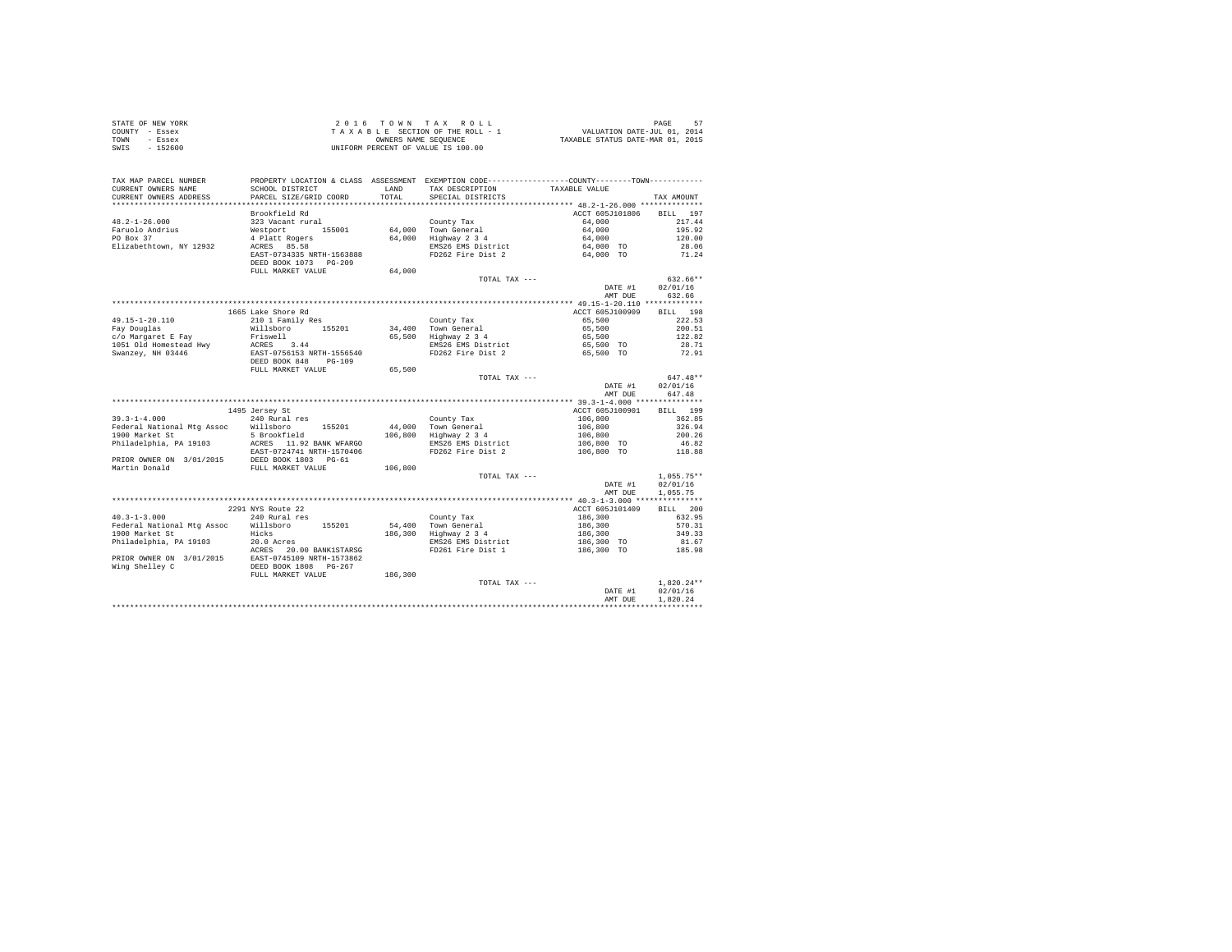STATE OF NEW YORK
COUNTY - Essex
TOWN - Essex
SWIS - 152600

2 0 1 6 T O W N T A X R O L L
T A X A B L E SECTION OF THE ROLL - 1
OWNERS NAME SEQUENCE
UNIFORM PERCENT OF VALUE IS 100.00

VALUATION DATE-JUL 01, 2014
TAXABLE STATUS DATE-MAR 01, 2015

| TAX MAP PARCEL NUMBER / CURRENT OWNERS NAME / CURRENT OWNERS ADDRESS | PROPERTY LOCATION & CLASS / SCHOOL DISTRICT / PARCEL SIZE/GRID COORD | ASSESSMENT LAND / TOTAL | EXEMPTION CODE / TAX DESCRIPTION / SPECIAL DISTRICTS | TAXABLE VALUE | TAX AMOUNT |
|---|---|---|---|---|---|
| **48.2-1-26.000** | Brookfield Rd | | | ACCT 605J101806 | BILL 197 |
| 48.2-1-26.000 | 323 Vacant rural | | County Tax | 64,000 | 217.44 |
| Faruolo Andrius | Westport 155001 | 64,000 | Town General | 64,000 | 195.92 |
| PO Box 37 | 4 Platt Rogers | 64,000 | Highway 2 3 4 | 64,000 | 120.00 |
| Elizabethtown, NY 12932 | ACRES 85.58 | | EMS26 EMS District | 64,000 TO | 28.06 |
| | EAST-0734335 NRTH-1563888 | | FD262 Fire Dist 2 | 64,000 TO | 71.24 |
| | DEED BOOK 1073 PG-209 | | | | |
| | FULL MARKET VALUE | 64,000 | | | |
| | | | TOTAL TAX --- | | 632.66** |
| | | | | DATE #1 | 02/01/16 |
| | | | | AMT DUE | 632.66 |
| **49.15-1-20.110** | 1665 Lake Shore Rd | | | ACCT 605J100909 | BILL 198 |
| 49.15-1-20.110 | 210 1 Family Res | | County Tax | 65,500 | 222.53 |
| Fay Douglas | Willsboro 155201 | 34,400 | Town General | 65,500 | 200.51 |
| c/o Margaret E Fay | Friswell | 65,500 | Highway 2 3 4 | 65,500 | 122.82 |
| 1051 Old Homestead Hwy | ACRES 3.44 | | EMS26 EMS District | 65,500 TO | 28.71 |
| Swanzey, NH 03446 | EAST-0756153 NRTH-1556540 | | FD262 Fire Dist 2 | 65,500 TO | 72.91 |
| | DEED BOOK 848 PG-109 | | | | |
| | FULL MARKET VALUE | 65,500 | | | |
| | | | TOTAL TAX --- | | 647.48** |
| | | | | DATE #1 | 02/01/16 |
| | | | | AMT DUE | 647.48 |
| **39.3-1-4.000** | 1495 Jersey St | | | ACCT 605J100901 | BILL 199 |
| 39.3-1-4.000 | 240 Rural res | | County Tax | 106,800 | 362.85 |
| Federal National Mtg Assoc | Willsboro 155201 | 44,000 | Town General | 106,800 | 326.94 |
| 1900 Market St | 5 Brookfield | 106,800 | Highway 2 3 4 | 106,800 | 200.26 |
| Philadelphia, PA 19103 | ACRES 11.92 BANK WFARGO | | EMS26 EMS District | 106,800 TO | 46.82 |
| | EAST-0724741 NRTH-1570406 | | FD262 Fire Dist 2 | 106,800 TO | 118.88 |
| PRIOR OWNER ON 3/01/2015 | DEED BOOK 1803 PG-61 | | | | |
| Martin Donald | FULL MARKET VALUE | 106,800 | | | |
| | | | TOTAL TAX --- | | 1,055.75** |
| | | | | DATE #1 | 02/01/16 |
| | | | | AMT DUE | 1,055.75 |
| **40.3-1-3.000** | 2291 NYS Route 22 | | | ACCT 605J101409 | BILL 200 |
| 40.3-1-3.000 | 240 Rural res | | County Tax | 186,300 | 632.95 |
| Federal National Mtg Assoc | Willsboro 155201 | 54,400 | Town General | 186,300 | 570.31 |
| 1900 Market St | Hicks | 186,300 | Highway 2 3 4 | 186,300 | 349.33 |
| Philadelphia, PA 19103 | 20.0 Acres | | EMS26 EMS District | 186,300 TO | 81.67 |
| | ACRES 20.00 BANK1STARSG | | FD261 Fire Dist 1 | 186,300 TO | 185.98 |
| PRIOR OWNER ON 3/01/2015 | EAST-0745109 NRTH-1573862 | | | | |
| Wing Shelley C | DEED BOOK 1808 PG-267 | | | | |
| | FULL MARKET VALUE | 186,300 | | | |
| | | | TOTAL TAX --- | | 1,820.24** |
| | | | | DATE #1 | 02/01/16 |
| | | | | AMT DUE | 1,820.24 |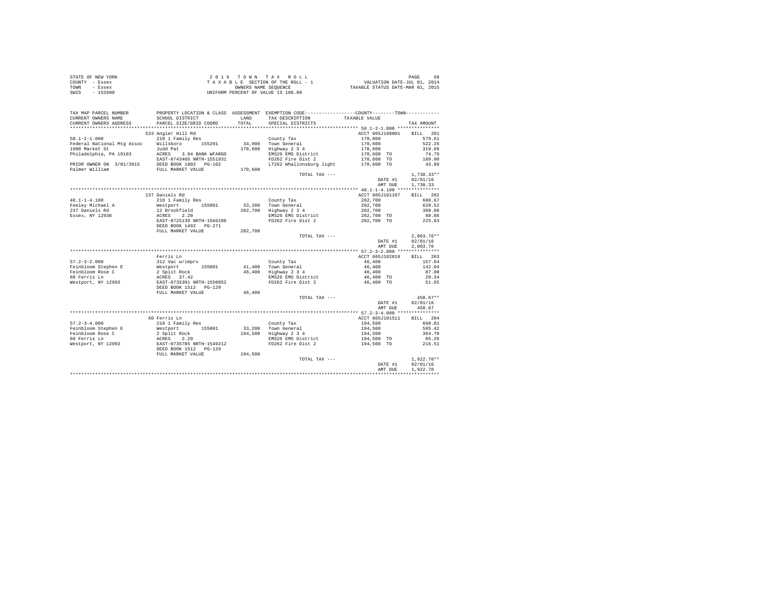STATE OF NEW YORK
COUNTY - Essex
TOWN - Essex
SWIS - 152600

2 0 1 6 T O W N T A X R O L L
T A X A B L E SECTION OF THE ROLL - 1
OWNERS NAME SEQUENCE
UNIFORM PERCENT OF VALUE IS 100.00

VALUATION DATE-JUL 01, 2014
TAXABLE STATUS DATE-MAR 01, 2015

| TAX MAP PARCEL NUMBER / CURRENT OWNERS NAME / CURRENT OWNERS ADDRESS | PROPERTY LOCATION & CLASS / SCHOOL DISTRICT / PARCEL SIZE/GRID COORD | ASSESSMENT LAND / TOTAL | EXEMPTION CODE / TAX DESCRIPTION / SPECIAL DISTRICTS | COUNTY / TOWN TAXABLE VALUE | TAX AMOUNT |
|---|---|---|---|---|---|
| 58.1-2-1.000 | 533 Angier Hill Rd | | | ACCT 605J198001 | BILL 201 |
| 58.1-2-1.000 | 210 1 Family Res | | County Tax | 170,600 | 579.61 |
| Federal National Mtg Assoc | Willsboro 155201 | 34,900 | Town General | 170,600 | 522.25 |
| 1900 Market St | Judd Pat | 170,600 | Highway 2 3 4 | 170,600 | 319.89 |
| Philadelphia, PA 19103 | ACRES 3.94 BANK WFARGO | | EMS26 EMS District | 170,600 TO | 74.79 |
| | EAST-0743466 NRTH-1551931 | | FD262 Fire Dist 2 | 170,600 TO | 189.90 |
| PRIOR OWNER ON 3/01/2015 | DEED BOOK 1802 PG-102 | | LT262 Whallonsburg light | 170,600 TO | 43.89 |
| Palmer William | FULL MARKET VALUE | 170,600 | | | |
| | | | TOTAL TAX --- | | 1,730.33** |
| | | | | DATE #1 | 02/01/16 |
| | | | | AMT DUE | 1,730.33 |
| 48.1-1-4.100 | 237 Daniels Rd | | | ACCT 605J101107 | BILL 202 |
| 48.1-1-4.100 | 210 1 Family Res | | County Tax | 202,700 | 688.67 |
| Feeley Michael A | Westport 155001 | 33,200 | Town General | 202,700 | 620.52 |
| 237 Daniels Rd | 12 Brookfield | 202,700 | Highway 2 3 4 | 202,700 | 380.08 |
| Essex, NY 12936 | ACRES 2.20 | | EMS26 EMS District | 202,700 TO | 88.86 |
| | EAST-0725139 NRTH-1566286 | | FD262 Fire Dist 2 | 202,700 TO | 225.63 |
| | DEED BOOK 1492 PG-271 | | | | |
| | FULL MARKET VALUE | 202,700 | | | |
| | | | TOTAL TAX --- | | 2,003.76** |
| | | | | DATE #1 | 02/01/16 |
| | | | | AMT DUE | 2,003.76 |
| 57.2-3-2.000 | Ferris Ln | | | ACCT 605J102810 | BILL 203 |
| 57.2-3-2.000 | 312 Vac w/imprv | | County Tax | 46,400 | 157.64 |
| Feinbloom Stephen E | Westport 155001 | 41,400 | Town General | 46,400 | 142.04 |
| Feinbloom Rose C | 2 Split Rock | 46,400 | Highway 2 3 4 | 46,400 | 87.00 |
| 60 Ferris Ln | ACRES 37.42 | | EMS26 EMS District | 46,400 TO | 20.34 |
| Westport, NY 12993 | EAST-0735391 NRTH-1550052 | | FD262 Fire Dist 2 | 46,400 TO | 51.65 |
| | DEED BOOK 1512 PG-129 | | | | |
| | FULL MARKET VALUE | 46,400 | | | |
| | | | TOTAL TAX --- | | 458.67** |
| | | | | DATE #1 | 02/01/16 |
| | | | | AMT DUE | 458.67 |
| 57.2-3-4.000 | 60 Ferris Ln | | | ACCT 605J101511 | BILL 204 |
| 57.2-3-4.000 | 210 1 Family Res | | County Tax | 194,500 | 660.81 |
| Feinbloom Stephen E | Westport 155001 | 33,200 | Town General | 194,500 | 595.42 |
| Feinbloom Rose C | 2 Split Rock | 194,500 | Highway 2 3 4 | 194,500 | 364.70 |
| 60 Ferris Ln | ACRES 2.20 | | EMS26 EMS District | 194,500 TO | 85.26 |
| Westport, NY 12993 | EAST-0735785 NRTH-1549212 | | FD262 Fire Dist 2 | 194,500 TO | 216.51 |
| | DEED BOOK 1512 PG-129 | | | | |
| | FULL MARKET VALUE | 194,500 | | | |
| | | | TOTAL TAX --- | | 1,922.70** |
| | | | | DATE #1 | 02/01/16 |
| | | | | AMT DUE | 1,922.70 |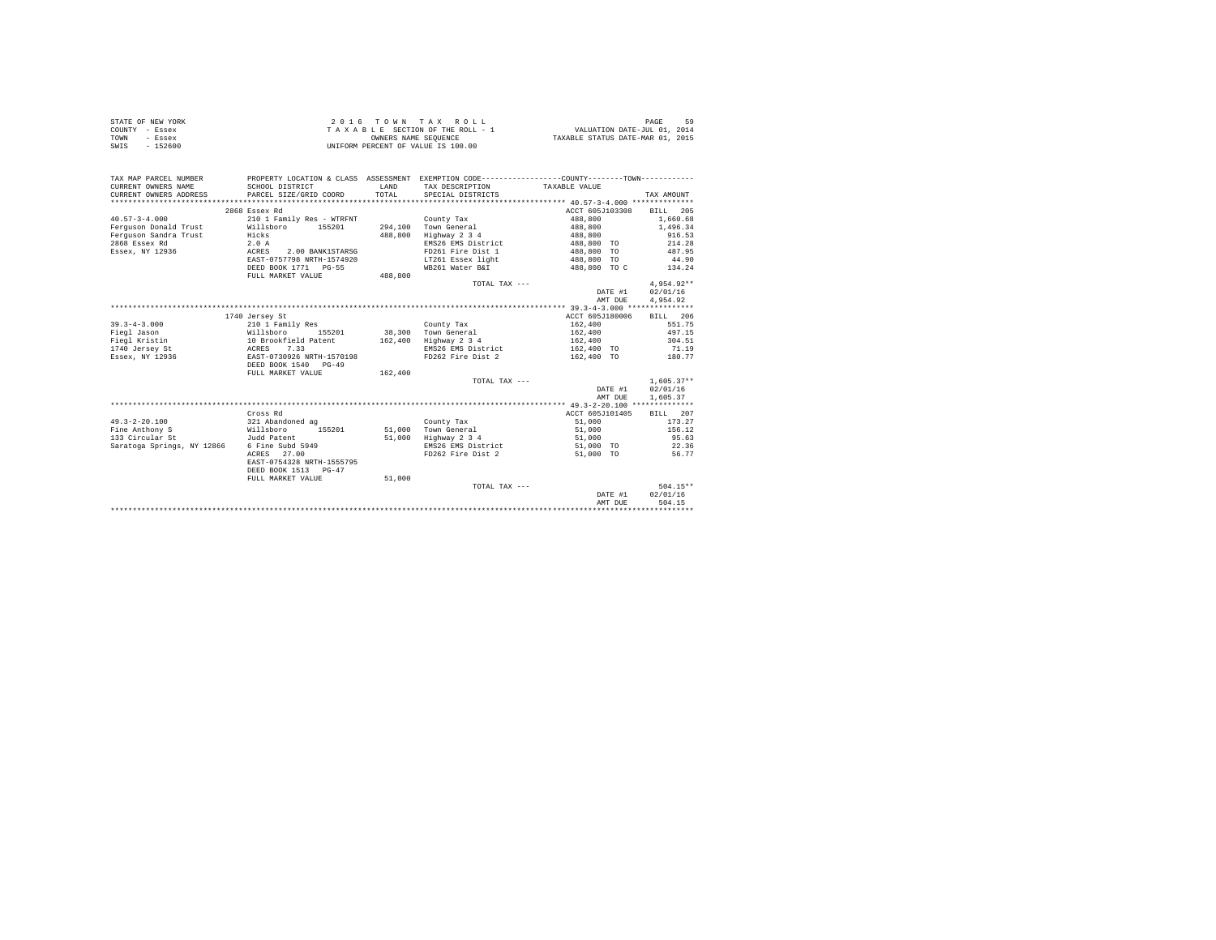STATE OF NEW YORK
COUNTY - Essex
TOWN - Essex
SWIS - 152600

2016 TOWN TAX ROLL
TAXABLE SECTION OF THE ROLL - 1
OWNERS NAME SEQUENCE
UNIFORM PERCENT OF VALUE IS 100.00

VALUATION DATE-JUL 01, 2014
TAXABLE STATUS DATE-MAR 01, 2015

| TAX MAP PARCEL NUMBER / CURRENT OWNERS NAME / CURRENT OWNERS ADDRESS | PROPERTY LOCATION & CLASS / SCHOOL DISTRICT / PARCEL SIZE/GRID COORD | ASSESSMENT LAND | TOTAL | EXEMPTION CODE / TAX DESCRIPTION / SPECIAL DISTRICTS | TAXABLE VALUE | TAX AMOUNT |
|---|---|---|---|---|---|---|
| 40.57-3-4.000 | 2868 Essex Rd | | | | ACCT 605J103308 | BILL 205 |
| | 210 1 Family Res - WTRFNT | | | County Tax | 488,800 | 1,660.68 |
| Ferguson Donald Trust | Willsboro 155201 | 294,100 | | Town General | 488,800 | 1,496.34 |
| Ferguson Sandra Trust | Hicks | | 488,800 | Highway 2 3 4 | 488,800 | 916.53 |
| 2868 Essex Rd | 2.0 A | | | EMS26 EMS District | 488,800 TO | 214.28 |
| Essex, NY 12936 | ACRES 2.00 BANK1STARSG | | | FD261 Fire Dist 1 | 488,800 TO | 487.95 |
| | EAST-0757798 NRTH-1574920 | | | LT261 Essex light | 488,800 TO | 44.90 |
| | DEED BOOK 1771 PG-55 | | | WB261 Water B&I | 488,800 TO C | 134.24 |
| | FULL MARKET VALUE | | 488,800 | | | |
| | | | | TOTAL TAX --- | | 4,954.92** |
| | | | | | DATE #1 | 02/01/16 |
| | | | | | AMT DUE | 4,954.92 |
| 39.3-4-3.000 | 1740 Jersey St | | | | ACCT 605J180006 | BILL 206 |
| | 210 1 Family Res | | | County Tax | 162,400 | 551.75 |
| Fiegl Jason | Willsboro 155201 | 38,300 | | Town General | 162,400 | 497.15 |
| Fiegl Kristin | 10 Brookfield Patent | | 162,400 | Highway 2 3 4 | 162,400 | 304.51 |
| 1740 Jersey St | ACRES 7.33 | | | EMS26 EMS District | 162,400 TO | 71.19 |
| Essex, NY 12936 | EAST-0730926 NRTH-1570198 | | | FD262 Fire Dist 2 | 162,400 TO | 180.77 |
| | DEED BOOK 1540 PG-49 | | | | | |
| | FULL MARKET VALUE | | 162,400 | | | |
| | | | | TOTAL TAX --- | | 1,605.37** |
| | | | | | DATE #1 | 02/01/16 |
| | | | | | AMT DUE | 1,605.37 |
| 49.3-2-20.100 | Cross Rd | | | | ACCT 605J101405 | BILL 207 |
| | 321 Abandoned ag | | | County Tax | 51,000 | 173.27 |
| Fine Anthony S | Willsboro 155201 | 51,000 | | Town General | 51,000 | 156.12 |
| 133 Circular St | Judd Patent | | 51,000 | Highway 2 3 4 | 51,000 | 95.63 |
| Saratoga Springs, NY 12866 | 6 Fine Subd 5949 | | | EMS26 EMS District | 51,000 TO | 22.36 |
| | ACRES 27.00 | | | FD262 Fire Dist 2 | 51,000 TO | 56.77 |
| | EAST-0754328 NRTH-1555795 | | | | | |
| | DEED BOOK 1513 PG-47 | | | | | |
| | FULL MARKET VALUE | | 51,000 | | | |
| | | | | TOTAL TAX --- | | 504.15** |
| | | | | | DATE #1 | 02/01/16 |
| | | | | | AMT DUE | 504.15 |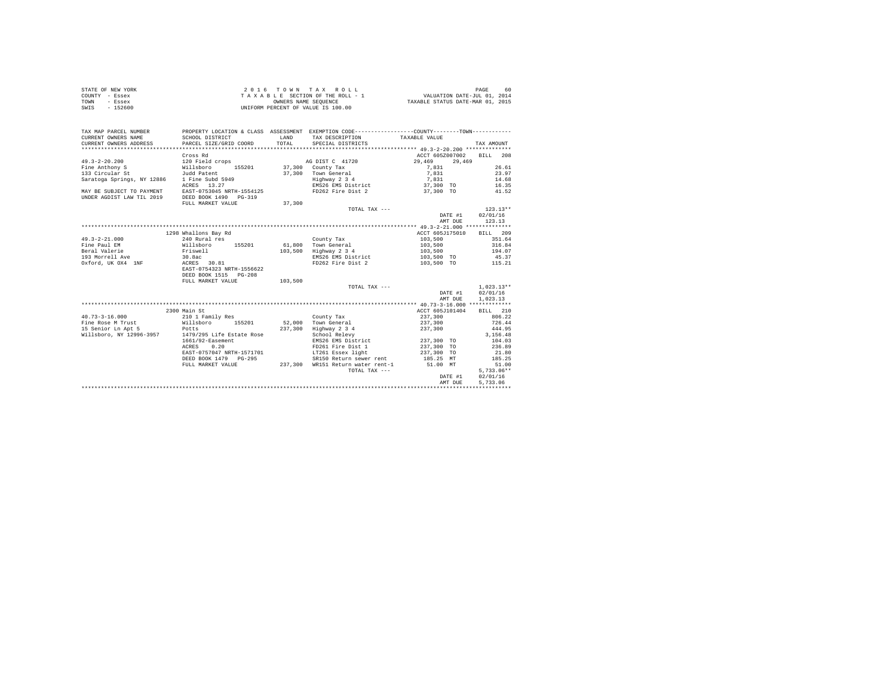```
STATE OF NEW YORK                    2 0 1 6   T O W N   T A X   R O L L                                PAGE    60
COUNTY  - Essex                      T A X A B L E  SECTION OF THE ROLL - 1              VALUATION DATE-JUL 01, 2014
TOWN    - Essex                               OWNERS NAME SEQUENCE                   TAXABLE STATUS DATE-MAR 01, 2015
SWIS    - 152600                     UNIFORM PERCENT OF VALUE IS 100.00


TAX MAP PARCEL NUMBER          PROPERTY LOCATION & CLASS  ASSESSMENT  EXEMPTION CODE------------------COUNTY--------TOWN------------
CURRENT OWNERS NAME            SCHOOL DISTRICT              LAND      TAX DESCRIPTION            TAXABLE VALUE
CURRENT OWNERS ADDRESS         PARCEL SIZE/GRID COORD       TOTAL     SPECIAL DISTRICTS                                   TAX AMOUNT
*********************************************************************************************** 49.3-2-20.200 **************
                               Cross Rd                                                          ACCT 605Z007002    BILL  208
49.3-2-20.200                  120 Field crops                        AG DIST C  41720           29,469     29,469
Fine Anthony S                 Willsboro       155201       37,300    County Tax                  7,831                   26.61
133 Circular St                Judd Patent                  37,300    Town General                7,831                   23.97
Saratoga Springs, NY 12886     1 Fine Subd 5949                       Highway 2 3 4               7,831                   14.68
                               ACRES   13.27                          EMS26 EMS District         37,300 TO                16.35
MAY BE SUBJECT TO PAYMENT      EAST-0753045 NRTH-1554125              FD262 Fire Dist 2          37,300 TO                41.52
UNDER AGDIST LAW TIL 2019      DEED BOOK 1490   PG-319
                               FULL MARKET VALUE            37,300
                                                                      TOTAL TAX ---                                     123.13**
                                                                                                    DATE #1          02/01/16
                                                                                                    AMT DUE            123.13
*********************************************************************************************** 49.3-2-21.000 **************
                               1298 Whallons Bay Rd                                              ACCT 605J175010    BILL  209
49.3-2-21.000                  240 Rural res                          County Tax                103,500                  351.64
Fine Paul EM                   Willsboro       155201       61,800    Town General              103,500                  316.84
Beral Valerie                  Friswell                    103,500    Highway 2 3 4             103,500                  194.07
193 Morrell Ave                30.8ac                                 EMS26 EMS District        103,500 TO                45.37
Oxford, UK OX4  1NF            ACRES   30.81                          FD262 Fire Dist 2         103,500 TO               115.21
                               EAST-0754323 NRTH-1556622
                               DEED BOOK 1515   PG-208
                               FULL MARKET VALUE           103,500
                                                                      TOTAL TAX ---                                   1,023.13**
                                                                                                    DATE #1          02/01/16
                                                                                                    AMT DUE          1,023.13
*********************************************************************************************** 40.73-3-16.000 *************
                               2300 Main St                                                      ACCT 605J101404    BILL  210
40.73-3-16.000                 210 1 Family Res                       County Tax                237,300                  806.22
Fine Rose M Trust              Willsboro       155201       52,000    Town General              237,300                  726.44
15 Senior Ln Apt 5             Potts                       237,300    Highway 2 3 4             237,300                  444.95
Willsboro, NY 12996-3957       1479/295 Life Estate Rose              School Relevy                                    3,156.48
                               1661/92-Easement                       EMS26 EMS District        237,300 TO               104.03
                               ACRES    0.20                          FD261 Fire Dist 1         237,300 TO               236.89
                               EAST-0757047 NRTH-1571701              LT261 Essex light         237,300 TO                21.80
                               DEED BOOK 1479   PG-295                SR150 Return sewer rent    185.25 MT               185.25
                               FULL MARKET VALUE           237,300    WR151 Return water rent-1   51.00 MT                51.00
                                                                      TOTAL TAX ---                                   5,733.06**
                                                                                                    DATE #1          02/01/16
                                                                                                    AMT DUE          5,733.06
****************************************************************************************************************************
```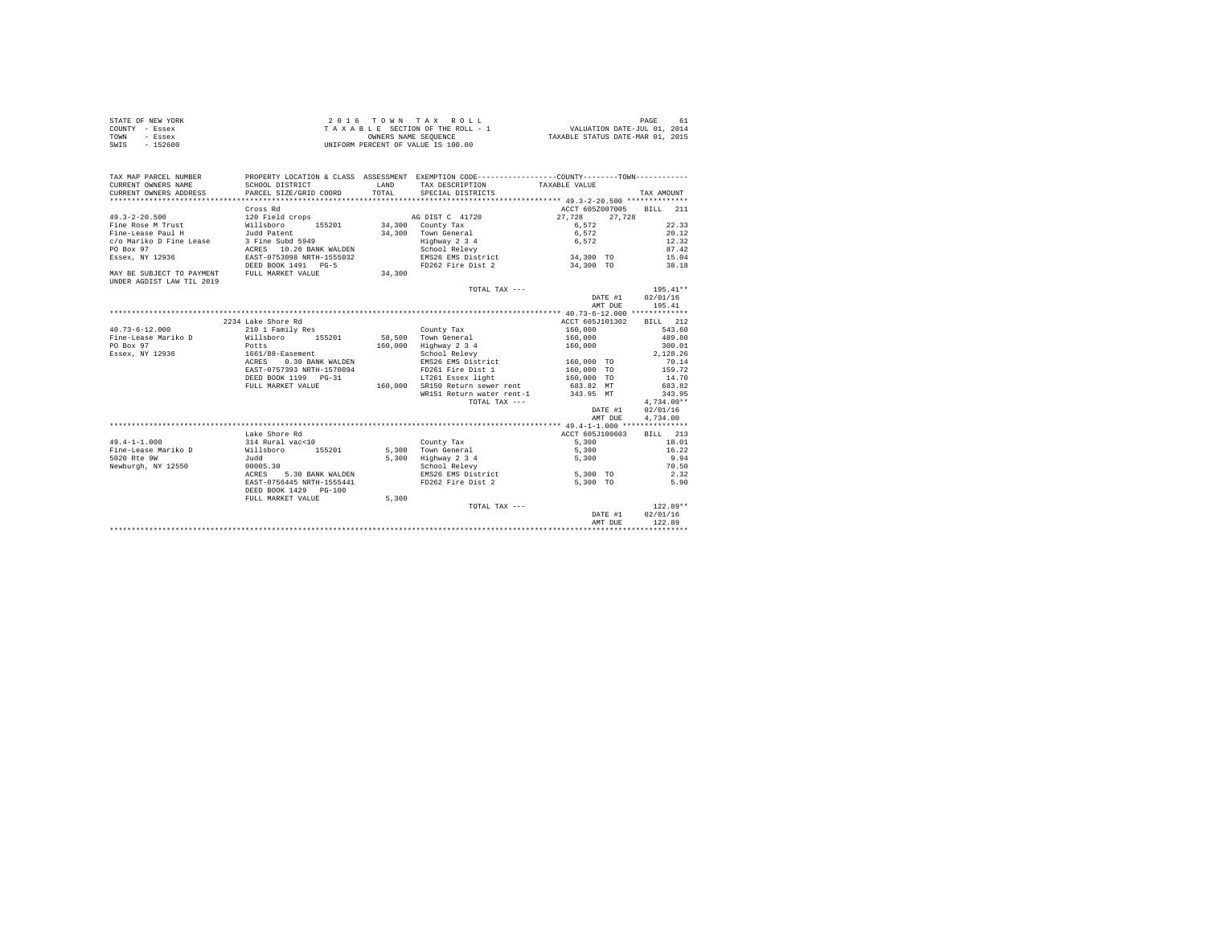STATE OF NEW YORK
COUNTY - Essex
TOWN - Essex
SWIS - 152600

2016 TOWN TAX ROLL
TAXABLE SECTION OF THE ROLL - 1
OWNERS NAME SEQUENCE
UNIFORM PERCENT OF VALUE IS 100.00

VALUATION DATE-JUL 01, 2014
TAXABLE STATUS DATE-MAR 01, 2015

| TAX MAP PARCEL NUMBER / CURRENT OWNERS NAME / CURRENT OWNERS ADDRESS | PROPERTY LOCATION & CLASS / SCHOOL DISTRICT / PARCEL SIZE/GRID COORD | ASSESSMENT LAND / TOTAL | EXEMPTION CODE / TAX DESCRIPTION / SPECIAL DISTRICTS | COUNTY / TOWN TAXABLE VALUE | TAX AMOUNT |
|---|---|---|---|---|---|
| **49.3-2-20.500** | Cross Rd | | | ACCT 605Z007005 | BILL 211 |
| 49.3-2-20.500 | 120 Field crops | | AG DIST C 41720 | 27,728 27,728 | |
| Fine Rose M Trust | Willsboro 155201 | 34,300 | County Tax | 6,572 | 22.33 |
| Fine-Lease Paul H | Judd Patent | 34,300 | Town General | 6,572 | 20.12 |
| c/o Mariko D Fine Lease | 3 Fine Subd 5949 | | Highway 2 3 4 | 6,572 | 12.32 |
| PO Box 97 | ACRES 10.26 BANK WALDEN | | School Relevy | | 87.42 |
| Essex, NY 12936 | EAST-0753098 NRTH-1555032 | | EMS26 EMS District | 34,300 TO | 15.04 |
| | DEED BOOK 1491 PG-5 | | FD262 Fire Dist 2 | 34,300 TO | 38.18 |
| MAY BE SUBJECT TO PAYMENT UNDER AGDIST LAW TIL 2019 | FULL MARKET VALUE | 34,300 | | | |
| | | | TOTAL TAX --- | | 195.41** |
| | | | | DATE #1 | 02/01/16 |
| | | | | AMT DUE | 195.41 |
| **40.73-6-12.000** | 2234 Lake Shore Rd | | | ACCT 605J101302 | BILL 212 |
| 40.73-6-12.000 | 210 1 Family Res | | County Tax | 160,000 | 543.60 |
| Fine-Lease Mariko D | Willsboro 155201 | 58,500 | Town General | 160,000 | 489.80 |
| PO Box 97 | Potts | 160,000 | Highway 2 3 4 | 160,000 | 300.01 |
| Essex, NY 12936 | 1661/88-Easement | | School Relevy | | 2,128.26 |
| | ACRES 0.30 BANK WALDEN | | EMS26 EMS District | 160,000 TO | 70.14 |
| | EAST-0757393 NRTH-1570094 | | FD261 Fire Dist 1 | 160,000 TO | 159.72 |
| | DEED BOOK 1199 PG-31 | | LT261 Essex light | 160,000 TO | 14.70 |
| | FULL MARKET VALUE | 160,000 | SR150 Return sewer rent | 683.82 MT | 683.82 |
| | | | WR151 Return water rent-1 | 343.95 MT | 343.95 |
| | | | TOTAL TAX --- | | 4,734.00** |
| | | | | DATE #1 | 02/01/16 |
| | | | | AMT DUE | 4,734.00 |
| **49.4-1-1.000** | Lake Shore Rd | | | ACCT 605J100603 | BILL 213 |
| 49.4-1-1.000 | 314 Rural vac<10 | | County Tax | 5,300 | 18.01 |
| Fine-Lease Mariko D | Willsboro 155201 | 5,300 | Town General | 5,300 | 16.22 |
| 5020 Rte 9W | Judd | 5,300 | Highway 2 3 4 | 5,300 | 9.94 |
| Newburgh, NY 12550 | 00005.30 | | School Relevy | | 70.50 |
| | ACRES 5.30 BANK WALDEN | | EMS26 EMS District | 5,300 TO | 2.32 |
| | EAST-0756445 NRTH-1555441 | | FD262 Fire Dist 2 | 5,300 TO | 5.90 |
| | DEED BOOK 1429 PG-100 | | | | |
| | FULL MARKET VALUE | 5,300 | | | |
| | | | TOTAL TAX --- | | 122.89** |
| | | | | DATE #1 | 02/01/16 |
| | | | | AMT DUE | 122.89 |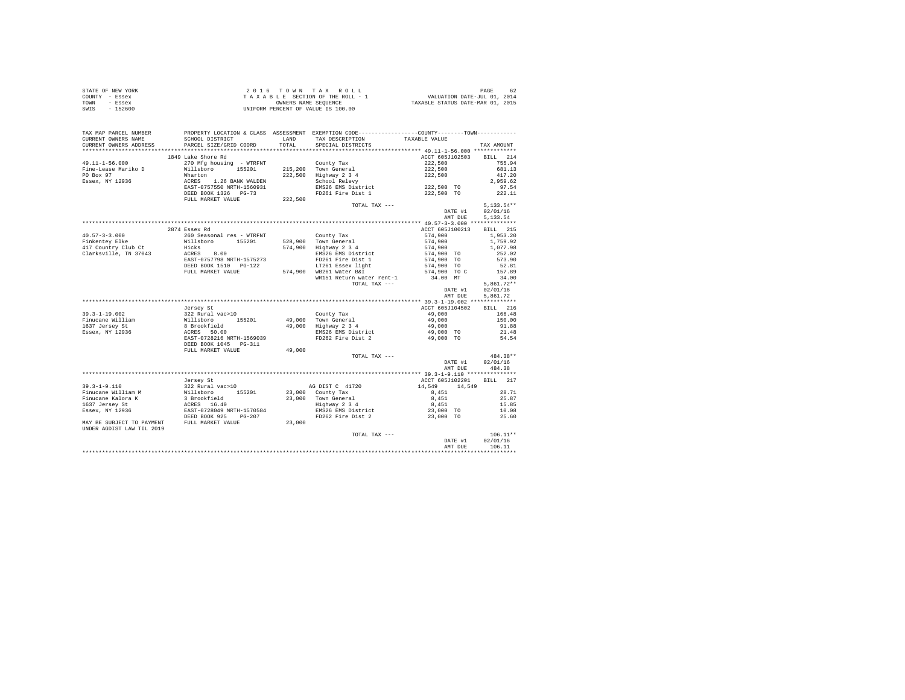STATE OF NEW YORK
COUNTY - Essex
TOWN - Essex
SWIS - 152600

2 0 1 6 T O W N T A X R O L L
T A X A B L E SECTION OF THE ROLL - 1
OWNERS NAME SEQUENCE
UNIFORM PERCENT OF VALUE IS 100.00

VALUATION DATE-JUL 01, 2014
TAXABLE STATUS DATE-MAR 01, 2015

```
TAX MAP PARCEL NUMBER     PROPERTY LOCATION & CLASS  ASSESSMENT  EXEMPTION CODE-----------------COUNTY--------TOWN-----------
CURRENT OWNERS NAME       SCHOOL DISTRICT              LAND      TAX DESCRIPTION            TAXABLE VALUE
CURRENT OWNERS ADDRESS    PARCEL SIZE/GRID COORD       TOTAL     SPECIAL DISTRICTS                                      TAX AMOUNT
*************************************************************************************************** 49.11-1-56.000 *************
                          1849 Lake Shore Rd                                                  ACCT 605J102503     BILL  214
49.11-1-56.000            270 Mfg housing  - WTRFNT               County Tax                  222,500                 755.94
Fine-Lease Mariko D       Willsboro      155201      215,200     Town General                222,500                 681.13
PO Box 97                 Wharton                    222,500     Highway 2 3 4               222,500                 417.20
Essex, NY 12936           ACRES    1.26 BANK WALDEN               School Relevy                                     2,959.62
                          EAST-0757550 NRTH-1560931               EMS26 EMS District          222,500 TO               97.54
                          DEED BOOK 1326   PG-73                  FD261 Fire Dist 1           222,500 TO              222.11
                          FULL MARKET VALUE          222,500
                                                                  TOTAL TAX ---                                    5,133.54**
                                                                                              DATE #1           02/01/16
                                                                                              AMT DUE           5,133.54
*************************************************************************************************** 40.57-3-3.000 **************
                          2874 Essex Rd                                                       ACCT 605J100213     BILL  215
40.57-3-3.000             260 Seasonal res - WTRFNT               County Tax                  574,900               1,953.20
Finkentey Elke            Willsboro      155201      528,900     Town General                574,900               1,759.92
417 Country Club Ct       Hicks                      574,900     Highway 2 3 4               574,900               1,077.98
Clarksville, TN 37043     ACRES    8.00                           EMS26 EMS District          574,900 TO              252.02
                          EAST-0757798 NRTH-1575273               FD261 Fire Dist 1           574,900 TO              573.90
                          DEED BOOK 1510   PG-122                 LT261 Essex light           574,900 TO               52.81
                          FULL MARKET VALUE          574,900     WB261 Water B&I             574,900 TO C            157.89
                                                                  WR151 Return water rent-1     34.00 MT               34.00
                                                                  TOTAL TAX ---                                    5,861.72**
                                                                                              DATE #1           02/01/16
                                                                                              AMT DUE           5,861.72
*************************************************************************************************** 39.3-1-19.002 **************
                          Jersey St                                                           ACCT 605J104502     BILL  216
39.3-1-19.002             322 Rural vac>10                        County Tax                   49,000                 166.48
Finucane William          Willsboro      155201       49,000     Town General                 49,000                 150.00
1637 Jersey St            8 Brookfield                49,000     Highway 2 3 4                49,000                  91.88
Essex, NY 12936           ACRES   50.00                           EMS26 EMS District           49,000 TO               21.48
                          EAST-0728216 NRTH-1569039               FD262 Fire Dist 2            49,000 TO               54.54
                          DEED BOOK 1045   PG-311
                          FULL MARKET VALUE           49,000
                                                                  TOTAL TAX ---                                      484.38**
                                                                                              DATE #1           02/01/16
                                                                                              AMT DUE             484.38
*************************************************************************************************** 39.3-1-9.110 ***************
                          Jersey St                                                           ACCT 605J102201     BILL  217
39.3-1-9.110              322 Rural vac>10                     AG DIST C  41720               14,549      14,549
Finucane William M        Willsboro      155201       23,000     County Tax                    8,451                  28.71
Finucane Kalora K         3 Brookfield                23,000     Town General                  8,451                  25.87
1637 Jersey St            ACRES   16.40                           Highway 2 3 4                 8,451                  15.85
Essex, NY 12936           EAST-0728049 NRTH-1570584               EMS26 EMS District           23,000 TO               10.08
                          DEED BOOK 925    PG-207                 FD262 Fire Dist 2            23,000 TO               25.60
MAY BE SUBJECT TO PAYMENT FULL MARKET VALUE           23,000
UNDER AGDIST LAW TIL 2019
                                                                  TOTAL TAX ---                                      106.11**
                                                                                              DATE #1           02/01/16
                                                                                              AMT DUE             106.11
********************************************************************************************************************************
```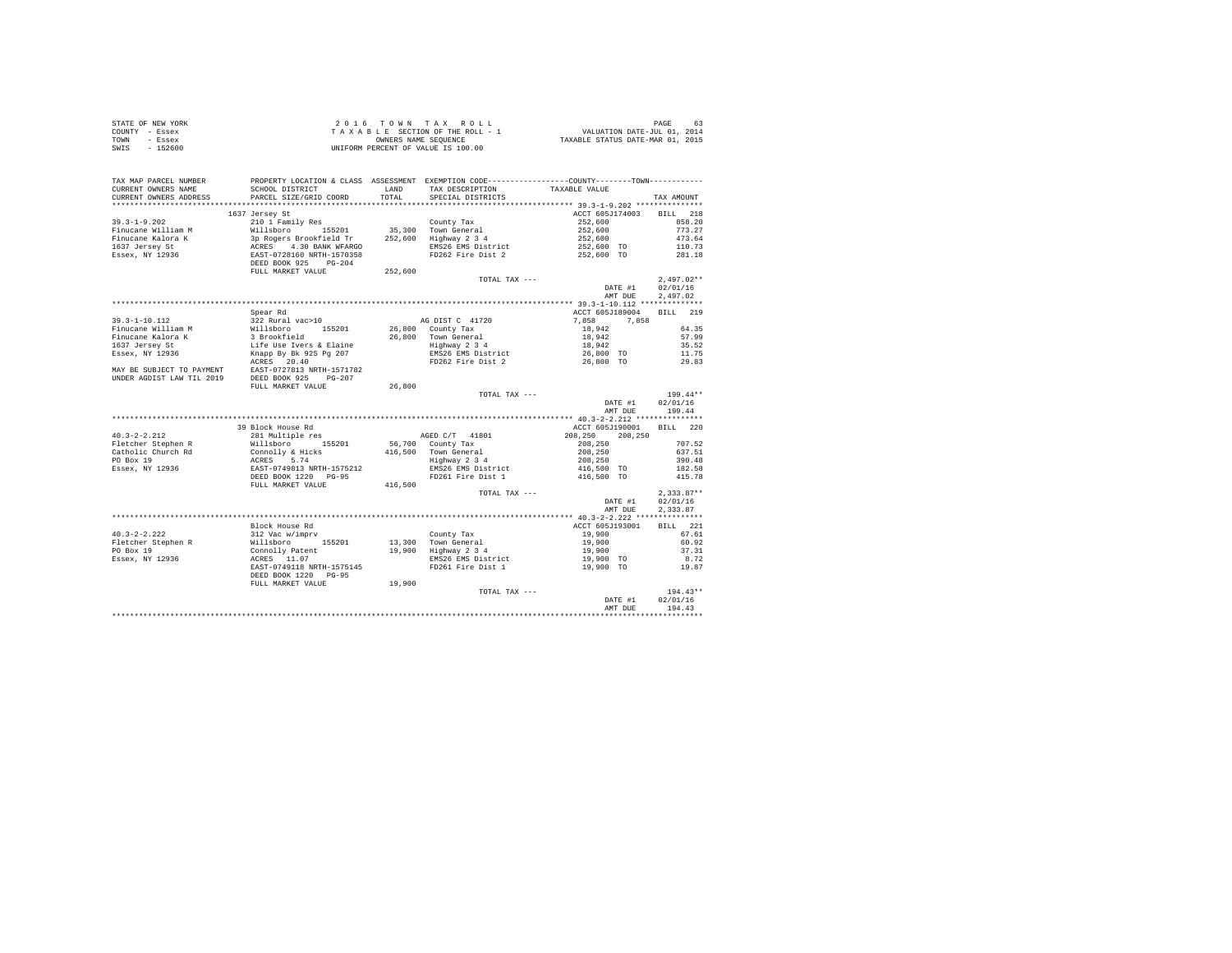STATE OF NEW YORK
COUNTY - Essex
TOWN - Essex
SWIS - 152600

2 0 1 6 T O W N T A X R O L L
T A X A B L E SECTION OF THE ROLL - 1
OWNERS NAME SEQUENCE
UNIFORM PERCENT OF VALUE IS 100.00

VALUATION DATE-JUL 01, 2014
TAXABLE STATUS DATE-MAR 01, 2015

| TAX MAP PARCEL NUMBER / CURRENT OWNERS NAME / CURRENT OWNERS ADDRESS | PROPERTY LOCATION & CLASS / SCHOOL DISTRICT / PARCEL SIZE/GRID COORD | ASSESSMENT LAND / TOTAL | EXEMPTION CODE / TAX DESCRIPTION / SPECIAL DISTRICTS | COUNTY / TOWN TAXABLE VALUE | TAX AMOUNT |
|---|---|---|---|---|---|
| **39.3-1-9.202** | 1637 Jersey St | | | ACCT 605J174003 | BILL 218 |
| 39.3-1-9.202 | 210 1 Family Res | | County Tax | 252,600 | 858.20 |
| Finucane William M | Willsboro 155201 | 35,300 | Town General | 252,600 | 773.27 |
| Finucane Kalora K | 3p Rogers Brookfield Tr | 252,600 | Highway 2 3 4 | 252,600 | 473.64 |
| 1637 Jersey St | ACRES 4.30 BANK WFARGO | | EMS26 EMS District | 252,600 TO | 110.73 |
| Essex, NY 12936 | EAST-0728160 NRTH-1570358 | | FD262 Fire Dist 2 | 252,600 TO | 281.18 |
| | DEED BOOK 925 PG-204 | | | | |
| | FULL MARKET VALUE | 252,600 | | | |
| | | | TOTAL TAX --- | | 2,497.02** |
| | | | | DATE #1 | 02/01/16 |
| | | | | AMT DUE | 2,497.02 |
| **39.3-1-10.112** | Spear Rd | | | ACCT 605J189004 | BILL 219 |
| 39.3-1-10.112 | 322 Rural vac>10 | | AG DIST C 41720 | 7,858 7,858 | |
| Finucane William M | Willsboro 155201 | 26,800 | County Tax | 18,942 | 64.35 |
| Finucane Kalora K | 3 Brookfield | 26,800 | Town General | 18,942 | 57.99 |
| 1637 Jersey St | Life Use Ivers & Elaine | | Highway 2 3 4 | 18,942 | 35.52 |
| Essex, NY 12936 | Knapp By Bk 925 Pg 207 | | EMS26 EMS District | 26,800 TO | 11.75 |
| | ACRES 20.40 | | FD262 Fire Dist 2 | 26,800 TO | 29.83 |
| MAY BE SUBJECT TO PAYMENT | EAST-0727813 NRTH-1571782 | | | | |
| UNDER AGDIST LAW TIL 2019 | DEED BOOK 925 PG-207 | | | | |
| | FULL MARKET VALUE | 26,800 | | | |
| | | | TOTAL TAX --- | | 199.44** |
| | | | | DATE #1 | 02/01/16 |
| | | | | AMT DUE | 199.44 |
| **40.3-2-2.212** | 39 Block House Rd | | | ACCT 605J190001 | BILL 220 |
| 40.3-2-2.212 | 281 Multiple res | | AGED C/T 41801 | 208,250 208,250 | |
| Fletcher Stephen R | Willsboro 155201 | 56,700 | County Tax | 208,250 | 707.52 |
| Catholic Church Rd | Connolly & Hicks | 416,500 | Town General | 208,250 | 637.51 |
| PO Box 19 | ACRES 5.74 | | Highway 2 3 4 | 208,250 | 390.48 |
| Essex, NY 12936 | EAST-0749813 NRTH-1575212 | | EMS26 EMS District | 416,500 TO | 182.58 |
| | DEED BOOK 1220 PG-95 | | FD261 Fire Dist 1 | 416,500 TO | 415.78 |
| | FULL MARKET VALUE | 416,500 | | | |
| | | | TOTAL TAX --- | | 2,333.87** |
| | | | | DATE #1 | 02/01/16 |
| | | | | AMT DUE | 2,333.87 |
| **40.3-2-2.222** | Block House Rd | | | ACCT 605J193001 | BILL 221 |
| 40.3-2-2.222 | 312 Vac w/imprv | | County Tax | 19,900 | 67.61 |
| Fletcher Stephen R | Willsboro 155201 | 13,300 | Town General | 19,900 | 60.92 |
| PO Box 19 | Connolly Patent | 19,900 | Highway 2 3 4 | 19,900 | 37.31 |
| Essex, NY 12936 | ACRES 11.07 | | EMS26 EMS District | 19,900 TO | 8.72 |
| | EAST-0749118 NRTH-1575145 | | FD261 Fire Dist 1 | 19,900 TO | 19.87 |
| | DEED BOOK 1220 PG-95 | | | | |
| | FULL MARKET VALUE | 19,900 | | | |
| | | | TOTAL TAX --- | | 194.43** |
| | | | | DATE #1 | 02/01/16 |
| | | | | AMT DUE | 194.43 |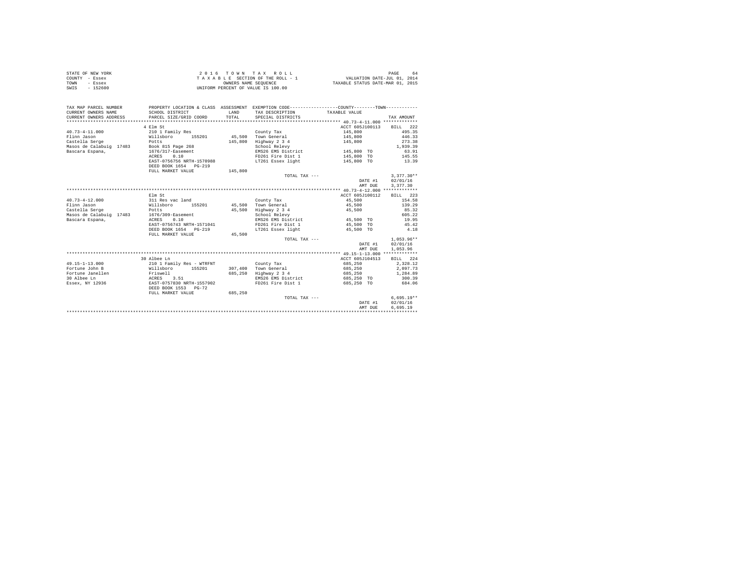STATE OF NEW YORK
COUNTY - Essex
TOWN - Essex
SWIS - 152600

2 0 1 6 T O W N T A X R O L L
T A X A B L E SECTION OF THE ROLL - 1
OWNERS NAME SEQUENCE
UNIFORM PERCENT OF VALUE IS 100.00

VALUATION DATE-JUL 01, 2014
TAXABLE STATUS DATE-MAR 01, 2015

| TAX MAP PARCEL NUMBER / CURRENT OWNERS NAME / CURRENT OWNERS ADDRESS | PROPERTY LOCATION & CLASS / SCHOOL DISTRICT / PARCEL SIZE/GRID COORD | ASSESSMENT LAND / TOTAL | EXEMPTION CODE / TAX DESCRIPTION / SPECIAL DISTRICTS | COUNTY / TOWN TAXABLE VALUE | TAX AMOUNT |
|---|---|---|---|---|---|
| 40.73-4-11.000 | 4 Elm St | | | ACCT 605J100113 | BILL 222 |
| Flinn Jason | 210 1 Family Res | | County Tax | 145,800 | 495.35 |
| Castella Serge | Willsboro 155201 | 45,500 | Town General | 145,800 | 446.33 |
| Masos de Calabuig 17483 | Potts | 145,800 | Highway 2 3 4 | 145,800 | 273.38 |
| Bascara Espana, | Book 815 Page 268 | | School Relevy | | 1,939.39 |
| | 1676/317-Easement | | EMS26 EMS District | 145,800 TO | 63.91 |
| | ACRES 0.10 | | FD261 Fire Dist 1 | 145,800 TO | 145.55 |
| | EAST-0756756 NRTH-1570988 | | LT261 Essex light | 145,800 TO | 13.39 |
| | DEED BOOK 1654 PG-219 | | | | |
| | FULL MARKET VALUE | 145,800 | | | |
| | | | TOTAL TAX --- | | 3,377.30** |
| | | | | DATE #1 | 02/01/16 |
| | | | | AMT DUE | 3,377.30 |
| 40.73-4-12.000 | Elm St | | | ACCT 605J100112 | BILL 223 |
| Flinn Jason | 311 Res vac land | | County Tax | 45,500 | 154.58 |
| Castella Serge | Willsboro 155201 | 45,500 | Town General | 45,500 | 139.29 |
| Masos de Calabuig 17483 | Potts | 45,500 | Highway 2 3 4 | 45,500 | 85.32 |
| Bascara Espana, | 1676/309-Easement | | School Relevy | | 605.22 |
| | ACRES 0.10 | | EMS26 EMS District | 45,500 TO | 19.95 |
| | EAST-0756743 NRTH-1571041 | | FD261 Fire Dist 1 | 45,500 TO | 45.42 |
| | DEED BOOK 1654 PG-219 | | LT261 Essex light | 45,500 TO | 4.18 |
| | FULL MARKET VALUE | 45,500 | | | |
| | | | TOTAL TAX --- | | 1,053.96** |
| | | | | DATE #1 | 02/01/16 |
| | | | | AMT DUE | 1,053.96 |
| 49.15-1-13.000 | 30 Albee Ln | | | ACCT 605J104513 | BILL 224 |
| Fortune John B | 210 1 Family Res - WTRFNT | | County Tax | 685,250 | 2,328.12 |
| Fortune Janellen | Willsboro 155201 | 307,400 | Town General | 685,250 | 2,097.73 |
| 30 Albee Ln | Friswell | 685,250 | Highway 2 3 4 | 685,250 | 1,284.89 |
| Essex, NY 12936 | ACRES 3.51 | | EMS26 EMS District | 685,250 TO | 300.39 |
| | EAST-0757830 NRTH-1557902 | | FD261 Fire Dist 1 | 685,250 TO | 684.06 |
| | DEED BOOK 1553 PG-72 | | | | |
| | FULL MARKET VALUE | 685,250 | | | |
| | | | TOTAL TAX --- | | 6,695.19** |
| | | | | DATE #1 | 02/01/16 |
| | | | | AMT DUE | 6,695.19 |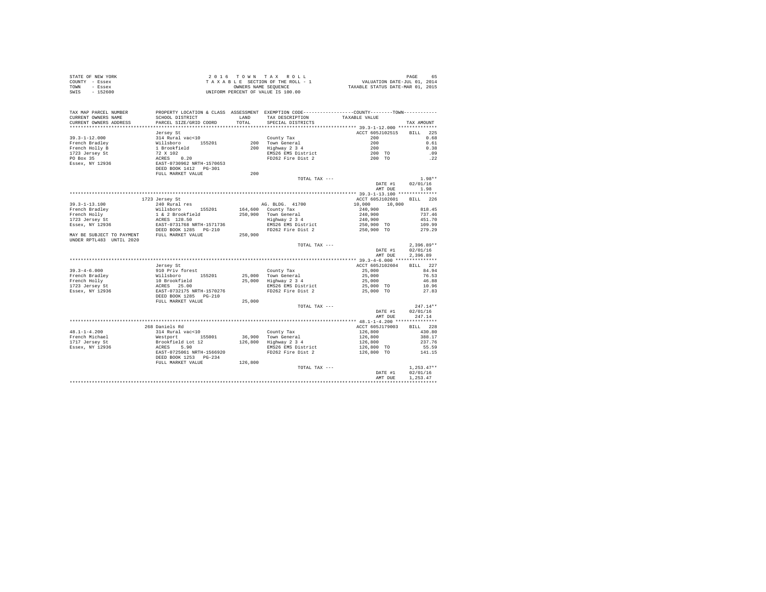STATE OF NEW YORK
COUNTY - Essex
TOWN - Essex
SWIS - 152600

2 0 1 6 T O W N T A X R O L L
T A X A B L E SECTION OF THE ROLL - 1
OWNERS NAME SEQUENCE
UNIFORM PERCENT OF VALUE IS 100.00

VALUATION DATE-JUL 01, 2014
TAXABLE STATUS DATE-MAR 01, 2015

```
TAX MAP PARCEL NUMBER      PROPERTY LOCATION & CLASS  ASSESSMENT  EXEMPTION CODE-----------------COUNTY--------TOWN-----------
CURRENT OWNERS NAME        SCHOOL DISTRICT              LAND      TAX DESCRIPTION            TAXABLE VALUE
CURRENT OWNERS ADDRESS     PARCEL SIZE/GRID COORD       TOTAL     SPECIAL DISTRICTS                                    TAX AMOUNT
****************************************************************************************** 39.3-1-12.000 **************
                           Jersey St                                                  ACCT 605J102515     BILL  225
39.3-1-12.000              314 Rural vac<10                       County Tax                   200                 0.68
French Bradley             Willsboro      155201         200      Town General                 200                 0.61
French Holly B             1 Brookfield                  200      Highway 2 3 4                200                 0.38
1723 Jersey St             72 X 102                               EMS26 EMS District           200 TO              .09
PO Box 35                  ACRES    0.20                          FD262 Fire Dist 2            200 TO              .22
Essex, NY 12936            EAST-0730962 NRTH-1570653
                           DEED BOOK 1412   PG-301
                           FULL MARKET VALUE             200
                                                                  TOTAL TAX ---                                   1.98**
                                                                                         DATE #1          02/01/16
                                                                                         AMT DUE              1.98
****************************************************************************************** 39.3-1-13.100 **************
                           1723 Jersey St                                             ACCT 605J102601     BILL  226
39.3-1-13.100              240 Rural res                          AG. BLDG.  41700          10,000     10,000
French Bradley             Willsboro      155201     164,600      County Tax               240,900               818.45
French Holly               1 & 2 Brookfield          250,900      Town General             240,900               737.46
1723 Jersey St             ACRES  128.50                          Highway 2 3 4            240,900               451.70
Essex, NY 12936            EAST-0731768 NRTH-1571736              EMS26 EMS District       250,900 TO            109.99
                           DEED BOOK 1285   PG-210                FD262 Fire Dist 2        250,900 TO            279.29
MAY BE SUBJECT TO PAYMENT  FULL MARKET VALUE         250,900
UNDER RPTL483  UNTIL 2020
                                                                  TOTAL TAX ---                                2,396.89**
                                                                                         DATE #1          02/01/16
                                                                                         AMT DUE          2,396.89
****************************************************************************************** 39.3-4-6.000 ***************
                           Jersey St                                                  ACCT 605J102604     BILL  227
39.3-4-6.000               910 Priv forest                        County Tax                25,000                84.94
French Bradley             Willsboro      155201      25,000      Town General              25,000                76.53
French Holly               10 Brookfield               25,000     Highway 2 3 4             25,000                46.88
1723 Jersey St             ACRES   25.00                          EMS26 EMS District        25,000 TO             10.96
Essex, NY 12936            EAST-0732175 NRTH-1570276              FD262 Fire Dist 2         25,000 TO             27.83
                           DEED BOOK 1285   PG-210
                           FULL MARKET VALUE          25,000
                                                                  TOTAL TAX ---                                  247.14**
                                                                                         DATE #1          02/01/16
                                                                                         AMT DUE            247.14
****************************************************************************************** 48.1-1-4.200 ***************
                           268 Daniels Rd                                             ACCT 605J179003     BILL  228
48.1-1-4.200               314 Rural vac<10                       County Tax               126,800               430.80
French Michael             Westport       155001      36,900      Town General             126,800               388.17
1717 Jersey St             Brookfield Lot 12         126,800      Highway 2 3 4            126,800               237.76
Essex, NY 12936            ACRES    5.90                          EMS26 EMS District       126,800 TO             55.59
                           EAST-0725061 NRTH-1566920              FD262 Fire Dist 2        126,800 TO            141.15
                           DEED BOOK 1253   PG-234
                           FULL MARKET VALUE         126,800
                                                                  TOTAL TAX ---                                1,253.47**
                                                                                         DATE #1          02/01/16
                                                                                         AMT DUE          1,253.47
************************************************************************************************************************
```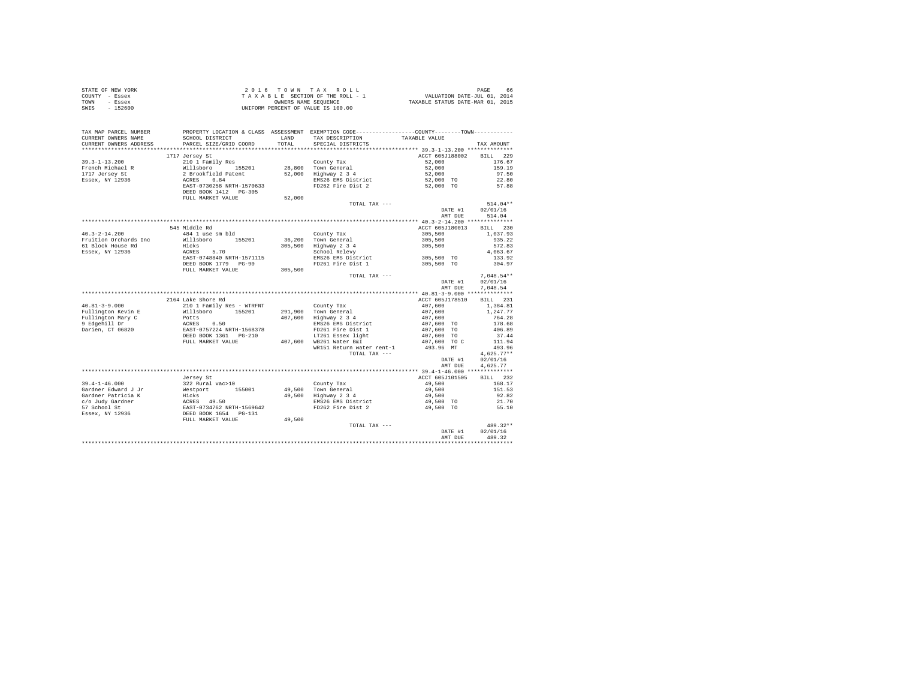STATE OF NEW YORK
COUNTY - Essex
TOWN - Essex
SWIS - 152600

2 0 1 6 T O W N T A X R O L L
T A X A B L E SECTION OF THE ROLL - 1
OWNERS NAME SEQUENCE
UNIFORM PERCENT OF VALUE IS 100.00

VALUATION DATE-JUL 01, 2014
TAXABLE STATUS DATE-MAR 01, 2015

| TAX MAP PARCEL NUMBER / CURRENT OWNERS NAME / CURRENT OWNERS ADDRESS | PROPERTY LOCATION & CLASS / SCHOOL DISTRICT / PARCEL SIZE/GRID COORD | ASSESSMENT LAND | TOTAL | EXEMPTION CODE / TAX DESCRIPTION / SPECIAL DISTRICTS | TAXABLE VALUE | TAX AMOUNT |
|---|---|---|---|---|---|---|
| **39.3-1-13.200** | 1717 Jersey St | | | | ACCT 605J188002 | BILL 229 |
| 39.3-1-13.200 | 210 1 Family Res | | | County Tax | 52,000 | 176.67 |
| French Michael R | Willsboro 155201 | 28,800 | | Town General | 52,000 | 159.19 |
| 1717 Jersey St | 2 Brookfield Patent | | 52,000 | Highway 2 3 4 | 52,000 | 97.50 |
| Essex, NY 12936 | ACRES 0.84 | | | EMS26 EMS District | 52,000 TO | 22.80 |
| | EAST-0730258 NRTH-1570633 | | | FD262 Fire Dist 2 | 52,000 TO | 57.88 |
| | DEED BOOK 1412 PG-305 | | | | | |
| | FULL MARKET VALUE | | 52,000 | | | |
| | | | | TOTAL TAX --- | | 514.04** |
| | | | | | DATE #1 | 02/01/16 |
| | | | | | AMT DUE | 514.04 |
| **40.3-2-14.200** | 545 Middle Rd | | | | ACCT 605J180013 | BILL 230 |
| 40.3-2-14.200 | 484 1 use sm bld | | | County Tax | 305,500 | 1,037.93 |
| Fruition Orchards Inc | Willsboro 155201 | 36,200 | | Town General | 305,500 | 935.22 |
| 61 Block House Rd | Hicks | | 305,500 | Highway 2 3 4 | 305,500 | 572.83 |
| Essex, NY 12936 | ACRES 5.70 | | | School Relevy | | 4,063.67 |
| | EAST-0748840 NRTH-1571115 | | | EMS26 EMS District | 305,500 TO | 133.92 |
| | DEED BOOK 1779 PG-90 | | | FD261 Fire Dist 1 | 305,500 TO | 304.97 |
| | FULL MARKET VALUE | | 305,500 | | | |
| | | | | TOTAL TAX --- | | 7,048.54** |
| | | | | | DATE #1 | 02/01/16 |
| | | | | | AMT DUE | 7,048.54 |
| **40.81-3-9.000** | 2164 Lake Shore Rd | | | | ACCT 605J178510 | BILL 231 |
| 40.81-3-9.000 | 210 1 Family Res - WTRFNT | | | County Tax | 407,600 | 1,384.81 |
| Fullington Kevin E | Willsboro 155201 | 291,900 | | Town General | 407,600 | 1,247.77 |
| Fullington Mary C | Potts | | 407,600 | Highway 2 3 4 | 407,600 | 764.28 |
| 9 Edgehill Dr | ACRES 0.50 | | | EMS26 EMS District | 407,600 TO | 178.68 |
| Darien, CT 06820 | EAST-0757224 NRTH-1568378 | | | FD261 Fire Dist 1 | 407,600 TO | 406.89 |
| | DEED BOOK 1361 PG-210 | | | LT261 Essex light | 407,600 TO | 37.44 |
| | FULL MARKET VALUE | | 407,600 | WB261 Water B&I | 407,600 TO C | 111.94 |
| | | | | WR151 Return water rent-1 | 493.96 MT | 493.96 |
| | | | | TOTAL TAX --- | | 4,625.77** |
| | | | | | DATE #1 | 02/01/16 |
| | | | | | AMT DUE | 4,625.77 |
| **39.4-1-46.000** | Jersey St | | | | ACCT 605J101505 | BILL 232 |
| 39.4-1-46.000 | 322 Rural vac>10 | | | County Tax | 49,500 | 168.17 |
| Gardner Edward J Jr | Westport 155001 | 49,500 | | Town General | 49,500 | 151.53 |
| Gardner Patricia K | Hicks | | 49,500 | Highway 2 3 4 | 49,500 | 92.82 |
| c/o Judy Gardner | ACRES 49.50 | | | EMS26 EMS District | 49,500 TO | 21.70 |
| 57 School St | EAST-0734762 NRTH-1569642 | | | FD262 Fire Dist 2 | 49,500 TO | 55.10 |
| Essex, NY 12936 | DEED BOOK 1654 PG-131 | | | | | |
| | FULL MARKET VALUE | | 49,500 | | | |
| | | | | TOTAL TAX --- | | 489.32** |
| | | | | | DATE #1 | 02/01/16 |
| | | | | | AMT DUE | 489.32 |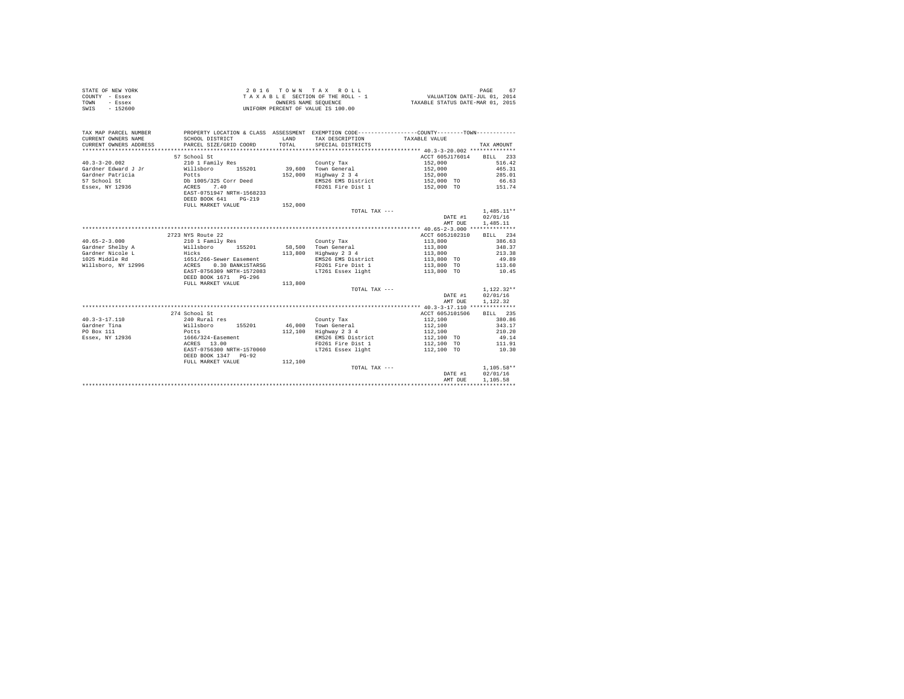STATE OF NEW YORK
COUNTY - Essex
TOWN - Essex
SWIS - 152600

2 0 1 6 T O W N T A X R O L L
T A X A B L E SECTION OF THE ROLL - 1
OWNERS NAME SEQUENCE
UNIFORM PERCENT OF VALUE IS 100.00

VALUATION DATE-JUL 01, 2014
TAXABLE STATUS DATE-MAR 01, 2015

| TAX MAP PARCEL NUMBER / CURRENT OWNERS NAME / CURRENT OWNERS ADDRESS | PROPERTY LOCATION & CLASS / SCHOOL DISTRICT / PARCEL SIZE/GRID COORD | ASSESSMENT LAND / TOTAL | EXEMPTION CODE / TAX DESCRIPTION / SPECIAL DISTRICTS | COUNTY / TOWN TAXABLE VALUE | TAX AMOUNT |
|---|---|---|---|---|---|
| | 57 School St | | | ACCT 605J176014 | BILL 233 |
| 40.3-3-20.002 | 210 1 Family Res | | County Tax | 152,000 | 516.42 |
| Gardner Edward J Jr | Willsboro 155201 | 39,600 | Town General | 152,000 | 465.31 |
| Gardner Patricia | Potts | 152,000 | Highway 2 3 4 | 152,000 | 285.01 |
| 57 School St | Db 1005/325 Corr Deed | | EMS26 EMS District | 152,000 TO | 66.63 |
| Essex, NY 12936 | ACRES 7.40 | | FD261 Fire Dist 1 | 152,000 TO | 151.74 |
| | EAST-0751947 NRTH-1568233 | | | | |
| | DEED BOOK 641 PG-219 | | | | |
| | FULL MARKET VALUE | 152,000 | | | |
| | | | TOTAL TAX --- | | 1,485.11** |
| | | | | DATE #1 | 02/01/16 |
| | | | | AMT DUE | 1,485.11 |
| | 2723 NYS Route 22 | | | ACCT 605J102310 | BILL 234 |
| 40.65-2-3.000 | 210 1 Family Res | | County Tax | 113,800 | 386.63 |
| Gardner Shelby A | Willsboro 155201 | 58,500 | Town General | 113,800 | 348.37 |
| Gardner Nicole L | Hicks | 113,800 | Highway 2 3 4 | 113,800 | 213.38 |
| 1025 Middle Rd | 1651/266-Sewer Easement | | EMS26 EMS District | 113,800 TO | 49.89 |
| Willsboro, NY 12996 | ACRES 0.30 BANK1STARSG | | FD261 Fire Dist 1 | 113,800 TO | 113.60 |
| | EAST-0756309 NRTH-1572083 | | LT261 Essex light | 113,800 TO | 10.45 |
| | DEED BOOK 1671 PG-296 | | | | |
| | FULL MARKET VALUE | 113,800 | | | |
| | | | TOTAL TAX --- | | 1,122.32** |
| | | | | DATE #1 | 02/01/16 |
| | | | | AMT DUE | 1,122.32 |
| | 274 School St | | | ACCT 605J101506 | BILL 235 |
| 40.3-3-17.110 | 240 Rural res | | County Tax | 112,100 | 380.86 |
| Gardner Tina | Willsboro 155201 | 46,000 | Town General | 112,100 | 343.17 |
| PO Box 111 | Potts | 112,100 | Highway 2 3 4 | 112,100 | 210.20 |
| Essex, NY 12936 | 1666/324-Easement | | EMS26 EMS District | 112,100 TO | 49.14 |
| | ACRES 13.00 | | FD261 Fire Dist 1 | 112,100 TO | 111.91 |
| | EAST-0756300 NRTH-1570060 | | LT261 Essex light | 112,100 TO | 10.30 |
| | DEED BOOK 1347 PG-92 | | | | |
| | FULL MARKET VALUE | 112,100 | | | |
| | | | TOTAL TAX --- | | 1,105.58** |
| | | | | DATE #1 | 02/01/16 |
| | | | | AMT DUE | 1,105.58 |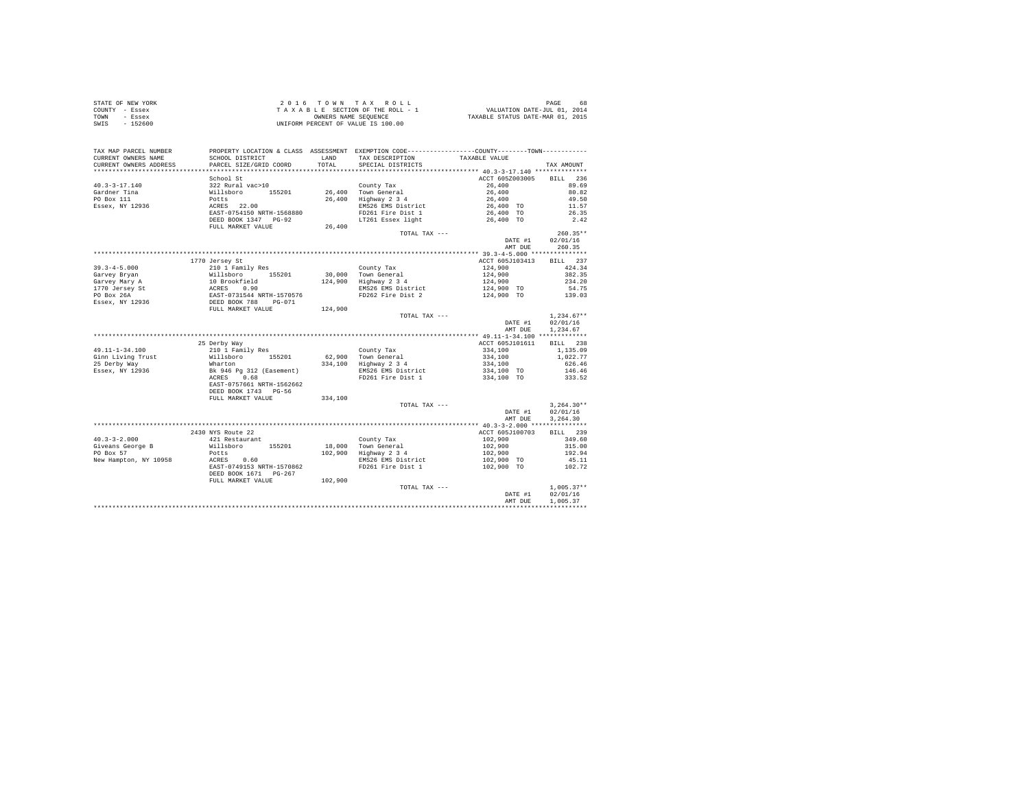STATE OF NEW YORK
COUNTY - Essex
TOWN - Essex
SWIS - 152600

2 0 1 6 T O W N T A X R O L L
T A X A B L E SECTION OF THE ROLL - 1
OWNERS NAME SEQUENCE
UNIFORM PERCENT OF VALUE IS 100.00

VALUATION DATE-JUL 01, 2014
TAXABLE STATUS DATE-MAR 01, 2015

| TAX MAP PARCEL NUMBER / CURRENT OWNERS NAME / CURRENT OWNERS ADDRESS | PROPERTY LOCATION & CLASS / SCHOOL DISTRICT / PARCEL SIZE/GRID COORD | ASSESSMENT LAND / TOTAL | EXEMPTION CODE / TAX DESCRIPTION / SPECIAL DISTRICTS | COUNTY--------TOWN TAXABLE VALUE | TAX AMOUNT |
|---|---|---|---|---|---|
| **40.3-3-17.140** | School St | | | ACCT 605Z003005 | BILL 236 |
| 40.3-3-17.140 | 322 Rural vac>10 | | County Tax | 26,400 | 89.69 |
| Gardner Tina | Willsboro 155201 | 26,400 | Town General | 26,400 | 80.82 |
| PO Box 111 | Potts | 26,400 | Highway 2 3 4 | 26,400 | 49.50 |
| Essex, NY 12936 | ACRES 22.00 | | EMS26 EMS District | 26,400 TO | 11.57 |
| | EAST-0754150 NRTH-1568880 | | FD261 Fire Dist 1 | 26,400 TO | 26.35 |
| | DEED BOOK 1347 PG-92 | | LT261 Essex light | 26,400 TO | 2.42 |
| | FULL MARKET VALUE | 26,400 | | | |
| | | | TOTAL TAX --- | | 260.35** |
| | | | | DATE #1 | 02/01/16 |
| | | | | AMT DUE | 260.35 |
| **39.3-4-5.000** | 1770 Jersey St | | | ACCT 605J103413 | BILL 237 |
| 39.3-4-5.000 | 210 1 Family Res | | County Tax | 124,900 | 424.34 |
| Garvey Bryan | Willsboro 155201 | 30,000 | Town General | 124,900 | 382.35 |
| Garvey Mary A | 10 Brookfield | 124,900 | Highway 2 3 4 | 124,900 | 234.20 |
| 1770 Jersey St | ACRES 0.90 | | EMS26 EMS District | 124,900 TO | 54.75 |
| PO Box 26A | EAST-0731544 NRTH-1570576 | | FD262 Fire Dist 2 | 124,900 TO | 139.03 |
| Essex, NY 12936 | DEED BOOK 788 PG-071 | | | | |
| | FULL MARKET VALUE | 124,900 | | | |
| | | | TOTAL TAX --- | | 1,234.67** |
| | | | | DATE #1 | 02/01/16 |
| | | | | AMT DUE | 1,234.67 |
| **49.11-1-34.100** | 25 Derby Way | | | ACCT 605J101611 | BILL 238 |
| 49.11-1-34.100 | 210 1 Family Res | | County Tax | 334,100 | 1,135.09 |
| Ginn Living Trust | Willsboro 155201 | 62,900 | Town General | 334,100 | 1,022.77 |
| 25 Derby Way | Wharton | 334,100 | Highway 2 3 4 | 334,100 | 626.46 |
| Essex, NY 12936 | Bk 946 Pg 312 (Easement) | | EMS26 EMS District | 334,100 TO | 146.46 |
| | ACRES 0.68 | | FD261 Fire Dist 1 | 334,100 TO | 333.52 |
| | EAST-0757661 NRTH-1562662 | | | | |
| | DEED BOOK 1743 PG-56 | | | | |
| | FULL MARKET VALUE | 334,100 | | | |
| | | | TOTAL TAX --- | | 3,264.30** |
| | | | | DATE #1 | 02/01/16 |
| | | | | AMT DUE | 3,264.30 |
| **40.3-3-2.000** | 2430 NYS Route 22 | | | ACCT 605J100703 | BILL 239 |
| 40.3-3-2.000 | 421 Restaurant | | County Tax | 102,900 | 349.60 |
| Giveans George B | Willsboro 155201 | 18,000 | Town General | 102,900 | 315.00 |
| PO Box 57 | Potts | 102,900 | Highway 2 3 4 | 102,900 | 192.94 |
| New Hampton, NY 10958 | ACRES 0.60 | | EMS26 EMS District | 102,900 TO | 45.11 |
| | EAST-0749153 NRTH-1570862 | | FD261 Fire Dist 1 | 102,900 TO | 102.72 |
| | DEED BOOK 1671 PG-267 | | | | |
| | FULL MARKET VALUE | 102,900 | | | |
| | | | TOTAL TAX --- | | 1,005.37** |
| | | | | DATE #1 | 02/01/16 |
| | | | | AMT DUE | 1,005.37 |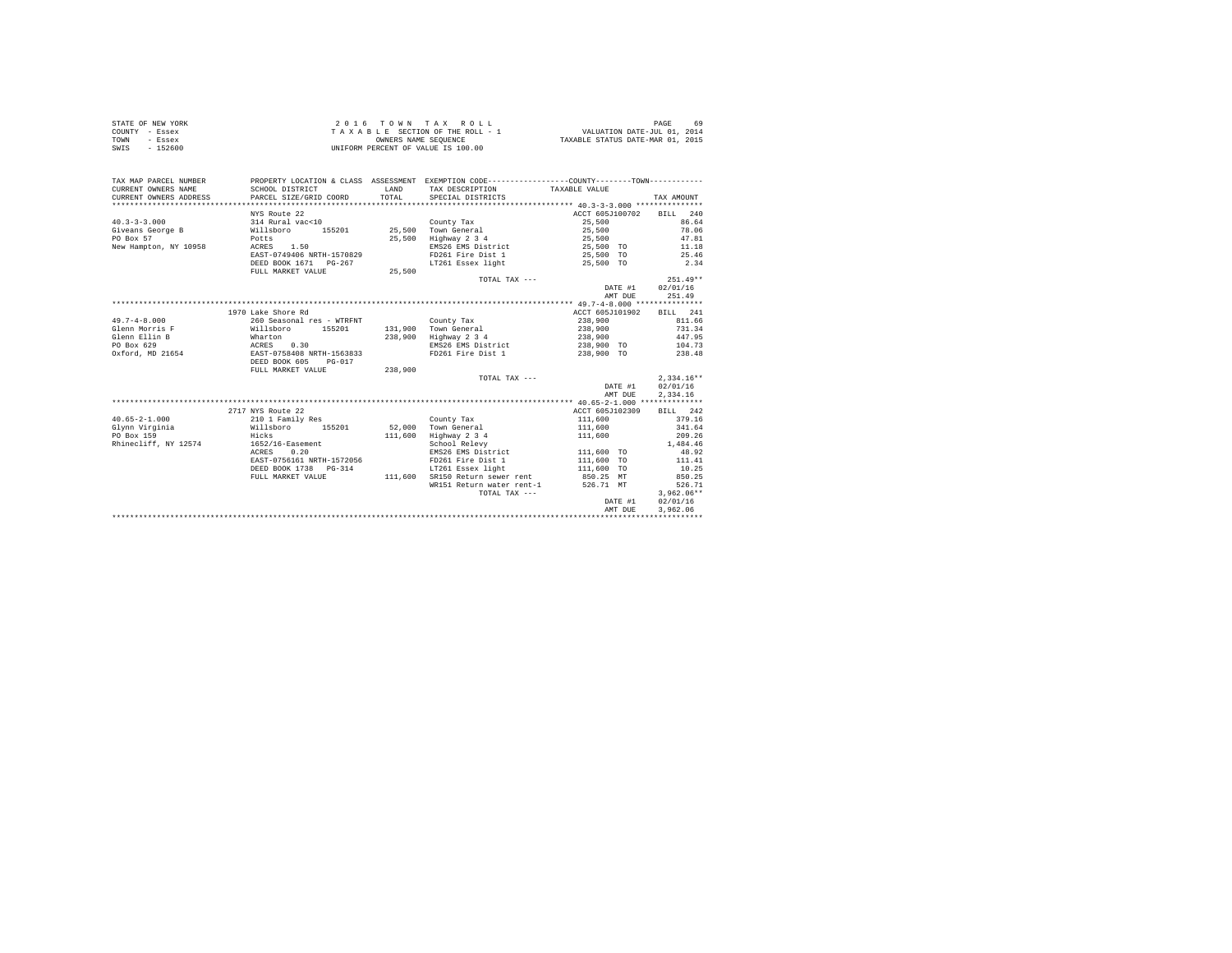STATE OF NEW YORK  
COUNTY - Essex  
TOWN - Essex  
SWIS - 152600

2 0 1 6 T O W N T A X R O L L  
T A X A B L E SECTION OF THE ROLL - 1  
OWNERS NAME SEQUENCE  
UNIFORM PERCENT OF VALUE IS 100.00

VALUATION DATE-JUL 01, 2014  
TAXABLE STATUS DATE-MAR 01, 2015

```
TAX MAP PARCEL NUMBER     PROPERTY LOCATION & CLASS  ASSESSMENT  EXEMPTION CODE------------------COUNTY--------TOWN-----------
CURRENT OWNERS NAME       SCHOOL DISTRICT               LAND      TAX DESCRIPTION            TAXABLE VALUE
CURRENT OWNERS ADDRESS    PARCEL SIZE/GRID COORD        TOTAL     SPECIAL DISTRICTS                                        TAX AMOUNT
******************************************************************************************** 40.3-3-3.000 ***************
                          NYS Route 22                                                     ACCT 605J100702    BILL  240
40.3-3-3.000              314 Rural vac<10                          County Tax                  25,500                86.64
Giveans George B          Willsboro     155201        25,500   Town General                25,500                78.06
PO Box 57                 Potts                       25,500   Highway 2 3 4               25,500                47.81
New Hampton, NY 10958     ACRES    1.50                          EMS26 EMS District          25,500 TO             11.18
                          EAST-0749406 NRTH-1570829              FD261 Fire Dist 1           25,500 TO             25.46
                          DEED BOOK 1671   PG-267                LT261 Essex light           25,500 TO              2.34
                          FULL MARKET VALUE           25,500
                                                                       TOTAL TAX ---                              251.49**
                                                                                              DATE #1       02/01/16
                                                                                              AMT DUE         251.49
******************************************************************************************** 49.7-4-8.000 ***************
                          1970 Lake Shore Rd                                               ACCT 605J101902    BILL  241
49.7-4-8.000              260 Seasonal res - WTRFNT                 County Tax                 238,900               811.66
Glenn Morris F            Willsboro     155201       131,900   Town General               238,900               731.34
Glenn Ellin B             Wharton                    238,900   Highway 2 3 4              238,900               447.95
PO Box 629                ACRES    0.30                          EMS26 EMS District         238,900 TO            104.73
Oxford, MD 21654          EAST-0758408 NRTH-1563833              FD261 Fire Dist 1          238,900 TO            238.48
                          DEED BOOK 605    PG-017
                          FULL MARKET VALUE          238,900
                                                                       TOTAL TAX ---                            2,334.16**
                                                                                              DATE #1       02/01/16
                                                                                              AMT DUE       2,334.16
******************************************************************************************** 40.65-2-1.000 **************
                          2717 NYS Route 22                                                ACCT 605J102309    BILL  242
40.65-2-1.000             210 1 Family Res                          County Tax                 111,600               379.16
Glynn Virginia            Willsboro     155201        52,000   Town General               111,600               341.64
PO Box 159                Hicks                      111,600   Highway 2 3 4              111,600               209.26
Rhinecliff, NY 12574      1652/16-Easement                       School Relevy                                  1,484.46
                          ACRES    0.20                          EMS26 EMS District         111,600 TO             48.92
                          EAST-0756161 NRTH-1572056              FD261 Fire Dist 1          111,600 TO            111.41
                          DEED BOOK 1738   PG-314                LT261 Essex light          111,600 TO             10.25
                          FULL MARKET VALUE          111,600   SR150 Return sewer rent       850.25 MT            850.25
                                                                 WR151 Return water rent-1     526.71 MT            526.71
                                                                       TOTAL TAX ---                            3,962.06**
                                                                                              DATE #1       02/01/16
                                                                                              AMT DUE       3,962.06
************************************************************************************************************************
```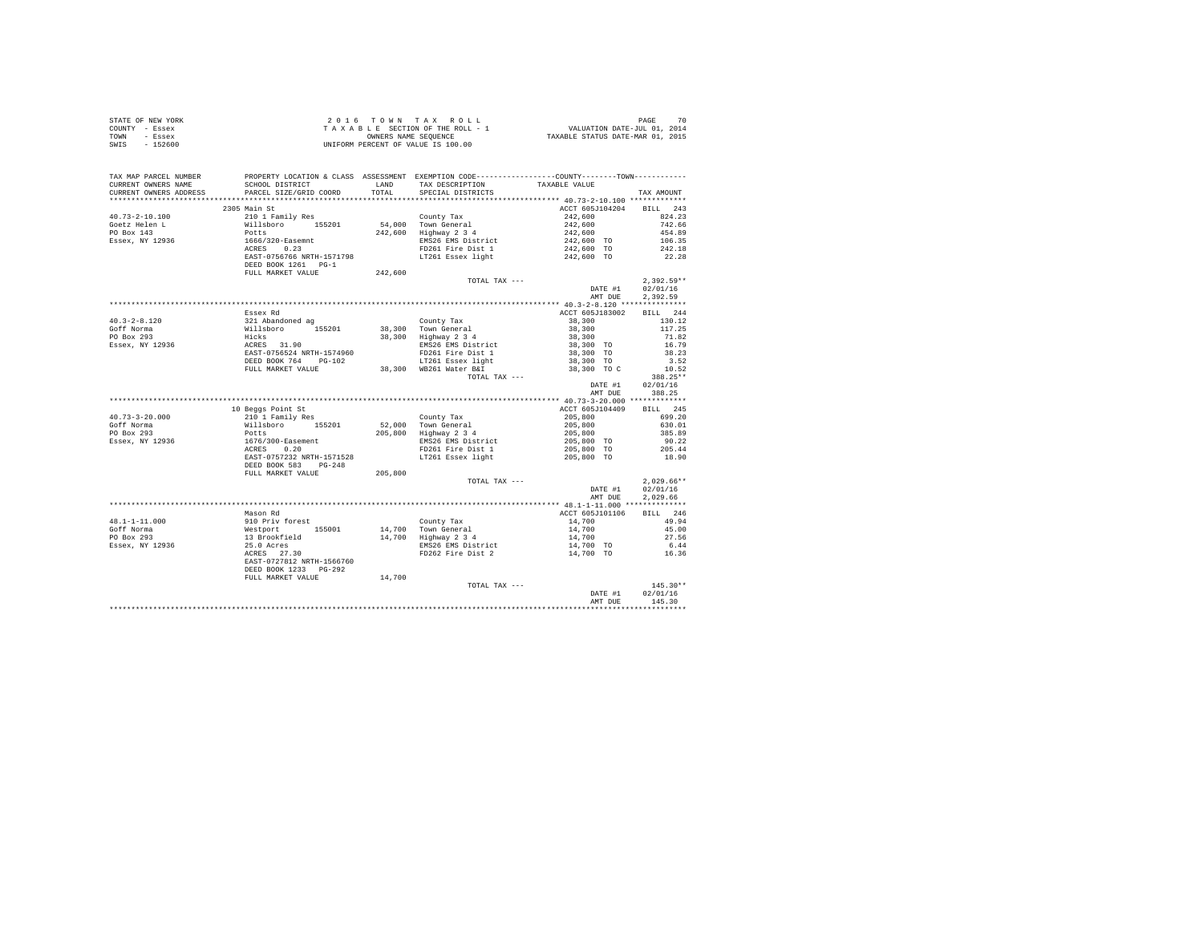STATE OF NEW YORK
COUNTY - Essex
TOWN - Essex
SWIS - 152600

2016 TOWN TAX ROLL
TAXABLE SECTION OF THE ROLL - 1
OWNERS NAME SEQUENCE
UNIFORM PERCENT OF VALUE IS 100.00

VALUATION DATE-JUL 01, 2014
TAXABLE STATUS DATE-MAR 01, 2015

| TAX MAP PARCEL NUMBER / CURRENT OWNERS NAME / CURRENT OWNERS ADDRESS | PROPERTY LOCATION & CLASS / SCHOOL DISTRICT / PARCEL SIZE/GRID COORD | ASSESSMENT LAND / TOTAL | EXEMPTION CODE / TAX DESCRIPTION / SPECIAL DISTRICTS | COUNTY / TOWN TAXABLE VALUE | TAX AMOUNT |
|---|---|---|---|---|---|
| ***** 40.73-2-10.100 ***** | 2305 Main St | | | ACCT 605J104204 | BILL 243 |
| 40.73-2-10.100 | 210 1 Family Res | | County Tax | 242,600 | 824.23 |
| Goetz Helen L | Willsboro 155201 | 54,000 | Town General | 242,600 | 742.66 |
| PO Box 143 | Potts | 242,600 | Highway 2 3 4 | 242,600 | 454.89 |
| Essex, NY 12936 | 1666/320-Easemnt | | EMS26 EMS District | 242,600 TO | 106.35 |
| | ACRES 0.23 | | FD261 Fire Dist 1 | 242,600 TO | 242.18 |
| | EAST-0756766 NRTH-1571798 | | LT261 Essex light | 242,600 TO | 22.28 |
| | DEED BOOK 1261 PG-1 | | | | |
| | FULL MARKET VALUE | 242,600 | | | |
| | | | TOTAL TAX --- | | 2,392.59** |
| | | | | DATE #1 | 02/01/16 |
| | | | | AMT DUE | 2,392.59 |
| ***** 40.3-2-8.120 ***** | Essex Rd | | | ACCT 605J183002 | BILL 244 |
| 40.3-2-8.120 | 321 Abandoned ag | | County Tax | 38,300 | 130.12 |
| Goff Norma | Willsboro 155201 | 38,300 | Town General | 38,300 | 117.25 |
| PO Box 293 | Hicks | 38,300 | Highway 2 3 4 | 38,300 | 71.82 |
| Essex, NY 12936 | ACRES 31.90 | | EMS26 EMS District | 38,300 TO | 16.79 |
| | EAST-0756524 NRTH-1574960 | | FD261 Fire Dist 1 | 38,300 TO | 38.23 |
| | DEED BOOK 764 PG-102 | | LT261 Essex light | 38,300 TO | 3.52 |
| | FULL MARKET VALUE | 38,300 | WB261 Water B&I | 38,300 TO C | 10.52 |
| | | | TOTAL TAX --- | | 388.25** |
| | | | | DATE #1 | 02/01/16 |
| | | | | AMT DUE | 388.25 |
| ***** 40.73-3-20.000 ***** | 10 Beggs Point St | | | ACCT 605J104409 | BILL 245 |
| 40.73-3-20.000 | 210 1 Family Res | | County Tax | 205,800 | 699.20 |
| Goff Norma | Willsboro 155201 | 52,000 | Town General | 205,800 | 630.01 |
| PO Box 293 | Potts | 205,800 | Highway 2 3 4 | 205,800 | 385.89 |
| Essex, NY 12936 | 1676/300-Easement | | EMS26 EMS District | 205,800 TO | 90.22 |
| | ACRES 0.20 | | FD261 Fire Dist 1 | 205,800 TO | 205.44 |
| | EAST-0757232 NRTH-1571528 | | LT261 Essex light | 205,800 TO | 18.90 |
| | DEED BOOK 583 PG-248 | | | | |
| | FULL MARKET VALUE | 205,800 | | | |
| | | | TOTAL TAX --- | | 2,029.66** |
| | | | | DATE #1 | 02/01/16 |
| | | | | AMT DUE | 2,029.66 |
| ***** 48.1-1-11.000 ***** | Mason Rd | | | ACCT 605J101106 | BILL 246 |
| 48.1-1-11.000 | 910 Priv forest | | County Tax | 14,700 | 49.94 |
| Goff Norma | Westport 155001 | 14,700 | Town General | 14,700 | 45.00 |
| PO Box 293 | 13 Brookfield | 14,700 | Highway 2 3 4 | 14,700 | 27.56 |
| Essex, NY 12936 | 25.0 Acres | | EMS26 EMS District | 14,700 TO | 6.44 |
| | ACRES 27.30 | | FD262 Fire Dist 2 | 14,700 TO | 16.36 |
| | EAST-0727812 NRTH-1566760 | | | | |
| | DEED BOOK 1233 PG-292 | | | | |
| | FULL MARKET VALUE | 14,700 | | | |
| | | | TOTAL TAX --- | | 145.30** |
| | | | | DATE #1 | 02/01/16 |
| | | | | AMT DUE | 145.30 |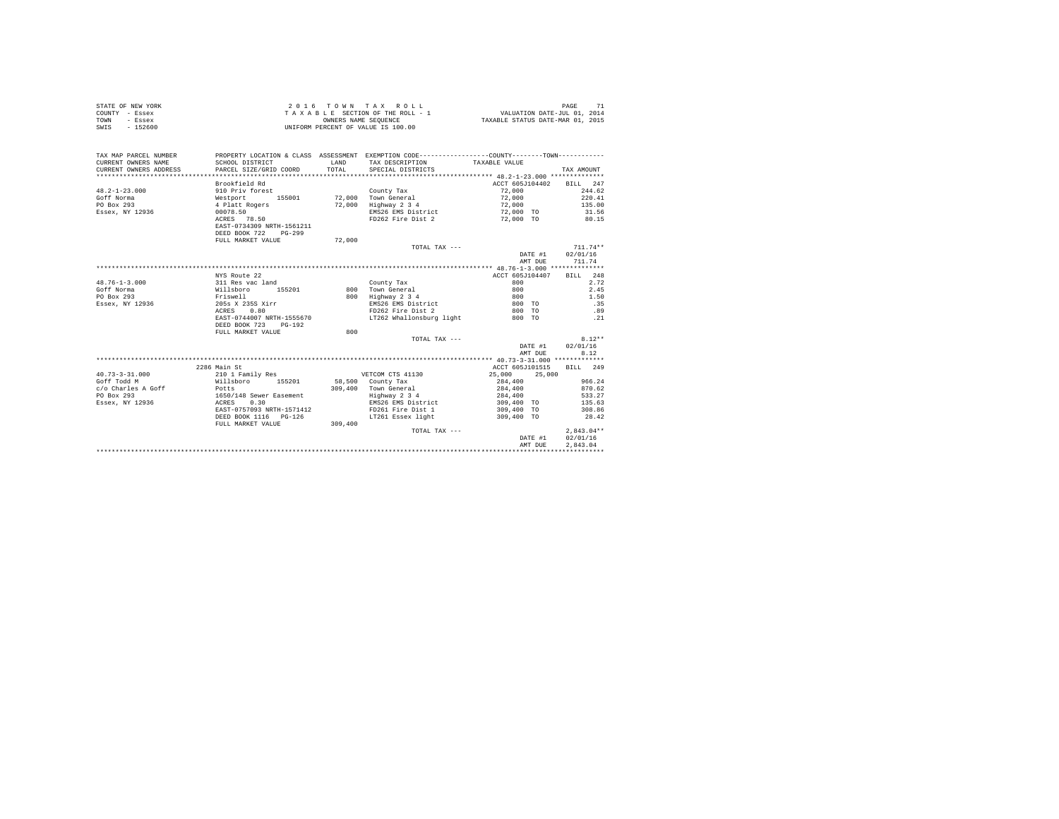STATE OF NEW YORK
COUNTY - Essex
TOWN - Essex
SWIS - 152600

2 0 1 6 T O W N T A X R O L L
T A X A B L E SECTION OF THE ROLL - 1
OWNERS NAME SEQUENCE
UNIFORM PERCENT OF VALUE IS 100.00

VALUATION DATE-JUL 01, 2014
TAXABLE STATUS DATE-MAR 01, 2015

| TAX MAP PARCEL NUMBER / CURRENT OWNERS NAME / CURRENT OWNERS ADDRESS | PROPERTY LOCATION & CLASS / SCHOOL DISTRICT / PARCEL SIZE/GRID COORD | ASSESSMENT LAND / TOTAL | EXEMPTION CODE / TAX DESCRIPTION / SPECIAL DISTRICTS | COUNTY / TOWN TAXABLE VALUE | TAX AMOUNT |
|---|---|---|---|---|---|
| **48.2-1-23.000** | Brookfield Rd | | | ACCT 605J104402 | BILL 247 |
| 48.2-1-23.000 | 910 Priv forest | | County Tax | 72,000 | 244.62 |
| Goff Norma | Westport 155001 | 72,000 | Town General | 72,000 | 220.41 |
| PO Box 293 | 4 Platt Rogers | 72,000 | Highway 2 3 4 | 72,000 | 135.00 |
| Essex, NY 12936 | 00078.50 | | EMS26 EMS District | 72,000 TO | 31.56 |
| | ACRES 78.50 | | FD262 Fire Dist 2 | 72,000 TO | 80.15 |
| | EAST-0734309 NRTH-1561211 | | | | |
| | DEED BOOK 722 PG-299 | | | | |
| | FULL MARKET VALUE | 72,000 | | | |
| | | | TOTAL TAX --- | | 711.74** |
| | | | | DATE #1 | 02/01/16 |
| | | | | AMT DUE | 711.74 |
| **48.76-1-3.000** | NYS Route 22 | | | ACCT 605J104407 | BILL 248 |
| 48.76-1-3.000 | 311 Res vac land | | County Tax | 800 | 2.72 |
| Goff Norma | Willsboro 155201 | 800 | Town General | 800 | 2.45 |
| PO Box 293 | Friswell | 800 | Highway 2 3 4 | 800 | 1.50 |
| Essex, NY 12936 | 205s X 235S Xirr | | EMS26 EMS District | 800 TO | .35 |
| | ACRES 0.80 | | FD262 Fire Dist 2 | 800 TO | .89 |
| | EAST-0744007 NRTH-1555670 | | LT262 Whallonsburg light | 800 TO | .21 |
| | DEED BOOK 723 PG-192 | | | | |
| | FULL MARKET VALUE | 800 | | | |
| | | | TOTAL TAX --- | | 8.12** |
| | | | | DATE #1 | 02/01/16 |
| | | | | AMT DUE | 8.12 |
| **40.73-3-31.000** | 2286 Main St | | | ACCT 605J101515 | BILL 249 |
| 40.73-3-31.000 | 210 1 Family Res | | VETCOM CTS 41130 | 25,000 25,000 | |
| Goff Todd M | Willsboro 155201 | 58,500 | County Tax | 284,400 | 966.24 |
| c/o Charles A Goff | Potts | 309,400 | Town General | 284,400 | 870.62 |
| PO Box 293 | 1650/148 Sewer Easement | | Highway 2 3 4 | 284,400 | 533.27 |
| Essex, NY 12936 | ACRES 0.30 | | EMS26 EMS District | 309,400 TO | 135.63 |
| | EAST-0757093 NRTH-1571412 | | FD261 Fire Dist 1 | 309,400 TO | 308.86 |
| | DEED BOOK 1116 PG-126 | | LT261 Essex light | 309,400 TO | 28.42 |
| | FULL MARKET VALUE | 309,400 | | | |
| | | | TOTAL TAX --- | | 2,843.04** |
| | | | | DATE #1 | 02/01/16 |
| | | | | AMT DUE | 2,843.04 |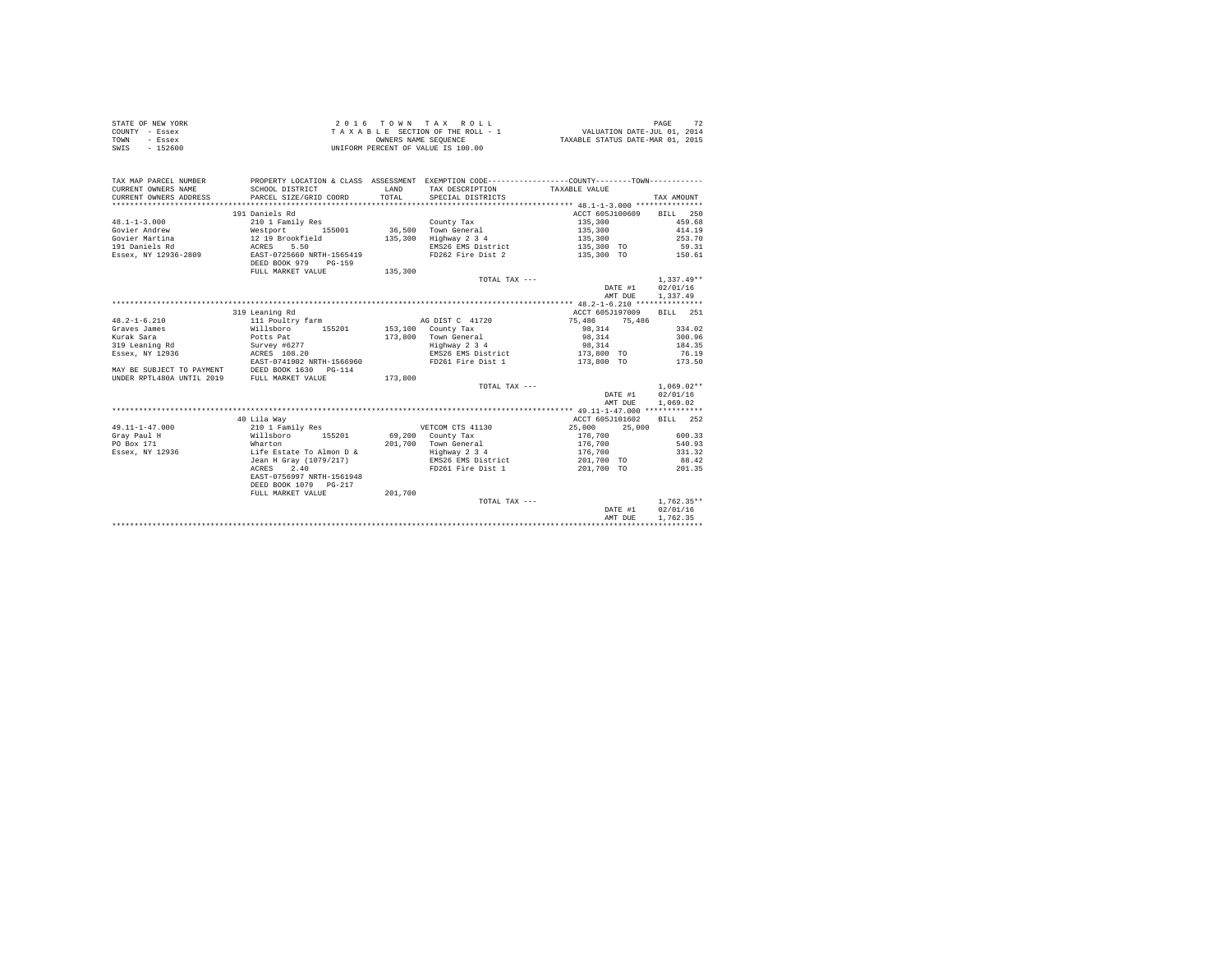STATE OF NEW YORK
COUNTY - Essex
TOWN - Essex
SWIS - 152600

2016 TOWN TAX ROLL
TAXABLE SECTION OF THE ROLL - 1
OWNERS NAME SEQUENCE
UNIFORM PERCENT OF VALUE IS 100.00

VALUATION DATE-JUL 01, 2014
TAXABLE STATUS DATE-MAR 01, 2015

| TAX MAP PARCEL NUMBER / CURRENT OWNERS NAME / CURRENT OWNERS ADDRESS | PROPERTY LOCATION & CLASS / SCHOOL DISTRICT / PARCEL SIZE/GRID COORD | ASSESSMENT LAND | TOTAL | EXEMPTION CODE / TAX DESCRIPTION / SPECIAL DISTRICTS | COUNTY TAXABLE VALUE | TOWN | TAX AMOUNT |
|---|---|---|---|---|---|---|---|
| 48.1-1-3.000 | 191 Daniels Rd | | | | ACCT 605J100609 | | BILL 250 |
| Govier Andrew | 210 1 Family Res | | | County Tax | 135,300 | | 459.68 |
| Govier Martina | Westport 155001 | 36,500 | | Town General | 135,300 | | 414.19 |
| 191 Daniels Rd | 12 19 Brookfield | | 135,300 | Highway 2 3 4 | 135,300 | | 253.70 |
| Essex, NY 12936-2809 | ACRES 5.50 | | | EMS26 EMS District | 135,300 TO | | 59.31 |
| | EAST-0725660 NRTH-1565419 | | | FD262 Fire Dist 2 | 135,300 TO | | 150.61 |
| | DEED BOOK 979 PG-159 | | | | | | |
| | FULL MARKET VALUE | | 135,300 | | | | |
| | | | | TOTAL TAX --- | | | 1,337.49** |
| | | | | | DATE #1 | | 02/01/16 |
| | | | | | AMT DUE | | 1,337.49 |
| 48.2-1-6.210 | 319 Leaning Rd | | | | ACCT 605J197009 | | BILL 251 |
| Graves James | 111 Poultry farm | | | AG DIST C 41720 | 75,486 | 75,486 | |
| Kurak Sara | Willsboro 155201 | 153,100 | | County Tax | 98,314 | | 334.02 |
| 319 Leaning Rd | Potts Pat | | 173,800 | Town General | 98,314 | | 300.96 |
| Essex, NY 12936 | Survey #6277 | | | Highway 2 3 4 | 98,314 | | 184.35 |
| | ACRES 108.20 | | | EMS26 EMS District | 173,800 TO | | 76.19 |
| | EAST-0741902 NRTH-1566960 | | | FD261 Fire Dist 1 | 173,800 TO | | 173.50 |
| MAY BE SUBJECT TO PAYMENT | DEED BOOK 1630 PG-114 | | | | | | |
| UNDER RPTL480A UNTIL 2019 | FULL MARKET VALUE | | 173,800 | | | | |
| | | | | TOTAL TAX --- | | | 1,069.02** |
| | | | | | DATE #1 | | 02/01/16 |
| | | | | | AMT DUE | | 1,069.02 |
| 49.11-1-47.000 | 40 Lila Way | | | | ACCT 605J101602 | | BILL 252 |
| Gray Paul H | 210 1 Family Res | | | VETCOM CTS 41130 | 25,000 | 25,000 | |
| PO Box 171 | Willsboro 155201 | 69,200 | | County Tax | 176,700 | | 600.33 |
| Essex, NY 12936 | Wharton | | 201,700 | Town General | 176,700 | | 540.93 |
| | Life Estate To Almon D & | | | Highway 2 3 4 | 176,700 | | 331.32 |
| | Jean H Gray (1079/217) | | | EMS26 EMS District | 201,700 TO | | 88.42 |
| | ACRES 2.40 | | | FD261 Fire Dist 1 | 201,700 TO | | 201.35 |
| | EAST-0756997 NRTH-1561948 | | | | | | |
| | DEED BOOK 1079 PG-217 | | | | | | |
| | FULL MARKET VALUE | | 201,700 | | | | |
| | | | | TOTAL TAX --- | | | 1,762.35** |
| | | | | | DATE #1 | | 02/01/16 |
| | | | | | AMT DUE | | 1,762.35 |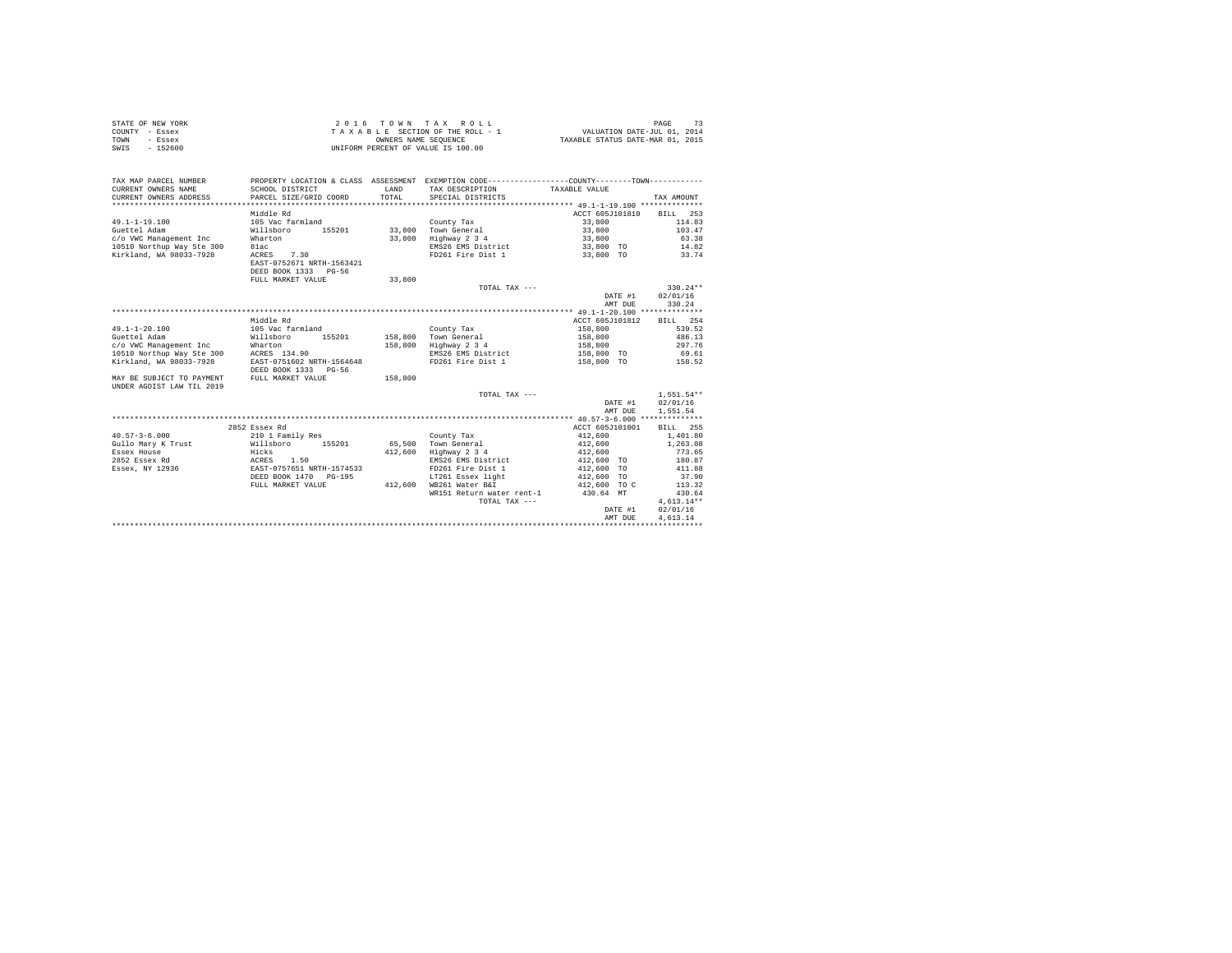STATE OF NEW YORK — 2016 TOWN TAX ROLL — PAGE 73
COUNTY - Essex — TAXABLE SECTION OF THE ROLL - 1 — VALUATION DATE-JUL 01, 2014
TOWN - Essex — OWNERS NAME SEQUENCE — TAXABLE STATUS DATE-MAR 01, 2015
SWIS - 152600 — UNIFORM PERCENT OF VALUE IS 100.00

| TAX MAP PARCEL NUMBER / CURRENT OWNERS NAME / CURRENT OWNERS ADDRESS | PROPERTY LOCATION & CLASS / SCHOOL DISTRICT / PARCEL SIZE/GRID COORD | ASSESSMENT LAND / TOTAL | EXEMPTION CODE / TAX DESCRIPTION / SPECIAL DISTRICTS | COUNTY--------TOWN TAXABLE VALUE | TAX AMOUNT |
|---|---|---|---|---|---|
| **49.1-1-19.100** | Middle Rd | | | ACCT 605J101810 | BILL 253 |
| 49.1-1-19.100 | 105 Vac farmland | | County Tax | 33,800 | 114.83 |
| Guettel Adam | Willsboro 155201 | 33,800 | Town General | 33,800 | 103.47 |
| c/o VWC Management Inc | Wharton | 33,800 | Highway 2 3 4 | 33,800 | 63.38 |
| 10510 Northup Way Ste 300 | 81ac | | EMS26 EMS District | 33,800 TO | 14.82 |
| Kirkland, WA 98033-7928 | ACRES 7.30 | | FD261 Fire Dist 1 | 33,800 TO | 33.74 |
| | EAST-0752671 NRTH-1563421 | | | | |
| | DEED BOOK 1333 PG-56 | | | | |
| | FULL MARKET VALUE | 33,800 | | | |
| | | | TOTAL TAX --- | | 330.24** |
| | | | | DATE #1 | 02/01/16 |
| | | | | AMT DUE | 330.24 |
| **49.1-1-20.100** | Middle Rd | | | ACCT 605J101812 | BILL 254 |
| 49.1-1-20.100 | 105 Vac farmland | | County Tax | 158,800 | 539.52 |
| Guettel Adam | Willsboro 155201 | 158,800 | Town General | 158,800 | 486.13 |
| c/o VWC Management Inc | Wharton | 158,800 | Highway 2 3 4 | 158,800 | 297.76 |
| 10510 Northup Way Ste 300 | ACRES 134.90 | | EMS26 EMS District | 158,800 TO | 69.61 |
| Kirkland, WA 98033-7928 | EAST-0751602 NRTH-1564648 | | FD261 Fire Dist 1 | 158,800 TO | 158.52 |
| | DEED BOOK 1333 PG-56 | | | | |
| MAY BE SUBJECT TO PAYMENT | FULL MARKET VALUE | 158,800 | | | |
| UNDER AGDIST LAW TIL 2019 | | | | | |
| | | | TOTAL TAX --- | | 1,551.54** |
| | | | | DATE #1 | 02/01/16 |
| | | | | AMT DUE | 1,551.54 |
| **40.57-3-6.000** | 2852 Essex Rd | | | ACCT 605J101001 | BILL 255 |
| 40.57-3-6.000 | 210 1 Family Res | | County Tax | 412,600 | 1,401.80 |
| Gullo Mary K Trust | Willsboro 155201 | 65,500 | Town General | 412,600 | 1,263.08 |
| Essex House | Hicks | 412,600 | Highway 2 3 4 | 412,600 | 773.65 |
| 2852 Essex Rd | ACRES 1.50 | | EMS26 EMS District | 412,600 TO | 180.87 |
| Essex, NY 12936 | EAST-0757651 NRTH-1574533 | | FD261 Fire Dist 1 | 412,600 TO | 411.88 |
| | DEED BOOK 1470 PG-195 | | LT261 Essex light | 412,600 TO | 37.90 |
| | FULL MARKET VALUE | 412,600 | WB261 Water B&I | 412,600 TO C | 113.32 |
| | | | WR151 Return water rent-1 | 430.64 MT | 430.64 |
| | | | TOTAL TAX --- | | 4,613.14** |
| | | | | DATE #1 | 02/01/16 |
| | | | | AMT DUE | 4,613.14 |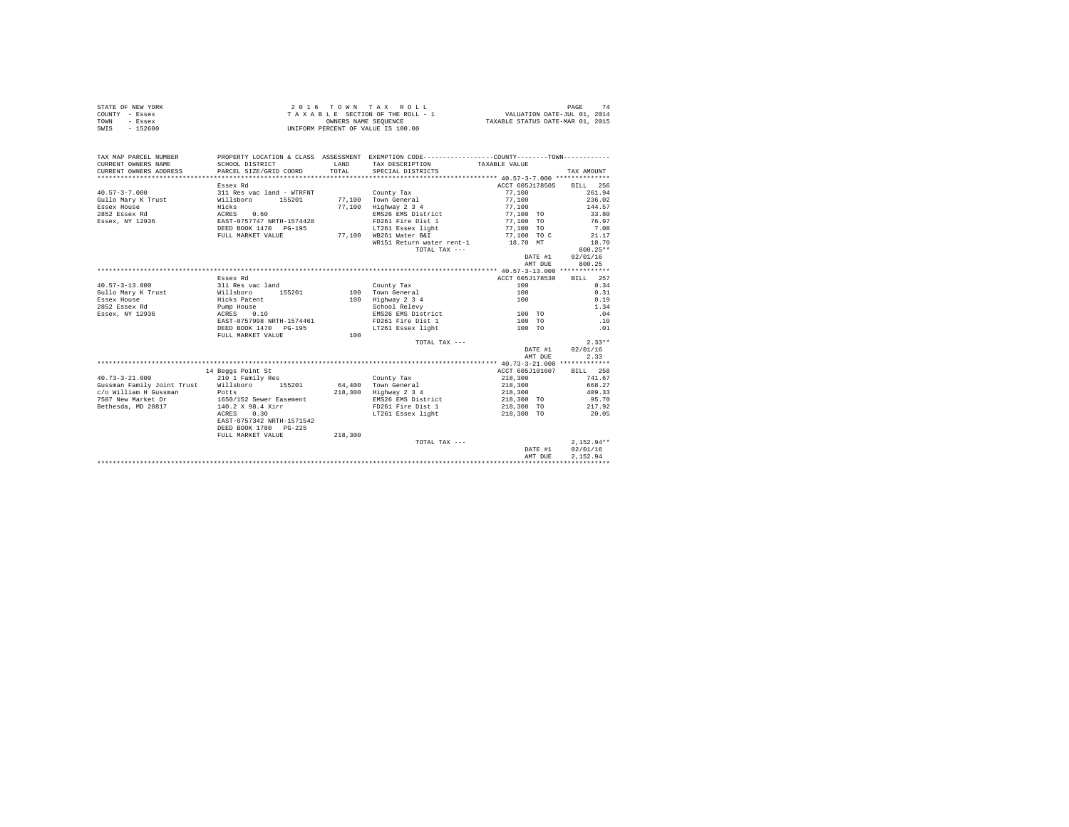STATE OF NEW YORK
COUNTY - Essex
TOWN - Essex
SWIS - 152600

2 0 1 6 T O W N T A X R O L L
T A X A B L E SECTION OF THE ROLL - 1
OWNERS NAME SEQUENCE
UNIFORM PERCENT OF VALUE IS 100.00

VALUATION DATE-JUL 01, 2014
TAXABLE STATUS DATE-MAR 01, 2015

| TAX MAP PARCEL NUMBER / CURRENT OWNERS NAME / CURRENT OWNERS ADDRESS | PROPERTY LOCATION & CLASS / SCHOOL DISTRICT / PARCEL SIZE/GRID COORD | ASSESSMENT LAND / TOTAL | EXEMPTION CODE / TAX DESCRIPTION / SPECIAL DISTRICTS | COUNTY / TOWN TAXABLE VALUE | TAX AMOUNT |
|---|---|---|---|---|---|
| **40.57-3-7.000** | Essex Rd | | | ACCT 605J178505 | BILL 256 |
| 40.57-3-7.000 | 311 Res vac land - WTRFNT | | County Tax | 77,100 | 261.94 |
| Gullo Mary K Trust | Willsboro 155201 | 77,100 | Town General | 77,100 | 236.02 |
| Essex House | Hicks | 77,100 | Highway 2 3 4 | 77,100 | 144.57 |
| 2852 Essex Rd | ACRES 0.60 | | EMS26 EMS District | 77,100 TO | 33.80 |
| Essex, NY 12936 | EAST-0757747 NRTH-1574428 | | FD261 Fire Dist 1 | 77,100 TO | 76.97 |
| | DEED BOOK 1470 PG-195 | | LT261 Essex light | 77,100 TO | 7.08 |
| | FULL MARKET VALUE | 77,100 | WB261 Water B&I | 77,100 TO C | 21.17 |
| | | | WR151 Return water rent-1 | 18.70 MT | 18.70 |
| | | | TOTAL TAX --- | | 800.25** |
| | | | | DATE #1 | 02/01/16 |
| | | | | AMT DUE | 800.25 |
| **40.57-3-13.000** | Essex Rd | | | ACCT 605J178530 | BILL 257 |
| 40.57-3-13.000 | 311 Res vac land | | County Tax | 100 | 0.34 |
| Gullo Mary K Trust | Willsboro 155201 | 100 | Town General | 100 | 0.31 |
| Essex House | Hicks Patent | 100 | Highway 2 3 4 | 100 | 0.19 |
| 2852 Essex Rd | Pump House | | School Relevy | | 1.34 |
| Essex, NY 12936 | ACRES 0.10 | | EMS26 EMS District | 100 TO | .04 |
| | EAST-0757998 NRTH-1574461 | | FD261 Fire Dist 1 | 100 TO | .10 |
| | DEED BOOK 1470 PG-195 | | LT261 Essex light | 100 TO | .01 |
| | FULL MARKET VALUE | 100 | | | |
| | | | TOTAL TAX --- | | 2.33** |
| | | | | DATE #1 | 02/01/16 |
| | | | | AMT DUE | 2.33 |
| **40.73-3-21.000** | 14 Beggs Point St | | | ACCT 605J101607 | BILL 258 |
| 40.73-3-21.000 | 210 1 Family Res | | County Tax | 218,300 | 741.67 |
| Gussman Family Joint Trust | Willsboro 155201 | 64,400 | Town General | 218,300 | 668.27 |
| c/o William H Gussman | Potts | 218,300 | Highway 2 3 4 | 218,300 | 409.33 |
| 7507 New Market Dr | 1650/152 Sewer Easement | | EMS26 EMS District | 218,300 TO | 95.70 |
| Bethesda, MD 20817 | 140.2 X 98.4 Xirr | | FD261 Fire Dist 1 | 218,300 TO | 217.92 |
| | ACRES 0.30 | | LT261 Essex light | 218,300 TO | 20.05 |
| | EAST-0757342 NRTH-1571542 | | | | |
| | DEED BOOK 1780 PG-225 | | | | |
| | FULL MARKET VALUE | 218,300 | | | |
| | | | TOTAL TAX --- | | 2,152.94** |
| | | | | DATE #1 | 02/01/16 |
| | | | | AMT DUE | 2,152.94 |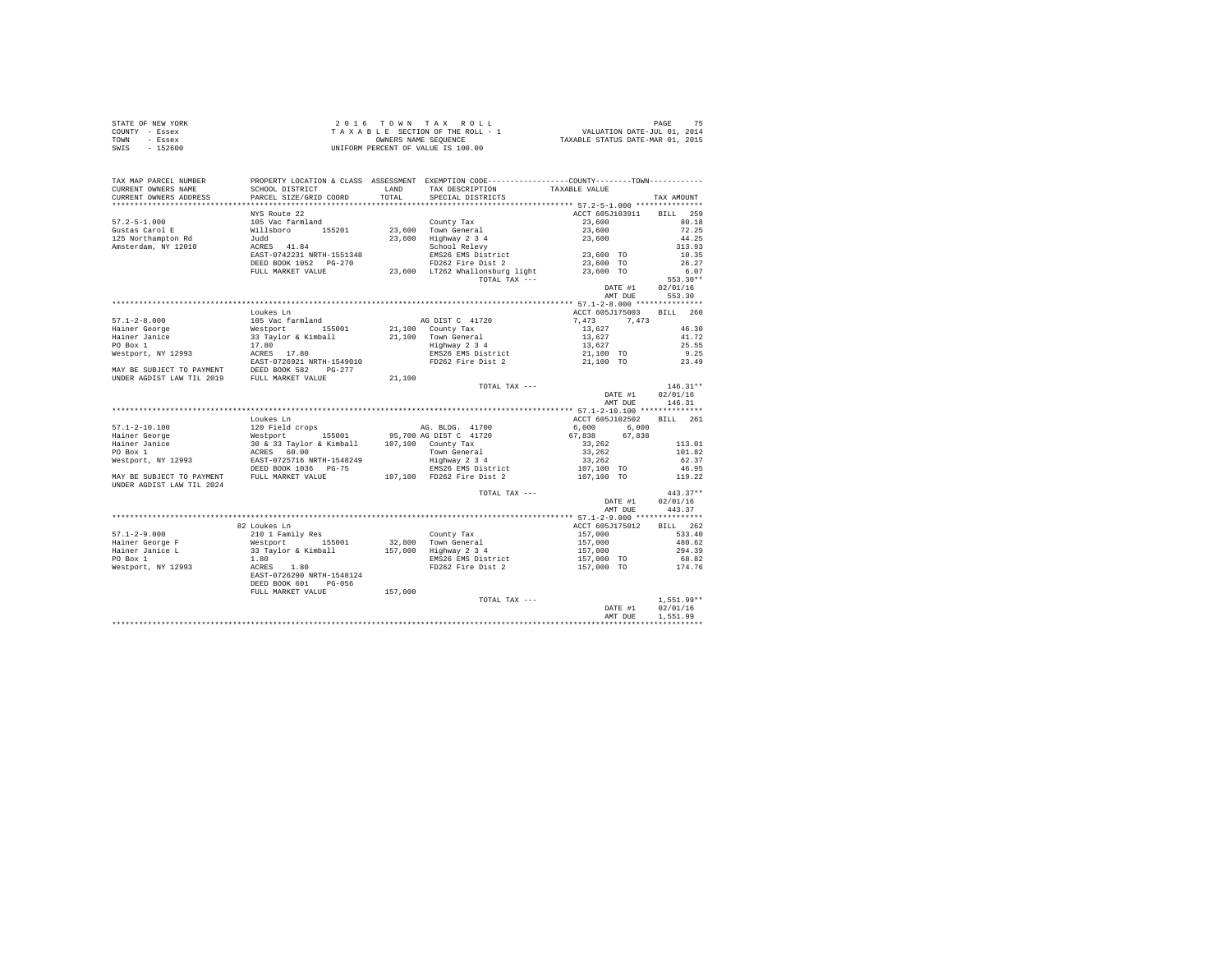STATE OF NEW YORK
COUNTY - Essex
TOWN - Essex
SWIS - 152600

2 0 1 6 T O W N T A X R O L L
T A X A B L E SECTION OF THE ROLL - 1
OWNERS NAME SEQUENCE
UNIFORM PERCENT OF VALUE IS 100.00

VALUATION DATE-JUL 01, 2014
TAXABLE STATUS DATE-MAR 01, 2015

| TAX MAP PARCEL NUMBER / CURRENT OWNERS NAME / CURRENT OWNERS ADDRESS | PROPERTY LOCATION & CLASS / SCHOOL DISTRICT / PARCEL SIZE/GRID COORD | ASSESSMENT LAND / TOTAL | EXEMPTION CODE / TAX DESCRIPTION / SPECIAL DISTRICTS | COUNTY / TOWN TAXABLE VALUE | TAX AMOUNT |
|---|---|---|---|---|---|
| **57.2-5-1.000** | NYS Route 22 | | | ACCT 605J103911 | BILL 259 |
| 57.2-5-1.000 | 105 Vac farmland | | County Tax | 23,600 | 80.18 |
| Gustas Carol E | Willsboro 155201 | 23,600 | Town General | 23,600 | 72.25 |
| 125 Northampton Rd | Judd | 23,600 | Highway 2 3 4 | 23,600 | 44.25 |
| Amsterdam, NY 12010 | ACRES 41.84 | | School Relevy | | 313.93 |
| | EAST-0742231 NRTH-1551348 | | EMS26 EMS District | 23,600 TO | 10.35 |
| | DEED BOOK 1052 PG-270 | | FD262 Fire Dist 2 | 23,600 TO | 26.27 |
| | FULL MARKET VALUE | 23,600 | LT262 Whallonsburg light | 23,600 TO | 6.07 |
| | | | TOTAL TAX --- | | 553.30** |
| | | | | DATE #1 | 02/01/16 |
| | | | | AMT DUE | 553.30 |
| **57.1-2-8.000** | Loukes Ln | | | ACCT 605J175003 | BILL 260 |
| 57.1-2-8.000 | 105 Vac farmland | | AG DIST C 41720 | 7,473 7,473 | |
| Hainer George | Westport 155001 | 21,100 | County Tax | 13,627 | 46.30 |
| Hainer Janice | 33 Taylor & Kimball | 21,100 | Town General | 13,627 | 41.72 |
| PO Box 1 | 17.80 | | Highway 2 3 4 | 13,627 | 25.55 |
| Westport, NY 12993 | ACRES 17.80 | | EMS26 EMS District | 21,100 TO | 9.25 |
| | EAST-0726921 NRTH-1549010 | | FD262 Fire Dist 2 | 21,100 TO | 23.49 |
| MAY BE SUBJECT TO PAYMENT | DEED BOOK 582 PG-277 | | | | |
| UNDER AGDIST LAW TIL 2019 | FULL MARKET VALUE | 21,100 | | | |
| | | | TOTAL TAX --- | | 146.31** |
| | | | | DATE #1 | 02/01/16 |
| | | | | AMT DUE | 146.31 |
| **57.1-2-10.100** | Loukes Ln | | | ACCT 605J102502 | BILL 261 |
| 57.1-2-10.100 | 120 Field crops | | AG. BLDG. 41700 | 6,000 6,000 | |
| Hainer George | Westport 155001 | 95,700 | AG DIST C 41720 | 67,838 67,838 | |
| Hainer Janice | 30 & 33 Taylor & Kimball | 107,100 | County Tax | 33,262 | 113.01 |
| PO Box 1 | ACRES 60.00 | | Town General | 33,262 | 101.82 |
| Westport, NY 12993 | EAST-0725716 NRTH-1548249 | | Highway 2 3 4 | 33,262 | 62.37 |
| | DEED BOOK 1036 PG-75 | | EMS26 EMS District | 107,100 TO | 46.95 |
| MAY BE SUBJECT TO PAYMENT | FULL MARKET VALUE | 107,100 | FD262 Fire Dist 2 | 107,100 TO | 119.22 |
| UNDER AGDIST LAW TIL 2024 | | | | | |
| | | | TOTAL TAX --- | | 443.37** |
| | | | | DATE #1 | 02/01/16 |
| | | | | AMT DUE | 443.37 |
| **57.1-2-9.000** | 82 Loukes Ln | | | ACCT 605J175012 | BILL 262 |
| 57.1-2-9.000 | 210 1 Family Res | | County Tax | 157,000 | 533.40 |
| Hainer George F | Westport 155001 | 32,800 | Town General | 157,000 | 480.62 |
| Hainer Janice L | 33 Taylor & Kimball | 157,000 | Highway 2 3 4 | 157,000 | 294.39 |
| PO Box 1 | 1.80 | | EMS26 EMS District | 157,000 TO | 68.82 |
| Westport, NY 12993 | ACRES 1.80 | | FD262 Fire Dist 2 | 157,000 TO | 174.76 |
| | EAST-0726290 NRTH-1548124 | | | | |
| | DEED BOOK 601 PG-056 | | | | |
| | FULL MARKET VALUE | 157,000 | | | |
| | | | TOTAL TAX --- | | 1,551.99** |
| | | | | DATE #1 | 02/01/16 |
| | | | | AMT DUE | 1,551.99 |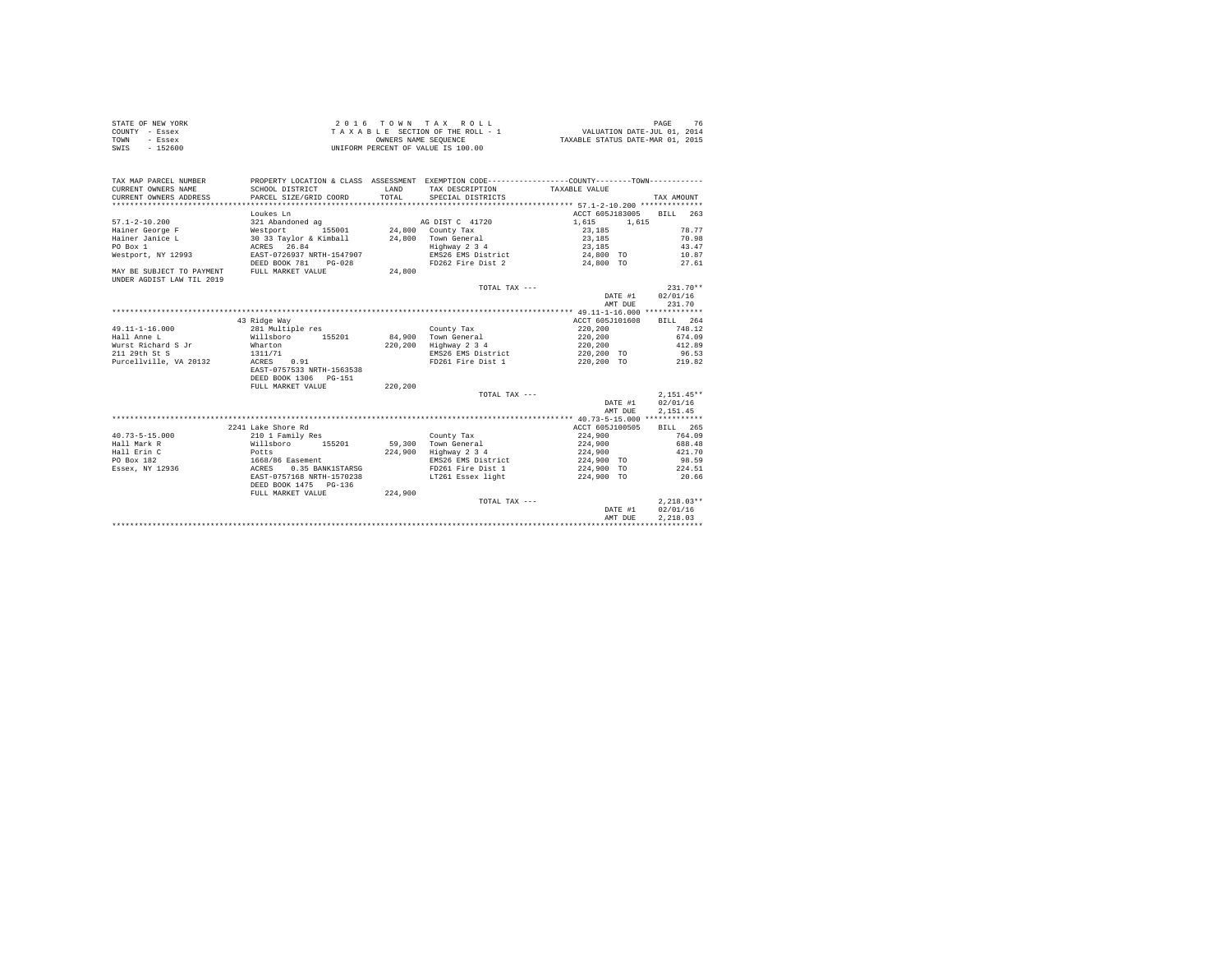```
STATE OF NEW YORK                    2 0 1 6   T O W N   T A X   R O L L                                      PAGE    76
COUNTY  - Essex                     T A X A B L E  SECTION OF THE ROLL - 1                   VALUATION DATE-JUL 01, 2014
TOWN    - Essex                               OWNERS NAME SEQUENCE                         TAXABLE STATUS DATE-MAR 01, 2015
SWIS    - 152600                          UNIFORM PERCENT OF VALUE IS 100.00


TAX MAP PARCEL NUMBER          PROPERTY LOCATION & CLASS  ASSESSMENT  EXEMPTION CODE------------------COUNTY--------TOWN------------
CURRENT OWNERS NAME            SCHOOL DISTRICT             LAND       TAX DESCRIPTION            TAXABLE VALUE
CURRENT OWNERS ADDRESS         PARCEL SIZE/GRID COORD      TOTAL      SPECIAL DISTRICTS                                    TAX AMOUNT
************************************************************************************************ 57.1-2-10.200 **************
                               Loukes Ln                                                         ACCT 605J183005     BILL   263
57.1-2-10.200                  321 Abandoned ag                        AG DIST C  41720            1,615      1,615
Hainer George F                Westport       155001        24,800   County Tax                   23,185                    78.77
Hainer Janice L                30 33 Taylor & Kimball       24,800   Town General                 23,185                    70.98
PO Box 1                       ACRES   26.84                          Highway 2 3 4                23,185                    43.47
Westport, NY 12993             EAST-0726937 NRTH-1547907              EMS26 EMS District           24,800 TO                 10.87
                               DEED BOOK 781    PG-028                FD262 Fire Dist 2            24,800 TO                 27.61
MAY BE SUBJECT TO PAYMENT      FULL MARKET VALUE            24,800
UNDER AGDIST LAW TIL 2019
                                                                      TOTAL TAX ---                                        231.70**
                                                                                                 DATE #1            02/01/16
                                                                                                 AMT DUE              231.70
************************************************************************************************ 49.11-1-16.000 *************
                               43 Ridge Way                                                      ACCT 605J101608     BILL   264
49.11-1-16.000                 281 Multiple res                        County Tax                  220,200                  748.12
Hall Anne L                    Willsboro      155201        84,900   Town General                220,200                  674.09
Wurst Richard S Jr             Wharton                     220,200   Highway 2 3 4               220,200                  412.89
211 29th St S                  1311/71                                EMS26 EMS District          220,200 TO                 96.53
Purcellville, VA 20132         ACRES    0.91                          FD261 Fire Dist 1           220,200 TO                219.82
                               EAST-0757533 NRTH-1563538
                               DEED BOOK 1306   PG-151
                               FULL MARKET VALUE           220,200
                                                                      TOTAL TAX ---                                      2,151.45**
                                                                                                 DATE #1            02/01/16
                                                                                                 AMT DUE            2,151.45
************************************************************************************************ 40.73-5-15.000 *************
                               2241 Lake Shore Rd                                                ACCT 605J100505     BILL   265
40.73-5-15.000                 210 1 Family Res                        County Tax                  224,900                  764.09
Hall Mark R                    Willsboro      155201        59,300   Town General                224,900                  688.48
Hall Erin C                    Potts                       224,900   Highway 2 3 4               224,900                  421.70
PO Box 182                     1668/86 Easement                       EMS26 EMS District          224,900 TO                 98.59
Essex, NY 12936                ACRES    0.35 BANK1STARSG              FD261 Fire Dist 1           224,900 TO                224.51
                               EAST-0757168 NRTH-1570238              LT261 Essex light           224,900 TO                 20.66
                               DEED BOOK 1475   PG-136
                               FULL MARKET VALUE           224,900
                                                                      TOTAL TAX ---                                      2,218.03**
                                                                                                 DATE #1            02/01/16
                                                                                                 AMT DUE            2,218.03
******************************************************************************************************************************
```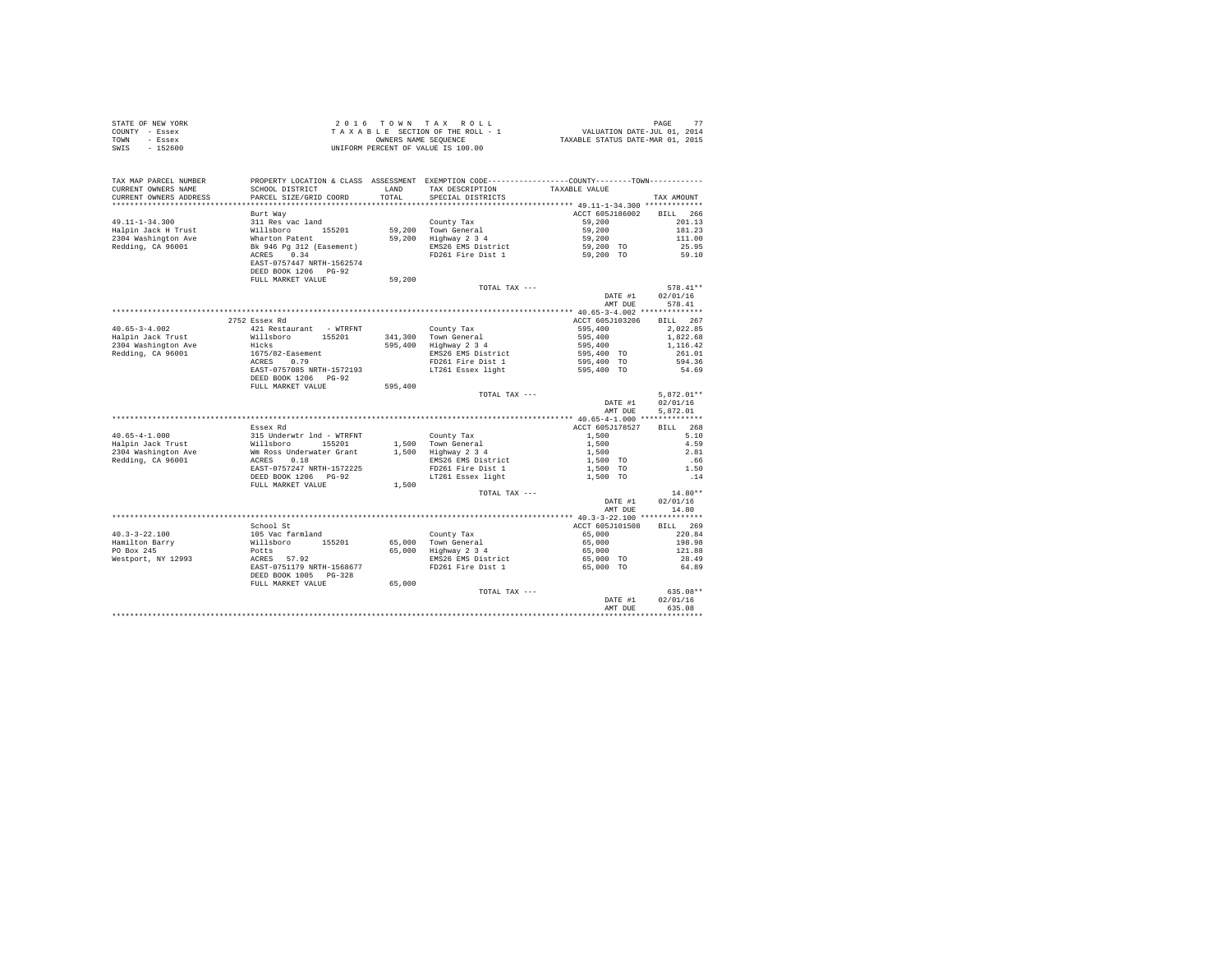STATE OF NEW YORK
COUNTY - Essex
TOWN - Essex
SWIS - 152600

2 0 1 6 T O W N T A X R O L L
T A X A B L E SECTION OF THE ROLL - 1
OWNERS NAME SEQUENCE
UNIFORM PERCENT OF VALUE IS 100.00

VALUATION DATE-JUL 01, 2014
TAXABLE STATUS DATE-MAR 01, 2015

| TAX MAP PARCEL NUMBER / CURRENT OWNERS NAME / CURRENT OWNERS ADDRESS | PROPERTY LOCATION & CLASS / SCHOOL DISTRICT / PARCEL SIZE/GRID COORD | ASSESSMENT LAND / TOTAL | EXEMPTION CODE / TAX DESCRIPTION / SPECIAL DISTRICTS | COUNTY--------TOWN TAXABLE VALUE | TAX AMOUNT |
|---|---|---|---|---|---|
| **49.11-1-34.300** | Burt Way | | | ACCT 605J186002 | BILL 266 |
| 49.11-1-34.300 | 311 Res vac land | | County Tax | 59,200 | 201.13 |
| Halpin Jack H Trust | Willsboro 155201 | 59,200 | Town General | 59,200 | 181.23 |
| 2304 Washington Ave | Wharton Patent | 59,200 | Highway 2 3 4 | 59,200 | 111.00 |
| Redding, CA 96001 | Bk 946 Pg 312 (Easement) | | EMS26 EMS District | 59,200 TO | 25.95 |
| | ACRES 0.34 | | FD261 Fire Dist 1 | 59,200 TO | 59.10 |
| | EAST-0757447 NRTH-1562574 | | | | |
| | DEED BOOK 1206 PG-92 | | | | |
| | FULL MARKET VALUE | 59,200 | | | |
| | | | TOTAL TAX --- | | 578.41** |
| | | | | DATE #1 | 02/01/16 |
| | | | | AMT DUE | 578.41 |
| **40.65-3-4.002** | 2752 Essex Rd | | | ACCT 605J103206 | BILL 267 |
| 40.65-3-4.002 | 421 Restaurant - WTRFNT | | County Tax | 595,400 | 2,022.85 |
| Halpin Jack Trust | Willsboro 155201 | 341,300 | Town General | 595,400 | 1,822.68 |
| 2304 Washington Ave | Hicks | 595,400 | Highway 2 3 4 | 595,400 | 1,116.42 |
| Redding, CA 96001 | 1675/82-Easement | | EMS26 EMS District | 595,400 TO | 261.01 |
| | ACRES 0.79 | | FD261 Fire Dist 1 | 595,400 TO | 594.36 |
| | EAST-0757085 NRTH-1572193 | | LT261 Essex light | 595,400 TO | 54.69 |
| | DEED BOOK 1206 PG-92 | | | | |
| | FULL MARKET VALUE | 595,400 | | | |
| | | | TOTAL TAX --- | | 5,872.01** |
| | | | | DATE #1 | 02/01/16 |
| | | | | AMT DUE | 5,872.01 |
| **40.65-4-1.000** | Essex Rd | | | ACCT 605J178527 | BILL 268 |
| 40.65-4-1.000 | 315 Underwtr lnd - WTRFNT | | County Tax | 1,500 | 5.10 |
| Halpin Jack Trust | Willsboro 155201 | 1,500 | Town General | 1,500 | 4.59 |
| 2304 Washington Ave | Wm Ross Underwater Grant | 1,500 | Highway 2 3 4 | 1,500 | 2.81 |
| Redding, CA 96001 | ACRES 0.18 | | EMS26 EMS District | 1,500 TO | .66 |
| | EAST-0757247 NRTH-1572225 | | FD261 Fire Dist 1 | 1,500 TO | 1.50 |
| | DEED BOOK 1206 PG-92 | | LT261 Essex light | 1,500 TO | .14 |
| | FULL MARKET VALUE | 1,500 | | | |
| | | | TOTAL TAX --- | | 14.80** |
| | | | | DATE #1 | 02/01/16 |
| | | | | AMT DUE | 14.80 |
| **40.3-3-22.100** | School St | | | ACCT 605J101508 | BILL 269 |
| 40.3-3-22.100 | 105 Vac farmland | | County Tax | 65,000 | 220.84 |
| Hamilton Barry | Willsboro 155201 | 65,000 | Town General | 65,000 | 198.98 |
| PO Box 245 | Potts | 65,000 | Highway 2 3 4 | 65,000 | 121.88 |
| Westport, NY 12993 | ACRES 57.92 | | EMS26 EMS District | 65,000 TO | 28.49 |
| | EAST-0751179 NRTH-1568677 | | FD261 Fire Dist 1 | 65,000 TO | 64.89 |
| | DEED BOOK 1005 PG-328 | | | | |
| | FULL MARKET VALUE | 65,000 | | | |
| | | | TOTAL TAX --- | | 635.08** |
| | | | | DATE #1 | 02/01/16 |
| | | | | AMT DUE | 635.08 |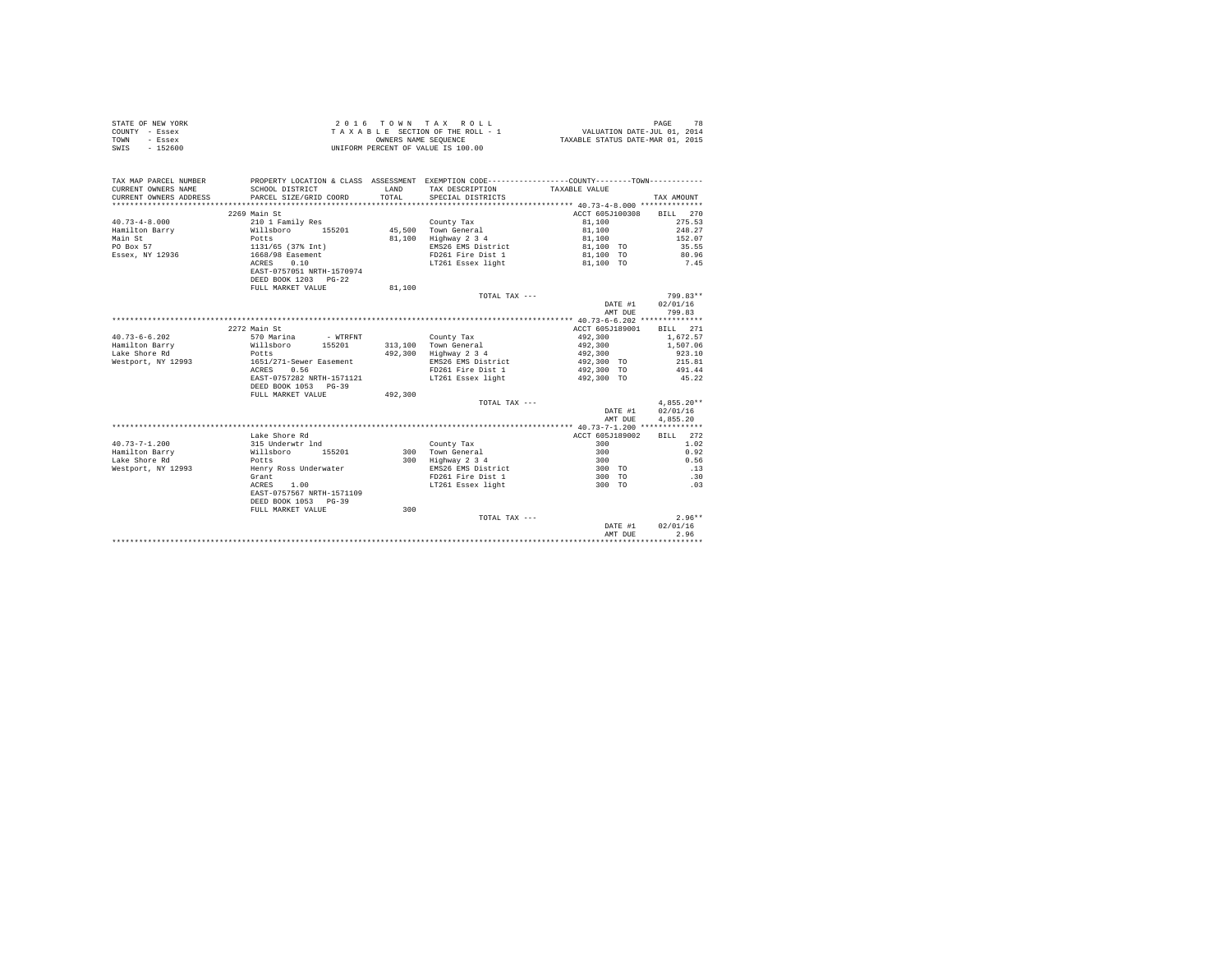STATE OF NEW YORK
COUNTY - Essex
TOWN - Essex
SWIS - 152600

2 0 1 6 T O W N T A X R O L L
T A X A B L E SECTION OF THE ROLL - 1
OWNERS NAME SEQUENCE
UNIFORM PERCENT OF VALUE IS 100.00

VALUATION DATE-JUL 01, 2014
TAXABLE STATUS DATE-MAR 01, 2015

| TAX MAP PARCEL NUMBER / CURRENT OWNERS NAME / CURRENT OWNERS ADDRESS | PROPERTY LOCATION & CLASS / SCHOOL DISTRICT / PARCEL SIZE/GRID COORD | ASSESSMENT LAND / TOTAL | EXEMPTION CODE / TAX DESCRIPTION / SPECIAL DISTRICTS | COUNTY--------TOWN / TAXABLE VALUE | TAX AMOUNT |
|---|---|---|---|---|---|
| **40.73-4-8.000** | 2269 Main St | | | ACCT 605J100308 | BILL 270 |
| 40.73-4-8.000 | 210 1 Family Res | | County Tax | 81,100 | 275.53 |
| Hamilton Barry | Willsboro 155201 | 45,500 | Town General | 81,100 | 248.27 |
| Main St | Potts | 81,100 | Highway 2 3 4 | 81,100 | 152.07 |
| PO Box 57 | 1131/65 (37% Int) | | EMS26 EMS District | 81,100 TO | 35.55 |
| Essex, NY 12936 | 1668/98 Easement | | FD261 Fire Dist 1 | 81,100 TO | 80.96 |
| | ACRES 0.10 | | LT261 Essex light | 81,100 TO | 7.45 |
| | EAST-0757051 NRTH-1570974 | | | | |
| | DEED BOOK 1203 PG-22 | | | | |
| | FULL MARKET VALUE | 81,100 | | | |
| | | | TOTAL TAX --- | | 799.83** |
| | | | | DATE #1 | 02/01/16 |
| | | | | AMT DUE | 799.83 |
| **40.73-6-6.202** | 2272 Main St | | | ACCT 605J189001 | BILL 271 |
| 40.73-6-6.202 | 570 Marina - WTRFNT | | County Tax | 492,300 | 1,672.57 |
| Hamilton Barry | Willsboro 155201 | 313,100 | Town General | 492,300 | 1,507.06 |
| Lake Shore Rd | Potts | 492,300 | Highway 2 3 4 | 492,300 | 923.10 |
| Westport, NY 12993 | 1651/271-Sewer Easement | | EMS26 EMS District | 492,300 TO | 215.81 |
| | ACRES 0.56 | | FD261 Fire Dist 1 | 492,300 TO | 491.44 |
| | EAST-0757282 NRTH-1571121 | | LT261 Essex light | 492,300 TO | 45.22 |
| | DEED BOOK 1053 PG-39 | | | | |
| | FULL MARKET VALUE | 492,300 | | | |
| | | | TOTAL TAX --- | | 4,855.20** |
| | | | | DATE #1 | 02/01/16 |
| | | | | AMT DUE | 4,855.20 |
| **40.73-7-1.200** | Lake Shore Rd | | | ACCT 605J189002 | BILL 272 |
| 40.73-7-1.200 | 315 Underwtr lnd | | County Tax | 300 | 1.02 |
| Hamilton Barry | Willsboro 155201 | 300 | Town General | 300 | 0.92 |
| Lake Shore Rd | Potts | 300 | Highway 2 3 4 | 300 | 0.56 |
| Westport, NY 12993 | Henry Ross Underwater | | EMS26 EMS District | 300 TO | .13 |
| | Grant | | FD261 Fire Dist 1 | 300 TO | .30 |
| | ACRES 1.00 | | LT261 Essex light | 300 TO | .03 |
| | EAST-0757567 NRTH-1571109 | | | | |
| | DEED BOOK 1053 PG-39 | | | | |
| | FULL MARKET VALUE | 300 | | | |
| | | | TOTAL TAX --- | | 2.96** |
| | | | | DATE #1 | 02/01/16 |
| | | | | AMT DUE | 2.96 |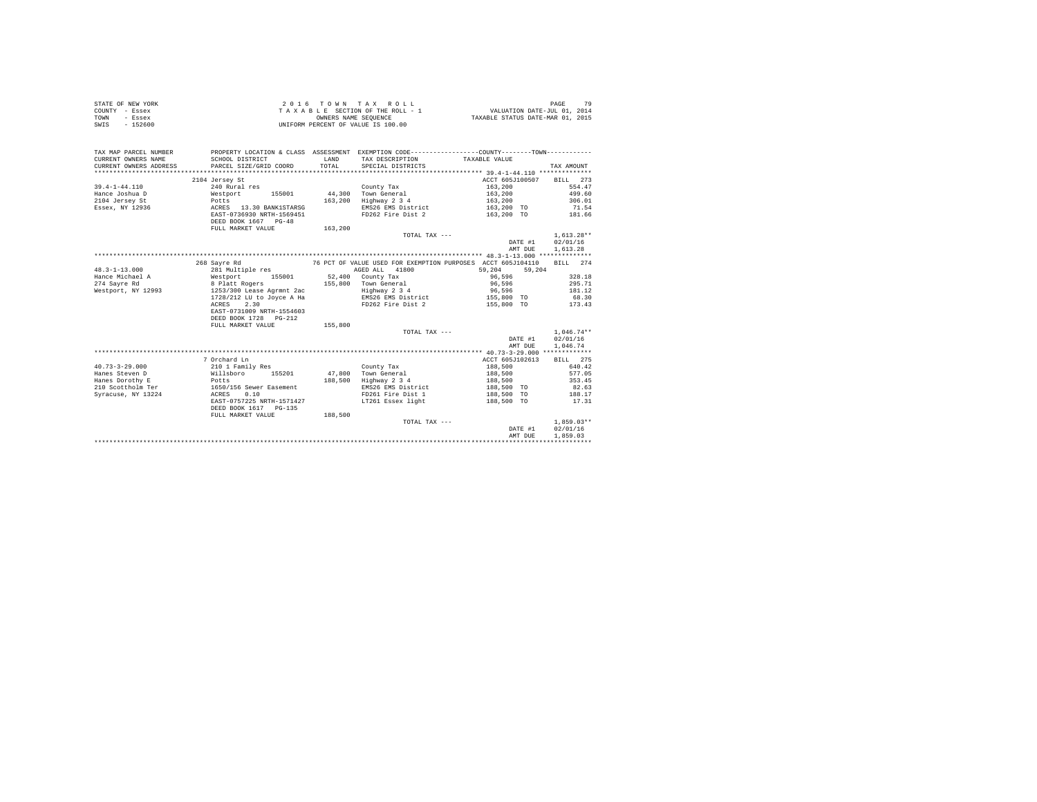STATE OF NEW YORK
COUNTY - Essex
TOWN - Essex
SWIS - 152600

2 0 1 6 T O W N T A X R O L L
T A X A B L E SECTION OF THE ROLL - 1
OWNERS NAME SEQUENCE
UNIFORM PERCENT OF VALUE IS 100.00

VALUATION DATE-JUL 01, 2014
TAXABLE STATUS DATE-MAR 01, 2015

```
TAX MAP PARCEL NUMBER     PROPERTY LOCATION & CLASS  ASSESSMENT  EXEMPTION CODE-----------------COUNTY--------TOWN-----------
CURRENT OWNERS NAME       SCHOOL DISTRICT              LAND      TAX DESCRIPTION            TAXABLE VALUE
CURRENT OWNERS ADDRESS    PARCEL SIZE/GRID COORD       TOTAL     SPECIAL DISTRICTS                                      TAX AMOUNT
*********************************************************************************************** 39.4-1-44.110 *************
                          2104 Jersey St                                                    ACCT 605J100507     BILL  273
39.4-1-44.110             240 Rural res                          County Tax                  163,200                 554.47
Hance Joshua D            Westport        155001      44,300     Town General                163,200                 499.60
2104 Jersey St            Potts                      163,200     Highway 2 3 4               163,200                 306.01
Essex, NY 12936           ACRES   13.30 BANK1STARSG               EMS26 EMS District          163,200 TO               71.54
                          EAST-0736930 NRTH-1569451               FD262 Fire Dist 2           163,200 TO              181.66
                          DEED BOOK 1667   PG-48
                          FULL MARKET VALUE          163,200
                                                                 TOTAL TAX ---                                     1,613.28**
                                                                                              DATE #1             02/01/16
                                                                                              AMT DUE             1,613.28
*********************************************************************************************** 48.3-1-13.000 *************
                          268 Sayre Rd                 76 PCT OF VALUE USED FOR EXEMPTION PURPOSES  ACCT 605J104110     BILL  274
48.3-1-13.000             281 Multiple res                      AGED ALL    41800            59,204      59,204
Hance Michael A           Westport        155001      52,400     County Tax                   96,596                 328.18
274 Sayre Rd              8 Platt Rogers             155,800     Town General                 96,596                 295.71
Westport, NY 12993        1253/300 Lease Agrmnt 2ac              Highway 2 3 4                96,596                 181.12
                          1728/212 LU to Joyce A Ha              EMS26 EMS District          155,800 TO               68.30
                          ACRES    2.30                          FD262 Fire Dist 2           155,800 TO              173.43
                          EAST-0731009 NRTH-1554603
                          DEED BOOK 1728   PG-212
                          FULL MARKET VALUE          155,800
                                                                 TOTAL TAX ---                                     1,046.74**
                                                                                              DATE #1             02/01/16
                                                                                              AMT DUE             1,046.74
*********************************************************************************************** 40.73-3-29.000 ************
                          7 Orchard Ln                                                      ACCT 605J102613     BILL  275
40.73-3-29.000            210 1 Family Res                       County Tax                  188,500                 640.42
Hanes Steven D            Willsboro       155201      47,800     Town General                188,500                 577.05
Hanes Dorothy E           Potts                      188,500     Highway 2 3 4               188,500                 353.45
210 Scottholm Ter         1650/156 Sewer Easement                EMS26 EMS District          188,500 TO               82.63
Syracuse, NY 13224        ACRES    0.10                          FD261 Fire Dist 1           188,500 TO              188.17
                          EAST-0757225 NRTH-1571427              LT261 Essex light           188,500 TO               17.31
                          DEED BOOK 1617   PG-135
                          FULL MARKET VALUE          188,500
                                                                 TOTAL TAX ---                                     1,859.03**
                                                                                              DATE #1             02/01/16
                                                                                              AMT DUE             1,859.03
****************************************************************************************************************************
```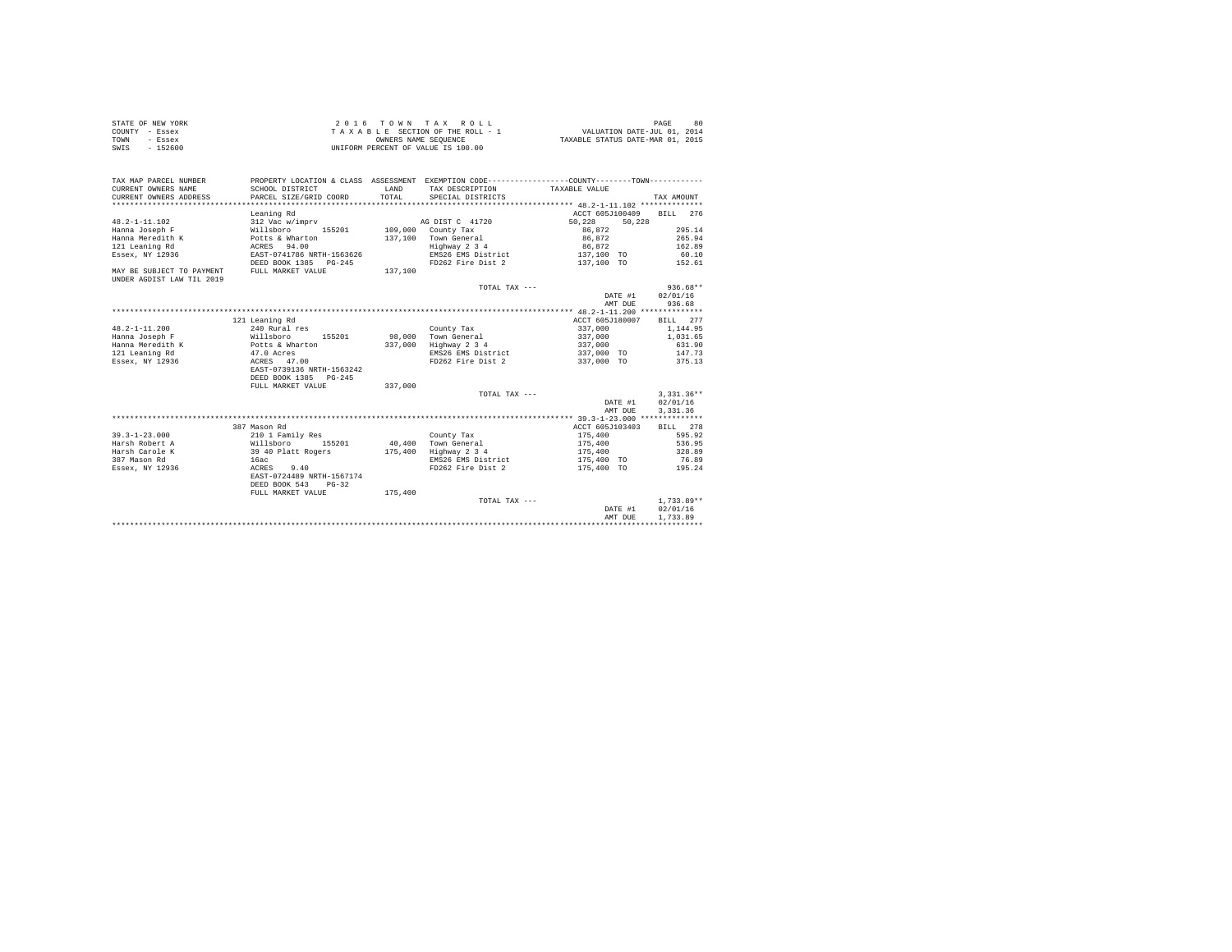STATE OF NEW YORK
COUNTY - Essex
TOWN - Essex
SWIS - 152600

2 0 1 6 T O W N T A X R O L L
T A X A B L E SECTION OF THE ROLL - 1
OWNERS NAME SEQUENCE
UNIFORM PERCENT OF VALUE IS 100.00

VALUATION DATE-JUL 01, 2014
TAXABLE STATUS DATE-MAR 01, 2015

| TAX MAP PARCEL NUMBER / CURRENT OWNERS NAME / CURRENT OWNERS ADDRESS | PROPERTY LOCATION & CLASS / SCHOOL DISTRICT / PARCEL SIZE/GRID COORD | ASSESSMENT LAND / TOTAL | EXEMPTION CODE / TAX DESCRIPTION / SPECIAL DISTRICTS | COUNTY / TOWN TAXABLE VALUE | TAX AMOUNT |
|---|---|---|---|---|---|
| 48.2-1-11.102 | Leaning Rd | | | ACCT 605J100409 | BILL 276 |
| | 312 Vac w/imprv | | AG DIST C 41720 | 50,228 50,228 | |
| Hanna Joseph F | Willsboro 155201 | 109,000 | County Tax | 86,872 | 295.14 |
| Hanna Meredith K | Potts & Wharton | 137,100 | Town General | 86,872 | 265.94 |
| 121 Leaning Rd | ACRES 94.00 | | Highway 2 3 4 | 86,872 | 162.89 |
| Essex, NY 12936 | EAST-0741786 NRTH-1563626 | | EMS26 EMS District | 137,100 TO | 60.10 |
| | DEED BOOK 1385 PG-245 | | FD262 Fire Dist 2 | 137,100 TO | 152.61 |
| MAY BE SUBJECT TO PAYMENT UNDER AGDIST LAW TIL 2019 | FULL MARKET VALUE | 137,100 | | | |
| | | | TOTAL TAX --- | | 936.68** |
| | | | | DATE #1 | 02/01/16 |
| | | | | AMT DUE | 936.68 |
| 48.2-1-11.200 | 121 Leaning Rd | | | ACCT 605J180007 | BILL 277 |
| | 240 Rural res | | County Tax | 337,000 | 1,144.95 |
| Hanna Joseph F | Willsboro 155201 | 98,000 | Town General | 337,000 | 1,031.65 |
| Hanna Meredith K | Potts & Wharton | 337,000 | Highway 2 3 4 | 337,000 | 631.90 |
| 121 Leaning Rd | 47.0 Acres | | EMS26 EMS District | 337,000 TO | 147.73 |
| Essex, NY 12936 | ACRES 47.00 | | FD262 Fire Dist 2 | 337,000 TO | 375.13 |
| | EAST-0739136 NRTH-1563242 | | | | |
| | DEED BOOK 1385 PG-245 | | | | |
| | FULL MARKET VALUE | 337,000 | | | |
| | | | TOTAL TAX --- | | 3,331.36** |
| | | | | DATE #1 | 02/01/16 |
| | | | | AMT DUE | 3,331.36 |
| 39.3-1-23.000 | 387 Mason Rd | | | ACCT 605J103403 | BILL 278 |
| | 210 1 Family Res | | County Tax | 175,400 | 595.92 |
| Harsh Robert A | Willsboro 155201 | 40,400 | Town General | 175,400 | 536.95 |
| Harsh Carole K | 39 40 Platt Rogers | 175,400 | Highway 2 3 4 | 175,400 | 328.89 |
| 387 Mason Rd | 16ac | | EMS26 EMS District | 175,400 TO | 76.89 |
| Essex, NY 12936 | ACRES 9.40 | | FD262 Fire Dist 2 | 175,400 TO | 195.24 |
| | EAST-0724489 NRTH-1567174 | | | | |
| | DEED BOOK 543 PG-32 | | | | |
| | FULL MARKET VALUE | 175,400 | | | |
| | | | TOTAL TAX --- | | 1,733.89** |
| | | | | DATE #1 | 02/01/16 |
| | | | | AMT DUE | 1,733.89 |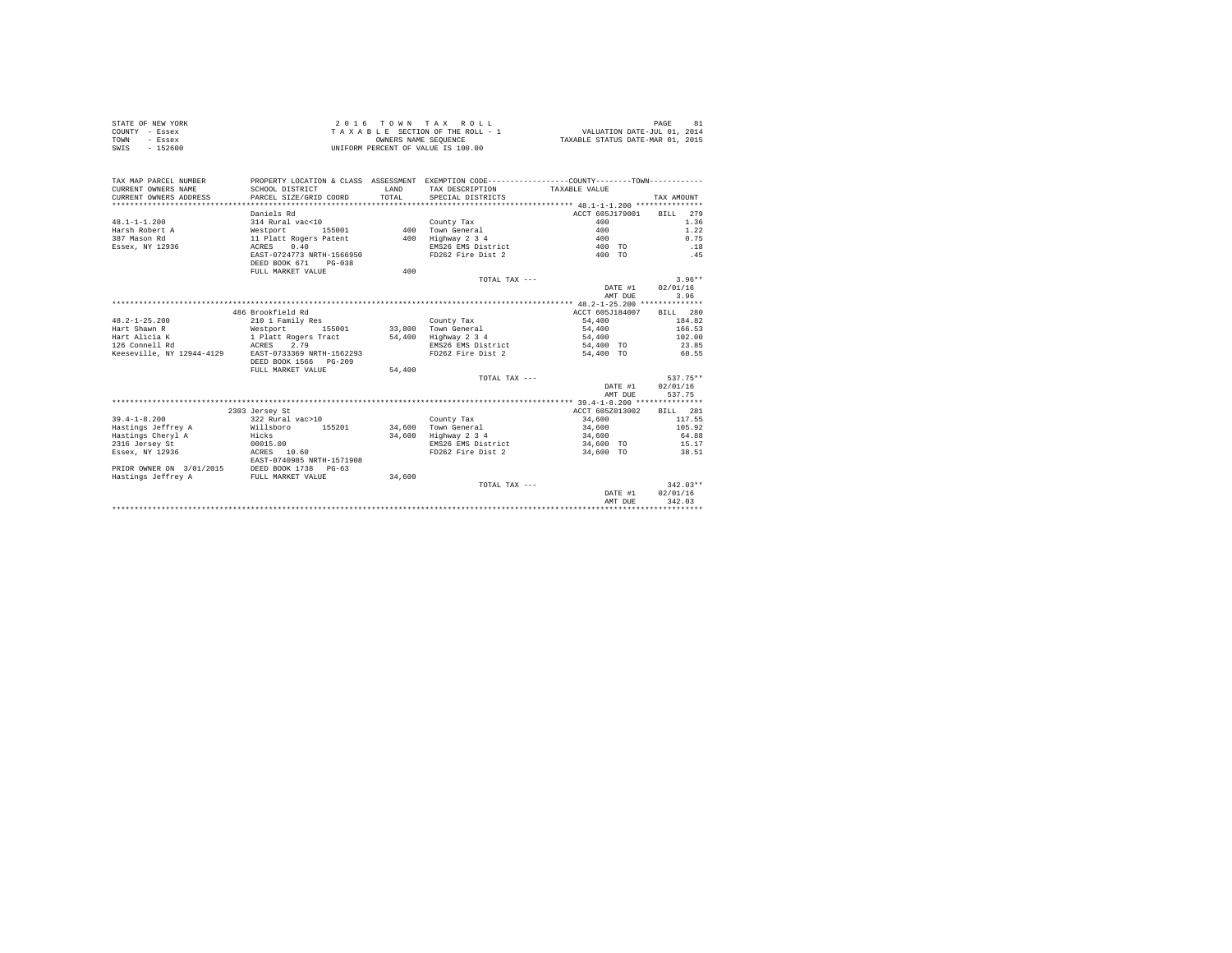STATE OF NEW YORK
COUNTY - Essex
TOWN - Essex
SWIS - 152600

2 0 1 6 T O W N T A X R O L L
T A X A B L E SECTION OF THE ROLL - 1
OWNERS NAME SEQUENCE
UNIFORM PERCENT OF VALUE IS 100.00

VALUATION DATE-JUL 01, 2014
TAXABLE STATUS DATE-MAR 01, 2015

```
TAX MAP PARCEL NUMBER        PROPERTY LOCATION & CLASS  ASSESSMENT  EXEMPTION CODE------------------COUNTY--------TOWN------------
CURRENT OWNERS NAME          SCHOOL DISTRICT              LAND      TAX DESCRIPTION            TAXABLE VALUE
CURRENT OWNERS ADDRESS       PARCEL SIZE/GRID COORD       TOTAL     SPECIAL DISTRICTS                                        TAX AMOUNT
*************************************************************************************************** 48.1-1-1.200 ***************
                             Daniels Rd                                                         ACCT 605J179001    BILL  279
48.1-1-1.200                 314 Rural vac<10                       County Tax                          400               1.36
Harsh Robert A               Westport        155001          400    Town General                        400               1.22
387 Mason Rd                 11 Platt Rogers Patent          400    Highway 2 3 4                       400               0.75
Essex, NY 12936              ACRES    0.40                          EMS26 EMS District                  400 TO             .18
                             EAST-0724773 NRTH-1566950              FD262 Fire Dist 2                   400 TO             .45
                             DEED BOOK 671    PG-038
                             FULL MARKET VALUE               400
                                                                          TOTAL TAX ---                                  3.96**
                                                                                                   DATE #1     02/01/16
                                                                                                   AMT DUE         3.96
*************************************************************************************************** 48.2-1-25.200 **************
                             486 Brookfield Rd                                                  ACCT 605J184007    BILL  280
48.2-1-25.200                210 1 Family Res                       County Tax                       54,400             184.82
Hart Shawn R                 Westport        155001       33,800    Town General                     54,400             166.53
Hart Alicia K                1 Platt Rogers Tract         54,400    Highway 2 3 4                    54,400             102.00
126 Connell Rd               ACRES    2.79                          EMS26 EMS District               54,400 TO           23.85
Keeseville, NY 12944-4129    EAST-0733369 NRTH-1562293              FD262 Fire Dist 2                54,400 TO           60.55
                             DEED BOOK 1566   PG-209
                             FULL MARKET VALUE            54,400
                                                                          TOTAL TAX ---                                537.75**
                                                                                                   DATE #1     02/01/16
                                                                                                   AMT DUE       537.75
*************************************************************************************************** 39.4-1-8.200 ***************
                             2303 Jersey St                                                     ACCT 605Z013002    BILL  281
39.4-1-8.200                 322 Rural vac>10                       County Tax                       34,600             117.55
Hastings Jeffrey A           Willsboro       155201       34,600    Town General                     34,600             105.92
Hastings Cheryl A            Hicks                        34,600    Highway 2 3 4                    34,600              64.88
2316 Jersey St               00015.00                               EMS26 EMS District               34,600 TO           15.17
Essex, NY 12936              ACRES   10.60                          FD262 Fire Dist 2                34,600 TO           38.51
                             EAST-0740985 NRTH-1571908
PRIOR OWNER ON  3/01/2015    DEED BOOK 1738   PG-63
Hastings Jeffrey A           FULL MARKET VALUE            34,600
                                                                          TOTAL TAX ---                                342.03**
                                                                                                   DATE #1     02/01/16
                                                                                                   AMT DUE       342.03
********************************************************************************************************************************
```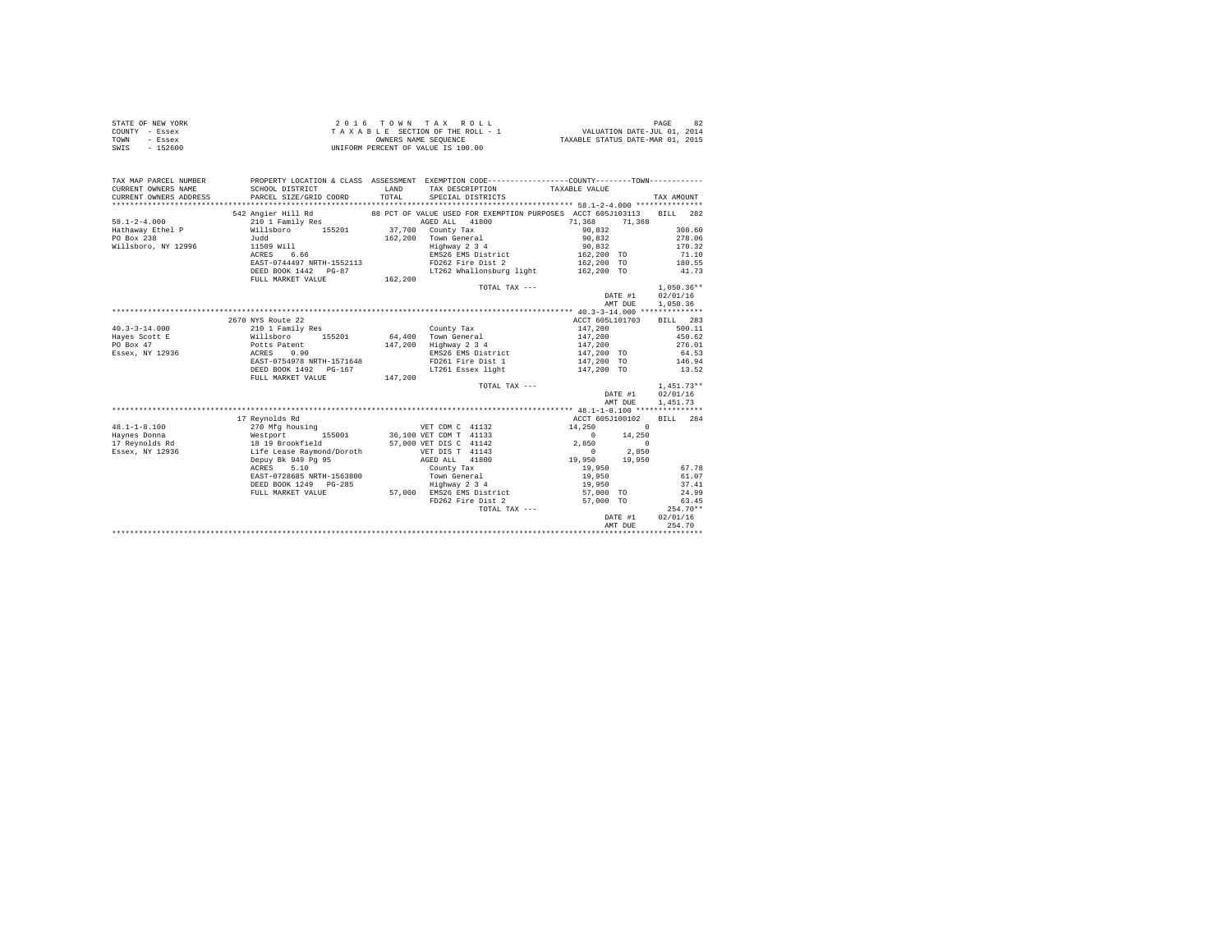STATE OF NEW YORK
COUNTY - Essex
TOWN - Essex
SWIS - 152600

2016 TOWN TAX ROLL
TAXABLE SECTION OF THE ROLL - 1
OWNERS NAME SEQUENCE
UNIFORM PERCENT OF VALUE IS 100.00

VALUATION DATE-JUL 01, 2014
TAXABLE STATUS DATE-MAR 01, 2015

```
TAX MAP PARCEL NUMBER    PROPERTY LOCATION & CLASS  ASSESSMENT  EXEMPTION CODE-----------------COUNTY--------TOWN-----------
CURRENT OWNERS NAME      SCHOOL DISTRICT              LAND      TAX DESCRIPTION            TAXABLE VALUE
CURRENT OWNERS ADDRESS   PARCEL SIZE/GRID COORD      TOTAL      SPECIAL DISTRICTS                                    TAX AMOUNT
*********************************************************************************************** 58.1-2-4.000 ***************
                         542 Angier Hill Rd               88 PCT OF VALUE USED FOR EXEMPTION PURPOSES  ACCT 605J103113   BILL  282
58.1-2-4.000             210 1 Family Res                      AGED ALL  41800            71,368      71,368
Hathaway Ethel P         Willsboro      155201      37,700  County Tax                     90,832                     308.60
PO Box 238               Judd                      162,200  Town General                   90,832                     278.06
Willsboro, NY 12996      11509 Will                         Highway 2 3 4                  90,832                     170.32
                         ACRES    6.66                      EMS26 EMS District            162,200 TO                   71.10
                         EAST-0744497 NRTH-1552113          FD262 Fire Dist 2             162,200 TO                  180.55
                         DEED BOOK 1442   PG-87             LT262 Whallonsburg light      162,200 TO                   41.73
                         FULL MARKET VALUE         162,200
                                                                   TOTAL TAX ---                                    1,050.36**
                                                                                              DATE #1             02/01/16
                                                                                              AMT DUE             1,050.36
*********************************************************************************************** 40.3-3-14.000 **************
                         2670 NYS Route 22                                                   ACCT 605L101703    BILL  283
40.3-3-14.000            210 1 Family Res                   County Tax                    147,200                     500.11
Hayes Scott E            Willsboro      155201      64,400  Town General                  147,200                     450.62
PO Box 47                Potts Patent              147,200  Highway 2 3 4                 147,200                     276.01
Essex, NY 12936          ACRES    0.90                      EMS26 EMS District            147,200 TO                   64.53
                         EAST-0754978 NRTH-1571648          FD261 Fire Dist 1             147,200 TO                  146.94
                         DEED BOOK 1492   PG-167            LT261 Essex light             147,200 TO                   13.52
                         FULL MARKET VALUE         147,200
                                                                   TOTAL TAX ---                                    1,451.73**
                                                                                              DATE #1             02/01/16
                                                                                              AMT DUE             1,451.73
*********************************************************************************************** 48.1-1-8.100 ***************
                         17 Reynolds Rd                                                      ACCT 605J100102    BILL  284
48.1-1-8.100             270 Mfg housing                    VET COM C  41132              14,250          0
Haynes Donna             Westport       155001      36,100  VET COM T  41133                   0      14,250
17 Reynolds Rd           18 19 Brookfield           57,000  VET DIS C  41142               2,850          0
Essex, NY 12936          Life Lease Raymond/Doroth          VET DIS T  41143                   0       2,850
                         Depuy Bk 949 Pg 95                 AGED ALL   41800              19,950      19,950
                         ACRES    5.10                      County Tax                     19,950                      67.78
                         EAST-0728685 NRTH-1563800          Town General                   19,950                      61.07
                         DEED BOOK 1249   PG-285            Highway 2 3 4                  19,950                      37.41
                         FULL MARKET VALUE          57,000  EMS26 EMS District             57,000 TO                   24.99
                                                            FD262 Fire Dist 2              57,000 TO                   63.45
                                                                   TOTAL TAX ---                                      254.70**
                                                                                              DATE #1             02/01/16
                                                                                              AMT DUE               254.70
****************************************************************************************************************************
```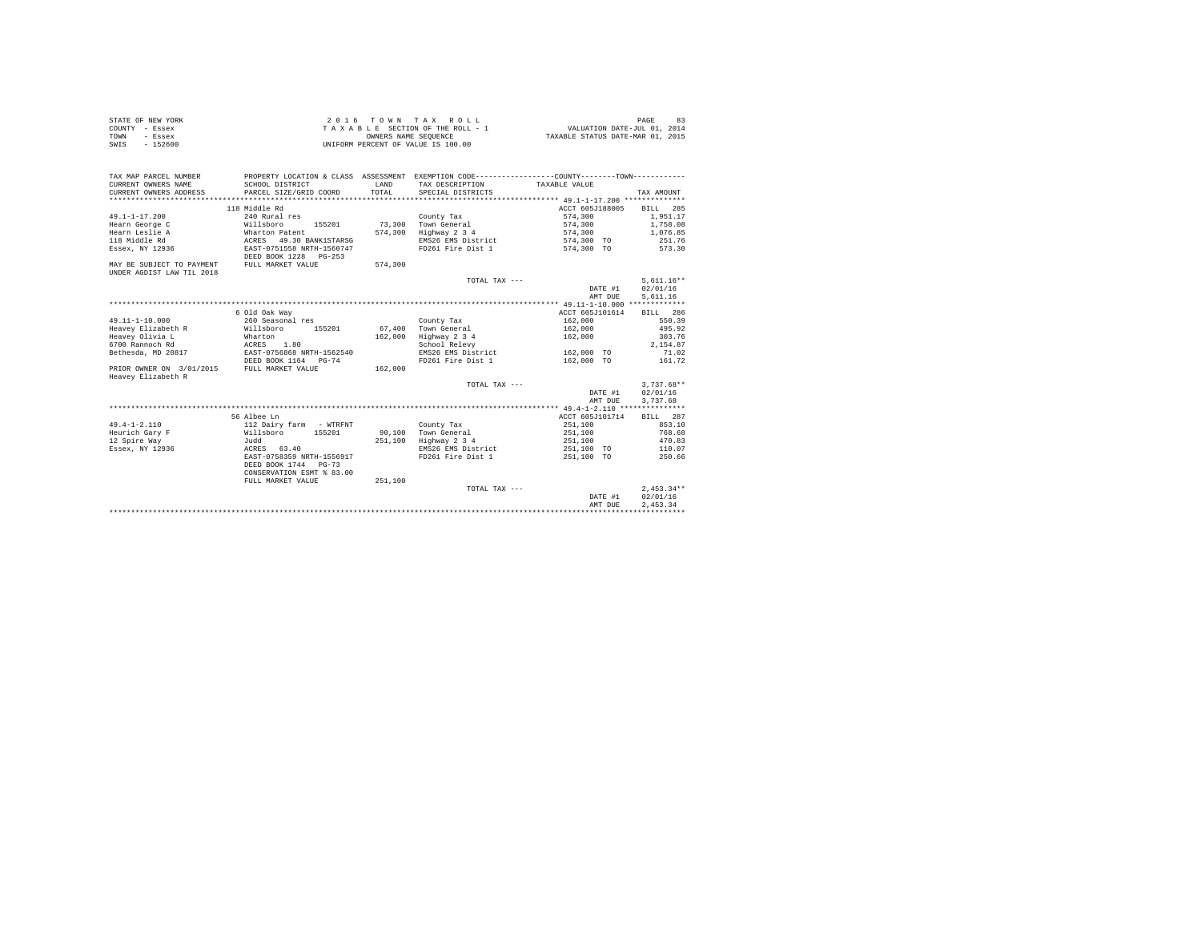STATE OF NEW YORK
COUNTY - Essex
TOWN - Essex
SWIS - 152600

2 0 1 6 T O W N T A X R O L L
T A X A B L E SECTION OF THE ROLL - 1
OWNERS NAME SEQUENCE
UNIFORM PERCENT OF VALUE IS 100.00

VALUATION DATE-JUL 01, 2014
TAXABLE STATUS DATE-MAR 01, 2015

| TAX MAP PARCEL NUMBER / CURRENT OWNERS NAME / CURRENT OWNERS ADDRESS | PROPERTY LOCATION & CLASS / SCHOOL DISTRICT / PARCEL SIZE/GRID COORD | ASSESSMENT LAND / TOTAL | EXEMPTION CODE / TAX DESCRIPTION / SPECIAL DISTRICTS | TAXABLE VALUE | TAX AMOUNT |
|---|---|---|---|---|---|
| | 118 Middle Rd | | | ACCT 605J188005 | BILL 285 |
| 49.1-1-17.200 | 240 Rural res | | County Tax | 574,300 | 1,951.17 |
| Hearn George C | Willsboro 155201 | 73,300 | Town General | 574,300 | 1,758.08 |
| Hearn Leslie A | Wharton Patent | 574,300 | Highway 2 3 4 | 574,300 | 1,076.85 |
| 118 Middle Rd | ACRES 49.30 BANK1STARSG | | EMS26 EMS District | 574,300 TO | 251.76 |
| Essex, NY 12936 | EAST-0751558 NRTH-1560747 | | FD261 Fire Dist 1 | 574,300 TO | 573.30 |
| | DEED BOOK 1228 PG-253 | | | | |
| MAY BE SUBJECT TO PAYMENT | FULL MARKET VALUE | 574,300 | | | |
| UNDER AGDIST LAW TIL 2018 | | | | | |
| | | | TOTAL TAX --- | | 5,611.16** |
| | | | | DATE #1 | 02/01/16 |
| | | | | AMT DUE | 5,611.16 |
| | 6 Old Oak Way | | | ACCT 605J101614 | BILL 286 |
| 49.11-1-10.000 | 260 Seasonal res | | County Tax | 162,000 | 550.39 |
| Heavey Elizabeth R | Willsboro 155201 | 67,400 | Town General | 162,000 | 495.92 |
| Heavey Olivia L | Wharton | 162,000 | Highway 2 3 4 | 162,000 | 303.76 |
| 6700 Rannoch Rd | ACRES 1.80 | | School Relevy | | 2,154.87 |
| Bethesda, MD 20817 | EAST-0756868 NRTH-1562540 | | EMS26 EMS District | 162,000 TO | 71.02 |
| | DEED BOOK 1164 PG-74 | | FD261 Fire Dist 1 | 162,000 TO | 161.72 |
| PRIOR OWNER ON 3/01/2015 | FULL MARKET VALUE | 162,000 | | | |
| Heavey Elizabeth R | | | | | |
| | | | TOTAL TAX --- | | 3,737.68** |
| | | | | DATE #1 | 02/01/16 |
| | | | | AMT DUE | 3,737.68 |
| | 56 Albee Ln | | | ACCT 605J101714 | BILL 287 |
| 49.4-1-2.110 | 112 Dairy farm - WTRFNT | | County Tax | 251,100 | 853.10 |
| Heurich Gary F | Willsboro 155201 | 90,100 | Town General | 251,100 | 768.68 |
| 12 Spire Way | Judd | 251,100 | Highway 2 3 4 | 251,100 | 470.83 |
| Essex, NY 12936 | ACRES 63.40 | | EMS26 EMS District | 251,100 TO | 110.07 |
| | EAST-0758359 NRTH-1556917 | | FD261 Fire Dist 1 | 251,100 TO | 250.66 |
| | DEED BOOK 1744 PG-73 | | | | |
| | CONSERVATION ESMT % 83.00 | | | | |
| | FULL MARKET VALUE | 251,100 | | | |
| | | | TOTAL TAX --- | | 2,453.34** |
| | | | | DATE #1 | 02/01/16 |
| | | | | AMT DUE | 2,453.34 |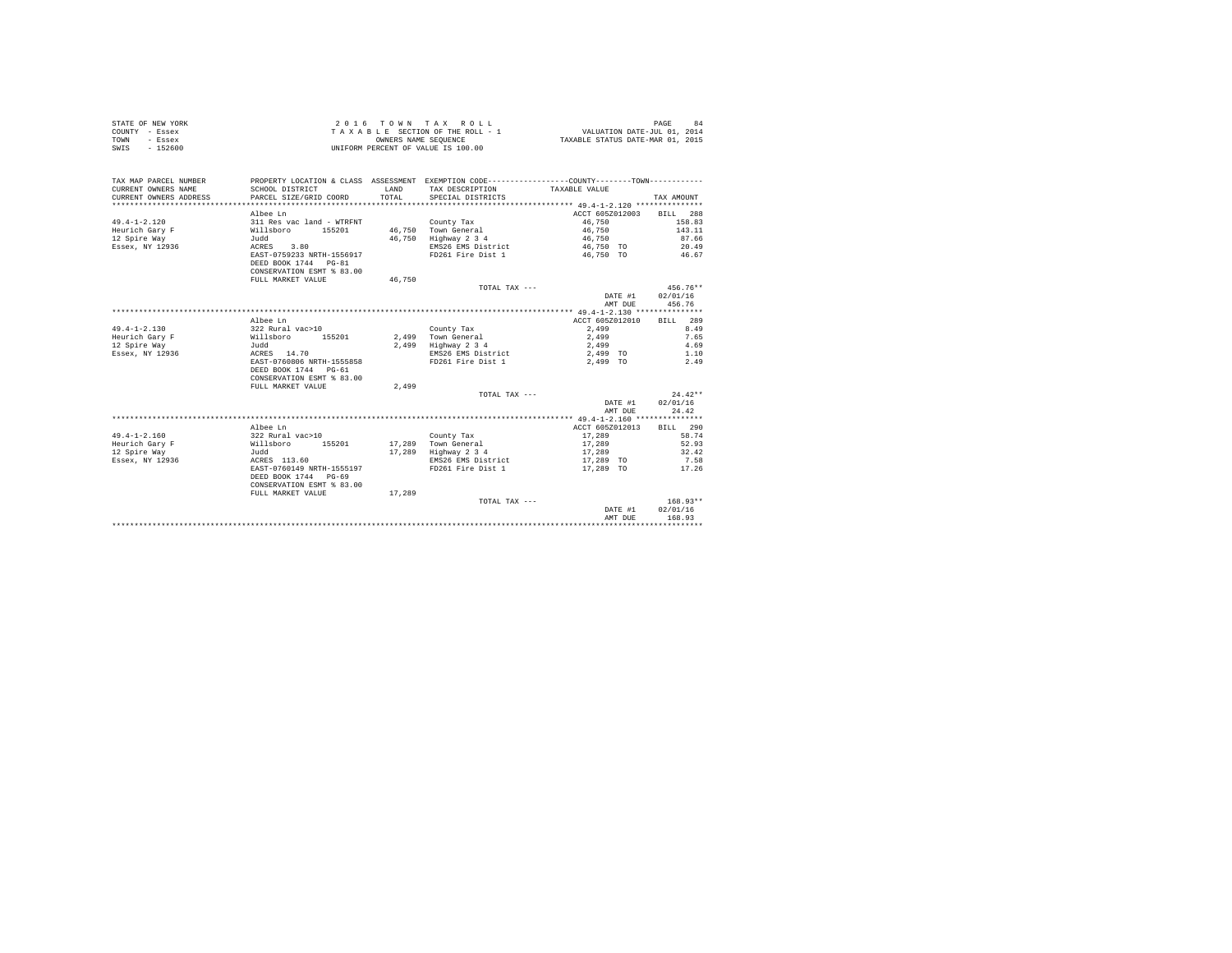STATE OF NEW YORK
COUNTY - Essex
TOWN - Essex
SWIS - 152600

2 0 1 6 T O W N T A X R O L L
T A X A B L E SECTION OF THE ROLL - 1
OWNERS NAME SEQUENCE
UNIFORM PERCENT OF VALUE IS 100.00

VALUATION DATE-JUL 01, 2014
TAXABLE STATUS DATE-MAR 01, 2015

| TAX MAP PARCEL NUMBER / CURRENT OWNERS NAME / CURRENT OWNERS ADDRESS | PROPERTY LOCATION & CLASS / SCHOOL DISTRICT / PARCEL SIZE/GRID COORD | ASSESSMENT LAND / TOTAL | EXEMPTION CODE / TAX DESCRIPTION / SPECIAL DISTRICTS | COUNTY--------TOWN / TAXABLE VALUE | TAX AMOUNT |
|---|---|---|---|---|---|
| **49.4-1-2.120** | Albee Ln | | | ACCT 605Z012003 | BILL 288 |
| 49.4-1-2.120 | 311 Res vac land - WTRFNT | | County Tax | 46,750 | 158.83 |
| Heurich Gary F | Willsboro 155201 | 46,750 | Town General | 46,750 | 143.11 |
| 12 Spire Way | Judd | 46,750 | Highway 2 3 4 | 46,750 | 87.66 |
| Essex, NY 12936 | ACRES 3.80 | | EMS26 EMS District | 46,750 TO | 20.49 |
| | EAST-0759233 NRTH-1556917 | | FD261 Fire Dist 1 | 46,750 TO | 46.67 |
| | DEED BOOK 1744 PG-81 | | | | |
| | CONSERVATION ESMT % 83.00 | | | | |
| | FULL MARKET VALUE | 46,750 | | | |
| | | | TOTAL TAX --- | | 456.76** |
| | | | | DATE #1 | 02/01/16 |
| | | | | AMT DUE | 456.76 |
| **49.4-1-2.130** | Albee Ln | | | ACCT 605Z012010 | BILL 289 |
| 49.4-1-2.130 | 322 Rural vac>10 | | County Tax | 2,499 | 8.49 |
| Heurich Gary F | Willsboro 155201 | 2,499 | Town General | 2,499 | 7.65 |
| 12 Spire Way | Judd | 2,499 | Highway 2 3 4 | 2,499 | 4.69 |
| Essex, NY 12936 | ACRES 14.70 | | EMS26 EMS District | 2,499 TO | 1.10 |
| | EAST-0760806 NRTH-1555858 | | FD261 Fire Dist 1 | 2,499 TO | 2.49 |
| | DEED BOOK 1744 PG-61 | | | | |
| | CONSERVATION ESMT % 83.00 | | | | |
| | FULL MARKET VALUE | 2,499 | | | |
| | | | TOTAL TAX --- | | 24.42** |
| | | | | DATE #1 | 02/01/16 |
| | | | | AMT DUE | 24.42 |
| **49.4-1-2.160** | Albee Ln | | | ACCT 605Z012013 | BILL 290 |
| 49.4-1-2.160 | 322 Rural vac>10 | | County Tax | 17,289 | 58.74 |
| Heurich Gary F | Willsboro 155201 | 17,289 | Town General | 17,289 | 52.93 |
| 12 Spire Way | Judd | 17,289 | Highway 2 3 4 | 17,289 | 32.42 |
| Essex, NY 12936 | ACRES 113.60 | | EMS26 EMS District | 17,289 TO | 7.58 |
| | EAST-0760149 NRTH-1555197 | | FD261 Fire Dist 1 | 17,289 TO | 17.26 |
| | DEED BOOK 1744 PG-69 | | | | |
| | CONSERVATION ESMT % 83.00 | | | | |
| | FULL MARKET VALUE | 17,289 | | | |
| | | | TOTAL TAX --- | | 168.93** |
| | | | | DATE #1 | 02/01/16 |
| | | | | AMT DUE | 168.93 |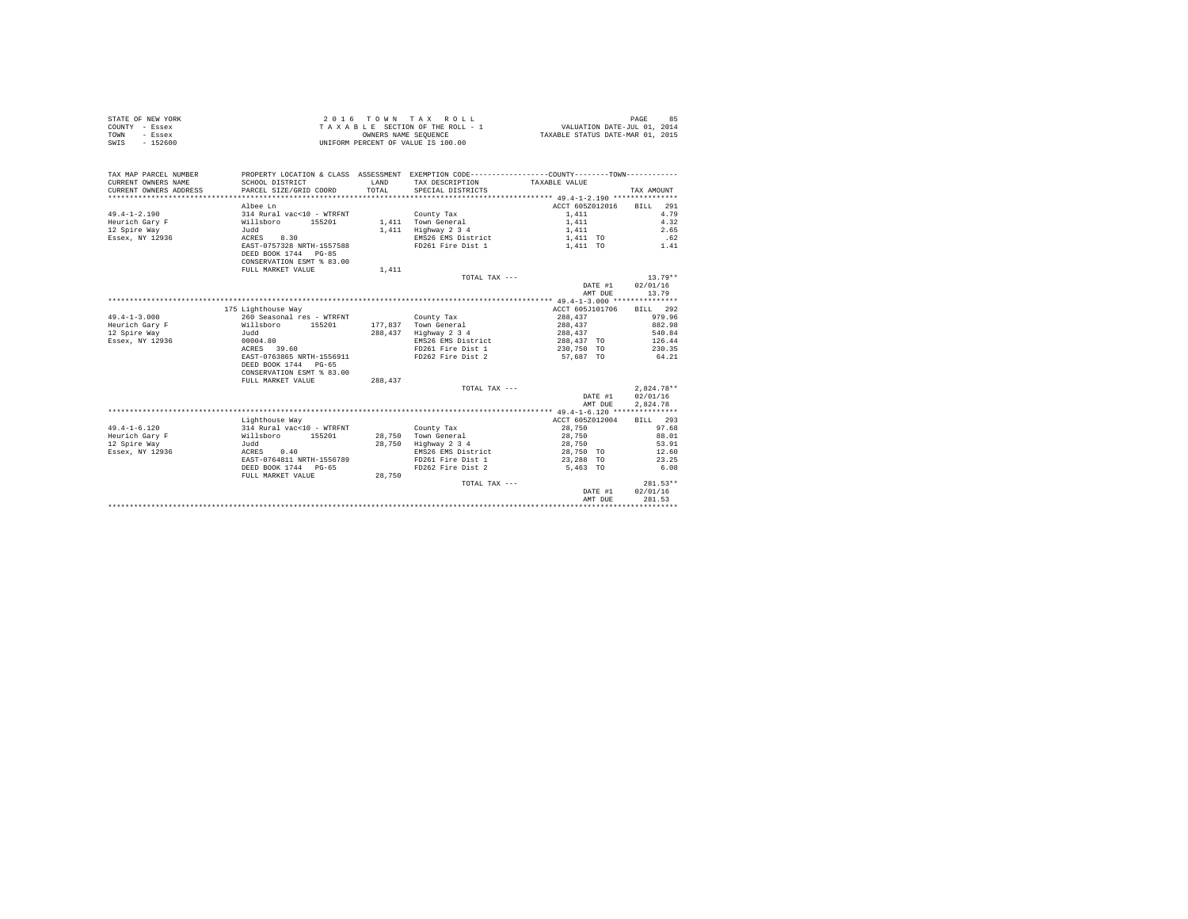STATE OF NEW YORK
COUNTY - Essex
TOWN - Essex
SWIS - 152600

2016 TOWN TAX ROLL
TAXABLE SECTION OF THE ROLL - 1
OWNERS NAME SEQUENCE
UNIFORM PERCENT OF VALUE IS 100.00

VALUATION DATE-JUL 01, 2014
TAXABLE STATUS DATE-MAR 01, 2015

| TAX MAP PARCEL NUMBER / CURRENT OWNERS NAME / CURRENT OWNERS ADDRESS | PROPERTY LOCATION & CLASS / SCHOOL DISTRICT / PARCEL SIZE/GRID COORD | ASSESSMENT LAND / TOTAL | EXEMPTION CODE / TAX DESCRIPTION / SPECIAL DISTRICTS | COUNTY / TOWN TAXABLE VALUE | TAX AMOUNT |
|---|---|---|---|---|---|
| **49.4-1-2.190** | Albee Ln | | | ACCT 605Z012016 | BILL 291 |
| 49.4-1-2.190 | 314 Rural vac<10 - WTRFNT | | County Tax | 1,411 | 4.79 |
| Heurich Gary F | Willsboro 155201 | 1,411 | Town General | 1,411 | 4.32 |
| 12 Spire Way | Judd | 1,411 | Highway 2 3 4 | 1,411 | 2.65 |
| Essex, NY 12936 | ACRES 8.30 | | EMS26 EMS District | 1,411 TO | .62 |
| | EAST-0757328 NRTH-1557588 | | FD261 Fire Dist 1 | 1,411 TO | 1.41 |
| | DEED BOOK 1744 PG-85 | | | | |
| | CONSERVATION ESMT % 83.00 | | | | |
| | FULL MARKET VALUE | 1,411 | | | |
| | | | TOTAL TAX --- | | 13.79** |
| | | | | DATE #1 | 02/01/16 |
| | | | | AMT DUE | 13.79 |
| **49.4-1-3.000** | 175 Lighthouse Way | | | ACCT 605J101706 | BILL 292 |
| 49.4-1-3.000 | 260 Seasonal res - WTRFNT | | County Tax | 288,437 | 979.96 |
| Heurich Gary F | Willsboro 155201 | 177,837 | Town General | 288,437 | 882.98 |
| 12 Spire Way | Judd | 288,437 | Highway 2 3 4 | 288,437 | 540.84 |
| Essex, NY 12936 | 00004.80 | | EMS26 EMS District | 288,437 TO | 126.44 |
| | ACRES 39.60 | | FD261 Fire Dist 1 | 230,750 TO | 230.35 |
| | EAST-0763865 NRTH-1556911 | | FD262 Fire Dist 2 | 57,687 TO | 64.21 |
| | DEED BOOK 1744 PG-65 | | | | |
| | CONSERVATION ESMT % 83.00 | | | | |
| | FULL MARKET VALUE | 288,437 | | | |
| | | | TOTAL TAX --- | | 2,824.78** |
| | | | | DATE #1 | 02/01/16 |
| | | | | AMT DUE | 2,824.78 |
| **49.4-1-6.120** | Lighthouse Way | | | ACCT 605Z012004 | BILL 293 |
| 49.4-1-6.120 | 314 Rural vac<10 - WTRFNT | | County Tax | 28,750 | 97.68 |
| Heurich Gary F | Willsboro 155201 | 28,750 | Town General | 28,750 | 88.01 |
| 12 Spire Way | Judd | 28,750 | Highway 2 3 4 | 28,750 | 53.91 |
| Essex, NY 12936 | ACRES 0.40 | | EMS26 EMS District | 28,750 TO | 12.60 |
| | EAST-0764811 NRTH-1556789 | | FD261 Fire Dist 1 | 23,288 TO | 23.25 |
| | DEED BOOK 1744 PG-65 | | FD262 Fire Dist 2 | 5,463 TO | 6.08 |
| | FULL MARKET VALUE | 28,750 | | | |
| | | | TOTAL TAX --- | | 281.53** |
| | | | | DATE #1 | 02/01/16 |
| | | | | AMT DUE | 281.53 |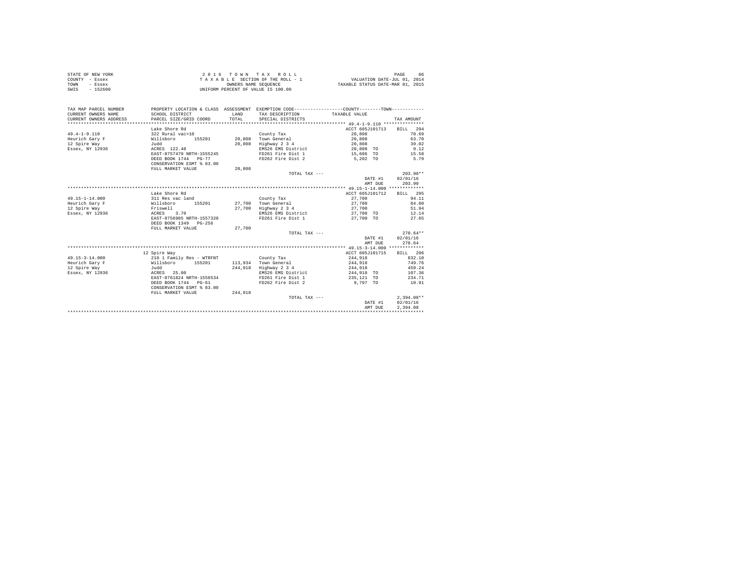STATE OF NEW YORK
COUNTY - Essex
TOWN - Essex
SWIS - 152600

2 0 1 6 T O W N T A X R O L L
T A X A B L E SECTION OF THE ROLL - 1
OWNERS NAME SEQUENCE
UNIFORM PERCENT OF VALUE IS 100.00

VALUATION DATE-JUL 01, 2014
TAXABLE STATUS DATE-MAR 01, 2015

| TAX MAP PARCEL NUMBER / CURRENT OWNERS NAME / CURRENT OWNERS ADDRESS | PROPERTY LOCATION & CLASS / SCHOOL DISTRICT / PARCEL SIZE/GRID COORD | ASSESSMENT LAND / TOTAL | EXEMPTION CODE / TAX DESCRIPTION / SPECIAL DISTRICTS | COUNTY--------TOWN / TAXABLE VALUE | TAX AMOUNT |
|---|---|---|---|---|---|
| **49.4-1-9.110** | Lake Shore Rd | | | ACCT 605J101713 | BILL 294 |
| 49.4-1-9.110 | 322 Rural vac>10 | | County Tax | 20,808 | 70.69 |
| Heurich Gary F | Willsboro 155201 | 20,808 | Town General | 20,808 | 63.70 |
| 12 Spire Way | Judd | 20,808 | Highway 2 3 4 | 20,808 | 39.02 |
| Essex, NY 12936 | ACRES 122.40 | | EMS26 EMS District | 20,808 TO | 9.12 |
| | EAST-0757479 NRTH-1555245 | | FD261 Fire Dist 1 | 15,606 TO | 15.58 |
| | DEED BOOK 1744 PG-77 | | FD262 Fire Dist 2 | 5,202 TO | 5.79 |
| | CONSERVATION ESMT % 83.00 | | | | |
| | FULL MARKET VALUE | 20,808 | | | |
| | | | TOTAL TAX --- | | 203.90** |
| | | | | DATE #1 | 02/01/16 |
| | | | | AMT DUE | 203.90 |
| **49.15-1-14.000** | Lake Shore Rd | | | ACCT 605J101712 | BILL 295 |
| 49.15-1-14.000 | 311 Res vac land | | County Tax | 27,700 | 94.11 |
| Heurich Gary F | Willsboro 155201 | 27,700 | Town General | 27,700 | 84.80 |
| 12 Spire Way | Friswell | 27,700 | Highway 2 3 4 | 27,700 | 51.94 |
| Essex, NY 12936 | ACRES 3.70 | | EMS26 EMS District | 27,700 TO | 12.14 |
| | EAST-0756985 NRTH-1557320 | | FD261 Fire Dist 1 | 27,700 TO | 27.65 |
| | DEED BOOK 1349 PG-256 | | | | |
| | FULL MARKET VALUE | 27,700 | | | |
| | | | TOTAL TAX --- | | 270.64** |
| | | | | DATE #1 | 02/01/16 |
| | | | | AMT DUE | 270.64 |
| **49.15-3-14.000** | 12 Spire Way | | | ACCT 605J101715 | BILL 296 |
| 49.15-3-14.000 | 210 1 Family Res - WTRFNT | | County Tax | 244,918 | 832.10 |
| Heurich Gary F | Willsboro 155201 | 113,934 | Town General | 244,918 | 749.76 |
| 12 Spire Way | Judd | 244,918 | Highway 2 3 4 | 244,918 | 459.24 |
| Essex, NY 12936 | ACRES 25.00 | | EMS26 EMS District | 244,918 TO | 107.36 |
| | EAST-0761824 NRTH-1556534 | | FD261 Fire Dist 1 | 235,121 TO | 234.71 |
| | DEED BOOK 1744 PG-61 | | FD262 Fire Dist 2 | 9,797 TO | 10.91 |
| | CONSERVATION ESMT % 83.00 | | | | |
| | FULL MARKET VALUE | 244,918 | | | |
| | | | TOTAL TAX --- | | 2,394.08** |
| | | | | DATE #1 | 02/01/16 |
| | | | | AMT DUE | 2,394.08 |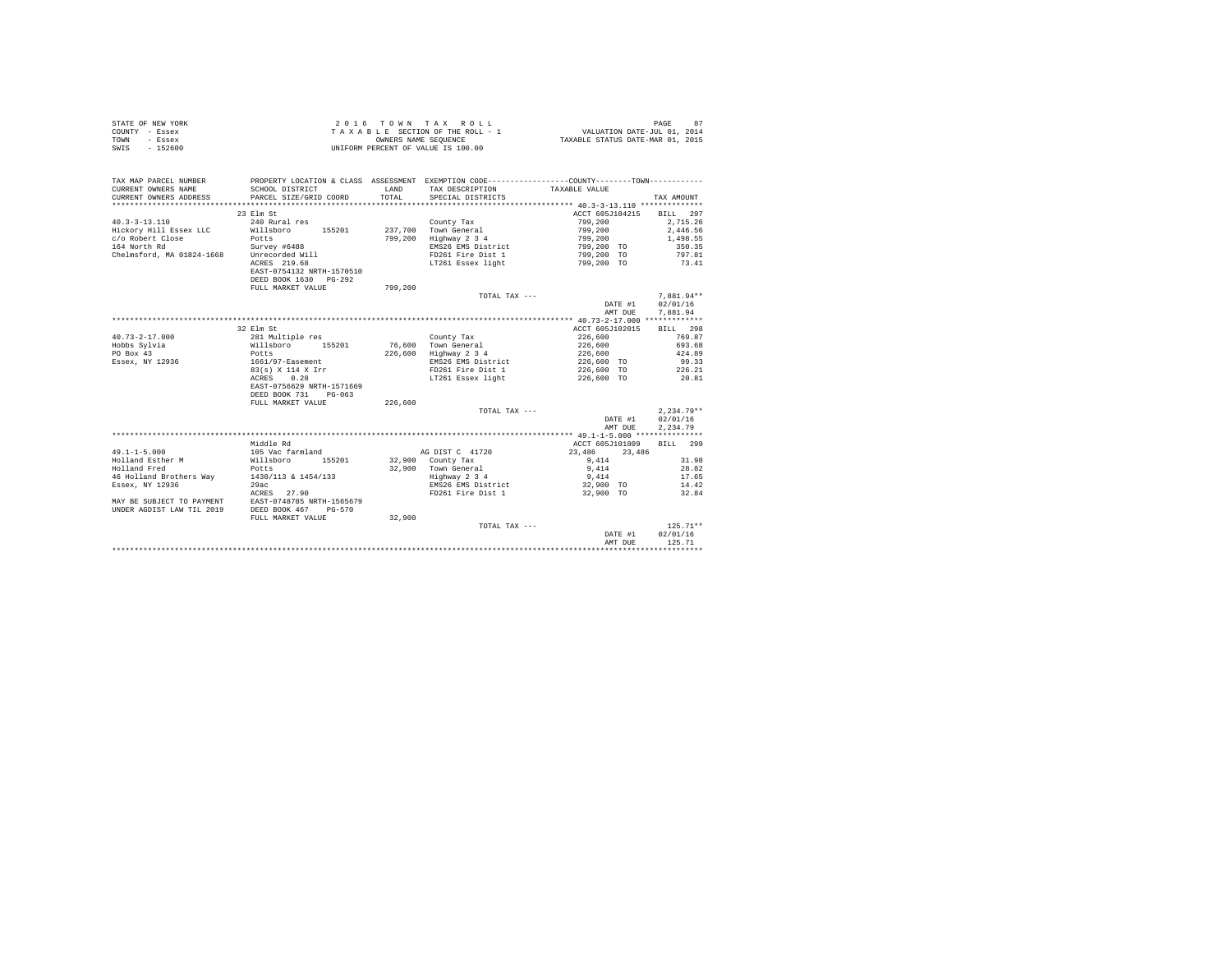STATE OF NEW YORK
COUNTY - Essex
TOWN - Essex
SWIS - 152600

2016 TOWN TAX ROLL
TAXABLE SECTION OF THE ROLL - 1
OWNERS NAME SEQUENCE
UNIFORM PERCENT OF VALUE IS 100.00

VALUATION DATE-JUL 01, 2014
TAXABLE STATUS DATE-MAR 01, 2015

| TAX MAP PARCEL NUMBER / CURRENT OWNERS NAME / CURRENT OWNERS ADDRESS | PROPERTY LOCATION & CLASS / SCHOOL DISTRICT / PARCEL SIZE/GRID COORD | ASSESSMENT LAND / TOTAL | EXEMPTION CODE / TAX DESCRIPTION / SPECIAL DISTRICTS | TAXABLE VALUE | TAX AMOUNT |
|---|---|---|---|---|---|
| **40.3-3-13.110** | 23 Elm St | | | ACCT 605J104215 | BILL 297 |
| 40.3-3-13.110 | 240 Rural res | | County Tax | 799,200 | 2,715.26 |
| Hickory Hill Essex LLC | Willsboro 155201 | 237,700 | Town General | 799,200 | 2,446.56 |
| c/o Robert Close | Potts | 799,200 | Highway 2 3 4 | 799,200 | 1,498.55 |
| 164 North Rd | Survey #6488 | | EMS26 EMS District | 799,200 TO | 350.35 |
| Chelmsford, MA 01824-1668 | Unrecorded Will | | FD261 Fire Dist 1 | 799,200 TO | 797.81 |
| | ACRES 219.68 | | LT261 Essex light | 799,200 TO | 73.41 |
| | EAST-0754132 NRTH-1570510 | | | | |
| | DEED BOOK 1630 PG-292 | | | | |
| | FULL MARKET VALUE | 799,200 | | | |
| | | | TOTAL TAX --- | | 7,881.94** |
| | | | | DATE #1 | 02/01/16 |
| | | | | AMT DUE | 7,881.94 |
| **40.73-2-17.000** | 32 Elm St | | | ACCT 605J102015 | BILL 298 |
| 40.73-2-17.000 | 281 Multiple res | | County Tax | 226,600 | 769.87 |
| Hobbs Sylvia | Willsboro 155201 | 76,600 | Town General | 226,600 | 693.68 |
| PO Box 43 | Potts | 226,600 | Highway 2 3 4 | 226,600 | 424.89 |
| Essex, NY 12936 | 1661/97-Easement | | EMS26 EMS District | 226,600 TO | 99.33 |
| | 83(s) X 114 X Irr | | FD261 Fire Dist 1 | 226,600 TO | 226.21 |
| | ACRES 0.28 | | LT261 Essex light | 226,600 TO | 20.81 |
| | EAST-0756629 NRTH-1571669 | | | | |
| | DEED BOOK 731 PG-063 | | | | |
| | FULL MARKET VALUE | 226,600 | | | |
| | | | TOTAL TAX --- | | 2,234.79** |
| | | | | DATE #1 | 02/01/16 |
| | | | | AMT DUE | 2,234.79 |
| **49.1-1-5.000** | Middle Rd | | | ACCT 605J101809 | BILL 299 |
| 49.1-1-5.000 | 105 Vac farmland | | AG DIST C 41720 | 23,486 23,486 | |
| Holland Esther M | Willsboro 155201 | 32,900 | County Tax | 9,414 | 31.98 |
| Holland Fred | Potts | 32,900 | Town General | 9,414 | 28.82 |
| 46 Holland Brothers Way | 1430/113 & 1454/133 | | Highway 2 3 4 | 9,414 | 17.65 |
| Essex, NY 12936 | 29ac | | EMS26 EMS District | 32,900 TO | 14.42 |
| | ACRES 27.90 | | FD261 Fire Dist 1 | 32,900 TO | 32.84 |
| MAY BE SUBJECT TO PAYMENT | EAST-0748785 NRTH-1565679 | | | | |
| UNDER AGDIST LAW TIL 2019 | DEED BOOK 467 PG-570 | | | | |
| | FULL MARKET VALUE | 32,900 | | | |
| | | | TOTAL TAX --- | | 125.71** |
| | | | | DATE #1 | 02/01/16 |
| | | | | AMT DUE | 125.71 |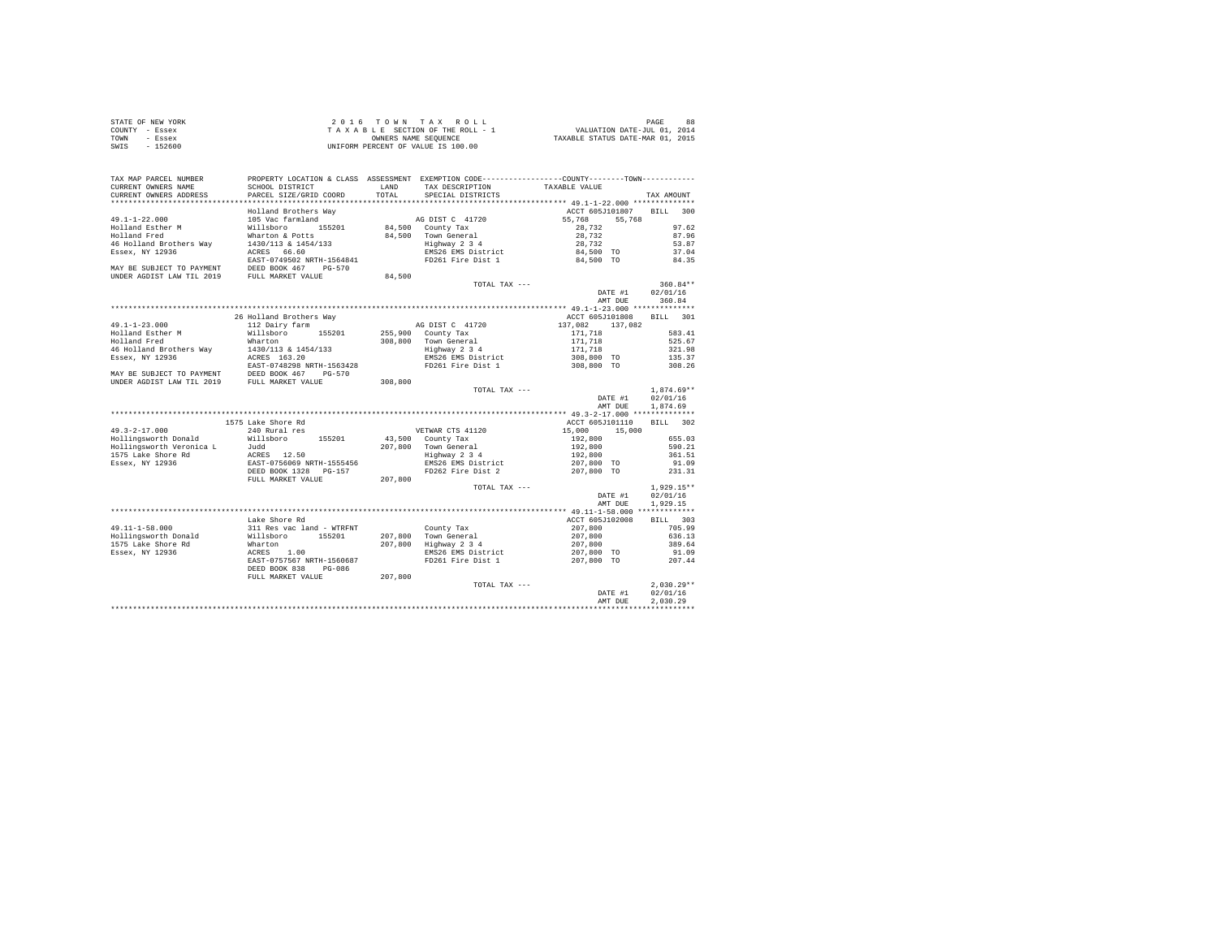STATE OF NEW YORK
COUNTY - Essex
TOWN - Essex
SWIS - 152600

2 0 1 6 T O W N T A X R O L L
T A X A B L E SECTION OF THE ROLL - 1
OWNERS NAME SEQUENCE
UNIFORM PERCENT OF VALUE IS 100.00

VALUATION DATE-JUL 01, 2014
TAXABLE STATUS DATE-MAR 01, 2015

```
TAX MAP PARCEL NUMBER      PROPERTY LOCATION & CLASS  ASSESSMENT  EXEMPTION CODE-----------------COUNTY--------TOWN-----------
CURRENT OWNERS NAME        SCHOOL DISTRICT              LAND      TAX DESCRIPTION            TAXABLE VALUE
CURRENT OWNERS ADDRESS     PARCEL SIZE/GRID COORD      TOTAL      SPECIAL DISTRICTS                                    TAX AMOUNT
*********************************************************************************************** 49.1-1-22.000 **************
                           Holland Brothers Way                                             ACCT 605J101807     BILL  300
49.1-1-22.000              105 Vac farmland                       AG DIST C  41720           55,768    55,768
Holland Esther M           Willsboro      155201      84,500   County Tax                     28,732                 97.62
Holland Fred               Wharton & Potts            84,500   Town General                   28,732                 87.96
46 Holland Brothers Way    1430/113 & 1454/133                    Highway 2 3 4                  28,732                 53.87
Essex, NY 12936            ACRES   66.60                          EMS26 EMS District             84,500 TO              37.04
                           EAST-0749502 NRTH-1564841              FD261 Fire Dist 1              84,500 TO              84.35
MAY BE SUBJECT TO PAYMENT  DEED BOOK 467    PG-570
UNDER AGDIST LAW TIL 2019  FULL MARKET VALUE          84,500
                                                                  TOTAL TAX ---                                        360.84**
                                                                                                 DATE #1          02/01/16
                                                                                                 AMT DUE            360.84
*********************************************************************************************** 49.1-1-23.000 **************
                           26 Holland Brothers Way                                          ACCT 605J101808     BILL  301
49.1-1-23.000              112 Dairy farm                         AG DIST C  41720          137,082   137,082
Holland Esther M           Willsboro      155201     255,900   County Tax                    171,718                583.41
Holland Fred               Wharton                   308,800   Town General                  171,718                525.67
46 Holland Brothers Way    1430/113 & 1454/133                    Highway 2 3 4                 171,718                321.98
Essex, NY 12936            ACRES  163.20                          EMS26 EMS District            308,800 TO             135.37
                           EAST-0748298 NRTH-1563428              FD261 Fire Dist 1             308,800 TO             308.26
MAY BE SUBJECT TO PAYMENT  DEED BOOK 467    PG-570
UNDER AGDIST LAW TIL 2019  FULL MARKET VALUE         308,800
                                                                  TOTAL TAX ---                                      1,874.69**
                                                                                                 DATE #1          02/01/16
                                                                                                 AMT DUE          1,874.69
*********************************************************************************************** 49.3-2-17.000 **************
                           1575 Lake Shore Rd                                               ACCT 605J101110     BILL  302
49.3-2-17.000              240 Rural res                          VETWAR CTS 41120           15,000    15,000
Hollingsworth Donald       Willsboro      155201      43,500   County Tax                    192,800                655.03
Hollingsworth Veronica L   Judd                      207,800   Town General                  192,800                590.21
1575 Lake Shore Rd         ACRES   12.50                          Highway 2 3 4                 192,800                361.51
Essex, NY 12936            EAST-0756069 NRTH-1555456              EMS26 EMS District            207,800 TO              91.09
                           DEED BOOK 1328   PG-157                FD262 Fire Dist 2             207,800 TO             231.31
                           FULL MARKET VALUE         207,800
                                                                  TOTAL TAX ---                                      1,929.15**
                                                                                                 DATE #1          02/01/16
                                                                                                 AMT DUE          1,929.15
*********************************************************************************************** 49.11-1-58.000 *************
                           Lake Shore Rd                                                    ACCT 605J102008     BILL  303
49.11-1-58.000             311 Res vac land - WTRFNT              County Tax                    207,800                705.99
Hollingsworth Donald       Willsboro      155201     207,800   Town General                  207,800                636.13
1575 Lake Shore Rd         Wharton                   207,800   Highway 2 3 4                 207,800                389.64
Essex, NY 12936            ACRES    1.00                          EMS26 EMS District            207,800 TO              91.09
                           EAST-0757567 NRTH-1560687              FD261 Fire Dist 1             207,800 TO             207.44
                           DEED BOOK 838    PG-086
                           FULL MARKET VALUE         207,800
                                                                  TOTAL TAX ---                                      2,030.29**
                                                                                                 DATE #1          02/01/16
                                                                                                 AMT DUE          2,030.29
****************************************************************************************************************************
```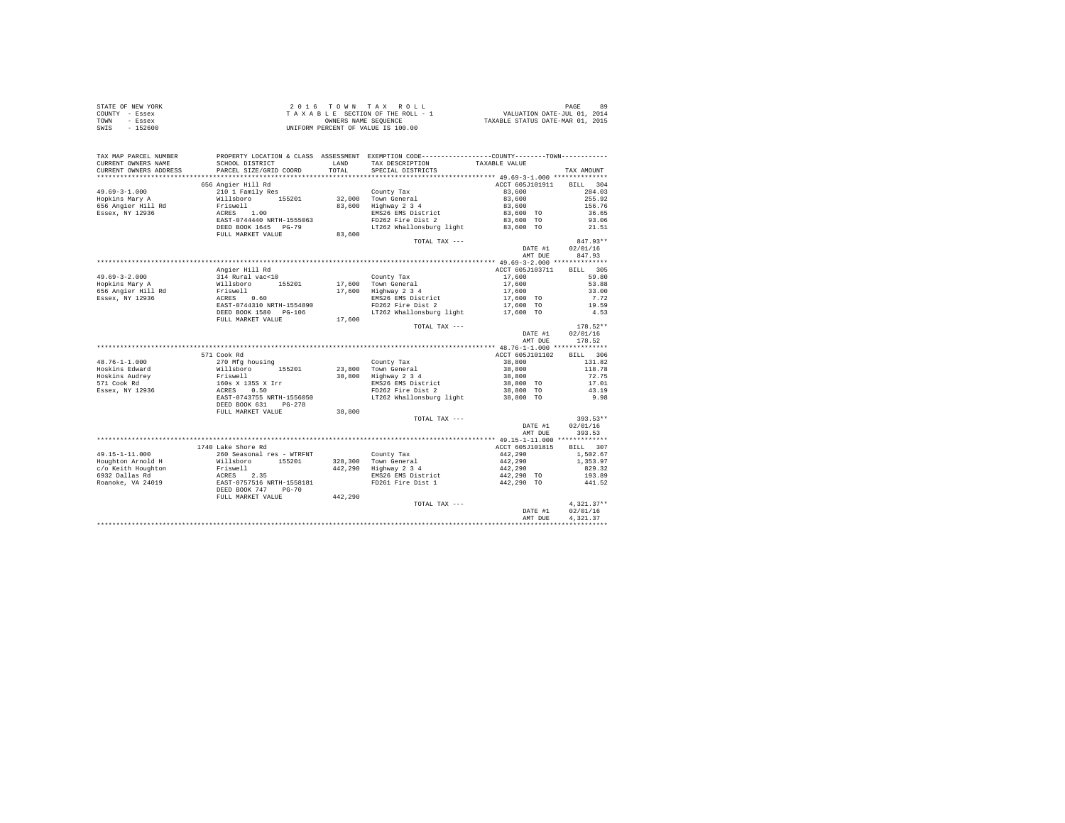STATE OF NEW YORK
COUNTY - Essex
TOWN - Essex
SWIS - 152600

2 0 1 6 T O W N T A X R O L L
T A X A B L E SECTION OF THE ROLL - 1
OWNERS NAME SEQUENCE
UNIFORM PERCENT OF VALUE IS 100.00

VALUATION DATE-JUL 01, 2014
TAXABLE STATUS DATE-MAR 01, 2015

| TAX MAP PARCEL NUMBER<br>CURRENT OWNERS NAME<br>CURRENT OWNERS ADDRESS | PROPERTY LOCATION & CLASS<br>SCHOOL DISTRICT<br>PARCEL SIZE/GRID COORD | ASSESSMENT<br>LAND<br>TOTAL | EXEMPTION CODE<br>TAX DESCRIPTION<br>SPECIAL DISTRICTS | COUNTY--------TOWN<br>TAXABLE VALUE | TAX AMOUNT |
|---|---|---|---|---|---|
| 49.69-3-1.000 | 656 Angier Hill Rd | | | ACCT 605J101911 | BILL 304 |
| 49.69-3-1.000 | 210 1 Family Res | | County Tax | 83,600 | 284.03 |
| Hopkins Mary A | Willsboro 155201 | 32,000 | Town General | 83,600 | 255.92 |
| 656 Angier Hill Rd | Friswell | 83,600 | Highway 2 3 4 | 83,600 | 156.76 |
| Essex, NY 12936 | ACRES 1.00 | | EMS26 EMS District | 83,600 TO | 36.65 |
| | EAST-0744440 NRTH-1555063 | | FD262 Fire Dist 2 | 83,600 TO | 93.06 |
| | DEED BOOK 1645 PG-79 | | LT262 Whallonsburg light | 83,600 TO | 21.51 |
| | FULL MARKET VALUE | 83,600 | | | |
| | | | TOTAL TAX --- | | 847.93** |
| | | | | DATE #1 | 02/01/16 |
| | | | | AMT DUE | 847.93 |
| 49.69-3-2.000 | Angier Hill Rd | | | ACCT 605J103711 | BILL 305 |
| 49.69-3-2.000 | 314 Rural vac<10 | | County Tax | 17,600 | 59.80 |
| Hopkins Mary A | Willsboro 155201 | 17,600 | Town General | 17,600 | 53.88 |
| 656 Angier Hill Rd | Friswell | 17,600 | Highway 2 3 4 | 17,600 | 33.00 |
| Essex, NY 12936 | ACRES 0.60 | | EMS26 EMS District | 17,600 TO | 7.72 |
| | EAST-0744310 NRTH-1554890 | | FD262 Fire Dist 2 | 17,600 TO | 19.59 |
| | DEED BOOK 1580 PG-106 | | LT262 Whallonsburg light | 17,600 TO | 4.53 |
| | FULL MARKET VALUE | 17,600 | | | |
| | | | TOTAL TAX --- | | 178.52** |
| | | | | DATE #1 | 02/01/16 |
| | | | | AMT DUE | 178.52 |
| 48.76-1-1.000 | 571 Cook Rd | | | ACCT 605J101102 | BILL 306 |
| 48.76-1-1.000 | 270 Mfg housing | | County Tax | 38,800 | 131.82 |
| Hoskins Edward | Willsboro 155201 | 23,800 | Town General | 38,800 | 118.78 |
| Hoskins Audrey | Friswell | 38,800 | Highway 2 3 4 | 38,800 | 72.75 |
| 571 Cook Rd | 160s X 135S X Irr | | EMS26 EMS District | 38,800 TO | 17.01 |
| Essex, NY 12936 | ACRES 0.50 | | FD262 Fire Dist 2 | 38,800 TO | 43.19 |
| | EAST-0743755 NRTH-1556050 | | LT262 Whallonsburg light | 38,800 TO | 9.98 |
| | DEED BOOK 631 PG-278 | | | | |
| | FULL MARKET VALUE | 38,800 | | | |
| | | | TOTAL TAX --- | | 393.53** |
| | | | | DATE #1 | 02/01/16 |
| | | | | AMT DUE | 393.53 |
| 49.15-1-11.000 | 1740 Lake Shore Rd | | | ACCT 605J101815 | BILL 307 |
| 49.15-1-11.000 | 260 Seasonal res - WTRFNT | | County Tax | 442,290 | 1,502.67 |
| Houghton Arnold H | Willsboro 155201 | 328,300 | Town General | 442,290 | 1,353.97 |
| c/o Keith Houghton | Friswell | 442,290 | Highway 2 3 4 | 442,290 | 829.32 |
| 6932 Dallas Rd | ACRES 2.35 | | EMS26 EMS District | 442,290 TO | 193.89 |
| Roanoke, VA 24019 | EAST-0757516 NRTH-1558181 | | FD261 Fire Dist 1 | 442,290 TO | 441.52 |
| | DEED BOOK 747 PG-70 | | | | |
| | FULL MARKET VALUE | 442,290 | | | |
| | | | TOTAL TAX --- | | 4,321.37** |
| | | | | DATE #1 | 02/01/16 |
| | | | | AMT DUE | 4,321.37 |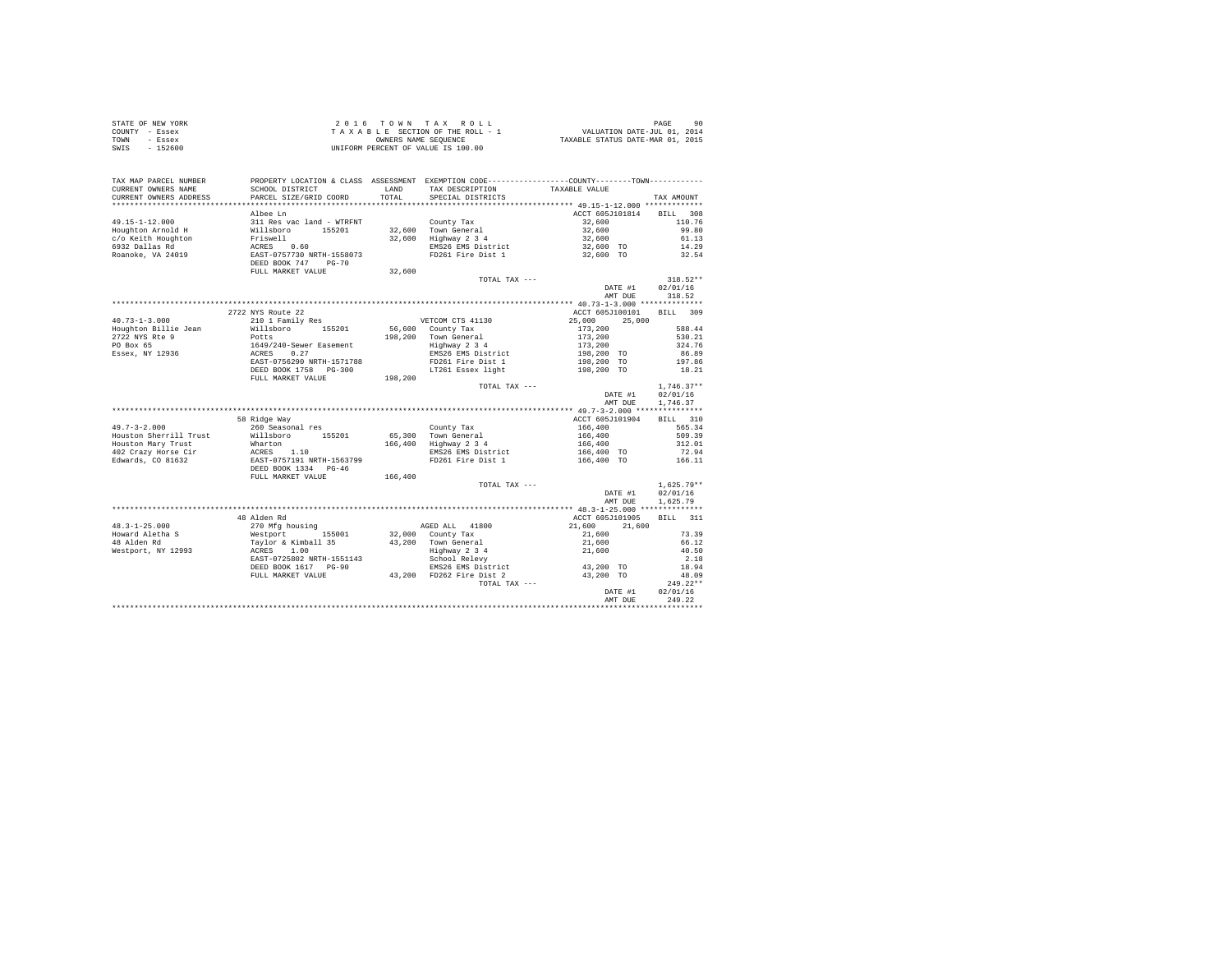STATE OF NEW YORK
COUNTY - Essex
TOWN - Essex
SWIS - 152600

2 0 1 6 T O W N T A X R O L L
T A X A B L E SECTION OF THE ROLL - 1
OWNERS NAME SEQUENCE
UNIFORM PERCENT OF VALUE IS 100.00

VALUATION DATE-JUL 01, 2014
TAXABLE STATUS DATE-MAR 01, 2015

| TAX MAP PARCEL NUMBER / CURRENT OWNERS NAME / CURRENT OWNERS ADDRESS | PROPERTY LOCATION & CLASS / SCHOOL DISTRICT / PARCEL SIZE/GRID COORD | ASSESSMENT LAND / TOTAL | EXEMPTION CODE / TAX DESCRIPTION / SPECIAL DISTRICTS | COUNTY / TOWN TAXABLE VALUE | TAX AMOUNT |
|---|---|---|---|---|---|
| 49.15-1-12.000 | Albee Ln | | | ACCT 605J101814 | BILL 308 |
| 49.15-1-12.000 | 311 Res vac land - WTRFNT | | County Tax | 32,600 | 110.76 |
| Houghton Arnold H | Willsboro 155201 | 32,600 | Town General | 32,600 | 99.80 |
| c/o Keith Houghton | Friswell | 32,600 | Highway 2 3 4 | 32,600 | 61.13 |
| 6932 Dallas Rd | ACRES 0.60 | | EMS26 EMS District | 32,600 TO | 14.29 |
| Roanoke, VA 24019 | EAST-0757730 NRTH-1558073 | | FD261 Fire Dist 1 | 32,600 TO | 32.54 |
| | DEED BOOK 747 PG-70 | | | | |
| | FULL MARKET VALUE | 32,600 | | | |
| | | | TOTAL TAX --- | | 318.52** |
| | | | | DATE #1 | 02/01/16 |
| | | | | AMT DUE | 318.52 |
| 40.73-1-3.000 | 2722 NYS Route 22 | | | ACCT 605J100101 | BILL 309 |
| 40.73-1-3.000 | 210 1 Family Res | | VETCOM CTS 41130 | 25,000 25,000 | |
| Houghton Billie Jean | Willsboro 155201 | 56,600 | County Tax | 173,200 | 588.44 |
| 2722 NYS Rte 9 | Potts | 198,200 | Town General | 173,200 | 530.21 |
| PO Box 65 | 1649/240-Sewer Easement | | Highway 2 3 4 | 173,200 | 324.76 |
| Essex, NY 12936 | ACRES 0.27 | | EMS26 EMS District | 198,200 TO | 86.89 |
| | EAST-0756290 NRTH-1571788 | | FD261 Fire Dist 1 | 198,200 TO | 197.86 |
| | DEED BOOK 1758 PG-300 | | LT261 Essex light | 198,200 TO | 18.21 |
| | FULL MARKET VALUE | 198,200 | | | |
| | | | TOTAL TAX --- | | 1,746.37** |
| | | | | DATE #1 | 02/01/16 |
| | | | | AMT DUE | 1,746.37 |
| 49.7-3-2.000 | 58 Ridge Way | | | ACCT 605J101904 | BILL 310 |
| 49.7-3-2.000 | 260 Seasonal res | | County Tax | 166,400 | 565.34 |
| Houston Sherrill Trust | Willsboro 155201 | 65,300 | Town General | 166,400 | 509.39 |
| Houston Mary Trust | Wharton | 166,400 | Highway 2 3 4 | 166,400 | 312.01 |
| 402 Crazy Horse Cir | ACRES 1.10 | | EMS26 EMS District | 166,400 TO | 72.94 |
| Edwards, CO 81632 | EAST-0757191 NRTH-1563799 | | FD261 Fire Dist 1 | 166,400 TO | 166.11 |
| | DEED BOOK 1334 PG-46 | | | | |
| | FULL MARKET VALUE | 166,400 | | | |
| | | | TOTAL TAX --- | | 1,625.79** |
| | | | | DATE #1 | 02/01/16 |
| | | | | AMT DUE | 1,625.79 |
| 48.3-1-25.000 | 48 Alden Rd | | | ACCT 605J101905 | BILL 311 |
| 48.3-1-25.000 | 270 Mfg housing | | AGED ALL 41800 | 21,600 21,600 | |
| Howard Aletha S | Westport 155001 | 32,000 | County Tax | 21,600 | 73.39 |
| 48 Alden Rd | Taylor & Kimball 35 | 43,200 | Town General | 21,600 | 66.12 |
| Westport, NY 12993 | ACRES 1.00 | | Highway 2 3 4 | 21,600 | 40.50 |
| | EAST-0725802 NRTH-1551143 | | School Relevy | | 2.18 |
| | DEED BOOK 1617 PG-90 | | EMS26 EMS District | 43,200 TO | 18.94 |
| | FULL MARKET VALUE | 43,200 | FD262 Fire Dist 2 | 43,200 TO | 48.09 |
| | | | TOTAL TAX --- | | 249.22** |
| | | | | DATE #1 | 02/01/16 |
| | | | | AMT DUE | 249.22 |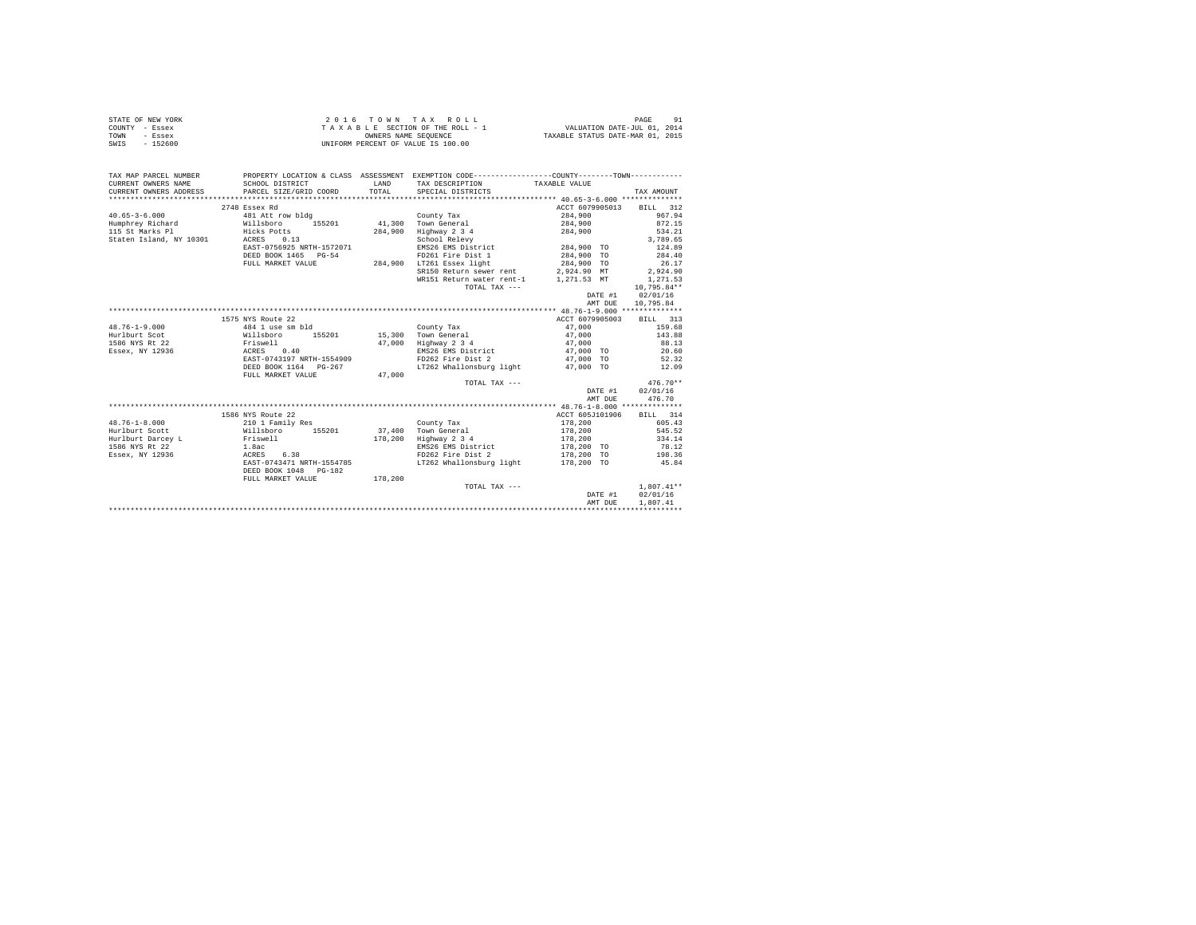STATE OF NEW YORK
COUNTY - Essex
TOWN - Essex
SWIS - 152600

2016 TOWN TAX ROLL
TAXABLE SECTION OF THE ROLL - 1
OWNERS NAME SEQUENCE
UNIFORM PERCENT OF VALUE IS 100.00

VALUATION DATE-JUL 01, 2014
TAXABLE STATUS DATE-MAR 01, 2015

| TAX MAP PARCEL NUMBER / CURRENT OWNERS NAME / CURRENT OWNERS ADDRESS | PROPERTY LOCATION & CLASS / SCHOOL DISTRICT / PARCEL SIZE/GRID COORD | ASSESSMENT LAND / TOTAL | EXEMPTION CODE / TAX DESCRIPTION / SPECIAL DISTRICTS | COUNTY / TOWN TAXABLE VALUE | TAX AMOUNT |
|---|---|---|---|---|---|
| 40.65-3-6.000 | 2748 Essex Rd | | | ACCT 6079905013 | BILL 312 |
| | 481 Att row bldg | | County Tax | 284,900 | 967.94 |
| Humphrey Richard | Willsboro 155201 | 41,300 | Town General | 284,900 | 872.15 |
| 115 St Marks Pl | Hicks Potts | 284,900 | Highway 2 3 4 | 284,900 | 534.21 |
| Staten Island, NY 10301 | ACRES 0.13 | | School Relevy | | 3,789.65 |
| | EAST-0756925 NRTH-1572071 | | EMS26 EMS District | 284,900 TO | 124.89 |
| | DEED BOOK 1465 PG-54 | | FD261 Fire Dist 1 | 284,900 TO | 284.40 |
| | FULL MARKET VALUE | 284,900 | LT261 Essex light | 284,900 TO | 26.17 |
| | | | SR150 Return sewer rent | 2,924.90 MT | 2,924.90 |
| | | | WR151 Return water rent-1 | 1,271.53 MT | 1,271.53 |
| | | | TOTAL TAX --- | | 10,795.84** |
| | | | | DATE #1 | 02/01/16 |
| | | | | AMT DUE | 10,795.84 |
| 48.76-1-9.000 | 1575 NYS Route 22 | | | ACCT 6079905003 | BILL 313 |
| | 484 1 use sm bld | | County Tax | 47,000 | 159.68 |
| Hurlburt Scot | Willsboro 155201 | 15,300 | Town General | 47,000 | 143.88 |
| 1586 NYS Rt 22 | Friswell | 47,000 | Highway 2 3 4 | 47,000 | 88.13 |
| Essex, NY 12936 | ACRES 0.40 | | EMS26 EMS District | 47,000 TO | 20.60 |
| | EAST-0743197 NRTH-1554909 | | FD262 Fire Dist 2 | 47,000 TO | 52.32 |
| | DEED BOOK 1164 PG-267 | | LT262 Whallonsburg light | 47,000 TO | 12.09 |
| | FULL MARKET VALUE | 47,000 | | | |
| | | | TOTAL TAX --- | | 476.70** |
| | | | | DATE #1 | 02/01/16 |
| | | | | AMT DUE | 476.70 |
| 48.76-1-8.000 | 1586 NYS Route 22 | | | ACCT 605J101906 | BILL 314 |
| | 210 1 Family Res | | County Tax | 178,200 | 605.43 |
| Hurlburt Scott | Willsboro 155201 | 37,400 | Town General | 178,200 | 545.52 |
| Hurlburt Darcey L | Friswell | 178,200 | Highway 2 3 4 | 178,200 | 334.14 |
| 1586 NYS Rt 22 | 1.8ac | | EMS26 EMS District | 178,200 TO | 78.12 |
| Essex, NY 12936 | ACRES 6.38 | | FD262 Fire Dist 2 | 178,200 TO | 198.36 |
| | EAST-0743471 NRTH-1554785 | | LT262 Whallonsburg light | 178,200 TO | 45.84 |
| | DEED BOOK 1048 PG-182 | | | | |
| | FULL MARKET VALUE | 178,200 | | | |
| | | | TOTAL TAX --- | | 1,807.41** |
| | | | | DATE #1 | 02/01/16 |
| | | | | AMT DUE | 1,807.41 |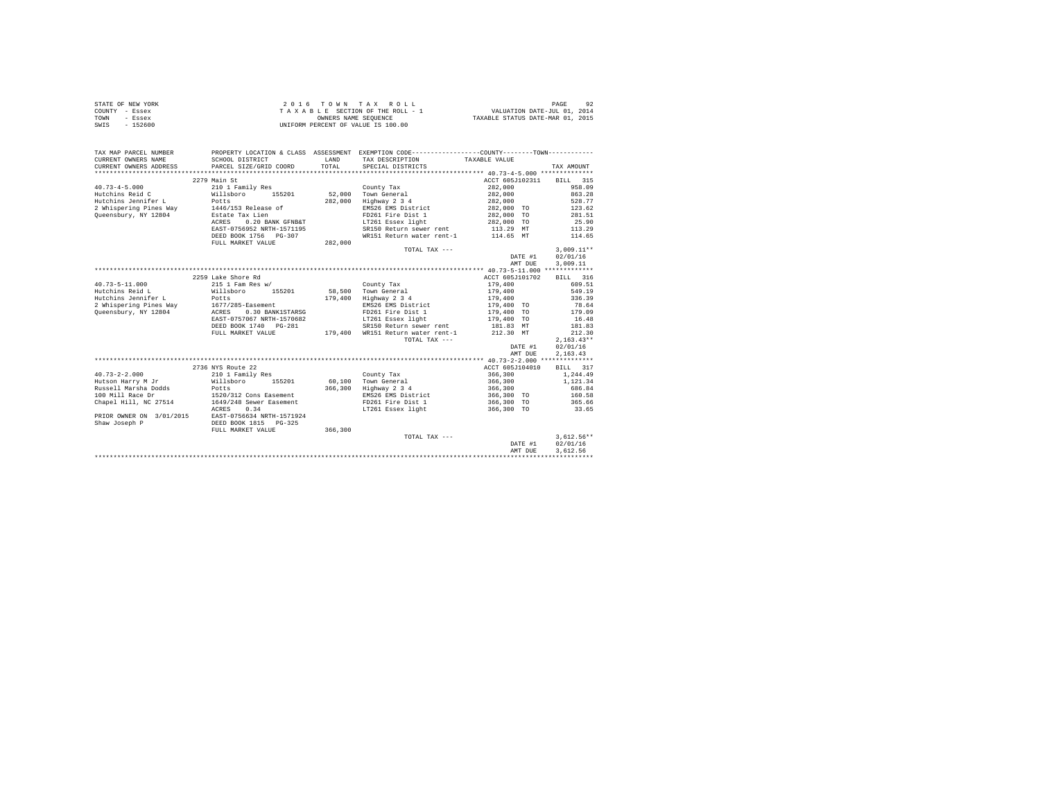STATE OF NEW YORK — 2016 TOWN TAX ROLL — PAGE 92
COUNTY - Essex — TAXABLE SECTION OF THE ROLL - 1 — VALUATION DATE-JUL 01, 2014
TOWN - Essex — OWNERS NAME SEQUENCE — TAXABLE STATUS DATE-MAR 01, 2015
SWIS - 152600 — UNIFORM PERCENT OF VALUE IS 100.00

| TAX MAP PARCEL NUMBER / CURRENT OWNERS NAME / CURRENT OWNERS ADDRESS | PROPERTY LOCATION & CLASS / SCHOOL DISTRICT / PARCEL SIZE/GRID COORD | ASSESSMENT LAND / TOTAL | EXEMPTION CODE / TAX DESCRIPTION / SPECIAL DISTRICTS | COUNTY / TOWN TAXABLE VALUE | TAX AMOUNT |
|---|---|---|---|---|---|
| **40.73-4-5.000** | 2279 Main St | | | ACCT 605J102311 | BILL 315 |
| 40.73-4-5.000 | 210 1 Family Res | | County Tax | 282,000 | 958.09 |
| Hutchins Reid C | Willsboro 155201 | 52,000 | Town General | 282,000 | 863.28 |
| Hutchins Jennifer L | Potts | 282,000 | Highway 2 3 4 | 282,000 | 528.77 |
| 2 Whispering Pines Way | 1446/153 Release of | | EMS26 EMS District | 282,000 TO | 123.62 |
| Queensbury, NY 12804 | Estate Tax Lien | | FD261 Fire Dist 1 | 282,000 TO | 281.51 |
| | ACRES 0.20 BANK GFNB&T | | LT261 Essex light | 282,000 TO | 25.90 |
| | EAST-0756952 NRTH-1571195 | | SR150 Return sewer rent | 113.29 MT | 113.29 |
| | DEED BOOK 1756 PG-307 | | WR151 Return water rent-1 | 114.65 MT | 114.65 |
| | FULL MARKET VALUE | 282,000 | | | |
| | | | TOTAL TAX --- | | 3,009.11** |
| | | | | DATE #1 | 02/01/16 |
| | | | | AMT DUE | 3,009.11 |
| **40.73-5-11.000** | 2259 Lake Shore Rd | | | ACCT 605J101702 | BILL 316 |
| 40.73-5-11.000 | 215 1 Fam Res w/ | | County Tax | 179,400 | 609.51 |
| Hutchins Reid L | Willsboro 155201 | 58,500 | Town General | 179,400 | 549.19 |
| Hutchins Jennifer L | Potts | 179,400 | Highway 2 3 4 | 179,400 | 336.39 |
| 2 Whispering Pines Way | 1677/285-Easement | | EMS26 EMS District | 179,400 TO | 78.64 |
| Queensbury, NY 12804 | ACRES 0.30 BANK1STARSG | | FD261 Fire Dist 1 | 179,400 TO | 179.09 |
| | EAST-0757067 NRTH-1570682 | | LT261 Essex light | 179,400 TO | 16.48 |
| | DEED BOOK 1740 PG-281 | | SR150 Return sewer rent | 181.83 MT | 181.83 |
| | FULL MARKET VALUE | 179,400 | WR151 Return water rent-1 | 212.30 MT | 212.30 |
| | | | TOTAL TAX --- | | 2,163.43** |
| | | | | DATE #1 | 02/01/16 |
| | | | | AMT DUE | 2,163.43 |
| **40.73-2-2.000** | 2736 NYS Route 22 | | | ACCT 605J104010 | BILL 317 |
| 40.73-2-2.000 | 210 1 Family Res | | County Tax | 366,300 | 1,244.49 |
| Hutson Harry M Jr | Willsboro 155201 | 60,100 | Town General | 366,300 | 1,121.34 |
| Russell Marsha Dodds | Potts | 366,300 | Highway 2 3 4 | 366,300 | 686.84 |
| 100 Mill Race Dr | 1520/312 Cons Easement | | EMS26 EMS District | 366,300 TO | 160.58 |
| Chapel Hill, NC 27514 | 1649/248 Sewer Easement | | FD261 Fire Dist 1 | 366,300 TO | 365.66 |
| | ACRES 0.34 | | LT261 Essex light | 366,300 TO | 33.65 |
| PRIOR OWNER ON 3/01/2015 | EAST-0756634 NRTH-1571924 | | | | |
| Shaw Joseph P | DEED BOOK 1815 PG-325 | | | | |
| | FULL MARKET VALUE | 366,300 | | | |
| | | | TOTAL TAX --- | | 3,612.56** |
| | | | | DATE #1 | 02/01/16 |
| | | | | AMT DUE | 3,612.56 |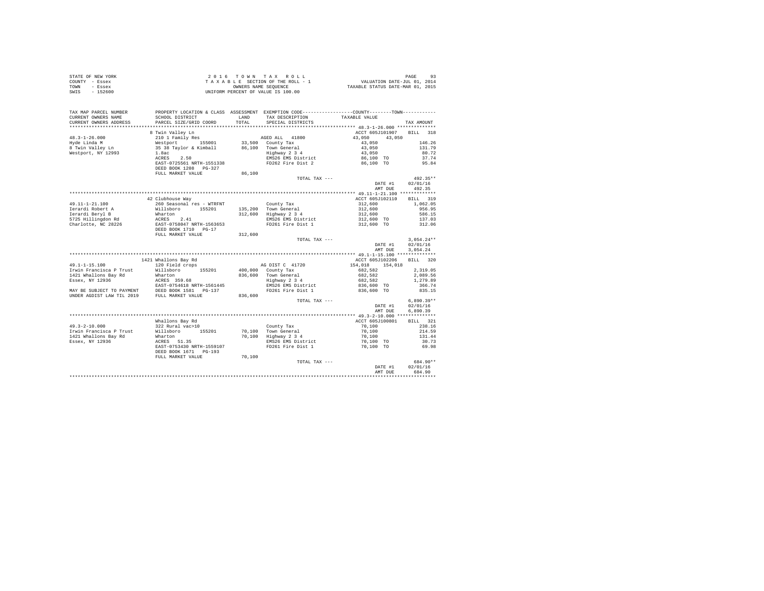STATE OF NEW YORK
COUNTY - Essex
TOWN - Essex
SWIS - 152600

2 0 1 6 T O W N T A X R O L L
T A X A B L E SECTION OF THE ROLL - 1
OWNERS NAME SEQUENCE
UNIFORM PERCENT OF VALUE IS 100.00

VALUATION DATE-JUL 01, 2014
TAXABLE STATUS DATE-MAR 01, 2015

| TAX MAP PARCEL NUMBER / CURRENT OWNERS NAME / CURRENT OWNERS ADDRESS | PROPERTY LOCATION & CLASS / SCHOOL DISTRICT / PARCEL SIZE/GRID COORD | ASSESSMENT LAND / TOTAL | EXEMPTION CODE / TAX DESCRIPTION / SPECIAL DISTRICTS | COUNTY / TOWN TAXABLE VALUE | TAX AMOUNT |
|---|---|---|---|---|---|
| 48.3-1-26.000 | 8 Twin Valley Ln | | | ACCT 605J101907 | BILL 318 |
| | 210 1 Family Res | | AGED ALL 41800 | 43,050 43,050 | |
| Hyde Linda M | Westport 155001 | 33,500 | County Tax | 43,050 | 146.26 |
| 8 Twin Valley Ln | 35 38 Taylor & Kimball | 86,100 | Town General | 43,050 | 131.79 |
| Westport, NY 12993 | 1.8ac | | Highway 2 3 4 | 43,050 | 80.72 |
| | ACRES 2.50 | | EMS26 EMS District | 86,100 TO | 37.74 |
| | EAST-0725561 NRTH-1551338 | | FD262 Fire Dist 2 | 86,100 TO | 95.84 |
| | DEED BOOK 1208 PG-327 | | | | |
| | FULL MARKET VALUE | 86,100 | | | |
| | | | TOTAL TAX --- | | 492.35** |
| | | | | DATE #1 | 02/01/16 |
| | | | | AMT DUE | 492.35 |
| 49.11-1-21.100 | 42 Clubhouse Way | | | ACCT 605J102110 | BILL 319 |
| | 260 Seasonal res - WTRFNT | | County Tax | 312,600 | 1,062.05 |
| Ierardi Robert A | Willsboro 155201 | 135,200 | Town General | 312,600 | 956.95 |
| Ierardi Beryl B | Wharton | 312,600 | Highway 2 3 4 | 312,600 | 586.15 |
| 5725 Hillingdon Rd | ACRES 2.41 | | EMS26 EMS District | 312,600 TO | 137.03 |
| Charlotte, NC 28226 | EAST-0758047 NRTH-1563653 | | FD261 Fire Dist 1 | 312,600 TO | 312.06 |
| | DEED BOOK 1710 PG-17 | | | | |
| | FULL MARKET VALUE | 312,600 | | | |
| | | | TOTAL TAX --- | | 3,054.24** |
| | | | | DATE #1 | 02/01/16 |
| | | | | AMT DUE | 3,054.24 |
| 49.1-1-15.100 | 1421 Whallons Bay Rd | | | ACCT 605J102206 | BILL 320 |
| | 120 Field crops | | AG DIST C 41720 | 154,018 154,018 | |
| Irwin Francisca P Trust | Willsboro 155201 | 400,000 | County Tax | 682,582 | 2,319.05 |
| 1421 Whallons Bay Rd | Wharton | 836,600 | Town General | 682,582 | 2,089.56 |
| Essex, NY 12936 | ACRES 359.60 | | Highway 2 3 4 | 682,582 | 1,279.89 |
| | EAST-0754618 NRTH-1561445 | | EMS26 EMS District | 836,600 TO | 366.74 |
| MAY BE SUBJECT TO PAYMENT | DEED BOOK 1581 PG-137 | | FD261 Fire Dist 1 | 836,600 TO | 835.15 |
| UNDER AGDIST LAW TIL 2019 | FULL MARKET VALUE | 836,600 | | | |
| | | | TOTAL TAX --- | | 6,890.39** |
| | | | | DATE #1 | 02/01/16 |
| | | | | AMT DUE | 6,890.39 |
| 49.3-2-10.000 | Whallons Bay Rd | | | ACCT 605J100801 | BILL 321 |
| | 322 Rural vac>10 | | County Tax | 70,100 | 238.16 |
| Irwin Francisca P Trust | Willsboro 155201 | 70,100 | Town General | 70,100 | 214.59 |
| 1421 Whallons Bay Rd | Wharton | 70,100 | Highway 2 3 4 | 70,100 | 131.44 |
| Essex, NY 12936 | ACRES 51.35 | | EMS26 EMS District | 70,100 TO | 30.73 |
| | EAST-0753430 NRTH-1559107 | | FD261 Fire Dist 1 | 70,100 TO | 69.98 |
| | DEED BOOK 1671 PG-193 | | | | |
| | FULL MARKET VALUE | 70,100 | | | |
| | | | TOTAL TAX --- | | 684.90** |
| | | | | DATE #1 | 02/01/16 |
| | | | | AMT DUE | 684.90 |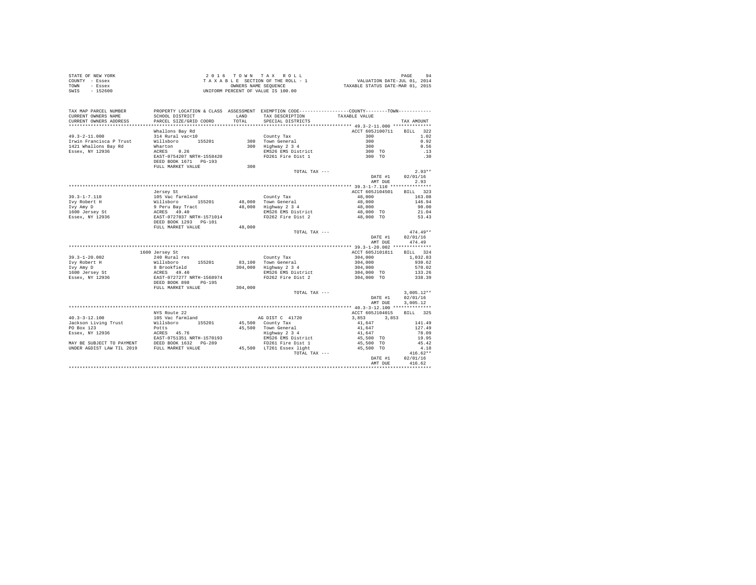STATE OF NEW YORK
COUNTY - Essex
TOWN - Essex
SWIS - 152600

2 0 1 6 T O W N T A X R O L L
T A X A B L E SECTION OF THE ROLL - 1
OWNERS NAME SEQUENCE
UNIFORM PERCENT OF VALUE IS 100.00

VALUATION DATE-JUL 01, 2014
TAXABLE STATUS DATE-MAR 01, 2015

| TAX MAP PARCEL NUMBER / CURRENT OWNERS NAME / CURRENT OWNERS ADDRESS | PROPERTY LOCATION & CLASS / SCHOOL DISTRICT / PARCEL SIZE/GRID COORD | ASSESSMENT LAND / TOTAL | EXEMPTION CODE / TAX DESCRIPTION / SPECIAL DISTRICTS | COUNTY / TOWN TAXABLE VALUE | TAX AMOUNT |
|---|---|---|---|---|---|
| **49.3-2-11.000** | Whallons Bay Rd | | | ACCT 605J100711 | BILL 322 |
| 49.3-2-11.000 | 314 Rural vac<10 | | County Tax | 300 | 1.02 |
| Irwin Francisca P Trust | Willsboro 155201 | 300 | Town General | 300 | 0.92 |
| 1421 Whallons Bay Rd | Wharton | 300 | Highway 2 3 4 | 300 | 0.56 |
| Essex, NY 12936 | ACRES 0.26 | | EMS26 EMS District | 300 TO | .13 |
| | EAST-0754207 NRTH-1558420 | | FD261 Fire Dist 1 | 300 TO | .30 |
| | DEED BOOK 1671 PG-193 | | | | |
| | FULL MARKET VALUE | 300 | | | |
| | | | TOTAL TAX --- | | 2.93** |
| | | | | DATE #1 | 02/01/16 |
| | | | | AMT DUE | 2.93 |
| **39.3-1-7.110** | Jersey St | | | ACCT 605J104501 | BILL 323 |
| 39.3-1-7.110 | 105 Vac farmland | | County Tax | 48,000 | 163.08 |
| Ivy Robert H | Willsboro 155201 | 48,000 | Town General | 48,000 | 146.94 |
| Ivy Amy D | 9 Peru Bay Tract | 48,000 | Highway 2 3 4 | 48,000 | 90.00 |
| 1600 Jersey St | ACRES 49.40 | | EMS26 EMS District | 48,000 TO | 21.04 |
| Essex, NY 12936 | EAST-0727037 NRTH-1571014 | | FD262 Fire Dist 2 | 48,000 TO | 53.43 |
| | DEED BOOK 1293 PG-101 | | | | |
| | FULL MARKET VALUE | 48,000 | | | |
| | | | TOTAL TAX --- | | 474.49** |
| | | | | DATE #1 | 02/01/16 |
| | | | | AMT DUE | 474.49 |
| **39.3-1-20.002** | 1600 Jersey St | | | ACCT 605J101811 | BILL 324 |
| 39.3-1-20.002 | 240 Rural res | | County Tax | 304,000 | 1,032.83 |
| Ivy Robert H | Willsboro 155201 | 83,100 | Town General | 304,000 | 930.62 |
| Ivy Amy D | 8 Brookfield | 304,000 | Highway 2 3 4 | 304,000 | 570.02 |
| 1600 Jersey St | ACRES 49.40 | | EMS26 EMS District | 304,000 TO | 133.26 |
| Essex, NY 12936 | EAST-0727277 NRTH-1568974 | | FD262 Fire Dist 2 | 304,000 TO | 338.39 |
| | DEED BOOK 898 PG-195 | | | | |
| | FULL MARKET VALUE | 304,000 | | | |
| | | | TOTAL TAX --- | | 3,005.12** |
| | | | | DATE #1 | 02/01/16 |
| | | | | AMT DUE | 3,005.12 |
| **40.3-3-12.100** | NYS Route 22 | | | ACCT 605J104015 | BILL 325 |
| 40.3-3-12.100 | 105 Vac farmland | | AG DIST C 41720 | 3,853 3,853 | |
| Jackson Living Trust | Willsboro 155201 | 45,500 | County Tax | 41,647 | 141.49 |
| PO Box 123 | Potts | 45,500 | Town General | 41,647 | 127.49 |
| Essex, NY 12936 | ACRES 45.76 | | Highway 2 3 4 | 41,647 | 78.09 |
| | EAST-0751351 NRTH-1570193 | | EMS26 EMS District | 45,500 TO | 19.95 |
| MAY BE SUBJECT TO PAYMENT | DEED BOOK 1632 PG-289 | | FD261 Fire Dist 1 | 45,500 TO | 45.42 |
| UNDER AGDIST LAW TIL 2019 | FULL MARKET VALUE | 45,500 | LT261 Essex light | 45,500 TO | 4.18 |
| | | | TOTAL TAX --- | | 416.62** |
| | | | | DATE #1 | 02/01/16 |
| | | | | AMT DUE | 416.62 |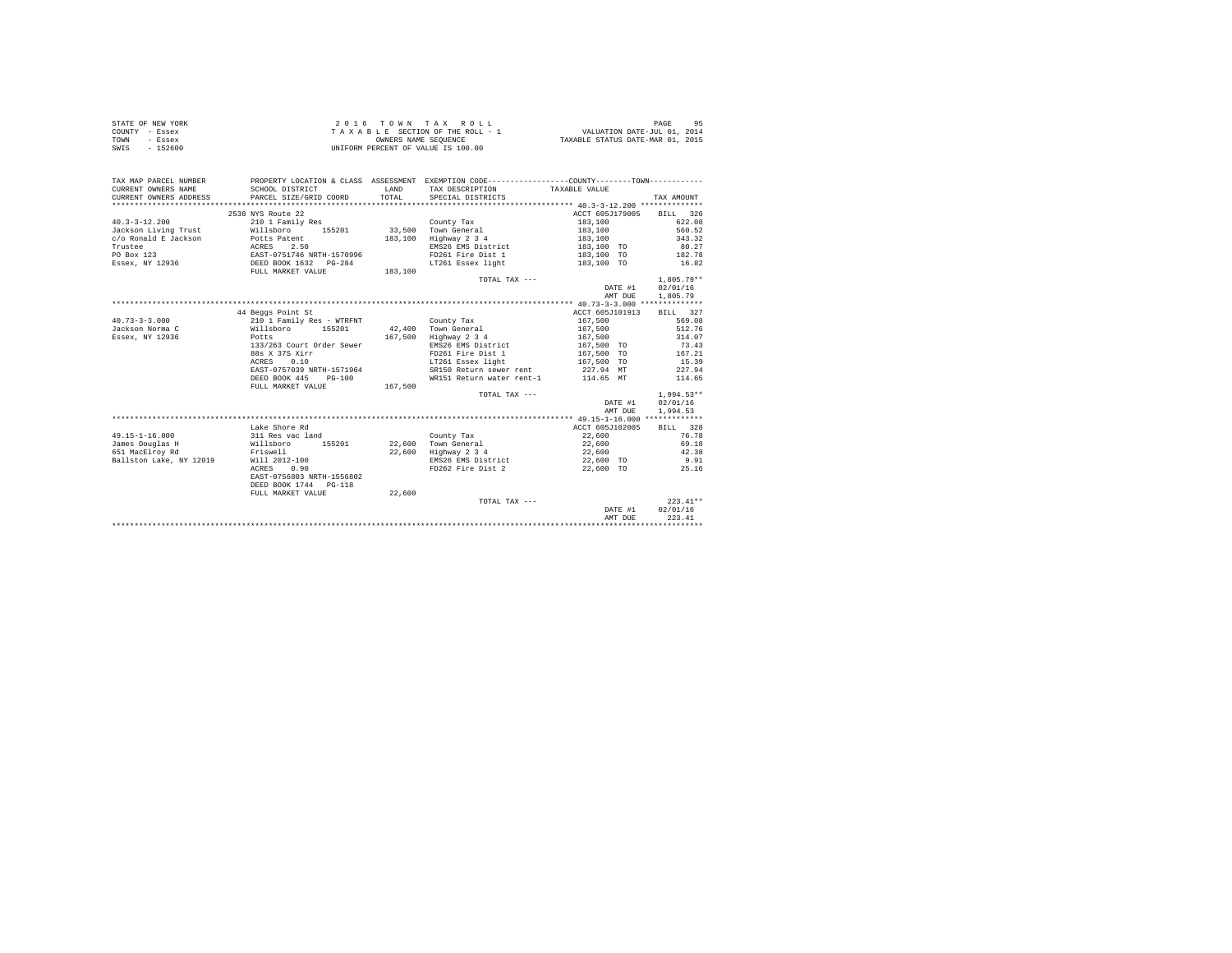STATE OF NEW YORK                    2016 TOWN TAX ROLL
COUNTY - Essex                       TAXABLE SECTION OF THE ROLL - 1          VALUATION DATE-JUL 01, 2014
TOWN - Essex                         OWNERS NAME SEQUENCE                     TAXABLE STATUS DATE-MAR 01, 2015
SWIS - 152600                        UNIFORM PERCENT OF VALUE IS 100.00

| TAX MAP PARCEL NUMBER / CURRENT OWNERS NAME / CURRENT OWNERS ADDRESS | PROPERTY LOCATION & CLASS / SCHOOL DISTRICT / PARCEL SIZE/GRID COORD | ASSESSMENT LAND / TOTAL | EXEMPTION CODE / TAX DESCRIPTION / SPECIAL DISTRICTS | TAXABLE VALUE | TAX AMOUNT |
|---|---|---|---|---|---|
| **40.3-3-12.200** | 2538 NYS Route 22 | | | ACCT 605J179005 | BILL 326 |
| 40.3-3-12.200 | 210 1 Family Res | | County Tax | 183,100 | 622.08 |
| Jackson Living Trust | Willsboro 155201 | 33,500 | Town General | 183,100 | 560.52 |
| c/o Ronald E Jackson | Potts Patent | 183,100 | Highway 2 3 4 | 183,100 | 343.32 |
| Trustee | ACRES 2.50 | | EMS26 EMS District | 183,100 TO | 80.27 |
| PO Box 123 | EAST-0751746 NRTH-1570996 | | FD261 Fire Dist 1 | 183,100 TO | 182.78 |
| Essex, NY 12936 | DEED BOOK 1632 PG-284 | | LT261 Essex light | 183,100 TO | 16.82 |
| | FULL MARKET VALUE | 183,100 | | | |
| | | | TOTAL TAX --- | | 1,805.79** |
| | | | | DATE #1 | 02/01/16 |
| | | | | AMT DUE | 1,805.79 |
| **40.73-3-3.000** | 44 Beggs Point St | | | ACCT 605J101913 | BILL 327 |
| 40.73-3-3.000 | 210 1 Family Res - WTRFNT | | County Tax | 167,500 | 569.08 |
| Jackson Norma C | Willsboro 155201 | 42,400 | Town General | 167,500 | 512.76 |
| Essex, NY 12936 | Potts | 167,500 | Highway 2 3 4 | 167,500 | 314.07 |
| | 133/263 Court Order Sewer | | EMS26 EMS District | 167,500 TO | 73.43 |
| | 88s X 37S Xirr | | FD261 Fire Dist 1 | 167,500 TO | 167.21 |
| | ACRES 0.10 | | LT261 Essex light | 167,500 TO | 15.39 |
| | EAST-0757039 NRTH-1571964 | | SR150 Return sewer rent | 227.94 MT | 227.94 |
| | DEED BOOK 445 PG-100 | | WR151 Return water rent-1 | 114.65 MT | 114.65 |
| | FULL MARKET VALUE | 167,500 | | | |
| | | | TOTAL TAX --- | | 1,994.53** |
| | | | | DATE #1 | 02/01/16 |
| | | | | AMT DUE | 1,994.53 |
| **49.15-1-16.000** | Lake Shore Rd | | | ACCT 605J102005 | BILL 328 |
| 49.15-1-16.000 | 311 Res vac land | | County Tax | 22,600 | 76.78 |
| James Douglas H | Willsboro 155201 | 22,600 | Town General | 22,600 | 69.18 |
| 651 MacElroy Rd | Friswell | 22,600 | Highway 2 3 4 | 22,600 | 42.38 |
| Ballston Lake, NY 12019 | Will 2012-100 | | EMS26 EMS District | 22,600 TO | 9.91 |
| | ACRES 0.90 | | FD262 Fire Dist 2 | 22,600 TO | 25.16 |
| | EAST-0756803 NRTH-1556802 | | | | |
| | DEED BOOK 1744 PG-118 | | | | |
| | FULL MARKET VALUE | 22,600 | | | |
| | | | TOTAL TAX --- | | 223.41** |
| | | | | DATE #1 | 02/01/16 |
| | | | | AMT DUE | 223.41 |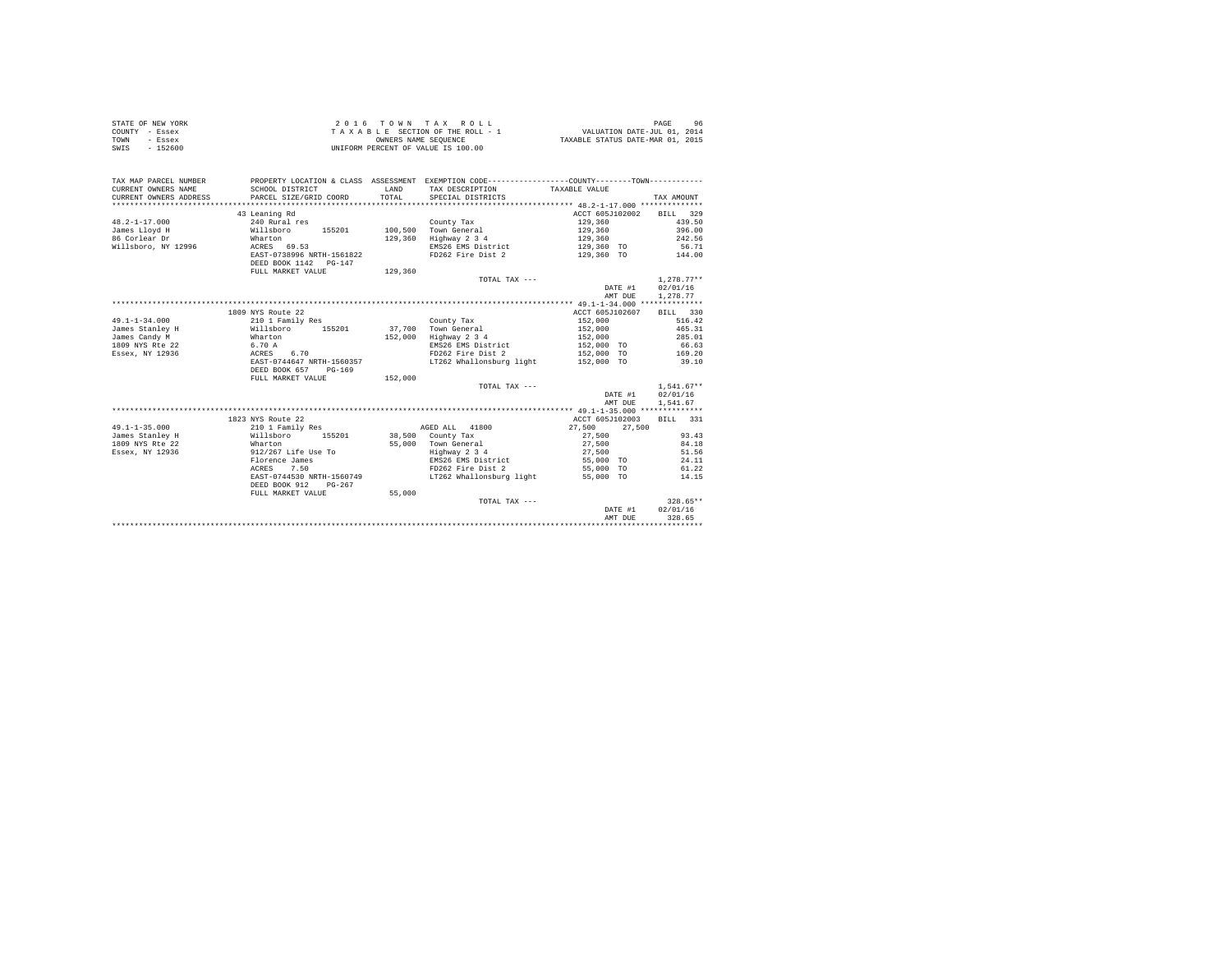STATE OF NEW YORK
COUNTY - Essex
TOWN - Essex
SWIS - 152600

2 0 1 6 T O W N T A X R O L L
T A X A B L E SECTION OF THE ROLL - 1
OWNERS NAME SEQUENCE
UNIFORM PERCENT OF VALUE IS 100.00

VALUATION DATE-JUL 01, 2014
TAXABLE STATUS DATE-MAR 01, 2015

| TAX MAP PARCEL NUMBER / CURRENT OWNERS NAME / CURRENT OWNERS ADDRESS | PROPERTY LOCATION & CLASS / SCHOOL DISTRICT / PARCEL SIZE/GRID COORD | ASSESSMENT LAND / TOTAL | EXEMPTION CODE / TAX DESCRIPTION / SPECIAL DISTRICTS | COUNTY / TOWN TAXABLE VALUE | TAX AMOUNT |
|---|---|---|---|---|---|
| **48.2-1-17.000** | 43 Leaning Rd | | | ACCT 605J102002 | BILL 329 |
| James Lloyd H | 240 Rural res | | County Tax | 129,360 | 439.50 |
| 86 Corlear Dr | Willsboro 155201 | 100,500 | Town General | 129,360 | 396.00 |
| Willsboro, NY 12996 | Wharton | 129,360 | Highway 2 3 4 | 129,360 | 242.56 |
| | ACRES 69.53 | | EMS26 EMS District | 129,360 TO | 56.71 |
| | EAST-0738996 NRTH-1561822 | | FD262 Fire Dist 2 | 129,360 TO | 144.00 |
| | DEED BOOK 1142 PG-147 | | | | |
| | FULL MARKET VALUE | 129,360 | | | |
| | | | TOTAL TAX --- | | 1,278.77** |
| | | | | DATE #1 | 02/01/16 |
| | | | | AMT DUE | 1,278.77 |
| **49.1-1-34.000** | 1809 NYS Route 22 | | | ACCT 605J102607 | BILL 330 |
| James Stanley H | 210 1 Family Res | | County Tax | 152,000 | 516.42 |
| James Candy M | Willsboro 155201 | 37,700 | Town General | 152,000 | 465.31 |
| 1809 NYS Rte 22 | Wharton | 152,000 | Highway 2 3 4 | 152,000 | 285.01 |
| Essex, NY 12936 | 6.70 A | | EMS26 EMS District | 152,000 TO | 66.63 |
| | ACRES 6.70 | | FD262 Fire Dist 2 | 152,000 TO | 169.20 |
| | EAST-0744647 NRTH-1560357 | | LT262 Whallonsburg light | 152,000 TO | 39.10 |
| | DEED BOOK 657 PG-169 | | | | |
| | FULL MARKET VALUE | 152,000 | | | |
| | | | TOTAL TAX --- | | 1,541.67** |
| | | | | DATE #1 | 02/01/16 |
| | | | | AMT DUE | 1,541.67 |
| **49.1-1-35.000** | 1823 NYS Route 22 | | | ACCT 605J102003 | BILL 331 |
| James Stanley H | 210 1 Family Res | | AGED ALL 41800 | 27,500 27,500 | |
| 1809 NYS Rte 22 | Willsboro 155201 | 38,500 | County Tax | 27,500 | 93.43 |
| Essex, NY 12936 | Wharton | 55,000 | Town General | 27,500 | 84.18 |
| | 912/267 Life Use To | | Highway 2 3 4 | 27,500 | 51.56 |
| | Florence James | | EMS26 EMS District | 55,000 TO | 24.11 |
| | ACRES 7.50 | | FD262 Fire Dist 2 | 55,000 TO | 61.22 |
| | EAST-0744530 NRTH-1560749 | | LT262 Whallonsburg light | 55,000 TO | 14.15 |
| | DEED BOOK 912 PG-267 | | | | |
| | FULL MARKET VALUE | 55,000 | | | |
| | | | TOTAL TAX --- | | 328.65** |
| | | | | DATE #1 | 02/01/16 |
| | | | | AMT DUE | 328.65 |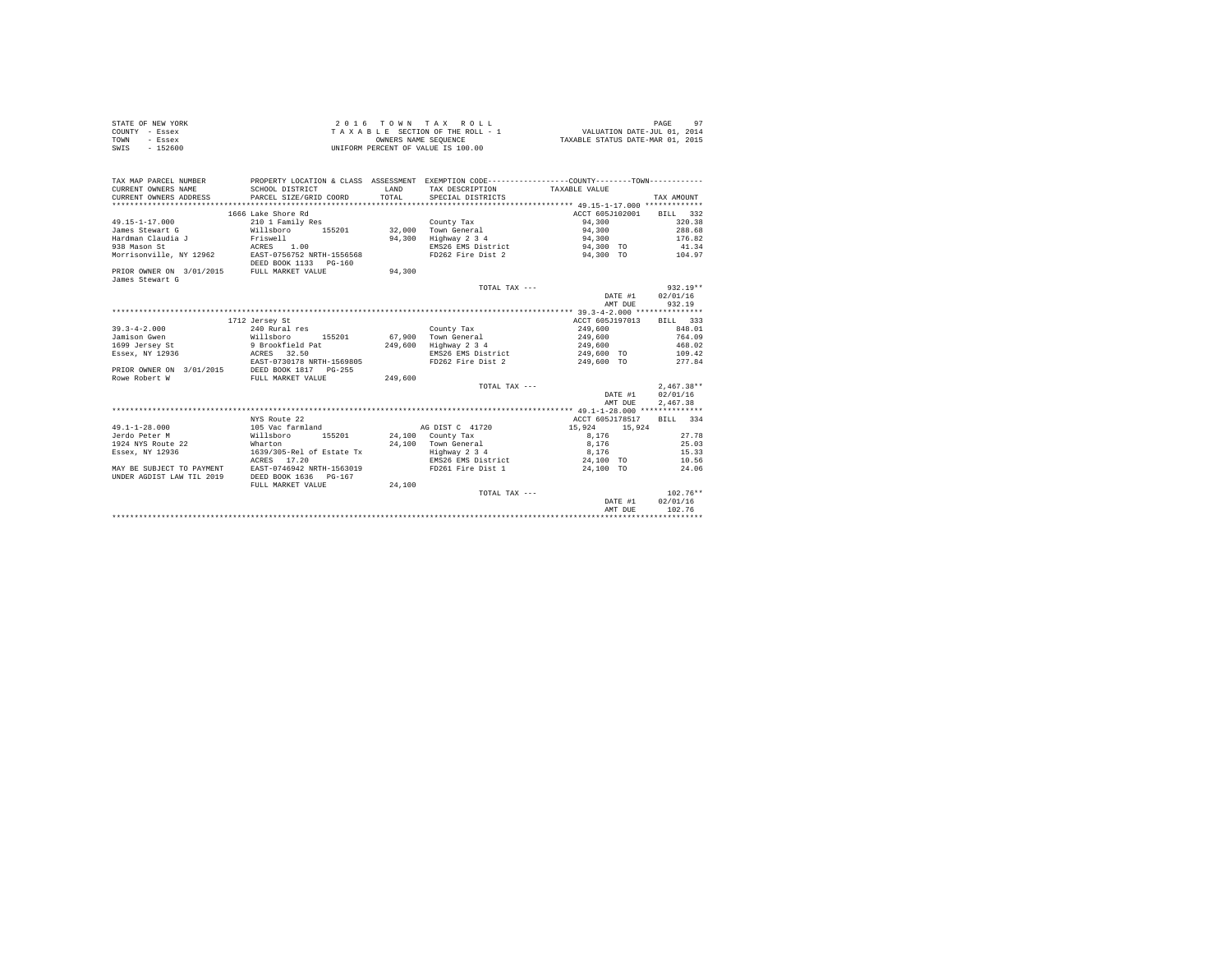STATE OF NEW YORK
COUNTY - Essex
TOWN - Essex
SWIS - 152600

2 0 1 6 T O W N T A X R O L L
T A X A B L E SECTION OF THE ROLL - 1
OWNERS NAME SEQUENCE
UNIFORM PERCENT OF VALUE IS 100.00

VALUATION DATE-JUL 01, 2014
TAXABLE STATUS DATE-MAR 01, 2015

| TAX MAP PARCEL NUMBER / CURRENT OWNERS NAME / CURRENT OWNERS ADDRESS | PROPERTY LOCATION & CLASS / SCHOOL DISTRICT / PARCEL SIZE/GRID COORD | ASSESSMENT LAND / TOTAL | EXEMPTION CODE / TAX DESCRIPTION / SPECIAL DISTRICTS | COUNTY / TOWN TAXABLE VALUE | TAX AMOUNT |
|---|---|---|---|---|---|
| 49.15-1-17.000 | 1666 Lake Shore Rd | | | ACCT 605J102001 | BILL 332 |
| 49.15-1-17.000 | 210 1 Family Res | | County Tax | 94,300 | 320.38 |
| James Stewart G | Willsboro 155201 | 32,000 | Town General | 94,300 | 288.68 |
| Hardman Claudia J | Friswell | 94,300 | Highway 2 3 4 | 94,300 | 176.82 |
| 938 Mason St | ACRES 1.00 | | EMS26 EMS District | 94,300 TO | 41.34 |
| Morrisonville, NY 12962 | EAST-0756752 NRTH-1556568 | | FD262 Fire Dist 2 | 94,300 TO | 104.97 |
| | DEED BOOK 1133 PG-160 | | | | |
| PRIOR OWNER ON 3/01/2015 | FULL MARKET VALUE | 94,300 | | | |
| James Stewart G | | | | | |
| | | | TOTAL TAX --- | | 932.19** |
| | | | | DATE #1 | 02/01/16 |
| | | | | AMT DUE | 932.19 |
| 39.3-4-2.000 | 1712 Jersey St | | | ACCT 605J197013 | BILL 333 |
| 39.3-4-2.000 | 240 Rural res | | County Tax | 249,600 | 848.01 |
| Jamison Gwen | Willsboro 155201 | 67,900 | Town General | 249,600 | 764.09 |
| 1699 Jersey St | 9 Brookfield Pat | 249,600 | Highway 2 3 4 | 249,600 | 468.02 |
| Essex, NY 12936 | ACRES 32.50 | | EMS26 EMS District | 249,600 TO | 109.42 |
| | EAST-0730178 NRTH-1569805 | | FD262 Fire Dist 2 | 249,600 TO | 277.84 |
| PRIOR OWNER ON 3/01/2015 | DEED BOOK 1817 PG-255 | | | | |
| Rowe Robert W | FULL MARKET VALUE | 249,600 | | | |
| | | | TOTAL TAX --- | | 2,467.38** |
| | | | | DATE #1 | 02/01/16 |
| | | | | AMT DUE | 2,467.38 |
| 49.1-1-28.000 | NYS Route 22 | | | ACCT 605J178517 | BILL 334 |
| 49.1-1-28.000 | 105 Vac farmland | | AG DIST C 41720 | 15,924 15,924 | |
| Jerdo Peter M | Willsboro 155201 | 24,100 | County Tax | 8,176 | 27.78 |
| 1924 NYS Route 22 | Wharton | 24,100 | Town General | 8,176 | 25.03 |
| Essex, NY 12936 | 1639/305-Rel of Estate Tx | | Highway 2 3 4 | 8,176 | 15.33 |
| | ACRES 17.20 | | EMS26 EMS District | 24,100 TO | 10.56 |
| MAY BE SUBJECT TO PAYMENT | EAST-0746942 NRTH-1563019 | | FD261 Fire Dist 1 | 24,100 TO | 24.06 |
| UNDER AGDIST LAW TIL 2019 | DEED BOOK 1636 PG-167 | | | | |
| | FULL MARKET VALUE | 24,100 | | | |
| | | | TOTAL TAX --- | | 102.76** |
| | | | | DATE #1 | 02/01/16 |
| | | | | AMT DUE | 102.76 |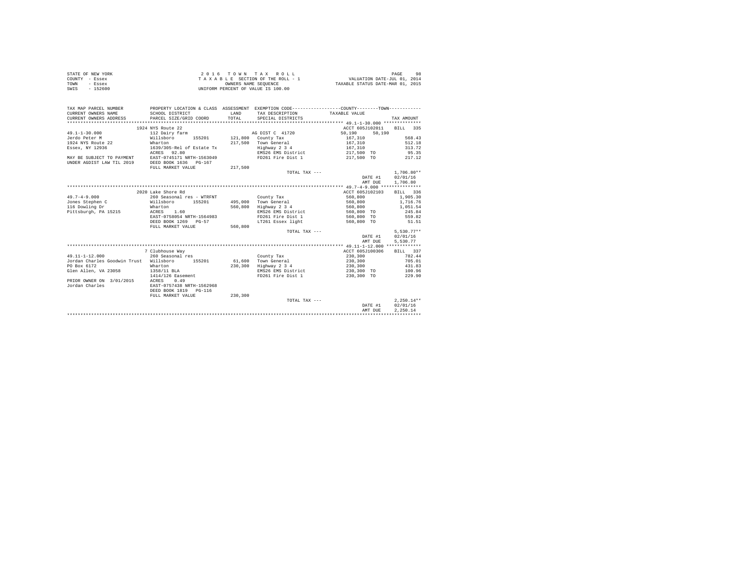STATE OF NEW YORK
COUNTY - Essex
TOWN - Essex
SWIS - 152600

2 0 1 6 T O W N T A X R O L L
T A X A B L E SECTION OF THE ROLL - 1
OWNERS NAME SEQUENCE
UNIFORM PERCENT OF VALUE IS 100.00

VALUATION DATE-JUL 01, 2014
TAXABLE STATUS DATE-MAR 01, 2015

| TAX MAP PARCEL NUMBER / CURRENT OWNERS NAME / CURRENT OWNERS ADDRESS | PROPERTY LOCATION & CLASS / SCHOOL DISTRICT / PARCEL SIZE/GRID COORD | ASSESSMENT LAND / TOTAL | EXEMPTION CODE / TAX DESCRIPTION / SPECIAL DISTRICTS | COUNTY / TOWN TAXABLE VALUE | TAX AMOUNT |
|---|---|---|---|---|---|
| | 1924 NYS Route 22 | | | ACCT 605J102011 | BILL 335 |
| 49.1-1-30.000 | 112 Dairy farm | | AG DIST C 41720 | 50,190 50,190 | |
| Jerdo Peter M | Willsboro 155201 | 121,800 | County Tax | 167,310 | 568.43 |
| 1924 NYS Route 22 | Wharton | 217,500 | Town General | 167,310 | 512.18 |
| Essex, NY 12936 | 1639/305-Rel of Estate Tx | | Highway 2 3 4 | 167,310 | 313.72 |
| | ACRES 92.80 | | EMS26 EMS District | 217,500 TO | 95.35 |
| MAY BE SUBJECT TO PAYMENT | EAST-0745171 NRTH-1563049 | | FD261 Fire Dist 1 | 217,500 TO | 217.12 |
| UNDER AGDIST LAW TIL 2019 | DEED BOOK 1636 PG-167 | | | | |
| | FULL MARKET VALUE | 217,500 | | | |
| | | | TOTAL TAX --- | | 1,706.80** |
| | | | | DATE #1 | 02/01/16 |
| | | | | AMT DUE | 1,706.80 |
| | 2020 Lake Shore Rd | | | ACCT 605J102103 | BILL 336 |
| 49.7-4-9.000 | 260 Seasonal res - WTRFNT | | County Tax | 560,800 | 1,905.30 |
| Jones Stephen C | Willsboro 155201 | 495,000 | Town General | 560,800 | 1,716.76 |
| 116 Dowling Dr | Wharton | 560,800 | Highway 2 3 4 | 560,800 | 1,051.54 |
| Pittsburgh, PA 15215 | ACRES 1.60 | | EMS26 EMS District | 560,800 TO | 245.84 |
| | EAST-0758054 NRTH-1564983 | | FD261 Fire Dist 1 | 560,800 TO | 559.82 |
| | DEED BOOK 1269 PG-57 | | LT261 Essex light | 560,800 TO | 51.51 |
| | FULL MARKET VALUE | 560,800 | | | |
| | | | TOTAL TAX --- | | 5,530.77** |
| | | | | DATE #1 | 02/01/16 |
| | | | | AMT DUE | 5,530.77 |
| | 7 Clubhouse Way | | | ACCT 605J100306 | BILL 337 |
| 49.11-1-12.000 | 260 Seasonal res | | County Tax | 230,300 | 782.44 |
| Jordan Charles Goodwin Trust | Willsboro 155201 | 61,600 | Town General | 230,300 | 705.01 |
| PO Box 6172 | Wharton | 230,300 | Highway 2 3 4 | 230,300 | 431.83 |
| Glen Allen, VA 23058 | 1358/11 BLA | | EMS26 EMS District | 230,300 TO | 100.96 |
| | 1414/126 Easement | | FD261 Fire Dist 1 | 230,300 TO | 229.90 |
| PRIOR OWNER ON 3/01/2015 | ACRES 0.49 | | | | |
| Jordan Charles | EAST-0757438 NRTH-1562968 | | | | |
| | DEED BOOK 1819 PG-116 | | | | |
| | FULL MARKET VALUE | 230,300 | | | |
| | | | TOTAL TAX --- | | 2,250.14** |
| | | | | DATE #1 | 02/01/16 |
| | | | | AMT DUE | 2,250.14 |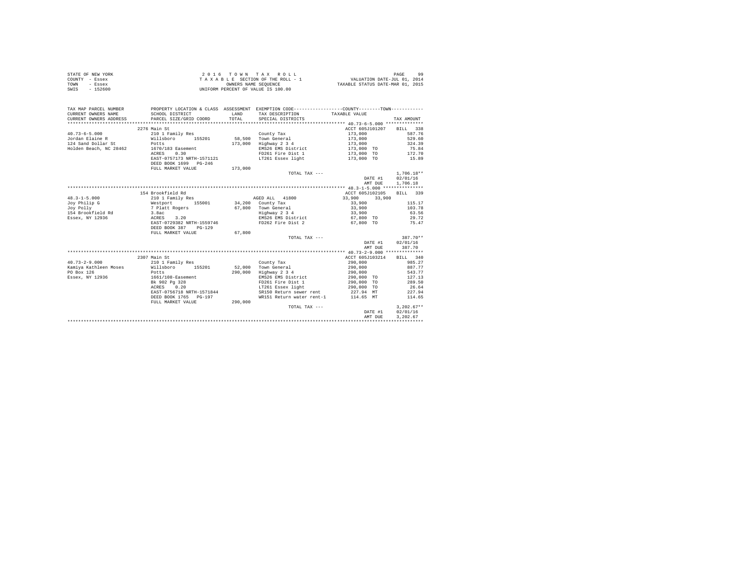STATE OF NEW YORK — COUNTY - Essex — TOWN - Essex — SWIS - 152600

2 0 1 6 T O W N T A X R O L L
T A X A B L E SECTION OF THE ROLL - 1
OWNERS NAME SEQUENCE
UNIFORM PERCENT OF VALUE IS 100.00

VALUATION DATE-JUL 01, 2014
TAXABLE STATUS DATE-MAR 01, 2015

| TAX MAP PARCEL NUMBER / CURRENT OWNERS NAME / CURRENT OWNERS ADDRESS | PROPERTY LOCATION & CLASS / SCHOOL DISTRICT / PARCEL SIZE/GRID COORD | ASSESSMENT LAND / TOTAL | EXEMPTION CODE / TAX DESCRIPTION / SPECIAL DISTRICTS | COUNTY / TOWN TAXABLE VALUE | TAX AMOUNT |
|---|---|---|---|---|---|
| 40.73-6-5.000 | 2276 Main St | | | ACCT 605J101207 | BILL 338 |
| Jordan Elaine R | 210 1 Family Res | | County Tax | 173,000 | 587.76 |
| 124 Sand Dollar St | Willsboro 155201 | 58,500 | Town General | 173,000 | 529.60 |
| Holden Beach, NC 28462 | Potts | 173,000 | Highway 2 3 4 | 173,000 | 324.39 |
| | 1670/183 Easement | | EMS26 EMS District | 173,000 TO | 75.84 |
| | ACRES 0.30 | | FD261 Fire Dist 1 | 173,000 TO | 172.70 |
| | EAST-0757173 NRTH-1571121 | | LT261 Essex light | 173,000 TO | 15.89 |
| | DEED BOOK 1699 PG-246 | | | | |
| | FULL MARKET VALUE | 173,000 | | | |
| | | | TOTAL TAX --- | | 1,706.18** |
| | | | | DATE #1 | 02/01/16 |
| | | | | AMT DUE | 1,706.18 |
| 48.3-1-5.000 | 154 Brookfield Rd | | | ACCT 605J102105 | BILL 339 |
| Joy Philip G | 210 1 Family Res | | AGED ALL 41800 | 33,900 33,900 | |
| Joy Polly | Westport 155001 | 34,200 | County Tax | 33,900 | 115.17 |
| 154 Brookfield Rd | 7 Platt Rogers | 67,800 | Town General | 33,900 | 103.78 |
| Essex, NY 12936 | 3.8ac | | Highway 2 3 4 | 33,900 | 63.56 |
| | ACRES 3.20 | | EMS26 EMS District | 67,800 TO | 29.72 |
| | EAST-0729382 NRTH-1559746 | | FD262 Fire Dist 2 | 67,800 TO | 75.47 |
| | DEED BOOK 387 PG-129 | | | | |
| | FULL MARKET VALUE | 67,800 | | | |
| | | | TOTAL TAX --- | | 387.70** |
| | | | | DATE #1 | 02/01/16 |
| | | | | AMT DUE | 387.70 |
| 40.73-2-9.000 | 2307 Main St | | | ACCT 605J103214 | BILL 340 |
| Kamiya Kathleen Moses | 210 1 Family Res | | County Tax | 290,000 | 985.27 |
| PO Box 126 | Willsboro 155201 | 52,000 | Town General | 290,000 | 887.77 |
| Essex, NY 12936 | Potts | 290,000 | Highway 2 3 4 | 290,000 | 543.77 |
| | 1661/108-Easement | | EMS26 EMS District | 290,000 TO | 127.13 |
| | Bk 902 Pg 328 | | FD261 Fire Dist 1 | 290,000 TO | 289.50 |
| | ACRES 0.20 | | LT261 Essex light | 290,000 TO | 26.64 |
| | EAST-0756718 NRTH-1571844 | | SR150 Return sewer rent | 227.94 MT | 227.94 |
| | DEED BOOK 1765 PG-197 | | WR151 Return water rent-1 | 114.65 MT | 114.65 |
| | FULL MARKET VALUE | 290,000 | | | |
| | | | TOTAL TAX --- | | 3,202.67** |
| | | | | DATE #1 | 02/01/16 |
| | | | | AMT DUE | 3,202.67 |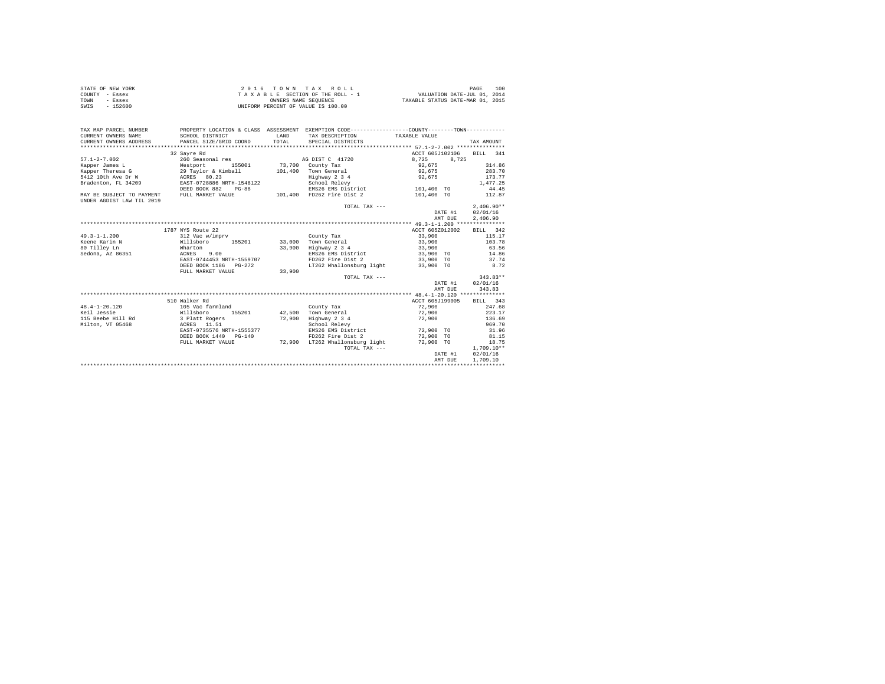```
STATE OF NEW YORK                    2 0 1 6   T O W N   T A X   R O L L                              PAGE   100
COUNTY  - Essex                     T A X A B L E  SECTION OF THE ROLL - 1               VALUATION DATE-JUL 01, 2014
TOWN    - Essex                              OWNERS NAME SEQUENCE                    TAXABLE STATUS DATE-MAR 01, 2015
SWIS    - 152600                      UNIFORM PERCENT OF VALUE IS 100.00

TAX MAP PARCEL NUMBER         PROPERTY LOCATION & CLASS  ASSESSMENT  EXEMPTION CODE-----------------COUNTY--------TOWN-----------
CURRENT OWNERS NAME           SCHOOL DISTRICT               LAND     TAX DESCRIPTION           TAXABLE VALUE
CURRENT OWNERS ADDRESS        PARCEL SIZE/GRID COORD       TOTAL     SPECIAL DISTRICTS                                   TAX AMOUNT
****************************************************************************************************** 57.1-2-7.002 ***************
                             32 Sayre Rd                                                      ACCT 605J102106    BILL  341
57.1-2-7.002                 260 Seasonal res                       AG DIST C  41720             8,725     8,725
Kapper James L               Westport       155001        73,700   County Tax                    92,675                  314.86
Kapper Theresa G             29 Taylor & Kimball         101,400   Town General                  92,675                  283.70
5412 10th Ave Dr W           ACRES   80.23                         Highway 2 3 4                 92,675                  173.77
Bradenton, FL 34209          EAST-0728886 NRTH-1548122             School Relevy                                        1,477.25
                             DEED BOOK 882    PG-88                EMS26 EMS District           101,400 TO                 44.45
MAY BE SUBJECT TO PAYMENT    FULL MARKET VALUE           101,400   FD262 Fire Dist 2            101,400 TO                112.87
UNDER AGDIST LAW TIL 2019
                                                                   TOTAL TAX ---                                        2,406.90**
                                                                                                  DATE #1            02/01/16
                                                                                                  AMT DUE            2,406.90
****************************************************************************************************** 49.3-1-1.200 ***************
                             1787 NYS Route 22                                                ACCT 605Z012002    BILL  342
49.3-1-1.200                 312 Vac w/imprv                       County Tax                    33,900                  115.17
Keene Karin N                Willsboro      155201        33,000   Town General                  33,900                  103.78
80 Tilley Ln                 Wharton                      33,900   Highway 2 3 4                 33,900                   63.56
Sedona, AZ 86351             ACRES    9.00                         EMS26 EMS District            33,900 TO                 14.86
                             EAST-0744453 NRTH-1559707             FD262 Fire Dist 2             33,900 TO                 37.74
                             DEED BOOK 1186   PG-272               LT262 Whallonsburg light      33,900 TO                  8.72
                             FULL MARKET VALUE            33,900
                                                                   TOTAL TAX ---                                          343.83**
                                                                                                  DATE #1            02/01/16
                                                                                                  AMT DUE              343.83
****************************************************************************************************** 48.4-1-20.120 **************
                             510 Walker Rd                                                    ACCT 605J199005    BILL  343
48.4-1-20.120                105 Vac farmland                      County Tax                    72,900                  247.68
Keil Jessie                  Willsboro      155201        42,500   Town General                  72,900                  223.17
115 Beebe Hill Rd            3 Platt Rogers               72,900   Highway 2 3 4                 72,900                  136.69
Milton, VT 05468             ACRES   11.51                         School Relevy                                          969.70
                             EAST-0735576 NRTH-1555377             EMS26 EMS District            72,900 TO                 31.96
                             DEED BOOK 1440   PG-140               FD262 Fire Dist 2             72,900 TO                 81.15
                             FULL MARKET VALUE            72,900   LT262 Whallonsburg light      72,900 TO                 18.75
                                                                   TOTAL TAX ---                                        1,709.10**
                                                                                                  DATE #1            02/01/16
                                                                                                  AMT DUE            1,709.10
************************************************************************************************************************************
```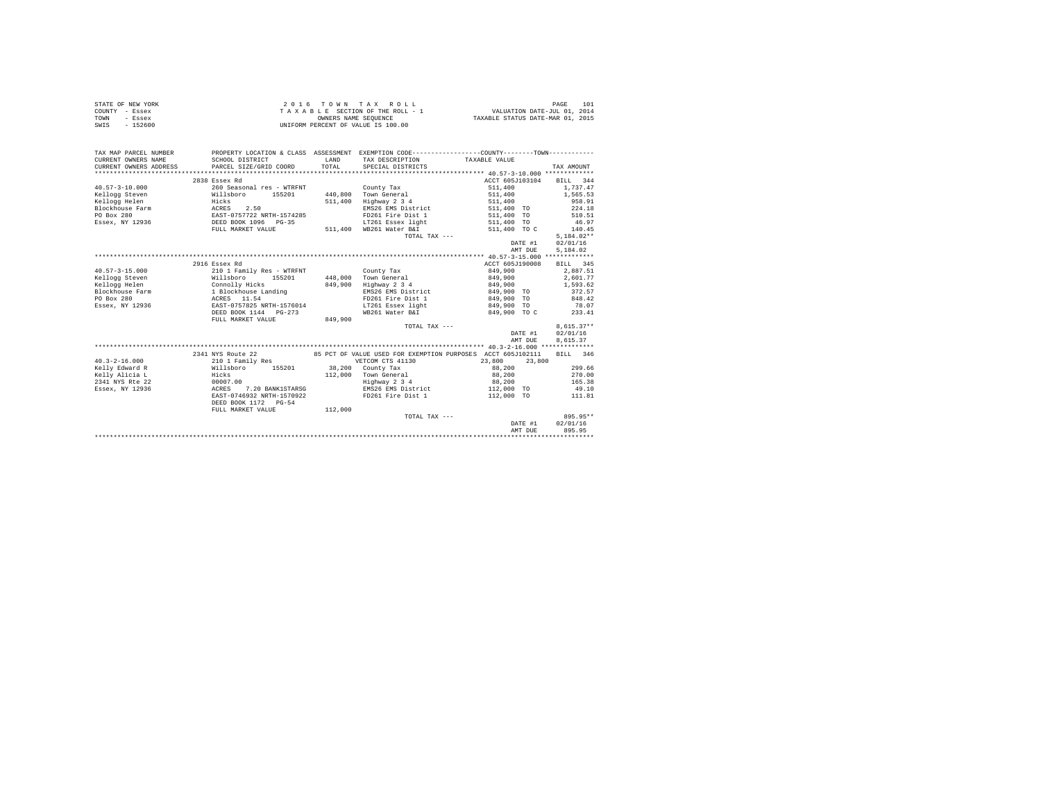STATE OF NEW YORK
COUNTY - Essex
TOWN - Essex
SWIS - 152600

2 0 1 6 T O W N T A X R O L L
T A X A B L E SECTION OF THE ROLL - 1
OWNERS NAME SEQUENCE
UNIFORM PERCENT OF VALUE IS 100.00

VALUATION DATE-JUL 01, 2014
TAXABLE STATUS DATE-MAR 01, 2015

| TAX MAP PARCEL NUMBER / CURRENT OWNERS NAME / CURRENT OWNERS ADDRESS | PROPERTY LOCATION & CLASS / SCHOOL DISTRICT / PARCEL SIZE/GRID COORD | ASSESSMENT LAND / TOTAL | EXEMPTION CODE / TAX DESCRIPTION / SPECIAL DISTRICTS | COUNTY / TOWN TAXABLE VALUE | TAX AMOUNT |
|---|---|---|---|---|---|
| **40.57-3-10.000** | 2838 Essex Rd | | | ACCT 605J103104 | BILL 344 |
| 40.57-3-10.000 | 260 Seasonal res - WTRFNT | | County Tax | 511,400 | 1,737.47 |
| Kellogg Steven | Willsboro 155201 | 440,800 | Town General | 511,400 | 1,565.53 |
| Kellogg Helen | Hicks | 511,400 | Highway 2 3 4 | 511,400 | 958.91 |
| Blockhouse Farm | ACRES 2.50 | | EMS26 EMS District | 511,400 TO | 224.18 |
| PO Box 280 | EAST-0757722 NRTH-1574285 | | FD261 Fire Dist 1 | 511,400 TO | 510.51 |
| Essex, NY 12936 | DEED BOOK 1096 PG-35 | | LT261 Essex light | 511,400 TO | 46.97 |
| | FULL MARKET VALUE | 511,400 | WB261 Water B&I | 511,400 TO C | 140.45 |
| | | | TOTAL TAX --- | | 5,184.02** |
| | | | | DATE #1 | 02/01/16 |
| | | | | AMT DUE | 5,184.02 |
| **40.57-3-15.000** | 2916 Essex Rd | | | ACCT 605J190008 | BILL 345 |
| 40.57-3-15.000 | 210 1 Family Res - WTRFNT | | County Tax | 849,900 | 2,887.51 |
| Kellogg Steven | Willsboro 155201 | 448,000 | Town General | 849,900 | 2,601.77 |
| Kellogg Helen | Connolly Hicks | 849,900 | Highway 2 3 4 | 849,900 | 1,593.62 |
| Blockhouse Farm | 1 Blockhouse Landing | | EMS26 EMS District | 849,900 TO | 372.57 |
| PO Box 280 | ACRES 11.54 | | FD261 Fire Dist 1 | 849,900 TO | 848.42 |
| Essex, NY 12936 | EAST-0757825 NRTH-1576014 | | LT261 Essex light | 849,900 TO | 78.07 |
| | DEED BOOK 1144 PG-273 | | WB261 Water B&I | 849,900 TO C | 233.41 |
| | FULL MARKET VALUE | 849,900 | | | |
| | | | TOTAL TAX --- | | 8,615.37** |
| | | | | DATE #1 | 02/01/16 |
| | | | | AMT DUE | 8,615.37 |
| **40.3-2-16.000** | 2341 NYS Route 22 | | 85 PCT OF VALUE USED FOR EXEMPTION PURPOSES | ACCT 605J102111 | BILL 346 |
| 40.3-2-16.000 | 210 1 Family Res | | VETCOM CTS 41130 | 23,800 23,800 | |
| Kelly Edward R | Willsboro 155201 | 38,200 | County Tax | 88,200 | 299.66 |
| Kelly Alicia L | Hicks | 112,000 | Town General | 88,200 | 270.00 |
| 2341 NYS Rte 22 | 00007.00 | | Highway 2 3 4 | 88,200 | 165.38 |
| Essex, NY 12936 | ACRES 7.20 BANK1STARSG | | EMS26 EMS District | 112,000 TO | 49.10 |
| | EAST-0746932 NRTH-1570922 | | FD261 Fire Dist 1 | 112,000 TO | 111.81 |
| | DEED BOOK 1172 PG-54 | | | | |
| | FULL MARKET VALUE | 112,000 | | | |
| | | | TOTAL TAX --- | | 895.95** |
| | | | | DATE #1 | 02/01/16 |
| | | | | AMT DUE | 895.95 |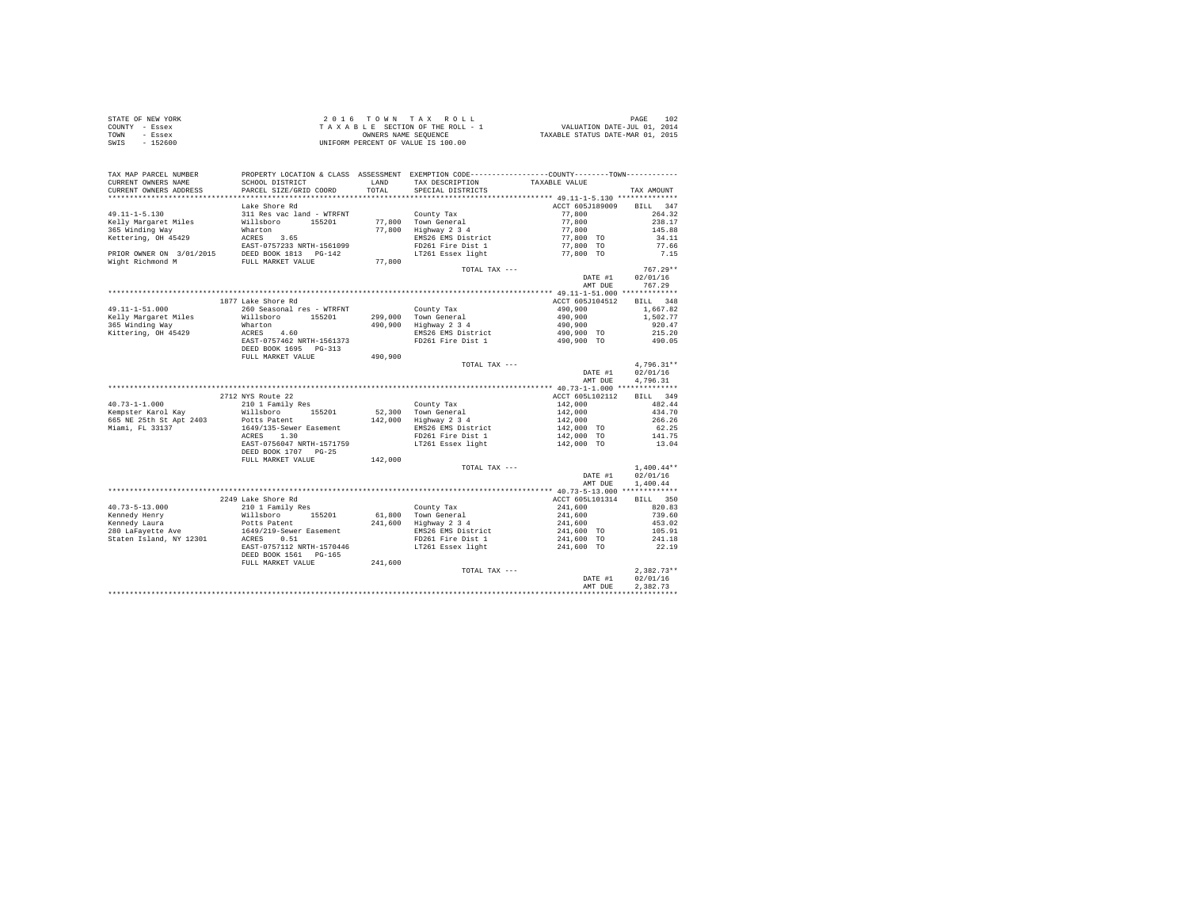STATE OF NEW YORK
COUNTY - Essex
TOWN - Essex
SWIS - 152600

2 0 1 6 T O W N T A X R O L L
T A X A B L E SECTION OF THE ROLL - 1
OWNERS NAME SEQUENCE
UNIFORM PERCENT OF VALUE IS 100.00

VALUATION DATE-JUL 01, 2014
TAXABLE STATUS DATE-MAR 01, 2015

| TAX MAP PARCEL NUMBER / CURRENT OWNERS NAME / CURRENT OWNERS ADDRESS | PROPERTY LOCATION & CLASS / SCHOOL DISTRICT / PARCEL SIZE/GRID COORD | ASSESSMENT LAND | TOTAL | EXEMPTION CODE / TAX DESCRIPTION / SPECIAL DISTRICTS | TAXABLE VALUE | TAX AMOUNT |
|---|---|---|---|---|---|---|
| **49.11-1-5.130** | Lake Shore Rd | | | | ACCT 605J189009 | BILL 347 |
| 49.11-1-5.130 | 311 Res vac land - WTRFNT | | | County Tax | 77,800 | 264.32 |
| Kelly Margaret Miles | Willsboro 155201 | 77,800 | | Town General | 77,800 | 238.17 |
| 365 Winding Way | Wharton | | 77,800 | Highway 2 3 4 | 77,800 | 145.88 |
| Kettering, OH 45429 | ACRES 3.65 | | | EMS26 EMS District | 77,800 TO | 34.11 |
| | EAST-0757233 NRTH-1561099 | | | FD261 Fire Dist 1 | 77,800 TO | 77.66 |
| PRIOR OWNER ON 3/01/2015 | DEED BOOK 1813 PG-142 | | | LT261 Essex light | 77,800 TO | 7.15 |
| Wight Richmond M | FULL MARKET VALUE | | 77,800 | | | |
| | | | | TOTAL TAX --- | | 767.29** |
| | | | | | DATE #1 | 02/01/16 |
| | | | | | AMT DUE | 767.29 |
| **49.11-1-51.000** | 1877 Lake Shore Rd | | | | ACCT 605J104512 | BILL 348 |
| 49.11-1-51.000 | 260 Seasonal res - WTRFNT | | | County Tax | 490,900 | 1,667.82 |
| Kelly Margaret Miles | Willsboro 155201 | 299,000 | | Town General | 490,900 | 1,502.77 |
| 365 Winding Way | Wharton | | 490,900 | Highway 2 3 4 | 490,900 | 920.47 |
| Kittering, OH 45429 | ACRES 4.60 | | | EMS26 EMS District | 490,900 TO | 215.20 |
| | EAST-0757462 NRTH-1561373 | | | FD261 Fire Dist 1 | 490,900 TO | 490.05 |
| | DEED BOOK 1695 PG-313 | | | | | |
| | FULL MARKET VALUE | | 490,900 | | | |
| | | | | TOTAL TAX --- | | 4,796.31** |
| | | | | | DATE #1 | 02/01/16 |
| | | | | | AMT DUE | 4,796.31 |
| **40.73-1-1.000** | 2712 NYS Route 22 | | | | ACCT 605L102112 | BILL 349 |
| 40.73-1-1.000 | 210 1 Family Res | | | County Tax | 142,000 | 482.44 |
| Kempster Karol Kay | Willsboro 155201 | 52,300 | | Town General | 142,000 | 434.70 |
| 665 NE 25th St Apt 2403 | Potts Patent | | 142,000 | Highway 2 3 4 | 142,000 | 266.26 |
| Miami, FL 33137 | 1649/135-Sewer Easement | | | EMS26 EMS District | 142,000 TO | 62.25 |
| | ACRES 1.30 | | | FD261 Fire Dist 1 | 142,000 TO | 141.75 |
| | EAST-0756047 NRTH-1571759 | | | LT261 Essex light | 142,000 TO | 13.04 |
| | DEED BOOK 1707 PG-25 | | | | | |
| | FULL MARKET VALUE | | 142,000 | | | |
| | | | | TOTAL TAX --- | | 1,400.44** |
| | | | | | DATE #1 | 02/01/16 |
| | | | | | AMT DUE | 1,400.44 |
| **40.73-5-13.000** | 2249 Lake Shore Rd | | | | ACCT 605L101314 | BILL 350 |
| 40.73-5-13.000 | 210 1 Family Res | | | County Tax | 241,600 | 820.83 |
| Kennedy Henry | Willsboro 155201 | 61,800 | | Town General | 241,600 | 739.60 |
| Kennedy Laura | Potts Patent | | 241,600 | Highway 2 3 4 | 241,600 | 453.02 |
| 280 LaFayette Ave | 1649/219-Sewer Easement | | | EMS26 EMS District | 241,600 TO | 105.91 |
| Staten Island, NY 12301 | ACRES 0.51 | | | FD261 Fire Dist 1 | 241,600 TO | 241.18 |
| | EAST-0757112 NRTH-1570446 | | | LT261 Essex light | 241,600 TO | 22.19 |
| | DEED BOOK 1561 PG-165 | | | | | |
| | FULL MARKET VALUE | | 241,600 | | | |
| | | | | TOTAL TAX --- | | 2,382.73** |
| | | | | | DATE #1 | 02/01/16 |
| | | | | | AMT DUE | 2,382.73 |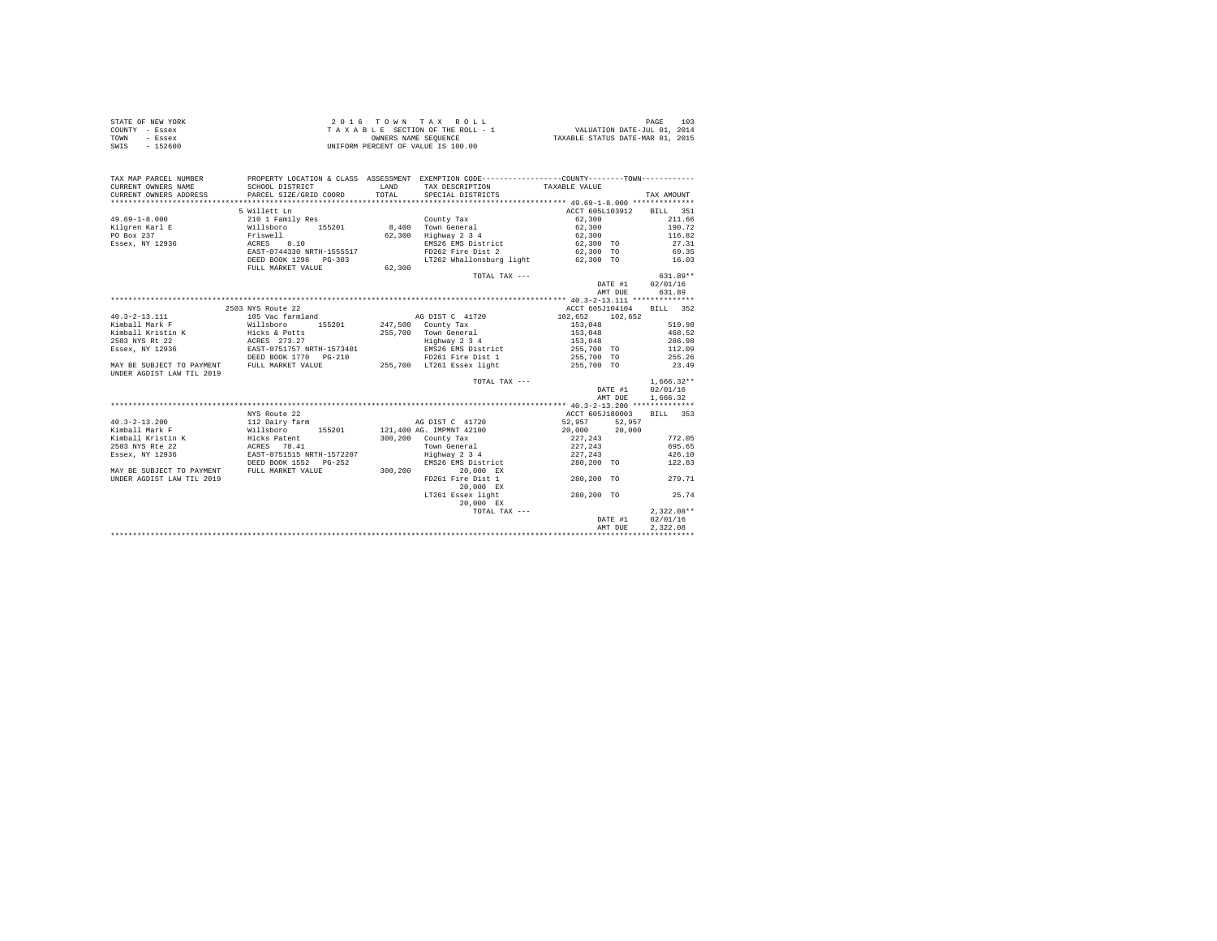STATE OF NEW YORK
COUNTY - Essex
TOWN - Essex
SWIS - 152600

2 0 1 6 T O W N T A X R O L L
T A X A B L E SECTION OF THE ROLL - 1
OWNERS NAME SEQUENCE
UNIFORM PERCENT OF VALUE IS 100.00

VALUATION DATE-JUL 01, 2014
TAXABLE STATUS DATE-MAR 01, 2015

```
TAX MAP PARCEL NUMBER        PROPERTY LOCATION & CLASS  ASSESSMENT  EXEMPTION CODE-----------------COUNTY--------TOWN-----------
CURRENT OWNERS NAME          SCHOOL DISTRICT             LAND       TAX DESCRIPTION            TAXABLE VALUE
CURRENT OWNERS ADDRESS       PARCEL SIZE/GRID COORD      TOTAL      SPECIAL DISTRICTS                                        TAX AMOUNT
******************************************************************************************** 49.69-1-8.000 **************
                             5 Willett Ln                                                     ACCT 605L103912    BILL  351
49.69-1-8.000                210 1 Family Res                       County Tax                  62,300                 211.66
Kilgren Karl E               Willsboro      155201        8,400     Town General                62,300                 190.72
PO Box 237                   Friswell                     62,300    Highway 2 3 4               62,300                 116.82
Essex, NY 12936              ACRES    0.10                          EMS26 EMS District          62,300 TO               27.31
                             EAST-0744330 NRTH-1555517              FD262 Fire Dist 2           62,300 TO               69.35
                             DEED BOOK 1298   PG-303                LT262 Whallonsburg light    62,300 TO               16.03
                             FULL MARKET VALUE            62,300
                                                                    TOTAL TAX ---                                     631.89**
                                                                                               DATE #1             02/01/16
                                                                                               AMT DUE               631.89
******************************************************************************************** 40.3-2-13.111 **************
                             2503 NYS Route 22                                                ACCT 605J104104    BILL  352
40.3-2-13.111                105 Vac farmland                       AG DIST C  41720           102,652     102,652
Kimball Mark F               Willsboro      155201      247,500     County Tax                 153,048                 519.98
Kimball Kristin K            Hicks & Potts              255,700     Town General               153,048                 468.52
2503 NYS Rt 22               ACRES  273.27                          Highway 2 3 4              153,048                 286.98
Essex, NY 12936              EAST-0751757 NRTH-1573401              EMS26 EMS District         255,700 TO              112.09
                             DEED BOOK 1770   PG-210                FD261 Fire Dist 1          255,700 TO              255.26
MAY BE SUBJECT TO PAYMENT    FULL MARKET VALUE          255,700     LT261 Essex light          255,700 TO               23.49
UNDER AGDIST LAW TIL 2019
                                                                    TOTAL TAX ---                                   1,666.32**
                                                                                               DATE #1             02/01/16
                                                                                               AMT DUE             1,666.32
******************************************************************************************** 40.3-2-13.200 **************
                             NYS Route 22                                                     ACCT 605J180003    BILL  353
40.3-2-13.200                112 Dairy farm                         AG DIST C  41720            52,957      52,957
Kimball Mark F               Willsboro      155201      121,400 AG. IMPMNT 42100                20,000      20,000
Kimball Kristin K            Hicks Patent               300,200     County Tax                 227,243                 772.05
2503 NYS Rte 22              ACRES   78.41                          Town General               227,243                 695.65
Essex, NY 12936              EAST-0751515 NRTH-1572207              Highway 2 3 4              227,243                 426.10
                             DEED BOOK 1552   PG-252                EMS26 EMS District         280,200 TO              122.83
MAY BE SUBJECT TO PAYMENT    FULL MARKET VALUE          300,200          20,000 EX
UNDER AGDIST LAW TIL 2019                                           FD261 Fire Dist 1          280,200 TO              279.71
                                                                         20,000 EX
                                                                    LT261 Essex light          280,200 TO               25.74
                                                                         20,000 EX
                                                                    TOTAL TAX ---                                   2,322.08**
                                                                                               DATE #1             02/01/16
                                                                                               AMT DUE             2,322.08
****************************************************************************************************************************
```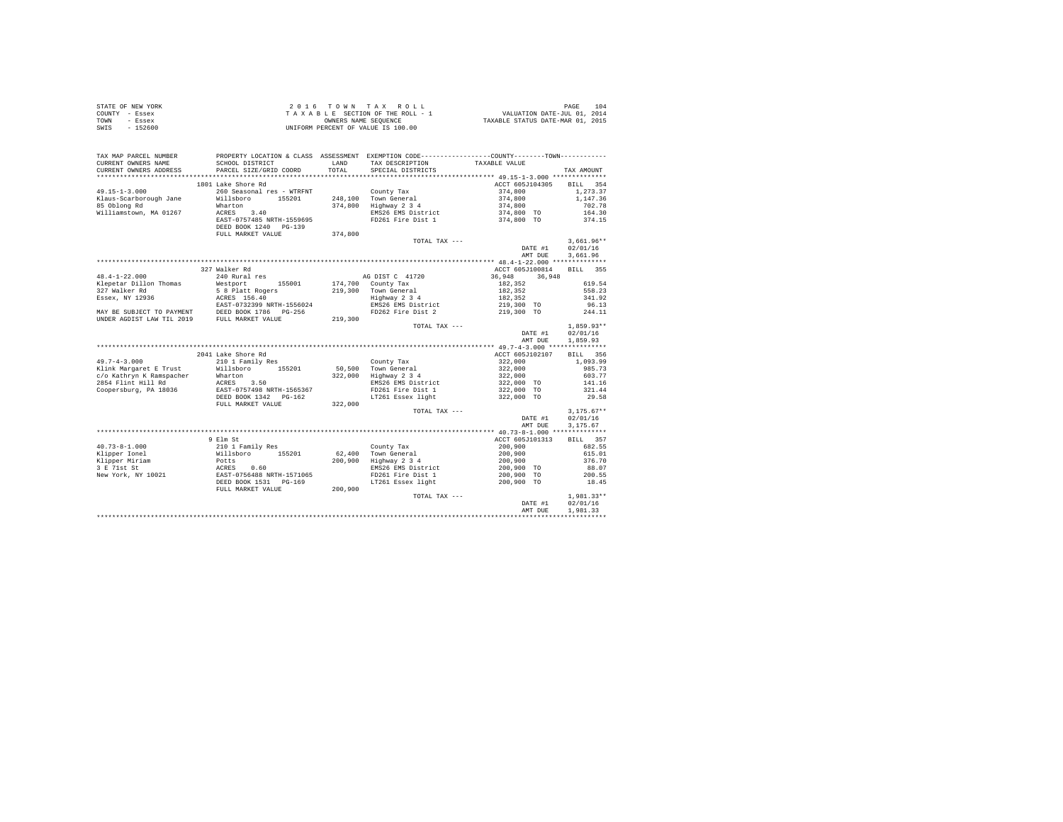STATE OF NEW YORK — 2016 TOWN TAX ROLL — PAGE 104
COUNTY - Essex — TAXABLE SECTION OF THE ROLL - 1 — VALUATION DATE-JUL 01, 2014
TOWN - Essex — OWNERS NAME SEQUENCE — TAXABLE STATUS DATE-MAR 01, 2015
SWIS - 152600 — UNIFORM PERCENT OF VALUE IS 100.00

| TAX MAP PARCEL NUMBER / CURRENT OWNERS NAME / CURRENT OWNERS ADDRESS | PROPERTY LOCATION & CLASS / SCHOOL DISTRICT / PARCEL SIZE/GRID COORD | ASSESSMENT LAND / TOTAL | EXEMPTION CODE / TAX DESCRIPTION / SPECIAL DISTRICTS | COUNTY / TOWN TAXABLE VALUE | TAX AMOUNT |
|---|---|---|---|---|---|
| **49.15-1-3.000** | 1801 Lake Shore Rd | | | ACCT 605J104305 | BILL 354 |
| 49.15-1-3.000 | 260 Seasonal res - WTRFNT | | County Tax | 374,800 | 1,273.37 |
| Klaus-Scarborough Jane | Willsboro 155201 | 248,100 | Town General | 374,800 | 1,147.36 |
| 85 Oblong Rd | Wharton | 374,800 | Highway 2 3 4 | 374,800 | 702.78 |
| Williamstown, MA 01267 | ACRES 3.40 | | EMS26 EMS District | 374,800 TO | 164.30 |
| | EAST-0757485 NRTH-1559695 | | FD261 Fire Dist 1 | 374,800 TO | 374.15 |
| | DEED BOOK 1240 PG-139 | | | | |
| | FULL MARKET VALUE | 374,800 | | | |
| | | | TOTAL TAX --- | | 3,661.96** |
| | | | | DATE #1 | 02/01/16 |
| | | | | AMT DUE | 3,661.96 |
| **48.4-1-22.000** | 327 Walker Rd | | | ACCT 605J100814 | BILL 355 |
| 48.4-1-22.000 | 240 Rural res | | AG DIST C 41720 | 36,948 36,948 | |
| Klepetar Dillon Thomas | Westport 155001 | 174,700 | County Tax | 182,352 | 619.54 |
| 327 Walker Rd | 5 8 Platt Rogers | 219,300 | Town General | 182,352 | 558.23 |
| Essex, NY 12936 | ACRES 156.40 | | Highway 2 3 4 | 182,352 | 341.92 |
| | EAST-0732399 NRTH-1556024 | | EMS26 EMS District | 219,300 TO | 96.13 |
| MAY BE SUBJECT TO PAYMENT | DEED BOOK 1786 PG-256 | | FD262 Fire Dist 2 | 219,300 TO | 244.11 |
| UNDER AGDIST LAW TIL 2019 | FULL MARKET VALUE | 219,300 | | | |
| | | | TOTAL TAX --- | | 1,859.93** |
| | | | | DATE #1 | 02/01/16 |
| | | | | AMT DUE | 1,859.93 |
| **49.7-4-3.000** | 2041 Lake Shore Rd | | | ACCT 605J102107 | BILL 356 |
| 49.7-4-3.000 | 210 1 Family Res | | County Tax | 322,000 | 1,093.99 |
| Klink Margaret E Trust | Willsboro 155201 | 50,500 | Town General | 322,000 | 985.73 |
| c/o Kathryn K Ramspacher | Wharton | 322,000 | Highway 2 3 4 | 322,000 | 603.77 |
| 2854 Flint Hill Rd | ACRES 3.50 | | EMS26 EMS District | 322,000 TO | 141.16 |
| Coopersburg, PA 18036 | EAST-0757498 NRTH-1565367 | | FD261 Fire Dist 1 | 322,000 TO | 321.44 |
| | DEED BOOK 1342 PG-162 | | LT261 Essex light | 322,000 TO | 29.58 |
| | FULL MARKET VALUE | 322,000 | | | |
| | | | TOTAL TAX --- | | 3,175.67** |
| | | | | DATE #1 | 02/01/16 |
| | | | | AMT DUE | 3,175.67 |
| **40.73-8-1.000** | 9 Elm St | | | ACCT 605J101313 | BILL 357 |
| 40.73-8-1.000 | 210 1 Family Res | | County Tax | 200,900 | 682.55 |
| Klipper Ionel | Willsboro 155201 | 62,400 | Town General | 200,900 | 615.01 |
| Klipper Miriam | Potts | 200,900 | Highway 2 3 4 | 200,900 | 376.70 |
| 3 E 71st St | ACRES 0.60 | | EMS26 EMS District | 200,900 TO | 88.07 |
| New York, NY 10021 | EAST-0756488 NRTH-1571065 | | FD261 Fire Dist 1 | 200,900 TO | 200.55 |
| | DEED BOOK 1531 PG-169 | | LT261 Essex light | 200,900 TO | 18.45 |
| | FULL MARKET VALUE | 200,900 | | | |
| | | | TOTAL TAX --- | | 1,981.33** |
| | | | | DATE #1 | 02/01/16 |
| | | | | AMT DUE | 1,981.33 |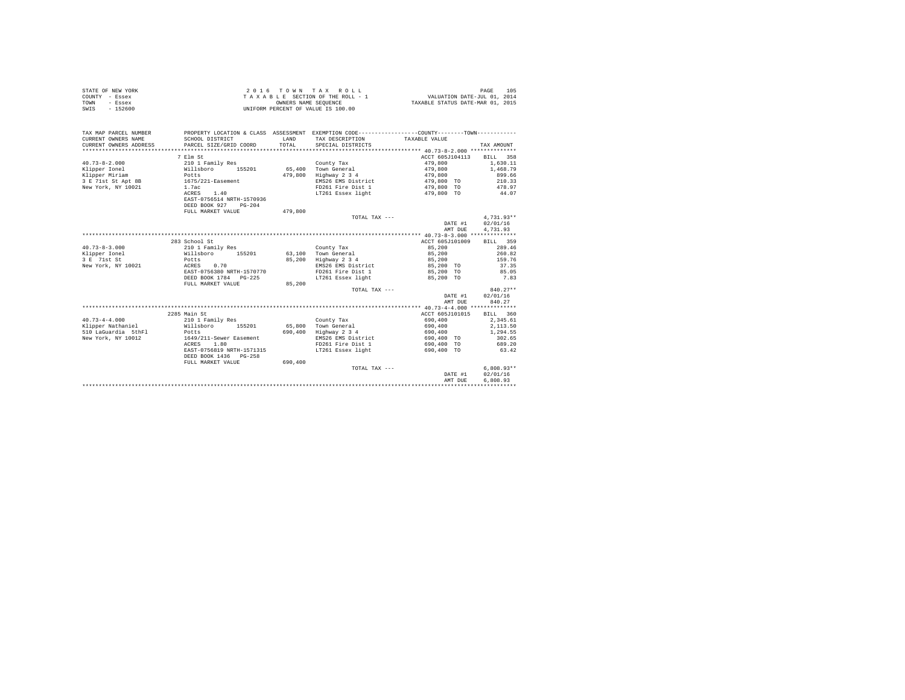STATE OF NEW YORK
COUNTY - Essex
TOWN - Essex
SWIS - 152600

2016 TOWN TAX ROLL
TAXABLE SECTION OF THE ROLL - 1
OWNERS NAME SEQUENCE
UNIFORM PERCENT OF VALUE IS 100.00

VALUATION DATE-JUL 01, 2014
TAXABLE STATUS DATE-MAR 01, 2015

| TAX MAP PARCEL NUMBER / CURRENT OWNERS NAME / CURRENT OWNERS ADDRESS | PROPERTY LOCATION & CLASS / SCHOOL DISTRICT / PARCEL SIZE/GRID COORD | ASSESSMENT LAND / TOTAL | EXEMPTION CODE / TAX DESCRIPTION / SPECIAL DISTRICTS | TAXABLE VALUE | TAX AMOUNT |
|---|---|---|---|---|---|
| 40.73-8-2.000 | 7 Elm St | | | ACCT 605J104113 | BILL 358 |
| 40.73-8-2.000 | 210 1 Family Res | | County Tax | 479,800 | 1,630.11 |
| Klipper Ionel | Willsboro 155201 | 65,400 | Town General | 479,800 | 1,468.79 |
| Klipper Miriam | Potts | 479,800 | Highway 2 3 4 | 479,800 | 899.66 |
| 3 E 71st St Apt 8B | 1675/221-Easement | | EMS26 EMS District | 479,800 TO | 210.33 |
| New York, NY 10021 | 1.7ac | | FD261 Fire Dist 1 | 479,800 TO | 478.97 |
| | ACRES 1.40 | | LT261 Essex light | 479,800 TO | 44.07 |
| | EAST-0756514 NRTH-1570936 | | | | |
| | DEED BOOK 927 PG-204 | | | | |
| | FULL MARKET VALUE | 479,800 | | | |
| | | | TOTAL TAX --- | | 4,731.93** |
| | | | | DATE #1 | 02/01/16 |
| | | | | AMT DUE | 4,731.93 |
| 40.73-8-3.000 | 283 School St | | | ACCT 605J101009 | BILL 359 |
| 40.73-8-3.000 | 210 1 Family Res | | County Tax | 85,200 | 289.46 |
| Klipper Ionel | Willsboro 155201 | 63,100 | Town General | 85,200 | 260.82 |
| 3 E 71st St | Potts | 85,200 | Highway 2 3 4 | 85,200 | 159.76 |
| New York, NY 10021 | ACRES 0.70 | | EMS26 EMS District | 85,200 TO | 37.35 |
| | EAST-0756380 NRTH-1570770 | | FD261 Fire Dist 1 | 85,200 TO | 85.05 |
| | DEED BOOK 1784 PG-225 | | LT261 Essex light | 85,200 TO | 7.83 |
| | FULL MARKET VALUE | 85,200 | | | |
| | | | TOTAL TAX --- | | 840.27** |
| | | | | DATE #1 | 02/01/16 |
| | | | | AMT DUE | 840.27 |
| 40.73-4-4.000 | 2285 Main St | | | ACCT 605J101015 | BILL 360 |
| 40.73-4-4.000 | 210 1 Family Res | | County Tax | 690,400 | 2,345.61 |
| Klipper Nathaniel | Willsboro 155201 | 65,800 | Town General | 690,400 | 2,113.50 |
| 510 LaGuardia 5thFl | Potts | 690,400 | Highway 2 3 4 | 690,400 | 1,294.55 |
| New York, NY 10012 | 1649/211-Sewer Easement | | EMS26 EMS District | 690,400 TO | 302.65 |
| | ACRES 1.80 | | FD261 Fire Dist 1 | 690,400 TO | 689.20 |
| | EAST-0756819 NRTH-1571315 | | LT261 Essex light | 690,400 TO | 63.42 |
| | DEED BOOK 1436 PG-258 | | | | |
| | FULL MARKET VALUE | 690,400 | | | |
| | | | TOTAL TAX --- | | 6,808.93** |
| | | | | DATE #1 | 02/01/16 |
| | | | | AMT DUE | 6,808.93 |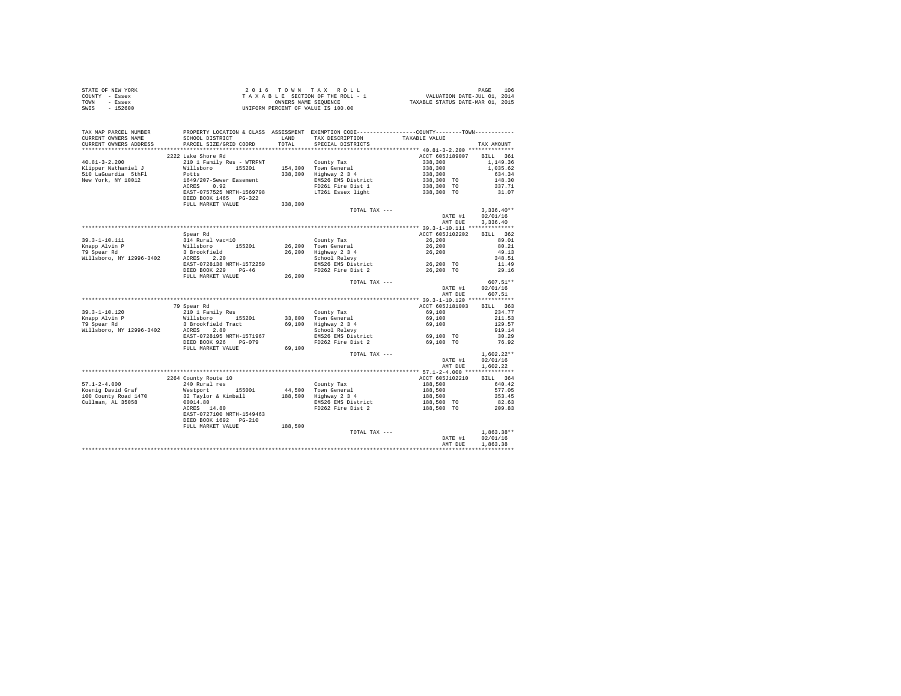STATE OF NEW YORK
COUNTY - Essex
TOWN - Essex
SWIS - 152600

2 0 1 6 T O W N T A X R O L L
T A X A B L E SECTION OF THE ROLL - 1
OWNERS NAME SEQUENCE
UNIFORM PERCENT OF VALUE IS 100.00

VALUATION DATE-JUL 01, 2014
TAXABLE STATUS DATE-MAR 01, 2015

| TAX MAP PARCEL NUMBER / CURRENT OWNERS NAME / CURRENT OWNERS ADDRESS | PROPERTY LOCATION & CLASS / SCHOOL DISTRICT / PARCEL SIZE/GRID COORD | ASSESSMENT LAND / TOTAL | EXEMPTION CODE / TAX DESCRIPTION / SPECIAL DISTRICTS | COUNTY / TOWN TAXABLE VALUE | TAX AMOUNT |
|---|---|---|---|---|---|
| **40.81-3-2.200** | 2222 Lake Shore Rd | | | ACCT 605J189007 | BILL 361 |
| 40.81-3-2.200 | 210 1 Family Res - WTRFNT | | County Tax | 338,300 | 1,149.36 |
| Klipper Nathaniel J | Willsboro 155201 | 154,300 | Town General | 338,300 | 1,035.62 |
| 510 LaGuardia 5thFl | Potts | 338,300 | Highway 2 3 4 | 338,300 | 634.34 |
| New York, NY 10012 | 1649/207-Sewer Easement | | EMS26 EMS District | 338,300 TO | 148.30 |
| | ACRES 0.92 | | FD261 Fire Dist 1 | 338,300 TO | 337.71 |
| | EAST-0757525 NRTH-1569798 | | LT261 Essex light | 338,300 TO | 31.07 |
| | DEED BOOK 1465 PG-322 | | | | |
| | FULL MARKET VALUE | 338,300 | | | |
| | | | TOTAL TAX --- | | 3,336.40** |
| | | | | DATE #1 | 02/01/16 |
| | | | | AMT DUE | 3,336.40 |
| **39.3-1-10.111** | Spear Rd | | | ACCT 605J102202 | BILL 362 |
| 39.3-1-10.111 | 314 Rural vac<10 | | County Tax | 26,200 | 89.01 |
| Knapp Alvin P | Willsboro 155201 | 26,200 | Town General | 26,200 | 80.21 |
| 79 Spear Rd | 3 Brookfield | 26,200 | Highway 2 3 4 | 26,200 | 49.13 |
| Willsboro, NY 12996-3402 | ACRES 2.20 | | School Relevy | | 348.51 |
| | EAST-0728138 NRTH-1572259 | | EMS26 EMS District | 26,200 TO | 11.49 |
| | DEED BOOK 229 PG-46 | | FD262 Fire Dist 2 | 26,200 TO | 29.16 |
| | FULL MARKET VALUE | 26,200 | | | |
| | | | TOTAL TAX --- | | 607.51** |
| | | | | DATE #1 | 02/01/16 |
| | | | | AMT DUE | 607.51 |
| **39.3-1-10.120** | 79 Spear Rd | | | ACCT 605J181003 | BILL 363 |
| 39.3-1-10.120 | 210 1 Family Res | | County Tax | 69,100 | 234.77 |
| Knapp Alvin P | Willsboro 155201 | 33,800 | Town General | 69,100 | 211.53 |
| 79 Spear Rd | 3 Brookfield Tract | 69,100 | Highway 2 3 4 | 69,100 | 129.57 |
| Willsboro, NY 12996-3402 | ACRES 2.80 | | School Relevy | | 919.14 |
| | EAST-0728195 NRTH-1571967 | | EMS26 EMS District | 69,100 TO | 30.29 |
| | DEED BOOK 926 PG-079 | | FD262 Fire Dist 2 | 69,100 TO | 76.92 |
| | FULL MARKET VALUE | 69,100 | | | |
| | | | TOTAL TAX --- | | 1,602.22** |
| | | | | DATE #1 | 02/01/16 |
| | | | | AMT DUE | 1,602.22 |
| **57.1-2-4.000** | 2264 County Route 10 | | | ACCT 605J102210 | BILL 364 |
| 57.1-2-4.000 | 240 Rural res | | County Tax | 188,500 | 640.42 |
| Koenig David Graf | Westport 155001 | 44,500 | Town General | 188,500 | 577.05 |
| 100 County Road 1470 | 32 Taylor & Kimball | 188,500 | Highway 2 3 4 | 188,500 | 353.45 |
| Cullman, AL 35058 | 00014.80 | | EMS26 EMS District | 188,500 TO | 82.63 |
| | ACRES 14.80 | | FD262 Fire Dist 2 | 188,500 TO | 209.83 |
| | EAST-0727100 NRTH-1549463 | | | | |
| | DEED BOOK 1692 PG-210 | | | | |
| | FULL MARKET VALUE | 188,500 | | | |
| | | | TOTAL TAX --- | | 1,863.38** |
| | | | | DATE #1 | 02/01/16 |
| | | | | AMT DUE | 1,863.38 |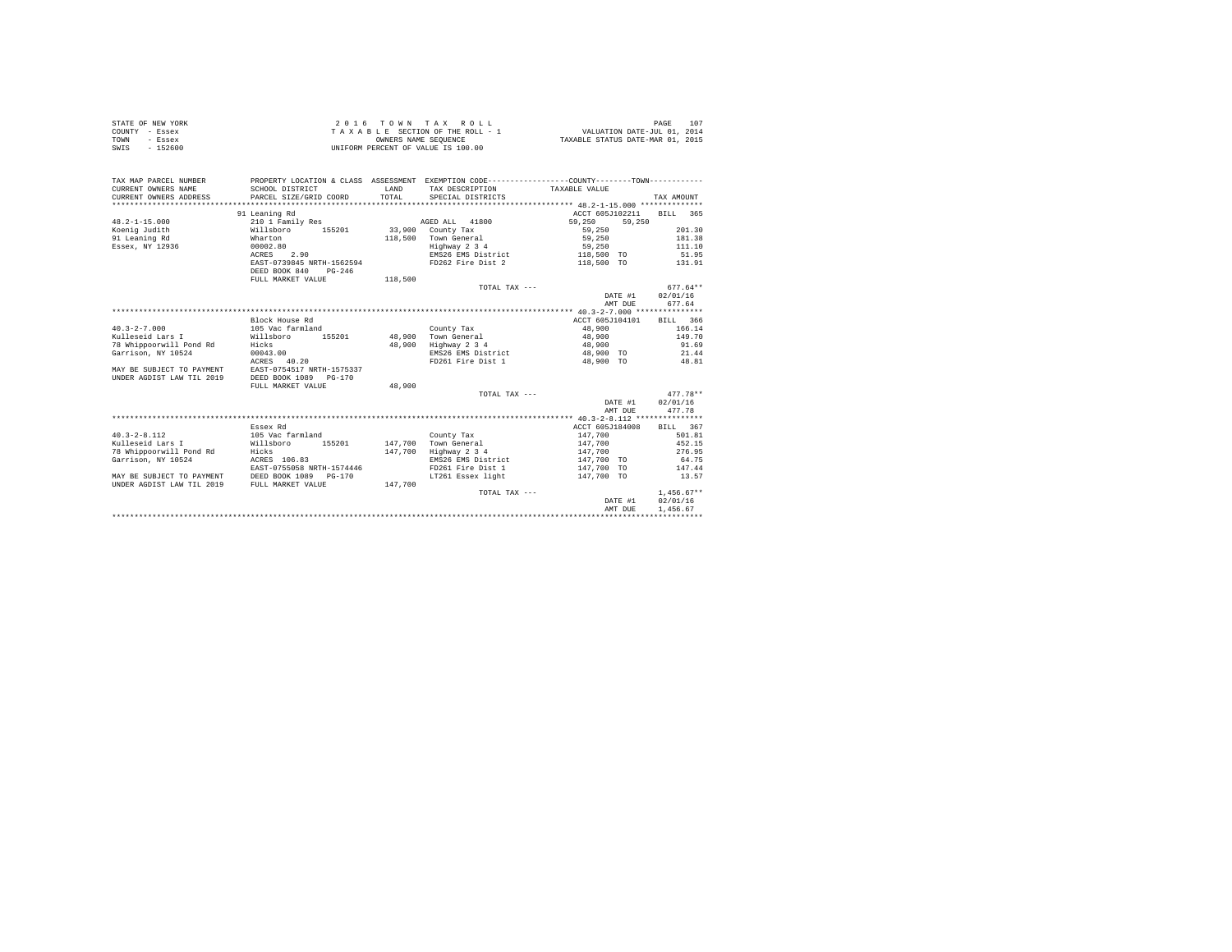STATE OF NEW YORK
COUNTY - Essex
TOWN - Essex
SWIS - 152600

2 0 1 6 T O W N T A X R O L L
T A X A B L E SECTION OF THE ROLL - 1
OWNERS NAME SEQUENCE
UNIFORM PERCENT OF VALUE IS 100.00

VALUATION DATE-JUL 01, 2014
TAXABLE STATUS DATE-MAR 01, 2015

```
TAX MAP PARCEL NUMBER          PROPERTY LOCATION & CLASS  ASSESSMENT  EXEMPTION CODE-----------------COUNTY--------TOWN-----------
CURRENT OWNERS NAME            SCHOOL DISTRICT              LAND      TAX DESCRIPTION            TAXABLE VALUE
CURRENT OWNERS ADDRESS         PARCEL SIZE/GRID COORD       TOTAL     SPECIAL DISTRICTS                                    TAX AMOUNT
******************************************************************************************************* 48.2-1-15.000 **************
                               91 Leaning Rd                                                      ACCT 605J102211    BILL  365
48.2-1-15.000                  210 1 Family Res                       AGED ALL  41800              59,250    59,250
Koenig Judith                  Willsboro      155201        33,900   County Tax                   59,250                  201.30
91 Leaning Rd                  Wharton                     118,500   Town General                 59,250                  181.38
Essex, NY 12936                00002.80                              Highway 2 3 4                59,250                  111.10
                               ACRES    2.90                         EMS26 EMS District          118,500 TO                51.95
                               EAST-0739845 NRTH-1562594             FD262 Fire Dist 2           118,500 TO               131.91
                               DEED BOOK 840    PG-246
                               FULL MARKET VALUE           118,500
                                                                      TOTAL TAX ---                                     677.64**
                                                                                                      DATE #1         02/01/16
                                                                                                      AMT DUE           677.64
******************************************************************************************************* 40.3-2-7.000 ***************
                               Block House Rd                                                     ACCT 605J104101    BILL  366
40.3-2-7.000                   105 Vac farmland                       County Tax                   48,900                  166.14
Kulleseid Lars I               Willsboro      155201        48,900   Town General                 48,900                  149.70
78 Whippoorwill Pond Rd        Hicks                        48,900   Highway 2 3 4                48,900                   91.69
Garrison, NY 10524             00043.00                              EMS26 EMS District           48,900 TO                21.44
                               ACRES   40.20                         FD261 Fire Dist 1            48,900 TO                48.81
MAY BE SUBJECT TO PAYMENT      EAST-0754517 NRTH-1575337
UNDER AGDIST LAW TIL 2019      DEED BOOK 1089   PG-170
                               FULL MARKET VALUE            48,900
                                                                      TOTAL TAX ---                                     477.78**
                                                                                                      DATE #1         02/01/16
                                                                                                      AMT DUE           477.78
******************************************************************************************************* 40.3-2-8.112 ***************
                               Essex Rd                                                           ACCT 605J184008    BILL  367
40.3-2-8.112                   105 Vac farmland                       County Tax                  147,700                  501.81
Kulleseid Lars I               Willsboro      155201       147,700   Town General                147,700                  452.15
78 Whippoorwill Pond Rd        Hicks                       147,700   Highway 2 3 4               147,700                  276.95
Garrison, NY 10524             ACRES  106.83                         EMS26 EMS District          147,700 TO                64.75
                               EAST-0755058 NRTH-1574446             FD261 Fire Dist 1           147,700 TO               147.44
MAY BE SUBJECT TO PAYMENT      DEED BOOK 1089   PG-170               LT261 Essex light           147,700 TO                13.57
UNDER AGDIST LAW TIL 2019      FULL MARKET VALUE           147,700
                                                                      TOTAL TAX ---                                   1,456.67**
                                                                                                      DATE #1         02/01/16
                                                                                                      AMT DUE         1,456.67
************************************************************************************************************************************
```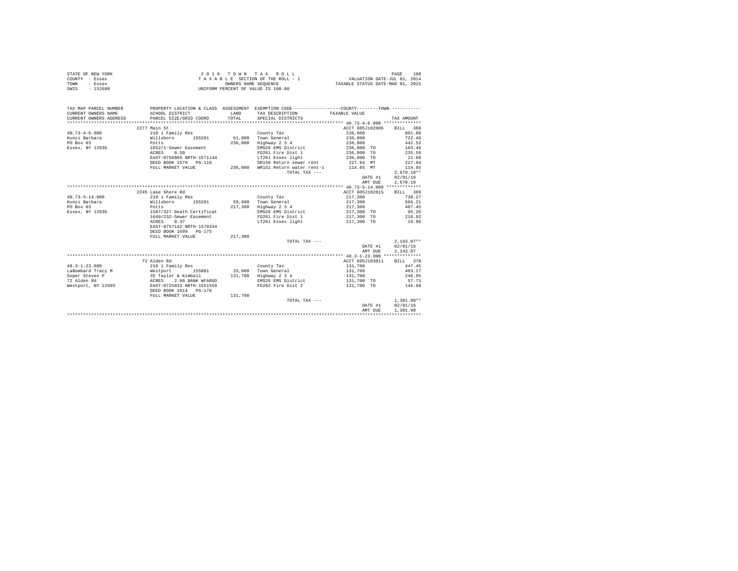STATE OF NEW YORK
COUNTY - Essex
TOWN - Essex
SWIS - 152600

2 0 1 6 T O W N T A X R O L L
T A X A B L E SECTION OF THE ROLL - 1
OWNERS NAME SEQUENCE
UNIFORM PERCENT OF VALUE IS 100.00

VALUATION DATE-JUL 01, 2014
TAXABLE STATUS DATE-MAR 01, 2015

| TAX MAP PARCEL NUMBER / CURRENT OWNERS NAME / CURRENT OWNERS ADDRESS | PROPERTY LOCATION & CLASS / SCHOOL DISTRICT / PARCEL SIZE/GRID COORD | ASSESSMENT LAND / TOTAL | EXEMPTION CODE / TAX DESCRIPTION / SPECIAL DISTRICTS | COUNTY--------TOWN / TAXABLE VALUE | TAX AMOUNT |
|---|---|---|---|---|---|
| | 2277 Main St | | | ACCT 605J102906 | BILL 368 |
| 40.73-4-6.000 | 210 1 Family Res | | County Tax | 236,000 | 801.80 |
| Kunzi Barbara | Willsboro 155201 | 61,800 | Town General | 236,000 | 722.46 |
| PO Box 83 | Potts | 236,000 | Highway 2 3 4 | 236,000 | 442.52 |
| Essex, NY 12936 | 1652/1-Sewer Easement | | EMS26 EMS District | 236,000 TO | 103.46 |
| | ACRES 0.50 | | FD261 Fire Dist 1 | 236,000 TO | 235.59 |
| | EAST-0756865 NRTH-1571144 | | LT261 Essex light | 236,000 TO | 21.68 |
| | DEED BOOK 1579 PG-118 | | SR150 Return sewer rent | 227.94 MT | 227.94 |
| | FULL MARKET VALUE | 236,000 | WR151 Return water rent-1 | 114.65 MT | 114.65 |
| | | | TOTAL TAX --- | | 2,670.10** |
| | | | | DATE #1 | 02/01/16 |
| | | | | AMT DUE | 2,670.10 |
| | 2245 Lake Shore Rd | | | ACCT 605J102615 | BILL 369 |
| 40.73-5-14.000 | 210 1 Family Res | | County Tax | 217,300 | 738.27 |
| Kunzi Barbara | Willsboro 155201 | 59,600 | Town General | 217,300 | 665.21 |
| PO Box 83 | Potts | 217,300 | Highway 2 3 4 | 217,300 | 407.45 |
| Essex, NY 12936 | 1587/327 Death Certificat | | EMS26 EMS District | 217,300 TO | 95.26 |
| | 1649/232-Sewer Easement | | FD261 Fire Dist 1 | 217,300 TO | 216.92 |
| | ACRES 0.37 | | LT261 Essex light | 217,300 TO | 19.96 |
| | EAST-0757142 NRTH-1570334 | | | | |
| | DEED BOOK 1699 PG-175 | | | | |
| | FULL MARKET VALUE | 217,300 | | | |
| | | | TOTAL TAX --- | | 2,143.07** |
| | | | | DATE #1 | 02/01/16 |
| | | | | AMT DUE | 2,143.07 |
| | 72 Alden Rd | | | ACCT 605J103011 | BILL 370 |
| 48.3-1-23.000 | 210 1 Family Res | | County Tax | 131,700 | 447.45 |
| LaBombard Tracy M | Westport 155001 | 33,000 | Town General | 131,700 | 403.17 |
| Soper Steven P | 35 Taylor & Kimball | 131,700 | Highway 2 3 4 | 131,700 | 246.95 |
| 72 Alden Rd | ACRES 2.00 BANK WFARGO | | EMS26 EMS District | 131,700 TO | 57.73 |
| Westport, NY 12993 | EAST-0725833 NRTH-1551559 | | FD262 Fire Dist 2 | 131,700 TO | 146.60 |
| | DEED BOOK 1614 PG-178 | | | | |
| | FULL MARKET VALUE | 131,700 | | | |
| | | | TOTAL TAX --- | | 1,301.90** |
| | | | | DATE #1 | 02/01/16 |
| | | | | AMT DUE | 1,301.90 |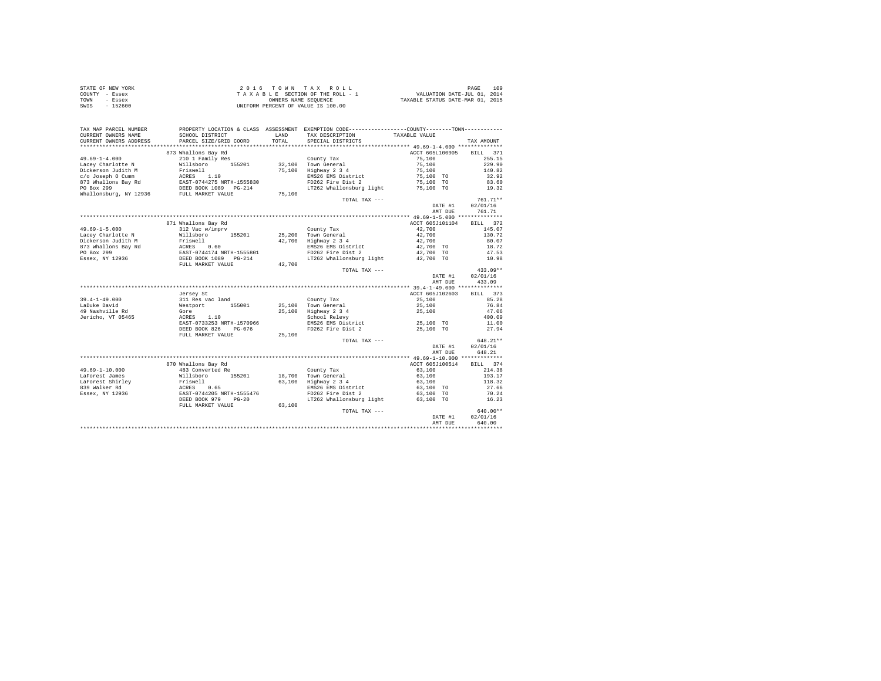STATE OF NEW YORK
COUNTY - Essex
TOWN - Essex
SWIS - 152600

2 0 1 6 T O W N T A X R O L L
T A X A B L E SECTION OF THE ROLL - 1
OWNERS NAME SEQUENCE
UNIFORM PERCENT OF VALUE IS 100.00

VALUATION DATE-JUL 01, 2014
TAXABLE STATUS DATE-MAR 01, 2015

| TAX MAP PARCEL NUMBER / CURRENT OWNERS NAME / CURRENT OWNERS ADDRESS | PROPERTY LOCATION & CLASS / SCHOOL DISTRICT / PARCEL SIZE/GRID COORD | ASSESSMENT LAND / TOTAL | EXEMPTION CODE / TAX DESCRIPTION / SPECIAL DISTRICTS | COUNTY--------TOWN TAXABLE VALUE | TAX AMOUNT |
|---|---|---|---|---|---|
| **49.69-1-4.000** | 873 Whallons Bay Rd | | | ACCT 605L100905 | BILL 371 |
| 49.69-1-4.000 | 210 1 Family Res | | County Tax | 75,100 | 255.15 |
| Lacey Charlotte N | Willsboro 155201 | 32,100 | Town General | 75,100 | 229.90 |
| Dickerson Judith M | Friswell | 75,100 | Highway 2 3 4 | 75,100 | 140.82 |
| c/o Joseph O Cumm | ACRES 1.10 | | EMS26 EMS District | 75,100 TO | 32.92 |
| 873 Whallons Bay Rd | EAST-0744275 NRTH-1555830 | | FD262 Fire Dist 2 | 75,100 TO | 83.60 |
| PO Box 299 | DEED BOOK 1089 PG-214 | | LT262 Whallonsburg light | 75,100 TO | 19.32 |
| Whallonsburg, NY 12936 | FULL MARKET VALUE | 75,100 | | | |
| | | | TOTAL TAX --- | | 761.71** |
| | | | | DATE #1 | 02/01/16 |
| | | | | AMT DUE | 761.71 |
| **49.69-1-5.000** | 871 Whallons Bay Rd | | | ACCT 605J101104 | BILL 372 |
| 49.69-1-5.000 | 312 Vac w/imprv | | County Tax | 42,700 | 145.07 |
| Lacey Charlotte N | Willsboro 155201 | 25,200 | Town General | 42,700 | 130.72 |
| Dickerson Judith M | Friswell | 42,700 | Highway 2 3 4 | 42,700 | 80.07 |
| 873 Whallons Bay Rd | ACRES 0.60 | | EMS26 EMS District | 42,700 TO | 18.72 |
| PO Box 299 | EAST-0744174 NRTH-1555801 | | FD262 Fire Dist 2 | 42,700 TO | 47.53 |
| Essex, NY 12936 | DEED BOOK 1089 PG-214 | | LT262 Whallonsburg light | 42,700 TO | 10.98 |
| | FULL MARKET VALUE | 42,700 | | | |
| | | | TOTAL TAX --- | | 433.09** |
| | | | | DATE #1 | 02/01/16 |
| | | | | AMT DUE | 433.09 |
| **39.4-1-49.000** | Jersey St | | | ACCT 605J102603 | BILL 373 |
| 39.4-1-49.000 | 311 Res vac land | | County Tax | 25,100 | 85.28 |
| LaDuke David | Westport 155001 | 25,100 | Town General | 25,100 | 76.84 |
| 49 Nashville Rd | Gore | 25,100 | Highway 2 3 4 | 25,100 | 47.06 |
| Jericho, VT 05465 | ACRES 1.10 | | School Relevy | | 400.09 |
| | EAST-0733253 NRTH-1570966 | | EMS26 EMS District | 25,100 TO | 11.00 |
| | DEED BOOK 826 PG-076 | | FD262 Fire Dist 2 | 25,100 TO | 27.94 |
| | FULL MARKET VALUE | 25,100 | | | |
| | | | TOTAL TAX --- | | 648.21** |
| | | | | DATE #1 | 02/01/16 |
| | | | | AMT DUE | 648.21 |
| **49.69-1-10.000** | 870 Whallons Bay Rd | | | ACCT 605J100514 | BILL 374 |
| 49.69-1-10.000 | 483 Converted Re | | County Tax | 63,100 | 214.38 |
| LaForest James | Willsboro 155201 | 18,700 | Town General | 63,100 | 193.17 |
| LaForest Shirley | Friswell | 63,100 | Highway 2 3 4 | 63,100 | 118.32 |
| 839 Walker Rd | ACRES 0.65 | | EMS26 EMS District | 63,100 TO | 27.66 |
| Essex, NY 12936 | EAST-0744205 NRTH-1555476 | | FD262 Fire Dist 2 | 63,100 TO | 70.24 |
| | DEED BOOK 979 PG-20 | | LT262 Whallonsburg light | 63,100 TO | 16.23 |
| | FULL MARKET VALUE | 63,100 | | | |
| | | | TOTAL TAX --- | | 640.00** |
| | | | | DATE #1 | 02/01/16 |
| | | | | AMT DUE | 640.00 |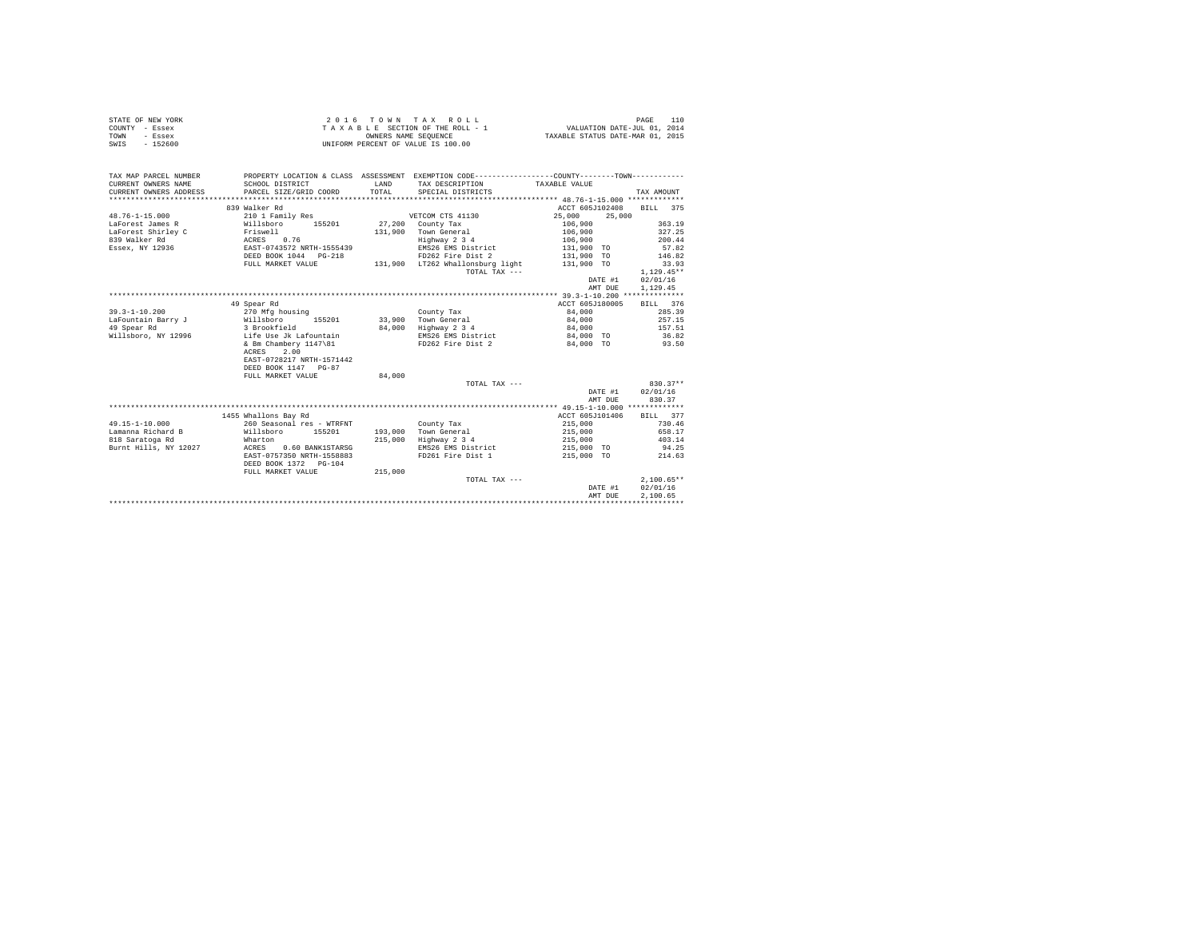STATE OF NEW YORK
COUNTY - Essex
TOWN - Essex
SWIS - 152600

2 0 1 6 T O W N T A X R O L L
T A X A B L E SECTION OF THE ROLL - 1
OWNERS NAME SEQUENCE
UNIFORM PERCENT OF VALUE IS 100.00

VALUATION DATE-JUL 01, 2014
TAXABLE STATUS DATE-MAR 01, 2015

| TAX MAP PARCEL NUMBER / CURRENT OWNERS NAME / CURRENT OWNERS ADDRESS | PROPERTY LOCATION & CLASS / SCHOOL DISTRICT / PARCEL SIZE/GRID COORD | ASSESSMENT LAND / TOTAL | EXEMPTION CODE / TAX DESCRIPTION / SPECIAL DISTRICTS | COUNTY TAXABLE VALUE | TOWN | TAX AMOUNT |
|---|---|---|---|---|---|---|
| ******** 48.76-1-15.000 ******** | | | | | | |
| | 839 Walker Rd | | | ACCT 605J102408 | | BILL 375 |
| 48.76-1-15.000 | 210 1 Family Res | | VETCOM CTS 41130 | 25,000 | 25,000 | |
| LaForest James R | Willsboro 155201 | 27,200 | County Tax | 106,900 | | 363.19 |
| LaForest Shirley C | Friswell | 131,900 | Town General | 106,900 | | 327.25 |
| 839 Walker Rd | ACRES 0.76 | | Highway 2 3 4 | 106,900 | | 200.44 |
| Essex, NY 12936 | EAST-0743572 NRTH-1555439 | | EMS26 EMS District | 131,900 TO | | 57.82 |
| | DEED BOOK 1044 PG-218 | | FD262 Fire Dist 2 | 131,900 TO | | 146.82 |
| | FULL MARKET VALUE | 131,900 | LT262 Whallonsburg light | 131,900 TO | | 33.93 |
| | | | TOTAL TAX --- | | | 1,129.45** |
| | | | | | DATE #1 | 02/01/16 |
| | | | | | AMT DUE | 1,129.45 |
| ******** 39.3-1-10.200 ******** | | | | | | |
| | 49 Spear Rd | | | ACCT 605J180005 | | BILL 376 |
| 39.3-1-10.200 | 270 Mfg housing | | County Tax | 84,000 | | 285.39 |
| LaFountain Barry J | Willsboro 155201 | 33,900 | Town General | 84,000 | | 257.15 |
| 49 Spear Rd | 3 Brookfield | 84,000 | Highway 2 3 4 | 84,000 | | 157.51 |
| Willsboro, NY 12996 | Life Use Jk Lafountain | | EMS26 EMS District | 84,000 TO | | 36.82 |
| | & Bm Chambery 1147\81 | | FD262 Fire Dist 2 | 84,000 TO | | 93.50 |
| | ACRES 2.00 | | | | | |
| | EAST-0728217 NRTH-1571442 | | | | | |
| | DEED BOOK 1147 PG-87 | | | | | |
| | FULL MARKET VALUE | 84,000 | | | | |
| | | | TOTAL TAX --- | | | 830.37** |
| | | | | | DATE #1 | 02/01/16 |
| | | | | | AMT DUE | 830.37 |
| ******** 49.15-1-10.000 ******** | | | | | | |
| | 1455 Whallons Bay Rd | | | ACCT 605J101406 | | BILL 377 |
| 49.15-1-10.000 | 260 Seasonal res - WTRFNT | | County Tax | 215,000 | | 730.46 |
| Lamanna Richard B | Willsboro 155201 | 193,000 | Town General | 215,000 | | 658.17 |
| 818 Saratoga Rd | Wharton | 215,000 | Highway 2 3 4 | 215,000 | | 403.14 |
| Burnt Hills, NY 12027 | ACRES 0.60 BANK1STARSG | | EMS26 EMS District | 215,000 TO | | 94.25 |
| | EAST-0757350 NRTH-1558883 | | FD261 Fire Dist 1 | 215,000 TO | | 214.63 |
| | DEED BOOK 1372 PG-104 | | | | | |
| | FULL MARKET VALUE | 215,000 | | | | |
| | | | TOTAL TAX --- | | | 2,100.65** |
| | | | | | DATE #1 | 02/01/16 |
| | | | | | AMT DUE | 2,100.65 |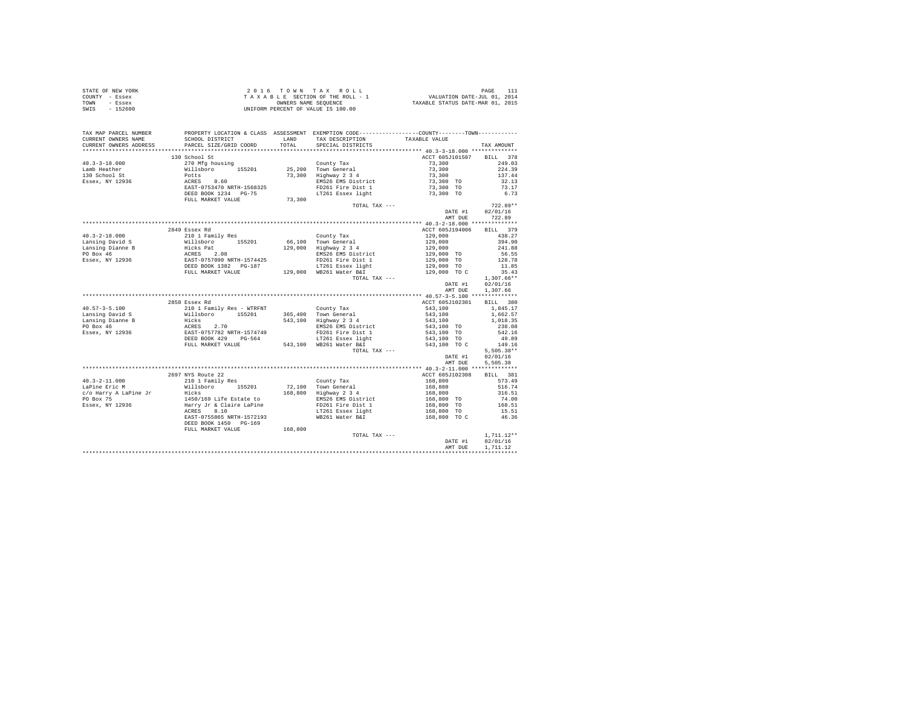STATE OF NEW YORK
COUNTY - Essex
TOWN - Essex
SWIS - 152600

2016 TOWN TAX ROLL
TAXABLE SECTION OF THE ROLL - 1
OWNERS NAME SEQUENCE
UNIFORM PERCENT OF VALUE IS 100.00

VALUATION DATE-JUL 01, 2014
TAXABLE STATUS DATE-MAR 01, 2015

```
TAX MAP PARCEL NUMBER     PROPERTY LOCATION & CLASS  ASSESSMENT  EXEMPTION CODE-----------------COUNTY--------TOWN-----------
CURRENT OWNERS NAME       SCHOOL DISTRICT              LAND      TAX DESCRIPTION            TAXABLE VALUE
CURRENT OWNERS ADDRESS    PARCEL SIZE/GRID COORD       TOTAL     SPECIAL DISTRICTS                                    TAX AMOUNT
*************************************************************************************************** 40.3-3-18.000 **************
                          130 School St                                                  ACCT 605J101507     BILL  378
40.3-3-18.000             270 Mfg housing                        County Tax                  73,300                249.03
Lamb Heather              Willsboro      155201      25,200      Town General                73,300                224.39
130 School St             Potts                      73,300      Highway 2 3 4               73,300                137.44
Essex, NY 12936           ACRES    0.60                          EMS26 EMS District          73,300 TO              32.13
                          EAST-0753470 NRTH-1568325              FD261 Fire Dist 1           73,300 TO              73.17
                          DEED BOOK 1234   PG-75                 LT261 Essex light           73,300 TO               6.73
                          FULL MARKET VALUE          73,300
                                                                 TOTAL TAX ---                                    722.89**
                                                                                             DATE #1           02/01/16
                                                                                             AMT DUE             722.89
*************************************************************************************************** 40.3-2-18.000 **************
                          2849 Essex Rd                                                  ACCT 605J194006     BILL  379
40.3-2-18.000             210 1 Family Res                       County Tax                 129,000                438.27
Lansing David S           Willsboro      155201      66,100      Town General               129,000                394.90
Lansing Dianne B          Hicks Pat                 129,000      Highway 2 3 4              129,000                241.88
PO Box 46                 ACRES    2.08                          EMS26 EMS District         129,000 TO              56.55
Essex, NY 12936           EAST-0757090 NRTH-1574425              FD261 Fire Dist 1          129,000 TO             128.78
                          DEED BOOK 1382   PG-187                LT261 Essex light          129,000 TO              11.85
                          FULL MARKET VALUE         129,000      WB261 Water B&I            129,000 TO C            35.43
                                                                 TOTAL TAX ---                                  1,307.66**
                                                                                             DATE #1           02/01/16
                                                                                             AMT DUE           1,307.66
*************************************************************************************************** 40.57-3-5.100 **************
                          2858 Essex Rd                                                  ACCT 605J102301     BILL  380
40.57-3-5.100             210 1 Family Res - WTRFNT              County Tax                 543,100              1,845.17
Lansing David S           Willsboro      155201     365,400      Town General               543,100              1,662.57
Lansing Dianne B          Hicks                     543,100      Highway 2 3 4              543,100              1,018.35
PO Box 46                 ACRES    2.70                          EMS26 EMS District         543,100 TO             238.08
Essex, NY 12936           EAST-0757782 NRTH-1574749              FD261 Fire Dist 1          543,100 TO             542.16
                          DEED BOOK 429    PG-564                LT261 Essex light          543,100 TO              49.89
                          FULL MARKET VALUE         543,100      WB261 Water B&I            543,100 TO C           149.16
                                                                 TOTAL TAX ---                                  5,505.38**
                                                                                             DATE #1           02/01/16
                                                                                             AMT DUE           5,505.38
*************************************************************************************************** 40.3-2-11.000 **************
                          2697 NYS Route 22                                              ACCT 605J102308     BILL  381
40.3-2-11.000             210 1 Family Res                       County Tax                 168,800                573.49
LaPine Eric M             Willsboro      155201      72,100      Town General               168,800                516.74
c/o Harry A LaPine Jr     Hicks                     168,800      Highway 2 3 4              168,800                316.51
PO Box 75                 1450/169 Life Estate to                EMS26 EMS District         168,800 TO              74.00
Essex, NY 12936           Harry Jr & Claire LaPine               FD261 Fire Dist 1          168,800 TO             168.51
                          ACRES    8.10                          LT261 Essex light          168,800 TO              15.51
                          EAST-0755865 NRTH-1572193              WB261 Water B&I            168,800 TO C            46.36
                          DEED BOOK 1450   PG-169
                          FULL MARKET VALUE         168,800
                                                                 TOTAL TAX ---                                  1,711.12**
                                                                                             DATE #1           02/01/16
                                                                                             AMT DUE           1,711.12
********************************************************************************************************************************
```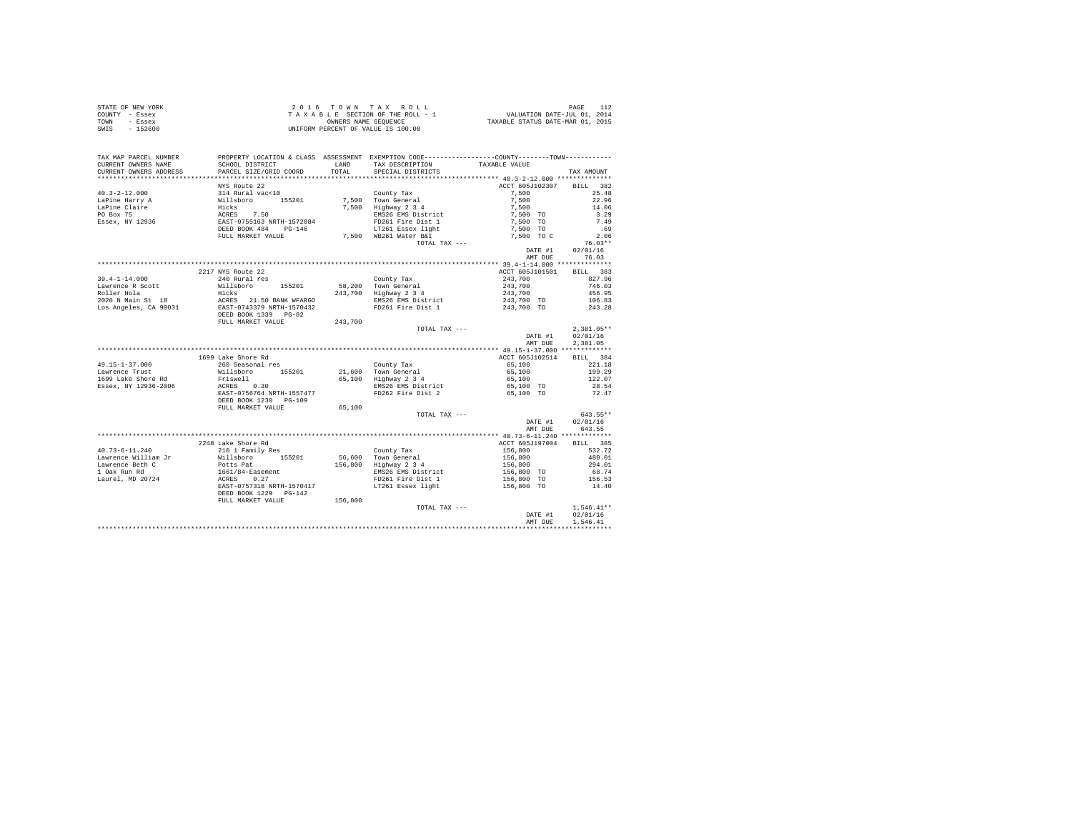STATE OF NEW YORK · COUNTY - Essex · TOWN - Essex · SWIS - 152600

2016 TOWN TAX ROLL
TAXABLE SECTION OF THE ROLL - 1
OWNERS NAME SEQUENCE
UNIFORM PERCENT OF VALUE IS 100.00

VALUATION DATE-JUL 01, 2014
TAXABLE STATUS DATE-MAR 01, 2015

| TAX MAP PARCEL NUMBER / CURRENT OWNERS NAME / CURRENT OWNERS ADDRESS | PROPERTY LOCATION & CLASS / SCHOOL DISTRICT / PARCEL SIZE/GRID COORD | ASSESSMENT LAND / TOTAL | EXEMPTION CODE / TAX DESCRIPTION / SPECIAL DISTRICTS | COUNTY / TOWN TAXABLE VALUE | TAX AMOUNT |
|---|---|---|---|---|---|
| 40.3-2-12.000 | NYS Route 22 | | | ACCT 605J102307 | BILL 382 |
| LaPine Harry A | 314 Rural vac<10 | | County Tax | 7,500 | 25.48 |
| LaPine Claire | Willsboro 155201 | 7,500 | Town General | 7,500 | 22.96 |
| PO Box 75 | Hicks | 7,500 | Highway 2 3 4 | 7,500 | 14.06 |
| Essex, NY 12936 | ACRES 7.50 | | EMS26 EMS District | 7,500 TO | 3.29 |
| | EAST-0755163 NRTH-1572084 | | FD261 Fire Dist 1 | 7,500 TO | 7.49 |
| | DEED BOOK 484 PG-146 | | LT261 Essex light | 7,500 TO | .69 |
| | FULL MARKET VALUE | 7,500 | WB261 Water B&I | 7,500 TO C | 2.06 |
| | | | TOTAL TAX --- | | 76.03** |
| | | | | DATE #1 | 02/01/16 |
| | | | | AMT DUE | 76.03 |
| 39.4-1-14.000 | 2217 NYS Route 22 | | | ACCT 605J101501 | BILL 383 |
| Lawrence R Scott | 240 Rural res | | County Tax | 243,700 | 827.96 |
| Roller Nola | Willsboro 155201 | 58,200 | Town General | 243,700 | 746.03 |
| 2020 N Main St 18 | Hicks | 243,700 | Highway 2 3 4 | 243,700 | 456.95 |
| Los Angeles, CA 90031 | ACRES 21.50 BANK WFARGO | | EMS26 EMS District | 243,700 TO | 106.83 |
| | EAST-0743379 NRTH-1570432 | | FD261 Fire Dist 1 | 243,700 TO | 243.28 |
| | DEED BOOK 1339 PG-82 | | | | |
| | FULL MARKET VALUE | 243,700 | | | |
| | | | TOTAL TAX --- | | 2,381.05** |
| | | | | DATE #1 | 02/01/16 |
| | | | | AMT DUE | 2,381.05 |
| 49.15-1-37.000 | 1699 Lake Shore Rd | | | ACCT 605J102514 | BILL 384 |
| Lawrence Trust | 260 Seasonal res | | County Tax | 65,100 | 221.18 |
| 1699 Lake Shore Rd | Willsboro 155201 | 21,600 | Town General | 65,100 | 199.29 |
| Essex, NY 12936-2006 | Friswell | 65,100 | Highway 2 3 4 | 65,100 | 122.07 |
| | ACRES 0.30 | | EMS26 EMS District | 65,100 TO | 28.54 |
| | EAST-0756764 NRTH-1557477 | | FD262 Fire Dist 2 | 65,100 TO | 72.47 |
| | DEED BOOK 1230 PG-109 | | | | |
| | FULL MARKET VALUE | 65,100 | | | |
| | | | TOTAL TAX --- | | 643.55** |
| | | | | DATE #1 | 02/01/16 |
| | | | | AMT DUE | 643.55 |
| 40.73-6-11.240 | 2248 Lake Shore Rd | | | ACCT 605J197004 | BILL 385 |
| Lawrence William Jr | 210 1 Family Res | | County Tax | 156,800 | 532.72 |
| Lawrence Beth C | Willsboro 155201 | 56,600 | Town General | 156,800 | 480.01 |
| 1 Oak Run Rd | Potts Pat | 156,800 | Highway 2 3 4 | 156,800 | 294.01 |
| Laurel, MD 20724 | 1661/84-Easement | | EMS26 EMS District | 156,800 TO | 68.74 |
| | ACRES 0.27 | | FD261 Fire Dist 1 | 156,800 TO | 156.53 |
| | EAST-0757318 NRTH-1570417 | | LT261 Essex light | 156,800 TO | 14.40 |
| | DEED BOOK 1229 PG-142 | | | | |
| | FULL MARKET VALUE | 156,800 | | | |
| | | | TOTAL TAX --- | | 1,546.41** |
| | | | | DATE #1 | 02/01/16 |
| | | | | AMT DUE | 1,546.41 |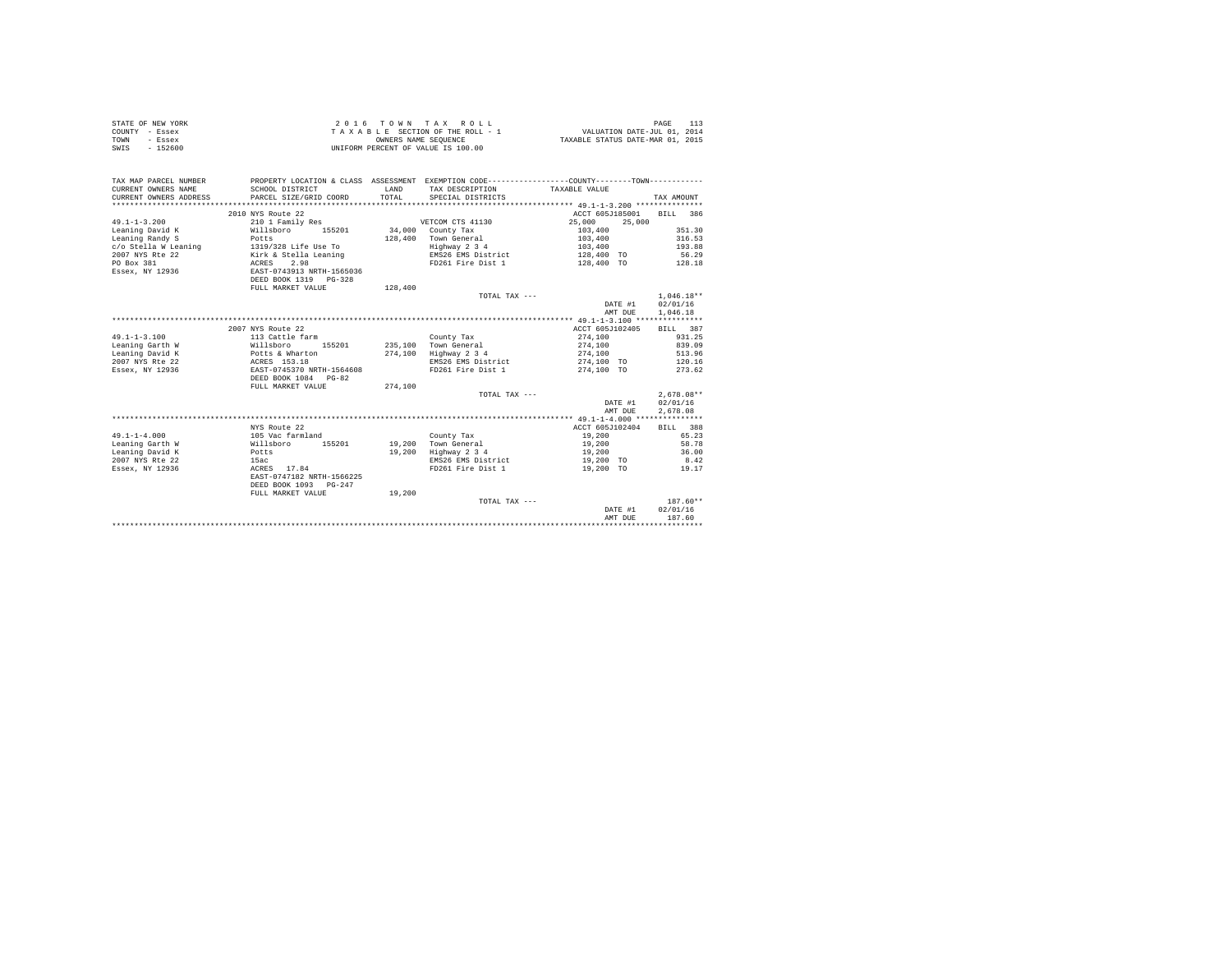STATE OF NEW YORK
COUNTY - Essex
TOWN - Essex
SWIS - 152600

2 0 1 6 T O W N T A X R O L L
T A X A B L E SECTION OF THE ROLL - 1
OWNERS NAME SEQUENCE
UNIFORM PERCENT OF VALUE IS 100.00

VALUATION DATE-JUL 01, 2014
TAXABLE STATUS DATE-MAR 01, 2015

```
TAX MAP PARCEL NUMBER     PROPERTY LOCATION & CLASS  ASSESSMENT  EXEMPTION CODE-----------------COUNTY--------TOWN-----------
CURRENT OWNERS NAME       SCHOOL DISTRICT            LAND        TAX DESCRIPTION            TAXABLE VALUE
CURRENT OWNERS ADDRESS    PARCEL SIZE/GRID COORD     TOTAL       SPECIAL DISTRICTS                                     TAX AMOUNT
*********************************************************************************************** 49.1-1-3.200 ***************
                          2010 NYS Route 22                                                ACCT 605J185001     BILL  386
49.1-1-3.200              210 1 Family Res                       VETCOM CTS 41130          25,000    25,000
Leaning David K           Willsboro      155201      34,000      County Tax                 103,400                  351.30
Leaning Randy S           Potts                     128,400      Town General               103,400                  316.53
c/o Stella W Leaning      1319/328 Life Use To                   Highway 2 3 4              103,400                  193.88
2007 NYS Rte 22           Kirk & Stella Leaning                  EMS26 EMS District         128,400 TO                56.29
PO Box 381                ACRES    2.98                          FD261 Fire Dist 1          128,400 TO               128.18
Essex, NY 12936           EAST-0743913 NRTH-1565036
                          DEED BOOK 1319   PG-328
                          FULL MARKET VALUE         128,400
                                                                 TOTAL TAX ---                                    1,046.18**
                                                                                            DATE #1            02/01/16
                                                                                            AMT DUE            1,046.18
*********************************************************************************************** 49.1-1-3.100 ***************
                          2007 NYS Route 22                                                ACCT 605J102405     BILL  387
49.1-1-3.100              113 Cattle farm                        County Tax                 274,100                  931.25
Leaning Garth W           Willsboro      155201     235,100      Town General               274,100                  839.09
Leaning David K           Potts & Wharton           274,100      Highway 2 3 4              274,100                  513.96
2007 NYS Rte 22           ACRES  153.18                          EMS26 EMS District         274,100 TO               120.16
Essex, NY 12936           EAST-0745370 NRTH-1564608              FD261 Fire Dist 1          274,100 TO               273.62
                          DEED BOOK 1084   PG-82
                          FULL MARKET VALUE         274,100
                                                                 TOTAL TAX ---                                    2,678.08**
                                                                                            DATE #1            02/01/16
                                                                                            AMT DUE            2,678.08
*********************************************************************************************** 49.1-1-4.000 ***************
                          NYS Route 22                                                     ACCT 605J102404     BILL  388
49.1-1-4.000              105 Vac farmland                       County Tax                  19,200                   65.23
Leaning Garth W           Willsboro      155201      19,200      Town General                19,200                   58.78
Leaning David K           Potts                      19,200      Highway 2 3 4               19,200                   36.00
2007 NYS Rte 22           15ac                                   EMS26 EMS District          19,200 TO                 8.42
Essex, NY 12936           ACRES   17.84                          FD261 Fire Dist 1           19,200 TO                19.17
                          EAST-0747182 NRTH-1566225
                          DEED BOOK 1093   PG-247
                          FULL MARKET VALUE          19,200
                                                                 TOTAL TAX ---                                      187.60**
                                                                                            DATE #1            02/01/16
                                                                                            AMT DUE              187.60
********************************************************************************************************************************
```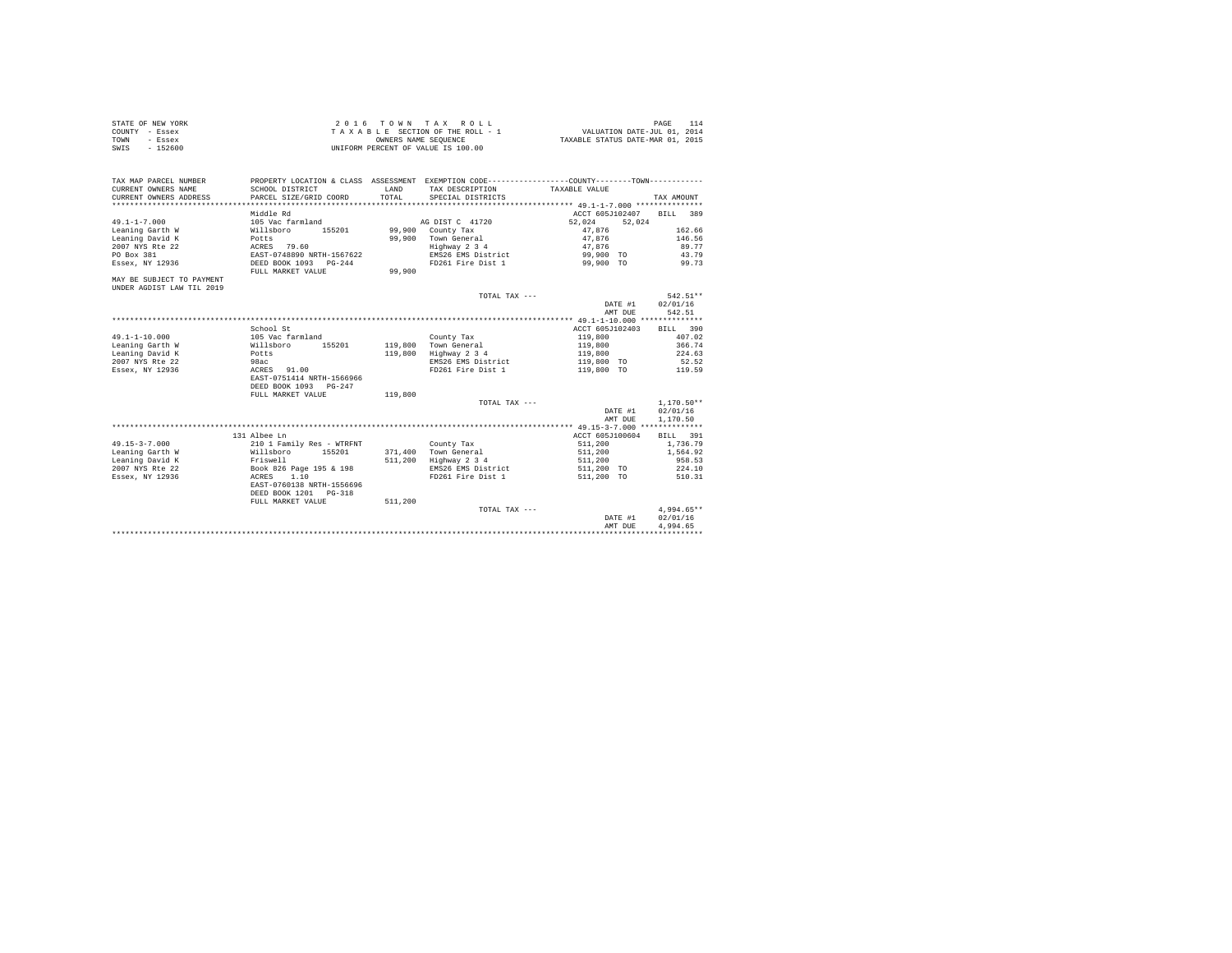STATE OF NEW YORK
COUNTY - Essex
TOWN - Essex
SWIS - 152600

2 0 1 6 T O W N T A X R O L L
T A X A B L E SECTION OF THE ROLL - 1
OWNERS NAME SEQUENCE
UNIFORM PERCENT OF VALUE IS 100.00

VALUATION DATE-JUL 01, 2014
TAXABLE STATUS DATE-MAR 01, 2015

| TAX MAP PARCEL NUMBER / CURRENT OWNERS NAME / CURRENT OWNERS ADDRESS | PROPERTY LOCATION & CLASS / SCHOOL DISTRICT / PARCEL SIZE/GRID COORD | ASSESSMENT LAND / TOTAL | EXEMPTION CODE / TAX DESCRIPTION / SPECIAL DISTRICTS | COUNTY / TOWN TAXABLE VALUE | TAX AMOUNT |
|---|---|---|---|---|---|
| 49.1-1-7.000 | Middle Rd | | | ACCT 605J102407 | BILL 389 |
| | 105 Vac farmland | | AG DIST C 41720 | 52,024 52,024 | |
| Leaning Garth W | Willsboro 155201 | 99,900 | County Tax | 47,876 | 162.66 |
| Leaning David K | Potts | 99,900 | Town General | 47,876 | 146.56 |
| 2007 NYS Rte 22 | ACRES 79.60 | | Highway 2 3 4 | 47,876 | 89.77 |
| PO Box 381 | EAST-0748890 NRTH-1567622 | | EMS26 EMS District | 99,900 TO | 43.79 |
| Essex, NY 12936 | DEED BOOK 1093 PG-244 | | FD261 Fire Dist 1 | 99,900 TO | 99.73 |
| | FULL MARKET VALUE | 99,900 | | | |
| MAY BE SUBJECT TO PAYMENT UNDER AGDIST LAW TIL 2019 | | | | | |
| | | | TOTAL TAX --- | | 542.51** |
| | | | | DATE #1 | 02/01/16 |
| | | | | AMT DUE | 542.51 |
| 49.1-1-10.000 | School St | | | ACCT 605J102403 | BILL 390 |
| | 105 Vac farmland | | County Tax | 119,800 | 407.02 |
| Leaning Garth W | Willsboro 155201 | 119,800 | Town General | 119,800 | 366.74 |
| Leaning David K | Potts | 119,800 | Highway 2 3 4 | 119,800 | 224.63 |
| 2007 NYS Rte 22 | 98ac | | EMS26 EMS District | 119,800 TO | 52.52 |
| Essex, NY 12936 | ACRES 91.00 | | FD261 Fire Dist 1 | 119,800 TO | 119.59 |
| | EAST-0751414 NRTH-1566966 | | | | |
| | DEED BOOK 1093 PG-247 | | | | |
| | FULL MARKET VALUE | 119,800 | | | |
| | | | TOTAL TAX --- | | 1,170.50** |
| | | | | DATE #1 | 02/01/16 |
| | | | | AMT DUE | 1,170.50 |
| 49.15-3-7.000 | 131 Albee Ln | | | ACCT 605J100604 | BILL 391 |
| | 210 1 Family Res - WTRFNT | | County Tax | 511,200 | 1,736.79 |
| Leaning Garth W | Willsboro 155201 | 371,400 | Town General | 511,200 | 1,564.92 |
| Leaning David K | Friswell | 511,200 | Highway 2 3 4 | 511,200 | 958.53 |
| 2007 NYS Rte 22 | Book 826 Page 195 & 198 | | EMS26 EMS District | 511,200 TO | 224.10 |
| Essex, NY 12936 | ACRES 1.10 | | FD261 Fire Dist 1 | 511,200 TO | 510.31 |
| | EAST-0760138 NRTH-1556696 | | | | |
| | DEED BOOK 1201 PG-318 | | | | |
| | FULL MARKET VALUE | 511,200 | | | |
| | | | TOTAL TAX --- | | 4,994.65** |
| | | | | DATE #1 | 02/01/16 |
| | | | | AMT DUE | 4,994.65 |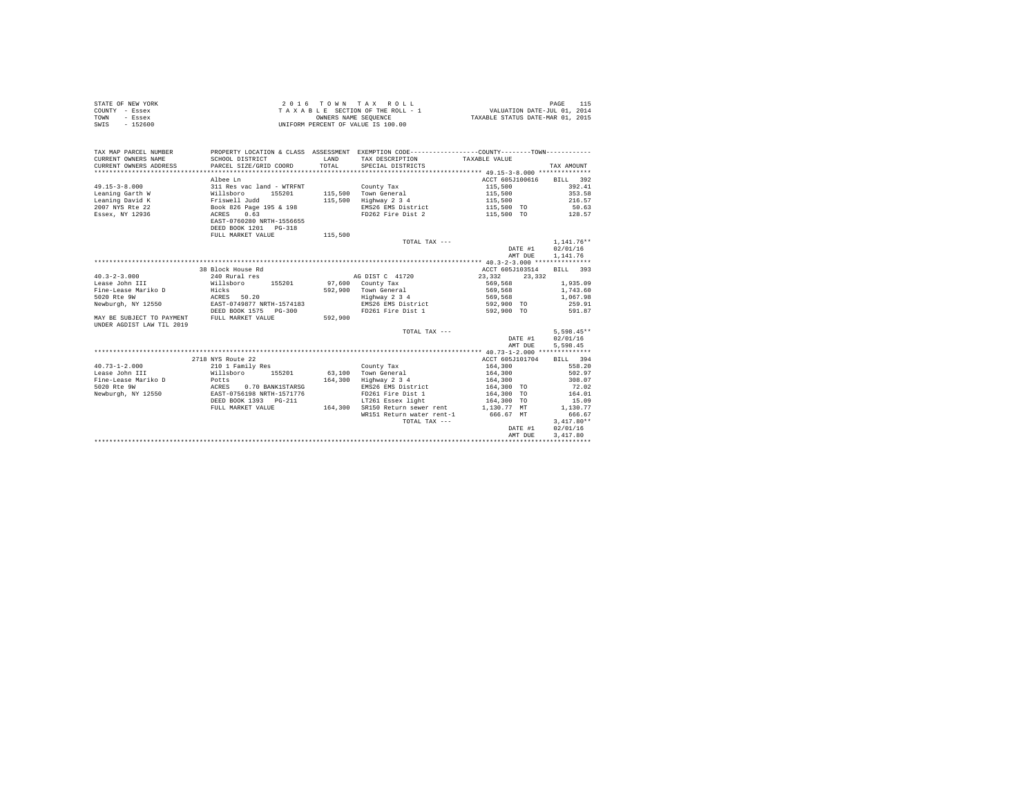STATE OF NEW YORK
COUNTY - Essex
TOWN - Essex
SWIS - 152600

2 0 1 6 T O W N T A X R O L L
T A X A B L E SECTION OF THE ROLL - 1
OWNERS NAME SEQUENCE
UNIFORM PERCENT OF VALUE IS 100.00

VALUATION DATE-JUL 01, 2014
TAXABLE STATUS DATE-MAR 01, 2015

| TAX MAP PARCEL NUMBER / CURRENT OWNERS NAME / CURRENT OWNERS ADDRESS | PROPERTY LOCATION & CLASS / SCHOOL DISTRICT / PARCEL SIZE/GRID COORD | ASSESSMENT LAND / TOTAL | EXEMPTION CODE / TAX DESCRIPTION / SPECIAL DISTRICTS | COUNTY / TOWN TAXABLE VALUE | TAX AMOUNT |
|---|---|---|---|---|---|
| 49.15-3-8.000 | Albee Ln | | | ACCT 605J100616 | BILL 392 |
| 49.15-3-8.000 | 311 Res vac land - WTRFNT | | County Tax | 115,500 | 392.41 |
| Leaning Garth W | Willsboro 155201 | 115,500 | Town General | 115,500 | 353.58 |
| Leaning David K | Friswell Judd | 115,500 | Highway 2 3 4 | 115,500 | 216.57 |
| 2007 NYS Rte 22 | Book 826 Page 195 & 198 | | EMS26 EMS District | 115,500 TO | 50.63 |
| Essex, NY 12936 | ACRES 0.63 | | FD262 Fire Dist 2 | 115,500 TO | 128.57 |
| | EAST-0760280 NRTH-1556655 | | | | |
| | DEED BOOK 1201 PG-318 | | | | |
| | FULL MARKET VALUE | 115,500 | | | |
| | | | TOTAL TAX --- | | 1,141.76** |
| | | | | DATE #1 | 02/01/16 |
| | | | | AMT DUE | 1,141.76 |
| 40.3-2-3.000 | 38 Block House Rd | | | ACCT 605J103514 | BILL 393 |
| 40.3-2-3.000 | 240 Rural res | | AG DIST C 41720 | 23,332 23,332 | |
| Lease John III | Willsboro 155201 | 97,600 | County Tax | 569,568 | 1,935.09 |
| Fine-Lease Mariko D | Hicks | 592,900 | Town General | 569,568 | 1,743.60 |
| 5020 Rte 9W | ACRES 50.20 | | Highway 2 3 4 | 569,568 | 1,067.98 |
| Newburgh, NY 12550 | EAST-0749877 NRTH-1574183 | | EMS26 EMS District | 592,900 TO | 259.91 |
| | DEED BOOK 1575 PG-300 | | FD261 Fire Dist 1 | 592,900 TO | 591.87 |
| MAY BE SUBJECT TO PAYMENT UNDER AGDIST LAW TIL 2019 | FULL MARKET VALUE | 592,900 | | | |
| | | | TOTAL TAX --- | | 5,598.45** |
| | | | | DATE #1 | 02/01/16 |
| | | | | AMT DUE | 5,598.45 |
| 40.73-1-2.000 | 2718 NYS Route 22 | | | ACCT 605J101704 | BILL 394 |
| 40.73-1-2.000 | 210 1 Family Res | | County Tax | 164,300 | 558.20 |
| Lease John III | Willsboro 155201 | 63,100 | Town General | 164,300 | 502.97 |
| Fine-Lease Mariko D | Potts | 164,300 | Highway 2 3 4 | 164,300 | 308.07 |
| 5020 Rte 9W | ACRES 0.70 BANK1STARSG | | EMS26 EMS District | 164,300 TO | 72.02 |
| Newburgh, NY 12550 | EAST-0756198 NRTH-1571776 | | FD261 Fire Dist 1 | 164,300 TO | 164.01 |
| | DEED BOOK 1393 PG-211 | | LT261 Essex light | 164,300 TO | 15.09 |
| | FULL MARKET VALUE | 164,300 | SR150 Return sewer rent | 1,130.77 MT | 1,130.77 |
| | | | WR151 Return water rent-1 | 666.67 MT | 666.67 |
| | | | TOTAL TAX --- | | 3,417.80** |
| | | | | DATE #1 | 02/01/16 |
| | | | | AMT DUE | 3,417.80 |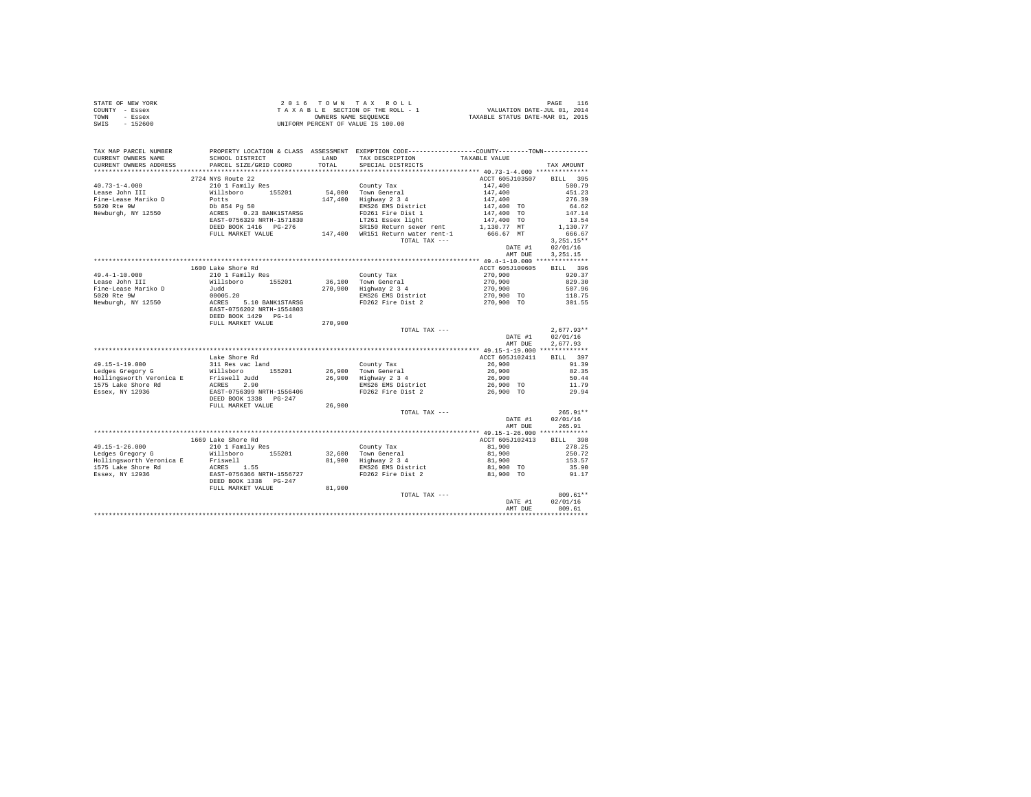STATE OF NEW YORK
COUNTY - Essex
TOWN - Essex
SWIS - 152600

2 0 1 6 T O W N T A X R O L L
T A X A B L E SECTION OF THE ROLL - 1
OWNERS NAME SEQUENCE
UNIFORM PERCENT OF VALUE IS 100.00

VALUATION DATE-JUL 01, 2014
TAXABLE STATUS DATE-MAR 01, 2015

| TAX MAP PARCEL NUMBER / CURRENT OWNERS NAME / CURRENT OWNERS ADDRESS | PROPERTY LOCATION & CLASS / SCHOOL DISTRICT / PARCEL SIZE/GRID COORD | ASSESSMENT LAND / TOTAL | EXEMPTION CODE / TAX DESCRIPTION / SPECIAL DISTRICTS | COUNTY / TOWN TAXABLE VALUE | TAX AMOUNT |
|---|---|---|---|---|---|
| **40.73-1-4.000** | 2724 NYS Route 22 | | | ACCT 605J103507 | BILL 395 |
| 40.73-1-4.000 | 210 1 Family Res | | County Tax | 147,400 | 500.79 |
| Lease John III | Willsboro 155201 | 54,000 | Town General | 147,400 | 451.23 |
| Fine-Lease Mariko D | Potts | 147,400 | Highway 2 3 4 | 147,400 | 276.39 |
| 5020 Rte 9W | Db 854 Pg 50 | | EMS26 EMS District | 147,400 TO | 64.62 |
| Newburgh, NY 12550 | ACRES 0.23 BANK1STARSG | | FD261 Fire Dist 1 | 147,400 TO | 147.14 |
| | EAST-0756329 NRTH-1571830 | | LT261 Essex light | 147,400 TO | 13.54 |
| | DEED BOOK 1416 PG-276 | | SR150 Return sewer rent | 1,130.77 MT | 1,130.77 |
| | FULL MARKET VALUE | 147,400 | WR151 Return water rent-1 | 666.67 MT | 666.67 |
| | | | TOTAL TAX --- | | 3,251.15** |
| | | | | DATE #1 | 02/01/16 |
| | | | | AMT DUE | 3,251.15 |
| **49.4-1-10.000** | 1600 Lake Shore Rd | | | ACCT 605J100605 | BILL 396 |
| 49.4-1-10.000 | 210 1 Family Res | | County Tax | 270,900 | 920.37 |
| Lease John III | Willsboro 155201 | 36,100 | Town General | 270,900 | 829.30 |
| Fine-Lease Mariko D | Judd | 270,900 | Highway 2 3 4 | 270,900 | 507.96 |
| 5020 Rte 9W | 00005.20 | | EMS26 EMS District | 270,900 TO | 118.75 |
| Newburgh, NY 12550 | ACRES 5.10 BANK1STARSG | | FD262 Fire Dist 2 | 270,900 TO | 301.55 |
| | EAST-0756202 NRTH-1554803 | | | | |
| | DEED BOOK 1429 PG-14 | | | | |
| | FULL MARKET VALUE | 270,900 | | | |
| | | | TOTAL TAX --- | | 2,677.93** |
| | | | | DATE #1 | 02/01/16 |
| | | | | AMT DUE | 2,677.93 |
| **49.15-1-19.000** | Lake Shore Rd | | | ACCT 605J102411 | BILL 397 |
| 49.15-1-19.000 | 311 Res vac land | | County Tax | 26,900 | 91.39 |
| Ledges Gregory G | Willsboro 155201 | 26,900 | Town General | 26,900 | 82.35 |
| Hollingsworth Veronica E | Friswell Judd | 26,900 | Highway 2 3 4 | 26,900 | 50.44 |
| 1575 Lake Shore Rd | ACRES 2.90 | | EMS26 EMS District | 26,900 TO | 11.79 |
| Essex, NY 12936 | EAST-0756399 NRTH-1556406 | | FD262 Fire Dist 2 | 26,900 TO | 29.94 |
| | DEED BOOK 1338 PG-247 | | | | |
| | FULL MARKET VALUE | 26,900 | | | |
| | | | TOTAL TAX --- | | 265.91** |
| | | | | DATE #1 | 02/01/16 |
| | | | | AMT DUE | 265.91 |
| **49.15-1-26.000** | 1669 Lake Shore Rd | | | ACCT 605J102413 | BILL 398 |
| 49.15-1-26.000 | 210 1 Family Res | | County Tax | 81,900 | 278.25 |
| Ledges Gregory G | Willsboro 155201 | 32,600 | Town General | 81,900 | 250.72 |
| Hollingsworth Veronica E | Friswell | 81,900 | Highway 2 3 4 | 81,900 | 153.57 |
| 1575 Lake Shore Rd | ACRES 1.55 | | EMS26 EMS District | 81,900 TO | 35.90 |
| Essex, NY 12936 | EAST-0756366 NRTH-1556727 | | FD262 Fire Dist 2 | 81,900 TO | 91.17 |
| | DEED BOOK 1338 PG-247 | | | | |
| | FULL MARKET VALUE | 81,900 | | | |
| | | | TOTAL TAX --- | | 809.61** |
| | | | | DATE #1 | 02/01/16 |
| | | | | AMT DUE | 809.61 |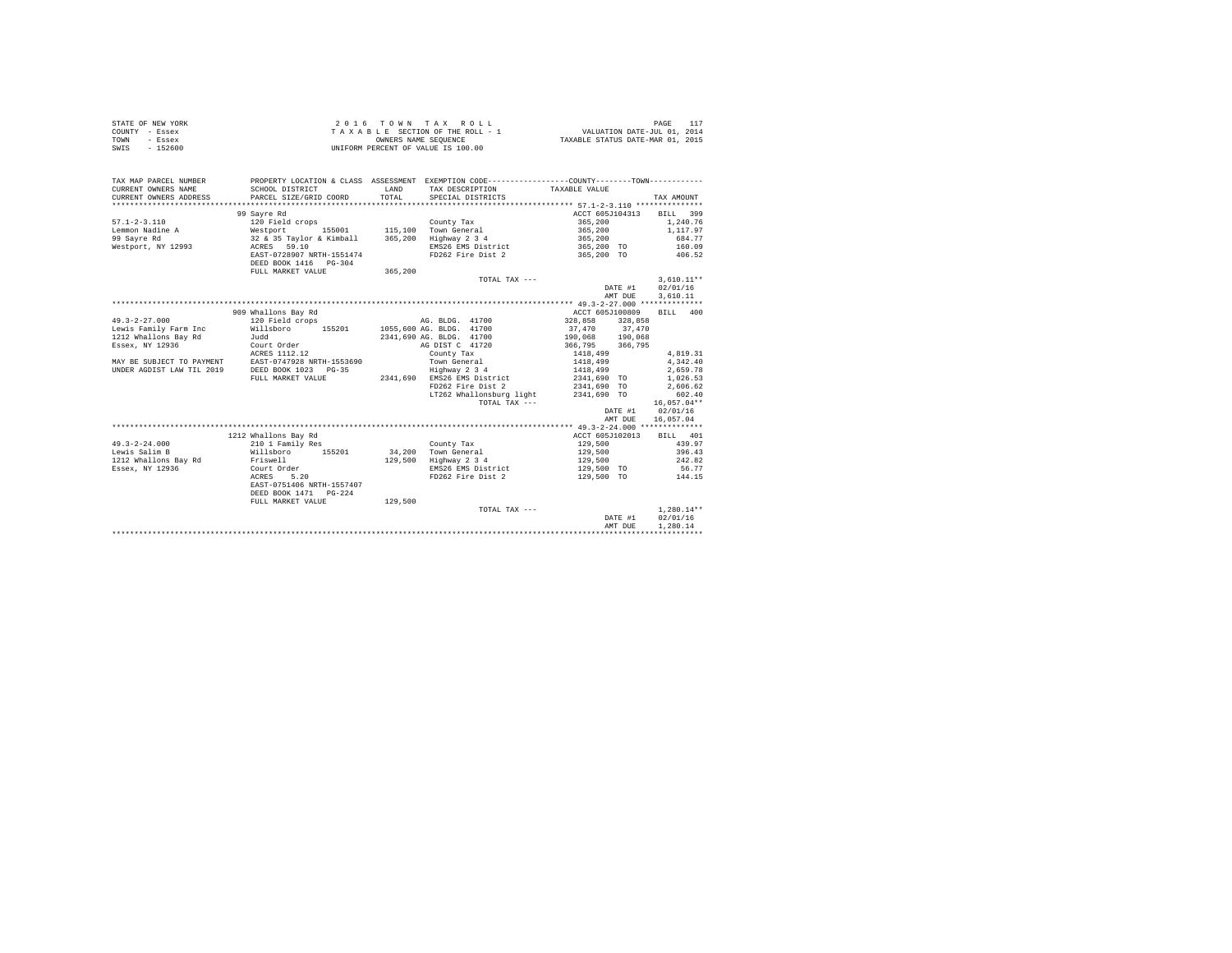STATE OF NEW YORK
COUNTY - Essex
TOWN - Essex
SWIS - 152600

2 0 1 6 T O W N T A X R O L L
T A X A B L E SECTION OF THE ROLL - 1
OWNERS NAME SEQUENCE
UNIFORM PERCENT OF VALUE IS 100.00

VALUATION DATE-JUL 01, 2014
TAXABLE STATUS DATE-MAR 01, 2015

| TAX MAP PARCEL NUMBER / CURRENT OWNERS NAME / CURRENT OWNERS ADDRESS | PROPERTY LOCATION & CLASS / SCHOOL DISTRICT / PARCEL SIZE/GRID COORD | ASSESSMENT LAND / TOTAL | EXEMPTION CODE / TAX DESCRIPTION / SPECIAL DISTRICTS | COUNTY TAXABLE VALUE | TOWN | TAX AMOUNT |
|---|---|---|---|---|---|---|
| **57.1-2-3.110** | 99 Sayre Rd | | | ACCT 605J104313 | | BILL 399 |
| 57.1-2-3.110 | 120 Field crops | | County Tax | 365,200 | | 1,240.76 |
| Lemmon Nadine A | Westport 155001 | 115,100 | Town General | 365,200 | | 1,117.97 |
| 99 Sayre Rd | 32 & 35 Taylor & Kimball | 365,200 | Highway 2 3 4 | 365,200 | | 684.77 |
| Westport, NY 12993 | ACRES 59.10 | | EMS26 EMS District | 365,200 TO | | 160.09 |
| | EAST-0728907 NRTH-1551474 | | FD262 Fire Dist 2 | 365,200 TO | | 406.52 |
| | DEED BOOK 1416 PG-304 | | | | | |
| | FULL MARKET VALUE | 365,200 | | | | |
| | | | TOTAL TAX --- | | | 3,610.11** |
| | | | | | DATE #1 | 02/01/16 |
| | | | | | AMT DUE | 3,610.11 |
| **49.3-2-27.000** | 909 Whallons Bay Rd | | | ACCT 605J100809 | | BILL 400 |
| 49.3-2-27.000 | 120 Field crops | | AG. BLDG. 41700 | 328,858 | 328,858 | |
| Lewis Family Farm Inc | Willsboro 155201 | 1055,600 | AG. BLDG. 41700 | 37,470 | 37,470 | |
| 1212 Whallons Bay Rd | Judd | 2341,690 | AG. BLDG. 41700 | 190,068 | 190,068 | |
| Essex, NY 12936 | Court Order | | AG DIST C 41720 | 366,795 | 366,795 | |
| | ACRES 1112.12 | | County Tax | 1418,499 | | 4,819.31 |
| MAY BE SUBJECT TO PAYMENT | EAST-0747928 NRTH-1553690 | | Town General | 1418,499 | | 4,342.40 |
| UNDER AGDIST LAW TIL 2019 | DEED BOOK 1023 PG-35 | | Highway 2 3 4 | 1418,499 | | 2,659.78 |
| | FULL MARKET VALUE | 2341,690 | EMS26 EMS District | 2341,690 TO | | 1,026.53 |
| | | | FD262 Fire Dist 2 | 2341,690 TO | | 2,606.62 |
| | | | LT262 Whallonsburg light | 2341,690 TO | | 602.40 |
| | | | TOTAL TAX --- | | | 16,057.04** |
| | | | | | DATE #1 | 02/01/16 |
| | | | | | AMT DUE | 16,057.04 |
| **49.3-2-24.000** | 1212 Whallons Bay Rd | | | ACCT 605J102013 | | BILL 401 |
| 49.3-2-24.000 | 210 1 Family Res | | County Tax | 129,500 | | 439.97 |
| Lewis Salim B | Willsboro 155201 | 34,200 | Town General | 129,500 | | 396.43 |
| 1212 Whallons Bay Rd | Friswell | 129,500 | Highway 2 3 4 | 129,500 | | 242.82 |
| Essex, NY 12936 | Court Order | | EMS26 EMS District | 129,500 TO | | 56.77 |
| | ACRES 5.20 | | FD262 Fire Dist 2 | 129,500 TO | | 144.15 |
| | EAST-0751406 NRTH-1557407 | | | | | |
| | DEED BOOK 1471 PG-224 | | | | | |
| | FULL MARKET VALUE | 129,500 | | | | |
| | | | TOTAL TAX --- | | | 1,280.14** |
| | | | | | DATE #1 | 02/01/16 |
| | | | | | AMT DUE | 1,280.14 |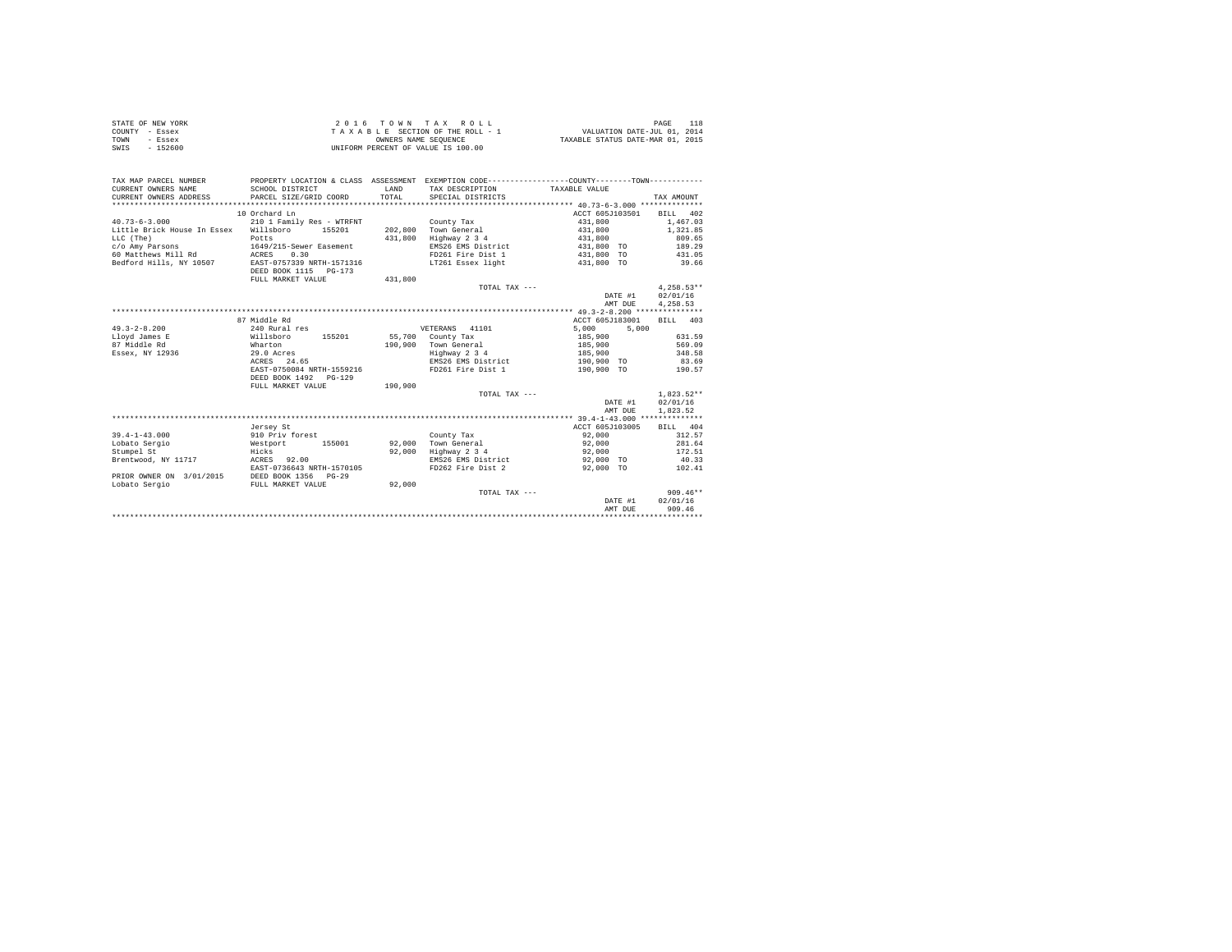STATE OF NEW YORK
COUNTY - Essex
TOWN - Essex
SWIS - 152600

2 0 1 6 T O W N T A X R O L L
T A X A B L E SECTION OF THE ROLL - 1
OWNERS NAME SEQUENCE
UNIFORM PERCENT OF VALUE IS 100.00

VALUATION DATE-JUL 01, 2014
TAXABLE STATUS DATE-MAR 01, 2015

| TAX MAP PARCEL NUMBER / CURRENT OWNERS NAME / CURRENT OWNERS ADDRESS | PROPERTY LOCATION & CLASS / SCHOOL DISTRICT / PARCEL SIZE/GRID COORD | ASSESSMENT LAND / TOTAL | EXEMPTION CODE / TAX DESCRIPTION / SPECIAL DISTRICTS | COUNTY / TOWN TAXABLE VALUE | TAX AMOUNT |
|---|---|---|---|---|---|
| **40.73-6-3.000** | 10 Orchard Ln | | | ACCT 605J103501 | BILL 402 |
| 40.73-6-3.000 | 210 1 Family Res - WTRFNT | | County Tax | 431,800 | 1,467.03 |
| Little Brick House In Essex | Willsboro 155201 | 202,800 | Town General | 431,800 | 1,321.85 |
| LLC (The) | Potts | 431,800 | Highway 2 3 4 | 431,800 | 809.65 |
| c/o Amy Parsons | 1649/215-Sewer Easement | | EMS26 EMS District | 431,800 TO | 189.29 |
| 60 Matthews Mill Rd | ACRES 0.30 | | FD261 Fire Dist 1 | 431,800 TO | 431.05 |
| Bedford Hills, NY 10507 | EAST-0757339 NRTH-1571316 | | LT261 Essex light | 431,800 TO | 39.66 |
| | DEED BOOK 1115 PG-173 | | | | |
| | FULL MARKET VALUE | 431,800 | | | |
| | | | TOTAL TAX --- | | 4,258.53** |
| | | | | DATE #1 | 02/01/16 |
| | | | | AMT DUE | 4,258.53 |
| **49.3-2-8.200** | 87 Middle Rd | | | ACCT 605J183001 | BILL 403 |
| 49.3-2-8.200 | 240 Rural res | | VETERANS 41101 | 5,000 5,000 | |
| Lloyd James E | Willsboro 155201 | 55,700 | County Tax | 185,900 | 631.59 |
| 87 Middle Rd | Wharton | 190,900 | Town General | 185,900 | 569.09 |
| Essex, NY 12936 | 29.0 Acres | | Highway 2 3 4 | 185,900 | 348.58 |
| | ACRES 24.65 | | EMS26 EMS District | 190,900 TO | 83.69 |
| | EAST-0750084 NRTH-1559216 | | FD261 Fire Dist 1 | 190,900 TO | 190.57 |
| | DEED BOOK 1492 PG-129 | | | | |
| | FULL MARKET VALUE | 190,900 | | | |
| | | | TOTAL TAX --- | | 1,823.52** |
| | | | | DATE #1 | 02/01/16 |
| | | | | AMT DUE | 1,823.52 |
| **39.4-1-43.000** | Jersey St | | | ACCT 605J103005 | BILL 404 |
| 39.4-1-43.000 | 910 Priv forest | | County Tax | 92,000 | 312.57 |
| Lobato Sergio | Westport 155001 | 92,000 | Town General | 92,000 | 281.64 |
| Stumpel St | Hicks | 92,000 | Highway 2 3 4 | 92,000 | 172.51 |
| Brentwood, NY 11717 | ACRES 92.00 | | EMS26 EMS District | 92,000 TO | 40.33 |
| | EAST-0736643 NRTH-1570105 | | FD262 Fire Dist 2 | 92,000 TO | 102.41 |
| PRIOR OWNER ON 3/01/2015 | DEED BOOK 1356 PG-29 | | | | |
| Lobato Sergio | FULL MARKET VALUE | 92,000 | | | |
| | | | TOTAL TAX --- | | 909.46** |
| | | | | DATE #1 | 02/01/16 |
| | | | | AMT DUE | 909.46 |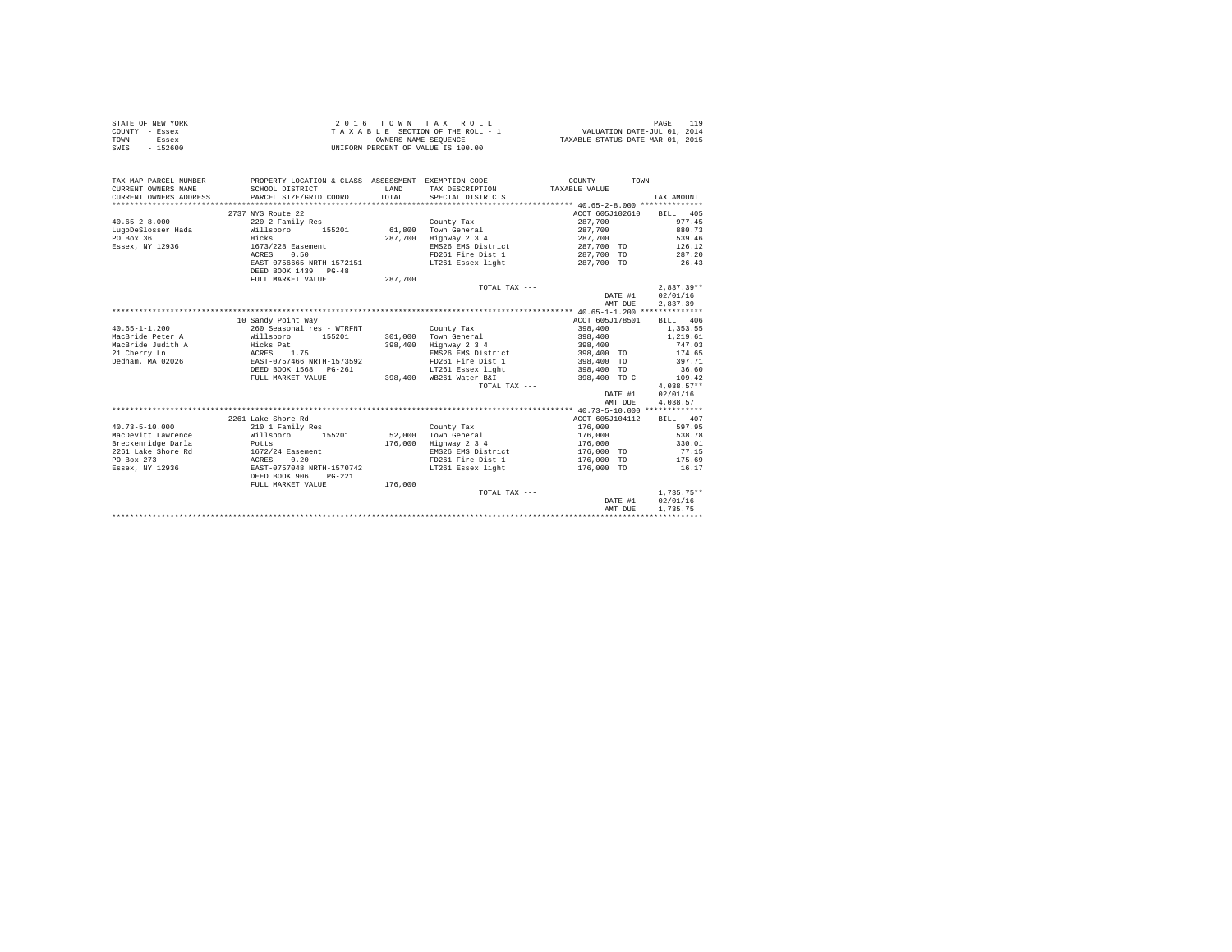STATE OF NEW YORK
COUNTY - Essex
TOWN - Essex
SWIS - 152600

2 0 1 6 T O W N T A X R O L L
T A X A B L E SECTION OF THE ROLL - 1
OWNERS NAME SEQUENCE
UNIFORM PERCENT OF VALUE IS 100.00

VALUATION DATE-JUL 01, 2014
TAXABLE STATUS DATE-MAR 01, 2015

| TAX MAP PARCEL NUMBER / CURRENT OWNERS NAME / CURRENT OWNERS ADDRESS | PROPERTY LOCATION & CLASS / SCHOOL DISTRICT / PARCEL SIZE/GRID COORD | ASSESSMENT LAND / TOTAL | EXEMPTION CODE / TAX DESCRIPTION / SPECIAL DISTRICTS | COUNTY / TOWN TAXABLE VALUE | TAX AMOUNT |
|---|---|---|---|---|---|
| | 2737 NYS Route 22 | | | ACCT 605J102610 | BILL 405 |
| 40.65-2-8.000 | 220 2 Family Res | | County Tax | 287,700 | 977.45 |
| LugoDeSlosser Hada | Willsboro 155201 | 61,800 | Town General | 287,700 | 880.73 |
| PO Box 36 | Hicks | 287,700 | Highway 2 3 4 | 287,700 | 539.46 |
| Essex, NY 12936 | 1673/228 Easement | | EMS26 EMS District | 287,700 TO | 126.12 |
| | ACRES 0.50 | | FD261 Fire Dist 1 | 287,700 TO | 287.20 |
| | EAST-0756665 NRTH-1572151 | | LT261 Essex light | 287,700 TO | 26.43 |
| | DEED BOOK 1439 PG-48 | | | | |
| | FULL MARKET VALUE | 287,700 | | | |
| | | | TOTAL TAX --- | | 2,837.39** |
| | | | | DATE #1 | 02/01/16 |
| | | | | AMT DUE | 2,837.39 |
| | 10 Sandy Point Way | | | ACCT 605J178501 | BILL 406 |
| 40.65-1-1.200 | 260 Seasonal res - WTRFNT | | County Tax | 398,400 | 1,353.55 |
| MacBride Peter A | Willsboro 155201 | 301,000 | Town General | 398,400 | 1,219.61 |
| MacBride Judith A | Hicks Pat | 398,400 | Highway 2 3 4 | 398,400 | 747.03 |
| 21 Cherry Ln | ACRES 1.75 | | EMS26 EMS District | 398,400 TO | 174.65 |
| Dedham, MA 02026 | EAST-0757466 NRTH-1573592 | | FD261 Fire Dist 1 | 398,400 TO | 397.71 |
| | DEED BOOK 1568 PG-261 | | LT261 Essex light | 398,400 TO | 36.60 |
| | FULL MARKET VALUE | 398,400 | WB261 Water B&I | 398,400 TO C | 109.42 |
| | | | TOTAL TAX --- | | 4,038.57** |
| | | | | DATE #1 | 02/01/16 |
| | | | | AMT DUE | 4,038.57 |
| | 2261 Lake Shore Rd | | | ACCT 605J104112 | BILL 407 |
| 40.73-5-10.000 | 210 1 Family Res | | County Tax | 176,000 | 597.95 |
| MacDevitt Lawrence | Willsboro 155201 | 52,000 | Town General | 176,000 | 538.78 |
| Breckenridge Darla | Potts | 176,000 | Highway 2 3 4 | 176,000 | 330.01 |
| 2261 Lake Shore Rd | 1672/24 Easement | | EMS26 EMS District | 176,000 TO | 77.15 |
| PO Box 273 | ACRES 0.20 | | FD261 Fire Dist 1 | 176,000 TO | 175.69 |
| Essex, NY 12936 | EAST-0757048 NRTH-1570742 | | LT261 Essex light | 176,000 TO | 16.17 |
| | DEED BOOK 906 PG-221 | | | | |
| | FULL MARKET VALUE | 176,000 | | | |
| | | | TOTAL TAX --- | | 1,735.75** |
| | | | | DATE #1 | 02/01/16 |
| | | | | AMT DUE | 1,735.75 |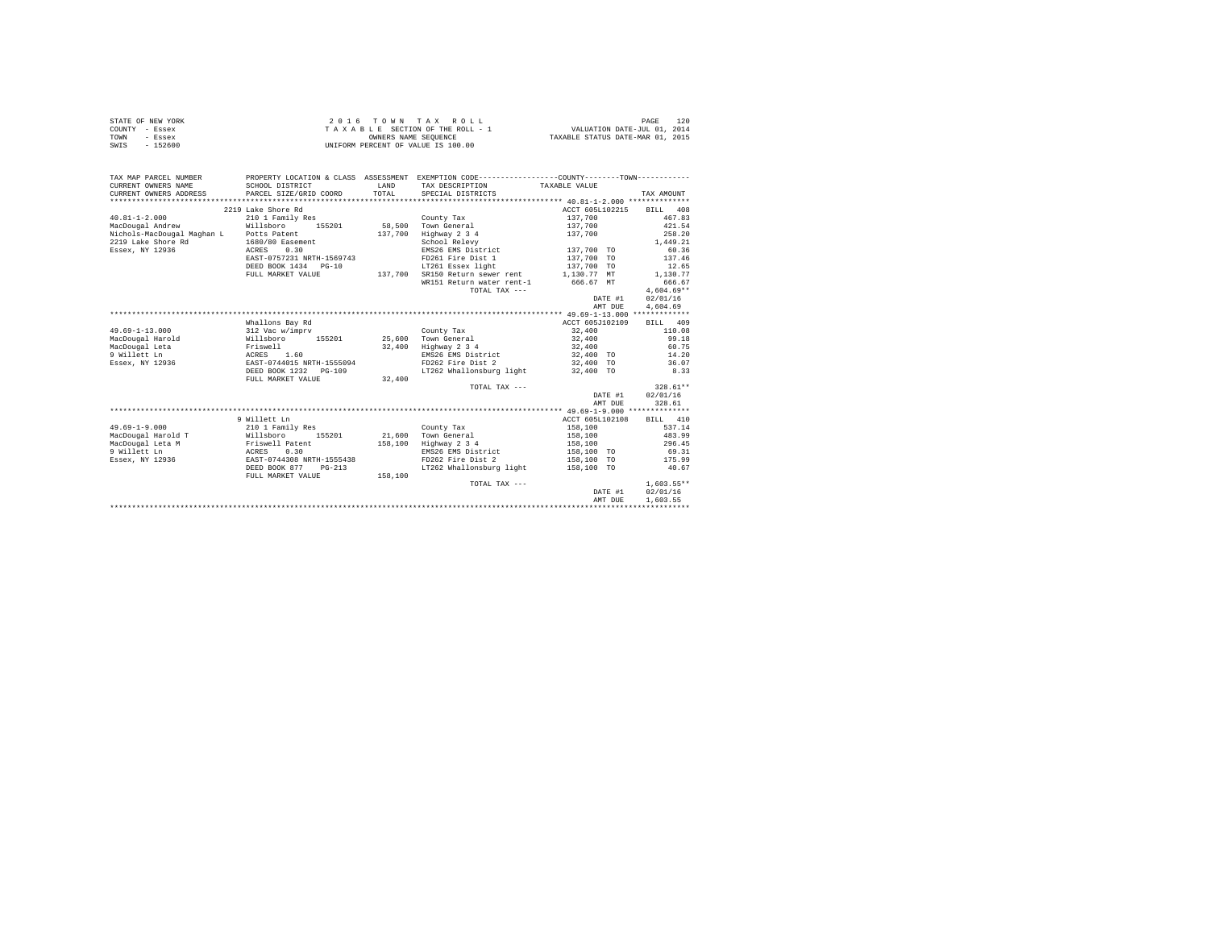STATE OF NEW YORK
COUNTY - Essex
TOWN - Essex
SWIS - 152600

2 0 1 6 T O W N T A X R O L L
T A X A B L E SECTION OF THE ROLL - 1
OWNERS NAME SEQUENCE
UNIFORM PERCENT OF VALUE IS 100.00

VALUATION DATE-JUL 01, 2014
TAXABLE STATUS DATE-MAR 01, 2015

| TAX MAP PARCEL NUMBER / CURRENT OWNERS NAME / CURRENT OWNERS ADDRESS | PROPERTY LOCATION & CLASS / SCHOOL DISTRICT / PARCEL SIZE/GRID COORD | ASSESSMENT LAND | TOTAL | EXEMPTION CODE / TAX DESCRIPTION / SPECIAL DISTRICTS | COUNTY--------TOWN TAXABLE VALUE | TAX AMOUNT |
|---|---|---|---|---|---|---|
| 40.81-1-2.000 | 2219 Lake Shore Rd | | | | ACCT 605L102215 | BILL 408 |
| 40.81-1-2.000 | 210 1 Family Res | | | County Tax | 137,700 | 467.83 |
| MacDougal Andrew | Willsboro 155201 | 58,500 | | Town General | 137,700 | 421.54 |
| Nichols-MacDougal Maghan L | Potts Patent | | 137,700 | Highway 2 3 4 | 137,700 | 258.20 |
| 2219 Lake Shore Rd | 1680/80 Easement | | | School Relevy | | 1,449.21 |
| Essex, NY 12936 | ACRES 0.30 | | | EMS26 EMS District | 137,700 TO | 60.36 |
| | EAST-0757231 NRTH-1569743 | | | FD261 Fire Dist 1 | 137,700 TO | 137.46 |
| | DEED BOOK 1434 PG-10 | | | LT261 Essex light | 137,700 TO | 12.65 |
| | FULL MARKET VALUE | | 137,700 | SR150 Return sewer rent | 1,130.77 MT | 1,130.77 |
| | | | | WR151 Return water rent-1 | 666.67 MT | 666.67 |
| | | | | TOTAL TAX --- | | 4,604.69** |
| | | | | | DATE #1 | 02/01/16 |
| | | | | | AMT DUE | 4,604.69 |
| 49.69-1-13.000 | Whallons Bay Rd | | | | ACCT 605J102109 | BILL 409 |
| 49.69-1-13.000 | 312 Vac w/imprv | | | County Tax | 32,400 | 110.08 |
| MacDougal Harold | Willsboro 155201 | 25,600 | | Town General | 32,400 | 99.18 |
| MacDougal Leta | Friswell | | 32,400 | Highway 2 3 4 | 32,400 | 60.75 |
| 9 Willett Ln | ACRES 1.60 | | | EMS26 EMS District | 32,400 TO | 14.20 |
| Essex, NY 12936 | EAST-0744015 NRTH-1555094 | | | FD262 Fire Dist 2 | 32,400 TO | 36.07 |
| | DEED BOOK 1232 PG-109 | | | LT262 Whallonsburg light | 32,400 TO | 8.33 |
| | FULL MARKET VALUE | | 32,400 | | | |
| | | | | TOTAL TAX --- | | 328.61** |
| | | | | | DATE #1 | 02/01/16 |
| | | | | | AMT DUE | 328.61 |
| 49.69-1-9.000 | 9 Willett Ln | | | | ACCT 605L102108 | BILL 410 |
| 49.69-1-9.000 | 210 1 Family Res | | | County Tax | 158,100 | 537.14 |
| MacDougal Harold T | Willsboro 155201 | 21,600 | | Town General | 158,100 | 483.99 |
| MacDougal Leta M | Friswell Patent | | 158,100 | Highway 2 3 4 | 158,100 | 296.45 |
| 9 Willett Ln | ACRES 0.30 | | | EMS26 EMS District | 158,100 TO | 69.31 |
| Essex, NY 12936 | EAST-0744308 NRTH-1555438 | | | FD262 Fire Dist 2 | 158,100 TO | 175.99 |
| | DEED BOOK 877 PG-213 | | | LT262 Whallonsburg light | 158,100 TO | 40.67 |
| | FULL MARKET VALUE | | 158,100 | | | |
| | | | | TOTAL TAX --- | | 1,603.55** |
| | | | | | DATE #1 | 02/01/16 |
| | | | | | AMT DUE | 1,603.55 |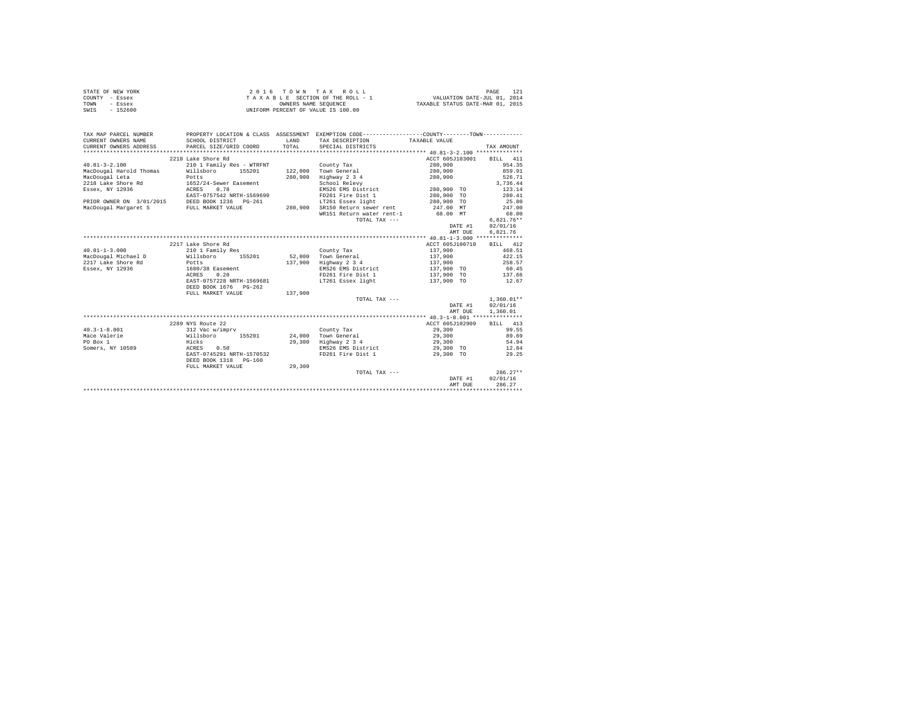STATE OF NEW YORK | COUNTY - Essex | TOWN - Essex | SWIS - 152600

2016 TOWN TAX ROLL
TAXABLE SECTION OF THE ROLL - 1
OWNERS NAME SEQUENCE
UNIFORM PERCENT OF VALUE IS 100.00

VALUATION DATE-JUL 01, 2014
TAXABLE STATUS DATE-MAR 01, 2015

| TAX MAP PARCEL NUMBER / CURRENT OWNERS NAME / CURRENT OWNERS ADDRESS | PROPERTY LOCATION & CLASS / SCHOOL DISTRICT / PARCEL SIZE/GRID COORD | ASSESSMENT LAND / TOTAL | EXEMPTION CODE / TAX DESCRIPTION / SPECIAL DISTRICTS | TAXABLE VALUE | TAX AMOUNT |
|---|---|---|---|---|---|
| **40.81-3-2.100** | 2218 Lake Shore Rd | | | ACCT 605J103001 | BILL 411 |
| 40.81-3-2.100 | 210 1 Family Res - WTRFNT | | County Tax | 280,900 | 954.35 |
| MacDougal Harold Thomas | Willsboro 155201 | 122,000 | Town General | 280,900 | 859.91 |
| MacDougal Leta | Potts | 280,900 | Highway 2 3 4 | 280,900 | 526.71 |
| 2218 Lake Shore Rd | 1652/24-Sewer Easement | | School Relevy | | 3,736.44 |
| Essex, NY 12936 | ACRES 0.78 | | EMS26 EMS District | 280,900 TO | 123.14 |
| | EAST-0757542 NRTH-1569699 | | FD261 Fire Dist 1 | 280,900 TO | 280.41 |
| PRIOR OWNER ON 3/01/2015 | DEED BOOK 1236 PG-261 | | LT261 Essex light | 280,900 TO | 25.80 |
| MacDougal Margaret S | FULL MARKET VALUE | 280,900 | SR150 Return sewer rent | 247.00 MT | 247.00 |
| | | | WR151 Return water rent-1 | 68.00 MT | 68.00 |
| | | | TOTAL TAX --- | | 6,821.76** |
| | | | | DATE #1 | 02/01/16 |
| | | | | AMT DUE | 6,821.76 |
| **40.81-1-3.000** | 2217 Lake Shore Rd | | | ACCT 605J100710 | BILL 412 |
| 40.81-1-3.000 | 210 1 Family Res | | County Tax | 137,900 | 468.51 |
| MacDougal Michael D | Willsboro 155201 | 52,000 | Town General | 137,900 | 422.15 |
| 2217 Lake Shore Rd | Potts | 137,900 | Highway 2 3 4 | 137,900 | 258.57 |
| Essex, NY 12936 | 1680/38 Easement | | EMS26 EMS District | 137,900 TO | 60.45 |
| | ACRES 0.20 | | FD261 Fire Dist 1 | 137,900 TO | 137.66 |
| | EAST-0757228 NRTH-1569681 | | LT261 Essex light | 137,900 TO | 12.67 |
| | DEED BOOK 1676 PG-262 | | | | |
| | FULL MARKET VALUE | 137,900 | | | |
| | | | TOTAL TAX --- | | 1,360.01** |
| | | | | DATE #1 | 02/01/16 |
| | | | | AMT DUE | 1,360.01 |
| **40.3-1-8.001** | 2289 NYS Route 22 | | | ACCT 605J102909 | BILL 413 |
| 40.3-1-8.001 | 312 Vac w/imprv | | County Tax | 29,300 | 99.55 |
| Mace Valerie | Willsboro 155201 | 24,000 | Town General | 29,300 | 89.69 |
| PO Box 1 | Hicks | 29,300 | Highway 2 3 4 | 29,300 | 54.94 |
| Somers, NY 10589 | ACRES 0.50 | | EMS26 EMS District | 29,300 TO | 12.84 |
| | EAST-0745291 NRTH-1570532 | | FD261 Fire Dist 1 | 29,300 TO | 29.25 |
| | DEED BOOK 1318 PG-160 | | | | |
| | FULL MARKET VALUE | 29,300 | | | |
| | | | TOTAL TAX --- | | 286.27** |
| | | | | DATE #1 | 02/01/16 |
| | | | | AMT DUE | 286.27 |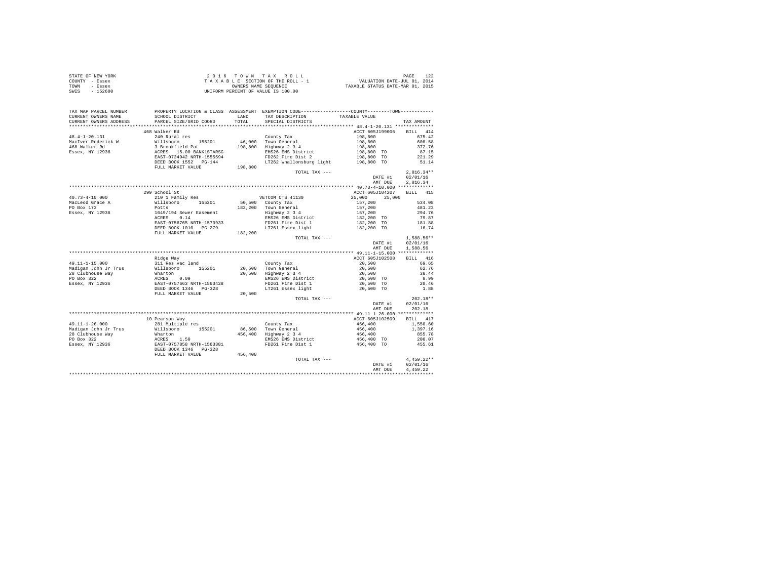STATE OF NEW YORK
COUNTY - Essex
TOWN - Essex
SWIS - 152600

2016 TOWN TAX ROLL
TAXABLE SECTION OF THE ROLL - 1
OWNERS NAME SEQUENCE
UNIFORM PERCENT OF VALUE IS 100.00

VALUATION DATE-JUL 01, 2014
TAXABLE STATUS DATE-MAR 01, 2015

| TAX MAP PARCEL NUMBER / CURRENT OWNERS NAME / CURRENT OWNERS ADDRESS | PROPERTY LOCATION & CLASS / SCHOOL DISTRICT / PARCEL SIZE/GRID COORD | ASSESSMENT LAND / TOTAL | EXEMPTION CODE / TAX DESCRIPTION / SPECIAL DISTRICTS | COUNTY / TOWN TAXABLE VALUE | TAX AMOUNT |
|---|---|---|---|---|---|
| | 468 Walker Rd | | | ACCT 605J199006 | BILL 414 |
| 48.4-1-20.131 | 240 Rural res | | County Tax | 198,800 | 675.42 |
| MacIver Roderick W | Willsboro 155201 | 46,000 | Town General | 198,800 | 608.58 |
| 468 Walker Rd | 3 Brookfield Pat | 198,800 | Highway 2 3 4 | 198,800 | 372.76 |
| Essex, NY 12936 | ACRES 15.00 BANK1STARSG | | EMS26 EMS District | 198,800 TO | 87.15 |
| | EAST-0734942 NRTH-1555594 | | FD262 Fire Dist 2 | 198,800 TO | 221.29 |
| | DEED BOOK 1552 PG-144 | | LT262 Whallonsburg light | 198,800 TO | 51.14 |
| | FULL MARKET VALUE | 198,800 | | | |
| | | | TOTAL TAX --- | | 2,016.34** |
| | | | | DATE #1 | 02/01/16 |
| | | | | AMT DUE | 2,016.34 |
| | 299 School St | | | ACCT 605J104207 | BILL 415 |
| 40.73-4-10.000 | 210 1 Family Res | | VETCOM CTS 41130 | 25,000 25,000 | |
| MacLeod Grace A | Willsboro 155201 | 50,500 | County Tax | 157,200 | 534.08 |
| PO Box 173 | Potts | 182,200 | Town General | 157,200 | 481.23 |
| Essex, NY 12936 | 1649/194 Sewer Easement | | Highway 2 3 4 | 157,200 | 294.76 |
| | ACRES 0.14 | | EMS26 EMS District | 182,200 TO | 79.87 |
| | EAST-0756765 NRTH-1570933 | | FD261 Fire Dist 1 | 182,200 TO | 181.88 |
| | DEED BOOK 1010 PG-279 | | LT261 Essex light | 182,200 TO | 16.74 |
| | FULL MARKET VALUE | 182,200 | | | |
| | | | TOTAL TAX --- | | 1,588.56** |
| | | | | DATE #1 | 02/01/16 |
| | | | | AMT DUE | 1,588.56 |
| | Ridge Way | | | ACCT 605J102508 | BILL 416 |
| 49.11-1-15.000 | 311 Res vac land | | County Tax | 20,500 | 69.65 |
| Madigan John Jr Trus | Willsboro 155201 | 20,500 | Town General | 20,500 | 62.76 |
| 28 Clubhouse Way | Wharton | 20,500 | Highway 2 3 4 | 20,500 | 38.44 |
| PO Box 322 | ACRES 0.09 | | EMS26 EMS District | 20,500 TO | 8.99 |
| Essex, NY 12936 | EAST-0757663 NRTH-1563428 | | FD261 Fire Dist 1 | 20,500 TO | 20.46 |
| | DEED BOOK 1346 PG-328 | | LT261 Essex light | 20,500 TO | 1.88 |
| | FULL MARKET VALUE | 20,500 | | | |
| | | | TOTAL TAX --- | | 202.18** |
| | | | | DATE #1 | 02/01/16 |
| | | | | AMT DUE | 202.18 |
| | 10 Pearson Way | | | ACCT 605J102509 | BILL 417 |
| 49.11-1-26.000 | 281 Multiple res | | County Tax | 456,400 | 1,550.60 |
| Madigan John Jr Trus | Willsboro 155201 | 86,500 | Town General | 456,400 | 1,397.16 |
| 28 Clubhouse Way | Wharton | 456,400 | Highway 2 3 4 | 456,400 | 855.78 |
| PO Box 322 | ACRES 1.50 | | EMS26 EMS District | 456,400 TO | 200.07 |
| Essex, NY 12936 | EAST-0757858 NRTH-1563381 | | FD261 Fire Dist 1 | 456,400 TO | 455.61 |
| | DEED BOOK 1346 PG-328 | | | | |
| | FULL MARKET VALUE | 456,400 | | | |
| | | | TOTAL TAX --- | | 4,459.22** |
| | | | | DATE #1 | 02/01/16 |
| | | | | AMT DUE | 4,459.22 |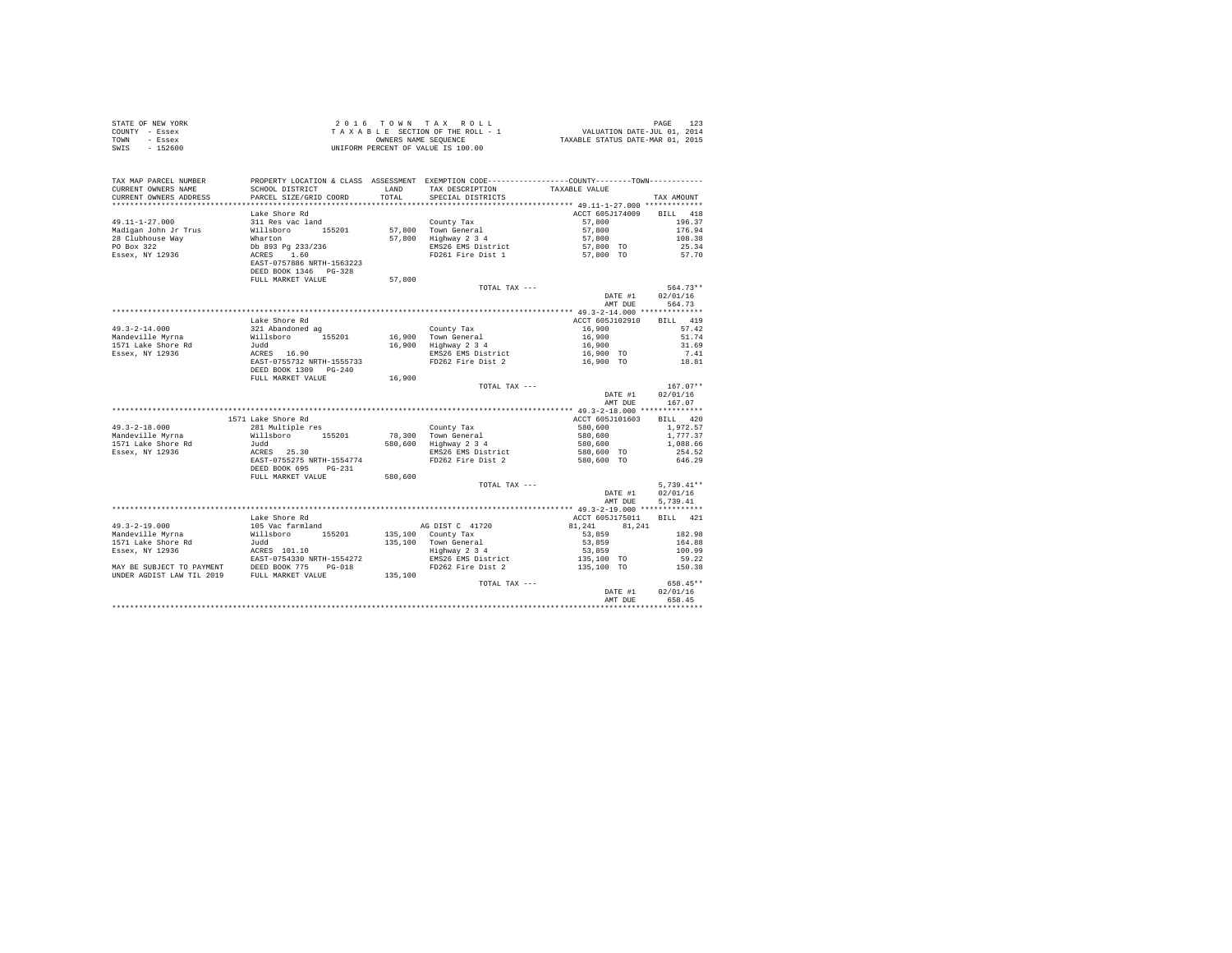STATE OF NEW YORK  
COUNTY - Essex  
TOWN - Essex  
SWIS - 152600

2 0 1 6   T O W N   T A X   R O L L  
T A X A B L E   SECTION OF THE ROLL - 1  
OWNERS NAME SEQUENCE  
UNIFORM PERCENT OF VALUE IS 100.00

VALUATION DATE-JUL 01, 2014  
TAXABLE STATUS DATE-MAR 01, 2015

| TAX MAP PARCEL NUMBER / CURRENT OWNERS NAME / CURRENT OWNERS ADDRESS | PROPERTY LOCATION & CLASS / SCHOOL DISTRICT / PARCEL SIZE/GRID COORD | ASSESSMENT LAND / TOTAL | EXEMPTION CODE / TAX DESCRIPTION / SPECIAL DISTRICTS | COUNTY / TOWN TAXABLE VALUE | TAX AMOUNT |
|---|---|---|---|---|---|
| **49.11-1-27.000** | Lake Shore Rd | | | ACCT 605J174009 | BILL 418 |
| 49.11-1-27.000 | 311 Res vac land | | County Tax | 57,800 | 196.37 |
| Madigan John Jr Trus | Willsboro 155201 | 57,800 | Town General | 57,800 | 176.94 |
| 28 Clubhouse Way | Wharton | 57,800 | Highway 2 3 4 | 57,800 | 108.38 |
| PO Box 322 | Db 893 Pg 233/236 | | EMS26 EMS District | 57,800 TO | 25.34 |
| Essex, NY 12936 | ACRES 1.60 | | FD261 Fire Dist 1 | 57,800 TO | 57.70 |
| | EAST-0757886 NRTH-1563223 | | | | |
| | DEED BOOK 1346 PG-328 | | | | |
| | FULL MARKET VALUE | 57,800 | | | |
| | | | TOTAL TAX --- | | 564.73** |
| | | | | DATE #1 | 02/01/16 |
| | | | | AMT DUE | 564.73 |
| **49.3-2-14.000** | Lake Shore Rd | | | ACCT 605J102910 | BILL 419 |
| 49.3-2-14.000 | 321 Abandoned ag | | County Tax | 16,900 | 57.42 |
| Mandeville Myrna | Willsboro 155201 | 16,900 | Town General | 16,900 | 51.74 |
| 1571 Lake Shore Rd | Judd | 16,900 | Highway 2 3 4 | 16,900 | 31.69 |
| Essex, NY 12936 | ACRES 16.90 | | EMS26 EMS District | 16,900 TO | 7.41 |
| | EAST-0755732 NRTH-1555733 | | FD262 Fire Dist 2 | 16,900 TO | 18.81 |
| | DEED BOOK 1309 PG-240 | | | | |
| | FULL MARKET VALUE | 16,900 | | | |
| | | | TOTAL TAX --- | | 167.07** |
| | | | | DATE #1 | 02/01/16 |
| | | | | AMT DUE | 167.07 |
| **49.3-2-18.000** | 1571 Lake Shore Rd | | | ACCT 605J101603 | BILL 420 |
| 49.3-2-18.000 | 281 Multiple res | | County Tax | 580,600 | 1,972.57 |
| Mandeville Myrna | Willsboro 155201 | 78,300 | Town General | 580,600 | 1,777.37 |
| 1571 Lake Shore Rd | Judd | 580,600 | Highway 2 3 4 | 580,600 | 1,088.66 |
| Essex, NY 12936 | ACRES 25.30 | | EMS26 EMS District | 580,600 TO | 254.52 |
| | EAST-0755275 NRTH-1554774 | | FD262 Fire Dist 2 | 580,600 TO | 646.29 |
| | DEED BOOK 695 PG-231 | | | | |
| | FULL MARKET VALUE | 580,600 | | | |
| | | | TOTAL TAX --- | | 5,739.41** |
| | | | | DATE #1 | 02/01/16 |
| | | | | AMT DUE | 5,739.41 |
| **49.3-2-19.000** | Lake Shore Rd | | | ACCT 605J175011 | BILL 421 |
| 49.3-2-19.000 | 105 Vac farmland | | AG DIST C 41720 | 81,241 81,241 | |
| Mandeville Myrna | Willsboro 155201 | 135,100 | County Tax | 53,859 | 182.98 |
| 1571 Lake Shore Rd | Judd | 135,100 | Town General | 53,859 | 164.88 |
| Essex, NY 12936 | ACRES 101.10 | | Highway 2 3 4 | 53,859 | 100.99 |
| | EAST-0754330 NRTH-1554272 | | EMS26 EMS District | 135,100 TO | 59.22 |
| MAY BE SUBJECT TO PAYMENT | DEED BOOK 775 PG-018 | | FD262 Fire Dist 2 | 135,100 TO | 150.38 |
| UNDER AGDIST LAW TIL 2019 | FULL MARKET VALUE | 135,100 | | | |
| | | | TOTAL TAX --- | | 658.45** |
| | | | | DATE #1 | 02/01/16 |
| | | | | AMT DUE | 658.45 |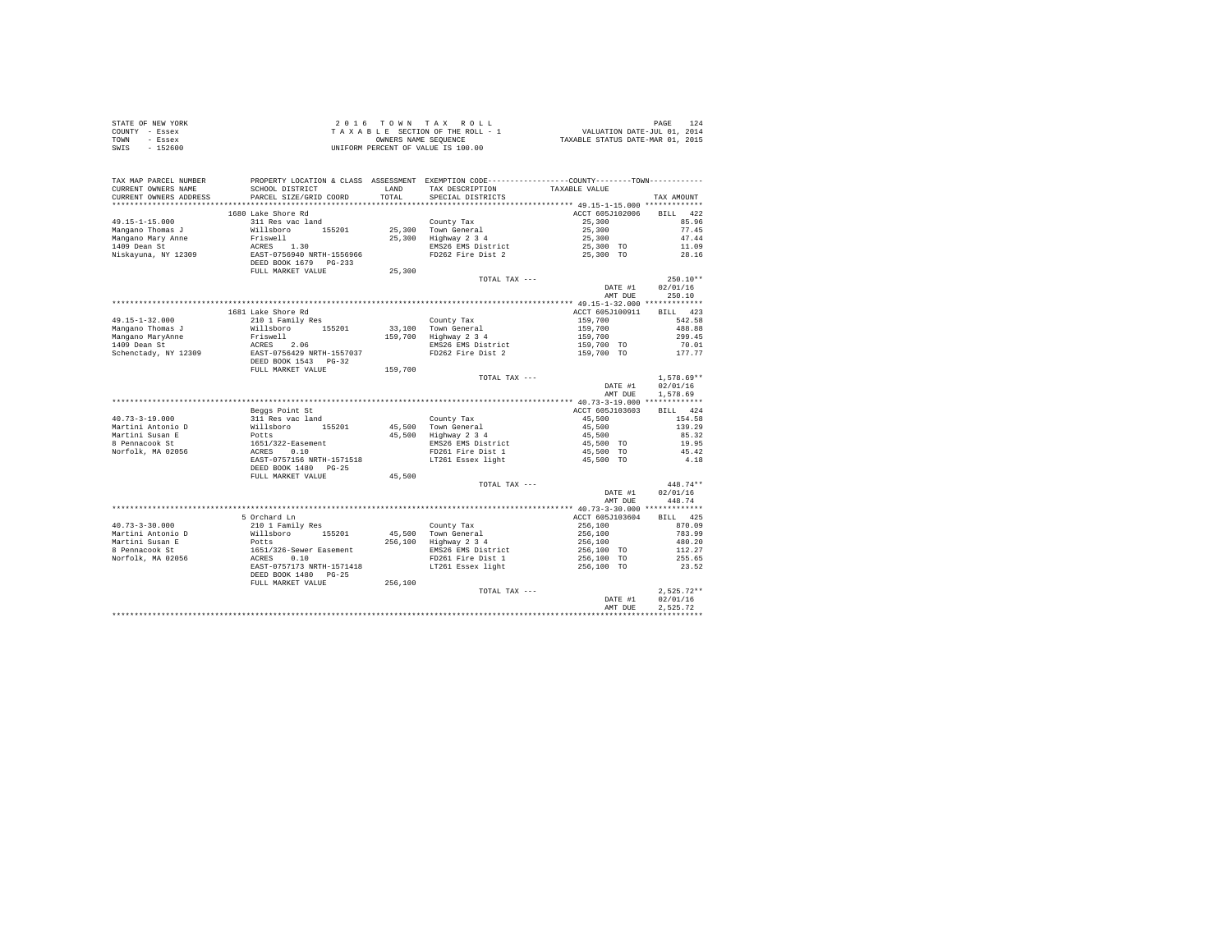STATE OF NEW YORK | COUNTY - Essex | TOWN - Essex | SWIS - 152600

2016 TOWN TAX ROLL
TAXABLE SECTION OF THE ROLL - 1
OWNERS NAME SEQUENCE
UNIFORM PERCENT OF VALUE IS 100.00

VALUATION DATE-JUL 01, 2014
TAXABLE STATUS DATE-MAR 01, 2015

| TAX MAP PARCEL NUMBER / CURRENT OWNERS NAME / CURRENT OWNERS ADDRESS | PROPERTY LOCATION & CLASS / SCHOOL DISTRICT / PARCEL SIZE/GRID COORD | ASSESSMENT LAND | TOTAL | EXEMPTION CODE / TAX DESCRIPTION / SPECIAL DISTRICTS | COUNTY/TOWN TAXABLE VALUE | TAX AMOUNT |
|---|---|---|---|---|---|---|
| 49.15-1-15.000 | 1680 Lake Shore Rd | | | | ACCT 605J102006 | BILL 422 |
| Mangano Thomas J | 311 Res vac land | | | County Tax | 25,300 | 85.96 |
| Mangano Mary Anne | Willsboro 155201 | 25,300 | | Town General | 25,300 | 77.45 |
| 1409 Dean St | Friswell | | 25,300 | Highway 2 3 4 | 25,300 | 47.44 |
| Niskayuna, NY 12309 | ACRES 1.30 | | | EMS26 EMS District | 25,300 TO | 11.09 |
| | EAST-0756940 NRTH-1556966 | | | FD262 Fire Dist 2 | 25,300 TO | 28.16 |
| | DEED BOOK 1679 PG-233 | | | | | |
| | FULL MARKET VALUE | | 25,300 | | | |
| | | | | TOTAL TAX --- | | 250.10** |
| | | | | | DATE #1 | 02/01/16 |
| | | | | | AMT DUE | 250.10 |
| 49.15-1-32.000 | 1681 Lake Shore Rd | | | | ACCT 605J100911 | BILL 423 |
| Mangano Thomas J | 210 1 Family Res | | | County Tax | 159,700 | 542.58 |
| Mangano MaryAnne | Willsboro 155201 | 33,100 | | Town General | 159,700 | 488.88 |
| 1409 Dean St | Friswell | | 159,700 | Highway 2 3 4 | 159,700 | 299.45 |
| Schenctady, NY 12309 | ACRES 2.06 | | | EMS26 EMS District | 159,700 TO | 70.01 |
| | EAST-0756429 NRTH-1557037 | | | FD262 Fire Dist 2 | 159,700 TO | 177.77 |
| | DEED BOOK 1543 PG-32 | | | | | |
| | FULL MARKET VALUE | | 159,700 | | | |
| | | | | TOTAL TAX --- | | 1,578.69** |
| | | | | | DATE #1 | 02/01/16 |
| | | | | | AMT DUE | 1,578.69 |
| 40.73-3-19.000 | Beggs Point St | | | | ACCT 605J103603 | BILL 424 |
| Martini Antonio D | 311 Res vac land | | | County Tax | 45,500 | 154.58 |
| Martini Susan E | Willsboro 155201 | 45,500 | | Town General | 45,500 | 139.29 |
| 8 Pennacook St | Potts | | 45,500 | Highway 2 3 4 | 45,500 | 85.32 |
| Norfolk, MA 02056 | 1651/322-Easement | | | EMS26 EMS District | 45,500 TO | 19.95 |
| | ACRES 0.10 | | | FD261 Fire Dist 1 | 45,500 TO | 45.42 |
| | EAST-0757156 NRTH-1571518 | | | LT261 Essex light | 45,500 TO | 4.18 |
| | DEED BOOK 1480 PG-25 | | | | | |
| | FULL MARKET VALUE | | 45,500 | | | |
| | | | | TOTAL TAX --- | | 448.74** |
| | | | | | DATE #1 | 02/01/16 |
| | | | | | AMT DUE | 448.74 |
| 40.73-3-30.000 | 5 Orchard Ln | | | | ACCT 605J103604 | BILL 425 |
| Martini Antonio D | 210 1 Family Res | | | County Tax | 256,100 | 870.09 |
| Martini Susan E | Willsboro 155201 | 45,500 | | Town General | 256,100 | 783.99 |
| 8 Pennacook St | Potts | | 256,100 | Highway 2 3 4 | 256,100 | 480.20 |
| Norfolk, MA 02056 | 1651/326-Sewer Easement | | | EMS26 EMS District | 256,100 TO | 112.27 |
| | ACRES 0.10 | | | FD261 Fire Dist 1 | 256,100 TO | 255.65 |
| | EAST-0757173 NRTH-1571418 | | | LT261 Essex light | 256,100 TO | 23.52 |
| | DEED BOOK 1480 PG-25 | | | | | |
| | FULL MARKET VALUE | | 256,100 | | | |
| | | | | TOTAL TAX --- | | 2,525.72** |
| | | | | | DATE #1 | 02/01/16 |
| | | | | | AMT DUE | 2,525.72 |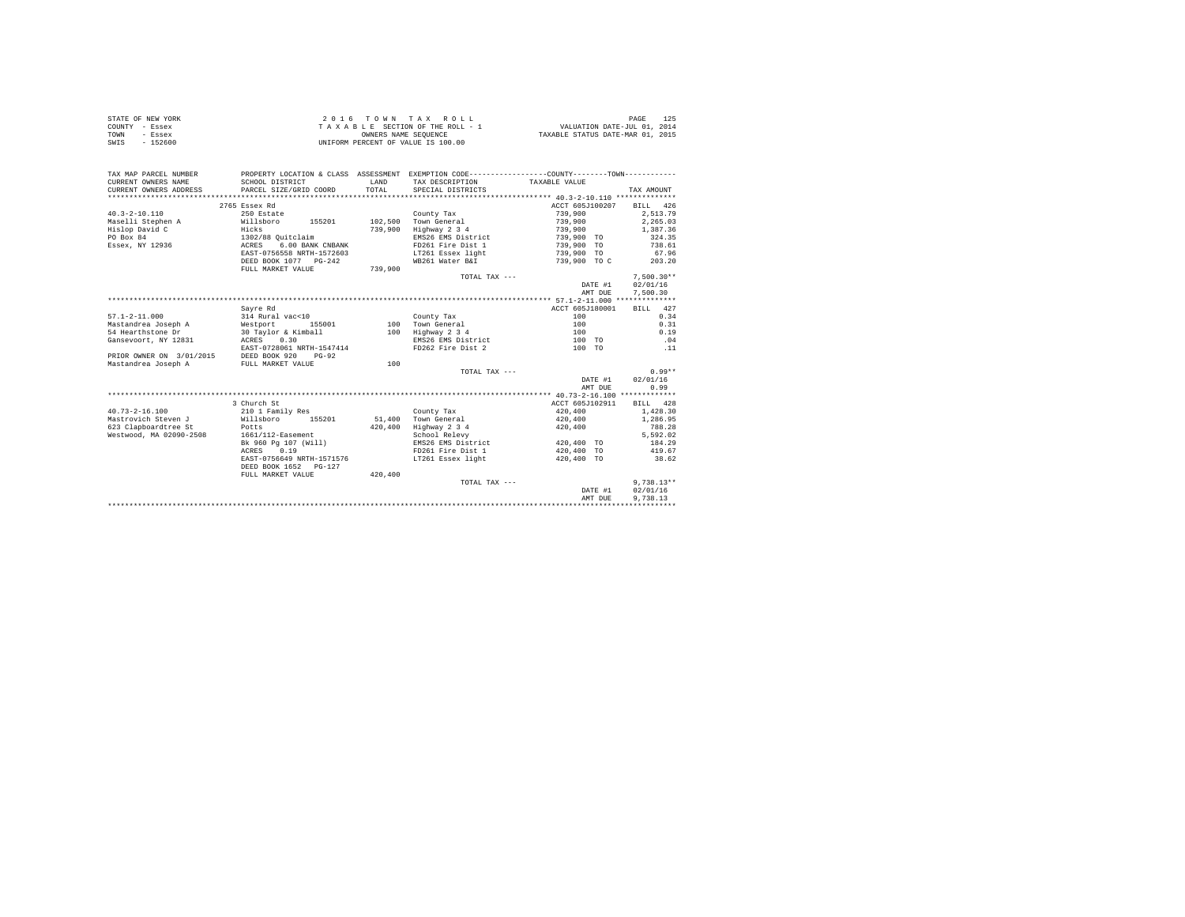STATE OF NEW YORK
COUNTY - Essex
TOWN - Essex
SWIS - 152600

2 0 1 6 T O W N T A X R O L L
T A X A B L E SECTION OF THE ROLL - 1
OWNERS NAME SEQUENCE
UNIFORM PERCENT OF VALUE IS 100.00

VALUATION DATE-JUL 01, 2014
TAXABLE STATUS DATE-MAR 01, 2015

| TAX MAP PARCEL NUMBER<br>CURRENT OWNERS NAME<br>CURRENT OWNERS ADDRESS | PROPERTY LOCATION & CLASS<br>SCHOOL DISTRICT<br>PARCEL SIZE/GRID COORD | ASSESSMENT<br>LAND<br>TOTAL | EXEMPTION CODE<br>TAX DESCRIPTION<br>SPECIAL DISTRICTS | COUNTY--------TOWN<br>TAXABLE VALUE | TAX AMOUNT |
|---|---|---|---|---|---|
| **40.3-2-10.110** | 2765 Essex Rd | | | ACCT 605J100207 | BILL 426 |
| 40.3-2-10.110 | 250 Estate | | County Tax | 739,900 | 2,513.79 |
| Maselli Stephen A | Willsboro 155201 | 102,500 | Town General | 739,900 | 2,265.03 |
| Hislop David C | Hicks | 739,900 | Highway 2 3 4 | 739,900 | 1,387.36 |
| PO Box 84 | 1302/88 Quitclaim | | EMS26 EMS District | 739,900 TO | 324.35 |
| Essex, NY 12936 | ACRES 6.00 BANK CNBANK | | FD261 Fire Dist 1 | 739,900 TO | 738.61 |
| | EAST-0756558 NRTH-1572603 | | LT261 Essex light | 739,900 TO | 67.96 |
| | DEED BOOK 1077 PG-242 | | WB261 Water B&I | 739,900 TO C | 203.20 |
| | FULL MARKET VALUE | 739,900 | | | |
| | | | TOTAL TAX --- | | 7,500.30** |
| | | | | DATE #1 | 02/01/16 |
| | | | | AMT DUE | 7,500.30 |
| **57.1-2-11.000** | Sayre Rd | | | ACCT 605J180001 | BILL 427 |
| 57.1-2-11.000 | 314 Rural vac<10 | | County Tax | 100 | 0.34 |
| Mastandrea Joseph A | Westport 155001 | 100 | Town General | 100 | 0.31 |
| 54 Hearthstone Dr | 30 Taylor & Kimball | 100 | Highway 2 3 4 | 100 | 0.19 |
| Gansevoort, NY 12831 | ACRES 0.30 | | EMS26 EMS District | 100 TO | .04 |
| | EAST-0728061 NRTH-1547414 | | FD262 Fire Dist 2 | 100 TO | .11 |
| PRIOR OWNER ON 3/01/2015 | DEED BOOK 920 PG-92 | | | | |
| Mastandrea Joseph A | FULL MARKET VALUE | 100 | | | |
| | | | TOTAL TAX --- | | 0.99** |
| | | | | DATE #1 | 02/01/16 |
| | | | | AMT DUE | 0.99 |
| **40.73-2-16.100** | 3 Church St | | | ACCT 605J102911 | BILL 428 |
| 40.73-2-16.100 | 210 1 Family Res | | County Tax | 420,400 | 1,428.30 |
| Mastrovich Steven J | Willsboro 155201 | 51,400 | Town General | 420,400 | 1,286.95 |
| 623 Clapboardtree St | Potts | 420,400 | Highway 2 3 4 | 420,400 | 788.28 |
| Westwood, MA 02090-2508 | 1661/112-Easement | | School Relevy | | 5,592.02 |
| | Bk 960 Pg 107 (Will) | | EMS26 EMS District | 420,400 TO | 184.29 |
| | ACRES 0.19 | | FD261 Fire Dist 1 | 420,400 TO | 419.67 |
| | EAST-0756649 NRTH-1571576 | | LT261 Essex light | 420,400 TO | 38.62 |
| | DEED BOOK 1652 PG-127 | | | | |
| | FULL MARKET VALUE | 420,400 | | | |
| | | | TOTAL TAX --- | | 9,738.13** |
| | | | | DATE #1 | 02/01/16 |
| | | | | AMT DUE | 9,738.13 |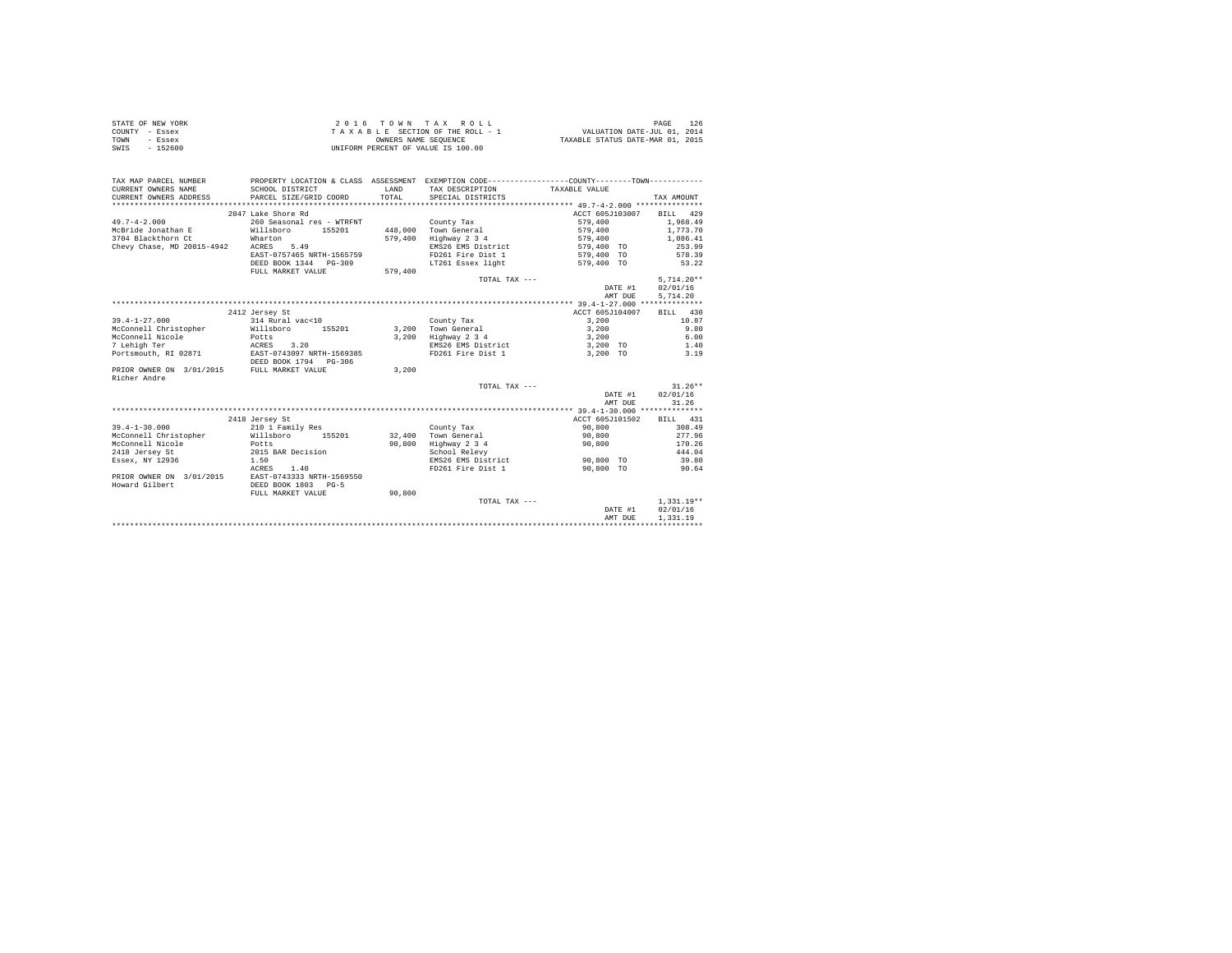STATE OF NEW YORK
COUNTY - Essex
TOWN - Essex
SWIS - 152600

2 0 1 6 T O W N T A X R O L L
T A X A B L E SECTION OF THE ROLL - 1
OWNERS NAME SEQUENCE
UNIFORM PERCENT OF VALUE IS 100.00

VALUATION DATE-JUL 01, 2014
TAXABLE STATUS DATE-MAR 01, 2015

| TAX MAP PARCEL NUMBER / CURRENT OWNERS NAME / CURRENT OWNERS ADDRESS | PROPERTY LOCATION & CLASS / SCHOOL DISTRICT / PARCEL SIZE/GRID COORD | ASSESSMENT LAND / TOTAL | EXEMPTION CODE / TAX DESCRIPTION / SPECIAL DISTRICTS | COUNTY--------TOWN TAXABLE VALUE | TAX AMOUNT |
|---|---|---|---|---|---|
| **49.7-4-2.000** | 2047 Lake Shore Rd | | | ACCT 605J103007 | BILL 429 |
| 49.7-4-2.000 | 260 Seasonal res - WTRFNT | | County Tax | 579,400 | 1,968.49 |
| McBride Jonathan E | Willsboro 155201 | 448,000 | Town General | 579,400 | 1,773.70 |
| 3704 Blackthorn Ct | Wharton | 579,400 | Highway 2 3 4 | 579,400 | 1,086.41 |
| Chevy Chase, MD 20815-4942 | ACRES 5.49 | | EMS26 EMS District | 579,400 TO | 253.99 |
| | EAST-0757465 NRTH-1565759 | | FD261 Fire Dist 1 | 579,400 TO | 578.39 |
| | DEED BOOK 1344 PG-309 | | LT261 Essex light | 579,400 TO | 53.22 |
| | FULL MARKET VALUE | 579,400 | | | |
| | | | TOTAL TAX --- | | 5,714.20** |
| | | | | DATE #1 | 02/01/16 |
| | | | | AMT DUE | 5,714.20 |
| **39.4-1-27.000** | 2412 Jersey St | | | ACCT 605J104007 | BILL 430 |
| 39.4-1-27.000 | 314 Rural vac<10 | | County Tax | 3,200 | 10.87 |
| McConnell Christopher | Willsboro 155201 | 3,200 | Town General | 3,200 | 9.80 |
| McConnell Nicole | Potts | 3,200 | Highway 2 3 4 | 3,200 | 6.00 |
| 7 Lehigh Ter | ACRES 3.20 | | EMS26 EMS District | 3,200 TO | 1.40 |
| Portsmouth, RI 02871 | EAST-0743097 NRTH-1569385 | | FD261 Fire Dist 1 | 3,200 TO | 3.19 |
| | DEED BOOK 1794 PG-306 | | | | |
| PRIOR OWNER ON 3/01/2015 | FULL MARKET VALUE | 3,200 | | | |
| Richer Andre | | | | | |
| | | | TOTAL TAX --- | | 31.26** |
| | | | | DATE #1 | 02/01/16 |
| | | | | AMT DUE | 31.26 |
| **39.4-1-30.000** | 2418 Jersey St | | | ACCT 605J101502 | BILL 431 |
| 39.4-1-30.000 | 210 1 Family Res | | County Tax | 90,800 | 308.49 |
| McConnell Christopher | Willsboro 155201 | 32,400 | Town General | 90,800 | 277.96 |
| McConnell Nicole | Potts | 90,800 | Highway 2 3 4 | 90,800 | 170.26 |
| 2418 Jersey St | 2015 BAR Decision | | School Relevy | | 444.04 |
| Essex, NY 12936 | 1.50 | | EMS26 EMS District | 90,800 TO | 39.80 |
| | ACRES 1.40 | | FD261 Fire Dist 1 | 90,800 TO | 90.64 |
| PRIOR OWNER ON 3/01/2015 | EAST-0743333 NRTH-1569550 | | | | |
| Howard Gilbert | DEED BOOK 1803 PG-5 | | | | |
| | FULL MARKET VALUE | 90,800 | | | |
| | | | TOTAL TAX --- | | 1,331.19** |
| | | | | DATE #1 | 02/01/16 |
| | | | | AMT DUE | 1,331.19 |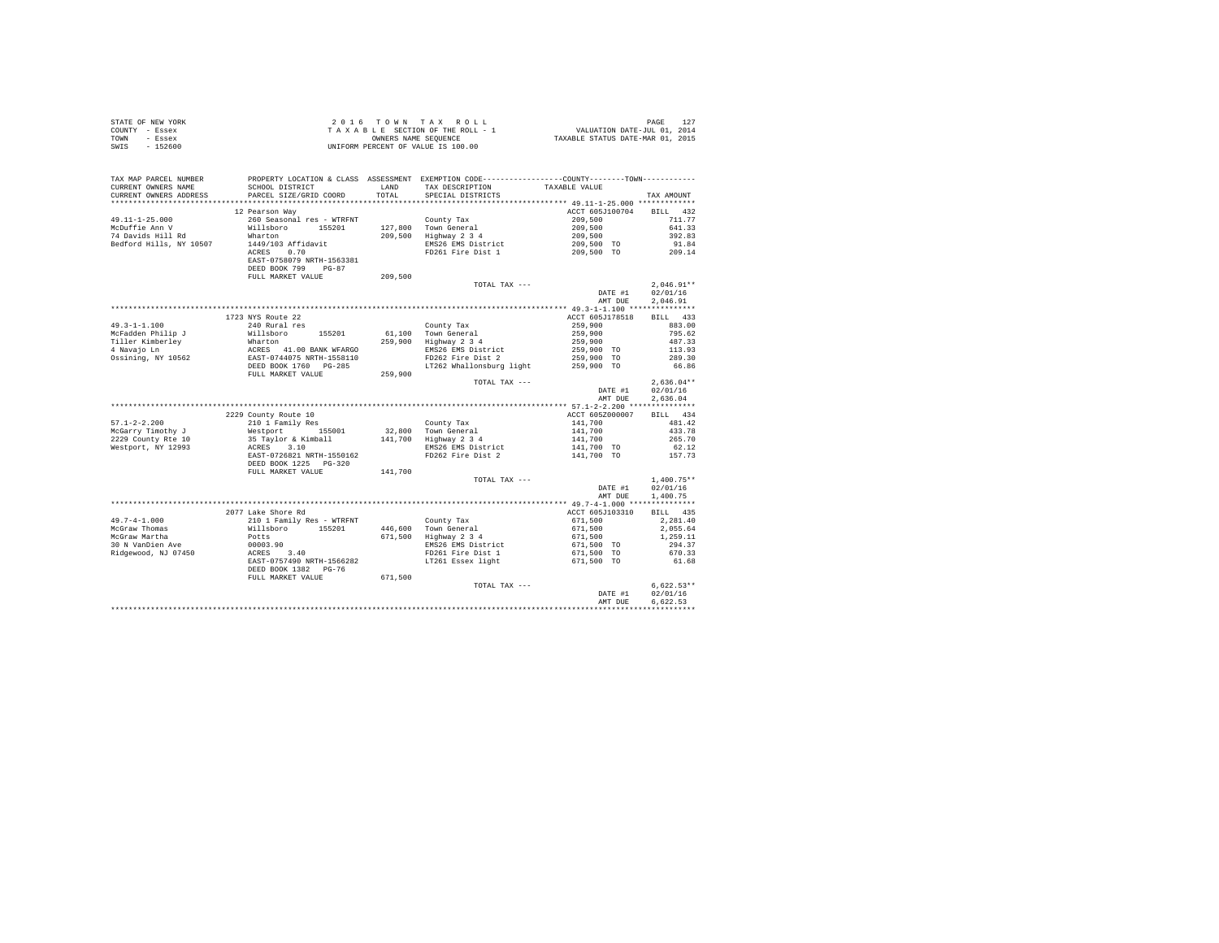STATE OF NEW YORK
COUNTY - Essex
TOWN - Essex
SWIS - 152600

2 0 1 6 T O W N T A X R O L L
T A X A B L E SECTION OF THE ROLL - 1
OWNERS NAME SEQUENCE
UNIFORM PERCENT OF VALUE IS 100.00

VALUATION DATE-JUL 01, 2014
TAXABLE STATUS DATE-MAR 01, 2015

| TAX MAP PARCEL NUMBER / CURRENT OWNERS NAME / CURRENT OWNERS ADDRESS | PROPERTY LOCATION & CLASS / SCHOOL DISTRICT / PARCEL SIZE/GRID COORD | ASSESSMENT LAND / TOTAL | EXEMPTION CODE / TAX DESCRIPTION / SPECIAL DISTRICTS | COUNTY--------TOWN / TAXABLE VALUE | TAX AMOUNT |
|---|---|---|---|---|---|
| **49.11-1-25.000** | 12 Pearson Way | | | ACCT 605J100704 | BILL 432 |
| McDuffie Ann V | 260 Seasonal res - WTRFNT | | County Tax | 209,500 | 711.77 |
| 74 Davids Hill Rd | Willsboro 155201 | 127,800 | Town General | 209,500 | 641.33 |
| Bedford Hills, NY 10507 | Wharton | 209,500 | Highway 2 3 4 | 209,500 | 392.83 |
| | 1449/103 Affidavit | | EMS26 EMS District | 209,500 TO | 91.84 |
| | ACRES 0.70 | | FD261 Fire Dist 1 | 209,500 TO | 209.14 |
| | EAST-0758079 NRTH-1563381 | | | | |
| | DEED BOOK 799 PG-87 | | | | |
| | FULL MARKET VALUE | 209,500 | | | |
| | | | TOTAL TAX --- | | 2,046.91** |
| | | | | DATE #1 | 02/01/16 |
| | | | | AMT DUE | 2,046.91 |
| **49.3-1-1.100** | 1723 NYS Route 22 | | | ACCT 605J178518 | BILL 433 |
| McFadden Philip J | 240 Rural res | | County Tax | 259,900 | 883.00 |
| Tiller Kimberley | Willsboro 155201 | 61,100 | Town General | 259,900 | 795.62 |
| 4 Navajo Ln | Wharton | 259,900 | Highway 2 3 4 | 259,900 | 487.33 |
| Ossining, NY 10562 | ACRES 41.00 BANK WFARGO | | EMS26 EMS District | 259,900 TO | 113.93 |
| | EAST-0744075 NRTH-1558110 | | FD262 Fire Dist 2 | 259,900 TO | 289.30 |
| | DEED BOOK 1760 PG-285 | | LT262 Whallonsburg light | 259,900 TO | 66.86 |
| | FULL MARKET VALUE | 259,900 | | | |
| | | | TOTAL TAX --- | | 2,636.04** |
| | | | | DATE #1 | 02/01/16 |
| | | | | AMT DUE | 2,636.04 |
| **57.1-2-2.200** | 2229 County Route 10 | | | ACCT 605Z000007 | BILL 434 |
| McGarry Timothy J | 210 1 Family Res | | County Tax | 141,700 | 481.42 |
| 2229 County Rte 10 | Westport 155001 | 32,800 | Town General | 141,700 | 433.78 |
| Westport, NY 12993 | 35 Taylor & Kimball | 141,700 | Highway 2 3 4 | 141,700 | 265.70 |
| | ACRES 3.10 | | EMS26 EMS District | 141,700 TO | 62.12 |
| | EAST-0726821 NRTH-1550162 | | FD262 Fire Dist 2 | 141,700 TO | 157.73 |
| | DEED BOOK 1225 PG-320 | | | | |
| | FULL MARKET VALUE | 141,700 | | | |
| | | | TOTAL TAX --- | | 1,400.75** |
| | | | | DATE #1 | 02/01/16 |
| | | | | AMT DUE | 1,400.75 |
| **49.7-4-1.000** | 2077 Lake Shore Rd | | | ACCT 605J103310 | BILL 435 |
| McGraw Thomas | 210 1 Family Res - WTRFNT | | County Tax | 671,500 | 2,281.40 |
| McGraw Martha | Willsboro 155201 | 446,600 | Town General | 671,500 | 2,055.64 |
| 30 N VanDien Ave | Potts | 671,500 | Highway 2 3 4 | 671,500 | 1,259.11 |
| Ridgewood, NJ 07450 | 00003.90 | | EMS26 EMS District | 671,500 TO | 294.37 |
| | ACRES 3.40 | | FD261 Fire Dist 1 | 671,500 TO | 670.33 |
| | EAST-0757490 NRTH-1566282 | | LT261 Essex light | 671,500 TO | 61.68 |
| | DEED BOOK 1382 PG-76 | | | | |
| | FULL MARKET VALUE | 671,500 | | | |
| | | | TOTAL TAX --- | | 6,622.53** |
| | | | | DATE #1 | 02/01/16 |
| | | | | AMT DUE | 6,622.53 |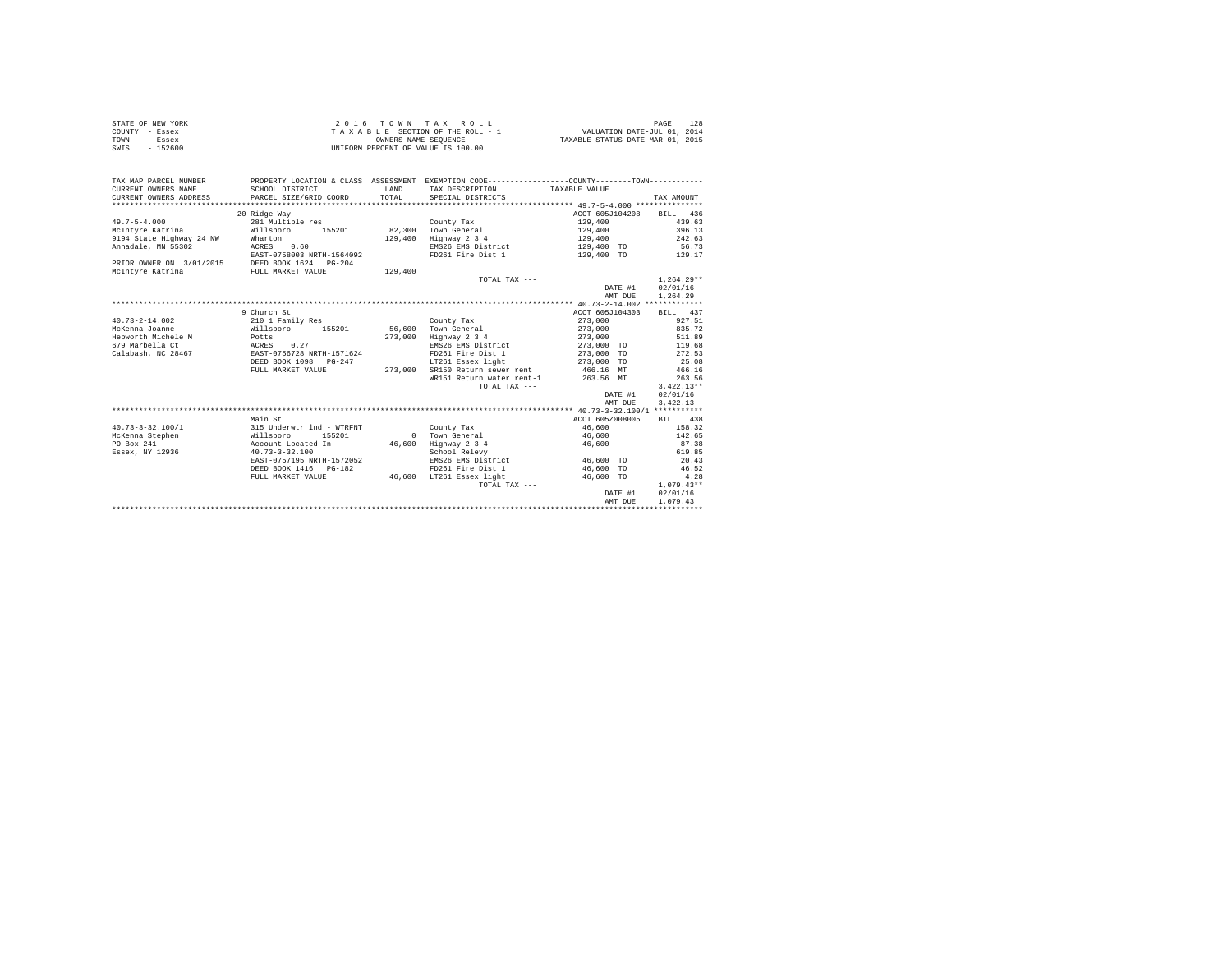STATE OF NEW YORK
COUNTY - Essex
TOWN - Essex
SWIS - 152600

2016 TOWN TAX ROLL
TAXABLE SECTION OF THE ROLL - 1
OWNERS NAME SEQUENCE
UNIFORM PERCENT OF VALUE IS 100.00

VALUATION DATE-JUL 01, 2014
TAXABLE STATUS DATE-MAR 01, 2015

| TAX MAP PARCEL NUMBER / CURRENT OWNERS NAME / CURRENT OWNERS ADDRESS | PROPERTY LOCATION & CLASS / SCHOOL DISTRICT / PARCEL SIZE/GRID COORD | ASSESSMENT LAND | TOTAL | EXEMPTION CODE / TAX DESCRIPTION / SPECIAL DISTRICTS | TAXABLE VALUE (COUNTY--------TOWN) | TAX AMOUNT |
|---|---|---|---|---|---|---|
| **49.7-5-4.000** | 20 Ridge Way | | | | ACCT 605J104208 | BILL 436 |
| 49.7-5-4.000 | 281 Multiple res | | | County Tax | 129,400 | 439.63 |
| McIntyre Katrina | Willsboro 155201 | 82,300 | | Town General | 129,400 | 396.13 |
| 9194 State Highway 24 NW | Wharton | | 129,400 | Highway 2 3 4 | 129,400 | 242.63 |
| Annadale, MN 55302 | ACRES 0.60 | | | EMS26 EMS District | 129,400 TO | 56.73 |
| | EAST-0758003 NRTH-1564092 | | | FD261 Fire Dist 1 | 129,400 TO | 129.17 |
| PRIOR OWNER ON 3/01/2015 | DEED BOOK 1624 PG-204 | | | | | |
| McIntyre Katrina | FULL MARKET VALUE | | 129,400 | | | |
| | | | | TOTAL TAX --- | | 1,264.29** |
| | | | | | DATE #1 | 02/01/16 |
| | | | | | AMT DUE | 1,264.29 |
| **40.73-2-14.002** | 9 Church St | | | | ACCT 605J104303 | BILL 437 |
| 40.73-2-14.002 | 210 1 Family Res | | | County Tax | 273,000 | 927.51 |
| McKenna Joanne | Willsboro 155201 | 56,600 | | Town General | 273,000 | 835.72 |
| Hepworth Michele M | Potts | | 273,000 | Highway 2 3 4 | 273,000 | 511.89 |
| 679 Marbella Ct | ACRES 0.27 | | | EMS26 EMS District | 273,000 TO | 119.68 |
| Calabash, NC 28467 | EAST-0756728 NRTH-1571624 | | | FD261 Fire Dist 1 | 273,000 TO | 272.53 |
| | DEED BOOK 1098 PG-247 | | | LT261 Essex light | 273,000 TO | 25.08 |
| | FULL MARKET VALUE | | 273,000 | SR150 Return sewer rent | 466.16 MT | 466.16 |
| | | | | WR151 Return water rent-1 | 263.56 MT | 263.56 |
| | | | | TOTAL TAX --- | | 3,422.13** |
| | | | | | DATE #1 | 02/01/16 |
| | | | | | AMT DUE | 3,422.13 |
| **40.73-3-32.100/1** | Main St | | | | ACCT 605Z008005 | BILL 438 |
| 40.73-3-32.100/1 | 315 Underwtr lnd - WTRFNT | | | County Tax | 46,600 | 158.32 |
| McKenna Stephen | Willsboro 155201 | 0 | | Town General | 46,600 | 142.65 |
| PO Box 241 | Account Located In | | 46,600 | Highway 2 3 4 | 46,600 | 87.38 |
| Essex, NY 12936 | 40.73-3-32.100 | | | School Relevy | | 619.85 |
| | EAST-0757195 NRTH-1572052 | | | EMS26 EMS District | 46,600 TO | 20.43 |
| | DEED BOOK 1416 PG-182 | | | FD261 Fire Dist 1 | 46,600 TO | 46.52 |
| | FULL MARKET VALUE | | 46,600 | LT261 Essex light | 46,600 TO | 4.28 |
| | | | | TOTAL TAX --- | | 1,079.43** |
| | | | | | DATE #1 | 02/01/16 |
| | | | | | AMT DUE | 1,079.43 |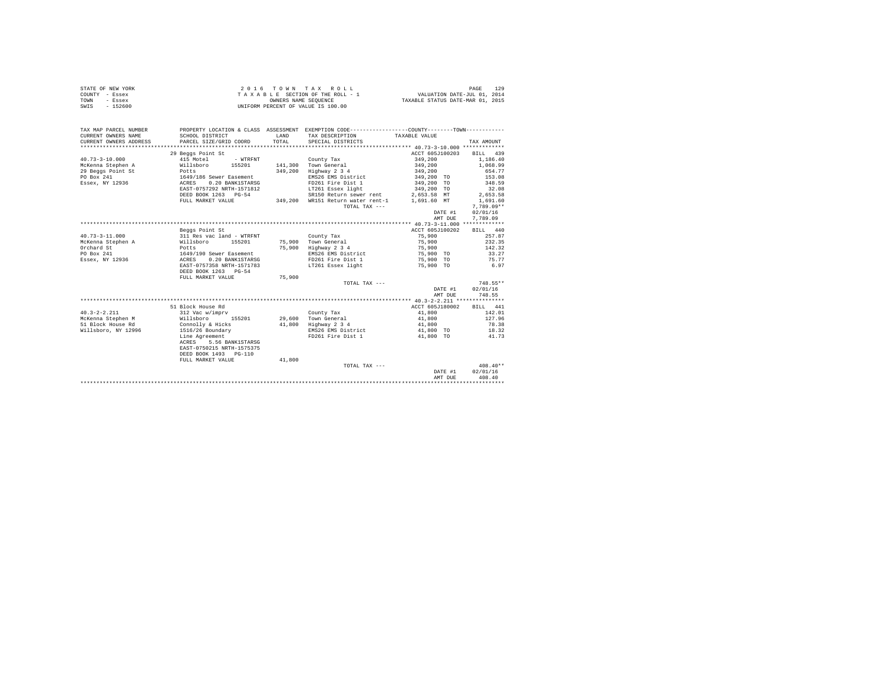STATE OF NEW YORK
COUNTY - Essex
TOWN - Essex
SWIS - 152600

2016 TOWN TAX ROLL
TAXABLE SECTION OF THE ROLL - 1
OWNERS NAME SEQUENCE
UNIFORM PERCENT OF VALUE IS 100.00

VALUATION DATE-JUL 01, 2014
TAXABLE STATUS DATE-MAR 01, 2015

| TAX MAP PARCEL NUMBER / CURRENT OWNERS NAME / CURRENT OWNERS ADDRESS | PROPERTY LOCATION & CLASS / SCHOOL DISTRICT / PARCEL SIZE/GRID COORD | ASSESSMENT LAND / TOTAL | EXEMPTION CODE / TAX DESCRIPTION / SPECIAL DISTRICTS | COUNTY / TOWN TAXABLE VALUE | TAX AMOUNT |
|---|---|---|---|---|---|
| 40.73-3-10.000 | 29 Beggs Point St | | | ACCT 605J100203 | BILL 439 |
| McKenna Stephen A | 415 Motel - WTRFNT | | County Tax | 349,200 | 1,186.40 |
| 29 Beggs Point St | Willsboro 155201 | 141,300 | Town General | 349,200 | 1,068.99 |
| PO Box 241 | Potts | 349,200 | Highway 2 3 4 | 349,200 | 654.77 |
| Essex, NY 12936 | 1649/186 Sewer Easement | | EMS26 EMS District | 349,200 TO | 153.08 |
| | ACRES 0.20 BANK1STARSG | | FD261 Fire Dist 1 | 349,200 TO | 348.59 |
| | EAST-0757292 NRTH-1571812 | | LT261 Essex light | 349,200 TO | 32.08 |
| | DEED BOOK 1263 PG-54 | | SR150 Return sewer rent | 2,653.58 MT | 2,653.58 |
| | FULL MARKET VALUE | 349,200 | WR151 Return water rent-1 | 1,691.60 MT | 1,691.60 |
| | | | TOTAL TAX --- | | 7,789.09** |
| | | | | DATE #1 | 02/01/16 |
| | | | | AMT DUE | 7,789.09 |
| 40.73-3-11.000 | Beggs Point St | | | ACCT 605J100202 | BILL 440 |
| McKenna Stephen A | 311 Res vac land - WTRFNT | | County Tax | 75,900 | 257.87 |
| Orchard St | Willsboro 155201 | 75,900 | Town General | 75,900 | 232.35 |
| PO Box 241 | Potts | 75,900 | Highway 2 3 4 | 75,900 | 142.32 |
| Essex, NY 12936 | 1649/190 Sewer Easement | | EMS26 EMS District | 75,900 TO | 33.27 |
| | ACRES 0.20 BANK1STARSG | | FD261 Fire Dist 1 | 75,900 TO | 75.77 |
| | EAST-0757358 NRTH-1571783 | | LT261 Essex light | 75,900 TO | 6.97 |
| | DEED BOOK 1263 PG-54 | | | | |
| | FULL MARKET VALUE | 75,900 | | | |
| | | | TOTAL TAX --- | | 748.55** |
| | | | | DATE #1 | 02/01/16 |
| | | | | AMT DUE | 748.55 |
| 40.3-2-2.211 | 51 Block House Rd | | | ACCT 605J180002 | BILL 441 |
| McKenna Stephen M | 312 Vac w/imprv | | County Tax | 41,800 | 142.01 |
| 51 Block House Rd | Willsboro 155201 | 29,600 | Town General | 41,800 | 127.96 |
| Willsboro, NY 12996 | Connolly & Hicks | 41,800 | Highway 2 3 4 | 41,800 | 78.38 |
| | 1516/26 Boundary | | EMS26 EMS District | 41,800 TO | 18.32 |
| | Line Agreement | | FD261 Fire Dist 1 | 41,800 TO | 41.73 |
| | ACRES 5.56 BANK1STARSG | | | | |
| | EAST-0750215 NRTH-1575375 | | | | |
| | DEED BOOK 1493 PG-110 | | | | |
| | FULL MARKET VALUE | 41,800 | | | |
| | | | TOTAL TAX --- | | 408.40** |
| | | | | DATE #1 | 02/01/16 |
| | | | | AMT DUE | 408.40 |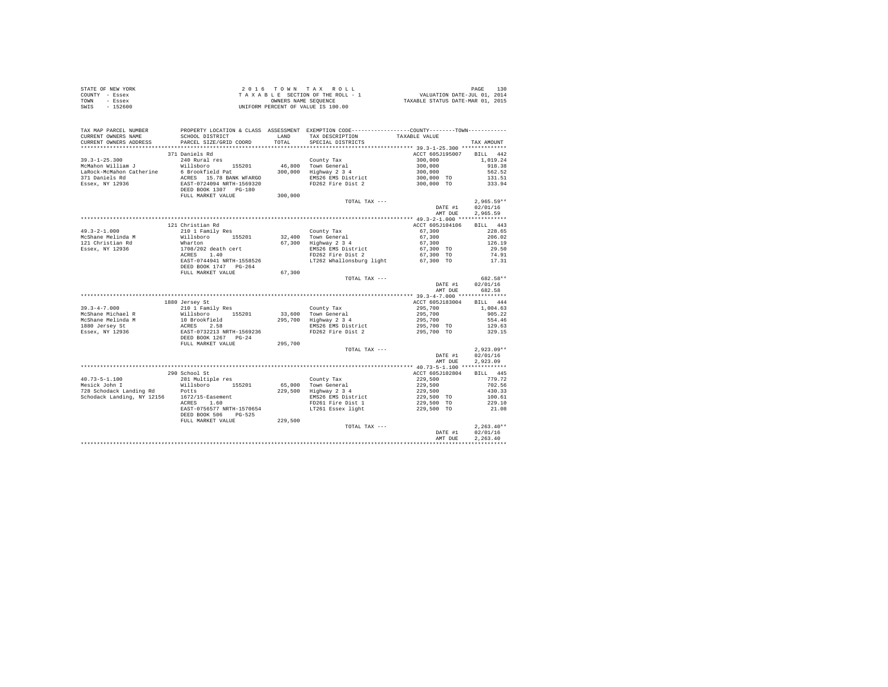STATE OF NEW YORK
COUNTY - Essex
TOWN - Essex
SWIS - 152600

2 0 1 6 T O W N T A X R O L L
T A X A B L E SECTION OF THE ROLL - 1
OWNERS NAME SEQUENCE
UNIFORM PERCENT OF VALUE IS 100.00

VALUATION DATE-JUL 01, 2014
TAXABLE STATUS DATE-MAR 01, 2015

| TAX MAP PARCEL NUMBER / CURRENT OWNERS NAME / CURRENT OWNERS ADDRESS | PROPERTY LOCATION & CLASS / SCHOOL DISTRICT / PARCEL SIZE/GRID COORD | ASSESSMENT LAND / TOTAL | EXEMPTION CODE / TAX DESCRIPTION / SPECIAL DISTRICTS | TAXABLE VALUE | TAX AMOUNT |
|---|---|---|---|---|---|
| 39.3-1-25.300 | 371 Daniels Rd | | | ACCT 605J195007 | BILL 442 |
| McMahon William J | 240 Rural res | | County Tax | 300,000 | 1,019.24 |
| LaRock-McMahon Catherine | Willsboro 155201 | 46,800 | Town General | 300,000 | 918.38 |
| 371 Daniels Rd | 6 Brookfield Pat | 300,000 | Highway 2 3 4 | 300,000 | 562.52 |
| Essex, NY 12936 | ACRES 15.78 BANK WFARGO | | EMS26 EMS District | 300,000 TO | 131.51 |
| | EAST-0724094 NRTH-1569320 | | FD262 Fire Dist 2 | 300,000 TO | 333.94 |
| | DEED BOOK 1307 PG-180 | | | | |
| | FULL MARKET VALUE | 300,000 | | | |
| | | | TOTAL TAX --- | | 2,965.59** |
| | | | | DATE #1 | 02/01/16 |
| | | | | AMT DUE | 2,965.59 |
| 49.3-2-1.000 | 121 Christian Rd | | | ACCT 605J104106 | BILL 443 |
| McShane Melinda M | 210 1 Family Res | | County Tax | 67,300 | 228.65 |
| 121 Christian Rd | Willsboro 155201 | 32,400 | Town General | 67,300 | 206.02 |
| Essex, NY 12936 | Wharton | 67,300 | Highway 2 3 4 | 67,300 | 126.19 |
| | 1708/202 death cert | | EMS26 EMS District | 67,300 TO | 29.50 |
| | ACRES 1.40 | | FD262 Fire Dist 2 | 67,300 TO | 74.91 |
| | EAST-0744941 NRTH-1558526 | | LT262 Whallonsburg light | 67,300 TO | 17.31 |
| | DEED BOOK 1747 PG-264 | | | | |
| | FULL MARKET VALUE | 67,300 | | | |
| | | | TOTAL TAX --- | | 682.58** |
| | | | | DATE #1 | 02/01/16 |
| | | | | AMT DUE | 682.58 |
| 39.3-4-7.000 | 1880 Jersey St | | | ACCT 605J183004 | BILL 444 |
| McShane Michael R | 210 1 Family Res | | County Tax | 295,700 | 1,004.63 |
| McShane Melinda M | Willsboro 155201 | 33,600 | Town General | 295,700 | 905.22 |
| 1880 Jersey St | 10 Brookfield | 295,700 | Highway 2 3 4 | 295,700 | 554.46 |
| Essex, NY 12936 | ACRES 2.50 | | EMS26 EMS District | 295,700 TO | 129.63 |
| | EAST-0732213 NRTH-1569236 | | FD262 Fire Dist 2 | 295,700 TO | 329.15 |
| | DEED BOOK 1267 PG-24 | | | | |
| | FULL MARKET VALUE | 295,700 | | | |
| | | | TOTAL TAX --- | | 2,923.09** |
| | | | | DATE #1 | 02/01/16 |
| | | | | AMT DUE | 2,923.09 |
| 40.73-5-1.100 | 290 School St | | | ACCT 605J102804 | BILL 445 |
| Mesick John I | 281 Multiple res | | County Tax | 229,500 | 779.72 |
| 728 Schodack Landing Rd | Willsboro 155201 | 65,000 | Town General | 229,500 | 702.56 |
| Schodack Landing, NY 12156 | Potts | 229,500 | Highway 2 3 4 | 229,500 | 430.33 |
| | 1672/15-Easement | | EMS26 EMS District | 229,500 TO | 100.61 |
| | ACRES 1.60 | | FD261 Fire Dist 1 | 229,500 TO | 229.10 |
| | EAST-0756577 NRTH-1570654 | | LT261 Essex light | 229,500 TO | 21.08 |
| | DEED BOOK 506 PG-525 | | | | |
| | FULL MARKET VALUE | 229,500 | | | |
| | | | TOTAL TAX --- | | 2,263.40** |
| | | | | DATE #1 | 02/01/16 |
| | | | | AMT DUE | 2,263.40 |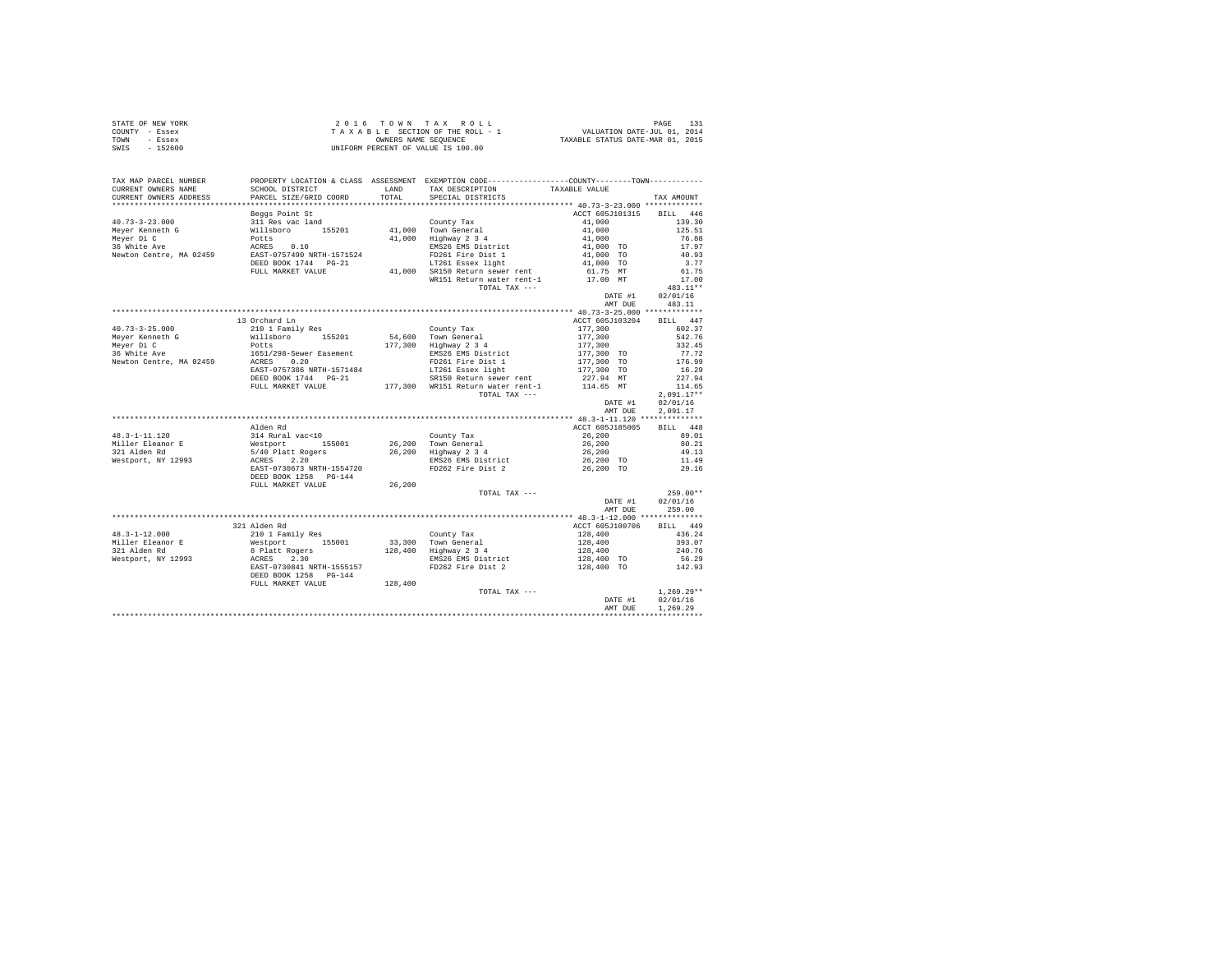STATE OF NEW YORK
COUNTY - Essex
TOWN - Essex
SWIS - 152600

2 0 1 6 T O W N T A X R O L L
T A X A B L E SECTION OF THE ROLL - 1
OWNERS NAME SEQUENCE
UNIFORM PERCENT OF VALUE IS 100.00

VALUATION DATE-JUL 01, 2014
TAXABLE STATUS DATE-MAR 01, 2015

| TAX MAP PARCEL NUMBER / CURRENT OWNERS NAME / CURRENT OWNERS ADDRESS | PROPERTY LOCATION & CLASS / SCHOOL DISTRICT / PARCEL SIZE/GRID COORD | ASSESSMENT LAND / TOTAL | EXEMPTION CODE / TAX DESCRIPTION / SPECIAL DISTRICTS | COUNTY--------TOWN TAXABLE VALUE | TAX AMOUNT |
|---|---|---|---|---|---|
| 40.73-3-23.000 | Beggs Point St | | | ACCT 605J101315 | BILL 446 |
| 40.73-3-23.000 | 311 Res vac land | | County Tax | 41,000 | 139.30 |
| Meyer Kenneth G | Willsboro 155201 | 41,000 | Town General | 41,000 | 125.51 |
| Meyer Di C | Potts | 41,000 | Highway 2 3 4 | 41,000 | 76.88 |
| 36 White Ave | ACRES 0.10 | | EMS26 EMS District | 41,000 TO | 17.97 |
| Newton Centre, MA 02459 | EAST-0757490 NRTH-1571524 | | FD261 Fire Dist 1 | 41,000 TO | 40.93 |
| | DEED BOOK 1744 PG-21 | | LT261 Essex light | 41,000 TO | 3.77 |
| | FULL MARKET VALUE | 41,000 | SR150 Return sewer rent | 61.75 MT | 61.75 |
| | | | WR151 Return water rent-1 | 17.00 MT | 17.00 |
| | | | TOTAL TAX --- | | 483.11** |
| | | | | DATE #1 | 02/01/16 |
| | | | | AMT DUE | 483.11 |
| 40.73-3-25.000 | 13 Orchard Ln | | | ACCT 605J103204 | BILL 447 |
| 40.73-3-25.000 | 210 1 Family Res | | County Tax | 177,300 | 602.37 |
| Meyer Kenneth G | Willsboro 155201 | 54,600 | Town General | 177,300 | 542.76 |
| Meyer Di C | Potts | 177,300 | Highway 2 3 4 | 177,300 | 332.45 |
| 36 White Ave | 1651/298-Sewer Easement | | EMS26 EMS District | 177,300 TO | 77.72 |
| Newton Centre, MA 02459 | ACRES 0.20 | | FD261 Fire Dist 1 | 177,300 TO | 176.99 |
| | EAST-0757386 NRTH-1571484 | | LT261 Essex light | 177,300 TO | 16.29 |
| | DEED BOOK 1744 PG-21 | | SR150 Return sewer rent | 227.94 MT | 227.94 |
| | FULL MARKET VALUE | 177,300 | WR151 Return water rent-1 | 114.65 MT | 114.65 |
| | | | TOTAL TAX --- | | 2,091.17** |
| | | | | DATE #1 | 02/01/16 |
| | | | | AMT DUE | 2,091.17 |
| 48.3-1-11.120 | Alden Rd | | | ACCT 605J185005 | BILL 448 |
| 48.3-1-11.120 | 314 Rural vac<10 | | County Tax | 26,200 | 89.01 |
| Miller Eleanor E | Westport 155001 | 26,200 | Town General | 26,200 | 80.21 |
| 321 Alden Rd | 5/40 Platt Rogers | 26,200 | Highway 2 3 4 | 26,200 | 49.13 |
| Westport, NY 12993 | ACRES 2.20 | | EMS26 EMS District | 26,200 TO | 11.49 |
| | EAST-0730673 NRTH-1554720 | | FD262 Fire Dist 2 | 26,200 TO | 29.16 |
| | DEED BOOK 1258 PG-144 | | | | |
| | FULL MARKET VALUE | 26,200 | | | |
| | | | TOTAL TAX --- | | 259.00** |
| | | | | DATE #1 | 02/01/16 |
| | | | | AMT DUE | 259.00 |
| 48.3-1-12.000 | 321 Alden Rd | | | ACCT 605J100706 | BILL 449 |
| 48.3-1-12.000 | 210 1 Family Res | | County Tax | 128,400 | 436.24 |
| Miller Eleanor E | Westport 155001 | 33,300 | Town General | 128,400 | 393.07 |
| 321 Alden Rd | 8 Platt Rogers | 128,400 | Highway 2 3 4 | 128,400 | 240.76 |
| Westport, NY 12993 | ACRES 2.30 | | EMS26 EMS District | 128,400 TO | 56.29 |
| | EAST-0730841 NRTH-1555157 | | FD262 Fire Dist 2 | 128,400 TO | 142.93 |
| | DEED BOOK 1258 PG-144 | | | | |
| | FULL MARKET VALUE | 128,400 | | | |
| | | | TOTAL TAX --- | | 1,269.29** |
| | | | | DATE #1 | 02/01/16 |
| | | | | AMT DUE | 1,269.29 |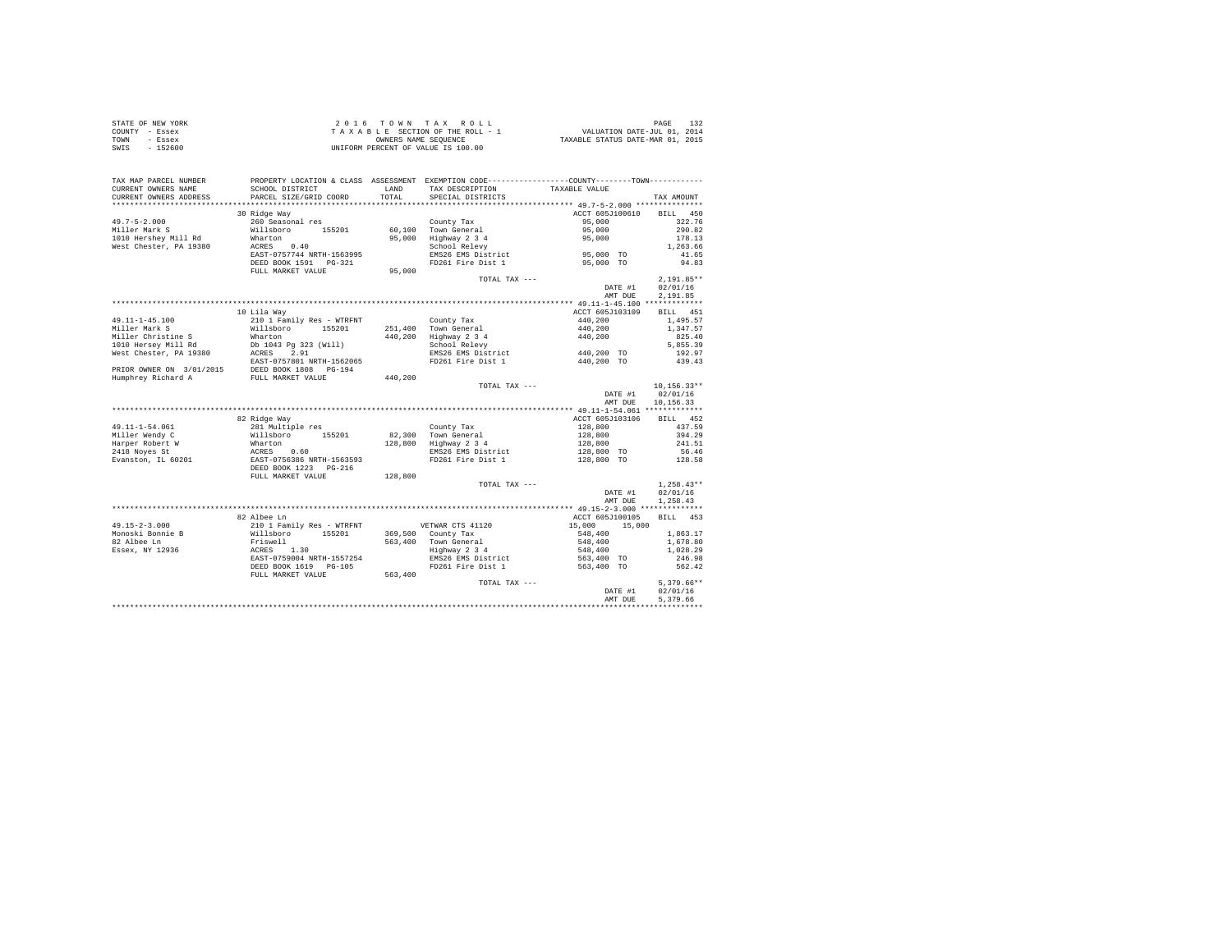STATE OF NEW YORK
COUNTY - Essex
TOWN - Essex
SWIS - 152600

2016 TOWN TAX ROLL
TAXABLE SECTION OF THE ROLL - 1
OWNERS NAME SEQUENCE
UNIFORM PERCENT OF VALUE IS 100.00

VALUATION DATE-JUL 01, 2014
TAXABLE STATUS DATE-MAR 01, 2015

| TAX MAP PARCEL NUMBER / CURRENT OWNERS NAME / CURRENT OWNERS ADDRESS | PROPERTY LOCATION & CLASS / SCHOOL DISTRICT / PARCEL SIZE/GRID COORD | ASSESSMENT LAND / TOTAL | EXEMPTION CODE / TAX DESCRIPTION / SPECIAL DISTRICTS | COUNTY / TOWN TAXABLE VALUE | TAX AMOUNT |
|---|---|---|---|---|---|
| **49.7-5-2.000** | 30 Ridge Way | | | ACCT 605J100610 | BILL 450 |
| 49.7-5-2.000 | 260 Seasonal res | | County Tax | 95,000 | 322.76 |
| Miller Mark S | Willsboro 155201 | 60,100 | Town General | 95,000 | 290.82 |
| 1010 Hershey Mill Rd | Wharton | 95,000 | Highway 2 3 4 | 95,000 | 178.13 |
| West Chester, PA 19380 | ACRES 0.40 | | School Relevy | | 1,263.66 |
| | EAST-0757744 NRTH-1563995 | | EMS26 EMS District | 95,000 TO | 41.65 |
| | DEED BOOK 1591 PG-321 | | FD261 Fire Dist 1 | 95,000 TO | 94.83 |
| | FULL MARKET VALUE | 95,000 | | | |
| | | | TOTAL TAX --- | | 2,191.85** |
| | | | | DATE #1 | 02/01/16 |
| | | | | AMT DUE | 2,191.85 |
| **49.11-1-45.100** | 10 Lila Way | | | ACCT 605J103109 | BILL 451 |
| 49.11-1-45.100 | 210 1 Family Res - WTRFNT | | County Tax | 440,200 | 1,495.57 |
| Miller Mark S | Willsboro 155201 | 251,400 | Town General | 440,200 | 1,347.57 |
| Miller Christine S | Wharton | 440,200 | Highway 2 3 4 | 440,200 | 825.40 |
| 1010 Hersey Mill Rd | Db 1043 Pg 323 (Will) | | School Relevy | | 5,855.39 |
| West Chester, PA 19380 | ACRES 2.91 | | EMS26 EMS District | 440,200 TO | 192.97 |
| | EAST-0757801 NRTH-1562065 | | FD261 Fire Dist 1 | 440,200 TO | 439.43 |
| PRIOR OWNER ON 3/01/2015 | DEED BOOK 1808 PG-194 | | | | |
| Humphrey Richard A | FULL MARKET VALUE | 440,200 | | | |
| | | | TOTAL TAX --- | | 10,156.33** |
| | | | | DATE #1 | 02/01/16 |
| | | | | AMT DUE | 10,156.33 |
| **49.11-1-54.061** | 82 Ridge Way | | | ACCT 605J103106 | BILL 452 |
| 49.11-1-54.061 | 281 Multiple res | | County Tax | 128,800 | 437.59 |
| Miller Wendy C | Willsboro 155201 | 82,300 | Town General | 128,800 | 394.29 |
| Harper Robert W | Wharton | 128,800 | Highway 2 3 4 | 128,800 | 241.51 |
| 2418 Noyes St | ACRES 0.60 | | EMS26 EMS District | 128,800 TO | 56.46 |
| Evanston, IL 60201 | EAST-0756386 NRTH-1563593 | | FD261 Fire Dist 1 | 128,800 TO | 128.58 |
| | DEED BOOK 1223 PG-216 | | | | |
| | FULL MARKET VALUE | 128,800 | | | |
| | | | TOTAL TAX --- | | 1,258.43** |
| | | | | DATE #1 | 02/01/16 |
| | | | | AMT DUE | 1,258.43 |
| **49.15-2-3.000** | 82 Albee Ln | | | ACCT 605J100105 | BILL 453 |
| 49.15-2-3.000 | 210 1 Family Res - WTRFNT | | VETWAR CTS 41120 | 15,000 15,000 | |
| Monoski Bonnie B | Willsboro 155201 | 369,500 | County Tax | 548,400 | 1,863.17 |
| 82 Albee Ln | Friswell | 563,400 | Town General | 548,400 | 1,678.80 |
| Essex, NY 12936 | ACRES 1.30 | | Highway 2 3 4 | 548,400 | 1,028.29 |
| | EAST-0759004 NRTH-1557254 | | EMS26 EMS District | 563,400 TO | 246.98 |
| | DEED BOOK 1619 PG-105 | | FD261 Fire Dist 1 | 563,400 TO | 562.42 |
| | FULL MARKET VALUE | 563,400 | | | |
| | | | TOTAL TAX --- | | 5,379.66** |
| | | | | DATE #1 | 02/01/16 |
| | | | | AMT DUE | 5,379.66 |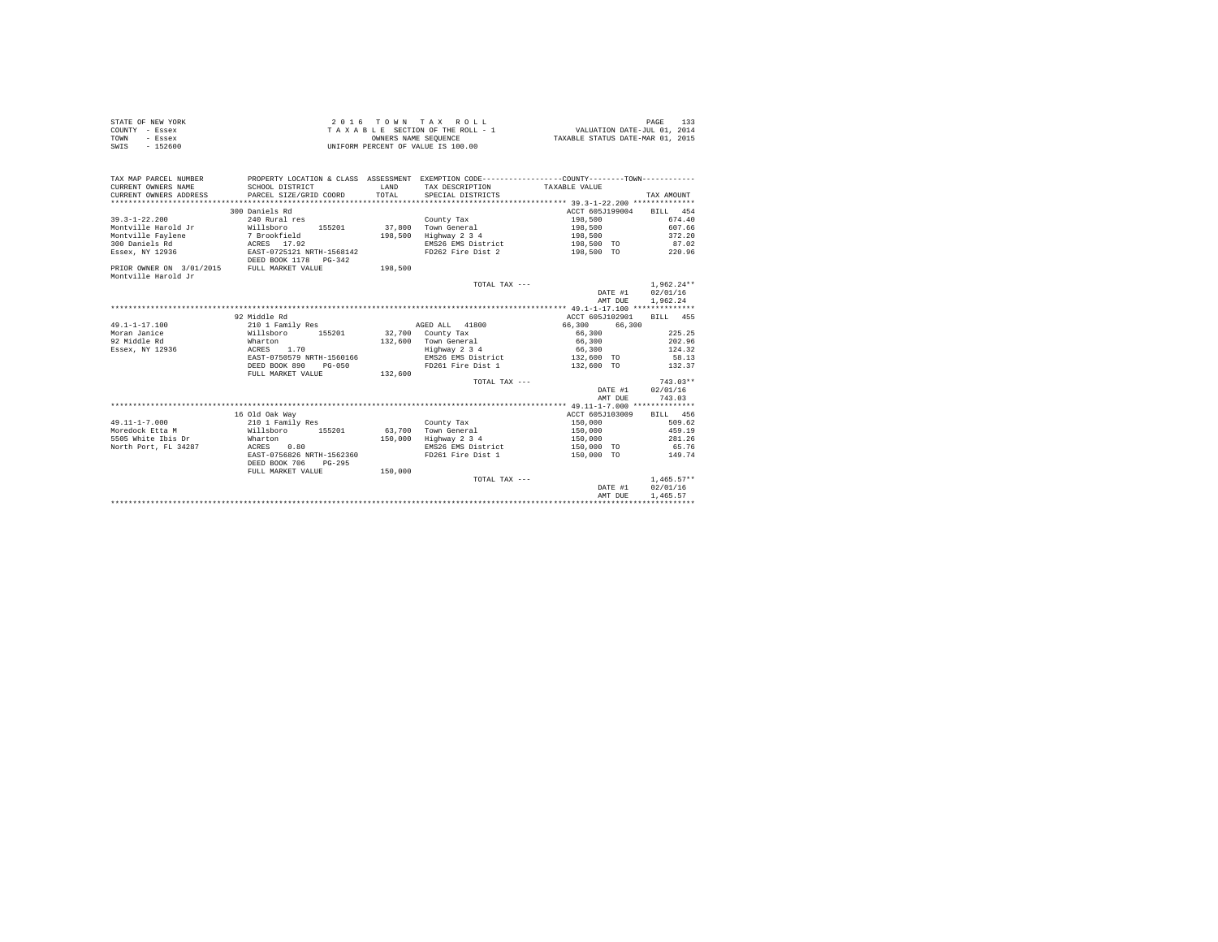STATE OF NEW YORK
COUNTY - Essex
TOWN - Essex
SWIS - 152600

2 0 1 6 T O W N T A X R O L L
T A X A B L E SECTION OF THE ROLL - 1
OWNERS NAME SEQUENCE
UNIFORM PERCENT OF VALUE IS 100.00

PAGE 133
VALUATION DATE-JUL 01, 2014
TAXABLE STATUS DATE-MAR 01, 2015

| TAX MAP PARCEL NUMBER / CURRENT OWNERS NAME / CURRENT OWNERS ADDRESS | PROPERTY LOCATION & CLASS / SCHOOL DISTRICT / PARCEL SIZE/GRID COORD | ASSESSMENT LAND / TOTAL | EXEMPTION CODE / TAX DESCRIPTION / SPECIAL DISTRICTS | COUNTY / TAXABLE VALUE | TOWN | TAX AMOUNT |
|---|---|---|---|---|---|---|
| **39.3-1-22.200** | 300 Daniels Rd | | | ACCT 605J199004 | | BILL 454 |
| 39.3-1-22.200 | 240 Rural res | | County Tax | 198,500 | | 674.40 |
| Montville Harold Jr | Willsboro 155201 | 37,800 | Town General | 198,500 | | 607.66 |
| Montville Faylene | 7 Brookfield | 198,500 | Highway 2 3 4 | 198,500 | | 372.20 |
| 300 Daniels Rd | ACRES 17.92 | | EMS26 EMS District | 198,500 TO | | 87.02 |
| Essex, NY 12936 | EAST-0725121 NRTH-1568142 | | FD262 Fire Dist 2 | 198,500 TO | | 220.96 |
| | DEED BOOK 1178 PG-342 | | | | | |
| PRIOR OWNER ON 3/01/2015 | FULL MARKET VALUE | 198,500 | | | | |
| Montville Harold Jr | | | | | | |
| | | | TOTAL TAX --- | | | 1,962.24** |
| | | | | DATE #1 | | 02/01/16 |
| | | | | AMT DUE | | 1,962.24 |
| **49.1-1-17.100** | 92 Middle Rd | | | ACCT 605J102901 | | BILL 455 |
| 49.1-1-17.100 | 210 1 Family Res | | AGED ALL 41800 | 66,300 | 66,300 | |
| Moran Janice | Willsboro 155201 | 32,700 | County Tax | 66,300 | | 225.25 |
| 92 Middle Rd | Wharton | 132,600 | Town General | 66,300 | | 202.96 |
| Essex, NY 12936 | ACRES 1.70 | | Highway 2 3 4 | 66,300 | | 124.32 |
| | EAST-0750579 NRTH-1560166 | | EMS26 EMS District | 132,600 TO | | 58.13 |
| | DEED BOOK 890 PG-050 | | FD261 Fire Dist 1 | 132,600 TO | | 132.37 |
| | FULL MARKET VALUE | 132,600 | | | | |
| | | | TOTAL TAX --- | | | 743.03** |
| | | | | DATE #1 | | 02/01/16 |
| | | | | AMT DUE | | 743.03 |
| **49.11-1-7.000** | 16 Old Oak Way | | | ACCT 605J103009 | | BILL 456 |
| 49.11-1-7.000 | 210 1 Family Res | | County Tax | 150,000 | | 509.62 |
| Moredock Etta M | Willsboro 155201 | 63,700 | Town General | 150,000 | | 459.19 |
| 5505 White Ibis Dr | Wharton | 150,000 | Highway 2 3 4 | 150,000 | | 281.26 |
| North Port, FL 34287 | ACRES 0.80 | | EMS26 EMS District | 150,000 TO | | 65.76 |
| | EAST-0756826 NRTH-1562360 | | FD261 Fire Dist 1 | 150,000 TO | | 149.74 |
| | DEED BOOK 706 PG-295 | | | | | |
| | FULL MARKET VALUE | 150,000 | | | | |
| | | | TOTAL TAX --- | | | 1,465.57** |
| | | | | DATE #1 | | 02/01/16 |
| | | | | AMT DUE | | 1,465.57 |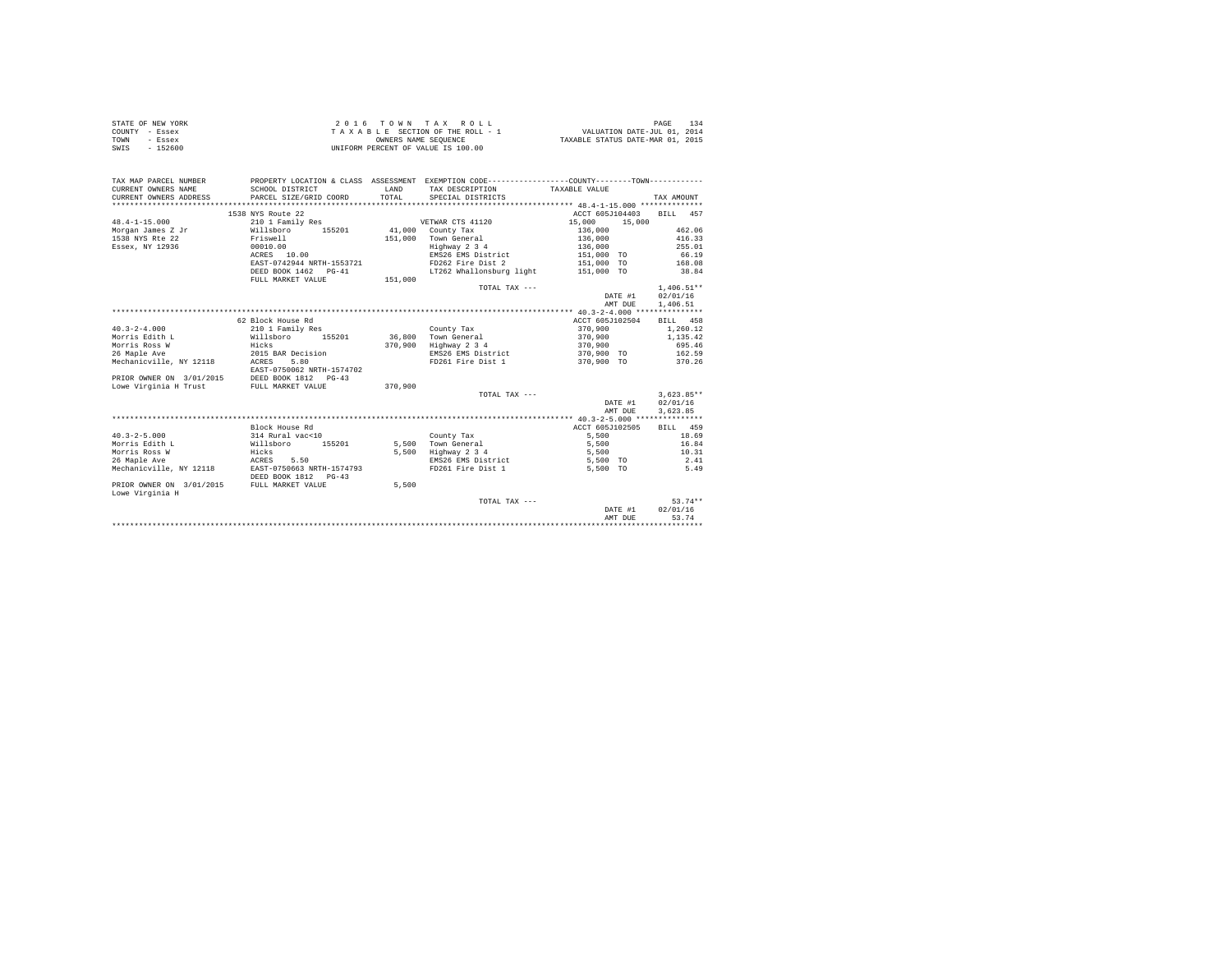STATE OF NEW YORK
COUNTY - Essex
TOWN - Essex
SWIS - 152600

2 0 1 6 T O W N T A X R O L L
T A X A B L E SECTION OF THE ROLL - 1
OWNERS NAME SEQUENCE
UNIFORM PERCENT OF VALUE IS 100.00

VALUATION DATE-JUL 01, 2014
TAXABLE STATUS DATE-MAR 01, 2015

| TAX MAP PARCEL NUMBER / CURRENT OWNERS NAME / CURRENT OWNERS ADDRESS | PROPERTY LOCATION & CLASS / SCHOOL DISTRICT / PARCEL SIZE/GRID COORD | ASSESSMENT LAND / TOTAL | EXEMPTION CODE / TAX DESCRIPTION / SPECIAL DISTRICTS | COUNTY / TOWN TAXABLE VALUE | TAX AMOUNT |
|---|---|---|---|---|---|
| 48.4-1-15.000 | 1538 NYS Route 22 | | | ACCT 605J104403 | BILL 457 |
| | 210 1 Family Res | | VETWAR CTS 41120 | 15,000 15,000 | |
| Morgan James Z Jr | Willsboro 155201 | 41,000 | County Tax | 136,000 | 462.06 |
| 1538 NYS Rte 22 | Friswell | 151,000 | Town General | 136,000 | 416.33 |
| Essex, NY 12936 | 00010.00 | | Highway 2 3 4 | 136,000 | 255.01 |
| | ACRES 10.00 | | EMS26 EMS District | 151,000 TO | 66.19 |
| | EAST-0742944 NRTH-1553721 | | FD262 Fire Dist 2 | 151,000 TO | 168.08 |
| | DEED BOOK 1462 PG-41 | | LT262 Whallonsburg light | 151,000 TO | 38.84 |
| | FULL MARKET VALUE | 151,000 | | | |
| | | | TOTAL TAX --- | | 1,406.51** |
| | | | | DATE #1 | 02/01/16 |
| | | | | AMT DUE | 1,406.51 |
| 40.3-2-4.000 | 62 Block House Rd | | | ACCT 605J102504 | BILL 458 |
| | 210 1 Family Res | | County Tax | 370,900 | 1,260.12 |
| Morris Edith L | Willsboro 155201 | 36,800 | Town General | 370,900 | 1,135.42 |
| Morris Ross W | Hicks | 370,900 | Highway 2 3 4 | 370,900 | 695.46 |
| 26 Maple Ave | 2015 BAR Decision | | EMS26 EMS District | 370,900 TO | 162.59 |
| Mechanicville, NY 12118 | ACRES 5.80 | | FD261 Fire Dist 1 | 370,900 TO | 370.26 |
| | EAST-0750062 NRTH-1574702 | | | | |
| PRIOR OWNER ON 3/01/2015 | DEED BOOK 1812 PG-43 | | | | |
| Lowe Virginia H Trust | FULL MARKET VALUE | 370,900 | | | |
| | | | TOTAL TAX --- | | 3,623.85** |
| | | | | DATE #1 | 02/01/16 |
| | | | | AMT DUE | 3,623.85 |
| 40.3-2-5.000 | Block House Rd | | | ACCT 605J102505 | BILL 459 |
| | 314 Rural vac<10 | | County Tax | 5,500 | 18.69 |
| Morris Edith L | Willsboro 155201 | 5,500 | Town General | 5,500 | 16.84 |
| Morris Ross W | Hicks | 5,500 | Highway 2 3 4 | 5,500 | 10.31 |
| 26 Maple Ave | ACRES 5.50 | | EMS26 EMS District | 5,500 TO | 2.41 |
| Mechanicville, NY 12118 | EAST-0750663 NRTH-1574793 | | FD261 Fire Dist 1 | 5,500 TO | 5.49 |
| | DEED BOOK 1812 PG-43 | | | | |
| PRIOR OWNER ON 3/01/2015 | FULL MARKET VALUE | 5,500 | | | |
| Lowe Virginia H | | | | | |
| | | | TOTAL TAX --- | | 53.74** |
| | | | | DATE #1 | 02/01/16 |
| | | | | AMT DUE | 53.74 |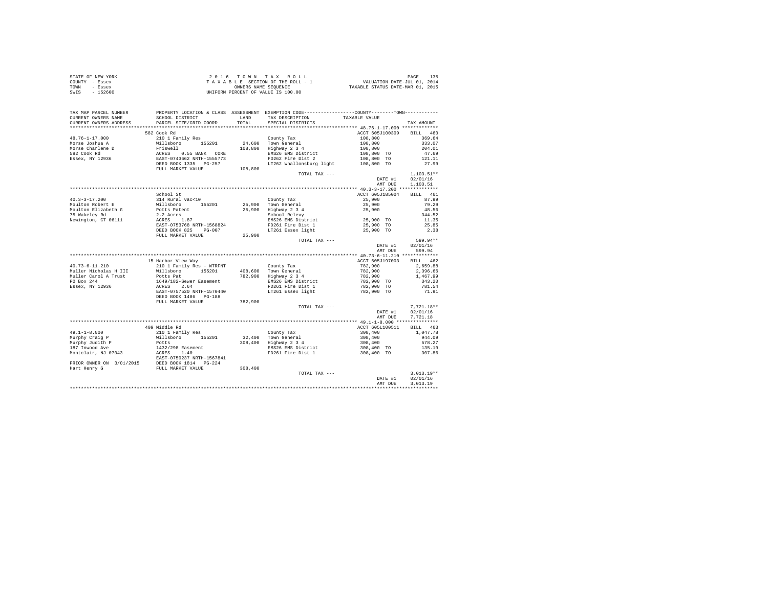STATE OF NEW YORK | 2016 TOWN TAX ROLL | VALUATION DATE-JUL 01, 2014
COUNTY - Essex | TAXABLE SECTION OF THE ROLL - 1 | TAXABLE STATUS DATE-MAR 01, 2015
TOWN - Essex | OWNERS NAME SEQUENCE
SWIS - 152600 | UNIFORM PERCENT OF VALUE IS 100.00

| TAX MAP PARCEL NUMBER / CURRENT OWNERS NAME / CURRENT OWNERS ADDRESS | PROPERTY LOCATION & CLASS / SCHOOL DISTRICT / PARCEL SIZE/GRID COORD | ASSESSMENT LAND / TOTAL | EXEMPTION CODE / TAX DESCRIPTION / SPECIAL DISTRICTS | TAXABLE VALUE | TAX AMOUNT |
|---|---|---|---|---|---|
| **48.76-1-17.000** | 582 Cook Rd | | | ACCT 605J100309 | BILL 460 |
| 48.76-1-17.000 | 210 1 Family Res | | County Tax | 108,800 | 369.64 |
| Morse Joshua A | Willsboro 155201 | 24,600 | Town General | 108,800 | 333.07 |
| Morse Charlene D | Friswell | 108,800 | Highway 2 3 4 | 108,800 | 204.01 |
| 582 Cook Rd | ACRES 0.55 BANK CORE | | EMS26 EMS District | 108,800 TO | 47.69 |
| Essex, NY 12936 | EAST-0743662 NRTH-1555773 | | FD262 Fire Dist 2 | 108,800 TO | 121.11 |
| | DEED BOOK 1335 PG-257 | | LT262 Whallonsburg light | 108,800 TO | 27.99 |
| | FULL MARKET VALUE | 108,800 | | | |
| | | | TOTAL TAX --- | | 1,103.51** |
| | | | | DATE #1 | 02/01/16 |
| | | | | AMT DUE | 1,103.51 |
| **40.3-3-17.200** | School St | | | ACCT 605J185004 | BILL 461 |
| 40.3-3-17.200 | 314 Rural vac<10 | | County Tax | 25,900 | 87.99 |
| Moulton Robert E | Willsboro 155201 | 25,900 | Town General | 25,900 | 79.29 |
| Moulton Elizabeth G | Potts Patent | 25,900 | Highway 2 3 4 | 25,900 | 48.56 |
| 75 Wakeley Rd | 2.2 Acres | | School Relevy | | 344.52 |
| Newington, CT 06111 | ACRES 1.87 | | EMS26 EMS District | 25,900 TO | 11.35 |
| | EAST-0753768 NRTH-1568824 | | FD261 Fire Dist 1 | 25,900 TO | 25.85 |
| | DEED BOOK 825 PG-007 | | LT261 Essex light | 25,900 TO | 2.38 |
| | FULL MARKET VALUE | 25,900 | | | |
| | | | TOTAL TAX --- | | 599.94** |
| | | | | DATE #1 | 02/01/16 |
| | | | | AMT DUE | 599.94 |
| **40.73-6-11.210** | 15 Harbor View Way | | | ACCT 605J197003 | BILL 462 |
| 40.73-6-11.210 | 210 1 Family Res - WTRFNT | | County Tax | 782,900 | 2,659.88 |
| Muller Nicholas H III | Willsboro 155201 | 408,600 | Town General | 782,900 | 2,396.66 |
| Muller Carol A Trust | Potts Pat | 782,900 | Highway 2 3 4 | 782,900 | 1,467.99 |
| PO Box 244 | 1649/182-Sewer Easement | | EMS26 EMS District | 782,900 TO | 343.20 |
| Essex, NY 12936 | ACRES 2.64 | | FD261 Fire Dist 1 | 782,900 TO | 781.54 |
| | EAST-0757520 NRTH-1570440 | | LT261 Essex light | 782,900 TO | 71.91 |
| | DEED BOOK 1486 PG-188 | | | | |
| | FULL MARKET VALUE | 782,900 | | | |
| | | | TOTAL TAX --- | | 7,721.18** |
| | | | | DATE #1 | 02/01/16 |
| | | | | AMT DUE | 7,721.18 |
| **49.1-1-8.000** | 409 Middle Rd | | | ACCT 605L100511 | BILL 463 |
| 49.1-1-8.000 | 210 1 Family Res | | County Tax | 308,400 | 1,047.78 |
| Murphy Craig P | Willsboro 155201 | 32,400 | Town General | 308,400 | 944.09 |
| Murphy Judith P | Potts | 308,400 | Highway 2 3 4 | 308,400 | 578.27 |
| 187 Inwood Ave | 1432/298 Easement | | EMS26 EMS District | 308,400 TO | 135.19 |
| Montclair, NJ 07043 | ACRES 1.40 | | FD261 Fire Dist 1 | 308,400 TO | 307.86 |
| | EAST-0750237 NRTH-1567841 | | | | |
| PRIOR OWNER ON 3/01/2015 | DEED BOOK 1814 PG-224 | | | | |
| Hart Henry G | FULL MARKET VALUE | 308,400 | | | |
| | | | TOTAL TAX --- | | 3,013.19** |
| | | | | DATE #1 | 02/01/16 |
| | | | | AMT DUE | 3,013.19 |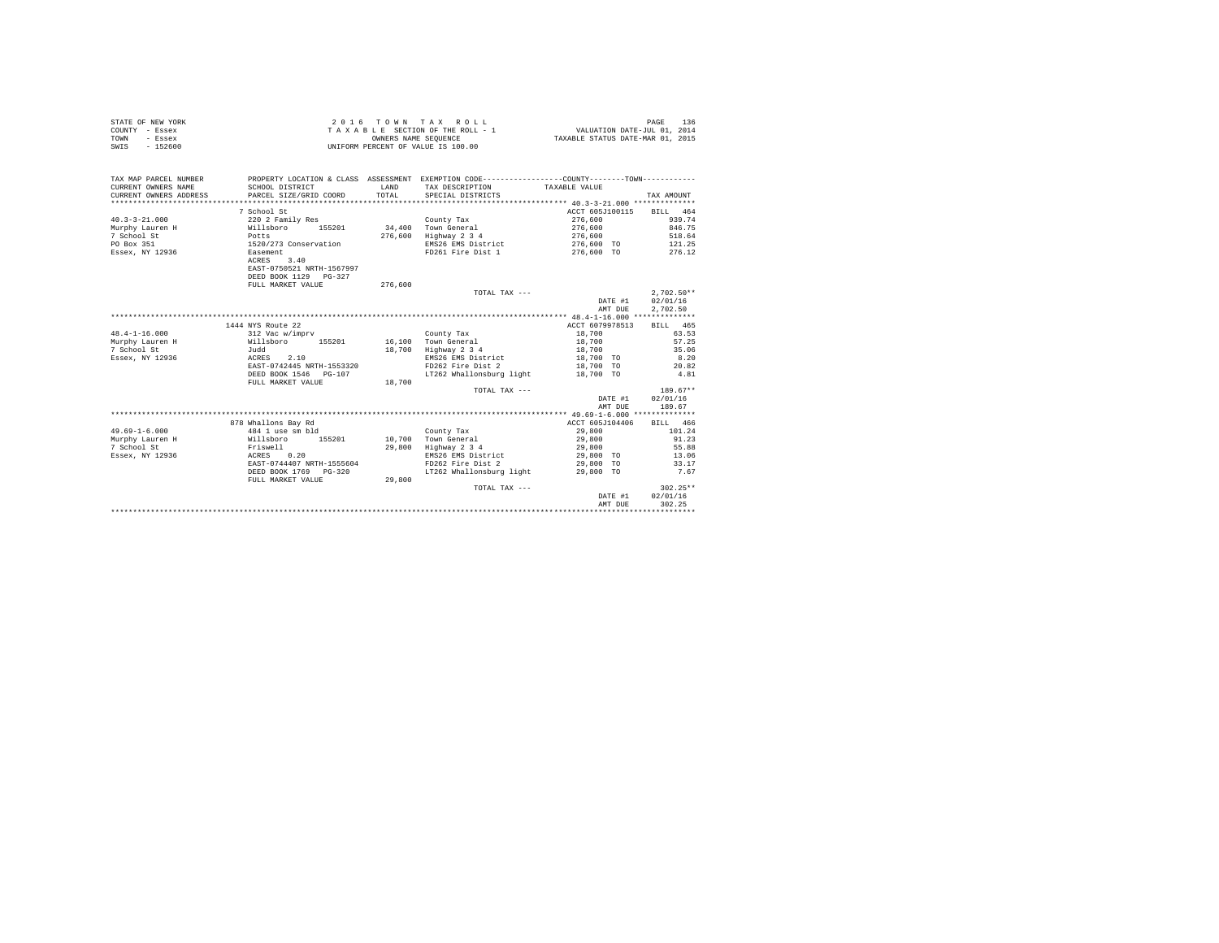STATE OF NEW YORK
COUNTY - Essex
TOWN - Essex
SWIS - 152600

2016 TOWN TAX ROLL
TAXABLE SECTION OF THE ROLL - 1
OWNERS NAME SEQUENCE
UNIFORM PERCENT OF VALUE IS 100.00

VALUATION DATE-JUL 01, 2014
TAXABLE STATUS DATE-MAR 01, 2015

| TAX MAP PARCEL NUMBER / CURRENT OWNERS NAME / CURRENT OWNERS ADDRESS | PROPERTY LOCATION & CLASS / SCHOOL DISTRICT / PARCEL SIZE/GRID COORD | ASSESSMENT LAND / TOTAL | EXEMPTION CODE / TAX DESCRIPTION / SPECIAL DISTRICTS | TAXABLE VALUE | TAX AMOUNT |
|---|---|---|---|---|---|
| 40.3-3-21.000 | 7 School St | | | ACCT 605J100115 | BILL 464 |
| 40.3-3-21.000 | 220 2 Family Res | | County Tax | 276,600 | 939.74 |
| Murphy Lauren H | Willsboro 155201 | 34,400 | Town General | 276,600 | 846.75 |
| 7 School St | Potts | 276,600 | Highway 2 3 4 | 276,600 | 518.64 |
| PO Box 351 | 1520/273 Conservation | | EMS26 EMS District | 276,600 TO | 121.25 |
| Essex, NY 12936 | Easement | | FD261 Fire Dist 1 | 276,600 TO | 276.12 |
| | ACRES 3.40 | | | | |
| | EAST-0750521 NRTH-1567997 | | | | |
| | DEED BOOK 1129 PG-327 | | | | |
| | FULL MARKET VALUE | 276,600 | | | |
| | | | TOTAL TAX --- | | 2,702.50** |
| | | | | DATE #1 | 02/01/16 |
| | | | | AMT DUE | 2,702.50 |
| 48.4-1-16.000 | 1444 NYS Route 22 | | | ACCT 6079978513 | BILL 465 |
| 48.4-1-16.000 | 312 Vac w/imprv | | County Tax | 18,700 | 63.53 |
| Murphy Lauren H | Willsboro 155201 | 16,100 | Town General | 18,700 | 57.25 |
| 7 School St | Judd | 18,700 | Highway 2 3 4 | 18,700 | 35.06 |
| Essex, NY 12936 | ACRES 2.10 | | EMS26 EMS District | 18,700 TO | 8.20 |
| | EAST-0742445 NRTH-1553320 | | FD262 Fire Dist 2 | 18,700 TO | 20.82 |
| | DEED BOOK 1546 PG-107 | | LT262 Whallonsburg light | 18,700 TO | 4.81 |
| | FULL MARKET VALUE | 18,700 | | | |
| | | | TOTAL TAX --- | | 189.67** |
| | | | | DATE #1 | 02/01/16 |
| | | | | AMT DUE | 189.67 |
| 49.69-1-6.000 | 878 Whallons Bay Rd | | | ACCT 605J104406 | BILL 466 |
| 49.69-1-6.000 | 484 1 use sm bld | | County Tax | 29,800 | 101.24 |
| Murphy Lauren H | Willsboro 155201 | 10,700 | Town General | 29,800 | 91.23 |
| 7 School St | Friswell | 29,800 | Highway 2 3 4 | 29,800 | 55.88 |
| Essex, NY 12936 | ACRES 0.20 | | EMS26 EMS District | 29,800 TO | 13.06 |
| | EAST-0744407 NRTH-1555604 | | FD262 Fire Dist 2 | 29,800 TO | 33.17 |
| | DEED BOOK 1769 PG-320 | | LT262 Whallonsburg light | 29,800 TO | 7.67 |
| | FULL MARKET VALUE | 29,800 | | | |
| | | | TOTAL TAX --- | | 302.25** |
| | | | | DATE #1 | 02/01/16 |
| | | | | AMT DUE | 302.25 |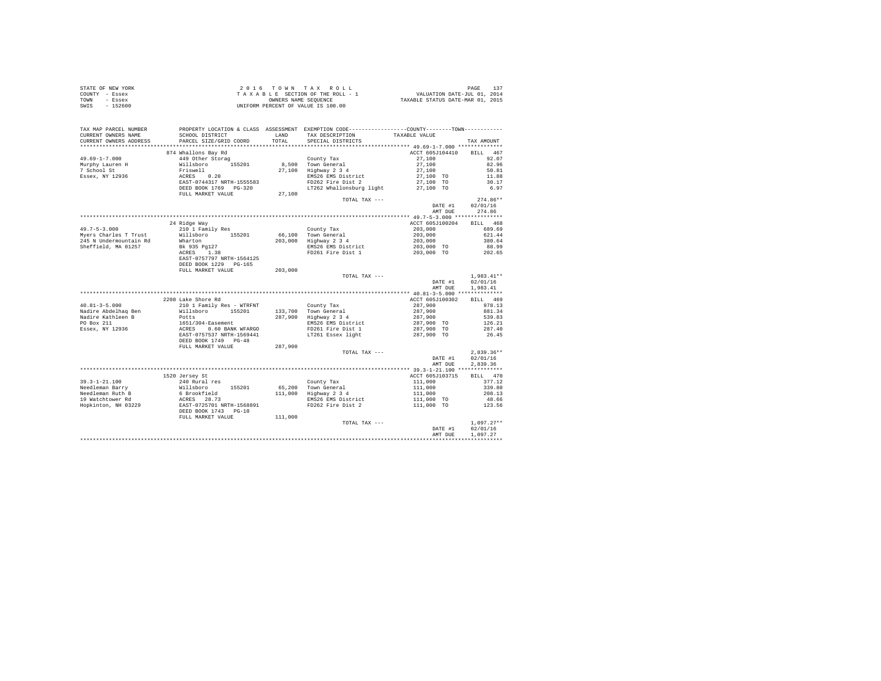STATE OF NEW YORK
COUNTY - Essex
TOWN - Essex
SWIS - 152600

2 0 1 6  T O W N  T A X  R O L L
T A X A B L E SECTION OF THE ROLL - 1
OWNERS NAME SEQUENCE
UNIFORM PERCENT OF VALUE IS 100.00

VALUATION DATE-JUL 01, 2014
TAXABLE STATUS DATE-MAR 01, 2015

| TAX MAP PARCEL NUMBER<br>CURRENT OWNERS NAME<br>CURRENT OWNERS ADDRESS | PROPERTY LOCATION & CLASS<br>SCHOOL DISTRICT<br>PARCEL SIZE/GRID COORD | ASSESSMENT<br>LAND<br>TOTAL | EXEMPTION CODE<br>TAX DESCRIPTION<br>SPECIAL DISTRICTS | COUNTY / TOWN<br>TAXABLE VALUE | TAX AMOUNT |
|---|---|---|---|---|---|
| 49.69-1-7.000 | 874 Whallons Bay Rd | | | ACCT 605J104410 | BILL 467 |
| 49.69-1-7.000 | 449 Other Storag | | County Tax | 27,100 | 92.07 |
| Murphy Lauren H | Willsboro 155201 | 8,500 | Town General | 27,100 | 82.96 |
| 7 School St | Friswell | 27,100 | Highway 2 3 4 | 27,100 | 50.81 |
| Essex, NY 12936 | ACRES 0.20 | | EMS26 EMS District | 27,100 TO | 11.88 |
| | EAST-0744317 NRTH-1555583 | | FD262 Fire Dist 2 | 27,100 TO | 30.17 |
| | DEED BOOK 1769 PG-320 | | LT262 Whallonsburg light | 27,100 TO | 6.97 |
| | FULL MARKET VALUE | 27,100 | | | |
| | | | TOTAL TAX --- | | 274.86** |
| | | | | DATE #1 | 02/01/16 |
| | | | | AMT DUE | 274.86 |
| 49.7-5-3.000 | 24 Ridge Way | | | ACCT 605J100204 | BILL 468 |
| 49.7-5-3.000 | 210 1 Family Res | | County Tax | 203,000 | 689.69 |
| Myers Charles T Trust | Willsboro 155201 | 66,100 | Town General | 203,000 | 621.44 |
| 245 N Undermountain Rd | Wharton | 203,000 | Highway 2 3 4 | 203,000 | 380.64 |
| Sheffield, MA 01257 | Bk 935 Pg127 | | EMS26 EMS District | 203,000 TO | 88.99 |
| | ACRES 1.38 | | FD261 Fire Dist 1 | 203,000 TO | 202.65 |
| | EAST-0757797 NRTH-1564125 | | | | |
| | DEED BOOK 1229 PG-165 | | | | |
| | FULL MARKET VALUE | 203,000 | | | |
| | | | TOTAL TAX --- | | 1,983.41** |
| | | | | DATE #1 | 02/01/16 |
| | | | | AMT DUE | 1,983.41 |
| 40.81-3-5.000 | 2208 Lake Shore Rd | | | ACCT 605J100302 | BILL 469 |
| 40.81-3-5.000 | 210 1 Family Res - WTRFNT | | County Tax | 287,900 | 978.13 |
| Nadire Abdelhaq Ben | Willsboro 155201 | 133,700 | Town General | 287,900 | 881.34 |
| Nadire Kathleen B | Potts | 287,900 | Highway 2 3 4 | 287,900 | 539.83 |
| PO Box 211 | 1651/304-Easement | | EMS26 EMS District | 287,900 TO | 126.21 |
| Essex, NY 12936 | ACRES 0.60 BANK WFARGO | | FD261 Fire Dist 1 | 287,900 TO | 287.40 |
| | EAST-0757537 NRTH-1569441 | | LT261 Essex light | 287,900 TO | 26.45 |
| | DEED BOOK 1749 PG-48 | | | | |
| | FULL MARKET VALUE | 287,900 | | | |
| | | | TOTAL TAX --- | | 2,839.36** |
| | | | | DATE #1 | 02/01/16 |
| | | | | AMT DUE | 2,839.36 |
| 39.3-1-21.100 | 1520 Jersey St | | | ACCT 605J103715 | BILL 470 |
| 39.3-1-21.100 | 240 Rural res | | County Tax | 111,000 | 377.12 |
| Needleman Barry | Willsboro 155201 | 65,200 | Town General | 111,000 | 339.80 |
| Needleman Ruth B | 6 Brookfield | 111,000 | Highway 2 3 4 | 111,000 | 208.13 |
| 19 Watchtower Rd | ACRES 28.73 | | EMS26 EMS District | 111,000 TO | 48.66 |
| Hopkinton, NH 03229 | EAST-0725701 NRTH-1568891 | | FD262 Fire Dist 2 | 111,000 TO | 123.56 |
| | DEED BOOK 1743 PG-10 | | | | |
| | FULL MARKET VALUE | 111,000 | | | |
| | | | TOTAL TAX --- | | 1,097.27** |
| | | | | DATE #1 | 02/01/16 |
| | | | | AMT DUE | 1,097.27 |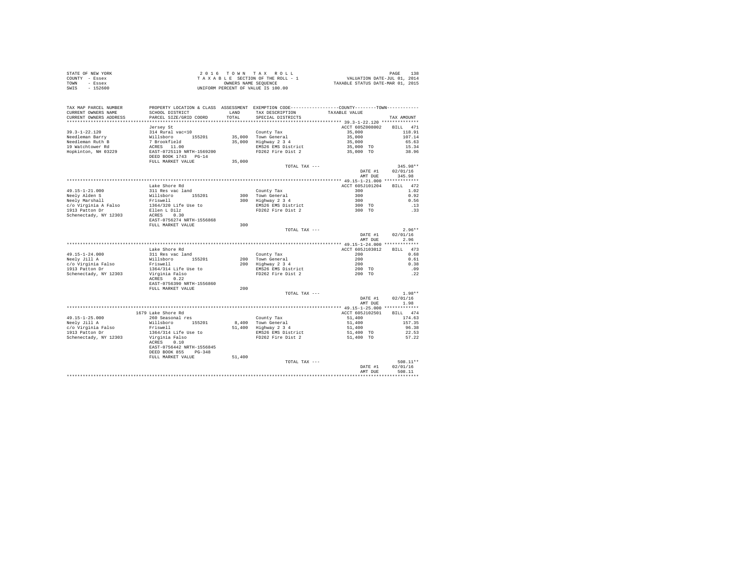STATE OF NEW YORK
COUNTY - Essex
TOWN - Essex
SWIS - 152600

2 0 1 6 T O W N T A X R O L L
T A X A B L E SECTION OF THE ROLL - 1
OWNERS NAME SEQUENCE
UNIFORM PERCENT OF VALUE IS 100.00

VALUATION DATE-JUL 01, 2014
TAXABLE STATUS DATE-MAR 01, 2015

| TAX MAP PARCEL NUMBER / CURRENT OWNERS NAME / CURRENT OWNERS ADDRESS | PROPERTY LOCATION & CLASS / SCHOOL DISTRICT / PARCEL SIZE/GRID COORD | ASSESSMENT LAND / TOTAL | EXEMPTION CODE / TAX DESCRIPTION / SPECIAL DISTRICTS | TAXABLE VALUE | TAX AMOUNT |
|---|---|---|---|---|---|
| **39.3-1-22.120** | Jersey St | | | ACCT 605Z008002 | BILL 471 |
| 39.3-1-22.120 | 314 Rural vac<10 | | County Tax | 35,000 | 118.91 |
| Needleman Barry | Willsboro 155201 | 35,000 | Town General | 35,000 | 107.14 |
| Needleman Ruth B | 7 Brookfield | 35,000 | Highway 2 3 4 | 35,000 | 65.63 |
| 19 Watchtower Rd | ACRES 11.00 | | EMS26 EMS District | 35,000 TO | 15.34 |
| Hopkinton, NH 03229 | EAST-0725119 NRTH-1569200 | | FD262 Fire Dist 2 | 35,000 TO | 38.96 |
| | DEED BOOK 1743 PG-14 | | | | |
| | FULL MARKET VALUE | 35,000 | | | |
| | | | TOTAL TAX --- | | 345.98** |
| | | | | DATE #1 | 02/01/16 |
| | | | | AMT DUE | 345.98 |
| **49.15-1-21.000** | Lake Shore Rd | | | ACCT 605J101204 | BILL 472 |
| 49.15-1-21.000 | 311 Res vac land | | County Tax | 300 | 1.02 |
| Neely Alden S | Willsboro 155201 | 300 | Town General | 300 | 0.92 |
| Neely Marshall | Friswell | 300 | Highway 2 3 4 | 300 | 0.56 |
| c/o Virginia A Falso | 1364/320 Life Use to | | EMS26 EMS District | 300 TO | .13 |
| 1913 Patton Dr | Ellen L Dilz | | FD262 Fire Dist 2 | 300 TO | .33 |
| Schenectady, NY 12303 | ACRES 0.30 | | | | |
| | EAST-0756274 NRTH-1556868 | | | | |
| | FULL MARKET VALUE | 300 | | | |
| | | | TOTAL TAX --- | | 2.96** |
| | | | | DATE #1 | 02/01/16 |
| | | | | AMT DUE | 2.96 |
| **49.15-1-24.000** | Lake Shore Rd | | | ACCT 605J103012 | BILL 473 |
| 49.15-1-24.000 | 311 Res vac land | | County Tax | 200 | 0.68 |
| Neely Jill A | Willsboro 155201 | 200 | Town General | 200 | 0.61 |
| c/o Virginia Falso | Friswell | 200 | Highway 2 3 4 | 200 | 0.38 |
| 1913 Patton Dr | 1364/314 Life Use to | | EMS26 EMS District | 200 TO | .09 |
| Schenectady, NY 12303 | Virginia Falso | | FD262 Fire Dist 2 | 200 TO | .22 |
| | ACRES 0.22 | | | | |
| | EAST-0756390 NRTH-1556860 | | | | |
| | FULL MARKET VALUE | 200 | | | |
| | | | TOTAL TAX --- | | 1.98** |
| | | | | DATE #1 | 02/01/16 |
| | | | | AMT DUE | 1.98 |
| **49.15-1-25.000** | 1679 Lake Shore Rd | | | ACCT 605J102501 | BILL 474 |
| 49.15-1-25.000 | 260 Seasonal res | | County Tax | 51,400 | 174.63 |
| Neely Jill A | Willsboro 155201 | 8,400 | Town General | 51,400 | 157.35 |
| c/o Virginia Falso | Friswell | 51,400 | Highway 2 3 4 | 51,400 | 96.38 |
| 1913 Patton Dr | 1364/314 Life Use to | | EMS26 EMS District | 51,400 TO | 22.53 |
| Schenectady, NY 12303 | Virginia Falso | | FD262 Fire Dist 2 | 51,400 TO | 57.22 |
| | ACRES 0.10 | | | | |
| | EAST-0756442 NRTH-1556845 | | | | |
| | DEED BOOK 855 PG-348 | | | | |
| | FULL MARKET VALUE | 51,400 | | | |
| | | | TOTAL TAX --- | | 508.11** |
| | | | | DATE #1 | 02/01/16 |
| | | | | AMT DUE | 508.11 |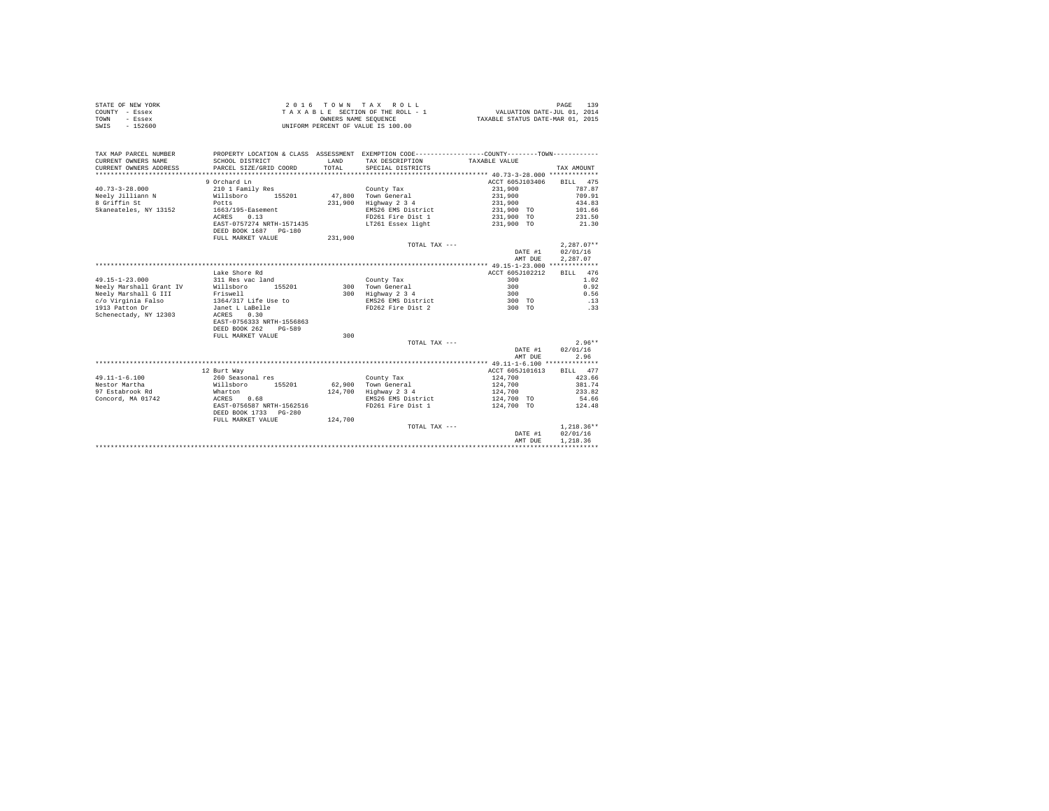STATE OF NEW YORK
COUNTY - Essex
TOWN - Essex
SWIS - 152600

2 0 1 6 T O W N T A X R O L L
T A X A B L E SECTION OF THE ROLL - 1
OWNERS NAME SEQUENCE
UNIFORM PERCENT OF VALUE IS 100.00

VALUATION DATE-JUL 01, 2014
TAXABLE STATUS DATE-MAR 01, 2015

| TAX MAP PARCEL NUMBER / CURRENT OWNERS NAME / CURRENT OWNERS ADDRESS | PROPERTY LOCATION & CLASS / SCHOOL DISTRICT / PARCEL SIZE/GRID COORD | ASSESSMENT LAND / TOTAL | EXEMPTION CODE / TAX DESCRIPTION / SPECIAL DISTRICTS | COUNTY--------TOWN / TAXABLE VALUE | TAX AMOUNT |
|---|---|---|---|---|---|
| **40.73-3-28.000** | 9 Orchard Ln | | | ACCT 605J103406 | BILL 475 |
| 40.73-3-28.000 | 210 1 Family Res | | County Tax | 231,900 | 787.87 |
| Neely Jilliann N | Willsboro 155201 | 47,800 | Town General | 231,900 | 709.91 |
| 8 Griffin St | Potts | 231,900 | Highway 2 3 4 | 231,900 | 434.83 |
| Skaneateles, NY 13152 | 1663/195-Easement | | EMS26 EMS District | 231,900 TO | 101.66 |
| | ACRES 0.13 | | FD261 Fire Dist 1 | 231,900 TO | 231.50 |
| | EAST-0757274 NRTH-1571435 | | LT261 Essex light | 231,900 TO | 21.30 |
| | DEED BOOK 1687 PG-180 | | | | |
| | FULL MARKET VALUE | 231,900 | | | |
| | | | TOTAL TAX --- | | 2,287.07** |
| | | | | DATE #1 | 02/01/16 |
| | | | | AMT DUE | 2,287.07 |
| **49.15-1-23.000** | Lake Shore Rd | | | ACCT 605J102212 | BILL 476 |
| 49.15-1-23.000 | 311 Res vac land | | County Tax | 300 | 1.02 |
| Neely Marshall Grant IV | Willsboro 155201 | 300 | Town General | 300 | 0.92 |
| Neely Marshall G III | Friswell | 300 | Highway 2 3 4 | 300 | 0.56 |
| c/o Virginia Falso | 1364/317 Life Use to | | EMS26 EMS District | 300 TO | .13 |
| 1913 Patton Dr | Janet L LaBelle | | FD262 Fire Dist 2 | 300 TO | .33 |
| Schenectady, NY 12303 | ACRES 0.30 | | | | |
| | EAST-0756333 NRTH-1556863 | | | | |
| | DEED BOOK 262 PG-589 | | | | |
| | FULL MARKET VALUE | 300 | | | |
| | | | TOTAL TAX --- | | 2.96** |
| | | | | DATE #1 | 02/01/16 |
| | | | | AMT DUE | 2.96 |
| **49.11-1-6.100** | 12 Burt Way | | | ACCT 605J101613 | BILL 477 |
| 49.11-1-6.100 | 260 Seasonal res | | County Tax | 124,700 | 423.66 |
| Nestor Martha | Willsboro 155201 | 62,900 | Town General | 124,700 | 381.74 |
| 97 Estabrook Rd | Wharton | 124,700 | Highway 2 3 4 | 124,700 | 233.82 |
| Concord, MA 01742 | ACRES 0.68 | | EMS26 EMS District | 124,700 TO | 54.66 |
| | EAST-0756507 NRTH-1562516 | | FD261 Fire Dist 1 | 124,700 TO | 124.48 |
| | DEED BOOK 1733 PG-280 | | | | |
| | FULL MARKET VALUE | 124,700 | | | |
| | | | TOTAL TAX --- | | 1,218.36** |
| | | | | DATE #1 | 02/01/16 |
| | | | | AMT DUE | 1,218.36 |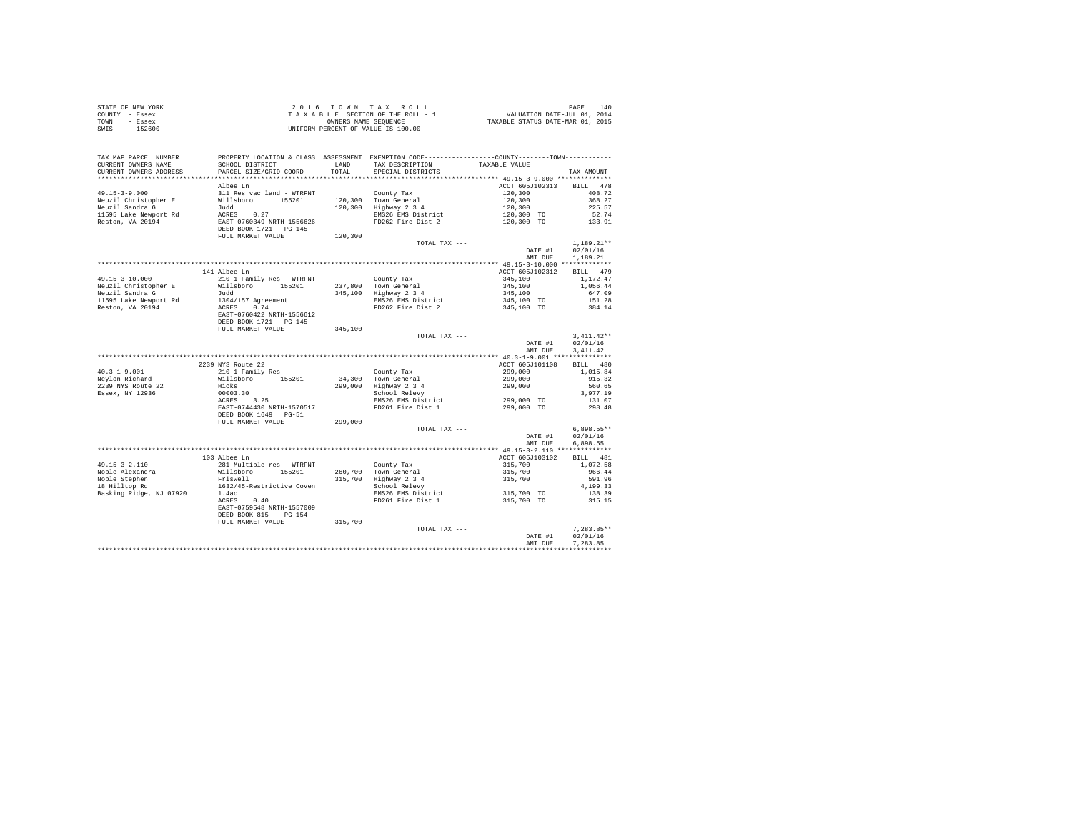STATE OF NEW YORK
COUNTY - Essex
TOWN - Essex
SWIS - 152600

2 0 1 6 T O W N T A X R O L L
T A X A B L E SECTION OF THE ROLL - 1
OWNERS NAME SEQUENCE
UNIFORM PERCENT OF VALUE IS 100.00

VALUATION DATE-JUL 01, 2014
TAXABLE STATUS DATE-MAR 01, 2015

| TAX MAP PARCEL NUMBER / CURRENT OWNERS NAME / CURRENT OWNERS ADDRESS | PROPERTY LOCATION & CLASS / SCHOOL DISTRICT / PARCEL SIZE/GRID COORD | ASSESSMENT LAND / TOTAL | EXEMPTION CODE / TAX DESCRIPTION / SPECIAL DISTRICTS | COUNTY--------TOWN TAXABLE VALUE | TAX AMOUNT |
|---|---|---|---|---|---|
| **49.15-3-9.000** | Albee Ln | | | ACCT 605J102313 | BILL 478 |
| 49.15-3-9.000 | 311 Res vac land - WTRFNT | | County Tax | 120,300 | 408.72 |
| Neuzil Christopher E | Willsboro 155201 | 120,300 | Town General | 120,300 | 368.27 |
| Neuzil Sandra G | Judd | 120,300 | Highway 2 3 4 | 120,300 | 225.57 |
| 11595 Lake Newport Rd | ACRES 0.27 | | EMS26 EMS District | 120,300 TO | 52.74 |
| Reston, VA 20194 | EAST-0760349 NRTH-1556626 | | FD262 Fire Dist 2 | 120,300 TO | 133.91 |
| | DEED BOOK 1721 PG-145 | | | | |
| | FULL MARKET VALUE | 120,300 | | | |
| | | | TOTAL TAX --- | | 1,189.21** |
| | | | | DATE #1 | 02/01/16 |
| | | | | AMT DUE | 1,189.21 |
| **49.15-3-10.000** | 141 Albee Ln | | | ACCT 605J102312 | BILL 479 |
| 49.15-3-10.000 | 210 1 Family Res - WTRFNT | | County Tax | 345,100 | 1,172.47 |
| Neuzil Christopher E | Willsboro 155201 | 237,800 | Town General | 345,100 | 1,056.44 |
| Neuzil Sandra G | Judd | 345,100 | Highway 2 3 4 | 345,100 | 647.09 |
| 11595 Lake Newport Rd | 1304/157 Agreement | | EMS26 EMS District | 345,100 TO | 151.28 |
| Reston, VA 20194 | ACRES 0.74 | | FD262 Fire Dist 2 | 345,100 TO | 384.14 |
| | EAST-0760422 NRTH-1556612 | | | | |
| | DEED BOOK 1721 PG-145 | | | | |
| | FULL MARKET VALUE | 345,100 | | | |
| | | | TOTAL TAX --- | | 3,411.42** |
| | | | | DATE #1 | 02/01/16 |
| | | | | AMT DUE | 3,411.42 |
| **40.3-1-9.001** | 2239 NYS Route 22 | | | ACCT 605J101108 | BILL 480 |
| 40.3-1-9.001 | 210 1 Family Res | | County Tax | 299,000 | 1,015.84 |
| Neylon Richard | Willsboro 155201 | 34,300 | Town General | 299,000 | 915.32 |
| 2239 NYS Route 22 | Hicks | 299,000 | Highway 2 3 4 | 299,000 | 560.65 |
| Essex, NY 12936 | 00003.30 | | School Relevy | | 3,977.19 |
| | ACRES 3.25 | | EMS26 EMS District | 299,000 TO | 131.07 |
| | EAST-0744430 NRTH-1570517 | | FD261 Fire Dist 1 | 299,000 TO | 298.48 |
| | DEED BOOK 1649 PG-51 | | | | |
| | FULL MARKET VALUE | 299,000 | | | |
| | | | TOTAL TAX --- | | 6,898.55** |
| | | | | DATE #1 | 02/01/16 |
| | | | | AMT DUE | 6,898.55 |
| **49.15-3-2.110** | 103 Albee Ln | | | ACCT 605J103102 | BILL 481 |
| 49.15-3-2.110 | 281 Multiple res - WTRFNT | | County Tax | 315,700 | 1,072.58 |
| Noble Alexandra | Willsboro 155201 | 260,700 | Town General | 315,700 | 966.44 |
| Noble Stephen | Friswell | 315,700 | Highway 2 3 4 | 315,700 | 591.96 |
| 18 Hilltop Rd | 1632/45-Restrictive Coven | | School Relevy | | 4,199.33 |
| Basking Ridge, NJ 07920 | 1.4ac | | EMS26 EMS District | 315,700 TO | 138.39 |
| | ACRES 0.40 | | FD261 Fire Dist 1 | 315,700 TO | 315.15 |
| | EAST-0759548 NRTH-1557009 | | | | |
| | DEED BOOK 815 PG-154 | | | | |
| | FULL MARKET VALUE | 315,700 | | | |
| | | | TOTAL TAX --- | | 7,283.85** |
| | | | | DATE #1 | 02/01/16 |
| | | | | AMT DUE | 7,283.85 |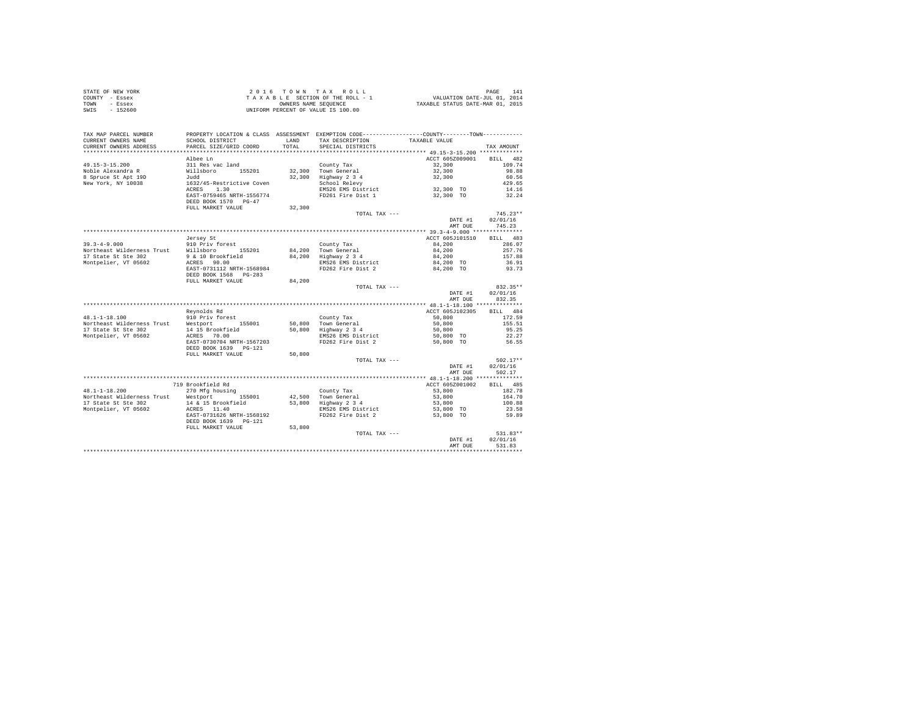STATE OF NEW YORK
COUNTY - Essex
TOWN - Essex
SWIS - 152600

2 0 1 6 T O W N T A X R O L L
T A X A B L E SECTION OF THE ROLL - 1
OWNERS NAME SEQUENCE
UNIFORM PERCENT OF VALUE IS 100.00

VALUATION DATE-JUL 01, 2014
TAXABLE STATUS DATE-MAR 01, 2015

| TAX MAP PARCEL NUMBER / CURRENT OWNERS NAME / CURRENT OWNERS ADDRESS | PROPERTY LOCATION & CLASS / SCHOOL DISTRICT / PARCEL SIZE/GRID COORD | ASSESSMENT LAND / TOTAL | EXEMPTION CODE / TAX DESCRIPTION / SPECIAL DISTRICTS | COUNTY / TOWN TAXABLE VALUE | TAX AMOUNT |
|---|---|---|---|---|---|
| **49.15-3-15.200** | Albee Ln | | | ACCT 605Z009001 | BILL 482 |
| 49.15-3-15.200 | 311 Res vac land | | County Tax | 32,300 | 109.74 |
| Noble Alexandra R | Willsboro 155201 | 32,300 | Town General | 32,300 | 98.88 |
| 8 Spruce St Apt 19D | Judd | 32,300 | Highway 2 3 4 | 32,300 | 60.56 |
| New York, NY 10038 | 1632/45-Restrictive Coven | | School Relevy | | 429.65 |
| | ACRES 1.30 | | EMS26 EMS District | 32,300 TO | 14.16 |
| | EAST-0759465 NRTH-1556774 | | FD261 Fire Dist 1 | 32,300 TO | 32.24 |
| | DEED BOOK 1570 PG-47 | | | | |
| | FULL MARKET VALUE | 32,300 | | | |
| | | | TOTAL TAX --- | | 745.23** |
| | | | | DATE #1 | 02/01/16 |
| | | | | AMT DUE | 745.23 |
| **39.3-4-9.000** | Jersey St | | | ACCT 605J101510 | BILL 483 |
| 39.3-4-9.000 | 910 Priv forest | | County Tax | 84,200 | 286.07 |
| Northeast Wilderness Trust | Willsboro 155201 | 84,200 | Town General | 84,200 | 257.76 |
| 17 State St Ste 302 | 9 & 10 Brookfield | 84,200 | Highway 2 3 4 | 84,200 | 157.88 |
| Montpelier, VT 05602 | ACRES 90.00 | | EMS26 EMS District | 84,200 TO | 36.91 |
| | EAST-0731112 NRTH-1568984 | | FD262 Fire Dist 2 | 84,200 TO | 93.73 |
| | DEED BOOK 1568 PG-283 | | | | |
| | FULL MARKET VALUE | 84,200 | | | |
| | | | TOTAL TAX --- | | 832.35** |
| | | | | DATE #1 | 02/01/16 |
| | | | | AMT DUE | 832.35 |
| **48.1-1-18.100** | Reynolds Rd | | | ACCT 605J102305 | BILL 484 |
| 48.1-1-18.100 | 910 Priv forest | | County Tax | 50,800 | 172.59 |
| Northeast Wilderness Trust | Westport 155001 | 50,800 | Town General | 50,800 | 155.51 |
| 17 State St Ste 302 | 14 15 Brookfield | 50,800 | Highway 2 3 4 | 50,800 | 95.25 |
| Montpelier, VT 05602 | ACRES 70.00 | | EMS26 EMS District | 50,800 TO | 22.27 |
| | EAST-0730704 NRTH-1567203 | | FD262 Fire Dist 2 | 50,800 TO | 56.55 |
| | DEED BOOK 1639 PG-121 | | | | |
| | FULL MARKET VALUE | 50,800 | | | |
| | | | TOTAL TAX --- | | 502.17** |
| | | | | DATE #1 | 02/01/16 |
| | | | | AMT DUE | 502.17 |
| **48.1-1-18.200** | 719 Brookfield Rd | | | ACCT 605Z001002 | BILL 485 |
| 48.1-1-18.200 | 270 Mfg housing | | County Tax | 53,800 | 182.78 |
| Northeast Wilderness Trust | Westport 155001 | 42,500 | Town General | 53,800 | 164.70 |
| 17 State St Ste 302 | 14 & 15 Brookfield | 53,800 | Highway 2 3 4 | 53,800 | 100.88 |
| Montpelier, VT 05602 | ACRES 11.40 | | EMS26 EMS District | 53,800 TO | 23.58 |
| | EAST-0731626 NRTH-1568192 | | FD262 Fire Dist 2 | 53,800 TO | 59.89 |
| | DEED BOOK 1639 PG-121 | | | | |
| | FULL MARKET VALUE | 53,800 | | | |
| | | | TOTAL TAX --- | | 531.83** |
| | | | | DATE #1 | 02/01/16 |
| | | | | AMT DUE | 531.83 |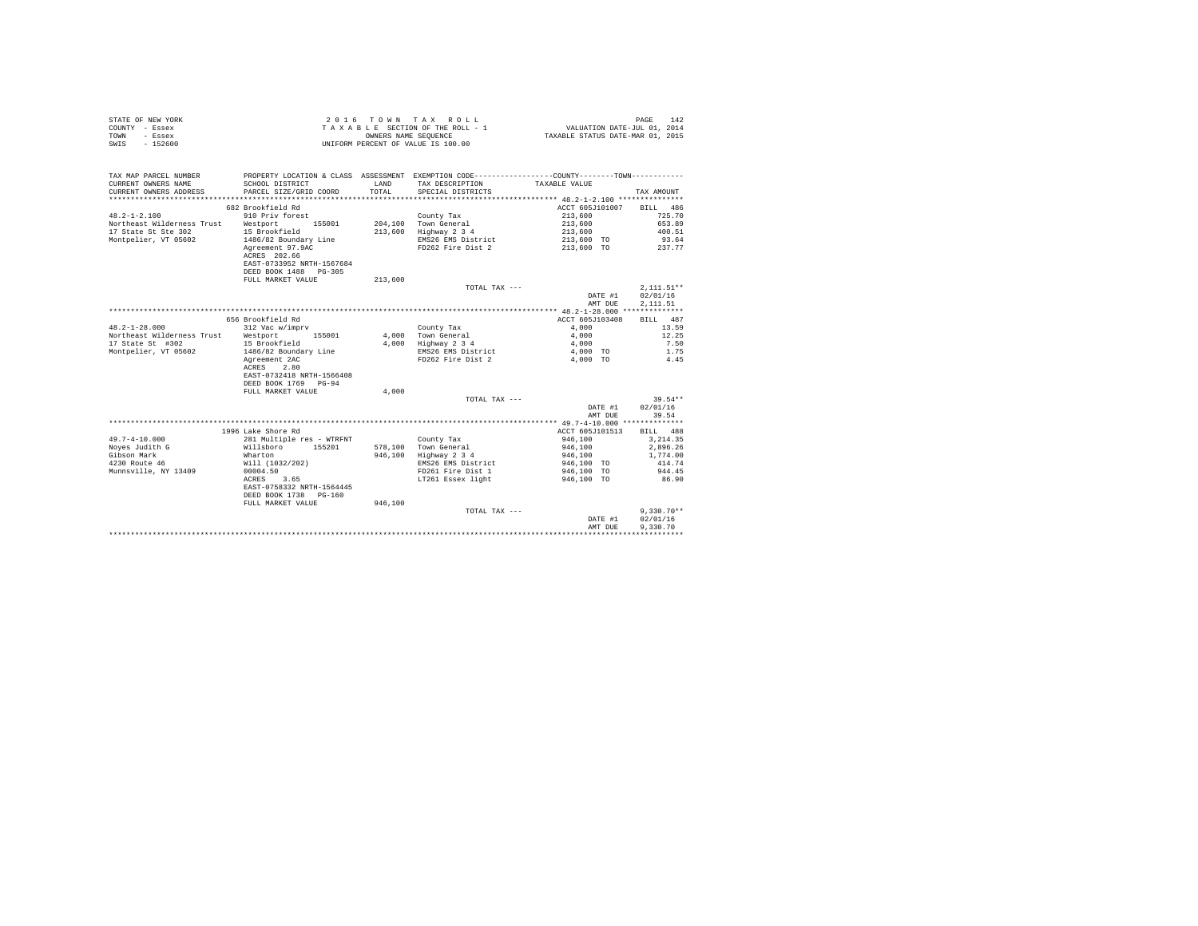STATE OF NEW YORK
COUNTY - Essex
TOWN - Essex
SWIS - 152600

2016 TOWN TAX ROLL
TAXABLE SECTION OF THE ROLL - 1
OWNERS NAME SEQUENCE
UNIFORM PERCENT OF VALUE IS 100.00

VALUATION DATE-JUL 01, 2014
TAXABLE STATUS DATE-MAR 01, 2015

| TAX MAP PARCEL NUMBER / CURRENT OWNERS NAME / CURRENT OWNERS ADDRESS | PROPERTY LOCATION & CLASS / SCHOOL DISTRICT / PARCEL SIZE/GRID COORD | ASSESSMENT LAND / TOTAL | EXEMPTION CODE / TAX DESCRIPTION / SPECIAL DISTRICTS | TAXABLE VALUE | TAX AMOUNT |
|---|---|---|---|---|---|
| **48.2-1-2.100** | 682 Brookfield Rd | | | ACCT 605J101007 | BILL 486 |
| 48.2-1-2.100 | 910 Priv forest | | County Tax | 213,600 | 725.70 |
| Northeast Wilderness Trust | Westport 155001 | 204,100 | Town General | 213,600 | 653.89 |
| 17 State St Ste 302 | 15 Brookfield | 213,600 | Highway 2 3 4 | 213,600 | 400.51 |
| Montpelier, VT 05602 | 1486/82 Boundary Line | | EMS26 EMS District | 213,600 TO | 93.64 |
| | Agreement 97.9AC | | FD262 Fire Dist 2 | 213,600 TO | 237.77 |
| | ACRES 202.66 | | | | |
| | EAST-0733952 NRTH-1567684 | | | | |
| | DEED BOOK 1488 PG-305 | | | | |
| | FULL MARKET VALUE | 213,600 | | | |
| | | | TOTAL TAX --- | | 2,111.51** |
| | | | | DATE #1 | 02/01/16 |
| | | | | AMT DUE | 2,111.51 |
| **48.2-1-28.000** | 656 Brookfield Rd | | | ACCT 605J103408 | BILL 487 |
| 48.2-1-28.000 | 312 Vac w/imprv | | County Tax | 4,000 | 13.59 |
| Northeast Wilderness Trust | Westport 155001 | 4,000 | Town General | 4,000 | 12.25 |
| 17 State St #302 | 15 Brookfield | 4,000 | Highway 2 3 4 | 4,000 | 7.50 |
| Montpelier, VT 05602 | 1486/82 Boundary Line | | EMS26 EMS District | 4,000 TO | 1.75 |
| | Agreement 2AC | | FD262 Fire Dist 2 | 4,000 TO | 4.45 |
| | ACRES 2.80 | | | | |
| | EAST-0732418 NRTH-1566408 | | | | |
| | DEED BOOK 1769 PG-94 | | | | |
| | FULL MARKET VALUE | 4,000 | | | |
| | | | TOTAL TAX --- | | 39.54** |
| | | | | DATE #1 | 02/01/16 |
| | | | | AMT DUE | 39.54 |
| **49.7-4-10.000** | 1996 Lake Shore Rd | | | ACCT 605J101513 | BILL 488 |
| 49.7-4-10.000 | 281 Multiple res - WTRFNT | | County Tax | 946,100 | 3,214.35 |
| Noyes Judith G | Willsboro 155201 | 578,100 | Town General | 946,100 | 2,896.26 |
| Gibson Mark | Wharton | 946,100 | Highway 2 3 4 | 946,100 | 1,774.00 |
| 4230 Route 46 | Will (1032/202) | | EMS26 EMS District | 946,100 TO | 414.74 |
| Munnsville, NY 13409 | 00004.50 | | FD261 Fire Dist 1 | 946,100 TO | 944.45 |
| | ACRES 3.65 | | LT261 Essex light | 946,100 TO | 86.90 |
| | EAST-0758332 NRTH-1564445 | | | | |
| | DEED BOOK 1738 PG-160 | | | | |
| | FULL MARKET VALUE | 946,100 | | | |
| | | | TOTAL TAX --- | | 9,330.70** |
| | | | | DATE #1 | 02/01/16 |
| | | | | AMT DUE | 9,330.70 |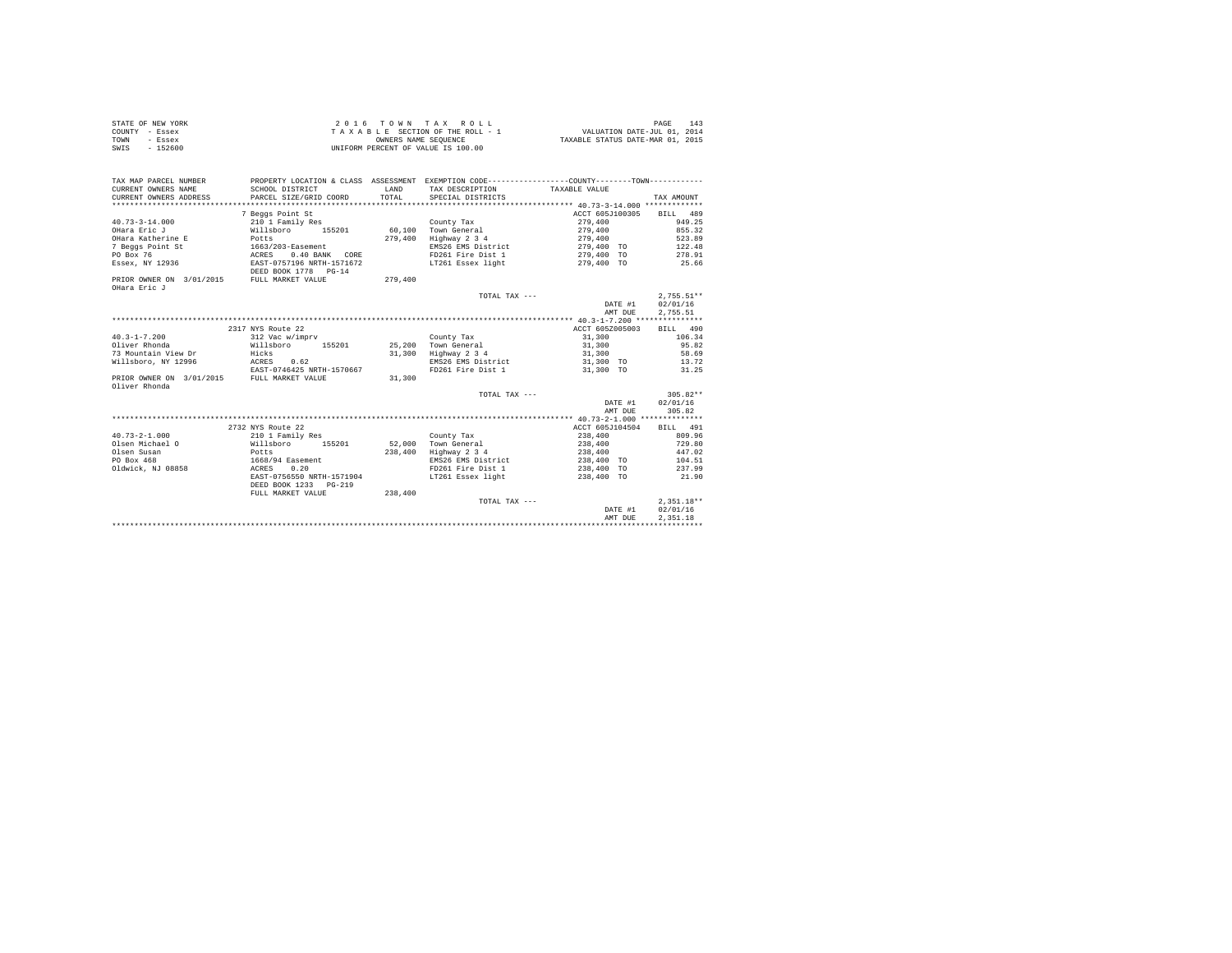STATE OF NEW YORK
COUNTY - Essex
TOWN - Essex
SWIS - 152600

2016 TOWN TAX ROLL
TAXABLE SECTION OF THE ROLL - 1
OWNERS NAME SEQUENCE
UNIFORM PERCENT OF VALUE IS 100.00

VALUATION DATE-JUL 01, 2014
TAXABLE STATUS DATE-MAR 01, 2015

| TAX MAP PARCEL NUMBER / CURRENT OWNERS NAME / CURRENT OWNERS ADDRESS | PROPERTY LOCATION & CLASS / SCHOOL DISTRICT / PARCEL SIZE/GRID COORD | ASSESSMENT LAND / TOTAL | EXEMPTION CODE / TAX DESCRIPTION / SPECIAL DISTRICTS | COUNTY / TOWN TAXABLE VALUE | TAX AMOUNT |
|---|---|---|---|---|---|
| **40.73-3-14.000** | 7 Beggs Point St | | | ACCT 605J100305 | BILL 489 |
| 40.73-3-14.000 | 210 1 Family Res | | County Tax | 279,400 | 949.25 |
| OHara Eric J | Willsboro 155201 | 60,100 | Town General | 279,400 | 855.32 |
| OHara Katherine E | Potts | 279,400 | Highway 2 3 4 | 279,400 | 523.89 |
| 7 Beggs Point St | 1663/203-Easement | | EMS26 EMS District | 279,400 TO | 122.48 |
| PO Box 76 | ACRES 0.40 BANK CORE | | FD261 Fire Dist 1 | 279,400 TO | 278.91 |
| Essex, NY 12936 | EAST-0757196 NRTH-1571672 | | LT261 Essex light | 279,400 TO | 25.66 |
| | DEED BOOK 1778 PG-14 | | | | |
| PRIOR OWNER ON 3/01/2015 | FULL MARKET VALUE | 279,400 | | | |
| OHara Eric J | | | | | |
| | | | TOTAL TAX --- | | 2,755.51** |
| | | | | DATE #1 | 02/01/16 |
| | | | | AMT DUE | 2,755.51 |
| **40.3-1-7.200** | 2317 NYS Route 22 | | | ACCT 605Z005003 | BILL 490 |
| 40.3-1-7.200 | 312 Vac w/imprv | | County Tax | 31,300 | 106.34 |
| Oliver Rhonda | Willsboro 155201 | 25,200 | Town General | 31,300 | 95.82 |
| 73 Mountain View Dr | Hicks | 31,300 | Highway 2 3 4 | 31,300 | 58.69 |
| Willsboro, NY 12996 | ACRES 0.62 | | EMS26 EMS District | 31,300 TO | 13.72 |
| | EAST-0746425 NRTH-1570667 | | FD261 Fire Dist 1 | 31,300 TO | 31.25 |
| PRIOR OWNER ON 3/01/2015 | FULL MARKET VALUE | 31,300 | | | |
| Oliver Rhonda | | | | | |
| | | | TOTAL TAX --- | | 305.82** |
| | | | | DATE #1 | 02/01/16 |
| | | | | AMT DUE | 305.82 |
| **40.73-2-1.000** | 2732 NYS Route 22 | | | ACCT 605J104504 | BILL 491 |
| 40.73-2-1.000 | 210 1 Family Res | | County Tax | 238,400 | 809.96 |
| Olsen Michael O | Willsboro 155201 | 52,000 | Town General | 238,400 | 729.80 |
| Olsen Susan | Potts | 238,400 | Highway 2 3 4 | 238,400 | 447.02 |
| PO Box 468 | 1668/94 Easement | | EMS26 EMS District | 238,400 TO | 104.51 |
| Oldwick, NJ 08858 | ACRES 0.20 | | FD261 Fire Dist 1 | 238,400 TO | 237.99 |
| | EAST-0756550 NRTH-1571904 | | LT261 Essex light | 238,400 TO | 21.90 |
| | DEED BOOK 1233 PG-219 | | | | |
| | FULL MARKET VALUE | 238,400 | | | |
| | | | TOTAL TAX --- | | 2,351.18** |
| | | | | DATE #1 | 02/01/16 |
| | | | | AMT DUE | 2,351.18 |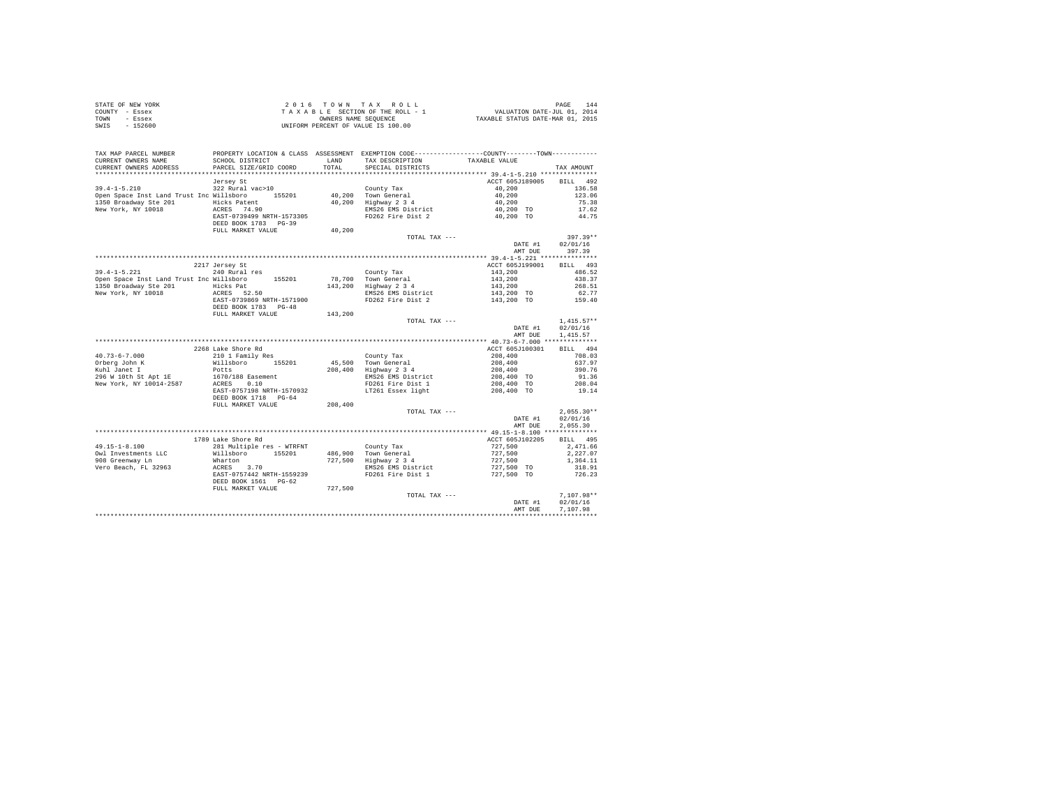STATE OF NEW YORK
COUNTY - Essex
TOWN - Essex
SWIS - 152600

2 0 1 6 T O W N T A X R O L L
T A X A B L E SECTION OF THE ROLL - 1
OWNERS NAME SEQUENCE
UNIFORM PERCENT OF VALUE IS 100.00

VALUATION DATE-JUL 01, 2014
TAXABLE STATUS DATE-MAR 01, 2015

| TAX MAP PARCEL NUMBER / CURRENT OWNERS NAME / CURRENT OWNERS ADDRESS | PROPERTY LOCATION & CLASS / SCHOOL DISTRICT / PARCEL SIZE/GRID COORD | ASSESSMENT LAND / TOTAL | EXEMPTION CODE / TAX DESCRIPTION / SPECIAL DISTRICTS | COUNTY--------TOWN TAXABLE VALUE | TAX AMOUNT |
|---|---|---|---|---|---|
| **39.4-1-5.210** | Jersey St | | | ACCT 605J189005 | BILL 492 |
| 39.4-1-5.210 | 322 Rural vac>10 | | County Tax | 40,200 | 136.58 |
| Open Space Inst Land Trust Inc | Willsboro 155201 | 40,200 | Town General | 40,200 | 123.06 |
| 1350 Broadway Ste 201 | Hicks Patent | 40,200 | Highway 2 3 4 | 40,200 | 75.38 |
| New York, NY 10018 | ACRES 74.90 | | EMS26 EMS District | 40,200 TO | 17.62 |
| | EAST-0739499 NRTH-1573305 | | FD262 Fire Dist 2 | 40,200 TO | 44.75 |
| | DEED BOOK 1783 PG-39 | | | | |
| | FULL MARKET VALUE | 40,200 | | | |
| | | | TOTAL TAX --- | | 397.39** |
| | | | | DATE #1 | 02/01/16 |
| | | | | AMT DUE | 397.39 |
| **39.4-1-5.221** | 2217 Jersey St | | | ACCT 605J199001 | BILL 493 |
| 39.4-1-5.221 | 240 Rural res | | County Tax | 143,200 | 486.52 |
| Open Space Inst Land Trust Inc | Willsboro 155201 | 78,700 | Town General | 143,200 | 438.37 |
| 1350 Broadway Ste 201 | Hicks Pat | 143,200 | Highway 2 3 4 | 143,200 | 268.51 |
| New York, NY 10018 | ACRES 52.50 | | EMS26 EMS District | 143,200 TO | 62.77 |
| | EAST-0739869 NRTH-1571900 | | FD262 Fire Dist 2 | 143,200 TO | 159.40 |
| | DEED BOOK 1783 PG-48 | | | | |
| | FULL MARKET VALUE | 143,200 | | | |
| | | | TOTAL TAX --- | | 1,415.57** |
| | | | | DATE #1 | 02/01/16 |
| | | | | AMT DUE | 1,415.57 |
| **40.73-6-7.000** | 2268 Lake Shore Rd | | | ACCT 605J100301 | BILL 494 |
| 40.73-6-7.000 | 210 1 Family Res | | County Tax | 208,400 | 708.03 |
| Orberg John K | Willsboro 155201 | 45,500 | Town General | 208,400 | 637.97 |
| Kuhl Janet I | Potts | 208,400 | Highway 2 3 4 | 208,400 | 390.76 |
| 296 W 10th St Apt 1E | 1670/188 Easement | | EMS26 EMS District | 208,400 TO | 91.36 |
| New York, NY 10014-2587 | ACRES 0.10 | | FD261 Fire Dist 1 | 208,400 TO | 208.04 |
| | EAST-0757198 NRTH-1570932 | | LT261 Essex light | 208,400 TO | 19.14 |
| | DEED BOOK 1718 PG-64 | | | | |
| | FULL MARKET VALUE | 208,400 | | | |
| | | | TOTAL TAX --- | | 2,055.30** |
| | | | | DATE #1 | 02/01/16 |
| | | | | AMT DUE | 2,055.30 |
| **49.15-1-8.100** | 1789 Lake Shore Rd | | | ACCT 605J102205 | BILL 495 |
| 49.15-1-8.100 | 281 Multiple res - WTRFNT | | County Tax | 727,500 | 2,471.66 |
| Owl Investments LLC | Willsboro 155201 | 486,900 | Town General | 727,500 | 2,227.07 |
| 908 Greenway Ln | Wharton | 727,500 | Highway 2 3 4 | 727,500 | 1,364.11 |
| Vero Beach, FL 32963 | ACRES 3.70 | | EMS26 EMS District | 727,500 TO | 318.91 |
| | EAST-0757442 NRTH-1559239 | | FD261 Fire Dist 1 | 727,500 TO | 726.23 |
| | DEED BOOK 1561 PG-62 | | | | |
| | FULL MARKET VALUE | 727,500 | | | |
| | | | TOTAL TAX --- | | 7,107.98** |
| | | | | DATE #1 | 02/01/16 |
| | | | | AMT DUE | 7,107.98 |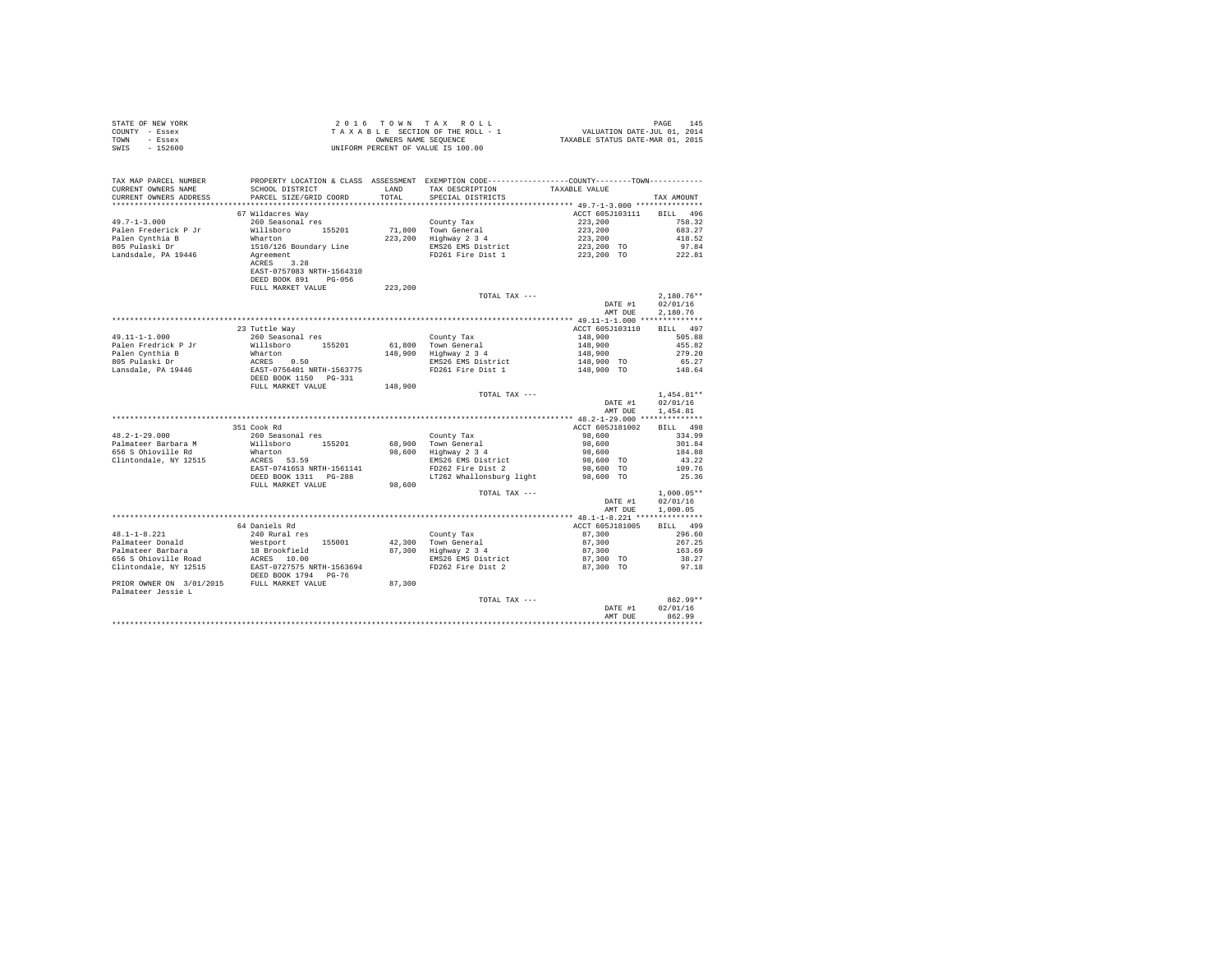STATE OF NEW YORK
COUNTY - Essex
TOWN - Essex
SWIS - 152600

2 0 1 6 T O W N T A X R O L L
T A X A B L E SECTION OF THE ROLL - 1
OWNERS NAME SEQUENCE
UNIFORM PERCENT OF VALUE IS 100.00

VALUATION DATE-JUL 01, 2014
TAXABLE STATUS DATE-MAR 01, 2015

| TAX MAP PARCEL NUMBER / CURRENT OWNERS NAME / CURRENT OWNERS ADDRESS | PROPERTY LOCATION & CLASS / SCHOOL DISTRICT / PARCEL SIZE/GRID COORD | ASSESSMENT LAND / TOTAL | EXEMPTION CODE / TAX DESCRIPTION / SPECIAL DISTRICTS | TAXABLE VALUE (COUNTY/TOWN) | TAX AMOUNT |
|---|---|---|---|---|---|
| **49.7-1-3.000** | 67 Wildacres Way | | | ACCT 605J103111 | BILL 496 |
| 49.7-1-3.000 | 260 Seasonal res | | County Tax | 223,200 | 758.32 |
| Palen Frederick P Jr | Willsboro 155201 | 71,800 | Town General | 223,200 | 683.27 |
| Palen Cynthia B | Wharton | 223,200 | Highway 2 3 4 | 223,200 | 418.52 |
| 805 Pulaski Dr | 1510/126 Boundary Line | | EMS26 EMS District | 223,200 TO | 97.84 |
| Landsdale, PA 19446 | Agreement | | FD261 Fire Dist 1 | 223,200 TO | 222.81 |
| | ACRES 3.28 | | | | |
| | EAST-0757083 NRTH-1564310 | | | | |
| | DEED BOOK 891 PG-056 | | | | |
| | FULL MARKET VALUE | 223,200 | | | |
| | | | TOTAL TAX --- | | 2,180.76** |
| | | | | DATE #1 | 02/01/16 |
| | | | | AMT DUE | 2,180.76 |
| **49.11-1-1.000** | 23 Tuttle Way | | | ACCT 605J103110 | BILL 497 |
| 49.11-1-1.000 | 260 Seasonal res | | County Tax | 148,900 | 505.88 |
| Palen Fredrick P Jr | Willsboro 155201 | 61,800 | Town General | 148,900 | 455.82 |
| Palen Cynthia B | Wharton | 148,900 | Highway 2 3 4 | 148,900 | 279.20 |
| 805 Pulaski Dr | ACRES 0.50 | | EMS26 EMS District | 148,900 TO | 65.27 |
| Lansdale, PA 19446 | EAST-0756401 NRTH-1563775 | | FD261 Fire Dist 1 | 148,900 TO | 148.64 |
| | DEED BOOK 1150 PG-331 | | | | |
| | FULL MARKET VALUE | 148,900 | | | |
| | | | TOTAL TAX --- | | 1,454.81** |
| | | | | DATE #1 | 02/01/16 |
| | | | | AMT DUE | 1,454.81 |
| **48.2-1-29.000** | 351 Cook Rd | | | ACCT 605J181002 | BILL 498 |
| 48.2-1-29.000 | 260 Seasonal res | | County Tax | 98,600 | 334.99 |
| Palmateer Barbara M | Willsboro 155201 | 68,900 | Town General | 98,600 | 301.84 |
| 656 S Ohioville Rd | Wharton | 98,600 | Highway 2 3 4 | 98,600 | 184.88 |
| Clintondale, NY 12515 | ACRES 53.59 | | EMS26 EMS District | 98,600 TO | 43.22 |
| | EAST-0741653 NRTH-1561141 | | FD262 Fire Dist 2 | 98,600 TO | 109.76 |
| | DEED BOOK 1311 PG-288 | | LT262 Whallonsburg light | 98,600 TO | 25.36 |
| | FULL MARKET VALUE | 98,600 | | | |
| | | | TOTAL TAX --- | | 1,000.05** |
| | | | | DATE #1 | 02/01/16 |
| | | | | AMT DUE | 1,000.05 |
| **48.1-1-8.221** | 64 Daniels Rd | | | ACCT 605J181005 | BILL 499 |
| 48.1-1-8.221 | 240 Rural res | | County Tax | 87,300 | 296.60 |
| Palmateer Donald | Westport 155001 | 42,300 | Town General | 87,300 | 267.25 |
| Palmateer Barbara | 18 Brookfield | 87,300 | Highway 2 3 4 | 87,300 | 163.69 |
| 656 S Ohioville Road | ACRES 10.00 | | EMS26 EMS District | 87,300 TO | 38.27 |
| Clintondale, NY 12515 | EAST-0727575 NRTH-1563694 | | FD262 Fire Dist 2 | 87,300 TO | 97.18 |
| | DEED BOOK 1794 PG-76 | | | | |
| PRIOR OWNER ON 3/01/2015 | FULL MARKET VALUE | 87,300 | | | |
| Palmateer Jessie L | | | | | |
| | | | TOTAL TAX --- | | 862.99** |
| | | | | DATE #1 | 02/01/16 |
| | | | | AMT DUE | 862.99 |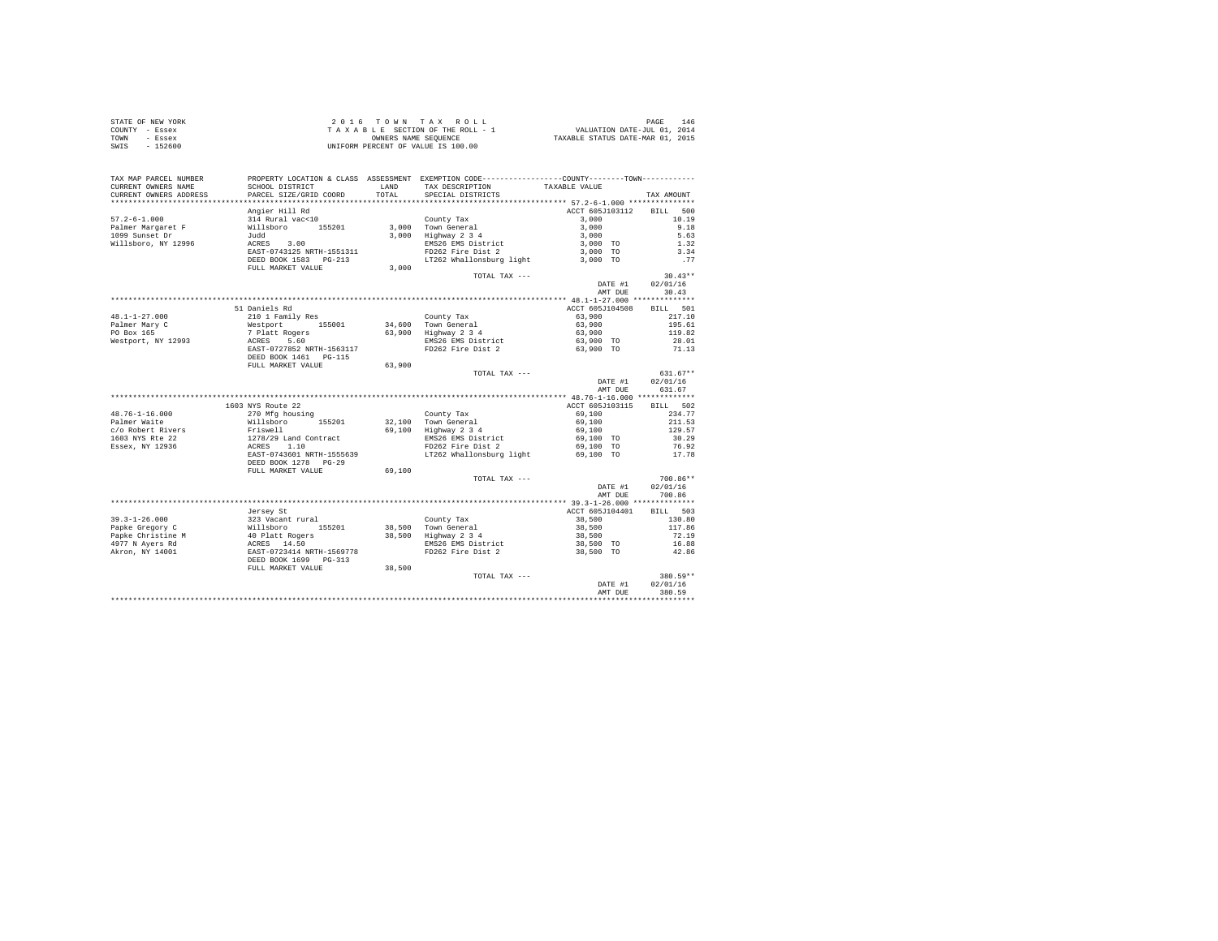STATE OF NEW YORK
COUNTY - Essex
TOWN - Essex
SWIS - 152600

2 0 1 6 T O W N T A X R O L L
T A X A B L E SECTION OF THE ROLL - 1
OWNERS NAME SEQUENCE
UNIFORM PERCENT OF VALUE IS 100.00

VALUATION DATE-JUL 01, 2014
TAXABLE STATUS DATE-MAR 01, 2015

| TAX MAP PARCEL NUMBER / CURRENT OWNERS NAME / CURRENT OWNERS ADDRESS | PROPERTY LOCATION & CLASS / SCHOOL DISTRICT / PARCEL SIZE/GRID COORD | ASSESSMENT LAND / TOTAL | EXEMPTION CODE / TAX DESCRIPTION / SPECIAL DISTRICTS | COUNTY--------TOWN TAXABLE VALUE | TAX AMOUNT |
|---|---|---|---|---|---|
| 57.2-6-1.000 | Angier Hill Rd | | | ACCT 605J103112 | BILL 500 |
| Palmer Margaret F | 314 Rural vac<10 | | County Tax | 3,000 | 10.19 |
| 1099 Sunset Dr | Willsboro 155201 | 3,000 | Town General | 3,000 | 9.18 |
| Willsboro, NY 12996 | Judd | 3,000 | Highway 2 3 4 | 3,000 | 5.63 |
| | ACRES 3.00 | | EMS26 EMS District | 3,000 TO | 1.32 |
| | EAST-0743125 NRTH-1551311 | | FD262 Fire Dist 2 | 3,000 TO | 3.34 |
| | DEED BOOK 1583 PG-213 | | LT262 Whallonsburg light | 3,000 TO | .77 |
| | FULL MARKET VALUE | 3,000 | | | |
| | | | TOTAL TAX --- | | 30.43** |
| | | | | DATE #1 | 02/01/16 |
| | | | | AMT DUE | 30.43 |
| 48.1-1-27.000 | 51 Daniels Rd | | | ACCT 605J104508 | BILL 501 |
| Palmer Mary C | 210 1 Family Res | | County Tax | 63,900 | 217.10 |
| PO Box 165 | Westport 155001 | 34,600 | Town General | 63,900 | 195.61 |
| Westport, NY 12993 | 7 Platt Rogers | 63,900 | Highway 2 3 4 | 63,900 | 119.82 |
| | ACRES 5.60 | | EMS26 EMS District | 63,900 TO | 28.01 |
| | EAST-0727852 NRTH-1563117 | | FD262 Fire Dist 2 | 63,900 TO | 71.13 |
| | DEED BOOK 1461 PG-115 | | | | |
| | FULL MARKET VALUE | 63,900 | | | |
| | | | TOTAL TAX --- | | 631.67** |
| | | | | DATE #1 | 02/01/16 |
| | | | | AMT DUE | 631.67 |
| 48.76-1-16.000 | 1603 NYS Route 22 | | | ACCT 605J103115 | BILL 502 |
| Palmer Waite | 270 Mfg housing | | County Tax | 69,100 | 234.77 |
| c/o Robert Rivers | Willsboro 155201 | 32,100 | Town General | 69,100 | 211.53 |
| 1603 NYS Rte 22 | Friswell | 69,100 | Highway 2 3 4 | 69,100 | 129.57 |
| Essex, NY 12936 | 1278/29 Land Contract | | EMS26 EMS District | 69,100 TO | 30.29 |
| | ACRES 1.10 | | FD262 Fire Dist 2 | 69,100 TO | 76.92 |
| | EAST-0743601 NRTH-1555639 | | LT262 Whallonsburg light | 69,100 TO | 17.78 |
| | DEED BOOK 1278 PG-29 | | | | |
| | FULL MARKET VALUE | 69,100 | | | |
| | | | TOTAL TAX --- | | 700.86** |
| | | | | DATE #1 | 02/01/16 |
| | | | | AMT DUE | 700.86 |
| 39.3-1-26.000 | Jersey St | | | ACCT 605J104401 | BILL 503 |
| Papke Gregory C | 323 Vacant rural | | County Tax | 38,500 | 130.80 |
| Papke Christine M | Willsboro 155201 | 38,500 | Town General | 38,500 | 117.86 |
| 4977 N Ayers Rd | 40 Platt Rogers | 38,500 | Highway 2 3 4 | 38,500 | 72.19 |
| Akron, NY 14001 | ACRES 14.50 | | EMS26 EMS District | 38,500 TO | 16.88 |
| | EAST-0723414 NRTH-1569778 | | FD262 Fire Dist 2 | 38,500 TO | 42.86 |
| | DEED BOOK 1699 PG-313 | | | | |
| | FULL MARKET VALUE | 38,500 | | | |
| | | | TOTAL TAX --- | | 380.59** |
| | | | | DATE #1 | 02/01/16 |
| | | | | AMT DUE | 380.59 |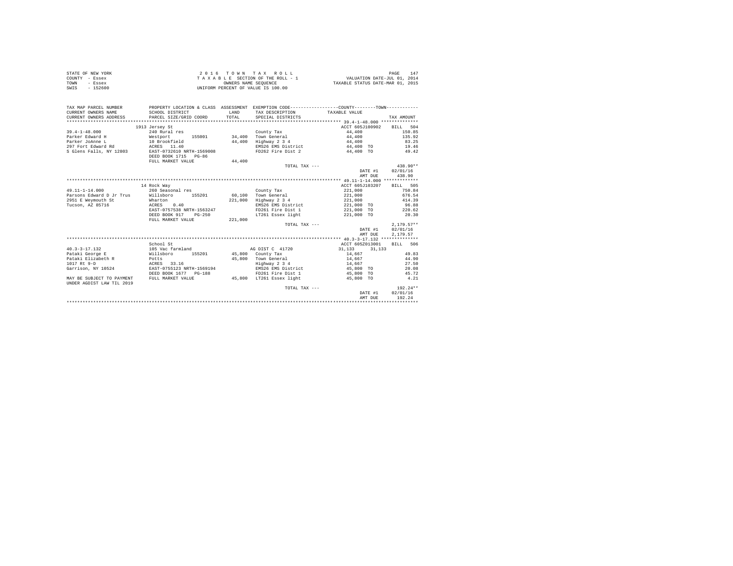STATE OF NEW YORK
COUNTY - Essex
TOWN - Essex
SWIS - 152600

2 0 1 6 T O W N T A X R O L L
T A X A B L E SECTION OF THE ROLL - 1
OWNERS NAME SEQUENCE
UNIFORM PERCENT OF VALUE IS 100.00

VALUATION DATE-JUL 01, 2014
TAXABLE STATUS DATE-MAR 01, 2015

| TAX MAP PARCEL NUMBER / CURRENT OWNERS NAME / CURRENT OWNERS ADDRESS | PROPERTY LOCATION & CLASS / SCHOOL DISTRICT / PARCEL SIZE/GRID COORD | ASSESSMENT LAND / TOTAL | EXEMPTION CODE / TAX DESCRIPTION / SPECIAL DISTRICTS | COUNTY / TOWN TAXABLE VALUE | TAX AMOUNT |
|---|---|---|---|---|---|
| **39.4-1-48.000** | 1913 Jersey St | | | ACCT 605J100902 | BILL 504 |
| 39.4-1-48.000 | 240 Rural res | | County Tax | 44,400 | 150.85 |
| Parker Edward H | Westport 155001 | 34,400 | Town General | 44,400 | 135.92 |
| Parker JoAnne L | 10 Brookfield | 44,400 | Highway 2 3 4 | 44,400 | 83.25 |
| 297 Fort Edward Rd | ACRES 11.40 | | EMS26 EMS District | 44,400 TO | 19.46 |
| S Glens Falls, NY 12803 | EAST-0732610 NRTH-1569008 | | FD262 Fire Dist 2 | 44,400 TO | 49.42 |
| | DEED BOOK 1715 PG-86 | | | | |
| | FULL MARKET VALUE | 44,400 | | | |
| | | | TOTAL TAX --- | | 438.90** |
| | | | | DATE #1 | 02/01/16 |
| | | | | AMT DUE | 438.90 |
| **49.11-1-14.000** | 14 Rock Way | | | ACCT 605J103207 | BILL 505 |
| 49.11-1-14.000 | 260 Seasonal res | | County Tax | 221,000 | 750.84 |
| Parsons Edward D Jr Trus | Willsboro 155201 | 60,100 | Town General | 221,000 | 676.54 |
| 2951 E Weymouth St | Wharton | 221,000 | Highway 2 3 4 | 221,000 | 414.39 |
| Tucson, AZ 85716 | ACRES 0.40 | | EMS26 EMS District | 221,000 TO | 96.88 |
| | EAST-0757538 NRTH-1563247 | | FD261 Fire Dist 1 | 221,000 TO | 220.62 |
| | DEED BOOK 917 PG-250 | | LT261 Essex light | 221,000 TO | 20.30 |
| | FULL MARKET VALUE | 221,000 | | | |
| | | | TOTAL TAX --- | | 2,179.57** |
| | | | | DATE #1 | 02/01/16 |
| | | | | AMT DUE | 2,179.57 |
| **40.3-3-17.132** | School St | | | ACCT 605Z013001 | BILL 506 |
| 40.3-3-17.132 | 105 Vac farmland | | AG DIST C 41720 | 31,133 31,133 | |
| Pataki George E | Willsboro 155201 | 45,800 | County Tax | 14,667 | 49.83 |
| Pataki Elizabeth R | Potts | 45,800 | Town General | 14,667 | 44.90 |
| 1017 Rt 9-D | ACRES 33.16 | | Highway 2 3 4 | 14,667 | 27.50 |
| Garrison, NY 10524 | EAST-0755123 NRTH-1569194 | | EMS26 EMS District | 45,800 TO | 20.08 |
| | DEED BOOK 1677 PG-188 | | FD261 Fire Dist 1 | 45,800 TO | 45.72 |
| MAY BE SUBJECT TO PAYMENT | FULL MARKET VALUE | 45,800 | LT261 Essex light | 45,800 TO | 4.21 |
| UNDER AGDIST LAW TIL 2019 | | | | | |
| | | | TOTAL TAX --- | | 192.24** |
| | | | | DATE #1 | 02/01/16 |
| | | | | AMT DUE | 192.24 |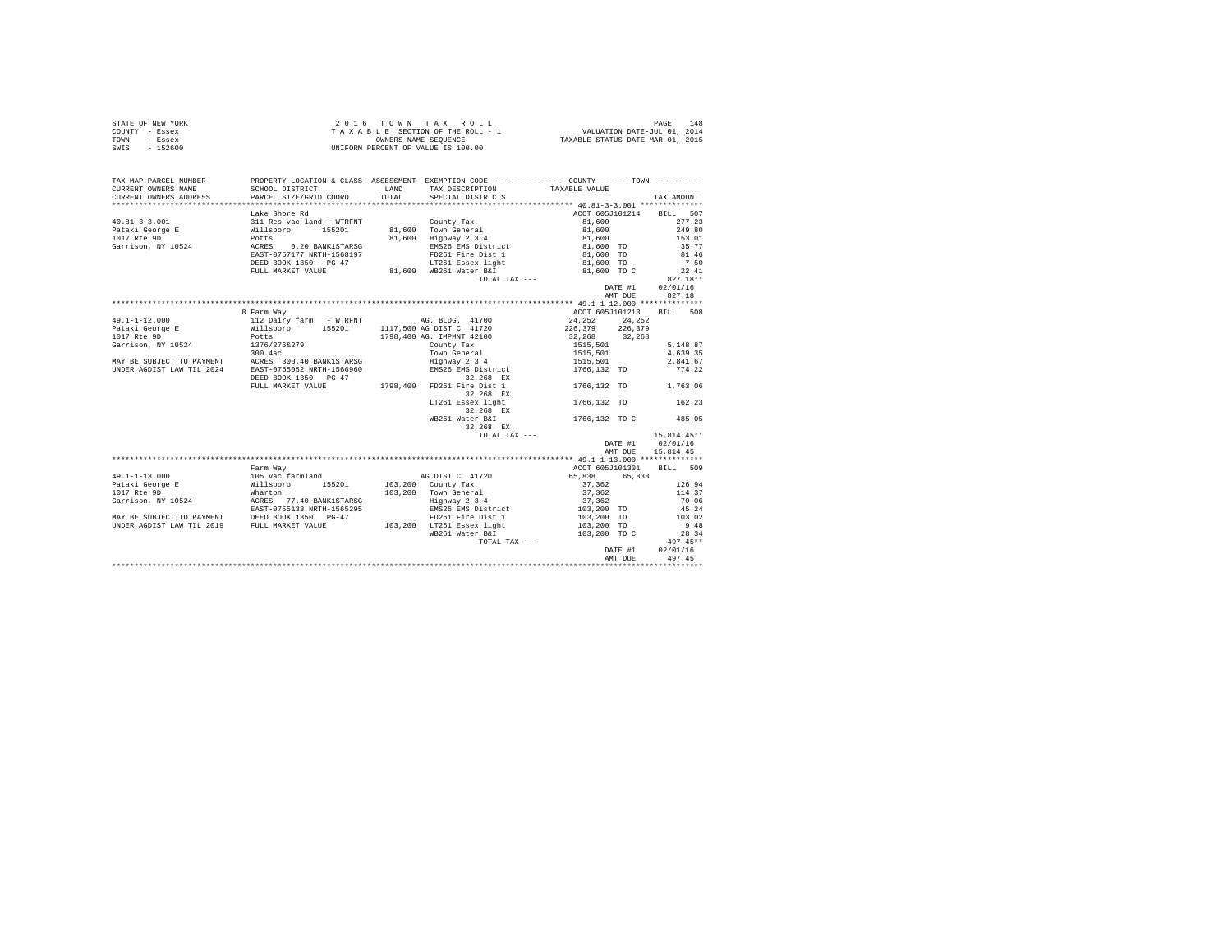STATE OF NEW YORK
COUNTY - Essex
TOWN - Essex
SWIS - 152600

2 0 1 6 T O W N T A X R O L L
T A X A B L E SECTION OF THE ROLL - 1
OWNERS NAME SEQUENCE
UNIFORM PERCENT OF VALUE IS 100.00

VALUATION DATE-JUL 01, 2014
TAXABLE STATUS DATE-MAR 01, 2015

```
TAX MAP PARCEL NUMBER     PROPERTY LOCATION & CLASS  ASSESSMENT  EXEMPTION CODE-----------------COUNTY--------TOWN-----------
CURRENT OWNERS NAME       SCHOOL DISTRICT             LAND       TAX DESCRIPTION            TAXABLE VALUE
CURRENT OWNERS ADDRESS    PARCEL SIZE/GRID COORD      TOTAL      SPECIAL DISTRICTS                                   TAX AMOUNT
*********************************************************************************************** 40.81-3-3.001 **************
                          Lake Shore Rd                                                   ACCT 605J101214     BILL  507
40.81-3-3.001             311 Res vac land - WTRFNT              County Tax                  81,600                  277.23
Pataki George E           Willsboro      155201      81,600      Town General                81,600                  249.80
1017 Rte 9D               Potts                      81,600      Highway 2 3 4               81,600                  153.01
Garrison, NY 10524        ACRES    0.20 BANK1STARSG              EMS26 EMS District          81,600 TO                35.77
                          EAST-0757177 NRTH-1568197              FD261 Fire Dist 1           81,600 TO                81.46
                          DEED BOOK 1350   PG-47                 LT261 Essex light           81,600 TO                 7.50
                          FULL MARKET VALUE          81,600      WB261 Water B&I             81,600 TO C              22.41
                                                                 TOTAL TAX ---                                      827.18**
                                                                                              DATE #1           02/01/16
                                                                                              AMT DUE             827.18
*********************************************************************************************** 49.1-1-12.000 **************
                          8 Farm Way                                                      ACCT 605J101213     BILL  508
49.1-1-12.000             112 Dairy farm   - WTRFNT              AG. BLDG. 41700            24,252      24,252
Pataki George E           Willsboro      155201    1117,500 AG DIST C  41720               226,379     226,379
1017 Rte 9D               Potts                    1798,400 AG. IMPMNT 42100                32,268      32,268
Garrison, NY 10524        1376/276&279                           County Tax                1515,501                5,148.87
                          300.4ac                                Town General              1515,501                4,639.35
MAY BE SUBJECT TO PAYMENT ACRES  300.40 BANK1STARSG              Highway 2 3 4             1515,501                2,841.67
UNDER AGDIST LAW TIL 2024 EAST-0755052 NRTH-1566960              EMS26 EMS District        1766,132 TO               774.22
                          DEED BOOK 1350   PG-47                      32,268 EX
                          FULL MARKET VALUE        1798,400      FD261 Fire Dist 1         1766,132 TO             1,763.06
                                                                      32,268 EX
                                                                 LT261 Essex light         1766,132 TO               162.23
                                                                      32,268 EX
                                                                 WB261 Water B&I           1766,132 TO C             485.05
                                                                      32,268 EX
                                                                 TOTAL TAX ---                                    15,814.45**
                                                                                              DATE #1           02/01/16
                                                                                              AMT DUE          15,814.45
*********************************************************************************************** 49.1-1-13.000 **************
                          Farm Way                                                        ACCT 605J101301     BILL  509
49.1-1-13.000             105 Vac farmland                       AG DIST C  41720           65,838      65,838
Pataki George E           Willsboro      155201     103,200      County Tax                  37,362                  126.94
1017 Rte 9D               Wharton                   103,200      Town General                37,362                  114.37
Garrison, NY 10524        ACRES   77.40 BANK1STARSG              Highway 2 3 4               37,362                   70.06
                          EAST-0755133 NRTH-1565295              EMS26 EMS District         103,200 TO                45.24
MAY BE SUBJECT TO PAYMENT DEED BOOK 1350   PG-47                 FD261 Fire Dist 1          103,200 TO               103.02
UNDER AGDIST LAW TIL 2019 FULL MARKET VALUE         103,200      LT261 Essex light          103,200 TO                 9.48
                                                                 WB261 Water B&I            103,200 TO C              28.34
                                                                 TOTAL TAX ---                                      497.45**
                                                                                              DATE #1           02/01/16
                                                                                              AMT DUE             497.45
****************************************************************************************************************************
```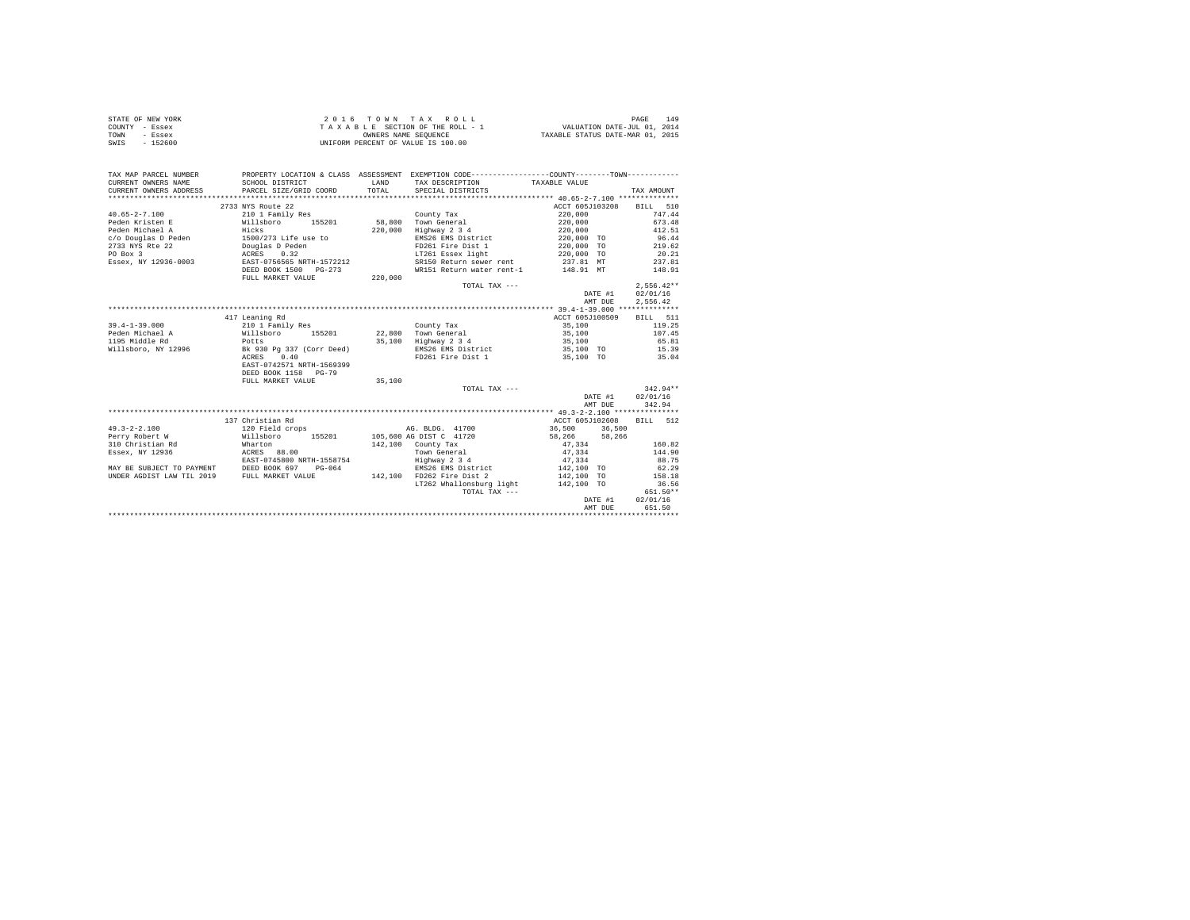STATE OF NEW YORK
COUNTY - Essex
TOWN - Essex
SWIS - 152600

2 0 1 6 T O W N T A X R O L L
T A X A B L E SECTION OF THE ROLL - 1
OWNERS NAME SEQUENCE
UNIFORM PERCENT OF VALUE IS 100.00

VALUATION DATE-JUL 01, 2014
TAXABLE STATUS DATE-MAR 01, 2015

```
TAX MAP PARCEL NUMBER        PROPERTY LOCATION & CLASS  ASSESSMENT  EXEMPTION CODE-----------------COUNTY--------TOWN-----------
CURRENT OWNERS NAME          SCHOOL DISTRICT             LAND       TAX DESCRIPTION           TAXABLE VALUE
CURRENT OWNERS ADDRESS       PARCEL SIZE/GRID COORD      TOTAL      SPECIAL DISTRICTS                                      TAX AMOUNT
************************************************************************************************ 40.65-2-7.100 **************
                             2733 NYS Route 22                                                   ACCT 605J103208    BILL  510
40.65-2-7.100                210 1 Family Res                       County Tax                   220,000                747.44
Peden Kristen E              Willsboro      155201       58,800     Town General                 220,000                673.48
Peden Michael A              Hicks                       220,000    Highway 2 3 4                220,000                412.51
c/o Douglas D Peden          1500/273 Life use to                   EMS26 EMS District           220,000 TO              96.44
2733 NYS Rte 22              Douglas D Peden                        FD261 Fire Dist 1            220,000 TO             219.62
PO Box 3                     ACRES     0.32                         LT261 Essex light            220,000 TO              20.21
Essex, NY 12936-0003         EAST-0756565 NRTH-1572212              SR150 Return sewer rent       237.81 MT             237.81
                             DEED BOOK 1500   PG-273                WR151 Return water rent-1     148.91 MT             148.91
                             FULL MARKET VALUE           220,000
                                                                    TOTAL TAX ---                                     2,556.42**
                                                                                                  DATE #1          02/01/16
                                                                                                  AMT DUE          2,556.42
************************************************************************************************ 39.4-1-39.000 **************
                             417 Leaning Rd                                                      ACCT 605J100509    BILL  511
39.4-1-39.000                210 1 Family Res                       County Tax                    35,100                119.25
Peden Michael A              Willsboro      155201       22,800     Town General                  35,100                107.45
1195 Middle Rd               Potts                        35,100    Highway 2 3 4                 35,100                 65.81
Willsboro, NY 12996          Bk 930 Pg 337 (Corr Deed)              EMS26 EMS District            35,100 TO              15.39
                             ACRES     0.40                         FD261 Fire Dist 1             35,100 TO              35.04
                             EAST-0742571 NRTH-1569399
                             DEED BOOK 1158   PG-79
                             FULL MARKET VALUE            35,100
                                                                    TOTAL TAX ---                                       342.94**
                                                                                                  DATE #1          02/01/16
                                                                                                  AMT DUE            342.94
************************************************************************************************ 49.3-2-2.100 ***************
                             137 Christian Rd                                                    ACCT 605J102608    BILL  512
49.3-2-2.100                 120 Field crops                        AG. BLDG. 41700              36,500      36,500
Perry Robert W               Willsboro      155201      105,600 AG DIST C  41720                 58,266      58,266
310 Christian Rd             Wharton                     142,100    County Tax                    47,334                160.82
Essex, NY 12936              ACRES    88.00                         Town General                  47,334                144.90
                             EAST-0745800 NRTH-1558754              Highway 2 3 4                 47,334                 88.75
MAY BE SUBJECT TO PAYMENT    DEED BOOK 697    PG-064                EMS26 EMS District           142,100 TO              62.29
UNDER AGDIST LAW TIL 2019    FULL MARKET VALUE           142,100    FD262 Fire Dist 2            142,100 TO             158.18
                                                                    LT262 Whallonsburg light     142,100 TO              36.56
                                                                    TOTAL TAX ---                                       651.50**
                                                                                                  DATE #1          02/01/16
                                                                                                  AMT DUE            651.50
******************************************************************************************************************************
```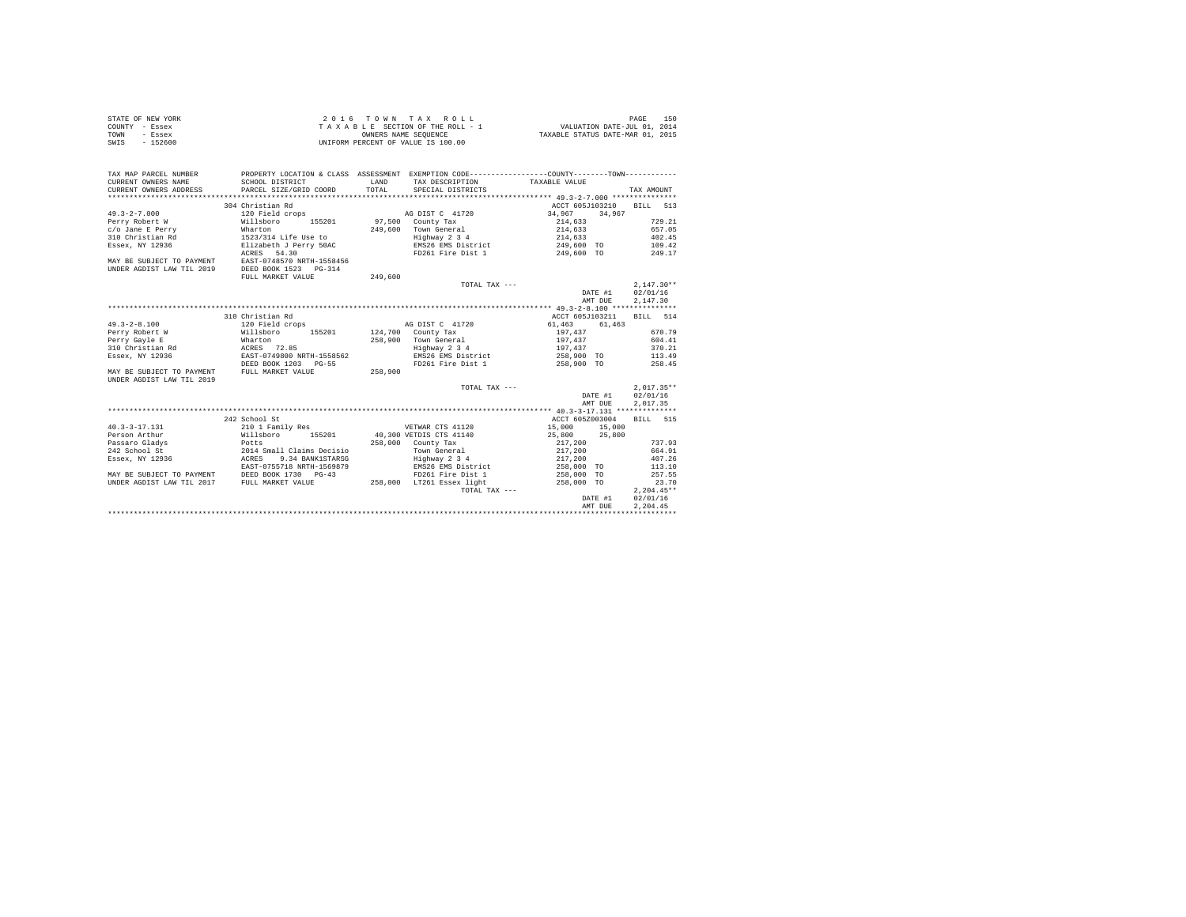STATE OF NEW YORK
COUNTY - Essex
TOWN - Essex
SWIS - 152600

2 0 1 6 T O W N T A X R O L L
T A X A B L E SECTION OF THE ROLL - 1
OWNERS NAME SEQUENCE
UNIFORM PERCENT OF VALUE IS 100.00

PAGE 150
VALUATION DATE-JUL 01, 2014
TAXABLE STATUS DATE-MAR 01, 2015

```
TAX MAP PARCEL NUMBER         PROPERTY LOCATION & CLASS  ASSESSMENT  EXEMPTION CODE-----------------COUNTY--------TOWN-----------
CURRENT OWNERS NAME           SCHOOL DISTRICT              LAND      TAX DESCRIPTION            TAXABLE VALUE
CURRENT OWNERS ADDRESS        PARCEL SIZE/GRID COORD       TOTAL     SPECIAL DISTRICTS                                    TAX AMOUNT
*************************************************************************************************** 49.3-2-7.000 ***************
                              304 Christian Rd                                                  ACCT 605J103210     BILL  513
49.3-2-7.000                  120 Field crops                         AG DIST C  41720           34,967     34,967
Perry Robert W                Willsboro      155201       97,500   County Tax                    214,633                 729.21
c/o Jane E Perry              Wharton                    249,600   Town General                  214,633                 657.05
310 Christian Rd              1523/314 Life Use to                 Highway 2 3 4                 214,633                 402.45
Essex, NY 12936               Elizabeth J Perry 50AC               EMS26 EMS District            249,600  TO             109.42
                              ACRES   54.30                        FD261 Fire Dist 1             249,600  TO             249.17
MAY BE SUBJECT TO PAYMENT     EAST-0748570 NRTH-1558456
UNDER AGDIST LAW TIL 2019     DEED BOOK 1523   PG-314
                              FULL MARKET VALUE          249,600
                                                                   TOTAL TAX ---                                      2,147.30**
                                                                                                 DATE #1            02/01/16
                                                                                                 AMT DUE            2,147.30
*************************************************************************************************** 49.3-2-8.100 ***************
                              310 Christian Rd                                                  ACCT 605J103211     BILL  514
49.3-2-8.100                  120 Field crops                         AG DIST C  41720           61,463     61,463
Perry Robert W                Willsboro      155201      124,700   County Tax                    197,437                 670.79
Perry Gayle E                 Wharton                    258,900   Town General                  197,437                 604.41
310 Christian Rd              ACRES   72.85                        Highway 2 3 4                 197,437                 370.21
Essex, NY 12936               EAST-0749800 NRTH-1558562            EMS26 EMS District            258,900  TO             113.49
                              DEED BOOK 1203   PG-55               FD261 Fire Dist 1             258,900  TO             258.45
MAY BE SUBJECT TO PAYMENT     FULL MARKET VALUE          258,900
UNDER AGDIST LAW TIL 2019
                                                                   TOTAL TAX ---                                      2,017.35**
                                                                                                 DATE #1            02/01/16
                                                                                                 AMT DUE            2,017.35
*************************************************************************************************** 40.3-3-17.131 **************
                              242 School St                                                     ACCT 605Z003004     BILL  515
40.3-3-17.131                 210 1 Family Res                        VETWAR CTS 41120           15,000     15,000
Person Arthur                 Willsboro      155201       40,300 VETDIS CTS 41140                25,800     25,800
Passaro Gladys                Potts                      258,000   County Tax                    217,200                 737.93
242 School St                 2014 Small Claims Decisio            Town General                  217,200                 664.91
Essex, NY 12936               ACRES    9.34 BANK1STARSG            Highway 2 3 4                 217,200                 407.26
                              EAST-0755718 NRTH-1569879            EMS26 EMS District            258,000  TO             113.10
MAY BE SUBJECT TO PAYMENT     DEED BOOK 1730   PG-43               FD261 Fire Dist 1             258,000  TO             257.55
UNDER AGDIST LAW TIL 2017     FULL MARKET VALUE          258,000   LT261 Essex light             258,000  TO              23.70
                                                                   TOTAL TAX ---                                      2,204.45**
                                                                                                 DATE #1            02/01/16
                                                                                                 AMT DUE            2,204.45
********************************************************************************************************************************
```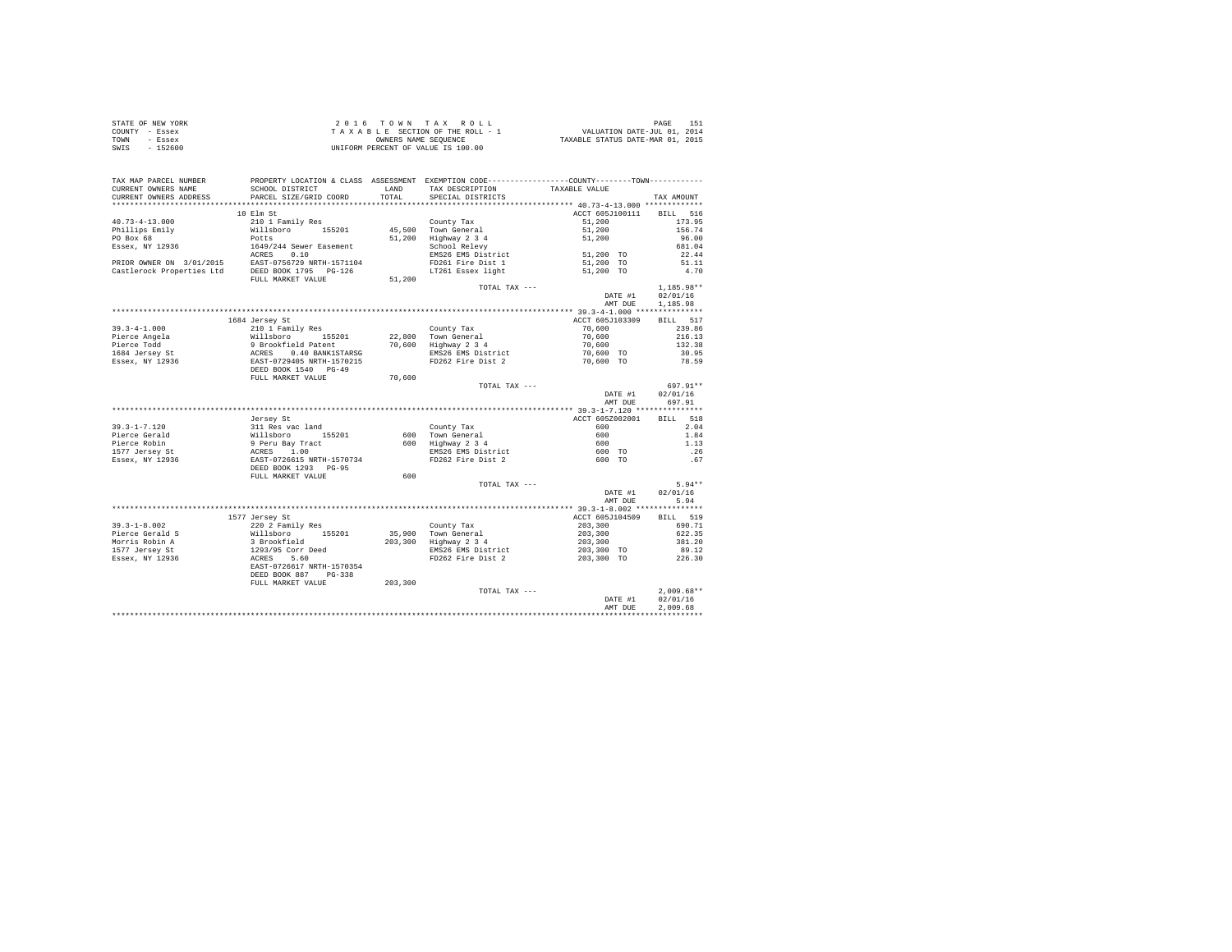STATE OF NEW YORK
COUNTY - Essex
TOWN - Essex
SWIS - 152600

2 0 1 6 T O W N T A X R O L L
T A X A B L E SECTION OF THE ROLL - 1
OWNERS NAME SEQUENCE
UNIFORM PERCENT OF VALUE IS 100.00

VALUATION DATE-JUL 01, 2014
TAXABLE STATUS DATE-MAR 01, 2015

| TAX MAP PARCEL NUMBER / CURRENT OWNERS NAME / CURRENT OWNERS ADDRESS | PROPERTY LOCATION & CLASS / SCHOOL DISTRICT / PARCEL SIZE/GRID COORD | ASSESSMENT LAND / TOTAL | EXEMPTION CODE / TAX DESCRIPTION / SPECIAL DISTRICTS | COUNTY--------TOWN TAXABLE VALUE | TAX AMOUNT |
|---|---|---|---|---|---|
| **40.73-4-13.000** | 10 Elm St | | | ACCT 605J100111 | BILL 516 |
| 40.73-4-13.000 | 210 1 Family Res | | County Tax | 51,200 | 173.95 |
| Phillips Emily | Willsboro 155201 | 45,500 | Town General | 51,200 | 156.74 |
| PO Box 68 | Potts | 51,200 | Highway 2 3 4 | 51,200 | 96.00 |
| Essex, NY 12936 | 1649/244 Sewer Easement | | School Relevy | | 681.04 |
| | ACRES 0.10 | | EMS26 EMS District | 51,200 TO | 22.44 |
| PRIOR OWNER ON 3/01/2015 | EAST-0756729 NRTH-1571104 | | FD261 Fire Dist 1 | 51,200 TO | 51.11 |
| Castlerock Properties Ltd | DEED BOOK 1795 PG-126 | | LT261 Essex light | 51,200 TO | 4.70 |
| | FULL MARKET VALUE | 51,200 | | | |
| | | | TOTAL TAX --- | | 1,185.98** |
| | | | | DATE #1 | 02/01/16 |
| | | | | AMT DUE | 1,185.98 |
| **39.3-4-1.000** | 1684 Jersey St | | | ACCT 605J103309 | BILL 517 |
| 39.3-4-1.000 | 210 1 Family Res | | County Tax | 70,600 | 239.86 |
| Pierce Angela | Willsboro 155201 | 22,800 | Town General | 70,600 | 216.13 |
| Pierce Todd | 9 Brookfield Patent | 70,600 | Highway 2 3 4 | 70,600 | 132.38 |
| 1684 Jersey St | ACRES 0.40 BANK1STARSG | | EMS26 EMS District | 70,600 TO | 30.95 |
| Essex, NY 12936 | EAST-0729405 NRTH-1570215 | | FD262 Fire Dist 2 | 70,600 TO | 78.59 |
| | DEED BOOK 1540 PG-49 | | | | |
| | FULL MARKET VALUE | 70,600 | | | |
| | | | TOTAL TAX --- | | 697.91** |
| | | | | DATE #1 | 02/01/16 |
| | | | | AMT DUE | 697.91 |
| **39.3-1-7.120** | Jersey St | | | ACCT 605Z002001 | BILL 518 |
| 39.3-1-7.120 | 311 Res vac land | | County Tax | 600 | 2.04 |
| Pierce Gerald | Willsboro 155201 | 600 | Town General | 600 | 1.84 |
| Pierce Robin | 9 Peru Bay Tract | 600 | Highway 2 3 4 | 600 | 1.13 |
| 1577 Jersey St | ACRES 1.00 | | EMS26 EMS District | 600 TO | .26 |
| Essex, NY 12936 | EAST-0726615 NRTH-1570734 | | FD262 Fire Dist 2 | 600 TO | .67 |
| | DEED BOOK 1293 PG-95 | | | | |
| | FULL MARKET VALUE | 600 | | | |
| | | | TOTAL TAX --- | | 5.94** |
| | | | | DATE #1 | 02/01/16 |
| | | | | AMT DUE | 5.94 |
| **39.3-1-8.002** | 1577 Jersey St | | | ACCT 605J104509 | BILL 519 |
| 39.3-1-8.002 | 220 2 Family Res | | County Tax | 203,300 | 690.71 |
| Pierce Gerald S | Willsboro 155201 | 35,900 | Town General | 203,300 | 622.35 |
| Morris Robin A | 3 Brookfield | 203,300 | Highway 2 3 4 | 203,300 | 381.20 |
| 1577 Jersey St | 1293/95 Corr Deed | | EMS26 EMS District | 203,300 TO | 89.12 |
| Essex, NY 12936 | ACRES 5.60 | | FD262 Fire Dist 2 | 203,300 TO | 226.30 |
| | EAST-0726617 NRTH-1570354 | | | | |
| | DEED BOOK 887 PG-338 | | | | |
| | FULL MARKET VALUE | 203,300 | | | |
| | | | TOTAL TAX --- | | 2,009.68** |
| | | | | DATE #1 | 02/01/16 |
| | | | | AMT DUE | 2,009.68 |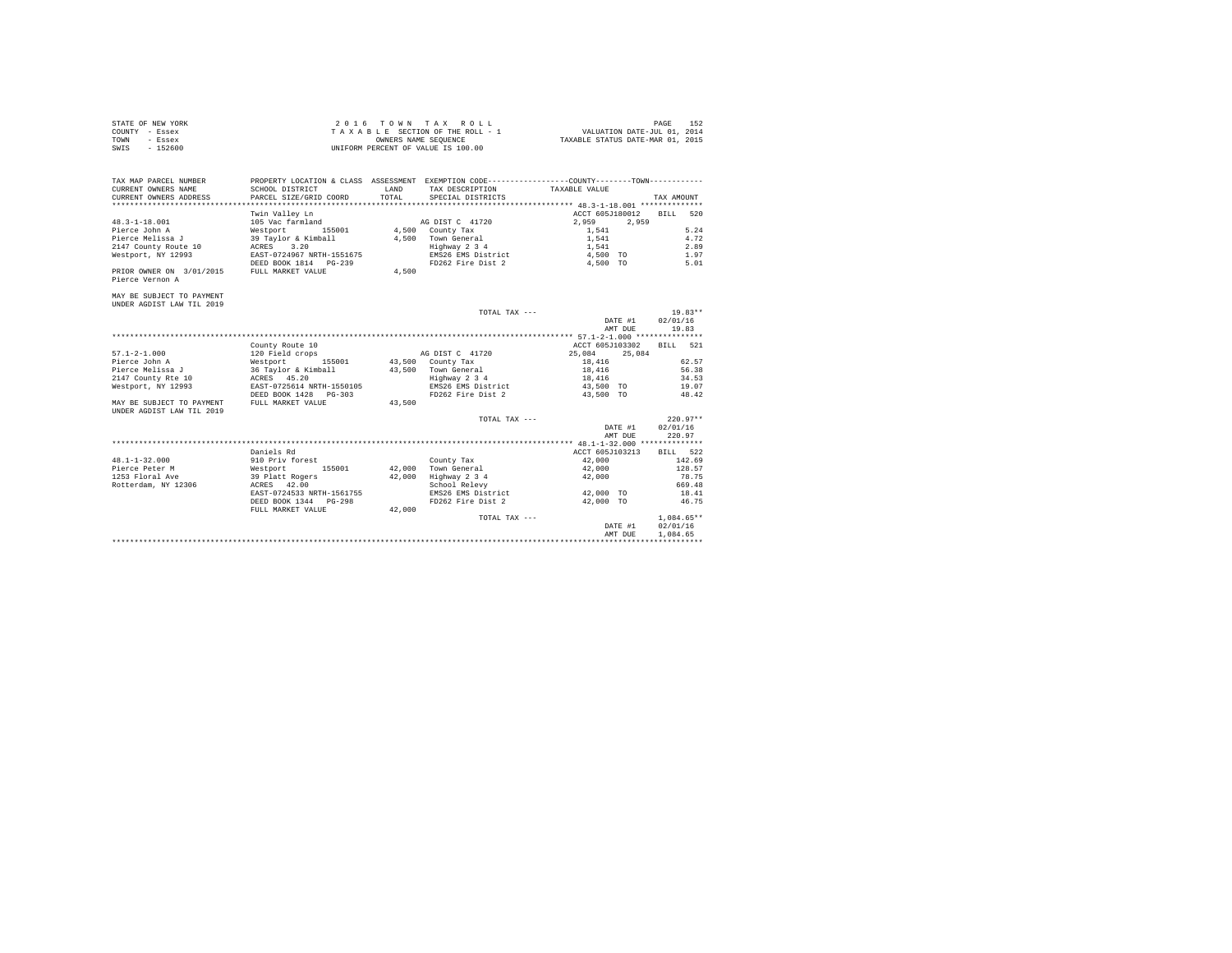STATE OF NEW YORK
COUNTY - Essex
TOWN - Essex
SWIS - 152600

2016 TOWN TAX ROLL
TAXABLE SECTION OF THE ROLL - 1
OWNERS NAME SEQUENCE
UNIFORM PERCENT OF VALUE IS 100.00

VALUATION DATE-JUL 01, 2014
TAXABLE STATUS DATE-MAR 01, 2015

| TAX MAP PARCEL NUMBER<br>CURRENT OWNERS NAME<br>CURRENT OWNERS ADDRESS | PROPERTY LOCATION & CLASS<br>SCHOOL DISTRICT<br>PARCEL SIZE/GRID COORD | ASSESSMENT<br>LAND<br>TOTAL | EXEMPTION CODE-----COUNTY-----TOWN<br>TAX DESCRIPTION<br>SPECIAL DISTRICTS | TAXABLE VALUE | TAX AMOUNT |
|---|---|---|---|---|---|
| **48.3-1-18.001** | Twin Valley Ln | | | ACCT 605J180012 | BILL 520 |
| 48.3-1-18.001 | 105 Vac farmland | | AG DIST C 41720 | 2,959 2,959 | |
| Pierce John A | Westport 155001 | 4,500 | County Tax | 1,541 | 5.24 |
| Pierce Melissa J | 39 Taylor & Kimball | 4,500 | Town General | 1,541 | 4.72 |
| 2147 County Route 10 | ACRES 3.20 | | Highway 2 3 4 | 1,541 | 2.89 |
| Westport, NY 12993 | EAST-0724967 NRTH-1551675 | | EMS26 EMS District | 4,500 TO | 1.97 |
| | DEED BOOK 1814 PG-239 | | FD262 Fire Dist 2 | 4,500 TO | 5.01 |
| PRIOR OWNER ON 3/01/2015 | FULL MARKET VALUE | 4,500 | | | |
| Pierce Vernon A | | | | | |
| MAY BE SUBJECT TO PAYMENT UNDER AGDIST LAW TIL 2019 | | | | | |
| | | | TOTAL TAX --- | | 19.83** |
| | | | | DATE #1 | 02/01/16 |
| | | | | AMT DUE | 19.83 |
| **57.1-2-1.000** | County Route 10 | | | ACCT 605J103302 | BILL 521 |
| 57.1-2-1.000 | 120 Field crops | | AG DIST C 41720 | 25,084 25,084 | |
| Pierce John A | Westport 155001 | 43,500 | County Tax | 18,416 | 62.57 |
| Pierce Melissa J | 36 Taylor & Kimball | 43,500 | Town General | 18,416 | 56.38 |
| 2147 County Rte 10 | ACRES 45.20 | | Highway 2 3 4 | 18,416 | 34.53 |
| Westport, NY 12993 | EAST-0725614 NRTH-1550105 | | EMS26 EMS District | 43,500 TO | 19.07 |
| | DEED BOOK 1428 PG-303 | | FD262 Fire Dist 2 | 43,500 TO | 48.42 |
| MAY BE SUBJECT TO PAYMENT UNDER AGDIST LAW TIL 2019 | FULL MARKET VALUE | 43,500 | | | |
| | | | TOTAL TAX --- | | 220.97** |
| | | | | DATE #1 | 02/01/16 |
| | | | | AMT DUE | 220.97 |
| **48.1-1-32.000** | Daniels Rd | | | ACCT 605J103213 | BILL 522 |
| 48.1-1-32.000 | 910 Priv forest | | County Tax | 42,000 | 142.69 |
| Pierce Peter M | Westport 155001 | 42,000 | Town General | 42,000 | 128.57 |
| 1253 Floral Ave | 39 Platt Rogers | 42,000 | Highway 2 3 4 | 42,000 | 78.75 |
| Rotterdam, NY 12306 | ACRES 42.00 | | School Relevy | | 669.48 |
| | EAST-0724533 NRTH-1561755 | | EMS26 EMS District | 42,000 TO | 18.41 |
| | DEED BOOK 1344 PG-298 | | FD262 Fire Dist 2 | 42,000 TO | 46.75 |
| | FULL MARKET VALUE | 42,000 | | | |
| | | | TOTAL TAX --- | | 1,084.65** |
| | | | | DATE #1 | 02/01/16 |
| | | | | AMT DUE | 1,084.65 |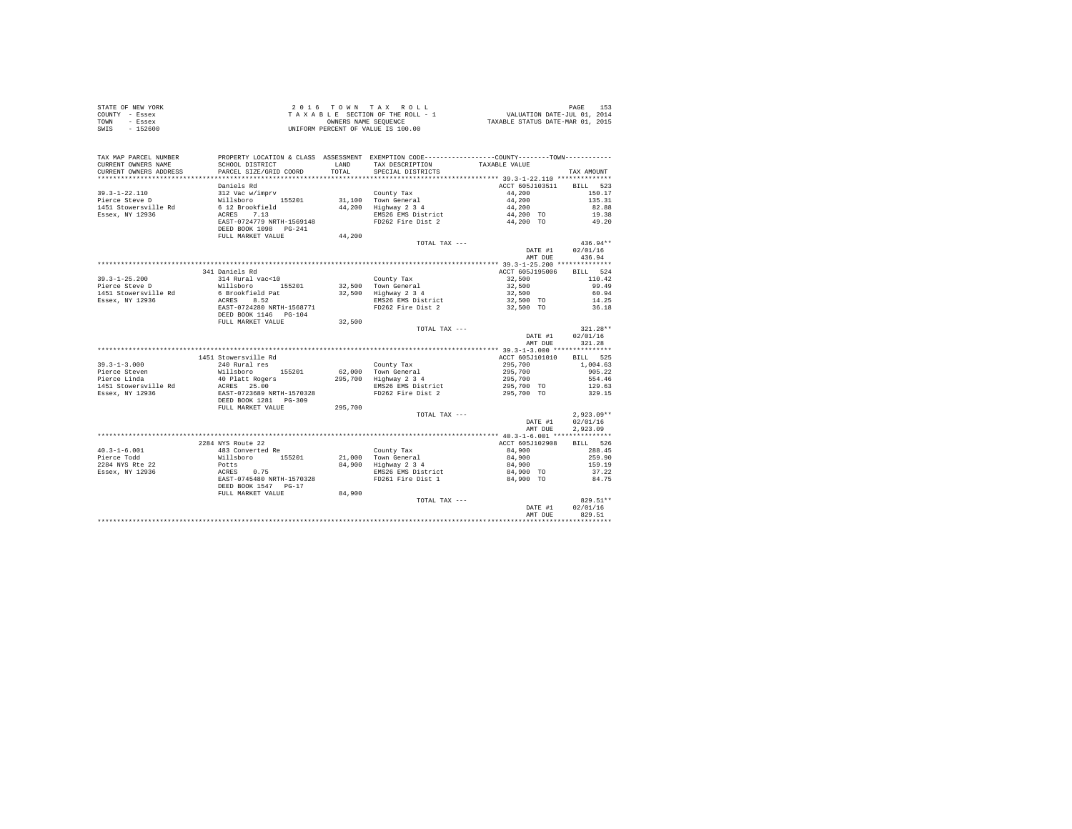STATE OF NEW YORK
COUNTY - Essex
TOWN - Essex
SWIS - 152600

2 0 1 6 T O W N T A X R O L L
T A X A B L E SECTION OF THE ROLL - 1
OWNERS NAME SEQUENCE
UNIFORM PERCENT OF VALUE IS 100.00

VALUATION DATE-JUL 01, 2014
TAXABLE STATUS DATE-MAR 01, 2015

| TAX MAP PARCEL NUMBER<br>CURRENT OWNERS NAME<br>CURRENT OWNERS ADDRESS | PROPERTY LOCATION & CLASS<br>SCHOOL DISTRICT<br>PARCEL SIZE/GRID COORD | ASSESSMENT<br>LAND<br>TOTAL | EXEMPTION CODE<br>TAX DESCRIPTION<br>SPECIAL DISTRICTS | COUNTY--------TOWN<br>TAXABLE VALUE | TAX AMOUNT |
|---|---|---|---|---|---|
| 39.3-1-22.110 | Daniels Rd | | | ACCT 605J103511 | BILL 523 |
| 39.3-1-22.110 | 312 Vac w/imprv | | County Tax | 44,200 | 150.17 |
| Pierce Steve D | Willsboro 155201 | 31,100 | Town General | 44,200 | 135.31 |
| 1451 Stowersville Rd | 6 12 Brookfield | 44,200 | Highway 2 3 4 | 44,200 | 82.88 |
| Essex, NY 12936 | ACRES 7.13 | | EMS26 EMS District | 44,200 TO | 19.38 |
| | EAST-0724779 NRTH-1569148 | | FD262 Fire Dist 2 | 44,200 TO | 49.20 |
| | DEED BOOK 1098 PG-241 | | | | |
| | FULL MARKET VALUE | 44,200 | | | |
| | | | TOTAL TAX --- | | 436.94** |
| | | | | DATE #1 | 02/01/16 |
| | | | | AMT DUE | 436.94 |
| 39.3-1-25.200 | 341 Daniels Rd | | | ACCT 605J195006 | BILL 524 |
| 39.3-1-25.200 | 314 Rural vac<10 | | County Tax | 32,500 | 110.42 |
| Pierce Steve D | Willsboro 155201 | 32,500 | Town General | 32,500 | 99.49 |
| 1451 Stowersville Rd | 6 Brookfield Pat | 32,500 | Highway 2 3 4 | 32,500 | 60.94 |
| Essex, NY 12936 | ACRES 8.52 | | EMS26 EMS District | 32,500 TO | 14.25 |
| | EAST-0724280 NRTH-1568771 | | FD262 Fire Dist 2 | 32,500 TO | 36.18 |
| | DEED BOOK 1146 PG-104 | | | | |
| | FULL MARKET VALUE | 32,500 | | | |
| | | | TOTAL TAX --- | | 321.28** |
| | | | | DATE #1 | 02/01/16 |
| | | | | AMT DUE | 321.28 |
| 39.3-1-3.000 | 1451 Stowersville Rd | | | ACCT 605J101010 | BILL 525 |
| 39.3-1-3.000 | 240 Rural res | | County Tax | 295,700 | 1,004.63 |
| Pierce Steven | Willsboro 155201 | 62,000 | Town General | 295,700 | 905.22 |
| Pierce Linda | 40 Platt Rogers | 295,700 | Highway 2 3 4 | 295,700 | 554.46 |
| 1451 Stowersville Rd | ACRES 25.00 | | EMS26 EMS District | 295,700 TO | 129.63 |
| Essex, NY 12936 | EAST-0723689 NRTH-1570328 | | FD262 Fire Dist 2 | 295,700 TO | 329.15 |
| | DEED BOOK 1281 PG-309 | | | | |
| | FULL MARKET VALUE | 295,700 | | | |
| | | | TOTAL TAX --- | | 2,923.09** |
| | | | | DATE #1 | 02/01/16 |
| | | | | AMT DUE | 2,923.09 |
| 40.3-1-6.001 | 2284 NYS Route 22 | | | ACCT 605J102908 | BILL 526 |
| 40.3-1-6.001 | 483 Converted Re | | County Tax | 84,900 | 288.45 |
| Pierce Todd | Willsboro 155201 | 21,000 | Town General | 84,900 | 259.90 |
| 2284 NYS Rte 22 | Potts | 84,900 | Highway 2 3 4 | 84,900 | 159.19 |
| Essex, NY 12936 | ACRES 0.75 | | EMS26 EMS District | 84,900 TO | 37.22 |
| | EAST-0745480 NRTH-1570328 | | FD261 Fire Dist 1 | 84,900 TO | 84.75 |
| | DEED BOOK 1547 PG-17 | | | | |
| | FULL MARKET VALUE | 84,900 | | | |
| | | | TOTAL TAX --- | | 829.51** |
| | | | | DATE #1 | 02/01/16 |
| | | | | AMT DUE | 829.51 |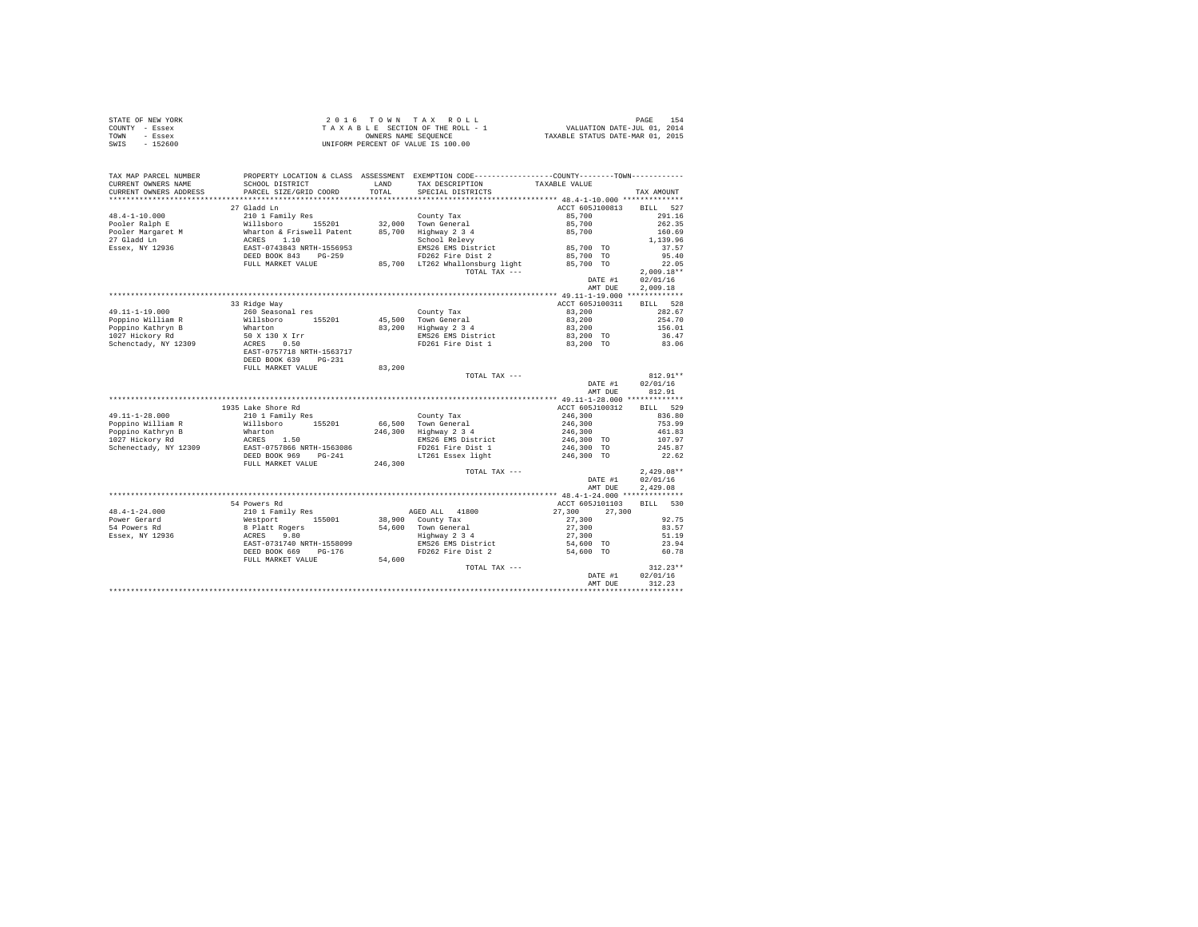STATE OF NEW YORK
COUNTY - Essex
TOWN - Essex
SWIS - 152600

2 0 1 6 T O W N T A X R O L L
T A X A B L E SECTION OF THE ROLL - 1
OWNERS NAME SEQUENCE
UNIFORM PERCENT OF VALUE IS 100.00

VALUATION DATE-JUL 01, 2014
TAXABLE STATUS DATE-MAR 01, 2015

| TAX MAP PARCEL NUMBER / CURRENT OWNERS NAME / CURRENT OWNERS ADDRESS | PROPERTY LOCATION & CLASS / SCHOOL DISTRICT / PARCEL SIZE/GRID COORD | ASSESSMENT LAND / TOTAL | EXEMPTION CODE / TAX DESCRIPTION / SPECIAL DISTRICTS | COUNTY / TOWN TAXABLE VALUE | TAX AMOUNT |
|---|---|---|---|---|---|
| 48.4-1-10.000 | 27 Gladd Ln | | | ACCT 605J100813 | BILL 527 |
| | 210 1 Family Res | | County Tax | 85,700 | 291.16 |
| Pooler Ralph E | Willsboro 155201 | 32,000 | Town General | 85,700 | 262.35 |
| Pooler Margaret M | Wharton & Friswell Patent | 85,700 | Highway 2 3 4 | 85,700 | 160.69 |
| 27 Gladd Ln | ACRES 1.10 | | School Relevy | | 1,139.96 |
| Essex, NY 12936 | EAST-0743843 NRTH-1556953 | | EMS26 EMS District | 85,700 TO | 37.57 |
| | DEED BOOK 843 PG-259 | | FD262 Fire Dist 2 | 85,700 TO | 95.40 |
| | FULL MARKET VALUE | 85,700 | LT262 Whallonsburg light | 85,700 TO | 22.05 |
| | | | TOTAL TAX --- | | 2,009.18** |
| | | | | DATE #1 | 02/01/16 |
| | | | | AMT DUE | 2,009.18 |
| 49.11-1-19.000 | 33 Ridge Way | | | ACCT 605J100311 | BILL 528 |
| | 260 Seasonal res | | County Tax | 83,200 | 282.67 |
| Poppino William R | Willsboro 155201 | 45,500 | Town General | 83,200 | 254.70 |
| Poppino Kathryn B | Wharton | 83,200 | Highway 2 3 4 | 83,200 | 156.01 |
| 1027 Hickory Rd | 50 X 130 X Irr | | EMS26 EMS District | 83,200 TO | 36.47 |
| Schenctady, NY 12309 | ACRES 0.50 | | FD261 Fire Dist 1 | 83,200 TO | 83.06 |
| | EAST-0757718 NRTH-1563717 | | | | |
| | DEED BOOK 639 PG-231 | | | | |
| | FULL MARKET VALUE | 83,200 | | | |
| | | | TOTAL TAX --- | | 812.91** |
| | | | | DATE #1 | 02/01/16 |
| | | | | AMT DUE | 812.91 |
| 49.11-1-28.000 | 1935 Lake Shore Rd | | | ACCT 605J100312 | BILL 529 |
| | 210 1 Family Res | | County Tax | 246,300 | 836.80 |
| Poppino William R | Willsboro 155201 | 66,500 | Town General | 246,300 | 753.99 |
| Poppino Kathryn B | Wharton | 246,300 | Highway 2 3 4 | 246,300 | 461.83 |
| 1027 Hickory Rd | ACRES 1.50 | | EMS26 EMS District | 246,300 TO | 107.97 |
| Schenectady, NY 12309 | EAST-0757866 NRTH-1563086 | | FD261 Fire Dist 1 | 246,300 TO | 245.87 |
| | DEED BOOK 969 PG-241 | | LT261 Essex light | 246,300 TO | 22.62 |
| | FULL MARKET VALUE | 246,300 | | | |
| | | | TOTAL TAX --- | | 2,429.08** |
| | | | | DATE #1 | 02/01/16 |
| | | | | AMT DUE | 2,429.08 |
| 48.4-1-24.000 | 54 Powers Rd | | | ACCT 605J101103 | BILL 530 |
| | 210 1 Family Res | | AGED ALL 41800 | 27,300 27,300 | |
| Power Gerard | Westport 155001 | 38,900 | County Tax | 27,300 | 92.75 |
| 54 Powers Rd | 8 Platt Rogers | 54,600 | Town General | 27,300 | 83.57 |
| Essex, NY 12936 | ACRES 9.80 | | Highway 2 3 4 | 27,300 | 51.19 |
| | EAST-0731740 NRTH-1558099 | | EMS26 EMS District | 54,600 TO | 23.94 |
| | DEED BOOK 669 PG-176 | | FD262 Fire Dist 2 | 54,600 TO | 60.78 |
| | FULL MARKET VALUE | 54,600 | | | |
| | | | TOTAL TAX --- | | 312.23** |
| | | | | DATE #1 | 02/01/16 |
| | | | | AMT DUE | 312.23 |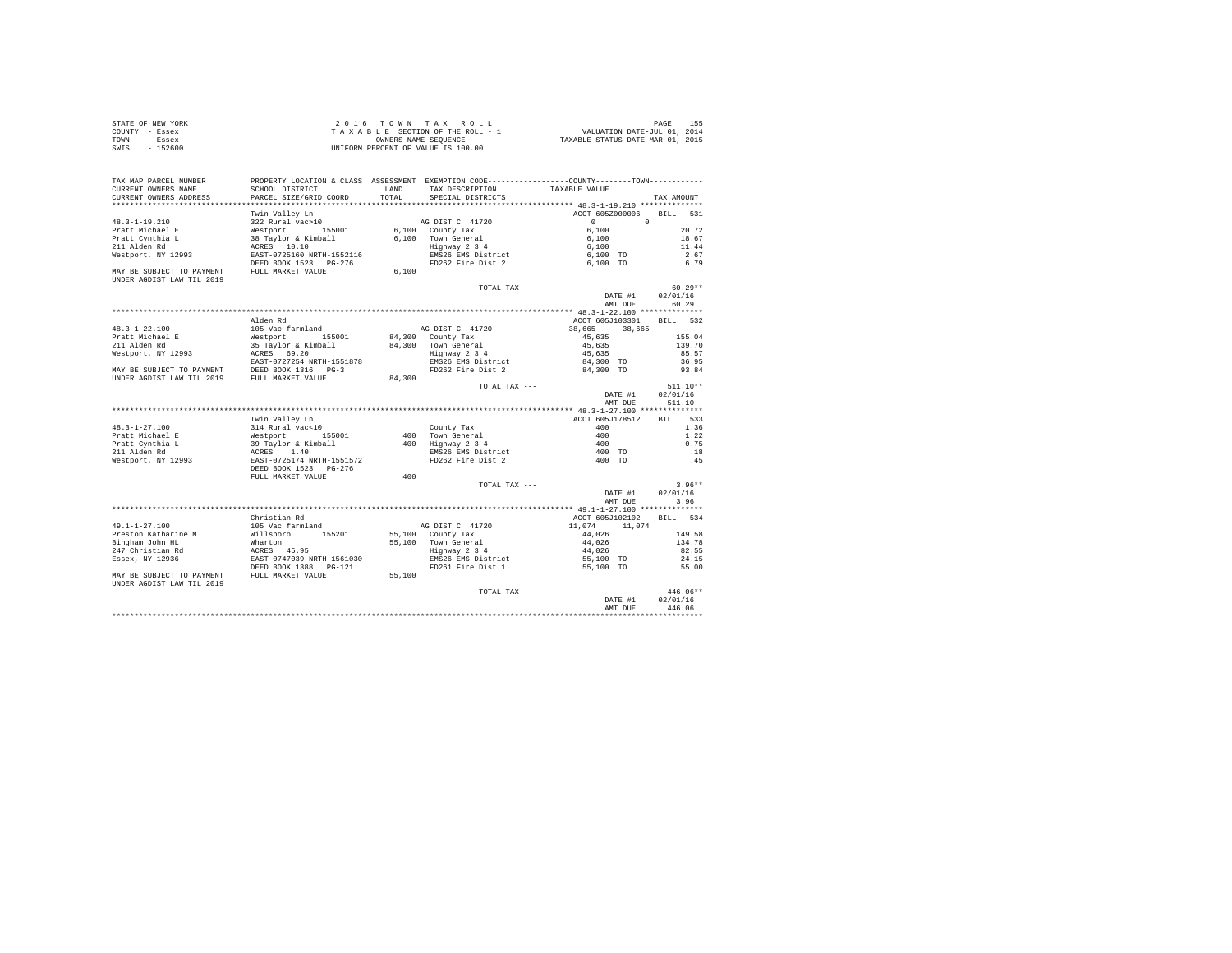STATE OF NEW YORK
COUNTY - Essex
TOWN - Essex
SWIS - 152600

2 0 1 6 T O W N T A X R O L L
T A X A B L E SECTION OF THE ROLL - 1
OWNERS NAME SEQUENCE
UNIFORM PERCENT OF VALUE IS 100.00

VALUATION DATE-JUL 01, 2014
TAXABLE STATUS DATE-MAR 01, 2015

| TAX MAP PARCEL NUMBER / CURRENT OWNERS NAME / CURRENT OWNERS ADDRESS | PROPERTY LOCATION & CLASS / SCHOOL DISTRICT / PARCEL SIZE/GRID COORD | ASSESSMENT LAND / TOTAL | EXEMPTION CODE / TAX DESCRIPTION / SPECIAL DISTRICTS | COUNTY TAXABLE VALUE | TOWN | TAX AMOUNT |
|---|---|---|---|---|---|---|
| 48.3-1-19.210 | Twin Valley Ln | | | ACCT 605Z000006 | | BILL 531 |
| | 322 Rural vac>10 | | AG DIST C 41720 | 0 | 0 | |
| Pratt Michael E | Westport 155001 | 6,100 | County Tax | 6,100 | | 20.72 |
| Pratt Cynthia L | 38 Taylor & Kimball | 6,100 | Town General | 6,100 | | 18.67 |
| 211 Alden Rd | ACRES 10.10 | | Highway 2 3 4 | 6,100 | | 11.44 |
| Westport, NY 12993 | EAST-0725160 NRTH-1552116 | | EMS26 EMS District | 6,100 TO | | 2.67 |
| | DEED BOOK 1523 PG-276 | | FD262 Fire Dist 2 | 6,100 TO | | 6.79 |
| MAY BE SUBJECT TO PAYMENT UNDER AGDIST LAW TIL 2019 | FULL MARKET VALUE | 6,100 | | | | |
| | | | TOTAL TAX --- | | | 60.29** |
| | | | | | DATE #1 | 02/01/16 |
| | | | | | AMT DUE | 60.29 |
| 48.3-1-22.100 | Alden Rd | | | ACCT 605J103301 | | BILL 532 |
| | 105 Vac farmland | | AG DIST C 41720 | 38,665 | 38,665 | |
| Pratt Michael E | Westport 155001 | 84,300 | County Tax | 45,635 | | 155.04 |
| 211 Alden Rd | 35 Taylor & Kimball | 84,300 | Town General | 45,635 | | 139.70 |
| Westport, NY 12993 | ACRES 69.20 | | Highway 2 3 4 | 45,635 | | 85.57 |
| | EAST-0727254 NRTH-1551878 | | EMS26 EMS District | 84,300 TO | | 36.95 |
| MAY BE SUBJECT TO PAYMENT | DEED BOOK 1316 PG-3 | | FD262 Fire Dist 2 | 84,300 TO | | 93.84 |
| UNDER AGDIST LAW TIL 2019 | FULL MARKET VALUE | 84,300 | | | | |
| | | | TOTAL TAX --- | | | 511.10** |
| | | | | | DATE #1 | 02/01/16 |
| | | | | | AMT DUE | 511.10 |
| 48.3-1-27.100 | Twin Valley Ln | | | ACCT 605J178512 | | BILL 533 |
| | 314 Rural vac<10 | | County Tax | 400 | | 1.36 |
| Pratt Michael E | Westport 155001 | 400 | Town General | 400 | | 1.22 |
| Pratt Cynthia L | 39 Taylor & Kimball | 400 | Highway 2 3 4 | 400 | | 0.75 |
| 211 Alden Rd | ACRES 1.40 | | EMS26 EMS District | 400 TO | | .18 |
| Westport, NY 12993 | EAST-0725174 NRTH-1551572 | | FD262 Fire Dist 2 | 400 TO | | .45 |
| | DEED BOOK 1523 PG-276 | | | | | |
| | FULL MARKET VALUE | 400 | | | | |
| | | | TOTAL TAX --- | | | 3.96** |
| | | | | | DATE #1 | 02/01/16 |
| | | | | | AMT DUE | 3.96 |
| 49.1-1-27.100 | Christian Rd | | | ACCT 605J102102 | | BILL 534 |
| | 105 Vac farmland | | AG DIST C 41720 | 11,074 | 11,074 | |
| Preston Katharine M | Willsboro 155201 | 55,100 | County Tax | 44,026 | | 149.58 |
| Bingham John HL | Wharton | 55,100 | Town General | 44,026 | | 134.78 |
| 247 Christian Rd | ACRES 45.95 | | Highway 2 3 4 | 44,026 | | 82.55 |
| Essex, NY 12936 | EAST-0747039 NRTH-1561030 | | EMS26 EMS District | 55,100 TO | | 24.15 |
| | DEED BOOK 1388 PG-121 | | FD261 Fire Dist 1 | 55,100 TO | | 55.00 |
| MAY BE SUBJECT TO PAYMENT UNDER AGDIST LAW TIL 2019 | FULL MARKET VALUE | 55,100 | | | | |
| | | | TOTAL TAX --- | | | 446.06** |
| | | | | | DATE #1 | 02/01/16 |
| | | | | | AMT DUE | 446.06 |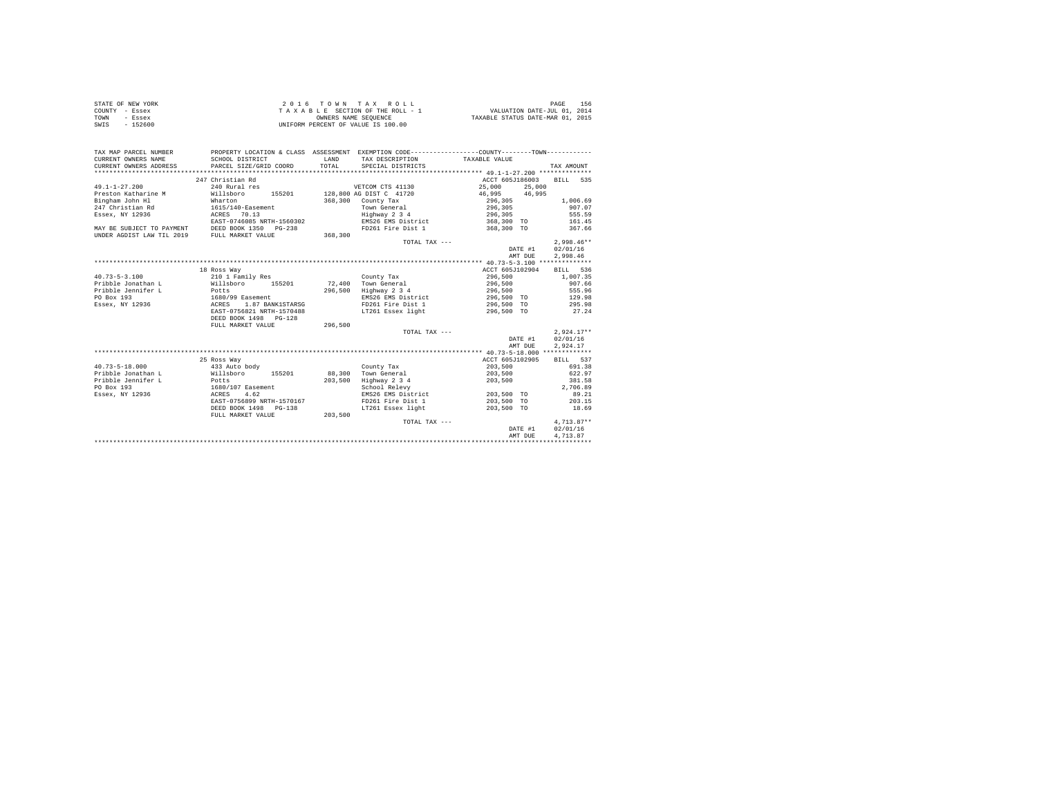STATE OF NEW YORK
COUNTY - Essex
TOWN - Essex
SWIS - 152600

2 0 1 6 T O W N T A X R O L L
T A X A B L E SECTION OF THE ROLL - 1
OWNERS NAME SEQUENCE
UNIFORM PERCENT OF VALUE IS 100.00

VALUATION DATE-JUL 01, 2014
TAXABLE STATUS DATE-MAR 01, 2015

```
TAX MAP PARCEL NUMBER          PROPERTY LOCATION & CLASS  ASSESSMENT  EXEMPTION CODE-----------------COUNTY--------TOWN-----------
CURRENT OWNERS NAME            SCHOOL DISTRICT              LAND      TAX DESCRIPTION            TAXABLE VALUE
CURRENT OWNERS ADDRESS         PARCEL SIZE/GRID COORD       TOTAL     SPECIAL DISTRICTS                                    TAX AMOUNT
************************************************************************************************ 49.1-1-27.200 **************
                               247 Christian Rd                                                  ACCT 605J186003    BILL  535
49.1-1-27.200                  240 Rural res                          VETCOM CTS 41130           25,000      25,000
Preston Katharine M            Willsboro       155201     128,800 AG DIST C  41720               46,995      46,995
Bingham John Hl                Wharton                    368,300   County Tax                   296,305               1,006.69
247 Christian Rd               1615/140-Easement                    Town General                 296,305                 907.07
Essex, NY 12936                ACRES   70.13                        Highway 2 3 4                296,305                 555.59
                               EAST-0746085 NRTH-1560302            EMS26 EMS District           368,300 TO              161.45
MAY BE SUBJECT TO PAYMENT      DEED BOOK 1350   PG-238              FD261 Fire Dist 1            368,300 TO              367.66
UNDER AGDIST LAW TIL 2019      FULL MARKET VALUE          368,300
                                                                    TOTAL TAX ---                                    2,998.46**
                                                                                                 DATE #1             02/01/16
                                                                                                 AMT DUE             2,998.46
************************************************************************************************ 40.73-5-3.100 **************
                               18 Ross Way                                                       ACCT 605J102904    BILL  536
40.73-5-3.100                  210 1 Family Res                     County Tax                   296,500               1,007.35
Pribble Jonathan L             Willsboro       155201      72,400   Town General                 296,500                 907.66
Pribble Jennifer L             Potts                      296,500   Highway 2 3 4                296,500                 555.96
PO Box 193                     1680/99 Easement                     EMS26 EMS District           296,500 TO              129.98
Essex, NY 12936                ACRES    1.87 BANK1STARSG            FD261 Fire Dist 1            296,500 TO              295.98
                               EAST-0756821 NRTH-1570488            LT261 Essex light            296,500 TO               27.24
                               DEED BOOK 1498   PG-128
                               FULL MARKET VALUE          296,500
                                                                    TOTAL TAX ---                                    2,924.17**
                                                                                                 DATE #1             02/01/16
                                                                                                 AMT DUE             2,924.17
************************************************************************************************ 40.73-5-18.000 *************
                               25 Ross Way                                                       ACCT 605J102905    BILL  537
40.73-5-18.000                 433 Auto body                        County Tax                   203,500                 691.38
Pribble Jonathan L             Willsboro       155201      88,300   Town General                 203,500                 622.97
Pribble Jennifer L             Potts                      203,500   Highway 2 3 4                203,500                 381.58
PO Box 193                     1680/107 Easement                    School Relevy                                      2,706.89
Essex, NY 12936                ACRES    4.62                        EMS26 EMS District           203,500 TO               89.21
                               EAST-0756899 NRTH-1570167            FD261 Fire Dist 1            203,500 TO              203.15
                               DEED BOOK 1498   PG-138              LT261 Essex light            203,500 TO               18.69
                               FULL MARKET VALUE          203,500
                                                                    TOTAL TAX ---                                    4,713.87**
                                                                                                 DATE #1             02/01/16
                                                                                                 AMT DUE             4,713.87
****************************************************************************************************************************
```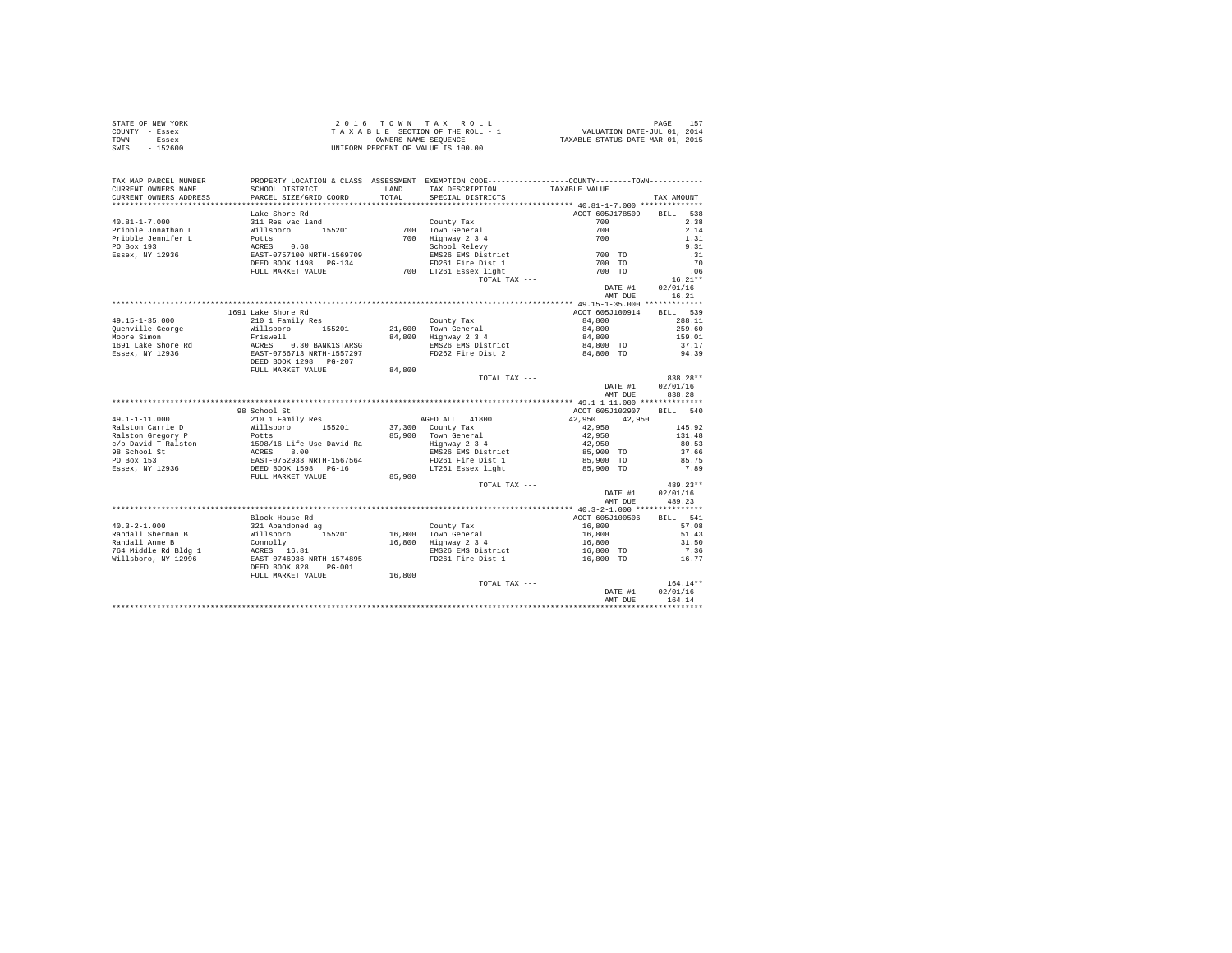STATE OF NEW YORK
COUNTY - Essex
TOWN - Essex
SWIS - 152600

2 0 1 6 T O W N T A X R O L L
T A X A B L E SECTION OF THE ROLL - 1
OWNERS NAME SEQUENCE
UNIFORM PERCENT OF VALUE IS 100.00

VALUATION DATE-JUL 01, 2014
TAXABLE STATUS DATE-MAR 01, 2015

| TAX MAP PARCEL NUMBER / CURRENT OWNERS NAME / CURRENT OWNERS ADDRESS | PROPERTY LOCATION & CLASS / SCHOOL DISTRICT / PARCEL SIZE/GRID COORD | ASSESSMENT LAND / TOTAL | EXEMPTION CODE / TAX DESCRIPTION / SPECIAL DISTRICTS | COUNTY / TOWN TAXABLE VALUE | TAX AMOUNT |
|---|---|---|---|---|---|
| **40.81-1-7.000** | Lake Shore Rd | | | ACCT 605J178509 | BILL 538 |
| Pribble Jonathan L | 311 Res vac land | | County Tax | 700 | 2.38 |
| Pribble Jennifer L | Willsboro 155201 | 700 | Town General | 700 | 2.14 |
| PO Box 193 | Potts | 700 | Highway 2 3 4 | 700 | 1.31 |
| Essex, NY 12936 | ACRES 0.68 | | School Relevy | | 9.31 |
| | EAST-0757100 NRTH-1569709 | | EMS26 EMS District | 700 TO | .31 |
| | DEED BOOK 1498 PG-134 | | FD261 Fire Dist 1 | 700 TO | .70 |
| | FULL MARKET VALUE | 700 | LT261 Essex light | 700 TO | .06 |
| | | | TOTAL TAX --- | | 16.21** |
| | | | | DATE #1 | 02/01/16 |
| | | | | AMT DUE | 16.21 |
| **49.15-1-35.000** | 1691 Lake Shore Rd | | | ACCT 605J100914 | BILL 539 |
| Quenville George | 210 1 Family Res | | County Tax | 84,800 | 288.11 |
| Moore Simon | Willsboro 155201 | 21,600 | Town General | 84,800 | 259.60 |
| 1691 Lake Shore Rd | Friswell | 84,800 | Highway 2 3 4 | 84,800 | 159.01 |
| Essex, NY 12936 | ACRES 0.30 BANK1STARSG | | EMS26 EMS District | 84,800 TO | 37.17 |
| | EAST-0756713 NRTH-1557297 | | FD262 Fire Dist 2 | 84,800 TO | 94.39 |
| | DEED BOOK 1298 PG-207 | | | | |
| | FULL MARKET VALUE | 84,800 | | | |
| | | | TOTAL TAX --- | | 838.28** |
| | | | | DATE #1 | 02/01/16 |
| | | | | AMT DUE | 838.28 |
| **49.1-1-11.000** | 98 School St | | | ACCT 605J102907 | BILL 540 |
| Ralston Carrie D | 210 1 Family Res | | AGED ALL 41800 | 42,950 42,950 | |
| Ralston Gregory P | Willsboro 155201 | 37,300 | County Tax | 42,950 | 145.92 |
| c/o David T Ralston | Potts | 85,900 | Town General | 42,950 | 131.48 |
| 98 School St | 1598/16 Life Use David Ra | | Highway 2 3 4 | 42,950 | 80.53 |
| PO Box 153 | ACRES 8.00 | | EMS26 EMS District | 85,900 TO | 37.66 |
| Essex, NY 12936 | EAST-0752933 NRTH-1567564 | | FD261 Fire Dist 1 | 85,900 TO | 85.75 |
| | DEED BOOK 1598 PG-16 | | LT261 Essex light | 85,900 TO | 7.89 |
| | FULL MARKET VALUE | 85,900 | | | |
| | | | TOTAL TAX --- | | 489.23** |
| | | | | DATE #1 | 02/01/16 |
| | | | | AMT DUE | 489.23 |
| **40.3-2-1.000** | Block House Rd | | | ACCT 605J100506 | BILL 541 |
| Randall Sherman B | 321 Abandoned ag | | County Tax | 16,800 | 57.08 |
| Randall Anne B | Willsboro 155201 | 16,800 | Town General | 16,800 | 51.43 |
| 764 Middle Rd Bldg 1 | Connolly | 16,800 | Highway 2 3 4 | 16,800 | 31.50 |
| Willsboro, NY 12996 | ACRES 16.81 | | EMS26 EMS District | 16,800 TO | 7.36 |
| | EAST-0746936 NRTH-1574895 | | FD261 Fire Dist 1 | 16,800 TO | 16.77 |
| | DEED BOOK 828 PG-001 | | | | |
| | FULL MARKET VALUE | 16,800 | | | |
| | | | TOTAL TAX --- | | 164.14** |
| | | | | DATE #1 | 02/01/16 |
| | | | | AMT DUE | 164.14 |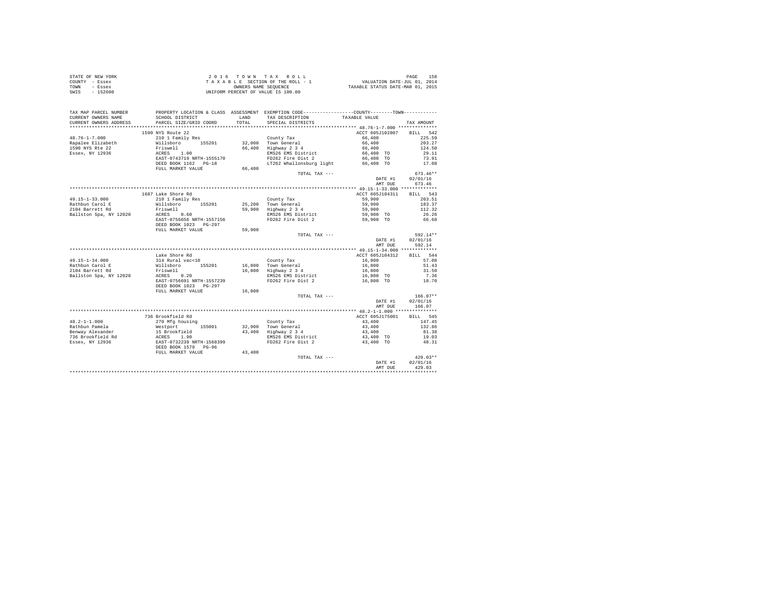STATE OF NEW YORK
COUNTY - Essex
TOWN - Essex
SWIS - 152600

2 0 1 6 T O W N T A X R O L L
T A X A B L E SECTION OF THE ROLL - 1
OWNERS NAME SEQUENCE
UNIFORM PERCENT OF VALUE IS 100.00

VALUATION DATE-JUL 01, 2014
TAXABLE STATUS DATE-MAR 01, 2015

| TAX MAP PARCEL NUMBER / CURRENT OWNERS NAME / CURRENT OWNERS ADDRESS | PROPERTY LOCATION & CLASS / SCHOOL DISTRICT / PARCEL SIZE/GRID COORD | ASSESSMENT LAND / TOTAL | EXEMPTION CODE / TAX DESCRIPTION / SPECIAL DISTRICTS | COUNTY--------TOWN TAXABLE VALUE | TAX AMOUNT |
|---|---|---|---|---|---|
| 48.76-1-7.000 | 1590 NYS Route 22 | | | ACCT 605J102807 | BILL 542 |
| Rapalee Elizabeth | 210 1 Family Res | | County Tax | 66,400 | 225.59 |
| 1590 NYS Rte 22 | Willsboro 155201 | 32,000 | Town General | 66,400 | 203.27 |
| Essex, NY 12936 | Friswell | 66,400 | Highway 2 3 4 | 66,400 | 124.50 |
| | ACRES 1.00 | | EMS26 EMS District | 66,400 TO | 29.11 |
| | EAST-0743719 NRTH-1555170 | | FD262 Fire Dist 2 | 66,400 TO | 73.91 |
| | DEED BOOK 1162 PG-18 | | LT262 Whallonsburg light | 66,400 TO | 17.08 |
| | FULL MARKET VALUE | 66,400 | | | |
| | | | TOTAL TAX --- | | 673.46** |
| | | | | DATE #1 | 02/01/16 |
| | | | | AMT DUE | 673.46 |
| 49.15-1-33.000 | 1687 Lake Shore Rd | | | ACCT 605J104311 | BILL 543 |
| Rathbun Carol E | 210 1 Family Res | | County Tax | 59,900 | 203.51 |
| 2104 Barrett Rd | Willsboro 155201 | 25,200 | Town General | 59,900 | 183.37 |
| Ballston Spa, NY 12020 | Friswell | 59,900 | Highway 2 3 4 | 59,900 | 112.32 |
| | ACRES 0.60 | | EMS26 EMS District | 59,900 TO | 26.26 |
| | EAST-0756656 NRTH-1557156 | | FD262 Fire Dist 2 | 59,900 TO | 66.68 |
| | DEED BOOK 1023 PG-297 | | | | |
| | FULL MARKET VALUE | 59,900 | | | |
| | | | TOTAL TAX --- | | 592.14** |
| | | | | DATE #1 | 02/01/16 |
| | | | | AMT DUE | 592.14 |
| 49.15-1-34.000 | Lake Shore Rd | | | ACCT 605J104312 | BILL 544 |
| Rathbun Carol E | 314 Rural vac<10 | | County Tax | 16,800 | 57.08 |
| 2104 Barrett Rd | Willsboro 155201 | 16,800 | Town General | 16,800 | 51.43 |
| Ballston Spa, NY 12020 | Friswell | 16,800 | Highway 2 3 4 | 16,800 | 31.50 |
| | ACRES 0.20 | | EMS26 EMS District | 16,800 TO | 7.36 |
| | EAST-0756691 NRTH-1557239 | | FD262 Fire Dist 2 | 16,800 TO | 18.70 |
| | DEED BOOK 1023 PG-297 | | | | |
| | FULL MARKET VALUE | 16,800 | | | |
| | | | TOTAL TAX --- | | 166.07** |
| | | | | DATE #1 | 02/01/16 |
| | | | | AMT DUE | 166.07 |
| 48.2-1-1.000 | 736 Brookfield Rd | | | ACCT 605J175001 | BILL 545 |
| Rathbun Pamela | 270 Mfg housing | | County Tax | 43,400 | 147.45 |
| Benway Alexander | Westport 155001 | 32,900 | Town General | 43,400 | 132.86 |
| 736 Brookfield Rd | 15 Brookfield | 43,400 | Highway 2 3 4 | 43,400 | 81.38 |
| Essex, NY 12936 | ACRES 1.90 | | EMS26 EMS District | 43,400 TO | 19.03 |
| | EAST-0732239 NRTH-1568399 | | FD262 Fire Dist 2 | 43,400 TO | 48.31 |
| | DEED BOOK 1579 PG-96 | | | | |
| | FULL MARKET VALUE | 43,400 | | | |
| | | | TOTAL TAX --- | | 429.03** |
| | | | | DATE #1 | 02/01/16 |
| | | | | AMT DUE | 429.03 |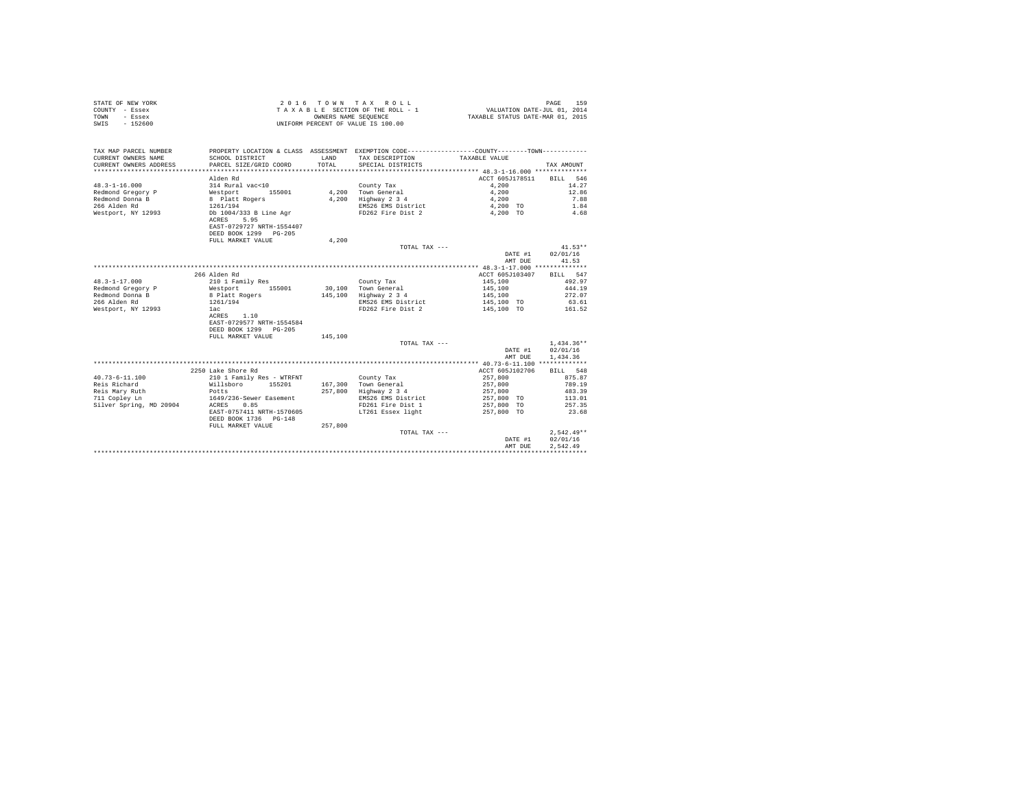STATE OF NEW YORK
COUNTY - Essex
TOWN - Essex
SWIS - 152600

2 0 1 6 T O W N T A X R O L L
T A X A B L E SECTION OF THE ROLL - 1
OWNERS NAME SEQUENCE
UNIFORM PERCENT OF VALUE IS 100.00

VALUATION DATE-JUL 01, 2014
TAXABLE STATUS DATE-MAR 01, 2015

| TAX MAP PARCEL NUMBER / CURRENT OWNERS NAME / CURRENT OWNERS ADDRESS | PROPERTY LOCATION & CLASS / SCHOOL DISTRICT / PARCEL SIZE/GRID COORD | ASSESSMENT LAND / TOTAL | EXEMPTION CODE / TAX DESCRIPTION / SPECIAL DISTRICTS | COUNTY--------TOWN / TAXABLE VALUE | TAX AMOUNT |
|---|---|---|---|---|---|
| **48.3-1-16.000** | Alden Rd | | | ACCT 605J178511 | BILL 546 |
| 48.3-1-16.000 | 314 Rural vac<10 | | County Tax | 4,200 | 14.27 |
| Redmond Gregory P | Westport 155001 | 4,200 | Town General | 4,200 | 12.86 |
| Redmond Donna B | 8 Platt Rogers | 4,200 | Highway 2 3 4 | 4,200 | 7.88 |
| 266 Alden Rd | 1261/194 | | EMS26 EMS District | 4,200 TO | 1.84 |
| Westport, NY 12993 | Db 1004/333 B Line Agr | | FD262 Fire Dist 2 | 4,200 TO | 4.68 |
| | ACRES 5.95 | | | | |
| | EAST-0729727 NRTH-1554407 | | | | |
| | DEED BOOK 1299 PG-205 | | | | |
| | FULL MARKET VALUE | 4,200 | | | |
| | | | TOTAL TAX --- | | 41.53** |
| | | | | DATE #1 | 02/01/16 |
| | | | | AMT DUE | 41.53 |
| **48.3-1-17.000** | 266 Alden Rd | | | ACCT 605J103407 | BILL 547 |
| 48.3-1-17.000 | 210 1 Family Res | | County Tax | 145,100 | 492.97 |
| Redmond Gregory P | Westport 155001 | 30,100 | Town General | 145,100 | 444.19 |
| Redmond Donna B | 8 Platt Rogers | 145,100 | Highway 2 3 4 | 145,100 | 272.07 |
| 266 Alden Rd | 1261/194 | | EMS26 EMS District | 145,100 TO | 63.61 |
| Westport, NY 12993 | 1ac | | FD262 Fire Dist 2 | 145,100 TO | 161.52 |
| | ACRES 1.10 | | | | |
| | EAST-0729577 NRTH-1554584 | | | | |
| | DEED BOOK 1299 PG-205 | | | | |
| | FULL MARKET VALUE | 145,100 | | | |
| | | | TOTAL TAX --- | | 1,434.36** |
| | | | | DATE #1 | 02/01/16 |
| | | | | AMT DUE | 1,434.36 |
| **40.73-6-11.100** | 2250 Lake Shore Rd | | | ACCT 605J102706 | BILL 548 |
| 40.73-6-11.100 | 210 1 Family Res - WTRFNT | | County Tax | 257,800 | 875.87 |
| Reis Richard | Willsboro 155201 | 167,300 | Town General | 257,800 | 789.19 |
| Reis Mary Ruth | Potts | 257,800 | Highway 2 3 4 | 257,800 | 483.39 |
| 711 Copley Ln | 1649/236-Sewer Easement | | EMS26 EMS District | 257,800 TO | 113.01 |
| Silver Spring, MD 20904 | ACRES 0.85 | | FD261 Fire Dist 1 | 257,800 TO | 257.35 |
| | EAST-0757411 NRTH-1570605 | | LT261 Essex light | 257,800 TO | 23.68 |
| | DEED BOOK 1736 PG-148 | | | | |
| | FULL MARKET VALUE | 257,800 | | | |
| | | | TOTAL TAX --- | | 2,542.49** |
| | | | | DATE #1 | 02/01/16 |
| | | | | AMT DUE | 2,542.49 |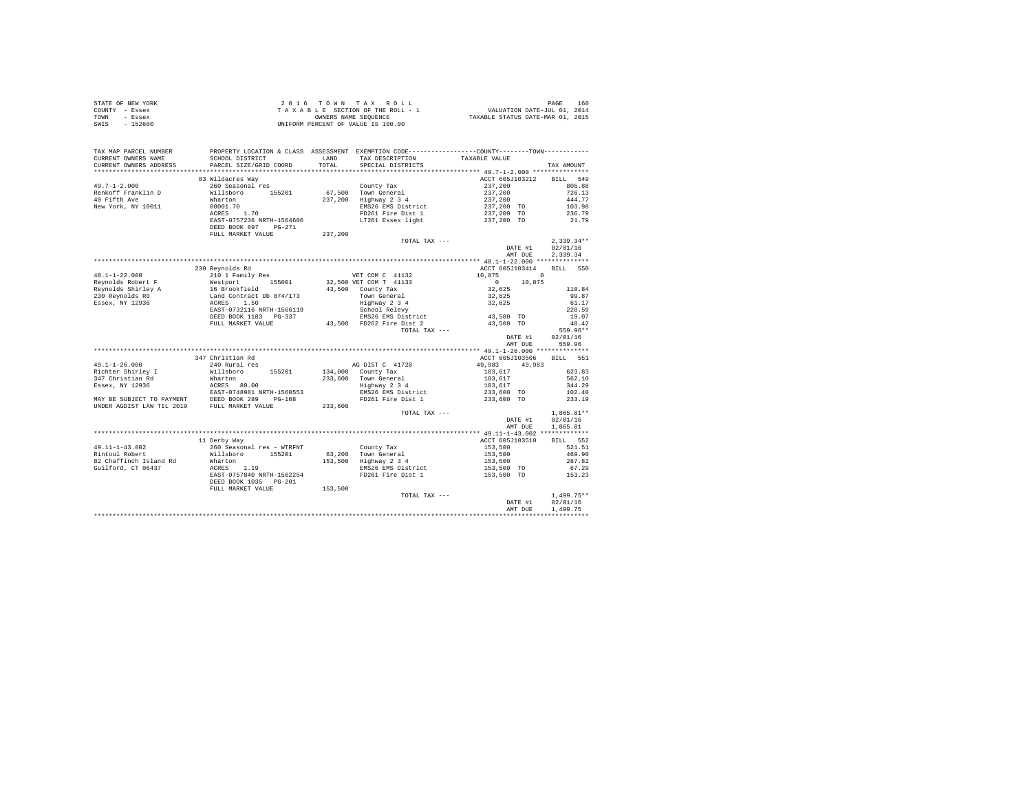STATE OF NEW YORK
COUNTY - Essex
TOWN - Essex
SWIS - 152600

2016 TOWN TAX ROLL
TAXABLE SECTION OF THE ROLL - 1
OWNERS NAME SEQUENCE
UNIFORM PERCENT OF VALUE IS 100.00

VALUATION DATE-JUL 01, 2014
TAXABLE STATUS DATE-MAR 01, 2015

| TAX MAP PARCEL NUMBER / CURRENT OWNERS NAME / CURRENT OWNERS ADDRESS | PROPERTY LOCATION & CLASS / SCHOOL DISTRICT / PARCEL SIZE/GRID COORD | ASSESSMENT LAND / TOTAL | EXEMPTION CODE / TAX DESCRIPTION / SPECIAL DISTRICTS | COUNTY / TOWN TAXABLE VALUE | TAX AMOUNT |
|---|---|---|---|---|---|
| **49.7-1-2.000** | 83 Wildacres Way | | | ACCT 605J103212 | BILL 549 |
| 49.7-1-2.000 | 260 Seasonal res | | County Tax | 237,200 | 805.88 |
| Renkoff Franklin D | Willsboro 155201 | 67,500 | Town General | 237,200 | 726.13 |
| 40 Fifth Ave | Wharton | 237,200 | Highway 2 3 4 | 237,200 | 444.77 |
| New York, NY 10011 | 00001.70 | | EMS26 EMS District | 237,200 TO | 103.98 |
| | ACRES 1.70 | | FD261 Fire Dist 1 | 237,200 TO | 236.79 |
| | EAST-0757236 NRTH-1564606 | | LT261 Essex light | 237,200 TO | 21.79 |
| | DEED BOOK 897 PG-271 | | | | |
| | FULL MARKET VALUE | 237,200 | | | |
| | | | TOTAL TAX --- | | 2,339.34** |
| | | | | DATE #1 | 02/01/16 |
| | | | | AMT DUE | 2,339.34 |
| **48.1-1-22.000** | 230 Reynolds Rd | | | ACCT 605J103414 | BILL 550 |
| 48.1-1-22.000 | 210 1 Family Res | | VET COM C 41132 | 10,875 / 0 | |
| Reynolds Robert F | Westport 155001 | 32,500 | VET COM T 41133 | 0 / 10,875 | |
| Reynolds Shirley A | 16 Brookfield | 43,500 | County Tax | 32,625 | 110.84 |
| 230 Reynolds Rd | Land Contract Db 874/173 | | Town General | 32,625 | 99.87 |
| Essex, NY 12936 | ACRES 1.50 | | Highway 2 3 4 | 32,625 | 61.17 |
| | EAST-0732116 NRTH-1566119 | | School Relevy | | 220.59 |
| | DEED BOOK 1183 PG-337 | | EMS26 EMS District | 43,500 TO | 19.07 |
| | FULL MARKET VALUE | 43,500 | FD262 Fire Dist 2 | 43,500 TO | 48.42 |
| | | | TOTAL TAX --- | | 559.96** |
| | | | | DATE #1 | 02/01/16 |
| | | | | AMT DUE | 559.96 |
| **49.1-1-26.000** | 347 Christian Rd | | | ACCT 605J103506 | BILL 551 |
| 49.1-1-26.000 | 240 Rural res | | AG DIST C 41720 | 49,983 / 49,983 | |
| Richter Shirley I | Willsboro 155201 | 134,000 | County Tax | 183,617 | 623.83 |
| 347 Christian Rd | Wharton | 233,600 | Town General | 183,617 | 562.10 |
| Essex, NY 12936 | ACRES 80.00 | | Highway 2 3 4 | 183,617 | 344.29 |
| | EAST-0748981 NRTH-1560553 | | EMS26 EMS District | 233,600 TO | 102.40 |
| MAY BE SUBJECT TO PAYMENT | DEED BOOK 289 PG-108 | | FD261 Fire Dist 1 | 233,600 TO | 233.19 |
| UNDER AGDIST LAW TIL 2019 | FULL MARKET VALUE | 233,600 | | | |
| | | | TOTAL TAX --- | | 1,865.81** |
| | | | | DATE #1 | 02/01/16 |
| | | | | AMT DUE | 1,865.81 |
| **49.11-1-43.002** | 11 Derby Way | | | ACCT 605J103510 | BILL 552 |
| 49.11-1-43.002 | 260 Seasonal res - WTRFNT | | County Tax | 153,500 | 521.51 |
| Rintoul Robert | Willsboro 155201 | 63,200 | Town General | 153,500 | 469.90 |
| 82 Chaffinch Island Rd | Wharton | 153,500 | Highway 2 3 4 | 153,500 | 287.82 |
| Guilford, CT 06437 | ACRES 1.19 | | EMS26 EMS District | 153,500 TO | 67.29 |
| | EAST-0757840 NRTH-1562254 | | FD261 Fire Dist 1 | 153,500 TO | 153.23 |
| | DEED BOOK 1035 PG-201 | | | | |
| | FULL MARKET VALUE | 153,500 | | | |
| | | | TOTAL TAX --- | | 1,499.75** |
| | | | | DATE #1 | 02/01/16 |
| | | | | AMT DUE | 1,499.75 |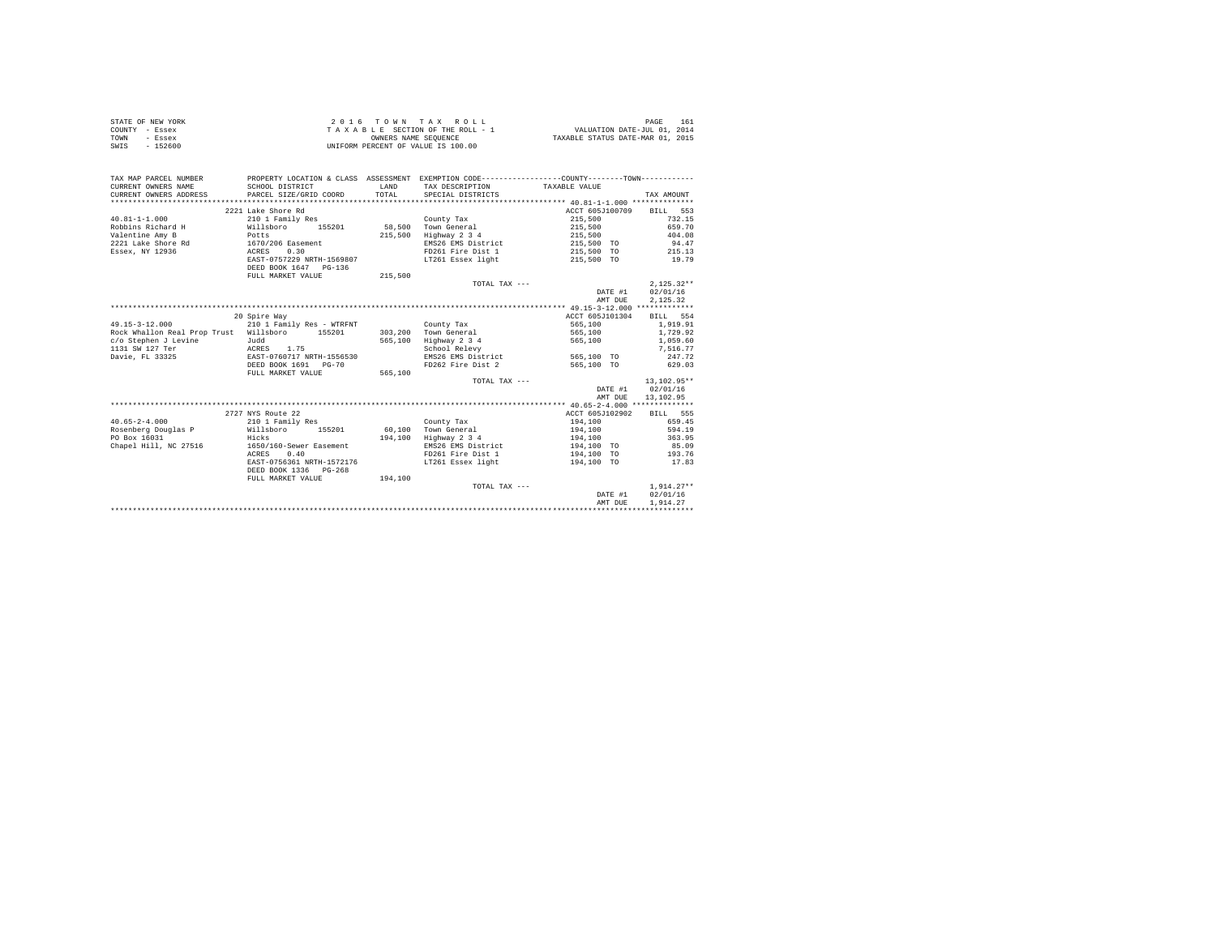STATE OF NEW YORK
COUNTY - Essex
TOWN - Essex
SWIS - 152600

2 0 1 6 T O W N T A X R O L L
T A X A B L E SECTION OF THE ROLL - 1
OWNERS NAME SEQUENCE
UNIFORM PERCENT OF VALUE IS 100.00

VALUATION DATE-JUL 01, 2014
TAXABLE STATUS DATE-MAR 01, 2015

| TAX MAP PARCEL NUMBER / CURRENT OWNERS NAME / CURRENT OWNERS ADDRESS | PROPERTY LOCATION & CLASS / SCHOOL DISTRICT / PARCEL SIZE/GRID COORD | ASSESSMENT LAND / TOTAL | EXEMPTION CODE / TAX DESCRIPTION / SPECIAL DISTRICTS | COUNTY--------TOWN TAXABLE VALUE | TAX AMOUNT |
|---|---|---|---|---|---|
| 40.81-1-1.000 | 2221 Lake Shore Rd | | | ACCT 605J100709 | BILL 553 |
| | 210 1 Family Res | | County Tax | 215,500 | 732.15 |
| Robbins Richard H | Willsboro 155201 | 58,500 | Town General | 215,500 | 659.70 |
| Valentine Amy B | Potts | 215,500 | Highway 2 3 4 | 215,500 | 404.08 |
| 2221 Lake Shore Rd | 1670/206 Easement | | EMS26 EMS District | 215,500 TO | 94.47 |
| Essex, NY 12936 | ACRES 0.30 | | FD261 Fire Dist 1 | 215,500 TO | 215.13 |
| | EAST-0757229 NRTH-1569807 | | LT261 Essex light | 215,500 TO | 19.79 |
| | DEED BOOK 1647 PG-136 | | | | |
| | FULL MARKET VALUE | 215,500 | | | |
| | | | TOTAL TAX --- | | 2,125.32** |
| | | | | DATE #1 | 02/01/16 |
| | | | | AMT DUE | 2,125.32 |
| 49.15-3-12.000 | 20 Spire Way | | | ACCT 605J101304 | BILL 554 |
| | 210 1 Family Res - WTRFNT | | County Tax | 565,100 | 1,919.91 |
| Rock Whallon Real Prop Trust | Willsboro 155201 | 303,200 | Town General | 565,100 | 1,729.92 |
| c/o Stephen J Levine | Judd | 565,100 | Highway 2 3 4 | 565,100 | 1,059.60 |
| 1131 SW 127 Ter | ACRES 1.75 | | School Relevy | | 7,516.77 |
| Davie, FL 33325 | EAST-0760717 NRTH-1556530 | | EMS26 EMS District | 565,100 TO | 247.72 |
| | DEED BOOK 1691 PG-70 | | FD262 Fire Dist 2 | 565,100 TO | 629.03 |
| | FULL MARKET VALUE | 565,100 | | | |
| | | | TOTAL TAX --- | | 13,102.95** |
| | | | | DATE #1 | 02/01/16 |
| | | | | AMT DUE | 13,102.95 |
| 40.65-2-4.000 | 2727 NYS Route 22 | | | ACCT 605J102902 | BILL 555 |
| | 210 1 Family Res | | County Tax | 194,100 | 659.45 |
| Rosenberg Douglas P | Willsboro 155201 | 60,100 | Town General | 194,100 | 594.19 |
| PO Box 16031 | Hicks | 194,100 | Highway 2 3 4 | 194,100 | 363.95 |
| Chapel Hill, NC 27516 | 1650/160-Sewer Easement | | EMS26 EMS District | 194,100 TO | 85.09 |
| | ACRES 0.40 | | FD261 Fire Dist 1 | 194,100 TO | 193.76 |
| | EAST-0756361 NRTH-1572176 | | LT261 Essex light | 194,100 TO | 17.83 |
| | DEED BOOK 1336 PG-268 | | | | |
| | FULL MARKET VALUE | 194,100 | | | |
| | | | TOTAL TAX --- | | 1,914.27** |
| | | | | DATE #1 | 02/01/16 |
| | | | | AMT DUE | 1,914.27 |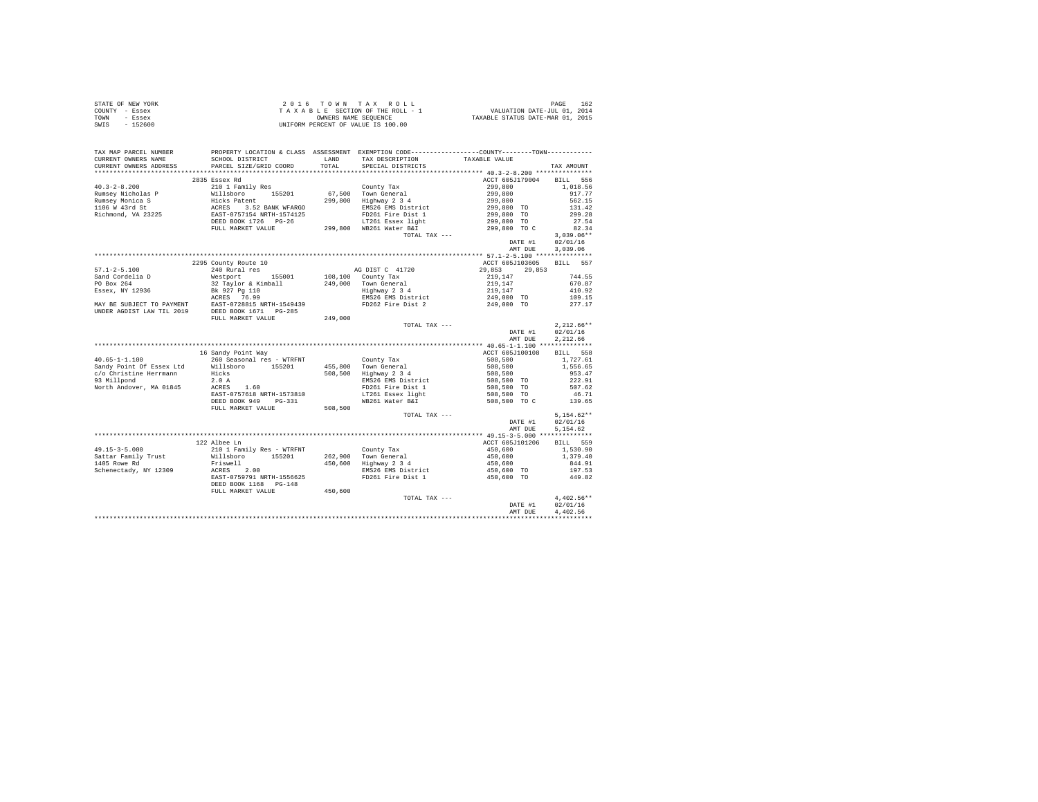STATE OF NEW YORK
COUNTY - Essex
TOWN - Essex
SWIS - 152600

2 0 1 6 T O W N T A X R O L L
T A X A B L E SECTION OF THE ROLL - 1
OWNERS NAME SEQUENCE
UNIFORM PERCENT OF VALUE IS 100.00

VALUATION DATE-JUL 01, 2014
TAXABLE STATUS DATE-MAR 01, 2015

| TAX MAP PARCEL NUMBER / CURRENT OWNERS NAME / CURRENT OWNERS ADDRESS | PROPERTY LOCATION & CLASS / SCHOOL DISTRICT / PARCEL SIZE/GRID COORD | ASSESSMENT LAND / TOTAL | EXEMPTION CODE / TAX DESCRIPTION / SPECIAL DISTRICTS | COUNTY / TOWN TAXABLE VALUE | TAX AMOUNT |
|---|---|---|---|---|---|
| 40.3-2-8.200 | 2835 Essex Rd | | | ACCT 605J179004 | BILL 556 |
| Rumsey Nicholas P | 210 1 Family Res | | County Tax | 299,800 | 1,018.56 |
| Rumsey Monica S | Willsboro 155201 | 67,500 | Town General | 299,800 | 917.77 |
| 1106 W 43rd St | Hicks Patent | 299,800 | Highway 2 3 4 | 299,800 | 562.15 |
| Richmond, VA 23225 | ACRES 3.52 BANK WFARGO | | EMS26 EMS District | 299,800 TO | 131.42 |
| | EAST-0757154 NRTH-1574125 | | FD261 Fire Dist 1 | 299,800 TO | 299.28 |
| | DEED BOOK 1726 PG-26 | | LT261 Essex light | 299,800 TO | 27.54 |
| | FULL MARKET VALUE | 299,800 | WB261 Water B&I | 299,800 TO C | 82.34 |
| | | | TOTAL TAX --- | | 3,039.06** |
| | | | | DATE #1 | 02/01/16 |
| | | | | AMT DUE | 3,039.06 |
| 57.1-2-5.100 | 2295 County Route 10 | | | ACCT 605J103605 | BILL 557 |
| Sand Cordelia D | 240 Rural res | | AG DIST C 41720 | 29,853 29,853 | |
| PO Box 264 | Westport 155001 | 108,100 | County Tax | 219,147 | 744.55 |
| Essex, NY 12936 | 32 Taylor & Kimball | 249,000 | Town General | 219,147 | 670.87 |
| | Bk 927 Pg 110 | | Highway 2 3 4 | 219,147 | 410.92 |
| | ACRES 76.99 | | EMS26 EMS District | 249,000 TO | 109.15 |
| MAY BE SUBJECT TO PAYMENT | EAST-0728815 NRTH-1549439 | | FD262 Fire Dist 2 | 249,000 TO | 277.17 |
| UNDER AGDIST LAW TIL 2019 | DEED BOOK 1671 PG-285 | | | | |
| | FULL MARKET VALUE | 249,000 | | | |
| | | | TOTAL TAX --- | | 2,212.66** |
| | | | | DATE #1 | 02/01/16 |
| | | | | AMT DUE | 2,212.66 |
| 40.65-1-1.100 | 16 Sandy Point Way | | | ACCT 605J100108 | BILL 558 |
| Sandy Point Of Essex Ltd | 260 Seasonal res - WTRFNT | | County Tax | 508,500 | 1,727.61 |
| c/o Christine Herrmann | Willsboro 155201 | 455,800 | Town General | 508,500 | 1,556.65 |
| 93 Millpond | Hicks | 508,500 | Highway 2 3 4 | 508,500 | 953.47 |
| North Andover, MA 01845 | 2.0 A | | EMS26 EMS District | 508,500 TO | 222.91 |
| | ACRES 1.60 | | FD261 Fire Dist 1 | 508,500 TO | 507.62 |
| | EAST-0757618 NRTH-1573810 | | LT261 Essex light | 508,500 TO | 46.71 |
| | DEED BOOK 949 PG-331 | | WB261 Water B&I | 508,500 TO C | 139.65 |
| | FULL MARKET VALUE | 508,500 | | | |
| | | | TOTAL TAX --- | | 5,154.62** |
| | | | | DATE #1 | 02/01/16 |
| | | | | AMT DUE | 5,154.62 |
| 49.15-3-5.000 | 122 Albee Ln | | | ACCT 605J101206 | BILL 559 |
| Sattar Family Trust | 210 1 Family Res - WTRFNT | | County Tax | 450,600 | 1,530.90 |
| 1405 Rowe Rd | Willsboro 155201 | 262,900 | Town General | 450,600 | 1,379.40 |
| Schenectady, NY 12309 | Friswell | 450,600 | Highway 2 3 4 | 450,600 | 844.91 |
| | ACRES 2.00 | | EMS26 EMS District | 450,600 TO | 197.53 |
| | EAST-0759791 NRTH-1556625 | | FD261 Fire Dist 1 | 450,600 TO | 449.82 |
| | DEED BOOK 1168 PG-148 | | | | |
| | FULL MARKET VALUE | 450,600 | | | |
| | | | TOTAL TAX --- | | 4,402.56** |
| | | | | DATE #1 | 02/01/16 |
| | | | | AMT DUE | 4,402.56 |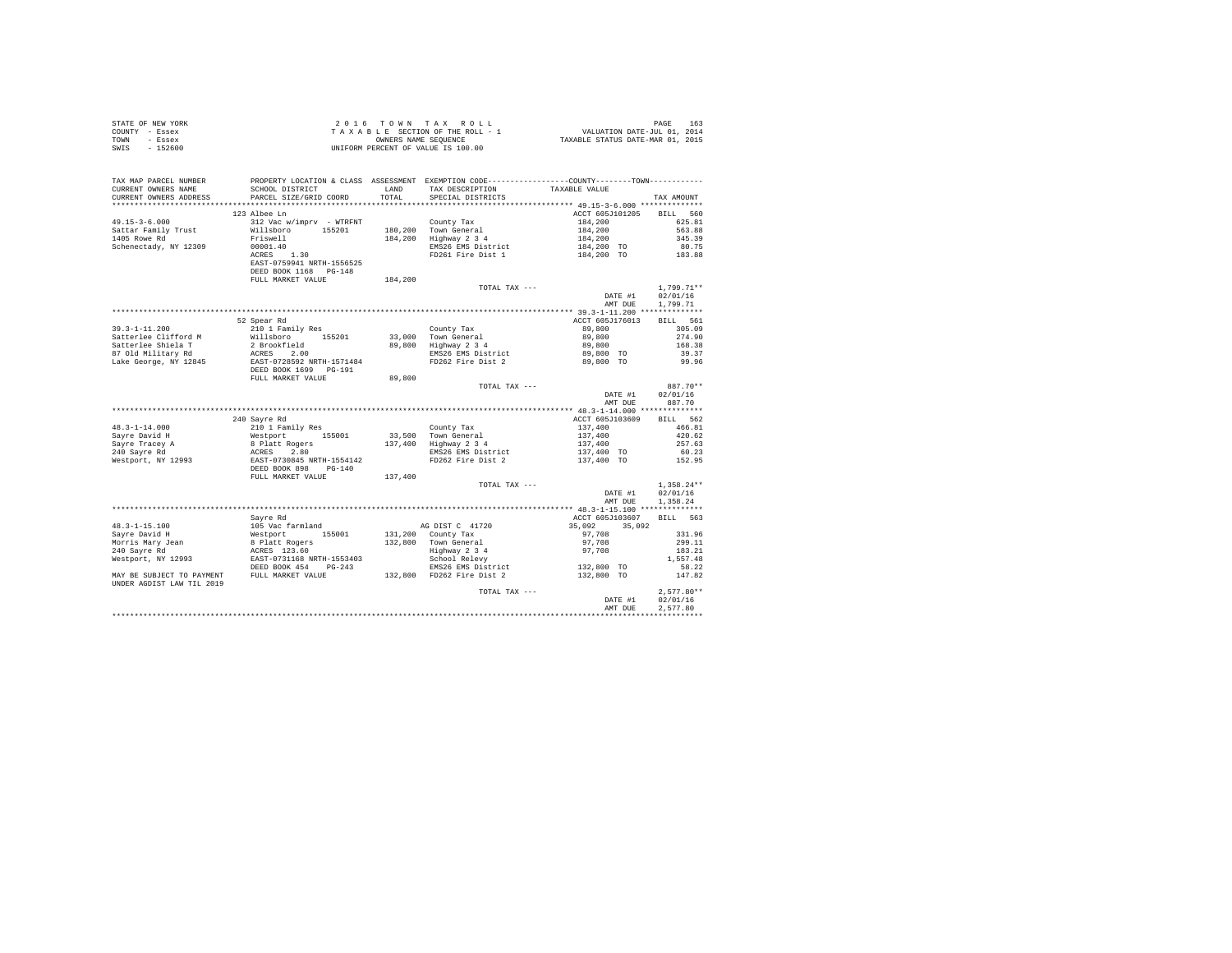STATE OF NEW YORK
COUNTY - Essex
TOWN - Essex
SWIS - 152600

2 0 1 6 T O W N T A X R O L L
T A X A B L E SECTION OF THE ROLL - 1
OWNERS NAME SEQUENCE
UNIFORM PERCENT OF VALUE IS 100.00

VALUATION DATE-JUL 01, 2014
TAXABLE STATUS DATE-MAR 01, 2015

| TAX MAP PARCEL NUMBER / CURRENT OWNERS NAME / CURRENT OWNERS ADDRESS | PROPERTY LOCATION & CLASS / SCHOOL DISTRICT / PARCEL SIZE/GRID COORD | ASSESSMENT LAND / TOTAL | EXEMPTION CODE / TAX DESCRIPTION / SPECIAL DISTRICTS | COUNTY / TOWN TAXABLE VALUE | TAX AMOUNT |
|---|---|---|---|---|---|
| **49.15-3-6.000** | 123 Albee Ln | | | ACCT 605J101205 | BILL 560 |
| 49.15-3-6.000 | 312 Vac w/imprv - WTRFNT | | County Tax | 184,200 | 625.81 |
| Sattar Family Trust | Willsboro 155201 | 180,200 | Town General | 184,200 | 563.88 |
| 1405 Rowe Rd | Friswell | 184,200 | Highway 2 3 4 | 184,200 | 345.39 |
| Schenectady, NY 12309 | 00001.40 | | EMS26 EMS District | 184,200 TO | 80.75 |
| | ACRES 1.30 | | FD261 Fire Dist 1 | 184,200 TO | 183.88 |
| | EAST-0759941 NRTH-1556525 | | | | |
| | DEED BOOK 1168 PG-148 | | | | |
| | FULL MARKET VALUE | 184,200 | | | |
| | | | TOTAL TAX --- | | 1,799.71** |
| | | | | DATE #1 | 02/01/16 |
| | | | | AMT DUE | 1,799.71 |
| **39.3-1-11.200** | 52 Spear Rd | | | ACCT 605J176013 | BILL 561 |
| 39.3-1-11.200 | 210 1 Family Res | | County Tax | 89,800 | 305.09 |
| Satterlee Clifford M | Willsboro 155201 | 33,000 | Town General | 89,800 | 274.90 |
| Satterlee Shiela T | 2 Brookfield | 89,800 | Highway 2 3 4 | 89,800 | 168.38 |
| 87 Old Military Rd | ACRES 2.00 | | EMS26 EMS District | 89,800 TO | 39.37 |
| Lake George, NY 12845 | EAST-0728592 NRTH-1571484 | | FD262 Fire Dist 2 | 89,800 TO | 99.96 |
| | DEED BOOK 1699 PG-191 | | | | |
| | FULL MARKET VALUE | 89,800 | | | |
| | | | TOTAL TAX --- | | 887.70** |
| | | | | DATE #1 | 02/01/16 |
| | | | | AMT DUE | 887.70 |
| **48.3-1-14.000** | 240 Sayre Rd | | | ACCT 605J103609 | BILL 562 |
| 48.3-1-14.000 | 210 1 Family Res | | County Tax | 137,400 | 466.81 |
| Sayre David H | Westport 155001 | 33,500 | Town General | 137,400 | 420.62 |
| Sayre Tracey A | 8 Platt Rogers | 137,400 | Highway 2 3 4 | 137,400 | 257.63 |
| 240 Sayre Rd | ACRES 2.80 | | EMS26 EMS District | 137,400 TO | 60.23 |
| Westport, NY 12993 | EAST-0730845 NRTH-1554142 | | FD262 Fire Dist 2 | 137,400 TO | 152.95 |
| | DEED BOOK 898 PG-140 | | | | |
| | FULL MARKET VALUE | 137,400 | | | |
| | | | TOTAL TAX --- | | 1,358.24** |
| | | | | DATE #1 | 02/01/16 |
| | | | | AMT DUE | 1,358.24 |
| **48.3-1-15.100** | Sayre Rd | | | ACCT 605J103607 | BILL 563 |
| 48.3-1-15.100 | 105 Vac farmland | | AG DIST C 41720 | 35,092 35,092 | |
| Sayre David H | Westport 155001 | 131,200 | County Tax | 97,708 | 331.96 |
| Morris Mary Jean | 8 Platt Rogers | 132,800 | Town General | 97,708 | 299.11 |
| 240 Sayre Rd | ACRES 123.60 | | Highway 2 3 4 | 97,708 | 183.21 |
| Westport, NY 12993 | EAST-0731168 NRTH-1553403 | | School Relevy | | 1,557.48 |
| | DEED BOOK 454 PG-243 | | EMS26 EMS District | 132,800 TO | 58.22 |
| MAY BE SUBJECT TO PAYMENT | FULL MARKET VALUE | 132,800 | FD262 Fire Dist 2 | 132,800 TO | 147.82 |
| UNDER AGDIST LAW TIL 2019 | | | | | |
| | | | TOTAL TAX --- | | 2,577.80** |
| | | | | DATE #1 | 02/01/16 |
| | | | | AMT DUE | 2,577.80 |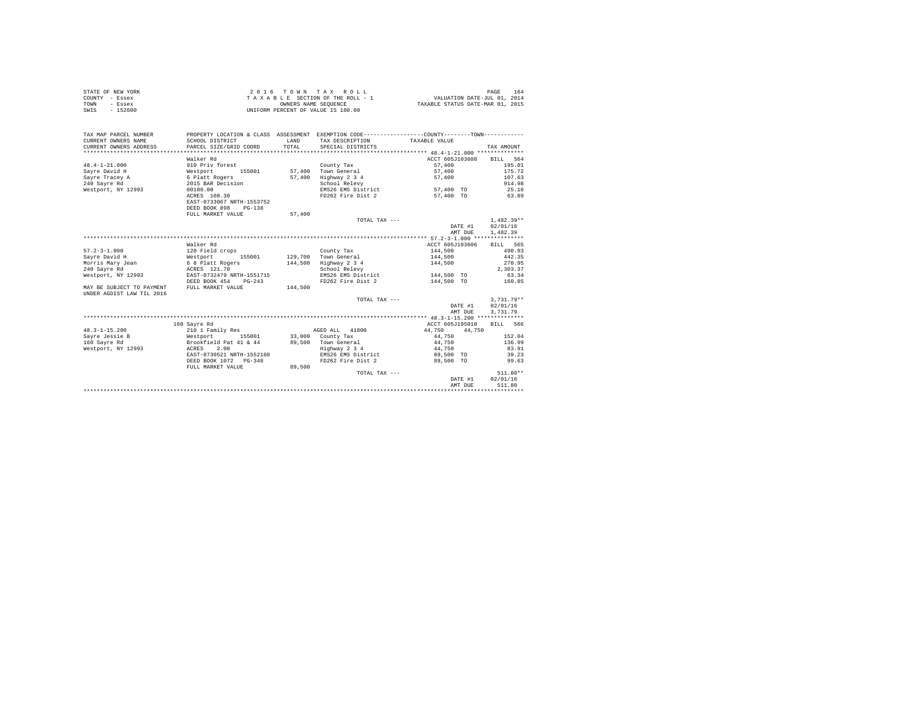STATE OF NEW YORK
COUNTY - Essex
TOWN - Essex
SWIS - 152600

2 0 1 6 T O W N T A X R O L L
T A X A B L E SECTION OF THE ROLL - 1
OWNERS NAME SEQUENCE
UNIFORM PERCENT OF VALUE IS 100.00

VALUATION DATE-JUL 01, 2014
TAXABLE STATUS DATE-MAR 01, 2015

| TAX MAP PARCEL NUMBER / CURRENT OWNERS NAME / CURRENT OWNERS ADDRESS | PROPERTY LOCATION & CLASS / SCHOOL DISTRICT / PARCEL SIZE/GRID COORD | ASSESSMENT LAND / TOTAL | EXEMPTION CODE / TAX DESCRIPTION / SPECIAL DISTRICTS | COUNTY / TOWN TAXABLE VALUE | TAX AMOUNT |
|---|---|---|---|---|---|
| **48.4-1-21.000** | Walker Rd | | | ACCT 605J103608 | BILL 564 |
| Sayre David H | 910 Priv forest | | County Tax | 57,400 | 195.01 |
| Sayre Tracey A | Westport 155001 | 57,400 | Town General | 57,400 | 175.72 |
| 240 Sayre Rd | 6 Platt Rogers | 57,400 | Highway 2 3 4 | 57,400 | 107.63 |
| Westport, NY 12993 | 2015 BAR Decision | | School Relevy | | 914.98 |
| | 00100.00 | | EMS26 EMS District | 57,400 TO | 25.16 |
| | ACRES 108.30 | | FD262 Fire Dist 2 | 57,400 TO | 63.89 |
| | EAST-0733067 NRTH-1553752 | | | | |
| | DEED BOOK 898 PG-138 | | | | |
| | FULL MARKET VALUE | 57,400 | | | |
| | | | TOTAL TAX --- | | 1,482.39** |
| | | | | DATE #1 | 02/01/16 |
| | | | | AMT DUE | 1,482.39 |
| **57.2-3-1.000** | Walker Rd | | | ACCT 605J103606 | BILL 565 |
| Sayre David H | 120 Field crops | | County Tax | 144,500 | 490.93 |
| Morris Mary Jean | Westport 155001 | 129,700 | Town General | 144,500 | 442.35 |
| 240 Sayre Rd | 6 8 Platt Rogers | 144,500 | Highway 2 3 4 | 144,500 | 270.95 |
| Westport, NY 12993 | ACRES 121.70 | | School Relevy | | 2,303.37 |
| | EAST-0732479 NRTH-1551715 | | EMS26 EMS District | 144,500 TO | 63.34 |
| | DEED BOOK 454 PG-243 | | FD262 Fire Dist 2 | 144,500 TO | 160.85 |
| MAY BE SUBJECT TO PAYMENT UNDER AGDIST LAW TIL 2016 | FULL MARKET VALUE | 144,500 | | | |
| | | | TOTAL TAX --- | | 3,731.79** |
| | | | | DATE #1 | 02/01/16 |
| | | | | AMT DUE | 3,731.79 |
| **48.3-1-15.200** | 160 Sayre Rd | | | ACCT 605J195010 | BILL 566 |
| Sayre Jessie B | 210 1 Family Res | | AGED ALL 41800 | 44,750 44,750 | |
| 160 Sayre Rd | Westport 155001 | 33,000 | County Tax | 44,750 | 152.04 |
| Westport, NY 12993 | Brookfield Pat 41 & 44 | 89,500 | Town General | 44,750 | 136.99 |
| | ACRES 2.00 | | Highway 2 3 4 | 44,750 | 83.91 |
| | EAST-0730521 NRTH-1552160 | | EMS26 EMS District | 89,500 TO | 39.23 |
| | DEED BOOK 1072 PG-348 | | FD262 Fire Dist 2 | 89,500 TO | 99.63 |
| | FULL MARKET VALUE | 89,500 | | | |
| | | | TOTAL TAX --- | | 511.80** |
| | | | | DATE #1 | 02/01/16 |
| | | | | AMT DUE | 511.80 |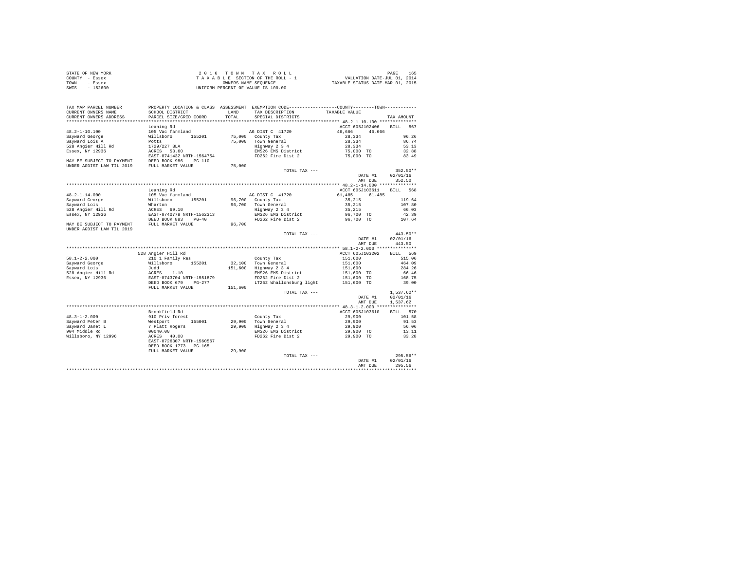STATE OF NEW YORK
COUNTY - Essex
TOWN - Essex
SWIS - 152600

2 0 1 6 T O W N T A X R O L L
T A X A B L E SECTION OF THE ROLL - 1
OWNERS NAME SEQUENCE
UNIFORM PERCENT OF VALUE IS 100.00

VALUATION DATE-JUL 01, 2014
TAXABLE STATUS DATE-MAR 01, 2015

| TAX MAP PARCEL NUMBER / CURRENT OWNERS NAME / CURRENT OWNERS ADDRESS | PROPERTY LOCATION & CLASS / SCHOOL DISTRICT / PARCEL SIZE/GRID COORD | ASSESSMENT LAND / TOTAL | EXEMPTION CODE / TAX DESCRIPTION / SPECIAL DISTRICTS | COUNTY / TAXABLE VALUE | TOWN | TAX AMOUNT |
|---|---|---|---|---|---|---|
| **48.2-1-10.100** | Leaning Rd | | | ACCT 605J102406 | | BILL 567 |
| 48.2-1-10.100 | 105 Vac farmland | | AG DIST C 41720 | 46,666 | 46,666 | |
| Sayward George | Willsboro 155201 | 75,000 | County Tax | 28,334 | | 96.26 |
| Sayward Lois A | Potts | 75,000 | Town General | 28,334 | | 86.74 |
| 528 Angier Hill Rd | 1729/227 BLA | | Highway 2 3 4 | 28,334 | | 53.13 |
| Essex, NY 12936 | ACRES 53.60 | | EMS26 EMS District | 75,000 TO | | 32.88 |
| | EAST-0741432 NRTH-1564754 | | FD262 Fire Dist 2 | 75,000 TO | | 83.49 |
| MAY BE SUBJECT TO PAYMENT | DEED BOOK 986 PG-110 | | | | | |
| UNDER AGDIST LAW TIL 2019 | FULL MARKET VALUE | 75,000 | | | | |
| | | | TOTAL TAX --- | | | 352.50** |
| | | | | DATE #1 | | 02/01/16 |
| | | | | AMT DUE | | 352.50 |
| **48.2-1-14.000** | Leaning Rd | | | ACCT 605J103611 | | BILL 568 |
| 48.2-1-14.000 | 105 Vac farmland | | AG DIST C 41720 | 61,485 | 61,485 | |
| Sayward George | Willsboro 155201 | 96,700 | County Tax | 35,215 | | 119.64 |
| Sayward Lois | Wharton | 96,700 | Town General | 35,215 | | 107.80 |
| 528 Angier Hill Rd | ACRES 69.10 | | Highway 2 3 4 | 35,215 | | 66.03 |
| Essex, NY 12936 | EAST-0740778 NRTH-1562313 | | EMS26 EMS District | 96,700 TO | | 42.39 |
| | DEED BOOK 883 PG-40 | | FD262 Fire Dist 2 | 96,700 TO | | 107.64 |
| MAY BE SUBJECT TO PAYMENT | FULL MARKET VALUE | 96,700 | | | | |
| UNDER AGDIST LAW TIL 2019 | | | | | | |
| | | | TOTAL TAX --- | | | 443.50** |
| | | | | DATE #1 | | 02/01/16 |
| | | | | AMT DUE | | 443.50 |
| **58.1-2-2.000** | 528 Angier Hill Rd | | | ACCT 605J103202 | | BILL 569 |
| 58.1-2-2.000 | 210 1 Family Res | | County Tax | 151,600 | | 515.06 |
| Sayward George | Willsboro 155201 | 32,100 | Town General | 151,600 | | 464.09 |
| Sayward Lois | Judd | 151,600 | Highway 2 3 4 | 151,600 | | 284.26 |
| 528 Angier Hill Rd | ACRES 1.10 | | EMS26 EMS District | 151,600 TO | | 66.46 |
| Essex, NY 12936 | EAST-0743704 NRTH-1551879 | | FD262 Fire Dist 2 | 151,600 TO | | 168.75 |
| | DEED BOOK 679 PG-277 | | LT262 Whallonsburg light | 151,600 TO | | 39.00 |
| | FULL MARKET VALUE | 151,600 | | | | |
| | | | TOTAL TAX --- | | | 1,537.62** |
| | | | | DATE #1 | | 02/01/16 |
| | | | | AMT DUE | | 1,537.62 |
| **48.3-1-2.000** | Brookfield Rd | | | ACCT 605J103610 | | BILL 570 |
| 48.3-1-2.000 | 910 Priv forest | | County Tax | 29,900 | | 101.58 |
| Sayward Peter B | Westport 155001 | 29,900 | Town General | 29,900 | | 91.53 |
| Sayward Janet L | 7 Platt Rogers | 29,900 | Highway 2 3 4 | 29,900 | | 56.06 |
| 904 Middle Rd | 00040.00 | | EMS26 EMS District | 29,900 TO | | 13.11 |
| Willsboro, NY 12996 | ACRES 40.00 | | FD262 Fire Dist 2 | 29,900 TO | | 33.28 |
| | EAST-0726307 NRTH-1560567 | | | | | |
| | DEED BOOK 1773 PG-165 | | | | | |
| | FULL MARKET VALUE | 29,900 | | | | |
| | | | TOTAL TAX --- | | | 295.56** |
| | | | | DATE #1 | | 02/01/16 |
| | | | | AMT DUE | | 295.56 |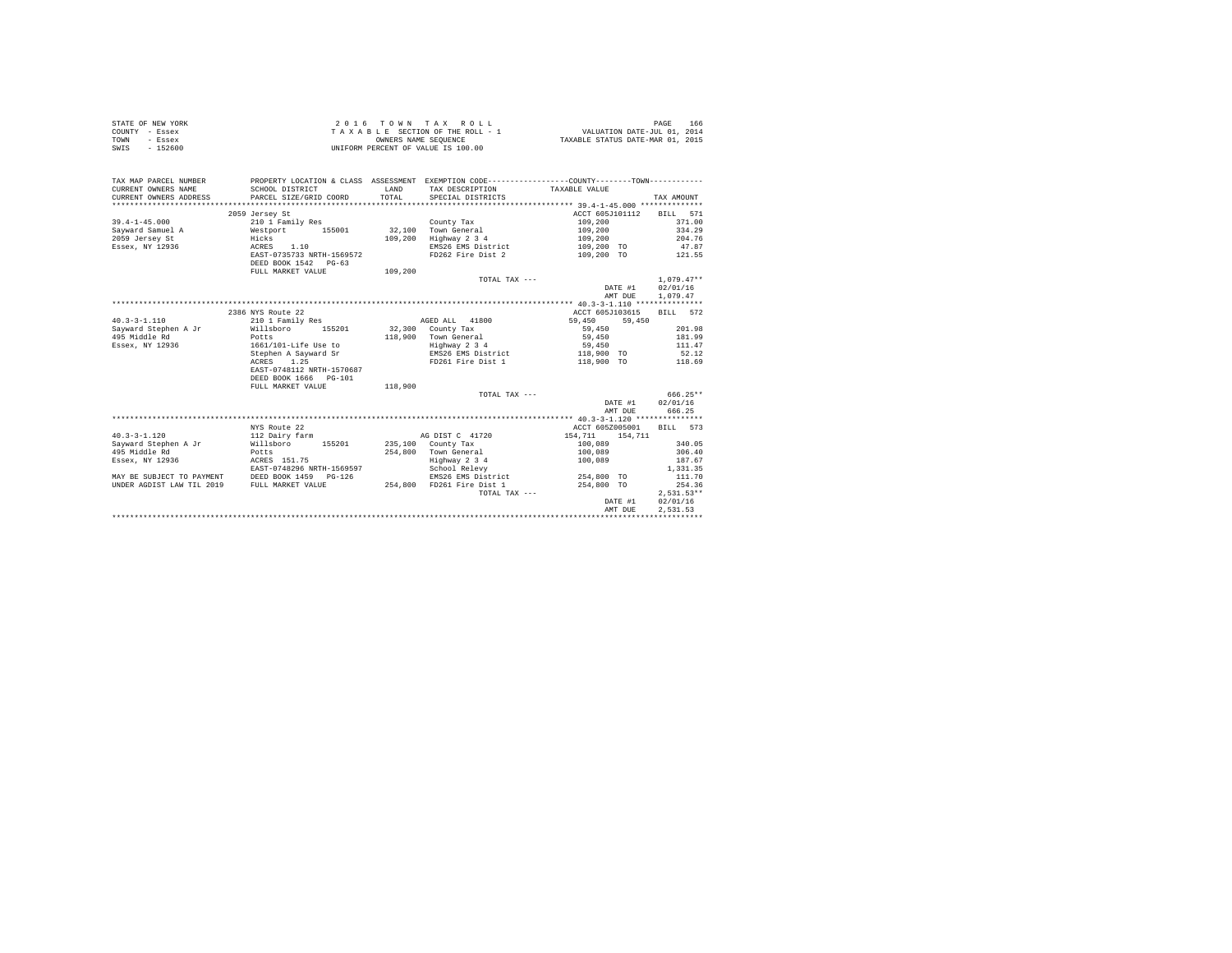STATE OF NEW YORK
COUNTY - Essex
TOWN - Essex
SWIS - 152600

2 0 1 6 T O W N T A X R O L L
T A X A B L E SECTION OF THE ROLL - 1
OWNERS NAME SEQUENCE
UNIFORM PERCENT OF VALUE IS 100.00

VALUATION DATE-JUL 01, 2014
TAXABLE STATUS DATE-MAR 01, 2015

| TAX MAP PARCEL NUMBER / CURRENT OWNERS NAME / CURRENT OWNERS ADDRESS | PROPERTY LOCATION & CLASS / SCHOOL DISTRICT / PARCEL SIZE/GRID COORD | ASSESSMENT LAND / TOTAL | EXEMPTION CODE / TAX DESCRIPTION / SPECIAL DISTRICTS | COUNTY / TOWN TAXABLE VALUE | TAX AMOUNT |
|---|---|---|---|---|---|
| **39.4-1-45.000** | 2059 Jersey St | | | ACCT 605J101112 | BILL 571 |
| 39.4-1-45.000 | 210 1 Family Res | | County Tax | 109,200 | 371.00 |
| Sayward Samuel A | Westport 155001 | 32,100 | Town General | 109,200 | 334.29 |
| 2059 Jersey St | Hicks | 109,200 | Highway 2 3 4 | 109,200 | 204.76 |
| Essex, NY 12936 | ACRES 1.10 | | EMS26 EMS District | 109,200 TO | 47.87 |
| | EAST-0735733 NRTH-1569572 | | FD262 Fire Dist 2 | 109,200 TO | 121.55 |
| | DEED BOOK 1542 PG-63 | | | | |
| | FULL MARKET VALUE | 109,200 | | | |
| | | | TOTAL TAX --- | | 1,079.47** |
| | | | | DATE #1 | 02/01/16 |
| | | | | AMT DUE | 1,079.47 |
| **40.3-3-1.110** | 2386 NYS Route 22 | | | ACCT 605J103615 | BILL 572 |
| 40.3-3-1.110 | 210 1 Family Res | | AGED ALL 41800 | 59,450 59,450 | |
| Sayward Stephen A Jr | Willsboro 155201 | 32,300 | County Tax | 59,450 | 201.98 |
| 495 Middle Rd | Potts | 118,900 | Town General | 59,450 | 181.99 |
| Essex, NY 12936 | 1661/101-Life Use to | | Highway 2 3 4 | 59,450 | 111.47 |
| | Stephen A Sayward Sr | | EMS26 EMS District | 118,900 TO | 52.12 |
| | ACRES 1.25 | | FD261 Fire Dist 1 | 118,900 TO | 118.69 |
| | EAST-0748112 NRTH-1570687 | | | | |
| | DEED BOOK 1666 PG-101 | | | | |
| | FULL MARKET VALUE | 118,900 | | | |
| | | | TOTAL TAX --- | | 666.25** |
| | | | | DATE #1 | 02/01/16 |
| | | | | AMT DUE | 666.25 |
| **40.3-3-1.120** | NYS Route 22 | | | ACCT 605Z005001 | BILL 573 |
| 40.3-3-1.120 | 112 Dairy farm | | AG DIST C 41720 | 154,711 154,711 | |
| Sayward Stephen A Jr | Willsboro 155201 | 235,100 | County Tax | 100,089 | 340.05 |
| 495 Middle Rd | Potts | 254,800 | Town General | 100,089 | 306.40 |
| Essex, NY 12936 | ACRES 151.75 | | Highway 2 3 4 | 100,089 | 187.67 |
| | EAST-0748296 NRTH-1569597 | | School Relevy | | 1,331.35 |
| MAY BE SUBJECT TO PAYMENT | DEED BOOK 1459 PG-126 | | EMS26 EMS District | 254,800 TO | 111.70 |
| UNDER AGDIST LAW TIL 2019 | FULL MARKET VALUE | 254,800 | FD261 Fire Dist 1 | 254,800 TO | 254.36 |
| | | | TOTAL TAX --- | | 2,531.53** |
| | | | | DATE #1 | 02/01/16 |
| | | | | AMT DUE | 2,531.53 |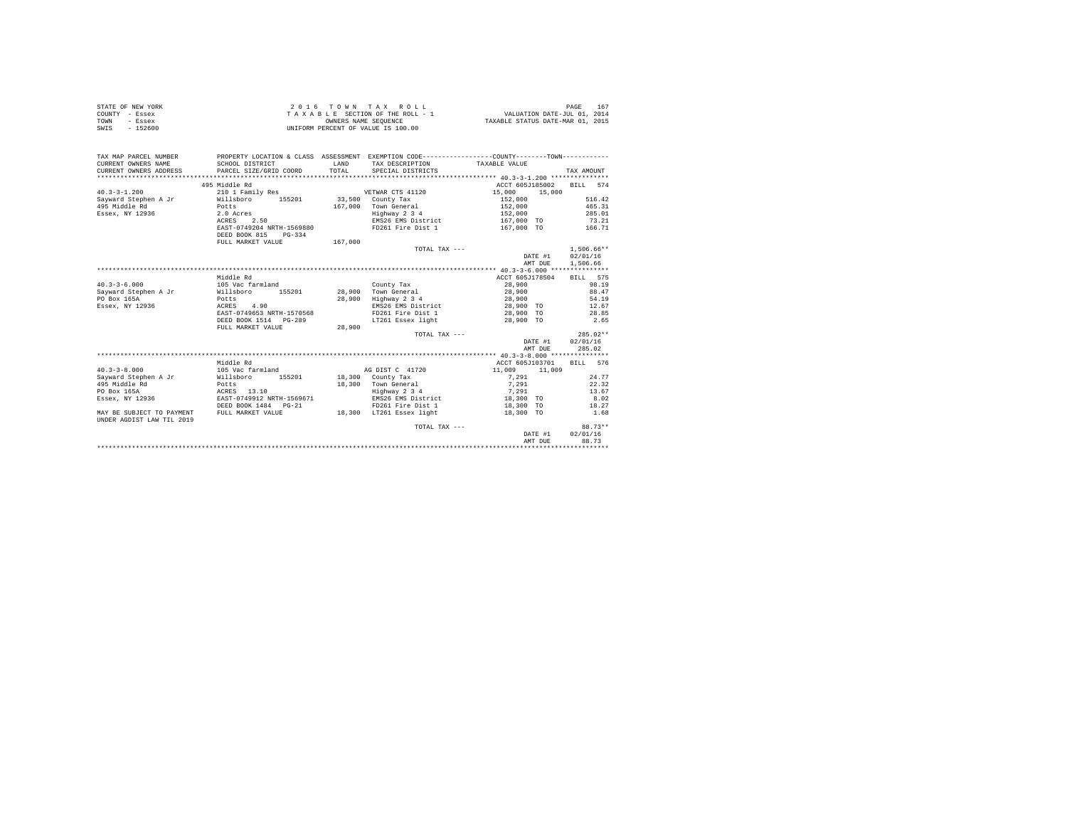STATE OF NEW YORK
COUNTY - Essex
TOWN - Essex
SWIS - 152600

2 0 1 6 T O W N T A X R O L L
T A X A B L E SECTION OF THE ROLL - 1
OWNERS NAME SEQUENCE
UNIFORM PERCENT OF VALUE IS 100.00

VALUATION DATE-JUL 01, 2014
TAXABLE STATUS DATE-MAR 01, 2015

| TAX MAP PARCEL NUMBER / CURRENT OWNERS NAME / CURRENT OWNERS ADDRESS | PROPERTY LOCATION & CLASS / SCHOOL DISTRICT / PARCEL SIZE/GRID COORD | ASSESSMENT LAND / TOTAL | EXEMPTION CODE / TAX DESCRIPTION / SPECIAL DISTRICTS | COUNTY / TOWN TAXABLE VALUE | TAX AMOUNT |
|---|---|---|---|---|---|
| 40.3-3-1.200 | 495 Middle Rd | | | ACCT 605J185002 | BILL 574 |
| | 210 1 Family Res | | VETWAR CTS 41120 | 15,000 15,000 | |
| Sayward Stephen A Jr | Willsboro 155201 | 33,500 | County Tax | 152,000 | 516.42 |
| 495 Middle Rd | Potts | 167,000 | Town General | 152,000 | 465.31 |
| Essex, NY 12936 | 2.0 Acres | | Highway 2 3 4 | 152,000 | 285.01 |
| | ACRES 2.50 | | EMS26 EMS District | 167,000 TO | 73.21 |
| | EAST-0749204 NRTH-1569880 | | FD261 Fire Dist 1 | 167,000 TO | 166.71 |
| | DEED BOOK 815 PG-334 | | | | |
| | FULL MARKET VALUE | 167,000 | | | |
| | | | TOTAL TAX --- | | 1,506.66** |
| | | | | DATE #1 | 02/01/16 |
| | | | | AMT DUE | 1,506.66 |
| 40.3-3-6.000 | Middle Rd | | | ACCT 605J178504 | BILL 575 |
| | 105 Vac farmland | | County Tax | 28,900 | 98.19 |
| Sayward Stephen A Jr | Willsboro 155201 | 28,900 | Town General | 28,900 | 88.47 |
| PO Box 165A | Potts | 28,900 | Highway 2 3 4 | 28,900 | 54.19 |
| Essex, NY 12936 | ACRES 4.90 | | EMS26 EMS District | 28,900 TO | 12.67 |
| | EAST-0749653 NRTH-1570568 | | FD261 Fire Dist 1 | 28,900 TO | 28.85 |
| | DEED BOOK 1514 PG-289 | | LT261 Essex light | 28,900 TO | 2.65 |
| | FULL MARKET VALUE | 28,900 | | | |
| | | | TOTAL TAX --- | | 285.02** |
| | | | | DATE #1 | 02/01/16 |
| | | | | AMT DUE | 285.02 |
| 40.3-3-8.000 | Middle Rd | | | ACCT 605J103701 | BILL 576 |
| | 105 Vac farmland | | AG DIST C 41720 | 11,009 11,009 | |
| Sayward Stephen A Jr | Willsboro 155201 | 18,300 | County Tax | 7,291 | 24.77 |
| 495 Middle Rd | Potts | 18,300 | Town General | 7,291 | 22.32 |
| PO Box 165A | ACRES 13.10 | | Highway 2 3 4 | 7,291 | 13.67 |
| Essex, NY 12936 | EAST-0749912 NRTH-1569671 | | EMS26 EMS District | 18,300 TO | 8.02 |
| | DEED BOOK 1484 PG-21 | | FD261 Fire Dist 1 | 18,300 TO | 18.27 |
| MAY BE SUBJECT TO PAYMENT | FULL MARKET VALUE | 18,300 | LT261 Essex light | 18,300 TO | 1.68 |
| UNDER AGDIST LAW TIL 2019 | | | | | |
| | | | TOTAL TAX --- | | 88.73** |
| | | | | DATE #1 | 02/01/16 |
| | | | | AMT DUE | 88.73 |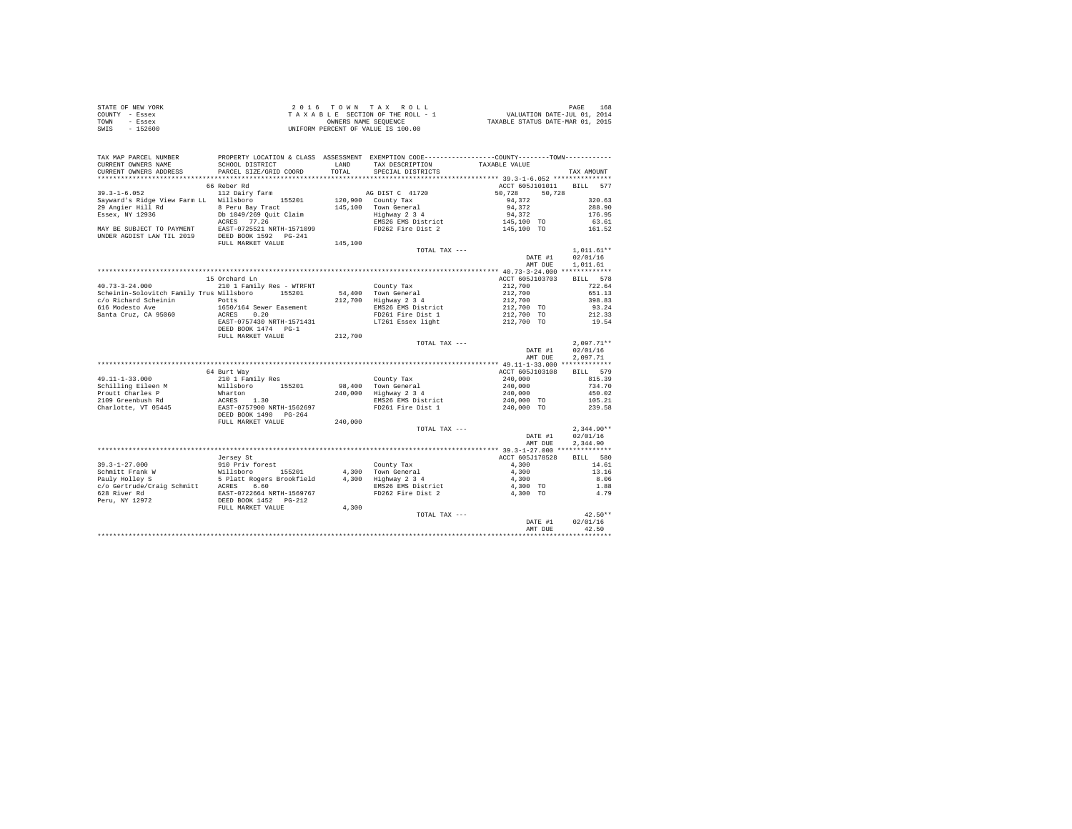STATE OF NEW YORK
COUNTY - Essex
TOWN - Essex
SWIS - 152600

2 0 1 6 T O W N T A X R O L L
T A X A B L E SECTION OF THE ROLL - 1
OWNERS NAME SEQUENCE
UNIFORM PERCENT OF VALUE IS 100.00

VALUATION DATE-JUL 01, 2014
TAXABLE STATUS DATE-MAR 01, 2015

| TAX MAP PARCEL NUMBER / CURRENT OWNERS NAME / CURRENT OWNERS ADDRESS | PROPERTY LOCATION & CLASS / SCHOOL DISTRICT / PARCEL SIZE/GRID COORD | ASSESSMENT LAND / TOTAL | EXEMPTION CODE / TAX DESCRIPTION / SPECIAL DISTRICTS | COUNTY / TOWN TAXABLE VALUE | TAX AMOUNT |
|---|---|---|---|---|---|
| 39.3-1-6.052 | 66 Reber Rd | | | ACCT 605J101011 | BILL 577 |
| 39.3-1-6.052 | 112 Dairy farm | | AG DIST C 41720 | 50,728 50,728 | |
| Sayward's Ridge View Farm LL | Willsboro 155201 | 120,900 | County Tax | 94,372 | 320.63 |
| 29 Angier Hill Rd | 8 Peru Bay Tract | 145,100 | Town General | 94,372 | 288.90 |
| Essex, NY 12936 | Db 1049/269 Quit Claim | | Highway 2 3 4 | 94,372 | 176.95 |
| | ACRES 77.26 | | EMS26 EMS District | 145,100 TO | 63.61 |
| MAY BE SUBJECT TO PAYMENT | EAST-0725521 NRTH-1571099 | | FD262 Fire Dist 2 | 145,100 TO | 161.52 |
| UNDER AGDIST LAW TIL 2019 | DEED BOOK 1592 PG-241 | | | | |
| | FULL MARKET VALUE | 145,100 | | | |
| | | | TOTAL TAX --- | | 1,011.61** |
| | | | | DATE #1 | 02/01/16 |
| | | | | AMT DUE | 1,011.61 |
| 40.73-3-24.000 | 15 Orchard Ln | | | ACCT 605J103703 | BILL 578 |
| 40.73-3-24.000 | 210 1 Family Res - WTRFNT | | County Tax | 212,700 | 722.64 |
| Scheinin-Solovitch Family Trus | Willsboro 155201 | 54,400 | Town General | 212,700 | 651.13 |
| c/o Richard Scheinin | Potts | 212,700 | Highway 2 3 4 | 212,700 | 398.83 |
| 616 Modesto Ave | 1650/164 Sewer Easement | | EMS26 EMS District | 212,700 TO | 93.24 |
| Santa Cruz, CA 95060 | ACRES 0.20 | | FD261 Fire Dist 1 | 212,700 TO | 212.33 |
| | EAST-0757430 NRTH-1571431 | | LT261 Essex light | 212,700 TO | 19.54 |
| | DEED BOOK 1474 PG-1 | | | | |
| | FULL MARKET VALUE | 212,700 | | | |
| | | | TOTAL TAX --- | | 2,097.71** |
| | | | | DATE #1 | 02/01/16 |
| | | | | AMT DUE | 2,097.71 |
| 49.11-1-33.000 | 64 Burt Way | | | ACCT 605J103108 | BILL 579 |
| 49.11-1-33.000 | 210 1 Family Res | | County Tax | 240,000 | 815.39 |
| Schilling Eileen M | Willsboro 155201 | 98,400 | Town General | 240,000 | 734.70 |
| Proutt Charles P | Wharton | 240,000 | Highway 2 3 4 | 240,000 | 450.02 |
| 2109 Greenbush Rd | ACRES 1.30 | | EMS26 EMS District | 240,000 TO | 105.21 |
| Charlotte, VT 05445 | EAST-0757900 NRTH-1562697 | | FD261 Fire Dist 1 | 240,000 TO | 239.58 |
| | DEED BOOK 1490 PG-264 | | | | |
| | FULL MARKET VALUE | 240,000 | | | |
| | | | TOTAL TAX --- | | 2,344.90** |
| | | | | DATE #1 | 02/01/16 |
| | | | | AMT DUE | 2,344.90 |
| 39.3-1-27.000 | Jersey St | | | ACCT 605J178528 | BILL 580 |
| 39.3-1-27.000 | 910 Priv forest | | County Tax | 4,300 | 14.61 |
| Schmitt Frank W | Willsboro 155201 | 4,300 | Town General | 4,300 | 13.16 |
| Pauly Holley S | 5 Platt Rogers Brookfield | 4,300 | Highway 2 3 4 | 4,300 | 8.06 |
| c/o Gertrude/Craig Schmitt | ACRES 6.60 | | EMS26 EMS District | 4,300 TO | 1.88 |
| 628 River Rd | EAST-0722664 NRTH-1569767 | | FD262 Fire Dist 2 | 4,300 TO | 4.79 |
| Peru, NY 12972 | DEED BOOK 1452 PG-212 | | | | |
| | FULL MARKET VALUE | 4,300 | | | |
| | | | TOTAL TAX --- | | 42.50** |
| | | | | DATE #1 | 02/01/16 |
| | | | | AMT DUE | 42.50 |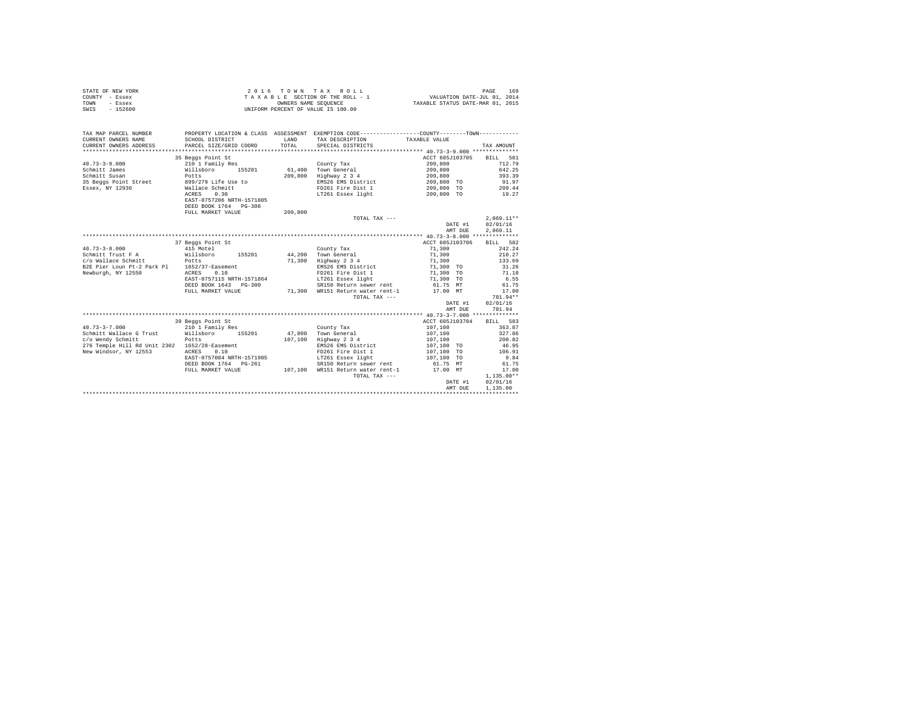STATE OF NEW YORK
COUNTY - Essex
TOWN - Essex
SWIS - 152600

2 0 1 6 T O W N T A X R O L L
T A X A B L E SECTION OF THE ROLL - 1
OWNERS NAME SEQUENCE
UNIFORM PERCENT OF VALUE IS 100.00

VALUATION DATE-JUL 01, 2014
TAXABLE STATUS DATE-MAR 01, 2015

| TAX MAP PARCEL NUMBER / CURRENT OWNERS NAME / CURRENT OWNERS ADDRESS | PROPERTY LOCATION & CLASS / SCHOOL DISTRICT / PARCEL SIZE/GRID COORD | ASSESSMENT LAND / TOTAL | EXEMPTION CODE / TAX DESCRIPTION / SPECIAL DISTRICTS | COUNTY--------TOWN / TAXABLE VALUE | TAX AMOUNT |
|---|---|---|---|---|---|
| **40.73-3-9.000** | 35 Beggs Point St | | | ACCT 605J103705 | BILL 581 |
| 40.73-3-9.000 | 210 1 Family Res | | County Tax | 209,800 | 712.79 |
| Schmitt James | Willsboro 155201 | 61,400 | Town General | 209,800 | 642.25 |
| Schmitt Susan | Potts | 209,800 | Highway 2 3 4 | 209,800 | 393.39 |
| 35 Beggs Point Street | 899/279 Life Use to | | EMS26 EMS District | 209,800 TO | 91.97 |
| Essex, NY 12936 | Wallace Schmitt | | FD261 Fire Dist 1 | 209,800 TO | 209.44 |
| | ACRES 0.30 | | LT261 Essex light | 209,800 TO | 19.27 |
| | EAST-0757206 NRTH-1571805 | | | | |
| | DEED BOOK 1764 PG-308 | | | | |
| | FULL MARKET VALUE | 209,800 | | | |
| | | | TOTAL TAX --- | | 2,069.11** |
| | | | | DATE #1 | 02/01/16 |
| | | | | AMT DUE | 2,069.11 |
| **40.73-3-8.000** | 37 Beggs Point St | | | ACCT 605J103706 | BILL 582 |
| 40.73-3-8.000 | 415 Motel | | County Tax | 71,300 | 242.24 |
| Schmitt Trust F A | Willsboro 155201 | 44,200 | Town General | 71,300 | 218.27 |
| c/o Wallace Schmitt | Potts | 71,300 | Highway 2 3 4 | 71,300 | 133.69 |
| B2E Pier Loun Pt-2 Park Pl | 1652/37-Easement | | EMS26 EMS District | 71,300 TO | 31.26 |
| Newburgh, NY 12550 | ACRES 0.10 | | FD261 Fire Dist 1 | 71,300 TO | 71.18 |
| | EAST-0757115 NRTH-1571864 | | LT261 Essex light | 71,300 TO | 6.55 |
| | DEED BOOK 1643 PG-300 | | SR150 Return sewer rent | 61.75 MT | 61.75 |
| | FULL MARKET VALUE | 71,300 | WR151 Return water rent-1 | 17.00 MT | 17.00 |
| | | | TOTAL TAX --- | | 781.94** |
| | | | | DATE #1 | 02/01/16 |
| | | | | AMT DUE | 781.94 |
| **40.73-3-7.000** | 39 Beggs Point St | | | ACCT 605J103704 | BILL 583 |
| 40.73-3-7.000 | 210 1 Family Res | | County Tax | 107,100 | 363.87 |
| Schmitt Wallace G Trust | Willsboro 155201 | 47,800 | Town General | 107,100 | 327.86 |
| c/o Wendy Schmitt | Potts | 107,100 | Highway 2 3 4 | 107,100 | 200.82 |
| 276 Temple Hill Rd Unit 2302 | 1652/28-Easement | | EMS26 EMS District | 107,100 TO | 46.95 |
| New Windsor, NY 12553 | ACRES 0.10 | | FD261 Fire Dist 1 | 107,100 TO | 106.91 |
| | EAST-0757084 NRTH-1571905 | | LT261 Essex light | 107,100 TO | 9.84 |
| | DEED BOOK 1764 PG-261 | | SR150 Return sewer rent | 61.75 MT | 61.75 |
| | FULL MARKET VALUE | 107,100 | WR151 Return water rent-1 | 17.00 MT | 17.00 |
| | | | TOTAL TAX --- | | 1,135.00** |
| | | | | DATE #1 | 02/01/16 |
| | | | | AMT DUE | 1,135.00 |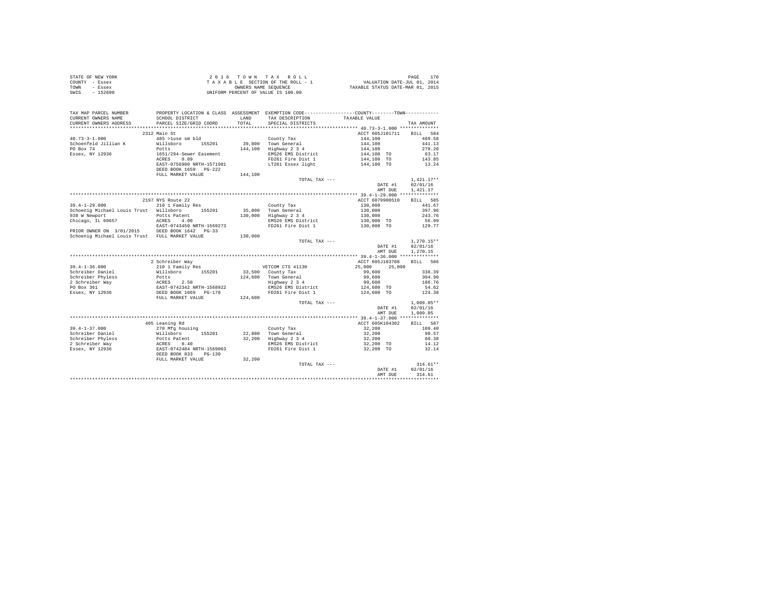STATE OF NEW YORK
COUNTY - Essex
TOWN - Essex
SWIS - 152600

2 0 1 6 T O W N T A X R O L L
T A X A B L E SECTION OF THE ROLL - 1
OWNERS NAME SEQUENCE
UNIFORM PERCENT OF VALUE IS 100.00

VALUATION DATE-JUL 01, 2014
TAXABLE STATUS DATE-MAR 01, 2015

```
TAX MAP PARCEL NUMBER          PROPERTY LOCATION & CLASS  ASSESSMENT  EXEMPTION CODE-----------------COUNTY--------TOWN-----------
CURRENT OWNERS NAME            SCHOOL DISTRICT             LAND       TAX DESCRIPTION            TAXABLE VALUE
CURRENT OWNERS ADDRESS         PARCEL SIZE/GRID COORD      TOTAL      SPECIAL DISTRICTS                                   TAX AMOUNT
*********************************************************************************************** 40.73-3-1.000 **************
                           2312 Main St                                                         ACCT 605J101711     BILL  584
40.73-3-1.000              485 >1use sm bld                        County Tax                    144,100               489.58
Schoenfeld Jillian K       Willsboro      155201       39,800   Town General                  144,100               441.13
PO Box 74                  Potts                      144,100   Highway 2 3 4                 144,100               270.20
Essex, NY 12936            1651/294-Sewer Easement              EMS26 EMS District            144,100  TO            63.17
                           ACRES    0.09                        FD261 Fire Dist 1             144,100  TO           143.85
                           EAST-0756980 NRTH-1571981            LT261 Essex light             144,100  TO            13.24
                           DEED BOOK 1659   PG-222
                           FULL MARKET VALUE          144,100
                                                                 TOTAL TAX ---                                    1,421.17**
                                                                                               DATE #1           02/01/16
                                                                                               AMT DUE           1,421.17
*********************************************************************************************** 39.4-1-29.000 **************
                           2197 NYS Route 22                                                    ACCT 6079900510     BILL  585
39.4-1-29.000              210 1 Family Res                        County Tax                    130,000               441.67
Schoenig Michael Louis Trust  Willsboro   155201       35,000   Town General                  130,000               397.96
938 W Newport              Potts Patent               130,000   Highway 2 3 4                 130,000               243.76
Chicago, IL 60657          ACRES    4.00                        EMS26 EMS District            130,000  TO            56.99
                           EAST-0743450 NRTH-1569273            FD261 Fire Dist 1             130,000  TO           129.77
PRIOR OWNER ON 3/01/2015   DEED BOOK 1642   PG-33
Schoenig Michael Louis Trust  FULL MARKET VALUE       130,000
                                                                 TOTAL TAX ---                                    1,270.15**
                                                                                               DATE #1           02/01/16
                                                                                               AMT DUE           1,270.15
*********************************************************************************************** 39.4-1-36.000 **************
                           2 Schreiber Way                                                      ACCT 605J103708     BILL  586
39.4-1-36.000              210 1 Family Res                     VETCOM CTS 41130                 25,000     25,000
Schreiber Daniel           Willsboro      155201       33,500   County Tax                     99,600               338.39
Schreiber Phyless          Potts                      124,600   Town General                   99,600               304.90
2 Schreiber Way            ACRES    2.50                        Highway 2 3 4                  99,600               186.76
PO Box 361                 EAST-0742342 NRTH-1568922            EMS26 EMS District            124,600  TO            54.62
Essex, NY 12936            DEED BOOK 1069   PG-178              FD261 Fire Dist 1             124,600  TO           124.38
                           FULL MARKET VALUE          124,600
                                                                 TOTAL TAX ---                                    1,009.05**
                                                                                               DATE #1           02/01/16
                                                                                               AMT DUE           1,009.05
*********************************************************************************************** 39.4-1-37.000 **************
                           405 Leaning Rd                                                       ACCT 605K104302     BILL  587
39.4-1-37.000              270 Mfg housing                         County Tax                     32,200               109.40
Schreiber Daniel           Willsboro      155201       22,800   Town General                   32,200                98.57
Schreiber Phyless          Potts Patent                32,200   Highway 2 3 4                  32,200                60.38
2 Schreiber Way            ACRES    0.40                        EMS26 EMS District             32,200  TO            14.12
Essex, NY 12936            EAST-0742484 NRTH-1569063            FD261 Fire Dist 1              32,200  TO            32.14
                           DEED BOOK 833    PG-130
                           FULL MARKET VALUE           32,200
                                                                 TOTAL TAX ---                                      314.61**
                                                                                               DATE #1           02/01/16
                                                                                               AMT DUE             314.61
******************************************************************************************************************************
```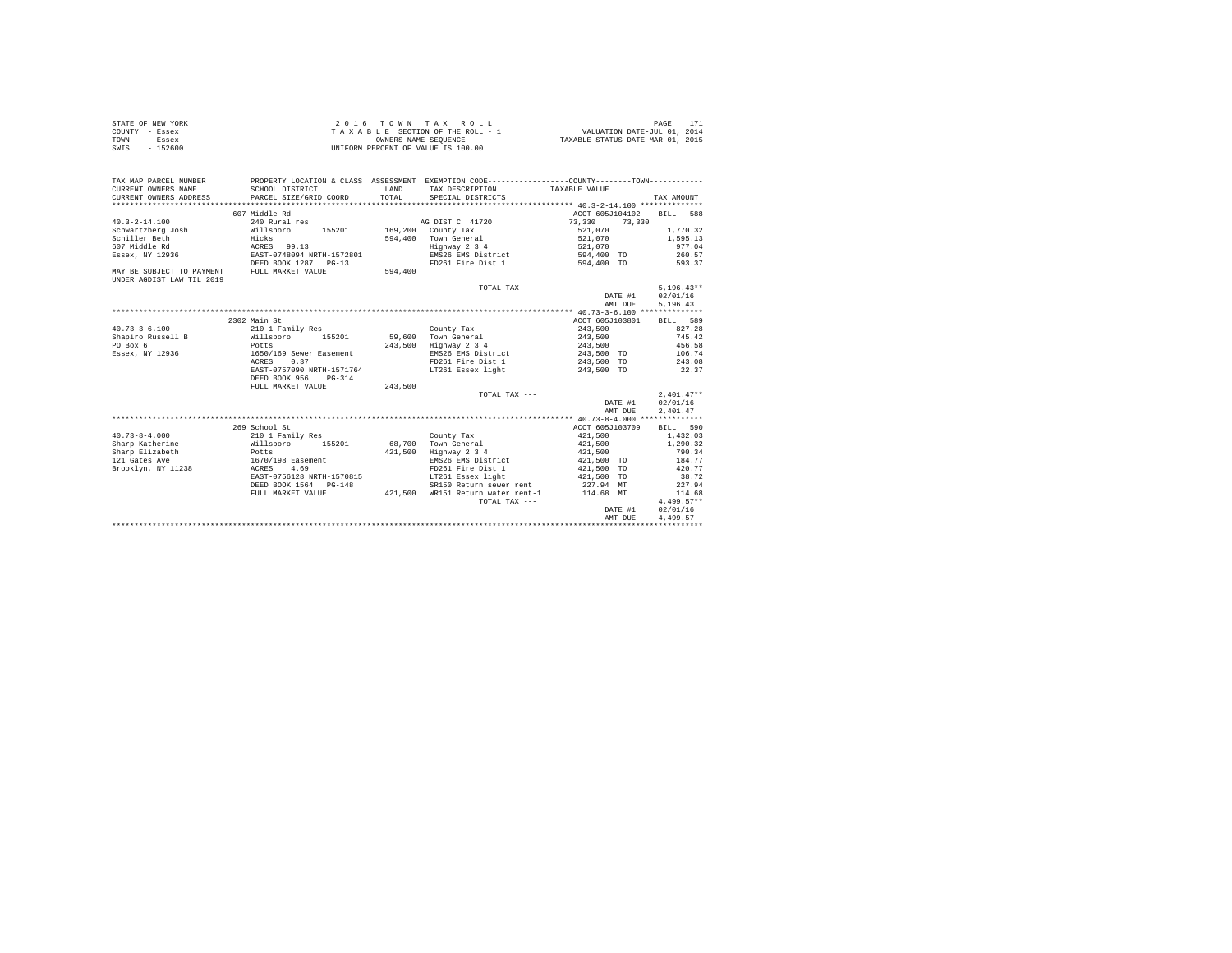STATE OF NEW YORK
COUNTY - Essex
TOWN - Essex
SWIS - 152600

2 0 1 6 T O W N T A X R O L L
T A X A B L E SECTION OF THE ROLL - 1
OWNERS NAME SEQUENCE
UNIFORM PERCENT OF VALUE IS 100.00

VALUATION DATE-JUL 01, 2014
TAXABLE STATUS DATE-MAR 01, 2015

| TAX MAP PARCEL NUMBER / CURRENT OWNERS NAME / CURRENT OWNERS ADDRESS | PROPERTY LOCATION & CLASS / SCHOOL DISTRICT / PARCEL SIZE/GRID COORD | ASSESSMENT LAND / TOTAL | EXEMPTION CODE / TAX DESCRIPTION / SPECIAL DISTRICTS | TAXABLE VALUE (COUNTY / TOWN) | TAX AMOUNT |
|---|---|---|---|---|---|
| | 607 Middle Rd | | | ACCT 605J104102 | BILL 588 |
| 40.3-2-14.100 | 240 Rural res | | AG DIST C 41720 | 73,330 73,330 | |
| Schwartzberg Josh | Willsboro 155201 | 169,200 | County Tax | 521,070 | 1,770.32 |
| Schiller Beth | Hicks | 594,400 | Town General | 521,070 | 1,595.13 |
| 607 Middle Rd | ACRES 99.13 | | Highway 2 3 4 | 521,070 | 977.04 |
| Essex, NY 12936 | EAST-0748094 NRTH-1572801 | | EMS26 EMS District | 594,400 TO | 260.57 |
| | DEED BOOK 1287 PG-13 | | FD261 Fire Dist 1 | 594,400 TO | 593.37 |
| MAY BE SUBJECT TO PAYMENT UNDER AGDIST LAW TIL 2019 | FULL MARKET VALUE | 594,400 | | | |
| | | | TOTAL TAX --- | | 5,196.43** |
| | | | | DATE #1 | 02/01/16 |
| | | | | AMT DUE | 5,196.43 |
| | 2302 Main St | | | ACCT 605J103801 | BILL 589 |
| 40.73-3-6.100 | 210 1 Family Res | | County Tax | 243,500 | 827.28 |
| Shapiro Russell B | Willsboro 155201 | 59,600 | Town General | 243,500 | 745.42 |
| PO Box 6 | Potts | 243,500 | Highway 2 3 4 | 243,500 | 456.58 |
| Essex, NY 12936 | 1650/169 Sewer Easement | | EMS26 EMS District | 243,500 TO | 106.74 |
| | ACRES 0.37 | | FD261 Fire Dist 1 | 243,500 TO | 243.08 |
| | EAST-0757090 NRTH-1571764 | | LT261 Essex light | 243,500 TO | 22.37 |
| | DEED BOOK 956 PG-314 | | | | |
| | FULL MARKET VALUE | 243,500 | | | |
| | | | TOTAL TAX --- | | 2,401.47** |
| | | | | DATE #1 | 02/01/16 |
| | | | | AMT DUE | 2,401.47 |
| | 269 School St | | | ACCT 605J103709 | BILL 590 |
| 40.73-8-4.000 | 210 1 Family Res | | County Tax | 421,500 | 1,432.03 |
| Sharp Katherine | Willsboro 155201 | 68,700 | Town General | 421,500 | 1,290.32 |
| Sharp Elizabeth | Potts | 421,500 | Highway 2 3 4 | 421,500 | 790.34 |
| 121 Gates Ave | 1670/198 Easement | | EMS26 EMS District | 421,500 TO | 184.77 |
| Brooklyn, NY 11238 | ACRES 4.69 | | FD261 Fire Dist 1 | 421,500 TO | 420.77 |
| | EAST-0756128 NRTH-1570815 | | LT261 Essex light | 421,500 TO | 38.72 |
| | DEED BOOK 1564 PG-148 | | SR150 Return sewer rent | 227.94 MT | 227.94 |
| | FULL MARKET VALUE | 421,500 | WR151 Return water rent-1 | 114.68 MT | 114.68 |
| | | | TOTAL TAX --- | | 4,499.57** |
| | | | | DATE #1 | 02/01/16 |
| | | | | AMT DUE | 4,499.57 |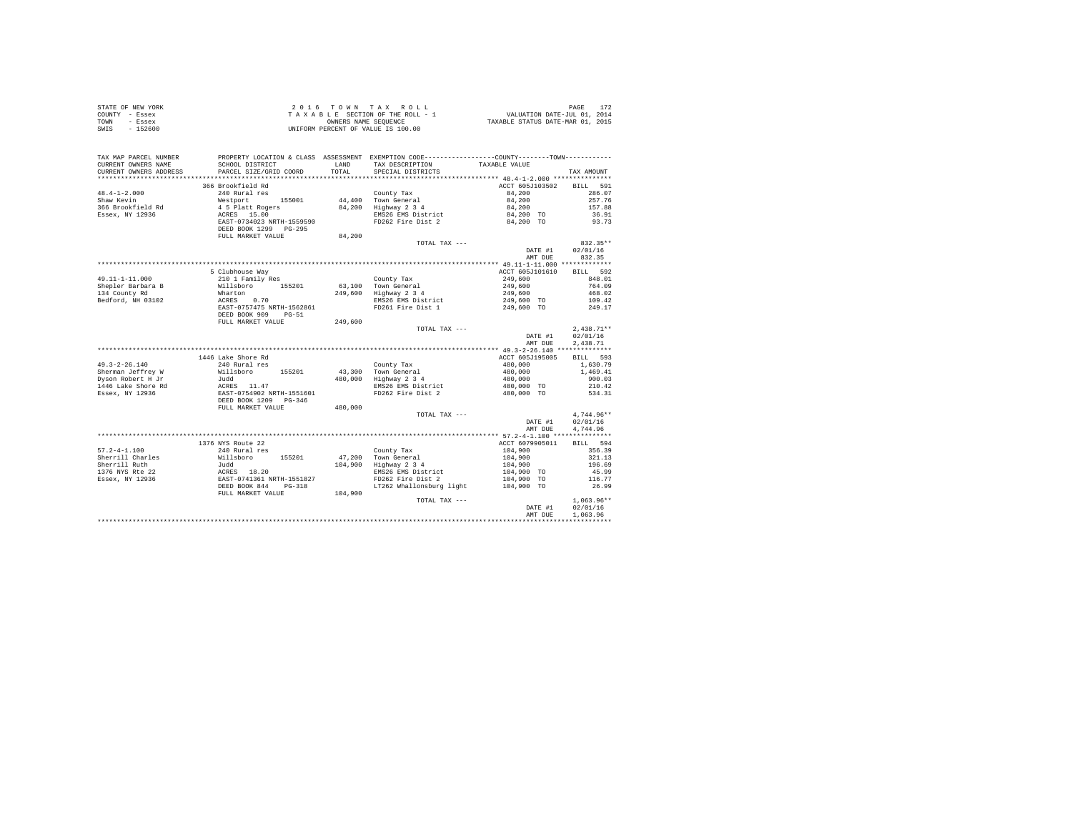STATE OF NEW YORK | COUNTY - Essex | TOWN - Essex | SWIS - 152600

2 0 1 6 T O W N T A X R O L L
T A X A B L E SECTION OF THE ROLL - 1
OWNERS NAME SEQUENCE
UNIFORM PERCENT OF VALUE IS 100.00

VALUATION DATE-JUL 01, 2014
TAXABLE STATUS DATE-MAR 01, 2015

| TAX MAP PARCEL NUMBER / CURRENT OWNERS NAME / CURRENT OWNERS ADDRESS | PROPERTY LOCATION & CLASS / SCHOOL DISTRICT / PARCEL SIZE/GRID COORD | ASSESSMENT LAND / TOTAL | EXEMPTION CODE / TAX DESCRIPTION / SPECIAL DISTRICTS | TAXABLE VALUE | TAX AMOUNT |
|---|---|---|---|---|---|
| 48.4-1-2.000 | 366 Brookfield Rd | | | ACCT 605J103502 | BILL 591 |
| Shaw Kevin | 240 Rural res | | County Tax | 84,200 | 286.07 |
| 366 Brookfield Rd | Westport 155001 | 44,400 | Town General | 84,200 | 257.76 |
| Essex, NY 12936 | 4 5 Platt Rogers | 84,200 | Highway 2 3 4 | 84,200 | 157.88 |
| | ACRES 15.00 | | EMS26 EMS District | 84,200 TO | 36.91 |
| | EAST-0734023 NRTH-1559590 | | FD262 Fire Dist 2 | 84,200 TO | 93.73 |
| | DEED BOOK 1299 PG-295 | | | | |
| | FULL MARKET VALUE | 84,200 | | | |
| | | | TOTAL TAX --- | | 832.35** |
| | | | | DATE #1 | 02/01/16 |
| | | | | AMT DUE | 832.35 |
| 49.11-1-11.000 | 5 Clubhouse Way | | | ACCT 605J101610 | BILL 592 |
| Shepler Barbara B | 210 1 Family Res | | County Tax | 249,600 | 848.01 |
| 134 County Rd | Willsboro 155201 | 63,100 | Town General | 249,600 | 764.09 |
| Bedford, NH 03102 | Wharton | 249,600 | Highway 2 3 4 | 249,600 | 468.02 |
| | ACRES 0.70 | | EMS26 EMS District | 249,600 TO | 109.42 |
| | EAST-0757475 NRTH-1562861 | | FD261 Fire Dist 1 | 249,600 TO | 249.17 |
| | DEED BOOK 909 PG-51 | | | | |
| | FULL MARKET VALUE | 249,600 | | | |
| | | | TOTAL TAX --- | | 2,438.71** |
| | | | | DATE #1 | 02/01/16 |
| | | | | AMT DUE | 2,438.71 |
| 49.3-2-26.140 | 1446 Lake Shore Rd | | | ACCT 605J195005 | BILL 593 |
| Sherman Jeffrey W | 240 Rural res | | County Tax | 480,000 | 1,630.79 |
| Dyson Robert H Jr | Willsboro 155201 | 43,300 | Town General | 480,000 | 1,469.41 |
| 1446 Lake Shore Rd | Judd | 480,000 | Highway 2 3 4 | 480,000 | 900.03 |
| Essex, NY 12936 | ACRES 11.47 | | EMS26 EMS District | 480,000 TO | 210.42 |
| | EAST-0754902 NRTH-1551601 | | FD262 Fire Dist 2 | 480,000 TO | 534.31 |
| | DEED BOOK 1209 PG-346 | | | | |
| | FULL MARKET VALUE | 480,000 | | | |
| | | | TOTAL TAX --- | | 4,744.96** |
| | | | | DATE #1 | 02/01/16 |
| | | | | AMT DUE | 4,744.96 |
| 57.2-4-1.100 | 1376 NYS Route 22 | | | ACCT 6079905011 | BILL 594 |
| Sherrill Charles | 240 Rural res | | County Tax | 104,900 | 356.39 |
| Sherrill Ruth | Willsboro 155201 | 47,200 | Town General | 104,900 | 321.13 |
| 1376 NYS Rte 22 | Judd | 104,900 | Highway 2 3 4 | 104,900 | 196.69 |
| Essex, NY 12936 | ACRES 18.20 | | EMS26 EMS District | 104,900 TO | 45.99 |
| | EAST-0741361 NRTH-1551827 | | FD262 Fire Dist 2 | 104,900 TO | 116.77 |
| | DEED BOOK 844 PG-318 | | LT262 Whallonsburg light | 104,900 TO | 26.99 |
| | FULL MARKET VALUE | 104,900 | | | |
| | | | TOTAL TAX --- | | 1,063.96** |
| | | | | DATE #1 | 02/01/16 |
| | | | | AMT DUE | 1,063.96 |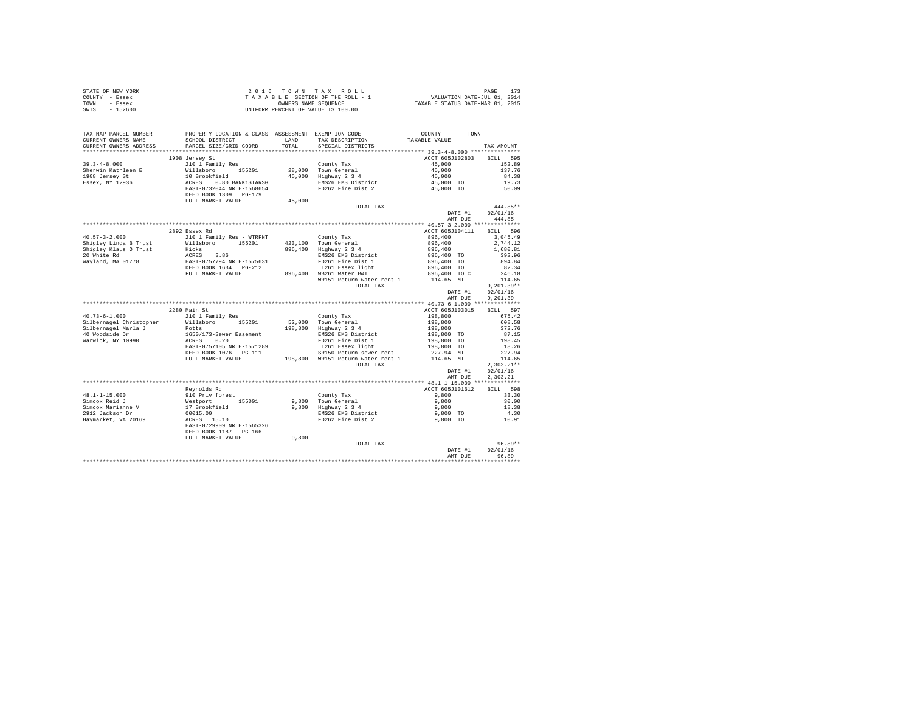STATE OF NEW YORK
COUNTY - Essex
TOWN - Essex
SWIS - 152600

2 0 1 6 T O W N T A X R O L L
T A X A B L E SECTION OF THE ROLL - 1
OWNERS NAME SEQUENCE
UNIFORM PERCENT OF VALUE IS 100.00

VALUATION DATE-JUL 01, 2014
TAXABLE STATUS DATE-MAR 01, 2015

| TAX MAP PARCEL NUMBER / CURRENT OWNERS NAME / CURRENT OWNERS ADDRESS | PROPERTY LOCATION & CLASS / SCHOOL DISTRICT / PARCEL SIZE/GRID COORD | ASSESSMENT LAND | TOTAL | EXEMPTION CODE / TAX DESCRIPTION / SPECIAL DISTRICTS | TAXABLE VALUE | TAX AMOUNT |
|---|---|---|---|---|---|---|
| **39.3-4-8.000** | 1908 Jersey St | | | | ACCT 605J102803 | BILL 595 |
| 39.3-4-8.000 | 210 1 Family Res | | | County Tax | 45,000 | 152.89 |
| Sherwin Kathleen E | Willsboro 155201 | 28,000 | | Town General | 45,000 | 137.76 |
| 1908 Jersey St | 10 Brookfield | | 45,000 | Highway 2 3 4 | 45,000 | 84.38 |
| Essex, NY 12936 | ACRES 0.80 BANK1STARSG | | | EMS26 EMS District | 45,000 TO | 19.73 |
| | EAST-0732044 NRTH-1568654 | | | FD262 Fire Dist 2 | 45,000 TO | 50.09 |
| | DEED BOOK 1309 PG-179 | | | | | |
| | FULL MARKET VALUE | | 45,000 | | | |
| | | | | TOTAL TAX --- | | 444.85** |
| | | | | | DATE #1 | 02/01/16 |
| | | | | | AMT DUE | 444.85 |
| **40.57-3-2.000** | 2892 Essex Rd | | | | ACCT 605J104111 | BILL 596 |
| 40.57-3-2.000 | 210 1 Family Res - WTRFNT | | | County Tax | 896,400 | 3,045.49 |
| Shigley Linda B Trust | Willsboro 155201 | 423,100 | | Town General | 896,400 | 2,744.12 |
| Shigley Klaus O Trust | Hicks | | 896,400 | Highway 2 3 4 | 896,400 | 1,680.81 |
| 20 White Rd | ACRES 3.86 | | | EMS26 EMS District | 896,400 TO | 392.96 |
| Wayland, MA 01778 | EAST-0757794 NRTH-1575631 | | | FD261 Fire Dist 1 | 896,400 TO | 894.84 |
| | DEED BOOK 1634 PG-212 | | | LT261 Essex light | 896,400 TO | 82.34 |
| | FULL MARKET VALUE | | 896,400 | WB261 Water B&I | 896,400 TO C | 246.18 |
| | | | | WR151 Return water rent-1 | 114.65 MT | 114.65 |
| | | | | TOTAL TAX --- | | 9,201.39** |
| | | | | | DATE #1 | 02/01/16 |
| | | | | | AMT DUE | 9,201.39 |
| **40.73-6-1.000** | 2280 Main St | | | | ACCT 605J103015 | BILL 597 |
| 40.73-6-1.000 | 210 1 Family Res | | | County Tax | 198,800 | 675.42 |
| Silbernagel Christopher | Willsboro 155201 | 52,000 | | Town General | 198,800 | 608.58 |
| Silbernagel Marla J | Potts | | 198,800 | Highway 2 3 4 | 198,800 | 372.76 |
| 40 Woodside Dr | 1650/173-Sewer Easement | | | EMS26 EMS District | 198,800 TO | 87.15 |
| Warwick, NY 10990 | ACRES 0.20 | | | FD261 Fire Dist 1 | 198,800 TO | 198.45 |
| | EAST-0757105 NRTH-1571289 | | | LT261 Essex light | 198,800 TO | 18.26 |
| | DEED BOOK 1076 PG-111 | | | SR150 Return sewer rent | 227.94 MT | 227.94 |
| | FULL MARKET VALUE | | 198,800 | WR151 Return water rent-1 | 114.65 MT | 114.65 |
| | | | | TOTAL TAX --- | | 2,303.21** |
| | | | | | DATE #1 | 02/01/16 |
| | | | | | AMT DUE | 2,303.21 |
| **48.1-1-15.000** | Reynolds Rd | | | | ACCT 605J101612 | BILL 598 |
| 48.1-1-15.000 | 910 Priv forest | | | County Tax | 9,800 | 33.30 |
| Simcox Reid J | Westport 155001 | 9,800 | | Town General | 9,800 | 30.00 |
| Simcox Marianne V | 17 Brookfield | | 9,800 | Highway 2 3 4 | 9,800 | 18.38 |
| 2912 Jackson Dr | 00015.00 | | | EMS26 EMS District | 9,800 TO | 4.30 |
| Haymarket, VA 20169 | ACRES 15.10 | | | FD262 Fire Dist 2 | 9,800 TO | 10.91 |
| | EAST-0729909 NRTH-1565326 | | | | | |
| | DEED BOOK 1187 PG-166 | | | | | |
| | FULL MARKET VALUE | | 9,800 | | | |
| | | | | TOTAL TAX --- | | 96.89** |
| | | | | | DATE #1 | 02/01/16 |
| | | | | | AMT DUE | 96.89 |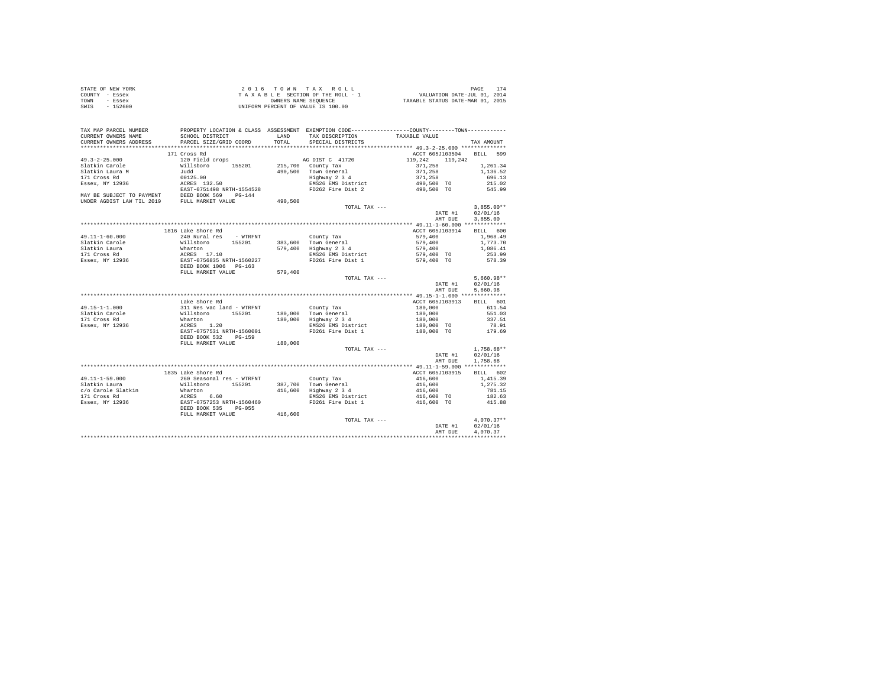STATE OF NEW YORK
COUNTY - Essex
TOWN - Essex
SWIS - 152600

2 0 1 6 T O W N T A X R O L L
T A X A B L E SECTION OF THE ROLL - 1
OWNERS NAME SEQUENCE
UNIFORM PERCENT OF VALUE IS 100.00

VALUATION DATE-JUL 01, 2014
TAXABLE STATUS DATE-MAR 01, 2015

| TAX MAP PARCEL NUMBER / CURRENT OWNERS NAME / CURRENT OWNERS ADDRESS | PROPERTY LOCATION & CLASS / SCHOOL DISTRICT / PARCEL SIZE/GRID COORD | ASSESSMENT LAND / TOTAL | EXEMPTION CODE / TAX DESCRIPTION / SPECIAL DISTRICTS | COUNTY / TOWN TAXABLE VALUE | TAX AMOUNT |
|---|---|---|---|---|---|
| 49.3-2-25.000 | 171 Cross Rd | | | ACCT 605J103504 | BILL 599 |
| | 120 Field crops | | AG DIST C 41720 | 119,242 119,242 | |
| Slatkin Carole | Willsboro 155201 | 215,700 | County Tax | 371,258 | 1,261.34 |
| Slatkin Laura M | Judd | 490,500 | Town General | 371,258 | 1,136.52 |
| 171 Cross Rd | 00125.00 | | Highway 2 3 4 | 371,258 | 696.13 |
| Essex, NY 12936 | ACRES 132.50 | | EMS26 EMS District | 490,500 TO | 215.02 |
| | EAST-0751498 NRTH-1554528 | | FD262 Fire Dist 2 | 490,500 TO | 545.99 |
| MAY BE SUBJECT TO PAYMENT | DEED BOOK 569 PG-144 | | | | |
| UNDER AGDIST LAW TIL 2019 | FULL MARKET VALUE | 490,500 | | | |
| | | | TOTAL TAX --- | | 3,855.00** |
| | | | | DATE #1 | 02/01/16 |
| | | | | AMT DUE | 3,855.00 |
| 49.11-1-60.000 | 1816 Lake Shore Rd | | | ACCT 605J103914 | BILL 600 |
| | 240 Rural res - WTRFNT | | County Tax | 579,400 | 1,968.49 |
| Slatkin Carole | Willsboro 155201 | 383,600 | Town General | 579,400 | 1,773.70 |
| Slatkin Laura | Wharton | 579,400 | Highway 2 3 4 | 579,400 | 1,086.41 |
| 171 Cross Rd | ACRES 17.10 | | EMS26 EMS District | 579,400 TO | 253.99 |
| Essex, NY 12936 | EAST-0756835 NRTH-1560227 | | FD261 Fire Dist 1 | 579,400 TO | 578.39 |
| | DEED BOOK 1006 PG-163 | | | | |
| | FULL MARKET VALUE | 579,400 | | | |
| | | | TOTAL TAX --- | | 5,660.98** |
| | | | | DATE #1 | 02/01/16 |
| | | | | AMT DUE | 5,660.98 |
| 49.15-1-1.000 | Lake Shore Rd | | | ACCT 605J103913 | BILL 601 |
| | 311 Res vac land - WTRFNT | | County Tax | 180,000 | 611.54 |
| Slatkin Carole | Willsboro 155201 | 180,000 | Town General | 180,000 | 551.03 |
| 171 Cross Rd | Wharton | 180,000 | Highway 2 3 4 | 180,000 | 337.51 |
| Essex, NY 12936 | ACRES 1.20 | | EMS26 EMS District | 180,000 TO | 78.91 |
| | EAST-0757531 NRTH-1560001 | | FD261 Fire Dist 1 | 180,000 TO | 179.69 |
| | DEED BOOK 532 PG-159 | | | | |
| | FULL MARKET VALUE | 180,000 | | | |
| | | | TOTAL TAX --- | | 1,758.68** |
| | | | | DATE #1 | 02/01/16 |
| | | | | AMT DUE | 1,758.68 |
| 49.11-1-59.000 | 1835 Lake Shore Rd | | | ACCT 605J103915 | BILL 602 |
| | 260 Seasonal res - WTRFNT | | County Tax | 416,600 | 1,415.39 |
| Slatkin Laura | Willsboro 155201 | 387,700 | Town General | 416,600 | 1,275.32 |
| c/o Carole Slatkin | Wharton | 416,600 | Highway 2 3 4 | 416,600 | 781.15 |
| 171 Cross Rd | ACRES 6.60 | | EMS26 EMS District | 416,600 TO | 182.63 |
| Essex, NY 12936 | EAST-0757253 NRTH-1560460 | | FD261 Fire Dist 1 | 416,600 TO | 415.88 |
| | DEED BOOK 535 PG-055 | | | | |
| | FULL MARKET VALUE | 416,600 | | | |
| | | | TOTAL TAX --- | | 4,070.37** |
| | | | | DATE #1 | 02/01/16 |
| | | | | AMT DUE | 4,070.37 |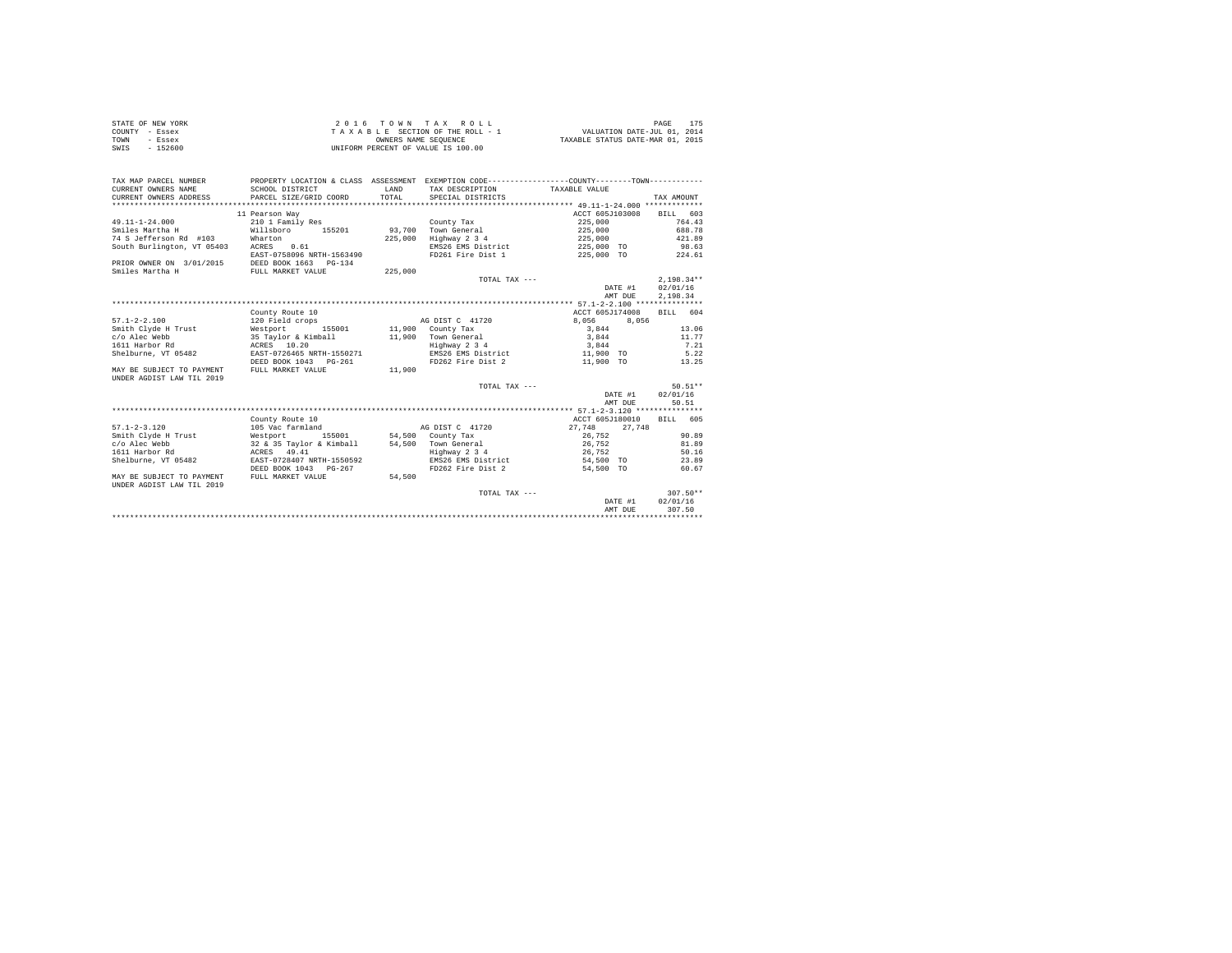STATE OF NEW YORK
COUNTY - Essex
TOWN - Essex
SWIS - 152600

2 0 1 6 T O W N T A X R O L L
T A X A B L E SECTION OF THE ROLL - 1
OWNERS NAME SEQUENCE
UNIFORM PERCENT OF VALUE IS 100.00

VALUATION DATE-JUL 01, 2014
TAXABLE STATUS DATE-MAR 01, 2015

| TAX MAP PARCEL NUMBER / CURRENT OWNERS NAME / CURRENT OWNERS ADDRESS | PROPERTY LOCATION & CLASS / SCHOOL DISTRICT / PARCEL SIZE/GRID COORD | ASSESSMENT LAND / TOTAL | EXEMPTION CODE / TAX DESCRIPTION / SPECIAL DISTRICTS | COUNTY / TOWN TAXABLE VALUE | TAX AMOUNT |
|---|---|---|---|---|---|
| **49.11-1-24.000** | 11 Pearson Way | | | ACCT 605J103008 | BILL 603 |
| 49.11-1-24.000 | 210 1 Family Res | | County Tax | 225,000 | 764.43 |
| Smiles Martha H | Willsboro 155201 | 93,700 | Town General | 225,000 | 688.78 |
| 74 S Jefferson Rd #103 | Wharton | 225,000 | Highway 2 3 4 | 225,000 | 421.89 |
| South Burlington, VT 05403 | ACRES 0.61 | | EMS26 EMS District | 225,000 TO | 98.63 |
| | EAST-0758096 NRTH-1563490 | | FD261 Fire Dist 1 | 225,000 TO | 224.61 |
| PRIOR OWNER ON 3/01/2015 | DEED BOOK 1663 PG-134 | | | | |
| Smiles Martha H | FULL MARKET VALUE | 225,000 | | | |
| | | | TOTAL TAX --- | | 2,198.34** |
| | | | | DATE #1 | 02/01/16 |
| | | | | AMT DUE | 2,198.34 |
| **57.1-2-2.100** | County Route 10 | | | ACCT 605J174008 | BILL 604 |
| 57.1-2-2.100 | 120 Field crops | | AG DIST C 41720 | 8,056 8,056 | |
| Smith Clyde H Trust | Westport 155001 | 11,900 | County Tax | 3,844 | 13.06 |
| c/o Alec Webb | 35 Taylor & Kimball | 11,900 | Town General | 3,844 | 11.77 |
| 1611 Harbor Rd | ACRES 10.20 | | Highway 2 3 4 | 3,844 | 7.21 |
| Shelburne, VT 05482 | EAST-0726465 NRTH-1550271 | | EMS26 EMS District | 11,900 TO | 5.22 |
| | DEED BOOK 1043 PG-261 | | FD262 Fire Dist 2 | 11,900 TO | 13.25 |
| MAY BE SUBJECT TO PAYMENT | FULL MARKET VALUE | 11,900 | | | |
| UNDER AGDIST LAW TIL 2019 | | | | | |
| | | | TOTAL TAX --- | | 50.51** |
| | | | | DATE #1 | 02/01/16 |
| | | | | AMT DUE | 50.51 |
| **57.1-2-3.120** | County Route 10 | | | ACCT 605J180010 | BILL 605 |
| 57.1-2-3.120 | 105 Vac farmland | | AG DIST C 41720 | 27,748 27,748 | |
| Smith Clyde H Trust | Westport 155001 | 54,500 | County Tax | 26,752 | 90.89 |
| c/o Alec Webb | 32 & 35 Taylor & Kimball | 54,500 | Town General | 26,752 | 81.89 |
| 1611 Harbor Rd | ACRES 49.41 | | Highway 2 3 4 | 26,752 | 50.16 |
| Shelburne, VT 05482 | EAST-0728407 NRTH-1550592 | | EMS26 EMS District | 54,500 TO | 23.89 |
| | DEED BOOK 1043 PG-267 | | FD262 Fire Dist 2 | 54,500 TO | 60.67 |
| MAY BE SUBJECT TO PAYMENT | FULL MARKET VALUE | 54,500 | | | |
| UNDER AGDIST LAW TIL 2019 | | | | | |
| | | | TOTAL TAX --- | | 307.50** |
| | | | | DATE #1 | 02/01/16 |
| | | | | AMT DUE | 307.50 |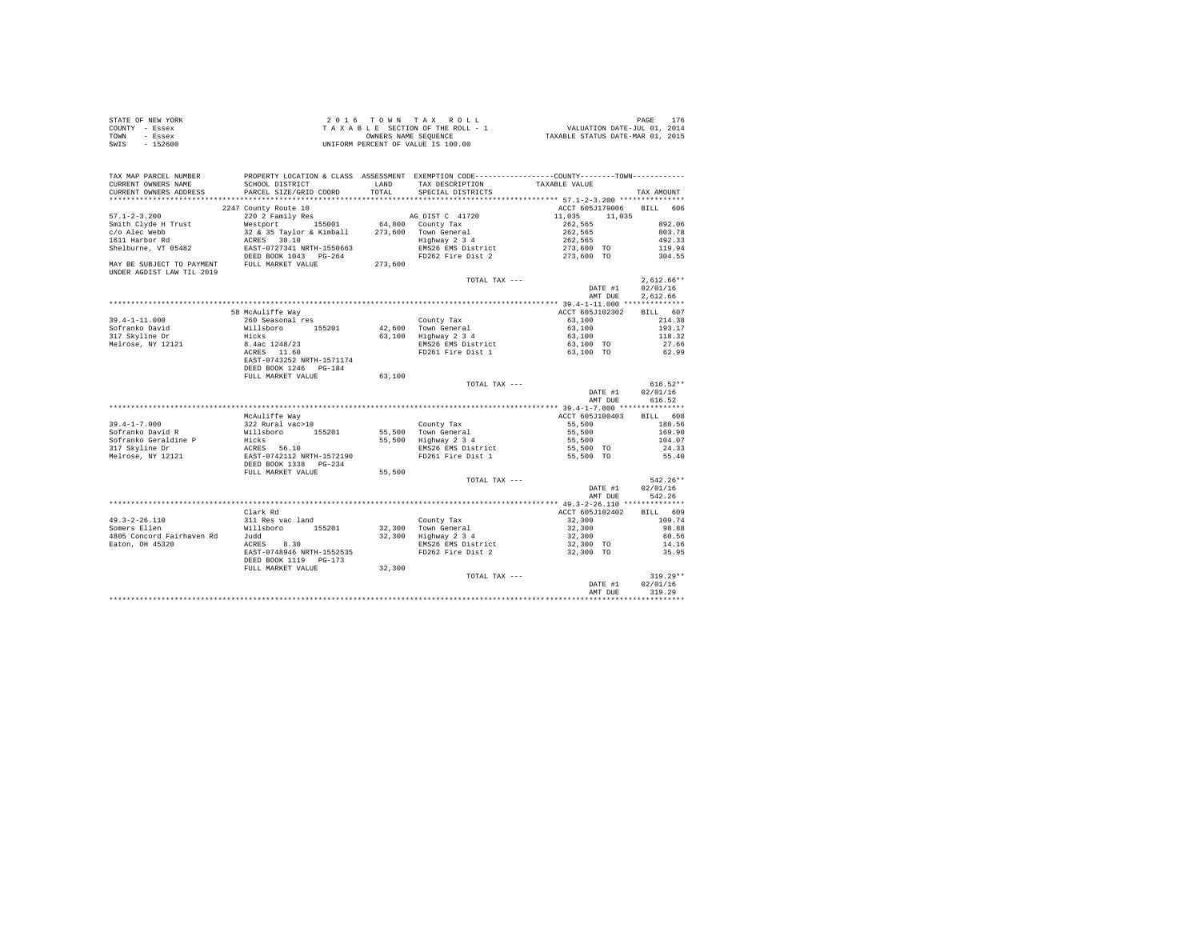STATE OF NEW YORK
COUNTY - Essex
TOWN - Essex
SWIS - 152600

2 0 1 6  T O W N  T A X  R O L L
T A X A B L E  SECTION OF THE ROLL - 1
OWNERS NAME SEQUENCE
UNIFORM PERCENT OF VALUE IS 100.00

VALUATION DATE-JUL 01, 2014
TAXABLE STATUS DATE-MAR 01, 2015

| TAX MAP PARCEL NUMBER / CURRENT OWNERS NAME / CURRENT OWNERS ADDRESS | PROPERTY LOCATION & CLASS / SCHOOL DISTRICT / PARCEL SIZE/GRID COORD | ASSESSMENT LAND / TOTAL | EXEMPTION CODE / TAX DESCRIPTION / SPECIAL DISTRICTS | COUNTY / TOWN TAXABLE VALUE | TAX AMOUNT |
|---|---|---|---|---|---|
| **57.1-2-3.200** | 2247 County Route 10 | | | ACCT 605J179006 | BILL 606 |
| 57.1-2-3.200 | 220 2 Family Res | | AG DIST C 41720 | 11,035 11,035 | |
| Smith Clyde H Trust | Westport 155001 | 64,800 | County Tax | 262,565 | 892.06 |
| c/o Alec Webb | 32 & 35 Taylor & Kimball | 273,600 | Town General | 262,565 | 803.78 |
| 1611 Harbor Rd | ACRES 30.10 | | Highway 2 3 4 | 262,565 | 492.33 |
| Shelburne, VT 05482 | EAST-0727341 NRTH-1550663 | | EMS26 EMS District | 273,600 TO | 119.94 |
| | DEED BOOK 1043 PG-264 | | FD262 Fire Dist 2 | 273,600 TO | 304.55 |
| MAY BE SUBJECT TO PAYMENT UNDER AGDIST LAW TIL 2019 | FULL MARKET VALUE | 273,600 | | | |
| | | | TOTAL TAX --- | | 2,612.66** |
| | | | | DATE #1 | 02/01/16 |
| | | | | AMT DUE | 2,612.66 |
| **39.4-1-11.000** | 58 McAuliffe Way | | | ACCT 605J102302 | BILL 607 |
| 39.4-1-11.000 | 260 Seasonal res | | County Tax | 63,100 | 214.38 |
| Sofranko David | Willsboro 155201 | 42,600 | Town General | 63,100 | 193.17 |
| 317 Skyline Dr | Hicks | 63,100 | Highway 2 3 4 | 63,100 | 118.32 |
| Melrose, NY 12121 | 8.4ac 1248/23 | | EMS26 EMS District | 63,100 TO | 27.66 |
| | ACRES 11.60 | | FD261 Fire Dist 1 | 63,100 TO | 62.99 |
| | EAST-0743252 NRTH-1571174 | | | | |
| | DEED BOOK 1246 PG-184 | | | | |
| | FULL MARKET VALUE | 63,100 | | | |
| | | | TOTAL TAX --- | | 616.52** |
| | | | | DATE #1 | 02/01/16 |
| | | | | AMT DUE | 616.52 |
| **39.4-1-7.000** | McAuliffe Way | | | ACCT 605J100403 | BILL 608 |
| 39.4-1-7.000 | 322 Rural vac>10 | | County Tax | 55,500 | 188.56 |
| Sofranko David R | Willsboro 155201 | 55,500 | Town General | 55,500 | 169.90 |
| Sofranko Geraldine P | Hicks | 55,500 | Highway 2 3 4 | 55,500 | 104.07 |
| 317 Skyline Dr | ACRES 56.10 | | EMS26 EMS District | 55,500 TO | 24.33 |
| Melrose, NY 12121 | EAST-0742112 NRTH-1572190 | | FD261 Fire Dist 1 | 55,500 TO | 55.40 |
| | DEED BOOK 1338 PG-234 | | | | |
| | FULL MARKET VALUE | 55,500 | | | |
| | | | TOTAL TAX --- | | 542.26** |
| | | | | DATE #1 | 02/01/16 |
| | | | | AMT DUE | 542.26 |
| **49.3-2-26.110** | Clark Rd | | | ACCT 605J102402 | BILL 609 |
| 49.3-2-26.110 | 311 Res vac land | | County Tax | 32,300 | 109.74 |
| Somers Ellen | Willsboro 155201 | 32,300 | Town General | 32,300 | 98.88 |
| 4805 Concord Fairhaven Rd | Judd | 32,300 | Highway 2 3 4 | 32,300 | 60.56 |
| Eaton, OH 45320 | ACRES 8.30 | | EMS26 EMS District | 32,300 TO | 14.16 |
| | EAST-0748946 NRTH-1552535 | | FD262 Fire Dist 2 | 32,300 TO | 35.95 |
| | DEED BOOK 1119 PG-173 | | | | |
| | FULL MARKET VALUE | 32,300 | | | |
| | | | TOTAL TAX --- | | 319.29** |
| | | | | DATE #1 | 02/01/16 |
| | | | | AMT DUE | 319.29 |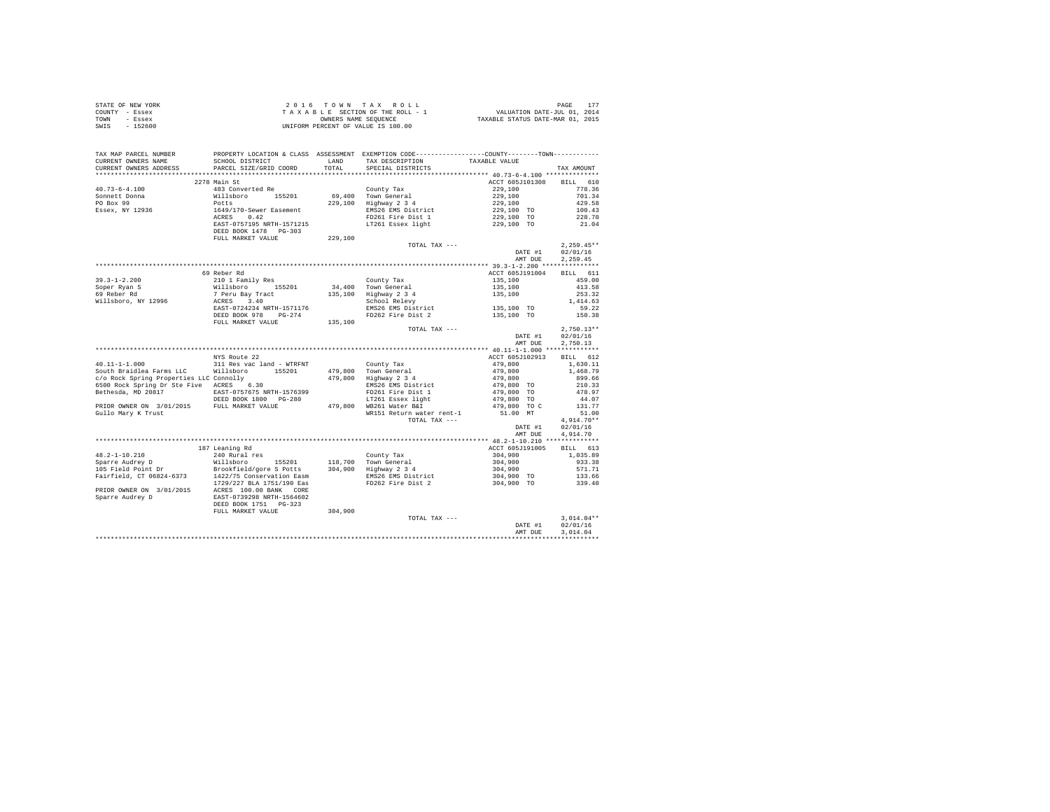STATE OF NEW YORK
COUNTY - Essex
TOWN - Essex
SWIS - 152600

2 0 1 6 T O W N T A X R O L L
T A X A B L E SECTION OF THE ROLL - 1
OWNERS NAME SEQUENCE
UNIFORM PERCENT OF VALUE IS 100.00

VALUATION DATE-JUL 01, 2014
TAXABLE STATUS DATE-MAR 01, 2015

| TAX MAP PARCEL NUMBER / CURRENT OWNERS NAME / CURRENT OWNERS ADDRESS | PROPERTY LOCATION & CLASS / SCHOOL DISTRICT / PARCEL SIZE/GRID COORD | ASSESSMENT LAND / TOTAL | EXEMPTION CODE / TAX DESCRIPTION / SPECIAL DISTRICTS | COUNTY / TOWN TAXABLE VALUE | TAX AMOUNT |
|---|---|---|---|---|---|
| **40.73-6-4.100** | 2278 Main St | | | ACCT 605J101308 | BILL 610 |
| 40.73-6-4.100 | 483 Converted Re | | County Tax | 229,100 | 778.36 |
| Sonnett Donna | Willsboro 155201 | 69,400 | Town General | 229,100 | 701.34 |
| PO Box 99 | Potts | 229,100 | Highway 2 3 4 | 229,100 | 429.58 |
| Essex, NY 12936 | 1649/170-Sewer Easement | | EMS26 EMS District | 229,100 TO | 100.43 |
| | ACRES 0.42 | | FD261 Fire Dist 1 | 229,100 TO | 228.70 |
| | EAST-0757195 NRTH-1571215 | | LT261 Essex light | 229,100 TO | 21.04 |
| | DEED BOOK 1478 PG-303 | | | | |
| | FULL MARKET VALUE | 229,100 | | | |
| | | | TOTAL TAX --- | | 2,259.45** |
| | | | | DATE #1 | 02/01/16 |
| | | | | AMT DUE | 2,259.45 |
| **39.3-1-2.200** | 69 Reber Rd | | | ACCT 605J191004 | BILL 611 |
| 39.3-1-2.200 | 210 1 Family Res | | County Tax | 135,100 | 459.00 |
| Soper Ryan S | Willsboro 155201 | 34,400 | Town General | 135,100 | 413.58 |
| 69 Reber Rd | 7 Peru Bay Tract | 135,100 | Highway 2 3 4 | 135,100 | 253.32 |
| Willsboro, NY 12996 | ACRES 3.40 | | School Relevy | | 1,414.63 |
| | EAST-0724234 NRTH-1571176 | | EMS26 EMS District | 135,100 TO | 59.22 |
| | DEED BOOK 978 PG-274 | | FD262 Fire Dist 2 | 135,100 TO | 150.38 |
| | FULL MARKET VALUE | 135,100 | | | |
| | | | TOTAL TAX --- | | 2,750.13** |
| | | | | DATE #1 | 02/01/16 |
| | | | | AMT DUE | 2,750.13 |
| **40.11-1-1.000** | NYS Route 22 | | | ACCT 605J102913 | BILL 612 |
| 40.11-1-1.000 | 311 Res vac land - WTRFNT | | County Tax | 479,800 | 1,630.11 |
| South Braidlea Farms LLC | Willsboro 155201 | 479,800 | Town General | 479,800 | 1,468.79 |
| c/o Rock Spring Properties LLC | Connolly | 479,800 | Highway 2 3 4 | 479,800 | 899.66 |
| 6500 Rock Spring Dr Ste Five | ACRES 6.30 | | EMS26 EMS District | 479,800 TO | 210.33 |
| Bethesda, MD 20817 | EAST-0757675 NRTH-1576399 | | FD261 Fire Dist 1 | 479,800 TO | 478.97 |
| | DEED BOOK 1800 PG-280 | | LT261 Essex light | 479,800 TO | 44.07 |
| PRIOR OWNER ON 3/01/2015 | FULL MARKET VALUE | 479,800 | WB261 Water B&I | 479,800 TO C | 131.77 |
| Gullo Mary K Trust | | | WR151 Return water rent-1 | 51.00 MT | 51.00 |
| | | | TOTAL TAX --- | | 4,914.70** |
| | | | | DATE #1 | 02/01/16 |
| | | | | AMT DUE | 4,914.70 |
| **48.2-1-10.210** | 187 Leaning Rd | | | ACCT 605J191005 | BILL 613 |
| 48.2-1-10.210 | 240 Rural res | | County Tax | 304,900 | 1,035.89 |
| Sparre Audrey D | Willsboro 155201 | 118,700 | Town General | 304,900 | 933.38 |
| 105 Field Point Dr | Brookfield/gore S Potts | 304,900 | Highway 2 3 4 | 304,900 | 571.71 |
| Fairfield, CT 06824-6373 | 1422/75 Conservation Easm | | EMS26 EMS District | 304,900 TO | 133.66 |
| | 1729/227 BLA 1751/190 Eas | | FD262 Fire Dist 2 | 304,900 TO | 339.40 |
| PRIOR OWNER ON 3/01/2015 | ACRES 100.00 BANK CORE | | | | |
| Sparre Audrey D | EAST-0739298 NRTH-1564602 | | | | |
| | DEED BOOK 1751 PG-323 | | | | |
| | FULL MARKET VALUE | 304,900 | | | |
| | | | TOTAL TAX --- | | 3,014.04** |
| | | | | DATE #1 | 02/01/16 |
| | | | | AMT DUE | 3,014.04 |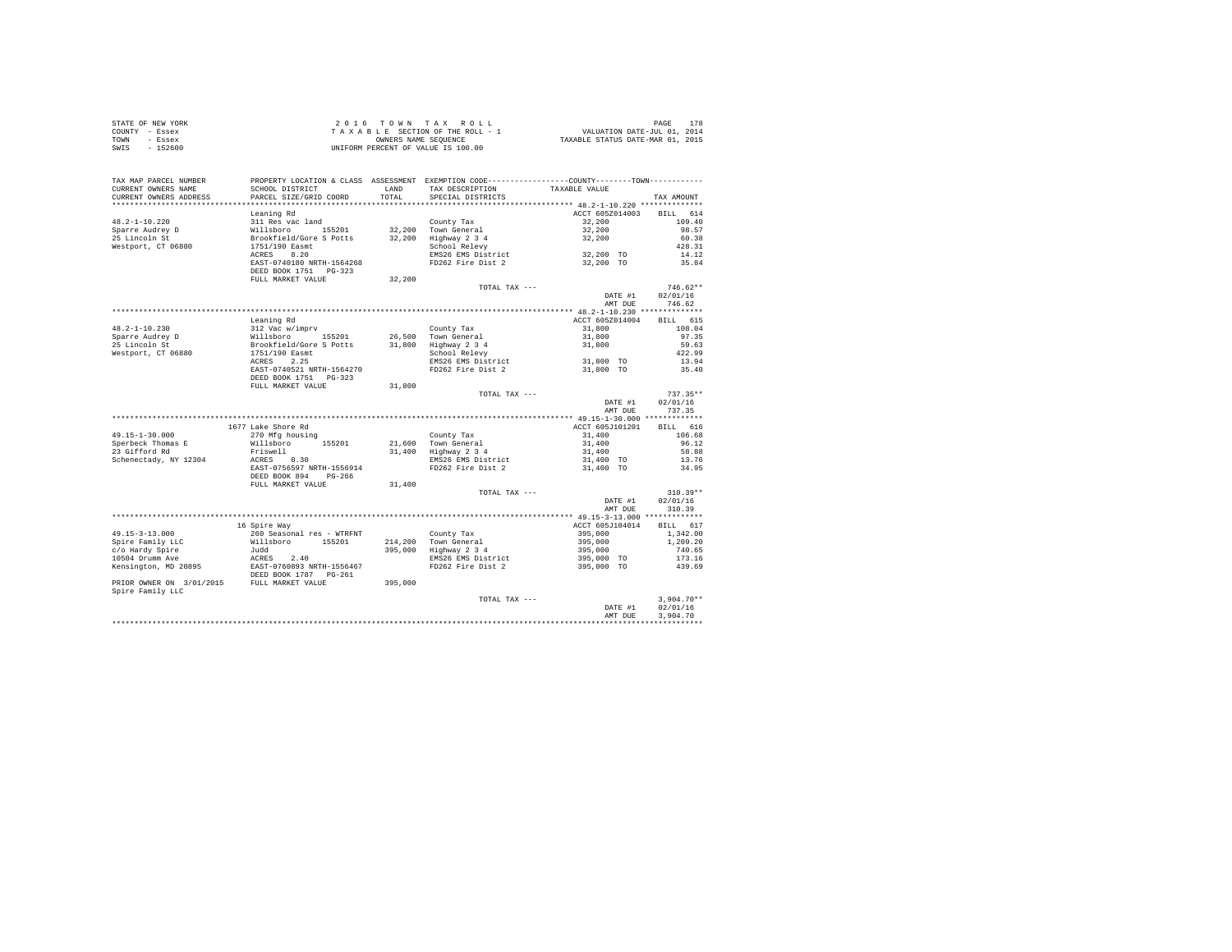STATE OF NEW YORK
COUNTY - Essex
TOWN - Essex
SWIS - 152600

2 0 1 6 T O W N T A X R O L L
T A X A B L E SECTION OF THE ROLL - 1
OWNERS NAME SEQUENCE
UNIFORM PERCENT OF VALUE IS 100.00

VALUATION DATE-JUL 01, 2014
TAXABLE STATUS DATE-MAR 01, 2015

| TAX MAP PARCEL NUMBER / CURRENT OWNERS NAME / CURRENT OWNERS ADDRESS | PROPERTY LOCATION & CLASS / SCHOOL DISTRICT / PARCEL SIZE/GRID COORD | ASSESSMENT LAND / TOTAL | EXEMPTION CODE / TAX DESCRIPTION / SPECIAL DISTRICTS | COUNTY / TOWN TAXABLE VALUE | TAX AMOUNT |
|---|---|---|---|---|---|
| **48.2-1-10.220** | Leaning Rd | | | ACCT 605Z014003 | BILL 614 |
| 48.2-1-10.220 | 311 Res vac land | | County Tax | 32,200 | 109.40 |
| Sparre Audrey D | Willsboro 155201 | 32,200 | Town General | 32,200 | 98.57 |
| 25 Lincoln St | Brookfield/Gore S Potts | 32,200 | Highway 2 3 4 | 32,200 | 60.38 |
| Westport, CT 06880 | 1751/190 Easmt | | School Relevy | | 428.31 |
| | ACRES 8.20 | | EMS26 EMS District | 32,200 TO | 14.12 |
| | EAST-0740180 NRTH-1564268 | | FD262 Fire Dist 2 | 32,200 TO | 35.84 |
| | DEED BOOK 1751 PG-323 | | | | |
| | FULL MARKET VALUE | 32,200 | | | |
| | | | TOTAL TAX --- | | 746.62** |
| | | | | DATE #1 | 02/01/16 |
| | | | | AMT DUE | 746.62 |
| **48.2-1-10.230** | Leaning Rd | | | ACCT 605Z014004 | BILL 615 |
| 48.2-1-10.230 | 312 Vac w/imprv | | County Tax | 31,800 | 108.04 |
| Sparre Audrey D | Willsboro 155201 | 26,500 | Town General | 31,800 | 97.35 |
| 25 Lincoln St | Brookfield/Gore S Potts | 31,800 | Highway 2 3 4 | 31,800 | 59.63 |
| Westport, CT 06880 | 1751/190 Easmt | | School Relevy | | 422.99 |
| | ACRES 2.25 | | EMS26 EMS District | 31,800 TO | 13.94 |
| | EAST-0740521 NRTH-1564270 | | FD262 Fire Dist 2 | 31,800 TO | 35.40 |
| | DEED BOOK 1751 PG-323 | | | | |
| | FULL MARKET VALUE | 31,800 | | | |
| | | | TOTAL TAX --- | | 737.35** |
| | | | | DATE #1 | 02/01/16 |
| | | | | AMT DUE | 737.35 |
| **49.15-1-30.000** | 1677 Lake Shore Rd | | | ACCT 605J101201 | BILL 616 |
| 49.15-1-30.000 | 270 Mfg housing | | County Tax | 31,400 | 106.68 |
| Sperbeck Thomas E | Willsboro 155201 | 21,600 | Town General | 31,400 | 96.12 |
| 23 Gifford Rd | Friswell | 31,400 | Highway 2 3 4 | 31,400 | 58.88 |
| Schenectady, NY 12304 | ACRES 0.30 | | EMS26 EMS District | 31,400 TO | 13.76 |
| | EAST-0756597 NRTH-1556914 | | FD262 Fire Dist 2 | 31,400 TO | 34.95 |
| | DEED BOOK 894 PG-266 | | | | |
| | FULL MARKET VALUE | 31,400 | | | |
| | | | TOTAL TAX --- | | 310.39** |
| | | | | DATE #1 | 02/01/16 |
| | | | | AMT DUE | 310.39 |
| **49.15-3-13.000** | 16 Spire Way | | | ACCT 605J104014 | BILL 617 |
| 49.15-3-13.000 | 260 Seasonal res - WTRFNT | | County Tax | 395,000 | 1,342.00 |
| Spire Family LLC | Willsboro 155201 | 214,200 | Town General | 395,000 | 1,209.20 |
| c/o Hardy Spire | Judd | 395,000 | Highway 2 3 4 | 395,000 | 740.65 |
| 10504 Drumm Ave | ACRES 2.40 | | EMS26 EMS District | 395,000 TO | 173.16 |
| Kensington, MD 20895 | EAST-0760893 NRTH-1556467 | | FD262 Fire Dist 2 | 395,000 TO | 439.69 |
| | DEED BOOK 1787 PG-261 | | | | |
| PRIOR OWNER ON 3/01/2015 | FULL MARKET VALUE | 395,000 | | | |
| Spire Family LLC | | | | | |
| | | | TOTAL TAX --- | | 3,904.70** |
| | | | | DATE #1 | 02/01/16 |
| | | | | AMT DUE | 3,904.70 |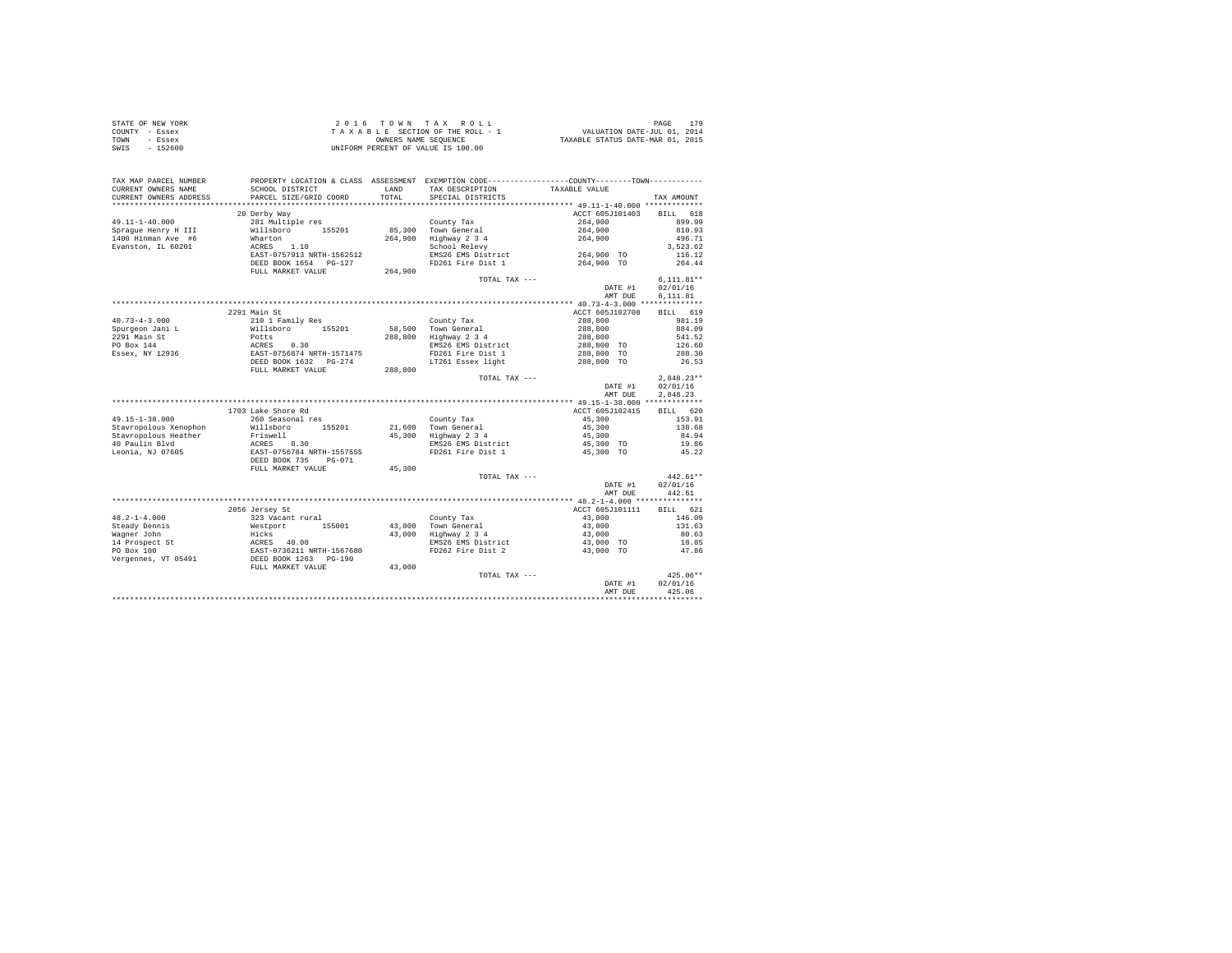STATE OF NEW YORK
COUNTY - Essex
TOWN - Essex
SWIS - 152600

2 0 1 6 T O W N T A X R O L L
T A X A B L E SECTION OF THE ROLL - 1
OWNERS NAME SEQUENCE
UNIFORM PERCENT OF VALUE IS 100.00

VALUATION DATE-JUL 01, 2014
TAXABLE STATUS DATE-MAR 01, 2015

| TAX MAP PARCEL NUMBER / CURRENT OWNERS NAME / CURRENT OWNERS ADDRESS | PROPERTY LOCATION & CLASS / SCHOOL DISTRICT / PARCEL SIZE/GRID COORD | ASSESSMENT LAND | TOTAL | EXEMPTION CODE / TAX DESCRIPTION / SPECIAL DISTRICTS | COUNTY / TOWN TAXABLE VALUE | TAX AMOUNT |
|---|---|---|---|---|---|---|
| **49.11-1-40.000** | 20 Derby Way | | | | ACCT 605J101403 | BILL 618 |
| 49.11-1-40.000 | 281 Multiple res | | | County Tax | 264,900 | 899.99 |
| Sprague Henry H III | Willsboro 155201 | 85,300 | | Town General | 264,900 | 810.93 |
| 1400 Hinman Ave #6 | Wharton | | 264,900 | Highway 2 3 4 | 264,900 | 496.71 |
| Evanston, IL 60201 | ACRES 1.10 | | | School Relevy | | 3,523.62 |
| | EAST-0757913 NRTH-1562512 | | | EMS26 EMS District | 264,900 TO | 116.12 |
| | DEED BOOK 1654 PG-127 | | | FD261 Fire Dist 1 | 264,900 TO | 264.44 |
| | FULL MARKET VALUE | | 264,900 | | | |
| | | | | TOTAL TAX --- | | 6,111.81** |
| | | | | | DATE #1 | 02/01/16 |
| | | | | | AMT DUE | 6,111.81 |
| **40.73-4-3.000** | 2291 Main St | | | | ACCT 605J102708 | BILL 619 |
| 40.73-4-3.000 | 210 1 Family Res | | | County Tax | 288,800 | 981.19 |
| Spurgeon Jani L | Willsboro 155201 | 58,500 | | Town General | 288,800 | 884.09 |
| 2291 Main St | Potts | | 288,800 | Highway 2 3 4 | 288,800 | 541.52 |
| PO Box 144 | ACRES 0.30 | | | EMS26 EMS District | 288,800 TO | 126.60 |
| Essex, NY 12936 | EAST-0756874 NRTH-1571475 | | | FD261 Fire Dist 1 | 288,800 TO | 288.30 |
| | DEED BOOK 1632 PG-274 | | | LT261 Essex light | 288,800 TO | 26.53 |
| | FULL MARKET VALUE | | 288,800 | | | |
| | | | | TOTAL TAX --- | | 2,848.23** |
| | | | | | DATE #1 | 02/01/16 |
| | | | | | AMT DUE | 2,848.23 |
| **49.15-1-38.000** | 1703 Lake Shore Rd | | | | ACCT 605J102415 | BILL 620 |
| 49.15-1-38.000 | 260 Seasonal res | | | County Tax | 45,300 | 153.91 |
| Stavropolous Xenophon | Willsboro 155201 | 21,600 | | Town General | 45,300 | 138.68 |
| Stavropolous Heather | Friswell | | 45,300 | Highway 2 3 4 | 45,300 | 84.94 |
| 40 Paulin Blvd | ACRES 0.30 | | | EMS26 EMS District | 45,300 TO | 19.86 |
| Leonia, NJ 07605 | EAST-0756784 NRTH-1557555 | | | FD261 Fire Dist 1 | 45,300 TO | 45.22 |
| | DEED BOOK 735 PG-071 | | | | | |
| | FULL MARKET VALUE | | 45,300 | | | |
| | | | | TOTAL TAX --- | | 442.61** |
| | | | | | DATE #1 | 02/01/16 |
| | | | | | AMT DUE | 442.61 |
| **48.2-1-4.000** | 2056 Jersey St | | | | ACCT 605J101111 | BILL 621 |
| 48.2-1-4.000 | 323 Vacant rural | | | County Tax | 43,000 | 146.09 |
| Steady Dennis | Westport 155001 | 43,000 | | Town General | 43,000 | 131.63 |
| Wagner John | Hicks | | 43,000 | Highway 2 3 4 | 43,000 | 80.63 |
| 14 Prospect St | ACRES 40.00 | | | EMS26 EMS District | 43,000 TO | 18.85 |
| PO Box 100 | EAST-0736211 NRTH-1567680 | | | FD262 Fire Dist 2 | 43,000 TO | 47.86 |
| Vergennes, VT 05491 | DEED BOOK 1263 PG-190 | | | | | |
| | FULL MARKET VALUE | | 43,000 | | | |
| | | | | TOTAL TAX --- | | 425.06** |
| | | | | | DATE #1 | 02/01/16 |
| | | | | | AMT DUE | 425.06 |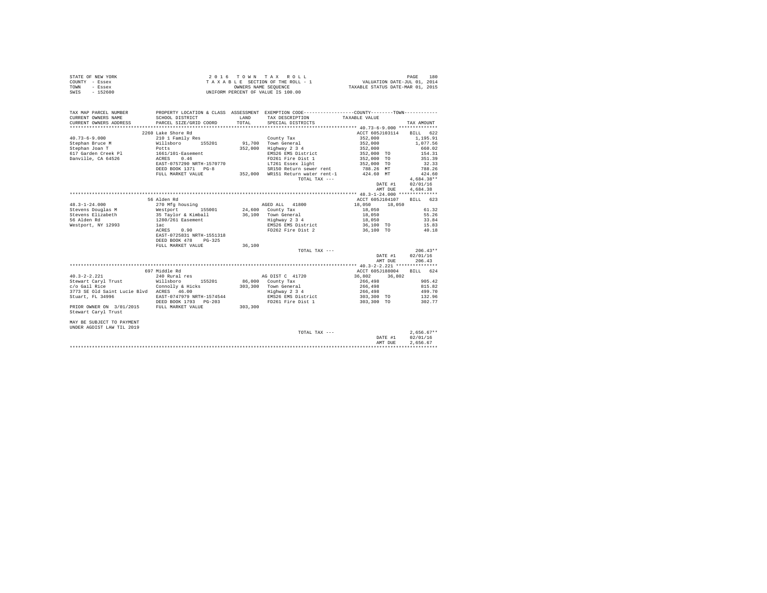STATE OF NEW YORK
COUNTY - Essex
TOWN - Essex
SWIS - 152600

2016 TOWN TAX ROLL
TAXABLE SECTION OF THE ROLL - 1
OWNERS NAME SEQUENCE
UNIFORM PERCENT OF VALUE IS 100.00

VALUATION DATE-JUL 01, 2014
TAXABLE STATUS DATE-MAR 01, 2015

| TAX MAP PARCEL NUMBER / CURRENT OWNERS NAME / CURRENT OWNERS ADDRESS | PROPERTY LOCATION & CLASS / SCHOOL DISTRICT / PARCEL SIZE/GRID COORD | ASSESSMENT LAND / TOTAL | EXEMPTION CODE / TAX DESCRIPTION / SPECIAL DISTRICTS | COUNTY / TOWN TAXABLE VALUE | TAX AMOUNT |
|---|---|---|---|---|---|
| **40.73-6-9.000** | 2260 Lake Shore Rd | | | ACCT 605J103114 | BILL 622 |
| 40.73-6-9.000 | 210 1 Family Res | | County Tax | 352,000 | 1,195.91 |
| Stephan Bruce M | Willsboro 155201 | 91,700 | Town General | 352,000 | 1,077.56 |
| Stephan Joan T | Potts | 352,000 | Highway 2 3 4 | 352,000 | 660.02 |
| 617 Garden Creek Pl | 1661/101-Easement | | EMS26 EMS District | 352,000 TO | 154.31 |
| Danville, CA 64526 | ACRES 0.46 | | FD261 Fire Dist 1 | 352,000 TO | 351.39 |
| | EAST-0757290 NRTH-1570770 | | LT261 Essex light | 352,000 TO | 32.33 |
| | DEED BOOK 1371 PG-8 | | SR150 Return sewer rent | 788.26 MT | 788.26 |
| | FULL MARKET VALUE | 352,000 | WR151 Return water rent-1 | 424.60 MT | 424.60 |
| | | | TOTAL TAX --- | | 4,684.38** |
| | | | | DATE #1 | 02/01/16 |
| | | | | AMT DUE | 4,684.38 |
| **48.3-1-24.000** | 56 Alden Rd | | | ACCT 605J104107 | BILL 623 |
| 48.3-1-24.000 | 270 Mfg housing | | AGED ALL 41800 | 18,050 18,050 | |
| Stevens Douglas M | Westport 155001 | 24,600 | County Tax | 18,050 | 61.32 |
| Stevens Elizabeth | 35 Taylor & Kimball | 36,100 | Town General | 18,050 | 55.26 |
| 56 Alden Rd | 1280/261 Easement | | Highway 2 3 4 | 18,050 | 33.84 |
| Westport, NY 12993 | 1ac | | EMS26 EMS District | 36,100 TO | 15.83 |
| | ACRES 0.90 | | FD262 Fire Dist 2 | 36,100 TO | 40.18 |
| | EAST-0725831 NRTH-1551318 | | | | |
| | DEED BOOK 478 PG-325 | | | | |
| | FULL MARKET VALUE | 36,100 | | | |
| | | | TOTAL TAX --- | | 206.43** |
| | | | | DATE #1 | 02/01/16 |
| | | | | AMT DUE | 206.43 |
| **40.3-2-2.221** | 697 Middle Rd | | | ACCT 605J188004 | BILL 624 |
| 40.3-2-2.221 | 240 Rural res | | AG DIST C 41720 | 36,802 36,802 | |
| Stewart Caryl Trust | Willsboro 155201 | 86,000 | County Tax | 266,498 | 905.42 |
| c/o Gail Rice | Connolly & Hicks | 303,300 | Town General | 266,498 | 815.82 |
| 3773 SE Old Saint Lucie Blvd | ACRES 46.00 | | Highway 2 3 4 | 266,498 | 499.70 |
| Stuart, FL 34996 | EAST-0747979 NRTH-1574544 | | EMS26 EMS District | 303,300 TO | 132.96 |
| | DEED BOOK 1793 PG-203 | | FD261 Fire Dist 1 | 303,300 TO | 302.77 |
| PRIOR OWNER ON 3/01/2015 | FULL MARKET VALUE | 303,300 | | | |
| Stewart Caryl Trust | | | | | |
| MAY BE SUBJECT TO PAYMENT | | | | | |
| UNDER AGDIST LAW TIL 2019 | | | | | |
| | | | TOTAL TAX --- | | 2,656.67** |
| | | | | DATE #1 | 02/01/16 |
| | | | | AMT DUE | 2,656.67 |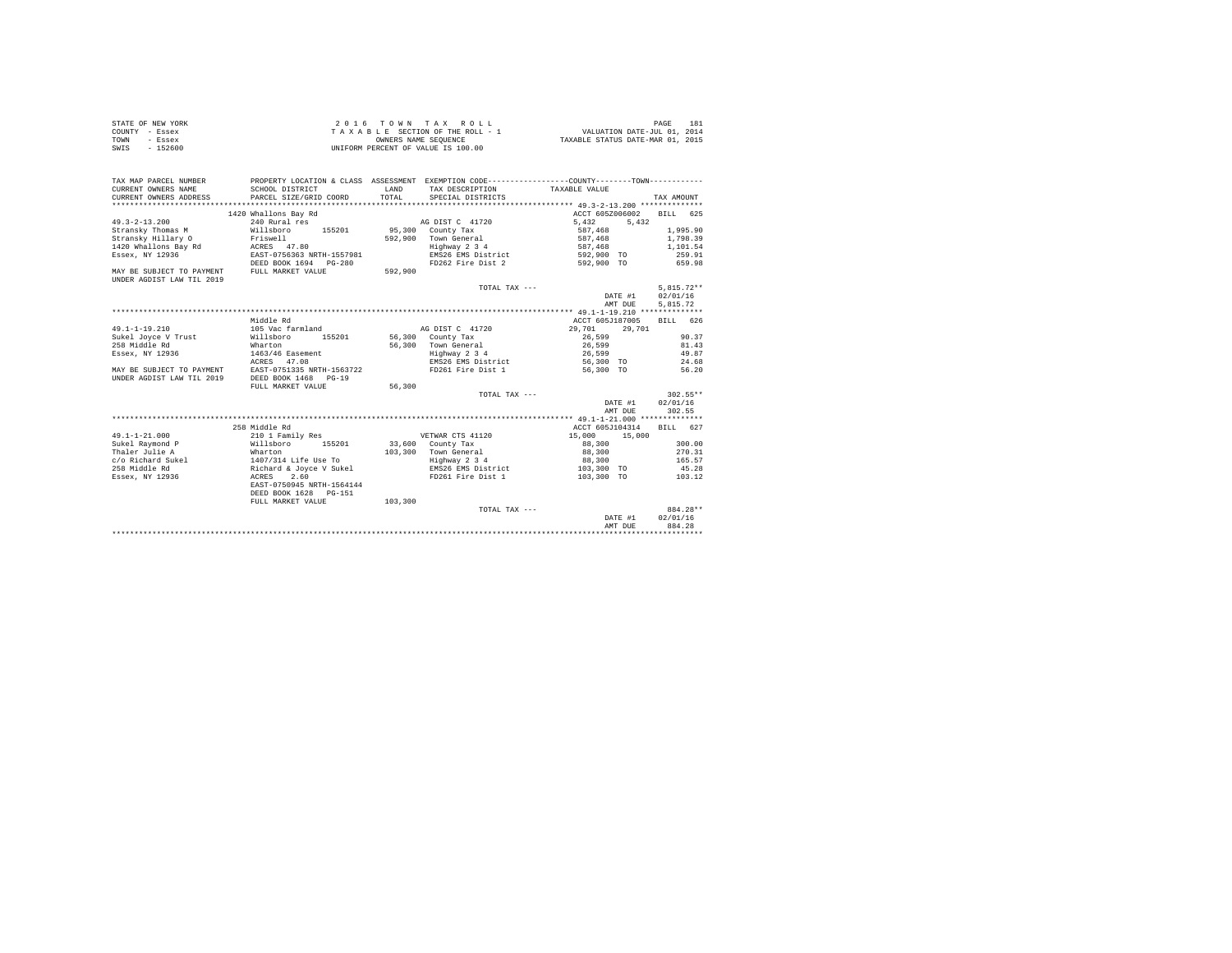STATE OF NEW YORK
COUNTY - Essex
TOWN - Essex
SWIS - 152600

2016 TOWN TAX ROLL
TAXABLE SECTION OF THE ROLL - 1
OWNERS NAME SEQUENCE
UNIFORM PERCENT OF VALUE IS 100.00

VALUATION DATE-JUL 01, 2014
TAXABLE STATUS DATE-MAR 01, 2015

| TAX MAP PARCEL NUMBER / CURRENT OWNERS NAME / CURRENT OWNERS ADDRESS | PROPERTY LOCATION & CLASS / SCHOOL DISTRICT / PARCEL SIZE/GRID COORD | ASSESSMENT LAND / TOTAL | EXEMPTION CODE / TAX DESCRIPTION / SPECIAL DISTRICTS | COUNTY / TOWN TAXABLE VALUE | TAX AMOUNT |
|---|---|---|---|---|---|
| **49.3-2-13.200** | 1420 Whallons Bay Rd | | | ACCT 605Z006002 | BILL 625 |
| 49.3-2-13.200 | 240 Rural res | | AG DIST C 41720 | 5,432 5,432 | |
| Stransky Thomas M | Willsboro 155201 | 95,300 | County Tax | 587,468 | 1,995.90 |
| Stransky Hillary O | Friswell | 592,900 | Town General | 587,468 | 1,798.39 |
| 1420 Whallons Bay Rd | ACRES 47.80 | | Highway 2 3 4 | 587,468 | 1,101.54 |
| Essex, NY 12936 | EAST-0756363 NRTH-1557981 | | EMS26 EMS District | 592,900 TO | 259.91 |
| | DEED BOOK 1694 PG-280 | | FD262 Fire Dist 2 | 592,900 TO | 659.98 |
| MAY BE SUBJECT TO PAYMENT UNDER AGDIST LAW TIL 2019 | FULL MARKET VALUE | 592,900 | | | |
| | | | TOTAL TAX --- | | 5,815.72** |
| | | | | DATE #1 | 02/01/16 |
| | | | | AMT DUE | 5,815.72 |
| **49.1-1-19.210** | Middle Rd | | | ACCT 605J187005 | BILL 626 |
| 49.1-1-19.210 | 105 Vac farmland | | AG DIST C 41720 | 29,701 29,701 | |
| Sukel Joyce V Trust | Willsboro 155201 | 56,300 | County Tax | 26,599 | 90.37 |
| 258 Middle Rd | Wharton | 56,300 | Town General | 26,599 | 81.43 |
| Essex, NY 12936 | 1463/46 Easement | | Highway 2 3 4 | 26,599 | 49.87 |
| | ACRES 47.08 | | EMS26 EMS District | 56,300 TO | 24.68 |
| MAY BE SUBJECT TO PAYMENT | EAST-0751335 NRTH-1563722 | | FD261 Fire Dist 1 | 56,300 TO | 56.20 |
| UNDER AGDIST LAW TIL 2019 | DEED BOOK 1468 PG-19 | | | | |
| | FULL MARKET VALUE | 56,300 | | | |
| | | | TOTAL TAX --- | | 302.55** |
| | | | | DATE #1 | 02/01/16 |
| | | | | AMT DUE | 302.55 |
| **49.1-1-21.000** | 258 Middle Rd | | | ACCT 605J104314 | BILL 627 |
| 49.1-1-21.000 | 210 1 Family Res | | VETWAR CTS 41120 | 15,000 15,000 | |
| Sukel Raymond P | Willsboro 155201 | 33,600 | County Tax | 88,300 | 300.00 |
| Thaler Julie A | Wharton | 103,300 | Town General | 88,300 | 270.31 |
| c/o Richard Sukel | 1407/314 Life Use To | | Highway 2 3 4 | 88,300 | 165.57 |
| 258 Middle Rd | Richard & Joyce V Sukel | | EMS26 EMS District | 103,300 TO | 45.28 |
| Essex, NY 12936 | ACRES 2.60 | | FD261 Fire Dist 1 | 103,300 TO | 103.12 |
| | EAST-0750945 NRTH-1564144 | | | | |
| | DEED BOOK 1628 PG-151 | | | | |
| | FULL MARKET VALUE | 103,300 | | | |
| | | | TOTAL TAX --- | | 884.28** |
| | | | | DATE #1 | 02/01/16 |
| | | | | AMT DUE | 884.28 |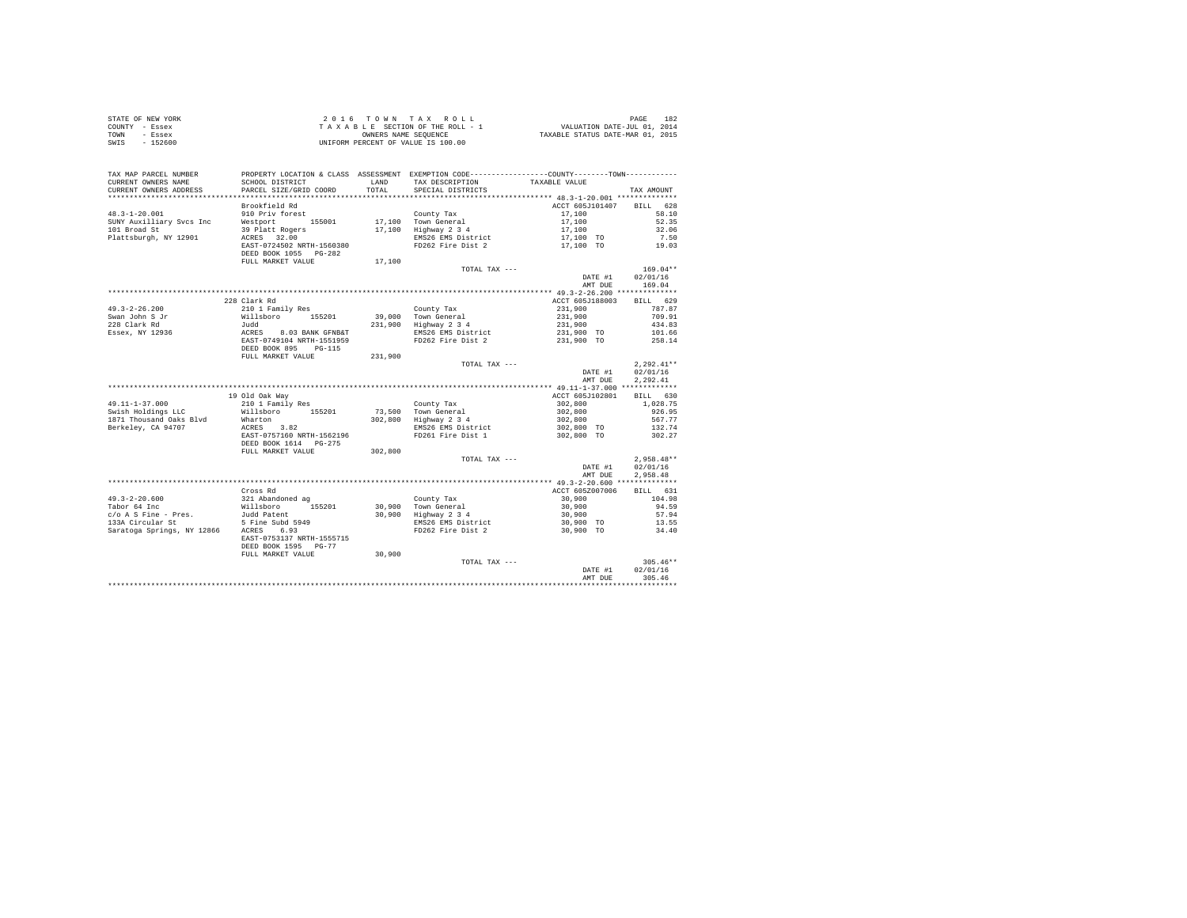STATE OF NEW YORK
COUNTY - Essex
TOWN - Essex
SWIS - 152600

2 0 1 6 T O W N T A X R O L L
T A X A B L E SECTION OF THE ROLL - 1
OWNERS NAME SEQUENCE
UNIFORM PERCENT OF VALUE IS 100.00

VALUATION DATE-JUL 01, 2014
TAXABLE STATUS DATE-MAR 01, 2015

| TAX MAP PARCEL NUMBER / CURRENT OWNERS NAME / CURRENT OWNERS ADDRESS | PROPERTY LOCATION & CLASS / SCHOOL DISTRICT / PARCEL SIZE/GRID COORD | ASSESSMENT LAND / TOTAL | EXEMPTION CODE / TAX DESCRIPTION / SPECIAL DISTRICTS | COUNTY/TOWN TAXABLE VALUE | TAX AMOUNT |
|---|---|---|---|---|---|
| **48.3-1-20.001** | Brookfield Rd | | | ACCT 605J101407 | BILL 628 |
| 48.3-1-20.001 | 910 Priv forest | | County Tax | 17,100 | 58.10 |
| SUNY Auxilliary Svcs Inc | Westport 155001 | 17,100 | Town General | 17,100 | 52.35 |
| 101 Broad St | 39 Platt Rogers | 17,100 | Highway 2 3 4 | 17,100 | 32.06 |
| Plattsburgh, NY 12901 | ACRES 32.00 | | EMS26 EMS District | 17,100 TO | 7.50 |
| | EAST-0724502 NRTH-1560380 | | FD262 Fire Dist 2 | 17,100 TO | 19.03 |
| | DEED BOOK 1055 PG-282 | | | | |
| | FULL MARKET VALUE | 17,100 | | | |
| | | | TOTAL TAX --- | | 169.04** |
| | | | | DATE #1 | 02/01/16 |
| | | | | AMT DUE | 169.04 |
| **49.3-2-26.200** | 228 Clark Rd | | | ACCT 605J188003 | BILL 629 |
| 49.3-2-26.200 | 210 1 Family Res | | County Tax | 231,900 | 787.87 |
| Swan John S Jr | Willsboro 155201 | 39,000 | Town General | 231,900 | 709.91 |
| 228 Clark Rd | Judd | 231,900 | Highway 2 3 4 | 231,900 | 434.83 |
| Essex, NY 12936 | ACRES 8.03 BANK GFNB&T | | EMS26 EMS District | 231,900 TO | 101.66 |
| | EAST-0749104 NRTH-1551959 | | FD262 Fire Dist 2 | 231,900 TO | 258.14 |
| | DEED BOOK 895 PG-115 | | | | |
| | FULL MARKET VALUE | 231,900 | | | |
| | | | TOTAL TAX --- | | 2,292.41** |
| | | | | DATE #1 | 02/01/16 |
| | | | | AMT DUE | 2,292.41 |
| **49.11-1-37.000** | 19 Old Oak Way | | | ACCT 605J102801 | BILL 630 |
| 49.11-1-37.000 | 210 1 Family Res | | County Tax | 302,800 | 1,028.75 |
| Swish Holdings LLC | Willsboro 155201 | 73,500 | Town General | 302,800 | 926.95 |
| 1871 Thousand Oaks Blvd | Wharton | 302,800 | Highway 2 3 4 | 302,800 | 567.77 |
| Berkeley, CA 94707 | ACRES 3.82 | | EMS26 EMS District | 302,800 TO | 132.74 |
| | EAST-0757160 NRTH-1562196 | | FD261 Fire Dist 1 | 302,800 TO | 302.27 |
| | DEED BOOK 1614 PG-275 | | | | |
| | FULL MARKET VALUE | 302,800 | | | |
| | | | TOTAL TAX --- | | 2,958.48** |
| | | | | DATE #1 | 02/01/16 |
| | | | | AMT DUE | 2,958.48 |
| **49.3-2-20.600** | Cross Rd | | | ACCT 605Z007006 | BILL 631 |
| 49.3-2-20.600 | 321 Abandoned ag | | County Tax | 30,900 | 104.98 |
| Tabor 64 Inc | Willsboro 155201 | 30,900 | Town General | 30,900 | 94.59 |
| c/o A S Fine - Pres. | Judd Patent | 30,900 | Highway 2 3 4 | 30,900 | 57.94 |
| 133A Circular St | 5 Fine Subd 5949 | | EMS26 EMS District | 30,900 TO | 13.55 |
| Saratoga Springs, NY 12866 | ACRES 6.93 | | FD262 Fire Dist 2 | 30,900 TO | 34.40 |
| | EAST-0753137 NRTH-1555715 | | | | |
| | DEED BOOK 1595 PG-77 | | | | |
| | FULL MARKET VALUE | 30,900 | | | |
| | | | TOTAL TAX --- | | 305.46** |
| | | | | DATE #1 | 02/01/16 |
| | | | | AMT DUE | 305.46 |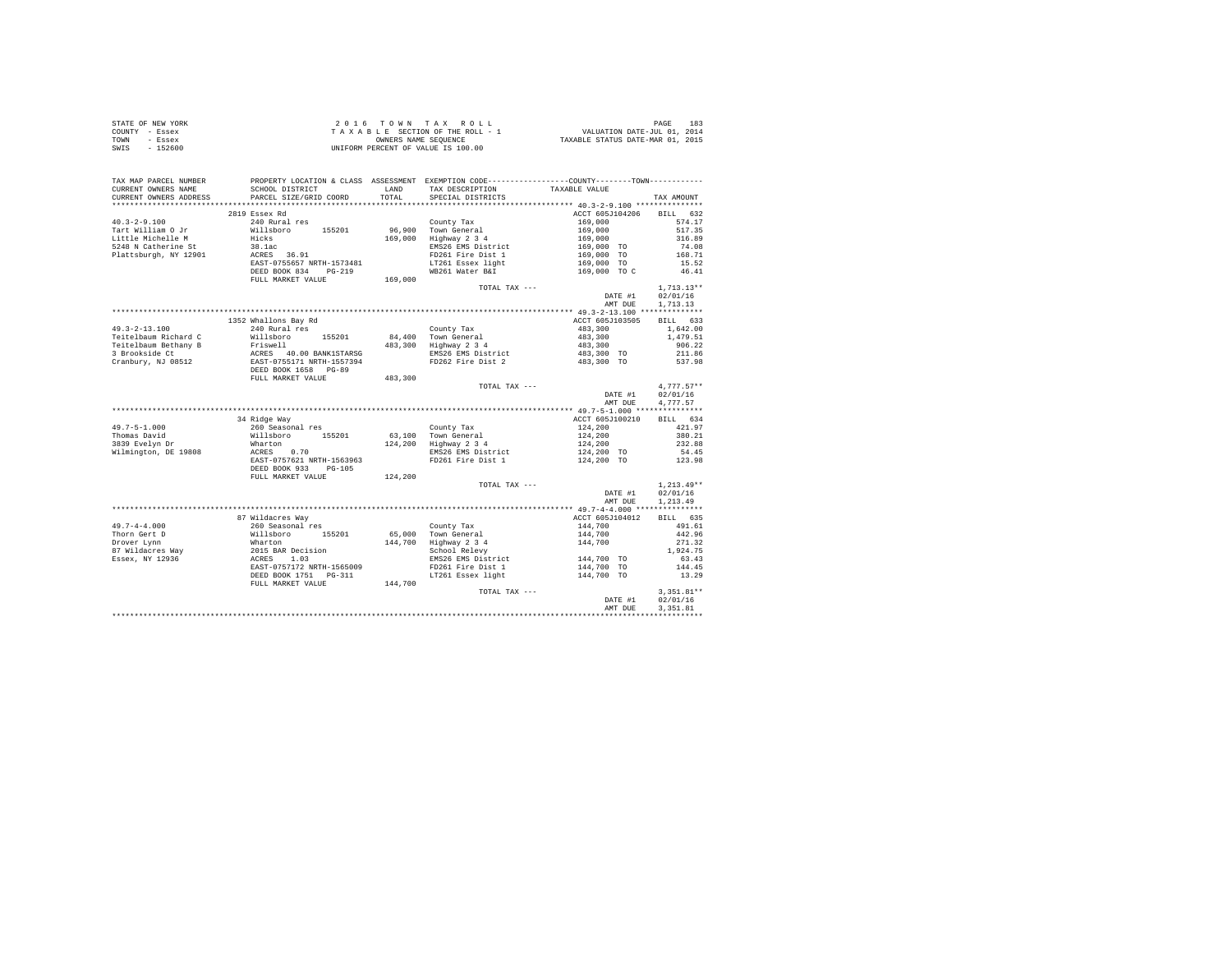STATE OF NEW YORK
COUNTY - Essex
TOWN - Essex
SWIS - 152600

2016 TOWN TAX ROLL
TAXABLE SECTION OF THE ROLL - 1
OWNERS NAME SEQUENCE
UNIFORM PERCENT OF VALUE IS 100.00

VALUATION DATE-JUL 01, 2014
TAXABLE STATUS DATE-MAR 01, 2015

| TAX MAP PARCEL NUMBER / CURRENT OWNERS NAME / CURRENT OWNERS ADDRESS | PROPERTY LOCATION & CLASS / SCHOOL DISTRICT / PARCEL SIZE/GRID COORD | ASSESSMENT LAND / TOTAL | EXEMPTION CODE / TAX DESCRIPTION / SPECIAL DISTRICTS | COUNTY / TOWN TAXABLE VALUE | TAX AMOUNT |
|---|---|---|---|---|---|
| 40.3-2-9.100 | 2819 Essex Rd | | | ACCT 605J104206 | BILL 632 |
| 40.3-2-9.100 | 240 Rural res | | County Tax | 169,000 | 574.17 |
| Tart William O Jr | Willsboro 155201 | 96,900 | Town General | 169,000 | 517.35 |
| Little Michelle M | Hicks | 169,000 | Highway 2 3 4 | 169,000 | 316.89 |
| 5248 N Catherine St | 38.1ac | | EMS26 EMS District | 169,000 TO | 74.08 |
| Plattsburgh, NY 12901 | ACRES 36.91 | | FD261 Fire Dist 1 | 169,000 TO | 168.71 |
| | EAST-0755657 NRTH-1573481 | | LT261 Essex light | 169,000 TO | 15.52 |
| | DEED BOOK 834 PG-219 | | WB261 Water B&I | 169,000 TO C | 46.41 |
| | FULL MARKET VALUE | 169,000 | | | |
| | | | TOTAL TAX --- | | 1,713.13** |
| | | | | DATE #1 | 02/01/16 |
| | | | | AMT DUE | 1,713.13 |
| 49.3-2-13.100 | 1352 Whallons Bay Rd | | | ACCT 605J103505 | BILL 633 |
| 49.3-2-13.100 | 240 Rural res | | County Tax | 483,300 | 1,642.00 |
| Teitelbaum Richard C | Willsboro 155201 | 84,400 | Town General | 483,300 | 1,479.51 |
| Teitelbaum Bethany B | Friswell | 483,300 | Highway 2 3 4 | 483,300 | 906.22 |
| 3 Brookside Ct | ACRES 40.00 BANK1STARSG | | EMS26 EMS District | 483,300 TO | 211.86 |
| Cranbury, NJ 08512 | EAST-0755171 NRTH-1557394 | | FD262 Fire Dist 2 | 483,300 TO | 537.98 |
| | DEED BOOK 1658 PG-89 | | | | |
| | FULL MARKET VALUE | 483,300 | | | |
| | | | TOTAL TAX --- | | 4,777.57** |
| | | | | DATE #1 | 02/01/16 |
| | | | | AMT DUE | 4,777.57 |
| 49.7-5-1.000 | 34 Ridge Way | | | ACCT 605J100210 | BILL 634 |
| 49.7-5-1.000 | 260 Seasonal res | | County Tax | 124,200 | 421.97 |
| Thomas David | Willsboro 155201 | 63,100 | Town General | 124,200 | 380.21 |
| 3839 Evelyn Dr | Wharton | 124,200 | Highway 2 3 4 | 124,200 | 232.88 |
| Wilmington, DE 19808 | ACRES 0.70 | | EMS26 EMS District | 124,200 TO | 54.45 |
| | EAST-0757621 NRTH-1563963 | | FD261 Fire Dist 1 | 124,200 TO | 123.98 |
| | DEED BOOK 933 PG-105 | | | | |
| | FULL MARKET VALUE | 124,200 | | | |
| | | | TOTAL TAX --- | | 1,213.49** |
| | | | | DATE #1 | 02/01/16 |
| | | | | AMT DUE | 1,213.49 |
| 49.7-4-4.000 | 87 Wildacres Way | | | ACCT 605J104012 | BILL 635 |
| 49.7-4-4.000 | 260 Seasonal res | | County Tax | 144,700 | 491.61 |
| Thorn Gert D | Willsboro 155201 | 65,000 | Town General | 144,700 | 442.96 |
| Drover Lynn | Wharton | 144,700 | Highway 2 3 4 | 144,700 | 271.32 |
| 87 Wildacres Way | 2015 BAR Decision | | School Relevy | | 1,924.75 |
| Essex, NY 12936 | ACRES 1.03 | | EMS26 EMS District | 144,700 TO | 63.43 |
| | EAST-0757172 NRTH-1565009 | | FD261 Fire Dist 1 | 144,700 TO | 144.45 |
| | DEED BOOK 1751 PG-311 | | LT261 Essex light | 144,700 TO | 13.29 |
| | FULL MARKET VALUE | 144,700 | | | |
| | | | TOTAL TAX --- | | 3,351.81** |
| | | | | DATE #1 | 02/01/16 |
| | | | | AMT DUE | 3,351.81 |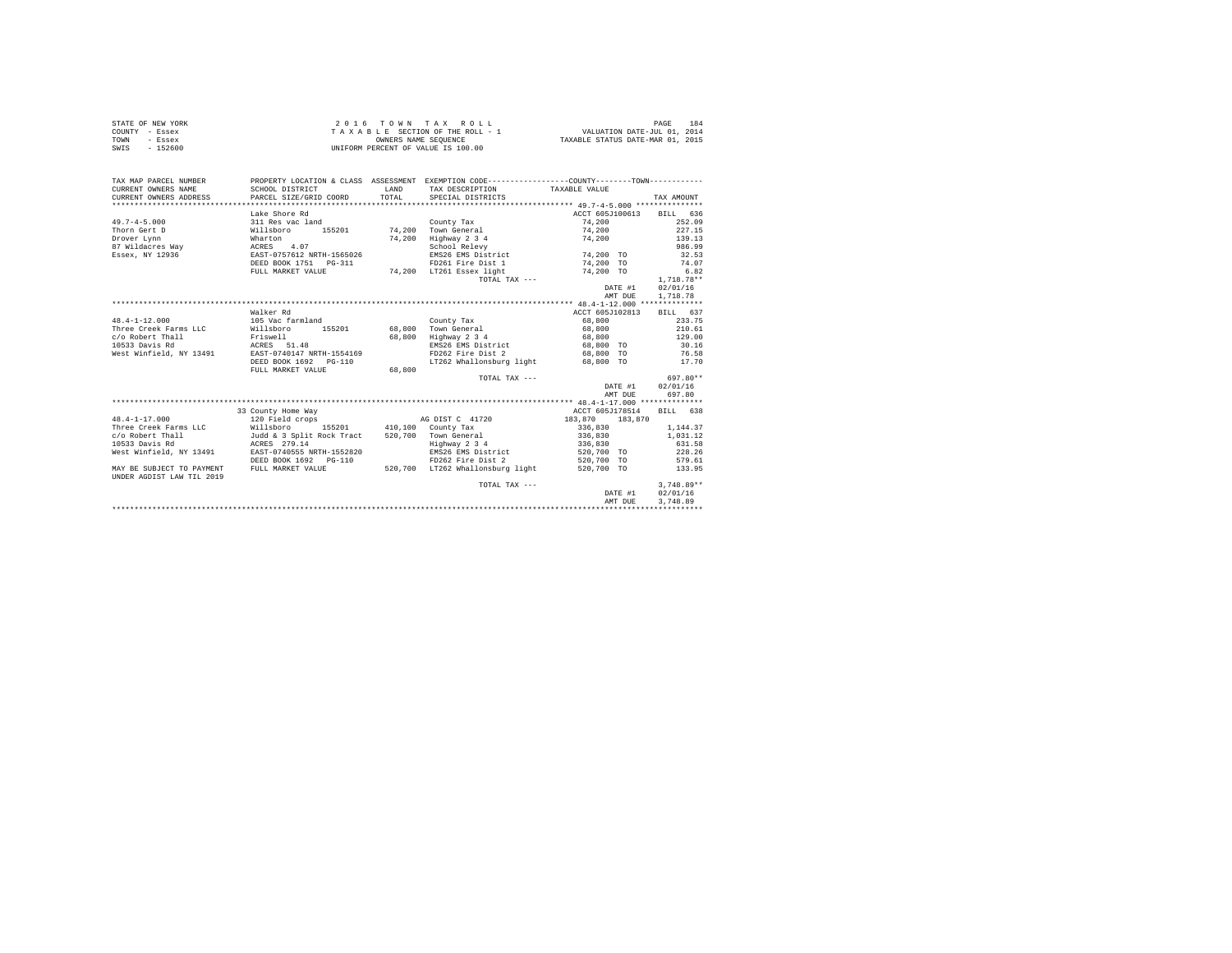STATE OF NEW YORK 
COUNTY - Essex 
TOWN - Essex 
SWIS - 152600

2 0 1 6 T O W N T A X R O L L
T A X A B L E SECTION OF THE ROLL - 1
OWNERS NAME SEQUENCE
UNIFORM PERCENT OF VALUE IS 100.00

VALUATION DATE-JUL 01, 2014
TAXABLE STATUS DATE-MAR 01, 2015

| TAX MAP PARCEL NUMBER<br>CURRENT OWNERS NAME<br>CURRENT OWNERS ADDRESS | PROPERTY LOCATION & CLASS<br>SCHOOL DISTRICT<br>PARCEL SIZE/GRID COORD | ASSESSMENT<br>LAND<br>TOTAL | EXEMPTION CODE<br>TAX DESCRIPTION<br>SPECIAL DISTRICTS | COUNTY / TOWN<br>TAXABLE VALUE | TAX AMOUNT |
|---|---|---|---|---|---|
| **49.7-4-5.000** | Lake Shore Rd | | | ACCT 605J100613 | BILL 636 |
| 49.7-4-5.000 | 311 Res vac land | | County Tax | 74,200 | 252.09 |
| Thorn Gert D | Willsboro 155201 | 74,200 | Town General | 74,200 | 227.15 |
| Drover Lynn | Wharton | 74,200 | Highway 2 3 4 | 74,200 | 139.13 |
| 87 Wildacres Way | ACRES 4.07 | | School Relevy | | 986.99 |
| Essex, NY 12936 | EAST-0757612 NRTH-1565026 | | EMS26 EMS District | 74,200 TO | 32.53 |
| | DEED BOOK 1751 PG-311 | | FD261 Fire Dist 1 | 74,200 TO | 74.07 |
| | FULL MARKET VALUE | 74,200 | LT261 Essex light | 74,200 TO | 6.82 |
| | | | TOTAL TAX --- | | 1,718.78** |
| | | | | DATE #1 | 02/01/16 |
| | | | | AMT DUE | 1,718.78 |
| **48.4-1-12.000** | Walker Rd | | | ACCT 605J102813 | BILL 637 |
| 48.4-1-12.000 | 105 Vac farmland | | County Tax | 68,800 | 233.75 |
| Three Creek Farms LLC | Willsboro 155201 | 68,800 | Town General | 68,800 | 210.61 |
| c/o Robert Thall | Friswell | 68,800 | Highway 2 3 4 | 68,800 | 129.00 |
| 10533 Davis Rd | ACRES 51.48 | | EMS26 EMS District | 68,800 TO | 30.16 |
| West Winfield, NY 13491 | EAST-0740147 NRTH-1554169 | | FD262 Fire Dist 2 | 68,800 TO | 76.58 |
| | DEED BOOK 1692 PG-110 | | LT262 Whallonsburg light | 68,800 TO | 17.70 |
| | FULL MARKET VALUE | 68,800 | | | |
| | | | TOTAL TAX --- | | 697.80** |
| | | | | DATE #1 | 02/01/16 |
| | | | | AMT DUE | 697.80 |
| **48.4-1-17.000** | 33 County Home Way | | | ACCT 605J178514 | BILL 638 |
| 48.4-1-17.000 | 120 Field crops | | AG DIST C 41720 | 183,870 183,870 | |
| Three Creek Farms LLC | Willsboro 155201 | 410,100 | County Tax | 336,830 | 1,144.37 |
| c/o Robert Thall | Judd & 3 Split Rock Tract | 520,700 | Town General | 336,830 | 1,031.12 |
| 10533 Davis Rd | ACRES 279.14 | | Highway 2 3 4 | 336,830 | 631.58 |
| West Winfield, NY 13491 | EAST-0740555 NRTH-1552820 | | EMS26 EMS District | 520,700 TO | 228.26 |
| | DEED BOOK 1692 PG-110 | | FD262 Fire Dist 2 | 520,700 TO | 579.61 |
| MAY BE SUBJECT TO PAYMENT | FULL MARKET VALUE | 520,700 | LT262 Whallonsburg light | 520,700 TO | 133.95 |
| UNDER AGDIST LAW TIL 2019 | | | | | |
| | | | TOTAL TAX --- | | 3,748.89** |
| | | | | DATE #1 | 02/01/16 |
| | | | | AMT DUE | 3,748.89 |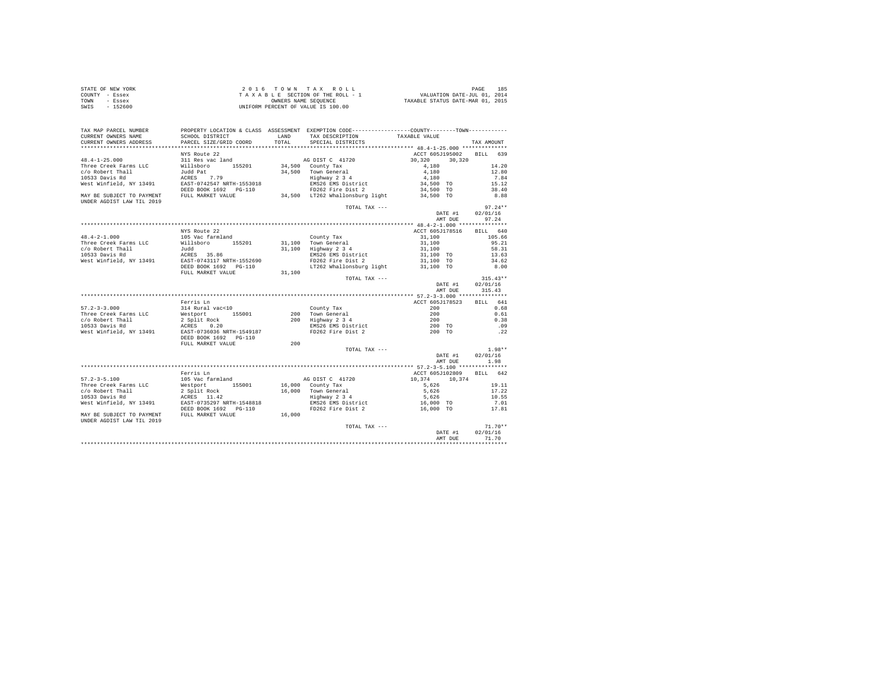STATE OF NEW YORK  
COUNTY - Essex  
TOWN - Essex  
SWIS - 152600

2 0 1 6 T O W N T A X R O L L  
T A X A B L E SECTION OF THE ROLL - 1  
OWNERS NAME SEQUENCE  
UNIFORM PERCENT OF VALUE IS 100.00

VALUATION DATE-JUL 01, 2014  
TAXABLE STATUS DATE-MAR 01, 2015

| TAX MAP PARCEL NUMBER / CURRENT OWNERS NAME / CURRENT OWNERS ADDRESS | PROPERTY LOCATION & CLASS / SCHOOL DISTRICT / PARCEL SIZE/GRID COORD | ASSESSMENT LAND / TOTAL | EXEMPTION CODE / TAX DESCRIPTION / SPECIAL DISTRICTS | COUNTY / TOWN TAXABLE VALUE | TAX AMOUNT |
|---|---|---|---|---|---|
| **48.4-1-25.000** | NYS Route 22 | | | ACCT 605J195002 | BILL 639 |
| 48.4-1-25.000 | 311 Res vac land | | AG DIST C 41720 | 30,320 30,320 | |
| Three Creek Farms LLC | Willsboro 155201 | 34,500 | County Tax | 4,180 | 14.20 |
| c/o Robert Thall | Judd Pat | 34,500 | Town General | 4,180 | 12.80 |
| 10533 Davis Rd | ACRES 7.79 | | Highway 2 3 4 | 4,180 | 7.84 |
| West Winfield, NY 13491 | EAST-0742547 NRTH-1553018 | | EMS26 EMS District | 34,500 TO | 15.12 |
| | DEED BOOK 1692 PG-110 | | FD262 Fire Dist 2 | 34,500 TO | 38.40 |
| MAY BE SUBJECT TO PAYMENT | FULL MARKET VALUE | 34,500 | LT262 Whallonsburg light | 34,500 TO | 8.88 |
| UNDER AGDIST LAW TIL 2019 | | | | | |
| | | | TOTAL TAX --- | | 97.24** |
| | | | | DATE #1 | 02/01/16 |
| | | | | AMT DUE | 97.24 |
| **48.4-2-1.000** | NYS Route 22 | | | ACCT 605J178516 | BILL 640 |
| 48.4-2-1.000 | 105 Vac farmland | | County Tax | 31,100 | 105.66 |
| Three Creek Farms LLC | Willsboro 155201 | 31,100 | Town General | 31,100 | 95.21 |
| c/o Robert Thall | Judd | 31,100 | Highway 2 3 4 | 31,100 | 58.31 |
| 10533 Davis Rd | ACRES 35.86 | | EMS26 EMS District | 31,100 TO | 13.63 |
| West Winfield, NY 13491 | EAST-0743117 NRTH-1552690 | | FD262 Fire Dist 2 | 31,100 TO | 34.62 |
| | DEED BOOK 1692 PG-110 | | LT262 Whallonsburg light | 31,100 TO | 8.00 |
| | FULL MARKET VALUE | 31,100 | | | |
| | | | TOTAL TAX --- | | 315.43** |
| | | | | DATE #1 | 02/01/16 |
| | | | | AMT DUE | 315.43 |
| **57.2-3-3.000** | Ferris Ln | | | ACCT 605J178523 | BILL 641 |
| 57.2-3-3.000 | 314 Rural vac<10 | | County Tax | 200 | 0.68 |
| Three Creek Farms LLC | Westport 155001 | 200 | Town General | 200 | 0.61 |
| c/o Robert Thall | 2 Split Rock | 200 | Highway 2 3 4 | 200 | 0.38 |
| 10533 Davis Rd | ACRES 0.20 | | EMS26 EMS District | 200 TO | .09 |
| West Winfield, NY 13491 | EAST-0736036 NRTH-1549187 | | FD262 Fire Dist 2 | 200 TO | .22 |
| | DEED BOOK 1692 PG-110 | | | | |
| | FULL MARKET VALUE | 200 | | | |
| | | | TOTAL TAX --- | | 1.98** |
| | | | | DATE #1 | 02/01/16 |
| | | | | AMT DUE | 1.98 |
| **57.2-3-5.100** | Ferris Ln | | | ACCT 605J102809 | BILL 642 |
| 57.2-3-5.100 | 105 Vac farmland | | AG DIST C 41720 | 10,374 10,374 | |
| Three Creek Farms LLC | Westport 155001 | 16,000 | County Tax | 5,626 | 19.11 |
| c/o Robert Thall | 2 Split Rock | 16,000 | Town General | 5,626 | 17.22 |
| 10533 Davis Rd | ACRES 11.42 | | Highway 2 3 4 | 5,626 | 10.55 |
| West Winfield, NY 13491 | EAST-0735297 NRTH-1548818 | | EMS26 EMS District | 16,000 TO | 7.01 |
| | DEED BOOK 1692 PG-110 | | FD262 Fire Dist 2 | 16,000 TO | 17.81 |
| MAY BE SUBJECT TO PAYMENT | FULL MARKET VALUE | 16,000 | | | |
| UNDER AGDIST LAW TIL 2019 | | | | | |
| | | | TOTAL TAX --- | | 71.70** |
| | | | | DATE #1 | 02/01/16 |
| | | | | AMT DUE | 71.70 |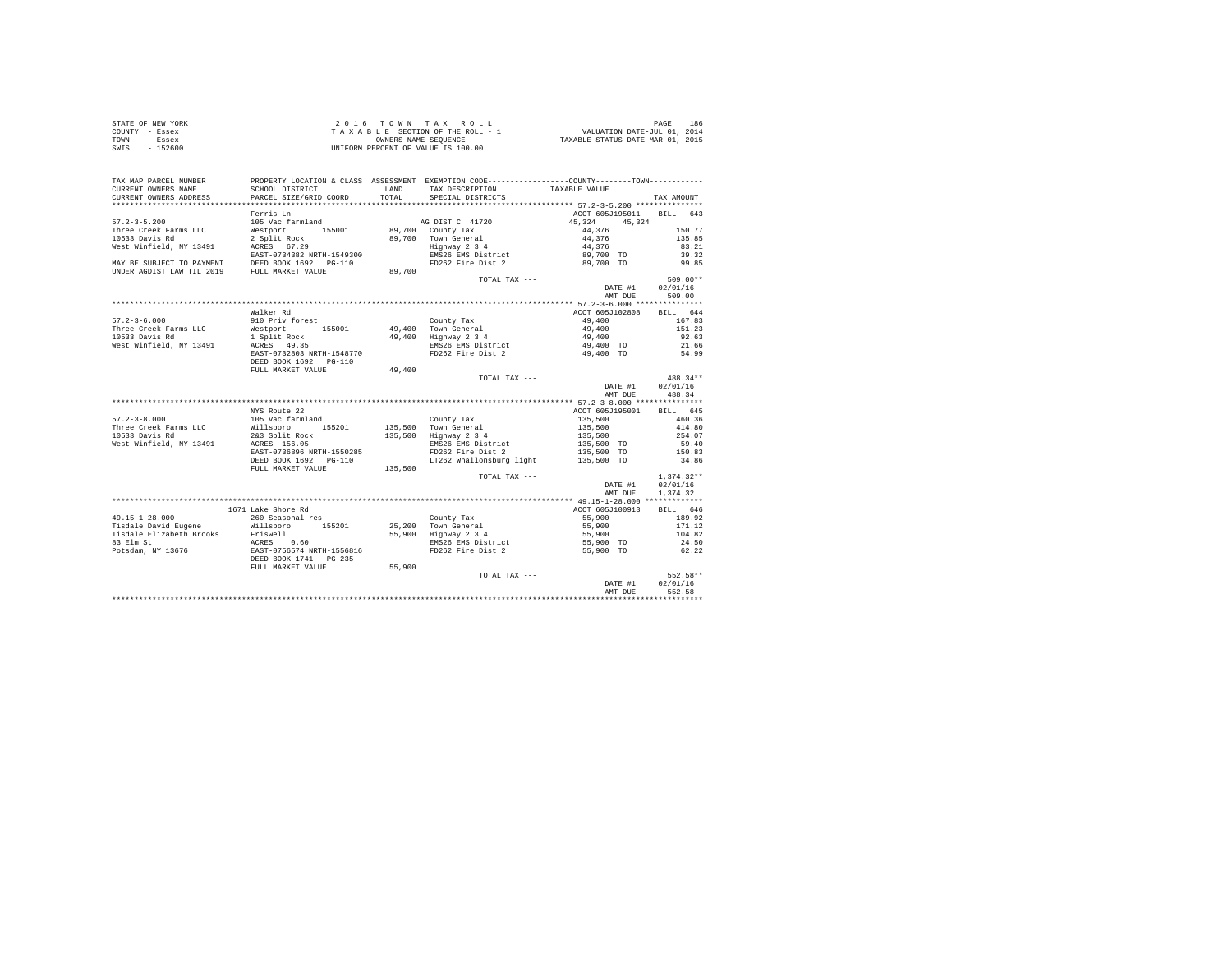STATE OF NEW YORK
COUNTY - Essex
TOWN - Essex
SWIS - 152600

2 0 1 6 T O W N T A X R O L L
T A X A B L E SECTION OF THE ROLL - 1
OWNERS NAME SEQUENCE
UNIFORM PERCENT OF VALUE IS 100.00

VALUATION DATE-JUL 01, 2014
TAXABLE STATUS DATE-MAR 01, 2015

```
TAX MAP PARCEL NUMBER     PROPERTY LOCATION & CLASS  ASSESSMENT  EXEMPTION CODE-----------------COUNTY--------TOWN-----------
CURRENT OWNERS NAME       SCHOOL DISTRICT             LAND       TAX DESCRIPTION            TAXABLE VALUE
CURRENT OWNERS ADDRESS    PARCEL SIZE/GRID COORD      TOTAL      SPECIAL DISTRICTS                                      TAX AMOUNT
*********************************************************************************************** 57.2-3-5.200 ***************
                          Ferris Ln                                                         ACCT 605J195011     BILL   643
57.2-3-5.200              105 Vac farmland                       AG DIST C  41720            45,324     45,324
Three Creek Farms LLC     Westport        155001      89,700    County Tax                  44,376                    150.77
10533 Davis Rd            2 Split Rock                89,700    Town General                44,376                    135.85
West Winfield, NY 13491   ACRES   67.29                         Highway 2 3 4               44,376                     83.21
                          EAST-0734382 NRTH-1549300             EMS26 EMS District          89,700 TO                  39.32
MAY BE SUBJECT TO PAYMENT DEED BOOK 1692   PG-110               FD262 Fire Dist 2           89,700 TO                  99.85
UNDER AGDIST LAW TIL 2019 FULL MARKET VALUE           89,700
                                                                 TOTAL TAX ---                                       509.00**
                                                                                             DATE #1    02/01/16
                                                                                             AMT DUE      509.00
*********************************************************************************************** 57.2-3-6.000 ***************
                          Walker Rd                                                         ACCT 605J102808     BILL   644
57.2-3-6.000              910 Priv forest                       County Tax                  49,400                    167.83
Three Creek Farms LLC     Westport        155001      49,400    Town General                49,400                    151.23
10533 Davis Rd            1 Split Rock                49,400    Highway 2 3 4               49,400                     92.63
West Winfield, NY 13491   ACRES   49.35                         EMS26 EMS District          49,400 TO                  21.66
                          EAST-0732803 NRTH-1548770             FD262 Fire Dist 2           49,400 TO                  54.99
                          DEED BOOK 1692   PG-110
                          FULL MARKET VALUE           49,400
                                                                 TOTAL TAX ---                                       488.34**
                                                                                             DATE #1    02/01/16
                                                                                             AMT DUE      488.34
*********************************************************************************************** 57.2-3-8.000 ***************
                          NYS Route 22                                                      ACCT 605J195001     BILL   645
57.2-3-8.000              105 Vac farmland                      County Tax                 135,500                    460.36
Three Creek Farms LLC     Willsboro       155201     135,500    Town General               135,500                    414.80
10533 Davis Rd            2&3 Split Rock             135,500    Highway 2 3 4              135,500                    254.07
West Winfield, NY 13491   ACRES  156.05                         EMS26 EMS District         135,500 TO                  59.40
                          EAST-0736896 NRTH-1550285             FD262 Fire Dist 2          135,500 TO                 150.83
                          DEED BOOK 1692   PG-110               LT262 Whallonsburg light   135,500 TO                  34.86
                          FULL MARKET VALUE          135,500
                                                                 TOTAL TAX ---                                     1,374.32**
                                                                                             DATE #1    02/01/16
                                                                                             AMT DUE    1,374.32
*********************************************************************************************** 49.15-1-28.000 *************
                     1671 Lake Shore Rd                                                     ACCT 605J100913     BILL   646
49.15-1-28.000            260 Seasonal res                      County Tax                  55,900                    189.92
Tisdale David Eugene      Willsboro       155201      25,200    Town General                55,900                    171.12
Tisdale Elizabeth Brooks  Friswell                    55,900    Highway 2 3 4               55,900                    104.82
83 Elm St                 ACRES    0.60                         EMS26 EMS District          55,900 TO                  24.50
Potsdam, NY 13676         EAST-0756574 NRTH-1556816             FD262 Fire Dist 2           55,900 TO                  62.22
                          DEED BOOK 1741   PG-235
                          FULL MARKET VALUE           55,900
                                                                 TOTAL TAX ---                                       552.58**
                                                                                             DATE #1    02/01/16
                                                                                             AMT DUE      552.58
****************************************************************************************************************************
```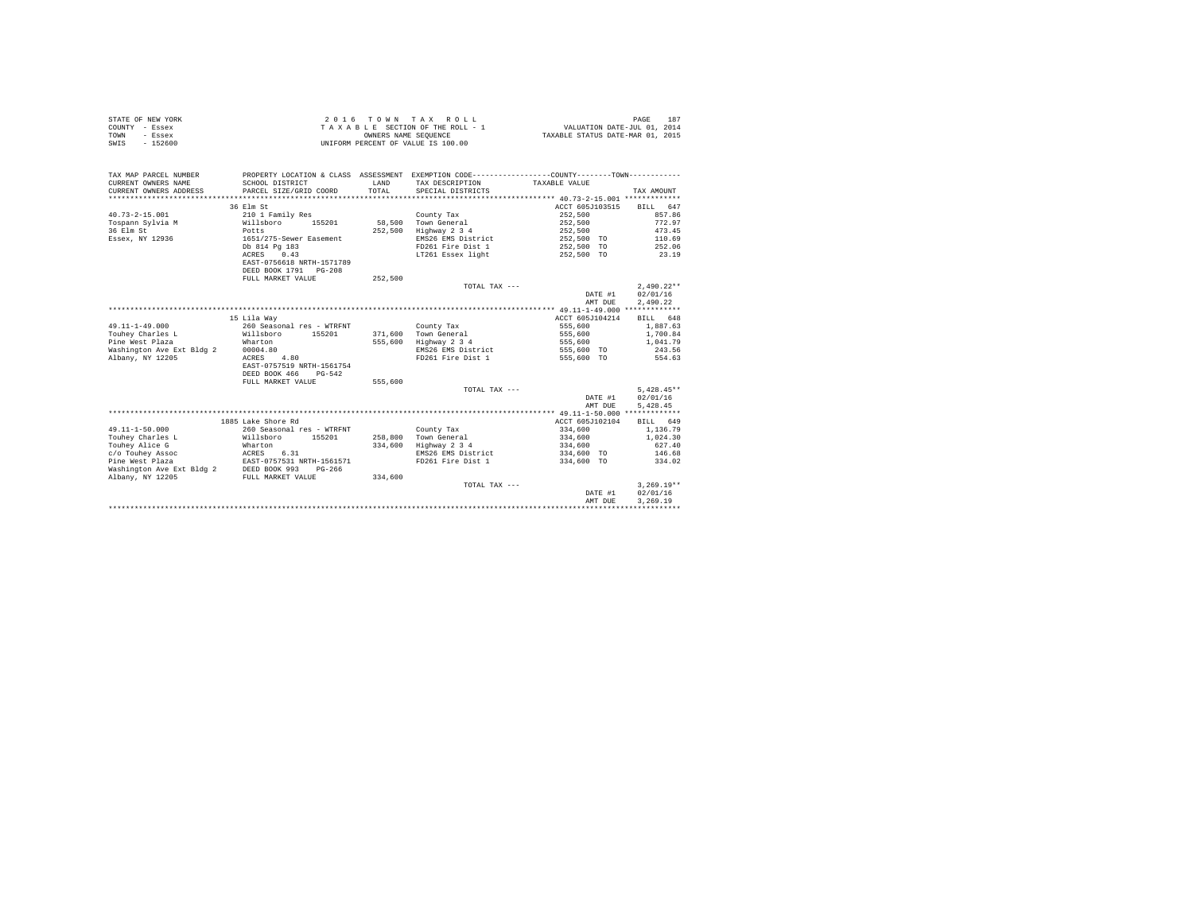STATE OF NEW YORK
COUNTY - Essex
TOWN - Essex
SWIS - 152600

2 0 1 6 T O W N T A X R O L L
T A X A B L E SECTION OF THE ROLL - 1
OWNERS NAME SEQUENCE
UNIFORM PERCENT OF VALUE IS 100.00

VALUATION DATE-JUL 01, 2014
TAXABLE STATUS DATE-MAR 01, 2015

| TAX MAP PARCEL NUMBER / CURRENT OWNERS NAME / CURRENT OWNERS ADDRESS | PROPERTY LOCATION & CLASS / SCHOOL DISTRICT / PARCEL SIZE/GRID COORD | ASSESSMENT LAND / TOTAL | EXEMPTION CODE / TAX DESCRIPTION / SPECIAL DISTRICTS | COUNTY--------TOWN TAXABLE VALUE | TAX AMOUNT |
|---|---|---|---|---|---|
| 40.73-2-15.001 | 36 Elm St | | | ACCT 605J103515 | BILL 647 |
| 40.73-2-15.001 | 210 1 Family Res | | County Tax | 252,500 | 857.86 |
| Tospann Sylvia M | Willsboro 155201 | 58,500 | Town General | 252,500 | 772.97 |
| 36 Elm St | Potts | 252,500 | Highway 2 3 4 | 252,500 | 473.45 |
| Essex, NY 12936 | 1651/275-Sewer Easement | | EMS26 EMS District | 252,500 TO | 110.69 |
| | Db 814 Pg 183 | | FD261 Fire Dist 1 | 252,500 TO | 252.06 |
| | ACRES 0.43 | | LT261 Essex light | 252,500 TO | 23.19 |
| | EAST-0756618 NRTH-1571789 | | | | |
| | DEED BOOK 1791 PG-208 | | | | |
| | FULL MARKET VALUE | 252,500 | | | |
| | | | TOTAL TAX --- | | 2,490.22** |
| | | | | DATE #1 | 02/01/16 |
| | | | | AMT DUE | 2,490.22 |
| 49.11-1-49.000 | 15 Lila Way | | | ACCT 605J104214 | BILL 648 |
| 49.11-1-49.000 | 260 Seasonal res - WTRFNT | | County Tax | 555,600 | 1,887.63 |
| Touhey Charles L | Willsboro 155201 | 371,600 | Town General | 555,600 | 1,700.84 |
| Pine West Plaza | Wharton | 555,600 | Highway 2 3 4 | 555,600 | 1,041.79 |
| Washington Ave Ext Bldg 2 | 00004.80 | | EMS26 EMS District | 555,600 TO | 243.56 |
| Albany, NY 12205 | ACRES 4.80 | | FD261 Fire Dist 1 | 555,600 TO | 554.63 |
| | EAST-0757519 NRTH-1561754 | | | | |
| | DEED BOOK 466 PG-542 | | | | |
| | FULL MARKET VALUE | 555,600 | | | |
| | | | TOTAL TAX --- | | 5,428.45** |
| | | | | DATE #1 | 02/01/16 |
| | | | | AMT DUE | 5,428.45 |
| 49.11-1-50.000 | 1885 Lake Shore Rd | | | ACCT 605J102104 | BILL 649 |
| 49.11-1-50.000 | 260 Seasonal res - WTRFNT | | County Tax | 334,600 | 1,136.79 |
| Touhey Charles L | Willsboro 155201 | 258,800 | Town General | 334,600 | 1,024.30 |
| Touhey Alice G | Wharton | 334,600 | Highway 2 3 4 | 334,600 | 627.40 |
| c/o Touhey Assoc | ACRES 6.31 | | EMS26 EMS District | 334,600 TO | 146.68 |
| Pine West Plaza | EAST-0757531 NRTH-1561571 | | FD261 Fire Dist 1 | 334,600 TO | 334.02 |
| Washington Ave Ext Bldg 2 | DEED BOOK 993 PG-266 | | | | |
| Albany, NY 12205 | FULL MARKET VALUE | 334,600 | | | |
| | | | TOTAL TAX --- | | 3,269.19** |
| | | | | DATE #1 | 02/01/16 |
| | | | | AMT DUE | 3,269.19 |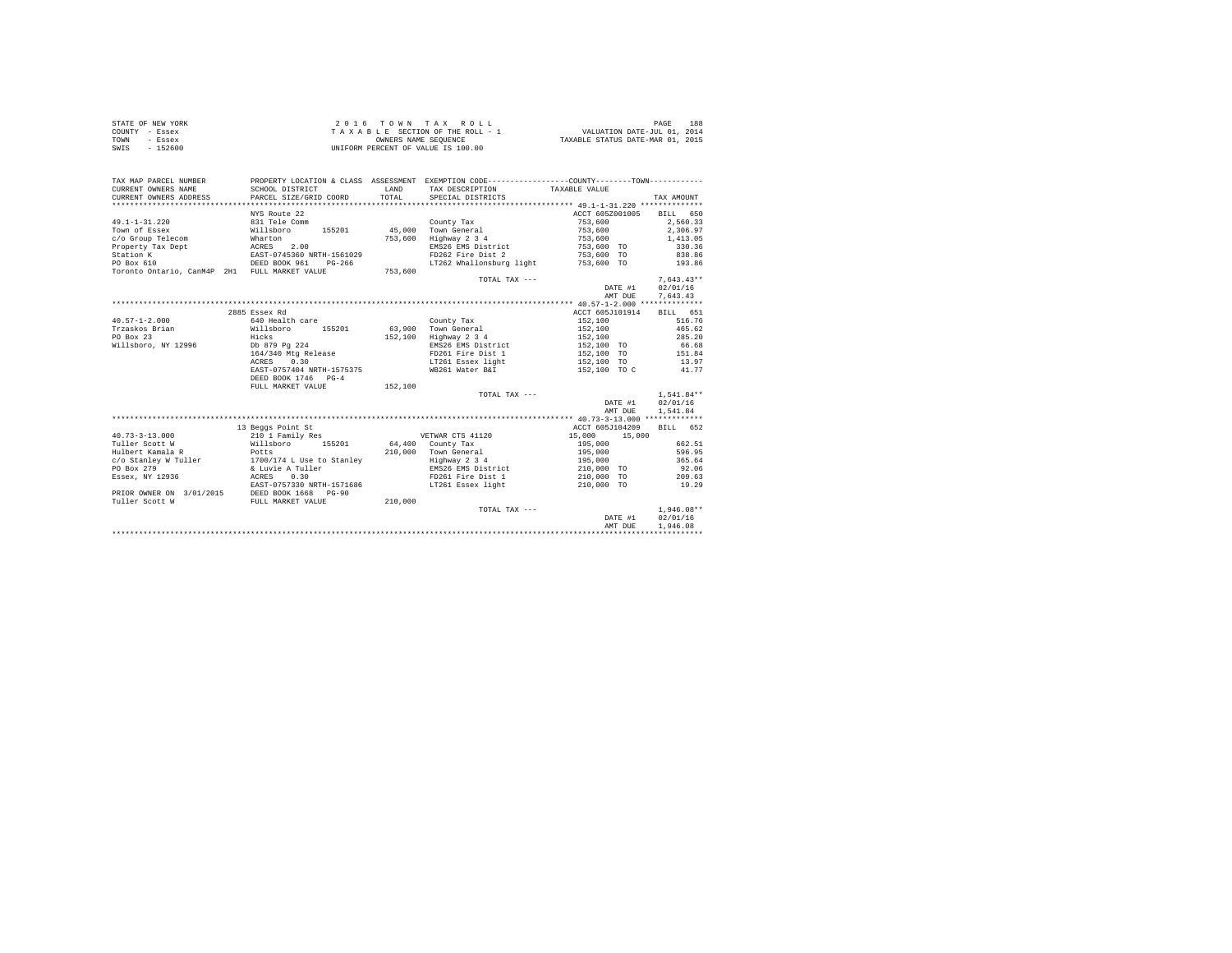STATE OF NEW YORK
COUNTY - Essex
TOWN - Essex
SWIS - 152600

2 0 1 6 T O W N T A X R O L L
T A X A B L E SECTION OF THE ROLL - 1
OWNERS NAME SEQUENCE
UNIFORM PERCENT OF VALUE IS 100.00

VALUATION DATE-JUL 01, 2014
TAXABLE STATUS DATE-MAR 01, 2015

| TAX MAP PARCEL NUMBER / CURRENT OWNERS NAME / CURRENT OWNERS ADDRESS | PROPERTY LOCATION & CLASS / SCHOOL DISTRICT / PARCEL SIZE/GRID COORD | ASSESSMENT LAND | TOTAL | EXEMPTION CODE / TAX DESCRIPTION / SPECIAL DISTRICTS | COUNTY / TOWN TAXABLE VALUE | TAX AMOUNT |
|---|---|---|---|---|---|---|
| 49.1-1-31.220 | NYS Route 22 | | | | ACCT 605Z001005 | BILL 650 |
| Town of Essex | 831 Tele Comm | | | County Tax | 753,600 | 2,560.33 |
| c/o Group Telecom | Willsboro 155201 | 45,000 | | Town General | 753,600 | 2,306.97 |
| Property Tax Dept | Wharton | | 753,600 | Highway 2 3 4 | 753,600 | 1,413.05 |
| Station K | ACRES 2.00 | | | EMS26 EMS District | 753,600 TO | 330.36 |
| PO Box 610 | EAST-0745360 NRTH-1561029 | | | FD262 Fire Dist 2 | 753,600 TO | 838.86 |
| Toronto Ontario, CanM4P 2H1 | DEED BOOK 961 PG-266 | | | LT262 Whallonsburg light | 753,600 TO | 193.86 |
| | FULL MARKET VALUE | | 753,600 | | | |
| | | | | TOTAL TAX --- | | 7,643.43** |
| | | | | | DATE #1 | 02/01/16 |
| | | | | | AMT DUE | 7,643.43 |
| 40.57-1-2.000 | 2885 Essex Rd | | | | ACCT 605J101914 | BILL 651 |
| Trzaskos Brian | 640 Health care | | | County Tax | 152,100 | 516.76 |
| PO Box 23 | Willsboro 155201 | 63,900 | | Town General | 152,100 | 465.62 |
| Willsboro, NY 12996 | Hicks | | 152,100 | Highway 2 3 4 | 152,100 | 285.20 |
| | Db 879 Pg 224 | | | EMS26 EMS District | 152,100 TO | 66.68 |
| | 164/340 Mtg Release | | | FD261 Fire Dist 1 | 152,100 TO | 151.84 |
| | ACRES 0.30 | | | LT261 Essex light | 152,100 TO | 13.97 |
| | EAST-0757404 NRTH-1575375 | | | WB261 Water B&I | 152,100 TO C | 41.77 |
| | DEED BOOK 1746 PG-4 | | | | | |
| | FULL MARKET VALUE | | 152,100 | | | |
| | | | | TOTAL TAX --- | | 1,541.84** |
| | | | | | DATE #1 | 02/01/16 |
| | | | | | AMT DUE | 1,541.84 |
| 40.73-3-13.000 | 13 Beggs Point St | | | | ACCT 605J104209 | BILL 652 |
| Tuller Scott W | 210 1 Family Res | | | VETWAR CTS 41120 | 15,000 15,000 | |
| Hulbert Kamala R | Willsboro 155201 | 64,400 | | County Tax | 195,000 | 662.51 |
| c/o Stanley W Tuller | Potts | | 210,000 | Town General | 195,000 | 596.95 |
| PO Box 279 | 1700/174 L Use to Stanley | | | Highway 2 3 4 | 195,000 | 365.64 |
| Essex, NY 12936 | & Luvie A Tuller | | | EMS26 EMS District | 210,000 TO | 92.06 |
| | ACRES 0.30 | | | FD261 Fire Dist 1 | 210,000 TO | 209.63 |
| | EAST-0757330 NRTH-1571686 | | | LT261 Essex light | 210,000 TO | 19.29 |
| PRIOR OWNER ON 3/01/2015 | DEED BOOK 1668 PG-90 | | | | | |
| Tuller Scott W | FULL MARKET VALUE | | 210,000 | | | |
| | | | | TOTAL TAX --- | | 1,946.08** |
| | | | | | DATE #1 | 02/01/16 |
| | | | | | AMT DUE | 1,946.08 |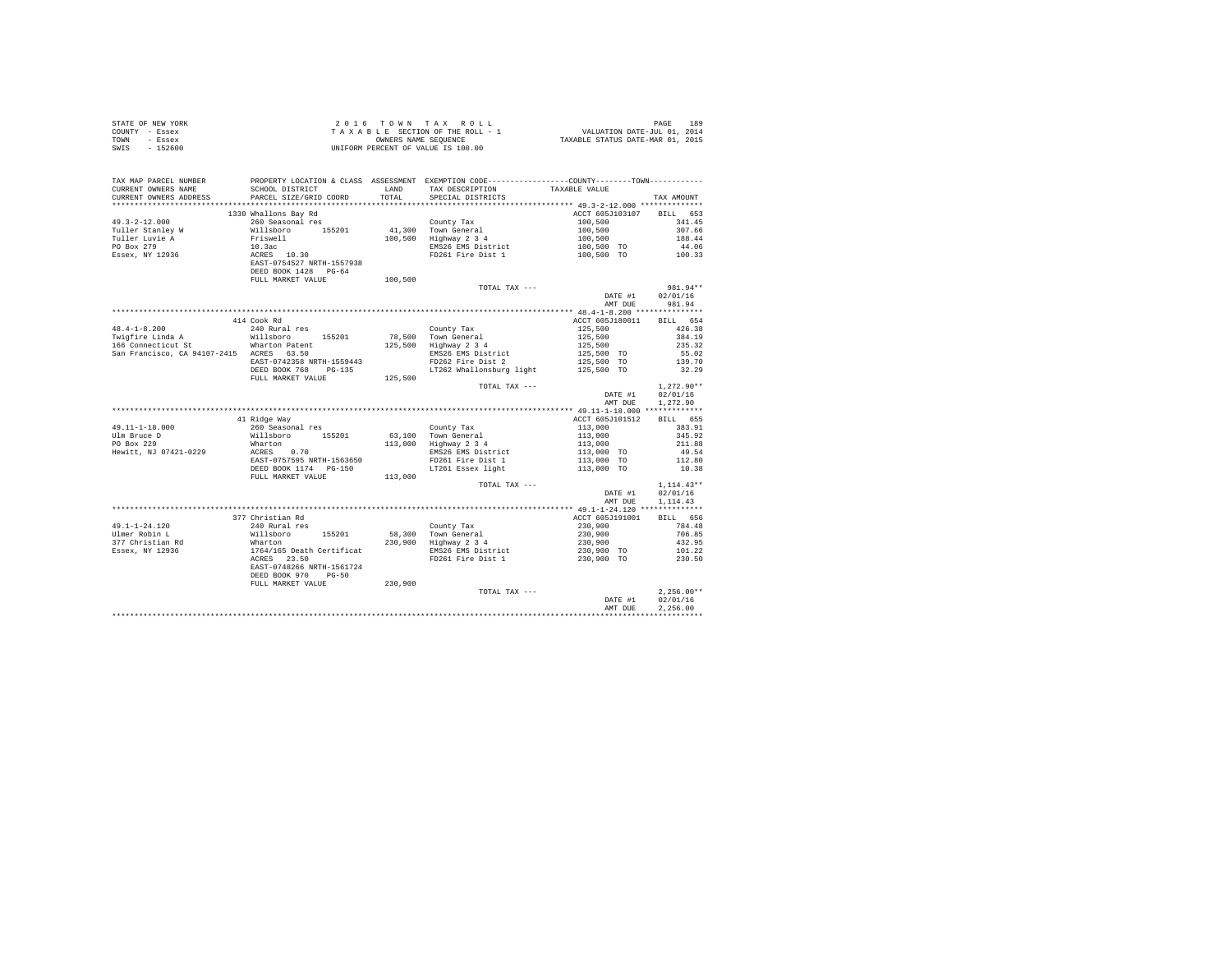STATE OF NEW YORK
COUNTY - Essex
TOWN - Essex
SWIS - 152600

2 0 1 6 T O W N T A X R O L L
T A X A B L E SECTION OF THE ROLL - 1
OWNERS NAME SEQUENCE
UNIFORM PERCENT OF VALUE IS 100.00

VALUATION DATE-JUL 01, 2014
TAXABLE STATUS DATE-MAR 01, 2015

| TAX MAP PARCEL NUMBER<br>CURRENT OWNERS NAME<br>CURRENT OWNERS ADDRESS | PROPERTY LOCATION & CLASS<br>SCHOOL DISTRICT<br>PARCEL SIZE/GRID COORD | ASSESSMENT<br>LAND<br>TOTAL | EXEMPTION CODE<br>TAX DESCRIPTION<br>SPECIAL DISTRICTS | COUNTY / TOWN<br>TAXABLE VALUE | TAX AMOUNT |
|---|---|---|---|---|---|
| **49.3-2-12.000** | 1330 Whallons Bay Rd | | | ACCT 605J103107 | BILL 653 |
| 49.3-2-12.000 | 260 Seasonal res | | County Tax | 100,500 | 341.45 |
| Tuller Stanley W | Willsboro 155201 | 41,300 | Town General | 100,500 | 307.66 |
| Tuller Luvie A | Friswell | 100,500 | Highway 2 3 4 | 100,500 | 188.44 |
| PO Box 279 | 10.3ac | | EMS26 EMS District | 100,500 TO | 44.06 |
| Essex, NY 12936 | ACRES 10.30 | | FD261 Fire Dist 1 | 100,500 TO | 100.33 |
| | EAST-0754527 NRTH-1557938 | | | | |
| | DEED BOOK 1428 PG-64 | | | | |
| | FULL MARKET VALUE | 100,500 | | | |
| | | | TOTAL TAX --- | | 981.94** |
| | | | | DATE #1 | 02/01/16 |
| | | | | AMT DUE | 981.94 |
| **48.4-1-8.200** | 414 Cook Rd | | | ACCT 605J180011 | BILL 654 |
| 48.4-1-8.200 | 240 Rural res | | County Tax | 125,500 | 426.38 |
| Twigfire Linda A | Willsboro 155201 | 78,500 | Town General | 125,500 | 384.19 |
| 166 Connecticut St | Wharton Patent | 125,500 | Highway 2 3 4 | 125,500 | 235.32 |
| San Francisco, CA 94107-2415 | ACRES 63.50 | | EMS26 EMS District | 125,500 TO | 55.02 |
| | EAST-0742358 NRTH-1559443 | | FD262 Fire Dist 2 | 125,500 TO | 139.70 |
| | DEED BOOK 768 PG-135 | | LT262 Whallonsburg light | 125,500 TO | 32.29 |
| | FULL MARKET VALUE | 125,500 | | | |
| | | | TOTAL TAX --- | | 1,272.90** |
| | | | | DATE #1 | 02/01/16 |
| | | | | AMT DUE | 1,272.90 |
| **49.11-1-18.000** | 41 Ridge Way | | | ACCT 605J101512 | BILL 655 |
| 49.11-1-18.000 | 260 Seasonal res | | County Tax | 113,000 | 383.91 |
| Ulm Bruce D | Willsboro 155201 | 63,100 | Town General | 113,000 | 345.92 |
| PO Box 229 | Wharton | 113,000 | Highway 2 3 4 | 113,000 | 211.88 |
| Hewitt, NJ 07421-0229 | ACRES 0.70 | | EMS26 EMS District | 113,000 TO | 49.54 |
| | EAST-0757595 NRTH-1563650 | | FD261 Fire Dist 1 | 113,000 TO | 112.80 |
| | DEED BOOK 1174 PG-150 | | LT261 Essex light | 113,000 TO | 10.38 |
| | FULL MARKET VALUE | 113,000 | | | |
| | | | TOTAL TAX --- | | 1,114.43** |
| | | | | DATE #1 | 02/01/16 |
| | | | | AMT DUE | 1,114.43 |
| **49.1-1-24.120** | 377 Christian Rd | | | ACCT 605J191001 | BILL 656 |
| 49.1-1-24.120 | 240 Rural res | | County Tax | 230,900 | 784.48 |
| Ulmer Robin L | Willsboro 155201 | 58,300 | Town General | 230,900 | 706.85 |
| 377 Christian Rd | Wharton | 230,900 | Highway 2 3 4 | 230,900 | 432.95 |
| Essex, NY 12936 | 1764/165 Death Certificat | | EMS26 EMS District | 230,900 TO | 101.22 |
| | ACRES 23.50 | | FD261 Fire Dist 1 | 230,900 TO | 230.50 |
| | EAST-0748266 NRTH-1561724 | | | | |
| | DEED BOOK 970 PG-50 | | | | |
| | FULL MARKET VALUE | 230,900 | | | |
| | | | TOTAL TAX --- | | 2,256.00** |
| | | | | DATE #1 | 02/01/16 |
| | | | | AMT DUE | 2,256.00 |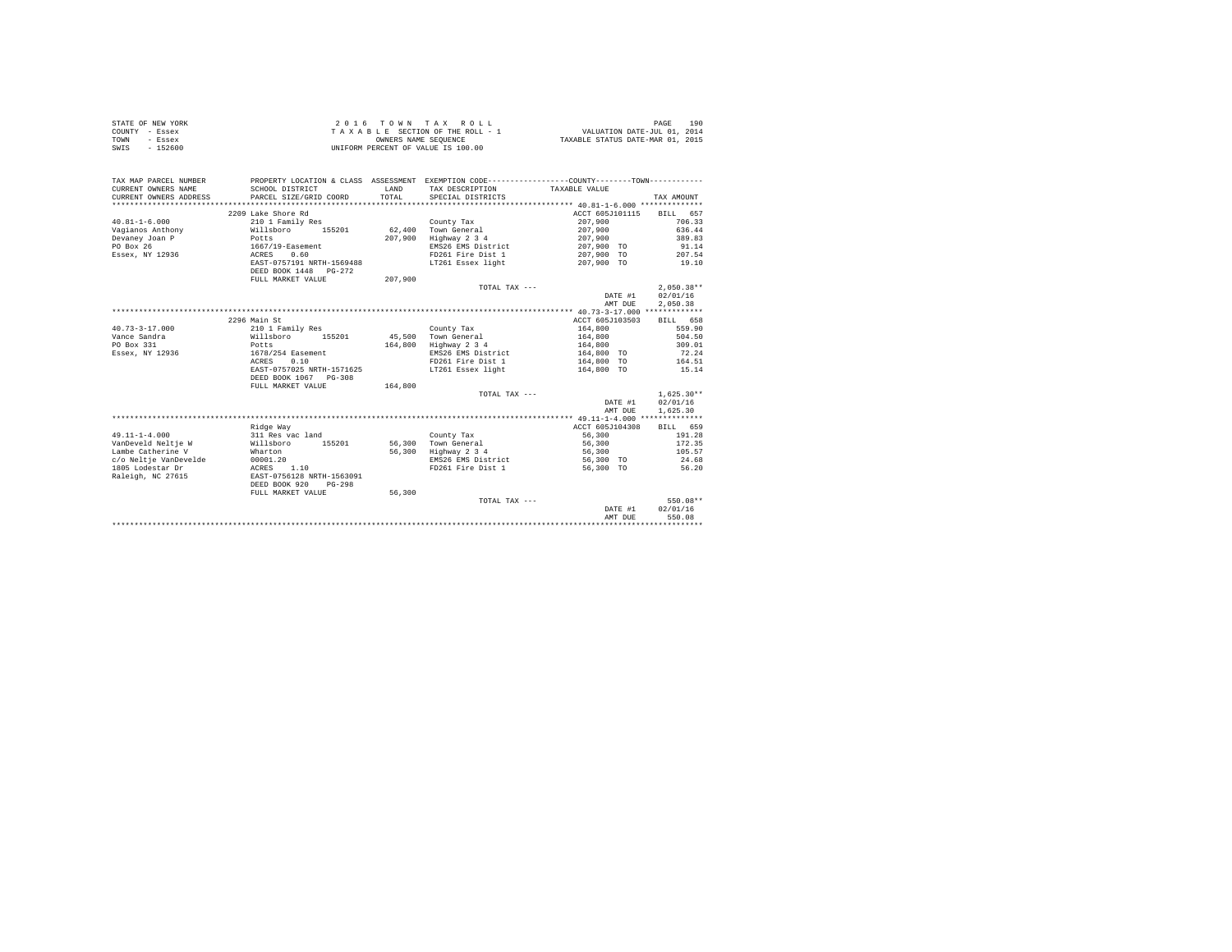STATE OF NEW YORK
COUNTY - Essex
TOWN - Essex
SWIS - 152600

2 0 1 6 T O W N T A X R O L L
T A X A B L E SECTION OF THE ROLL - 1
OWNERS NAME SEQUENCE
UNIFORM PERCENT OF VALUE IS 100.00

VALUATION DATE-JUL 01, 2014
TAXABLE STATUS DATE-MAR 01, 2015

| TAX MAP PARCEL NUMBER / CURRENT OWNERS NAME / CURRENT OWNERS ADDRESS | PROPERTY LOCATION & CLASS / SCHOOL DISTRICT / PARCEL SIZE/GRID COORD | ASSESSMENT LAND / TOTAL | EXEMPTION CODE / TAX DESCRIPTION / SPECIAL DISTRICTS | COUNTY--------TOWN TAXABLE VALUE | TAX AMOUNT |
|---|---|---|---|---|---|
| 40.81-1-6.000 | 2209 Lake Shore Rd | | | ACCT 605J101115 | BILL 657 |
| 40.81-1-6.000 | 210 1 Family Res | | County Tax | 207,900 | 706.33 |
| Vagianos Anthony | Willsboro 155201 | 62,400 | Town General | 207,900 | 636.44 |
| Devaney Joan P | Potts | 207,900 | Highway 2 3 4 | 207,900 | 389.83 |
| PO Box 26 | 1667/19-Easement | | EMS26 EMS District | 207,900 TO | 91.14 |
| Essex, NY 12936 | ACRES 0.60 | | FD261 Fire Dist 1 | 207,900 TO | 207.54 |
| | EAST-0757191 NRTH-1569488 | | LT261 Essex light | 207,900 TO | 19.10 |
| | DEED BOOK 1448 PG-272 | | | | |
| | FULL MARKET VALUE | 207,900 | | | |
| | | | TOTAL TAX --- | | 2,050.38** |
| | | | | DATE #1 | 02/01/16 |
| | | | | AMT DUE | 2,050.38 |
| 40.73-3-17.000 | 2296 Main St | | | ACCT 605J103503 | BILL 658 |
| 40.73-3-17.000 | 210 1 Family Res | | County Tax | 164,800 | 559.90 |
| Vance Sandra | Willsboro 155201 | 45,500 | Town General | 164,800 | 504.50 |
| PO Box 331 | Potts | 164,800 | Highway 2 3 4 | 164,800 | 309.01 |
| Essex, NY 12936 | 1678/254 Easement | | EMS26 EMS District | 164,800 TO | 72.24 |
| | ACRES 0.10 | | FD261 Fire Dist 1 | 164,800 TO | 164.51 |
| | EAST-0757025 NRTH-1571625 | | LT261 Essex light | 164,800 TO | 15.14 |
| | DEED BOOK 1067 PG-308 | | | | |
| | FULL MARKET VALUE | 164,800 | | | |
| | | | TOTAL TAX --- | | 1,625.30** |
| | | | | DATE #1 | 02/01/16 |
| | | | | AMT DUE | 1,625.30 |
| 49.11-1-4.000 | Ridge Way | | | ACCT 605J104308 | BILL 659 |
| 49.11-1-4.000 | 311 Res vac land | | County Tax | 56,300 | 191.28 |
| VanDeveld Neltje W | Willsboro 155201 | 56,300 | Town General | 56,300 | 172.35 |
| Lambe Catherine V | Wharton | 56,300 | Highway 2 3 4 | 56,300 | 105.57 |
| c/o Neltje VanDevelde | 00001.20 | | EMS26 EMS District | 56,300 TO | 24.68 |
| 1805 Lodestar Dr | ACRES 1.10 | | FD261 Fire Dist 1 | 56,300 TO | 56.20 |
| Raleigh, NC 27615 | EAST-0756128 NRTH-1563091 | | | | |
| | DEED BOOK 920 PG-298 | | | | |
| | FULL MARKET VALUE | 56,300 | | | |
| | | | TOTAL TAX --- | | 550.08** |
| | | | | DATE #1 | 02/01/16 |
| | | | | AMT DUE | 550.08 |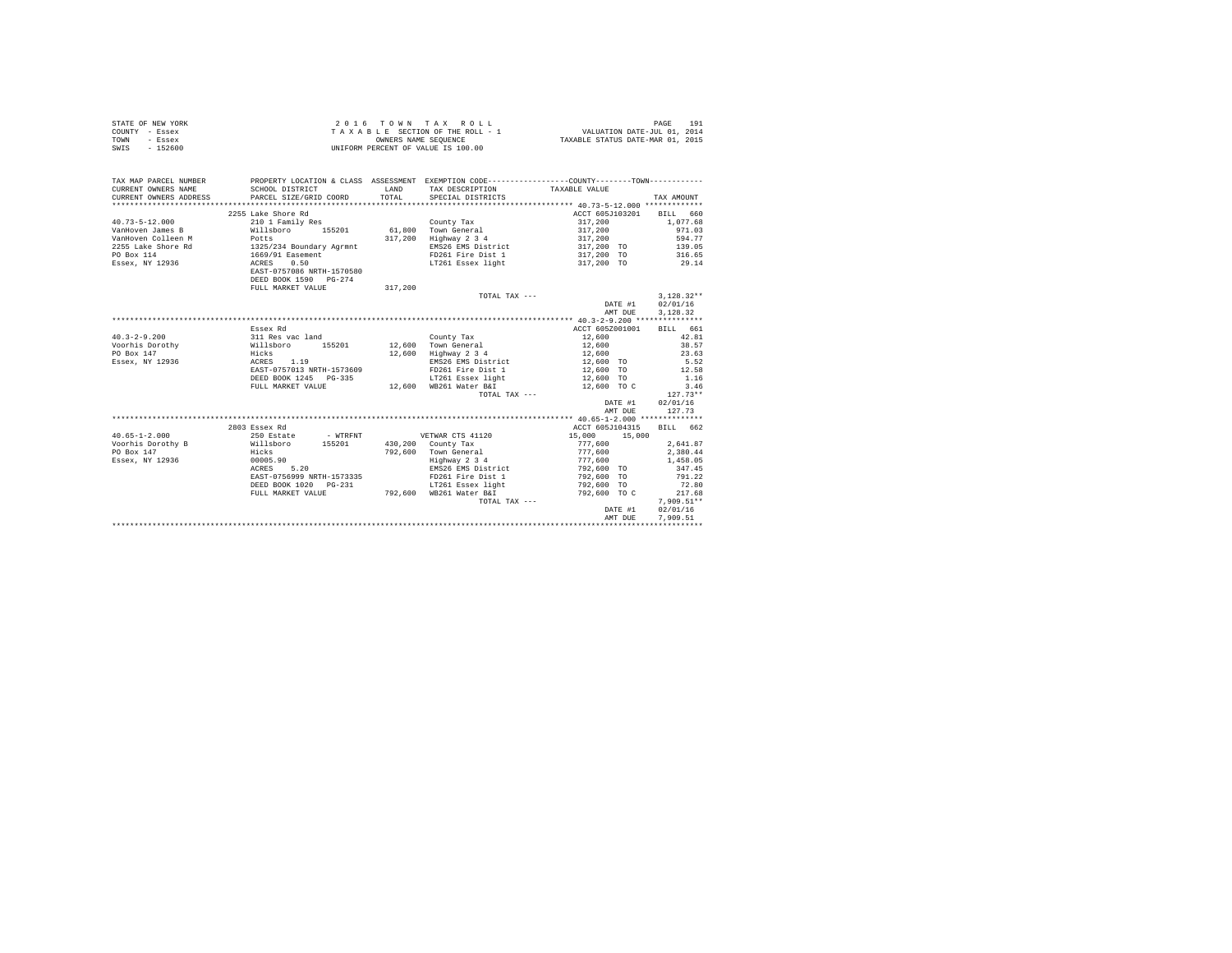STATE OF NEW YORK
COUNTY - Essex
TOWN - Essex
SWIS - 152600

2 0 1 6 T O W N T A X R O L L
T A X A B L E SECTION OF THE ROLL - 1
OWNERS NAME SEQUENCE
UNIFORM PERCENT OF VALUE IS 100.00

VALUATION DATE-JUL 01, 2014
TAXABLE STATUS DATE-MAR 01, 2015

| TAX MAP PARCEL NUMBER / CURRENT OWNERS NAME / CURRENT OWNERS ADDRESS | PROPERTY LOCATION & CLASS / SCHOOL DISTRICT / PARCEL SIZE/GRID COORD | ASSESSMENT LAND / TOTAL | EXEMPTION CODE / TAX DESCRIPTION / SPECIAL DISTRICTS | COUNTY / TOWN TAXABLE VALUE | TAX AMOUNT |
|---|---|---|---|---|---|
| **40.73-5-12.000** | 2255 Lake Shore Rd | | | ACCT 605J103201 | BILL 660 |
| 40.73-5-12.000 | 210 1 Family Res | | County Tax | 317,200 | 1,077.68 |
| VanHoven James B | Willsboro 155201 | 61,800 | Town General | 317,200 | 971.03 |
| VanHoven Colleen M | Potts | 317,200 | Highway 2 3 4 | 317,200 | 594.77 |
| 2255 Lake Shore Rd | 1325/234 Boundary Agrmnt | | EMS26 EMS District | 317,200 TO | 139.05 |
| PO Box 114 | 1669/91 Easement | | FD261 Fire Dist 1 | 317,200 TO | 316.65 |
| Essex, NY 12936 | ACRES 0.50 | | LT261 Essex light | 317,200 TO | 29.14 |
| | EAST-0757086 NRTH-1570580 | | | | |
| | DEED BOOK 1590 PG-274 | | | | |
| | FULL MARKET VALUE | 317,200 | | | |
| | | | TOTAL TAX --- | | 3,128.32** |
| | | | | DATE #1 | 02/01/16 |
| | | | | AMT DUE | 3,128.32 |
| **40.3-2-9.200** | Essex Rd | | | ACCT 605Z001001 | BILL 661 |
| 40.3-2-9.200 | 311 Res vac land | | County Tax | 12,600 | 42.81 |
| Voorhis Dorothy | Willsboro 155201 | 12,600 | Town General | 12,600 | 38.57 |
| PO Box 147 | Hicks | 12,600 | Highway 2 3 4 | 12,600 | 23.63 |
| Essex, NY 12936 | ACRES 1.19 | | EMS26 EMS District | 12,600 TO | 5.52 |
| | EAST-0757013 NRTH-1573609 | | FD261 Fire Dist 1 | 12,600 TO | 12.58 |
| | DEED BOOK 1245 PG-335 | | LT261 Essex light | 12,600 TO | 1.16 |
| | FULL MARKET VALUE | 12,600 | WB261 Water B&I | 12,600 TO C | 3.46 |
| | | | TOTAL TAX --- | | 127.73** |
| | | | | DATE #1 | 02/01/16 |
| | | | | AMT DUE | 127.73 |
| **40.65-1-2.000** | 2803 Essex Rd | | | ACCT 605J104315 | BILL 662 |
| 40.65-1-2.000 | 250 Estate - WTRFNT | | VETWAR CTS 41120 | 15,000 15,000 | |
| Voorhis Dorothy B | Willsboro 155201 | 430,200 | County Tax | 777,600 | 2,641.87 |
| PO Box 147 | Hicks | 792,600 | Town General | 777,600 | 2,380.44 |
| Essex, NY 12936 | 00005.90 | | Highway 2 3 4 | 777,600 | 1,458.05 |
| | ACRES 5.20 | | EMS26 EMS District | 792,600 TO | 347.45 |
| | EAST-0756999 NRTH-1573335 | | FD261 Fire Dist 1 | 792,600 TO | 791.22 |
| | DEED BOOK 1020 PG-231 | | LT261 Essex light | 792,600 TO | 72.80 |
| | FULL MARKET VALUE | 792,600 | WB261 Water B&I | 792,600 TO C | 217.68 |
| | | | TOTAL TAX --- | | 7,909.51** |
| | | | | DATE #1 | 02/01/16 |
| | | | | AMT DUE | 7,909.51 |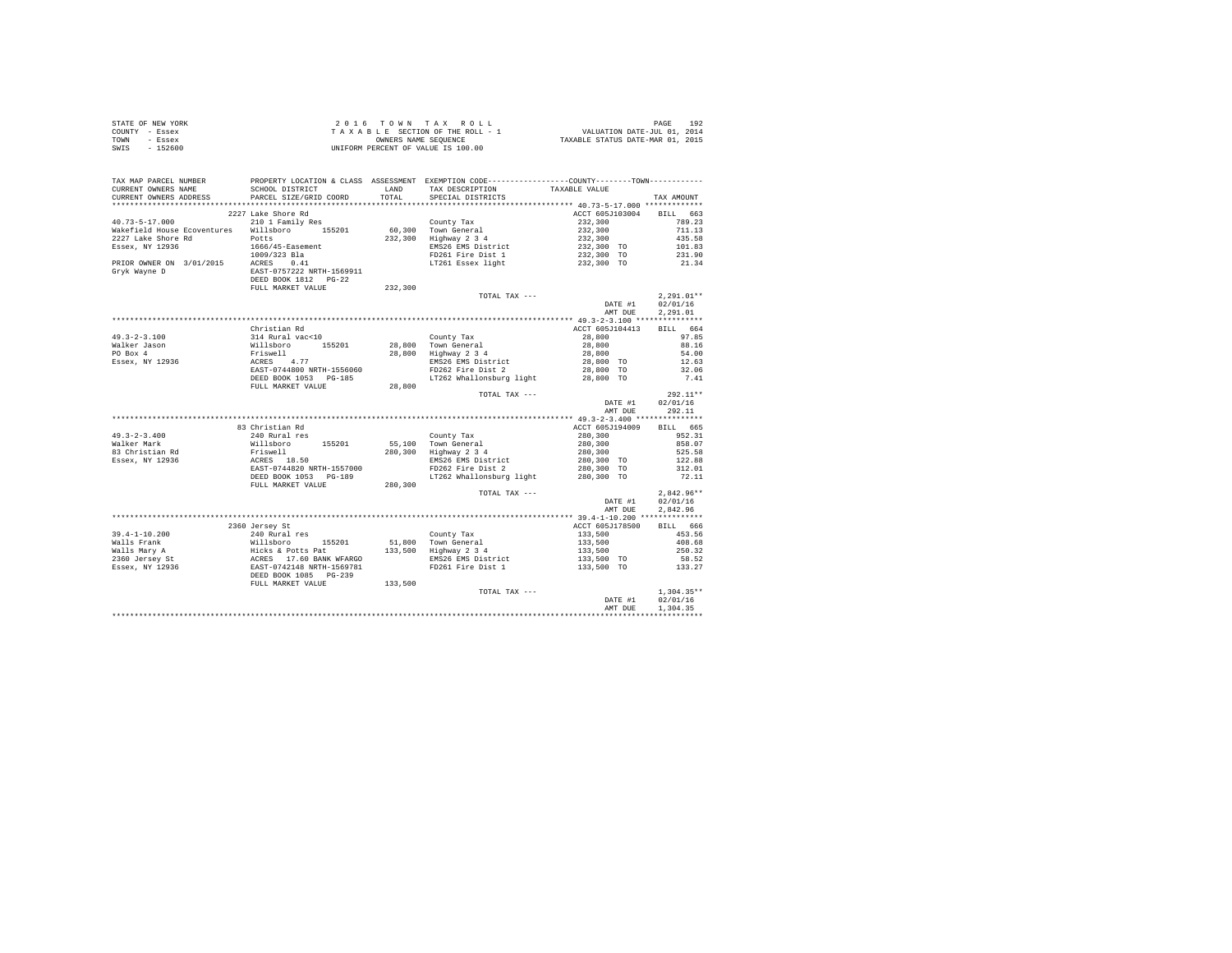STATE OF NEW YORK
COUNTY - Essex
TOWN - Essex
SWIS - 152600

2 0 1 6 T O W N T A X R O L L
T A X A B L E SECTION OF THE ROLL - 1
OWNERS NAME SEQUENCE
UNIFORM PERCENT OF VALUE IS 100.00

VALUATION DATE-JUL 01, 2014
TAXABLE STATUS DATE-MAR 01, 2015

| TAX MAP PARCEL NUMBER / CURRENT OWNERS NAME / CURRENT OWNERS ADDRESS | PROPERTY LOCATION & CLASS / SCHOOL DISTRICT / PARCEL SIZE/GRID COORD | ASSESSMENT LAND | TOTAL | EXEMPTION CODE / TAX DESCRIPTION / SPECIAL DISTRICTS | TAXABLE VALUE | TAX AMOUNT |
|---|---|---|---|---|---|---|
| 40.73-5-17.000 | 2227 Lake Shore Rd | | | | ACCT 605J103004 | BILL 663 |
| Wakefield House Ecoventures | 210 1 Family Res | | | County Tax | 232,300 | 789.23 |
| 2227 Lake Shore Rd | Willsboro 155201 | 60,300 | | Town General | 232,300 | 711.13 |
| Essex, NY 12936 | Potts | | 232,300 | Highway 2 3 4 | 232,300 | 435.58 |
| | 1666/45-Easement | | | EMS26 EMS District | 232,300 TO | 101.83 |
| | 1009/323 Bla | | | FD261 Fire Dist 1 | 232,300 TO | 231.90 |
| PRIOR OWNER ON 3/01/2015 | ACRES 0.41 | | | LT261 Essex light | 232,300 TO | 21.34 |
| Gryk Wayne D | EAST-0757222 NRTH-1569911 | | | | | |
| | DEED BOOK 1812 PG-22 | | | | | |
| | FULL MARKET VALUE | | 232,300 | | | |
| | | | | TOTAL TAX --- | | 2,291.01** |
| | | | | | DATE #1 | 02/01/16 |
| | | | | | AMT DUE | 2,291.01 |
| 49.3-2-3.100 | Christian Rd | | | | ACCT 605J104413 | BILL 664 |
| Walker Jason | 314 Rural vac<10 | | | County Tax | 28,800 | 97.85 |
| PO Box 4 | Willsboro 155201 | 28,800 | | Town General | 28,800 | 88.16 |
| Essex, NY 12936 | Friswell | | 28,800 | Highway 2 3 4 | 28,800 | 54.00 |
| | ACRES 4.77 | | | EMS26 EMS District | 28,800 TO | 12.63 |
| | EAST-0744800 NRTH-1556060 | | | FD262 Fire Dist 2 | 28,800 TO | 32.06 |
| | DEED BOOK 1053 PG-185 | | | LT262 Whallonsburg light | 28,800 TO | 7.41 |
| | FULL MARKET VALUE | | 28,800 | | | |
| | | | | TOTAL TAX --- | | 292.11** |
| | | | | | DATE #1 | 02/01/16 |
| | | | | | AMT DUE | 292.11 |
| 49.3-2-3.400 | 83 Christian Rd | | | | ACCT 605J194009 | BILL 665 |
| Walker Mark | 240 Rural res | | | County Tax | 280,300 | 952.31 |
| 83 Christian Rd | Willsboro 155201 | 55,100 | | Town General | 280,300 | 858.07 |
| Essex, NY 12936 | Friswell | | 280,300 | Highway 2 3 4 | 280,300 | 525.58 |
| | ACRES 18.50 | | | EMS26 EMS District | 280,300 TO | 122.88 |
| | EAST-0744820 NRTH-1557000 | | | FD262 Fire Dist 2 | 280,300 TO | 312.01 |
| | DEED BOOK 1053 PG-189 | | | LT262 Whallonsburg light | 280,300 TO | 72.11 |
| | FULL MARKET VALUE | | 280,300 | | | |
| | | | | TOTAL TAX --- | | 2,842.96** |
| | | | | | DATE #1 | 02/01/16 |
| | | | | | AMT DUE | 2,842.96 |
| 39.4-1-10.200 | 2360 Jersey St | | | | ACCT 605J178500 | BILL 666 |
| Walls Frank | 240 Rural res | | | County Tax | 133,500 | 453.56 |
| Walls Mary A | Willsboro 155201 | 51,800 | | Town General | 133,500 | 408.68 |
| 2360 Jersey St | Hicks & Potts Pat | | 133,500 | Highway 2 3 4 | 133,500 | 250.32 |
| Essex, NY 12936 | ACRES 17.60 BANK WFARGO | | | EMS26 EMS District | 133,500 TO | 58.52 |
| | EAST-0742148 NRTH-1569781 | | | FD261 Fire Dist 1 | 133,500 TO | 133.27 |
| | DEED BOOK 1085 PG-239 | | | | | |
| | FULL MARKET VALUE | | 133,500 | | | |
| | | | | TOTAL TAX --- | | 1,304.35** |
| | | | | | DATE #1 | 02/01/16 |
| | | | | | AMT DUE | 1,304.35 |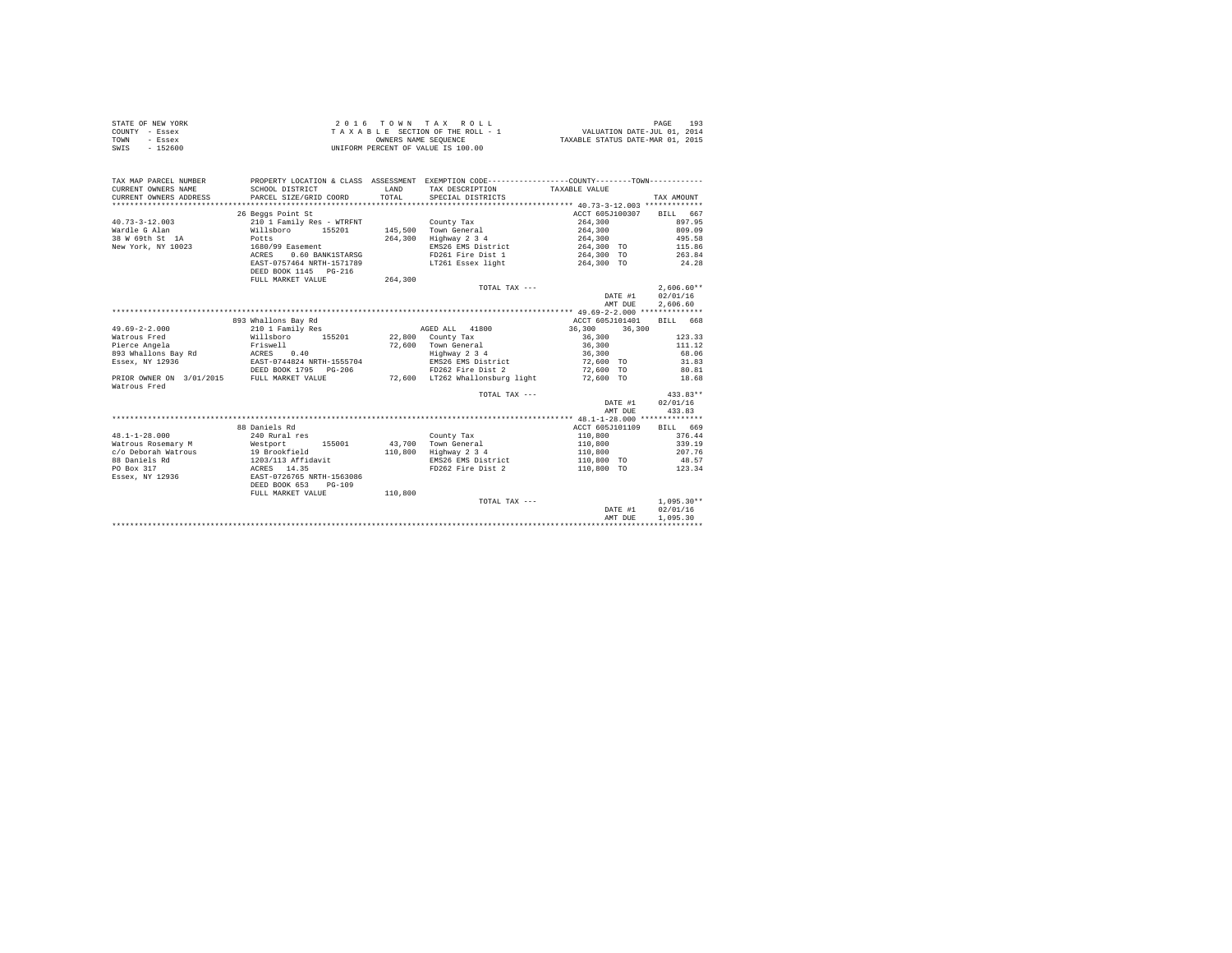STATE OF NEW YORK
COUNTY - Essex
TOWN - Essex
SWIS - 152600

2 0 1 6 T O W N T A X R O L L
T A X A B L E SECTION OF THE ROLL - 1
OWNERS NAME SEQUENCE
UNIFORM PERCENT OF VALUE IS 100.00

VALUATION DATE-JUL 01, 2014
TAXABLE STATUS DATE-MAR 01, 2015

```
TAX MAP PARCEL NUMBER          PROPERTY LOCATION & CLASS  ASSESSMENT  EXEMPTION CODE-----------------COUNTY--------TOWN-----------
CURRENT OWNERS NAME            SCHOOL DISTRICT               LAND      TAX DESCRIPTION            TAXABLE VALUE
CURRENT OWNERS ADDRESS         PARCEL SIZE/GRID COORD        TOTAL     SPECIAL DISTRICTS                                      TAX AMOUNT
******************************************************************************************************* 40.73-3-12.003 *************
                               26 Beggs Point St                                                  ACCT 605J100307     BILL  667
40.73-3-12.003                 210 1 Family Res - WTRFNT              County Tax                     264,300                 897.95
Wardle G Alan                  Willsboro       155201      145,500    Town General                   264,300                 809.09
38 W 69th St  1A               Potts                       264,300    Highway 2 3 4                  264,300                 495.58
New York, NY 10023             1680/99 Easement                       EMS26 EMS District             264,300 TO              115.86
                               ACRES    0.60 BANK1STARSG              FD261 Fire Dist 1              264,300 TO              263.84
                               EAST-0757464 NRTH-1571789              LT261 Essex light              264,300 TO               24.28
                               DEED BOOK 1145   PG-216
                               FULL MARKET VALUE           264,300
                                                                      TOTAL TAX ---                                        2,606.60**
                                                                                                     DATE #1            02/01/16
                                                                                                     AMT DUE            2,606.60
******************************************************************************************************* 49.69-2-2.000 **************
                               893 Whallons Bay Rd                                                ACCT 605J101401     BILL  668
49.69-2-2.000                  210 1 Family Res                       AGED ALL   41800            36,300     36,300
Watrous Fred                   Willsboro       155201       22,800    County Tax                      36,300                 123.33
Pierce Angela                  Friswell                     72,600    Town General                    36,300                 111.12
893 Whallons Bay Rd            ACRES    0.40                          Highway 2 3 4                   36,300                  68.06
Essex, NY 12936                EAST-0744824 NRTH-1555704              EMS26 EMS District              72,600 TO               31.83
                               DEED BOOK 1795   PG-206                FD262 Fire Dist 2               72,600 TO               80.81
PRIOR OWNER ON 3/01/2015       FULL MARKET VALUE            72,600    LT262 Whallonsburg light        72,600 TO               18.68
Watrous Fred
                                                                      TOTAL TAX ---                                          433.83**
                                                                                                     DATE #1            02/01/16
                                                                                                     AMT DUE              433.83
******************************************************************************************************* 48.1-1-28.000 **************
                               88 Daniels Rd                                                      ACCT 605J101109     BILL  669
48.1-1-28.000                  240 Rural res                          County Tax                     110,800                 376.44
Watrous Rosemary M             Westport        155001       43,700    Town General                   110,800                 339.19
c/o Deborah Watrous            19 Brookfield               110,800    Highway 2 3 4                  110,800                 207.76
88 Daniels Rd                  1203/113 Affidavit                     EMS26 EMS District             110,800 TO               48.57
PO Box 317                     ACRES   14.35                          FD262 Fire Dist 2              110,800 TO              123.34
Essex, NY 12936                EAST-0726765 NRTH-1563086
                               DEED BOOK 653    PG-109
                               FULL MARKET VALUE           110,800
                                                                      TOTAL TAX ---                                        1,095.30**
                                                                                                     DATE #1            02/01/16
                                                                                                     AMT DUE            1,095.30
************************************************************************************************************************************
```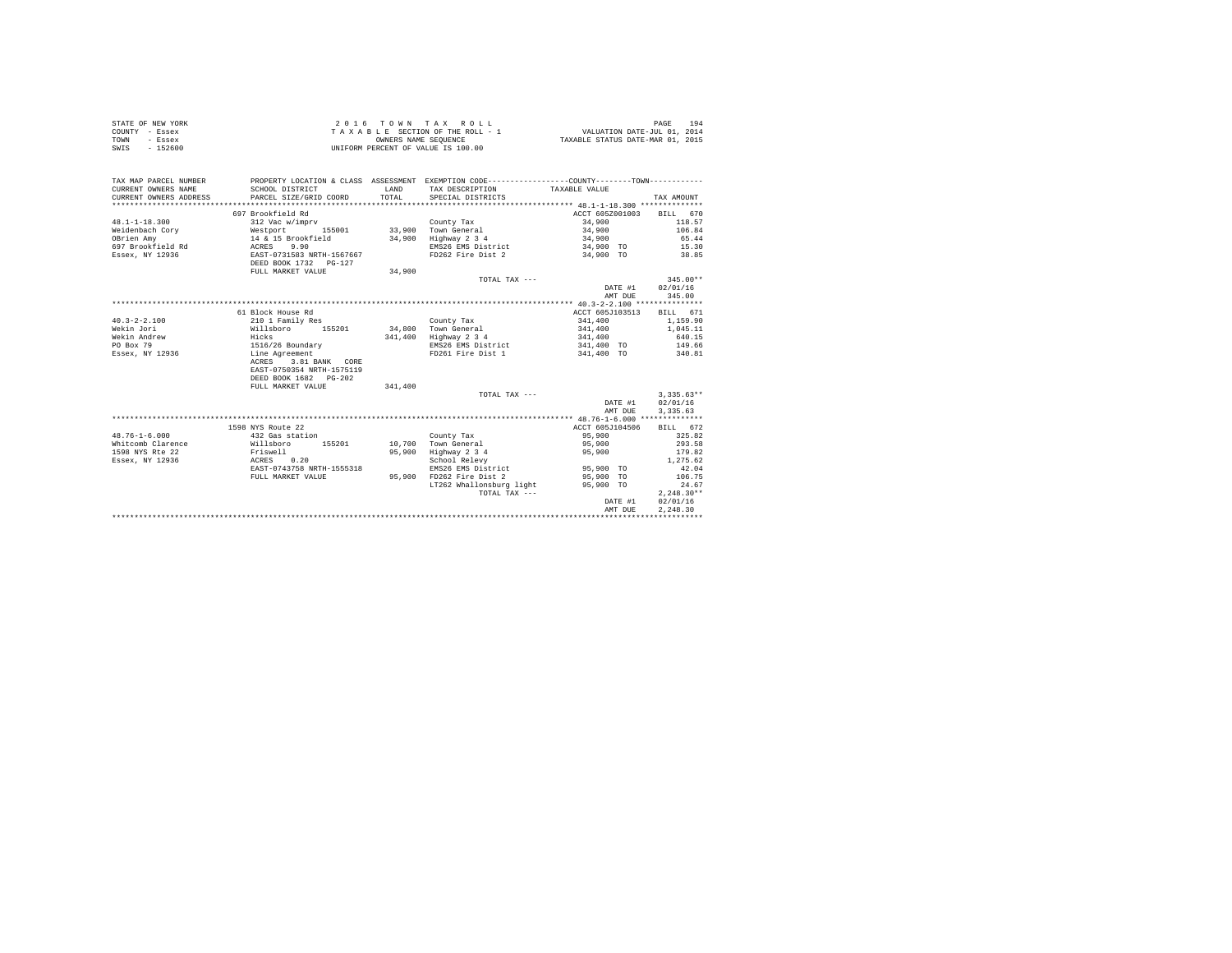STATE OF NEW YORK
COUNTY - Essex
TOWN - Essex
SWIS - 152600

2 0 1 6 T O W N T A X R O L L
T A X A B L E SECTION OF THE ROLL - 1
OWNERS NAME SEQUENCE
UNIFORM PERCENT OF VALUE IS 100.00

VALUATION DATE-JUL 01, 2014
TAXABLE STATUS DATE-MAR 01, 2015

| TAX MAP PARCEL NUMBER / CURRENT OWNERS NAME / CURRENT OWNERS ADDRESS | PROPERTY LOCATION & CLASS / SCHOOL DISTRICT / PARCEL SIZE/GRID COORD | ASSESSMENT LAND / TOTAL | EXEMPTION CODE / TAX DESCRIPTION / SPECIAL DISTRICTS | TAXABLE VALUE | TAX AMOUNT |
|---|---|---|---|---|---|
| 48.1-1-18.300 | 697 Brookfield Rd | | | ACCT 605Z001003 | BILL 670 |
| 48.1-1-18.300 | 312 Vac w/imprv | | County Tax | 34,900 | 118.57 |
| Weidenbach Cory | Westport 155001 | 33,900 | Town General | 34,900 | 106.84 |
| OBrien Amy | 14 & 15 Brookfield | 34,900 | Highway 2 3 4 | 34,900 | 65.44 |
| 697 Brookfield Rd | ACRES 9.90 | | EMS26 EMS District | 34,900 TO | 15.30 |
| Essex, NY 12936 | EAST-0731583 NRTH-1567667 | | FD262 Fire Dist 2 | 34,900 TO | 38.85 |
| | DEED BOOK 1732 PG-127 | | | | |
| | FULL MARKET VALUE | 34,900 | | | |
| | | | TOTAL TAX --- | | 345.00** |
| | | | | DATE #1 | 02/01/16 |
| | | | | AMT DUE | 345.00 |
| 40.3-2-2.100 | 61 Block House Rd | | | ACCT 605J103513 | BILL 671 |
| 40.3-2-2.100 | 210 1 Family Res | | County Tax | 341,400 | 1,159.90 |
| Wekin Jori | Willsboro 155201 | 34,800 | Town General | 341,400 | 1,045.11 |
| Wekin Andrew | Hicks | 341,400 | Highway 2 3 4 | 341,400 | 640.15 |
| PO Box 79 | 1516/26 Boundary | | EMS26 EMS District | 341,400 TO | 149.66 |
| Essex, NY 12936 | Line Agreement | | FD261 Fire Dist 1 | 341,400 TO | 340.81 |
| | ACRES 3.81 BANK CORE | | | | |
| | EAST-0750354 NRTH-1575119 | | | | |
| | DEED BOOK 1682 PG-202 | | | | |
| | FULL MARKET VALUE | 341,400 | | | |
| | | | TOTAL TAX --- | | 3,335.63** |
| | | | | DATE #1 | 02/01/16 |
| | | | | AMT DUE | 3,335.63 |
| 48.76-1-6.000 | 1598 NYS Route 22 | | | ACCT 605J104506 | BILL 672 |
| 48.76-1-6.000 | 432 Gas station | | County Tax | 95,900 | 325.82 |
| Whitcomb Clarence | Willsboro 155201 | 10,700 | Town General | 95,900 | 293.58 |
| 1598 NYS Rte 22 | Friswell | 95,900 | Highway 2 3 4 | 95,900 | 179.82 |
| Essex, NY 12936 | ACRES 0.20 | | School Relevy | | 1,275.62 |
| | EAST-0743758 NRTH-1555318 | | EMS26 EMS District | 95,900 TO | 42.04 |
| | FULL MARKET VALUE | 95,900 | FD262 Fire Dist 2 | 95,900 TO | 106.75 |
| | | | LT262 Whallonsburg light | 95,900 TO | 24.67 |
| | | | TOTAL TAX --- | | 2,248.30** |
| | | | | DATE #1 | 02/01/16 |
| | | | | AMT DUE | 2,248.30 |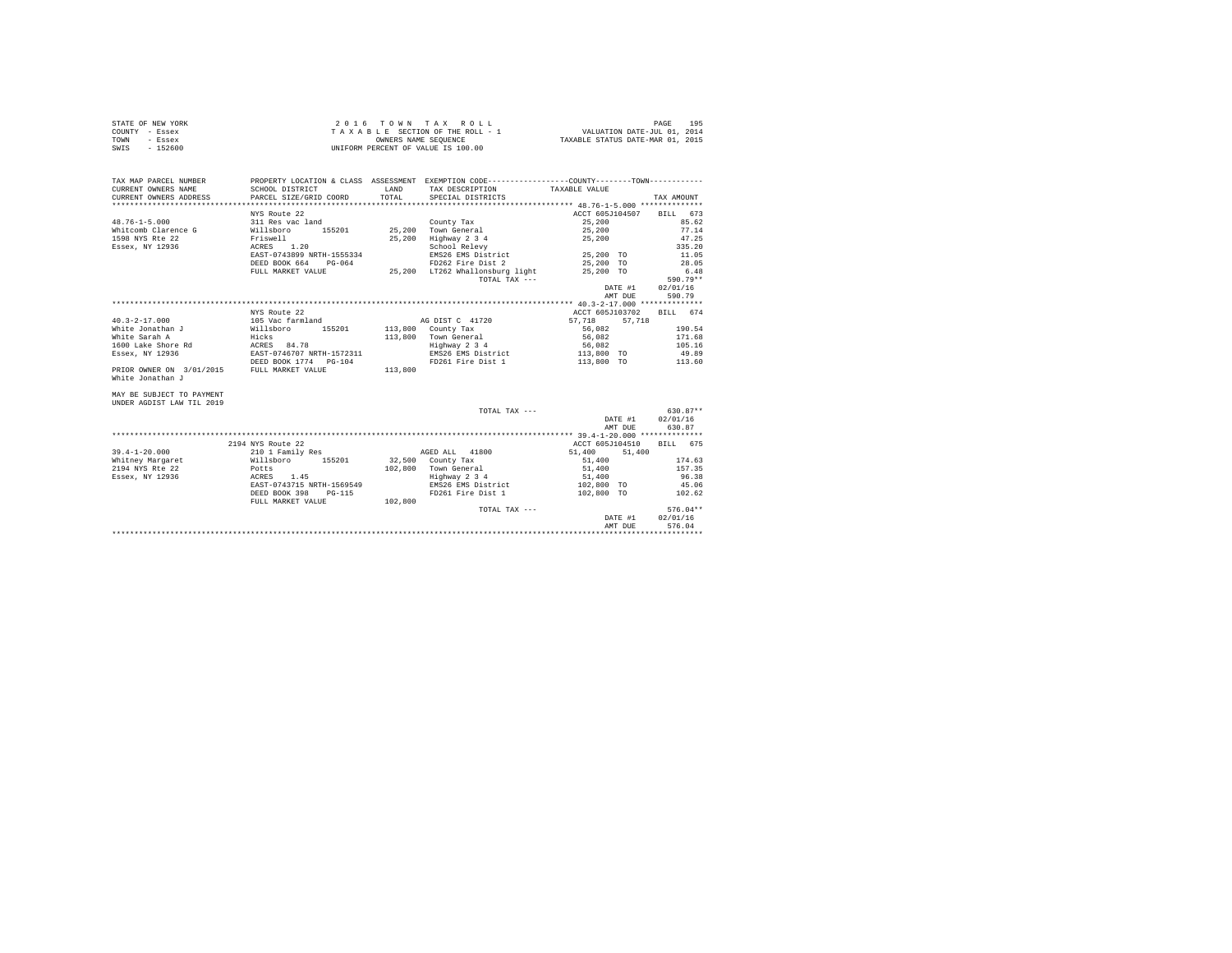STATE OF NEW YORK
COUNTY - Essex
TOWN - Essex
SWIS - 152600

2 0 1 6 T O W N T A X R O L L
T A X A B L E SECTION OF THE ROLL - 1
OWNERS NAME SEQUENCE
UNIFORM PERCENT OF VALUE IS 100.00

VALUATION DATE-JUL 01, 2014
TAXABLE STATUS DATE-MAR 01, 2015

| TAX MAP PARCEL NUMBER / CURRENT OWNERS NAME / CURRENT OWNERS ADDRESS | PROPERTY LOCATION & CLASS / SCHOOL DISTRICT / PARCEL SIZE/GRID COORD | ASSESSMENT LAND / TOTAL | EXEMPTION CODE / TAX DESCRIPTION / SPECIAL DISTRICTS | COUNTY / TOWN TAXABLE VALUE | TAX AMOUNT |
|---|---|---|---|---|---|
| **48.76-1-5.000** | NYS Route 22 | | | ACCT 605J104507 | BILL 673 |
| 48.76-1-5.000 | 311 Res vac land | | County Tax | 25,200 | 85.62 |
| Whitcomb Clarence G | Willsboro 155201 | 25,200 | Town General | 25,200 | 77.14 |
| 1598 NYS Rte 22 | Friswell | 25,200 | Highway 2 3 4 | 25,200 | 47.25 |
| Essex, NY 12936 | ACRES 1.20 | | School Relevy | | 335.20 |
| | EAST-0743899 NRTH-1555334 | | EMS26 EMS District | 25,200 TO | 11.05 |
| | DEED BOOK 664 PG-064 | | FD262 Fire Dist 2 | 25,200 TO | 28.05 |
| | FULL MARKET VALUE | 25,200 | LT262 Whallonsburg light | 25,200 TO | 6.48 |
| | | | TOTAL TAX --- | | 590.79** |
| | | | | DATE #1 | 02/01/16 |
| | | | | AMT DUE | 590.79 |
| **40.3-2-17.000** | NYS Route 22 | | | ACCT 605J103702 | BILL 674 |
| 40.3-2-17.000 | 105 Vac farmland | | AG DIST C 41720 | 57,718 57,718 | |
| White Jonathan J | Willsboro 155201 | 113,800 | County Tax | 56,082 | 190.54 |
| White Sarah A | Hicks | 113,800 | Town General | 56,082 | 171.68 |
| 1600 Lake Shore Rd | ACRES 84.78 | | Highway 2 3 4 | 56,082 | 105.16 |
| Essex, NY 12936 | EAST-0746707 NRTH-1572311 | | EMS26 EMS District | 113,800 TO | 49.89 |
| | DEED BOOK 1774 PG-104 | | FD261 Fire Dist 1 | 113,800 TO | 113.60 |
| PRIOR OWNER ON 3/01/2015 | FULL MARKET VALUE | 113,800 | | | |
| White Jonathan J | | | | | |
| MAY BE SUBJECT TO PAYMENT | | | | | |
| UNDER AGDIST LAW TIL 2019 | | | | | |
| | | | TOTAL TAX --- | | 630.87** |
| | | | | DATE #1 | 02/01/16 |
| | | | | AMT DUE | 630.87 |
| **39.4-1-20.000** | 2194 NYS Route 22 | | | ACCT 605J104510 | BILL 675 |
| 39.4-1-20.000 | 210 1 Family Res | | AGED ALL 41800 | 51,400 51,400 | |
| Whitney Margaret | Willsboro 155201 | 32,500 | County Tax | 51,400 | 174.63 |
| 2194 NYS Rte 22 | Potts | 102,800 | Town General | 51,400 | 157.35 |
| Essex, NY 12936 | ACRES 1.45 | | Highway 2 3 4 | 51,400 | 96.38 |
| | EAST-0743715 NRTH-1569549 | | EMS26 EMS District | 102,800 TO | 45.06 |
| | DEED BOOK 398 PG-115 | | FD261 Fire Dist 1 | 102,800 TO | 102.62 |
| | FULL MARKET VALUE | 102,800 | | | |
| | | | TOTAL TAX --- | | 576.04** |
| | | | | DATE #1 | 02/01/16 |
| | | | | AMT DUE | 576.04 |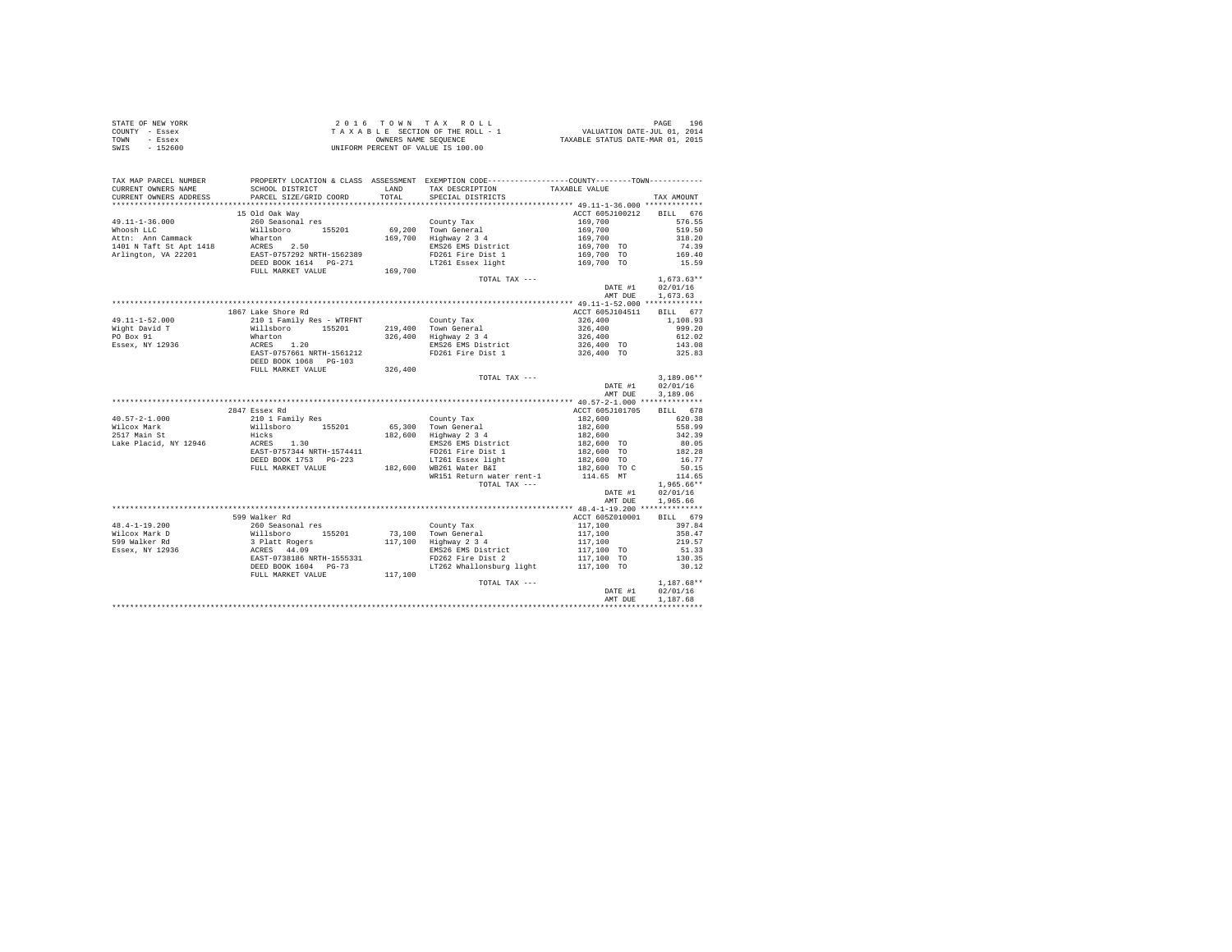STATE OF NEW YORK
COUNTY - Essex
TOWN - Essex
SWIS - 152600

2 0 1 6 T O W N T A X R O L L
T A X A B L E SECTION OF THE ROLL - 1
OWNERS NAME SEQUENCE
UNIFORM PERCENT OF VALUE IS 100.00

VALUATION DATE-JUL 01, 2014
TAXABLE STATUS DATE-MAR 01, 2015

| TAX MAP PARCEL NUMBER / CURRENT OWNERS NAME / CURRENT OWNERS ADDRESS | PROPERTY LOCATION & CLASS / SCHOOL DISTRICT / PARCEL SIZE/GRID COORD | ASSESSMENT LAND / TOTAL | EXEMPTION CODE / TAX DESCRIPTION / SPECIAL DISTRICTS | COUNTY--------TOWN TAXABLE VALUE | TAX AMOUNT |
|---|---|---|---|---|---|
| 49.11-1-36.000 | 15 Old Oak Way | | | ACCT 605J100212 | BILL 676 |
| Whoosh LLC | 260 Seasonal res | | County Tax | 169,700 | 576.55 |
| Attn: Ann Cammack | Willsboro 155201 | 69,200 | Town General | 169,700 | 519.50 |
| 1401 N Taft St Apt 1418 | Wharton | 169,700 | Highway 2 3 4 | 169,700 | 318.20 |
| Arlington, VA 22201 | ACRES 2.50 | | EMS26 EMS District | 169,700 TO | 74.39 |
| | EAST-0757292 NRTH-1562389 | | FD261 Fire Dist 1 | 169,700 TO | 169.40 |
| | DEED BOOK 1614 PG-271 | | LT261 Essex light | 169,700 TO | 15.59 |
| | FULL MARKET VALUE | 169,700 | | | |
| | | | TOTAL TAX --- | | 1,673.63** |
| | | | | DATE #1 | 02/01/16 |
| | | | | AMT DUE | 1,673.63 |
| 49.11-1-52.000 | 1867 Lake Shore Rd | | | ACCT 605J104511 | BILL 677 |
| Wight David T | 210 1 Family Res - WTRFNT | | County Tax | 326,400 | 1,108.93 |
| PO Box 91 | Willsboro 155201 | 219,400 | Town General | 326,400 | 999.20 |
| Essex, NY 12936 | Wharton | 326,400 | Highway 2 3 4 | 326,400 | 612.02 |
| | ACRES 1.20 | | EMS26 EMS District | 326,400 TO | 143.08 |
| | EAST-0757661 NRTH-1561212 | | FD261 Fire Dist 1 | 326,400 TO | 325.83 |
| | DEED BOOK 1068 PG-103 | | | | |
| | FULL MARKET VALUE | 326,400 | | | |
| | | | TOTAL TAX --- | | 3,189.06** |
| | | | | DATE #1 | 02/01/16 |
| | | | | AMT DUE | 3,189.06 |
| 40.57-2-1.000 | 2847 Essex Rd | | | ACCT 605J101705 | BILL 678 |
| Wilcox Mark | 210 1 Family Res | | County Tax | 182,600 | 620.38 |
| 2517 Main St | Willsboro 155201 | 65,300 | Town General | 182,600 | 558.99 |
| Lake Placid, NY 12946 | Hicks | 182,600 | Highway 2 3 4 | 182,600 | 342.39 |
| | ACRES 1.30 | | EMS26 EMS District | 182,600 TO | 80.05 |
| | EAST-0757344 NRTH-1574411 | | FD261 Fire Dist 1 | 182,600 TO | 182.28 |
| | DEED BOOK 1753 PG-223 | | LT261 Essex light | 182,600 TO | 16.77 |
| | FULL MARKET VALUE | 182,600 | WB261 Water B&I | 182,600 TO C | 50.15 |
| | | | WR151 Return water rent-1 | 114.65 MT | 114.65 |
| | | | TOTAL TAX --- | | 1,965.66** |
| | | | | DATE #1 | 02/01/16 |
| | | | | AMT DUE | 1,965.66 |
| 48.4-1-19.200 | 599 Walker Rd | | | ACCT 605Z010001 | BILL 679 |
| Wilcox Mark D | 260 Seasonal res | | County Tax | 117,100 | 397.84 |
| 599 Walker Rd | Willsboro 155201 | 73,100 | Town General | 117,100 | 358.47 |
| Essex, NY 12936 | 3 Platt Rogers | 117,100 | Highway 2 3 4 | 117,100 | 219.57 |
| | ACRES 44.09 | | EMS26 EMS District | 117,100 TO | 51.33 |
| | EAST-0738186 NRTH-1555331 | | FD262 Fire Dist 2 | 117,100 TO | 130.35 |
| | DEED BOOK 1604 PG-73 | | LT262 Whallonsburg light | 117,100 TO | 30.12 |
| | FULL MARKET VALUE | 117,100 | | | |
| | | | TOTAL TAX --- | | 1,187.68** |
| | | | | DATE #1 | 02/01/16 |
| | | | | AMT DUE | 1,187.68 |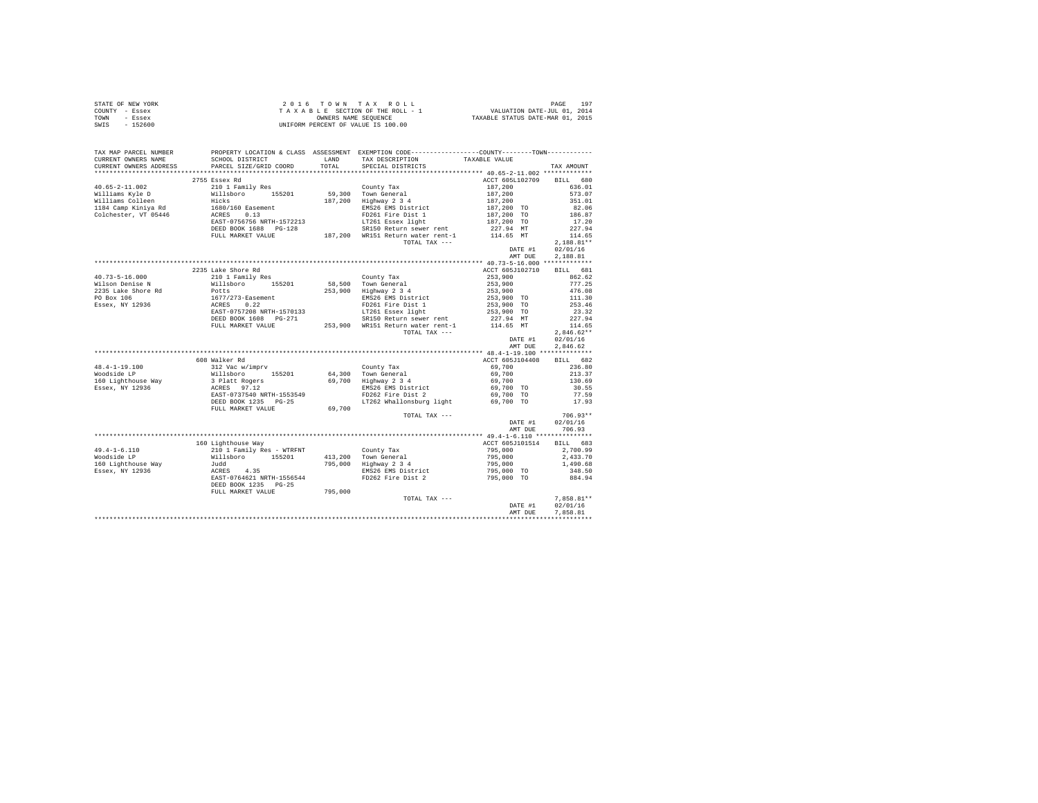STATE OF NEW YORK
COUNTY - Essex
TOWN - Essex
SWIS - 152600

2 0 1 6 T O W N T A X R O L L
T A X A B L E SECTION OF THE ROLL - 1
OWNERS NAME SEQUENCE
UNIFORM PERCENT OF VALUE IS 100.00

VALUATION DATE-JUL 01, 2014
TAXABLE STATUS DATE-MAR 01, 2015

| TAX MAP PARCEL NUMBER / CURRENT OWNERS NAME / CURRENT OWNERS ADDRESS | PROPERTY LOCATION & CLASS / SCHOOL DISTRICT / PARCEL SIZE/GRID COORD | ASSESSMENT LAND / TOTAL | EXEMPTION CODE / TAX DESCRIPTION / SPECIAL DISTRICTS | TAXABLE VALUE | TAX AMOUNT |
|---|---|---|---|---|---|
| **40.65-2-11.002** | 2755 Essex Rd | | | ACCT 605L102709 | BILL 680 |
| Williams Kyle D | 210 1 Family Res | | County Tax | 187,200 | 636.01 |
| Williams Colleen | Willsboro 155201 | 59,300 | Town General | 187,200 | 573.07 |
| 1184 Camp Kiniya Rd | Hicks | 187,200 | Highway 2 3 4 | 187,200 | 351.01 |
| Colchester, VT 05446 | 1680/160 Easement | | EMS26 EMS District | 187,200 TO | 82.06 |
| | ACRES 0.13 | | FD261 Fire Dist 1 | 187,200 TO | 186.87 |
| | EAST-0756756 NRTH-1572213 | | LT261 Essex light | 187,200 TO | 17.20 |
| | DEED BOOK 1688 PG-128 | | SR150 Return sewer rent | 227.94 MT | 227.94 |
| | FULL MARKET VALUE | 187,200 | WR151 Return water rent-1 | 114.65 MT | 114.65 |
| | | | TOTAL TAX --- | | 2,188.81** |
| | | | | DATE #1 | 02/01/16 |
| | | | | AMT DUE | 2,188.81 |
| **40.73-5-16.000** | 2235 Lake Shore Rd | | | ACCT 605J102710 | BILL 681 |
| Wilson Denise N | 210 1 Family Res | | County Tax | 253,900 | 862.62 |
| 2235 Lake Shore Rd | Willsboro 155201 | 58,500 | Town General | 253,900 | 777.25 |
| PO Box 106 | Potts | 253,900 | Highway 2 3 4 | 253,900 | 476.08 |
| Essex, NY 12936 | 1677/273-Easement | | EMS26 EMS District | 253,900 TO | 111.30 |
| | ACRES 0.22 | | FD261 Fire Dist 1 | 253,900 TO | 253.46 |
| | EAST-0757208 NRTH-1570133 | | LT261 Essex light | 253,900 TO | 23.32 |
| | DEED BOOK 1608 PG-271 | | SR150 Return sewer rent | 227.94 MT | 227.94 |
| | FULL MARKET VALUE | 253,900 | WR151 Return water rent-1 | 114.65 MT | 114.65 |
| | | | TOTAL TAX --- | | 2,846.62** |
| | | | | DATE #1 | 02/01/16 |
| | | | | AMT DUE | 2,846.62 |
| **48.4-1-19.100** | 608 Walker Rd | | | ACCT 605J104408 | BILL 682 |
| Woodside LP | 312 Vac w/imprv | | County Tax | 69,700 | 236.80 |
| 160 Lighthouse Way | Willsboro 155201 | 64,300 | Town General | 69,700 | 213.37 |
| Essex, NY 12936 | 3 Platt Rogers | 69,700 | Highway 2 3 4 | 69,700 | 130.69 |
| | ACRES 97.12 | | EMS26 EMS District | 69,700 TO | 30.55 |
| | EAST-0737540 NRTH-1553549 | | FD262 Fire Dist 2 | 69,700 TO | 77.59 |
| | DEED BOOK 1235 PG-25 | | LT262 Whallonsburg light | 69,700 TO | 17.93 |
| | FULL MARKET VALUE | 69,700 | | | |
| | | | TOTAL TAX --- | | 706.93** |
| | | | | DATE #1 | 02/01/16 |
| | | | | AMT DUE | 706.93 |
| **49.4-1-6.110** | 160 Lighthouse Way | | | ACCT 605J101514 | BILL 683 |
| Woodside LP | 210 1 Family Res - WTRFNT | | County Tax | 795,000 | 2,700.99 |
| 160 Lighthouse Way | Willsboro 155201 | 413,200 | Town General | 795,000 | 2,433.70 |
| Essex, NY 12936 | Judd | 795,000 | Highway 2 3 4 | 795,000 | 1,490.68 |
| | ACRES 4.35 | | EMS26 EMS District | 795,000 TO | 348.50 |
| | EAST-0764621 NRTH-1556544 | | FD262 Fire Dist 2 | 795,000 TO | 884.94 |
| | DEED BOOK 1235 PG-25 | | | | |
| | FULL MARKET VALUE | 795,000 | | | |
| | | | TOTAL TAX --- | | 7,858.81** |
| | | | | DATE #1 | 02/01/16 |
| | | | | AMT DUE | 7,858.81 |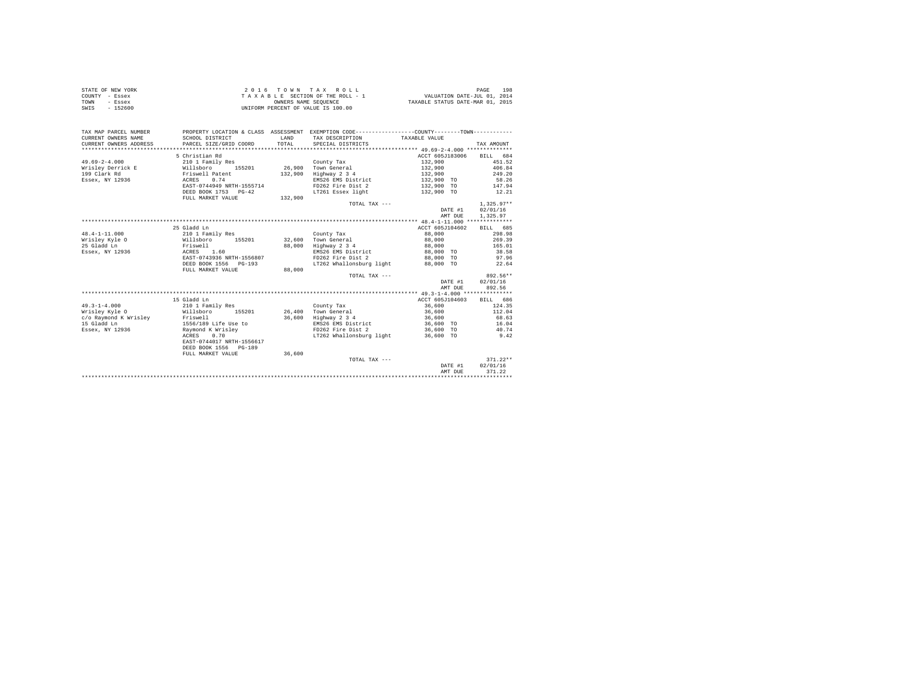STATE OF NEW YORK  
COUNTY - Essex  
TOWN - Essex  
SWIS - 152600

2 0 1 6 T O W N T A X R O L L  
T A X A B L E SECTION OF THE ROLL - 1  
OWNERS NAME SEQUENCE  
UNIFORM PERCENT OF VALUE IS 100.00

VALUATION DATE-JUL 01, 2014  
TAXABLE STATUS DATE-MAR 01, 2015

| TAX MAP PARCEL NUMBER / CURRENT OWNERS NAME / CURRENT OWNERS ADDRESS | PROPERTY LOCATION & CLASS / SCHOOL DISTRICT / PARCEL SIZE/GRID COORD | ASSESSMENT LAND / TOTAL | EXEMPTION CODE / TAX DESCRIPTION / SPECIAL DISTRICTS | COUNTY / TOWN TAXABLE VALUE | TAX AMOUNT |
|---|---|---|---|---|---|
| **49.69-2-4.000** | 5 Christian Rd | | | ACCT 605J183006 | BILL 684 |
| 49.69-2-4.000 | 210 1 Family Res | | County Tax | 132,900 | 451.52 |
| Wrisley Derrick E | Willsboro 155201 | 26,900 | Town General | 132,900 | 406.84 |
| 199 Clark Rd | Friswell Patent | 132,900 | Highway 2 3 4 | 132,900 | 249.20 |
| Essex, NY 12936 | ACRES 0.74 | | EMS26 EMS District | 132,900 TO | 58.26 |
| | EAST-0744949 NRTH-1555714 | | FD262 Fire Dist 2 | 132,900 TO | 147.94 |
| | DEED BOOK 1753 PG-42 | | LT261 Essex light | 132,900 TO | 12.21 |
| | FULL MARKET VALUE | 132,900 | | | |
| | | | TOTAL TAX --- | | 1,325.97** |
| | | | | DATE #1 | 02/01/16 |
| | | | | AMT DUE | 1,325.97 |
| **48.4-1-11.000** | 25 Gladd Ln | | | ACCT 605J104602 | BILL 685 |
| 48.4-1-11.000 | 210 1 Family Res | | County Tax | 88,000 | 298.98 |
| Wrisley Kyle O | Willsboro 155201 | 32,600 | Town General | 88,000 | 269.39 |
| 25 Gladd Ln | Friswell | 88,000 | Highway 2 3 4 | 88,000 | 165.01 |
| Essex, NY 12936 | ACRES 1.60 | | EMS26 EMS District | 88,000 TO | 38.58 |
| | EAST-0743936 NRTH-1556807 | | FD262 Fire Dist 2 | 88,000 TO | 97.96 |
| | DEED BOOK 1556 PG-193 | | LT262 Whallonsburg light | 88,000 TO | 22.64 |
| | FULL MARKET VALUE | 88,000 | | | |
| | | | TOTAL TAX --- | | 892.56** |
| | | | | DATE #1 | 02/01/16 |
| | | | | AMT DUE | 892.56 |
| **49.3-1-4.000** | 15 Gladd Ln | | | ACCT 605J104603 | BILL 686 |
| 49.3-1-4.000 | 210 1 Family Res | | County Tax | 36,600 | 124.35 |
| Wrisley Kyle O | Willsboro 155201 | 26,400 | Town General | 36,600 | 112.04 |
| c/o Raymond K Wrisley | Friswell | 36,600 | Highway 2 3 4 | 36,600 | 68.63 |
| 15 Gladd Ln | 1556/189 Life Use to | | EMS26 EMS District | 36,600 TO | 16.04 |
| Essex, NY 12936 | Raymond K Wrisley | | FD262 Fire Dist 2 | 36,600 TO | 40.74 |
| | ACRES 0.70 | | LT262 Whallonsburg light | 36,600 TO | 9.42 |
| | EAST-0744017 NRTH-1556617 | | | | |
| | DEED BOOK 1556 PG-189 | | | | |
| | FULL MARKET VALUE | 36,600 | | | |
| | | | TOTAL TAX --- | | 371.22** |
| | | | | DATE #1 | 02/01/16 |
| | | | | AMT DUE | 371.22 |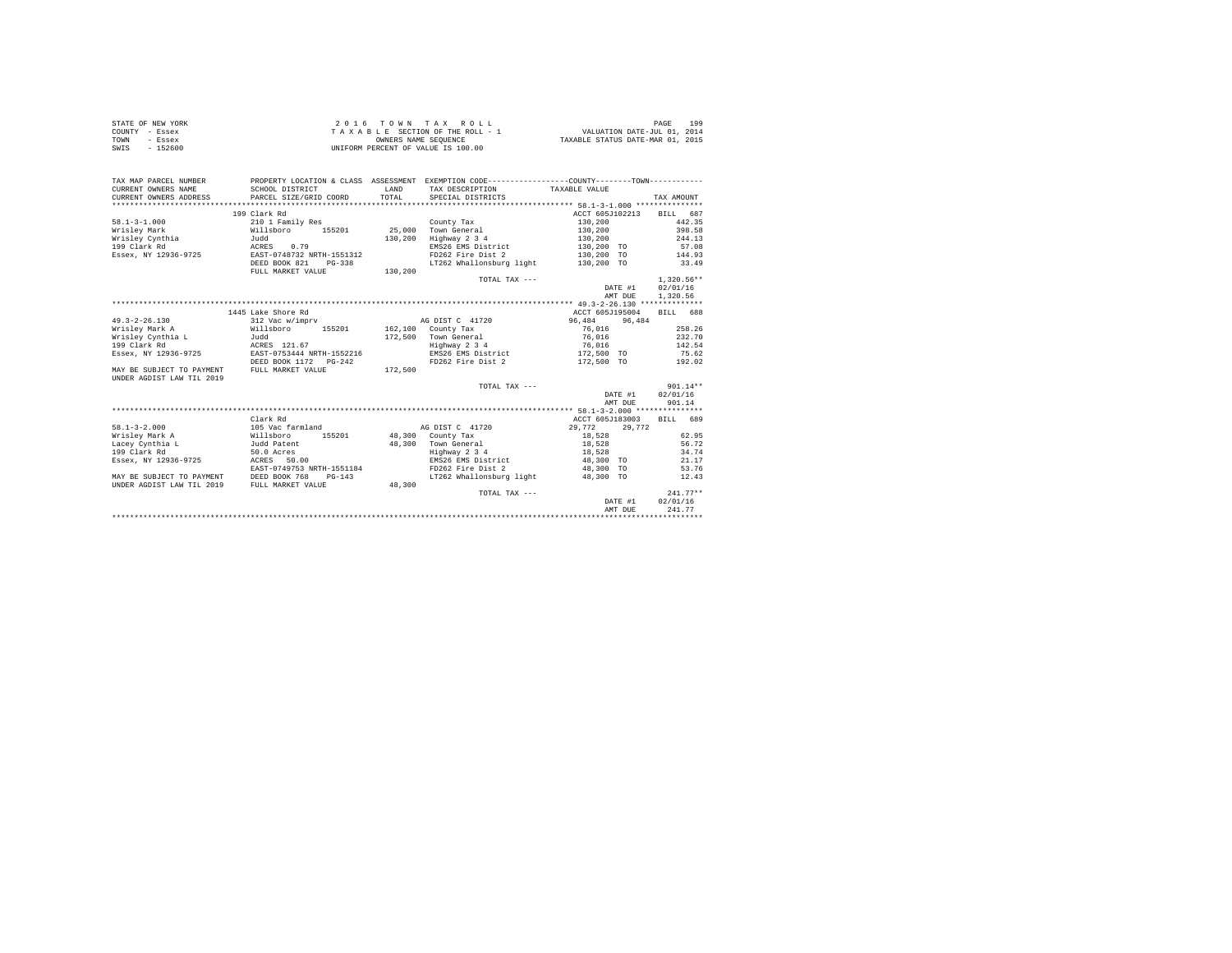STATE OF NEW YORK
COUNTY - Essex
TOWN - Essex
SWIS - 152600

2 0 1 6 T O W N T A X R O L L
T A X A B L E SECTION OF THE ROLL - 1
OWNERS NAME SEQUENCE
UNIFORM PERCENT OF VALUE IS 100.00

VALUATION DATE-JUL 01, 2014
TAXABLE STATUS DATE-MAR 01, 2015

| TAX MAP PARCEL NUMBER / CURRENT OWNERS NAME / CURRENT OWNERS ADDRESS | PROPERTY LOCATION & CLASS / SCHOOL DISTRICT / PARCEL SIZE/GRID COORD | ASSESSMENT LAND / TOTAL | EXEMPTION CODE / TAX DESCRIPTION / SPECIAL DISTRICTS | COUNTY / TOWN TAXABLE VALUE | TAX AMOUNT |
|---|---|---|---|---|---|
| **58.1-3-1.000** | 199 Clark Rd | | | ACCT 605J102213 | BILL 687 |
| 58.1-3-1.000 | 210 1 Family Res | | County Tax | 130,200 | 442.35 |
| Wrisley Mark | Willsboro 155201 | 25,000 | Town General | 130,200 | 398.58 |
| Wrisley Cynthia | Judd | 130,200 | Highway 2 3 4 | 130,200 | 244.13 |
| 199 Clark Rd | ACRES 0.79 | | EMS26 EMS District | 130,200 TO | 57.08 |
| Essex, NY 12936-9725 | EAST-0748732 NRTH-1551312 | | FD262 Fire Dist 2 | 130,200 TO | 144.93 |
| | DEED BOOK 821 PG-338 | | LT262 Whallonsburg light | 130,200 TO | 33.49 |
| | FULL MARKET VALUE | 130,200 | | | |
| | | | TOTAL TAX --- | | 1,320.56** |
| | | | | DATE #1 | 02/01/16 |
| | | | | AMT DUE | 1,320.56 |
| **49.3-2-26.130** | 1445 Lake Shore Rd | | | ACCT 605J195004 | BILL 688 |
| 49.3-2-26.130 | 312 Vac w/imprv | | AG DIST C 41720 | 96,484 96,484 | |
| Wrisley Mark A | Willsboro 155201 | 162,100 | County Tax | 76,016 | 258.26 |
| Wrisley Cynthia L | Judd | 172,500 | Town General | 76,016 | 232.70 |
| 199 Clark Rd | ACRES 121.67 | | Highway 2 3 4 | 76,016 | 142.54 |
| Essex, NY 12936-9725 | EAST-0753444 NRTH-1552216 | | EMS26 EMS District | 172,500 TO | 75.62 |
| | DEED BOOK 1172 PG-242 | | FD262 Fire Dist 2 | 172,500 TO | 192.02 |
| MAY BE SUBJECT TO PAYMENT | FULL MARKET VALUE | 172,500 | | | |
| UNDER AGDIST LAW TIL 2019 | | | | | |
| | | | TOTAL TAX --- | | 901.14** |
| | | | | DATE #1 | 02/01/16 |
| | | | | AMT DUE | 901.14 |
| **58.1-3-2.000** | Clark Rd | | | ACCT 605J183003 | BILL 689 |
| 58.1-3-2.000 | 105 Vac farmland | | AG DIST C 41720 | 29,772 29,772 | |
| Wrisley Mark A | Willsboro 155201 | 48,300 | County Tax | 18,528 | 62.95 |
| Lacey Cynthia L | Judd Patent | 48,300 | Town General | 18,528 | 56.72 |
| 199 Clark Rd | 50.0 Acres | | Highway 2 3 4 | 18,528 | 34.74 |
| Essex, NY 12936-9725 | ACRES 50.00 | | EMS26 EMS District | 48,300 TO | 21.17 |
| | EAST-0749753 NRTH-1551184 | | FD262 Fire Dist 2 | 48,300 TO | 53.76 |
| MAY BE SUBJECT TO PAYMENT | DEED BOOK 768 PG-143 | | LT262 Whallonsburg light | 48,300 TO | 12.43 |
| UNDER AGDIST LAW TIL 2019 | FULL MARKET VALUE | 48,300 | | | |
| | | | TOTAL TAX --- | | 241.77** |
| | | | | DATE #1 | 02/01/16 |
| | | | | AMT DUE | 241.77 |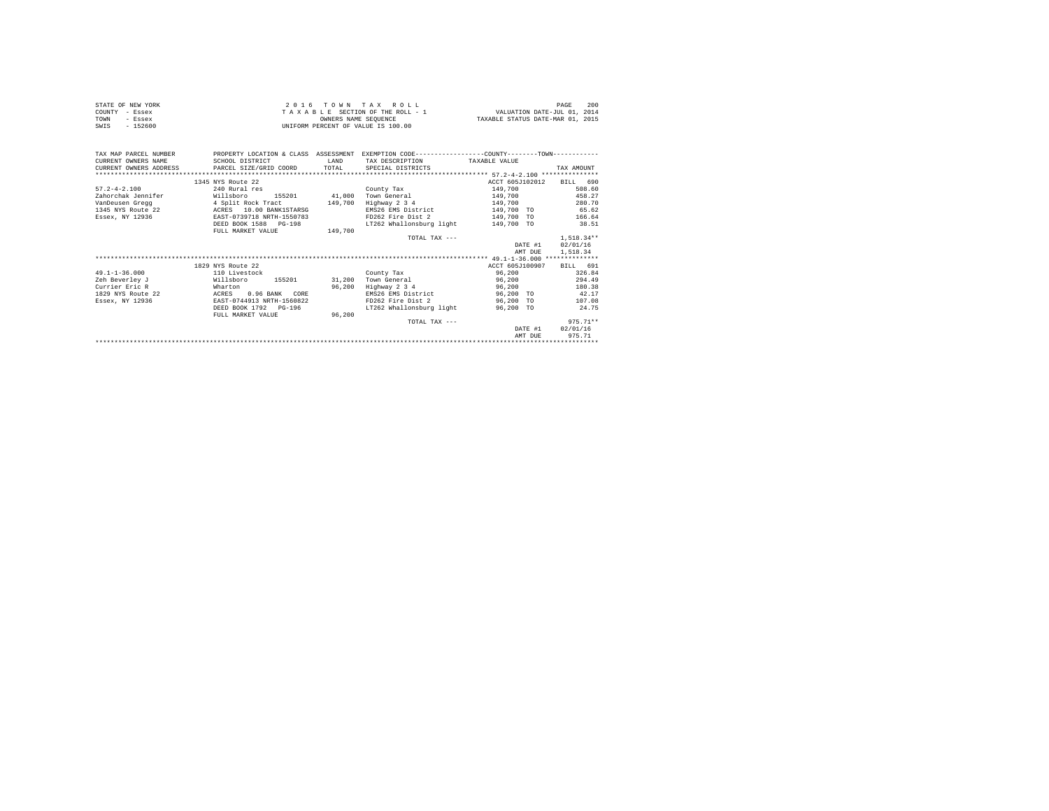STATE OF NEW YORK
COUNTY - Essex
TOWN - Essex
SWIS - 152600

2 0 1 6 T O W N T A X R O L L
T A X A B L E SECTION OF THE ROLL - 1
OWNERS NAME SEQUENCE
UNIFORM PERCENT OF VALUE IS 100.00

VALUATION DATE-JUL 01, 2014
TAXABLE STATUS DATE-MAR 01, 2015

| TAX MAP PARCEL NUMBER / CURRENT OWNERS NAME / CURRENT OWNERS ADDRESS | PROPERTY LOCATION & CLASS / SCHOOL DISTRICT / PARCEL SIZE/GRID COORD | ASSESSMENT LAND / TOTAL | EXEMPTION CODE / TAX DESCRIPTION / SPECIAL DISTRICTS | COUNTY--------TOWN / TAXABLE VALUE | TAX AMOUNT |
|---|---|---|---|---|---|
| **57.2-4-2.100** | 1345 NYS Route 22 | | | ACCT 605J102012 | BILL 690 |
| 57.2-4-2.100 | 240 Rural res | | County Tax | 149,700 | 508.60 |
| Zahorchak Jennifer | Willsboro 155201 | 41,000 | Town General | 149,700 | 458.27 |
| VanDeusen Gregg | 4 Split Rock Tract | 149,700 | Highway 2 3 4 | 149,700 | 280.70 |
| 1345 NYS Route 22 | ACRES 10.00 BANK1STARSG | | EMS26 EMS District | 149,700 TO | 65.62 |
| Essex, NY 12936 | EAST-0739718 NRTH-1550783 | | FD262 Fire Dist 2 | 149,700 TO | 166.64 |
| | DEED BOOK 1588 PG-198 | | LT262 Whallonsburg light | 149,700 TO | 38.51 |
| | FULL MARKET VALUE | 149,700 | | | |
| | | | TOTAL TAX --- | | 1,518.34** |
| | | | | DATE #1 | 02/01/16 |
| | | | | AMT DUE | 1,518.34 |
| **49.1-1-36.000** | 1829 NYS Route 22 | | | ACCT 605J100907 | BILL 691 |
| 49.1-1-36.000 | 110 Livestock | | County Tax | 96,200 | 326.84 |
| Zeh Beverley J | Willsboro 155201 | 31,200 | Town General | 96,200 | 294.49 |
| Currier Eric R | Wharton | 96,200 | Highway 2 3 4 | 96,200 | 180.38 |
| 1829 NYS Route 22 | ACRES 0.96 BANK CORE | | EMS26 EMS District | 96,200 TO | 42.17 |
| Essex, NY 12936 | EAST-0744913 NRTH-1560822 | | FD262 Fire Dist 2 | 96,200 TO | 107.08 |
| | DEED BOOK 1792 PG-196 | | LT262 Whallonsburg light | 96,200 TO | 24.75 |
| | FULL MARKET VALUE | 96,200 | | | |
| | | | TOTAL TAX --- | | 975.71** |
| | | | | DATE #1 | 02/01/16 |
| | | | | AMT DUE | 975.71 |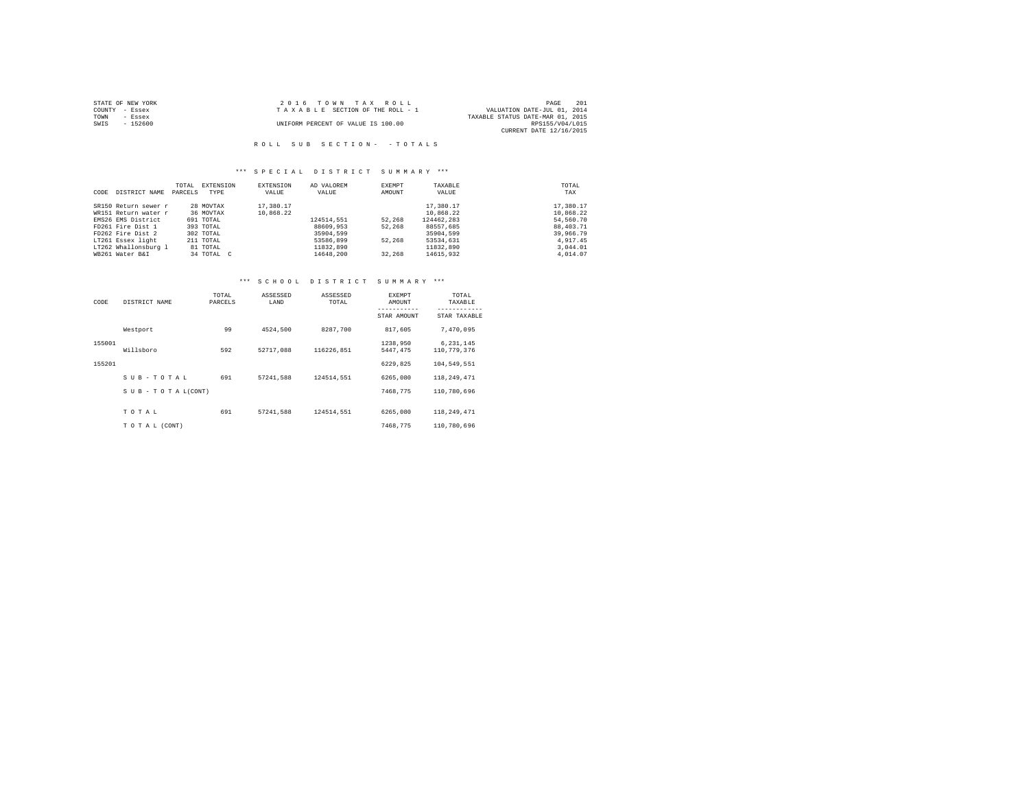STATE OF NEW YORK
COUNTY - Essex
TOWN - Essex
SWIS - 152600

2 0 1 6 T O W N T A X R O L L
T A X A B L E SECTION OF THE ROLL - 1
UNIFORM PERCENT OF VALUE IS 100.00

VALUATION DATE-JUL 01, 2014
TAXABLE STATUS DATE-MAR 01, 2015
RPS155/V04/L015
CURRENT DATE 12/16/2015

R O L L S U B S E C T I O N - - T O T A L S

*** S P E C I A L D I S T R I C T S U M M A R Y ***

| CODE | DISTRICT NAME | TOTAL PARCELS | EXTENSION TYPE | EXTENSION VALUE | AD VALOREM VALUE | EXEMPT AMOUNT | TAXABLE VALUE | TOTAL TAX |
|---|---|---|---|---|---|---|---|---|
| SR150 | Return sewer r | 28 | MOVTAX | 17,380.17 | | | 17,380.17 | 17,380.17 |
| WR151 | Return water r | 36 | MOVTAX | 10,868.22 | | | 10,868.22 | 10,868.22 |
| EMS26 | EMS District | 691 | TOTAL | | 124514,551 | 52,268 | 124462,283 | 54,560.70 |
| FD261 | Fire Dist 1 | 393 | TOTAL | | 88609,953 | 52,268 | 88557,685 | 88,403.71 |
| FD262 | Fire Dist 2 | 302 | TOTAL | | 35904,599 | | 35904,599 | 39,966.79 |
| LT261 | Essex light | 211 | TOTAL | | 53586,899 | 52,268 | 53534,631 | 4,917.45 |
| LT262 | Whallonsburg l | 81 | TOTAL | | 11832,890 | | 11832,890 | 3,044.01 |
| WB261 | Water B&I | 34 | TOTAL C | | 14648,200 | 32,268 | 14615,932 | 4,014.07 |

*** S C H O O L D I S T R I C T S U M M A R Y ***

| CODE | DISTRICT NAME | TOTAL PARCELS | ASSESSED LAND | ASSESSED TOTAL | EXEMPT AMOUNT / STAR AMOUNT | TOTAL TAXABLE / STAR TAXABLE |
|---|---|---|---|---|---|---|
| | Westport | 99 | 4524,500 | 8287,700 | 817,605 | 7,470,095 |
| 155001 | | | | | 1238,950 | 6,231,145 |
| | Willsboro | 592 | 52717,088 | 116226,851 | 5447,475 | 110,779,376 |
| 155201 | | | | | 6229,825 | 104,549,551 |
| | S U B - T O T A L | 691 | 57241,588 | 124514,551 | 6265,080 | 118,249,471 |
| | S U B - T O T A L(CONT) | | | | 7468,775 | 110,780,696 |
| | T O T A L | 691 | 57241,588 | 124514,551 | 6265,080 | 118,249,471 |
| | T O T A L (CONT) | | | | 7468,775 | 110,780,696 |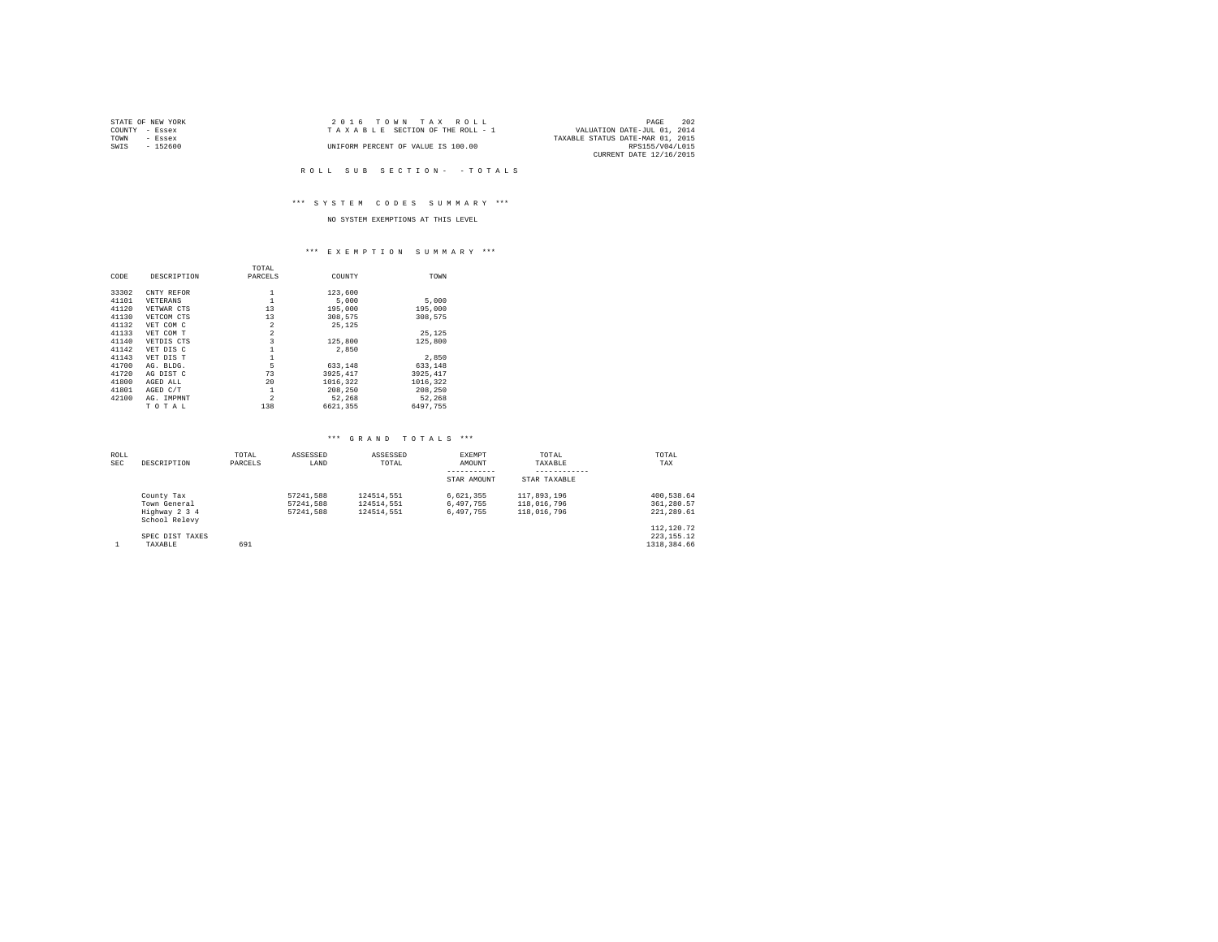STATE OF NEW YORK
COUNTY - Essex
TOWN - Essex
SWIS - 152600

2016 TOWN TAX ROLL
TAXABLE SECTION OF THE ROLL - 1
UNIFORM PERCENT OF VALUE IS 100.00

VALUATION DATE-JUL 01, 2014
TAXABLE STATUS DATE-MAR 01, 2015
RPS155/V04/L015
CURRENT DATE 12/16/2015

ROLL SUB SECTION- - TOTALS

*** SYSTEM CODES SUMMARY ***

NO SYSTEM EXEMPTIONS AT THIS LEVEL

*** EXEMPTION SUMMARY ***

| CODE | DESCRIPTION | TOTAL PARCELS | COUNTY | TOWN |
|---|---|---|---|---|
| 33302 | CNTY REFOR | 1 | 123,600 | |
| 41101 | VETERANS | 1 | 5,000 | 5,000 |
| 41120 | VETWAR CTS | 13 | 195,000 | 195,000 |
| 41130 | VETCOM CTS | 13 | 308,575 | 308,575 |
| 41132 | VET COM C | 2 | 25,125 | |
| 41133 | VET COM T | 2 | | 25,125 |
| 41140 | VETDIS CTS | 3 | 125,800 | 125,800 |
| 41142 | VET DIS C | 1 | 2,850 | |
| 41143 | VET DIS T | 1 | | 2,850 |
| 41700 | AG. BLDG. | 5 | 633,148 | 633,148 |
| 41720 | AG DIST C | 73 | 3925,417 | 3925,417 |
| 41800 | AGED ALL | 20 | 1016,322 | 1016,322 |
| 41801 | AGED C/T | 1 | 208,250 | 208,250 |
| 42100 | AG. IMPMNT | 2 | 52,268 | 52,268 |
| | TOTAL | 138 | 6621,355 | 6497,755 |

*** GRAND TOTALS ***

| ROLL SEC | DESCRIPTION | TOTAL PARCELS | ASSESSED LAND | ASSESSED TOTAL | EXEMPT AMOUNT / STAR AMOUNT | TOTAL TAXABLE / STAR TAXABLE | TOTAL TAX |
|---|---|---|---|---|---|---|---|
| | County Tax | | 57241,588 | 124514,551 | 6,621,355 | 117,893,196 | 400,538.64 |
| | Town General | | 57241,588 | 124514,551 | 6,497,755 | 118,016,796 | 361,280.57 |
| | Highway 2 3 4 | | 57241,588 | 124514,551 | 6,497,755 | 118,016,796 | 221,289.61 |
| | School Relevy | | | | | | 112,120.72 |
| | SPEC DIST TAXES | | | | | | 223,155.12 |
| 1 | TAXABLE | 691 | | | | | 1318,384.66 |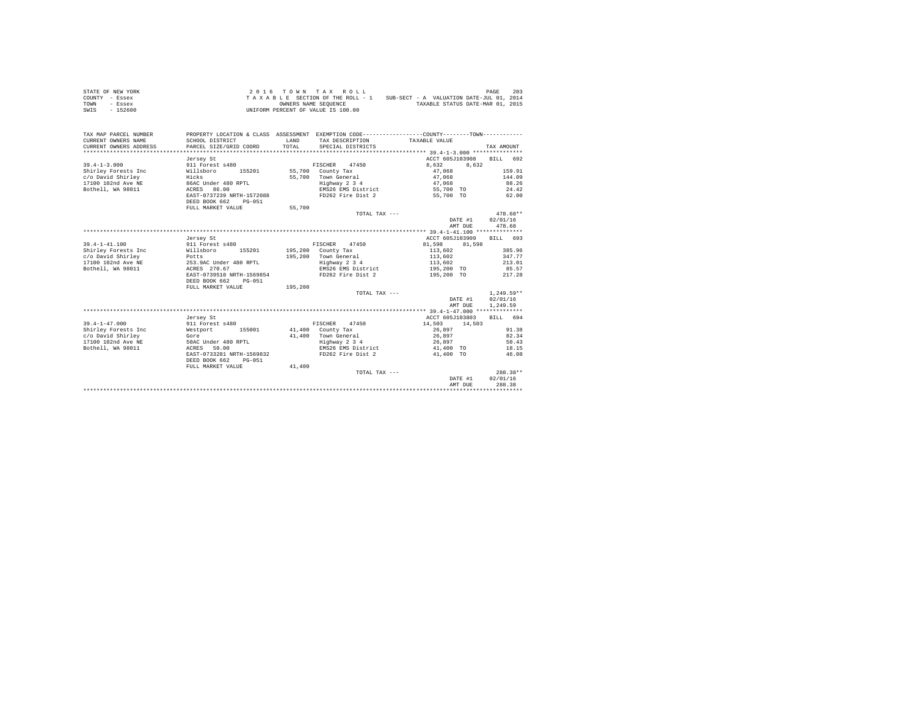STATE OF NEW YORK
COUNTY - Essex
TOWN - Essex
SWIS - 152600

2 0 1 6 T O W N T A X R O L L
T A X A B L E SECTION OF THE ROLL - 1
OWNERS NAME SEQUENCE
UNIFORM PERCENT OF VALUE IS 100.00

SUB-SECT - A VALUATION DATE-JUL 01, 2014
TAXABLE STATUS DATE-MAR 01, 2015

| TAX MAP PARCEL NUMBER / CURRENT OWNERS NAME / CURRENT OWNERS ADDRESS | PROPERTY LOCATION & CLASS / SCHOOL DISTRICT / PARCEL SIZE/GRID COORD | ASSESSMENT LAND / TOTAL | EXEMPTION CODE / TAX DESCRIPTION / SPECIAL DISTRICTS | COUNTY / TAXABLE VALUE | TOWN | TAX AMOUNT |
|---|---|---|---|---|---|---|
| | Jersey St | | | ACCT 605J103908 | | BILL 692 |
| 39.4-1-3.000 | 911 Forest s480 | | FISCHER 47450 | 8,632 | 8,632 | |
| Shirley Forests Inc | Willsboro 155201 | 55,700 | County Tax | 47,068 | | 159.91 |
| c/o David Shirley | Hicks | 55,700 | Town General | 47,068 | | 144.09 |
| 17100 102nd Ave NE | 86AC Under 480 RPTL | | Highway 2 3 4 | 47,068 | | 88.26 |
| Bothell, WA 98011 | ACRES 86.00 | | EMS26 EMS District | 55,700 TO | | 24.42 |
| | EAST-0737239 NRTH-1572088 | | FD262 Fire Dist 2 | 55,700 TO | | 62.00 |
| | DEED BOOK 662 PG-051 | | | | | |
| | FULL MARKET VALUE | 55,700 | | | | |
| | | | TOTAL TAX --- | | | 478.68** |
| | | | | | DATE #1 | 02/01/16 |
| | | | | | AMT DUE | 478.68 |
| | Jersey St | | | ACCT 605J103909 | | BILL 693 |
| 39.4-1-41.100 | 911 Forest s480 | | FISCHER 47450 | 81,598 | 81,598 | |
| Shirley Forests Inc | Willsboro 155201 | 195,200 | County Tax | 113,602 | | 385.96 |
| c/o David Shirley | Potts | 195,200 | Town General | 113,602 | | 347.77 |
| 17100 102nd Ave NE | 253.9AC Under 480 RPTL | | Highway 2 3 4 | 113,602 | | 213.01 |
| Bothell, WA 98011 | ACRES 270.67 | | EMS26 EMS District | 195,200 TO | | 85.57 |
| | EAST-0739510 NRTH-1569854 | | FD262 Fire Dist 2 | 195,200 TO | | 217.28 |
| | DEED BOOK 662 PG-051 | | | | | |
| | FULL MARKET VALUE | 195,200 | | | | |
| | | | TOTAL TAX --- | | | 1,249.59** |
| | | | | | DATE #1 | 02/01/16 |
| | | | | | AMT DUE | 1,249.59 |
| | Jersey St | | | ACCT 605J103803 | | BILL 694 |
| 39.4-1-47.000 | 911 Forest s480 | | FISCHER 47450 | 14,503 | 14,503 | |
| Shirley Forests Inc | Westport 155001 | 41,400 | County Tax | 26,897 | | 91.38 |
| c/o David Shirley | Gore | 41,400 | Town General | 26,897 | | 82.34 |
| 17100 102nd Ave NE | 50AC Under 480 RPTL | | Highway 2 3 4 | 26,897 | | 50.43 |
| Bothell, WA 98011 | ACRES 50.00 | | EMS26 EMS District | 41,400 TO | | 18.15 |
| | EAST-0733281 NRTH-1569832 | | FD262 Fire Dist 2 | 41,400 TO | | 46.08 |
| | DEED BOOK 662 PG-051 | | | | | |
| | FULL MARKET VALUE | 41,400 | | | | |
| | | | TOTAL TAX --- | | | 288.38** |
| | | | | | DATE #1 | 02/01/16 |
| | | | | | AMT DUE | 288.38 |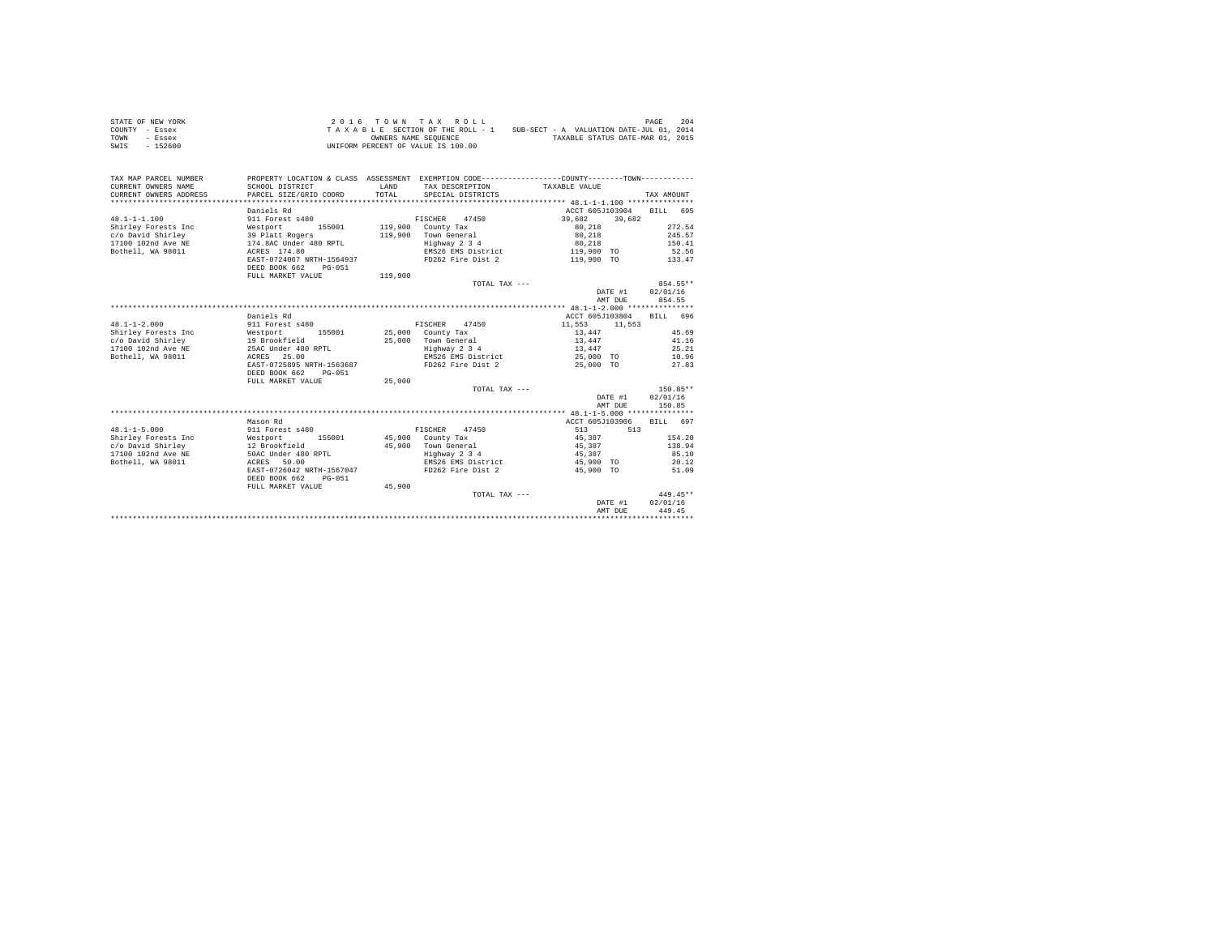STATE OF NEW YORK
COUNTY - Essex
TOWN - Essex
SWIS - 152600

2 0 1 6 T O W N T A X R O L L
T A X A B L E SECTION OF THE ROLL - 1 SUB-SECT - A VALUATION DATE-JUL 01, 2014
OWNERS NAME SEQUENCE TAXABLE STATUS DATE-MAR 01, 2015
UNIFORM PERCENT OF VALUE IS 100.00

```
TAX MAP PARCEL NUMBER     PROPERTY LOCATION & CLASS  ASSESSMENT  EXEMPTION CODE-----------------COUNTY--------TOWN-----------
CURRENT OWNERS NAME       SCHOOL DISTRICT            LAND        TAX DESCRIPTION            TAXABLE VALUE
CURRENT OWNERS ADDRESS    PARCEL SIZE/GRID COORD     TOTAL       SPECIAL DISTRICTS                                     TAX AMOUNT
******************************************************************************************* 48.1-1-1.100 ***************
                          Daniels Rd                                                    ACCT 605J103904    BILL  695
48.1-1-1.100              911 Forest s480                     FISCHER   47450            39,682    39,682
Shirley Forests Inc       Westport      155001      119,900   County Tax                  80,218                  272.54
c/o David Shirley         39 Platt Rogers           119,900   Town General                80,218                  245.57
17100 102nd Ave NE        174.8AC Under 480 RPTL              Highway 2 3 4               80,218                  150.41
Bothell, WA 98011         ACRES  174.80                       EMS26 EMS District         119,900  TO               52.56
                          EAST-0724067 NRTH-1564937           FD262 Fire Dist 2          119,900  TO              133.47
                          DEED BOOK 662    PG-051
                          FULL MARKET VALUE         119,900
                                                               TOTAL TAX ---                                     854.55**
                                                                                          DATE #1     02/01/16
                                                                                          AMT DUE       854.55
******************************************************************************************* 48.1-1-2.000 ***************
                          Daniels Rd                                                    ACCT 605J103804    BILL  696
48.1-1-2.000              911 Forest s480                     FISCHER   47450            11,553    11,553
Shirley Forests Inc       Westport      155001       25,000   County Tax                  13,447                   45.69
c/o David Shirley         19 Brookfield              25,000   Town General                13,447                   41.16
17100 102nd Ave NE        25AC Under 480 RPTL                 Highway 2 3 4               13,447                   25.21
Bothell, WA 98011         ACRES   25.00                       EMS26 EMS District          25,000  TO               10.96
                          EAST-0725895 NRTH-1563687           FD262 Fire Dist 2           25,000  TO               27.83
                          DEED BOOK 662    PG-051
                          FULL MARKET VALUE          25,000
                                                               TOTAL TAX ---                                     150.85**
                                                                                          DATE #1     02/01/16
                                                                                          AMT DUE       150.85
******************************************************************************************* 48.1-1-5.000 ***************
                          Mason Rd                                                      ACCT 605J103906    BILL  697
48.1-1-5.000              911 Forest s480                     FISCHER   47450               513       513
Shirley Forests Inc       Westport      155001       45,900   County Tax                  45,387                  154.20
c/o David Shirley         12 Brookfield              45,900   Town General                45,387                  138.94
17100 102nd Ave NE        50AC Under 480 RPTL                 Highway 2 3 4               45,387                   85.10
Bothell, WA 98011         ACRES   50.00                       EMS26 EMS District          45,900  TO               20.12
                          EAST-0726042 NRTH-1567047           FD262 Fire Dist 2           45,900  TO               51.09
                          DEED BOOK 662    PG-051
                          FULL MARKET VALUE          45,900
                                                               TOTAL TAX ---                                     449.45**
                                                                                          DATE #1     02/01/16
                                                                                          AMT DUE       449.45
************************************************************************************************************************
```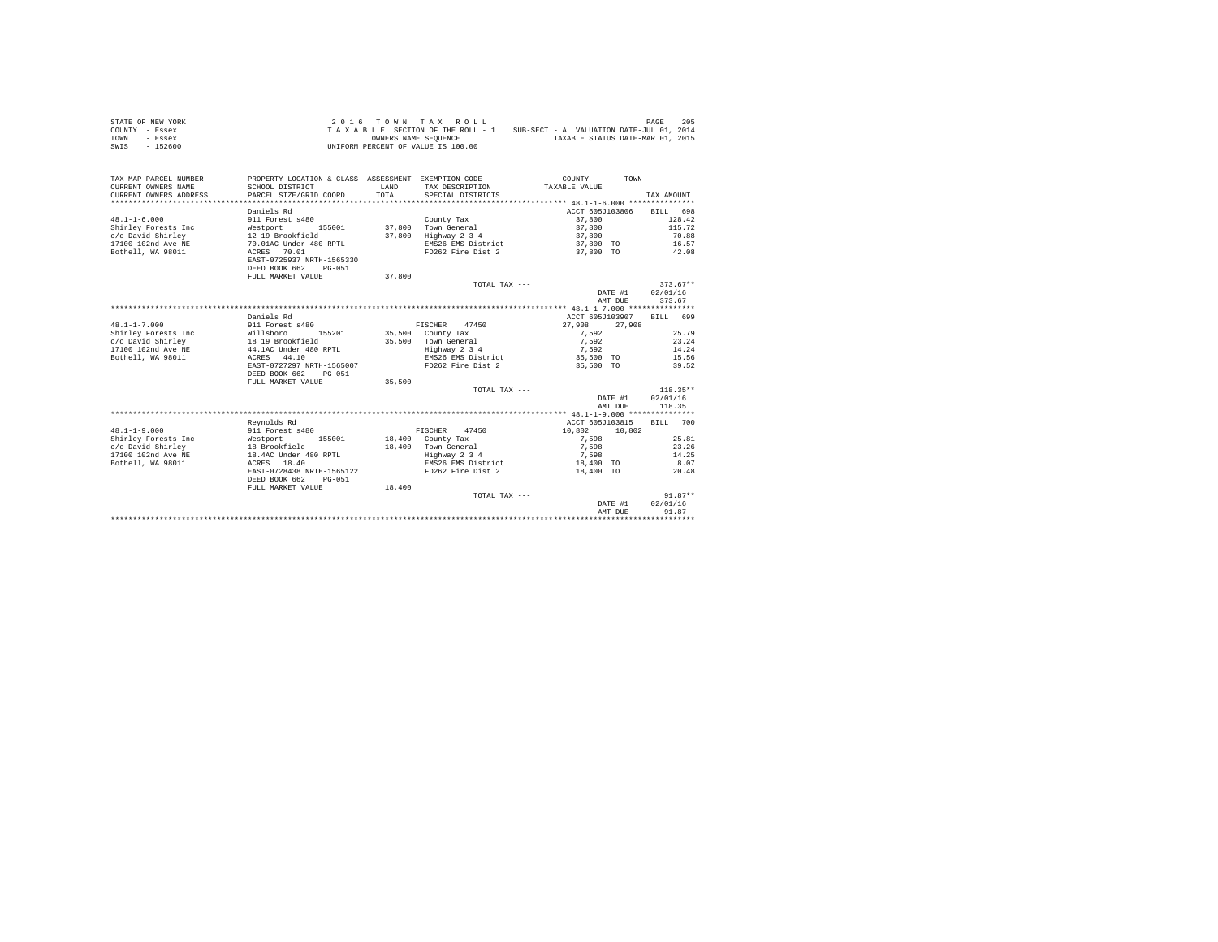STATE OF NEW YORK  
COUNTY - Essex  
TOWN - Essex  
SWIS - 152600

2 0 1 6 T O W N T A X R O L L  
T A X A B L E SECTION OF THE ROLL - 1  
OWNERS NAME SEQUENCE  
UNIFORM PERCENT OF VALUE IS 100.00

SUB-SECT - A VALUATION DATE-JUL 01, 2014  
TAXABLE STATUS DATE-MAR 01, 2015

| TAX MAP PARCEL NUMBER / CURRENT OWNERS NAME / CURRENT OWNERS ADDRESS | PROPERTY LOCATION & CLASS / SCHOOL DISTRICT / PARCEL SIZE/GRID COORD | ASSESSMENT LAND / TOTAL | EXEMPTION CODE / TAX DESCRIPTION / SPECIAL DISTRICTS | COUNTY / TOWN TAXABLE VALUE | TAX AMOUNT |
|---|---|---|---|---|---|
| **48.1-1-6.000** | Daniels Rd | | | ACCT 605J103806 | BILL 698 |
| 48.1-1-6.000 | 911 Forest s480 | | County Tax | 37,800 | 128.42 |
| Shirley Forests Inc | Westport 155001 | 37,800 | Town General | 37,800 | 115.72 |
| c/o David Shirley | 12 19 Brookfield | 37,800 | Highway 2 3 4 | 37,800 | 70.88 |
| 17100 102nd Ave NE | 70.01AC Under 480 RPTL | | EMS26 EMS District | 37,800 TO | 16.57 |
| Bothell, WA 98011 | ACRES 70.01 | | FD262 Fire Dist 2 | 37,800 TO | 42.08 |
| | EAST-0725937 NRTH-1565330 | | | | |
| | DEED BOOK 662 PG-051 | | | | |
| | FULL MARKET VALUE | 37,800 | | | |
| | | | TOTAL TAX --- | | 373.67** |
| | | | | DATE #1 | 02/01/16 |
| | | | | AMT DUE | 373.67 |
| **48.1-1-7.000** | Daniels Rd | | | ACCT 605J103907 | BILL 699 |
| 48.1-1-7.000 | 911 Forest s480 | | FISCHER 47450 | 27,908 27,908 | |
| Shirley Forests Inc | Willsboro 155201 | 35,500 | County Tax | 7,592 | 25.79 |
| c/o David Shirley | 18 19 Brookfield | 35,500 | Town General | 7,592 | 23.24 |
| 17100 102nd Ave NE | 44.1AC Under 480 RPTL | | Highway 2 3 4 | 7,592 | 14.24 |
| Bothell, WA 98011 | ACRES 44.10 | | EMS26 EMS District | 35,500 TO | 15.56 |
| | EAST-0727297 NRTH-1565007 | | FD262 Fire Dist 2 | 35,500 TO | 39.52 |
| | DEED BOOK 662 PG-051 | | | | |
| | FULL MARKET VALUE | 35,500 | | | |
| | | | TOTAL TAX --- | | 118.35** |
| | | | | DATE #1 | 02/01/16 |
| | | | | AMT DUE | 118.35 |
| **48.1-1-9.000** | Reynolds Rd | | | ACCT 605J103815 | BILL 700 |
| 48.1-1-9.000 | 911 Forest s480 | | FISCHER 47450 | 10,802 10,802 | |
| Shirley Forests Inc | Westport 155001 | 18,400 | County Tax | 7,598 | 25.81 |
| c/o David Shirley | 18 Brookfield | 18,400 | Town General | 7,598 | 23.26 |
| 17100 102nd Ave NE | 18.4AC Under 480 RPTL | | Highway 2 3 4 | 7,598 | 14.25 |
| Bothell, WA 98011 | ACRES 18.40 | | EMS26 EMS District | 18,400 TO | 8.07 |
| | EAST-0728438 NRTH-1565122 | | FD262 Fire Dist 2 | 18,400 TO | 20.48 |
| | DEED BOOK 662 PG-051 | | | | |
| | FULL MARKET VALUE | 18,400 | | | |
| | | | TOTAL TAX --- | | 91.87** |
| | | | | DATE #1 | 02/01/16 |
| | | | | AMT DUE | 91.87 |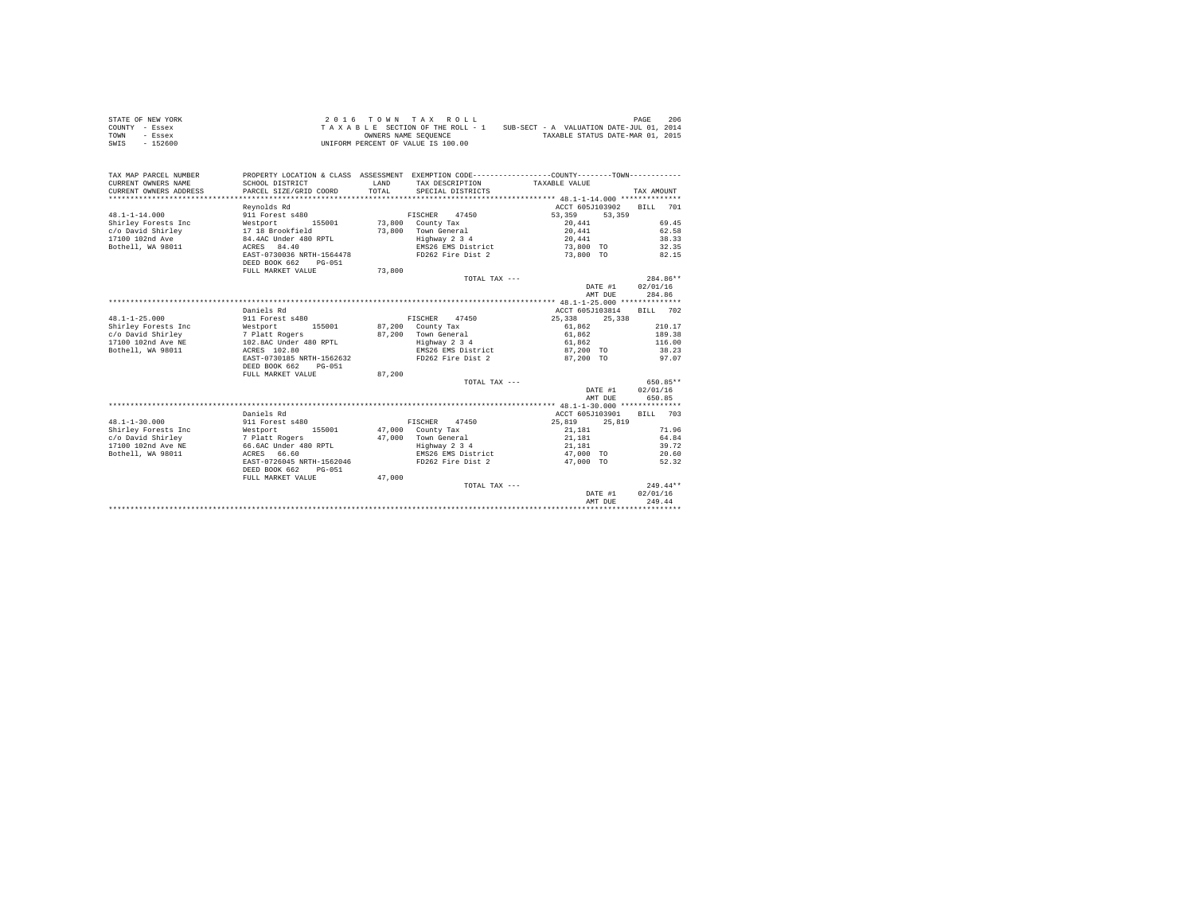STATE OF NEW YORK
COUNTY - Essex
TOWN - Essex
SWIS - 152600

2 0 1 6 T O W N T A X R O L L
T A X A B L E SECTION OF THE ROLL - 1 SUB-SECT - A VALUATION DATE-JUL 01, 2014
OWNERS NAME SEQUENCE TAXABLE STATUS DATE-MAR 01, 2015
UNIFORM PERCENT OF VALUE IS 100.00

| TAX MAP PARCEL NUMBER / CURRENT OWNERS NAME / CURRENT OWNERS ADDRESS | PROPERTY LOCATION & CLASS / SCHOOL DISTRICT / PARCEL SIZE/GRID COORD | ASSESSMENT LAND / TOTAL | EXEMPTION CODE / TAX DESCRIPTION / SPECIAL DISTRICTS | COUNTY / TOWN TAXABLE VALUE | TAX AMOUNT |
|---|---|---|---|---|---|
| **48.1-1-14.000** | Reynolds Rd | | | ACCT 605J103902 | BILL 701 |
| 48.1-1-14.000 | 911 Forest s480 | | FISCHER 47450 | 53,359 53,359 | |
| Shirley Forests Inc | Westport 155001 | 73,800 | County Tax | 20,441 | 69.45 |
| c/o David Shirley | 17 18 Brookfield | 73,800 | Town General | 20,441 | 62.58 |
| 17100 102nd Ave | 84.4AC Under 480 RPTL | | Highway 2 3 4 | 20,441 | 38.33 |
| Bothell, WA 98011 | ACRES 84.40 | | EMS26 EMS District | 73,800 TO | 32.35 |
| | EAST-0730036 NRTH-1564478 | | FD262 Fire Dist 2 | 73,800 TO | 82.15 |
| | DEED BOOK 662 PG-051 | | | | |
| | FULL MARKET VALUE | 73,800 | | | |
| | | | TOTAL TAX --- | | 284.86** |
| | | | | DATE #1 | 02/01/16 |
| | | | | AMT DUE | 284.86 |
| **48.1-1-25.000** | Daniels Rd | | | ACCT 605J103814 | BILL 702 |
| 48.1-1-25.000 | 911 Forest s480 | | FISCHER 47450 | 25,338 25,338 | |
| Shirley Forests Inc | Westport 155001 | 87,200 | County Tax | 61,862 | 210.17 |
| c/o David Shirley | 7 Platt Rogers | 87,200 | Town General | 61,862 | 189.38 |
| 17100 102nd Ave NE | 102.8AC Under 480 RPTL | | Highway 2 3 4 | 61,862 | 116.00 |
| Bothell, WA 98011 | ACRES 102.80 | | EMS26 EMS District | 87,200 TO | 38.23 |
| | EAST-0730185 NRTH-1562632 | | FD262 Fire Dist 2 | 87,200 TO | 97.07 |
| | DEED BOOK 662 PG-051 | | | | |
| | FULL MARKET VALUE | 87,200 | | | |
| | | | TOTAL TAX --- | | 650.85** |
| | | | | DATE #1 | 02/01/16 |
| | | | | AMT DUE | 650.85 |
| **48.1-1-30.000** | Daniels Rd | | | ACCT 605J103901 | BILL 703 |
| 48.1-1-30.000 | 911 Forest s480 | | FISCHER 47450 | 25,819 25,819 | |
| Shirley Forests Inc | Westport 155001 | 47,000 | County Tax | 21,181 | 71.96 |
| c/o David Shirley | 7 Platt Rogers | 47,000 | Town General | 21,181 | 64.84 |
| 17100 102nd Ave NE | 66.6AC Under 480 RPTL | | Highway 2 3 4 | 21,181 | 39.72 |
| Bothell, WA 98011 | ACRES 66.60 | | EMS26 EMS District | 47,000 TO | 20.60 |
| | EAST-0726045 NRTH-1562046 | | FD262 Fire Dist 2 | 47,000 TO | 52.32 |
| | DEED BOOK 662 PG-051 | | | | |
| | FULL MARKET VALUE | 47,000 | | | |
| | | | TOTAL TAX --- | | 249.44** |
| | | | | DATE #1 | 02/01/16 |
| | | | | AMT DUE | 249.44 |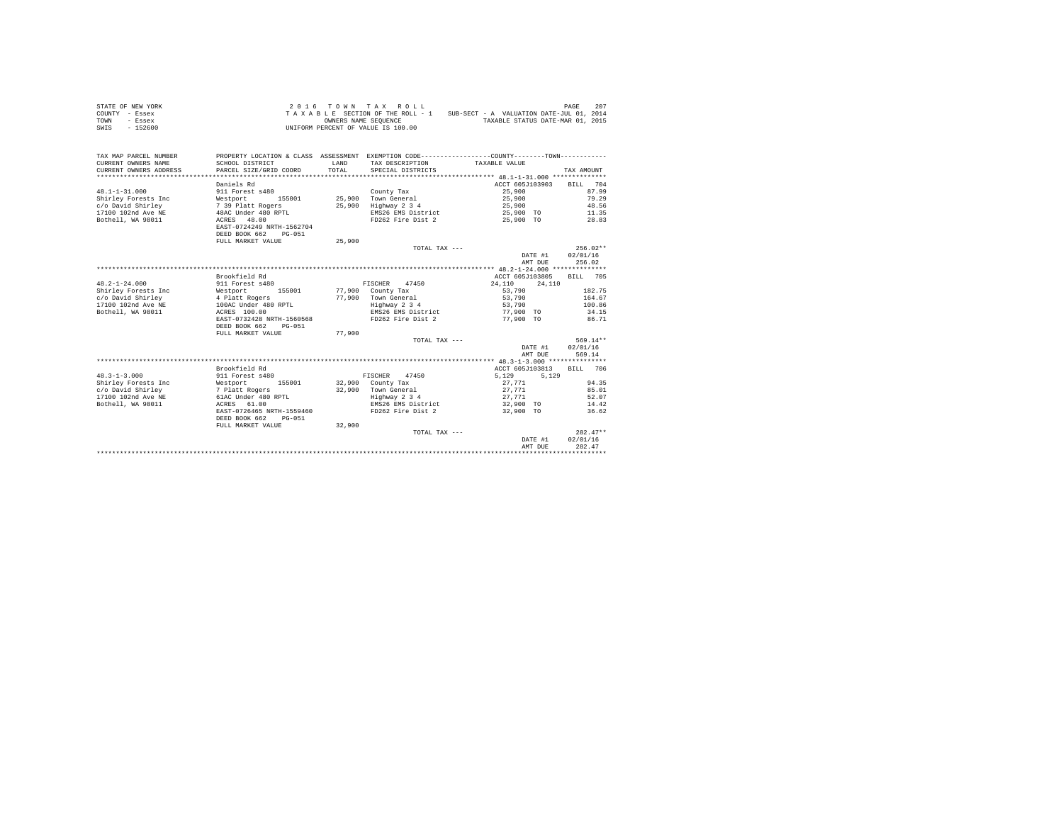STATE OF NEW YORK
COUNTY - Essex
TOWN - Essex
SWIS - 152600

2016 TOWN TAX ROLL
TAXABLE SECTION OF THE ROLL - 1
OWNERS NAME SEQUENCE
UNIFORM PERCENT OF VALUE IS 100.00

SUB-SECT - A VALUATION DATE-JUL 01, 2014
TAXABLE STATUS DATE-MAR 01, 2015

| TAX MAP PARCEL NUMBER / CURRENT OWNERS NAME / CURRENT OWNERS ADDRESS | PROPERTY LOCATION & CLASS / SCHOOL DISTRICT / PARCEL SIZE/GRID COORD | ASSESSMENT LAND / TOTAL | EXEMPTION CODE / TAX DESCRIPTION / SPECIAL DISTRICTS | COUNTY / TOWN TAXABLE VALUE | TAX AMOUNT |
|---|---|---|---|---|---|
| **48.1-1-31.000** | Daniels Rd | | | ACCT 605J103903 | BILL 704 |
| 48.1-1-31.000 | 911 Forest s480 | | County Tax | 25,900 | 87.99 |
| Shirley Forests Inc | Westport 155001 | 25,900 | Town General | 25,900 | 79.29 |
| c/o David Shirley | 7 39 Platt Rogers | 25,900 | Highway 2 3 4 | 25,900 | 48.56 |
| 17100 102nd Ave NE | 48AC Under 480 RPTL | | EMS26 EMS District | 25,900 TO | 11.35 |
| Bothell, WA 98011 | ACRES 48.00 | | FD262 Fire Dist 2 | 25,900 TO | 28.83 |
| | EAST-0724249 NRTH-1562704 | | | | |
| | DEED BOOK 662 PG-051 | | | | |
| | FULL MARKET VALUE | 25,900 | | | |
| | | | TOTAL TAX --- | | 256.02** |
| | | | | DATE #1 | 02/01/16 |
| | | | | AMT DUE | 256.02 |
| **48.2-1-24.000** | Brookfield Rd | | | ACCT 605J103805 | BILL 705 |
| 48.2-1-24.000 | 911 Forest s480 | | FISCHER 47450 | 24,110 24,110 | |
| Shirley Forests Inc | Westport 155001 | 77,900 | County Tax | 53,790 | 182.75 |
| c/o David Shirley | 4 Platt Rogers | 77,900 | Town General | 53,790 | 164.67 |
| 17100 102nd Ave NE | 100AC Under 480 RPTL | | Highway 2 3 4 | 53,790 | 100.86 |
| Bothell, WA 98011 | ACRES 100.00 | | EMS26 EMS District | 77,900 TO | 34.15 |
| | EAST-0732428 NRTH-1560568 | | FD262 Fire Dist 2 | 77,900 TO | 86.71 |
| | DEED BOOK 662 PG-051 | | | | |
| | FULL MARKET VALUE | 77,900 | | | |
| | | | TOTAL TAX --- | | 569.14** |
| | | | | DATE #1 | 02/01/16 |
| | | | | AMT DUE | 569.14 |
| **48.3-1-3.000** | Brookfield Rd | | | ACCT 605J103813 | BILL 706 |
| 48.3-1-3.000 | 911 Forest s480 | | FISCHER 47450 | 5,129 5,129 | |
| Shirley Forests Inc | Westport 155001 | 32,900 | County Tax | 27,771 | 94.35 |
| c/o David Shirley | 7 Platt Rogers | 32,900 | Town General | 27,771 | 85.01 |
| 17100 102nd Ave NE | 61AC Under 480 RPTL | | Highway 2 3 4 | 27,771 | 52.07 |
| Bothell, WA 98011 | ACRES 61.00 | | EMS26 EMS District | 32,900 TO | 14.42 |
| | EAST-0726465 NRTH-1559460 | | FD262 Fire Dist 2 | 32,900 TO | 36.62 |
| | DEED BOOK 662 PG-051 | | | | |
| | FULL MARKET VALUE | 32,900 | | | |
| | | | TOTAL TAX --- | | 282.47** |
| | | | | DATE #1 | 02/01/16 |
| | | | | AMT DUE | 282.47 |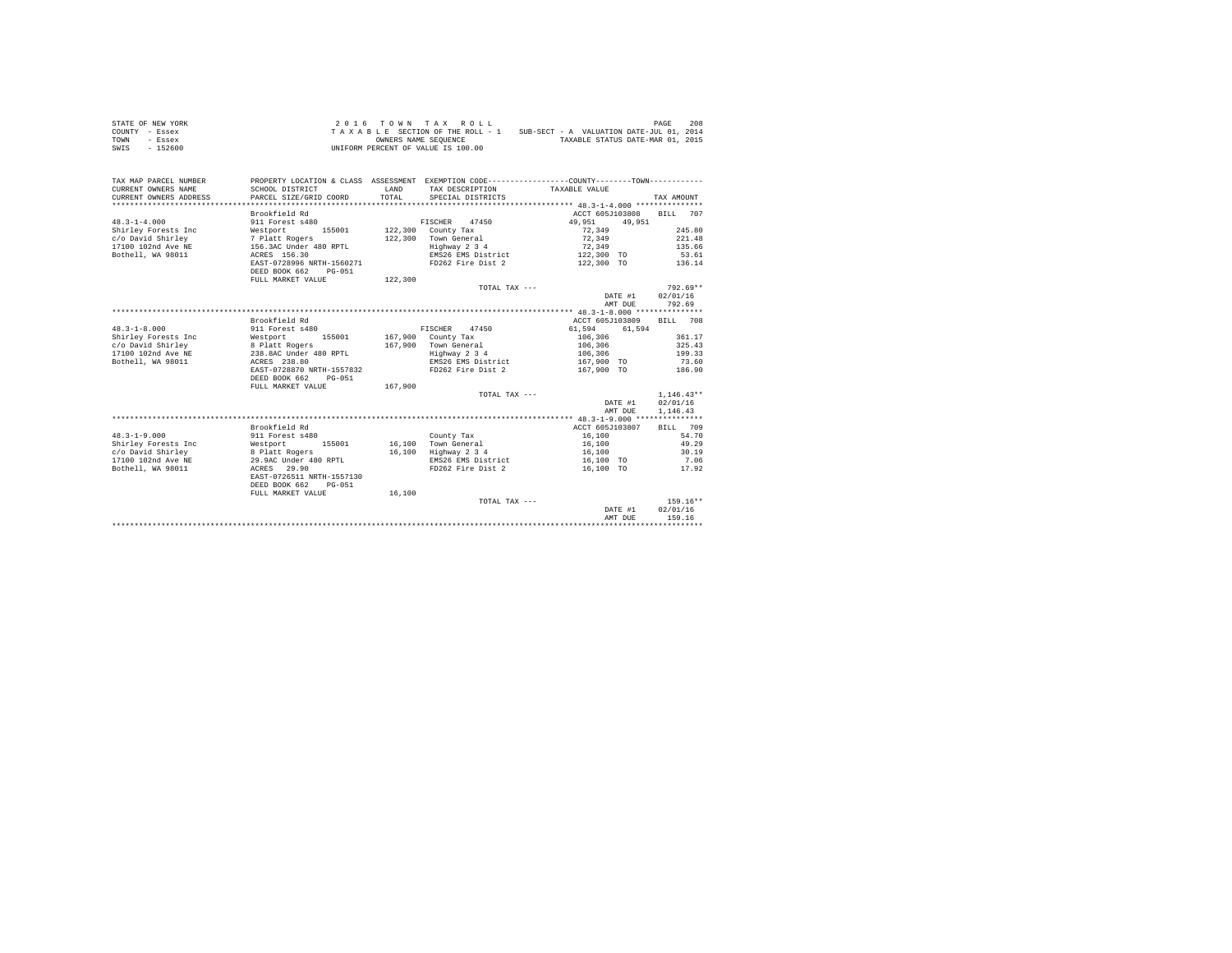STATE OF NEW YORK
COUNTY - Essex
TOWN - Essex
SWIS - 152600

2016 TOWN TAX ROLL
TAXABLE SECTION OF THE ROLL - 1
OWNERS NAME SEQUENCE
UNIFORM PERCENT OF VALUE IS 100.00

SUB-SECT - A VALUATION DATE-JUL 01, 2014
TAXABLE STATUS DATE-MAR 01, 2015

| TAX MAP PARCEL NUMBER / CURRENT OWNERS NAME / CURRENT OWNERS ADDRESS | PROPERTY LOCATION & CLASS / SCHOOL DISTRICT / PARCEL SIZE/GRID COORD | ASSESSMENT LAND / TOTAL | EXEMPTION CODE / TAX DESCRIPTION / SPECIAL DISTRICTS | COUNTY / TOWN TAXABLE VALUE | TAX AMOUNT |
|---|---|---|---|---|---|
| 48.3-1-4.000 | Brookfield Rd | | | ACCT 605J103808 | BILL 707 |
| Shirley Forests Inc | 911 Forest s480 | | FISCHER 47450 | 49,951 49,951 | |
| c/o David Shirley | Westport 155001 | 122,300 | County Tax | 72,349 | 245.80 |
| 17100 102nd Ave NE | 7 Platt Rogers | 122,300 | Town General | 72,349 | 221.48 |
| Bothell, WA 98011 | 156.3AC Under 480 RPTL | | Highway 2 3 4 | 72,349 | 135.66 |
| | ACRES 156.30 | | EMS26 EMS District | 122,300 TO | 53.61 |
| | EAST-0728996 NRTH-1560271 | | FD262 Fire Dist 2 | 122,300 TO | 136.14 |
| | DEED BOOK 662 PG-051 | | | | |
| | FULL MARKET VALUE | 122,300 | | | |
| | | | TOTAL TAX --- | | 792.69** |
| | | | | DATE #1 | 02/01/16 |
| | | | | AMT DUE | 792.69 |
| 48.3-1-8.000 | Brookfield Rd | | | ACCT 605J103809 | BILL 708 |
| Shirley Forests Inc | 911 Forest s480 | | FISCHER 47450 | 61,594 61,594 | |
| c/o David Shirley | Westport 155001 | 167,900 | County Tax | 106,306 | 361.17 |
| 17100 102nd Ave NE | 8 Platt Rogers | 167,900 | Town General | 106,306 | 325.43 |
| Bothell, WA 98011 | 238.8AC Under 480 RPTL | | Highway 2 3 4 | 106,306 | 199.33 |
| | ACRES 238.80 | | EMS26 EMS District | 167,900 TO | 73.60 |
| | EAST-0728870 NRTH-1557832 | | FD262 Fire Dist 2 | 167,900 TO | 186.90 |
| | DEED BOOK 662 PG-051 | | | | |
| | FULL MARKET VALUE | 167,900 | | | |
| | | | TOTAL TAX --- | | 1,146.43** |
| | | | | DATE #1 | 02/01/16 |
| | | | | AMT DUE | 1,146.43 |
| 48.3-1-9.000 | Brookfield Rd | | | ACCT 605J103807 | BILL 709 |
| Shirley Forests Inc | 911 Forest s480 | | County Tax | 16,100 | 54.70 |
| c/o David Shirley | Westport 155001 | 16,100 | Town General | 16,100 | 49.29 |
| 17100 102nd Ave NE | 8 Platt Rogers | 16,100 | Highway 2 3 4 | 16,100 | 30.19 |
| Bothell, WA 98011 | 29.9AC Under 480 RPTL | | EMS26 EMS District | 16,100 TO | 7.06 |
| | ACRES 29.90 | | FD262 Fire Dist 2 | 16,100 TO | 17.92 |
| | EAST-0726511 NRTH-1557130 | | | | |
| | DEED BOOK 662 PG-051 | | | | |
| | FULL MARKET VALUE | 16,100 | | | |
| | | | TOTAL TAX --- | | 159.16** |
| | | | | DATE #1 | 02/01/16 |
| | | | | AMT DUE | 159.16 |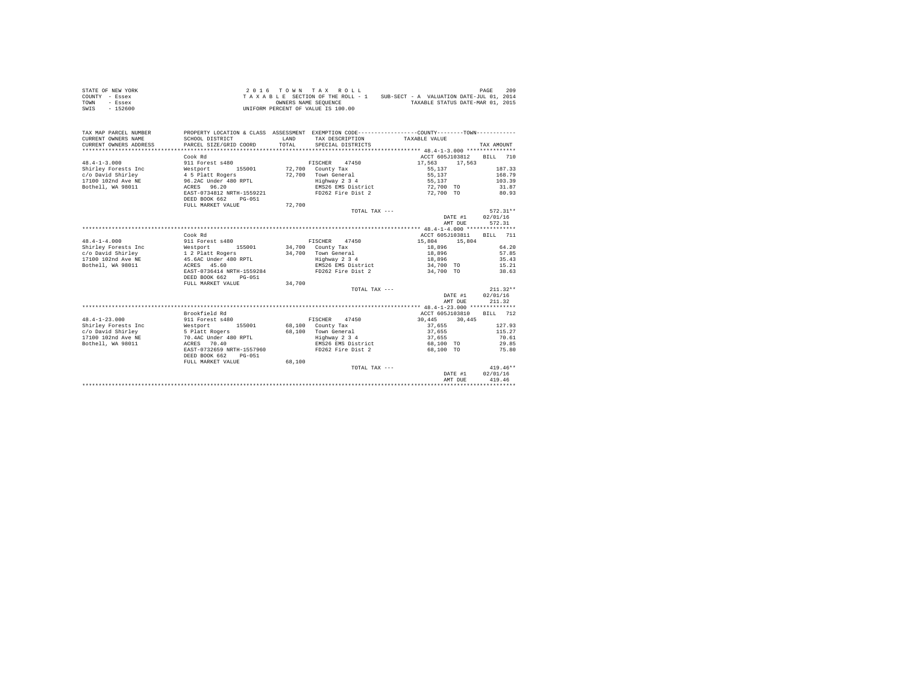STATE OF NEW YORK
COUNTY - Essex
TOWN - Essex
SWIS - 152600

2 0 1 6 T O W N T A X R O L L
T A X A B L E SECTION OF THE ROLL - 1
OWNERS NAME SEQUENCE
UNIFORM PERCENT OF VALUE IS 100.00

SUB-SECT - A VALUATION DATE-JUL 01, 2014
TAXABLE STATUS DATE-MAR 01, 2015

| TAX MAP PARCEL NUMBER / CURRENT OWNERS NAME / CURRENT OWNERS ADDRESS | PROPERTY LOCATION & CLASS / SCHOOL DISTRICT / PARCEL SIZE/GRID COORD | ASSESSMENT LAND / TOTAL | EXEMPTION CODE / TAX DESCRIPTION / SPECIAL DISTRICTS | COUNTY / TOWN TAXABLE VALUE | TAX AMOUNT |
|---|---|---|---|---|---|
| **48.4-1-3.000** | Cook Rd | | | ACCT 605J103812 | BILL 710 |
| 48.4-1-3.000 | 911 Forest s480 | | FISCHER 47450 | 17,563 17,563 | |
| Shirley Forests Inc | Westport 155001 | 72,700 | County Tax | 55,137 | 187.33 |
| c/o David Shirley | 4 5 Platt Rogers | 72,700 | Town General | 55,137 | 168.79 |
| 17100 102nd Ave NE | 96.2AC Under 480 RPTL | | Highway 2 3 4 | 55,137 | 103.39 |
| Bothell, WA 98011 | ACRES 96.20 | | EMS26 EMS District | 72,700 TO | 31.87 |
| | EAST-0734812 NRTH-1559221 | | FD262 Fire Dist 2 | 72,700 TO | 80.93 |
| | DEED BOOK 662 PG-051 | | | | |
| | FULL MARKET VALUE | 72,700 | | | |
| | | | TOTAL TAX --- | | 572.31** |
| | | | | DATE #1 | 02/01/16 |
| | | | | AMT DUE | 572.31 |
| **48.4-1-4.000** | Cook Rd | | | ACCT 605J103811 | BILL 711 |
| 48.4-1-4.000 | 911 Forest s480 | | FISCHER 47450 | 15,804 15,804 | |
| Shirley Forests Inc | Westport 155001 | 34,700 | County Tax | 18,896 | 64.20 |
| c/o David Shirley | 1 2 Platt Rogers | 34,700 | Town General | 18,896 | 57.85 |
| 17100 102nd Ave NE | 45.6AC Under 480 RPTL | | Highway 2 3 4 | 18,896 | 35.43 |
| Bothell, WA 98011 | ACRES 45.60 | | EMS26 EMS District | 34,700 TO | 15.21 |
| | EAST-0736414 NRTH-1559284 | | FD262 Fire Dist 2 | 34,700 TO | 38.63 |
| | DEED BOOK 662 PG-051 | | | | |
| | FULL MARKET VALUE | 34,700 | | | |
| | | | TOTAL TAX --- | | 211.32** |
| | | | | DATE #1 | 02/01/16 |
| | | | | AMT DUE | 211.32 |
| **48.4-1-23.000** | Brookfield Rd | | | ACCT 605J103810 | BILL 712 |
| 48.4-1-23.000 | 911 Forest s480 | | FISCHER 47450 | 30,445 30,445 | |
| Shirley Forests Inc | Westport 155001 | 68,100 | County Tax | 37,655 | 127.93 |
| c/o David Shirley | 5 Platt Rogers | 68,100 | Town General | 37,655 | 115.27 |
| 17100 102nd Ave NE | 70.4AC Under 480 RPTL | | Highway 2 3 4 | 37,655 | 70.61 |
| Bothell, WA 98011 | ACRES 70.40 | | EMS26 EMS District | 68,100 TO | 29.85 |
| | EAST-0732659 NRTH-1557960 | | FD262 Fire Dist 2 | 68,100 TO | 75.80 |
| | DEED BOOK 662 PG-051 | | | | |
| | FULL MARKET VALUE | 68,100 | | | |
| | | | TOTAL TAX --- | | 419.46** |
| | | | | DATE #1 | 02/01/16 |
| | | | | AMT DUE | 419.46 |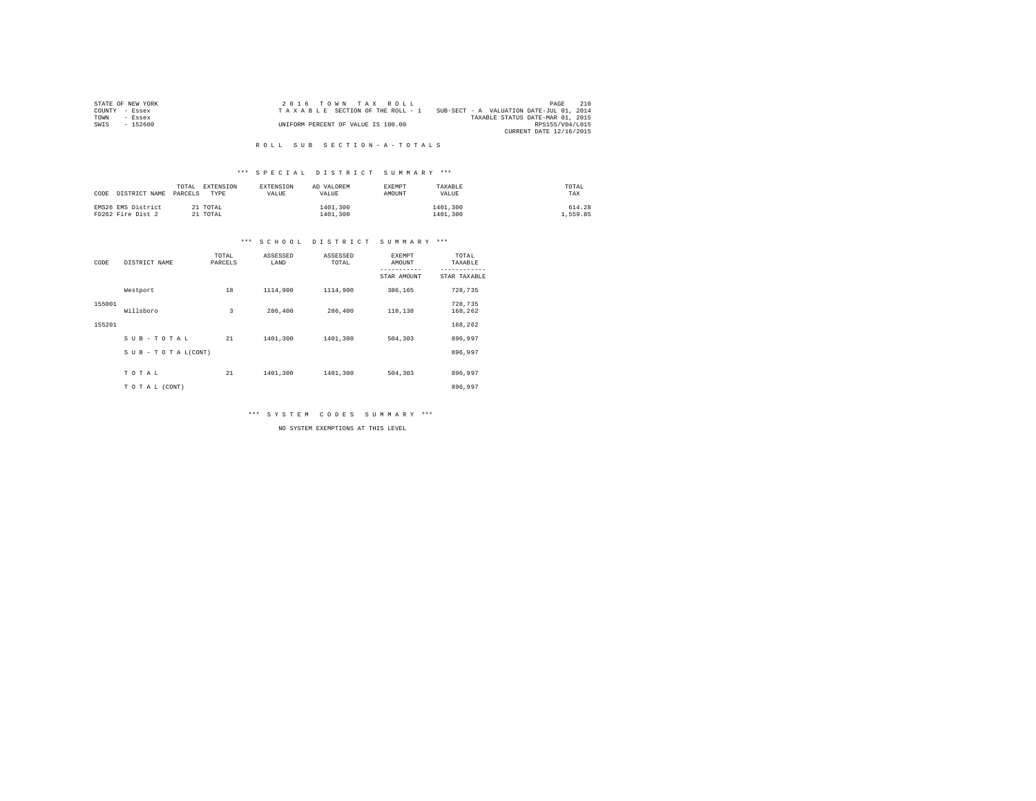STATE OF NEW YORK
COUNTY - Essex
TOWN - Essex
SWIS - 152600

2 0 1 6 T O W N T A X R O L L
T A X A B L E SECTION OF THE ROLL - 1
UNIFORM PERCENT OF VALUE IS 100.00

SUB-SECT - A VALUATION DATE-JUL 01, 2014
TAXABLE STATUS DATE-MAR 01, 2015
RPS155/V04/L015
CURRENT DATE 12/16/2015

## R O L L S U B S E C T I O N - A - T O T A L S

### *** S P E C I A L D I S T R I C T S U M M A R Y ***

| CODE | DISTRICT NAME | TOTAL PARCELS | EXTENSION TYPE | EXTENSION VALUE | AD VALOREM VALUE | EXEMPT AMOUNT | TAXABLE VALUE | TOTAL TAX |
|---|---|---|---|---|---|---|---|---|
| EMS26 | EMS District | 21 | TOTAL | | 1401,300 | | 1401,300 | 614.28 |
| FD262 | Fire Dist 2 | 21 | TOTAL | | 1401,300 | | 1401,300 | 1,559.85 |

### *** S C H O O L D I S T R I C T S U M M A R Y ***

| CODE | DISTRICT NAME | TOTAL PARCELS | ASSESSED LAND | ASSESSED TOTAL | EXEMPT AMOUNT / STAR AMOUNT | TOTAL TAXABLE / STAR TAXABLE |
|---|---|---|---|---|---|---|
| 155001 | Westport | 18 | 1114,900 | 1114,900 | 386,165 | 728,735 |
| | | | | | | 728,735 |
| 155201 | Willsboro | 3 | 286,400 | 286,400 | 118,138 | 168,262 |
| | | | | | | 168,262 |
| | S U B - T O T A L | 21 | 1401,300 | 1401,300 | 504,303 | 896,997 |
| | S U B - T O T A L(CONT) | | | | | 896,997 |
| | T O T A L | 21 | 1401,300 | 1401,300 | 504,303 | 896,997 |
| | T O T A L (CONT) | | | | | 896,997 |

### *** S Y S T E M C O D E S S U M M A R Y ***

NO SYSTEM EXEMPTIONS AT THIS LEVEL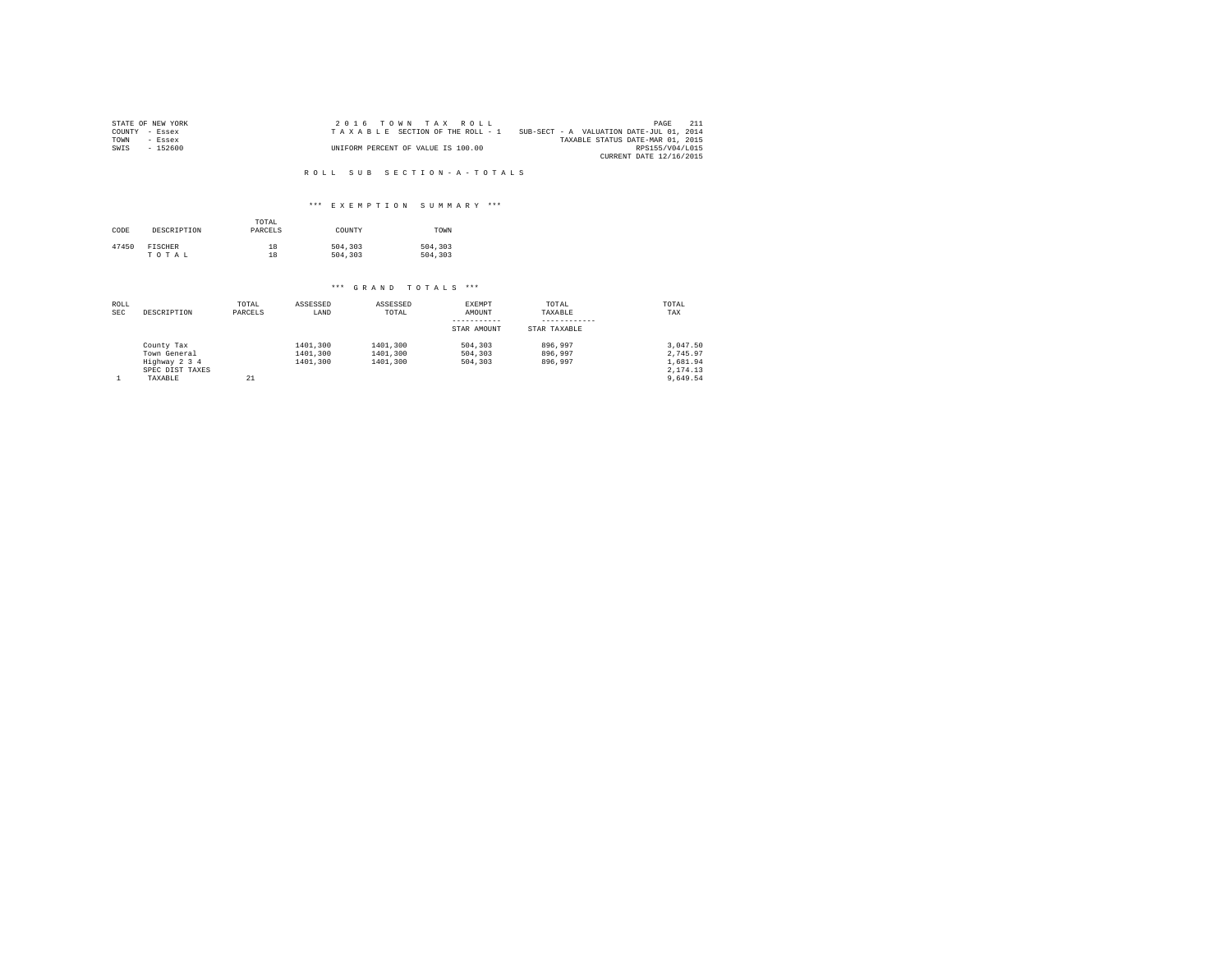STATE OF NEW YORK
COUNTY - Essex
TOWN - Essex
SWIS - 152600

2 0 1 6 T O W N T A X R O L L
T A X A B L E SECTION OF THE ROLL - 1
UNIFORM PERCENT OF VALUE IS 100.00

SUB-SECT - A VALUATION DATE-JUL 01, 2014
TAXABLE STATUS DATE-MAR 01, 2015
RPS155/V04/L015
CURRENT DATE 12/16/2015

R O L L S U B S E C T I O N - A - T O T A L S

*** E X E M P T I O N S U M M A R Y ***

| CODE | DESCRIPTION | TOTAL PARCELS | COUNTY | TOWN |
|---|---|---|---|---|
| 47450 | FISCHER | 18 | 504,303 | 504,303 |
| | T O T A L | 18 | 504,303 | 504,303 |

*** G R A N D T O T A L S ***

| ROLL SEC | DESCRIPTION | TOTAL PARCELS | ASSESSED LAND | ASSESSED TOTAL | EXEMPT AMOUNT / STAR AMOUNT | TOTAL TAXABLE / STAR TAXABLE | TOTAL TAX |
|---|---|---|---|---|---|---|---|
| | County Tax | | 1401,300 | 1401,300 | 504,303 | 896,997 | 3,047.50 |
| | Town General | | 1401,300 | 1401,300 | 504,303 | 896,997 | 2,745.97 |
| | Highway 2 3 4 | | 1401,300 | 1401,300 | 504,303 | 896,997 | 1,681.94 |
| | SPEC DIST TAXES | | | | | | 2,174.13 |
| 1 | TAXABLE | 21 | | | | | 9,649.54 |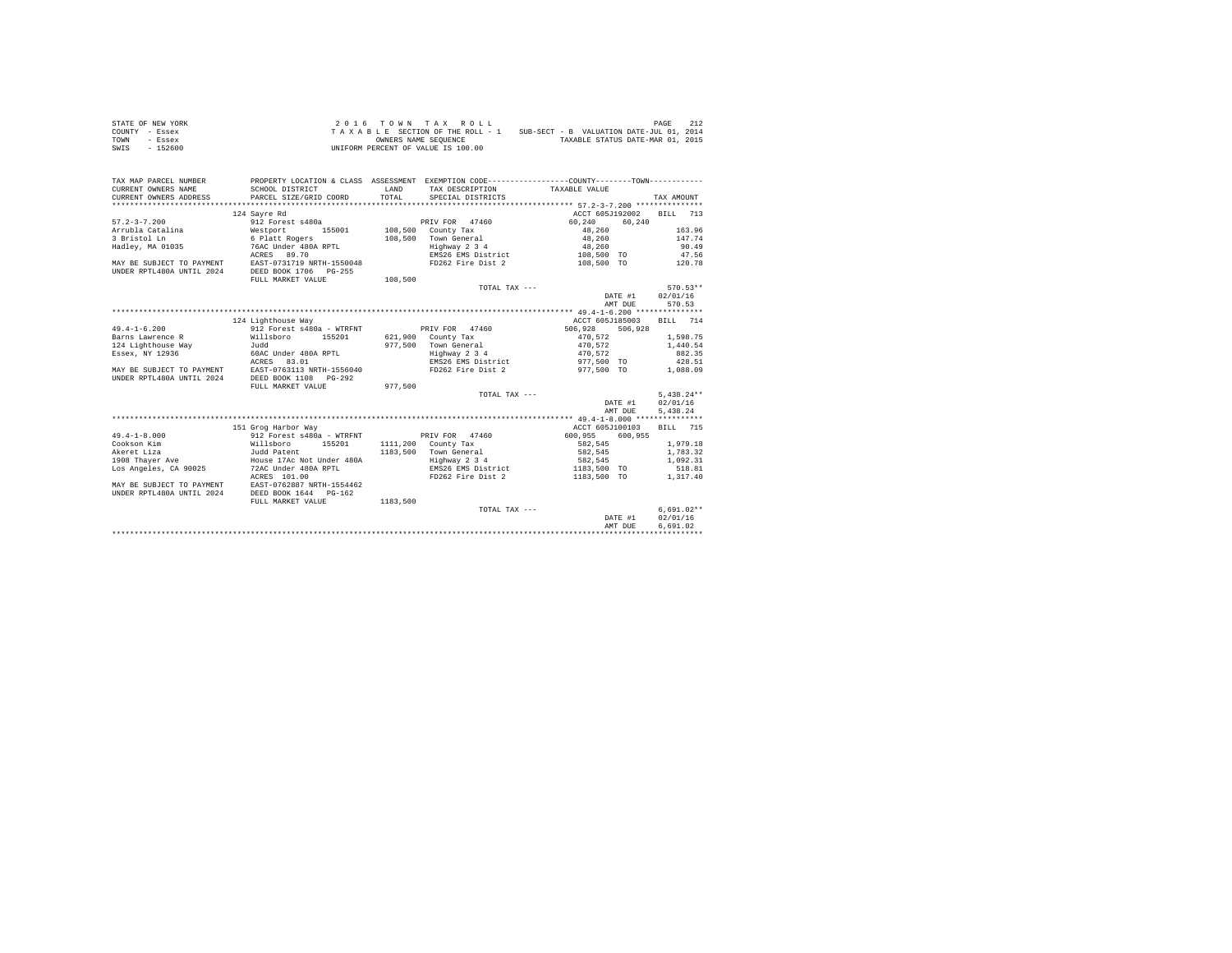STATE OF NEW YORK
COUNTY - Essex
TOWN - Essex
SWIS - 152600

2 0 1 6 T O W N T A X R O L L
T A X A B L E SECTION OF THE ROLL - 1 SUB-SECT - B VALUATION DATE-JUL 01, 2014
OWNERS NAME SEQUENCE TAXABLE STATUS DATE-MAR 01, 2015
UNIFORM PERCENT OF VALUE IS 100.00

| TAX MAP PARCEL NUMBER / CURRENT OWNERS NAME / CURRENT OWNERS ADDRESS | PROPERTY LOCATION & CLASS / SCHOOL DISTRICT / PARCEL SIZE/GRID COORD | ASSESSMENT LAND / TOTAL | EXEMPTION CODE / TAX DESCRIPTION / SPECIAL DISTRICTS | COUNTY / TOWN TAXABLE VALUE | TAX AMOUNT |
|---|---|---|---|---|---|
| **57.2-3-7.200** | 124 Sayre Rd | | | ACCT 605J192002 | BILL 713 |
| 57.2-3-7.200 | 912 Forest s480a | | PRIV FOR 47460 | 60,240 60,240 | |
| Arrubla Catalina | Westport 155001 | 108,500 | County Tax | 48,260 | 163.96 |
| 3 Bristol Ln | 6 Platt Rogers | 108,500 | Town General | 48,260 | 147.74 |
| Hadley, MA 01035 | 76AC Under 480A RPTL | | Highway 2 3 4 | 48,260 | 90.49 |
| | ACRES 89.70 | | EMS26 EMS District | 108,500 TO | 47.56 |
| MAY BE SUBJECT TO PAYMENT | EAST-0731719 NRTH-1550048 | | FD262 Fire Dist 2 | 108,500 TO | 120.78 |
| UNDER RPTL480A UNTIL 2024 | DEED BOOK 1706 PG-255 | | | | |
| | FULL MARKET VALUE | 108,500 | | | |
| | | | TOTAL TAX --- | | 570.53** |
| | | | | DATE #1 | 02/01/16 |
| | | | | AMT DUE | 570.53 |
| **49.4-1-6.200** | 124 Lighthouse Way | | | ACCT 605J185003 | BILL 714 |
| 49.4-1-6.200 | 912 Forest s480a - WTRFNT | | PRIV FOR 47460 | 506,928 506,928 | |
| Barns Lawrence R | Willsboro 155201 | 621,900 | County Tax | 470,572 | 1,598.75 |
| 124 Lighthouse Way | Judd | 977,500 | Town General | 470,572 | 1,440.54 |
| Essex, NY 12936 | 60AC Under 480A RPTL | | Highway 2 3 4 | 470,572 | 882.35 |
| | ACRES 83.01 | | EMS26 EMS District | 977,500 TO | 428.51 |
| MAY BE SUBJECT TO PAYMENT | EAST-0763113 NRTH-1556040 | | FD262 Fire Dist 2 | 977,500 TO | 1,088.09 |
| UNDER RPTL480A UNTIL 2024 | DEED BOOK 1108 PG-292 | | | | |
| | FULL MARKET VALUE | 977,500 | | | |
| | | | TOTAL TAX --- | | 5,438.24** |
| | | | | DATE #1 | 02/01/16 |
| | | | | AMT DUE | 5,438.24 |
| **49.4-1-8.000** | 151 Grog Harbor Way | | | ACCT 605J100103 | BILL 715 |
| 49.4-1-8.000 | 912 Forest s480a - WTRFNT | | PRIV FOR 47460 | 600,955 600,955 | |
| Cookson Kim | Willsboro 155201 | 1111,200 | County Tax | 582,545 | 1,979.18 |
| Akeret Liza | Judd Patent | 1183,500 | Town General | 582,545 | 1,783.32 |
| 1908 Thayer Ave | House 17Ac Not Under 480A | | Highway 2 3 4 | 582,545 | 1,092.31 |
| Los Angeles, CA 90025 | 72AC Under 480A RPTL | | EMS26 EMS District | 1183,500 TO | 518.81 |
| | ACRES 101.00 | | FD262 Fire Dist 2 | 1183,500 TO | 1,317.40 |
| MAY BE SUBJECT TO PAYMENT | EAST-0762887 NRTH-1554462 | | | | |
| UNDER RPTL480A UNTIL 2024 | DEED BOOK 1644 PG-162 | | | | |
| | FULL MARKET VALUE | 1183,500 | | | |
| | | | TOTAL TAX --- | | 6,691.02** |
| | | | | DATE #1 | 02/01/16 |
| | | | | AMT DUE | 6,691.02 |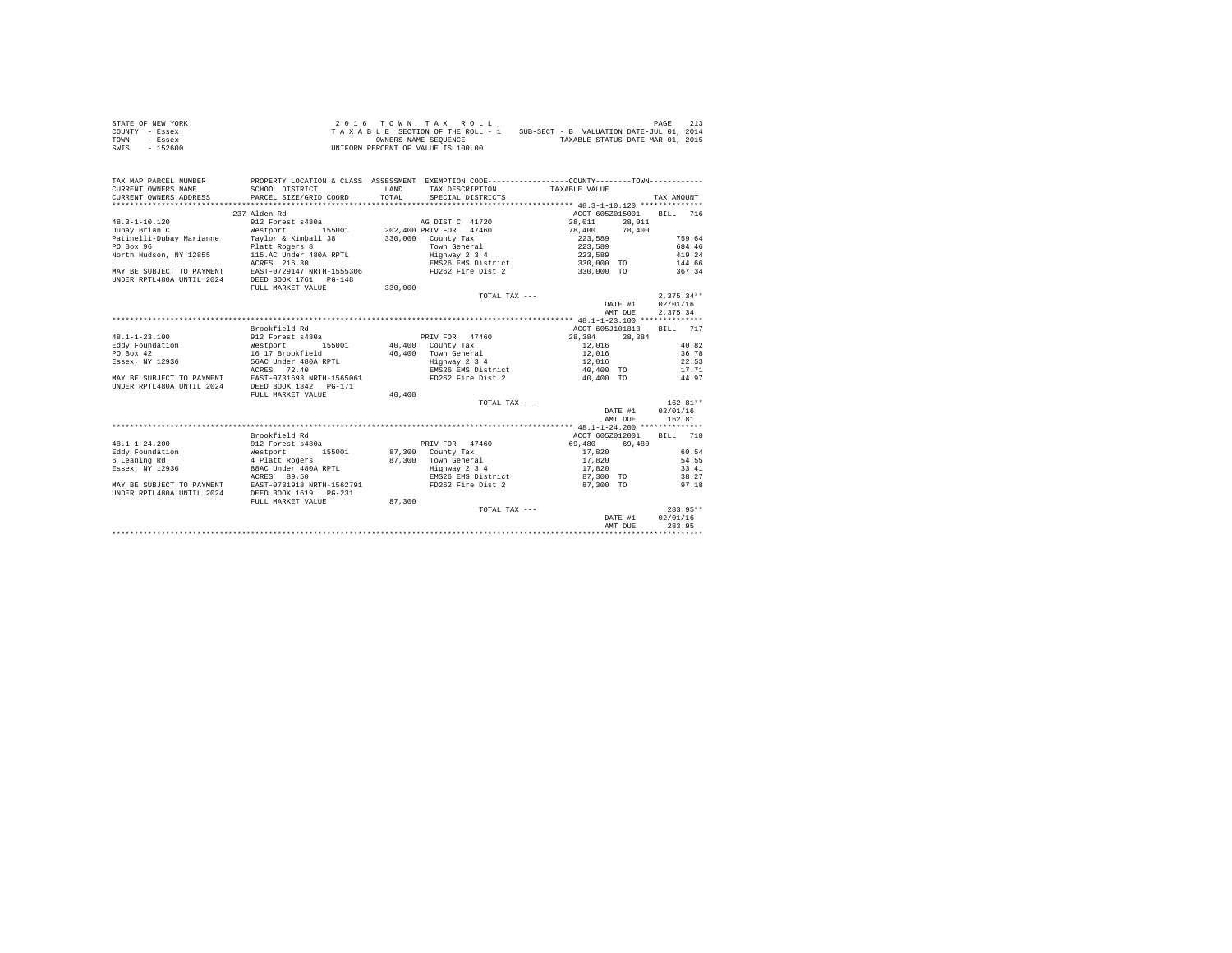STATE OF NEW YORK
COUNTY - Essex
TOWN - Essex
SWIS - 152600

2 0 1 6 T O W N T A X R O L L
T A X A B L E SECTION OF THE ROLL - 1 SUB-SECT - B VALUATION DATE-JUL 01, 2014
OWNERS NAME SEQUENCE TAXABLE STATUS DATE-MAR 01, 2015
UNIFORM PERCENT OF VALUE IS 100.00

| TAX MAP PARCEL NUMBER / CURRENT OWNERS NAME / CURRENT OWNERS ADDRESS | PROPERTY LOCATION & CLASS / SCHOOL DISTRICT / PARCEL SIZE/GRID COORD | ASSESSMENT LAND / TOTAL | EXEMPTION CODE / TAX DESCRIPTION / SPECIAL DISTRICTS | COUNTY TAXABLE VALUE | TOWN | TAX AMOUNT |
|---|---|---|---|---|---|---|
| **48.3-1-10.120** | 237 Alden Rd | | | ACCT 605Z015001 | | BILL 716 |
| 48.3-1-10.120 | 912 Forest s480a | | AG DIST C 41720 | 28,011 | 28,011 | |
| Dubay Brian C | Westport 155001 | 202,400 | PRIV FOR 47460 | 78,400 | 78,400 | |
| Patinelli-Dubay Marianne | Taylor & Kimball 38 | 330,000 | County Tax | 223,589 | | 759.64 |
| PO Box 96 | Platt Rogers 8 | | Town General | 223,589 | | 684.46 |
| North Hudson, NY 12855 | 115.AC Under 480A RPTL | | Highway 2 3 4 | 223,589 | | 419.24 |
| | ACRES 216.30 | | EMS26 EMS District | 330,000 TO | | 144.66 |
| MAY BE SUBJECT TO PAYMENT | EAST-0729147 NRTH-1555306 | | FD262 Fire Dist 2 | 330,000 TO | | 367.34 |
| UNDER RPTL480A UNTIL 2024 | DEED BOOK 1761 PG-148 | | | | | |
| | FULL MARKET VALUE | 330,000 | | | | |
| | | | TOTAL TAX --- | | | 2,375.34** |
| | | | | | DATE #1 | 02/01/16 |
| | | | | | AMT DUE | 2,375.34 |
| **48.1-1-23.100** | Brookfield Rd | | | ACCT 605J101813 | | BILL 717 |
| 48.1-1-23.100 | 912 Forest s480a | | PRIV FOR 47460 | 28,384 | 28,384 | |
| Eddy Foundation | Westport 155001 | 40,400 | County Tax | 12,016 | | 40.82 |
| PO Box 42 | 16 17 Brookfield | 40,400 | Town General | 12,016 | | 36.78 |
| Essex, NY 12936 | 56AC Under 480A RPTL | | Highway 2 3 4 | 12,016 | | 22.53 |
| | ACRES 72.40 | | EMS26 EMS District | 40,400 TO | | 17.71 |
| MAY BE SUBJECT TO PAYMENT | EAST-0731693 NRTH-1565061 | | FD262 Fire Dist 2 | 40,400 TO | | 44.97 |
| UNDER RPTL480A UNTIL 2024 | DEED BOOK 1342 PG-171 | | | | | |
| | FULL MARKET VALUE | 40,400 | | | | |
| | | | TOTAL TAX --- | | | 162.81** |
| | | | | | DATE #1 | 02/01/16 |
| | | | | | AMT DUE | 162.81 |
| **48.1-1-24.200** | Brookfield Rd | | | ACCT 605Z012001 | | BILL 718 |
| 48.1-1-24.200 | 912 Forest s480a | | PRIV FOR 47460 | 69,480 | 69,480 | |
| Eddy Foundation | Westport 155001 | 87,300 | County Tax | 17,820 | | 60.54 |
| 6 Leaning Rd | 4 Platt Rogers | 87,300 | Town General | 17,820 | | 54.55 |
| Essex, NY 12936 | 88AC Under 480A RPTL | | Highway 2 3 4 | 17,820 | | 33.41 |
| | ACRES 89.50 | | EMS26 EMS District | 87,300 TO | | 38.27 |
| MAY BE SUBJECT TO PAYMENT | EAST-0731918 NRTH-1562791 | | FD262 Fire Dist 2 | 87,300 TO | | 97.18 |
| UNDER RPTL480A UNTIL 2024 | DEED BOOK 1619 PG-231 | | | | | |
| | FULL MARKET VALUE | 87,300 | | | | |
| | | | TOTAL TAX --- | | | 283.95** |
| | | | | | DATE #1 | 02/01/16 |
| | | | | | AMT DUE | 283.95 |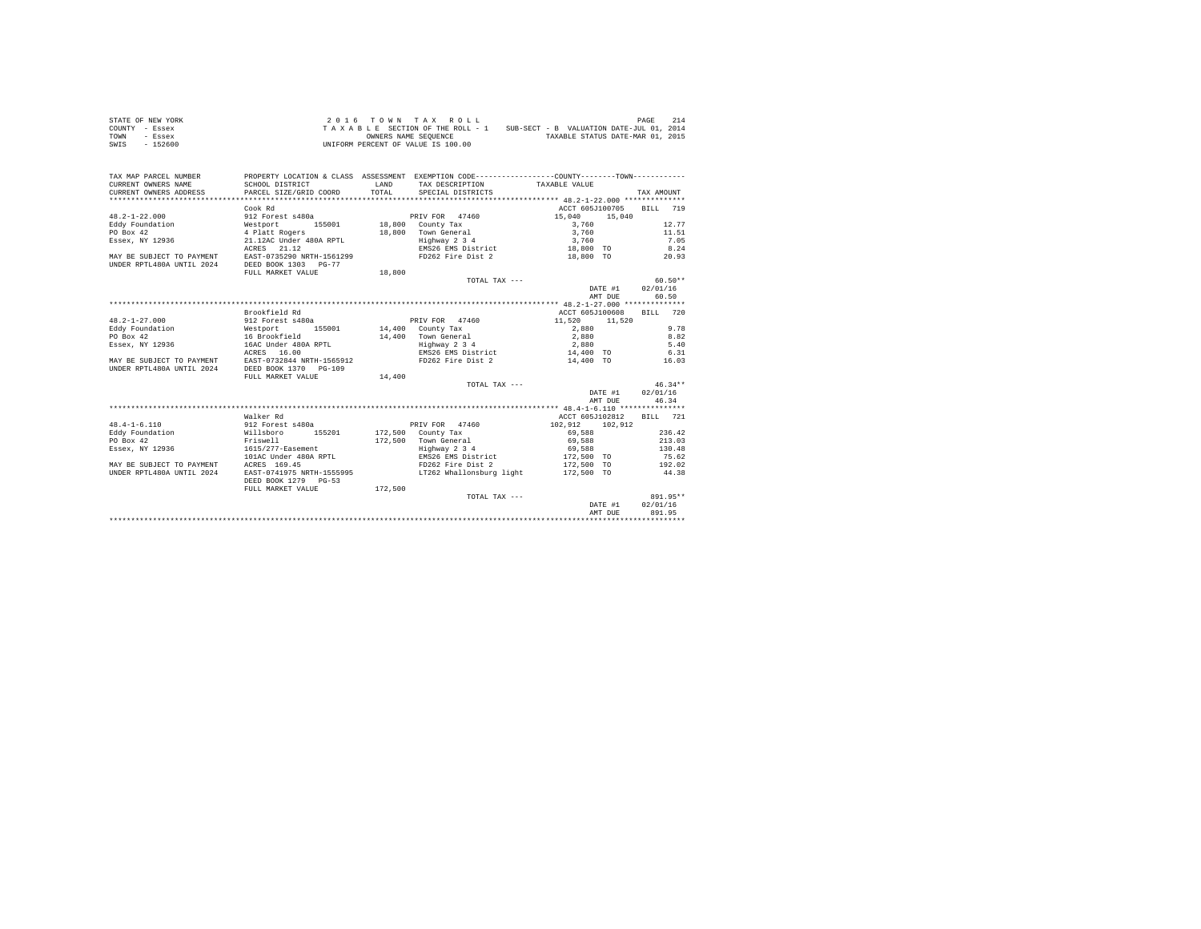STATE OF NEW YORK
COUNTY - Essex
TOWN - Essex
SWIS - 152600

2 0 1 6 T O W N T A X R O L L
T A X A B L E SECTION OF THE ROLL - 1 SUB-SECT - B VALUATION DATE-JUL 01, 2014
OWNERS NAME SEQUENCE TAXABLE STATUS DATE-MAR 01, 2015
UNIFORM PERCENT OF VALUE IS 100.00

| TAX MAP PARCEL NUMBER / CURRENT OWNERS NAME / CURRENT OWNERS ADDRESS | PROPERTY LOCATION & CLASS / SCHOOL DISTRICT / PARCEL SIZE/GRID COORD | ASSESSMENT LAND / TOTAL | EXEMPTION CODE / TAX DESCRIPTION / SPECIAL DISTRICTS | COUNTY / TOWN TAXABLE VALUE | TAX AMOUNT |
|---|---|---|---|---|---|
| **48.2-1-22.000** | Cook Rd | | | ACCT 605J100705 | BILL 719 |
| 48.2-1-22.000 | 912 Forest s480a | | PRIV FOR 47460 | 15,040 15,040 | |
| Eddy Foundation | Westport 155001 | 18,800 | County Tax | 3,760 | 12.77 |
| PO Box 42 | 4 Platt Rogers | 18,800 | Town General | 3,760 | 11.51 |
| Essex, NY 12936 | 21.12AC Under 480A RPTL | | Highway 2 3 4 | 3,760 | 7.05 |
| | ACRES 21.12 | | EMS26 EMS District | 18,800 TO | 8.24 |
| MAY BE SUBJECT TO PAYMENT | EAST-0735290 NRTH-1561299 | | FD262 Fire Dist 2 | 18,800 TO | 20.93 |
| UNDER RPTL480A UNTIL 2024 | DEED BOOK 1303 PG-77 | | | | |
| | FULL MARKET VALUE | 18,800 | | | |
| | | | TOTAL TAX --- | | 60.50** |
| | | | | DATE #1 | 02/01/16 |
| | | | | AMT DUE | 60.50 |
| **48.2-1-27.000** | Brookfield Rd | | | ACCT 605J100608 | BILL 720 |
| 48.2-1-27.000 | 912 Forest s480a | | PRIV FOR 47460 | 11,520 11,520 | |
| Eddy Foundation | Westport 155001 | 14,400 | County Tax | 2,880 | 9.78 |
| PO Box 42 | 16 Brookfield | 14,400 | Town General | 2,880 | 8.82 |
| Essex, NY 12936 | 16AC Under 480A RPTL | | Highway 2 3 4 | 2,880 | 5.40 |
| | ACRES 16.00 | | EMS26 EMS District | 14,400 TO | 6.31 |
| MAY BE SUBJECT TO PAYMENT | EAST-0732844 NRTH-1565912 | | FD262 Fire Dist 2 | 14,400 TO | 16.03 |
| UNDER RPTL480A UNTIL 2024 | DEED BOOK 1370 PG-109 | | | | |
| | FULL MARKET VALUE | 14,400 | | | |
| | | | TOTAL TAX --- | | 46.34** |
| | | | | DATE #1 | 02/01/16 |
| | | | | AMT DUE | 46.34 |
| **48.4-1-6.110** | Walker Rd | | | ACCT 605J102812 | BILL 721 |
| 48.4-1-6.110 | 912 Forest s480a | | PRIV FOR 47460 | 102,912 102,912 | |
| Eddy Foundation | Willsboro 155201 | 172,500 | County Tax | 69,588 | 236.42 |
| PO Box 42 | Friswell | 172,500 | Town General | 69,588 | 213.03 |
| Essex, NY 12936 | 1615/277-Easement | | Highway 2 3 4 | 69,588 | 130.48 |
| | 101AC Under 480A RPTL | | EMS26 EMS District | 172,500 TO | 75.62 |
| MAY BE SUBJECT TO PAYMENT | ACRES 169.45 | | FD262 Fire Dist 2 | 172,500 TO | 192.02 |
| UNDER RPTL480A UNTIL 2024 | EAST-0741975 NRTH-1555995 | | LT262 Whallonsburg light | 172,500 TO | 44.38 |
| | DEED BOOK 1279 PG-53 | | | | |
| | FULL MARKET VALUE | 172,500 | | | |
| | | | TOTAL TAX --- | | 891.95** |
| | | | | DATE #1 | 02/01/16 |
| | | | | AMT DUE | 891.95 |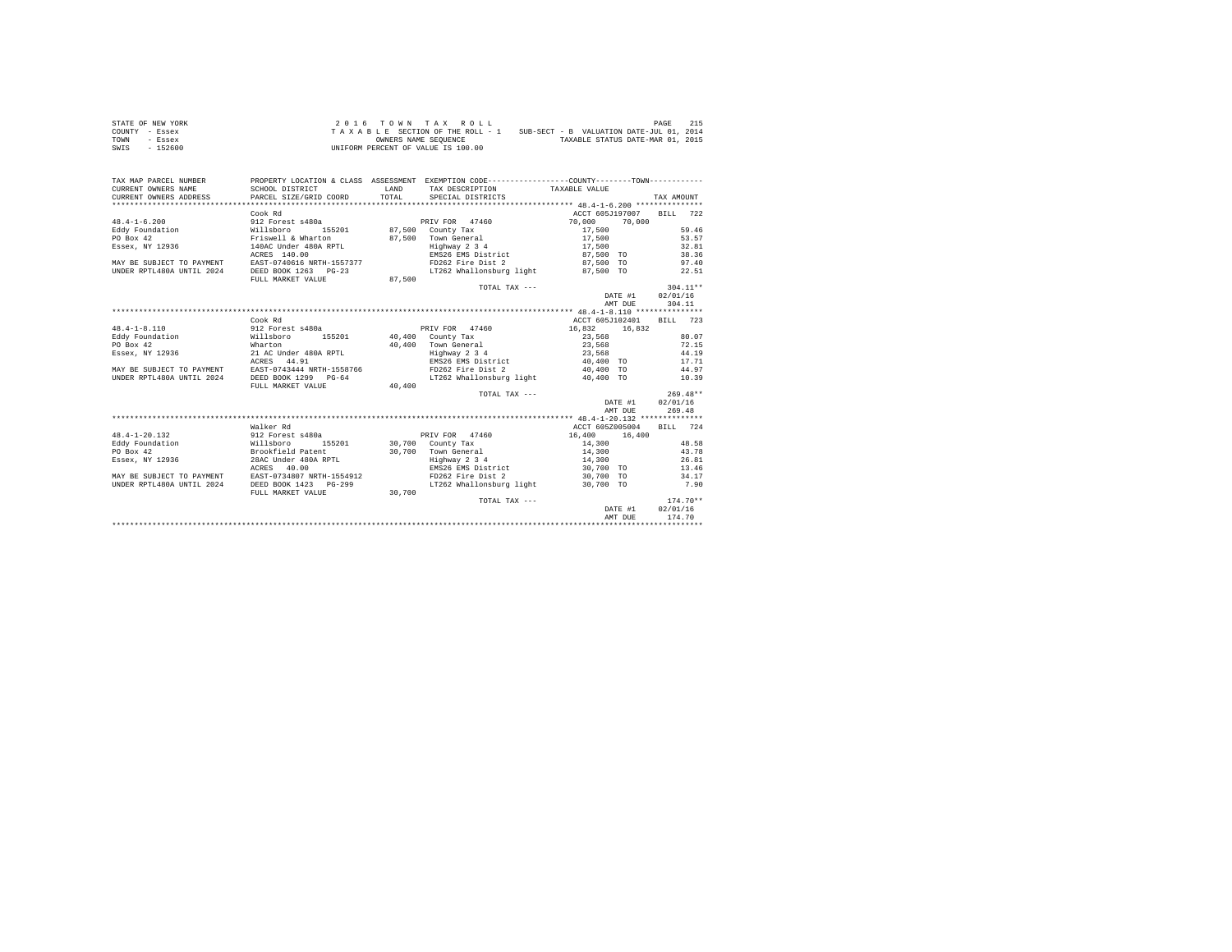STATE OF NEW YORK
COUNTY - Essex
TOWN - Essex
SWIS - 152600

2 0 1 6   T O W N   T A X   R O L L
T A X A B L E  SECTION OF THE ROLL - 1   SUB-SECT - B  VALUATION DATE-JUL 01, 2014
OWNERS NAME SEQUENCE   TAXABLE STATUS DATE-MAR 01, 2015
UNIFORM PERCENT OF VALUE IS 100.00

| TAX MAP PARCEL NUMBER / CURRENT OWNERS NAME / CURRENT OWNERS ADDRESS | PROPERTY LOCATION & CLASS / SCHOOL DISTRICT / PARCEL SIZE/GRID COORD | ASSESSMENT LAND / TOTAL | EXEMPTION CODE / TAX DESCRIPTION / SPECIAL DISTRICTS | COUNTY / TOWN TAXABLE VALUE | TAX AMOUNT |
|---|---|---|---|---|---|
| **48.4-1-6.200** | Cook Rd | | | ACCT 605J197007 | BILL 722 |
| 48.4-1-6.200 | 912 Forest s480a | | PRIV FOR 47460 | 70,000 70,000 | |
| Eddy Foundation | Willsboro 155201 | 87,500 | County Tax | 17,500 | 59.46 |
| PO Box 42 | Friswell & Wharton | 87,500 | Town General | 17,500 | 53.57 |
| Essex, NY 12936 | 140AC Under 480A RPTL | | Highway 2 3 4 | 17,500 | 32.81 |
| | ACRES 140.00 | | EMS26 EMS District | 87,500 TO | 38.36 |
| MAY BE SUBJECT TO PAYMENT | EAST-0740616 NRTH-1557377 | | FD262 Fire Dist 2 | 87,500 TO | 97.40 |
| UNDER RPTL480A UNTIL 2024 | DEED BOOK 1263 PG-23 | | LT262 Whallonsburg light | 87,500 TO | 22.51 |
| | FULL MARKET VALUE | 87,500 | | | |
| | | | TOTAL TAX --- | | 304.11** |
| | | | | DATE #1 | 02/01/16 |
| | | | | AMT DUE | 304.11 |
| **48.4-1-8.110** | Cook Rd | | | ACCT 605J102401 | BILL 723 |
| 48.4-1-8.110 | 912 Forest s480a | | PRIV FOR 47460 | 16,832 16,832 | |
| Eddy Foundation | Willsboro 155201 | 40,400 | County Tax | 23,568 | 80.07 |
| PO Box 42 | Wharton | 40,400 | Town General | 23,568 | 72.15 |
| Essex, NY 12936 | 21 AC Under 480A RPTL | | Highway 2 3 4 | 23,568 | 44.19 |
| | ACRES 44.91 | | EMS26 EMS District | 40,400 TO | 17.71 |
| MAY BE SUBJECT TO PAYMENT | EAST-0743444 NRTH-1558766 | | FD262 Fire Dist 2 | 40,400 TO | 44.97 |
| UNDER RPTL480A UNTIL 2024 | DEED BOOK 1299 PG-64 | | LT262 Whallonsburg light | 40,400 TO | 10.39 |
| | FULL MARKET VALUE | 40,400 | | | |
| | | | TOTAL TAX --- | | 269.48** |
| | | | | DATE #1 | 02/01/16 |
| | | | | AMT DUE | 269.48 |
| **48.4-1-20.132** | Walker Rd | | | ACCT 605Z005004 | BILL 724 |
| 48.4-1-20.132 | 912 Forest s480a | | PRIV FOR 47460 | 16,400 16,400 | |
| Eddy Foundation | Willsboro 155201 | 30,700 | County Tax | 14,300 | 48.58 |
| PO Box 42 | Brookfield Patent | 30,700 | Town General | 14,300 | 43.78 |
| Essex, NY 12936 | 28AC Under 480A RPTL | | Highway 2 3 4 | 14,300 | 26.81 |
| | ACRES 40.00 | | EMS26 EMS District | 30,700 TO | 13.46 |
| MAY BE SUBJECT TO PAYMENT | EAST-0734807 NRTH-1554912 | | FD262 Fire Dist 2 | 30,700 TO | 34.17 |
| UNDER RPTL480A UNTIL 2024 | DEED BOOK 1423 PG-299 | | LT262 Whallonsburg light | 30,700 TO | 7.90 |
| | FULL MARKET VALUE | 30,700 | | | |
| | | | TOTAL TAX --- | | 174.70** |
| | | | | DATE #1 | 02/01/16 |
| | | | | AMT DUE | 174.70 |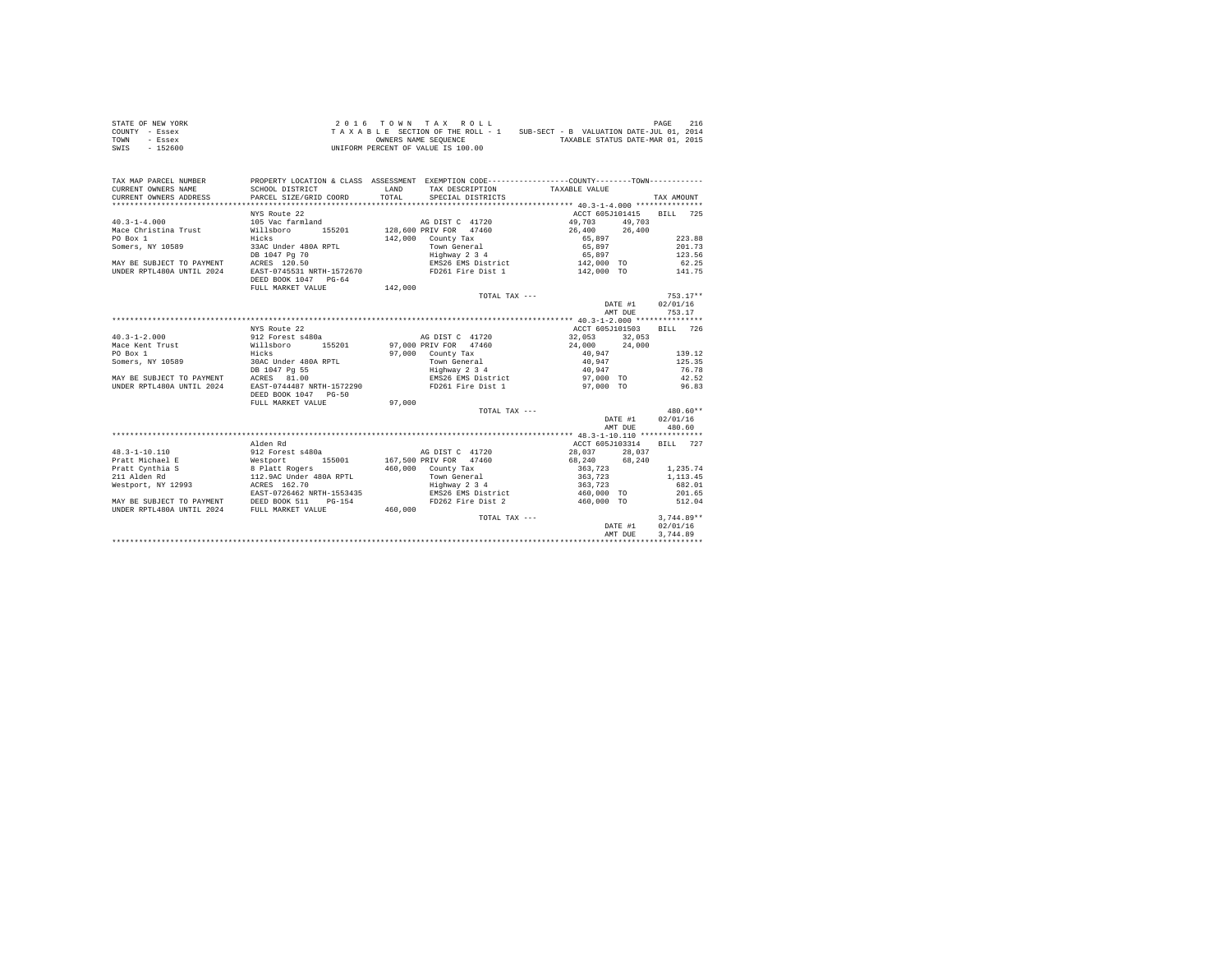STATE OF NEW YORK
COUNTY - Essex
TOWN - Essex
SWIS - 152600

2 0 1 6 T O W N T A X R O L L
T A X A B L E SECTION OF THE ROLL - 1 SUB-SECT - B VALUATION DATE-JUL 01, 2014
OWNERS NAME SEQUENCE TAXABLE STATUS DATE-MAR 01, 2015
UNIFORM PERCENT OF VALUE IS 100.00

| TAX MAP PARCEL NUMBER / CURRENT OWNERS NAME / CURRENT OWNERS ADDRESS | PROPERTY LOCATION & CLASS / SCHOOL DISTRICT / PARCEL SIZE/GRID COORD | ASSESSMENT LAND / TOTAL | EXEMPTION CODE / TAX DESCRIPTION / SPECIAL DISTRICTS | COUNTY TAXABLE VALUE | TOWN | TAX AMOUNT |
|---|---|---|---|---|---|---|
| **40.3-1-4.000** | NYS Route 22 | | | ACCT 605J101415 | | BILL 725 |
| 40.3-1-4.000 | 105 Vac farmland | | AG DIST C 41720 | 49,703 | 49,703 | |
| Mace Christina Trust | Willsboro 155201 | 128,600 | PRIV FOR 47460 | 26,400 | 26,400 | |
| PO Box 1 | Hicks | 142,000 | County Tax | 65,897 | | 223.88 |
| Somers, NY 10589 | 33AC Under 480A RPTL | | Town General | 65,897 | | 201.73 |
| | DB 1047 Pg 70 | | Highway 2 3 4 | 65,897 | | 123.56 |
| MAY BE SUBJECT TO PAYMENT | ACRES 120.50 | | EMS26 EMS District | 142,000 TO | | 62.25 |
| UNDER RPTL480A UNTIL 2024 | EAST-0745531 NRTH-1572670 | | FD261 Fire Dist 1 | 142,000 TO | | 141.75 |
| | DEED BOOK 1047 PG-64 | | | | | |
| | FULL MARKET VALUE | 142,000 | | | | |
| | | | TOTAL TAX --- | | | 753.17** |
| | | | | | DATE #1 | 02/01/16 |
| | | | | | AMT DUE | 753.17 |
| **40.3-1-2.000** | NYS Route 22 | | | ACCT 605J101503 | | BILL 726 |
| 40.3-1-2.000 | 912 Forest s480a | | AG DIST C 41720 | 32,053 | 32,053 | |
| Mace Kent Trust | Willsboro 155201 | 97,000 | PRIV FOR 47460 | 24,000 | 24,000 | |
| PO Box 1 | Hicks | 97,000 | County Tax | 40,947 | | 139.12 |
| Somers, NY 10589 | 30AC Under 480A RPTL | | Town General | 40,947 | | 125.35 |
| | DB 1047 Pg 55 | | Highway 2 3 4 | 40,947 | | 76.78 |
| MAY BE SUBJECT TO PAYMENT | ACRES 81.00 | | EMS26 EMS District | 97,000 TO | | 42.52 |
| UNDER RPTL480A UNTIL 2024 | EAST-0744487 NRTH-1572290 | | FD261 Fire Dist 1 | 97,000 TO | | 96.83 |
| | DEED BOOK 1047 PG-50 | | | | | |
| | FULL MARKET VALUE | 97,000 | | | | |
| | | | TOTAL TAX --- | | | 480.60** |
| | | | | | DATE #1 | 02/01/16 |
| | | | | | AMT DUE | 480.60 |
| **48.3-1-10.110** | Alden Rd | | | ACCT 605J103314 | | BILL 727 |
| 48.3-1-10.110 | 912 Forest s480a | | AG DIST C 41720 | 28,037 | 28,037 | |
| Pratt Michael E | Westport 155001 | 167,500 | PRIV FOR 47460 | 68,240 | 68,240 | |
| Pratt Cynthia S | 8 Platt Rogers | 460,000 | County Tax | 363,723 | | 1,235.74 |
| 211 Alden Rd | 112.9AC Under 480A RPTL | | Town General | 363,723 | | 1,113.45 |
| Westport, NY 12993 | ACRES 162.70 | | Highway 2 3 4 | 363,723 | | 682.01 |
| | EAST-0726462 NRTH-1553435 | | EMS26 EMS District | 460,000 TO | | 201.65 |
| MAY BE SUBJECT TO PAYMENT | DEED BOOK 511 PG-154 | | FD262 Fire Dist 2 | 460,000 TO | | 512.04 |
| UNDER RPTL480A UNTIL 2024 | FULL MARKET VALUE | 460,000 | | | | |
| | | | TOTAL TAX --- | | | 3,744.89** |
| | | | | | DATE #1 | 02/01/16 |
| | | | | | AMT DUE | 3,744.89 |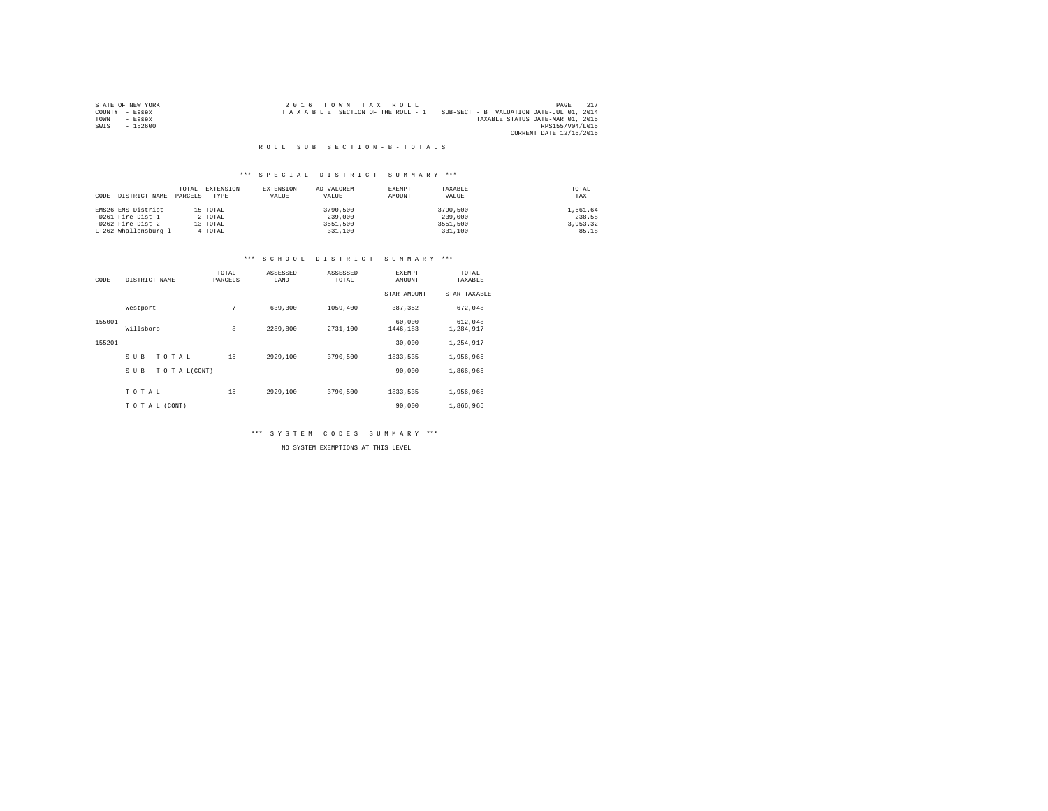STATE OF NEW YORK
COUNTY - Essex
TOWN - Essex
SWIS - 152600

2016 TOWN TAX ROLL
TAXABLE SECTION OF THE ROLL - 1
SUB-SECT - B VALUATION DATE-JUL 01, 2014
TAXABLE STATUS DATE-MAR 01, 2015
RPS155/V04/L015
CURRENT DATE 12/16/2015

## ROLL SUB SECTION - B - TOTALS

### *** SPECIAL DISTRICT SUMMARY ***

| CODE | DISTRICT NAME | TOTAL PARCELS | EXTENSION TYPE | EXTENSION VALUE | AD VALOREM VALUE | EXEMPT AMOUNT | TAXABLE VALUE | TOTAL TAX |
|---|---|---|---|---|---|---|---|---|
| EMS26 | EMS District | 15 | TOTAL | | 3790,500 | | 3790,500 | 1,661.64 |
| FD261 | Fire Dist 1 | 2 | TOTAL | | 239,000 | | 239,000 | 238.58 |
| FD262 | Fire Dist 2 | 13 | TOTAL | | 3551,500 | | 3551,500 | 3,953.32 |
| LT262 | Whallonsburg l | 4 | TOTAL | | 331,100 | | 331,100 | 85.18 |

### *** SCHOOL DISTRICT SUMMARY ***

| CODE | DISTRICT NAME | TOTAL PARCELS | ASSESSED LAND | ASSESSED TOTAL | EXEMPT AMOUNT / STAR AMOUNT | TOTAL TAXABLE / STAR TAXABLE |
|---|---|---|---|---|---|---|
| | Westport | 7 | 639,300 | 1059,400 | 387,352 | 672,048 |
| 155001 | | | | | 60,000 | 612,048 |
| | Willsboro | 8 | 2289,800 | 2731,100 | 1446,183 | 1,284,917 |
| 155201 | | | | | 30,000 | 1,254,917 |
| | SUB-TOTAL | 15 | 2929,100 | 3790,500 | 1833,535 | 1,956,965 |
| | SUB-TOTAL(CONT) | | | | 90,000 | 1,866,965 |
| | TOTAL | 15 | 2929,100 | 3790,500 | 1833,535 | 1,956,965 |
| | TOTAL (CONT) | | | | 90,000 | 1,866,965 |

### *** SYSTEM CODES SUMMARY ***

NO SYSTEM EXEMPTIONS AT THIS LEVEL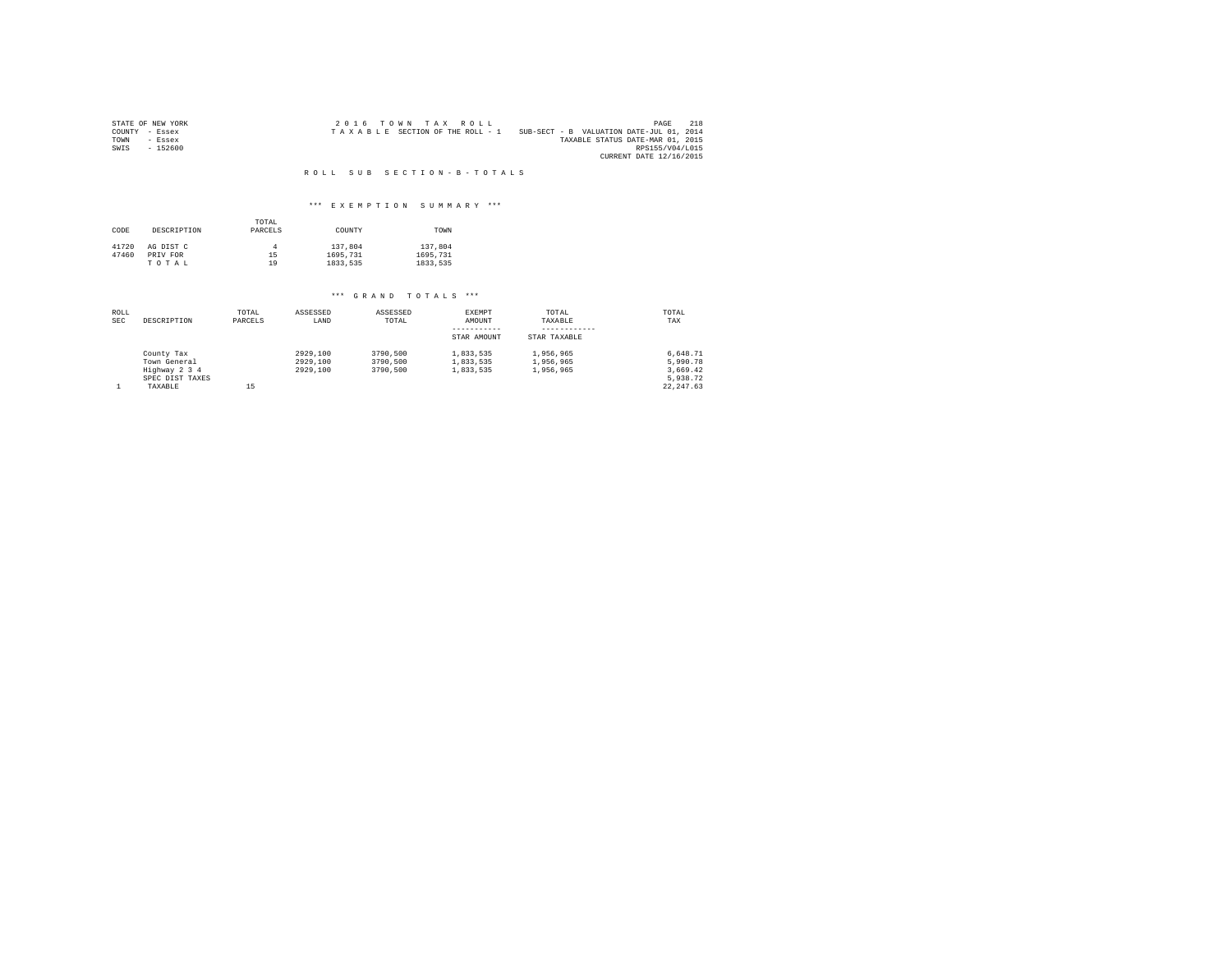STATE OF NEW YORK
COUNTY - Essex
TOWN - Essex
SWIS - 152600

2 0 1 6 T O W N T A X R O L L
T A X A B L E SECTION OF THE ROLL - 1 SUB-SECT - B VALUATION DATE-JUL 01, 2014
TAXABLE STATUS DATE-MAR 01, 2015
RPS155/V04/L015
CURRENT DATE 12/16/2015

## R O L L S U B S E C T I O N - B - T O T A L S

### *** E X E M P T I O N S U M M A R Y ***

| CODE | DESCRIPTION | TOTAL PARCELS | COUNTY | TOWN |
|---|---|---|---|---|
| 41720 | AG DIST C | 4 | 137,804 | 137,804 |
| 47460 | PRIV FOR | 15 | 1695,731 | 1695,731 |
| | T O T A L | 19 | 1833,535 | 1833,535 |

### *** G R A N D T O T A L S ***

| ROLL SEC | DESCRIPTION | TOTAL PARCELS | ASSESSED LAND | ASSESSED TOTAL | EXEMPT AMOUNT<br>-----------<br>STAR AMOUNT | TOTAL TAXABLE<br>------------<br>STAR TAXABLE | TOTAL TAX |
|---|---|---|---|---|---|---|---|
| | County Tax | | 2929,100 | 3790,500 | 1,833,535 | 1,956,965 | 6,648.71 |
| | Town General | | 2929,100 | 3790,500 | 1,833,535 | 1,956,965 | 5,990.78 |
| | Highway 2 3 4 | | 2929,100 | 3790,500 | 1,833,535 | 1,956,965 | 3,669.42 |
| | SPEC DIST TAXES | | | | | | 5,938.72 |
| 1 | TAXABLE | 15 | | | | | 22,247.63 |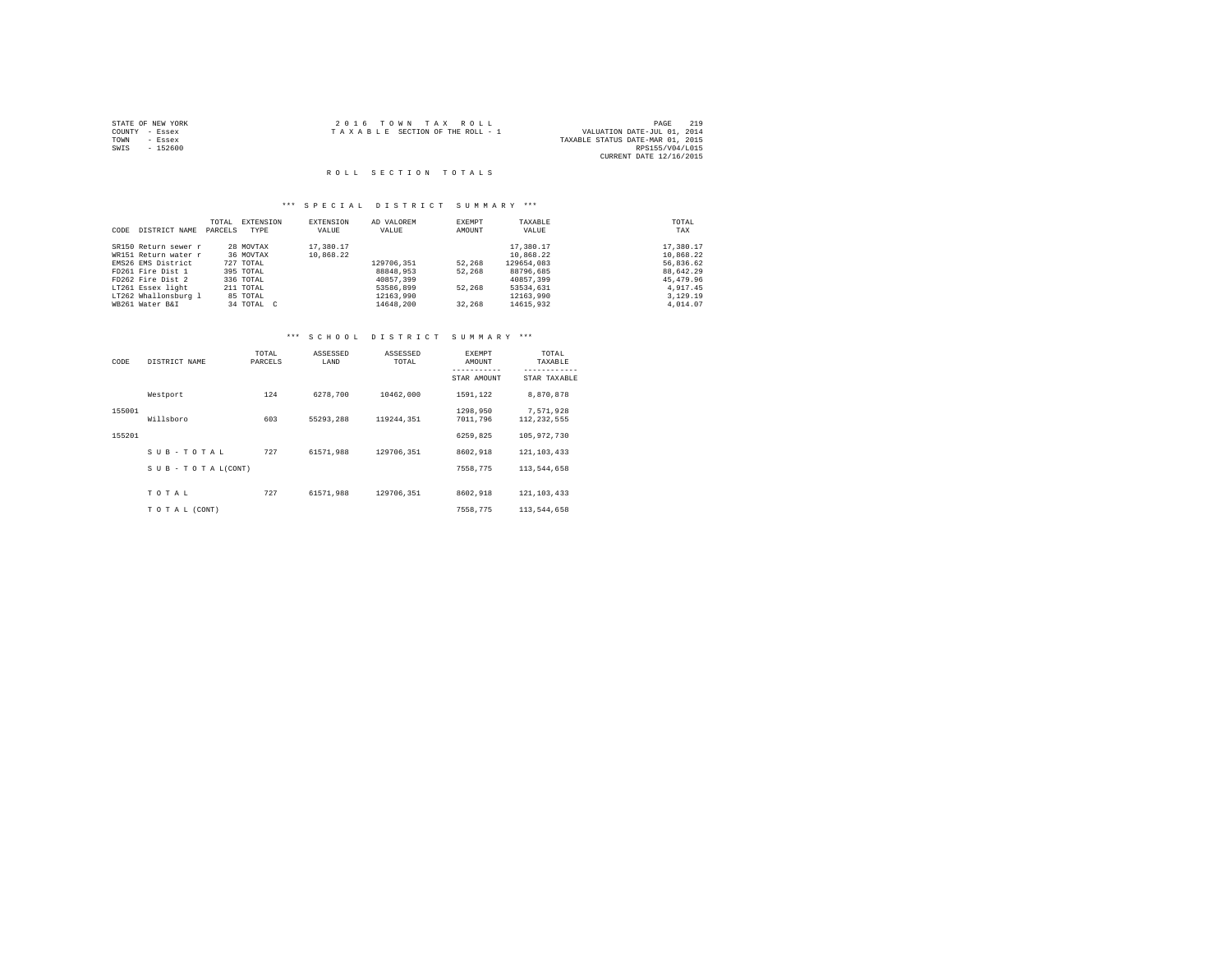STATE OF NEW YORK
COUNTY - Essex
TOWN - Essex
SWIS - 152600

2016 TOWN TAX ROLL
TAXABLE SECTION OF THE ROLL - 1

VALUATION DATE-JUL 01, 2014
TAXABLE STATUS DATE-MAR 01, 2015
RPS155/V04/L015
CURRENT DATE 12/16/2015

# ROLL SECTION TOTALS

## *** SPECIAL DISTRICT SUMMARY ***

| CODE | DISTRICT NAME | TOTAL PARCELS | EXTENSION TYPE | EXTENSION VALUE | AD VALOREM VALUE | EXEMPT AMOUNT | TAXABLE VALUE | TOTAL TAX |
|---|---|---|---|---|---|---|---|---|
| SR150 | Return sewer r | 28 | MOVTAX | 17,380.17 | | | 17,380.17 | 17,380.17 |
| WR151 | Return water r | 36 | MOVTAX | 10,868.22 | | | 10,868.22 | 10,868.22 |
| EMS26 | EMS District | 727 | TOTAL | | 129706,351 | 52,268 | 129654,083 | 56,836.62 |
| FD261 | Fire Dist 1 | 395 | TOTAL | | 88848,953 | 52,268 | 88796,685 | 88,642.29 |
| FD262 | Fire Dist 2 | 336 | TOTAL | | 40857,399 | | 40857,399 | 45,479.96 |
| LT261 | Essex light | 211 | TOTAL | | 53586,899 | 52,268 | 53534,631 | 4,917.45 |
| LT262 | Whallonsburg l | 85 | TOTAL | | 12163,990 | | 12163,990 | 3,129.19 |
| WB261 | Water B&I | 34 | TOTAL C | | 14648,200 | 32,268 | 14615,932 | 4,014.07 |

## *** SCHOOL DISTRICT SUMMARY ***

| CODE | DISTRICT NAME | TOTAL PARCELS | ASSESSED LAND | ASSESSED TOTAL | EXEMPT AMOUNT / STAR AMOUNT | TOTAL TAXABLE / STAR TAXABLE |
|---|---|---|---|---|---|---|
| | Westport | 124 | 6278,700 | 10462,000 | 1591,122 | 8,870,878 |
| 155001 | | | | | 1298,950 | 7,571,928 |
| | Willsboro | 603 | 55293,288 | 119244,351 | 7011,796 | 112,232,555 |
| 155201 | | | | | 6259,825 | 105,972,730 |
| | S U B - T O T A L | 727 | 61571,988 | 129706,351 | 8602,918 | 121,103,433 |
| | S U B - T O T A L (CONT) | | | | 7558,775 | 113,544,658 |
| | T O T A L | 727 | 61571,988 | 129706,351 | 8602,918 | 121,103,433 |
| | T O T A L (CONT) | | | | 7558,775 | 113,544,658 |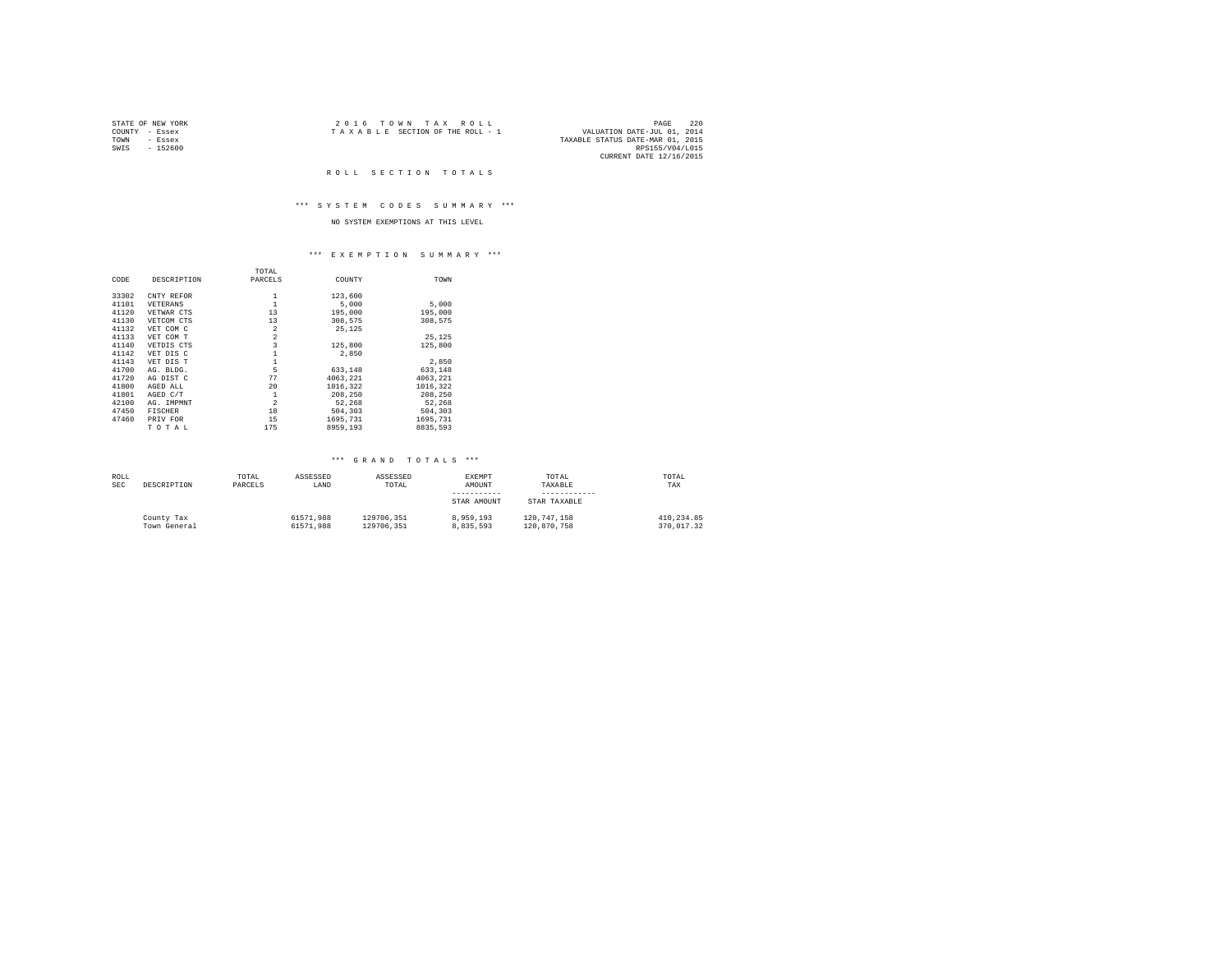STATE OF NEW YORK
COUNTY - Essex
TOWN - Essex
SWIS - 152600

2 0 1 6 T O W N T A X R O L L
T A X A B L E SECTION OF THE ROLL - 1

VALUATION DATE-JUL 01, 2014
TAXABLE STATUS DATE-MAR 01, 2015
RPS155/V04/L015
CURRENT DATE 12/16/2015

## R O L L S E C T I O N T O T A L S

### *** S Y S T E M C O D E S S U M M A R Y ***

NO SYSTEM EXEMPTIONS AT THIS LEVEL

### *** E X E M P T I O N S U M M A R Y ***

| CODE | DESCRIPTION | TOTAL PARCELS | COUNTY | TOWN |
|---|---|---|---|---|
| 33302 | CNTY REFOR | 1 | 123,600 | |
| 41101 | VETERANS | 1 | 5,000 | 5,000 |
| 41120 | VETWAR CTS | 13 | 195,000 | 195,000 |
| 41130 | VETCOM CTS | 13 | 308,575 | 308,575 |
| 41132 | VET COM C | 2 | 25,125 | |
| 41133 | VET COM T | 2 | | 25,125 |
| 41140 | VETDIS CTS | 3 | 125,800 | 125,800 |
| 41142 | VET DIS C | 1 | 2,850 | |
| 41143 | VET DIS T | 1 | | 2,850 |
| 41700 | AG. BLDG. | 5 | 633,148 | 633,148 |
| 41720 | AG DIST C | 77 | 4063,221 | 4063,221 |
| 41800 | AGED ALL | 20 | 1016,322 | 1016,322 |
| 41801 | AGED C/T | 1 | 208,250 | 208,250 |
| 42100 | AG. IMPMNT | 2 | 52,268 | 52,268 |
| 47450 | FISCHER | 18 | 504,303 | 504,303 |
| 47460 | PRIV FOR | 15 | 1695,731 | 1695,731 |
| | T O T A L | 175 | 8959,193 | 8835,593 |

### *** G R A N D T O T A L S ***

| ROLL SEC | DESCRIPTION | TOTAL PARCELS | ASSESSED LAND | ASSESSED TOTAL | EXEMPT AMOUNT / STAR AMOUNT | TOTAL TAXABLE / STAR TAXABLE | TOTAL TAX |
|---|---|---|---|---|---|---|---|
| | County Tax | | 61571,988 | 129706,351 | 8,959,193 | 120,747,158 | 410,234.85 |
| | Town General | | 61571,988 | 129706,351 | 8,835,593 | 120,870,758 | 370,017.32 |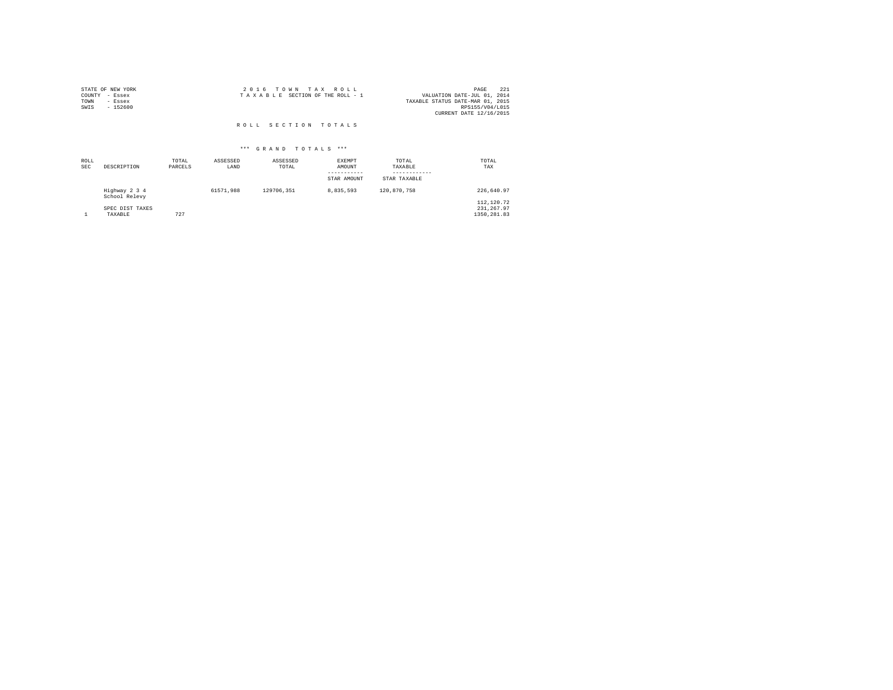STATE OF NEW YORK
COUNTY - Essex
TOWN - Essex
SWIS - 152600

2 0 1 6 T O W N T A X R O L L
T A X A B L E SECTION OF THE ROLL - 1

VALUATION DATE-JUL 01, 2014
TAXABLE STATUS DATE-MAR 01, 2015
RPS155/V04/L015
CURRENT DATE 12/16/2015

## R O L L S E C T I O N T O T A L S

### *** G R A N D T O T A L S ***

| ROLL SEC | DESCRIPTION | TOTAL PARCELS | ASSESSED LAND | ASSESSED TOTAL | EXEMPT AMOUNT / STAR AMOUNT | TOTAL TAXABLE / STAR TAXABLE | TOTAL TAX |
|---|---|---|---|---|---|---|---|
| | Highway 2 3 4 | | 61571,988 | 129706,351 | 8,835,593 | 120,870,758 | 226,640.97 |
| | School Relevy | | | | | | 112,120.72 |
| | SPEC DIST TAXES | | | | | | 231,267.97 |
| 1 | TAXABLE | 727 | | | | | 1350,281.83 |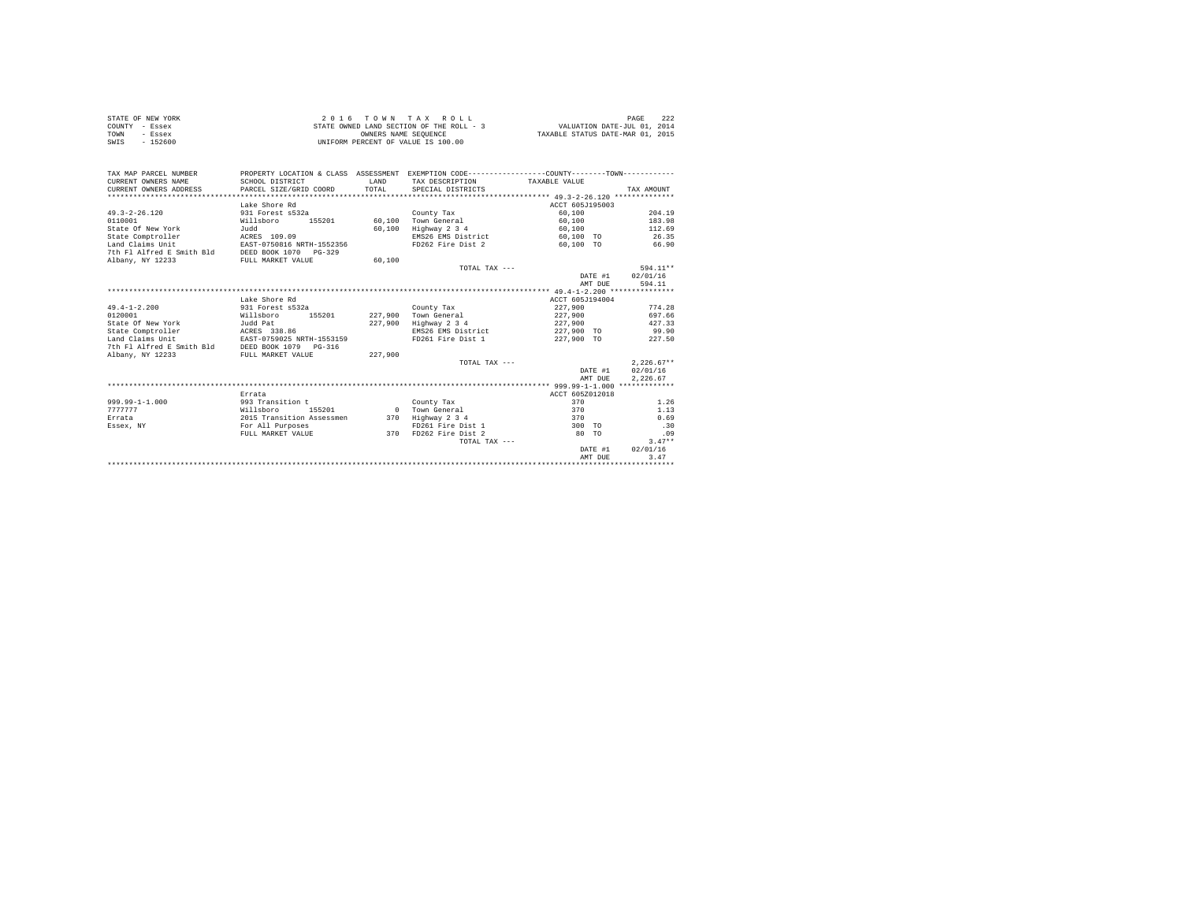STATE OF NEW YORK
COUNTY - Essex
TOWN - Essex
SWIS - 152600

2 0 1 6 T O W N T A X R O L L
STATE OWNED LAND SECTION OF THE ROLL - 3
OWNERS NAME SEQUENCE
UNIFORM PERCENT OF VALUE IS 100.00

VALUATION DATE-JUL 01, 2014
TAXABLE STATUS DATE-MAR 01, 2015

| TAX MAP PARCEL NUMBER / CURRENT OWNERS NAME / CURRENT OWNERS ADDRESS | PROPERTY LOCATION & CLASS / SCHOOL DISTRICT / PARCEL SIZE/GRID COORD | ASSESSMENT LAND / TOTAL | EXEMPTION CODE / TAX DESCRIPTION / SPECIAL DISTRICTS | TAXABLE VALUE (COUNTY / TOWN) | TAX AMOUNT |
|---|---|---|---|---|---|
| 49.3-2-26.120 | Lake Shore Rd | | | ACCT 605J195003 | |
| 0110001 | 931 Forest s532a | | County Tax | 60,100 | 204.19 |
| State Of New York | Willsboro 155201 | 60,100 | Town General | 60,100 | 183.98 |
| State Comptroller | Judd | 60,100 | Highway 2 3 4 | 60,100 | 112.69 |
| Land Claims Unit | ACRES 109.09 | | EMS26 EMS District | 60,100 TO | 26.35 |
| 7th Fl Alfred E Smith Bld | EAST-0750816 NRTH-1552356 | | FD262 Fire Dist 2 | 60,100 TO | 66.90 |
| Albany, NY 12233 | DEED BOOK 1070 PG-329 | | | | |
| | FULL MARKET VALUE | 60,100 | | | |
| | | | TOTAL TAX --- | | 594.11** |
| | | | | DATE #1 | 02/01/16 |
| | | | | AMT DUE | 594.11 |
| 49.4-1-2.200 | Lake Shore Rd | | | ACCT 605J194004 | |
| 0120001 | 931 Forest s532a | | County Tax | 227,900 | 774.28 |
| State Of New York | Willsboro 155201 | 227,900 | Town General | 227,900 | 697.66 |
| State Comptroller | Judd Pat | 227,900 | Highway 2 3 4 | 227,900 | 427.33 |
| Land Claims Unit | ACRES 338.86 | | EMS26 EMS District | 227,900 TO | 99.90 |
| 7th Fl Alfred E Smith Bld | EAST-0759025 NRTH-1553159 | | FD261 Fire Dist 1 | 227,900 TO | 227.50 |
| Albany, NY 12233 | DEED BOOK 1079 PG-316 | | | | |
| | FULL MARKET VALUE | 227,900 | | | |
| | | | TOTAL TAX --- | | 2,226.67** |
| | | | | DATE #1 | 02/01/16 |
| | | | | AMT DUE | 2,226.67 |
| 999.99-1-1.000 | Errata | | | ACCT 605Z012018 | |
| 7777777 | 993 Transition t | | County Tax | 370 | 1.26 |
| Errata | Willsboro 155201 | 0 | Town General | 370 | 1.13 |
| Essex, NY | 2015 Transition Assessmen | 370 | Highway 2 3 4 | 370 | 0.69 |
| | For All Purposes | | FD261 Fire Dist 1 | 300 TO | .30 |
| | FULL MARKET VALUE | 370 | FD262 Fire Dist 2 | 80 TO | .09 |
| | | | TOTAL TAX --- | | 3.47** |
| | | | | DATE #1 | 02/01/16 |
| | | | | AMT DUE | 3.47 |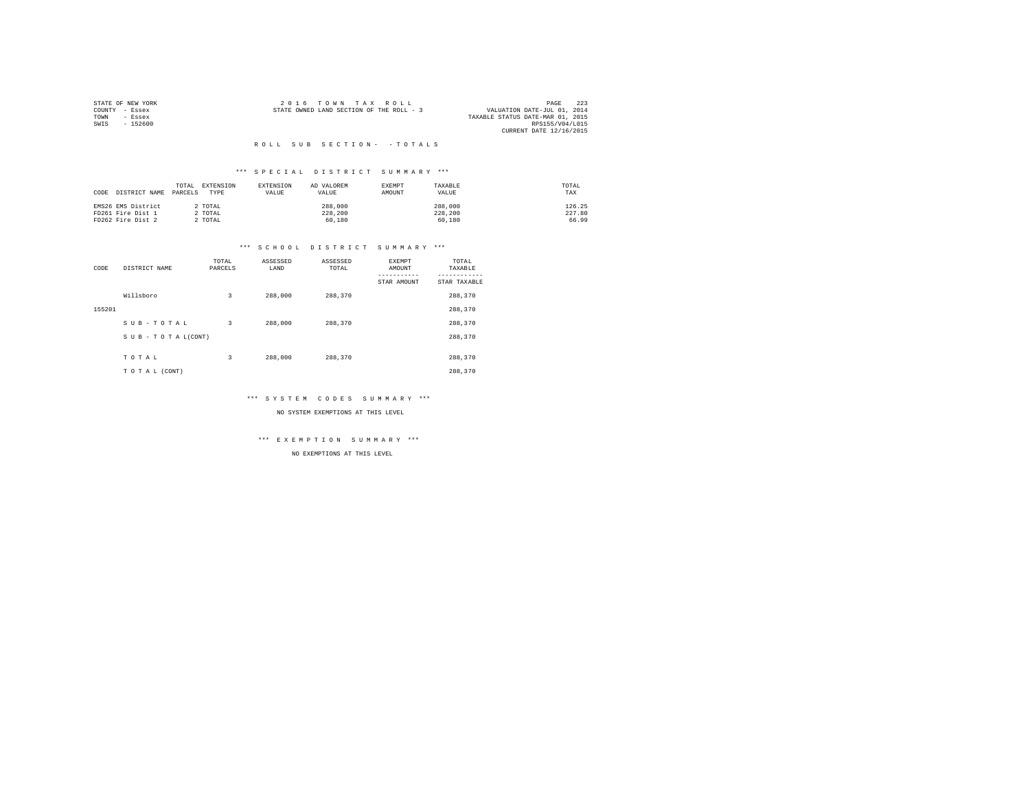STATE OF NEW YORK
COUNTY - Essex
TOWN - Essex
SWIS - 152600

2 0 1 6 T O W N T A X R O L L
STATE OWNED LAND SECTION OF THE ROLL - 3

VALUATION DATE-JUL 01, 2014
TAXABLE STATUS DATE-MAR 01, 2015
RPS155/V04/L015
CURRENT DATE 12/16/2015

R O L L S U B S E C T I O N - - T O T A L S

*** S P E C I A L D I S T R I C T S U M M A R Y ***

| CODE DISTRICT NAME | TOTAL PARCELS | EXTENSION TYPE | EXTENSION VALUE | AD VALOREM VALUE | EXEMPT AMOUNT | TAXABLE VALUE | TOTAL TAX |
|---|---|---|---|---|---|---|---|
| EMS26 EMS District | 2 | TOTAL | | 288,000 | | 288,000 | 126.25 |
| FD261 Fire Dist 1 | 2 | TOTAL | | 228,200 | | 228,200 | 227.80 |
| FD262 Fire Dist 2 | 2 | TOTAL | | 60,180 | | 60,180 | 66.99 |

*** S C H O O L D I S T R I C T S U M M A R Y ***

| CODE | DISTRICT NAME | TOTAL PARCELS | ASSESSED LAND | ASSESSED TOTAL | EXEMPT AMOUNT / STAR AMOUNT | TOTAL TAXABLE / STAR TAXABLE |
|---|---|---|---|---|---|---|
| | Willsboro | 3 | 288,000 | 288,370 | | 288,370 |
| 155201 | | | | | | 288,370 |
| | S U B - T O T A L | 3 | 288,000 | 288,370 | | 288,370 |
| | S U B - T O T A L(CONT) | | | | | 288,370 |
| | T O T A L | 3 | 288,000 | 288,370 | | 288,370 |
| | T O T A L (CONT) | | | | | 288,370 |

*** S Y S T E M C O D E S S U M M A R Y ***

NO SYSTEM EXEMPTIONS AT THIS LEVEL

*** E X E M P T I O N S U M M A R Y ***

NO EXEMPTIONS AT THIS LEVEL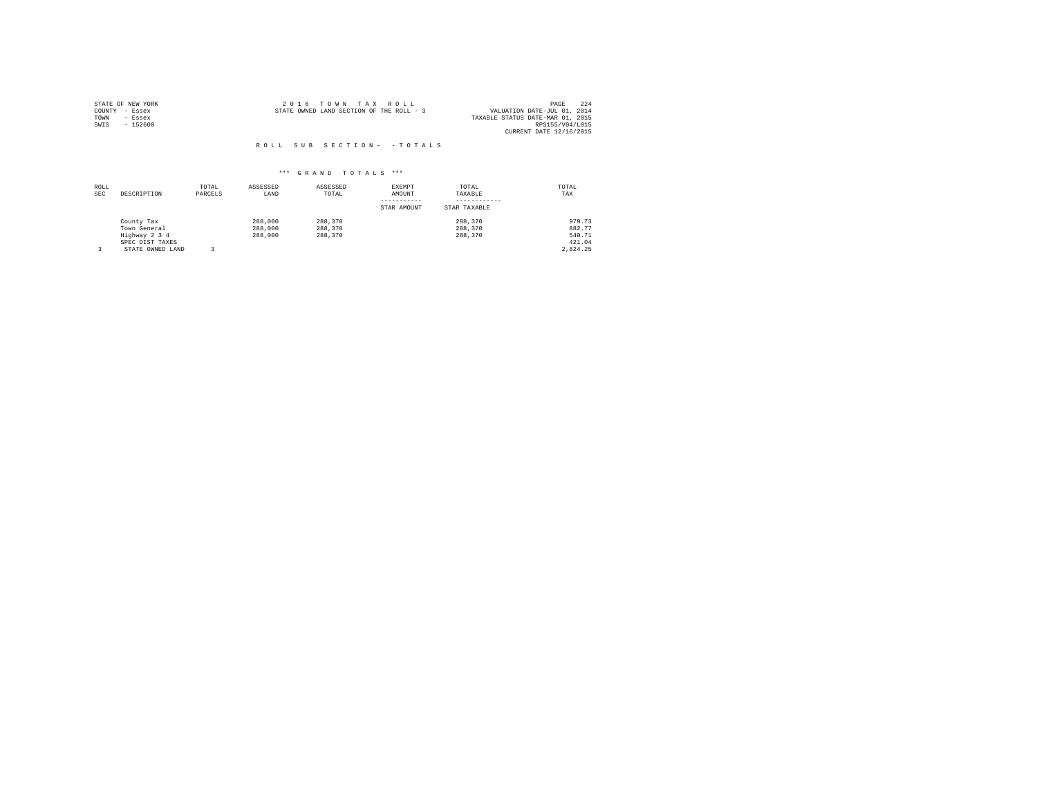STATE OF NEW YORK
COUNTY - Essex
TOWN - Essex
SWIS - 152600

2 0 1 6 T O W N T A X R O L L
STATE OWNED LAND SECTION OF THE ROLL - 3

PAGE 224
VALUATION DATE-JUL 01, 2014
TAXABLE STATUS DATE-MAR 01, 2015
RPS155/V04/L015
CURRENT DATE 12/16/2015

R O L L S U B S E C T I O N - - T O T A L S

\*\*\* G R A N D T O T A L S \*\*\*

| ROLL SEC | DESCRIPTION | TOTAL PARCELS | ASSESSED LAND | ASSESSED TOTAL | EXEMPT AMOUNT / STAR AMOUNT | TOTAL TAXABLE / STAR TAXABLE | TOTAL TAX |
|---|---|---|---|---|---|---|---|
| | County Tax | | 288,000 | 288,370 | | 288,370 | 979.73 |
| | Town General | | 288,000 | 288,370 | | 288,370 | 882.77 |
| | Highway 2 3 4 | | 288,000 | 288,370 | | 288,370 | 540.71 |
| | SPEC DIST TAXES | | | | | | 421.04 |
| 3 | STATE OWNED LAND | 3 | | | | | 2,824.25 |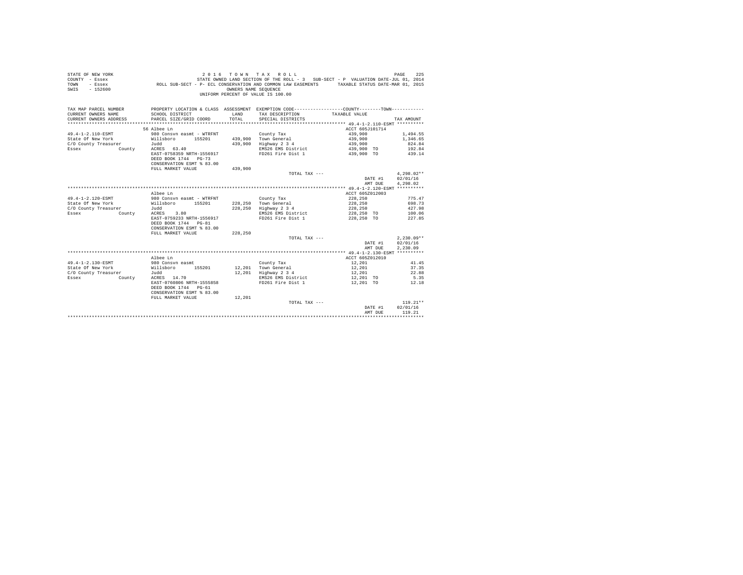STATE OF NEW YORK
COUNTY - Essex
TOWN - Essex
SWIS - 152600

2 0 1 6 T O W N T A X R O L L
STATE OWNED LAND SECTION OF THE ROLL - 3 SUB-SECT - P VALUATION DATE-JUL 01, 2014
ROLL SUB-SECT - P- ECL CONSERVATION AND COMMON LAW EASEMENTS TAXABLE STATUS DATE-MAR 01, 2015
OWNERS NAME SEQUENCE
UNIFORM PERCENT OF VALUE IS 100.00

| TAX MAP PARCEL NUMBER / CURRENT OWNERS NAME / CURRENT OWNERS ADDRESS | PROPERTY LOCATION & CLASS / SCHOOL DISTRICT / PARCEL SIZE/GRID COORD | ASSESSMENT LAND / TOTAL | EXEMPTION CODE / TAX DESCRIPTION / SPECIAL DISTRICTS | COUNTY / TOWN TAXABLE VALUE | TAX AMOUNT |
|---|---|---|---|---|---|
| **49.4-1-2.110-ESMT** | 56 Albee Ln | | | ACCT 605J101714 | |
| 49.4-1-2.110-ESMT | 980 Consvn easmt - WTRFNT | | County Tax | 439,900 | 1,494.55 |
| State Of New York | Willsboro 155201 | 439,900 | Town General | 439,900 | 1,346.65 |
| C/O County Treasurer | Judd | 439,900 | Highway 2 3 4 | 439,900 | 824.84 |
| Essex County | ACRES 63.40 | | EMS26 EMS District | 439,900 TO | 192.84 |
| | EAST-0758359 NRTH-1556917 | | FD261 Fire Dist 1 | 439,900 TO | 439.14 |
| | DEED BOOK 1744 PG-73 | | | | |
| | CONSERVATION ESMT % 83.00 | | | | |
| | FULL MARKET VALUE | 439,900 | | | |
| | | | TOTAL TAX --- | | 4,298.02** |
| | | | | DATE #1 | 02/01/16 |
| | | | | AMT DUE | 4,298.02 |
| **49.4-1-2.120-ESMT** | Albee Ln | | | ACCT 605Z012003 | |
| 49.4-1-2.120-ESMT | 980 Consvn easmt - WTRFNT | | County Tax | 228,250 | 775.47 |
| State Of New York | Willsboro 155201 | 228,250 | Town General | 228,250 | 698.73 |
| C/O County Treasurer | Judd | 228,250 | Highway 2 3 4 | 228,250 | 427.98 |
| Essex County | ACRES 3.80 | | EMS26 EMS District | 228,250 TO | 100.06 |
| | EAST-0759233 NRTH-1556917 | | FD261 Fire Dist 1 | 228,250 TO | 227.85 |
| | DEED BOOK 1744 PG-81 | | | | |
| | CONSERVATION ESMT % 83.00 | | | | |
| | FULL MARKET VALUE | 228,250 | | | |
| | | | TOTAL TAX --- | | 2,230.09** |
| | | | | DATE #1 | 02/01/16 |
| | | | | AMT DUE | 2,230.09 |
| **49.4-1-2.130-ESMT** | Albee Ln | | | ACCT 605Z012010 | |
| 49.4-1-2.130-ESMT | 980 Consvn easmt | | County Tax | 12,201 | 41.45 |
| State Of New York | Willsboro 155201 | 12,201 | Town General | 12,201 | 37.35 |
| C/O County Treasurer | Judd | 12,201 | Highway 2 3 4 | 12,201 | 22.88 |
| Essex County | ACRES 14.70 | | EMS26 EMS District | 12,201 TO | 5.35 |
| | EAST-0760806 NRTH-1555858 | | FD261 Fire Dist 1 | 12,201 TO | 12.18 |
| | DEED BOOK 1744 PG-61 | | | | |
| | CONSERVATION ESMT % 83.00 | | | | |
| | FULL MARKET VALUE | 12,201 | | | |
| | | | TOTAL TAX --- | | 119.21** |
| | | | | DATE #1 | 02/01/16 |
| | | | | AMT DUE | 119.21 |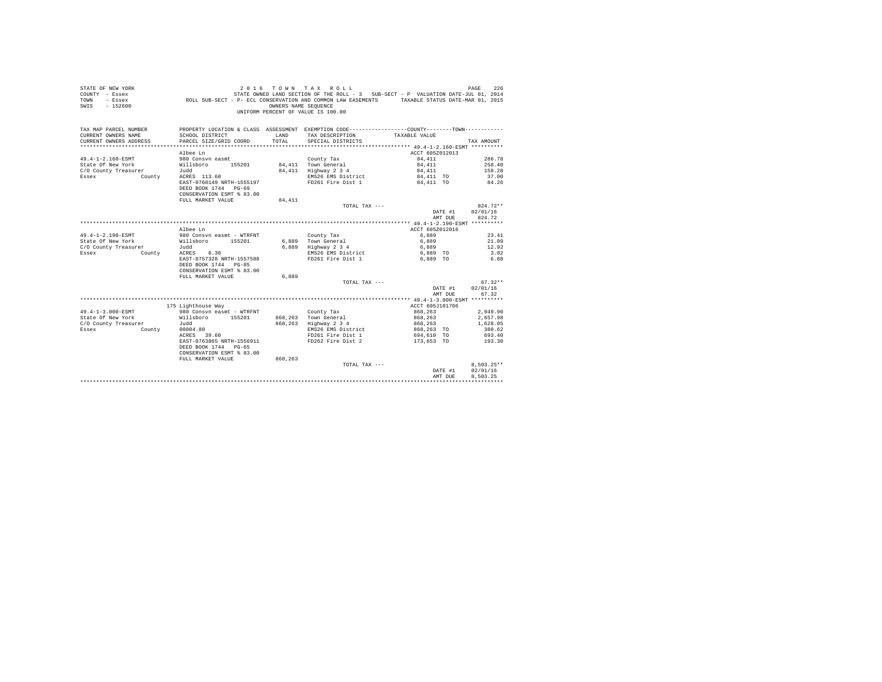STATE OF NEW YORK
COUNTY - Essex
TOWN - Essex
SWIS - 152600

2 0 1 6 T O W N T A X R O L L

STATE OWNED LAND SECTION OF THE ROLL - 3 SUB-SECT - P VALUATION DATE-JUL 01, 2014

ROLL SUB-SECT - P- ECL CONSERVATION AND COMMON LAW EASEMENTS TAXABLE STATUS DATE-MAR 01, 2015

OWNERS NAME SEQUENCE

UNIFORM PERCENT OF VALUE IS 100.00

| TAX MAP PARCEL NUMBER / CURRENT OWNERS NAME / CURRENT OWNERS ADDRESS | PROPERTY LOCATION & CLASS / SCHOOL DISTRICT / PARCEL SIZE/GRID COORD | ASSESSMENT LAND / TOTAL | EXEMPTION CODE / TAX DESCRIPTION / SPECIAL DISTRICTS | COUNTY / TOWN TAXABLE VALUE | TAX AMOUNT |
|---|---|---|---|---|---|
| **49.4-1-2.160-ESMT** | Albee Ln | | | ACCT 605Z012013 | |
| 49.4-1-2.160-ESMT | 980 Consvn easmt | | County Tax | 84,411 | 286.78 |
| State Of New York | Willsboro 155201 | 84,411 | Town General | 84,411 | 258.40 |
| C/O County Treasurer | Judd | 84,411 | Highway 2 3 4 | 84,411 | 158.28 |
| Essex County | ACRES 113.60 | | EMS26 EMS District | 84,411 TO | 37.00 |
| | EAST-0760149 NRTH-1555197 | | FD261 Fire Dist 1 | 84,411 TO | 84.26 |
| | DEED BOOK 1744 PG-69 | | | | |
| | CONSERVATION ESMT % 83.00 | | | | |
| | FULL MARKET VALUE | 84,411 | | | |
| | | | TOTAL TAX --- | | 824.72** |
| | | | | DATE #1 | 02/01/16 |
| | | | | AMT DUE | 824.72 |
| **49.4-1-2.190-ESMT** | Albee Ln | | | ACCT 605Z012016 | |
| 49.4-1-2.190-ESMT | 980 Consvn easmt - WTRFNT | | County Tax | 6,889 | 23.41 |
| State Of New York | Willsboro 155201 | 6,889 | Town General | 6,889 | 21.09 |
| C/O County Treasurer | Judd | 6,889 | Highway 2 3 4 | 6,889 | 12.92 |
| Essex County | ACRES 8.30 | | EMS26 EMS District | 6,889 TO | 3.02 |
| | EAST-0757328 NRTH-1557588 | | FD261 Fire Dist 1 | 6,889 TO | 6.88 |
| | DEED BOOK 1744 PG-85 | | | | |
| | CONSERVATION ESMT % 83.00 | | | | |
| | FULL MARKET VALUE | 6,889 | | | |
| | | | TOTAL TAX --- | | 67.32** |
| | | | | DATE #1 | 02/01/16 |
| | | | | AMT DUE | 67.32 |
| **49.4-1-3.000-ESMT** | 175 Lighthouse Way | | | ACCT 605J101706 | |
| 49.4-1-3.000-ESMT | 980 Consvn easmt - WTRFNT | | County Tax | 868,263 | 2,949.90 |
| State Of New York | Willsboro 155201 | 868,263 | Town General | 868,263 | 2,657.98 |
| C/O County Treasurer | Judd | 868,263 | Highway 2 3 4 | 868,263 | 1,628.05 |
| Essex County | 00004.80 | | EMS26 EMS District | 868,263 TO | 380.62 |
| | ACRES 39.60 | | FD261 Fire Dist 1 | 694,610 TO | 693.40 |
| | EAST-0763865 NRTH-1556911 | | FD262 Fire Dist 2 | 173,653 TO | 193.30 |
| | DEED BOOK 1744 PG-65 | | | | |
| | CONSERVATION ESMT % 83.00 | | | | |
| | FULL MARKET VALUE | 868,263 | | | |
| | | | TOTAL TAX --- | | 8,503.25** |
| | | | | DATE #1 | 02/01/16 |
| | | | | AMT DUE | 8,503.25 |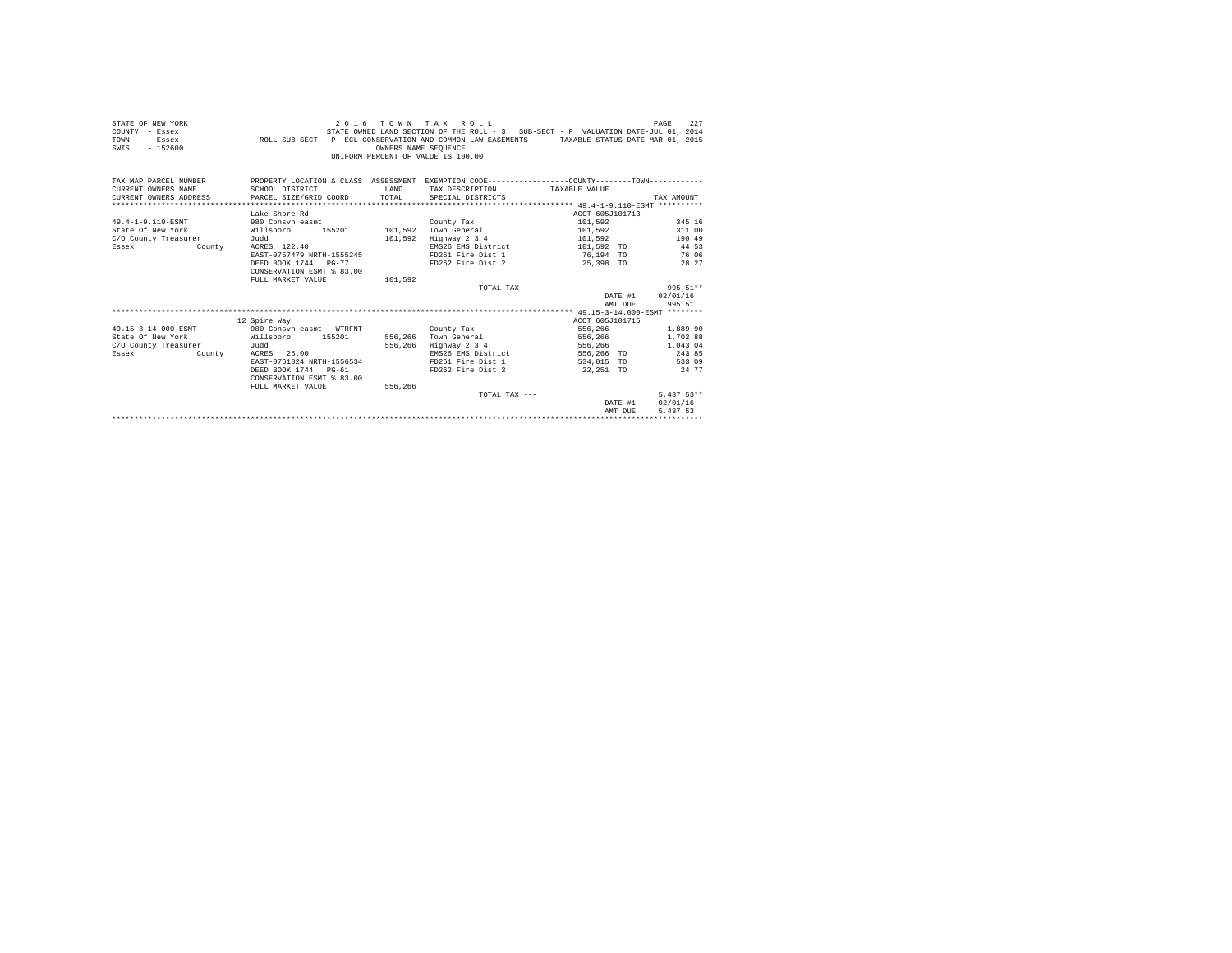STATE OF NEW YORK — 2016 TOWN TAX ROLL
COUNTY - Essex — STATE OWNED LAND SECTION OF THE ROLL - 3 SUB-SECT - P VALUATION DATE-JUL 01, 2014
TOWN - Essex — ROLL SUB-SECT - P- ECL CONSERVATION AND COMMON LAW EASEMENTS — TAXABLE STATUS DATE-MAR 01, 2015
SWIS - 152600 — OWNERS NAME SEQUENCE
UNIFORM PERCENT OF VALUE IS 100.00

| TAX MAP PARCEL NUMBER / CURRENT OWNERS NAME / CURRENT OWNERS ADDRESS | PROPERTY LOCATION & CLASS / SCHOOL DISTRICT / PARCEL SIZE/GRID COORD | ASSESSMENT LAND / TOTAL | EXEMPTION CODE / TAX DESCRIPTION / SPECIAL DISTRICTS | COUNTY--------TOWN TAXABLE VALUE | TAX AMOUNT |
|---|---|---|---|---|---|
| **49.4-1-9.110-ESMT** | Lake Shore Rd | | | ACCT 605J101713 | |
| 49.4-1-9.110-ESMT | 980 Consvn easmt | | County Tax | 101,592 | 345.16 |
| State Of New York | Willsboro 155201 | 101,592 | Town General | 101,592 | 311.00 |
| C/O County Treasurer | Judd | 101,592 | Highway 2 3 4 | 101,592 | 190.49 |
| Essex County | ACRES 122.40 | | EMS26 EMS District | 101,592 TO | 44.53 |
| | EAST-0757479 NRTH-1555245 | | FD261 Fire Dist 1 | 76,194 TO | 76.06 |
| | DEED BOOK 1744 PG-77 | | FD262 Fire Dist 2 | 25,398 TO | 28.27 |
| | CONSERVATION ESMT % 83.00 | | | | |
| | FULL MARKET VALUE | 101,592 | | | |
| | | | TOTAL TAX --- | | 995.51** |
| | | | | DATE #1 | 02/01/16 |
| | | | | AMT DUE | 995.51 |
| **49.15-3-14.000-ESMT** | 12 Spire Way | | | ACCT 605J101715 | |
| 49.15-3-14.000-ESMT | 980 Consvn easmt - WTRFNT | | County Tax | 556,266 | 1,889.90 |
| State Of New York | Willsboro 155201 | 556,266 | Town General | 556,266 | 1,702.88 |
| C/O County Treasurer | Judd | 556,266 | Highway 2 3 4 | 556,266 | 1,043.04 |
| Essex County | ACRES 25.00 | | EMS26 EMS District | 556,266 TO | 243.85 |
| | EAST-0761824 NRTH-1556534 | | FD261 Fire Dist 1 | 534,015 TO | 533.09 |
| | DEED BOOK 1744 PG-61 | | FD262 Fire Dist 2 | 22,251 TO | 24.77 |
| | CONSERVATION ESMT % 83.00 | | | | |
| | FULL MARKET VALUE | 556,266 | | | |
| | | | TOTAL TAX --- | | 5,437.53** |
| | | | | DATE #1 | 02/01/16 |
| | | | | AMT DUE | 5,437.53 |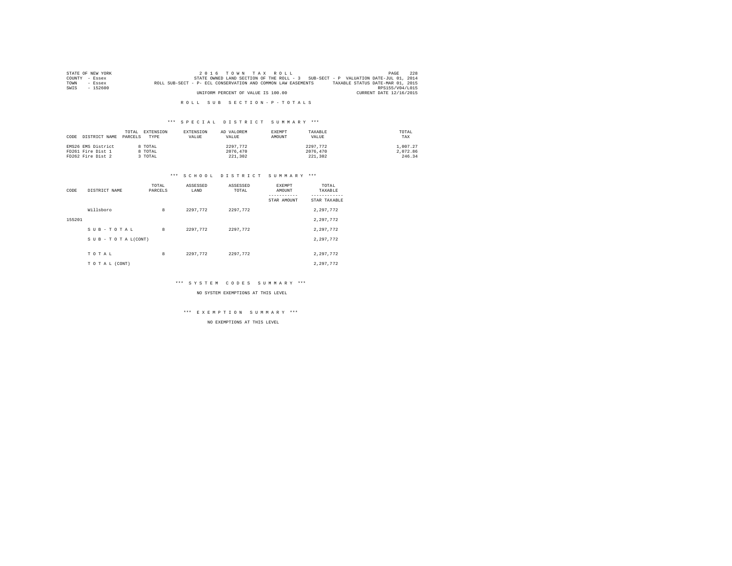STATE OF NEW YORK
COUNTY - Essex
TOWN - Essex
SWIS - 152600

2 0 1 6 T O W N T A X R O L L
STATE OWNED LAND SECTION OF THE ROLL - 3 SUB-SECT - P VALUATION DATE-JUL 01, 2014
ROLL SUB-SECT - P- ECL CONSERVATION AND COMMON LAW EASEMENTS TAXABLE STATUS DATE-MAR 01, 2015
RPS155/V04/L015
UNIFORM PERCENT OF VALUE IS 100.00 CURRENT DATE 12/16/2015

R O L L S U B S E C T I O N - P - T O T A L S

*** S P E C I A L D I S T R I C T S U M M A R Y ***

| CODE | DISTRICT NAME | TOTAL PARCELS | EXTENSION TYPE | EXTENSION VALUE | AD VALOREM VALUE | EXEMPT AMOUNT | TAXABLE VALUE | TOTAL TAX |
|---|---|---|---|---|---|---|---|---|
| EMS26 | EMS District | 8 | TOTAL | | 2297,772 | | 2297,772 | 1,007.27 |
| FD261 | Fire Dist 1 | 8 | TOTAL | | 2076,470 | | 2076,470 | 2,072.86 |
| FD262 | Fire Dist 2 | 3 | TOTAL | | 221,302 | | 221,302 | 246.34 |

*** S C H O O L D I S T R I C T S U M M A R Y ***

| CODE | DISTRICT NAME | TOTAL PARCELS | ASSESSED LAND | ASSESSED TOTAL | EXEMPT AMOUNT / STAR AMOUNT | TOTAL TAXABLE / STAR TAXABLE |
|---|---|---|---|---|---|---|
| | Willsboro | 8 | 2297,772 | 2297,772 | | 2,297,772 |
| 155201 | | | | | | 2,297,772 |
| | S U B - T O T A L | 8 | 2297,772 | 2297,772 | | 2,297,772 |
| | S U B - T O T A L(CONT) | | | | | 2,297,772 |
| | T O T A L | 8 | 2297,772 | 2297,772 | | 2,297,772 |
| | T O T A L (CONT) | | | | | 2,297,772 |

*** S Y S T E M C O D E S S U M M A R Y ***

NO SYSTEM EXEMPTIONS AT THIS LEVEL

*** E X E M P T I O N S U M M A R Y ***

NO EXEMPTIONS AT THIS LEVEL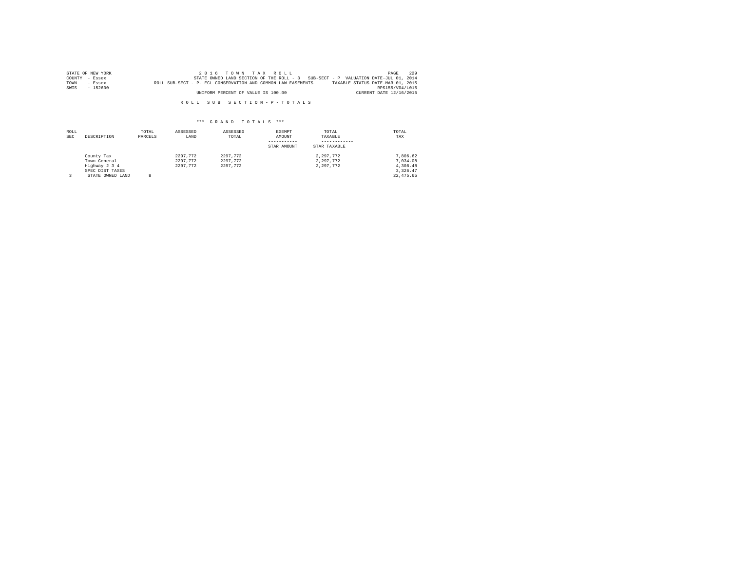STATE OF NEW YORK
COUNTY - Essex
TOWN - Essex
SWIS - 152600

2 0 1 6 T O W N T A X R O L L
STATE OWNED LAND SECTION OF THE ROLL - 3 SUB-SECT - P VALUATION DATE-JUL 01, 2014
ROLL SUB-SECT - P- ECL CONSERVATION AND COMMON LAW EASEMENTS TAXABLE STATUS DATE-MAR 01, 2015
RPS155/V04/L015
UNIFORM PERCENT OF VALUE IS 100.00 CURRENT DATE 12/16/2015

R O L L S U B S E C T I O N - P - T O T A L S

\*\*\* G R A N D T O T A L S \*\*\*

| ROLL SEC | DESCRIPTION | TOTAL PARCELS | ASSESSED LAND | ASSESSED TOTAL | EXEMPT AMOUNT<br>-----------<br>STAR AMOUNT | TOTAL TAXABLE<br>------------<br>STAR TAXABLE | TOTAL TAX |
|---|---|---|---|---|---|---|---|
| | County Tax | | 2297,772 | 2297,772 | | 2,297,772 | 7,806.62 |
| | Town General | | 2297,772 | 2297,772 | | 2,297,772 | 7,034.08 |
| | Highway 2 3 4 | | 2297,772 | 2297,772 | | 2,297,772 | 4,308.48 |
| | SPEC DIST TAXES | | | | | | 3,326.47 |
| 3 | STATE OWNED LAND | 8 | | | | | 22,475.65 |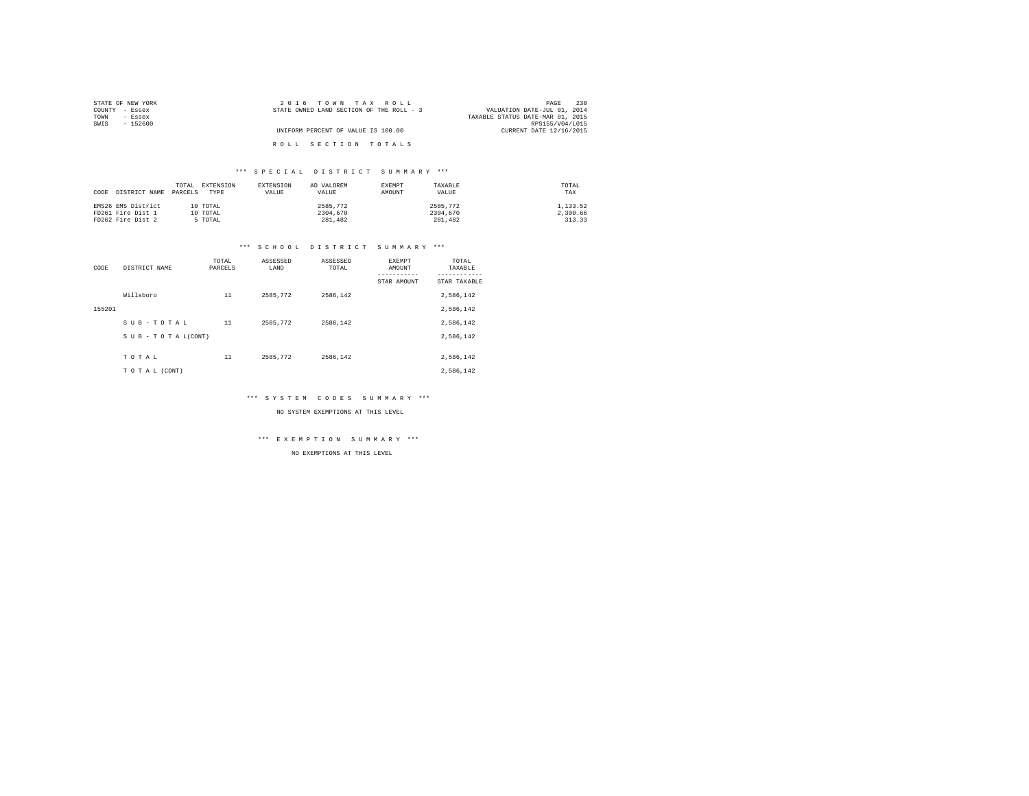STATE OF NEW YORK
COUNTY - Essex
TOWN - Essex
SWIS - 152600

2016 TOWN TAX ROLL
STATE OWNED LAND SECTION OF THE ROLL - 3
UNIFORM PERCENT OF VALUE IS 100.00

VALUATION DATE-JUL 01, 2014
TAXABLE STATUS DATE-MAR 01, 2015
RPS155/V04/L015
CURRENT DATE 12/16/2015

## R O L L S E C T I O N T O T A L S

### *** S P E C I A L D I S T R I C T S U M M A R Y ***

| CODE | DISTRICT NAME | TOTAL PARCELS | EXTENSION TYPE | EXTENSION VALUE | AD VALOREM VALUE | EXEMPT AMOUNT | TAXABLE VALUE | TOTAL TAX |
|---|---|---|---|---|---|---|---|---|
| EMS26 | EMS District | 10 | TOTAL | | 2585,772 | | 2585,772 | 1,133.52 |
| FD261 | Fire Dist 1 | 10 | TOTAL | | 2304,670 | | 2304,670 | 2,300.66 |
| FD262 | Fire Dist 2 | 5 | TOTAL | | 281,482 | | 281,482 | 313.33 |

### *** S C H O O L D I S T R I C T S U M M A R Y ***

| CODE | DISTRICT NAME | TOTAL PARCELS | ASSESSED LAND | ASSESSED TOTAL | EXEMPT AMOUNT / STAR AMOUNT | TOTAL TAXABLE / STAR TAXABLE |
|---|---|---|---|---|---|---|
| | Willsboro | 11 | 2585,772 | 2586,142 | | 2,586,142 |
| 155201 | | | | | | 2,586,142 |
| | S U B - T O T A L | 11 | 2585,772 | 2586,142 | | 2,586,142 |
| | S U B - T O T A L(CONT) | | | | | 2,586,142 |
| | T O T A L | 11 | 2585,772 | 2586,142 | | 2,586,142 |
| | T O T A L (CONT) | | | | | 2,586,142 |

### *** S Y S T E M C O D E S S U M M A R Y ***

NO SYSTEM EXEMPTIONS AT THIS LEVEL

### *** E X E M P T I O N S U M M A R Y ***

NO EXEMPTIONS AT THIS LEVEL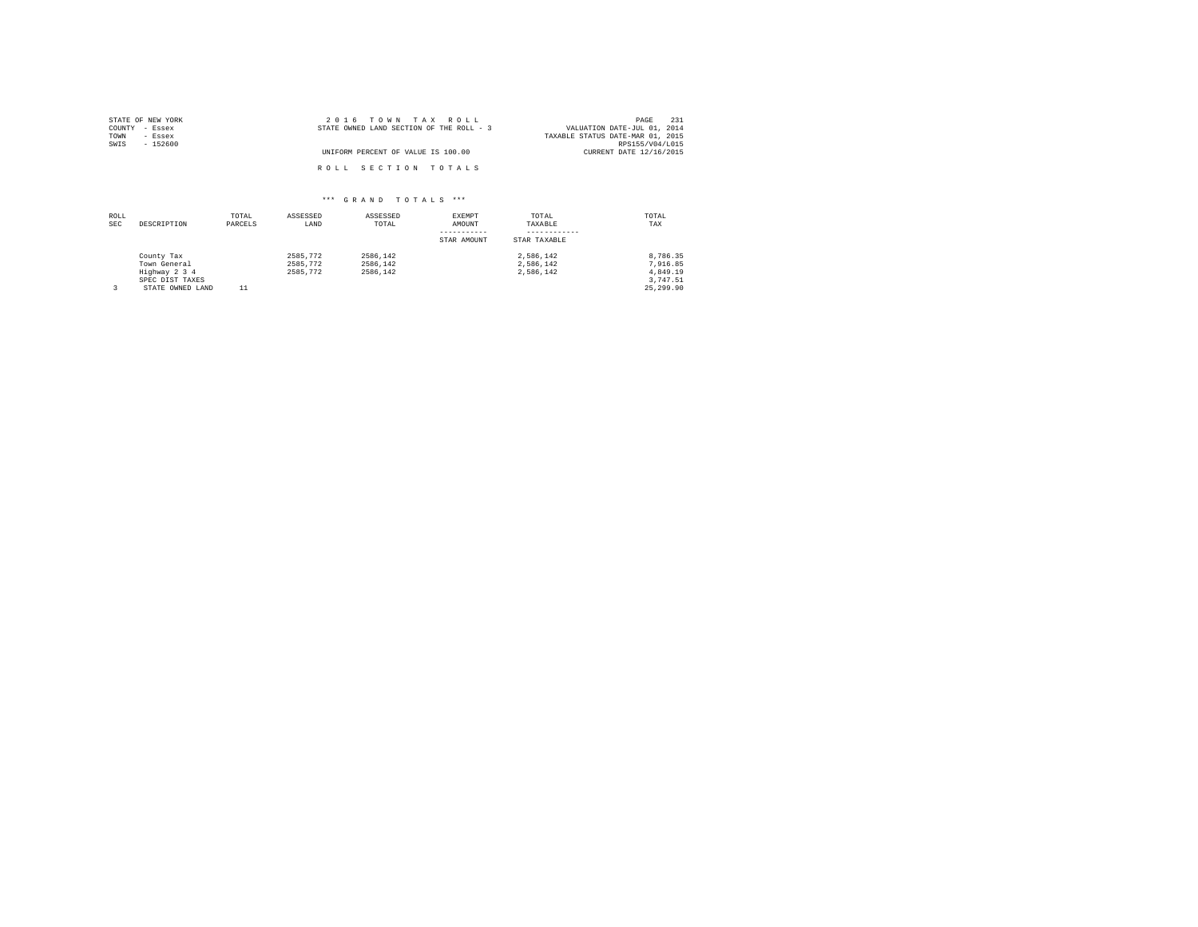STATE OF NEW YORK
COUNTY - Essex
TOWN - Essex
SWIS - 152600

2 0 1 6 T O W N T A X R O L L
STATE OWNED LAND SECTION OF THE ROLL - 3

UNIFORM PERCENT OF VALUE IS 100.00

VALUATION DATE-JUL 01, 2014
TAXABLE STATUS DATE-MAR 01, 2015
RPS155/V04/L015
CURRENT DATE 12/16/2015

R O L L S E C T I O N T O T A L S

\*\*\* G R A N D T O T A L S \*\*\*

| ROLL SEC | DESCRIPTION | TOTAL PARCELS | ASSESSED LAND | ASSESSED TOTAL | EXEMPT AMOUNT<br>-----------<br>STAR AMOUNT | TOTAL TAXABLE<br>------------<br>STAR TAXABLE | TOTAL TAX |
|---|---|---|---|---|---|---|---|
| | County Tax | | 2585,772 | 2586,142 | | 2,586,142 | 8,786.35 |
| | Town General | | 2585,772 | 2586,142 | | 2,586,142 | 7,916.85 |
| | Highway 2 3 4 | | 2585,772 | 2586,142 | | 2,586,142 | 4,849.19 |
| | SPEC DIST TAXES | | | | | | 3,747.51 |
| 3 | STATE OWNED LAND | 11 | | | | | 25,299.90 |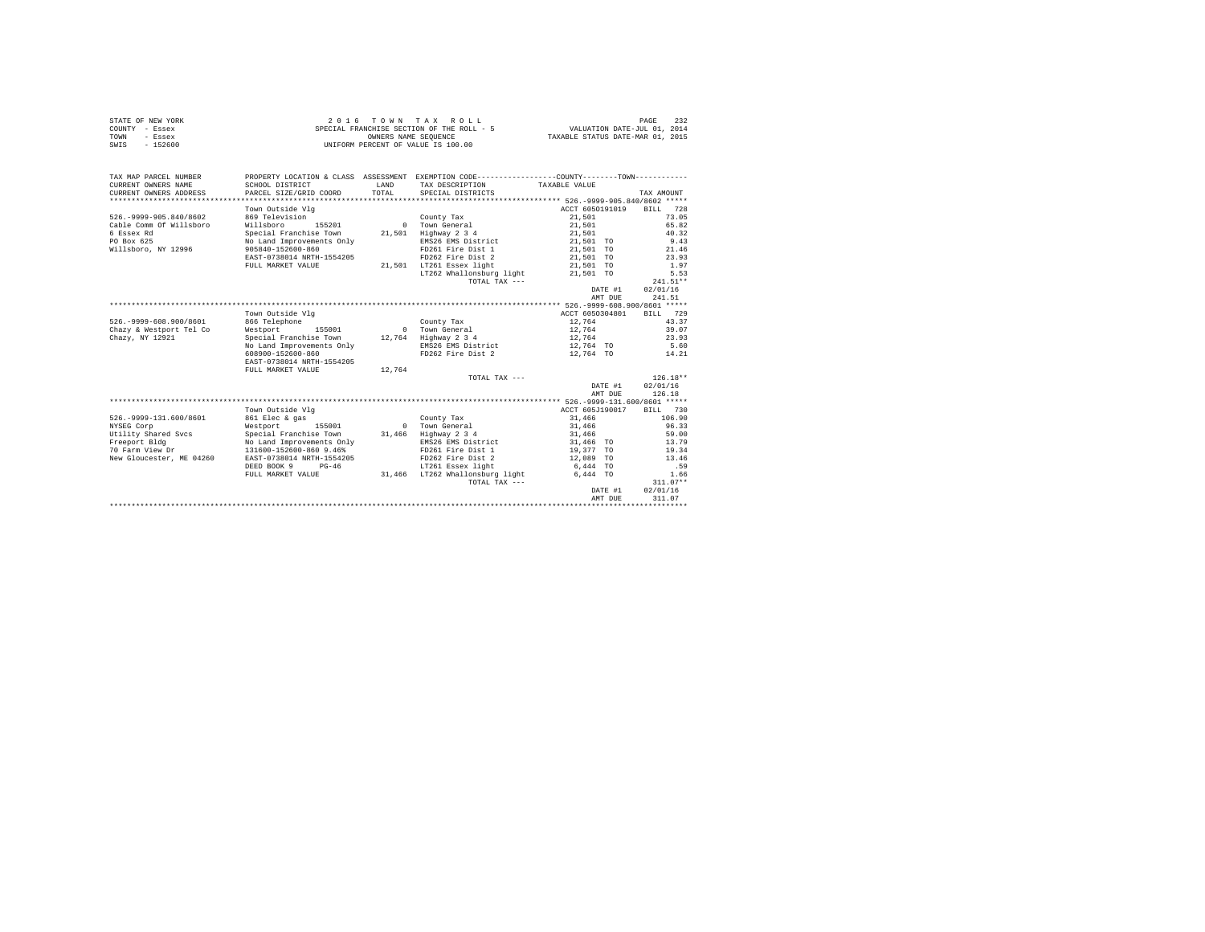STATE OF NEW YORK
COUNTY - Essex
TOWN - Essex
SWIS - 152600

2 0 1 6 T O W N T A X R O L L
SPECIAL FRANCHISE SECTION OF THE ROLL - 5
OWNERS NAME SEQUENCE
UNIFORM PERCENT OF VALUE IS 100.00

VALUATION DATE-JUL 01, 2014
TAXABLE STATUS DATE-MAR 01, 2015

| TAX MAP PARCEL NUMBER / CURRENT OWNERS NAME / CURRENT OWNERS ADDRESS | PROPERTY LOCATION & CLASS / SCHOOL DISTRICT / PARCEL SIZE/GRID COORD | ASSESSMENT LAND / TOTAL | EXEMPTION CODE / TAX DESCRIPTION / SPECIAL DISTRICTS | TAXABLE VALUE | TAX AMOUNT |
|---|---|---|---|---|---|
| **526.-9999-905.840/8602** | Town Outside Vlg | | | ACCT 6050191019 | BILL 728 |
| 526.-9999-905.840/8602 | 869 Television | | County Tax | 21,501 | 73.05 |
| Cable Comm Of Willsboro | Willsboro 155201 | 0 | Town General | 21,501 | 65.82 |
| 6 Essex Rd | Special Franchise Town | 21,501 | Highway 2 3 4 | 21,501 | 40.32 |
| PO Box 625 | No Land Improvements Only | | EMS26 EMS District | 21,501 TO | 9.43 |
| Willsboro, NY 12996 | 905840-152600-860 | | FD261 Fire Dist 1 | 21,501 TO | 21.46 |
| | EAST-0738014 NRTH-1554205 | | FD262 Fire Dist 2 | 21,501 TO | 23.93 |
| | FULL MARKET VALUE | 21,501 | LT261 Essex light | 21,501 TO | 1.97 |
| | | | LT262 Whallonsburg light | 21,501 TO | 5.53 |
| | | | TOTAL TAX --- | | 241.51** |
| | | | | DATE #1 | 02/01/16 |
| | | | | AMT DUE | 241.51 |
| **526.-9999-608.900/8601** | Town Outside Vlg | | | ACCT 6050304801 | BILL 729 |
| 526.-9999-608.900/8601 | 866 Telephone | | County Tax | 12,764 | 43.37 |
| Chazy & Westport Tel Co | Westport 155001 | 0 | Town General | 12,764 | 39.07 |
| Chazy, NY 12921 | Special Franchise Town | 12,764 | Highway 2 3 4 | 12,764 | 23.93 |
| | No Land Improvements Only | | EMS26 EMS District | 12,764 TO | 5.60 |
| | 608900-152600-860 | | FD262 Fire Dist 2 | 12,764 TO | 14.21 |
| | EAST-0738014 NRTH-1554205 | | | | |
| | FULL MARKET VALUE | 12,764 | | | |
| | | | TOTAL TAX --- | | 126.18** |
| | | | | DATE #1 | 02/01/16 |
| | | | | AMT DUE | 126.18 |
| **526.-9999-131.600/8601** | Town Outside Vlg | | | ACCT 605J190017 | BILL 730 |
| 526.-9999-131.600/8601 | 861 Elec & gas | | County Tax | 31,466 | 106.90 |
| NYSEG Corp | Westport 155001 | 0 | Town General | 31,466 | 96.33 |
| Utility Shared Svcs | Special Franchise Town | 31,466 | Highway 2 3 4 | 31,466 | 59.00 |
| Freeport Bldg | No Land Improvements Only | | EMS26 EMS District | 31,466 TO | 13.79 |
| 70 Farm View Dr | 131600-152600-860 9.46% | | FD261 Fire Dist 1 | 19,377 TO | 19.34 |
| New Gloucester, ME 04260 | EAST-0738014 NRTH-1554205 | | FD262 Fire Dist 2 | 12,089 TO | 13.46 |
| | DEED BOOK 9 PG-46 | | LT261 Essex light | 6,444 TO | .59 |
| | FULL MARKET VALUE | 31,466 | LT262 Whallonsburg light | 6,444 TO | 1.66 |
| | | | TOTAL TAX --- | | 311.07** |
| | | | | DATE #1 | 02/01/16 |
| | | | | AMT DUE | 311.07 |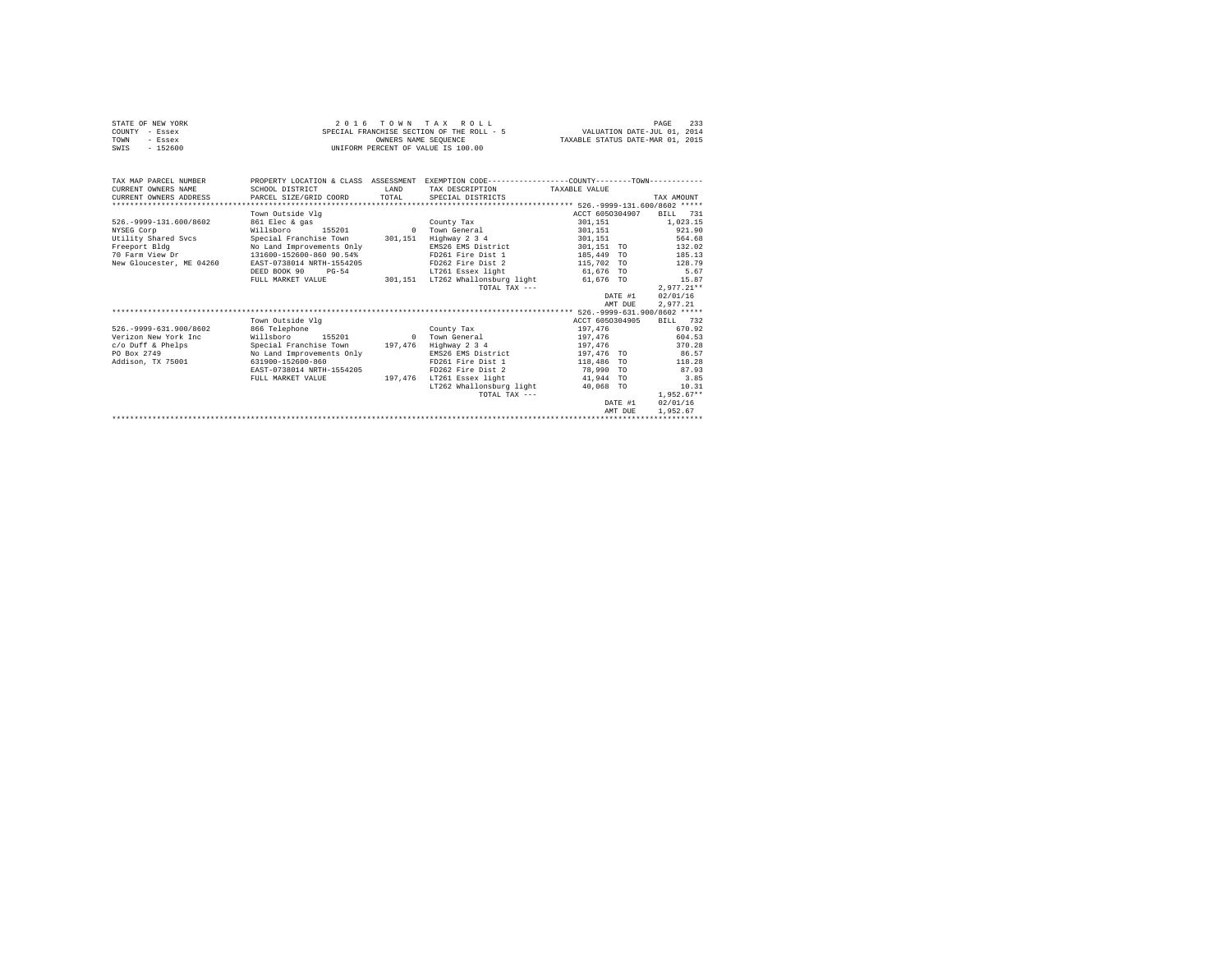STATE OF NEW YORK
COUNTY - Essex
TOWN - Essex
SWIS - 152600

2 0 1 6 T O W N T A X R O L L
SPECIAL FRANCHISE SECTION OF THE ROLL - 5
OWNERS NAME SEQUENCE
UNIFORM PERCENT OF VALUE IS 100.00

VALUATION DATE-JUL 01, 2014
TAXABLE STATUS DATE-MAR 01, 2015

| TAX MAP PARCEL NUMBER / CURRENT OWNERS NAME / CURRENT OWNERS ADDRESS | PROPERTY LOCATION & CLASS / SCHOOL DISTRICT / PARCEL SIZE/GRID COORD | ASSESSMENT LAND / TOTAL | EXEMPTION CODE / TAX DESCRIPTION / SPECIAL DISTRICTS | COUNTY--------TOWN TAXABLE VALUE | TAX AMOUNT |
|---|---|---|---|---|---|
| **526.-9999-131.600/8602** | Town Outside Vlg | | | ACCT 6050304907 | BILL 731 |
| 526.-9999-131.600/8602 | 861 Elec & gas | | County Tax | 301,151 | 1,023.15 |
| NYSEG Corp | Willsboro 155201 | 0 | Town General | 301,151 | 921.90 |
| Utility Shared Svcs | Special Franchise Town | 301,151 | Highway 2 3 4 | 301,151 | 564.68 |
| Freeport Bldg | No Land Improvements Only | | EMS26 EMS District | 301,151 TO | 132.02 |
| 70 Farm View Dr | 131600-152600-860 90.54% | | FD261 Fire Dist 1 | 185,449 TO | 185.13 |
| New Gloucester, ME 04260 | EAST-0738014 NRTH-1554205 | | FD262 Fire Dist 2 | 115,702 TO | 128.79 |
| | DEED BOOK 90 PG-54 | | LT261 Essex light | 61,676 TO | 5.67 |
| | FULL MARKET VALUE | 301,151 | LT262 Whallonsburg light | 61,676 TO | 15.87 |
| | | | TOTAL TAX --- | | 2,977.21** |
| | | | | DATE #1 | 02/01/16 |
| | | | | AMT DUE | 2,977.21 |
| **526.-9999-631.900/8602** | Town Outside Vlg | | | ACCT 6050304905 | BILL 732 |
| 526.-9999-631.900/8602 | 866 Telephone | | County Tax | 197,476 | 670.92 |
| Verizon New York Inc | Willsboro 155201 | 0 | Town General | 197,476 | 604.53 |
| c/o Duff & Phelps | Special Franchise Town | 197,476 | Highway 2 3 4 | 197,476 | 370.28 |
| PO Box 2749 | No Land Improvements Only | | EMS26 EMS District | 197,476 TO | 86.57 |
| Addison, TX 75001 | 631900-152600-860 | | FD261 Fire Dist 1 | 118,486 TO | 118.28 |
| | EAST-0738014 NRTH-1554205 | | FD262 Fire Dist 2 | 78,990 TO | 87.93 |
| | FULL MARKET VALUE | 197,476 | LT261 Essex light | 41,944 TO | 3.85 |
| | | | LT262 Whallonsburg light | 40,068 TO | 10.31 |
| | | | TOTAL TAX --- | | 1,952.67** |
| | | | | DATE #1 | 02/01/16 |
| | | | | AMT DUE | 1,952.67 |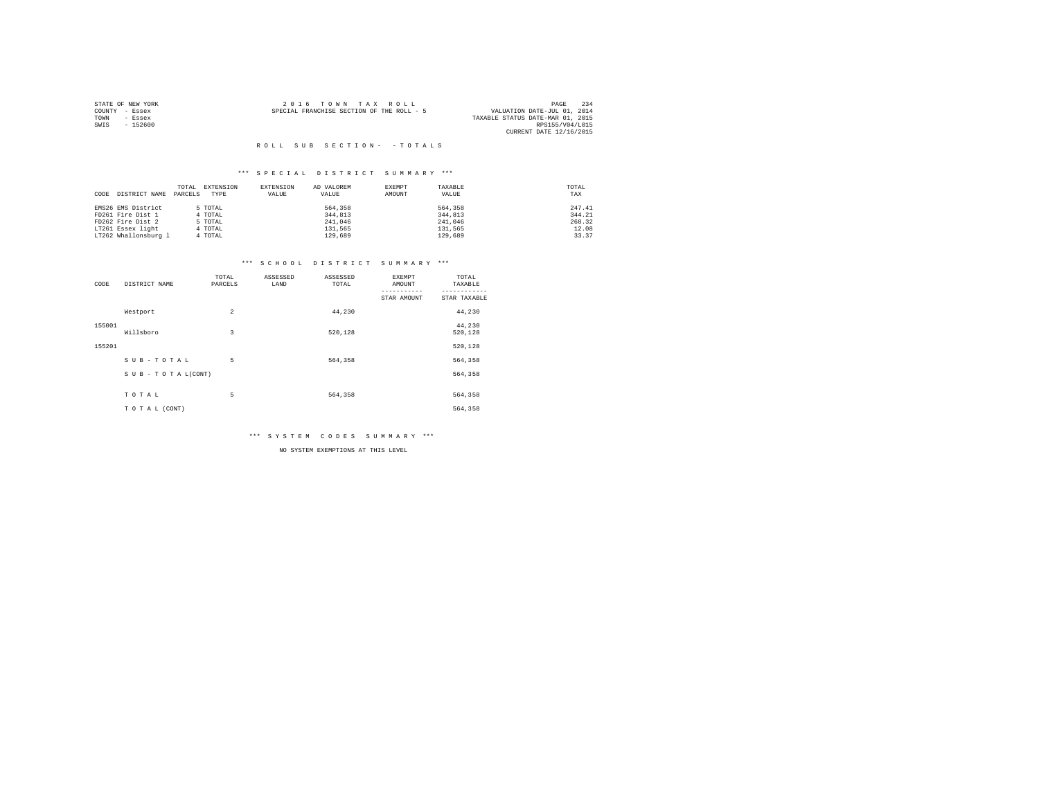STATE OF NEW YORK
COUNTY - Essex
TOWN - Essex
SWIS - 152600

2 0 1 6 T O W N T A X R O L L
SPECIAL FRANCHISE SECTION OF THE ROLL - 5

PAGE 234
VALUATION DATE-JUL 01, 2014
TAXABLE STATUS DATE-MAR 01, 2015
RPS155/V04/L015
CURRENT DATE 12/16/2015

R O L L S U B S E C T I O N - - T O T A L S

*** S P E C I A L D I S T R I C T S U M M A R Y ***

| CODE | DISTRICT NAME | TOTAL PARCELS | EXTENSION TYPE | EXTENSION VALUE | AD VALOREM VALUE | EXEMPT AMOUNT | TAXABLE VALUE | TOTAL TAX |
|---|---|---|---|---|---|---|---|---|
| EMS26 | EMS District | 5 | TOTAL | | 564,358 | | 564,358 | 247.41 |
| FD261 | Fire Dist 1 | 4 | TOTAL | | 344,813 | | 344,813 | 344.21 |
| FD262 | Fire Dist 2 | 5 | TOTAL | | 241,046 | | 241,046 | 268.32 |
| LT261 | Essex light | 4 | TOTAL | | 131,565 | | 131,565 | 12.08 |
| LT262 | Whallonsburg l | 4 | TOTAL | | 129,689 | | 129,689 | 33.37 |

*** S C H O O L D I S T R I C T S U M M A R Y ***

| CODE | DISTRICT NAME | TOTAL PARCELS | ASSESSED LAND | ASSESSED TOTAL | EXEMPT AMOUNT / STAR AMOUNT | TOTAL TAXABLE / STAR TAXABLE |
|---|---|---|---|---|---|---|
| 155001 | Westport | 2 | | 44,230 | | 44,230 |
| | | | | | | 44,230 |
| 155201 | Willsboro | 3 | | 520,128 | | 520,128 |
| | | | | | | 520,128 |
| | S U B - T O T A L | 5 | | 564,358 | | 564,358 |
| | S U B - T O T A L(CONT) | | | | | 564,358 |
| | T O T A L | 5 | | 564,358 | | 564,358 |
| | T O T A L (CONT) | | | | | 564,358 |

*** S Y S T E M C O D E S S U M M A R Y ***

NO SYSTEM EXEMPTIONS AT THIS LEVEL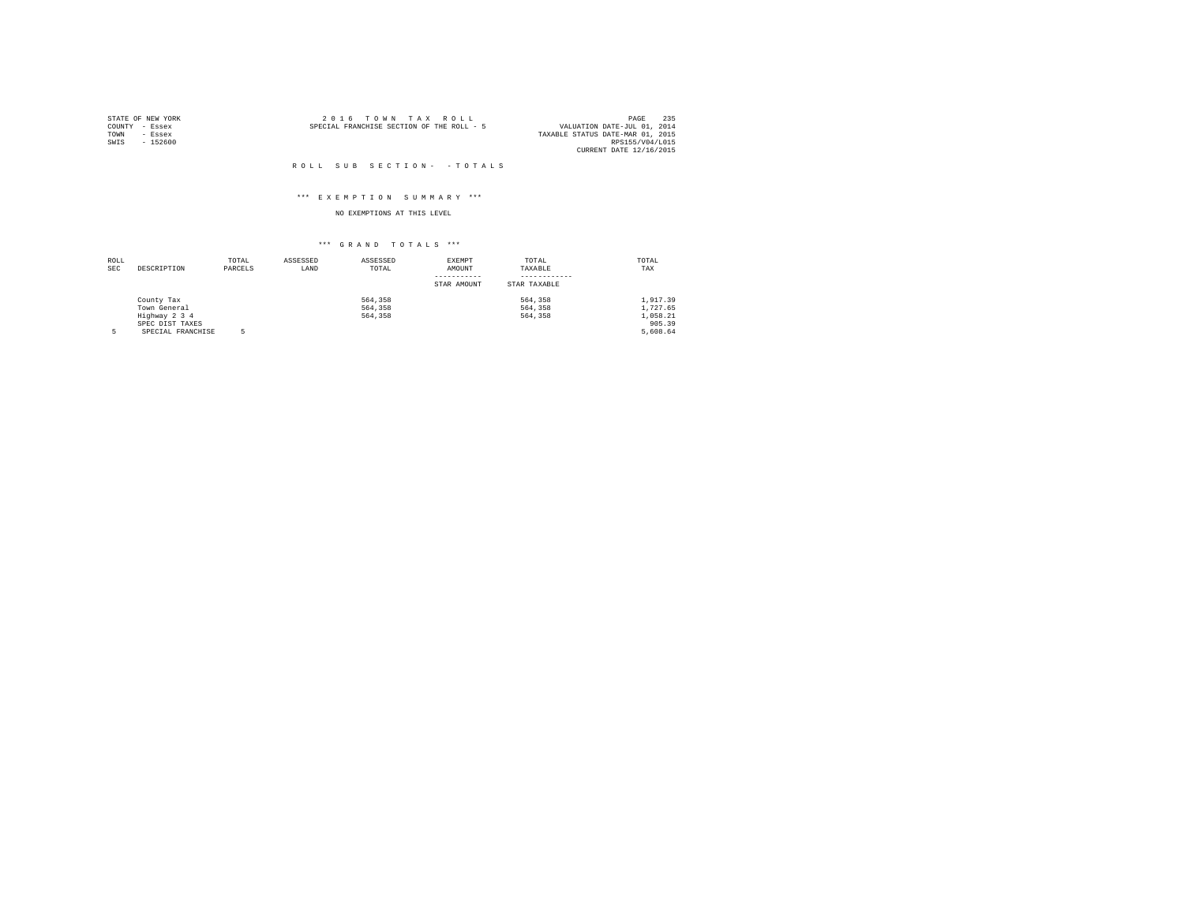STATE OF NEW YORK
COUNTY - Essex
TOWN - Essex
SWIS - 152600

2 0 1 6 T O W N T A X R O L L
SPECIAL FRANCHISE SECTION OF THE ROLL - 5

VALUATION DATE-JUL 01, 2014
TAXABLE STATUS DATE-MAR 01, 2015
RPS155/V04/L015
CURRENT DATE 12/16/2015

R O L L S U B S E C T I O N - - T O T A L S

\*\*\* E X E M P T I O N S U M M A R Y \*\*\*

NO EXEMPTIONS AT THIS LEVEL

\*\*\* G R A N D T O T A L S \*\*\*

| ROLL SEC | DESCRIPTION | TOTAL PARCELS | ASSESSED LAND | ASSESSED TOTAL | EXEMPT AMOUNT / STAR AMOUNT | TOTAL TAXABLE / STAR TAXABLE | TOTAL TAX |
|---|---|---|---|---|---|---|---|
| | County Tax | | | 564,358 | | 564,358 | 1,917.39 |
| | Town General | | | 564,358 | | 564,358 | 1,727.65 |
| | Highway 2 3 4 | | | 564,358 | | 564,358 | 1,058.21 |
| | SPEC DIST TAXES | | | | | | 905.39 |
| 5 | SPECIAL FRANCHISE | 5 | | | | | 5,608.64 |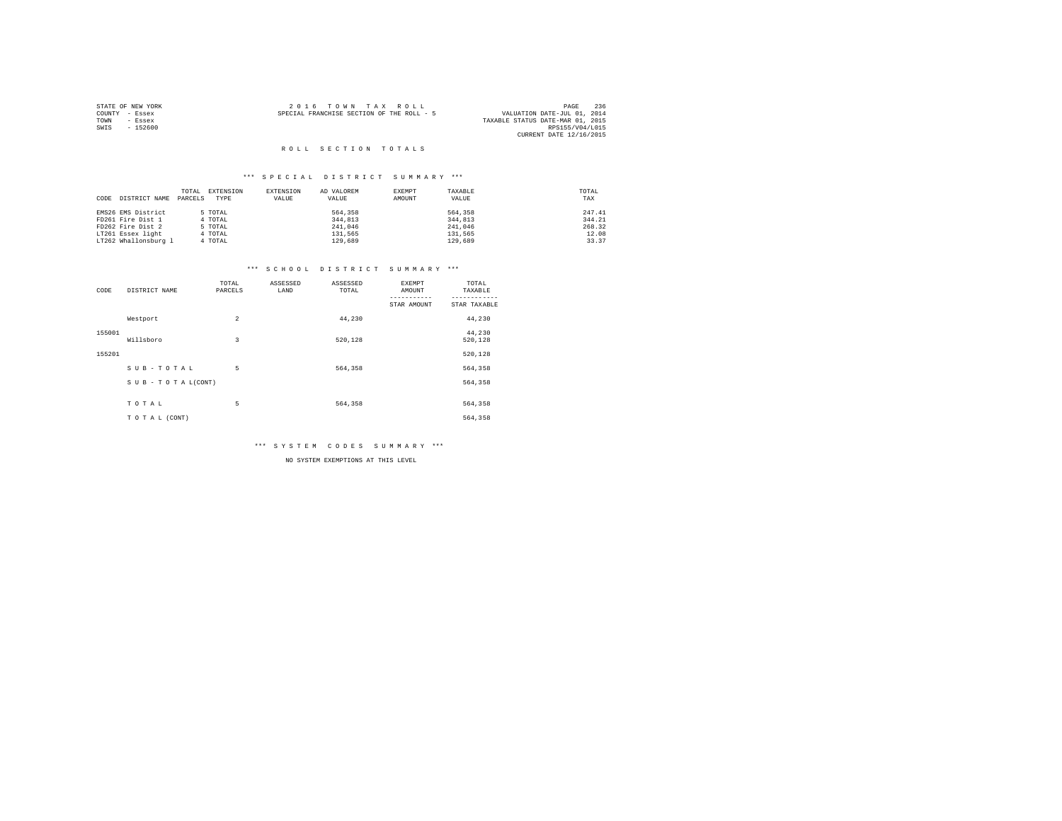STATE OF NEW YORK
COUNTY - Essex
TOWN - Essex
SWIS - 152600

2 0 1 6 T O W N T A X R O L L
SPECIAL FRANCHISE SECTION OF THE ROLL - 5

VALUATION DATE-JUL 01, 2014
TAXABLE STATUS DATE-MAR 01, 2015
RPS155/V04/L015
CURRENT DATE 12/16/2015

## R O L L S E C T I O N T O T A L S

### \*\*\* S P E C I A L D I S T R I C T S U M M A R Y \*\*\*

| CODE | DISTRICT NAME | TOTAL PARCELS | EXTENSION TYPE | EXTENSION VALUE | AD VALOREM VALUE | EXEMPT AMOUNT | TAXABLE VALUE | TOTAL TAX |
|---|---|---|---|---|---|---|---|---|
| EMS26 | EMS District | 5 | TOTAL | | 564,358 | | 564,358 | 247.41 |
| FD261 | Fire Dist 1 | 4 | TOTAL | | 344,813 | | 344,813 | 344.21 |
| FD262 | Fire Dist 2 | 5 | TOTAL | | 241,046 | | 241,046 | 268.32 |
| LT261 | Essex light | 4 | TOTAL | | 131,565 | | 131,565 | 12.08 |
| LT262 | Whallonsburg l | 4 | TOTAL | | 129,689 | | 129,689 | 33.37 |

### \*\*\* S C H O O L D I S T R I C T S U M M A R Y \*\*\*

| CODE | DISTRICT NAME | TOTAL PARCELS | ASSESSED LAND | ASSESSED TOTAL | EXEMPT AMOUNT / STAR AMOUNT | TOTAL TAXABLE / STAR TAXABLE |
|---|---|---|---|---|---|---|
| 155001 | Westport | 2 | | 44,230 | | 44,230 |
| | | | | | | 44,230 |
| 155201 | Willsboro | 3 | | 520,128 | | 520,128 |
| | | | | | | 520,128 |
| | S U B - T O T A L | 5 | | 564,358 | | 564,358 |
| | S U B - T O T A L(CONT) | | | | | 564,358 |
| | T O T A L | 5 | | 564,358 | | 564,358 |
| | T O T A L (CONT) | | | | | 564,358 |

### \*\*\* S Y S T E M C O D E S S U M M A R Y \*\*\*

NO SYSTEM EXEMPTIONS AT THIS LEVEL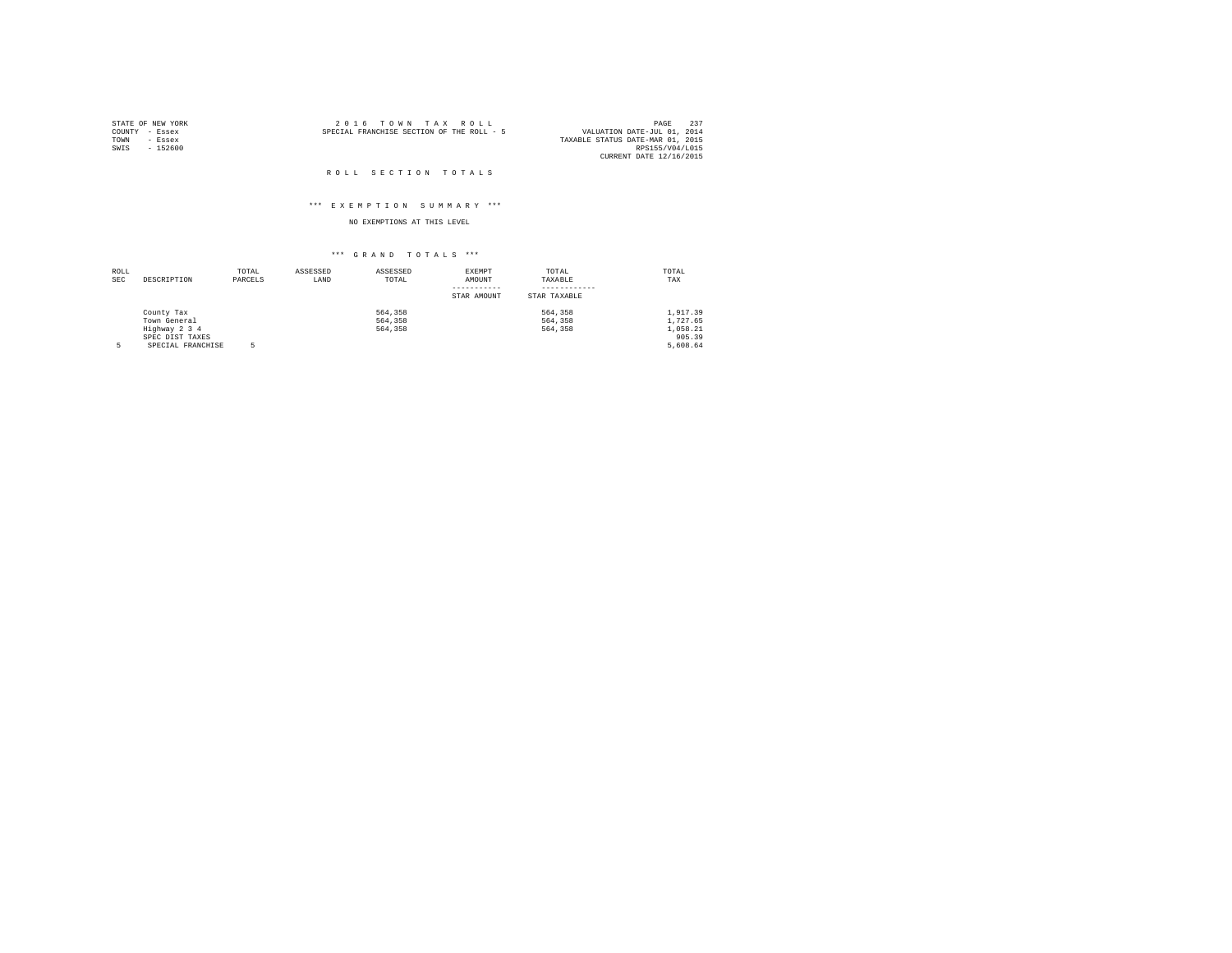STATE OF NEW YORK
COUNTY - Essex
TOWN - Essex
SWIS - 152600

2 0 1 6 T O W N T A X R O L L
SPECIAL FRANCHISE SECTION OF THE ROLL - 5

VALUATION DATE-JUL 01, 2014
TAXABLE STATUS DATE-MAR 01, 2015
RPS155/V04/L015
CURRENT DATE 12/16/2015

## R O L L S E C T I O N T O T A L S

### \*\*\* E X E M P T I O N S U M M A R Y \*\*\*

NO EXEMPTIONS AT THIS LEVEL

### \*\*\* G R A N D T O T A L S \*\*\*

| ROLL SEC | DESCRIPTION | TOTAL PARCELS | ASSESSED LAND | ASSESSED TOTAL | EXEMPT AMOUNT / STAR AMOUNT | TOTAL TAXABLE / STAR TAXABLE | TOTAL TAX |
|---|---|---|---|---|---|---|---|
| | County Tax | | | 564,358 | | 564,358 | 1,917.39 |
| | Town General | | | 564,358 | | 564,358 | 1,727.65 |
| | Highway 2 3 4 | | | 564,358 | | 564,358 | 1,058.21 |
| | SPEC DIST TAXES | | | | | | 905.39 |
| 5 | SPECIAL FRANCHISE | 5 | | | | | 5,608.64 |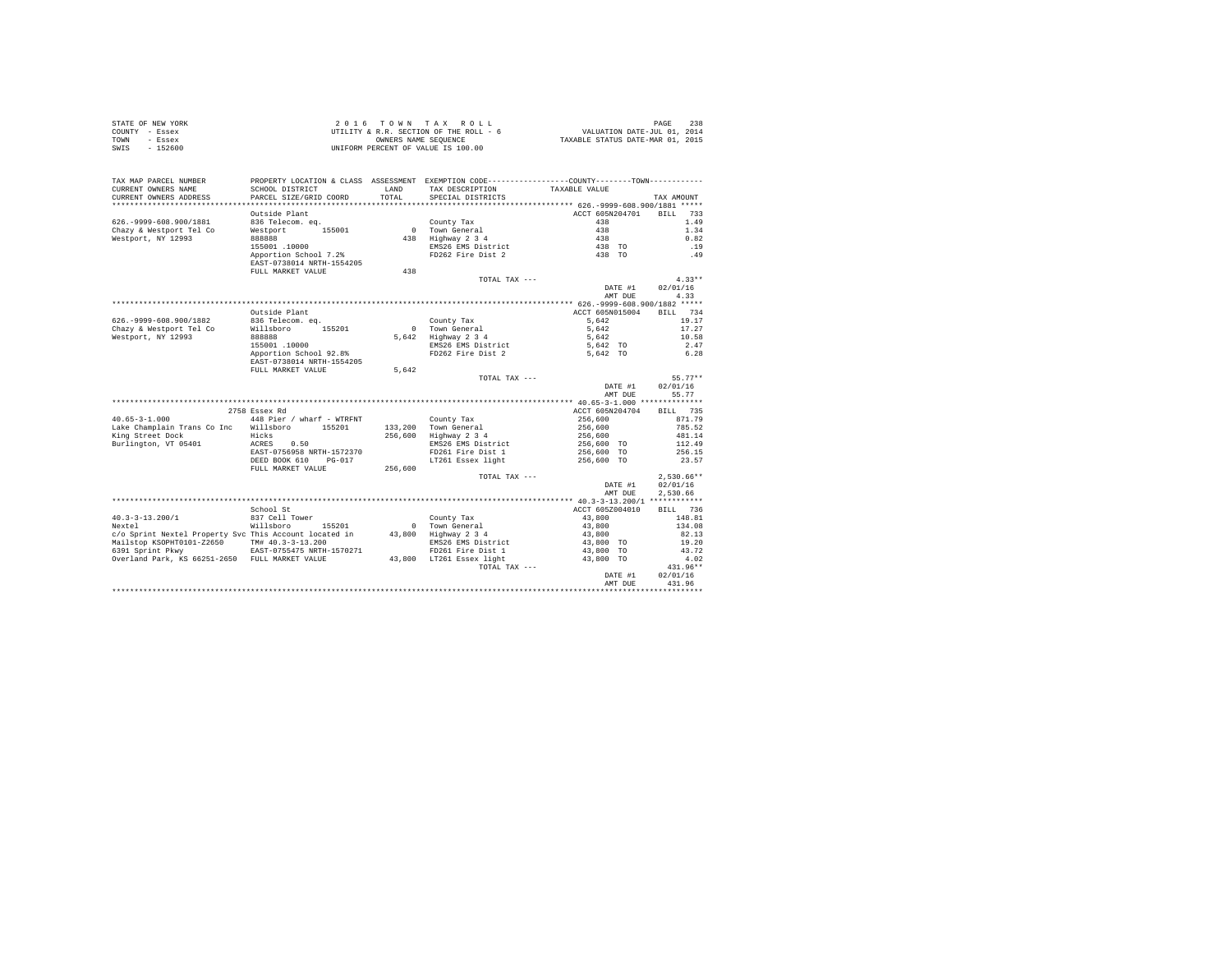STATE OF NEW YORK
COUNTY - Essex
TOWN - Essex
SWIS - 152600

2 0 1 6 T O W N T A X R O L L
UTILITY & R.R. SECTION OF THE ROLL - 6
OWNERS NAME SEQUENCE
UNIFORM PERCENT OF VALUE IS 100.00

VALUATION DATE-JUL 01, 2014
TAXABLE STATUS DATE-MAR 01, 2015

```
TAX MAP PARCEL NUMBER          PROPERTY LOCATION & CLASS  ASSESSMENT  EXEMPTION CODE-----------------COUNTY--------TOWN-----------
CURRENT OWNERS NAME            SCHOOL DISTRICT               LAND     TAX DESCRIPTION            TAXABLE VALUE
CURRENT OWNERS ADDRESS         PARCEL SIZE/GRID COORD        TOTAL    SPECIAL DISTRICTS                                    TAX AMOUNT
************************************************************************************************ 626.-9999-608.900/1881 *****
                               Outside Plant                                                   ACCT 605N204701     BILL  733
626.-9999-608.900/1881         836 Telecom. eq.                        County Tax                       438                  1.49
Chazy & Westport Tel Co        Westport       155001           0      Town General                     438                  1.34
Westport, NY 12993             888888                         438     Highway 2 3 4                    438                  0.82
                               155001 .10000                           EMS26 EMS District               438 TO                .19
                               Apportion School 7.2%                   FD262 Fire Dist 2                438 TO                .49
                               EAST-0738014 NRTH-1554205
                               FULL MARKET VALUE              438
                                                                       TOTAL TAX ---                                        4.33**
                                                                                                      DATE #1        02/01/16
                                                                                                      AMT DUE            4.33
************************************************************************************************ 626.-9999-608.900/1882 *****
                               Outside Plant                                                   ACCT 605N015004     BILL  734
626.-9999-608.900/1882         836 Telecom. eq.                        County Tax                     5,642                 19.17
Chazy & Westport Tel Co        Willsboro      155201           0      Town General                   5,642                 17.27
Westport, NY 12993             888888                       5,642     Highway 2 3 4                  5,642                 10.58
                               155001 .10000                           EMS26 EMS District             5,642 TO               2.47
                               Apportion School 92.8%                  FD262 Fire Dist 2              5,642 TO               6.28
                               EAST-0738014 NRTH-1554205
                               FULL MARKET VALUE            5,642
                                                                       TOTAL TAX ---                                       55.77**
                                                                                                      DATE #1        02/01/16
                                                                                                      AMT DUE           55.77
************************************************************************************************ 40.65-3-1.000 **************
                          2758 Essex Rd                                                        ACCT 605N204704     BILL  735
40.65-3-1.000                  448 Pier / wharf - WTRFNT               County Tax                   256,600                871.79
Lake Champlain Trans Co Inc    Willsboro      155201       133,200    Town General                 256,600                785.52
King Street Dock               Hicks                       256,600    Highway 2 3 4                256,600                481.14
Burlington, VT 05401           ACRES    0.50                           EMS26 EMS District           256,600 TO             112.49
                               EAST-0756958 NRTH-1572370               FD261 Fire Dist 1            256,600 TO             256.15
                               DEED BOOK 610    PG-017                 LT261 Essex light            256,600 TO              23.57
                               FULL MARKET VALUE          256,600
                                                                       TOTAL TAX ---                                    2,530.66**
                                                                                                      DATE #1        02/01/16
                                                                                                      AMT DUE        2,530.66
************************************************************************************************ 40.3-3-13.200/1 ************
                               School St                                                       ACCT 605Z004010     BILL  736
40.3-3-13.200/1                837 Cell Tower                          County Tax                    43,800                148.81
Nextel                         Willsboro      155201           0      Town General                  43,800                134.08
c/o Sprint Nextel Property Svc This Account located in      43,800    Highway 2 3 4                 43,800                 82.13
Mailstop KSOPHT0101-Z2650      TM# 40.3-3-13.200                       EMS26 EMS District            43,800 TO              19.20
6391 Sprint Pkwy               EAST-0755475 NRTH-1570271               FD261 Fire Dist 1             43,800 TO              43.72
Overland Park, KS 66251-2650   FULL MARKET VALUE           43,800     LT261 Essex light             43,800 TO               4.02
                                                                       TOTAL TAX ---                                      431.96**
                                                                                                      DATE #1        02/01/16
                                                                                                      AMT DUE          431.96
************************************************************************************************************************************
```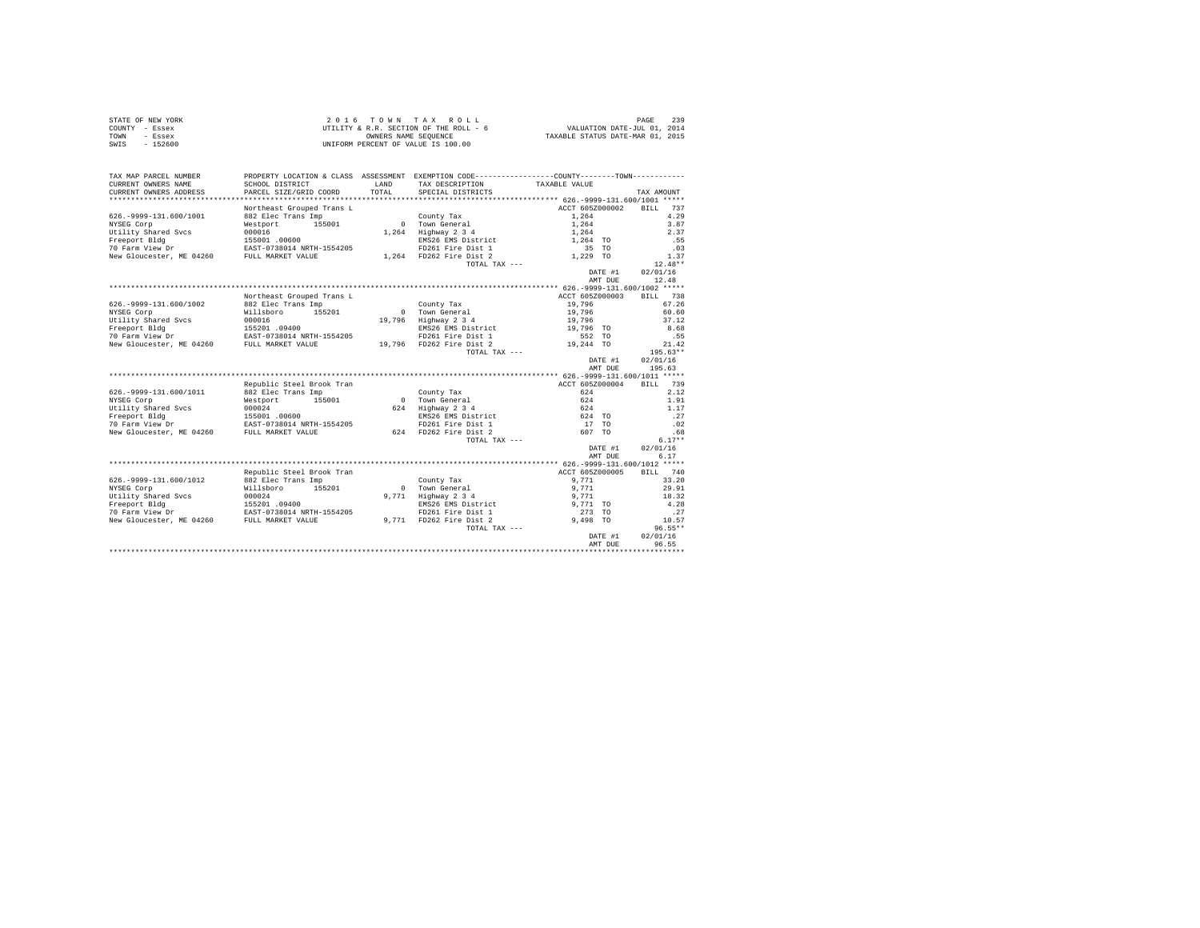STATE OF NEW YORK
COUNTY - Essex
TOWN - Essex
SWIS - 152600

2 0 1 6 T O W N T A X R O L L
UTILITY & R.R. SECTION OF THE ROLL - 6
OWNERS NAME SEQUENCE
UNIFORM PERCENT OF VALUE IS 100.00

VALUATION DATE-JUL 01, 2014
TAXABLE STATUS DATE-MAR 01, 2015

| TAX MAP PARCEL NUMBER / CURRENT OWNERS NAME / CURRENT OWNERS ADDRESS | PROPERTY LOCATION & CLASS / SCHOOL DISTRICT / PARCEL SIZE/GRID COORD | ASSESSMENT LAND / TOTAL | EXEMPTION CODE / TAX DESCRIPTION / SPECIAL DISTRICTS | TAXABLE VALUE (COUNTY--TOWN) | TAX AMOUNT |
|---|---|---|---|---|---|
| ****** 626.-9999-131.600/1001 ***** | | | | | |
| | Northeast Grouped Trans L | | | ACCT 605Z000002 | BILL 737 |
| 626.-9999-131.600/1001 | 882 Elec Trans Imp | | County Tax | 1,264 | 4.29 |
| NYSEG Corp | Westport 155001 | 0 | Town General | 1,264 | 3.87 |
| Utility Shared Svcs | 000016 | 1,264 | Highway 2 3 4 | 1,264 | 2.37 |
| Freeport Bldg | 155001 .00600 | | EMS26 EMS District | 1,264 TO | .55 |
| 70 Farm View Dr | EAST-0738014 NRTH-1554205 | | FD261 Fire Dist 1 | 35 TO | .03 |
| New Gloucester, ME 04260 | FULL MARKET VALUE | 1,264 | FD262 Fire Dist 2 | 1,229 TO | 1.37 |
| | | | TOTAL TAX --- | | 12.48** |
| | | | | DATE #1 | 02/01/16 |
| | | | | AMT DUE | 12.48 |
| ****** 626.-9999-131.600/1002 ***** | | | | | |
| | Northeast Grouped Trans L | | | ACCT 605Z000003 | BILL 738 |
| 626.-9999-131.600/1002 | 882 Elec Trans Imp | | County Tax | 19,796 | 67.26 |
| NYSEG Corp | Willsboro 155201 | 0 | Town General | 19,796 | 60.60 |
| Utility Shared Svcs | 000016 | 19,796 | Highway 2 3 4 | 19,796 | 37.12 |
| Freeport Bldg | 155201 .09400 | | EMS26 EMS District | 19,796 TO | 8.68 |
| 70 Farm View Dr | EAST-0738014 NRTH-1554205 | | FD261 Fire Dist 1 | 552 TO | .55 |
| New Gloucester, ME 04260 | FULL MARKET VALUE | 19,796 | FD262 Fire Dist 2 | 19,244 TO | 21.42 |
| | | | TOTAL TAX --- | | 195.63** |
| | | | | DATE #1 | 02/01/16 |
| | | | | AMT DUE | 195.63 |
| ****** 626.-9999-131.600/1011 ***** | | | | | |
| | Republic Steel Brook Tran | | | ACCT 605Z000004 | BILL 739 |
| 626.-9999-131.600/1011 | 882 Elec Trans Imp | | County Tax | 624 | 2.12 |
| NYSEG Corp | Westport 155001 | 0 | Town General | 624 | 1.91 |
| Utility Shared Svcs | 000024 | 624 | Highway 2 3 4 | 624 | 1.17 |
| Freeport Bldg | 155001 .00600 | | EMS26 EMS District | 624 TO | .27 |
| 70 Farm View Dr | EAST-0738014 NRTH-1554205 | | FD261 Fire Dist 1 | 17 TO | .02 |
| New Gloucester, ME 04260 | FULL MARKET VALUE | 624 | FD262 Fire Dist 2 | 607 TO | .68 |
| | | | TOTAL TAX --- | | 6.17** |
| | | | | DATE #1 | 02/01/16 |
| | | | | AMT DUE | 6.17 |
| ****** 626.-9999-131.600/1012 ***** | | | | | |
| | Republic Steel Brook Tran | | | ACCT 605Z000005 | BILL 740 |
| 626.-9999-131.600/1012 | 882 Elec Trans Imp | | County Tax | 9,771 | 33.20 |
| NYSEG Corp | Willsboro 155201 | 0 | Town General | 9,771 | 29.91 |
| Utility Shared Svcs | 000024 | 9,771 | Highway 2 3 4 | 9,771 | 18.32 |
| Freeport Bldg | 155201 .09400 | | EMS26 EMS District | 9,771 TO | 4.28 |
| 70 Farm View Dr | EAST-0738014 NRTH-1554205 | | FD261 Fire Dist 1 | 273 TO | .27 |
| New Gloucester, ME 04260 | FULL MARKET VALUE | 9,771 | FD262 Fire Dist 2 | 9,498 TO | 10.57 |
| | | | TOTAL TAX --- | | 96.55** |
| | | | | DATE #1 | 02/01/16 |
| | | | | AMT DUE | 96.55 |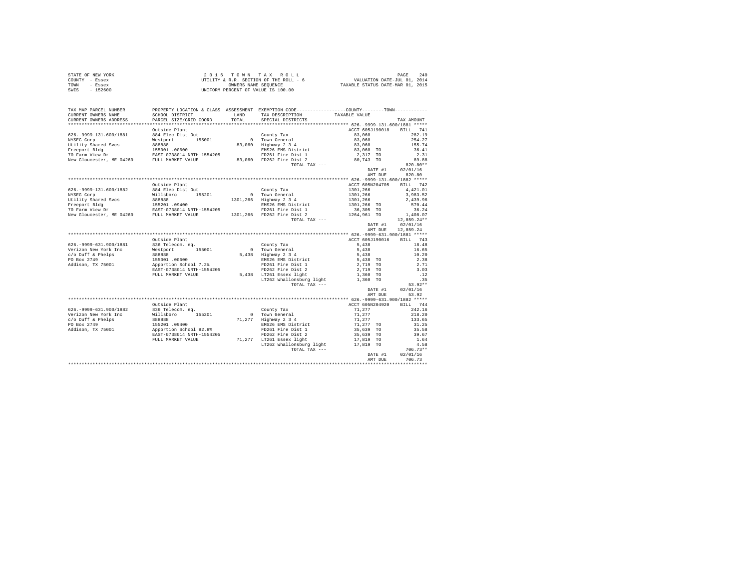STATE OF NEW YORK
COUNTY - Essex
TOWN - Essex
SWIS - 152600

2 0 1 6 T O W N T A X R O L L
UTILITY & R.R. SECTION OF THE ROLL - 6
OWNERS NAME SEQUENCE
UNIFORM PERCENT OF VALUE IS 100.00

VALUATION DATE-JUL 01, 2014
TAXABLE STATUS DATE-MAR 01, 2015

| TAX MAP PARCEL NUMBER / CURRENT OWNERS NAME / CURRENT OWNERS ADDRESS | PROPERTY LOCATION & CLASS / SCHOOL DISTRICT / PARCEL SIZE/GRID COORD | ASSESSMENT LAND / TOTAL | EXEMPTION CODE / TAX DESCRIPTION / SPECIAL DISTRICTS | COUNTY--------TOWN TAXABLE VALUE | TAX AMOUNT |
|---|---|---|---|---|---|
| **626.-9999-131.600/1881** | Outside Plant | | | ACCT 605J190018 | BILL 741 |
| 626.-9999-131.600/1881 | 884 Elec Dist Out | | County Tax | 83,060 | 282.19 |
| NYSEG Corp | Westport 155001 | 0 | Town General | 83,060 | 254.27 |
| Utility Shared Svcs | 888888 | 83,060 | Highway 2 3 4 | 83,060 | 155.74 |
| Freeport Bldg | 155001 .00600 | | EMS26 EMS District | 83,060 TO | 36.41 |
| 70 Farm View Dr | EAST-0738014 NRTH-1554205 | | FD261 Fire Dist 1 | 2,317 TO | 2.31 |
| New Gloucester, ME 04260 | FULL MARKET VALUE | 83,060 | FD262 Fire Dist 2 | 80,743 TO | 89.88 |
| | | | TOTAL TAX --- | | 820.80** |
| | | | | DATE #1 | 02/01/16 |
| | | | | AMT DUE | 820.80 |
| **626.-9999-131.600/1882** | Outside Plant | | | ACCT 605N204705 | BILL 742 |
| 626.-9999-131.600/1882 | 884 Elec Dist Out | | County Tax | 1301,266 | 4,421.01 |
| NYSEG Corp | Willsboro 155201 | 0 | Town General | 1301,266 | 3,983.52 |
| Utility Shared Svcs | 888888 | 1301,266 | Highway 2 3 4 | 1301,266 | 2,439.96 |
| Freeport Bldg | 155201 .09400 | | EMS26 EMS District | 1301,266 TO | 570.44 |
| 70 Farm View Dr | EAST-0738014 NRTH-1554205 | | FD261 Fire Dist 1 | 36,305 TO | 36.24 |
| New Gloucester, ME 04260 | FULL MARKET VALUE | 1301,266 | FD262 Fire Dist 2 | 1264,961 TO | 1,408.07 |
| | | | TOTAL TAX --- | | 12,859.24** |
| | | | | DATE #1 | 02/01/16 |
| | | | | AMT DUE | 12,859.24 |
| **626.-9999-631.900/1881** | Outside Plant | | | ACCT 605J190016 | BILL 743 |
| 626.-9999-631.900/1881 | 836 Telecom. eq. | | County Tax | 5,438 | 18.48 |
| Verizon New York Inc | Westport 155001 | 0 | Town General | 5,438 | 16.65 |
| c/o Duff & Phelps | 888888 | 5,438 | Highway 2 3 4 | 5,438 | 10.20 |
| PO Box 2749 | 155001 .00600 | | EMS26 EMS District | 5,438 TO | 2.38 |
| Addison, TX 75001 | Apportion School 7.2% | | FD261 Fire Dist 1 | 2,719 TO | 2.71 |
| | EAST-0738014 NRTH-1554205 | | FD262 Fire Dist 2 | 2,719 TO | 3.03 |
| | FULL MARKET VALUE | 5,438 | LT261 Essex light | 1,360 TO | .12 |
| | | | LT262 Whallonsburg light | 1,360 TO | .35 |
| | | | TOTAL TAX --- | | 53.92** |
| | | | | DATE #1 | 02/01/16 |
| | | | | AMT DUE | 53.92 |
| **626.-9999-631.900/1882** | Outside Plant | | | ACCT 605N204920 | BILL 744 |
| 626.-9999-631.900/1882 | 836 Telecom. eq. | | County Tax | 71,277 | 242.16 |
| Verizon New York Inc | Willsboro 155201 | 0 | Town General | 71,277 | 218.20 |
| c/o Duff & Phelps | 888888 | 71,277 | Highway 2 3 4 | 71,277 | 133.65 |
| PO Box 2749 | 155201 .09400 | | EMS26 EMS District | 71,277 TO | 31.25 |
| Addison, TX 75001 | Apportion School 92.8% | | FD261 Fire Dist 1 | 35,639 TO | 35.58 |
| | EAST-0738014 NRTH-1554205 | | FD262 Fire Dist 2 | 35,639 TO | 39.67 |
| | FULL MARKET VALUE | 71,277 | LT261 Essex light | 17,819 TO | 1.64 |
| | | | LT262 Whallonsburg light | 17,819 TO | 4.58 |
| | | | TOTAL TAX --- | | 706.73** |
| | | | | DATE #1 | 02/01/16 |
| | | | | AMT DUE | 706.73 |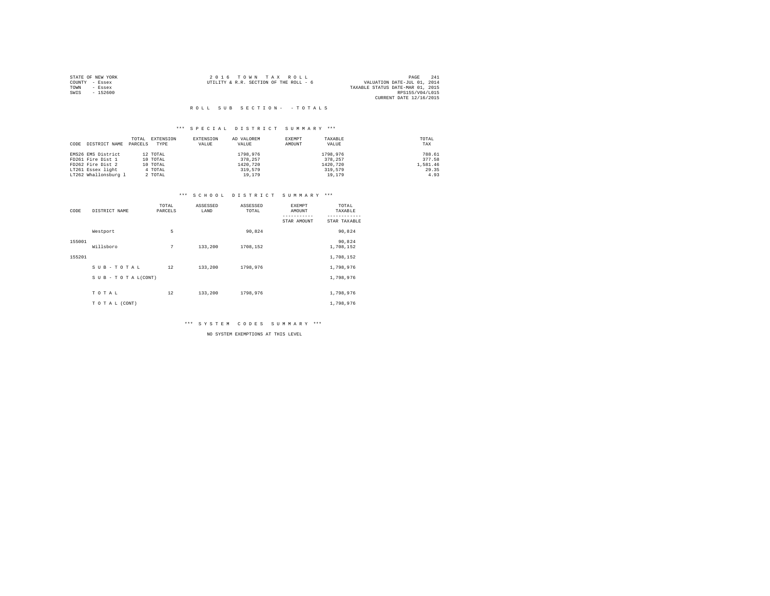STATE OF NEW YORK
COUNTY - Essex
TOWN - Essex
SWIS - 152600

2 0 1 6 T O W N T A X R O L L
UTILITY & R.R. SECTION OF THE ROLL - 6

VALUATION DATE-JUL 01, 2014
TAXABLE STATUS DATE-MAR 01, 2015
RPS155/V04/L015
CURRENT DATE 12/16/2015

R O L L S U B S E C T I O N - - T O T A L S

*** S P E C I A L D I S T R I C T S U M M A R Y ***

| CODE | DISTRICT NAME | TOTAL PARCELS | EXTENSION TYPE | EXTENSION VALUE | AD VALOREM VALUE | EXEMPT AMOUNT | TAXABLE VALUE | TOTAL TAX |
|---|---|---|---|---|---|---|---|---|
| EMS26 | EMS District | 12 | TOTAL | | 1798,976 | | 1798,976 | 788.61 |
| FD261 | Fire Dist 1 | 10 | TOTAL | | 378,257 | | 378,257 | 377.58 |
| FD262 | Fire Dist 2 | 10 | TOTAL | | 1420,720 | | 1420,720 | 1,581.46 |
| LT261 | Essex light | 4 | TOTAL | | 319,579 | | 319,579 | 29.35 |
| LT262 | Whallonsburg l | 2 | TOTAL | | 19,179 | | 19,179 | 4.93 |

*** S C H O O L D I S T R I C T S U M M A R Y ***

| CODE | DISTRICT NAME | TOTAL PARCELS | ASSESSED LAND | ASSESSED TOTAL | EXEMPT AMOUNT / STAR AMOUNT | TOTAL TAXABLE / STAR TAXABLE |
|---|---|---|---|---|---|---|
| 155001 | Westport | 5 | | 90,824 | | 90,824 / 90,824 |
| 155201 | Willsboro | 7 | 133,200 | 1708,152 | | 1,708,152 / 1,708,152 |
| | S U B - T O T A L | 12 | 133,200 | 1798,976 | | 1,798,976 |
| | S U B - T O T A L(CONT) | | | | | 1,798,976 |
| | T O T A L | 12 | 133,200 | 1798,976 | | 1,798,976 |
| | T O T A L (CONT) | | | | | 1,798,976 |

*** S Y S T E M C O D E S S U M M A R Y ***

NO SYSTEM EXEMPTIONS AT THIS LEVEL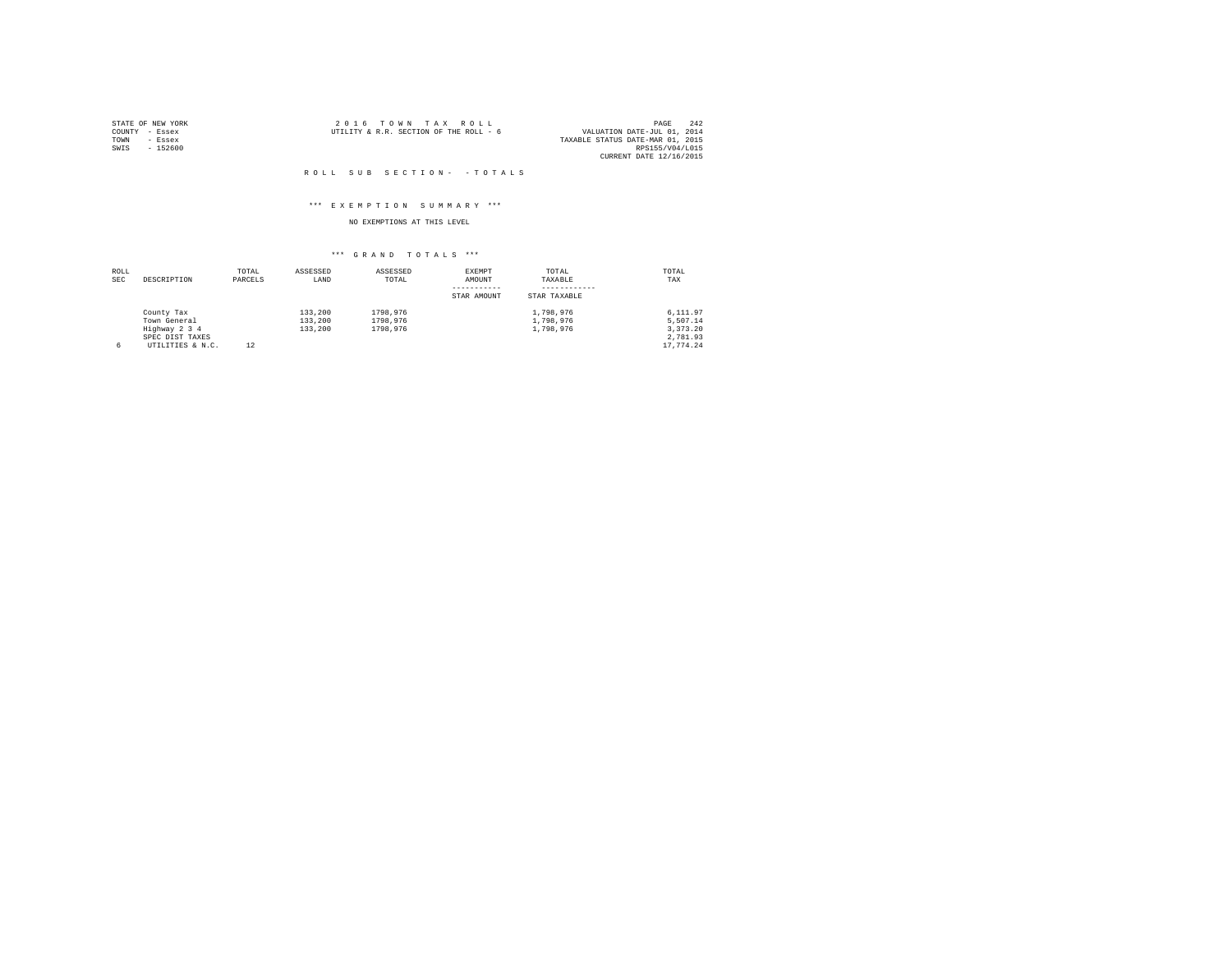STATE OF NEW YORK
COUNTY - Essex
TOWN - Essex
SWIS - 152600

2 0 1 6 T O W N T A X R O L L
UTILITY & R.R. SECTION OF THE ROLL - 6

VALUATION DATE-JUL 01, 2014
TAXABLE STATUS DATE-MAR 01, 2015
RPS155/V04/L015
CURRENT DATE 12/16/2015

R O L L S U B S E C T I O N - - T O T A L S

*** E X E M P T I O N S U M M A R Y ***

NO EXEMPTIONS AT THIS LEVEL

*** G R A N D T O T A L S ***

| ROLL SEC | DESCRIPTION | TOTAL PARCELS | ASSESSED LAND | ASSESSED TOTAL | EXEMPT AMOUNT ----------- STAR AMOUNT | TOTAL TAXABLE ------------ STAR TAXABLE | TOTAL TAX |
|---|---|---|---|---|---|---|---|
| | County Tax | | 133,200 | 1798,976 | | 1,798,976 | 6,111.97 |
| | Town General | | 133,200 | 1798,976 | | 1,798,976 | 5,507.14 |
| | Highway 2 3 4 | | 133,200 | 1798,976 | | 1,798,976 | 3,373.20 |
| | SPEC DIST TAXES | | | | | | 2,781.93 |
| 6 | UTILITIES & N.C. | 12 | | | | | 17,774.24 |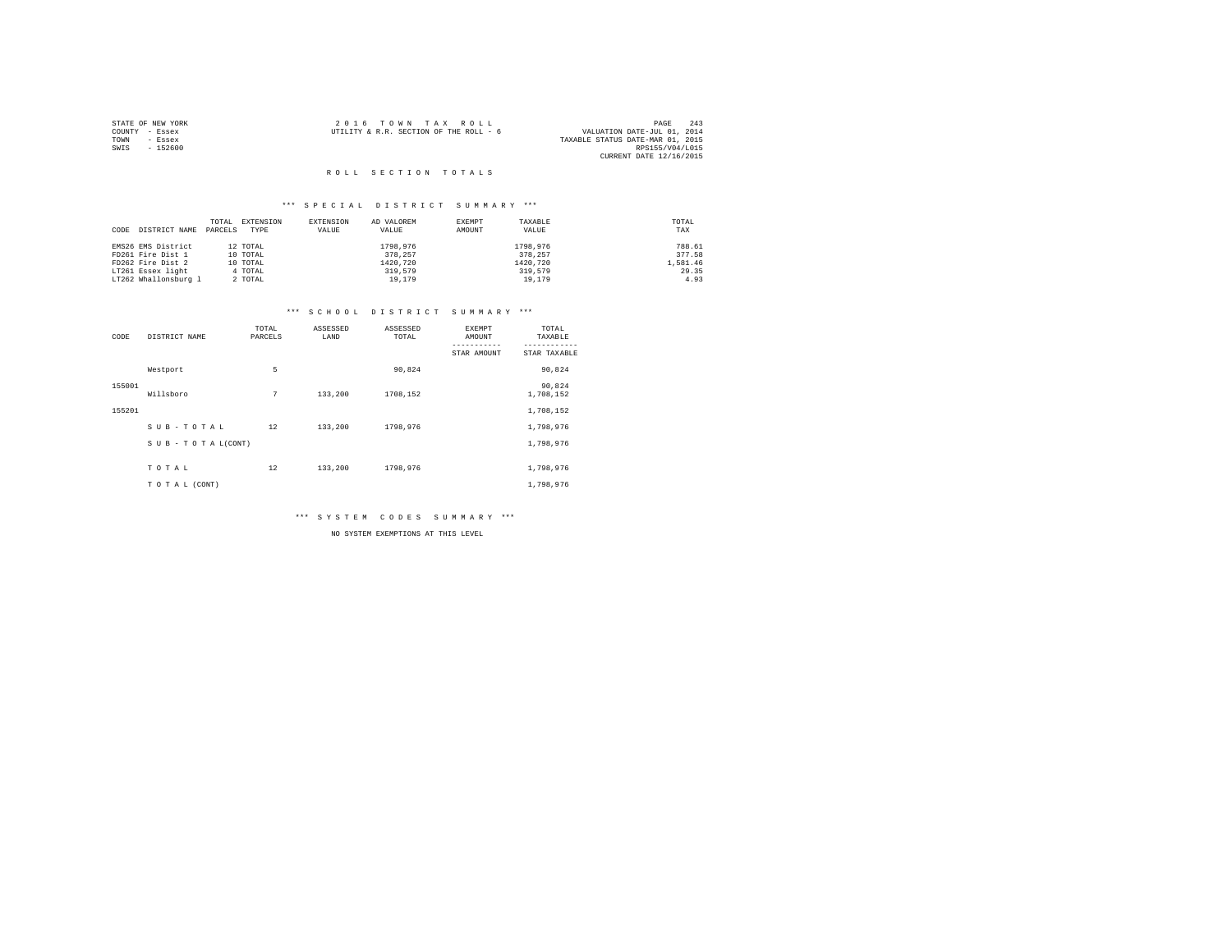STATE OF NEW YORK
COUNTY - Essex
TOWN - Essex
SWIS - 152600

2016 TOWN TAX ROLL
UTILITY & R.R. SECTION OF THE ROLL - 6

VALUATION DATE-JUL 01, 2014
TAXABLE STATUS DATE-MAR 01, 2015
RPS155/V04/L015
CURRENT DATE 12/16/2015

## ROLL SECTION TOTALS

### *** SPECIAL DISTRICT SUMMARY ***

| CODE | DISTRICT NAME | TOTAL PARCELS | EXTENSION TYPE | EXTENSION VALUE | AD VALOREM VALUE | EXEMPT AMOUNT | TAXABLE VALUE | TOTAL TAX |
|---|---|---|---|---|---|---|---|---|
| EMS26 | EMS District | 12 | TOTAL | | 1798,976 | | 1798,976 | 788.61 |
| FD261 | Fire Dist 1 | 10 | TOTAL | | 378,257 | | 378,257 | 377.58 |
| FD262 | Fire Dist 2 | 10 | TOTAL | | 1420,720 | | 1420,720 | 1,581.46 |
| LT261 | Essex light | 4 | TOTAL | | 319,579 | | 319,579 | 29.35 |
| LT262 | Whallonsburg l | 2 | TOTAL | | 19,179 | | 19,179 | 4.93 |

### *** SCHOOL DISTRICT SUMMARY ***

| CODE | DISTRICT NAME | TOTAL PARCELS | ASSESSED LAND | ASSESSED TOTAL | EXEMPT AMOUNT / STAR AMOUNT | TOTAL TAXABLE / STAR TAXABLE |
|---|---|---|---|---|---|---|
| 155001 | Westport | 5 | | 90,824 | | 90,824 |
| | | | | | | 90,824 |
| 155201 | Willsboro | 7 | 133,200 | 1708,152 | | 1,708,152 |
| | | | | | | 1,708,152 |
| | SUB-TOTAL | 12 | 133,200 | 1798,976 | | 1,798,976 |
| | SUB-TOTAL(CONT) | | | | | 1,798,976 |
| | TOTAL | 12 | 133,200 | 1798,976 | | 1,798,976 |
| | TOTAL (CONT) | | | | | 1,798,976 |

### *** SYSTEM CODES SUMMARY ***

NO SYSTEM EXEMPTIONS AT THIS LEVEL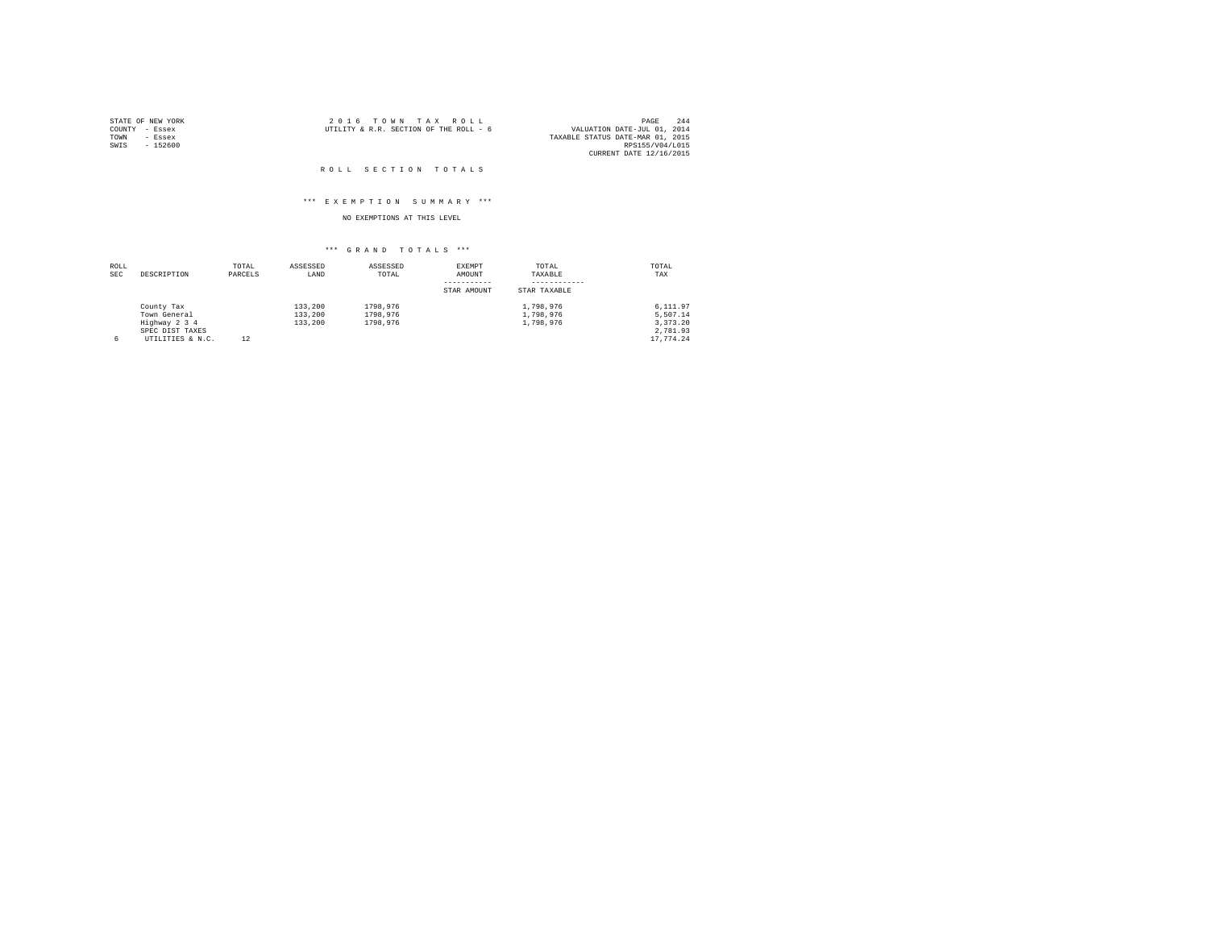STATE OF NEW YORK
COUNTY - Essex
TOWN - Essex
SWIS - 152600

2016 TOWN TAX ROLL
UTILITY & R.R. SECTION OF THE ROLL - 6

PAGE 244
VALUATION DATE-JUL 01, 2014
TAXABLE STATUS DATE-MAR 01, 2015
RPS155/V04/L015
CURRENT DATE 12/16/2015

## ROLL SECTION TOTALS

### *** EXEMPTION SUMMARY ***

NO EXEMPTIONS AT THIS LEVEL

### *** GRAND TOTALS ***

| ROLL SEC | DESCRIPTION | TOTAL PARCELS | ASSESSED LAND | ASSESSED TOTAL | EXEMPT AMOUNT<br>-----------<br>STAR AMOUNT | TOTAL TAXABLE<br>------------<br>STAR TAXABLE | TOTAL TAX |
|---|---|---|---|---|---|---|---|
| | County Tax | | 133,200 | 1798,976 | | 1,798,976 | 6,111.97 |
| | Town General | | 133,200 | 1798,976 | | 1,798,976 | 5,507.14 |
| | Highway 2 3 4 | | 133,200 | 1798,976 | | 1,798,976 | 3,373.20 |
| | SPEC DIST TAXES | | | | | | 2,781.93 |
| 6 | UTILITIES & N.C. | 12 | | | | | 17,774.24 |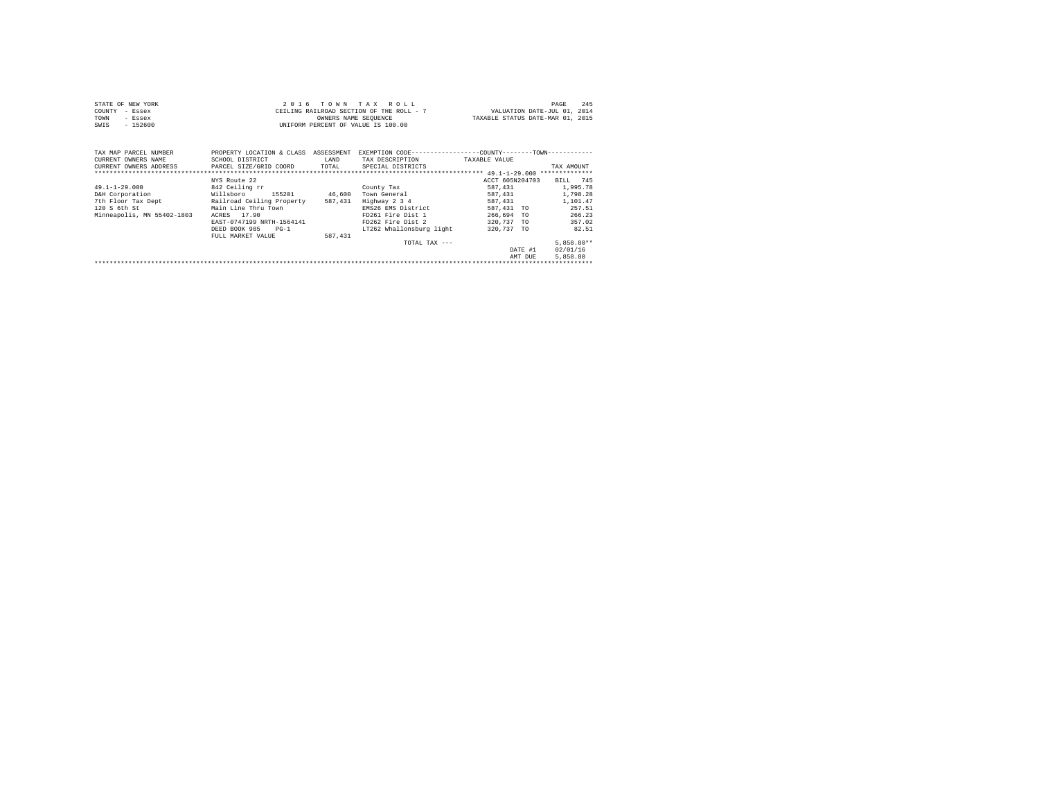STATE OF NEW YORK
COUNTY - Essex
TOWN - Essex
SWIS - 152600

2 0 1 6 T O W N T A X R O L L
CEILING RAILROAD SECTION OF THE ROLL - 7
OWNERS NAME SEQUENCE
UNIFORM PERCENT OF VALUE IS 100.00

VALUATION DATE-JUL 01, 2014
TAXABLE STATUS DATE-MAR 01, 2015

| TAX MAP PARCEL NUMBER / CURRENT OWNERS NAME / CURRENT OWNERS ADDRESS | PROPERTY LOCATION & CLASS / SCHOOL DISTRICT / PARCEL SIZE/GRID COORD | ASSESSMENT LAND / TOTAL | EXEMPTION CODE / TAX DESCRIPTION / SPECIAL DISTRICTS | COUNTY / TOWN TAXABLE VALUE | | TAX AMOUNT |
|---|---|---|---|---|---|---|
| | NYS Route 22 | | | ACCT 605N204703 | | BILL 745 |
| 49.1-1-29.000 | 842 Ceiling rr | | County Tax | 587,431 | | 1,995.78 |
| D&H Corporation | Willsboro 155201 | 46,600 | Town General | 587,431 | | 1,798.28 |
| 7th Floor Tax Dept | Railroad Ceiling Property | 587,431 | Highway 2 3 4 | 587,431 | | 1,101.47 |
| 120 S 6th St | Main Line Thru Town | | EMS26 EMS District | 587,431 | TO | 257.51 |
| Minneapolis, MN 55402-1803 | ACRES 17.90 | | FD261 Fire Dist 1 | 266,694 | TO | 266.23 |
| | EAST-0747199 NRTH-1564141 | | FD262 Fire Dist 2 | 320,737 | TO | 357.02 |
| | DEED BOOK 985 PG-1 | | LT262 Whallonsburg light | 320,737 | TO | 82.51 |
| | FULL MARKET VALUE | 587,431 | | | | |
| | | | TOTAL TAX --- | | | 5,858.80** |
| | | | | | DATE #1 | 02/01/16 |
| | | | | | AMT DUE | 5,858.80 |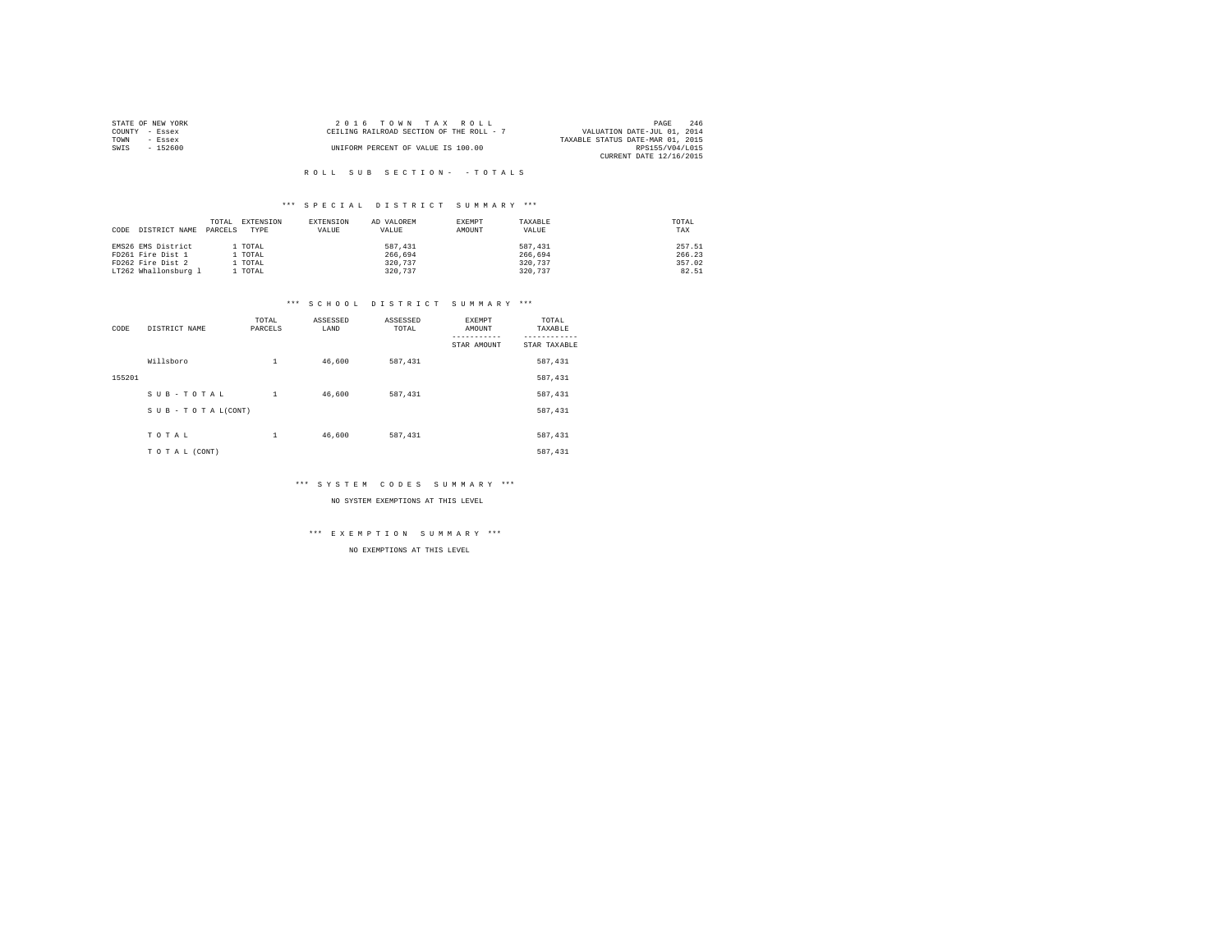STATE OF NEW YORK
COUNTY - Essex
TOWN - Essex
SWIS - 152600

2 0 1 6 T O W N T A X R O L L
CEILING RAILROAD SECTION OF THE ROLL - 7
UNIFORM PERCENT OF VALUE IS 100.00

VALUATION DATE-JUL 01, 2014
TAXABLE STATUS DATE-MAR 01, 2015
RPS155/V04/L015
CURRENT DATE 12/16/2015

R O L L S U B S E C T I O N - - T O T A L S

*** S P E C I A L D I S T R I C T S U M M A R Y ***

| CODE | DISTRICT NAME | TOTAL PARCELS | EXTENSION TYPE | EXTENSION VALUE | AD VALOREM VALUE | EXEMPT AMOUNT | TAXABLE VALUE | TOTAL TAX |
|---|---|---|---|---|---|---|---|---|
| EMS26 | EMS District | 1 | TOTAL | | 587,431 | | 587,431 | 257.51 |
| FD261 | Fire Dist 1 | 1 | TOTAL | | 266,694 | | 266,694 | 266.23 |
| FD262 | Fire Dist 2 | 1 | TOTAL | | 320,737 | | 320,737 | 357.02 |
| LT262 | Whallonsburg l | 1 | TOTAL | | 320,737 | | 320,737 | 82.51 |

*** S C H O O L D I S T R I C T S U M M A R Y ***

| CODE | DISTRICT NAME | TOTAL PARCELS | ASSESSED LAND | ASSESSED TOTAL | EXEMPT AMOUNT / STAR AMOUNT | TOTAL TAXABLE / STAR TAXABLE |
|---|---|---|---|---|---|---|
| | Willsboro | 1 | 46,600 | 587,431 | | 587,431 |
| 155201 | | | | | | 587,431 |
| | S U B - T O T A L | 1 | 46,600 | 587,431 | | 587,431 |
| | S U B - T O T A L(CONT) | | | | | 587,431 |
| | T O T A L | 1 | 46,600 | 587,431 | | 587,431 |
| | T O T A L (CONT) | | | | | 587,431 |

*** S Y S T E M C O D E S S U M M A R Y ***

NO SYSTEM EXEMPTIONS AT THIS LEVEL

*** E X E M P T I O N S U M M A R Y ***

NO EXEMPTIONS AT THIS LEVEL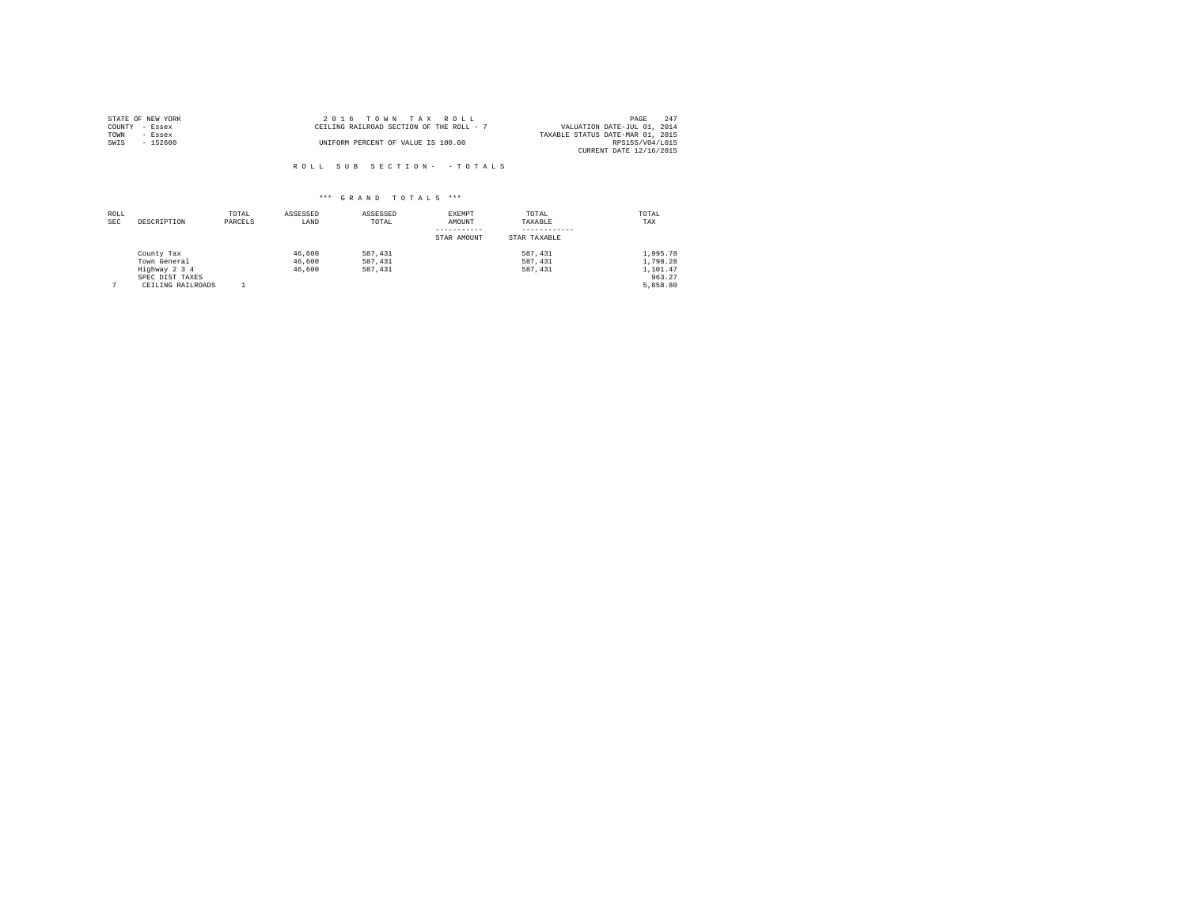STATE OF NEW YORK
COUNTY - Essex
TOWN - Essex
SWIS - 152600

2016 TOWN TAX ROLL
CEILING RAILROAD SECTION OF THE ROLL - 7
UNIFORM PERCENT OF VALUE IS 100.00

VALUATION DATE-JUL 01, 2014
TAXABLE STATUS DATE-MAR 01, 2015
RPS155/V04/L015
CURRENT DATE 12/16/2015

ROLL SUB SECTION- - TOTALS

*** GRAND TOTALS ***

| ROLL SEC | DESCRIPTION | TOTAL PARCELS | ASSESSED LAND | ASSESSED TOTAL | EXEMPT AMOUNT<br>-----------<br>STAR AMOUNT | TOTAL TAXABLE<br>------------<br>STAR TAXABLE | TOTAL TAX |
|---|---|---|---|---|---|---|---|
| | County Tax | | 46,600 | 587,431 | | 587,431 | 1,995.78 |
| | Town General | | 46,600 | 587,431 | | 587,431 | 1,798.28 |
| | Highway 2 3 4 | | 46,600 | 587,431 | | 587,431 | 1,101.47 |
| | SPEC DIST TAXES | | | | | | 963.27 |
| 7 | CEILING RAILROADS | 1 | | | | | 5,858.80 |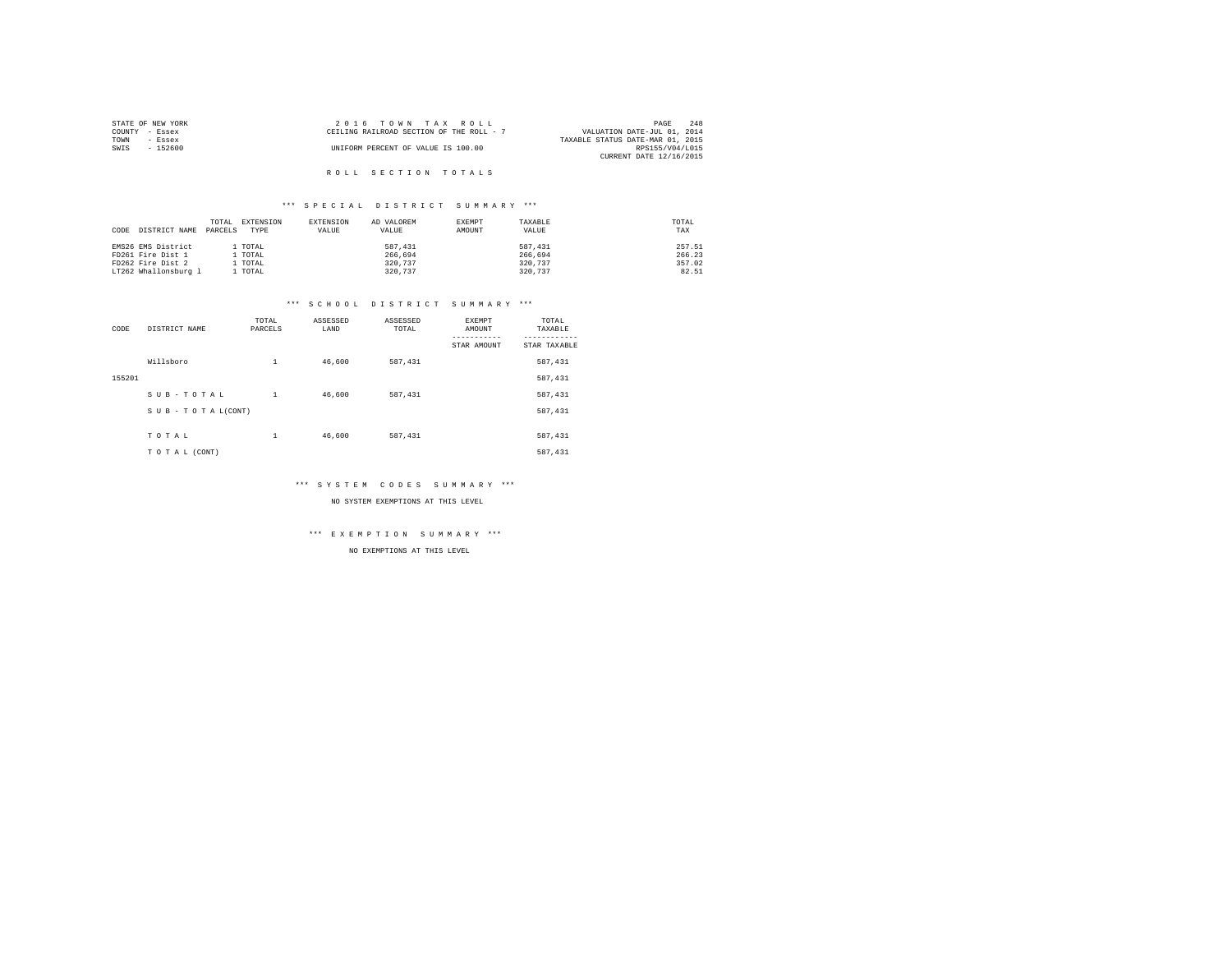STATE OF NEW YORK
COUNTY - Essex
TOWN - Essex
SWIS - 152600

2 0 1 6 T O W N T A X R O L L
CEILING RAILROAD SECTION OF THE ROLL - 7
UNIFORM PERCENT OF VALUE IS 100.00

VALUATION DATE-JUL 01, 2014
TAXABLE STATUS DATE-MAR 01, 2015
RPS155/V04/L015
CURRENT DATE 12/16/2015

R O L L S E C T I O N T O T A L S

*** S P E C I A L D I S T R I C T S U M M A R Y ***

| CODE DISTRICT NAME | TOTAL PARCELS | EXTENSION TYPE | EXTENSION VALUE | AD VALOREM VALUE | EXEMPT AMOUNT | TAXABLE VALUE | TOTAL TAX |
|---|---|---|---|---|---|---|---|
| EMS26 EMS District | 1 | TOTAL | | 587,431 | | 587,431 | 257.51 |
| FD261 Fire Dist 1 | 1 | TOTAL | | 266,694 | | 266,694 | 266.23 |
| FD262 Fire Dist 2 | 1 | TOTAL | | 320,737 | | 320,737 | 357.02 |
| LT262 Whallonsburg l | 1 | TOTAL | | 320,737 | | 320,737 | 82.51 |

*** S C H O O L D I S T R I C T S U M M A R Y ***

| CODE | DISTRICT NAME | TOTAL PARCELS | ASSESSED LAND | ASSESSED TOTAL | EXEMPT AMOUNT / STAR AMOUNT | TOTAL TAXABLE / STAR TAXABLE |
|---|---|---|---|---|---|---|
| | Willsboro | 1 | 46,600 | 587,431 | | 587,431 |
| 155201 | | | | | | 587,431 |
| | S U B - T O T A L | 1 | 46,600 | 587,431 | | 587,431 |
| | S U B - T O T A L(CONT) | | | | | 587,431 |
| | T O T A L | 1 | 46,600 | 587,431 | | 587,431 |
| | T O T A L (CONT) | | | | | 587,431 |

*** S Y S T E M C O D E S S U M M A R Y ***

NO SYSTEM EXEMPTIONS AT THIS LEVEL

*** E X E M P T I O N S U M M A R Y ***

NO EXEMPTIONS AT THIS LEVEL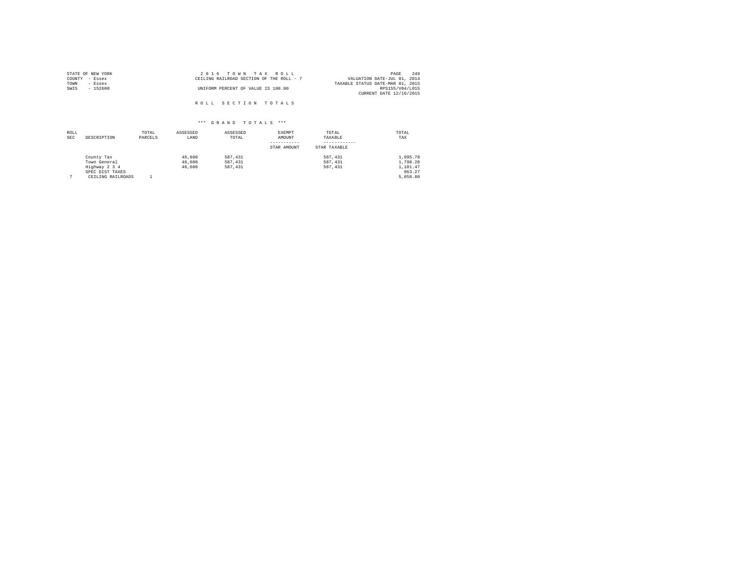STATE OF NEW YORK
COUNTY - Essex
TOWN - Essex
SWIS - 152600

2 0 1 6 T O W N T A X R O L L
CEILING RAILROAD SECTION OF THE ROLL - 7
UNIFORM PERCENT OF VALUE IS 100.00

VALUATION DATE-JUL 01, 2014
TAXABLE STATUS DATE-MAR 01, 2015
RPS155/V04/L015
CURRENT DATE 12/16/2015

R O L L S E C T I O N T O T A L S

*** G R A N D T O T A L S ***

| ROLL SEC | DESCRIPTION | TOTAL PARCELS | ASSESSED LAND | ASSESSED TOTAL | EXEMPT AMOUNT<br>-----------<br>STAR AMOUNT | TOTAL TAXABLE<br>------------<br>STAR TAXABLE | TOTAL TAX |
|---|---|---|---|---|---|---|---|
| | County Tax | | 46,600 | 587,431 | | 587,431 | 1,995.78 |
| | Town General | | 46,600 | 587,431 | | 587,431 | 1,798.28 |
| | Highway 2 3 4 | | 46,600 | 587,431 | | 587,431 | 1,101.47 |
| | SPEC DIST TAXES | | | | | | 963.27 |
| 7 | CEILING RAILROADS | 1 | | | | | 5,858.80 |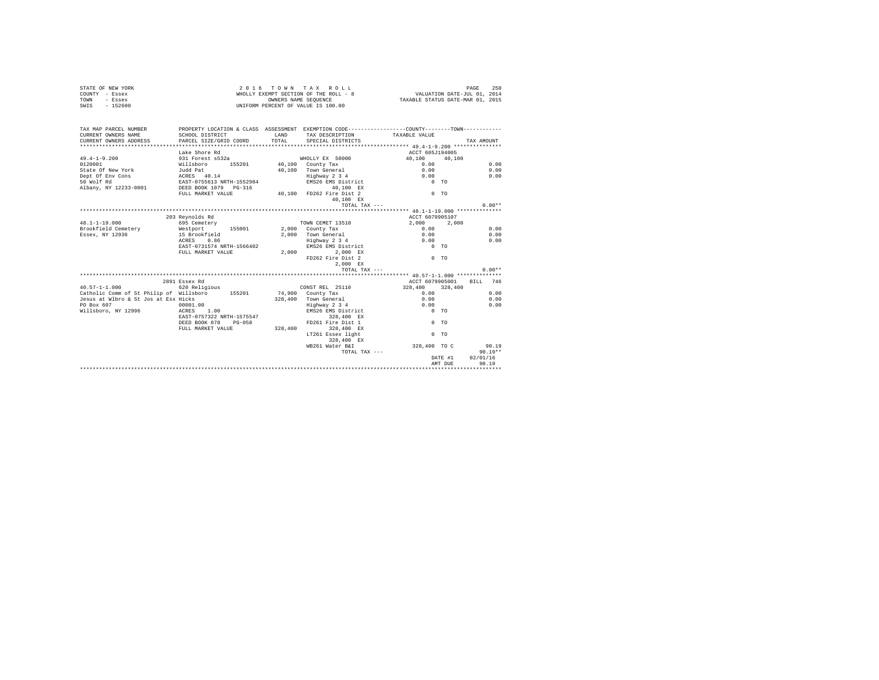STATE OF NEW YORK
COUNTY - Essex
TOWN - Essex
SWIS - 152600

2 0 1 6 T O W N T A X R O L L
WHOLLY EXEMPT SECTION OF THE ROLL - 8
OWNERS NAME SEQUENCE
UNIFORM PERCENT OF VALUE IS 100.00

VALUATION DATE-JUL 01, 2014
TAXABLE STATUS DATE-MAR 01, 2015

```
TAX MAP PARCEL NUMBER          PROPERTY LOCATION & CLASS  ASSESSMENT  EXEMPTION CODE-----------------COUNTY--------TOWN-----------
CURRENT OWNERS NAME            SCHOOL DISTRICT              LAND      TAX DESCRIPTION            TAXABLE VALUE
CURRENT OWNERS ADDRESS         PARCEL SIZE/GRID COORD       TOTAL     SPECIAL DISTRICTS                                    TAX AMOUNT
****************************************************************************************************** 49.4-1-9.200 ***************
                               Lake Shore Rd                                                     ACCT 605J194005
49.4-1-9.200                   931 Forest s532a                       WHOLLY EX  50000            40,100     40,100
0120001                        Willsboro       155201       40,100   County Tax                    0.00                    0.00
State Of New York              Judd Pat                     40,100   Town General                  0.00                    0.00
Dept Of Env Cons               ACRES   40.14                          Highway 2 3 4                0.00                    0.00
50 Wolf Rd                     EAST-0755613 NRTH-1552984              EMS26 EMS District              0 TO
Albany, NY 12233-0001          DEED BOOK 1079   PG-316                     40,100 EX
                               FULL MARKET VALUE            40,100   FD262 Fire Dist 2               0 TO
                                                                           40,100 EX
                                                                           TOTAL TAX ---                                     0.00**
****************************************************************************************************** 48.1-1-19.000 **************
                               203 Reynolds Rd                                                   ACCT 6079905107
48.1-1-19.000                  695 Cemetery                           TOWN CEMET 13510            2,000      2,000
Brookfield Cemetery            Westport        155001        2,000   County Tax                    0.00                    0.00
Essex, NY 12936                15 Brookfield                 2,000   Town General                  0.00                    0.00
                               ACRES    0.86                          Highway 2 3 4                0.00                    0.00
                               EAST-0731574 NRTH-1566402              EMS26 EMS District              0 TO
                               FULL MARKET VALUE             2,000          2,000 EX
                                                                      FD262 Fire Dist 2               0 TO
                                                                            2,000 EX
                                                                           TOTAL TAX ---                                     0.00**
****************************************************************************************************** 40.57-1-1.000 **************
                               2891 Essex Rd                                                     ACCT 6079905001     BILL  746
40.57-1-1.000                  620 Religious                          CONST REL  25110            328,400    328,400
Catholic Comm of St Philip of  Willsboro       155201       74,900   County Tax                    0.00                    0.00
Jesus at Wlbro & St Jos at Esx Hicks                       328,400   Town General                  0.00                    0.00
PO Box 607                     00001.00                               Highway 2 3 4                0.00                    0.00
Willsboro, NY 12996            ACRES    1.00                          EMS26 EMS District              0 TO
                               EAST-0757322 NRTH-1575547                   328,400 EX
                               DEED BOOK 078    PG-058                FD261 Fire Dist 1               0 TO
                               FULL MARKET VALUE           328,400         328,400 EX
                                                                      LT261 Essex light               0 TO
                                                                           328,400 EX
                                                                      WB261 Water B&I            328,400 TO C               90.19
                                                                           TOTAL TAX ---                                    90.19**
                                                                                                 DATE #1     02/01/16
                                                                                                 AMT DUE        90.19
************************************************************************************************************************************
```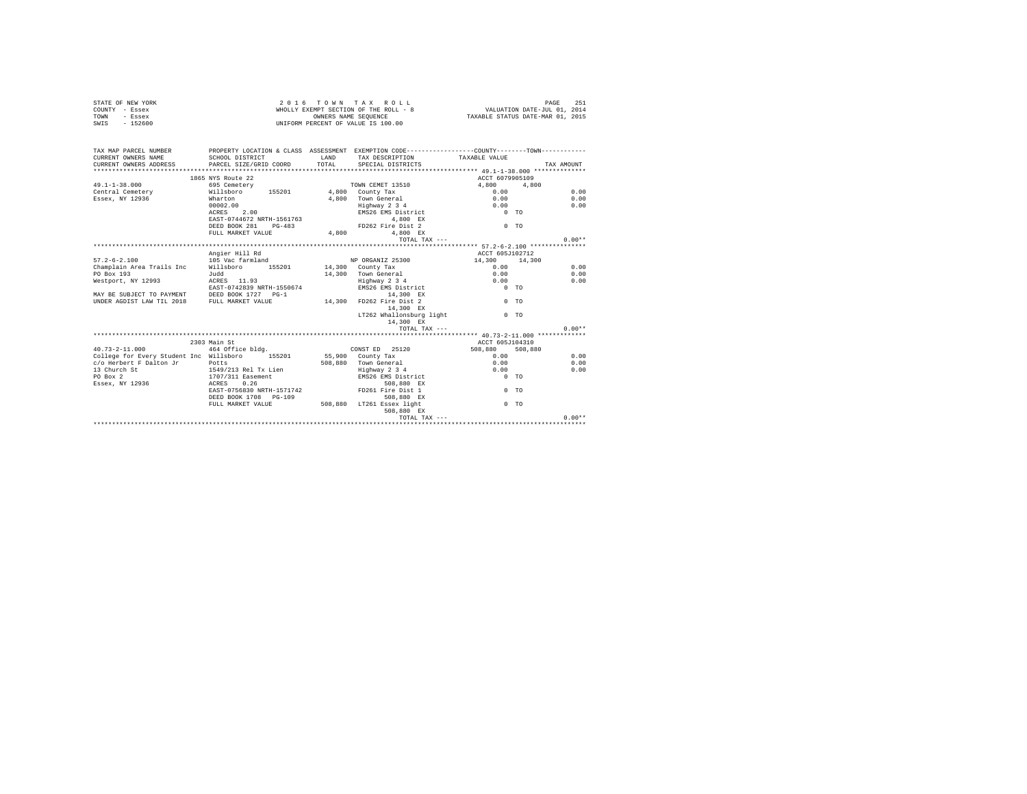```
STATE OF NEW YORK                                   2 0 1 6   T O W N   T A X   R O L L                                        PAGE   251
COUNTY  - Essex                              WHOLLY EXEMPT SECTION OF THE ROLL - 8                       VALUATION DATE-JUL 01, 2014
TOWN    - Essex                                      OWNERS NAME SEQUENCE                               TAXABLE STATUS DATE-MAR 01, 2015
SWIS    - 152600                              UNIFORM PERCENT OF VALUE IS 100.00

TAX MAP PARCEL NUMBER          PROPERTY LOCATION & CLASS  ASSESSMENT  EXEMPTION CODE------------------COUNTY--------TOWN------------
CURRENT OWNERS NAME            SCHOOL DISTRICT              LAND      TAX DESCRIPTION            TAXABLE VALUE
CURRENT OWNERS ADDRESS         PARCEL SIZE/GRID COORD       TOTAL     SPECIAL DISTRICTS                                        TAX AMOUNT
************************************************************************************************* 49.1-1-38.000 **************
                               1865 NYS Route 22                                                         ACCT 6079905109
49.1-1-38.000                  695 Cemetery                           TOWN CEMET 13510              4,800      4,800
Central Cemetery               Willsboro      155201        4,800  County Tax                       0.00                         0.00
Essex, NY 12936                Wharton                      4,800  Town General                     0.00                         0.00
                               00002.00                            Highway 2 3 4                    0.00                         0.00
                               ACRES    2.00                       EMS26 EMS District                  0 TO
                               EAST-0744672 NRTH-1561763                 4,800 EX
                               DEED BOOK 281    PG-483             FD262 Fire Dist 2                   0 TO
                               FULL MARKET VALUE            4,800          4,800 EX
                                                                          TOTAL TAX ---                                           0.00**
************************************************************************************************* 57.2-6-2.100 ***************
                               Angier Hill Rd                                                            ACCT 605J102712
57.2-6-2.100                   105 Vac farmland                       NP ORGANIZ 25300             14,300     14,300
Champlain Area Trails Inc      Willsboro      155201       14,300  County Tax                       0.00                         0.00
PO Box 193                     Judd                        14,300  Town General                     0.00                         0.00
Westport, NY 12993             ACRES   11.93                       Highway 2 3 4                    0.00                         0.00
                               EAST-0742839 NRTH-1550674           EMS26 EMS District                  0 TO
MAY BE SUBJECT TO PAYMENT      DEED BOOK 1727   PG-1                     14,300 EX
UNDER AGDIST LAW TIL 2018      FULL MARKET VALUE           14,300  FD262 Fire Dist 2                   0 TO
                                                                         14,300 EX
                                                                   LT262 Whallonsburg light            0 TO
                                                                         14,300 EX
                                                                          TOTAL TAX ---                                           0.00**
************************************************************************************************* 40.73-2-11.000 *************
                               2303 Main St                                                              ACCT 605J104310
40.73-2-11.000                 464 Office bldg.                       CONST ED  25120             508,880    508,880
College for Every Student Inc  Willsboro      155201       55,900  County Tax                       0.00                         0.00
c/o Herbert F Dalton Jr        Potts                      508,880  Town General                     0.00                         0.00
13 Church St                   1549/213 Rel Tx Lien                Highway 2 3 4                    0.00                         0.00
PO Box 2                       1707/311 Easement                   EMS26 EMS District                  0 TO
Essex, NY 12936                ACRES    0.26                            508,880 EX
                               EAST-0756830 NRTH-1571742           FD261 Fire Dist 1                   0 TO
                               DEED BOOK 1708   PG-109                  508,880 EX
                               FULL MARKET VALUE          508,880  LT261 Essex light                   0 TO
                                                                        508,880 EX
                                                                          TOTAL TAX ---                                           0.00**
********************************************************************************************************************************
```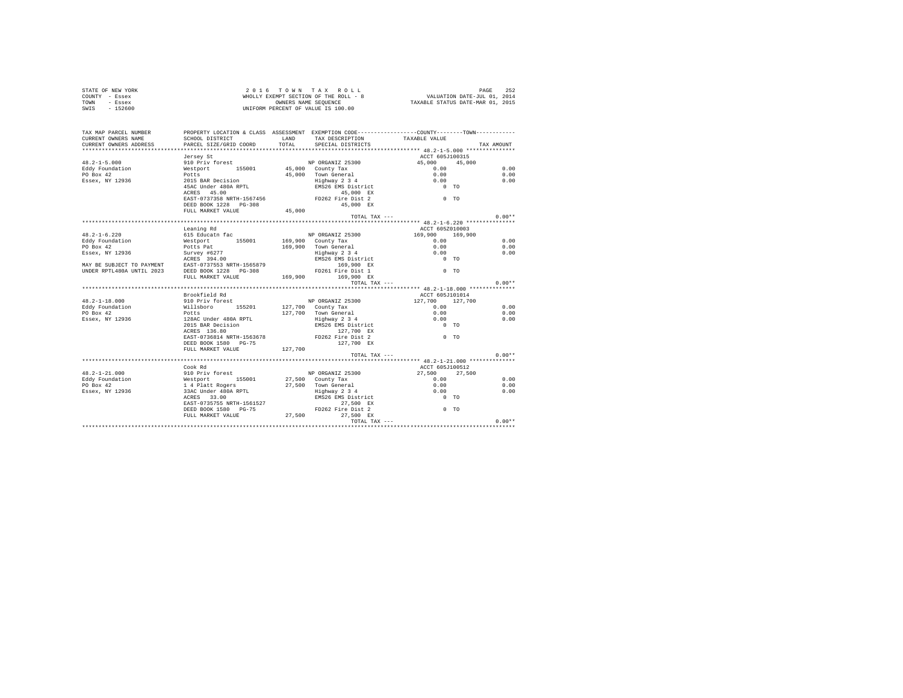STATE OF NEW YORK — 2016 TOWN TAX ROLL — PAGE 252
COUNTY - Essex — WHOLLY EXEMPT SECTION OF THE ROLL - 8 — VALUATION DATE-JUL 01, 2014
TOWN - Essex — OWNERS NAME SEQUENCE — TAXABLE STATUS DATE-MAR 01, 2015
SWIS - 152600 — UNIFORM PERCENT OF VALUE IS 100.00

| TAX MAP PARCEL NUMBER / CURRENT OWNERS NAME / CURRENT OWNERS ADDRESS | PROPERTY LOCATION & CLASS / SCHOOL DISTRICT / PARCEL SIZE/GRID COORD | ASSESSMENT LAND / TOTAL | EXEMPTION CODE / TAX DESCRIPTION / SPECIAL DISTRICTS | COUNTY TAXABLE VALUE | TOWN | TAX AMOUNT |
|---|---|---|---|---|---|---|
| 48.2-1-5.000 | Jersey St | | | ACCT 605J100315 | | |
| | 910 Priv forest | | NP ORGANIZ 25300 | 45,000 | 45,000 | |
| Eddy Foundation | Westport 155001 | 45,000 | County Tax | 0.00 | | 0.00 |
| PO Box 42 | Potts | 45,000 | Town General | 0.00 | | 0.00 |
| Essex, NY 12936 | 2015 BAR Decision | | Highway 2 3 4 | 0.00 | | 0.00 |
| | 45AC Under 480A RPTL | | EMS26 EMS District | 0 TO | | |
| | ACRES 45.00 | | 45,000 EX | | | |
| | EAST-0737358 NRTH-1567456 | | FD262 Fire Dist 2 | 0 TO | | |
| | DEED BOOK 1228 PG-308 | | 45,000 EX | | | |
| | FULL MARKET VALUE | 45,000 | | | | |
| | | | TOTAL TAX --- | | | 0.00** |
| 48.2-1-6.220 | Leaning Rd | | | ACCT 605Z010003 | | |
| | 615 Educatn fac | | NP ORGANIZ 25300 | 169,900 | 169,900 | |
| Eddy Foundation | Westport 155001 | 169,900 | County Tax | 0.00 | | 0.00 |
| PO Box 42 | Potts Pat | 169,900 | Town General | 0.00 | | 0.00 |
| Essex, NY 12936 | Survey #6277 | | Highway 2 3 4 | 0.00 | | 0.00 |
| | ACRES 394.00 | | EMS26 EMS District | 0 TO | | |
| MAY BE SUBJECT TO PAYMENT | EAST-0737553 NRTH-1565879 | | 169,900 EX | | | |
| UNDER RPTL480A UNTIL 2023 | DEED BOOK 1228 PG-308 | | FD261 Fire Dist 1 | 0 TO | | |
| | FULL MARKET VALUE | 169,900 | 169,900 EX | | | |
| | | | TOTAL TAX --- | | | 0.00** |
| 48.2-1-18.000 | Brookfield Rd | | | ACCT 605J101014 | | |
| | 910 Priv forest | | NP ORGANIZ 25300 | 127,700 | 127,700 | |
| Eddy Foundation | Willsboro 155201 | 127,700 | County Tax | 0.00 | | 0.00 |
| PO Box 42 | Potts | 127,700 | Town General | 0.00 | | 0.00 |
| Essex, NY 12936 | 128AC Under 480A RPTL | | Highway 2 3 4 | 0.00 | | 0.00 |
| | 2015 BAR Decision | | EMS26 EMS District | 0 TO | | |
| | ACRES 136.80 | | 127,700 EX | | | |
| | EAST-0736814 NRTH-1563678 | | FD262 Fire Dist 2 | 0 TO | | |
| | DEED BOOK 1580 PG-75 | | 127,700 EX | | | |
| | FULL MARKET VALUE | 127,700 | | | | |
| | | | TOTAL TAX --- | | | 0.00** |
| 48.2-1-21.000 | Cook Rd | | | ACCT 605J100512 | | |
| | 910 Priv forest | | NP ORGANIZ 25300 | 27,500 | 27,500 | |
| Eddy Foundation | Westport 155001 | 27,500 | County Tax | 0.00 | | 0.00 |
| PO Box 42 | 1 4 Platt Rogers | 27,500 | Town General | 0.00 | | 0.00 |
| Essex, NY 12936 | 33AC Under 480A RPTL | | Highway 2 3 4 | 0.00 | | 0.00 |
| | ACRES 33.00 | | EMS26 EMS District | 0 TO | | |
| | EAST-0735755 NRTH-1561527 | | 27,500 EX | | | |
| | DEED BOOK 1580 PG-75 | | FD262 Fire Dist 2 | 0 TO | | |
| | FULL MARKET VALUE | 27,500 | 27,500 EX | | | |
| | | | TOTAL TAX --- | | | 0.00** |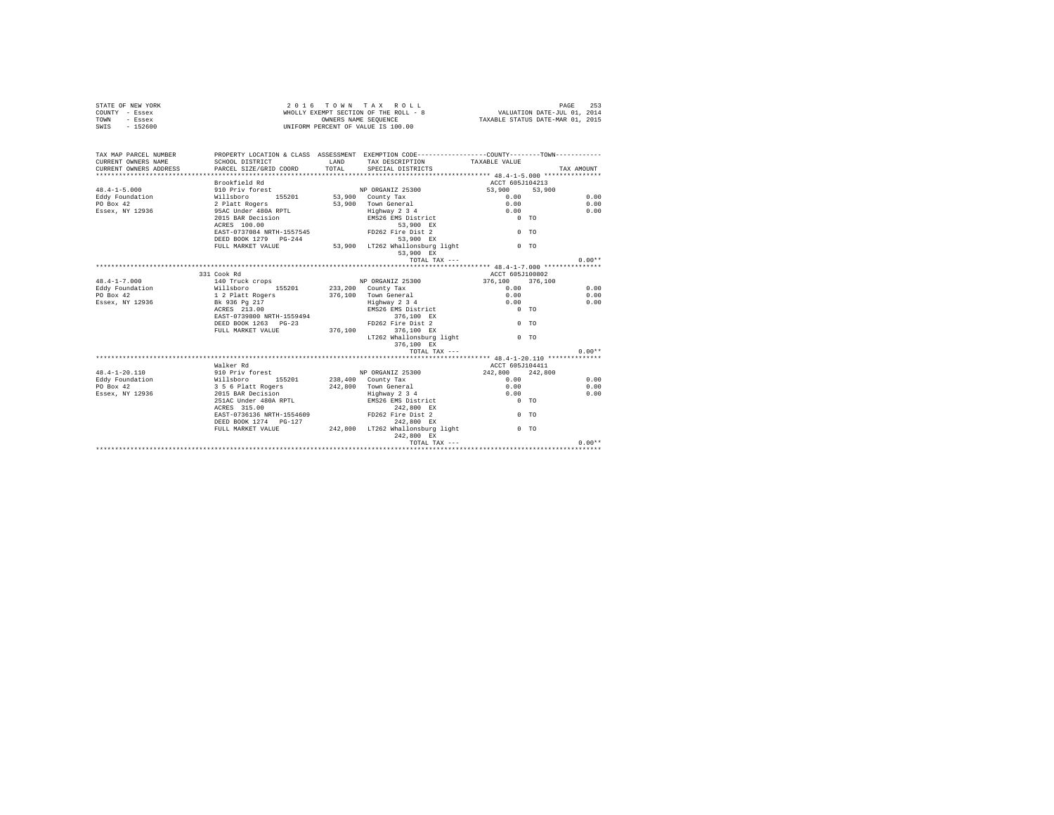STATE OF NEW YORK
COUNTY - Essex
TOWN - Essex
SWIS - 152600

2016 TOWN TAX ROLL
WHOLLY EXEMPT SECTION OF THE ROLL - 8
OWNERS NAME SEQUENCE
UNIFORM PERCENT OF VALUE IS 100.00

VALUATION DATE-JUL 01, 2014
TAXABLE STATUS DATE-MAR 01, 2015

```
TAX MAP PARCEL NUMBER    PROPERTY LOCATION & CLASS  ASSESSMENT  EXEMPTION CODE-----------------COUNTY--------TOWN-----------
CURRENT OWNERS NAME      SCHOOL DISTRICT             LAND       TAX DESCRIPTION           TAXABLE VALUE
CURRENT OWNERS ADDRESS   PARCEL SIZE/GRID COORD      TOTAL      SPECIAL DISTRICTS                                      TAX AMOUNT
*************************************************************************************************** 48.4-1-5.000 ***************
                         Brookfield Rd                                                  ACCT 605J104213
48.4-1-5.000             910 Priv forest                       NP ORGANIZ 25300          53,900    53,900
Eddy Foundation          Willsboro      155201       53,900    County Tax                 0.00                       0.00
PO Box 42                2 Platt Rogers              53,900    Town General               0.00                       0.00
Essex, NY 12936          95AC Under 480A RPTL                  Highway 2 3 4              0.00                       0.00
                         2015 BAR Decision                     EMS26 EMS District            0 TO
                         ACRES 100.00                                53,900 EX
                         EAST-0737084 NRTH-1557545             FD262 Fire Dist 2             0 TO
                         DEED BOOK 1279   PG-244                     53,900 EX
                         FULL MARKET VALUE           53,900    LT262 Whallonsburg light      0 TO
                                                                     53,900 EX
                                                                     TOTAL TAX ---                                 0.00**
*************************************************************************************************** 48.4-1-7.000 ***************
                         331 Cook Rd                                                    ACCT 605J100802
48.4-1-7.000             140 Truck crops                       NP ORGANIZ 25300          376,100   376,100
Eddy Foundation          Willsboro      155201      233,200    County Tax                 0.00                       0.00
PO Box 42                1 2 Platt Rogers           376,100    Town General               0.00                       0.00
Essex, NY 12936          Bk 936 Pg 217                         Highway 2 3 4              0.00                       0.00
                         ACRES 213.00                          EMS26 EMS District            0 TO
                         EAST-0739800 NRTH-1559494                   376,100 EX
                         DEED BOOK 1263   PG-23                FD262 Fire Dist 2             0 TO
                         FULL MARKET VALUE          376,100          376,100 EX
                                                               LT262 Whallonsburg light      0 TO
                                                                     376,100 EX
                                                                     TOTAL TAX ---                                 0.00**
*************************************************************************************************** 48.4-1-20.110 **************
                         Walker Rd                                                      ACCT 605J104411
48.4-1-20.110            910 Priv forest                       NP ORGANIZ 25300          242,800   242,800
Eddy Foundation          Willsboro      155201      238,400    County Tax                 0.00                       0.00
PO Box 42                3 5 6 Platt Rogers         242,800    Town General               0.00                       0.00
Essex, NY 12936          2015 BAR Decision                     Highway 2 3 4              0.00                       0.00
                         251AC Under 480A RPTL                 EMS26 EMS District            0 TO
                         ACRES 315.00                                242,800 EX
                         EAST-0736136 NRTH-1554609             FD262 Fire Dist 2             0 TO
                         DEED BOOK 1274   PG-127                     242,800 EX
                         FULL MARKET VALUE          242,800    LT262 Whallonsburg light      0 TO
                                                                     242,800 EX
                                                                     TOTAL TAX ---                                 0.00**
********************************************************************************************************************************
```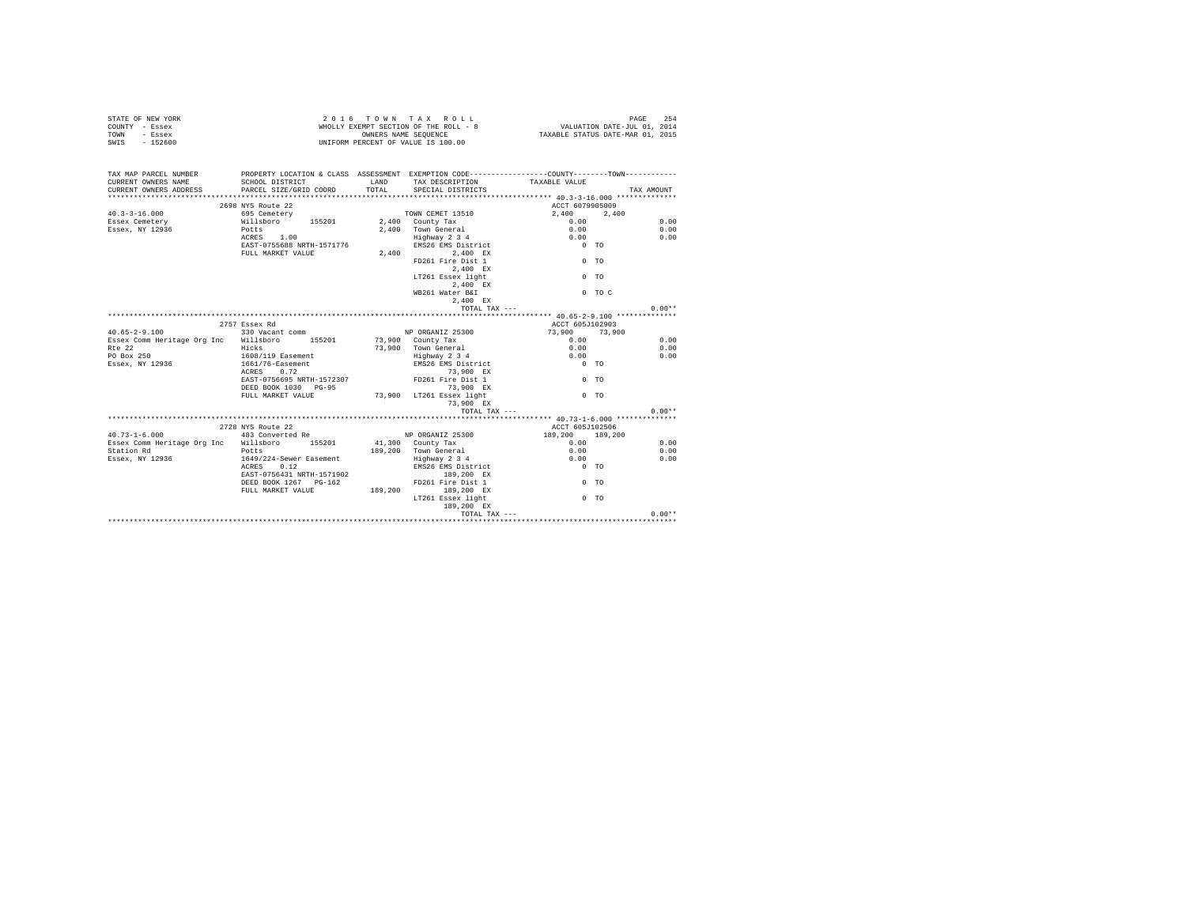STATE OF NEW YORK
COUNTY - Essex
TOWN - Essex
SWIS - 152600

2 0 1 6 T O W N T A X R O L L
WHOLLY EXEMPT SECTION OF THE ROLL - 8
OWNERS NAME SEQUENCE
UNIFORM PERCENT OF VALUE IS 100.00

VALUATION DATE-JUL 01, 2014
TAXABLE STATUS DATE-MAR 01, 2015

```
TAX MAP PARCEL NUMBER          PROPERTY LOCATION & CLASS  ASSESSMENT  EXEMPTION CODE-----------------COUNTY--------TOWN-----------
CURRENT OWNERS NAME            SCHOOL DISTRICT               LAND      TAX DESCRIPTION             TAXABLE VALUE
CURRENT OWNERS ADDRESS         PARCEL SIZE/GRID COORD        TOTAL     SPECIAL DISTRICTS                                      TAX AMOUNT
******************************************************************************************************* 40.3-3-16.000 **************
                               2698 NYS Route 22                                                      ACCT 6079905009
40.3-3-16.000                  695 Cemetery                            TOWN CEMET 13510           2,400      2,400
Essex Cemetery                 Willsboro      155201        2,400      County Tax                    0.00                        0.00
Essex, NY 12936                Potts                        2,400      Town General                  0.00                        0.00
                               ACRES    1.00                           Highway 2 3 4                 0.00                        0.00
                               EAST-0755688 NRTH-1571776               EMS26 EMS District               0 TO
                               FULL MARKET VALUE            2,400           2,400 EX
                                                                       FD261 Fire Dist 1                0 TO
                                                                            2,400 EX
                                                                       LT261 Essex light                0 TO
                                                                            2,400 EX
                                                                       WB261 Water B&I                  0 TO C
                                                                            2,400 EX
                                                                                 TOTAL TAX ---                                  0.00**
******************************************************************************************************* 40.65-2-9.100 **************
                               2757 Essex Rd                                                          ACCT 605J102903
40.65-2-9.100                  330 Vacant comm                         NP ORGANIZ 25300           73,900     73,900
Essex Comm Heritage Org Inc    Willsboro      155201       73,900      County Tax                    0.00                        0.00
Rte 22                         Hicks                       73,900      Town General                  0.00                        0.00
PO Box 250                     1608/119 Easement                       Highway 2 3 4                 0.00                        0.00
Essex, NY 12936                1661/76-Easement                        EMS26 EMS District               0 TO
                               ACRES    0.72                               73,900 EX
                               EAST-0756695 NRTH-1572307               FD261 Fire Dist 1                0 TO
                               DEED BOOK 1030   PG-95                      73,900 EX
                               FULL MARKET VALUE           73,900      LT261 Essex light                0 TO
                                                                           73,900 EX
                                                                                 TOTAL TAX ---                                  0.00**
******************************************************************************************************* 40.73-1-6.000 **************
                               2728 NYS Route 22                                                      ACCT 605J102506
40.73-1-6.000                  483 Converted Re                        NP ORGANIZ 25300          189,200    189,200
Essex Comm Heritage Org Inc    Willsboro      155201       41,300      County Tax                    0.00                        0.00
Station Rd                     Potts                      189,200      Town General                  0.00                        0.00
Essex, NY 12936                1649/224-Sewer Easement                 Highway 2 3 4                 0.00                        0.00
                               ACRES    0.12                           EMS26 EMS District               0 TO
                               EAST-0756431 NRTH-1571902                  189,200 EX
                               DEED BOOK 1267   PG-162                 FD261 Fire Dist 1                0 TO
                               FULL MARKET VALUE          189,200         189,200 EX
                                                                       LT261 Essex light                0 TO
                                                                          189,200 EX
                                                                                 TOTAL TAX ---                                  0.00**
************************************************************************************************************************************
```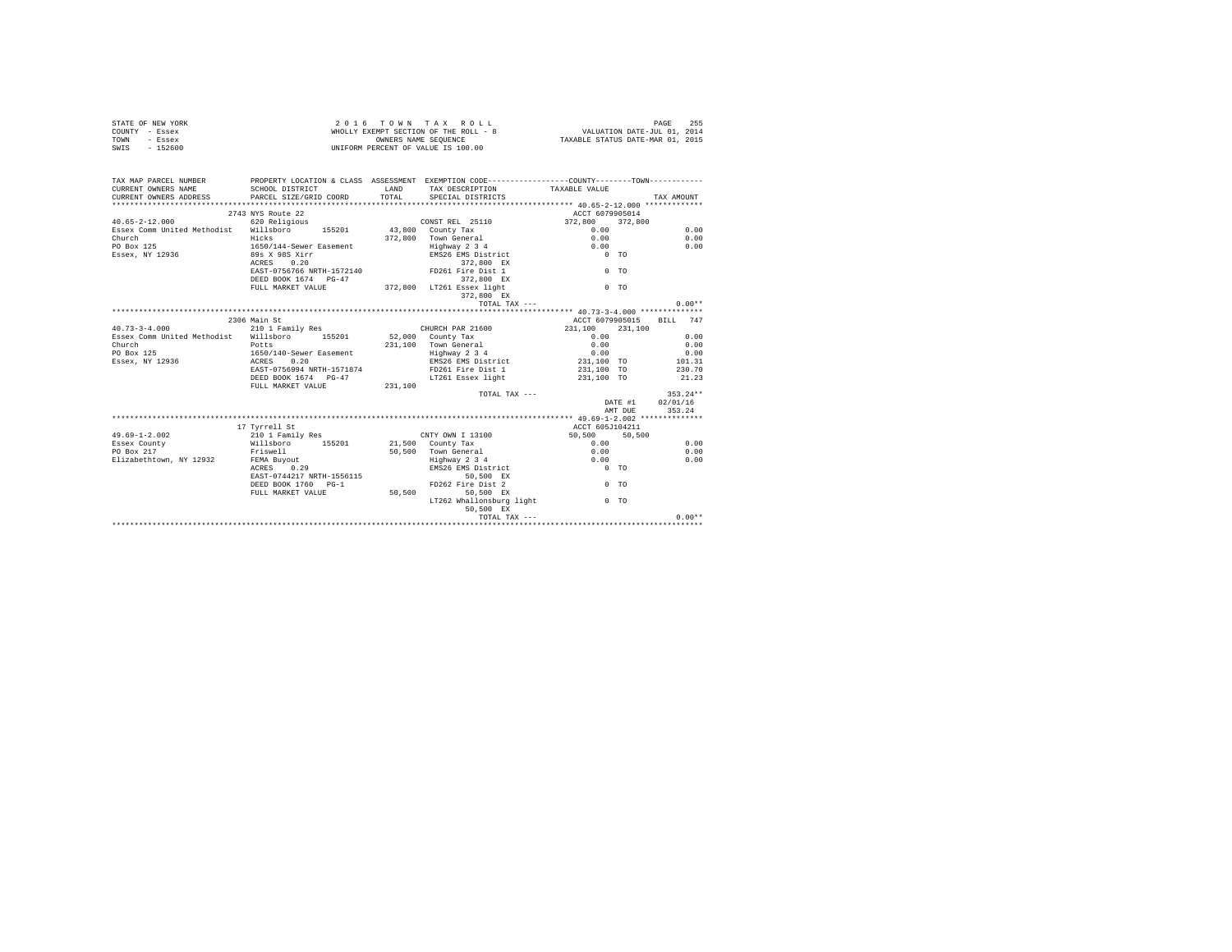STATE OF NEW YORK
COUNTY - Essex
TOWN - Essex
SWIS - 152600

2 0 1 6 T O W N T A X R O L L
WHOLLY EXEMPT SECTION OF THE ROLL - 8
OWNERS NAME SEQUENCE
UNIFORM PERCENT OF VALUE IS 100.00

VALUATION DATE-JUL 01, 2014
TAXABLE STATUS DATE-MAR 01, 2015

```
TAX MAP PARCEL NUMBER          PROPERTY LOCATION & CLASS  ASSESSMENT  EXEMPTION CODE------------------COUNTY--------TOWN------------
CURRENT OWNERS NAME            SCHOOL DISTRICT              LAND      TAX DESCRIPTION            TAXABLE VALUE
CURRENT OWNERS ADDRESS         PARCEL SIZE/GRID COORD       TOTAL     SPECIAL DISTRICTS                                     TAX AMOUNT
************************************************************************************************ 40.65-2-12.000 ************
                               2743 NYS Route 22                                                 ACCT 6079905014
40.65-2-12.000                 620 Religious                          CONST REL  25110            372,800     372,800
Essex Comm United Methodist    Willsboro       155201       43,800    County Tax                     0.00                      0.00
Church                         Hicks                       372,800    Town General                   0.00                      0.00
PO Box 125                     1650/144-Sewer Easement                Highway 2 3 4                  0.00                      0.00
Essex, NY 12936                89s X 98S Xirr                         EMS26 EMS District                0 TO
                               ACRES    0.20                               372,800 EX
                               EAST-0756766 NRTH-1572140              FD261 Fire Dist 1                 0 TO
                               DEED BOOK 1674   PG-47                      372,800 EX
                               FULL MARKET VALUE           372,800    LT261 Essex light                 0 TO
                                                                           372,800 EX
                                                                            TOTAL TAX ---                                   0.00**
************************************************************************************************ 40.73-3-4.000 *************
                               2306 Main St                                                      ACCT 6079905015     BILL  747
40.73-3-4.000                  210 1 Family Res                       CHURCH PAR 21600            231,100     231,100
Essex Comm United Methodist    Willsboro       155201       52,000    County Tax                     0.00                      0.00
Church                         Potts                       231,100    Town General                   0.00                      0.00
PO Box 125                     1650/140-Sewer Easement                Highway 2 3 4                  0.00                      0.00
Essex, NY 12936                ACRES    0.20                          EMS26 EMS District          231,100 TO                 101.31
                               EAST-0756994 NRTH-1571874              FD261 Fire Dist 1           231,100 TO                 230.70
                               DEED BOOK 1674   PG-47                 LT261 Essex light           231,100 TO                  21.23
                               FULL MARKET VALUE           231,100
                                                                            TOTAL TAX ---                                 353.24**
                                                                                                  DATE #1       02/01/16
                                                                                                  AMT DUE         353.24
************************************************************************************************ 49.69-1-2.002 *************
                               17 Tyrrell St                                                     ACCT 605J104211
49.69-1-2.002                  210 1 Family Res                       CNTY OWN I 13100             50,500      50,500
Essex County                   Willsboro       155201       21,500    County Tax                     0.00                      0.00
PO Box 217                     Friswell                     50,500    Town General                   0.00                      0.00
Elizabethtown, NY 12932        FEMA Buyout                            Highway 2 3 4                  0.00                      0.00
                               ACRES    0.29                          EMS26 EMS District                0 TO
                               EAST-0744217 NRTH-1556115                    50,500 EX
                               DEED BOOK 1760   PG-1                  FD262 Fire Dist 2                 0 TO
                               FULL MARKET VALUE            50,500          50,500 EX
                                                                      LT262 Whallonsburg light          0 TO
                                                                            50,500 EX
                                                                            TOTAL TAX ---                                   0.00**
****************************************************************************************************************************
```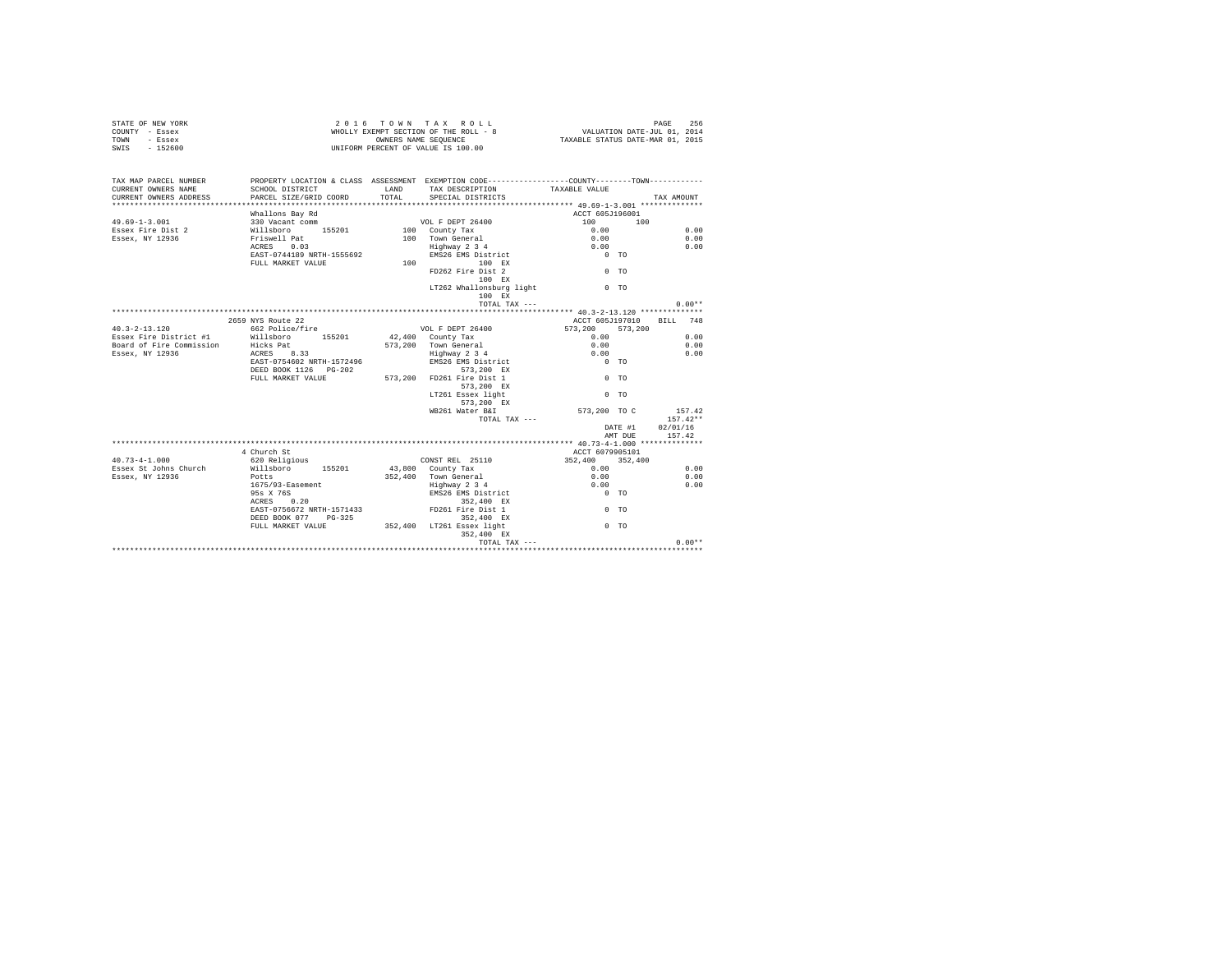```
STATE OF NEW YORK                 2 0 1 6   T O W N   T A X   R O L L                              PAGE   256
COUNTY  - Essex                  WHOLLY EXEMPT SECTION OF THE ROLL - 8              VALUATION DATE-JUL 01, 2014
TOWN    - Essex                            OWNERS NAME SEQUENCE                   TAXABLE STATUS DATE-MAR 01, 2015
SWIS    - 152600                     UNIFORM PERCENT OF VALUE IS 100.00


TAX MAP PARCEL NUMBER          PROPERTY LOCATION & CLASS  ASSESSMENT  EXEMPTION CODE-----------------COUNTY--------TOWN-----------
CURRENT OWNERS NAME            SCHOOL DISTRICT              LAND      TAX DESCRIPTION            TAXABLE VALUE
CURRENT OWNERS ADDRESS         PARCEL SIZE/GRID COORD      TOTAL      SPECIAL DISTRICTS                                     TAX AMOUNT
************************************************************************************************ 49.69-1-3.001 **************
                               Whallons Bay Rd                                                    ACCT 605J196001
49.69-1-3.001                  330 Vacant comm                       VOL F DEPT 26400               100        100
Essex Fire Dist 2              Willsboro      155201         100   County Tax                      0.00                      0.00
Essex, NY 12936                Friswell Pat                  100   Town General                    0.00                      0.00
                               ACRES    0.03                       Highway 2 3 4                   0.00                      0.00
                               EAST-0744189 NRTH-1555692           EMS26 EMS District                 0 TO
                               FULL MARKET VALUE             100            100 EX
                                                                   FD262 Fire Dist 2                  0 TO
                                                                            100 EX
                                                                   LT262 Whallonsburg light           0 TO
                                                                            100 EX
                                                                          TOTAL TAX ---                                    0.00**
************************************************************************************************ 40.3-2-13.120 **************
                               2659 NYS Route 22                                                  ACCT 605J197010    BILL  748
40.3-2-13.120                  662 Police/fire                       VOL F DEPT 26400            573,200    573,200
Essex Fire District #1         Willsboro      155201      42,400   County Tax                      0.00                      0.00
Board of Fire Commission       Hicks Pat                 573,200   Town General                    0.00                      0.00
Essex, NY 12936                ACRES    8.33                       Highway 2 3 4                   0.00                      0.00
                               EAST-0754602 NRTH-1572496           EMS26 EMS District                 0 TO
                               DEED BOOK 1126   PG-202                    573,200 EX
                               FULL MARKET VALUE         573,200   FD261 Fire Dist 1                  0 TO
                                                                          573,200 EX
                                                                   LT261 Essex light                  0 TO
                                                                          573,200 EX
                                                                   WB261 Water B&I               573,200 TO C            157.42
                                                                          TOTAL TAX ---                                  157.42**
                                                                                                 DATE #1      02/01/16
                                                                                                 AMT DUE        157.42
************************************************************************************************ 40.73-4-1.000 **************
                               4 Church St                                                        ACCT 6079905101
40.73-4-1.000                  620 Religious                         CONST REL  25110            352,400    352,400
Essex St Johns Church          Willsboro      155201      43,800   County Tax                      0.00                      0.00
Essex, NY 12936                Potts                     352,400   Town General                    0.00                      0.00
                               1675/93-Easement                    Highway 2 3 4                   0.00                      0.00
                               95s X 76S                           EMS26 EMS District                 0 TO
                               ACRES    0.20                              352,400 EX
                               EAST-0756672 NRTH-1571433           FD261 Fire Dist 1                  0 TO
                               DEED BOOK 077    PG-325                    352,400 EX
                               FULL MARKET VALUE         352,400   LT261 Essex light                  0 TO
                                                                          352,400 EX
                                                                          TOTAL TAX ---                                    0.00**
******************************************************************************************************************************
```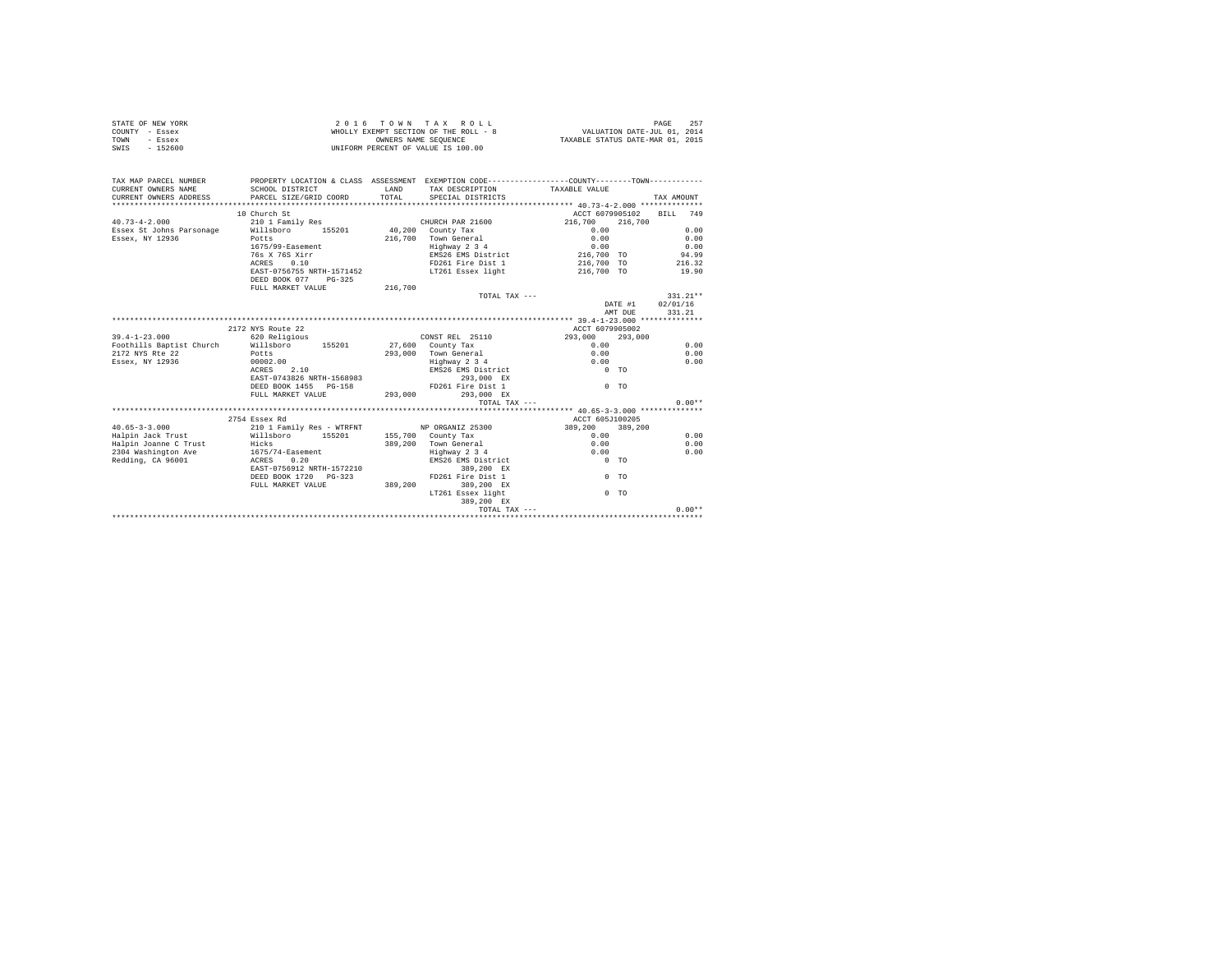STATE OF NEW YORK
COUNTY - Essex
TOWN - Essex
SWIS - 152600

2 0 1 6   T O W N   T A X   R O L L
WHOLLY EXEMPT SECTION OF THE ROLL - 8
OWNERS NAME SEQUENCE
UNIFORM PERCENT OF VALUE IS 100.00

VALUATION DATE-JUL 01, 2014
TAXABLE STATUS DATE-MAR 01, 2015

```
TAX MAP PARCEL NUMBER         PROPERTY LOCATION & CLASS  ASSESSMENT  EXEMPTION CODE-----------------COUNTY--------TOWN-----------
CURRENT OWNERS NAME           SCHOOL DISTRICT              LAND      TAX DESCRIPTION            TAXABLE VALUE
CURRENT OWNERS ADDRESS        PARCEL SIZE/GRID COORD       TOTAL     SPECIAL DISTRICTS                                     TAX AMOUNT
****************************************************************************************************** 40.73-4-2.000 **************
                              10 Church St                                                       ACCT 6079905102    BILL  749
40.73-4-2.000                 210 1 Family Res                       CHURCH PAR 21600            216,700    216,700
Essex St Johns Parsonage      Willsboro     155201        40,200     County Tax                     0.00                   0.00
Essex, NY 12936               Potts                      216,700     Town General                   0.00                   0.00
                              1675/99-Easement                       Highway 2 3 4                  0.00                   0.00
                              76s X 76S Xirr                         EMS26 EMS District           216,700 TO              94.99
                              ACRES    0.10                          FD261 Fire Dist 1            216,700 TO             216.32
                              EAST-0756755 NRTH-1571452              LT261 Essex light            216,700 TO              19.90
                              DEED BOOK 077    PG-325
                              FULL MARKET VALUE          216,700
                                                                             TOTAL TAX ---                             331.21**
                                                                                                  DATE #1       02/01/16
                                                                                                  AMT DUE         331.21
****************************************************************************************************** 39.4-1-23.000 **************
                              2172 NYS Route 22                                                  ACCT 6079905002
39.4-1-23.000                 620 Religious                          CONST REL  25110            293,000    293,000
Foothills Baptist Church      Willsboro     155201        27,600     County Tax                     0.00                   0.00
2172 NYS Rte 22               Potts                      293,000     Town General                   0.00                   0.00
Essex, NY 12936               00002.00                               Highway 2 3 4                  0.00                   0.00
                              ACRES    2.10                          EMS26 EMS District                0 TO
                              EAST-0743826 NRTH-1568983                  293,000 EX
                              DEED BOOK 1455   PG-158                FD261 Fire Dist 1                 0 TO
                              FULL MARKET VALUE          293,000         293,000 EX
                                                                             TOTAL TAX ---                               0.00**
****************************************************************************************************** 40.65-3-3.000 **************
                              2754 Essex Rd                                                      ACCT 605J100205
40.65-3-3.000                 210 1 Family Res - WTRFNT              NP ORGANIZ 25300            389,200    389,200
Halpin Jack Trust             Willsboro     155201       155,700     County Tax                     0.00                   0.00
Halpin Joanne C Trust         Hicks                      389,200     Town General                   0.00                   0.00
2304 Washington Ave           1675/74-Easement                       Highway 2 3 4                  0.00                   0.00
Redding, CA 96001             ACRES    0.20                          EMS26 EMS District                0 TO
                              EAST-0756912 NRTH-1572210                  389,200 EX
                              DEED BOOK 1720   PG-323                FD261 Fire Dist 1                 0 TO
                              FULL MARKET VALUE          389,200         389,200 EX
                                                                     LT261 Essex light                 0 TO
                                                                         389,200 EX
                                                                             TOTAL TAX ---                               0.00**
************************************************************************************************************************************
```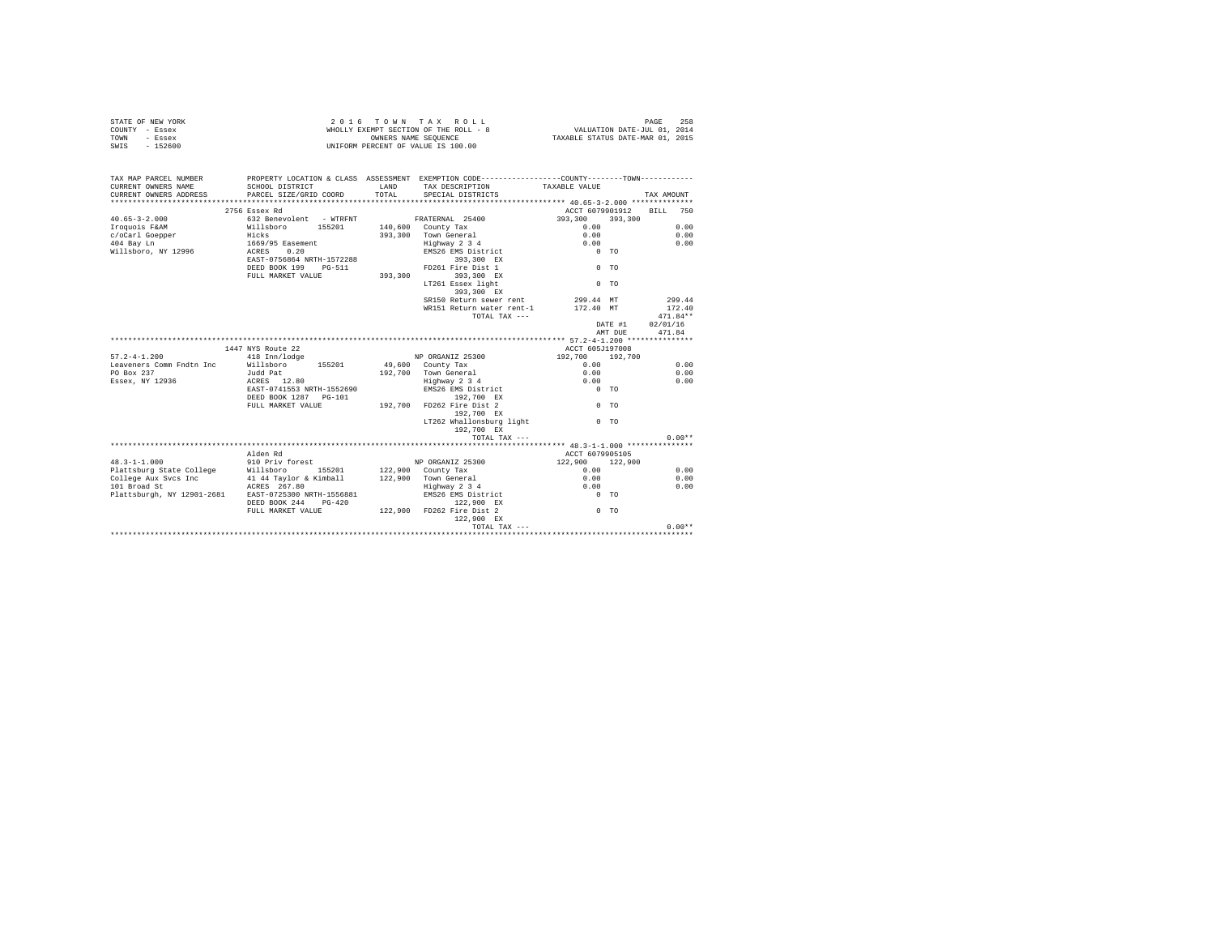STATE OF NEW YORK
COUNTY - Essex
TOWN - Essex
SWIS - 152600

2 0 1 6 T O W N T A X R O L L
WHOLLY EXEMPT SECTION OF THE ROLL - 8
OWNERS NAME SEQUENCE
UNIFORM PERCENT OF VALUE IS 100.00

VALUATION DATE-JUL 01, 2014
TAXABLE STATUS DATE-MAR 01, 2015

```
TAX MAP PARCEL NUMBER      PROPERTY LOCATION & CLASS  ASSESSMENT  EXEMPTION CODE-----------------COUNTY--------TOWN-----------
CURRENT OWNERS NAME        SCHOOL DISTRICT              LAND      TAX DESCRIPTION            TAXABLE VALUE
CURRENT OWNERS ADDRESS     PARCEL SIZE/GRID COORD       TOTAL     SPECIAL DISTRICTS                                    TAX AMOUNT
*********************************************************************************************** 40.65-3-2.000 **************
                      2756 Essex Rd                                                        ACCT 6079901912    BILL   750
40.65-3-2.000              632 Benevolent  - WTRFNT           FRATERNAL  25400             393,300    393,300
Iroquois F&AM              Willsboro      155201      140,600   County Tax                    0.00                      0.00
c/oCarl Goepper            Hicks                      393,300   Town General                  0.00                      0.00
404 Bay Ln                 1669/95 Easement                     Highway 2 3 4                 0.00                      0.00
Willsboro, NY 12996        ACRES    0.20                        EMS26 EMS District               0 TO
                           EAST-0756864 NRTH-1572288                 393,300 EX
                           DEED BOOK 199    PG-511              FD261 Fire Dist 1                0 TO
                           FULL MARKET VALUE          393,300        393,300 EX
                                                                LT261 Essex light                0 TO
                                                                     393,300 EX
                                                                SR150 Return sewer rent       299.44 MT               299.44
                                                                WR151 Return water rent-1     172.40 MT               172.40
                                                                             TOTAL TAX ---                            471.84**
                                                                                                      DATE #1     02/01/16
                                                                                                      AMT DUE       471.84
*********************************************************************************************** 57.2-4-1.200 ***************
                      1447 NYS Route 22                                                    ACCT 605J197008
57.2-4-1.200               418 Inn/lodge                      NP ORGANIZ 25300             192,700    192,700
Leaveners Comm Fndtn Inc   Willsboro      155201       49,600   County Tax                    0.00                      0.00
PO Box 237                 Judd Pat                   192,700   Town General                  0.00                      0.00
Essex, NY 12936            ACRES   12.80                        Highway 2 3 4                 0.00                      0.00
                           EAST-0741553 NRTH-1552690            EMS26 EMS District               0 TO
                           DEED BOOK 1287   PG-101                   192,700 EX
                           FULL MARKET VALUE          192,700   FD262 Fire Dist 2                0 TO
                                                                     192,700 EX
                                                                LT262 Whallonsburg light         0 TO
                                                                     192,700 EX
                                                                             TOTAL TAX ---                              0.00**
*********************************************************************************************** 48.3-1-1.000 ***************
                           Alden Rd                                                        ACCT 6079905105
48.3-1-1.000               910 Priv forest                    NP ORGANIZ 25300             122,900    122,900
Plattsburg State College   Willsboro      155201      122,900   County Tax                    0.00                      0.00
College Aux Svcs Inc       41 44 Taylor & Kimball     122,900   Town General                  0.00                      0.00
101 Broad St               ACRES  267.80                        Highway 2 3 4                 0.00                      0.00
Plattsburgh, NY 12901-2681 EAST-0725300 NRTH-1556881            EMS26 EMS District               0 TO
                           DEED BOOK 244    PG-420                   122,900 EX
                           FULL MARKET VALUE          122,900   FD262 Fire Dist 2                0 TO
                                                                     122,900 EX
                                                                             TOTAL TAX ---                              0.00**
******************************************************************************************************************************
```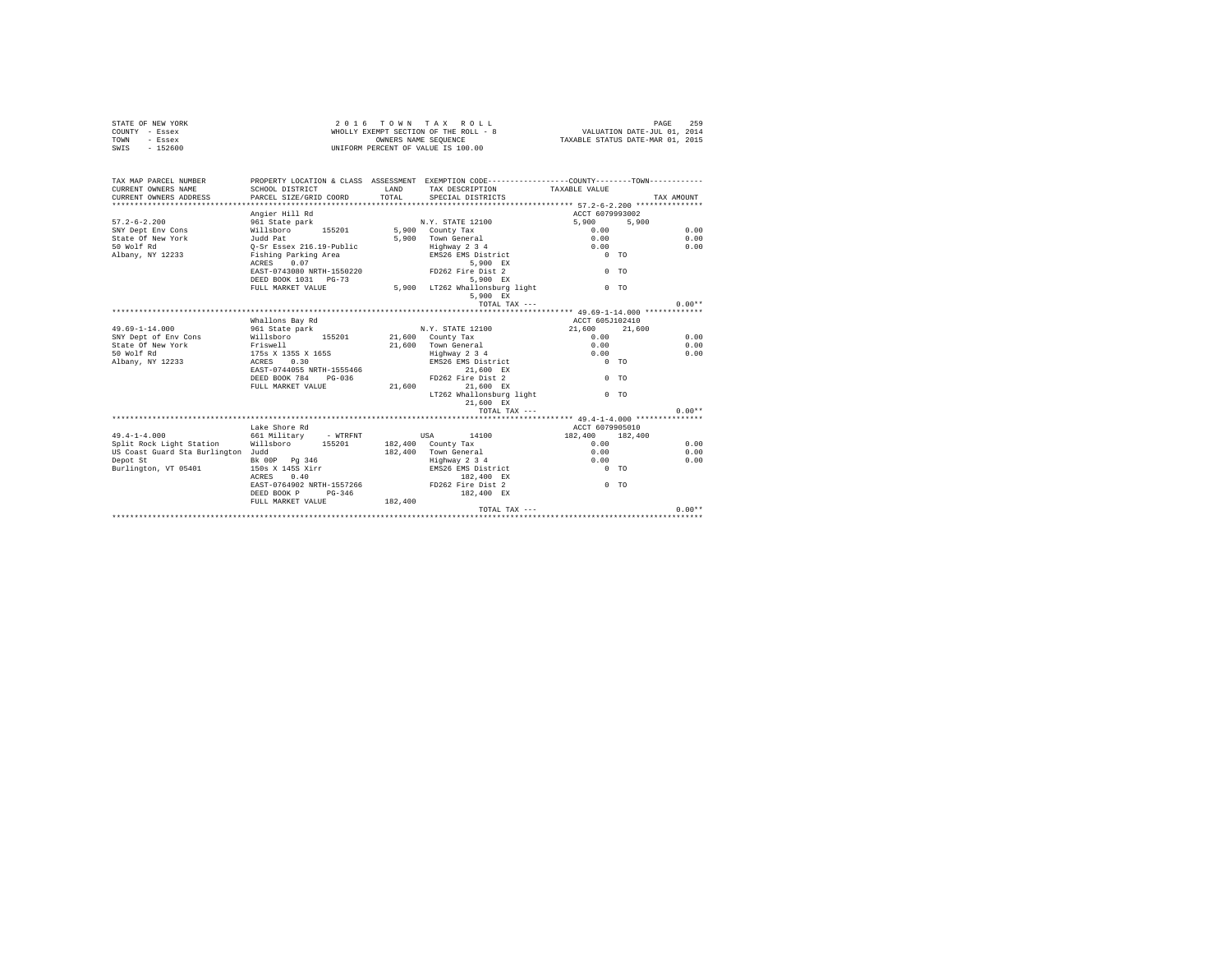STATE OF NEW YORK
COUNTY - Essex
TOWN - Essex
SWIS - 152600

2016 TOWN TAX ROLL
WHOLLY EXEMPT SECTION OF THE ROLL - 8
OWNERS NAME SEQUENCE
UNIFORM PERCENT OF VALUE IS 100.00

VALUATION DATE-JUL 01, 2014
TAXABLE STATUS DATE-MAR 01, 2015

| TAX MAP PARCEL NUMBER / CURRENT OWNERS NAME / CURRENT OWNERS ADDRESS | PROPERTY LOCATION & CLASS / SCHOOL DISTRICT / PARCEL SIZE/GRID COORD | ASSESSMENT LAND / TOTAL | EXEMPTION CODE / TAX DESCRIPTION / SPECIAL DISTRICTS | COUNTY TAXABLE VALUE | TOWN | TAX AMOUNT |
|---|---|---|---|---|---|---|
| **57.2-6-2.200** | Angier Hill Rd | | | ACCT 6079993002 | | |
| 57.2-6-2.200 | 961 State park | | N.Y. STATE 12100 | 5,900 | 5,900 | |
| SNY Dept Env Cons | Willsboro 155201 | 5,900 | County Tax | 0.00 | | 0.00 |
| State Of New York | Judd Pat | 5,900 | Town General | 0.00 | | 0.00 |
| 50 Wolf Rd | Q-Sr Essex 216.19-Public | | Highway 2 3 4 | 0.00 | | 0.00 |
| Albany, NY 12233 | Fishing Parking Area | | EMS26 EMS District | 0 TO | | |
| | ACRES 0.07 | | 5,900 EX | | | |
| | EAST-0743080 NRTH-1550220 | | FD262 Fire Dist 2 | 0 TO | | |
| | DEED BOOK 1031 PG-73 | | 5,900 EX | | | |
| | FULL MARKET VALUE | 5,900 | LT262 Whallonsburg light | 0 TO | | |
| | | | 5,900 EX | | | |
| | | | TOTAL TAX --- | | | 0.00** |
| **49.69-1-14.000** | Whallons Bay Rd | | | ACCT 605J102410 | | |
| 49.69-1-14.000 | 961 State park | | N.Y. STATE 12100 | 21,600 | 21,600 | |
| SNY Dept of Env Cons | Willsboro 155201 | 21,600 | County Tax | 0.00 | | 0.00 |
| State Of New York | Friswell | 21,600 | Town General | 0.00 | | 0.00 |
| 50 Wolf Rd | 175s X 135S X 165S | | Highway 2 3 4 | 0.00 | | 0.00 |
| Albany, NY 12233 | ACRES 0.30 | | EMS26 EMS District | 0 TO | | |
| | EAST-0744055 NRTH-1555466 | | 21,600 EX | | | |
| | DEED BOOK 784 PG-036 | | FD262 Fire Dist 2 | 0 TO | | |
| | FULL MARKET VALUE | 21,600 | 21,600 EX | | | |
| | | | LT262 Whallonsburg light | 0 TO | | |
| | | | 21,600 EX | | | |
| | | | TOTAL TAX --- | | | 0.00** |
| **49.4-1-4.000** | Lake Shore Rd | | | ACCT 6079905010 | | |
| 49.4-1-4.000 | 661 Military - WTRFNT | | USA 14100 | 182,400 | 182,400 | |
| Split Rock Light Station | Willsboro 155201 | 182,400 | County Tax | 0.00 | | 0.00 |
| US Coast Guard Sta Burlington | Judd | 182,400 | Town General | 0.00 | | 0.00 |
| Depot St | Bk 00P Pg 346 | | Highway 2 3 4 | 0.00 | | 0.00 |
| Burlington, VT 05401 | 150s X 145S Xirr | | EMS26 EMS District | 0 TO | | |
| | ACRES 0.40 | | 182,400 EX | | | |
| | EAST-0764902 NRTH-1557266 | | FD262 Fire Dist 2 | 0 TO | | |
| | DEED BOOK P PG-346 | | 182,400 EX | | | |
| | FULL MARKET VALUE | 182,400 | | | | |
| | | | TOTAL TAX --- | | | 0.00** |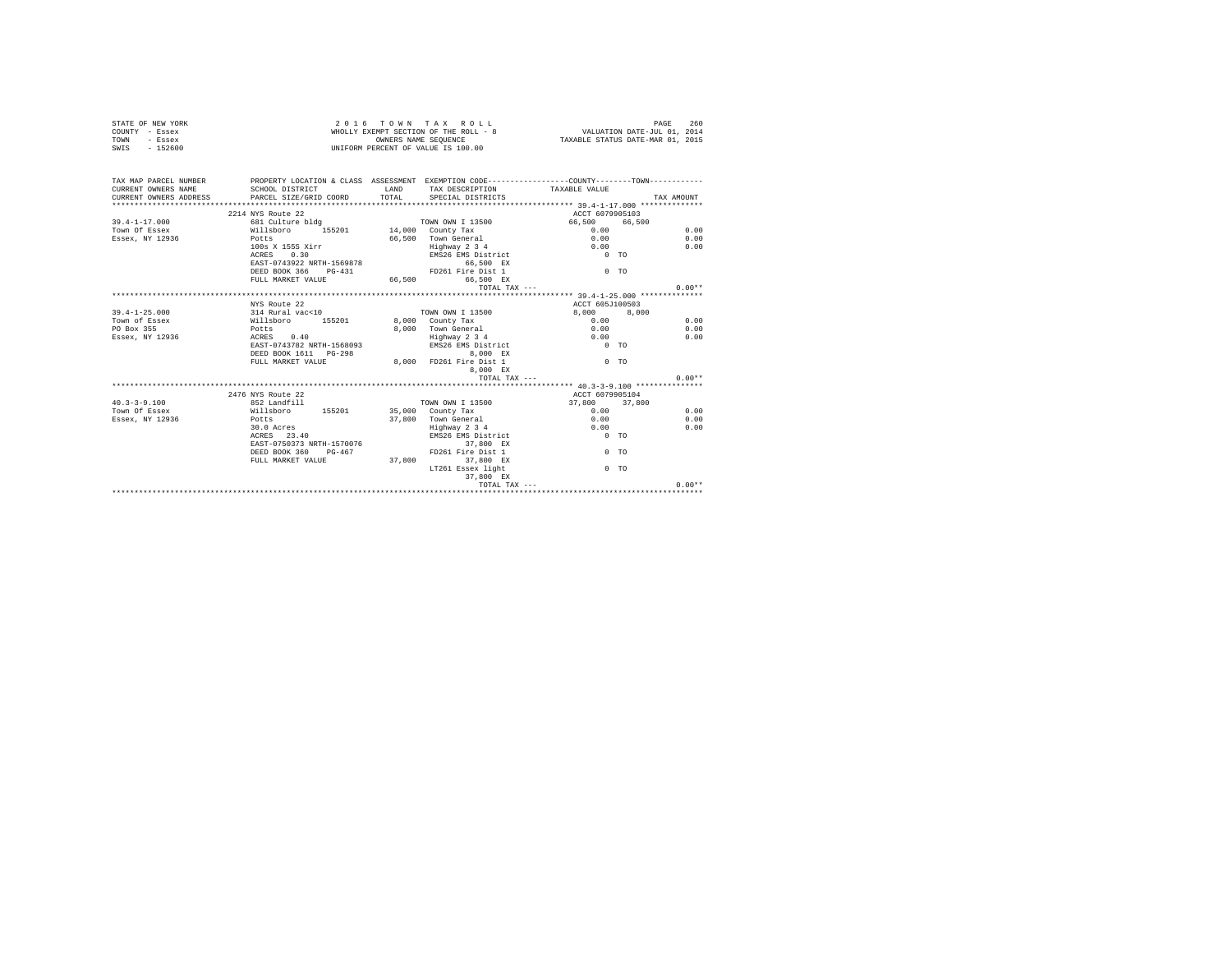```
STATE OF NEW YORK                    2 0 1 6   T O W N   T A X   R O L L                                   PAGE   260
COUNTY  - Essex                  WHOLLY EXEMPT SECTION OF THE ROLL - 8                      VALUATION DATE-JUL 01, 2014
TOWN    - Essex                           OWNERS NAME SEQUENCE                          TAXABLE STATUS DATE-MAR 01, 2015
SWIS    - 152600                   UNIFORM PERCENT OF VALUE IS 100.00

TAX MAP PARCEL NUMBER          PROPERTY LOCATION & CLASS  ASSESSMENT  EXEMPTION CODE-----------------COUNTY--------TOWN-----------
CURRENT OWNERS NAME            SCHOOL DISTRICT              LAND      TAX DESCRIPTION            TAXABLE VALUE
CURRENT OWNERS ADDRESS         PARCEL SIZE/GRID COORD       TOTAL     SPECIAL DISTRICTS                                  TAX AMOUNT
*********************************************************************************************** 39.4-1-17.000 *************
                    2214 NYS Route 22                                                            ACCT 6079905103
39.4-1-17.000             681 Culture bldg                         TOWN OWN I 13500              66,500     66,500
Town Of Essex             Willsboro      155201        14,000   County Tax                         0.00                  0.00
Essex, NY 12936           Potts                        66,500   Town General                       0.00                  0.00
                          100s X 155S Xirr                      Highway 2 3 4                      0.00                  0.00
                          ACRES    0.30                         EMS26 EMS District                    0 TO
                          EAST-0743922 NRTH-1569878                       66,500 EX
                          DEED BOOK 366    PG-431               FD261 Fire Dist 1                     0 TO
                          FULL MARKET VALUE            66,500             66,500 EX
                                                                         TOTAL TAX ---                                      0.00**
*********************************************************************************************** 39.4-1-25.000 *************
                          NYS Route 22                                                           ACCT 605J100503
39.4-1-25.000             314 Rural vac<10                         TOWN OWN I 13500               8,000      8,000
Town of Essex             Willsboro      155201         8,000   County Tax                         0.00                  0.00
PO Box 355                Potts                         8,000   Town General                       0.00                  0.00
Essex, NY 12936           ACRES    0.40                         Highway 2 3 4                      0.00                  0.00
                          EAST-0743782 NRTH-1568093             EMS26 EMS District                    0 TO
                          DEED BOOK 1611   PG-298                          8,000 EX
                          FULL MARKET VALUE             8,000   FD261 Fire Dist 1                     0 TO
                                                                           8,000 EX
                                                                         TOTAL TAX ---                                      0.00**
*********************************************************************************************** 40.3-3-9.100 **************
                    2476 NYS Route 22                                                            ACCT 6079905104
40.3-3-9.100              852 Landfill                             TOWN OWN I 13500              37,800     37,800
Town Of Essex             Willsboro      155201        35,000   County Tax                         0.00                  0.00
Essex, NY 12936           Potts                        37,800   Town General                       0.00                  0.00
                          30.0 Acres                            Highway 2 3 4                      0.00                  0.00
                          ACRES   23.40                         EMS26 EMS District                    0 TO
                          EAST-0750373 NRTH-1570076                       37,800 EX
                          DEED BOOK 360    PG-467               FD261 Fire Dist 1                     0 TO
                          FULL MARKET VALUE            37,800             37,800 EX
                                                                LT261 Essex light                     0 TO
                                                                          37,800 EX
                                                                         TOTAL TAX ---                                      0.00**
********************************************************************************************************************************
```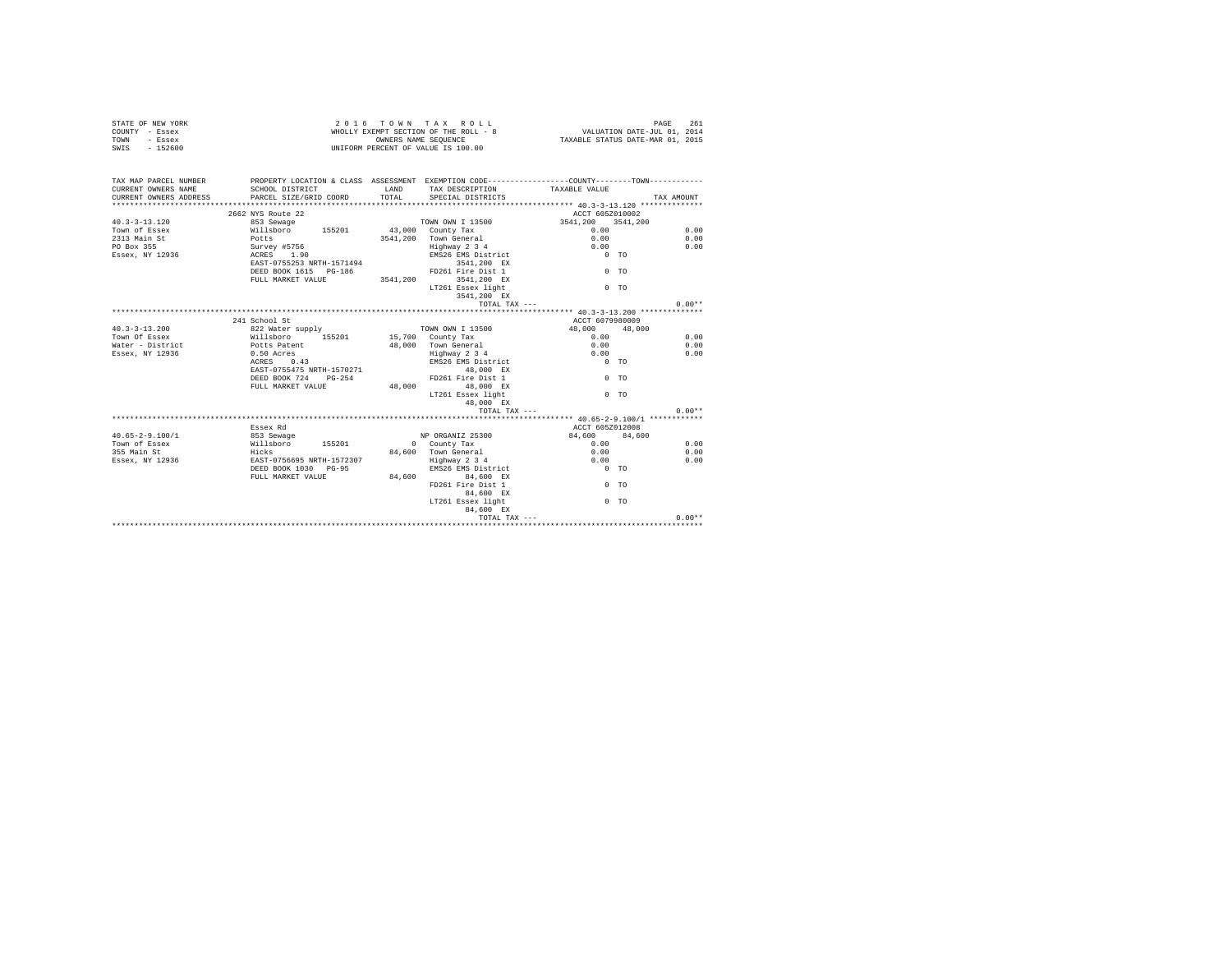STATE OF NEW YORK
COUNTY - Essex
TOWN - Essex
SWIS - 152600

2 0 1 6 T O W N T A X R O L L
WHOLLY EXEMPT SECTION OF THE ROLL - 8
OWNERS NAME SEQUENCE
UNIFORM PERCENT OF VALUE IS 100.00

VALUATION DATE-JUL 01, 2014
TAXABLE STATUS DATE-MAR 01, 2015

```
TAX MAP PARCEL NUMBER     PROPERTY LOCATION & CLASS  ASSESSMENT  EXEMPTION CODE-----------------COUNTY--------TOWN-----------
CURRENT OWNERS NAME       SCHOOL DISTRICT            LAND        TAX DESCRIPTION          TAXABLE VALUE
CURRENT OWNERS ADDRESS    PARCEL SIZE/GRID COORD     TOTAL       SPECIAL DISTRICTS                                   TAX AMOUNT
************************************************************************************************ 40.3-3-13.120 **************
                          2662 NYS Route 22                                               ACCT 605Z010002
40.3-3-13.120             853 Sewage                              TOWN OWN I 13500        3541,200   3541,200
Town of Essex             Willsboro      155201       43,000      County Tax                  0.00                   0.00
2313 Main St              Potts                     3541,200      Town General                0.00                   0.00
PO Box 355                Survey #5756                            Highway 2 3 4               0.00                   0.00
Essex, NY 12936           ACRES    1.90                           EMS26 EMS District            0 TO
                          EAST-0755253 NRTH-1571494                  3541,200 EX
                          DEED BOOK 1615   PG-186                 FD261 Fire Dist 1             0 TO
                          FULL MARKET VALUE         3541,200         3541,200 EX
                                                                  LT261 Essex light             0 TO
                                                                     3541,200 EX
                                                                       TOTAL TAX ---                                 0.00**
************************************************************************************************ 40.3-3-13.200 **************
                          241 School St                                                   ACCT 6079980009
40.3-3-13.200             822 Water supply                        TOWN OWN I 13500        48,000     48,000
Town Of Essex             Willsboro      155201       15,700      County Tax                  0.00                   0.00
Water - District          Potts Patent                48,000      Town General                0.00                   0.00
Essex, NY 12936           0.50 Acres                              Highway 2 3 4               0.00                   0.00
                          ACRES    0.43                           EMS26 EMS District            0 TO
                          EAST-0755475 NRTH-1570271                  48,000 EX
                          DEED BOOK 724    PG-254                 FD261 Fire Dist 1             0 TO
                          FULL MARKET VALUE           48,000         48,000 EX
                                                                  LT261 Essex light             0 TO
                                                                     48,000 EX
                                                                       TOTAL TAX ---                                 0.00**
************************************************************************************************ 40.65-2-9.100/1 ************
                          Essex Rd                                                        ACCT 605Z012008
40.65-2-9.100/1           853 Sewage                              NP ORGANIZ 25300        84,600     84,600
Town of Essex             Willsboro      155201            0      County Tax                  0.00                   0.00
355 Main St               Hicks                       84,600      Town General                0.00                   0.00
Essex, NY 12936           EAST-0756695 NRTH-1572307               Highway 2 3 4               0.00                   0.00
                          DEED BOOK 1030   PG-95                  EMS26 EMS District            0 TO
                          FULL MARKET VALUE           84,600         84,600 EX
                                                                  FD261 Fire Dist 1             0 TO
                                                                     84,600 EX
                                                                  LT261 Essex light             0 TO
                                                                     84,600 EX
                                                                       TOTAL TAX ---                                 0.00**
****************************************************************************************************************************
```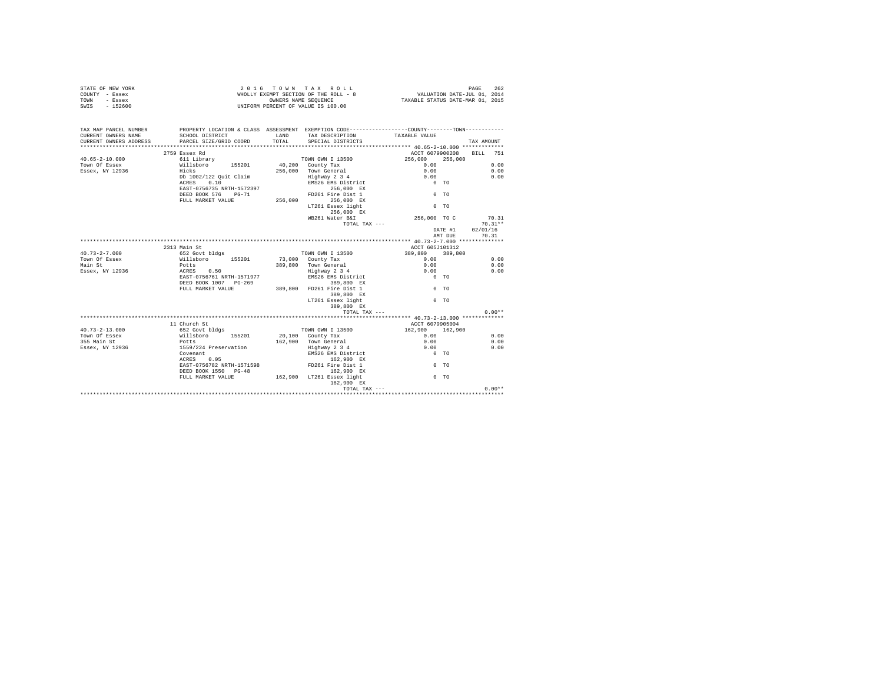STATE OF NEW YORK
COUNTY - Essex
TOWN - Essex
SWIS - 152600

2 0 1 6 T O W N T A X R O L L
WHOLLY EXEMPT SECTION OF THE ROLL - 8
OWNERS NAME SEQUENCE
UNIFORM PERCENT OF VALUE IS 100.00

VALUATION DATE-JUL 01, 2014
TAXABLE STATUS DATE-MAR 01, 2015

| TAX MAP PARCEL NUMBER / CURRENT OWNERS NAME / CURRENT OWNERS ADDRESS | PROPERTY LOCATION & CLASS / SCHOOL DISTRICT / PARCEL SIZE/GRID COORD | ASSESSMENT LAND / TOTAL | EXEMPTION CODE / TAX DESCRIPTION / SPECIAL DISTRICTS | COUNTY / TOWN TAXABLE VALUE | TAX AMOUNT |
|---|---|---|---|---|---|
| **40.65-2-10.000** | 2759 Essex Rd | | | ACCT 6079900208 | BILL 751 |
| 40.65-2-10.000 | 611 Library | | TOWN OWN I 13500 | 256,000 256,000 | |
| Town Of Essex | Willsboro 155201 | 40,200 | County Tax | 0.00 | 0.00 |
| Essex, NY 12936 | Hicks | 256,000 | Town General | 0.00 | 0.00 |
| | Db 1002/122 Quit Claim | | Highway 2 3 4 | 0.00 | 0.00 |
| | ACRES 0.10 | | EMS26 EMS District | 0 TO | |
| | EAST-0756735 NRTH-1572397 | | 256,000 EX | | |
| | DEED BOOK 576 PG-71 | | FD261 Fire Dist 1 | 0 TO | |
| | FULL MARKET VALUE | 256,000 | 256,000 EX | | |
| | | | LT261 Essex light | 0 TO | |
| | | | 256,000 EX | | |
| | | | WB261 Water B&I | 256,000 TO C | 70.31 |
| | | | TOTAL TAX --- | | 70.31** |
| | | | | DATE #1 | 02/01/16 |
| | | | | AMT DUE | 70.31 |
| **40.73-2-7.000** | 2313 Main St | | | ACCT 605J101312 | |
| 40.73-2-7.000 | 652 Govt bldgs | | TOWN OWN I 13500 | 389,800 389,800 | |
| Town Of Essex | Willsboro 155201 | 73,000 | County Tax | 0.00 | 0.00 |
| Main St | Potts | 389,800 | Town General | 0.00 | 0.00 |
| Essex, NY 12936 | ACRES 0.50 | | Highway 2 3 4 | 0.00 | 0.00 |
| | EAST-0756761 NRTH-1571977 | | EMS26 EMS District | 0 TO | |
| | DEED BOOK 1007 PG-269 | | 389,800 EX | | |
| | FULL MARKET VALUE | 389,800 | FD261 Fire Dist 1 | 0 TO | |
| | | | 389,800 EX | | |
| | | | LT261 Essex light | 0 TO | |
| | | | 389,800 EX | | |
| | | | TOTAL TAX --- | | 0.00** |
| **40.73-2-13.000** | 11 Church St | | | ACCT 6079905004 | |
| 40.73-2-13.000 | 652 Govt bldgs | | TOWN OWN I 13500 | 162,900 162,900 | |
| Town Of Essex | Willsboro 155201 | 20,100 | County Tax | 0.00 | 0.00 |
| 355 Main St | Potts | 162,900 | Town General | 0.00 | 0.00 |
| Essex, NY 12936 | 1559/224 Preservation | | Highway 2 3 4 | 0.00 | 0.00 |
| | Covenant | | EMS26 EMS District | 0 TO | |
| | ACRES 0.05 | | 162,900 EX | | |
| | EAST-0756782 NRTH-1571598 | | FD261 Fire Dist 1 | 0 TO | |
| | DEED BOOK 1550 PG-48 | | 162,900 EX | | |
| | FULL MARKET VALUE | 162,900 | LT261 Essex light | 0 TO | |
| | | | 162,900 EX | | |
| | | | TOTAL TAX --- | | 0.00** |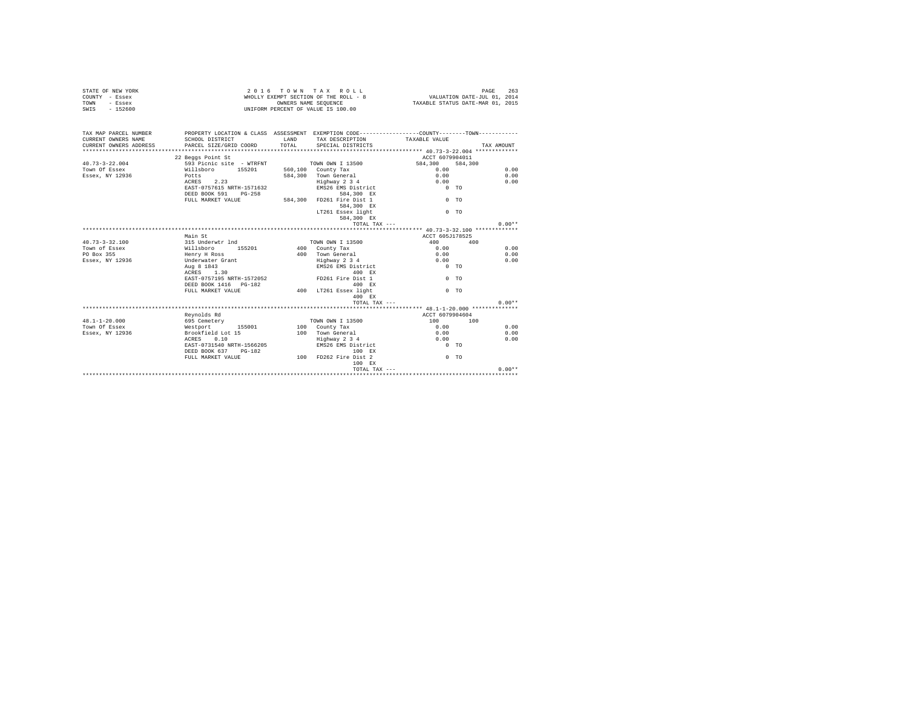STATE OF NEW YORK
COUNTY - Essex
TOWN - Essex
SWIS - 152600

2016 TOWN TAX ROLL
WHOLLY EXEMPT SECTION OF THE ROLL - 8
OWNERS NAME SEQUENCE
UNIFORM PERCENT OF VALUE IS 100.00

VALUATION DATE-JUL 01, 2014
TAXABLE STATUS DATE-MAR 01, 2015

| TAX MAP PARCEL NUMBER / CURRENT OWNERS NAME / CURRENT OWNERS ADDRESS | PROPERTY LOCATION & CLASS / SCHOOL DISTRICT / PARCEL SIZE/GRID COORD | ASSESSMENT LAND / TOTAL | EXEMPTION CODE / TAX DESCRIPTION / SPECIAL DISTRICTS | COUNTY / TAXABLE VALUE | TOWN | TAX AMOUNT |
|---|---|---|---|---|---|---|
| | 22 Beggs Point St | | | ACCT 6079904011 | | |
| 40.73-3-22.004 | 593 Picnic site - WTRFNT | | TOWN OWN I 13500 | 584,300 | 584,300 | |
| Town Of Essex | Willsboro 155201 | 560,100 | County Tax | 0.00 | | 0.00 |
| Essex, NY 12936 | Potts | 584,300 | Town General | 0.00 | | 0.00 |
| | ACRES 2.23 | | Highway 2 3 4 | 0.00 | | 0.00 |
| | EAST-0757615 NRTH-1571632 | | EMS26 EMS District | 0 TO | | |
| | DEED BOOK 591 PG-258 | | 584,300 EX | | | |
| | FULL MARKET VALUE | 584,300 | FD261 Fire Dist 1 | 0 TO | | |
| | | | 584,300 EX | | | |
| | | | LT261 Essex light | 0 TO | | |
| | | | 584,300 EX | | | |
| | | | TOTAL TAX --- | | | 0.00** |
| | Main St | | | ACCT 605J178525 | | |
| 40.73-3-32.100 | 315 Underwtr lnd | | TOWN OWN I 13500 | 400 | 400 | |
| Town of Essex | Willsboro 155201 | 400 | County Tax | 0.00 | | 0.00 |
| PO Box 355 | Henry H Ross | 400 | Town General | 0.00 | | 0.00 |
| Essex, NY 12936 | Underwater Grant | | Highway 2 3 4 | 0.00 | | 0.00 |
| | Aug 8 1843 | | EMS26 EMS District | 0 TO | | |
| | ACRES 1.30 | | 400 EX | | | |
| | EAST-0757195 NRTH-1572052 | | FD261 Fire Dist 1 | 0 TO | | |
| | DEED BOOK 1416 PG-182 | | 400 EX | | | |
| | FULL MARKET VALUE | 400 | LT261 Essex light | 0 TO | | |
| | | | 400 EX | | | |
| | | | TOTAL TAX --- | | | 0.00** |
| | Reynolds Rd | | | ACCT 6079904604 | | |
| 48.1-1-20.000 | 695 Cemetery | | TOWN OWN I 13500 | 100 | 100 | |
| Town Of Essex | Westport 155001 | 100 | County Tax | 0.00 | | 0.00 |
| Essex, NY 12936 | Brookfield Lot 15 | 100 | Town General | 0.00 | | 0.00 |
| | ACRES 0.10 | | Highway 2 3 4 | 0.00 | | 0.00 |
| | EAST-0731540 NRTH-1566205 | | EMS26 EMS District | 0 TO | | |
| | DEED BOOK 637 PG-182 | | 100 EX | | | |
| | FULL MARKET VALUE | 100 | FD262 Fire Dist 2 | 0 TO | | |
| | | | 100 EX | | | |
| | | | TOTAL TAX --- | | | 0.00** |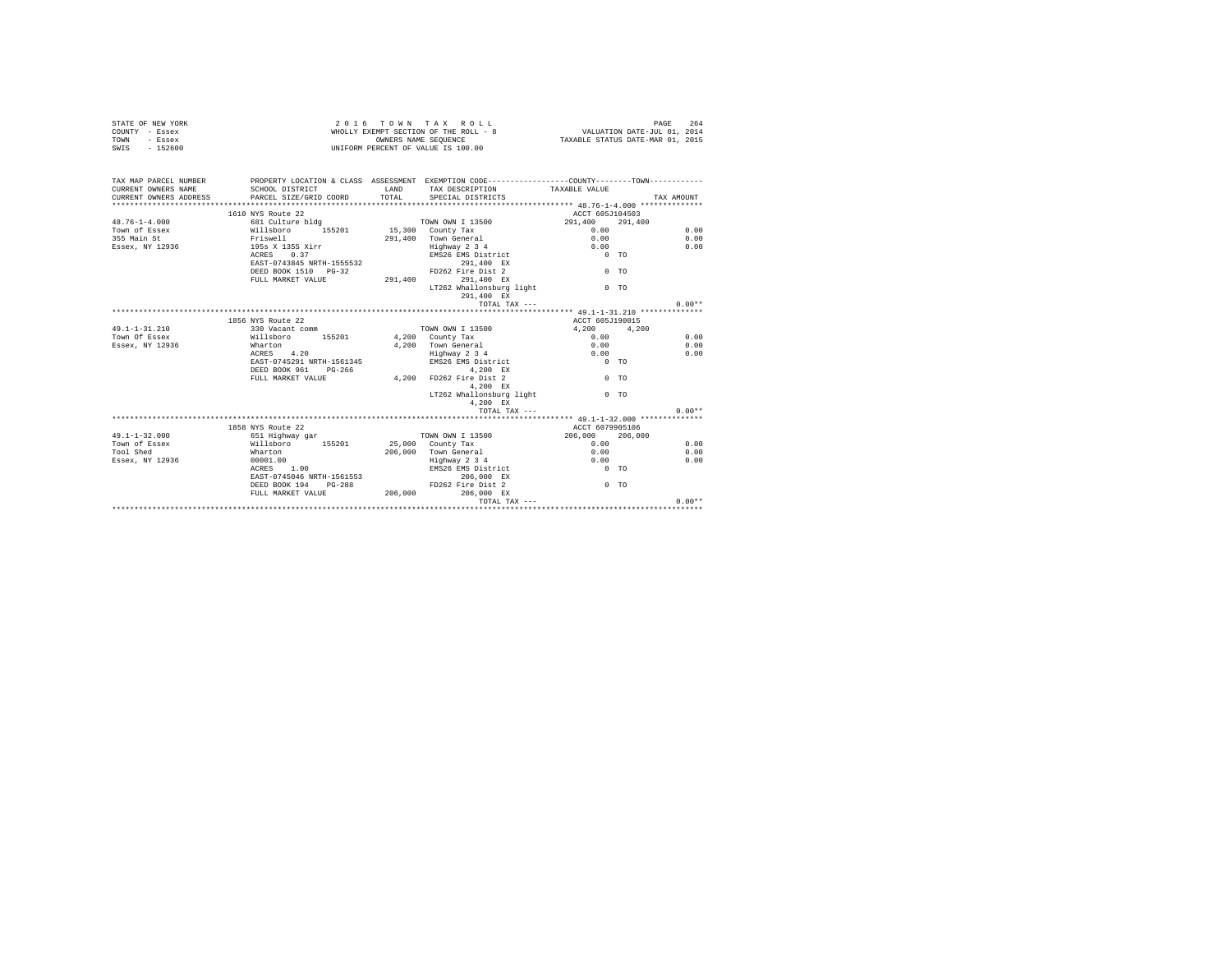STATE OF NEW YORK
COUNTY - Essex
TOWN - Essex
SWIS - 152600

2 0 1 6 T O W N T A X R O L L
WHOLLY EXEMPT SECTION OF THE ROLL - 8
OWNERS NAME SEQUENCE
UNIFORM PERCENT OF VALUE IS 100.00

VALUATION DATE-JUL 01, 2014
TAXABLE STATUS DATE-MAR 01, 2015

| TAX MAP PARCEL NUMBER / CURRENT OWNERS NAME / CURRENT OWNERS ADDRESS | PROPERTY LOCATION & CLASS / SCHOOL DISTRICT / PARCEL SIZE/GRID COORD | ASSESSMENT LAND / TOTAL | EXEMPTION CODE / TAX DESCRIPTION / SPECIAL DISTRICTS | COUNTY TAXABLE VALUE | TOWN | TAX AMOUNT |
|---|---|---|---|---|---|---|
| **48.76-1-4.000** | 1610 NYS Route 22 | | | ACCT 605J104503 | | |
| 48.76-1-4.000 | 681 Culture bldg | | TOWN OWN I 13500 | 291,400 | 291,400 | |
| Town of Essex | Willsboro 155201 | 15,300 | County Tax | 0.00 | | 0.00 |
| 355 Main St | Friswell | 291,400 | Town General | 0.00 | | 0.00 |
| Essex, NY 12936 | 195s X 135S Xirr | | Highway 2 3 4 | 0.00 | | 0.00 |
| | ACRES 0.37 | | EMS26 EMS District | 0 TO | | |
| | EAST-0743845 NRTH-1555532 | | 291,400 EX | | | |
| | DEED BOOK 1510 PG-32 | | FD262 Fire Dist 2 | 0 TO | | |
| | FULL MARKET VALUE | 291,400 | 291,400 EX | | | |
| | | | LT262 Whallonsburg light | 0 TO | | |
| | | | 291,400 EX | | | |
| | | | TOTAL TAX --- | | | 0.00** |
| **49.1-1-31.210** | 1856 NYS Route 22 | | | ACCT 605J190015 | | |
| 49.1-1-31.210 | 330 Vacant comm | | TOWN OWN I 13500 | 4,200 | 4,200 | |
| Town Of Essex | Willsboro 155201 | 4,200 | County Tax | 0.00 | | 0.00 |
| Essex, NY 12936 | Wharton | 4,200 | Town General | 0.00 | | 0.00 |
| | ACRES 4.20 | | Highway 2 3 4 | 0.00 | | 0.00 |
| | EAST-0745291 NRTH-1561345 | | EMS26 EMS District | 0 TO | | |
| | DEED BOOK 961 PG-266 | | 4,200 EX | | | |
| | FULL MARKET VALUE | 4,200 | FD262 Fire Dist 2 | 0 TO | | |
| | | | 4,200 EX | | | |
| | | | LT262 Whallonsburg light | 0 TO | | |
| | | | 4,200 EX | | | |
| | | | TOTAL TAX --- | | | 0.00** |
| **49.1-1-32.000** | 1858 NYS Route 22 | | | ACCT 6079905106 | | |
| 49.1-1-32.000 | 651 Highway gar | | TOWN OWN I 13500 | 206,000 | 206,000 | |
| Town of Essex | Willsboro 155201 | 25,000 | County Tax | 0.00 | | 0.00 |
| Tool Shed | Wharton | 206,000 | Town General | 0.00 | | 0.00 |
| Essex, NY 12936 | 00001.00 | | Highway 2 3 4 | 0.00 | | 0.00 |
| | ACRES 1.00 | | EMS26 EMS District | 0 TO | | |
| | EAST-0745046 NRTH-1561553 | | 206,000 EX | | | |
| | DEED BOOK 194 PG-288 | | FD262 Fire Dist 2 | 0 TO | | |
| | FULL MARKET VALUE | 206,000 | 206,000 EX | | | |
| | | | TOTAL TAX --- | | | 0.00** |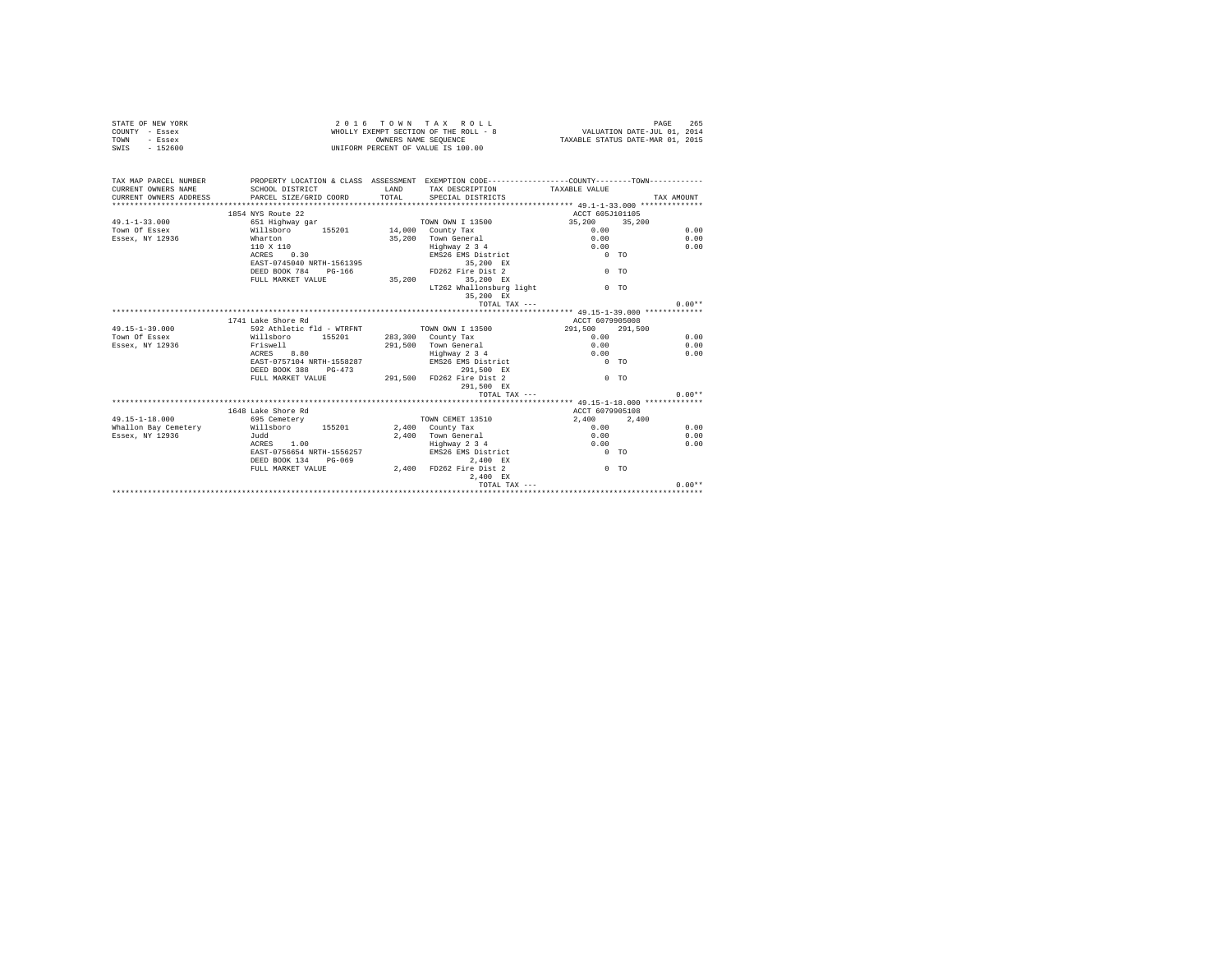STATE OF NEW YORK
COUNTY - Essex
TOWN - Essex
SWIS - 152600

2 0 1 6 T O W N T A X R O L L
WHOLLY EXEMPT SECTION OF THE ROLL - 8
OWNERS NAME SEQUENCE
UNIFORM PERCENT OF VALUE IS 100.00

VALUATION DATE-JUL 01, 2014
TAXABLE STATUS DATE-MAR 01, 2015

```
TAX MAP PARCEL NUMBER         PROPERTY LOCATION & CLASS  ASSESSMENT  EXEMPTION CODE-----------------COUNTY--------TOWN-----------
CURRENT OWNERS NAME           SCHOOL DISTRICT             LAND       TAX DESCRIPTION            TAXABLE VALUE
CURRENT OWNERS ADDRESS        PARCEL SIZE/GRID COORD      TOTAL      SPECIAL DISTRICTS                                   TAX AMOUNT
********************************************************************************************* 49.1-1-33.000 **************
                              1854 NYS Route 22                                                 ACCT 605J101105
49.1-1-33.000                 651 Highway gar                        TOWN OWN I 13500            35,200     35,200
Town Of Essex                 Willsboro     155201       14,000     County Tax                   0.00                   0.00
Essex, NY 12936               Wharton                    35,200     Town General                 0.00                   0.00
                              110 X 110                              Highway 2 3 4                0.00                   0.00
                              ACRES    0.30                          EMS26 EMS District              0 TO
                              EAST-0745040 NRTH-1561395                  35,200 EX
                              DEED BOOK 784    PG-166                FD262 Fire Dist 2               0 TO
                              FULL MARKET VALUE          35,200          35,200 EX
                                                                     LT262 Whallonsburg light        0 TO
                                                                         35,200 EX
                                                                             TOTAL TAX ---                                 0.00**
********************************************************************************************* 49.15-1-39.000 *************
                              1741 Lake Shore Rd                                                ACCT 6079905008
49.15-1-39.000                592 Athletic fld - WTRFNT              TOWN OWN I 13500           291,500    291,500
Town Of Essex                 Willsboro     155201      283,300     County Tax                   0.00                   0.00
Essex, NY 12936               Friswell                  291,500     Town General                 0.00                   0.00
                              ACRES    8.80                          Highway 2 3 4                0.00                   0.00
                              EAST-0757104 NRTH-1558287              EMS26 EMS District              0 TO
                              DEED BOOK 388    PG-473                   291,500 EX
                              FULL MARKET VALUE         291,500     FD262 Fire Dist 2               0 TO
                                                                        291,500 EX
                                                                             TOTAL TAX ---                                 0.00**
********************************************************************************************* 49.15-1-18.000 *************
                              1648 Lake Shore Rd                                                ACCT 6079905108
49.15-1-18.000                695 Cemetery                           TOWN CEMET 13510             2,400      2,400
Whallon Bay Cemetery          Willsboro     155201        2,400     County Tax                   0.00                   0.00
Essex, NY 12936               Judd                        2,400     Town General                 0.00                   0.00
                              ACRES    1.00                          Highway 2 3 4                0.00                   0.00
                              EAST-0756654 NRTH-1556257              EMS26 EMS District              0 TO
                              DEED BOOK 134    PG-069                     2,400 EX
                              FULL MARKET VALUE           2,400     FD262 Fire Dist 2               0 TO
                                                                          2,400 EX
                                                                             TOTAL TAX ---                                 0.00**
****************************************************************************************************************************
```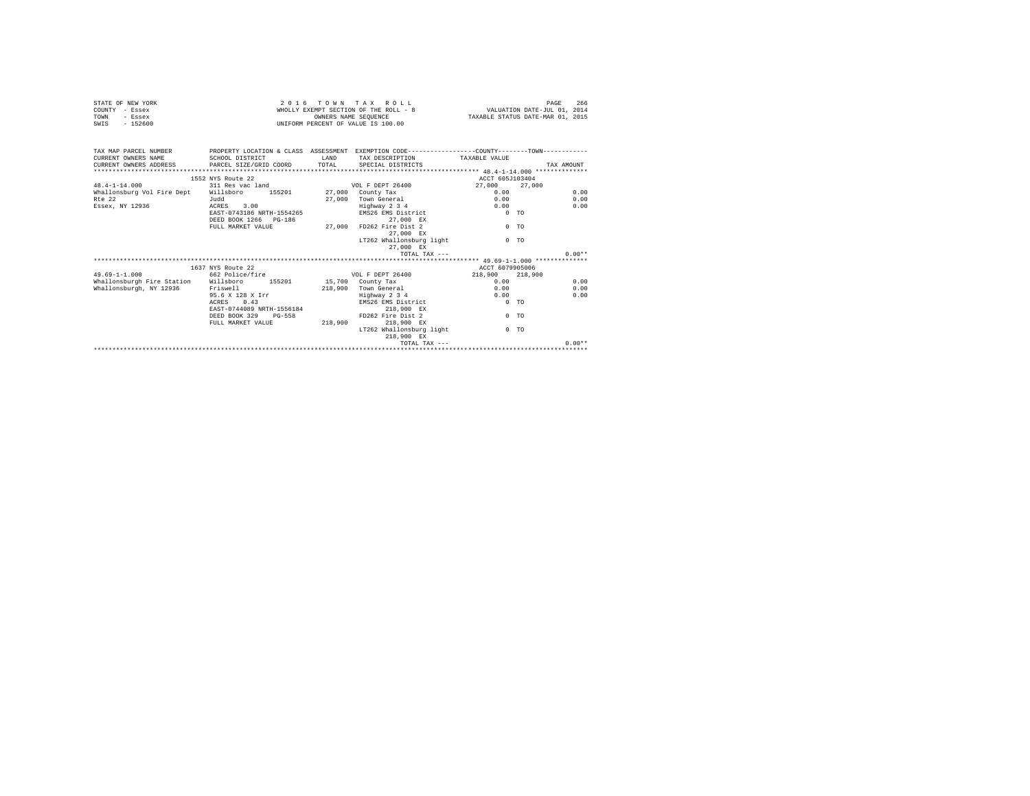STATE OF NEW YORK
COUNTY - Essex
TOWN - Essex
SWIS - 152600

2016 TOWN TAX ROLL
WHOLLY EXEMPT SECTION OF THE ROLL - 8
OWNERS NAME SEQUENCE
UNIFORM PERCENT OF VALUE IS 100.00

VALUATION DATE-JUL 01, 2014
TAXABLE STATUS DATE-MAR 01, 2015

```
TAX MAP PARCEL NUMBER        PROPERTY LOCATION & CLASS  ASSESSMENT  EXEMPTION CODE-----------------COUNTY--------TOWN-----------
CURRENT OWNERS NAME          SCHOOL DISTRICT               LAND     TAX DESCRIPTION            TAXABLE VALUE
CURRENT OWNERS ADDRESS       PARCEL SIZE/GRID COORD       TOTAL     SPECIAL DISTRICTS                                     TAX AMOUNT
*********************************************************************************************** 48.4-1-14.000 **************
                        1552 NYS Route 22                                                         ACCT 605J103404
48.4-1-14.000                311 Res vac land                         VOL F DEPT 26400           27,000     27,000
Whallonsburg Vol Fire Dept   Willsboro       155201       27,000   County Tax                      0.00                  0.00
Rte 22                       Judd                         27,000   Town General                    0.00                  0.00
Essex, NY 12936              ACRES    3.00                         Highway 2 3 4                   0.00                  0.00
                             EAST-0743186 NRTH-1554265             EMS26 EMS District                 0 TO
                             DEED BOOK 1266   PG-186                  27,000 EX
                             FULL MARKET VALUE            27,000   FD262 Fire Dist 2                  0 TO
                                                                      27,000 EX
                                                                   LT262 Whallonsburg light           0 TO
                                                                      27,000 EX
                                                                             TOTAL TAX ---                              0.00**
*********************************************************************************************** 49.69-1-1.000 **************
                        1637 NYS Route 22                                                         ACCT 6079905006
49.69-1-1.000                662 Police/fire                          VOL F DEPT 26400          218,900    218,900
Whallonsburgh Fire Station   Willsboro       155201       15,700   County Tax                      0.00                  0.00
Whallonsburgh, NY 12936      Friswell                    218,900   Town General                    0.00                  0.00
                             95.6 X 128 X Irr                      Highway 2 3 4                   0.00                  0.00
                             ACRES    0.43                         EMS26 EMS District                 0 TO
                             EAST-0744089 NRTH-1556184                218,900 EX
                             DEED BOOK 329    PG-558               FD262 Fire Dist 2                  0 TO
                             FULL MARKET VALUE           218,900      218,900 EX
                                                                   LT262 Whallonsburg light           0 TO
                                                                      218,900 EX
                                                                             TOTAL TAX ---                              0.00**
****************************************************************************************************************************
```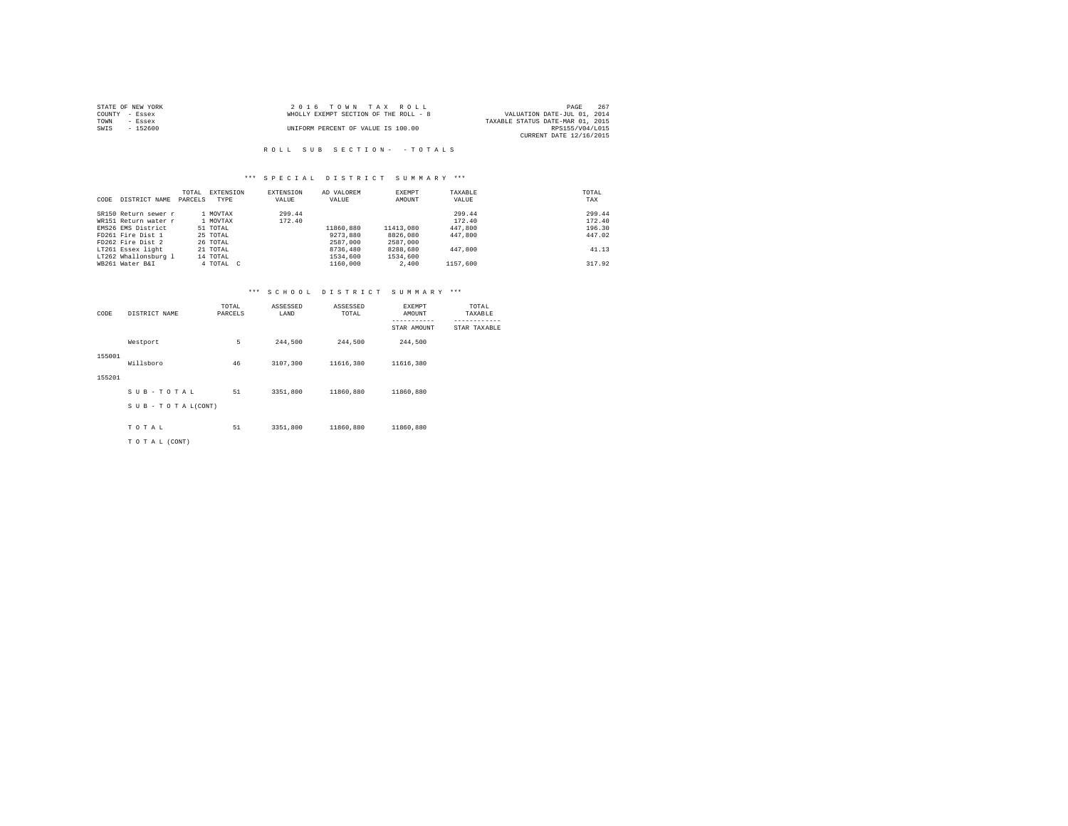STATE OF NEW YORK
COUNTY - Essex
TOWN - Essex
SWIS - 152600

2016 TOWN TAX ROLL
WHOLLY EXEMPT SECTION OF THE ROLL - 8
UNIFORM PERCENT OF VALUE IS 100.00

VALUATION DATE-JUL 01, 2014
TAXABLE STATUS DATE-MAR 01, 2015
RPS155/V04/L015
CURRENT DATE 12/16/2015

## ROLL SUB SECTION- - TOTALS

### *** SPECIAL DISTRICT SUMMARY ***

| CODE | DISTRICT NAME | TOTAL PARCELS | EXTENSION TYPE | EXTENSION VALUE | AD VALOREM VALUE | EXEMPT AMOUNT | TAXABLE VALUE | TOTAL TAX |
|---|---|---|---|---|---|---|---|---|
| SR150 | Return sewer r | 1 | MOVTAX | 299.44 | | | 299.44 | 299.44 |
| WR151 | Return water r | 1 | MOVTAX | 172.40 | | | 172.40 | 172.40 |
| EMS26 | EMS District | 51 | TOTAL | | 11860,880 | 11413,080 | 447,800 | 196.30 |
| FD261 | Fire Dist 1 | 25 | TOTAL | | 9273,880 | 8826,080 | 447,800 | 447.02 |
| FD262 | Fire Dist 2 | 26 | TOTAL | | 2587,000 | 2587,000 | | |
| LT261 | Essex light | 21 | TOTAL | | 8736,480 | 8288,680 | 447,800 | 41.13 |
| LT262 | Whallonsburg l | 14 | TOTAL | | 1534,600 | 1534,600 | | |
| WB261 | Water B&I | 4 | TOTAL C | | 1160,000 | 2,400 | 1157,600 | 317.92 |

### *** SCHOOL DISTRICT SUMMARY ***

| CODE | DISTRICT NAME | TOTAL PARCELS | ASSESSED LAND | ASSESSED TOTAL | EXEMPT AMOUNT<br>-----------<br>STAR AMOUNT | TOTAL TAXABLE<br>------------<br>STAR TAXABLE |
|---|---|---|---|---|---|---|
| 155001 | Westport | 5 | 244,500 | 244,500 | 244,500 | |
| 155201 | Willsboro | 46 | 3107,300 | 11616,380 | 11616,380 | |
| | S U B - T O T A L | 51 | 3351,800 | 11860,880 | 11860,880 | |
| | S U B - T O T A L(CONT) | | | | | |
| | T O T A L | 51 | 3351,800 | 11860,880 | 11860,880 | |
| | T O T A L (CONT) | | | | | |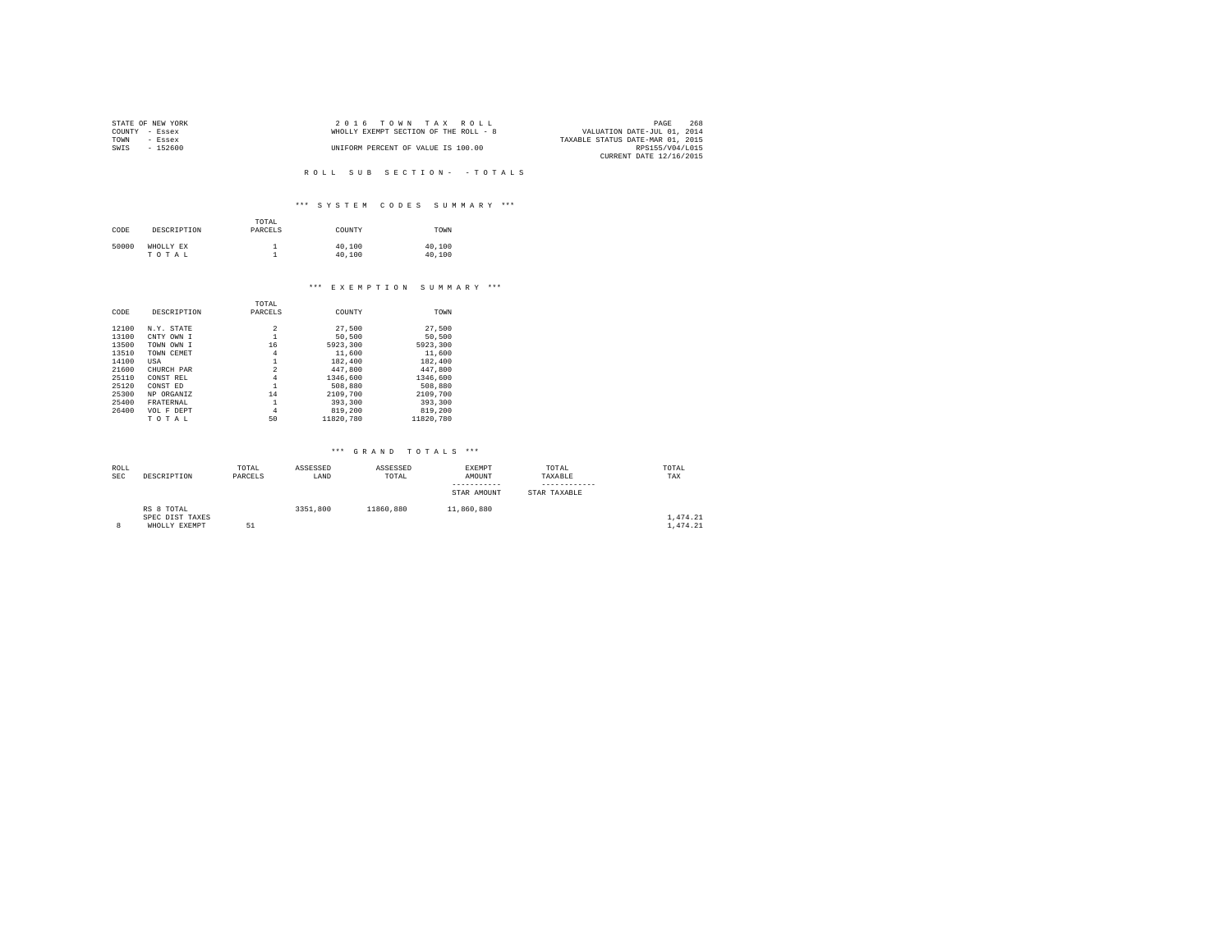STATE OF NEW YORK
COUNTY - Essex
TOWN - Essex
SWIS - 152600

2016 TOWN TAX ROLL
WHOLLY EXEMPT SECTION OF THE ROLL - 8
UNIFORM PERCENT OF VALUE IS 100.00

VALUATION DATE-JUL 01, 2014
TAXABLE STATUS DATE-MAR 01, 2015
RPS155/V04/L015
CURRENT DATE 12/16/2015

## ROLL SUB SECTION- - TOTALS

### *** SYSTEM CODES SUMMARY ***

| CODE | DESCRIPTION | TOTAL PARCELS | COUNTY | TOWN |
|---|---|---|---|---|
| 50000 | WHOLLY EX | 1 | 40,100 | 40,100 |
| | T O T A L | 1 | 40,100 | 40,100 |

### *** EXEMPTION SUMMARY ***

| CODE | DESCRIPTION | TOTAL PARCELS | COUNTY | TOWN |
|---|---|---|---|---|
| 12100 | N.Y. STATE | 2 | 27,500 | 27,500 |
| 13100 | CNTY OWN I | 1 | 50,500 | 50,500 |
| 13500 | TOWN OWN I | 16 | 5923,300 | 5923,300 |
| 13510 | TOWN CEMET | 4 | 11,600 | 11,600 |
| 14100 | USA | 1 | 182,400 | 182,400 |
| 21600 | CHURCH PAR | 2 | 447,800 | 447,800 |
| 25110 | CONST REL | 4 | 1346,600 | 1346,600 |
| 25120 | CONST ED | 1 | 508,880 | 508,880 |
| 25300 | NP ORGANIZ | 14 | 2109,700 | 2109,700 |
| 25400 | FRATERNAL | 1 | 393,300 | 393,300 |
| 26400 | VOL F DEPT | 4 | 819,200 | 819,200 |
| | T O T A L | 50 | 11820,780 | 11820,780 |

### *** GRAND TOTALS ***

| ROLL SEC | DESCRIPTION | TOTAL PARCELS | ASSESSED LAND | ASSESSED TOTAL | EXEMPT AMOUNT / STAR AMOUNT | TOTAL TAXABLE / STAR TAXABLE | TOTAL TAX |
|---|---|---|---|---|---|---|---|
| | RS 8 TOTAL | | 3351,800 | 11860,880 | 11,860,880 | | |
| | SPEC DIST TAXES | | | | | | 1,474.21 |
| 8 | WHOLLY EXEMPT | 51 | | | | | 1,474.21 |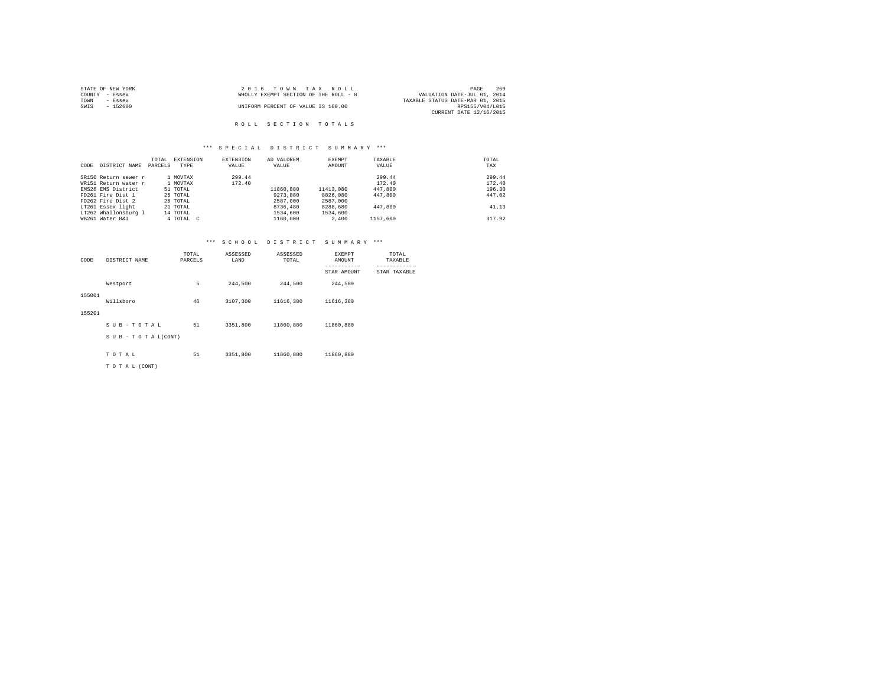STATE OF NEW YORK
COUNTY - Essex
TOWN - Essex
SWIS - 152600

2016 TOWN TAX ROLL
WHOLLY EXEMPT SECTION OF THE ROLL - 8
UNIFORM PERCENT OF VALUE IS 100.00

VALUATION DATE-JUL 01, 2014
TAXABLE STATUS DATE-MAR 01, 2015
RPS155/V04/L015
CURRENT DATE 12/16/2015

# ROLL SECTION TOTALS

## *** SPECIAL DISTRICT SUMMARY ***

| CODE | DISTRICT NAME | TOTAL PARCELS | EXTENSION TYPE | EXTENSION VALUE | AD VALOREM VALUE | EXEMPT AMOUNT | TAXABLE VALUE | TOTAL TAX |
|---|---|---|---|---|---|---|---|---|
| SR150 | Return sewer r | 1 | MOVTAX | 299.44 | | | 299.44 | 299.44 |
| WR151 | Return water r | 1 | MOVTAX | 172.40 | | | 172.40 | 172.40 |
| EMS26 | EMS District | 51 | TOTAL | | 11860,880 | 11413,080 | 447,800 | 196.30 |
| FD261 | Fire Dist 1 | 25 | TOTAL | | 9273,880 | 8826,080 | 447,800 | 447.02 |
| FD262 | Fire Dist 2 | 26 | TOTAL | | 2587,000 | 2587,000 | | |
| LT261 | Essex light | 21 | TOTAL | | 8736,480 | 8288,680 | 447,800 | 41.13 |
| LT262 | Whallonsburg l | 14 | TOTAL | | 1534,600 | 1534,600 | | |
| WB261 | Water B&I | 4 | TOTAL C | | 1160,000 | 2,400 | 1157,600 | 317.92 |

## *** SCHOOL DISTRICT SUMMARY ***

| CODE | DISTRICT NAME | TOTAL PARCELS | ASSESSED LAND | ASSESSED TOTAL | EXEMPT AMOUNT / STAR AMOUNT | TOTAL TAXABLE / STAR TAXABLE |
|---|---|---|---|---|---|---|
| 155001 | Westport | 5 | 244,500 | 244,500 | 244,500 | |
| 155201 | Willsboro | 46 | 3107,300 | 11616,380 | 11616,380 | |
| | S U B - T O T A L | 51 | 3351,800 | 11860,880 | 11860,880 | |
| | S U B - T O T A L(CONT) | | | | | |
| | T O T A L | 51 | 3351,800 | 11860,880 | 11860,880 | |
| | T O T A L (CONT) | | | | | |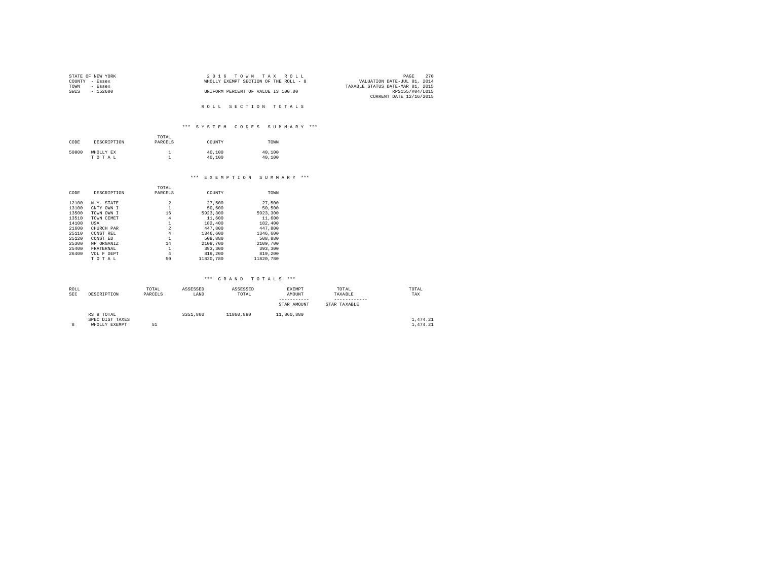STATE OF NEW YORK
COUNTY - Essex
TOWN - Essex
SWIS - 152600

2016 TOWN TAX ROLL
WHOLLY EXEMPT SECTION OF THE ROLL - 8
UNIFORM PERCENT OF VALUE IS 100.00

VALUATION DATE-JUL 01, 2014
TAXABLE STATUS DATE-MAR 01, 2015
RPS155/V04/L015
CURRENT DATE 12/16/2015

## ROLL SECTION TOTALS

### *** SYSTEM CODES SUMMARY ***

| CODE | DESCRIPTION | TOTAL PARCELS | COUNTY | TOWN |
|---|---|---|---|---|
| 50000 | WHOLLY EX | 1 | 40,100 | 40,100 |
| | TOTAL | 1 | 40,100 | 40,100 |

### *** EXEMPTION SUMMARY ***

| CODE | DESCRIPTION | TOTAL PARCELS | COUNTY | TOWN |
|---|---|---|---|---|
| 12100 | N.Y. STATE | 2 | 27,500 | 27,500 |
| 13100 | CNTY OWN I | 1 | 50,500 | 50,500 |
| 13500 | TOWN OWN I | 16 | 5923,300 | 5923,300 |
| 13510 | TOWN CEMET | 4 | 11,600 | 11,600 |
| 14100 | USA | 1 | 182,400 | 182,400 |
| 21600 | CHURCH PAR | 2 | 447,800 | 447,800 |
| 25110 | CONST REL | 4 | 1346,600 | 1346,600 |
| 25120 | CONST ED | 1 | 508,880 | 508,880 |
| 25300 | NP ORGANIZ | 14 | 2109,700 | 2109,700 |
| 25400 | FRATERNAL | 1 | 393,300 | 393,300 |
| 26400 | VOL F DEPT | 4 | 819,200 | 819,200 |
| | TOTAL | 50 | 11820,780 | 11820,780 |

### *** GRAND TOTALS ***

| ROLL SEC | DESCRIPTION | TOTAL PARCELS | ASSESSED LAND | ASSESSED TOTAL | EXEMPT AMOUNT / STAR AMOUNT | TOTAL TAXABLE / STAR TAXABLE | TOTAL TAX |
|---|---|---|---|---|---|---|---|
| | RS 8 TOTAL | | 3351,800 | 11860,880 | 11,860,880 | | |
| | SPEC DIST TAXES | | | | | | 1,474.21 |
| 8 | WHOLLY EXEMPT | 51 | | | | | 1,474.21 |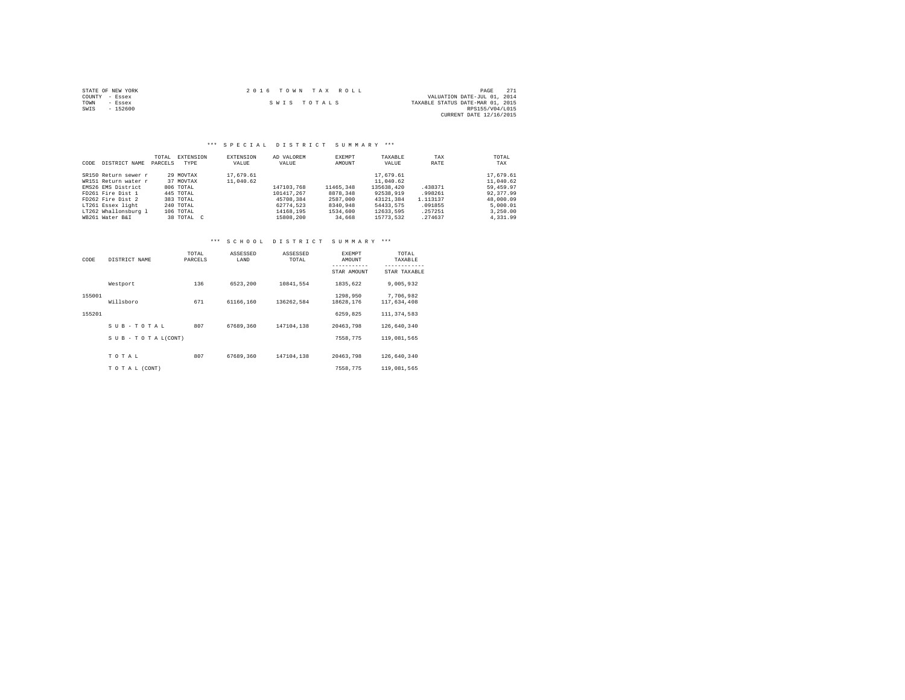STATE OF NEW YORK
COUNTY - Essex
TOWN - Essex
SWIS - 152600

2016 TOWN TAX ROLL

SWIS TOTALS

VALUATION DATE-JUL 01, 2014
TAXABLE STATUS DATE-MAR 01, 2015
RPS155/V04/L015
CURRENT DATE 12/16/2015

## *** SPECIAL DISTRICT SUMMARY ***

| CODE | DISTRICT NAME | TOTAL PARCELS | EXTENSION TYPE | EXTENSION VALUE | AD VALOREM VALUE | EXEMPT AMOUNT | TAXABLE VALUE | TAX RATE | TOTAL TAX |
|---|---|---|---|---|---|---|---|---|---|
| SR150 | Return sewer r | 29 | MOVTAX | 17,679.61 | | | 17,679.61 | | 17,679.61 |
| WR151 | Return water r | 37 | MOVTAX | 11,040.62 | | | 11,040.62 | | 11,040.62 |
| EMS26 | EMS District | 806 | TOTAL | | 147103,768 | 11465,348 | 135638,420 | .438371 | 59,459.97 |
| FD261 | Fire Dist 1 | 445 | TOTAL | | 101417,267 | 8878,348 | 92538,919 | .998261 | 92,377.99 |
| FD262 | Fire Dist 2 | 383 | TOTAL | | 45708,384 | 2587,000 | 43121,384 | 1.113137 | 48,000.09 |
| LT261 | Essex light | 240 | TOTAL | | 62774,523 | 8340,948 | 54433,575 | .091855 | 5,000.01 |
| LT262 | Whallonsburg l | 106 | TOTAL | | 14168,195 | 1534,600 | 12633,595 | .257251 | 3,250.00 |
| WB261 | Water B&I | 38 | TOTAL C | | 15808,200 | 34,668 | 15773,532 | .274637 | 4,331.99 |

## *** SCHOOL DISTRICT SUMMARY ***

| CODE | DISTRICT NAME | TOTAL PARCELS | ASSESSED LAND | ASSESSED TOTAL | EXEMPT AMOUNT / STAR AMOUNT | TOTAL TAXABLE / STAR TAXABLE |
|---|---|---|---|---|---|---|
| | Westport | 136 | 6523,200 | 10841,554 | 1835,622 | 9,005,932 |
| 155001 | | | | | 1298,950 | 7,706,982 |
| | Willsboro | 671 | 61166,160 | 136262,584 | 18628,176 | 117,634,408 |
| 155201 | | | | | 6259,825 | 111,374,583 |
| | SUB-TOTAL | 807 | 67689,360 | 147104,138 | 20463,798 | 126,640,340 |
| | SUB-TOTAL(CONT) | | | | 7558,775 | 119,081,565 |
| | TOTAL | 807 | 67689,360 | 147104,138 | 20463,798 | 126,640,340 |
| | TOTAL (CONT) | | | | 7558,775 | 119,081,565 |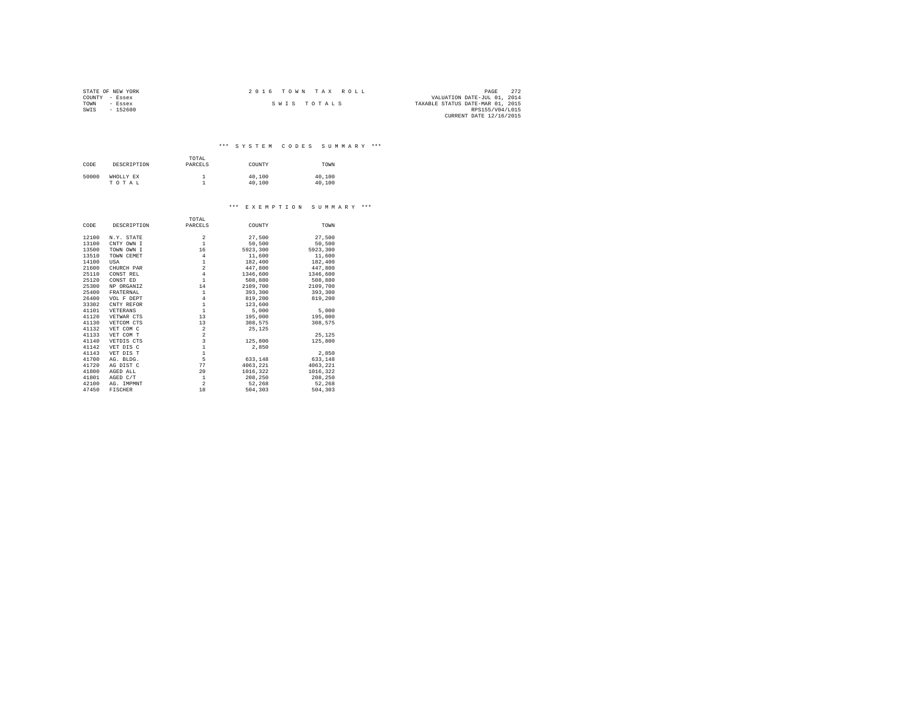STATE OF NEW YORK
COUNTY - Essex
TOWN - Essex
SWIS - 152600

2016 TOWN TAX ROLL

SWIS TOTALS

VALUATION DATE-JUL 01, 2014
TAXABLE STATUS DATE-MAR 01, 2015
RPS155/V04/L015
CURRENT DATE 12/16/2015

### *** SYSTEM CODES SUMMARY ***

| CODE | DESCRIPTION | TOTAL PARCELS | COUNTY | TOWN |
|---|---|---|---|---|
| 50000 | WHOLLY EX | 1 | 40,100 | 40,100 |
| | TOTAL | 1 | 40,100 | 40,100 |

### *** EXEMPTION SUMMARY ***

| CODE | DESCRIPTION | TOTAL PARCELS | COUNTY | TOWN |
|---|---|---|---|---|
| 12100 | N.Y. STATE | 2 | 27,500 | 27,500 |
| 13100 | CNTY OWN I | 1 | 50,500 | 50,500 |
| 13500 | TOWN OWN I | 16 | 5923,300 | 5923,300 |
| 13510 | TOWN CEMET | 4 | 11,600 | 11,600 |
| 14100 | USA | 1 | 182,400 | 182,400 |
| 21600 | CHURCH PAR | 2 | 447,800 | 447,800 |
| 25110 | CONST REL | 4 | 1346,600 | 1346,600 |
| 25120 | CONST ED | 1 | 508,880 | 508,880 |
| 25300 | NP ORGANIZ | 14 | 2109,700 | 2109,700 |
| 25400 | FRATERNAL | 1 | 393,300 | 393,300 |
| 26400 | VOL F DEPT | 4 | 819,200 | 819,200 |
| 33302 | CNTY REFOR | 1 | 123,600 | |
| 41101 | VETERANS | 1 | 5,000 | 5,000 |
| 41120 | VETWAR CTS | 13 | 195,000 | 195,000 |
| 41130 | VETCOM CTS | 13 | 308,575 | 308,575 |
| 41132 | VET COM C | 2 | 25,125 | |
| 41133 | VET COM T | 2 | | 25,125 |
| 41140 | VETDIS CTS | 3 | 125,800 | 125,800 |
| 41142 | VET DIS C | 1 | 2,850 | |
| 41143 | VET DIS T | 1 | | 2,850 |
| 41700 | AG. BLDG. | 5 | 633,148 | 633,148 |
| 41720 | AG DIST C | 77 | 4063,221 | 4063,221 |
| 41800 | AGED ALL | 20 | 1016,322 | 1016,322 |
| 41801 | AGED C/T | 1 | 208,250 | 208,250 |
| 42100 | AG. IMPMNT | 2 | 52,268 | 52,268 |
| 47450 | FISCHER | 18 | 504,303 | 504,303 |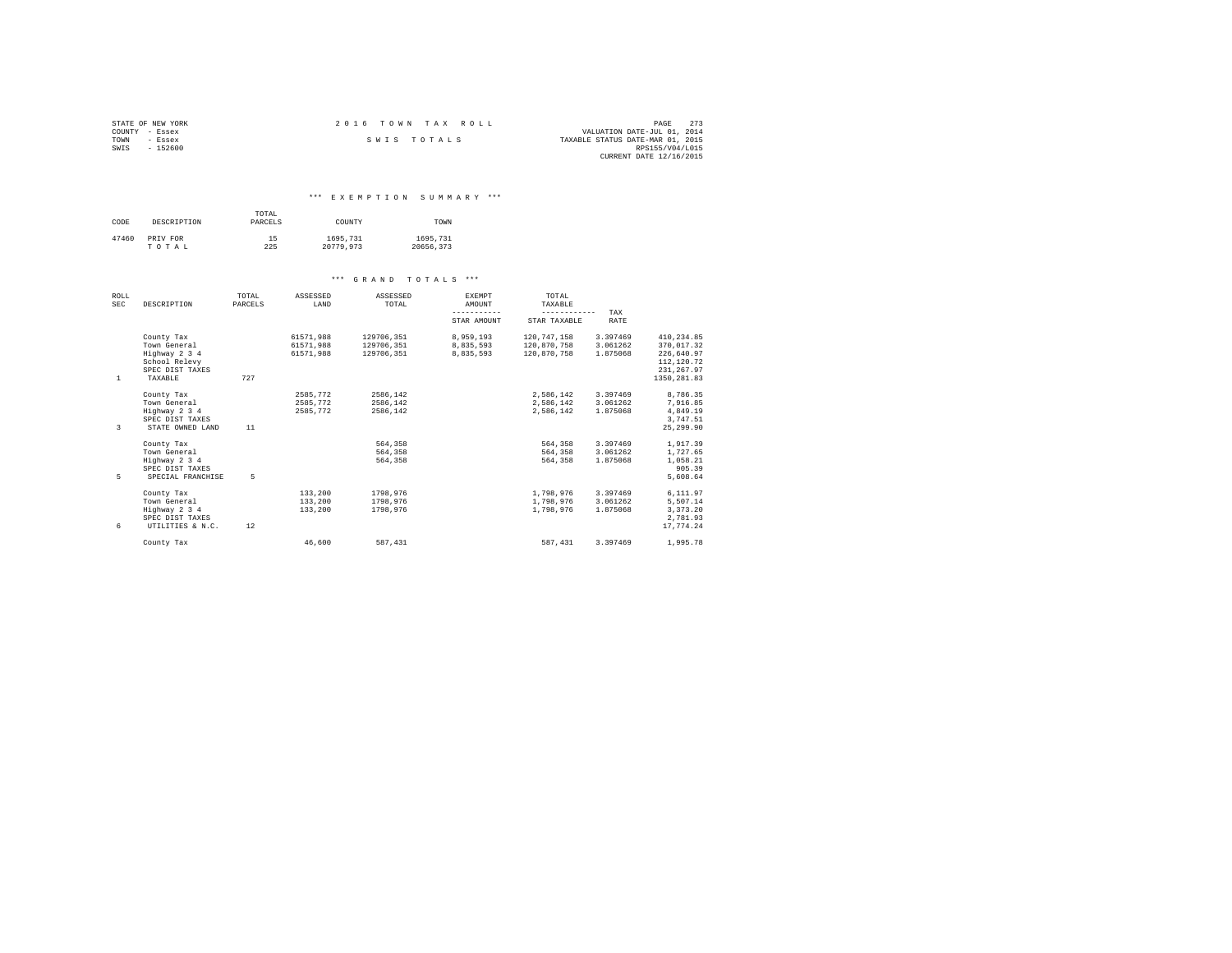STATE OF NEW YORK
COUNTY - Essex
TOWN - Essex
SWIS - 152600

2016 TOWN TAX ROLL

SWIS TOTALS

VALUATION DATE-JUL 01, 2014
TAXABLE STATUS DATE-MAR 01, 2015
RPS155/V04/L015
CURRENT DATE 12/16/2015

### *** EXEMPTION SUMMARY ***

| CODE | DESCRIPTION | TOTAL PARCELS | COUNTY | TOWN |
|---|---|---|---|---|
| 47460 | PRIV FOR | 15 | 1695,731 | 1695,731 |
| | T O T A L | 225 | 20779,973 | 20656,373 |

### *** GRAND TOTALS ***

| ROLL SEC | DESCRIPTION | TOTAL PARCELS | ASSESSED LAND | ASSESSED TOTAL | EXEMPT AMOUNT / STAR AMOUNT | TOTAL TAXABLE / STAR TAXABLE | TAX RATE | |
|---|---|---|---|---|---|---|---|---|
| | County Tax | | 61571,988 | 129706,351 | 8,959,193 | 120,747,158 | 3.397469 | 410,234.85 |
| | Town General | | 61571,988 | 129706,351 | 8,835,593 | 120,870,758 | 3.061262 | 370,017.32 |
| | Highway 2 3 4 | | 61571,988 | 129706,351 | 8,835,593 | 120,870,758 | 1.875068 | 226,640.97 |
| | School Relevy | | | | | | | 112,120.72 |
| | SPEC DIST TAXES | | | | | | | 231,267.97 |
| 1 | TAXABLE | 727 | | | | | | 1350,281.83 |
| | County Tax | | 2585,772 | 2586,142 | | 2,586,142 | 3.397469 | 8,786.35 |
| | Town General | | 2585,772 | 2586,142 | | 2,586,142 | 3.061262 | 7,916.85 |
| | Highway 2 3 4 | | 2585,772 | 2586,142 | | 2,586,142 | 1.875068 | 4,849.19 |
| | SPEC DIST TAXES | | | | | | | 3,747.51 |
| 3 | STATE OWNED LAND | 11 | | | | | | 25,299.90 |
| | County Tax | | | 564,358 | | 564,358 | 3.397469 | 1,917.39 |
| | Town General | | | 564,358 | | 564,358 | 3.061262 | 1,727.65 |
| | Highway 2 3 4 | | | 564,358 | | 564,358 | 1.875068 | 1,058.21 |
| | SPEC DIST TAXES | | | | | | | 905.39 |
| 5 | SPECIAL FRANCHISE | 5 | | | | | | 5,608.64 |
| | County Tax | | 133,200 | 1798,976 | | 1,798,976 | 3.397469 | 6,111.97 |
| | Town General | | 133,200 | 1798,976 | | 1,798,976 | 3.061262 | 5,507.14 |
| | Highway 2 3 4 | | 133,200 | 1798,976 | | 1,798,976 | 1.875068 | 3,373.20 |
| | SPEC DIST TAXES | | | | | | | 2,781.93 |
| 6 | UTILITIES & N.C. | 12 | | | | | | 17,774.24 |
| | County Tax | | 46,600 | 587,431 | | 587,431 | 3.397469 | 1,995.78 |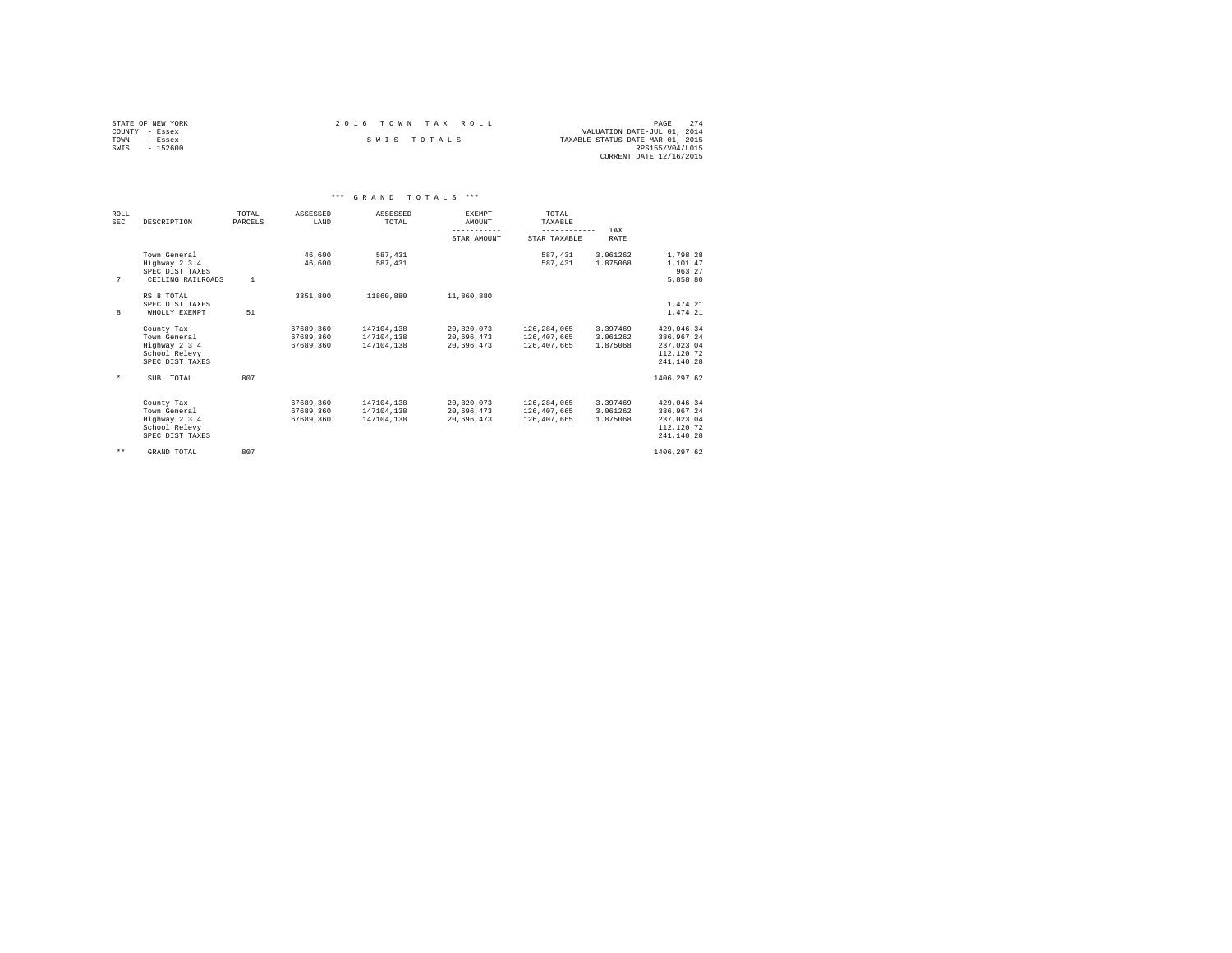STATE OF NEW YORK
COUNTY - Essex
TOWN - Essex
SWIS - 152600

2016 TOWN TAX ROLL

SWIS TOTALS

VALUATION DATE-JUL 01, 2014
TAXABLE STATUS DATE-MAR 01, 2015
RPS155/V04/L015
CURRENT DATE 12/16/2015

*** GRAND TOTALS ***

| ROLL SEC | DESCRIPTION | TOTAL PARCELS | ASSESSED LAND | ASSESSED TOTAL | EXEMPT AMOUNT / STAR AMOUNT | TOTAL TAXABLE / STAR TAXABLE | TAX RATE | |
|---|---|---|---|---|---|---|---|---|
| | Town General | | 46,600 | 587,431 | | 587,431 | 3.061262 | 1,798.28 |
| | Highway 2 3 4 | | 46,600 | 587,431 | | 587,431 | 1.875068 | 1,101.47 |
| | SPEC DIST TAXES | | | | | | | 963.27 |
| 7 | CEILING RAILROADS | 1 | | | | | | 5,858.80 |
| | RS 8 TOTAL | | 3351,800 | 11860,880 | 11,860,880 | | | |
| | SPEC DIST TAXES | | | | | | | 1,474.21 |
| 8 | WHOLLY EXEMPT | 51 | | | | | | 1,474.21 |
| | County Tax | | 67689,360 | 147104,138 | 20,820,073 | 126,284,065 | 3.397469 | 429,046.34 |
| | Town General | | 67689,360 | 147104,138 | 20,696,473 | 126,407,665 | 3.061262 | 386,967.24 |
| | Highway 2 3 4 | | 67689,360 | 147104,138 | 20,696,473 | 126,407,665 | 1.875068 | 237,023.04 |
| | School Relevy | | | | | | | 112,120.72 |
| | SPEC DIST TAXES | | | | | | | 241,140.28 |
| * | SUB TOTAL | 807 | | | | | | 1406,297.62 |
| | County Tax | | 67689,360 | 147104,138 | 20,820,073 | 126,284,065 | 3.397469 | 429,046.34 |
| | Town General | | 67689,360 | 147104,138 | 20,696,473 | 126,407,665 | 3.061262 | 386,967.24 |
| | Highway 2 3 4 | | 67689,360 | 147104,138 | 20,696,473 | 126,407,665 | 1.875068 | 237,023.04 |
| | School Relevy | | | | | | | 112,120.72 |
| | SPEC DIST TAXES | | | | | | | 241,140.28 |
| ** | GRAND TOTAL | 807 | | | | | | 1406,297.62 |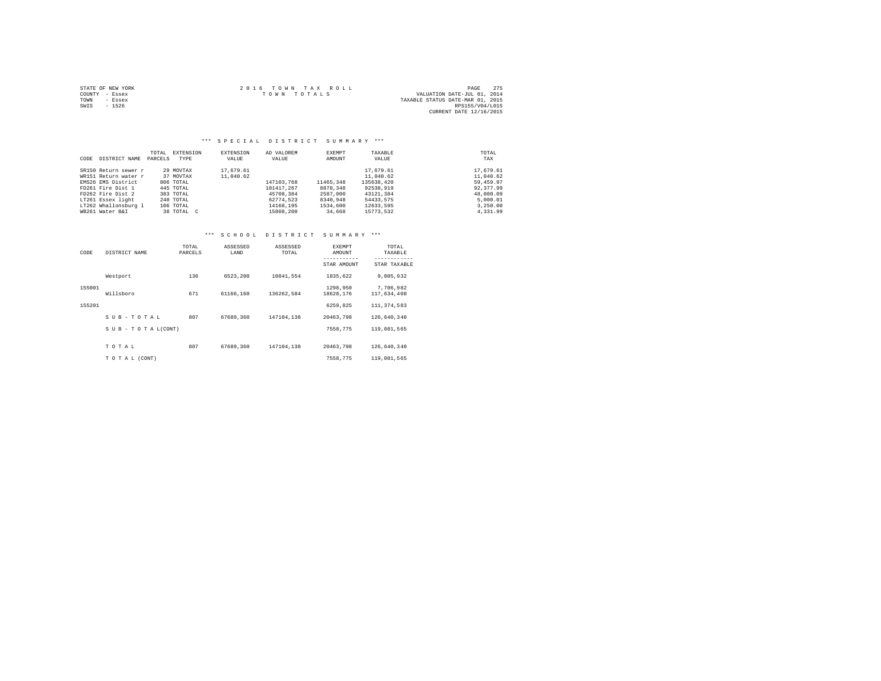STATE OF NEW YORK
COUNTY - Essex
TOWN - Essex
SWIS - 1526

2016 TOWN TAX ROLL
TOWN TOTALS

VALUATION DATE-JUL 01, 2014
TAXABLE STATUS DATE-MAR 01, 2015
RPS155/V04/L015
CURRENT DATE 12/16/2015

### *** SPECIAL DISTRICT SUMMARY ***

| CODE DISTRICT NAME | TOTAL PARCELS | EXTENSION TYPE | EXTENSION VALUE | AD VALOREM VALUE | EXEMPT AMOUNT | TAXABLE VALUE | TOTAL TAX |
|---|---|---|---|---|---|---|---|
| SR150 Return sewer r | 29 | MOVTAX | 17,679.61 | | | 17,679.61 | 17,679.61 |
| WR151 Return water r | 37 | MOVTAX | 11,040.62 | | | 11,040.62 | 11,040.62 |
| EMS26 EMS District | 806 | TOTAL | | 147103,768 | 11465,348 | 135638,420 | 59,459.97 |
| FD261 Fire Dist 1 | 445 | TOTAL | | 101417,267 | 8878,348 | 92538,919 | 92,377.99 |
| FD262 Fire Dist 2 | 383 | TOTAL | | 45708,384 | 2587,000 | 43121,384 | 48,000.09 |
| LT261 Essex light | 240 | TOTAL | | 62774,523 | 8340,948 | 54433,575 | 5,000.01 |
| LT262 Whallonsburg l | 106 | TOTAL | | 14168,195 | 1534,600 | 12633,595 | 3,250.00 |
| WB261 Water B&I | 38 | TOTAL C | | 15808,200 | 34,668 | 15773,532 | 4,331.99 |

### *** SCHOOL DISTRICT SUMMARY ***

| CODE | DISTRICT NAME | TOTAL PARCELS | ASSESSED LAND | ASSESSED TOTAL | EXEMPT AMOUNT / STAR AMOUNT | TOTAL TAXABLE / STAR TAXABLE |
|---|---|---|---|---|---|---|
| | Westport | 136 | 6523,200 | 10841,554 | 1835,622 | 9,005,932 |
| 155001 | | | | | 1298,950 | 7,706,982 |
| | Willsboro | 671 | 61166,160 | 136262,584 | 18628,176 | 117,634,408 |
| 155201 | | | | | 6259,825 | 111,374,583 |
| | SUB-TOTAL | 807 | 67689,360 | 147104,138 | 20463,798 | 126,640,340 |
| | SUB-TOTAL(CONT) | | | | 7558,775 | 119,081,565 |
| | TOTAL | 807 | 67689,360 | 147104,138 | 20463,798 | 126,640,340 |
| | TOTAL (CONT) | | | | 7558,775 | 119,081,565 |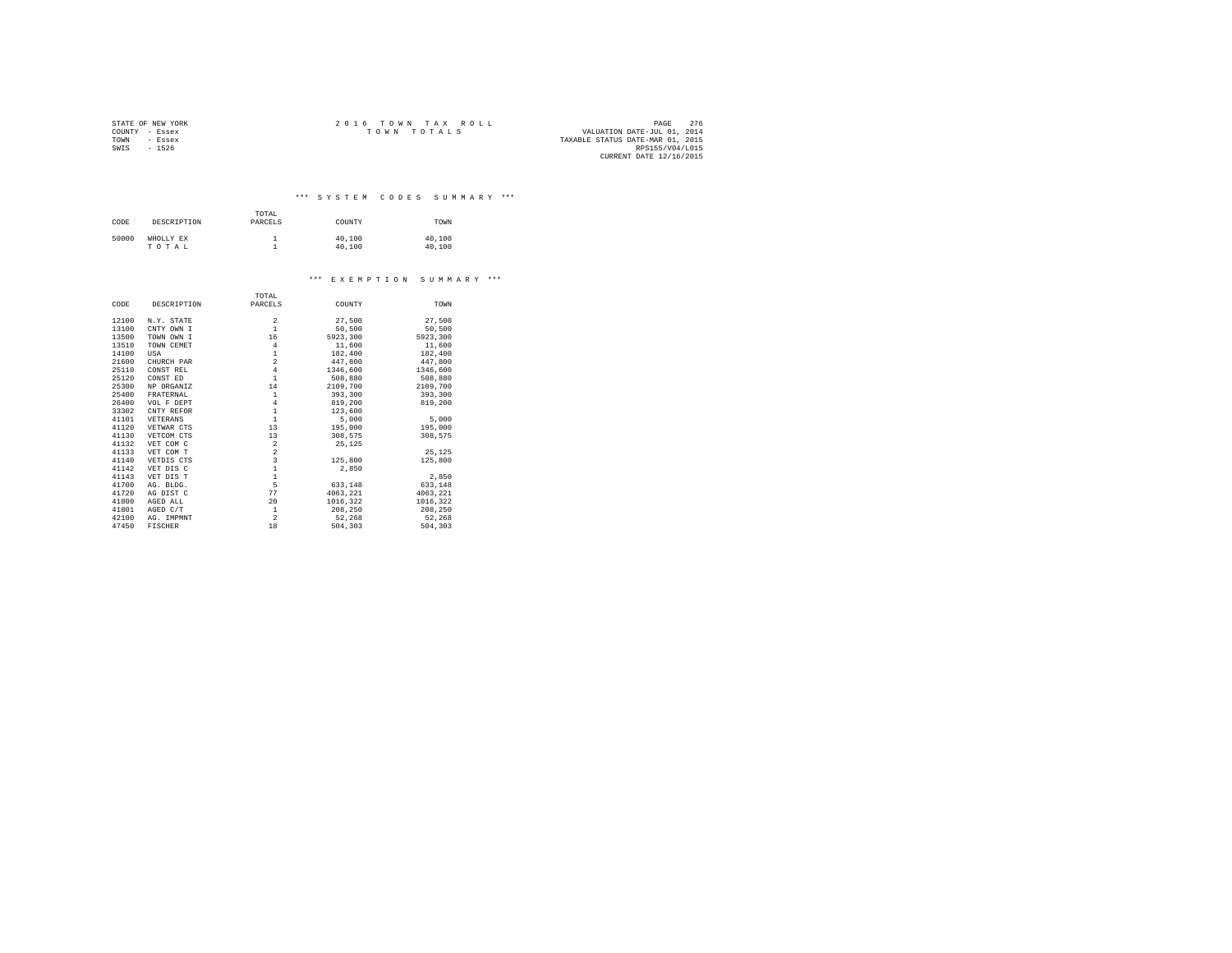STATE OF NEW YORK
COUNTY - Essex
TOWN - Essex
SWIS - 1526

2 0 1 6 T O W N T A X R O L L
T O W N T O T A L S

VALUATION DATE-JUL 01, 2014
TAXABLE STATUS DATE-MAR 01, 2015
RPS155/V04/L015
CURRENT DATE 12/16/2015

## *** S Y S T E M C O D E S S U M M A R Y ***

| CODE | DESCRIPTION | TOTAL PARCELS | COUNTY | TOWN |
|---|---|---|---|---|
| 50000 | WHOLLY EX | 1 | 40,100 | 40,100 |
| | T O T A L | 1 | 40,100 | 40,100 |

## *** E X E M P T I O N S U M M A R Y ***

| CODE | DESCRIPTION | TOTAL PARCELS | COUNTY | TOWN |
|---|---|---|---|---|
| 12100 | N.Y. STATE | 2 | 27,500 | 27,500 |
| 13100 | CNTY OWN I | 1 | 50,500 | 50,500 |
| 13500 | TOWN OWN I | 16 | 5923,300 | 5923,300 |
| 13510 | TOWN CEMET | 4 | 11,600 | 11,600 |
| 14100 | USA | 1 | 182,400 | 182,400 |
| 21600 | CHURCH PAR | 2 | 447,800 | 447,800 |
| 25110 | CONST REL | 4 | 1346,600 | 1346,600 |
| 25120 | CONST ED | 1 | 508,880 | 508,880 |
| 25300 | NP ORGANIZ | 14 | 2109,700 | 2109,700 |
| 25400 | FRATERNAL | 1 | 393,300 | 393,300 |
| 26400 | VOL F DEPT | 4 | 819,200 | 819,200 |
| 33302 | CNTY REFOR | 1 | 123,600 | |
| 41101 | VETERANS | 1 | 5,000 | 5,000 |
| 41120 | VETWAR CTS | 13 | 195,000 | 195,000 |
| 41130 | VETCOM CTS | 13 | 308,575 | 308,575 |
| 41132 | VET COM C | 2 | 25,125 | |
| 41133 | VET COM T | 2 | | 25,125 |
| 41140 | VETDIS CTS | 3 | 125,800 | 125,800 |
| 41142 | VET DIS C | 1 | 2,850 | |
| 41143 | VET DIS T | 1 | | 2,850 |
| 41700 | AG. BLDG. | 5 | 633,148 | 633,148 |
| 41720 | AG DIST C | 77 | 4063,221 | 4063,221 |
| 41800 | AGED ALL | 20 | 1016,322 | 1016,322 |
| 41801 | AGED C/T | 1 | 208,250 | 208,250 |
| 42100 | AG. IMPMNT | 2 | 52,268 | 52,268 |
| 47450 | FISCHER | 18 | 504,303 | 504,303 |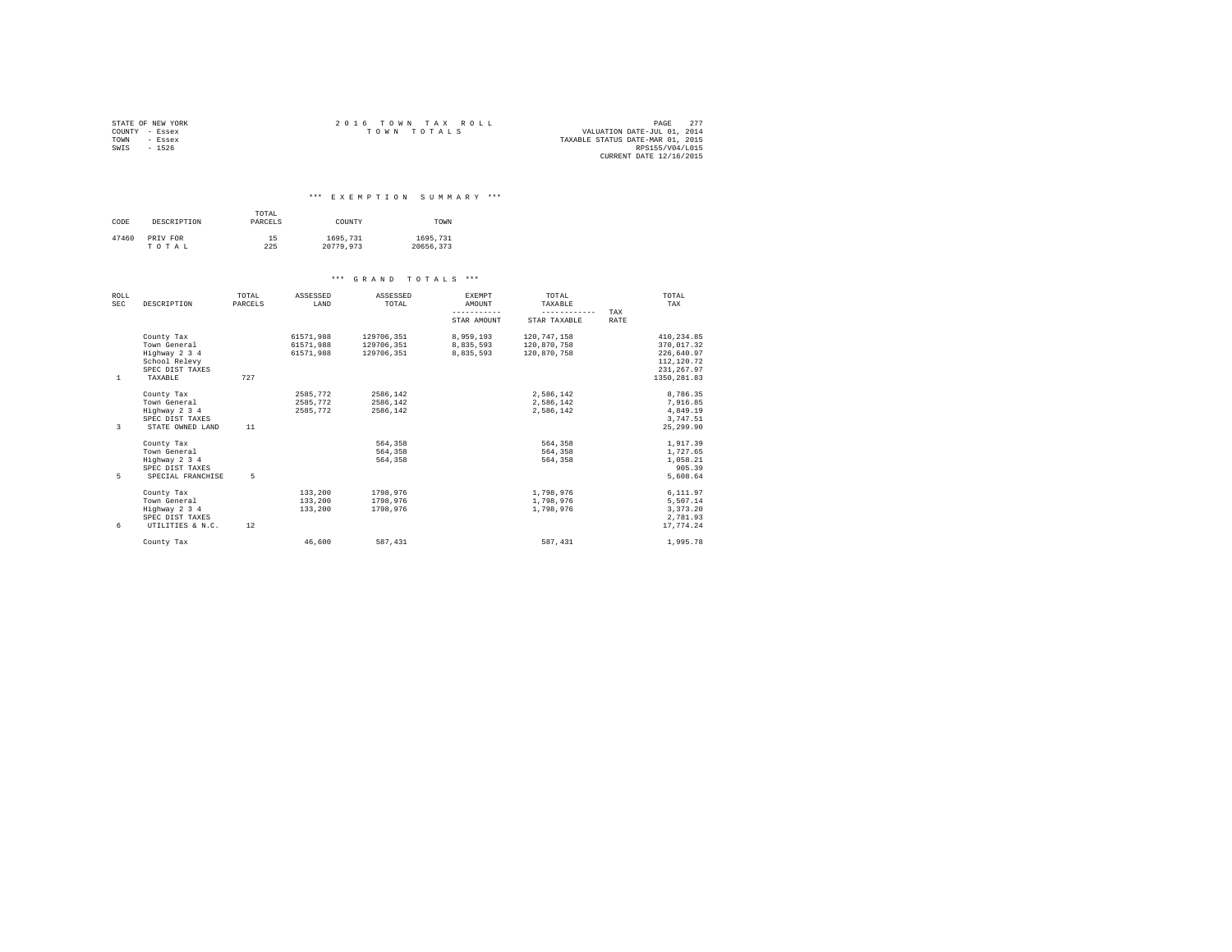STATE OF NEW YORK
COUNTY - Essex
TOWN - Essex
SWIS - 1526

2 0 1 6 T O W N T A X R O L L
T O W N T O T A L S

VALUATION DATE-JUL 01, 2014
TAXABLE STATUS DATE-MAR 01, 2015
RPS155/V04/L015
CURRENT DATE 12/16/2015

### *** E X E M P T I O N S U M M A R Y ***

| CODE | DESCRIPTION | TOTAL PARCELS | COUNTY | TOWN |
|---|---|---|---|---|
| 47460 | PRIV FOR | 15 | 1695,731 | 1695,731 |
| | T O T A L | 225 | 20779,973 | 20656,373 |

### *** G R A N D T O T A L S ***

| ROLL SEC | DESCRIPTION | TOTAL PARCELS | ASSESSED LAND | ASSESSED TOTAL | EXEMPT AMOUNT / STAR AMOUNT | TOTAL TAXABLE / STAR TAXABLE | TAX RATE | TOTAL TAX |
|---|---|---|---|---|---|---|---|---|
| | County Tax | | 61571,988 | 129706,351 | 8,959,193 | 120,747,158 | | 410,234.85 |
| | Town General | | 61571,988 | 129706,351 | 8,835,593 | 120,870,758 | | 370,017.32 |
| | Highway 2 3 4 | | 61571,988 | 129706,351 | 8,835,593 | 120,870,758 | | 226,640.97 |
| | School Relevy | | | | | | | 112,120.72 |
| | SPEC DIST TAXES | | | | | | | 231,267.97 |
| 1 | TAXABLE | 727 | | | | | | 1350,281.83 |
| | County Tax | | 2585,772 | 2586,142 | | 2,586,142 | | 8,786.35 |
| | Town General | | 2585,772 | 2586,142 | | 2,586,142 | | 7,916.85 |
| | Highway 2 3 4 | | 2585,772 | 2586,142 | | 2,586,142 | | 4,849.19 |
| | SPEC DIST TAXES | | | | | | | 3,747.51 |
| 3 | STATE OWNED LAND | 11 | | | | | | 25,299.90 |
| | County Tax | | | 564,358 | | 564,358 | | 1,917.39 |
| | Town General | | | 564,358 | | 564,358 | | 1,727.65 |
| | Highway 2 3 4 | | | 564,358 | | 564,358 | | 1,058.21 |
| | SPEC DIST TAXES | | | | | | | 905.39 |
| 5 | SPECIAL FRANCHISE | 5 | | | | | | 5,608.64 |
| | County Tax | | 133,200 | 1798,976 | | 1,798,976 | | 6,111.97 |
| | Town General | | 133,200 | 1798,976 | | 1,798,976 | | 5,507.14 |
| | Highway 2 3 4 | | 133,200 | 1798,976 | | 1,798,976 | | 3,373.20 |
| | SPEC DIST TAXES | | | | | | | 2,781.93 |
| 6 | UTILITIES & N.C. | 12 | | | | | | 17,774.24 |
| | County Tax | | 46,600 | 587,431 | | 587,431 | | 1,995.78 |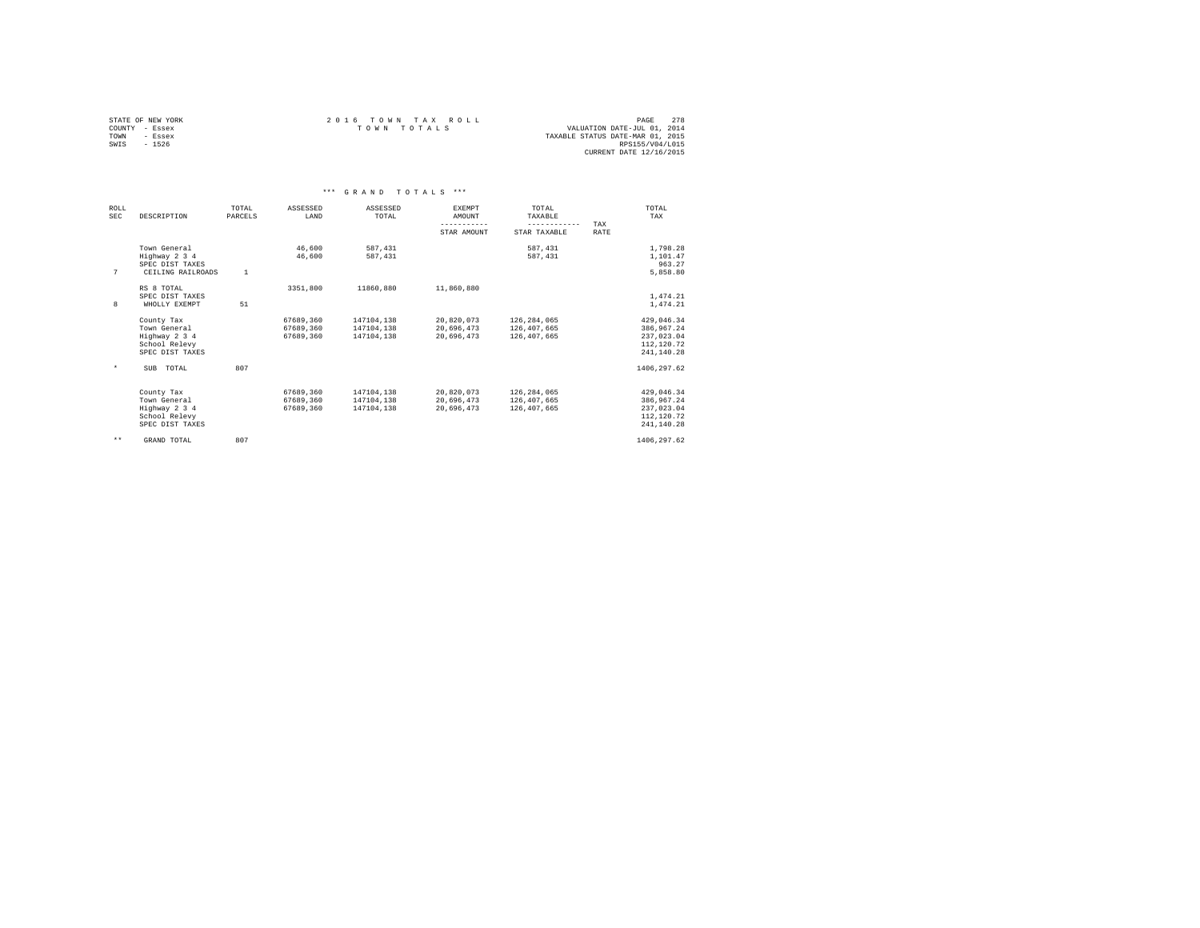STATE OF NEW YORK
COUNTY - Essex
TOWN - Essex
SWIS - 1526

2 0 1 6 T O W N T A X R O L L
T O W N T O T A L S

VALUATION DATE-JUL 01, 2014
TAXABLE STATUS DATE-MAR 01, 2015
RPS155/V04/L015
CURRENT DATE 12/16/2015

*** G R A N D T O T A L S ***

| ROLL SEC | DESCRIPTION | TOTAL PARCELS | ASSESSED LAND | ASSESSED TOTAL | EXEMPT AMOUNT / STAR AMOUNT | TOTAL TAXABLE / STAR TAXABLE | TAX RATE | TOTAL TAX |
|---|---|---|---|---|---|---|---|---|
| | Town General | | 46,600 | 587,431 | | 587,431 | | 1,798.28 |
| | Highway 2 3 4 | | 46,600 | 587,431 | | 587,431 | | 1,101.47 |
| | SPEC DIST TAXES | | | | | | | 963.27 |
| 7 | CEILING RAILROADS | 1 | | | | | | 5,858.80 |
| | RS 8 TOTAL | | 3351,800 | 11860,880 | 11,860,880 | | | |
| | SPEC DIST TAXES | | | | | | | 1,474.21 |
| 8 | WHOLLY EXEMPT | 51 | | | | | | 1,474.21 |
| | County Tax | | 67689,360 | 147104,138 | 20,820,073 | 126,284,065 | | 429,046.34 |
| | Town General | | 67689,360 | 147104,138 | 20,696,473 | 126,407,665 | | 386,967.24 |
| | Highway 2 3 4 | | 67689,360 | 147104,138 | 20,696,473 | 126,407,665 | | 237,023.04 |
| | School Relevy | | | | | | | 112,120.72 |
| | SPEC DIST TAXES | | | | | | | 241,140.28 |
| * | SUB TOTAL | 807 | | | | | | 1406,297.62 |
| | County Tax | | 67689,360 | 147104,138 | 20,820,073 | 126,284,065 | | 429,046.34 |
| | Town General | | 67689,360 | 147104,138 | 20,696,473 | 126,407,665 | | 386,967.24 |
| | Highway 2 3 4 | | 67689,360 | 147104,138 | 20,696,473 | 126,407,665 | | 237,023.04 |
| | School Relevy | | | | | | | 112,120.72 |
| | SPEC DIST TAXES | | | | | | | 241,140.28 |
| ** | GRAND TOTAL | 807 | | | | | | 1406,297.62 |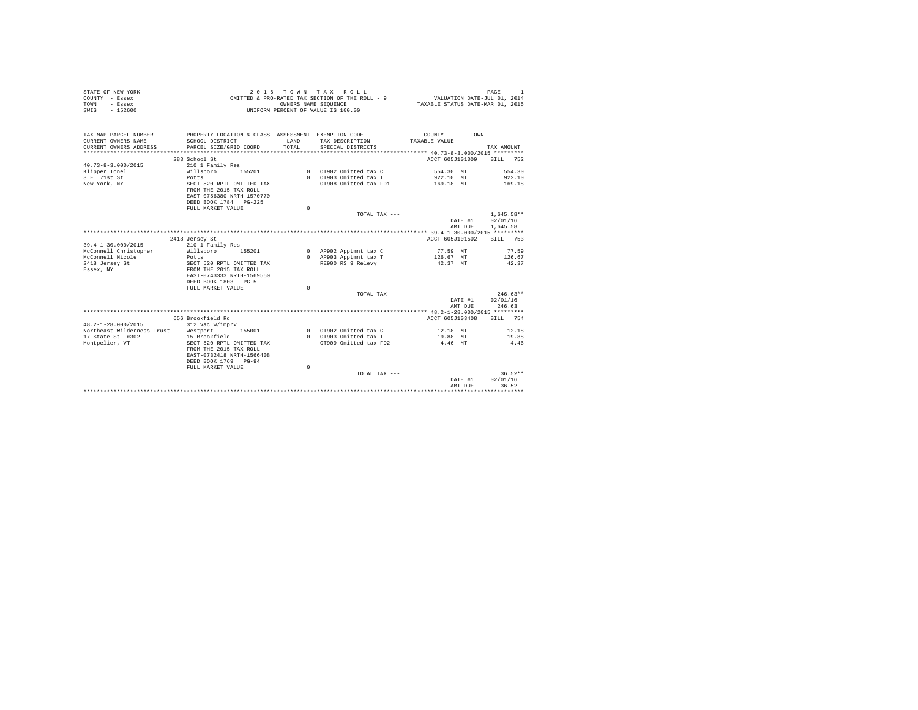STATE OF NEW YORK
COUNTY - Essex
TOWN - Essex
SWIS - 152600

2 0 1 6 T O W N T A X R O L L
OMITTED & PRO-RATED TAX SECTION OF THE ROLL - 9
OWNERS NAME SEQUENCE
UNIFORM PERCENT OF VALUE IS 100.00

PAGE 1
VALUATION DATE-JUL 01, 2014
TAXABLE STATUS DATE-MAR 01, 2015

| TAX MAP PARCEL NUMBER / CURRENT OWNERS NAME / CURRENT OWNERS ADDRESS | PROPERTY LOCATION & CLASS / SCHOOL DISTRICT / PARCEL SIZE/GRID COORD | ASSESSMENT LAND / TOTAL | EXEMPTION CODE / TAX DESCRIPTION / SPECIAL DISTRICTS | TAXABLE VALUE | TAX AMOUNT |
|---|---|---|---|---|---|
| | 283 School St | | | ACCT 605J101009 | BILL 752 |
| 40.73-8-3.000/2015 | 210 1 Family Res | | | | |
| Klipper Ionel | Willsboro 155201 | 0 | OT902 Omitted tax C | 554.30 MT | 554.30 |
| 3 E 71st St | Potts | 0 | OT903 Omitted tax T | 922.10 MT | 922.10 |
| New York, NY | SECT 520 RPTL OMITTED TAX | | OT908 Omitted tax FD1 | 169.18 MT | 169.18 |
| | FROM THE 2015 TAX ROLL | | | | |
| | EAST-0756380 NRTH-1570770 | | | | |
| | DEED BOOK 1784 PG-225 | | | | |
| | FULL MARKET VALUE | 0 | | | |
| | | | TOTAL TAX --- | | 1,645.58** |
| | | | | DATE #1 | 02/01/16 |
| | | | | AMT DUE | 1,645.58 |
| | 2418 Jersey St | | | ACCT 605J101502 | BILL 753 |
| 39.4-1-30.000/2015 | 210 1 Family Res | | | | |
| McConnell Christopher | Willsboro 155201 | 0 | AP902 Apptmnt tax C | 77.59 MT | 77.59 |
| McConnell Nicole | Potts | 0 | AP903 Apptmnt tax T | 126.67 MT | 126.67 |
| 2418 Jersey St | SECT 520 RPTL OMITTED TAX | | RE900 RS 9 Relevy | 42.37 MT | 42.37 |
| Essex, NY | FROM THE 2015 TAX ROLL | | | | |
| | EAST-0743333 NRTH-1569550 | | | | |
| | DEED BOOK 1803 PG-5 | | | | |
| | FULL MARKET VALUE | 0 | | | |
| | | | TOTAL TAX --- | | 246.63** |
| | | | | DATE #1 | 02/01/16 |
| | | | | AMT DUE | 246.63 |
| | 656 Brookfield Rd | | | ACCT 605J103408 | BILL 754 |
| 48.2-1-28.000/2015 | 312 Vac w/imprv | | | | |
| Northeast Wilderness Trust | Westport 155001 | 0 | OT902 Omitted tax C | 12.18 MT | 12.18 |
| 17 State St #302 | 15 Brookfield | 0 | OT903 Omitted tax T | 19.88 MT | 19.88 |
| Montpelier, VT | SECT 520 RPTL OMITTED TAX | | OT909 Omitted tax FD2 | 4.46 MT | 4.46 |
| | FROM THE 2015 TAX ROLL | | | | |
| | EAST-0732418 NRTH-1566408 | | | | |
| | DEED BOOK 1769 PG-94 | | | | |
| | FULL MARKET VALUE | 0 | | | |
| | | | TOTAL TAX --- | | 36.52** |
| | | | | DATE #1 | 02/01/16 |
| | | | | AMT DUE | 36.52 |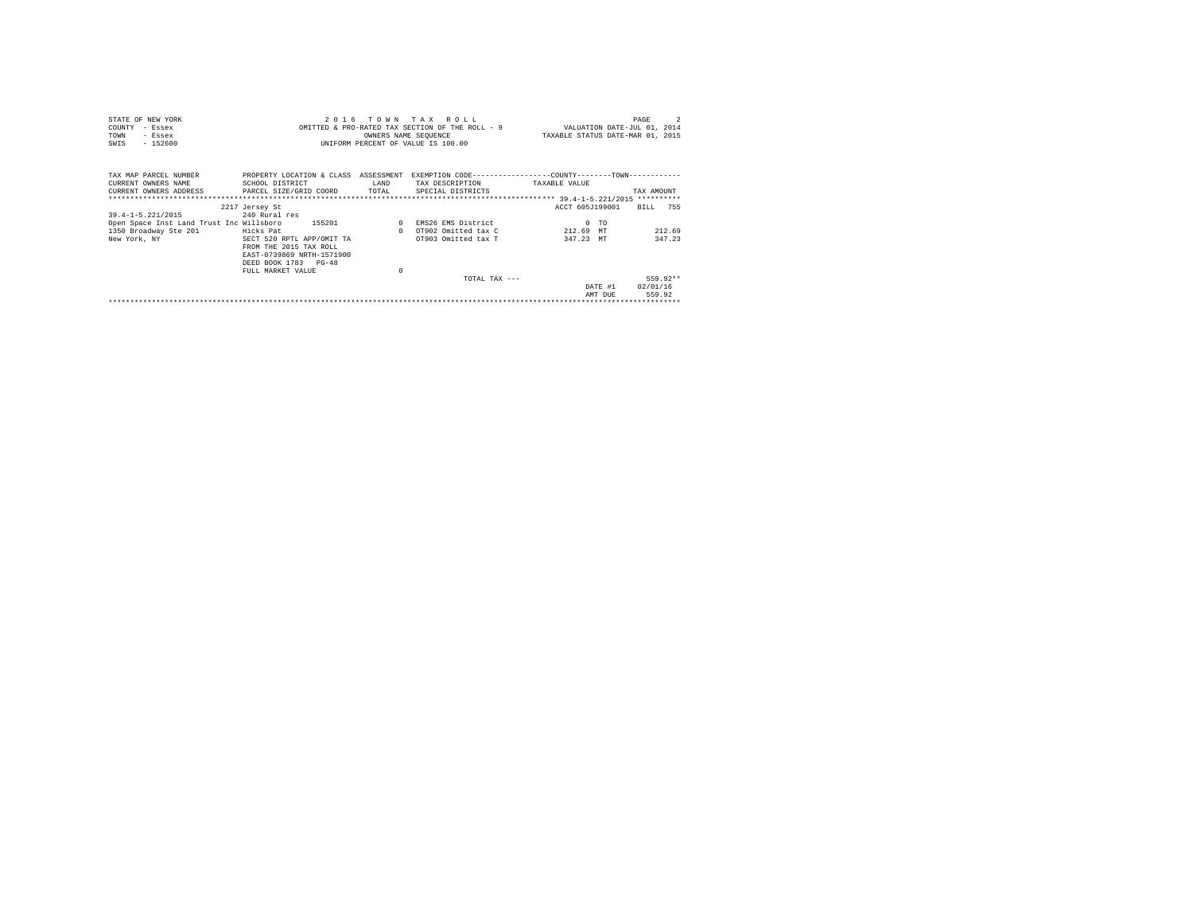```
STATE OF NEW YORK                    2 0 1 6   T O W N   T A X   R O L L                                   PAGE     2
COUNTY  - Essex                 OMITTED & PRO-RATED TAX SECTION OF THE ROLL - 9          VALUATION DATE-JUL 01, 2014
TOWN    - Essex                              OWNERS NAME SEQUENCE                    TAXABLE STATUS DATE-MAR 01, 2015
SWIS    - 152600                      UNIFORM PERCENT OF VALUE IS 100.00


TAX MAP PARCEL NUMBER          PROPERTY LOCATION & CLASS  ASSESSMENT  EXEMPTION CODE------------------COUNTY--------TOWN------------
CURRENT OWNERS NAME            SCHOOL DISTRICT              LAND      TAX DESCRIPTION            TAXABLE VALUE
CURRENT OWNERS ADDRESS         PARCEL SIZE/GRID COORD       TOTAL     SPECIAL DISTRICTS                                    TAX AMOUNT
******************************************************************************************************* 39.4-1-5.221/2015 **********
                           2217 Jersey St                                                        ACCT 605J199001    BILL   755
39.4-1-5.221/2015              240 Rural res
Open Space Inst Land Trust Inc Willsboro       155201            0   EMS26 EMS District                    0  TO
1350 Broadway Ste 201          Hicks Pat                         0   OT902 Omitted tax C              212.69  MT            212.69
New York, NY                   SECT 520 RPTL APP/OMIT TA             OT903 Omitted tax T              347.23  MT            347.23
                               FROM THE 2015 TAX ROLL
                               EAST-0739869 NRTH-1571900
                               DEED BOOK 1783   PG-48
                               FULL MARKET VALUE                 0
                                                                                  TOTAL TAX ---                           559.92**
                                                                                                           DATE #1      02/01/16
                                                                                                           AMT DUE        559.92
************************************************************************************************************************************
```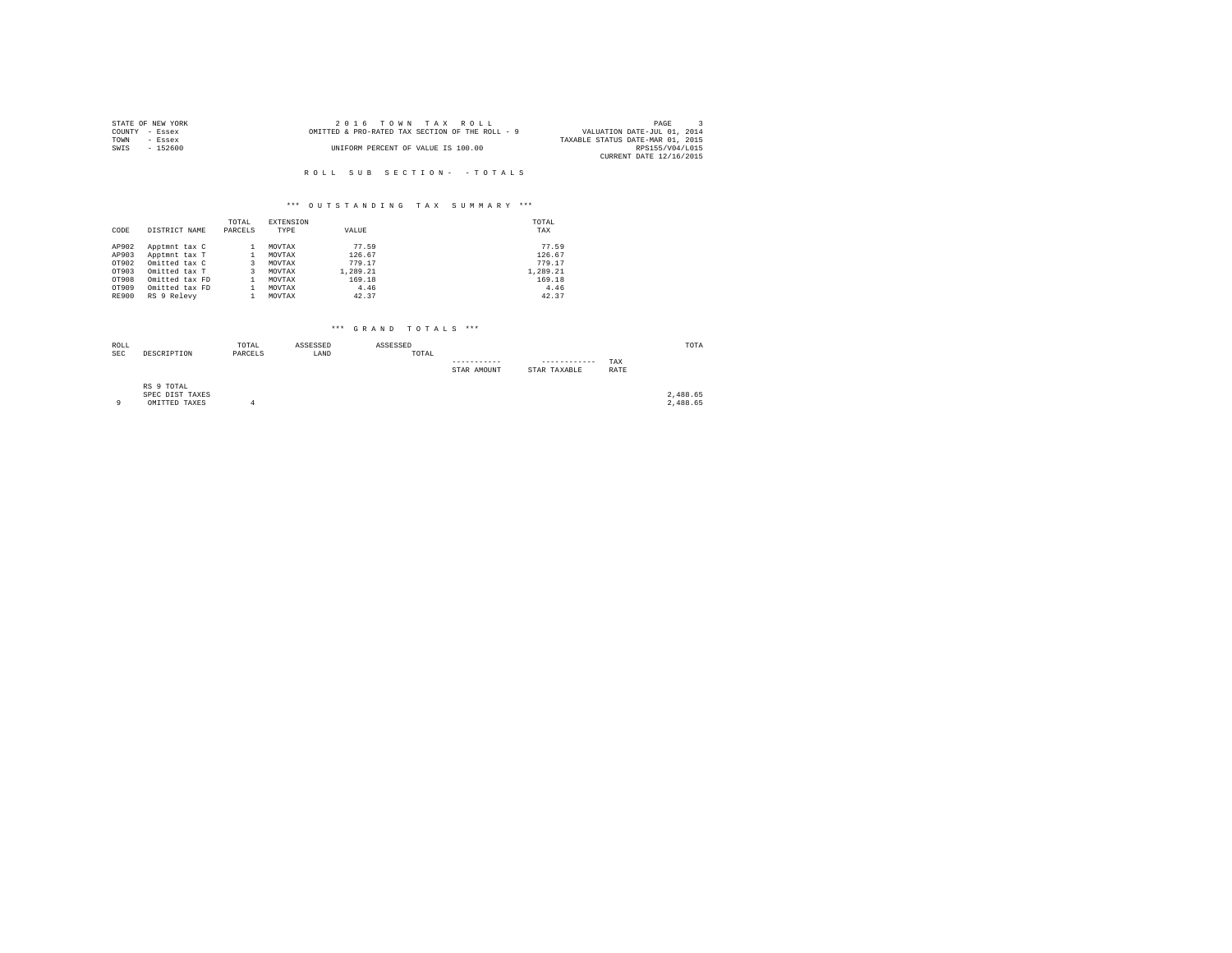STATE OF NEW YORK
COUNTY - Essex
TOWN - Essex
SWIS - 152600

2 0 1 6 T O W N T A X R O L L
OMITTED & PRO-RATED TAX SECTION OF THE ROLL - 9
UNIFORM PERCENT OF VALUE IS 100.00

VALUATION DATE-JUL 01, 2014
TAXABLE STATUS DATE-MAR 01, 2015
RPS155/V04/L015
CURRENT DATE 12/16/2015

R O L L S U B S E C T I O N - - T O T A L S

*** O U T S T A N D I N G T A X S U M M A R Y ***

| CODE | DISTRICT NAME | TOTAL PARCELS | EXTENSION TYPE | VALUE | TOTAL TAX |
|---|---|---|---|---|---|
| AP902 | Apptmnt tax C | 1 | MOVTAX | 77.59 | 77.59 |
| AP903 | Apptmnt tax T | 1 | MOVTAX | 126.67 | 126.67 |
| OT902 | Omitted tax C | 3 | MOVTAX | 779.17 | 779.17 |
| OT903 | Omitted tax T | 3 | MOVTAX | 1,289.21 | 1,289.21 |
| OT908 | Omitted tax FD | 1 | MOVTAX | 169.18 | 169.18 |
| OT909 | Omitted tax FD | 1 | MOVTAX | 4.46 | 4.46 |
| RE900 | RS 9 Relevy | 1 | MOVTAX | 42.37 | 42.37 |

*** G R A N D T O T A L S ***

| ROLL SEC | DESCRIPTION | TOTAL PARCELS | ASSESSED LAND | ASSESSED TOTAL | STAR AMOUNT | STAR TAXABLE | TAX RATE | TOTA |
|---|---|---|---|---|---|---|---|---|
| | RS 9 TOTAL | | | | | | | |
| | SPEC DIST TAXES | | | | | | | 2,488.65 |
| 9 | OMITTED TAXES | 4 | | | | | | 2,488.65 |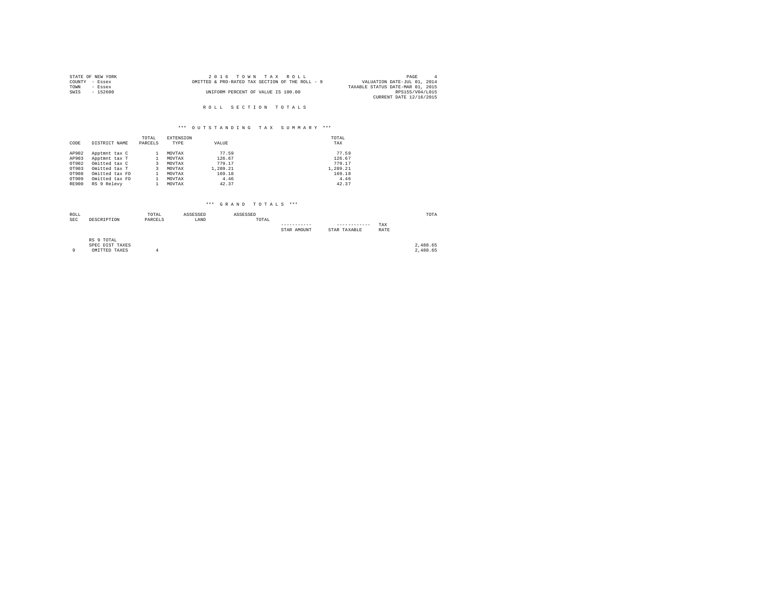STATE OF NEW YORK
COUNTY - Essex
TOWN - Essex
SWIS - 152600

2 0 1 6 T O W N T A X R O L L
OMITTED & PRO-RATED TAX SECTION OF THE ROLL - 9
UNIFORM PERCENT OF VALUE IS 100.00

PAGE 4
VALUATION DATE-JUL 01, 2014
TAXABLE STATUS DATE-MAR 01, 2015
RPS155/V04/L015
CURRENT DATE 12/16/2015

R O L L S E C T I O N T O T A L S

*** O U T S T A N D I N G T A X S U M M A R Y ***

| CODE | DISTRICT NAME | TOTAL PARCELS | EXTENSION TYPE | VALUE | TOTAL TAX |
|---|---|---|---|---|---|
| AP902 | Apptmnt tax C | 1 | MOVTAX | 77.59 | 77.59 |
| AP903 | Apptmnt tax T | 1 | MOVTAX | 126.67 | 126.67 |
| OT902 | Omitted tax C | 3 | MOVTAX | 779.17 | 779.17 |
| OT903 | Omitted tax T | 3 | MOVTAX | 1,289.21 | 1,289.21 |
| OT908 | Omitted tax FD | 1 | MOVTAX | 169.18 | 169.18 |
| OT909 | Omitted tax FD | 1 | MOVTAX | 4.46 | 4.46 |
| RE900 | RS 9 Relevy | 1 | MOVTAX | 42.37 | 42.37 |

*** G R A N D T O T A L S ***

| ROLL SEC | DESCRIPTION | TOTAL PARCELS | ASSESSED LAND | ASSESSED TOTAL | STAR AMOUNT | STAR TAXABLE | TAX RATE | TOTA |
|---|---|---|---|---|---|---|---|---|
| | RS 9 TOTAL | | | | | | | |
| | SPEC DIST TAXES | | | | | | | 2,488.65 |
| 9 | OMITTED TAXES | 4 | | | | | | 2,488.65 |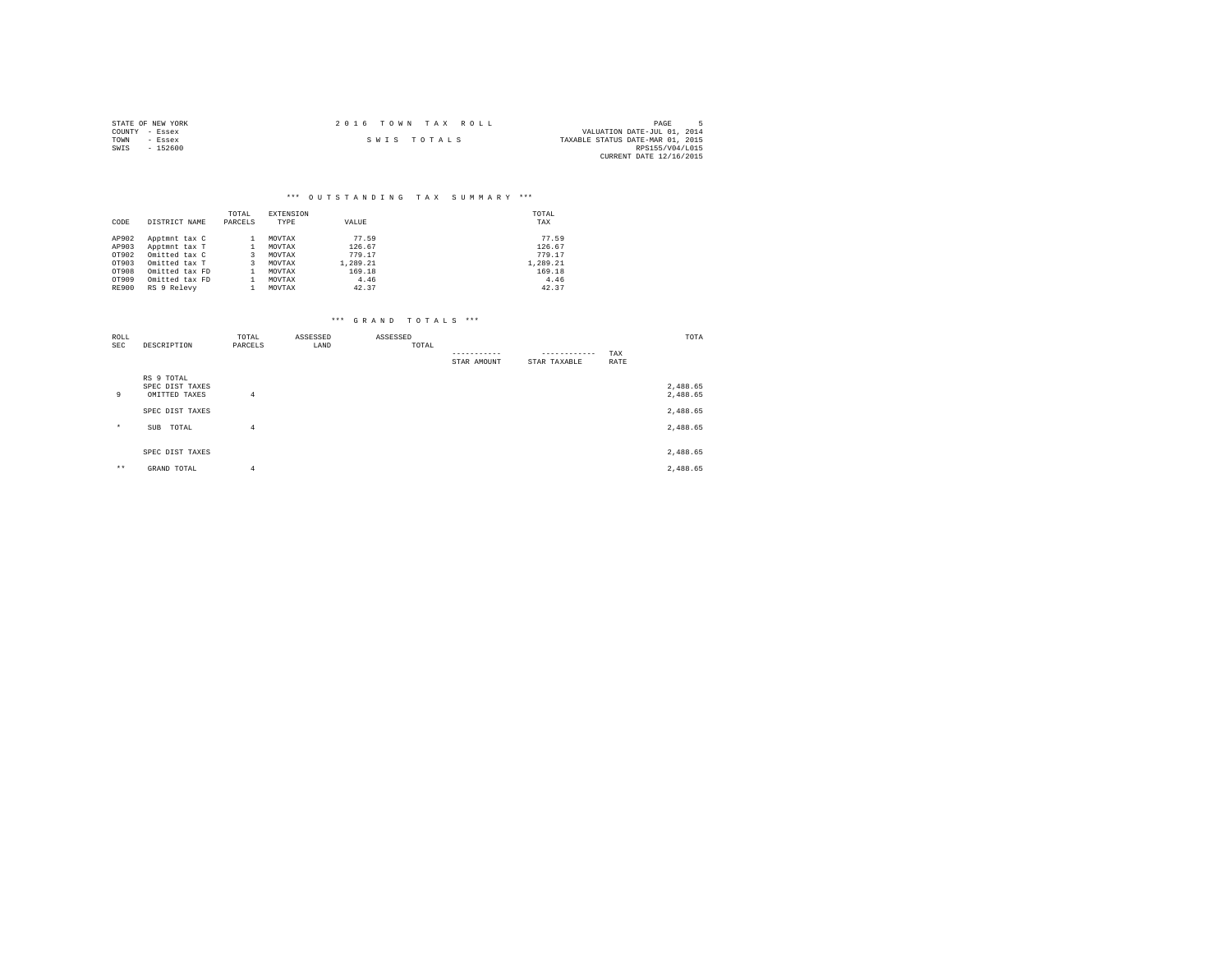STATE OF NEW YORK
COUNTY - Essex
TOWN - Essex
SWIS - 152600

2016 TOWN TAX ROLL

SWIS TOTALS

PAGE 5
VALUATION DATE-JUL 01, 2014
TAXABLE STATUS DATE-MAR 01, 2015
RPS155/V04/L015
CURRENT DATE 12/16/2015

### *** OUTSTANDING TAX SUMMARY ***

| CODE | DISTRICT NAME | TOTAL PARCELS | EXTENSION TYPE | VALUE | TOTAL TAX |
|---|---|---|---|---|---|
| AP902 | Apptmnt tax C | 1 | MOVTAX | 77.59 | 77.59 |
| AP903 | Apptmnt tax T | 1 | MOVTAX | 126.67 | 126.67 |
| OT902 | Omitted tax C | 3 | MOVTAX | 779.17 | 779.17 |
| OT903 | Omitted tax T | 3 | MOVTAX | 1,289.21 | 1,289.21 |
| OT908 | Omitted tax FD | 1 | MOVTAX | 169.18 | 169.18 |
| OT909 | Omitted tax FD | 1 | MOVTAX | 4.46 | 4.46 |
| RE900 | RS 9 Relevy | 1 | MOVTAX | 42.37 | 42.37 |

### *** GRAND TOTALS ***

| ROLL SEC | DESCRIPTION | TOTAL PARCELS | ASSESSED LAND | ASSESSED TOTAL | STAR AMOUNT | STAR TAXABLE | TAX RATE | TOTA |
|---|---|---|---|---|---|---|---|---|
| | RS 9 TOTAL | | | | | | | |
| | SPEC DIST TAXES | | | | | | | 2,488.65 |
| 9 | OMITTED TAXES | 4 | | | | | | 2,488.65 |
| | SPEC DIST TAXES | | | | | | | 2,488.65 |
| * | SUB TOTAL | 4 | | | | | | 2,488.65 |
| | SPEC DIST TAXES | | | | | | | 2,488.65 |
| ** | GRAND TOTAL | 4 | | | | | | 2,488.65 |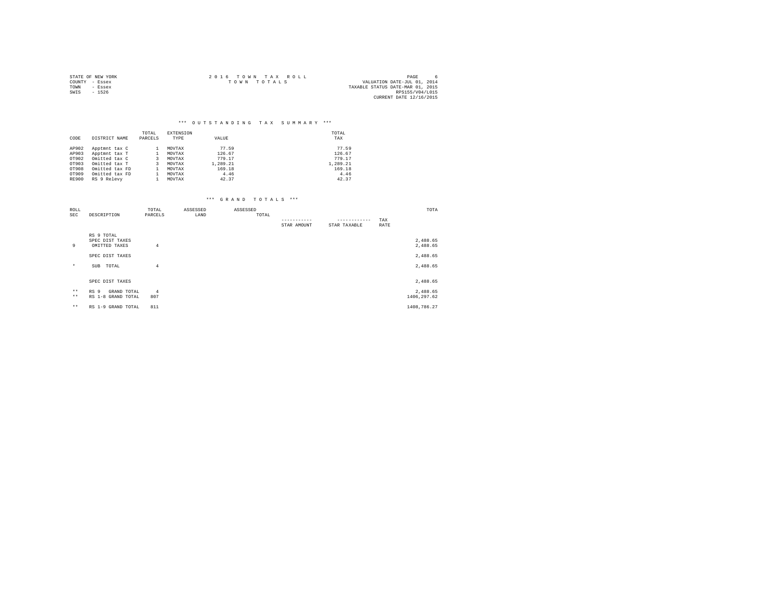STATE OF NEW YORK
COUNTY - Essex
TOWN - Essex
SWIS - 1526

2 0 1 6 T O W N T A X R O L L
T O W N T O T A L S

PAGE 6
VALUATION DATE-JUL 01, 2014
TAXABLE STATUS DATE-MAR 01, 2015
RPS155/V04/L015
CURRENT DATE 12/16/2015

### *** O U T S T A N D I N G T A X S U M M A R Y ***

| CODE | DISTRICT NAME | TOTAL PARCELS | EXTENSION TYPE | VALUE | TOTAL TAX |
|---|---|---|---|---|---|
| AP902 | Apptmnt tax C | 1 | MOVTAX | 77.59 | 77.59 |
| AP903 | Apptmnt tax T | 1 | MOVTAX | 126.67 | 126.67 |
| OT902 | Omitted tax C | 3 | MOVTAX | 779.17 | 779.17 |
| OT903 | Omitted tax T | 3 | MOVTAX | 1,289.21 | 1,289.21 |
| OT908 | Omitted tax FD | 1 | MOVTAX | 169.18 | 169.18 |
| OT909 | Omitted tax FD | 1 | MOVTAX | 4.46 | 4.46 |
| RE900 | RS 9 Relevy | 1 | MOVTAX | 42.37 | 42.37 |

### *** G R A N D T O T A L S ***

| ROLL SEC | DESCRIPTION | TOTAL PARCELS | ASSESSED LAND | ASSESSED TOTAL | STAR AMOUNT | STAR TAXABLE | TAX RATE | TOTA |
|---|---|---|---|---|---|---|---|---|
| | RS 9 TOTAL | | | | | | | |
| | SPEC DIST TAXES | | | | | | | 2,488.65 |
| 9 | OMITTED TAXES | 4 | | | | | | 2,488.65 |
| | SPEC DIST TAXES | | | | | | | 2,488.65 |
| * | SUB TOTAL | 4 | | | | | | 2,488.65 |
| | SPEC DIST TAXES | | | | | | | 2,488.65 |
| ** | RS 9 GRAND TOTAL | 4 | | | | | | 2,488.65 |
| ** | RS 1-8 GRAND TOTAL | 807 | | | | | | 1406,297.62 |
| ** | RS 1-9 GRAND TOTAL | 811 | | | | | | 1408,786.27 |